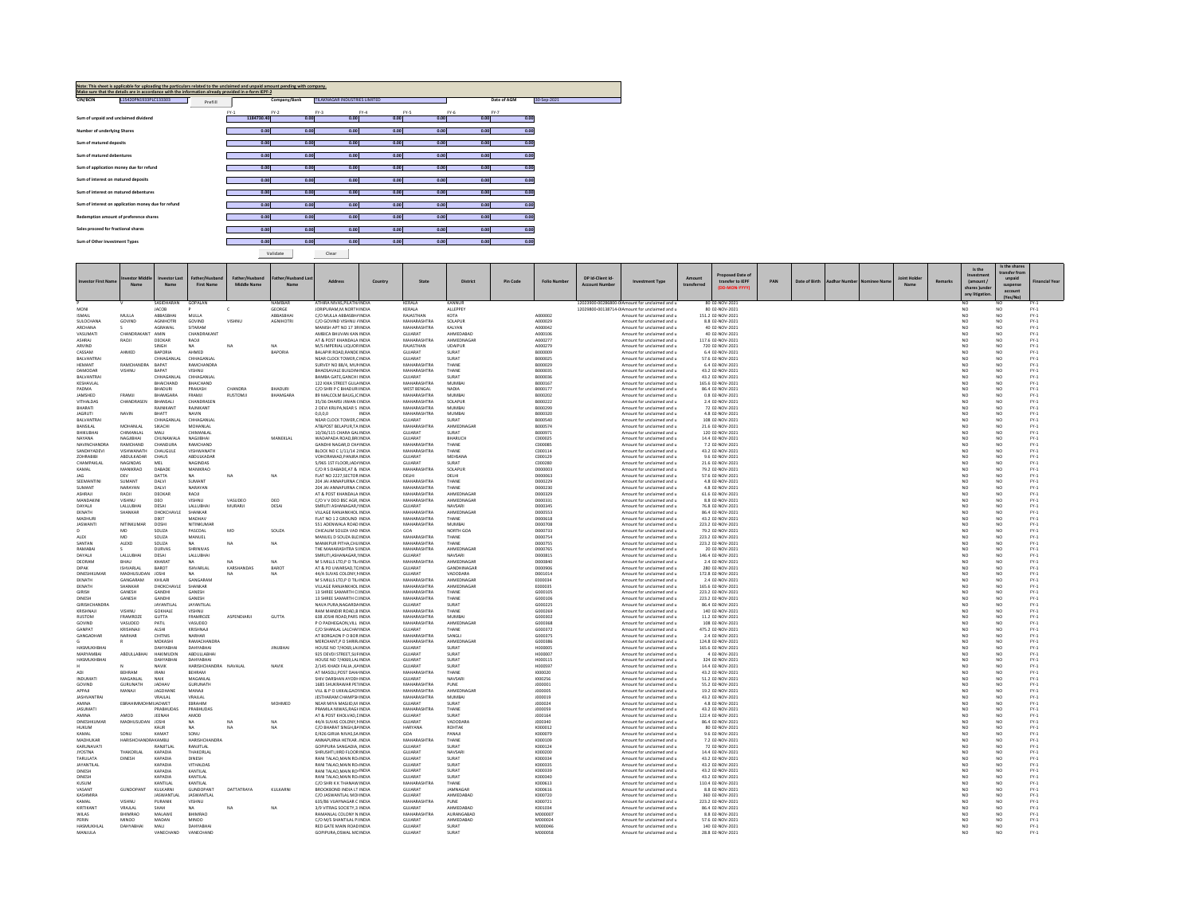**Note: This sheet is applicable for uploading the particulars related to the unclaimed and unpaid amount pending with company.**
**Make sure that the details are in accordance with the information already provided in e-form IEPF-2**

| CIN/BCIN | L15420PN1933PLC133303 | Prefill | Company/Bank | TILAKNAGAR INDUSTRIES LIMITED | Date of AGM | 30-Sep-2021 |
|---|---|---|---|---|---|---|

| | FY-1 | FY-2 | FY-3 | FY-4 | FY-5 | FY-6 | FY-7 |
|---|---|---|---|---|---|---|---|
| Sum of unpaid and unclaimed dividend | 1184730.40 | 0.00 | 0.00 | 0.00 | 0.00 | 0.00 | 0.00 |
| Number of underlying Shares | 0.00 | 0.00 | 0.00 | 0.00 | 0.00 | 0.00 | 0.00 |
| Sum of matured deposits | 0.00 | 0.00 | 0.00 | 0.00 | 0.00 | 0.00 | 0.00 |
| Sum of matured debentures | 0.00 | 0.00 | 0.00 | 0.00 | 0.00 | 0.00 | 0.00 |
| Sum of application money due for refund | 0.00 | 0.00 | 0.00 | 0.00 | 0.00 | 0.00 | 0.00 |
| Sum of interest on matured deposits | 0.00 | 0.00 | 0.00 | 0.00 | 0.00 | 0.00 | 0.00 |
| Sum of interest on matured debentures | 0.00 | 0.00 | 0.00 | 0.00 | 0.00 | 0.00 | 0.00 |
| Sum of interest on application money due for refund | 0.00 | 0.00 | 0.00 | 0.00 | 0.00 | 0.00 | 0.00 |
| Redemption amount of preference shares | 0.00 | 0.00 | 0.00 | 0.00 | 0.00 | 0.00 | 0.00 |
| Sales proceed for fractional shares | 0.00 | 0.00 | 0.00 | 0.00 | 0.00 | 0.00 | 0.00 |
| Sum of Other Investment Types | 0.00 | 0.00 | 0.00 | 0.00 | 0.00 | 0.00 | 0.00 |

Validate | Clear

| Investor First Name | Investor Middle Name | Investor Last Name | Father/Husband First Name | Father/Husband Middle Name | Father/Husband Last Name | Address | Country | State | District | Pin Code | Folio Number | DP Id-Client Id-Account Number | Investment Type | Amount transferred | Proposed Date of transfer to IEPF (DD-MON-YYYY) | PAN | Date of Birth | Aadhar Number | Nominee Name | Joint Holder Name | Remarks | Is the Investment (amount / shares )under any litigation. | Is the shares transfer from unpaid suspense account (Yes/No) | Financial Year |
|---|---|---|---|---|---|---|---|---|---|---|---|---|---|---|---|---|---|---|---|---|---|---|---|---|
| P | V | SASIDHARAN | GOPALAN | | NAMBIAR | ATHIRA NIVAS,PILATHI | INDIA | KERALA | KANNUR | | | 12023900-00286800-0 | Amount for unclaimed and u | 80 | 02-NOV-2021 | | | | | | | NO | NO | FY-1 |
| MONI | | JACOB | P | C | GEORGE | JORIPURAM,KI NORTH | INDIA | KERALA | ALLEPPEY | | | 12029800-00138714-0 | Amount for unclaimed and u | 80 | 02-NOV-2021 | | | | | | | NO | NO | FY-1 |
| ISMAIL | MULLA | ABBASBHAI | MULLA | | ABBASBHAI | C/O MULLA ABBASBHA | INDIA | RAJASTHAN | KOTA | | A000002 | | Amount for unclaimed and u | 151.2 | 02-NOV-2021 | | | | | | | NO | NO | FY-1 |
| SULOCHANA | GOVIND | AGNIHOTRI | GOVIND | VISHNU | AGNIHOTRI | C/O GOVIND VISHNU A | INDIA | MAHARASHTRA | SOLAPUR | | A000029 | | Amount for unclaimed and u | 8.8 | 02-NOV-2021 | | | | | | | NO | NO | FY-1 |
| ARCHANA | S | AGRAWAL | SITARAM | | | MANISH APT NO 17 3R | INDIA | MAHARASHTRA | KALYAN | | A000042 | | Amount for unclaimed and u | 40 | 02-NOV-2021 | | | | | | | NO | NO | FY-1 |
| VASUMATI | CHANDRAKANT | AMIN | CHANDRAKANT | | | AMBICA BHUVAN KAN | INDIA | GUJARAT | AHMEDABAD | | A000106 | | Amount for unclaimed and u | 40 | 02-NOV-2021 | | | | | | | NO | NO | FY-1 |
| ASHRAJ | RAOJI | DEOKAR | RAOJI | | | AT & POST KHANDALA | INDIA | MAHARASHTRA | AHMEDNAGAR | | A000277 | | Amount for unclaimed and u | 117.6 | 02-NOV-2021 | | | | | | | NO | NO | FY-1 |
| ARVIND | | SINGH | NA | NA | NA | M/S IMPERIAL LIQUOR | INDIA | RAJASTHAN | UDAIPUR | | A000279 | | Amount for unclaimed and u | 720 | 02-NOV-2021 | | | | | | | NO | NO | FY-1 |
| CASSAM | AHMED | BAPORIA | AHMED | | BAPORIA | BALAPIR ROAD,RANDE | INDIA | GUJARAT | SURAT | | B000009 | | Amount for unclaimed and u | 6.4 | 02-NOV-2021 | | | | | | | NO | NO | FY-1 |
| BALVANTRAI | | CHHAGANLAL | CHHAGANLAL | | | NEAR CLOCK TOWER,C | INDIA | GUJARAT | SURAT | | B000025 | | Amount for unclaimed and u | 57.6 | 02-NOV-2021 | | | | | | | NO | NO | FY-1 |
| HEMANT | RAMCHANDRA | BAPAT | RAMCHANDRA | | | SURVEY NO 88/4, MU | INDIA | MAHARASHTRA | THANE | | B000029 | | Amount for unclaimed and u | 6.4 | 02-NOV-2021 | | | | | | | NO | NO | FY-1 |
| DAMODAR | VISHNU | BAPAT | VISHNU | | | BHADSAVALE BUILDIN | INDIA | MAHARASHTRA | THANE | | B000035 | | Amount for unclaimed and u | 43.2 | 02-NOV-2021 | | | | | | | NO | NO | FY-1 |
| BALVANTRAI | | CHHAGANLAL | CHHAGANLAL | | | BAMBA GATE,GANCHI | INDIA | GUJARAT | SURAT | | B000036 | | Amount for unclaimed and u | 43.2 | 02-NOV-2021 | | | | | | | NO | NO | FY-1 |
| KESHAVLAL | | BHAICHAND | BHAICHAND | | | 122 KIKA STREET GULA | INDIA | MAHARASHTRA | MUMBAI | | B000167 | | Amount for unclaimed and u | 165.6 | 02-NOV-2021 | | | | | | | NO | NO | FY-1 |
| PADMA | | BHADURI | PRAKASH | CHANDRA | BHADURI | C/O SHRI P C BHADURI | INDIA | WEST BENGAL | NADIA | | B000177 | | Amount for unclaimed and u | 86.4 | 02-NOV-2021 | | | | | | | NO | NO | FY-1 |
| JAMSHED | FRAMJI | BHAMGARA | FRAMJI | RUSTOMJI | BHAMGARA | 89 MALCOLM BAUG,JC | INDIA | MAHARASHTRA | MUMBAI | | B000202 | | Amount for unclaimed and u | 0.8 | 02-NOV-2021 | | | | | | | NO | NO | FY-1 |
| VITHALDAS | CHANDRASEN | BHANSALI | CHANDRASEN | | | 35/36 DHARSI JIWAN C | INDIA | MAHARASHTRA | SOLAPUR | | B000222 | | Amount for unclaimed and u | 2.4 | 02-NOV-2021 | | | | | | | NO | NO | FY-1 |
| BHARATI | | RAJNIKANT | RAJNIKANT | | | 2 DEVI KRUPA,NEAR S | INDIA | MAHARASHTRA | MUMBAI | | B000299 | | Amount for unclaimed and u | 72 | 02-NOV-2021 | | | | | | | NO | NO | FY-1 |
| JAGRUTI | NAVIN | BHATT | NAVIN | | | 0,0,0,0 | INDIA | MAHARASHTRA | MUMBAI | | B000320 | | Amount for unclaimed and u | 4.8 | 02-NOV-2021 | | | | | | | NO | NO | FY-1 |
| BALVANTRAI | | CHHAGANLAL | CHHAGANLAL | | | NEAR CLOCK TOWER,C | INDIA | GUJARAT | SURAT | | B000540 | | Amount for unclaimed and u | 108 | 02-NOV-2021 | | | | | | | NO | NO | FY-1 |
| BANSILAL | MOHANLAL | SIKACHI | MOHANLAL | | | AT&POST BELAPUR,TA | INDIA | MAHARASHTRA | AHMEDNAGAR | | B000574 | | Amount for unclaimed and u | 21.6 | 02-NOV-2021 | | | | | | | NO | NO | FY-1 |
| BHIKUBHAI | CHIMANLAL | MALI | CHIMANLAL | | | 10/36/115 CHARA GAL | INDIA | GUJARAT | SURAT | | B000971 | | Amount for unclaimed and u | 120 | 02-NOV-2021 | | | | | | | NO | NO | FY-1 |
| NAYANA | NAGJIBHAI | CHUNAWALA | NAGJIBHAI | | MANEKLAL | WADAPADA ROAD,BR | INDIA | GUJARAT | BHARUCH | | C000025 | | Amount for unclaimed and u | 14.4 | 02-NOV-2021 | | | | | | | NO | NO | FY-1 |
| NAVINCHANDRA | RAMCHAND | CHANDURA | RAMCHAND | | | GANDHI NAGAR,D CH | INDIA | MAHARASHTRA | THANE | | C000085 | | Amount for unclaimed and u | 7.2 | 02-NOV-2021 | | | | | | | NO | NO | FY-1 |
| SANDHYADEVI | VISHWANATH | CHAUGULE | VISHWANATH | | | BLOCK NO C 1/11/14 2 | INDIA | MAHARASHTRA | THANE | | C000114 | | Amount for unclaimed and u | 43.2 | 02-NOV-2021 | | | | | | | NO | NO | FY-1 |
| ZOHRABIBI | ABDULKADAR | CHAUS | ABDULKADAR | | | VOHORAWAD,PANJRA | INDIA | GUJARAT | MEHSANA | | C000129 | | Amount for unclaimed and u | 9.6 | 02-NOV-2021 | | | | | | | NO | NO | FY-1 |
| CHAMPAKLAL | NAGINDAS | MEL | NAGINDAS | | | 5/965 1ST FLOOR,JAD | INDIA | GUJARAT | SURAT | | C000280 | | Amount for unclaimed and u | 21.6 | 02-NOV-2021 | | | | | | | NO | NO | FY-1 |
| KAMAL | MANIKRAO | DABADE | MANIKRAO | | | C/O R S DABADE,AT & | INDIA | MAHARASHTRA | SOLAPUR | | D000003 | | Amount for unclaimed and u | 79.2 | 02-NOV-2021 | | | | | | | NO | NO | FY-1 |
| JAG | DEV | DATTA | NA | NA | NA | FLAT NO 2227,SECTOR | INDIA | DELHI | DELHI | | D000063 | | Amount for unclaimed and u | 57.6 | 02-NOV-2021 | | | | | | | NO | NO | FY-1 |
| SEEMANTINI | SUMANT | DALVI | SUMANT | | | 204 JAI ANNAPURNA C | INDIA | MAHARASHTRA | THANE | | D000229 | | Amount for unclaimed and u | 4.8 | 02-NOV-2021 | | | | | | | NO | NO | FY-1 |
| SUMANT | NARAYAN | DALVI | NARAYAN | | | 204 JAI ANNAPURNA C | INDIA | MAHARASHTRA | THANE | | D000230 | | Amount for unclaimed and u | 4.8 | 02-NOV-2021 | | | | | | | NO | NO | FY-1 |
| ASHRAJI | RAOJI | DEOKAR | RAOJI | | | AT & POST KHANDALA | INDIA | MAHARASHTRA | AHMEDNAGAR | | D000329 | | Amount for unclaimed and u | 61.6 | 02-NOV-2021 | | | | | | | NO | NO | FY-1 |
| MANDAKINI | VISHNU | DEO | VISHNU | VASUDEO | DEO | C/O V V DEO BSC AGR, | INDIA | MAHARASHTRA | AHMEDNAGAR | | D000331 | | Amount for unclaimed and u | 8.8 | 02-NOV-2021 | | | | | | | NO | NO | FY-1 |
| DAYALJI | LALLUBHAI | DESAI | LALLUBHAI | MURARJI | DESAI | SMRUTI ASHANAGAR, | INDIA | GUJARAT | NAVSARI | | D000345 | | Amount for unclaimed and u | 76.8 | 02-NOV-2021 | | | | | | | NO | NO | FY-1 |
| EKNATH | SHANKAR | DHOKCHAVLE | SHANKAR | | | VILLAGE RANJANKHOL | INDIA | MAHARASHTRA | AHMEDNAGAR | | D000553 | | Amount for unclaimed and u | 86.4 | 02-NOV-2021 | | | | | | | NO | NO | FY-1 |
| MADHURI | | DIXIT | MADHAV | | | FLAT NO 1 2 GROUND | INDIA | MAHARASHTRA | THANE | | D000618 | | Amount for unclaimed and u | 43.2 | 02-NOV-2021 | | | | | | | NO | NO | FY-1 |
| JASWANTI | NITINKUMAR | DOSHI | NITINKUMAR | | | 551 ADENWALA ROAD | INDIA | MAHARASHTRA | MUMBAI | | D000708 | | Amount for unclaimed and u | 223.2 | 02-NOV-2021 | | | | | | | NO | NO | FY-1 |
| D | MD | SOUZA | PASCOAL | MD | SOUZA | CHICALIM SOUZA VAD | INDIA | GOA | NORTH GOA | | D000733 | | Amount for unclaimed and u | 79.2 | 02-NOV-2021 | | | | | | | NO | NO | FY-1 |
| ALEX | MD | SOUZA | MANUEL | | | MANUEL D SOUZA BLD | INDIA | MAHARASHTRA | THANE | | D000754 | | Amount for unclaimed and u | 223.2 | 02-NOV-2021 | | | | | | | NO | NO | FY-1 |
| SANTAN | ALEXD | SOUZA | NA | NA | NA | MANIKPUR PITHA,CHU | INDIA | MAHARASHTRA | THANE | | D000755 | | Amount for unclaimed and u | 223.2 | 02-NOV-2021 | | | | | | | NO | NO | FY-1 |
| RAMABAI | S | DURVAS | SHRINIVAS | | | THE MAHARASHTRA S | INDIA | MAHARASHTRA | AHMEDNAGAR | | D000765 | | Amount for unclaimed and u | 20 | 02-NOV-2021 | | | | | | | NO | NO | FY-1 |
| DAYALJI | LALLUBHAI | DESAI | LALLUBHAI | | | SMRUTI,ASHANAGAR, | INDIA | GUJARAT | NAVSARI | | D000815 | | Amount for unclaimed and u | 146.4 | 02-NOV-2021 | | | | | | | NO | NO | FY-1 |
| DEORAM | BHAU | KHARAT | NA | NA | NA | M S MILLS LTD,P O TIL | INDIA | MAHARASHTRA | AHMEDNAGAR | | D000840 | | Amount for unclaimed and u | 2.4 | 02-NOV-2021 | | | | | | | NO | NO | FY-1 |
| DIPAK | ISHVARLAL | BAROT | ISHVARLAL | KARSHANDAS | BAROT | AT & PO UNAWA,T& | INDIA | GUJARAT | GANDHINAGAR | | D000906 | | Amount for unclaimed and u | 280 | 02-NOV-2021 | | | | | | | NO | NO | FY-1 |
| DINESHKUMAR | MADHUSUDAN | JOSHI | NA | NA | NA | 44/A SUVAS COLONY, | INDIA | GUJARAT | VADODARA | | D001014 | | Amount for unclaimed and u | 172.8 | 02-NOV-2021 | | | | | | | NO | NO | FY-1 |
| EKNATH | GANGARAM | KHILARI | GANGARAM | | | M S MILLS LTD,P O TIL | INDIA | MAHARASHTRA | AHMEDNAGAR | | E000034 | | Amount for unclaimed and u | 2.4 | 02-NOV-2021 | | | | | | | NO | NO | FY-1 |
| EKNATH | SHANKAR | DHOKCHAVLE | SHANKAR | | | VILLAGE RANJANKHOL | INDIA | MAHARASHTRA | AHMEDNAGAR | | E000035 | | Amount for unclaimed and u | 165.6 | 02-NOV-2021 | | | | | | | NO | NO | FY-1 |
| GIRISH | GANESH | GANDHI | GANESH | | | 13 SHREE SAMARTH C | INDIA | MAHARASHTRA | THANE | | G000105 | | Amount for unclaimed and u | 223.2 | 02-NOV-2021 | | | | | | | NO | NO | FY-1 |
| DINESH | GANESH | GANDHI | GANESH | | | 13 SHREE SAMARTH C | INDIA | MAHARASHTRA | THANE | | G000106 | | Amount for unclaimed and u | 223.2 | 02-NOV-2021 | | | | | | | NO | NO | FY-1 |
| GIRISHCHANDRA | | JAYANTILAL | JAYANTILAL | | | NAVA PURA,NAGARDA | INDIA | GUJARAT | SURAT | | G000225 | | Amount for unclaimed and u | 86.4 | 02-NOV-2021 | | | | | | | NO | NO | FY-1 |
| KRISHNAJI | VISHNU | GOKHALE | VISHNU | | | RAM MANDIR ROAD,B | INDIA | MAHARASHTRA | THANE | | G000269 | | Amount for unclaimed and u | 140 | 02-NOV-2021 | | | | | | | NO | NO | FY-1 |
| RUSTOM | FRAMROZE | GUTTA | FRAMROZE | ASPENDIARJI | GUTTA | 638 JOSHI ROAD,PARS | INDIA | MAHARASHTRA | MUMBAI | | G000302 | | Amount for unclaimed and u | 11.2 | 02-NOV-2021 | | | | | | | NO | NO | FY-1 |
| GOVIND | VASUDEO | PATIL | VASUDEO | | | P O PADHEGAON,VILL | INDIA | MAHARASHTRA | AHMEDNAGAR | | G000368 | | Amount for unclaimed and u | 108 | 02-NOV-2021 | | | | | | | NO | NO | FY-1 |
| GANPAT | KRISHNAJI | ALSHI | KRISHNAJI | | | C/O SHANLAL LALCHA | INDIA | GUJARAT | THANE | | G000372 | | Amount for unclaimed and u | 475.2 | 02-NOV-2021 | | | | | | | NO | NO | FY-1 |
| GANGADHAR | HARIHAR | CHITNIS | NARHAR | | | AT BORGAON P O BOR | INDIA | MAHARASHTRA | SANGLI | | G000375 | | Amount for unclaimed and u | 2.4 | 02-NOV-2021 | | | | | | | NO | NO | FY-1 |
| G | R | MOKASHI | RAMACHANDRA | | | MERCHANT,P O SHRIR | INDIA | MAHARASHTRA | AHMEDNAGAR | | G000386 | | Amount for unclaimed and u | 124.8 | 02-NOV-2021 | | | | | | | NO | NO | FY-1 |
| HASMUKHBHAI | | DAHYABHAI | DAHYABHAI | | JINUBHAI | HOUSE NO 7/4069,LAL | INDIA | GUJARAT | SURAT | | H000005 | | Amount for unclaimed and u | 165.6 | 02-NOV-2021 | | | | | | | NO | NO | FY-1 |
| MARYAMBAI | ABDULLABHAI | HAKIMUDIN | ABDULLABHAI | | | 925 DEVDI STREET,SUR | INDIA | GUJARAT | SURAT | | H000007 | | Amount for unclaimed and u | 4 | 02-NOV-2021 | | | | | | | NO | NO | FY-1 |
| HASMUKHBHAI | | DAHYABHAI | DAHYABHAI | | | HOUSE NO 7/4069,LAL | INDIA | GUJARAT | SURAT | | H000115 | | Amount for unclaimed and u | 324 | 02-NOV-2021 | | | | | | | NO | NO | FY-1 |
| H | N | NAVIK | HARISHCHANDRA | NAVALAL | NAVIK | 2/145 KHADI FALIA ,K | INDIA | GUJARAT | SURAT | | H000597 | | Amount for unclaimed and u | 14.4 | 02-NOV-2021 | | | | | | | NO | NO | FY-1 |
| ADI | BEHRAM | IRANI | BEHRAM | | | AT MASOLI,POST DAH | INDIA | MAHARASHTRA | THANE | | I000020 | | Amount for unclaimed and u | 43.2 | 02-NOV-2021 | | | | | | | NO | NO | FY-1 |
| INDUMATI | MAGANLAL | NAIK | MAGANLAL | | | SHIV DARSHAN AYODH | INDIA | GUJARAT | NAVSARI | | I000256 | | Amount for unclaimed and u | 51.2 | 02-NOV-2021 | | | | | | | NO | NO | FY-1 |
| GOVIND | GURUNATH | JADHAV | GURUNATH | | | 1685 SHUKRAWAR PET | INDIA | MAHARASHTRA | PUNE | | J000001 | | Amount for unclaimed and u | 55.2 | 02-NOV-2021 | | | | | | | NO | NO | FY-1 |
| APPAJI | MANAJI | JAGDHANE | MANAJI | | | VILL & P O UKKALGAO | INDIA | MAHARASHTRA | AHMEDNAGAR | | J000005 | | Amount for unclaimed and u | 19.2 | 02-NOV-2021 | | | | | | | NO | NO | FY-1 |
| JASHVANTRAI | | VRAJLAL | VRAJLAL | | | JESTHARAM CHAMPSH | INDIA | MAHARASHTRA | MUMBAI | | J000019 | | Amount for unclaimed and u | 43.2 | 02-NOV-2021 | | | | | | | NO | NO | FY-1 |
| AMINA | EBRAHIMMOHMED | JADWET | EBRAHIM | | MOHMED | NEAR MIYA MASJID,M | INDIA | GUJARAT | SURAT | | J000024 | | Amount for unclaimed and u | 4.8 | 02-NOV-2021 | | | | | | | NO | NO | FY-1 |
| JASUMATI | | PRABHUDAS | PRABHUDAS | | | PRAMILA NIWAS,RAGI | INDIA | MAHARASHTRA | THANE | | J000059 | | Amount for unclaimed and u | 43.2 | 02-NOV-2021 | | | | | | | NO | NO | FY-1 |
| AMINA | AMOD | JEENAH | AMOD | | | AT & POST KHOLVAD,D | INDIA | GUJARAT | SURAT | | J000164 | | Amount for unclaimed and u | 122.4 | 02-NOV-2021 | | | | | | | NO | NO | FY-1 |
| DINESHKUMAR | MADHUSUDAN | JOSHI | NA | NA | NA | 44/A SUVAS COLONY, | INDIA | GUJARAT | VADODARA | | J000340 | | Amount for unclaimed and u | 86.4 | 02-NOV-2021 | | | | | | | NO | NO | FY-1 |
| HUKUM | | KAUR | NA | NA | NA | C/O BHARAT SINGH,B | INDIA | HARYANA | ROHTAK | | K000012 | | Amount for unclaimed and u | 80 | 02-NOV-2021 | | | | | | | NO | NO | FY-1 |
| KAMAL | SONU | KAMAT | SONU | | | E/426 GIRIJA NIVAS,SA | INDIA | GOA | PANAJI | | K000079 | | Amount for unclaimed and u | 9.6 | 02-NOV-2021 | | | | | | | NO | NO | FY-1 |
| MADHUKAR | HARISHCHANDRA | KAMBLI | HARISHCHANDRA | | | ANNAPURNA HETKAR, | INDIA | MAHARASHTRA | THANE | | K000109 | | Amount for unclaimed and u | 7.2 | 02-NOV-2021 | | | | | | | NO | NO | FY-1 |
| KARUNAVATI | | RANJITLAL | RANJITLAL | | | GOPIPURA SANGADIA | INDIA | GUJARAT | SURAT | | K000124 | | Amount for unclaimed and u | 72 | 02-NOV-2021 | | | | | | | NO | NO | FY-1 |
| JYOSTNA | THAKORLAL | KAPADIA | THAKORLAL | | | SHRUSHTI,IIIRD FLOOR | INDIA | GUJARAT | NAVSARI | | K000200 | | Amount for unclaimed and u | 14.4 | 02-NOV-2021 | | | | | | | NO | NO | FY-1 |
| TARULATA | DINESH | KAPADIA | DINESH | | | RANI TALAO,MAIN RO | INDIA | GUJARAT | SURAT | | K000334 | | Amount for unclaimed and u | 43.2 | 02-NOV-2021 | | | | | | | NO | NO | FY-1 |
| JAYANTILAL | | KAPADIA | VITHALDAS | | | RANI TALAO,MAIN RO | INDIA | GUJARAT | SURAT | | K000335 | | Amount for unclaimed and u | 43.2 | 02-NOV-2021 | | | | | | | NO | NO | FY-1 |
| DINESH | | KAPADIA | KANTILAL | | | RANI TALAO,MAIN RO | INDIA | GUJARAT | SURAT | | K000339 | | Amount for unclaimed and u | 43.2 | 02-NOV-2021 | | | | | | | NO | NO | FY-1 |
| DINESH | | KAPADIA | KANTILAL | | | RANI TALAO,MAIN RO | INDIA | GUJARAT | SURAT | | K000340 | | Amount for unclaimed and u | 43.2 | 02-NOV-2021 | | | | | | | NO | NO | FY-1 |
| KUSUM | | KANTILAL | KANTILAL | | | C/O SHRI K K THANAW | INDIA | MAHARASHTRA | THANE | | K000613 | | Amount for unclaimed and u | 110.4 | 02-NOV-2021 | | | | | | | NO | NO | FY-1 |
| VASANT | GUNDOPANT | KULKARNI | GUNDOPANT | DATTATRAYA | KULKARNI | BROOKBOND INDIA LT | INDIA | GUJARAT | JAMNAGAR | | K000616 | | Amount for unclaimed and u | 8.8 | 02-NOV-2021 | | | | | | | NO | NO | FY-1 |
| KASHMIRA | | JASWANTLAL | JASWANTLAL | | | C/O JASWANTLAL MO | INDIA | GUJARAT | AHMEDABAD | | K000720 | | Amount for unclaimed and u | 360 | 02-NOV-2021 | | | | | | | NO | NO | FY-1 |
| KAMAL | VISHNU | PURANIK | VISHNU | | | 635/86 VIJAYNAGAR C | INDIA | MAHARASHTRA | PUNE | | K000721 | | Amount for unclaimed and u | 223.2 | 02-NOV-2021 | | | | | | | NO | NO | FY-1 |
| KIRTIKANT | VRAJLAL | SHAH | NA | NA | NA | 3/9 VITRAG SOCIETY,3 | INDIA | GUJARAT | AHMEDABAD | | K001204 | | Amount for unclaimed and u | 86.4 | 02-NOV-2021 | | | | | | | NO | NO | FY-1 |
| WILAS | BHIMRAO | MALAWE | BHIMRAO | | | RAMANLAL COLONY N | INDIA | MAHARASHTRA | AURANGABAD | | M000007 | | Amount for unclaimed and u | 8.8 | 02-NOV-2021 | | | | | | | NO | NO | FY-1 |
| PERIN | MINOO | MADAN | MINOO | | | C/O M/S SHANTILAL P | INDIA | GUJARAT | AHMEDABAD | | M000024 | | Amount for unclaimed and u | 57.6 | 02-NOV-2021 | | | | | | | NO | NO | FY-1 |
| HASMUKHLAL | DAHYABHAI | MALI | DAHYABHAI | | | RED GATE MAIN ROAD | INDIA | GUJARAT | SURAT | | M000046 | | Amount for unclaimed and u | 140 | 02-NOV-2021 | | | | | | | NO | NO | FY-1 |
| MANJULA | | VANECHAND | VANECHAND | | | GOPIPURA,OSWAL MO | INDIA | GUJARAT | SURAT | | M000058 | | Amount for unclaimed and u | 28.8 | 02-NOV-2021 | | | | | | | NO | NO | FY-1 |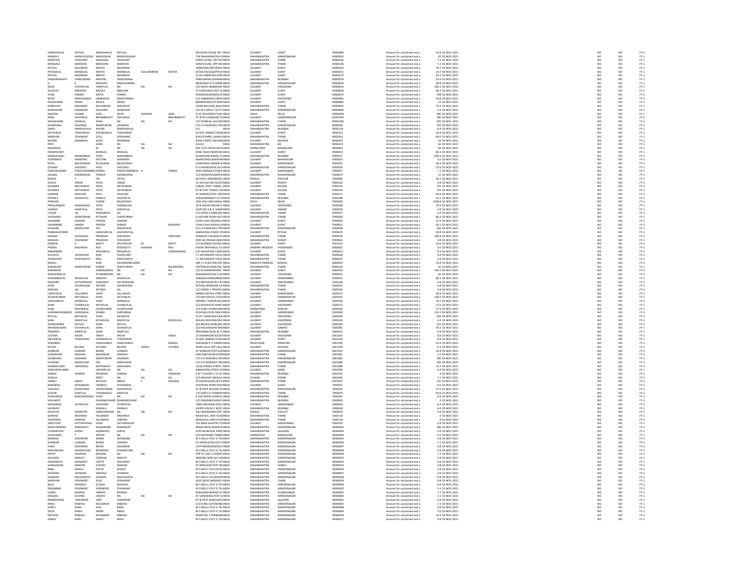| | | | | | | | | | | | | | | | |
|---|---|---|---|---|---|---|---|---|---|---|---|---|---|---|---|
| HASMUKHLAL | RATILAL | MAGANWALA | RATILAL | | | NAVPURA HOUSE NO :INDIA | GUJARAT | SURAT | M000080 | Amount for unclaimed and u | 24.8 | 02-NOV-2021 | NO | NO | FY-1 |
| SHARAYU | MADHUSUDAN | MARUDGAN | MADHUSUDAN | | | THE MAHARASHTRA S INDIA | MAHARASHTRA | AHMEDNAGAR | M000091 | Amount for unclaimed and u | 20 | 02-NOV-2021 | NO | NO | FY-1 |
| NARAYAN | YASHWANT | MAHAJAN | YASHVANT | | | SHINITA KUNJ, OPP MAINDIA | MAHARASHTRA | THANE | M000105 | Amount for unclaimed and u | 7.2 | 02-NOV-2021 | NO | NO | FY-1 |
| MANGALA | NARAYAN | MAHAJAN | NARAYAN | | | SHINITA KUNJ, OPP MAINDIA | MAHARASHTRA | THANE | M000106 | Amount for unclaimed and u | 7.2 | 02-NOV-2021 | NO | NO | FY-1 |
| RATILAL | NAGINDAS | MEHTA | NAGINDAS | | | HARIPURA,PIRCHHADI INDIA | GUJARAT | SURAT | M000233 | Amount for unclaimed and u | 79.2 | 02-NOV-2021 | NO | NO | FY-1 |
| PRITAMLAL | MANEKLAL | MEHTA | MANEKLAL | DULLABHRAM | MEHTA | SETAN FALIA,GOPIPUR INDIA | GUJARAT | SURAT | M000251 | Amount for unclaimed and u | 14.4 | 02-NOV-2021 | NO | NO | FY-1 |
| RATILAL | NAGINDAS | MEHTA | NAGINDAS | | | 5/126 HARIPURA,PARI INDIA | GUJARAT | SURAT | M000279 | Amount for unclaimed and u | 43.2 | 02-NOV-2021 | NO | NO | FY-1 |
| PANDHARINATH | PANDURANG | MHATRE | PANDURANG | | | PANDURANG ASHRAM INDIA | MAHARASHTRA | MUMBAI | M000534 | Amount for unclaimed and u | 14.4 | 02-NOV-2021 | NO | NO | FY-1 |
| G | R | MOKASHI | RAMCHANDRA | | | MERCHANT,P O SHRIR INDIA | MAHARASHTRA | AHMEDNAGAR | M000650 | Amount for unclaimed and u | 40.8 | 02-NOV-2021 | NO | NO | FY-1 |
| MODI | CHHAVLAL | HIRATLAL | NA | NA | NA | C/O MODI JAMNADAS INDIA | GUJARAT | VADODARA | M000654 | Amount for unclaimed and u | 230.4 | 02-NOV-2021 | NO | NO | FY-1 |
| ZULEKHA | EBRAHIM | MOOLA | EBRAHIM | | | P O KHOLWAD,DIST SU INDIA | GUJARAT | SURAT | M000664 | Amount for unclaimed and u | 86.4 | 02-NOV-2021 | NO | NO | FY-1 |
| AYUB | AHMED | MOTA | AHMED | | | PARSIWAD,RANDER,DI INDIA | GUJARAT | SURAT | M000673 | Amount for unclaimed and u | 108 | 02-NOV-2021 | NO | NO | FY-1 |
| MODI | NARAYANDAS | JAMNADAS | NARAYANDAS | | | C/O JAMNADAS HIMAT INDIA | GUJARAT | VADODARA | M000681 | Amount for unclaimed and u | 24.8 | 02-NOV-2021 | NO | NO | FY-1 |
| RUKAIYABIBI | ISMAIL | MULLA | ISMAIL | | | BARBODHAN,VIA RANI INDIA | GUJARAT | SURAT | M000805 | Amount for unclaimed and u | 12 | 02-NOV-2021 | NO | NO | FY-1 |
| SHRINIVAS | MAHADEO | MUJUMDAR | MAHADEO | | | LAXMI BHUVAN, MAL/ INDIA | MAHARASHTRA | THANE | M000825 | Amount for unclaimed and u | 74.4 | 02-NOV-2021 | NO | NO | FY-1 |
| MURLIDHAR | DAMODAR | KULKARNI | DAMODAR | | | C/O M S MILLS LTD,P C INDIA | MAHARASHTRA | AHMEDNAGAR | M000896 | Amount for unclaimed and u | 2.4 | 02-NOV-2021 | NO | NO | FY-1 |
| MAHESH | KUMAR | GOEL | DEVKI | NANDAN | GOEL | D 10 TELEGRAPH PLAC INDIA | DELHI | DELHI | M000958 | Amount for unclaimed and u | 280 | 02-NOV-2021 | NO | NO | FY-1 |
| MINA | ISHVARLAL | BRAHMBHATT | ISHVARLAL | | BRAHMBHATT | AT & PO UVARSAD,TC INDIA | GUJARAT | GANDHINAGAR | M001020 | Amount for unclaimed and u | 280 | 02-NOV-2021 | NO | NO | FY-1 |
| MAHALAXMI | SHANLAL | SHAH | NA | NA | NA | C/O SHANLAL LALCHAN INDIA | MAHARASHTRA | THANE | M001280 | Amount for unclaimed and u | 360 | 02-NOV-2021 | NO | NO | FY-1 |
| SHOBHANA | GAJANAN | NAMPURKAR | GAJANAN | | | C/O G R MOKASHI,TRI INDIA | MAHARASHTRA | AHMEDNAGAR | N000063 | Amount for unclaimed and u | 100 | 02-NOV-2021 | NO | NO | FY-1 |
| SAROJ | MANSUKHLAL | NAHAR | MANSUKHLAL | | | 0,0,, INDIA | MAHARASHTRA | MUMBAI | N000128 | Amount for unclaimed and u | 0.8 | 02-NOV-2021 | NO | NO | FY-1 |
| NATVERLAL | THAKORDAS | SOPARIWALA | THAKORDAS | | | 9/1935 LIMBDA CHOW INDIA | GUJARAT | SURAT | N000251 | Amount for unclaimed and u | 16.8 | 02-NOV-2021 | NO | NO | FY-1 |
| NARAYAN | YESHWANT | GOLE | YESHWANT | | | B NO 8 SHREE LAXMI,K INDIA | MAHARASHTRA | THANE | N000265 | Amount for unclaimed and u | 89.6 | 02-NOV-2021 | NO | NO | FY-1 |
| NOSHIR | NANABHAI | DESAI | NANABHAI | | | DESAI STREET,NAVSAR INDIA | GUJARAT | NAVSARI | N000291 | Amount for unclaimed and u | 24 | 02-NOV-2021 | NO | NO | FY-1 |
| PRITI | | GARG | NA | NA | NA | 0,0,0,0 INDIA | MAHARASHTRA | NA | N000323 | Amount for unclaimed and u | 60 | 02-NOV-2021 | NO | NO | FY-1 |
| NAGARAJA | | M | NA | NA | NA | 430 11TH CROSS,WILS INDIA | KARNATAKA | BANGALORE | N000855 | Amount for unclaimed and u | 36 | 02-NOV-2021 | NO | NO | FY-1 |
| PADMAVANTI | | MANILAL | MANILAL | | | RANI TALAO MAIN RO INDIA | GUJARAT | SURAT | P000010 | Amount for unclaimed and u | 86.4 | 02-NOV-2021 | NO | NO | FY-1 |
| MANGALBHAI | MANORBHAI | PATEL | MANORBHAI | | | GHANSYAM NIWAS,73 INDIA | MAHARASHTRA | MUMBAI | P000017 | Amount for unclaimed and u | 878.4 | 02-NOV-2021 | NO | NO | FY-1 |
| YESHOMATI | ANANTRAI | PATTANI | ANANTRAI | | | ANANTWADI,BHAVNA INDIA | GUJARAT | BHAVNAGAR | P000023 | Amount for unclaimed and u | 5.6 | 02-NOV-2021 | NO | NO | FY-1 |
| PATEL | BALDEVBHAI | KEVALBHAI | BALDEVBHAI | | | CHHIPWAD NARANJI B INDIA | GUJARAT | AHMEDABAD | P000025 | Amount for unclaimed and u | 26.4 | 02-NOV-2021 | NO | NO | FY-1 |
| GOVIND | VASUDEO | PATIL | VASUDEO | | | P O PADHEGAON,VILL/ INDIA | MAHARASHTRA | AHMEDNAGAR | P000030 | Amount for unclaimed and u | 57.6 | 02-NOV-2021 | NO | NO | FY-1 |
| PARESHKUMAR | PANACHANDBHAI | PARIKH | PANACHANDBHAI | H | PARIKH | HARI HARSHA,3 PANCI INDIA | GUJARAT | AHMEDABAD | P000057 | Amount for unclaimed and u | 7.2 | 02-NOV-2021 | NO | NO | FY-1 |
| IJALBAI | DWARKADAS | PAREKH | DWARKADAS | | | C/O BHARATKUMAR & INDIA | MAHARASHTRA | AHMEDNAGAR | P000074 | Amount for unclaimed and u | 12 | 02-NOV-2021 | NO | NO | FY-1 |
| RADHA | V | PAI | VITTAL | | | XII/543/1 RAMANJIRA INDIA | KERALA | TRICHUR | P000085 | Amount for unclaimed and u | 43.2 | 02-NOV-2021 | NO | NO | FY-1 |
| KOKILA | VINOD | PATEL | VINOD | | | 43 JUN KALYAN SOCIE INDIA | GUJARAT | RAJKOT | P000102 | Amount for unclaimed and u | 4.8 | 02-NOV-2021 | NO | NO | FY-1 |
| GOVINDJI | NATHUBHAI | PATEL | NATHUBHAI | | | TANKEL POST TANKEL, INDIA | GUJARAT | BULSAR | P000142 | Amount for unclaimed and u | 720 | 02-NOV-2021 | NO | NO | FY-1 |
| GOVINDJI | NATHUBHAI | PATEL | NATHUBHAI | | | AT & POST TANKEL,VIA INDIA | GUJARAT | BULSAR | P000143 | Amount for unclaimed and u | 720 | 02-NOV-2021 | NO | NO | FY-1 |
| LAXMAN | MUKUND | PATIL | MUKUND | | | AT NARINGI,POST VIR/ INDIA | MAHARASHTRA | THANE | P000172 | Amount for unclaimed and u | 64.8 | 02-NOV-2021 | NO | NO | FY-1 |
| PREMILA | VASANTLAL | PAREKH | VASANTLAL | | | VISHWABHARATI CO O INDIA | MAHARASHTRA | MUMBAI | P000188 | Amount for unclaimed and u | 43.2 | 02-NOV-2021 | NO | NO | FY-1 |
| PARKASH | | CHAND | BALDEVDAS | | | 1952 GALI NEELAWALI INDIA | DELHI | DELHI | P000202 | Amount for unclaimed and u | 1348.8 | 02-NOV-2021 | NO | NO | FY-1 |
| PRAHLADBHAI | SHAMALDAS | PATEL | SHAMALDAS | | | 10-B ASHOK NAGAR O INDIA | GUJARAT | VADODARA | P000308 | Amount for unclaimed and u | 74.4 | 02-NOV-2021 | NO | NO | FY-1 |
| GANESH | SHANTILAL | PATEL | SHANTILAL | | | SHOP NO.3 & 4, VAHEI INDIA | GUJARAT | ANAND | P000320 | Amount for unclaimed and u | 4.8 | 02-NOV-2021 | NO | NO | FY-1 |
| COOMI | JAL | PARDIWALA | JAL | | | C/O RODA H KARA,ME INDIA | MAHARASHTRA | THANE | P000547 | Amount for unclaimed and u | 4.8 | 02-NOV-2021 | NO | NO | FY-1 |
| JAYASHREE | SHANTARAM | PETHKAR | SHANTARAM | | | 6 LAKSHMI NIVAS GR F INDIA | MAHARASHTRA | THANE | P000589 | Amount for unclaimed and u | 86.4 | 02-NOV-2021 | NO | NO | FY-1 |
| HAWABIBI | HOSHEM | PIPERDI | HASHEM | | | CHHA CHHU MOHALL/ INDIA | GUJARAT | SURAT | P000630 | Amount for unclaimed and u | 57.6 | 02-NOV-2021 | NO | NO | FY-1 |
| HALIMABIBI | AHMED | PIPERDI | AHMED | | MOHMED | CHHA CHHA MOHALL/ INDIA | GUJARAT | SURAT | P000631 | Amount for unclaimed and u | 43.2 | 02-NOV-2021 | NO | NO | FY-1 |
| SUHASINI | MADHUKAR | POL | MADHUKAR | | | C/O G R MOKASHI,TRI INDIA | MAHARASHTRA | AHMEDNAGAR | P000648 | Amount for unclaimed and u | 100 | 02-NOV-2021 | NO | NO | FY-1 |
| PRABHAVATIBEN | | JASHVANTLAL | JASHVANTLAL | | | NARIAPADA STREET,PE INDIA | GUJARAT | PETLAD | P000675 | Amount for unclaimed and u | 24.8 | 02-NOV-2021 | NO | NO | FY-1 |
| JAGDISH | GOPALRAO | PRADHAN | GOPALRAO | | PRADHAN | KHARKAR S BUNGALO INDIA | MAHARASHTRA | THANE | P000678 | Amount for unclaimed and u | 268.8 | 02-NOV-2021 | NO | NO | FY-1 |
| MANGAL | YESHWANT | PRADHAN | YESHWANT | | | SHRI SAI PRASAD,NEA INDIA | MAHARASHTRA | KARJAT | P000681 | Amount for unclaimed and u | 4.8 | 02-NOV-2021 | NO | NO | FY-1 |
| PINAKIN | A | BHATT | APURPRASAD | M | BHATT | 7/2 BUSINESS HOUSE, INDIA | GUJARAT | SURAT | P001014 | Amount for unclaimed and u | 29.6 | 02-NOV-2021 | NO | NO | FY-1 |
| PADMA | MADHAVA | RAU | PEDDISETTI | MADHAV | RAU | SHANTI BHAVAN,6 3 6 INDIA | ANDHRA PRADESH | HYDERABAD | R000002 | Amount for unclaimed and u | 9.6 | 02-NOV-2021 | NO | NO | FY-1 |
| RAMANBEN | | MOHANLAL | MOHANLAL | | GORDHANDAS | C/O NAVAPURA CONS INDIA | GUJARAT | SURAT | R000013 | Amount for unclaimed and u | 6.4 | 02-NOV-2021 | NO | NO | FY-1 |
| SUCHETA | YESHAVANT | RAJE | YESHAVANT | | | C S RATNADEEP HOUS INDIA | MAHARASHTRA | THANE | R000036 | Amount for unclaimed and u | 4.8 | 02-NOV-2021 | NO | NO | FY-1 |
| YESHAVANT | RAGHUNATH | RAJE | RAGHUNATH | | | C S RATNADEEP HOUS INDIA | MAHARASHTRA | THANE | R000037 | Amount for unclaimed and u | 4.8 | 02-NOV-2021 | NO | NO | FY-1 |
| MANJU | | RANI | DAVENDRAKUMAR | | | 284 C 3 B SECTOR,PIPL INDIA | MADHYA PRADESH | BHOPAL | R000054 | Amount for unclaimed and u | 24.8 | 02-NOV-2021 | NO | NO | FY-1 |
| RAMAKANT | SHANTARAM | DONDE | SHANTARAM | | BALKRISHNA | CAPTAIN BUNGALOW, INDIA | MAHARASHTRA | THANE | R000320 | Amount for unclaimed and u | 20 | 02-NOV-2021 | NO | NO | FY-1 |
| RAMANLAL | | HARKISANDAS | NA | NA | NA | C/O B CHANDRAKANT INDIA | GUJARAT | SURAT | R000416 | Amount for unclaimed and u | 194.4 | 02-NOV-2021 | NO | NO | FY-1 |
| RANCHHODLAL | | PITAMBERDAS | NA | NA | NA | SARDARBHUVAN S LAI INDIA | GUJARAT | VADODARA | R000421 | Amount for unclaimed and u | 40 | 02-NOV-2021 | NO | NO | FY-1 |
| YOGENDRALAL | KESHAVLAL | SANGHVI | KESHAVLAL | | | SANAND,AHMEDABAD INDIA | GUJARAT | AHMEDABAD | S000012 | Amount for unclaimed and u | 86.4 | 02-NOV-2021 | NO | NO | FY-1 |
| SUHASINI | SATYAPRASAD | SANGHAVI | SATYAPRASAD | | | 701 BAPASHASTRI S P INDIA | GUJARAT | AHMEDABAD | S000168 | Amount for unclaimed and u | 0.8 | 02-NOV-2021 | NO | NO | FY-1 |
| KERSI | SAVAKSHAW | SETHNA | SAVAKSHAW | | | SETHNA MANSION,7/ INDIA | MAHARASHTRA | THANE | S000233 | Amount for unclaimed and u | 4.8 | 02-NOV-2021 | NO | NO | FY-1 |
| ROSHAN | JAL | SETHNA | JAL | | | C/O GIRISH S TRIVEDI,I INDIA | MAHARASHTRA | THANE | S000236 | Amount for unclaimed and u | 0.8 | 02-NOV-2021 | NO | NO | FY-1 |
| CHHOTALAL | LALLUBHAI | SHAH | LALLUBHAI | | | AMBAJI MATAS STREE INDIA | GUJARAT | AHMEDABAD | S000253 | Amount for unclaimed and u | 28.8 | 02-NOV-2021 | NO | NO | FY-1 |
| JAYESHKUMAR | NATVERLAL | SHAH | NATVERLAL | | | C/O NATVERLAL TULAS INDIA | GUJARAT | SABARKANTHA | S000264 | Amount for unclaimed and u | 158.4 | 02-NOV-2021 | NO | NO | FY-1 |
| KANCHANLAL | MANEKLAL | SHAH | MANEKLAL | | | PRERNA 7 SARITKUNJ INDIA | GUJARAT | AHMEDABAD | S000266 | Amount for unclaimed and u | 79.2 | 02-NOV-2021 | NO | NO | FY-1 |
| SHAH | CHANDULAL | NATHALAL | CHANDULAL | | | C/O KESHAVLAL RANC INDIA | GUJARAT | VADODARA | S000272 | Amount for unclaimed and u | 57.6 | 02-NOV-2021 | NO | NO | FY-1 |
| SHAH | MOHANLAL | JAVERCHAND | JAVERCHAND | | | C/O SHAH JAVERCHAN INDIA | KARNATAKA | BIJAPUR | S000296 | Amount for unclaimed and u | 57.6 | 02-NOV-2021 | NO | NO | FY-1 |
| KARIMMOHAMMED | SHERUBHAI | SHAIKH | SHERUBHAI | | | 4534 KALUPUR PANCH INDIA | GUJARAT | AHMEDABAD | S000300 | Amount for unclaimed and u | 122.4 | 02-NOV-2021 | NO | NO | FY-1 |
| RATILAL | NATHALAL | SHAH | NATHALAL | | | 25/37 LAXMI BHUVAN INDIA | GUJARAT | VADODARA | S000309 | Amount for unclaimed and u | 200 | 02-NOV-2021 | NO | NO | FY-1 |
| SHAH | MAFATLAL | KESHAVLAL | MAFATLAL | | KESHAVLAL | KESHAV BHUVAN,RAO INDIA | GUJARAT | VADODARA | S000326 | Amount for unclaimed and u | 6.4 | 02-NOV-2021 | NO | NO | FY-1 |
| SHARADABEN | RATILAL | SHAH | RATILAL | | | 360 BHATIA SHERI,BAJ INDIA | GUJARAT | VADODARA | S000384 | Amount for unclaimed and u | 120 | 02-NOV-2021 | NO | NO | FY-1 |
| ARVINDKUMAR | OCHHAVLAL | SHAH | OCHHAVLAL | | | C/O KHUSHALDAS BHA INDIA | GUJARAT | DABHOI | S000385 | Amount for unclaimed and u | 79.2 | 02-NOV-2021 | NO | NO | FY-1 |
| PRABODH | AMRITLAL | SHAH | AMRITLAL | | | PRASANNA BLDG BL 4, INDIA | MAHARASHTRA | MUMBAI | S000655 | Amount for unclaimed and u | 0.8 | 02-NOV-2021 | NO | NO | FY-1 |
| JUSTINA | ARJUN | SINGH | ARJUN | | SINGH | 15 HARINAGAR SOCIE INDIA | GUJARAT | VADODARA | S001243 | Amount for unclaimed and u | 8.8 | 02-NOV-2021 | NO | NO | FY-1 |
| NATVERLAL | THAKORDAS | SOPARIWALA | THAKORDAS | | | 9/1935 LIMBDA CHAW INDIA | GUJARAT | SURAT | S001264 | Amount for unclaimed and u | 8.8 | 02-NOV-2021 | NO | NO | FY-1 |
| SUKANRAJ | | HIRACHANDJI | HIRACHANDJI | | MANAJI | SHEOGANJ P O ERINPL INDIA | RAJASTHAN | ERINPURA | S001290 | Amount for unclaimed and u | 14.4 | 02-NOV-2021 | NO | NO | FY-1 |
| RATAN | BEJONJI | SUTARIA | BEJONJI | ADERJI | SUTARIA | DHAN VILLA OPP JAIL, INDIA | GUJARAT | NAVSARI | S001296 | Amount for unclaimed and u | 6.4 | 02-NOV-2021 | NO | NO | FY-1 |
| SHANKAR | LAXMAN | BHADE | LAXMAN | | | AT NANDUR POST KHA INDIA | MAHARASHTRA | AHMEDNAGAR | S001455 | Amount for unclaimed and u | 16.8 | 02-NOV-2021 | NO | NO | FY-1 |
| SUDARKANT | MADHAV | NAGARKAR | MADHAV | | | SHRI RAM NIVAS,KOPR INDIA | MAHARASHTRA | THANE | S001481 | Amount for unclaimed and u | 2.4 | 02-NOV-2021 | NO | NO | FY-1 |
| SHOBHANA | GAJANAN | NAMPURKAR | GAJANAN | | | C/O G R MOKASHI,TRI INDIA | MAHARASHTRA | AHMEDNAGAR | S001485 | Amount for unclaimed and u | 180 | 02-NOV-2021 | NO | NO | FY-1 |
| SUHASINI | MADHUKAR | POL | MADHUKAR | | | C/O G R MOKASHI,TRI INDIA | MAHARASHTRA | AHMEDNAGAR | S001486 | Amount for unclaimed and u | 180 | 02-NOV-2021 | NO | NO | FY-1 |
| SHABBIRHUSEN | ANAVARALI | KATHIWALA | ANAVARALI | | | 10/36 PARASI STREET, INDIA | MAHARASHTRA | THANE | S001689 | Amount for unclaimed and u | 19.2 | 02-NOV-2021 | NO | NO | FY-1 |
| SHAKUNTALABEN | | JASVANTLAL | NA | NA | NA | NARIAPADA STREET,PE INDIA | GUJARAT | KAIRA | S002046 | Amount for unclaimed and u | 6.4 | 02-NOV-2021 | NO | NO | FY-1 |
| SHARAD | SHARAD | PRADHAN | SHARAD | | PRADHAN | P & T COLONY C-37,R/ INDIA | MAHARASHTRA | MUMBAI | S002345 | Amount for unclaimed and u | 4 | 02-NOV-2021 | NO | NO | FY-1 |
| SHAILJA | | PREET | NA | NA | NA | C/O MALKIAT SINGH,K INDIA | PUNJAB | ROPAR | S002406 | Amount for unclaimed and u | 7.2 | 02-NOV-2021 | NO | NO | FY-1 |
| SONALI | ABHAY | MUDGAL | ABHAY | S | MUDGAL | 20 DHAWALGIRI,OFF F INDIA | MAHARASHTRA | THANE | S002592 | Amount for unclaimed and u | 120 | 02-NOV-2021 | NO | NO | FY-1 |
| BABUBHAI | JEKISANDAS | TAMBOLI | JEKISANDAS | | | SYEDPURA BORDI SHEI INDIA | GUJARAT | SURAT | T000001 | Amount for unclaimed and u | 9.6 | 02-NOV-2021 | NO | NO | FY-1 |
| VASUDEO | KESHAVRAO | TADPATRIKAR | KESHAVRAO | | | AT & POST KOLHAR,TA INDIA | MAHARASHTRA | AHMEDNAGAR | T000009 | Amount for unclaimed and u | 57.6 | 02-NOV-2021 | NO | NO | FY-1 |
| KUSUM | KANTILAL | THANAWALA | KANTILAL | | | C/O SHRI K K THANAW INDIA | MAHARASHTRA | THANE | T000079 | Amount for unclaimed and u | 93.6 | 02-NOV-2021 | NO | NO | FY-1 |
| THAKORDAS | RANCHHODDAS | SHAH | NA | NA | NA | B 204 SIDDHI AVENUE, INDIA | MAHARASHTRA | MUMBAI | T000450 | Amount for unclaimed and u | 0.8 | 02-NOV-2021 | NO | NO | FY-1 |
| VASUMATI | | DHARAMCHAND | DHARAMCHAND | | | C/O DHARAMCHAND E INDIA | MAHARASHTRA | MUMBAI | V000003 | Amount for unclaimed and u | 4 | 02-NOV-2021 | NO | NO | FY-1 |
| MANUBHAI | JAYANTILAL | VAKHARIA | JAYANTILAL | | | 1588 VINCHHINI POLE, INDIA | GUJARAT | AHMEDABAD | V000026 | Amount for unclaimed and u | 6.4 | 02-NOV-2021 | NO | NO | FY-1 |
| VALIBHOY | | ESMAILJI | ESMAILJI | | | LEHERI HOUSE C BLOC INDIA | MAHARASHTRA | MUMBAI | V000030 | Amount for unclaimed and u | 6.4 | 02-NOV-2021 | NO | NO | FY-1 |
| KALPATHI | RAMAIYER | VARADARAJAN | NA | NA | NA | KALYANKRISHNA IYER INDIA | KERALA | CALICUT | V000035 | Amount for unclaimed and u | 4.8 | 02-NOV-2021 | NO | NO | FY-1 |
| SHRIPAD | KRISHNAJI | VELANKAR | KRISHNAJI | | | RAGHUKUL 2ND FLOO INDIA | MAHARASHTRA | THANE | V000135 | Amount for unclaimed and u | 4 | 02-NOV-2021 | NO | NO | FY-1 |
| JAYASHREE | SHRIPAD | VELANKAR | SHRIPAD | | | RAGHUKUL 2ND FLOO INDIA | MAHARASHTRA | THANE | V000136 | Amount for unclaimed and u | 4 | 02-NOV-2021 | NO | NO | FY-1 |
| ASHUTOSH | SATYAPRASAD | VORA | SATYAPRASAD | | | 701 BAPA SHASTRI S P INDIA | GUJARAT | AHMEDABAD | V000192 | Amount for unclaimed and u | 0.8 | 02-NOV-2021 | NO | NO | FY-1 |
| BHALCHANDRA | RANGNATH | WAGHMARE | RANGNATH | | | RAMA NIVAS,WARD N INDIA | MAHARASHTRA | AHMEDNAGAR | W000002 | Amount for unclaimed and u | 180 | 02-NOV-2021 | NO | NO | FY-1 |
| VYANKATESH | GOPAL | AGARKHED | GOPAL | | | 4795 MUNCIPAL PARK INDIA | MAHARASHTRA | JALGAON | W000043 | Amount for unclaimed and u | 0.8 | 02-NOV-2021 | NO | NO | FY-1 |
| SUSHILABAI | T | AROOR | NA | NA | NA | C/O RAVINDRA TARAN INDIA | KARNATAKA | BANGALORE | W000044 | Amount for unclaimed and u | 6.4 | 02-NOV-2021 | NO | NO | FY-1 |
| RAMRAO | DHONDIBA | BABAR | DHONDIBA | | | M S MILLS LTD,P O TIL INDIA | MAHARASHTRA | AHMEDNAGAR | W000045 | Amount for unclaimed and u | 0.8 | 02-NOV-2021 | NO | NO | FY-1 |
| SHANKAR | LAXMAN | BHADE | LAXMAN | | | AT NANDUR BK,POST I INDIA | MAHARASHTRA | AHMEDNAGAR | W000046 | Amount for unclaimed and u | 7.2 | 02-NOV-2021 | NO | NO | FY-1 |
| PUNJA | KASHIRAM | BHOIR | KASHIRAM | | | CHITTARANJANWADI,F INDIA | MAHARASHTRA | AHMEDNAGAR | W000047 | Amount for unclaimed and u | 0.8 | 02-NOV-2021 | NO | NO | FY-1 |
| RADHAKISAN | GHANSHYAM | BHANDARI | GHANSHYAM | | | M S MILLS LTD,P O TIL INDIA | MAHARASHTRA | AHMEDNAGAR | W000048 | Amount for unclaimed and u | 0.8 | 02-NOV-2021 | NO | NO | FY-1 |
| POPAT | SHIVRAM | BODHAK | NA | NA | NA | OPP ST LUKE S HOSPIT INDIA | MAHARASHTRA | AHMEDNAGAR | W000049 | Amount for unclaimed and u | 7.2 | 02-NOV-2021 | NO | NO | FY-1 |
| KACHARU | MARUTI | CHINDHE | MARUTI | | | KRISHNA WADI M S M INDIA | MAHARASHTRA | AHMEDNAGAR | W000050 | Amount for unclaimed and u | 0.8 | 02-NOV-2021 | NO | NO | FY-1 |
| JAGANNATH | MAHADEO | CHITTE | MAHADEO | | | M S MILLS LTD,P O TIL INDIA | MAHARASHTRA | AHMEDNAGAR | W000053 | Amount for unclaimed and u | 0.8 | 02-NOV-2021 | NO | NO | FY-1 |
| GANGADHAR | NARHAR | CHITNIS | NARHAR | | | AT BORGAON POST BC INDIA | MAHARASHTRA | SANGLI | W000054 | Amount for unclaimed and u | 0.8 | 02-NOV-2021 | NO | NO | FY-1 |
| BABU | WADUJ | DETHE | WADUJ | | | M S MILLS LTD,CHITTA INDIA | MAHARASHTRA | AHMEDNAGAR | W000056 | Amount for unclaimed and u | 0.8 | 02-NOV-2021 | NO | NO | FY-1 |
| SHIVRAM | JAYARAM | DEKHALE | JAYARAM | | | M S MILLS LTD,P O TIL INDIA | MAHARASHTRA | AHMEDNAGAR | W000057 | Amount for unclaimed and u | 0.8 | 02-NOV-2021 | NO | NO | FY-1 |
| SHANKAR | RAGHUNATH | GHOGRE | RAGHUNATH | | | M S MILLS LTD,KRISHN INDIA | MAHARASHTRA | AHMEDNAGAR | W000058 | Amount for unclaimed and u | 0.8 | 02-NOV-2021 | NO | NO | FY-1 |
| NARAYAN | YESHWANT | GOLE | YESHWANT | | | GOLE BLDG NAWARE F INDIA | MAHARASHTRA | THANE | W000059 | Amount for unclaimed and u | 0.8 | 02-NOV-2021 | NO | NO | FY-1 |
| BALA | MAHADU | GUNJAL | MAHADU | | | M S MILLS LTD,P O TIL INDIA | MAHARASHTRA | AHMEDNAGAR | W000060 | Amount for unclaimed and u | 0.8 | 02-NOV-2021 | NO | NO | FY-1 |
| DIGAMBAR | YESHWANT | HONMODE | YESHWANT | | | M S MILLS LTD,P O TIL INDIA | MAHARASHTRA | AHMEDNAGAR | W000062 | Amount for unclaimed and u | 1.6 | 02-NOV-2021 | NO | NO | FY-1 |
| YADAV | BAJIRAO | JANRAO | BAJIRAO | | | MAHADAPURWADI AT INDIA | MAHARASHTRA | AURANGABAD | W000063 | Amount for unclaimed and u | 7.2 | 02-NOV-2021 | NO | NO | FY-1 |
| DAGADU | GOVIND | JADHAV | NA | NA | NA | AT SONEWADI,POST S INDIA | MAHARASHTRA | AHMEDNAGAR | W000064 | Amount for unclaimed and u | 7.2 | 02-NOV-2021 | NO | NO | FY-1 |
| RAMKRISHNA | TANHIRAM | JADE | TANHIRAM | | | AT & POST BHADGAON INDIA | MAHARASHTRA | JALGAON | W000065 | Amount for unclaimed and u | 0.8 | 02-NOV-2021 | NO | NO | FY-1 |
| RANU | RABHAJI | KALAMKAR | RABHAJI | | | C/O SUNIL AUTOMOBI INDIA | MAHARASHTRA | AHMEDNAGAR | W000067 | Amount for unclaimed and u | 7.2 | 02-NOV-2021 | NO | NO | FY-1 |
| SANTU | RANU | KALE | RANU | | | M S MILLS LTD,P O TIL INDIA | MAHARASHTRA | AHMEDNAGAR | W000068 | Amount for unclaimed and u | 0.8 | 02-NOV-2021 | NO | NO | FY-1 |
| DEOJI | RAMJI | KARPE | RAMJI | | | M S MILLS LTD,P O TIL INDIA | MAHARASHTRA | AHMEDNAGAR | W000069 | Amount for unclaimed and u | 5.6 | 02-NOV-2021 | NO | NO | FY-1 |
| NATHOO | RABHAJI | KALAMKAR | RABHAJI | | | WARD NO 7 SHRIRAM INDIA | MAHARASHTRA | AHMEDNAGAR | W000070 | Amount for unclaimed and u | 14.4 | 02-NOV-2021 | NO | NO | FY-1 |
| SHAHU | BHAU | KARAT | BHAU | | | M S MILLS LTD,P O TIL INDIA | MAHARASHTRA | AHMEDNAGAR | W000071 | Amount for unclaimed and u | 0.8 | 02-NOV-2021 | NO | NO | FY-1 |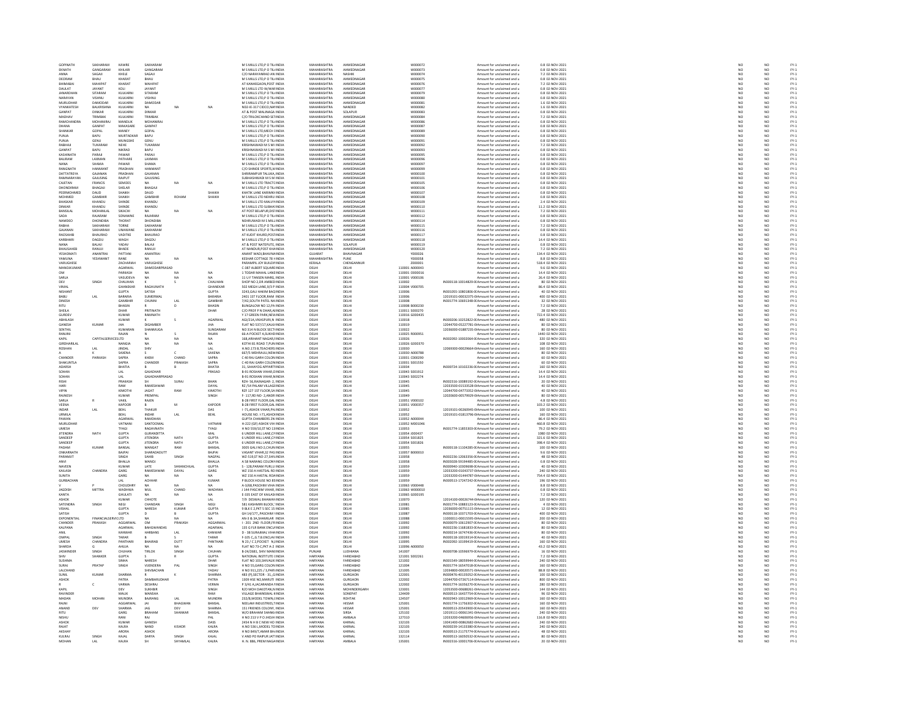| | | | | | | | | | | | | | | | | | | |
|---|---|---|---|---|---|---|---|---|---|---|---|---|---|---|---|---|---|---|
| GOPINATH | SAKHARAM | KAWRE | SAKHARAM | | | M S MILLS LTD,P O TIL | INDIA | MAHARASHTRA | AHMEDNAGAR | | W000072 | | Amount for unclaimed and u | 0.8 | 02-NOV-2021 | NO | NO | FY-1 |
| EKNATH | GANGARAM | KHILARI | GANGARAM | | | M S MILLS LTD,P O TIL | INDIA | MAHARASHTRA | AHMEDNAGAR | | W000073 | | Amount for unclaimed and u | 0.8 | 02-NOV-2021 | NO | NO | FY-1 |
| ANNA | SAGAJI | KHELE | SAGAJI | | | C/O NARAYANRAO AN | INDIA | MAHARASHTRA | NASHIK | | W000074 | | Amount for unclaimed and u | 7.2 | 02-NOV-2021 | NO | NO | FY-1 |
| DEORAM | BHAU | KHARAT | BHAU | | | M S MILLS LTD,P O TIL | INDIA | MAHARASHTRA | AHMEDNAGAR | | W000075 | | Amount for unclaimed and u | 0.8 | 02-NOV-2021 | NO | NO | FY-1 |
| BHIMABAI | MAHIPAT | KHARAT | MAHIPAT | | | AT KANHEGAON,POST | INDIA | MAHARASHTRA | AHMEDNAGAR | | W000076 | | Amount for unclaimed and u | 7.2 | 02-NOV-2021 | NO | NO | FY-1 |
| DAULAT | JAYANT | KOLI | JAYANT | | | M S MILLS LTD W/WA | INDIA | MAHARASHTRA | AHMEDNAGAR | | W000077 | | Amount for unclaimed and u | 0.8 | 02-NOV-2021 | NO | NO | FY-1 |
| JANARDHAN | SITARAM | KULKARNI | SITARAM | | | M S MILLS LTD,P O TIL | INDIA | MAHARASHTRA | AHMEDNAGAR | | W000079 | | Amount for unclaimed and u | 0.8 | 02-NOV-2021 | NO | NO | FY-1 |
| NARAYAN | VISHNU | KULKARNI | VISHNU | | | M S MILLS LTD,P O TIL | INDIA | MAHARASHTRA | AHMEDNAGAR | | W000080 | | Amount for unclaimed and u | 0.8 | 02-NOV-2021 | NO | NO | FY-1 |
| MURLIDHAR | DAMODAR | KULKARNI | DAMODAR | | | M S MILLS LTD,P O TIL | INDIA | MAHARASHTRA | AHMEDNAGAR | | W000081 | | Amount for unclaimed and u | 1.6 | 02-NOV-2021 | NO | NO | FY-1 |
| VYANKATESH | BALKRISHNA | KULKARNI | NA | NA | NA | ND2-IE-317 CIDCO,NA | INDIA | MAHARASHTRA | NANDED | | W000082 | | Amount for unclaimed and u | 1.6 | 02-NOV-2021 | NO | NO | FY-1 |
| GANPAT | DINKAR | KULKARNI | DINKAR | | | AT & POST MALINAGA | INDIA | MAHARASHTRA | SOLAPUR | | W000083 | | Amount for unclaimed and u | 0.8 | 02-NOV-2021 | NO | NO | FY-1 |
| MADHAV | TRIMBAK | KULKARNI | TRIMBAK | | | C/O TRILOKCHAND SET | INDIA | MAHARASHTRA | AHMEDNAGAR | | W000084 | | Amount for unclaimed and u | 7.2 | 02-NOV-2021 | NO | NO | FY-1 |
| RAMCHANDRA | MOHANIRAJ | MANDLIK | MOHANIRAJ | | | M S MILLS LTD,P O TIL | INDIA | MAHARASHTRA | AHMEDNAGAR | | W000086 | | Amount for unclaimed and u | 0.8 | 02-NOV-2021 | NO | NO | FY-1 |
| DHANA | GANPAT | MAKASARE | GANPAT | | | M S MILLS LTD,P O TIL | INDIA | MAHARASHTRA | AHMEDNAGAR | | W000087 | | Amount for unclaimed and u | 0.8 | 02-NOV-2021 | NO | NO | FY-1 |
| SHANKAR | GOPAL | MANEY | GOPAL | | | M S MILLS LTD,MECH I | INDIA | MAHARASHTRA | AHMEDNAGAR | | W000089 | | Amount for unclaimed and u | 0.8 | 02-NOV-2021 | NO | NO | FY-1 |
| PUNJA | BAPU | MURTADKAR | BAPU | | | M S MILLS LTD,P O TIL | INDIA | MAHARASHTRA | AHMEDNAGAR | | W000090 | | Amount for unclaimed and u | 0.8 | 02-NOV-2021 | NO | NO | FY-1 |
| PUNJA | GENU | MUNGSHE | GENU | | | M S MILLS LTD,P O TIL | INDIA | MAHARASHTRA | AHMEDNAGAR | | W000091 | | Amount for unclaimed and u | 0.8 | 02-NOV-2021 | NO | NO | FY-1 |
| RABHAJI | TUKARAM | NEHE | TUKARAM | | | KRISHNAWADI M S MI | INDIA | MAHARASHTRA | AHMEDNAGAR | | W000092 | | Amount for unclaimed and u | 7.2 | 02-NOV-2021 | NO | NO | FY-1 |
| GANPAT | BAPU | NIKRAD | BAPU | | | KRISHNAWADI M S MI | INDIA | MAHARASHTRA | AHMEDNAGAR | | W000093 | | Amount for unclaimed and u | 0.8 | 02-NOV-2021 | NO | NO | FY-1 |
| KASHINATH | PARAJI | PAWAR | PARAJI | | | M S MILLS LTD,P O TIL | INDIA | MAHARASHTRA | AHMEDNAGAR | | W000095 | | Amount for unclaimed and u | 0.8 | 02-NOV-2021 | NO | NO | FY-1 |
| BALIRAM | LAXMAN | PATHARE | LAXMAN | | | M S MILLS LTD,P O TIL | INDIA | MAHARASHTRA | AHMEDNAGAR | | W000096 | | Amount for unclaimed and u | 0.8 | 02-NOV-2021 | NO | NO | FY-1 |
| NANA | SHAMA | PAWAR | SHAMA | | | M S MILLS LTD,P O TIL | INDIA | MAHARASHTRA | AHMEDNAGAR | | W000097 | | Amount for unclaimed and u | 0.8 | 02-NOV-2021 | NO | NO | FY-1 |
| RANGNATH | HANMANT | PRADHAN | HANMANT | | | C/O SHINDE SPORTS,M | INDIA | MAHARASHTRA | AHMEDNAGAR | | W000099 | | Amount for unclaimed and u | 0.8 | 02-NOV-2021 | NO | NO | FY-1 |
| DATTATREYA | GAJANAN | PRADHAN | GAJANAN | | | SHRIRAMPUR TALUKA, | INDIA | MAHARASHTRA | AHMEDNAGAR | | W000100 | | Amount for unclaimed and u | 0.8 | 02-NOV-2021 | NO | NO | FY-1 |
| RAMNARAYAN | GAJUSING | RAJPUT | GAJUSING | | | SUBHASHWADI M S M | INDIA | MAHARASHTRA | AHMEDNAGAR | | W000101 | | Amount for unclaimed and u | 0.8 | 02-NOV-2021 | NO | NO | FY-1 |
| CAJETAN | FRANCIS | SEMOES | NA | NA | NA | M S MILLS LTD TRACT | INDIA | MAHARASHTRA | AHMEDNAGAR | | W000105 | | Amount for unclaimed and u | 0.8 | 02-NOV-2021 | NO | NO | FY-1 |
| DHONDIRAM | BHAGAJI | SHELAR | BHAGAJI | | | M S MILLS LTD,P O TIL | INDIA | MAHARASHTRA | AHMEDNAGAR | | W000106 | | Amount for unclaimed and u | 0.8 | 02-NOV-2021 | NO | NO | FY-1 |
| PEERMOHMED | DAUD | SHAIKH | DAUD | | SHAIKH | KHATIK LANE KARIMO | INDIA | MAHARASHTRA | AHMEDNAGAR | | W000107 | | Amount for unclaimed and u | 0.8 | 02-NOV-2021 | NO | NO | FY-1 |
| MOHMED | GAMBHIR | SHAIKH | GAMBHIR | ROHAM | SHAIKH | M S MILLS LTD NEHRU | INDIA | MAHARASHTRA | AHMEDNAGAR | | W000108 | | Amount for unclaimed and u | 0.8 | 02-NOV-2021 | NO | NO | FY-1 |
| BHASKAR | KHANDU | SHINDE | KHANDU | | | M S MILLS LTD,MALVI | INDIA | MAHARASHTRA | AHMEDNAGAR | | W000109 | | Amount for unclaimed and u | 2.4 | 02-NOV-2021 | NO | NO | FY-1 |
| DINKAR | KHANDU | SHINDE | KHANDU | | | M S MILLS LTD SUBHA | INDIA | MAHARASHTRA | AHMEDNAGAR | | W000110 | | Amount for unclaimed and u | 11.2 | 02-NOV-2021 | NO | NO | FY-1 |
| BANSILAL | MOHANLAL | SIKACHI | NA | NA | NA | AT POST BELAPUR,DIST | INDIA | MAHARASHTRA | AHMEDNAGAR | | W000111 | | Amount for unclaimed and u | 7.2 | 02-NOV-2021 | NO | NO | FY-1 |
| SADA | RAJARAM | SONAWNE | RAJARAM | | | M S MILLS LTD,P O TIL | INDIA | MAHARASHTRA | AHMEDNAGAR | | W000112 | | Amount for unclaimed and u | 0.8 | 02-NOV-2021 | NO | NO | FY-1 |
| NAMDEO | DHONDIBA | THORAT | DHONDIBA | | | NEHRUWADI M S MILL | INDIA | MAHARASHTRA | AHMEDNAGAR | | W000114 | | Amount for unclaimed and u | 0.8 | 02-NOV-2021 | NO | NO | FY-1 |
| RABHA | SAKHARAM | TORNE | SAKHARAM | | | M S MILLS LTD,P O TIL | INDIA | MAHARASHTRA | AHMEDNAGAR | | W000115 | | Amount for unclaimed and u | 7.2 | 02-NOV-2021 | NO | NO | FY-1 |
| GAJANAN | SAKHARAM | UNAWANE | SAKHARAM | | | M S MILLS LTD,P O TIL | INDIA | MAHARASHTRA | AHMEDNAGAR | | W000116 | | Amount for unclaimed and u | 0.8 | 02-NOV-2021 | NO | NO | FY-1 |
| RAOSAHIB | BHAURAO | VADITKE | BHAURAO | | | AT KUDIT KHURD,POS | INDIA | MAHARASHTRA | AHMEDNAGAR | | W000117 | | Amount for unclaimed and u | 0.8 | 02-NOV-2021 | NO | NO | FY-1 |
| KARBHARI | DAGDU | WAGH | DAGDU | | | M S MILLS LTD,P O TIL | INDIA | MAHARASHTRA | AHMEDNAGAR | | W000118 | | Amount for unclaimed and u | 14.4 | 02-NOV-2021 | NO | NO | FY-1 |
| NANA | BALAJI | YADAV | BALAJI | | | AT & POST NATEPUTE, | INDIA | MAHARASHTRA | SOLAPUR | | W000119 | | Amount for unclaimed and u | 0.8 | 02-NOV-2021 | NO | NO | FY-1 |
| BHAUSAHEB | RANUJI | BHADE | RANUJI | | | AT NANDUR,POST KHA | INDIA | MAHARASHTRA | AHMEDNAGAR | | W000120 | | Amount for unclaimed and u | 7.2 | 02-NOV-2021 | NO | NO | FY-1 |
| YESHOMATI | ANANTRAI | PATTANI | ANANTRAI | | | ANANT WADI,BHAVNA | INDIA | GUJARAT | BHAVNAGAR | | Y000026 | | Amount for unclaimed and u | 134.4 | 02-NOV-2021 | NO | NO | FY-1 |
| YAMUNA | YESHWANT | RANE | NA | NA | NA | KESHAR COTTAGE 78 H | INDIA | MAHARASHTRA | PUNE | | Y000058 | | Amount for unclaimed and u | 8.8 | 02-NOV-2021 | NO | NO | FY-1 |
| VARUGHESE | | ZACHARIAH | VARUGHESE | | | PARAMPIL JOY BUILDII | INDIA | KERALA | CHENGANNUR | | Z000001 | | Amount for unclaimed and u | 518.4 | 02-NOV-2021 | NO | NO | FY-1 |
| MANOJKUMAR | | AGARWAL | DAMODARPRASAD | | | C-387 ALBERT SQUARE | INDIA | DELHI | DELHI | 110001 | A000043 | | Amount for unclaimed and u | 9.6 | 02-NOV-2021 | NO | NO | FY-1 |
| OM | | PARKASH | NA | NA | NA | 1 TODAR MAHAL LANE | INDIA | DELHI | DELHI | 110001 | O000016 | | Amount for unclaimed and u | 14.4 | 02-NOV-2021 | NO | NO | FY-1 |
| SARLA | | VASUDEVA | NA | NA | NA | 11 U F TANSEN MARG, | INDIA | DELHI | DELHI | 110001 | V000106 | | Amount for unclaimed and u | 26.4 | 02-NOV-2021 | NO | NO | FY-1 |
| DEV | SINGH | CHAUHAN | K | S | CHAUHAN | SHOP NO 2,DR AMBED | INDIA | DELHI | DELHI | 110002 | | IN300118-10014829-0 | Amount for unclaimed and u | 80 | 02-NOV-2021 | NO | NO | FY-1 |
| VIMAL | | GHANEKAR | RAGHUNATH | | GHANEKAR | 502 MEGH LANE,9/3 P | INDIA | DELHI | DELHI | 110004 | V000705 | | Amount for unclaimed and u | 86.4 | 02-NOV-2021 | NO | NO | FY-1 |
| NISHANT | | GUPTA | SATISH | | GUPTA | 3243,GALI HAKIM BAQ | INDIA | DELHI | DELHI | 110006 | | IN301055-10801806-0 | Amount for unclaimed and u | 40 | 02-NOV-2021 | NO | NO | FY-1 |
| BABU | LAL | BARARIA | SUMERMAL | | BARARIA | 2401 1ST FLOOR,RAM | INDIA | DELHI | DELHI | 110006 | | 12019101-00032375-0 | Amount for unclaimed and u | 400 | 02-NOV-2021 | NO | NO | FY-1 |
| DINESH | | GAMBHIR | CHUNNI | LAL | GAMBHIR | 7/42,SOUTH PATEL NA | INDIA | DELHI | DELHI | 110008 | | IN301774-10691348-0 | Amount for unclaimed and u | 32 | 02-NOV-2021 | NO | NO | FY-1 |
| RITU | | BHASIN | R | D | BHASIN | BUNGALOW NO 12,PA | INDIA | DELHI | DELHI | 110008 | B000230 | | Amount for unclaimed and u | 7.2 | 02-NOV-2021 | NO | NO | FY-1 |
| SHEILA | | DHAR | PRITINATH | | DHAR | C/O PROF P N DHAR,A | INDIA | DELHI | DELHI | 110011 | S000270 | | Amount for unclaimed and u | 28 | 02-NOV-2021 | NO | NO | FY-1 |
| GURDEV | | KUMAR | RAMNATH | | | F 17 GREEN PARK,NEW | INDIA | DELHI | DELHI | 110016 | G000435 | | Amount for unclaimed and u | 722.4 | 02-NOV-2021 | NO | NO | FY-1 |
| ABHILASH | | KUMAR | K | S | AGARWAL | AG/21A,VIKASPURI,N | INDIA | DELHI | DELHI | 110018 | | IN300206-10252822-0 | Amount for unclaimed and u | 480 | 02-NOV-2021 | NO | NO | FY-1 |
| GANESH | KUMAR | JHA | DIGAMBER | | JHA | FLAT NO 537/17,KALKA | INDIA | DELHI | DELHI | 110019 | | 12044700-05227781-0 | Amount for unclaimed and u | 80 | 02-NOV-2021 | NO | NO | FY-1 |
| SENTHIL | | KUMARAN | SHANMUGA | | SUNDARAM | NO 314 N BLOCK SECT | INDIA | DELHI | DELHI | 110022 | | 12036000-01887235-0 | Amount for unclaimed and u | 80 | 02-NOV-2021 | NO | NO | FY-1 |
| RANJINI | | RAJAN | N | S | RAJAN | 66-A POCKET A,SUKHD | INDIA | DELHI | DELHI | 110025 | R000951 | | Amount for unclaimed and u | 1440 | 02-NOV-2021 | NO | NO | FY-1 |
| KAPIL | CAPITALSERVICESLTD | | NA | NA | NA | 168,ARIHANT NAGAR,P | INDIA | DELHI | DELHI | 110026 | | IN302092-10002064-0 | Amount for unclaimed and u | 320 | 02-NOV-2021 | NO | NO | FY-1 |
| GIRDHARILAL | | NANGIA | NA | NA | NA | KOTHI 81 ROAD 7,PUN | INDIA | DELHI | DELHI | 110026 | G000370 | | Amount for unclaimed and u | 108 | 02-NOV-2021 | NO | NO | FY-1 |
| ROSHAN | LAL | JINDAL | SHIV | | LAL | H.NO.173 B,TEACHERS | INDIA | DELHI | DELHI | 110030 | | 12068300-00029664-0 | Amount for unclaimed and u | 160 | 02-NOV-2021 | NO | NO | FY-1 |
| A | K | SAXENA | S | C | SAXENA | 667/5 MEHRAULI,NEW | INDIA | DELHI | DELHI | 110030 | A000788 | | Amount for unclaimed and u | 80 | 02-NOV-2021 | NO | NO | FY-1 |
| CHANDER | PARKASH | SAPRA | KHEM | CHAND | SAPRA | C 40 RAJ GARH COLON | INDIA | DELHI | DELHI | 110031 | C000290 | | Amount for unclaimed and u | 60 | 02-NOV-2021 | NO | NO | FY-1 |
| SHAKUNTLA | | SAPRA | CHANDER | PRAKASH | SAPRA | C-40 RAJ GARH COLON | INDIA | DELHI | DELHI | 110031 | S001550 | | Amount for unclaimed and u | 60 | 02-NOV-2021 | NO | NO | FY-1 |
| ADARSH | | BHATIA | B | B | BHATIA | 31, SAHAYOG APPART | INDIA | DELHI | DELHI | 110034 | | IN300724-10102236-0 | Amount for unclaimed and u | 160 | 02-NOV-2021 | NO | NO | FY-1 |
| SOHAN | | LAL | GAJADHAR | | PRASAD | B-91 ROSHAN VIHAR,D | INDIA | DELHI | DELHI | 110043 | S001912 | | Amount for unclaimed and u | 14.4 | 02-NOV-2021 | NO | NO | FY-1 |
| SOHAN | | LAL | GAJADHARPRASAD | | | B-91 ROSHAN VIHAR,N | INDIA | DELHI | DELHI | 110043 | S002274 | | Amount for unclaimed and u | 14.4 | 02-NOV-2021 | NO | NO | FY-1 |
| RISHI | | PRAKASH | SH | SURAJ | BHAN | RZH-56,RAJNAGAR- 2, | INDIA | DELHI | DELHI | 110045 | | IN302316-10089192-0 | Amount for unclaimed and u | 20 | 02-NOV-2021 | NO | NO | FY-1 |
| HARI | | RAM | RAMESHWAR | | DAYAL | RZ /54 PALAM VILLAGE | INDIA | DELHI | DELHI | 110045 | | 12033500-01533528-0 | Amount for unclaimed and u | 40 | 02-NOV-2021 | NO | NO | FY-1 |
| VIPIN | | KIMOTHI | JAGAT | RAM | KIMOTHI | RZF 127 1ST FLOOR,SA | INDIA | DELHI | DELHI | 110045 | | 12044700-04773352-0 | Amount for unclaimed and u | 40 | 02-NOV-2021 | NO | NO | FY-1 |
| RAJNESH | | KUMAR | PREMPAL | | SINGH | F- 117,RD NO- 2,ANDR | INDIA | DELHI | DELHI | 110049 | | 12020600-00579929-0 | Amount for unclaimed and u | 80 | 02-NOV-2021 | NO | NO | FY-1 |
| SARLA | R | VAKIL | RAJEN | | | B-28 FIRST FLOOR,GAL | INDIA | DELHI | DELHI | 110051 | V000102 | | Amount for unclaimed and u | 4.8 | 02-NOV-2021 | NO | NO | FY-1 |
| VEENA | | KAPOOR | B | M | KAPOOR | B-28 FIRST FLOOR,GAL | INDIA | DELHI | DELHI | 110051 | V000357 | | Amount for unclaimed and u | 103.2 | 02-NOV-2021 | NO | NO | FY-1 |
| INDAR | LAL | BEHL | THAKUR | | DAS | I - 71,ASHOK VIHAR,PH | INDIA | DELHI | DELHI | 110052 | | 12019101-00260945-0 | Amount for unclaimed and u | 100 | 02-NOV-2021 | NO | NO | FY-1 |
| URMILA | | BEHL | INDAR | LAL | BEHL | HOUSE NO. I-71,ASHOK | INDIA | DELHI | DELHI | 110052 | | 12019101-01813796-0 | Amount for unclaimed and u | 160 | 02-NOV-2021 | NO | NO | FY-1 |
| PAWAN | | AGARWAL | RAMDHAN | | | GUPTA CHAMBERS 2N | INDIA | DELHI | DELHI | 110052 | A000044 | | Amount for unclaimed and u | 86.4 | 02-NOV-2021 | NO | NO | FY-1 |
| MURLIDHAR | | VATNANI | SANTOOMAL | | VATNANI | H-222 (GF) ASHOK VIH | INDIA | DELHI | DELHI | 110052 | M001046 | | Amount for unclaimed and u | 460.8 | 02-NOV-2021 | NO | NO | FY-1 |
| UMESH | | TYAGI | RAGHVNATH | | TYAGI | H NO 559/10,ST NO 13 | INDIA | DELHI | DELHI | 110053 | | IN301774-11855303-0 | Amount for unclaimed and u | 79.2 | 02-NOV-2021 | NO | NO | FY-1 |
| JITENDRA | NATH | GUPTA | GURANDITTA | | MAL | 6 UNDER HILL LANE,C | INDIA | DELHI | DELHI | 110054 | J000437 | | Amount for unclaimed and u | 1080 | 02-NOV-2021 | NO | NO | FY-1 |
| SANDEEP | | GUPTA | JITENDRA | NATH | GUPTA | 6 UNDER HILL LANE,C | INDIA | DELHI | DELHI | 110054 | S001825 | | Amount for unclaimed and u | 321.6 | 02-NOV-2021 | NO | NO | FY-1 |
| SANDEEP | | GUPTA | JITENDRA | NATH | GUPTA | 6 UNDER HILL LANE,C | INDIA | DELHI | DELHI | 110054 | S001826 | | Amount for unclaimed and u | 398.4 | 02-NOV-2021 | NO | NO | FY-1 |
| PADAM | KUMAR | BANSAL | MANGAT | RAM | BANSAL | 3005 GALI NO-2,CHUN | INDIA | DELHI | DELHI | 110055 | | IN300118-11104285-0 | Amount for unclaimed and u | 100 | 02-NOV-2021 | NO | NO | FY-1 |
| ONKARNATH | | BAJPAI | SHARADADUTT | | BAJPAI | VASANT VIHAR,32 PAS | INDIA | DELHI | DELHI | 110057 | B000010 | | Amount for unclaimed and u | 9.6 | 02-NOV-2021 | NO | NO | FY-1 |
| PARAMJIT | | SINGH | SAHIB | SINGH | NAGPAL | WZ-519,ST NO-27,SHI | INDIA | DELHI | DELHI | 110058 | | IN302236-12063356-0 | Amount for unclaimed and u | 48 | 02-NOV-2021 | NO | NO | FY-1 |
| ANVI | | BHALLA | MANOJ | | BHALLA | A 58 NARANG COLON | INDIA | DELHI | DELHI | 110058 | | IN303028-59194485-0 | Amount for unclaimed and u | 0.8 | 02-NOV-2021 | NO | NO | FY-1 |
| NAVEEN | | KUMAR | LATE | SHKANCHILAL | GUPTA | S - 128,PARAM PURI,U | INDIA | DELHI | DELHI | 110059 | | IN300940-10309698-0 | Amount for unclaimed and u | 40 | 02-NOV-2021 | NO | NO | FY-1 |
| KAILASH | CHANDRA | GARG | RAMESHWAR | DAYAL | GARG | WZ 150 A HASTSAL RD | INDIA | DELHI | DELHI | 110059 | | 12033200-01043737-0 | Amount for unclaimed and u | 240 | 02-NOV-2021 | NO | NO | FY-1 |
| SUNITA | | GARG | NA | NA | NA | WZ 150 A HASTAL ROA | INDIA | DELHI | DELHI | 110059 | | 12033200-01449787-0 | Amount for unclaimed and u | 754.4 | 02-NOV-2021 | NO | NO | FY-1 |
| GURBACHAN | | LAL | ACHHAR | | KUMAR | P BLOCK HOUSE NO 85 | INDIA | DELHI | DELHI | 110059 | | IN300513-17247242-0 | Amount for unclaimed and u | 196 | 02-NOV-2021 | NO | NO | FY-1 |
| V | P | CHOUDHRY | NA | NA | NA | A-3/68,PASCHIM VIHA | INDIA | DELHI | DELHI | 110063 | V000448 | | Amount for unclaimed and u | 8.8 | 02-NOV-2021 | NO | NO | FY-1 |
| JAGDISH | MITTRA | WADHWA | MUL | CHAND | WADHWA | J 144 PASCHIM VIHAR, | INDIA | DELHI | DELHI | 110063 | W000010 | | Amount for unclaimed and u | 0.8 | 02-NOV-2021 | NO | NO | FY-1 |
| KANTA | | GHULATI | NA | NA | NA | E-335 EAST OF KAILASH | INDIA | DELHI | DELHI | 110065 | G000195 | | Amount for unclaimed and u | 7.2 | 02-NOV-2021 | NO | NO | FY-1 |
| ASHOK | | KUMAR | CHHOTE | | LAL | 7/9 DESWAL BHAWAN | INDIA | DELHI | DELHI | 110070 | | 12014100-00026744-0 | Amount for unclaimed and u | 120 | 02-NOV-2021 | NO | NO | FY-1 |
| SATENDRA | SINGH | NEGI | CHANDAN | SINGH | NEGI | 581 KASHMIRI BLOCK, | INDIA | DELHI | DELHI | 110081 | | IN301774-10883123-0 | Amount for unclaimed and u | 4 | 02-NOV-2021 | NO | NO | FY-1 |
| VISHAL | | GUPTA | NARESH | KUMAR | GUPTA | 9 BLK E 2,PKT 5 SEC 15 | INDIA | DELHI | DELHI | 110085 | | 12036000-00751115-0 | Amount for unclaimed and u | 12 | 02-NOV-2021 | NO | NO | FY-1 |
| SATISH | | GUPTA | D | B | GUPTA | GH 14/177 , PASCHIM | INDIA | DELHI | DELHI | 110087 | | IN300118-10371703-0 | Amount for unclaimed and u | 400 | 02-NOV-2021 | NO | NO | FY-1 |
| EXPONENTIAL | FINANCIALSERVICLTD | | NA | NA | NA | AN-3 & 3A,SHAHLAR | INDIA | DELHI | DELHI | 110088 | | 11000011-00015595-0 | Amount for unclaimed and u | 200 | 02-NOV-2021 | NO | NO | FY-1 |
| CHANDER | PRAKASH | AGGARWAL | OM | PRAKASH | AGGARWAL | I - 201 2ND FLOOR,FR | INDIA | DELHI | DELHI | 110092 | | IN300079-10612907-0 | Amount for unclaimed and u | 80 | 02-NOV-2021 | NO | NO | FY-1 |
| KALPANA | | AGARWAL | BAHGWANDAS | | AGARWAL | 135 G FLR BANK ENCL | INDIA | DELHI | DELHI | 110092 | | IN302236-11681833-0 | Amount for unclaimed and u | 80 | 02-NOV-2021 | NO | NO | FY-1 |
| ANIL | | KANWAR | SURAJMAL | LAL | KANWAR | D - 38 SURAJMAL VIHA | INDIA | DELHI | DELHI | 110092 | | IN300214-16747436-0 | Amount for unclaimed and u | 80 | 02-NOV-2021 | NO | NO | FY-1 |
| OMPAL | SINGH | TARAR | B | S | TARAR | F-105 C_G T.B ENCLAV | INDIA | DELHI | DELHI | 110093 | | IN300118-10019314-0 | Amount for unclaimed and u | 40 | 02-NOV-2021 | NO | NO | FY-1 |
| UMESH | CHANDRA | PANTHARI | BHAIRAB | DUTT | PANTHARI | N 23 / C 2,POCKET N | INDIA | DELHI | DELHI | 110095 | | IN302092-10199419-0 | Amount for unclaimed and u | 160 | 02-NOV-2021 | NO | NO | FY-1 |
| SHARDA | G | AHUJA | NA | NA | NA | FLAT NO 73-C,PKT A-3 | INDIA | DELHI | DELHI | 110096 | A000050 | | Amount for unclaimed and u | 43.2 | 02-NOV-2021 | NO | NO | FY-1 |
| JASWINDER | SINGH | CHUHAN | TIRLOK | SINGH | CHUHAN | B-24/2681, SHIV MAN | INDIA | PUNJAB | LUDHIANA | 141007 | | IN300708-10596979-0 | Amount for unclaimed and u | 16 | 02-NOV-2021 | NO | NO | FY-1 |
| SHIV | SHANKER | GUPTA | S | R | GUPTA | NATIONAL INSTITUTE | INDIA | HARYANA | FARIDABAD | 121001 | S002261 | | Amount for unclaimed and u | 7.2 | 02-NOV-2021 | NO | NO | FY-1 |
| SUSHMA | | SINHA | NARESH | | DHAR | FLAT NO 103,SHIVALIK | INDIA | HARYANA | FARIDABAD | 121002 | | IN301549-18059944-0 | Amount for unclaimed and u | 240 | 02-NOV-2021 | NO | NO | FY-1 |
| SURAJ | PRATAP | SINGH | VIJENDERA | PAL | SINGH | H NO 55,GARG COLON | INDIA | HARYANA | FARIDABAD | 121004 | | IN301774-16547018-0 | Amount for unclaimed and u | 160 | 02-NOV-2021 | NO | NO | FY-1 |
| LALCHAND | | | SHIVBACHAN | | YADAV | H NO 911,225 / 3,PAR | INDIA | HARYANA | FARIDABAD | 121005 | | 12034800-00020571-0 | Amount for unclaimed and u | 88.8 | 02-NOV-2021 | NO | NO | FY-1 |
| SUNIL | KUMAR | SHARMA | R | K | SHARMA | 483 (P),SECTOR - 31, | INDIA | HARYANA | GURGAON | 122001 | | IN300476-40135052-0 | Amount for unclaimed and u | 100 | 02-NOV-2021 | NO | NO | FY-1 |
| ASHOK | | PATRA | DAMBARUDHAR | | PATRA | 1309 HSE NO,MARUTI | INDIA | HARYANA | GURGAON | 122002 | | 12044700-07267114-0 | Amount for unclaimed and u | 800 | 02-NOV-2021 | NO | NO | FY-1 |
| R | C | VARMA | DESHRAJ | | VERMA | P 3/41 A,JACARANDA | INDIA | HARYANA | GURGAON | 122002 | | IN301774-16356270-0 | Amount for unclaimed and u | 280 | 02-NOV-2021 | NO | NO | FY-1 |
| KAPIL | | DEV | SUKHBIR | | SINGH | R/O MOH DAKOTAN,N | INDIA | HARYANA | MOHINDERGARH | 123001 | | 12053500-00688261-0 | Amount for unclaimed and u | 144 | 02-NOV-2021 | NO | NO | FY-1 |
| RAVINDER | | MALIK | MANSHA | | RAM | VILLAGE BHAINSWAL K | INDIA | HARYANA | SONEPAT | 124409 | | IN300513-16437754-0 | Amount for unclaimed and u | 96 | 02-NOV-2021 | NO | NO | FY-1 |
| MADAN | MOHAN | MUNDRA | BAJRANG | LAL | MUNDRA | 232/8,MODEL TOWN,R | INDIA | HARYANA | ROHTAK | 124507 | | IN302943-10012968-0 | Amount for unclaimed and u | 160 | 02-NOV-2021 | NO | NO | FY-1 |
| RAJNI | | AGGARWAL | JAI | BHAGWAN | BANSAL | NEELAM INDUSTRIES,T | INDIA | HARYANA | HISSAR | 125001 | | IN301774-11756302-0 | Amount for unclaimed and u | 160 | 02-NOV-2021 | NO | NO | FY-1 |
| ANAND | DEV | SHARMA | JAG | DEV | SHARMA | 151 FRIENDS COLONY, | INDIA | HARYANA | HISSAR | 125001 | | IN300513-20543900-0 | Amount for unclaimed and u | 160 | 02-NOV-2021 | NO | NO | FY-1 |
| RITU | | GARG | BRAHAM | SHANKAR | BANSAL | W/O BRAHAM SHANK | INDIA | HARYANA | SIRSA | 125102 | | 12019111-00061341-0 | Amount for unclaimed and u | 240 | 02-NOV-2021 | NO | NO | FY-1 |
| NISHU | | RANI | RAJ | | PAL | H NO 213 V P O JHOJH | INDIA | HARYANA | AMBALA | 127310 | | 12033200-04606956-0 | Amount for unclaimed and u | 116.8 | 02-NOV-2021 | NO | NO | FY-1 |
| ASHOK | | KUMAR | GANESH | | DASS | 2454 N H B C NEW HO | INDIA | HARYANA | KARNAL | 132103 | | 13041400-00862682-0 | Amount for unclaimed and u | 240 | 02-NOV-2021 | NO | NO | FY-1 |
| RAJAT | | KALRA | NAND | KISHOR | KALRA | H NO 536 L,MODEL TO | INDIA | HARYANA | KARNAL | 132103 | | IN300239-14133380-0 | Amount for unclaimed and u | 240 | 02-NOV-2021 | NO | NO | FY-1 |
| AKSHAY | | ARORA | ASHOK | | ARORA | H NO 849/7,AMAR BH | INDIA | HARYANA | KARNAL | 132103 | | IN300513-17175477-0 | Amount for unclaimed and u | 48 | 02-NOV-2021 | NO | NO | FY-1 |
| KULRAJ | SINGH | KAJAL | DARYA | SINGH | KAJAL | V AND PO RAIPUR JAT | INDIA | HARYANA | KARNAL | 132114 | | IN300513-16050532-0 | Amount for unclaimed and u | 80 | 02-NOV-2021 | NO | NO | FY-1 |
| MOHAN | LAL | KALRA | SH | SHYAMLAL | KALRA | H. N. 886, PREM NAGA | INDIA | HARYANA | AMBALA | 135001 | | IN302316-10001706-0 | Amount for unclaimed and u | 20 | 02-NOV-2021 | NO | NO | FY-1 |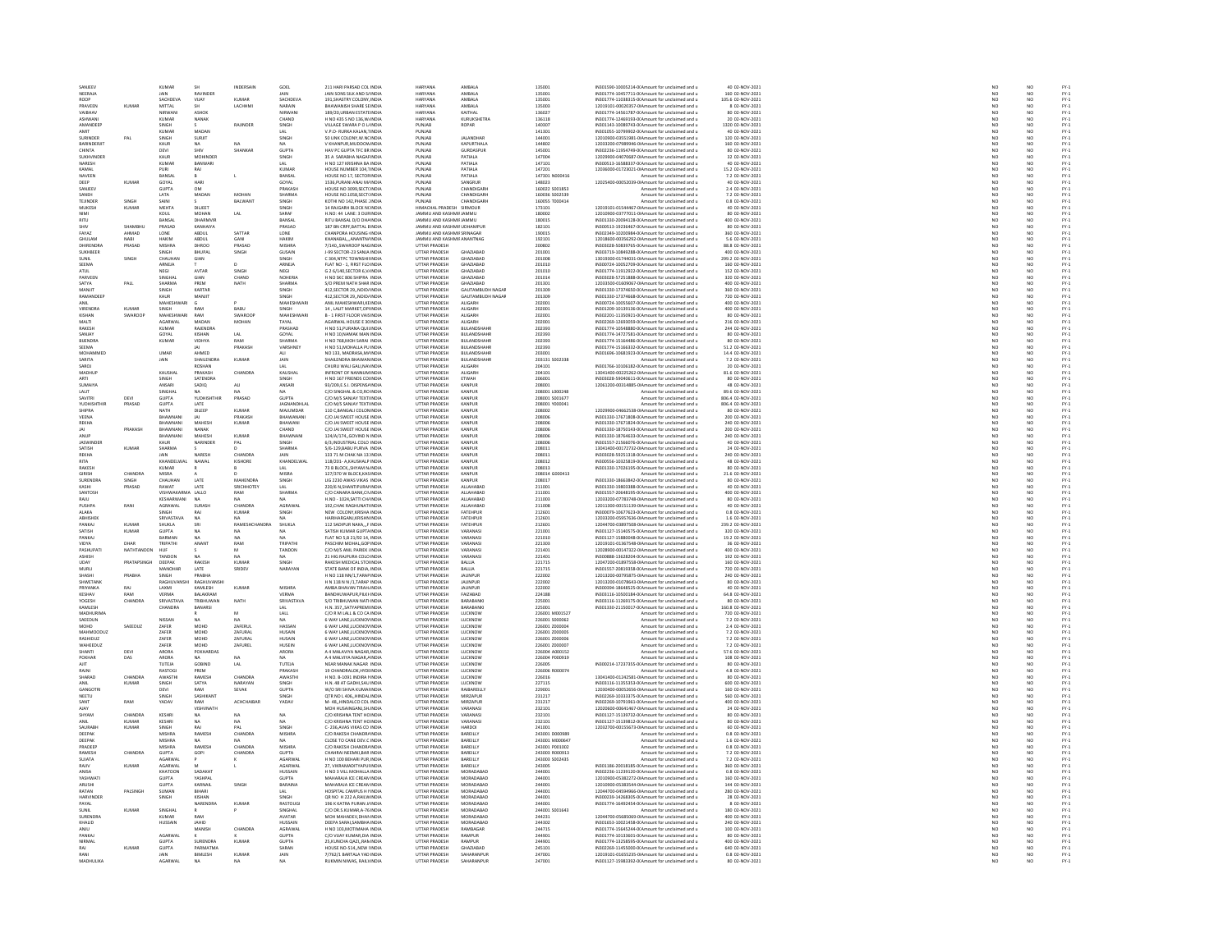| | | | | | | | | | | | | | | | | | |
|---|---|---|---|---|---|---|---|---|---|---|---|---|---|---|---|---|---|
| SANJEEV | | KUMAR | SH | INDERSAIN | GOEL | 211 HARI PARSAD COL | INDIA | HARYANA | AMBALA | 135001 | IN301590-10005214-0 | Amount for unclaimed and u | 40 | 02-NOV-2021 | NO | NO | FY-1 |
| NEERAJA | | JAIN | RAVINDER | | JAIN | JAIN SONS SILK AND SA | INDIA | HARYANA | AMBALA | 135001 | IN301774-10457711-0 | Amount for unclaimed and u | 160 | 02-NOV-2021 | NO | NO | FY-1 |
| ROOP | | SACHDEVA | VIJAY | KUMAR | SACHDEVA | 191,SHASTRY COLONY, | INDIA | HARYANA | AMBALA | 135001 | IN301774-11038315-0 | Amount for unclaimed and u | 105.6 | 02-NOV-2021 | NO | NO | FY-1 |
| PRAVEEN | KUMAR | MITTAL | SH | LACHHMI | NARAIN | BHAWANISH SHARE SE | INDIA | HARYANA | AMBALA | 135003 | 12019101-00020357-0 | Amount for unclaimed and u | 8 | 02-NOV-2021 | NO | NO | FY-1 |
| VAIBHAV | | NIRWANI | ASHOK | | NIRWANI | 189/20,URBAN ESTATE | INDIA | HARYANA | KAITHAL | 136027 | IN301774-14561787-0 | Amount for unclaimed and u | 80 | 02-NOV-2021 | NO | NO | FY-1 |
| ASHWANI | | KUMAR | NANAK | | CHAND | H NO 435 S NO 136,W | INDIA | HARYANA | KURUKSHETRA | 136118 | IN301774-12469193-0 | Amount for unclaimed and u | 20 | 02-NOV-2021 | NO | NO | FY-1 |
| AMANDEEP | | SINGH | S | RAJINDER | SINGH | VILLAGE SWARA P O L | INDIA | PUNJAB | ROPAR | 140307 | IN301143-10089743-0 | Amount for unclaimed and u | 1320 | 02-NOV-2021 | NO | NO | FY-1 |
| AMIT | | KUMAR | MADAN | | LAL | V.P.O- RURKA KALAN,T | INDIA | PUNJAB | | 141301 | IN301055-10799902-0 | Amount for unclaimed and u | 40 | 02-NOV-2021 | NO | NO | FY-1 |
| SURINDER | PAL | SINGH | SURJIT | | SINGH | 50 LINK COLONY W.NC | INDIA | PUNJAB | JALANDHAR | 144001 | 12010900-03551981-0 | Amount for unclaimed and u | 120 | 02-NOV-2021 | NO | NO | FY-1 |
| BARINDERJIT | | KAUR | NA | NA | NA | V KHANPUR,MUDDON, | INDIA | PUNJAB | KAPURTHALA | 144802 | 12033200-07989946-0 | Amount for unclaimed and u | 160 | 02-NOV-2021 | NO | NO | FY-1 |
| CHINTA | | DEVI | SHIV | SHANKAR | GUPTA | HAV PC GUPTA TFC BR | INDIA | PUNJAB | GURDASPUR | 145001 | IN302236-11954749-0 | Amount for unclaimed and u | 80 | 02-NOV-2021 | NO | NO | FY-1 |
| SUKHVINDER | | KAUR | MOHINDER | | SINGH | 35 A SARABHA NAGAF | INDIA | PUNJAB | PATIALA | 147004 | 12029900-04070687-0 | Amount for unclaimed and u | 32 | 02-NOV-2021 | NO | NO | FY-1 |
| NARESH | | KUMAR | BANWARI | | LAL | H NO 127 KRISHNA BA | INDIA | PUNJAB | PATIALA | 147101 | IN300513-16588337-0 | Amount for unclaimed and u | 40 | 02-NOV-2021 | NO | NO | FY-1 |
| KAMAL | | PURI | RAJ | | KUMAR | HOUSE NUMBER 104,T | INDIA | PUNJAB | PATIALA | 147201 | 12036000-01723021-0 | Amount for unclaimed and u | 15.2 | 02-NOV-2021 | NO | NO | FY-1 |
| NAVEEN | | BANSAL | B | L | BANSAL | HOUSE NO 17, SECTOR | INDIA | PUNJAB | PATIALA | 147301 | N000416 | Amount for unclaimed and u | 7.2 | 02-NOV-2021 | NO | NO | FY-1 |
| DEEP | KUMAR | GOYAL | HARI | | GOYAL | 1536,PURANI ANAJ MA | INDIA | PUNJAB | SANGRUR | 148023 | 12025400-00052039-0 | Amount for unclaimed and u | 40 | 02-NOV-2021 | NO | NO | FY-1 |
| SANJEEV | | GUPTA | OM | | PRAKASH | HOUSE NO 3099,SECT( | INDIA | PUNJAB | CHANDIGARH | 160022 | S001853 | Amount for unclaimed and u | 2.4 | 02-NOV-2021 | NO | NO | FY-1 |
| SANIDH | | LATA | MADAN | MOHAN | SHARMA | HOUSE NO 1058,SECT( | INDIA | PUNJAB | CHANDIGARH | 160036 | S002539 | Amount for unclaimed and u | 7.2 | 02-NOV-2021 | NO | NO | FY-1 |
| TEJINDER | SINGH | SAINI | S | BALWANT | SINGH | KOTHI NO 142,PHASE | INDIA | PUNJAB | CHANDIGARH | 160055 | T000414 | Amount for unclaimed and u | 0.8 | 02-NOV-2021 | NO | NO | FY-1 |
| MUKESH | KUMAR | MEHTA | DILJEET | | SINGH | 14 RAJGARH BLOCK NC | INDIA | HIMACHAL PRADESH | SIRMOUR | 173101 | 12019101-01544467-0 | Amount for unclaimed and u | 40 | 02-NOV-2021 | NO | NO | FY-1 |
| NIMI | | KOUL | MOHAN | LAL | SARAF | H.NO. 44 LANE 3 DUR | INDIA | JAMMU AND KASHMIR | JAMMU | 180002 | 12010900-03777011-0 | Amount for unclaimed and u | 80 | 02-NOV-2021 | NO | NO | FY-1 |
| RITU | | BANSAL | DHARMVIR | | BANSAL | RITU BANSAL D/O DHA | INDIA | JAMMU AND KASHMIR | JAMMU | 180015 | IN301330-20094128-0 | Amount for unclaimed and u | 400 | 02-NOV-2021 | NO | NO | FY-1 |
| SHIV | SHAMBHU | PRASAD | KANHAIYA | | PRASAD | 187 BN CRPF,BATTAL B | INDIA | JAMMU AND KASHMIR | UDHAMPUR | 182101 | IN300513-19236467-0 | Amount for unclaimed and u | 80 | 02-NOV-2021 | NO | NO | FY-1 |
| FAYAZ | AHMAD | LONE | ABDUL | SATTAR | LONE | CHANPORA HOUSING | INDIA | JAMMU AND KASHMIR | SRINAGAR | 190015 | IN302349-10200984-0 | Amount for unclaimed and u | 360 | 02-NOV-2021 | NO | NO | FY-1 |
| GHULAM | NABI | HAKIM | ABDUL | GANI | HAKIM | KHANABAL,,,ANANTNA | INDIA | JAMMU AND KASHMIR | ANANTNAG | 192101 | 12018600-00356292-0 | Amount for unclaimed and u | 5.6 | 02-NOV-2021 | NO | NO | FY-1 |
| DHIRENDRA | PRASAD | MISHRA | DHROO | PRASAD | MISHRA | 7/140,,SWAROOP NAG | INDIA | UTTAR PRADESH | | 208002 | IN300208-50839765-0 | Amount for unclaimed and u | 88.8 | 02-NOV-2021 | NO | NO | FY-1 |
| SUKHBEER | | SINGH | BHUPAL | SINGH | GUSAIN | I-99 SECTOR-23 SANJA | INDIA | UTTAR PRADESH | GHAZIABAD | 201001 | IN300719-10849288-0 | Amount for unclaimed and u | 400 | 02-NOV-2021 | NO | NO | FY-1 |
| SUNIL | SINGH | CHAUHAN | GIAN | | SINGH | C 304,NTPC TOWNSHI | INDIA | UTTAR PRADESH | GHAZIABAD | 201008 | 13019300-01744031-0 | Amount for unclaimed and u | 299.2 | 02-NOV-2021 | NO | NO | FY-1 |
| SEEMA | | ARNEJA | T | D | ARNEJA | FLAT NO - 1, FIRST FLO | INDIA | UTTAR PRADESH | GHAZIABAD | 201010 | IN300724-10052709-0 | Amount for unclaimed and u | 160 | 02-NOV-2021 | NO | NO | FY-1 |
| ATUL | | NEGI | AVTAR | SINGH | NEGI | G 2 G/140,SECTOR 6,V | INDIA | UTTAR PRADESH | GHAZIABAD | 201010 | IN301774-11912922-0 | Amount for unclaimed and u | 152 | 02-NOV-2021 | NO | NO | FY-1 |
| PARVEEN | | SINGHAL | GIAN | CHAND | NOHERIA | H NO SKC 806 SHIPRA | INDIA | UTTAR PRADESH | GHAZIABAD | 201014 | IN300208-57251888-0 | Amount for unclaimed and u | 320 | 02-NOV-2021 | NO | NO | FY-1 |
| SATYA | PAL | SHARMA | PREM | NATH | SHARMA | S/O PREM NATH SHAR | INDIA | UTTAR PRADESH | GHAZIABAD | 201301 | 12033500-01609067-0 | Amount for unclaimed and u | 400 | 02-NOV-2021 | NO | NO | FY-1 |
| MANJIT | | SINGH | KARTAR | | SINGH | 412,SECTOR 29,,NOIDA | INDIA | UTTAR PRADESH | GAUTAMBUDH NAGAR | 201309 | IN301330-17374650-0 | Amount for unclaimed and u | 360 | 02-NOV-2021 | NO | NO | FY-1 |
| RAMANDEEP | | KAUR | MANJIT | | SINGH | 412,SECTOR 29,,NOIDA | INDIA | UTTAR PRADESH | GAUTAMBUDH NAGAR | 201309 | IN301330-17374668-0 | Amount for unclaimed and u | 720 | 02-NOV-2021 | NO | NO | FY-1 |
| ANIL | | MAHESHWARI | G | P | MAHESHWARI | ANIL MAHESHWARI,KE | INDIA | UTTAR PRADESH | ALIGARH | 202001 | IN300724-10055607-0 | Amount for unclaimed and u | 400 | 02-NOV-2021 | NO | NO | FY-1 |
| VIRENDRA | KUMAR | SINGH | RAM | BABU | SINGH | 14 , LALIT MARKET, OP | INDIA | UTTAR PRADESH | ALIGARH | 202001 | IN301209-10139136-0 | Amount for unclaimed and u | 400 | 02-NOV-2021 | NO | NO | FY-1 |
| KISHAN | SWAROOP | MAHESHWARI | RAM | SWAROOP | MAHESHWARI | B - 1 FIRST FLOOR VAIS | INDIA | UTTAR PRADESH | ALIGARH | 202001 | IN302201-11350921-0 | Amount for unclaimed and u | 80 | 02-NOV-2021 | NO | NO | FY-1 |
| MALTI | | AGARWAL | MADAN | MOHAN | TAYAL | AGARWAL HOUSE E 30 | INDIA | UTTAR PRADESH | ALIGARH | 202001 | IN302269-11693059-0 | Amount for unclaimed and u | 216 | 02-NOV-2021 | NO | NO | FY-1 |
| RAKESH | | KUMAR | RAJENDRA | | PRASHAD | H NO 51,PURANA QUI | INDIA | UTTAR PRADESH | BULANDSHAHR | 202393 | IN301774-10548880-0 | Amount for unclaimed and u | 244 | 02-NOV-2021 | NO | NO | FY-1 |
| SANJAY | | GOYAL | KISHAN | LAL | GOYAL | H NO 10,NAMAK MAN | INDIA | UTTAR PRADESH | BULANDSHAHR | 202393 | IN301774-14727581-0 | Amount for unclaimed and u | 80 | 02-NOV-2021 | NO | NO | FY-1 |
| BIJENDRA | | KUMAR | VIDHYA | RAM | SHARMA | H NO 768,MOH SARAI | INDIA | UTTAR PRADESH | BULANDSHAHR | 202393 | IN301774-15164486-0 | Amount for unclaimed and u | 80 | 02-NOV-2021 | NO | NO | FY-1 |
| SEEMA | | | JAI | PRAKASH | VARSHNEY | H NO 51,MOHALLA PU | INDIA | UTTAR PRADESH | BULANDSHAHR | 202393 | IN301774-15166332-0 | Amount for unclaimed and u | 51.2 | 02-NOV-2021 | NO | NO | FY-1 |
| MOHAMMED | | UMAR | AHMED | | ALI | NO 133, MADRASA,MA | INDIA | UTTAR PRADESH | BULANDSHAHR | 203001 | IN301696-10681923-0 | Amount for unclaimed and u | 14.4 | 02-NOV-2021 | NO | NO | FY-1 |
| SARITA | | JAIN | SHAILENDRA | KUMAR | JAIN | SHAILENDRA BHAWAN | INDIA | UTTAR PRADESH | BULANDSHAHR | 203131 | S002338 | Amount for unclaimed and u | 7.2 | 02-NOV-2021 | NO | NO | FY-1 |
| SAROJ | | | ROSHAN | | LAL | CHURU WALI GALI,NAV | INDIA | UTTAR PRADESH | ALIGARH | 204101 | IN301766-10106182-0 | Amount for unclaimed and u | 20 | 02-NOV-2021 | NO | NO | FY-1 |
| MADHUP | | KAUSHAL | PRAKASH | CHANDRA | KAUSHAL | INFRONT OF NANNUM | INDIA | UTTAR PRADESH | ALIGARH | 204101 | 13041400-00225262-0 | Amount for unclaimed and u | 81.6 | 02-NOV-2021 | NO | NO | FY-1 |
| ARTI | | SINGH | SATENDRA | | SINGH | H NO 167 FRIENDS CO | INDIA | UTTAR PRADESH | ETWAH | 206001 | IN300028-59040611-0 | Amount for unclaimed and u | 80 | 02-NOV-2021 | NO | NO | FY-1 |
| SUMAIYA | | ANSARI | SADIQ | ALI | ANSARI | 93/209,E.S.I. DISPENS | INDIA | UTTAR PRADESH | KANPUR | 208001 | 12061200-00314885-0 | Amount for unclaimed and u | 48 | 02-NOV-2021 | NO | NO | FY-1 |
| LALIT | | SINGHAL | NA | NA | NA | C/O SINGHAL & CO,RO | INDIA | UTTAR PRADESH | KANPUR | 208001 | L000248 | Amount for unclaimed and u | 89.6 | 02-NOV-2021 | NO | NO | FY-1 |
| SAVITRI | DEVI | GUPTA | YUDHISHTHIR | PRASAD | GUPTA | C/O M/S SANJAY TEXT | INDIA | UTTAR PRADESH | KANPUR | 208001 | S001677 | Amount for unclaimed and u | 806.4 | 02-NOV-2021 | NO | NO | FY-1 |
| YUDHISHTHIR | PRASAD | GUPTA | LATE | | JAGNANDHLAL | C/O M/S SANJAY TEXT | INDIA | UTTAR PRADESH | KANPUR | 208001 | Y000041 | Amount for unclaimed and u | 806.4 | 02-NOV-2021 | NO | NO | FY-1 |
| SHIPRA | | NATH | DILEEP | KUMAR | MAJUMDAR | 110 C,BANGALI COLON | INDIA | UTTAR PRADESH | KANPUR | 208002 | 12029900-04662538-0 | Amount for unclaimed and u | 80 | 02-NOV-2021 | NO | NO | FY-1 |
| VEENA | | BHAWNANI | JAI | PRAKASH | BHAWNANI | C/O JAI SWEET HOUSE | INDIA | UTTAR PRADESH | KANPUR | 208006 | IN301330-17671808-0 | Amount for unclaimed and u | 200 | 02-NOV-2021 | NO | NO | FY-1 |
| REKHA | | BHAWNANI | MAHESH | KUMAR | BHAWANI | C/O JAI SWEET HOUSE | INDIA | UTTAR PRADESH | KANPUR | 208006 | IN301330-17671824-0 | Amount for unclaimed and u | 240 | 02-NOV-2021 | NO | NO | FY-1 |
| JAI | PRAKASH | BHAWNANI | NANAK | | CHAND | C/O JAI SWEET HOUSE | INDIA | UTTAR PRADESH | KANPUR | 208006 | IN301330-18750143-0 | Amount for unclaimed and u | 200 | 02-NOV-2021 | NO | NO | FY-1 |
| ANUP | | BHAWNANI | MAHESH | KUMAR | BHAWNANI | 124/A/174,,GOVIND N | INDIA | UTTAR PRADESH | KANPUR | 208006 | IN301330-18764633-0 | Amount for unclaimed and u | 240 | 02-NOV-2021 | NO | NO | FY-1 |
| JASWINDER | | KAUR | NARINDER | PAL | SINGH | 6/3,INDUSTRIAL COLO | INDIA | UTTAR PRADESH | KANPUR | 208006 | IN301557-21566076-0 | Amount for unclaimed and u | 40 | 02-NOV-2021 | NO | NO | FY-1 |
| SATISH | KUMAR | SHARMA | S | D | SHARMA | 5/6-129,BABU PURVA | INDIA | UTTAR PRADESH | KANPUR | 208011 | 13041400-00172732-0 | Amount for unclaimed and u | 24 | 02-NOV-2021 | NO | NO | FY-1 |
| REKHA | | JAIN | NARESH | CHANDRA | JAIN | 133 71 M CHAK NA 13 | INDIA | UTTAR PRADESH | KANPUR | 208011 | IN300208-59251318-0 | Amount for unclaimed and u | 240 | 02-NOV-2021 | NO | NO | FY-1 |
| RITA | | KHANDELWAL | NAWAL | KISHORE | KHANDELWAL | 118/201- A,KAUSHALP | INDIA | UTTAR PRADESH | KANPUR | 208012 | IN300556-10325819-0 | Amount for unclaimed and u | 48 | 02-NOV-2021 | NO | NO | FY-1 |
| RAKESH | | KUMAR | R | B | LAL | 73 B BLOCK,,SHYAM N | INDIA | UTTAR PRADESH | KANPUR | 208013 | IN301330-17026195-0 | Amount for unclaimed and u | 80 | 02-NOV-2021 | NO | NO | FY-1 |
| GIRISH | CHANDRA | MISRA | A | D | MISRA | 127/370 W BLOCK,KAS | INDIA | UTTAR PRADESH | KANPUR | 208014 | G000413 | Amount for unclaimed and u | 21.6 | 02-NOV-2021 | NO | NO | FY-1 |
| SURENDRA | SINGH | CHAUHAN | LATE | MAHENDRA | SINGH | LIG 2230 AWAS VIKAS | INDIA | UTTAR PRADESH | KANPUR | 208017 | IN301330-18663842-0 | Amount for unclaimed and u | 80 | 02-NOV-2021 | NO | NO | FY-1 |
| KASHI | PRASAD | RAWAT | LATE | SRICHHOTEY | LAL | 220/6 N,SHANTIPURA | INDIA | UTTAR PRADESH | ALLAHABAD | 211001 | IN301330-19803388-0 | Amount for unclaimed and u | 40 | 02-NOV-2021 | NO | NO | FY-1 |
| SANTOSH | | VISHWAKARMA | LALLO | RAM | SHARMA | C/O CANARA BANK,CIV | INDIA | UTTAR PRADESH | ALLAHABAD | 211001 | IN301557-20648195-0 | Amount for unclaimed and u | 400 | 02-NOV-2021 | NO | NO | FY-1 |
| RAJU | | KESHARWANI | NA | NA | NA | H.NO - 1024,SATTI CHA | INDIA | UTTAR PRADESH | ALLAHABAD | 211003 | 12033200-07783748-0 | Amount for unclaimed and u | 80 | 02-NOV-2021 | NO | NO | FY-1 |
| PUSHPA | RANI | AGRAWAL | SURESH | CHANDRA | AGRAWAL | 192,CHAK RAGHUNATH | INDIA | UTTAR PRADESH | ALLAHABAD | 211008 | 12011300-00151139-0 | Amount for unclaimed and u | 40 | 02-NOV-2021 | NO | NO | FY-1 |
| ALAKA | | SINGH | RAJ | KUMAR | SINGH | NEW COLONY,KRISHA | INDIA | UTTAR PRADESH | FATEHPUR | 212601 | IN300079-10677623-0 | Amount for unclaimed and u | 0.8 | 02-NOV-2021 | NO | NO | FY-1 |
| ABHISHEK | | SRIVASTAVA | NA | NA | NA | HARIHARGANJ,KRISHN | INDIA | UTTAR PRADESH | FATEHPUR | 212601 | 12033200-05957636-0 | Amount for unclaimed and u | 1.6 | 02-NOV-2021 | NO | NO | FY-1 |
| PANKAJ | KUMAR | SHUKLA | SRI | RAMESHCHANDRA | SHUKLA | 112 SADIPUR NAKA,,,F | INDIA | UTTAR PRADESH | FATEHPUR | 212601 | 12044700-03897508-0 | Amount for unclaimed and u | 239.2 | 02-NOV-2021 | NO | NO | FY-1 |
| SATISH | KUMAR | GUPTA | NA | NA | NA | SATISH KUMAR GUPTA | INDIA | UTTAR PRADESH | VARANASI | 221001 | IN301127-15140575-0 | Amount for unclaimed and u | 320 | 02-NOV-2021 | NO | NO | FY-1 |
| PANKAJ | | BARMAN | NA | NA | NA | FLAT NO S.B 21/92 14, | INDIA | UTTAR PRADESH | VARANASI | 221010 | IN301127-15880048-0 | Amount for unclaimed and u | 19.2 | 02-NOV-2021 | NO | NO | FY-1 |
| VIDYA | DHAR | TRIPATHI | ANANT | RAM | TRIPATHI | PASCHIM MOHAL,GOP | INDIA | UTTAR PRADESH | VARANASI | 221303 | 12019101-01367548-0 | Amount for unclaimed and u | 36 | 02-NOV-2021 | NO | NO | FY-1 |
| PASHUPATI | NATHTANDON | HUF | S | M | TANDON | C/O M/S ANIL PAREEK | INDIA | UTTAR PRADESH | VARANASI | 221401 | 12028900-00147322-0 | Amount for unclaimed and u | 400 | 02-NOV-2021 | NO | NO | FY-1 |
| ASHISH | | TANDON | NA | NA | NA | 21 HIG RAIPURA COLO | INDIA | UTTAR PRADESH | VARANASI | 221401 | IN300888-13628204-0 | Amount for unclaimed and u | 192 | 02-NOV-2021 | NO | NO | FY-1 |
| UDAY | PRATAPSINGH | DEEPAK | RAKESH | KUMAR | SINGH | RAKESH MEDICAL STOF | INDIA | UTTAR PRADESH | BALLIA | 221715 | 12047200-01897558-0 | Amount for unclaimed and u | 160 | 02-NOV-2021 | NO | NO | FY-1 |
| MURLI | | MANOHAR | LATE | SRIDEV | NARAYAN | STATE BANK OF INDIA, | INDIA | UTTAR PRADESH | BALLIA | 221715 | IN301557-20819358-0 | Amount for unclaimed and u | 720 | 02-NOV-2021 | NO | NO | FY-1 |
| SHASHI | PRABHA | SINGH | PRABHA | | | H NO 118 NR/1,TARAP | INDIA | UTTAR PRADESH | JAUNPUR | 222002 | 12013200-00795875-0 | Amount for unclaimed and u | 240 | 02-NOV-2021 | NO | NO | FY-1 |
| SHWETANK | | RAGHUVANSHI | RAGHUVANSHI | | | H N 118 N N /1,TARAP | INDIA | UTTAR PRADESH | JAUNPUR | 222002 | 12013200-01078643-0 | Amount for unclaimed and u | 80 | 02-NOV-2021 | NO | NO | FY-1 |
| PRIYANKA | RAJ | LAXMI | KAMLESH | KUMAR | MISHRA | AMBA BHAVAN TIRAHA | INDIA | UTTAR PRADESH | JAUNPUR | 222002 | IN300094-18648525-0 | Amount for unclaimed and u | 40 | 02-NOV-2021 | NO | NO | FY-1 |
| KESHAV | RAM | VERMA | BALAKRAM | | VERMA | BANDHUWAPUR,PILKH | INDIA | UTTAR PRADESH | FAIZABAD | 224188 | IN303116-10500184-0 | Amount for unclaimed and u | 64.8 | 02-NOV-2021 | NO | NO | FY-1 |
| YOGESH | CHANDRA | SRIVASTAVA | TRIBHUWAN | NATH | SRIVASTAVA | S/O TRIBHUWAN NATH | INDIA | UTTAR PRADESH | BARABANKI | 225001 | IN303116-11269175-0 | Amount for unclaimed and u | 80 | 02-NOV-2021 | NO | NO | FY-1 |
| KAMLESH | | CHANDRA | BANARSI | | LAL | H.N. 357,,SATYAPREM | INDIA | UTTAR PRADESH | BARABANKI | 225001 | IN301330-21150017-0 | Amount for unclaimed and u | 160.8 | 02-NOV-2021 | NO | NO | FY-1 |
| MADHURIMA | | | R | M | LALL | C/O R M LALL & CO CA | INDIA | UTTAR PRADESH | LUCKNOW | 226001 | M001527 | Amount for unclaimed and u | 720 | 02-NOV-2021 | NO | NO | FY-1 |
| SAEEDUN | | NISSAN | NA | NA | NA | 6 WAY LANE,LUCKNOW | INDIA | UTTAR PRADESH | LUCKNOW | 226001 | S000062 | Amount for unclaimed and u | 7.2 | 02-NOV-2021 | NO | NO | FY-1 |
| MOHD | SAEEDUZ | ZAFER | MOHD | ZAFERUL | HASSAN | 6 WAY LANE,LUCKNOW | INDIA | UTTAR PRADESH | LUCKNOW | 226001 | Z000004 | Amount for unclaimed and u | 2.4 | 02-NOV-2021 | NO | NO | FY-1 |
| MAHMOODUZ | | ZAFER | MOHD | ZAFURAL | HUSAIN | 6 WAY LANE,LUCKNOW | INDIA | UTTAR PRADESH | LUCKNOW | 226001 | Z000005 | Amount for unclaimed and u | 7.2 | 02-NOV-2021 | NO | NO | FY-1 |
| RASHIDUZ | | ZAFER | MOHD | ZAFURAL | HUSAIN | 6 WAY LANE,LUCKNOW | INDIA | UTTAR PRADESH | LUCKNOW | 226001 | Z000006 | Amount for unclaimed and u | 7.2 | 02-NOV-2021 | NO | NO | FY-1 |
| WAHEEDUZ | | ZAFER | MOHD | ZAFUREL | HUSEIN | 6 WAY LANE,LUCKNOW | INDIA | UTTAR PRADESH | LUCKNOW | 226001 | Z000007 | Amount for unclaimed and u | 7.2 | 02-NOV-2021 | NO | NO | FY-1 |
| SHANTI | DEVI | ARORA | POKHARDAS | | ARORA | A-4 MALAVIYA NAGAR | INDIA | UTTAR PRADESH | LUCKNOW | 226004 | A000152 | Amount for unclaimed and u | 57.6 | 02-NOV-2021 | NO | NO | FY-1 |
| POKHAR | DAS | ARORA | NA | NA | NA | A-4 MALVIYA NAGAR,A | INDIA | UTTAR PRADESH | LUCKNOW | 226004 | P000919 | Amount for unclaimed and u | 108 | 02-NOV-2021 | NO | NO | FY-1 |
| AJIT | | TUTEJA | GOBIND | LAL | TUTEJA | NEAR MANAK NAGAR | INDIA | UTTAR PRADESH | LUCKNOW | 226005 | IN300214-17237355-0 | Amount for unclaimed and u | 80 | 02-NOV-2021 | NO | NO | FY-1 |
| RAJNI | | RASTOGI | PREM | | PRAKASH | 19 CHANDRALOK,HYDE | INDIA | UTTAR PRADESH | LUCKNOW | 226006 | R000074 | Amount for unclaimed and u | 4.8 | 02-NOV-2021 | NO | NO | FY-1 |
| SHARAD | CHANDRA | AWASTHI | RAMESH | CHANDRA | AWASTHI | H.NO. B-1091 INDIRA N | INDIA | UTTAR PRADESH | LUCKNOW | 226016 | 13041400-01242581-0 | Amount for unclaimed and u | 80 | 02-NOV-2021 | NO | NO | FY-1 |
| ANIL | KUMAR | SINGH | SATYA | NARAYAN | SINGH | H.N. 48 AT GADHI,SAU | INDIA | UTTAR PRADESH | LUCKNOW | 227115 | IN303116-11355353-0 | Amount for unclaimed and u | 600 | 02-NOV-2021 | NO | NO | FY-1 |
| GANGOTRI | | DEVI | RAM | SEVAK | GUPTA | W/O SRI SHIVA KUMAR | INDIA | UTTAR PRADESH | RAIBAREILLY | 229001 | 12030400-00052656-0 | Amount for unclaimed and u | 160 | 02-NOV-2021 | NO | NO | FY-1 |
| NEETU | | SINGH | SASHIKANT | | SINGH | QTR NO L 406,,HINDAL | INDIA | UTTAR PRADESH | MIRZAPUR | 231217 | IN302269-10333375-0 | Amount for unclaimed and u | 560 | 02-NOV-2021 | NO | NO | FY-1 |
| SANT | RAM | YADAV | RAM | ACHCHAIBAR | YADAV | M- 48,,HINDALCO COL | INDIA | UTTAR PRADESH | MIRZAPUR | 231217 | IN302269-10791963-0 | Amount for unclaimed and u | 400 | 02-NOV-2021 | NO | NO | FY-1 |
| AJAY | | | VISHVNATH | | | MOH HUSAINGANJ,SH | INDIA | UTTAR PRADESH | VARANASI | 232101 | 12020600-00641467-0 | Amount for unclaimed and u | 24 | 02-NOV-2021 | NO | NO | FY-1 |
| SHYAM | CHANDRA | KESHRI | NA | NA | NA | C/O KRISHNA TENT HO | INDIA | UTTAR PRADESH | VARANASI | 232101 | IN301127-15139732-0 | Amount for unclaimed and u | 80 | 02-NOV-2021 | NO | NO | FY-1 |
| ANIL | KUMAR | KESHRI | NA | NA | NA | C/O KRISHNA TENT HO | INDIA | UTTAR PRADESH | VARANASI | 232101 | IN301127-15139812-0 | Amount for unclaimed and u | 80 | 02-NOV-2021 | NO | NO | FY-1 |
| SAURABH | KUMAR | SINGH | RAJ | PAL | SINGH | C- 236,AVAS VIKAS CO | INDIA | UTTAR PRADESH | HARDOI | 241001 | 12032700-00155673-0 | Amount for unclaimed and u | 60 | 02-NOV-2021 | NO | NO | FY-1 |
| DEEPAK | | MISHRA | RAMESH | CHANDRA | MISHRA | C/O RAKESH CHANDRA | INDIA | UTTAR PRADESH | BAREILLY | 243001 | D000989 | Amount for unclaimed and u | 0.8 | 02-NOV-2021 | NO | NO | FY-1 |
| DEEPAK | | MISHRA | NA | NA | NA | CLOSE TO CANE DEV.C | INDIA | UTTAR PRADESH | BAREILLY | 243001 | M000647 | Amount for unclaimed and u | 1.6 | 02-NOV-2021 | NO | NO | FY-1 |
| PRADEEP | | MISHRA | RAMESH | CHANDRA | MISHRA | C/O RAKESH CHANDRA | INDIA | UTTAR PRADESH | BAREILLY | 243001 | P001002 | Amount for unclaimed and u | 0.8 | 02-NOV-2021 | NO | NO | FY-1 |
| RAMESH | CHANDRA | GUPTA | GOPI | CHANDRA | GUPTA | CHAHRAI NEEMKI,BAR | INDIA | UTTAR PRADESH | BAREILLY | 243003 | R000913 | Amount for unclaimed and u | 7.2 | 02-NOV-2021 | NO | NO | FY-1 |
| SUJATA | | AGARWAL | P | K | AGARWAL | H NO 330 BEHARI PUR, | INDIA | UTTAR PRADESH | BAREILLY | 243003 | S002435 | Amount for unclaimed and u | 7.2 | 02-NOV-2021 | NO | NO | FY-1 |
| RAJIV | KUMAR | AGARWAL | M | L | AGARWAL | 27, VIKRAMADITYAPU | INDIA | UTTAR PRADESH | BAREILLY | 243005 | IN301186-20018185-0 | Amount for unclaimed and u | 360 | 02-NOV-2021 | NO | NO | FY-1 |
| ANISA | | KHATOON | SADAKAT | | HUSSAIN | H NO 3 VILL MOHALLA | INDIA | UTTAR PRADESH | MORADABAD | 244001 | IN302236-11239120-0 | Amount for unclaimed and u | 0.8 | 02-NOV-2021 | NO | NO | FY-1 |
| YASHWATI | | GUPTA | YASHPAL | | GUPTA | MAHARAJA ICE CREAM | INDIA | UTTAR PRADESH | MORADABAD | 244001 | 12010900-05382272-0 | Amount for unclaimed and u | 160 | 02-NOV-2021 | NO | NO | FY-1 |
| ARUSHI | | GUPTA | KARNAIL | SINGH | BARAIWA | MAHARAJA ICE CREAM | INDIA | UTTAR PRADESH | MORADABAD | 244001 | 12010900-05383544-0 | Amount for unclaimed and u | 144 | 02-NOV-2021 | NO | NO | FY-1 |
| RATAN | PALSINGH | SUMAN | BIHARI | | LAL | HOSPITAL CAMPUS H P | INDIA | UTTAR PRADESH | MORADABAD | 244001 | 12044700-04594966-0 | Amount for unclaimed and u | 280 | 02-NOV-2021 | NO | NO | FY-1 |
| HARVINDER | | SINGH | KISHAN | | SINGH | QR NO H 222 A,RAILW | INDIA | UTTAR PRADESH | MORADABAD | 244001 | IN300239-14268305-0 | Amount for unclaimed and u | 28 | 02-NOV-2021 | NO | NO | FY-1 |
| PAYAL | | | NARENDRA | KUMAR | RASTOGI | 196 K KATRA PURAN JA | INDIA | UTTAR PRADESH | MORADABAD | 244001 | IN301774-16492454-0 | Amount for unclaimed and u | 8 | 02-NOV-2021 | NO | NO | FY-1 |
| SUNIL | KUMAR | SINGHAL | R | P | SINGHAL | C/O DR.S.KUMAR,A-76 | INDIA | UTTAR PRADESH | MORADABAD | 244001 | S001643 | Amount for unclaimed and u | 180 | 02-NOV-2021 | NO | NO | FY-1 |
| SURENDRA | | KUMAR | RAM | | AVATAR | MOH MAHADEV,DHAN | INDIA | UTTAR PRADESH | MORADABAD | 244231 | 12044700-05685069-0 | Amount for unclaimed and u | 400 | 02-NOV-2021 | NO | NO | FY-1 |
| KHALID | | HUSSAIN | JAHID | | HUSSAIN | DEEPA SARAI,SAMBHA | INDIA | UTTAR PRADESH | MORADABAD | 244302 | IN301653-10021458-0 | Amount for unclaimed and u | 240 | 02-NOV-2021 | NO | NO | FY-1 |
| ANJU | | | MANISH | CHANDRA | AGRAWAL | H NO 103,MOTIMAHA | INDIA | UTTAR PRADESH | RAMNAGAR | 244715 | IN301774-15645244-0 | Amount for unclaimed and u | 100 | 02-NOV-2021 | NO | NO | FY-1 |
| PANKAJ | | AGARWAL | K | C | GUPTA | C/O VIJAY KUMAR,DHA | INDIA | UTTAR PRADESH | RAMPUR | 244901 | IN301774-10133601-0 | Amount for unclaimed and u | 80 | 02-NOV-2021 | NO | NO | FY-1 |
| NIRMAL | | GUPTA | SURENDRA | KUMAR | GUPTA | 25,KUNCHA QAZI,,RAN | INDIA | UTTAR PRADESH | RAMPUR | 244901 | IN301774-12258595-0 | Amount for unclaimed and u | 400 | 02-NOV-2021 | NO | NO | FY-1 |
| RAJ | KUMAR | GUPTA | PARMATMA | | SARAN | HOUSE NO-514,,NEW | INDIA | UTTAR PRADESH | GHAZIABAD | 245101 | IN302269-11455000-0 | Amount for unclaimed and u | 640 | 02-NOV-2021 | NO | NO | FY-1 |
| RANI | | JAIN | BIMLESH | KUMAR | JAIN | 7/762/1 BARTALA YAD | INDIA | UTTAR PRADESH | SAHARANPUR | 247001 | 12019101-01655235-0 | Amount for unclaimed and u | 0.8 | 02-NOV-2021 | NO | NO | FY-1 |
| MADHULIKA | | AGARWAL | NA | NA | NA | RUKMIN NIWAS, RAILW | INDIA | UTTAR PRADESH | SAHARANPUR | 247001 | IN301127-15983392-0 | Amount for unclaimed and u | 80 | 02-NOV-2021 | NO | NO | FY-1 |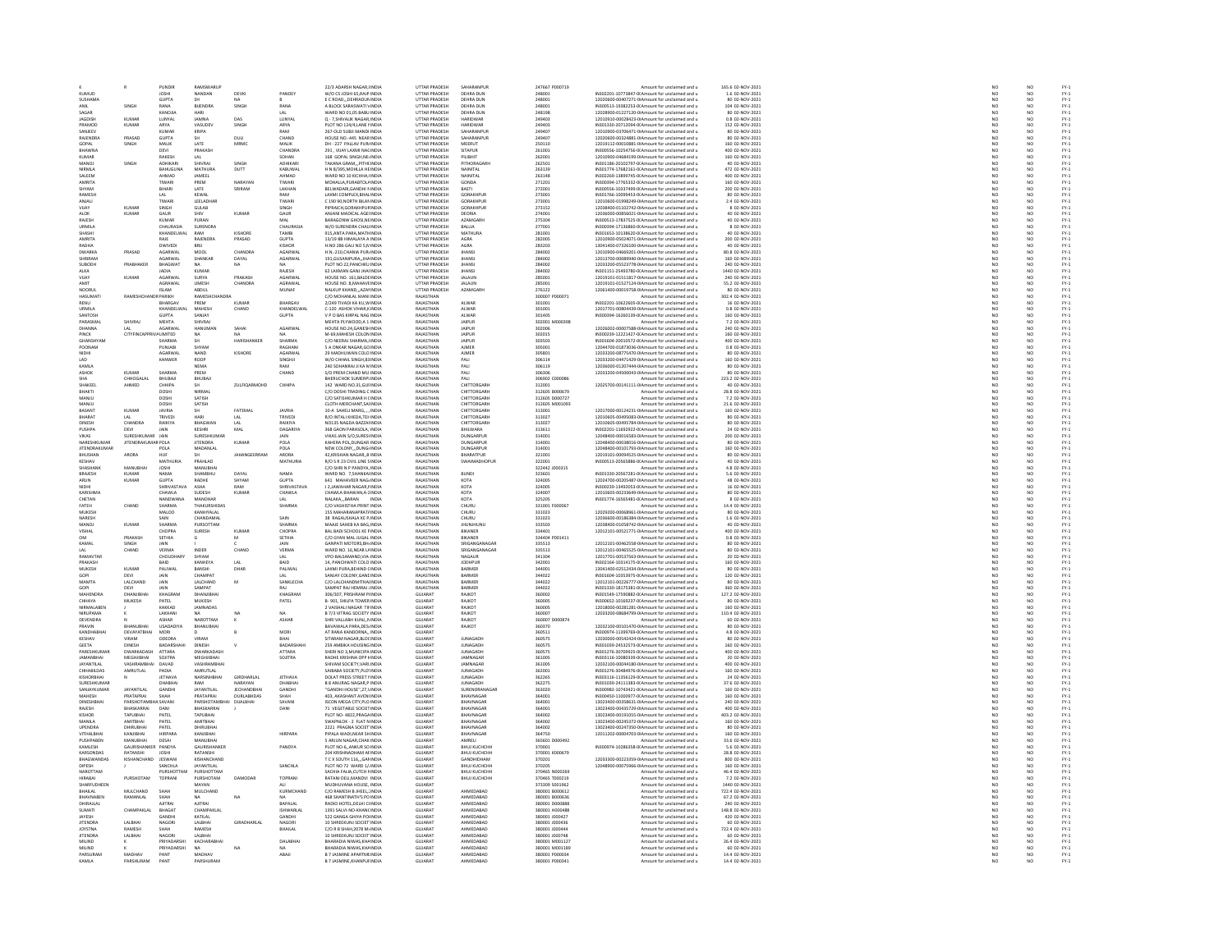| K | R | PUNDIR | RAMSWARUP | | | 22/3 ADARSH NAGAR,SINDIA | UTTAR PRADESH | SAHARANPUR | 247667 | P000719 | Amount for unclaimed and u | 165.6 | 02-NOV-2021 | NO | NO | FY-1 |
|---|---|---|---|---|---|---|---|---|---|---|---|---|---|---|---|---|
| KUMUD | | JOSHI | NANDAN | DEVI | PANDEY | W/O CS JOSHI 63,RAJPINDIA | UTTAR PRADESH | DEHRA DUN | 248001 | IN302201-10773847-0 | Amount for unclaimed and u | 1.6 | 02-NOV-2021 | NO | NO | FY-1 |
| SUSHAMA | | GUPTA | SH | NA | B | E C ROAD,,,DEHRADUNINDIA | UTTAR PRADESH | DEHRA DUN | 248001 | 12020600-00407271-0 | Amount for unclaimed and u | 80 | 02-NOV-2021 | NO | NO | FY-1 |
| ANIL | SINGH | RANA | BIJENDRA | SINGH | RANA | A BLOCK SARASWATI VINDIA | UTTAR PRADESH | DEHRA DUN | 248001 | IN300513-19382253-0 | Amount for unclaimed and u | 104 | 02-NOV-2021 | NO | NO | FY-1 |
| SAGAR | | KANOJIA | HARI | | LAL | WARD NO 01,05 BABU INDIA | UTTAR PRADESH | DEHRA DUN | 248198 | 12028900-01227120-0 | Amount for unclaimed and u | 80 | 02-NOV-2021 | NO | NO | FY-1 |
| JAGDISH | KUMAR | LUNYAL | JAMNA | DAS | LUNYAL | Q - 7,SHIVALIK NAGAR,INDIA | UTTAR PRADESH | HARIDWAR | 249403 | 12010910-00028423-0 | Amount for unclaimed and u | 0.8 | 02-NOV-2021 | NO | NO | FY-1 |
| PRAMOD | KUMAR | ARYA | VASUDEV | SINGH | ARYA | PLOT NO 124/4,LANE NINDIA | UTTAR PRADESH | HARIDWAR | 249403 | IN301330-20732044-0 | Amount for unclaimed and u | 152 | 02-NOV-2021 | NO | NO | FY-1 |
| SANJEEV | | KUMAR | KRIPA | | RAM | 267-OLD SUBJI MANDI INDIA | UTTAR PRADESH | SAHARANPUR | 249407 | 12010900-03706471-0 | Amount for unclaimed and u | 80 | 02-NOV-2021 | NO | NO | FY-1 |
| RAJENDRA | PRASAD | GUPTA | SH | DULI | CHAND | HOUSE NO.-445. NEAR INDIA | UTTAR PRADESH | SAHARANPUR | 249407 | 12020600-00324881-0 | Amount for unclaimed and u | 80 | 02-NOV-2021 | NO | NO | FY-1 |
| GOPAL | SINGH | MALIK | LATE | MRMC | MALIK | DH - 227 PALLAV PURAINDIA | UTTAR PRADESH | MEERUT | 250110 | 12019112-00010881-0 | Amount for unclaimed and u | 160 | 02-NOV-2021 | NO | NO | FY-1 |
| BHAWNA | | DEVI | PRAKASH | | CHANDRA | 291, VIJAY LAXMI NAGINDIA | UTTAR PRADESH | SITAPUR | 261001 | IN300556-10254756-0 | Amount for unclaimed and u | 400 | 02-NOV-2021 | NO | NO | FY-1 |
| KUMAR | | RAKESH | LAL | | SOHAN | 168 GOPAL SINGH,NEAINDIA | UTTAR PRADESH | PILIBHIT | 262001 | 12010900-04684199-0 | Amount for unclaimed and u | 160 | 02-NOV-2021 | NO | NO | FY-1 |
| MANOJ | SINGH | ADHIKARI | SHIVRAJ | SINGH | ADHIKARI | TAKANA GRAM,,,PITHOINDIA | UTTAR PRADESH | PITHORAGARH | 262501 | IN301186-20102797-0 | Amount for unclaimed and u | 40 | 02-NOV-2021 | NO | NO | FY-1 |
| NIRMLA | | BAHUGUNA | MATHURA | DUTT | KABUNIAL | H N 8/395,MOHLLA HEINDIA | UTTAR PRADESH | NAINITAL | 263139 | IN301774-17682161-0 | Amount for unclaimed and u | 472 | 02-NOV-2021 | NO | NO | FY-1 |
| SALEEM | | AHMAD | JAMEEL | | AHMAD | WARD NO 10 KICHHA,INDIA | UTTAR PRADESH | NAINITAL | 263148 | IN302269-13899745-0 | Amount for unclaimed and u | 400 | 02-NOV-2021 | NO | NO | FY-1 |
| AMRITA | | TIWARI | PREM | NARAYAN | TIWARI | MOHALLA,PURABTOLAINDIA | UTTAR PRADESH | GONDA | 271201 | IN300394-17765332-0 | Amount for unclaimed and u | 160 | 02-NOV-2021 | NO | NO | FY-1 |
| SHYAM | | BIHARI | LATE | SRIRAM | LAKHAN | BELWADARI,GANDHI NINDIA | UTTAR PRADESH | BASTI | 272001 | IN300556-10137499-0 | Amount for unclaimed and u | 200 | 02-NOV-2021 | NO | NO | FY-1 |
| RAMESH | | LAL | KEWAL | | RAM | LAXMI COMPLEX,BHALINDIA | UTTAR PRADESH | GORAKHPUR | 273001 | IN301766-10096453-0 | Amount for unclaimed and u | 80 | 02-NOV-2021 | NO | NO | FY-1 |
| ANJALI | | TIWARI | LEELADHAR | | TIWARI | C 190 90,NORTH BILANINDIA | UTTAR PRADESH | GORAKHPUR | 273001 | 12010600-01988249-0 | Amount for unclaimed and u | 2.4 | 02-NOV-2021 | NO | NO | FY-1 |
| VIJAY | KUMAR | SINGH | GULAB | | SINGH | PIPRAICH,GORAKHPURINDIA | UTTAR PRADESH | GORAKHPUR | 273152 | 12038400-01102742-0 | Amount for unclaimed and u | 8 | 02-NOV-2021 | NO | NO | FY-1 |
| ALOK | KUMAR | GAUR | SHIV | KUMAR | GAUR | ANJANI MADICAL AGEINDIA | UTTAR PRADESH | DEORIA | 274001 | 12036000-00856021-0 | Amount for unclaimed and u | 40 | 02-NOV-2021 | NO | NO | FY-1 |
| RAJESH | | KUMAR | PURAN | | MAL | BARAGONW GHOSI,NEINDIA | UTTAR PRADESH | AZAMGARH | 275304 | IN300513-17837525-0 | Amount for unclaimed and u | 40 | 02-NOV-2021 | NO | NO | FY-1 |
| URMILA | | CHAURASIA | SURENDRA | | CHAURASIA | W/O SURENDRA CHAUINDIA | UTTAR PRADESH | BALLIA | 277001 | IN300394-17136860-0 | Amount for unclaimed and u | 8 | 02-NOV-2021 | NO | NO | FY-1 |
| SHASHI | | KHANDELWAL | RAM | KISHORE | TAMBI | 915,ANTA PARA,MATHINDIA | UTTAR PRADESH | MATHURA | 281001 | IN301653-10138620-0 | Amount for unclaimed and u | 40 | 02-NOV-2021 | NO | NO | FY-1 |
| AMRITA | | RAJE | RAJENDRA | PRASAD | GUPTA | 13/19 BB HIMALAYA AINDIA | UTTAR PRADESH | AGRA | 282005 | 12010900-05024071-0 | Amount for unclaimed and u | 200 | 02-NOV-2021 | NO | NO | FY-1 |
| RADHA | | DWIVEDI | BRIJ | | KISHOR | H.NO 286 GALI NO 5,VINDIA | UTTAR PRADESH | AGRA | 283203 | 13041400-07326100-0 | Amount for unclaimed and u | 40 | 02-NOV-2021 | NO | NO | FY-1 |
| DWARKA | PRASAD | AGARWAL | MOOL | CHANDRA | AGARWAL | H.N.-210,CHANRA PURINDIA | UTTAR PRADESH | JHANSI | 284002 | 12010900-04669201-0 | Amount for unclaimed and u | 80.8 | 02-NOV-2021 | NO | NO | FY-1 |
| SHRIRAM | | AGARWAL | SHANKAR | DAYAL | AGARWAL | 191,GUSAINPURA,,,JHAINDIA | UTTAR PRADESH | JHANSI | 284002 | 12013700-00089940-0 | Amount for unclaimed and u | 160 | 02-NOV-2021 | NO | NO | FY-1 |
| SUBODH | PRABHAKER | BHAGWAT | NA | NA | NA | PLOT NO 22,PANCHKUINDIA | UTTAR PRADESH | JHANSI | 284002 | 12033200-05523778-0 | Amount for unclaimed and u | 240 | 02-NOV-2021 | NO | NO | FY-1 |
| ALKA | | JADIA | KUMAR | | RAJESH | 62 LAXMAN GANJ JHAINDIA | UTTAR PRADESH | JHANSI | 284002 | IN301151-25493780-0 | Amount for unclaimed and u | 1440 | 02-NOV-2021 | NO | NO | FY-1 |
| VIJAY | KUMAR | AGARWAL | SURYA | PRAKASH | AGARWAL | HOUSE NO. 161,BAUDEINDIA | UTTAR PRADESH | JALAUN | 285001 | 12019101-01511817-0 | Amount for unclaimed and u | 240 | 02-NOV-2021 | NO | NO | FY-1 |
| AMIT | | AGRAWAL | UMESH | CHANDRA | AGRAWAL | HOUSE NO. 8,MAHAVEINDIA | UTTAR PRADESH | JALAUN | 285001 | 12019101-01527124-0 | Amount for unclaimed and u | 55.2 | 02-NOV-2021 | NO | NO | FY-1 |
| NOORUL | | ISLAM | ABDUL | | MUNAF | NALKUP KHAND,,,AZAINDIA | UTTAR PRADESH | AZAMGARH | 276122 | 12061400-00019758-0 | Amount for unclaimed and u | 80 | 02-NOV-2021 | NO | NO | FY-1 |
| HASUMATI | RAMESHCHANDRA | PARIKH | RAMESHCHANDRA | | | C/O MOHANLAL MANIINDIA | RAJASTHAN | | 300007 | P000071 | Amount for unclaimed and u | 302.4 | 02-NOV-2021 | NO | NO | FY-1 |
| RENU | | BHARGAV | PREM | KUMAR | BHARGAV | 2/249 TIVADI KA KU,AINDIA | RAJASTHAN | ALWAR | 301001 | IN302201-10622605-0 | Amount for unclaimed and u | 16 | 02-NOV-2021 | NO | NO | FY-1 |
| URMILA | | KHANDELWAL | MAHESH | CHAND | KHANDELWAL | C-120 ASHOK VIHAR,KINDIA | RAJASTHAN | ALWAR | 301001 | 12017701-00804439-0 | Amount for unclaimed and u | 0.8 | 02-NOV-2021 | NO | NO | FY-1 |
| SANTOSH | | GUPTA | SANJAY | | GUPTA | V P O BAS KIRPAL NAG INDIA | RAJASTHAN | ALWAR | 301405 | IN300394-16260139-0 | Amount for unclaimed and u | 160 | 02-NOV-2021 | NO | NO | FY-1 |
| PARASMAL | SHIVRAJ | MEHTA | SHIVRAJ | | | MEHTA PLYWOOD,4 1 INDIA | RAJASTHAN | JAIPUR | 302001 | M000398 | Amount for unclaimed and u | 7.2 | 02-NOV-2021 | NO | NO | FY-1 |
| DHANNA | LAL | AGARWAL | HANUMAN | SAHAI | AGARWAL | HOUSE NO.24,GANESH INDIA | RAJASTHAN | JAIPUR | 302006 | 12026002-00007588-0 | Amount for unclaimed and u | 240 | 02-NOV-2021 | NO | NO | FY-1 |
| PINCK | CITYFINCAPPRIVA | LIMITED | NA | NA | NA | M-69,MAHESH COLONINDIA | RAJASTHAN | JAIPUR | 302015 | IN300239-12221427-0 | Amount for unclaimed and u | 160 | 02-NOV-2021 | NO | NO | FY-1 |
| GHANSHYAM | | SHARMA | SH | HARISHANKER | SHARMA | C/O NEERAJ SHARMA,INDIA | RAJASTHAN | JAIPUR | 303503 | IN301604-20010572-0 | Amount for unclaimed and u | 400 | 02-NOV-2021 | NO | NO | FY-1 |
| POONAM | | PUNJABI | SHYAM | | RAGHANI | 5 A ONKAR NAGAR,GOINDIA | RAJASTHAN | AJMER | 305001 | 12044700-01873036-0 | Amount for unclaimed and u | 0.8 | 02-NOV-2021 | NO | NO | FY-1 |
| NIDHI | | AGARWAL | NAND | KISHORE | AGARWAL | 29 MADHUWAN COLOINDIA | RAJASTHAN | AJMER | 305801 | 12033200-08775470-0 | Amount for unclaimed and u | 80 | 02-NOV-2021 | NO | NO | FY-1 |
| LAD | | KANWER | ROOP | | SINGHJI | W/O CHHAIL SINGH,BINDIA | RAJASTHAN | PALI | 306114 | 12033200-04471429-0 | Amount for unclaimed and u | 160 | 02-NOV-2021 | NO | NO | FY-1 |
| KAMLA | | | NEMA | | RAM | 240 SOHANRAJ JI KA MINDIA | RAJASTHAN | PALI | 306119 | 12036000-01207444-0 | Amount for unclaimed and u | 80 | 02-NOV-2021 | NO | NO | FY-1 |
| ASHOK | KUMAR | SHARMA | PREM | | CHAND | S/O PREM CHAND MUINDIA | RAJASTHAN | PALI | 306306 | 12033200-04500043-0 | Amount for unclaimed and u | 80 | 02-NOV-2021 | NO | NO | FY-1 |
| SHA | CHHOGALAL | BHUBAJI | BHUBAJI | | | BHERUCHOK SUMERPUINDIA | RAJASTHAN | PALI | 306902 | C000086 | Amount for unclaimed and u | 223.2 | 02-NOV-2021 | NO | NO | FY-1 |
| SHAKEEL | AHMED | CHHIPA | SH | ZULFIQARMOHD | CHHIPA | 142 WARD NO.31,GUINDIA | RAJASTHAN | CHITTORGARH | 312001 | 12025700-00141111-0 | Amount for unclaimed and u | 40 | 02-NOV-2021 | NO | NO | FY-1 |
| BHAKTI | | DOSHI | NIRMAL | | | C/O DOSHI TRADING CINDIA | RAJASTHAN | CHITTORGARH | 312605 | B000679 | Amount for unclaimed and u | 28.8 | 02-NOV-2021 | NO | NO | FY-1 |
| MANJU | | DOSHI | SATISH | | | C/O SATISHKUMAR H CINDIA | RAJASTHAN | CHITTORGARH | 312605 | D000727 | Amount for unclaimed and u | 7.2 | 02-NOV-2021 | NO | NO | FY-1 |
| MANJU | | DOSHI | SATISH | | | CLOTH MERCHANT,SAINDIA | RAJASTHAN | CHITTORGARH | 312605 | M001093 | Amount for unclaimed and u | 21.6 | 02-NOV-2021 | NO | NO | FY-1 |
| BASANT | KUMAR | JAVRIA | SH | FATEHLAL | JAVRIA | 10-A SAHELI MARG,,,,INDIA | RAJASTHAN | CHITTORGARH | 313001 | 12017000-00124231-0 | Amount for unclaimed and u | 160 | 02-NOV-2021 | NO | NO | FY-1 |
| BHARAT | LAL | TRIVEDI | HARI | LAL | TRIVEDI | R/O INTALI KHEDA,TEHINDIA | RAJASTHAN | CHITTORGARH | 313027 | 12010605-00495083-0 | Amount for unclaimed and u | 80 | 02-NOV-2021 | NO | NO | FY-1 |
| DINESH | CHANDRA | RAIKIYA | BHAGWAN | LAL | RAIKIYA | NO135 NAGDA BAZZARINDIA | RAJASTHAN | CHITTORGARH | 313027 | 12010605-00495784-0 | Amount for unclaimed and u | 80 | 02-NOV-2021 | NO | NO | FY-1 |
| PUSHPA | DEVI | JAIN | KESHRI | MAL | DAGARIYA | 368 GAON PARASOLA,INDIA | RAJASTHAN | BHILWARA | 313611 | IN302201-11692922-0 | Amount for unclaimed and u | 24 | 02-NOV-2021 | NO | NO | FY-1 |
| VIKAS | SURESHKUMAR | JAIN | SURESHKUMAR | | JAIN | VIKAS JAIN S/O,SURESHINDIA | RAJASTHAN | DUNGARPUR | 314001 | 12048400-00016583-0 | Amount for unclaimed and u | 200 | 02-NOV-2021 | NO | NO | FY-1 |
| NARESHKUMAR | JITENDRAKUMAR | POLA | JITENDRA | KUMAR | POLA | KAHERA POL,DUNGARINDIA | RAJASTHAN | DUNGARPUR | 314001 | 12048400-00038016-0 | Amount for unclaimed and u | 80 | 02-NOV-2021 | NO | NO | FY-1 |
| JITENDRAKUMAR | | POLA | MADANLAL | | POLA | NEW COLONY,,,DUNGAINDIA | RAJASTHAN | DUNGARPUR | 314001 | 12048400-00101793-0 | Amount for unclaimed and u | 160 | 02-NOV-2021 | NO | NO | FY-1 |
| BHUSHAN | ARORA | HUF | SH | JAHANGEERRAM | ARORA | 42,KRISHAN NAGAR,,BINDIA | RAJASTHAN | BHARATPUR | 321001 | 12019101-00094525-0 | Amount for unclaimed and u | 80 | 02-NOV-2021 | NO | NO | FY-1 |
| KESHAV | | MATHURIA | PRAHLAD | | MATHURIA | R/O S R 23 CIVIL LINE SINDIA | RAJASTHAN | SWAIMADHOPUR | 322001 | IN300513-20565886-0 | Amount for unclaimed and u | 40 | 02-NOV-2021 | NO | NO | FY-1 |
| SHASHANK | MANUBHAI | JOSHI | MANUBHAI | | | C/O SHRI N P PANDYA,INDIA | RAJASTHAN | | 322442 | J000315 | Amount for unclaimed and u | 4.8 | 02-NOV-2021 | NO | NO | FY-1 |
| BRAJESH | KUMAR | NAMA | SHAMBHU | DAYAL | NAMA | WARD NO. 7,SHANKARINDIA | RAJASTHAN | BUNDI | 323601 | IN301330-20567281-0 | Amount for unclaimed and u | 5.6 | 02-NOV-2021 | NO | NO | FY-1 |
| ARUN | KUMAR | GUPTA | RADHE | SHYAM | GUPTA | 641 MAHAVEER NAGAINDIA | RAJASTHAN | KOTA | 324005 | 12024700-00205487-0 | Amount for unclaimed and u | 48 | 02-NOV-2021 | NO | NO | FY-1 |
| NIDHI | | SHRIVASTAVA | ASHA | RAM | SHRIVASTAVA | J 2,JAWAHAR NAGAR,KINDIA | RAJASTHAN | KOTA | 324005 | IN300239-13492053-0 | Amount for unclaimed and u | 16 | 02-NOV-2021 | NO | NO | FY-1 |
| KARISHMA | | CHAWLA | SUDESH | KUMAR | CHAWLA | CHAWLA BHAWAN,A-2INDIA | RAJASTHAN | KOTA | 324007 | 12010605-00233649-0 | Amount for unclaimed and u | 80 | 02-NOV-2021 | NO | NO | FY-1 |
| CHETAN | | NANDWANA | MANOHAR | | LAL | NALAKA,,,BARAN INDIA | RAJASTHAN | KOTA | 325205 | IN301774-16565481-0 | Amount for unclaimed and u | 8 | 02-NOV-2021 | NO | NO | FY-1 |
| FATEH | CHAND | SHARMA | THAKURSHIDAS | | SHARMA | C/O VASHISTHA PRINT INDIA | RAJASTHAN | CHURU | 331001 | F000067 | Amount for unclaimed and u | 14.4 | 02-NOV-2021 | NO | NO | FY-1 |
| MUKESH | | MALOO | KANHIYALAL | | | 155 MAHARAJAPRATAPINDIA | RAJASTHAN | CHURU | 331023 | 12029200-00068961-0 | Amount for unclaimed and u | 80 | 02-NOV-2021 | NO | NO | FY-1 |
| NARESH | | SAIN | CHANDAMAL | | SAIN | 38 RAGAUSHALA KE P,INDIA | RAJASTHAN | CHURU | 331023 | 12036600-00186384-0 | Amount for unclaimed and u | 1.6 | 02-NOV-2021 | NO | NO | FY-1 |
| MANOJ | KUMAR | SHARMA | PURSOTTAM | | SHARMA | MAAJE SAHEB KA BAG,INDIA | RAJASTHAN | JHUNJHUNU | 333510 | 12038400-01058742-0 | Amount for unclaimed and u | 40 | 02-NOV-2021 | NO | NO | FY-1 |
| VISHAL | | CHOPRA | SURESH | KUMAR | CHOPRA | BAL BADI SCHOOL KE PINDIA | RAJASTHAN | BIKANER | 334401 | 12012101-00521771-0 | Amount for unclaimed and u | 400 | 02-NOV-2021 | NO | NO | FY-1 |
| OM | PRAKASH | SETHIA | G | M | SETHIA | C/O GYAN MAL JUGALINDIA | RAJASTHAN | BIKANER | 334404 | P001411 | Amount for unclaimed and u | 0.8 | 02-NOV-2021 | NO | NO | FY-1 |
| KAMAL | SINGH | JAIN | I | C | JAIN | GANPATI MOTORS,BHAINDIA | RAJASTHAN | SRIGANGANAGAR | 335513 | 12012101-00462558-0 | Amount for unclaimed and u | 80 | 02-NOV-2021 | NO | NO | FY-1 |
| LAL | CHAND | VERMA | INDER | CHAND | VERMA | WARD NO. 16,NEAR LAINDIA | RAJASTHAN | SRIGANGANAGAR | 335513 | 12012101-00465525-0 | Amount for unclaimed and u | 80 | 02-NOV-2021 | NO | NO | FY-1 |
| RAMAVTAR | | CHOUDHARY | SHYAM | | LAL | VPO-BALSAMAND,VIA-INDIA | RAJASTHAN | NAGAUR | 341304 | 12017701-00537563-0 | Amount for unclaimed and u | 20 | 02-NOV-2021 | NO | NO | FY-1 |
| PRAKASH | | BAID | KANHEYA | LAL | BAID | 14, PANCHWATI COLOINDIA | RAJASTHAN | JODHPUR | 342001 | IN302164-10314175-0 | Amount for unclaimed and u | 160 | 02-NOV-2021 | NO | NO | FY-1 |
| MUKESH | KUMAR | PALIWAL | BANSHI | DHAR | PALIWAL | LAXMI PURA,BEHIND CINDIA | RAJASTHAN | BARMER | 344001 | 13041400-02512434-0 | Amount for unclaimed and u | 80 | 02-NOV-2021 | NO | NO | FY-1 |
| GOPI | DEVI | JAIN | CHAMPAT | | LAL | SANJAY COLONY,GANDINDIA | RAJASTHAN | BARMER | 344022 | IN301604-10353975-0 | Amount for unclaimed and u | 120 | 02-NOV-2021 | NO | NO | FY-1 |
| MAMTA | LALCHAND | JAIN | LALCHAND | M | SANKLECHA | C/O LALCHANDMITHAINDIA | RAJASTHAN | BARMER | 344022 | 12012101-00226777-0 | Amount for unclaimed and u | 80 | 02-NOV-2021 | NO | NO | FY-1 |
| GOPI | DEVI | JAIN | SAMPAT | | RAJ | SAMPAT RAJ HEMRAJ JINDIA | RAJASTHAN | BARMER | 344022 | IN301330-18175381-0 | Amount for unclaimed and u | 360 | 02-NOV-2021 | NO | NO | FY-1 |
| MAHENDRA | DHANJIBHAI | KHAGRAM | DHANJIBHAI | | KHAGRAM | 306/307, PRESHRAM PINDIA | GUJARAT | RAJKOT | 360002 | IN301549-17590882-0 | Amount for unclaimed and u | 127.2 | 02-NOV-2021 | NO | NO | FY-1 |
| CHHAYA | MUKESH | PATEL | MUKESH | | PATEL | B- 901, SHILPA TOWER INDIA | GUJARAT | RAJKOT | 360005 | IN300652-10169237-0 | Amount for unclaimed and u | 80 | 02-NOV-2021 | NO | NO | FY-1 |
| NIRMALABEN | J | KAKKAD | JAMNADAS | | | 2 VAISHALI NAGAR TIRINDIA | GUJARAT | RAJKOT | 360005 | 12018000-00281281-0 | Amount for unclaimed and u | 160 | 02-NOV-2021 | NO | NO | FY-1 |
| NIRUPAMA | K | LAKHANI | NA | NA | NA | B 7/3 VITRAG SOCIETY INDIA | GUJARAT | RAJKOT | 360007 | 12033200-08684799-0 | Amount for unclaimed and u | 110.4 | 02-NOV-2021 | NO | NO | FY-1 |
| DEVENDRA | N | ASHAR | NAROTTAM | K | ASHAR | SHRI VALLABH KUNJ,,INDIA | GUJARAT | RAJKOT | 360007 | D000874 | Amount for unclaimed and u | 60 | 02-NOV-2021 | NO | NO | FY-1 |
| PRAVIN | BHANUBHAI | USADADIYA | BHANUBHAI | | | BAVAWALA PARA,DESINDIA | GUJARAT | RAJKOT | 360370 | 12032100-00101470-0 | Amount for unclaimed and u | 80 | 02-NOV-2021 | NO | NO | FY-1 |
| KANDHABHAI | DEVAYATBHAI | MORI | D | B | MORI | AT RANA KANDORNA,,INDIA | GUJARAT | | 360511 | IN300974-11399769-0 | Amount for unclaimed and u | 4.8 | 02-NOV-2021 | NO | NO | FY-1 |
| KESHAV | VIRAM | ODEDRA | VIRAM | | BHAI | SITARAM NAGAR,BLOCINDIA | GUJARAT | JUNAGADH | 360575 | 12030000-00542424-0 | Amount for unclaimed and u | 80 | 02-NOV-2021 | NO | NO | FY-1 |
| GEETA | DINESH | BADARSHAHI | DINESH | V | BADARSHAHI | 259 AMBIKA HOUSING INDIA | GUJARAT | JUNAGADH | 360575 | IN301039-24532573-0 | Amount for unclaimed and u | 160 | 02-NOV-2021 | NO | NO | FY-1 |
| PARESHKUMAR | DWARKADASH | ATTARA | DWARKADASH | | ATTARA | SHERI NO 3,MUNICIPAINDIA | GUJARAT | JUNAGADH | 360575 | IN301276-30709925-0 | Amount for unclaimed and u | 400 | 02-NOV-2021 | NO | NO | FY-1 |
| JAMANBHAI | MEGHJIBHAI | SOJITRA | MEGHJIBHAI | | SOJITRA | RADHE KRISHNA OPP HINDIA | GUJARAT | JAMNAGAR | 361005 | IN303116-10080339-0 | Amount for unclaimed and u | 20 | 02-NOV-2021 | NO | NO | FY-1 |
| JAYANTILAL | VASHRAMBHAI | DAVAD | VASHRAMBHAI | | | SHIVAM SOCIETY,VARIINDIA | GUJARAT | JAMNAGAR | 361005 | 12032100-00044180-0 | Amount for unclaimed and u | 400 | 02-NOV-2021 | NO | NO | FY-1 |
| CHHABILDAS | AMRUTLAL | PADIA | AMRUTLAL | | | SAIBABA SOCIETY,PLOTINDIA | GUJARAT | JUNAGADH | 362001 | IN301276-30484976-0 | Amount for unclaimed and u | 160 | 02-NOV-2021 | NO | NO | FY-1 |
| KISHORBHAI | N | JETHAVA | NARSINHBHAI | GIRDHARLAL | JETHAVA | DOLAT PRESS STREET SINDIA | GUJARAT | JUNAGADH | 362265 | IN303116-11356129-0 | Amount for unclaimed and u | 24 | 02-NOV-2021 | NO | NO | FY-1 |
| SURESHKUMAR | | DHABHAI | RAM | NARAYAN | DHABHAI | B 8 ANURAG NAGAR,PINDIA | GUJARAT | JUNAGADH | 362275 | IN301039-24111383-0 | Amount for unclaimed and u | 37.6 | 02-NOV-2021 | NO | NO | FY-1 |
| SANJAYKUMAR | JAYANTILAL | GANDHI | JAYANTILAL | JECHANDBHAI | GANDHI | "GANDHI HOUSE",27,VINDIA | GUJARAT | SURENDRANAGAR | 363020 | IN300982-10743421-0 | Amount for unclaimed and u | 160 | 02-NOV-2021 | NO | NO | FY-1 |
| MAHESH | PRATAPRAI | SHAH | PRATAPRAI | DURLABHDAS | SHAH | 403, AKASHANT AVENUINDIA | GUJARAT | BHAVNAGAR | 364001 | IN300450-11000977-0 | Amount for unclaimed and u | 160 | 02-NOV-2021 | NO | NO | FY-1 |
| DINESHBHAI | PARSHOTAMBHAI | SAVANI | PARSHOTAMBHAI | DUALBHAI | SAVANI | ISCON MEGA CITY,PLOTINDIA | GUJARAT | BHAVNAGAR | 364001 | 13023400-00358631-0 | Amount for unclaimed and u | 240 | 02-NOV-2021 | NO | NO | FY-1 |
| RAJESH | BHASKARRAI | DANI | BHASKARRAI | J | DANI | 71 VEGETABLE SOCIETINDIA | GUJARAT | BHAVNAGAR | 364001 | 13023400-00435729-0 | Amount for unclaimed and u | 400 | 02-NOV-2021 | NO | NO | FY-1 |
| KISHOR | TAPUBHAI | PATEL | TAPUBHAI | | | PLOT NO- 4822,PRAGAINDIA | GUJARAT | BHAVNAGAR | 364002 | 13023400-00191055-0 | Amount for unclaimed and u | 403.2 | 02-NOV-2021 | NO | NO | FY-1 |
| MANILA | AMITBHAI | PATEL | AMITBHAI | | | SWAPNLOK - 2 FLAT NINDIA | GUJARAT | BHAVNAGAR | 364002 | 13023400-00245372-0 | Amount for unclaimed and u | 160 | 02-NOV-2021 | NO | NO | FY-1 |
| UPENDRA | DHIRUBHAI | PATEL | DHIRUBHAI | | | 2221 PRAGNA SOCIETINDIA | GUJARAT | BHAVNAGAR | 364002 | 13023400-00247350-0 | Amount for unclaimed and u | 80 | 02-NOV-2021 | NO | NO | FY-1 |
| VITHALBHAI | KANJIBHAI | HIRPARA | KANJIBHAI | | HIRPARA | PIPALA WADI,NEAR SHINDIA | GUJARAT | BHAVNAGAR | 364750 | 12011202-00004703-0 | Amount for unclaimed and u | 160 | 02-NOV-2021 | NO | NO | FY-1 |
| PUSHPABEN | MANUBHAI | DESAI | MANUBHAI | | | 5 ARJUN NAGAR,CHAKINDIA | GUJARAT | AMRELI | 365601 | D000492 | Amount for unclaimed and u | 33.6 | 02-NOV-2021 | NO | NO | FY-1 |
| KAMLESH | GAURISHANKER | PANDYA | GAURISHANKER | | PANDYA | PLOT NO-6,,ANKUR SOINDIA | GUJARAT | BHUJ KUCHCHH | 370001 | IN300974-10286358-0 | Amount for unclaimed and u | 5.6 | 02-NOV-2021 | NO | NO | FY-1 |
| KARSONDAS | RATANSHI | JOSHI | RATANSHI | | | 204 KRISHNADHAM APINDIA | GUJARAT | BHUJ KUCHCHH | 370001 | K000679 | Amount for unclaimed and u | 28.8 | 02-NOV-2021 | NO | NO | FY-1 |
| BHAGWANDAS | KISHANCHAND | JESWANI | KISHANCHAND | | | T C X SOUTH 116,,,GANINDIA | GUJARAT | GANDHIDHAM | 370201 | 12033300-00223359-0 | Amount for unclaimed and u | 800 | 02-NOV-2021 | NO | NO | FY-1 |
| DIPESH | J | SANCHLA | JAYANTILAL | | SANCHLA | PLOT NO 72 WARD 1(,INDIA | GUJARAT | BHUJ KUCHCHH | 370205 | 12048900-00079366-0 | Amount for unclaimed and u | 160 | 02-NOV-2021 | NO | NO | FY-1 |
| NAROTTAM | | PURSHOTTAM | PURSHOTTAM | | | SACHHA FALIA,CUTCH INDIA | GUJARAT | BHUJ KUCHCHH | 370465 | N000269 | Amount for unclaimed and u | 46.4 | 02-NOV-2021 | NO | NO | FY-1 |
| HIRABAI | PURSHOTAM | TOPRANI | PURSHOTAM | DAMODAR | TOPRANI | RATANI DEV,MANDVI INDIA | GUJARAT | BHUJ KUCHCHH | 370465 | T000219 | Amount for unclaimed and u | 7.2 | 02-NOV-2021 | NO | NO | FY-1 |
| SHARIFUDHEEN | | | MAYAN | | ALI | MUDHUVANA HOUSE, INDIA | GUJARAT | | 373309 | S001962 | Amount for unclaimed and u | 1440 | 02-NOV-2021 | NO | NO | FY-1 |
| BHAILAL | MULCHAND | SHAH | MULCHAND | | KURMCHAND | C/O RAMESH B.BHEEL,INDIA | GUJARAT | AHMEDABAD | 380001 | B000612 | Amount for unclaimed and u | 722.4 | 02-NOV-2021 | NO | NO | FY-1 |
| BHAVNABEN | RAMANLAL | SHAH | NA | NA | NA | 468 SHANTINATH'S POINDIA | GUJARAT | AHMEDABAD | 380001 | B000636 | Amount for unclaimed and u | 67.2 | 02-NOV-2021 | NO | NO | FY-1 |
| DHIRAJLAL | | AJITRAI | AJITRAI | | BAPALAL | RADIO HOTEL,DELHI CINDIA | GUJARAT | AHMEDABAD | 380001 | D000888 | Amount for unclaimed and u | 240 | 02-NOV-2021 | NO | NO | FY-1 |
| SUMATI | CHAMPAKLAL | BHAGAT | CHAMPAKLAL | | ISHWARLAL | 1391 SALVI-NO-KHANCINDIA | GUJARAT | AHMEDABAD | 380001 | H000488 | Amount for unclaimed and u | 148.8 | 02-NOV-2021 | NO | NO | FY-1 |
| JAYESH | | GANDHI | KATILAL | | GANDHI | 522 GANGA GHIYA POLINDIA | GUJARAT | AHMEDABAD | 380001 | J000427 | Amount for unclaimed and u | 420 | 02-NOV-2021 | NO | NO | FY-1 |
| JITENDRA | LALBHAI | NAGORI | LALBHAI | GIRADHARLAL | NAGORI | 10 SHREEKUNJ SOCIETINDIA | GUJARAT | AHMEDABAD | 380001 | J000436 | Amount for unclaimed and u | 60 | 02-NOV-2021 | NO | NO | FY-1 |
| JOYSTNA | RAMESH | SHAH | RAMESH | | BHAILAL | C/O R B SHAH,2078 MAINDIA | GUJARAT | AHMEDABAD | 380001 | J000444 | Amount for unclaimed and u | 722.4 | 02-NOV-2021 | NO | NO | FY-1 |
| JITENDRA | LALBHAI | NAGORI | LALBHAI | | | 10 SHREEKUNJ SOCIETINDIA | GUJARAT | AHMEDABAD | 380001 | J000748 | Amount for unclaimed and u | 60 | 02-NOV-2021 | NO | NO | FY-1 |
| MILIND | K | PRIYADARSHI | KACHARABHAI | | DALABHAI | BHARADIA NIWAS,KHAINDIA | GUJARAT | AHMEDABAD | 380001 | M001127 | Amount for unclaimed and u | 26.4 | 02-NOV-2021 | NO | NO | FY-1 |
| MILIND | K | PRIYADARSHI | NA | NA | NA | BHARADIA NIWAS,KHAINDIA | GUJARAT | AHMEDABAD | 380001 | M001389 | Amount for unclaimed and u | 60 | 02-NOV-2021 | NO | NO | FY-1 |
| PARSURAM | MADHAV | PANT | MADHAV | | ABAJI | B 7 JASMINE APARTMEINDIA | GUJARAT | AHMEDABAD | 380001 | P000094 | Amount for unclaimed and u | 14.4 | 02-NOV-2021 | NO | NO | FY-1 |
| KAMLA | PARSHURAM | PANT | PARSHURAM | | | B 7 JASMINE,KHANPURINDIA | GUJARAT | AHMEDABAD | 380001 | P000341 | Amount for unclaimed and u | 14.4 | 02-NOV-2021 | NO | NO | FY-1 |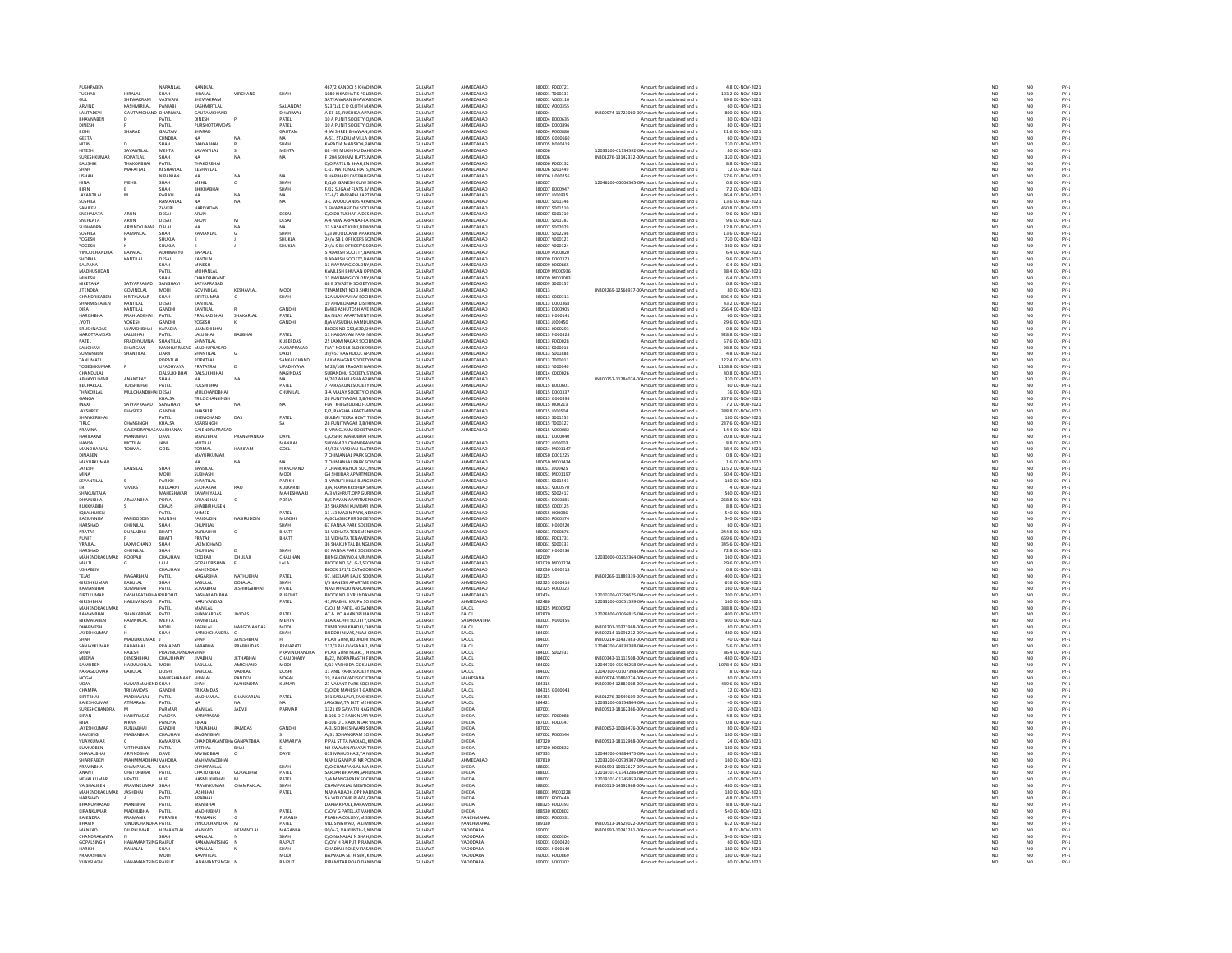| PUSHPABEN | | NARANLAL | NANDLAL | | | 467/2 KANDOI S KHAD INDIA | GUJARAT | AHMEDABAD | 380001 P000721 | Amount for unclaimed and u | 4.8 02-NOV-2021 | NO | NO | FY-1 |
|---|---|---|---|---|---|---|---|---|---|---|---|---|---|---|
| TUSHAR | HIRALAL | SHAH | HIRALAL | VIRCHAND | SHAH | 1080 KIKABHAT'S POLEINDIA | GUJARAT | AHMEDABAD | 380001 T000333 | Amount for unclaimed and u | 103.2 02-NOV-2021 | NO | NO | FY-1 |
| GUL | SHEWAKRAM | VASWANI | SHEWAKRAM | | | SATYANARAN BHAWANINDIA | GUJARAT | AHMEDABAD | 380001 V000110 | Amount for unclaimed and u | 89.6 02-NOV-2021 | NO | NO | FY-1 |
| ARVIND | KASHMIRILAL | PANJABI | KASHMIRTLAL | | SAJJANDAS | 523/1/1 C D CLOTH MAINDIA | GUJARAT | AHMEDABAD | 380002 A000355 | Amount for unclaimed and u | 60 02-NOV-2021 | NO | NO | FY-1 |
| LALITADEVI | GAUTAMCHAND DHARIWAL | | GAUTAMCHAND | | DHARIWAL | A-EF-15, RUSHIKA APPINDIA | GUJARAT | AHMEDABAD | 380004 | IN300974-11723060-0Amount for unclaimed and u | 800 02-NOV-2021 | NO | NO | FY-1 |
| BHAVNABEN | D | PATEL | DINESH | P | PATEL | 10 A PUNIT SOCIETY,OINDIA | GUJARAT | AHMEDABAD | 380004 B000635 | Amount for unclaimed and u | 80 02-NOV-2021 | NO | NO | FY-1 |
| DINESH | P | PATEL | PURSHOTTAMDAS | | PATEL | 10 A PUNIT SOCIETY,OINDIA | GUJARAT | AHMEDABAD | 380004 D000896 | Amount for unclaimed and u | 80 02-NOV-2021 | NO | NO | FY-1 |
| RISHI | SHARAD | GAUTAM | SHARAD | | GAUTAM | 4 JAI SHREE BHAWAN,INDIA | GUJARAT | AHMEDABAD | 380004 R000880 | Amount for unclaimed and u | 21.6 02-NOV-2021 | NO | NO | FY-1 |
| GEETA | | CHINDRA | NA | NA | NA | A-51, STADIUM VILLA INDIA | GUJARAT | AHMEDABAD | 380005 G000660 | Amount for unclaimed and u | 60 02-NOV-2021 | NO | NO | FY-1 |
| NITIN | D | SHAH | DAHYABHAI | R | SHAH | KAPADIA MANSION,FAINDIA | GUJARAT | AHMEDABAD | 380005 N000419 | Amount for unclaimed and u | 120 02-NOV-2021 | NO | NO | FY-1 |
| HITESH | SAVANTILAL | MEHTA | SAVANTILAL | S | MEHTA | 68 - 99 MUKHINU DAHINDIA | GUJARAT | AHMEDABAD | 380006 | 12033200-01134592-0Amount for unclaimed and u | 80 02-NOV-2021 | NO | NO | FY-1 |
| SURESHKUMAR | POPATLAL | SHAH | NA | NA | NA | F 204 SOHAM FLATS,NINDIA | GUJARAT | AHMEDABAD | 380006 | IN301276-13142332-0Amount for unclaimed and u | 320 02-NOV-2021 | NO | NO | FY-1 |
| KAUSHIK | THAKORBHAI | PATEL | THAKORBHAI | | PATEL | C/O PATEL & SHAH,ENINDIA | GUJARAT | AHMEDABAD | 380006 P000132 | Amount for unclaimed and u | 8.8 02-NOV-2021 | NO | NO | FY-1 |
| SHAH | MAFATLAL | KESHAVLAL | KESHAVLAL | | | C-17 NATIONAL FLATS,INDIA | GUJARAT | AHMEDABAD | 380006 S001449 | Amount for unclaimed and u | 12 02-NOV-2021 | NO | NO | FY-1 |
| USHAH | | NIRANJAN | NA | NA | NA | 9 HARIHAR LOVEBAUGINDIA | GUJARAT | AHMEDABAD | 380006 U000256 | Amount for unclaimed and u | 57.6 02-NOV-2021 | NO | NO | FY-1 |
| HINA | MEHIL | SHAH | MEHIL | C | SHAH | E/1/6 GANESH KUNJ SINDIA | GUJARAT | AHMEDABAD | 380007 | 12046200-00006565-0Amount for unclaimed and u | 0.8 02-NOV-2021 | NO | NO | FY-1 |
| BIPIN | B | SHAH | BHIKHABHAI | | SHAH | F/12 SUGAM FLATS,B/ INDIA | GUJARAT | AHMEDABAD | 380007 B000947 | Amount for unclaimed and u | 7.2 02-NOV-2021 | NO | NO | FY-1 |
| JAYANTILAL | M | PARIKH | NA | NA | NA | 17-A/2 AMRAPALI APTINDIA | GUJARAT | AHMEDABAD | 380007 J000935 | Amount for unclaimed and u | 86.4 02-NOV-2021 | NO | NO | FY-1 |
| SUSHILA | | RAMANLAL | NA | NA | NA | 3-C WOODLANDS APAINDIA | GUJARAT | AHMEDABAD | 380007 S001346 | Amount for unclaimed and u | 13.6 02-NOV-2021 | NO | NO | FY-1 |
| SANJEEV | | ZAVERI | HARIVADAN | | | 1 SWAPNASIDDHI SOCIINDIA | GUJARAT | AHMEDABAD | 380007 S001510 | Amount for unclaimed and u | 460.8 02-NOV-2021 | NO | NO | FY-1 |
| SNEHALATA | ARUN | DESAI | ARUN | | DESAI | C/O DR TUSHAR A DES INDIA | GUJARAT | AHMEDABAD | 380007 S001719 | Amount for unclaimed and u | 9.6 02-NOV-2021 | NO | NO | FY-1 |
| SNEHLATA | ARUN | DESAI | ARUN | M | DESAI | A-4 NEW ARPANA FLA'INDIA | GUJARAT | AHMEDABAD | 380007 S001787 | Amount for unclaimed and u | 9.6 02-NOV-2021 | NO | NO | FY-1 |
| SUBHADRA | ARVINDKUMAR | DALAL | NA | NA | NA | 13 VASANT KUNJ,NEW INDIA | GUJARAT | AHMEDABAD | 380007 S002079 | Amount for unclaimed and u | 12.8 02-NOV-2021 | NO | NO | FY-1 |
| SUSHILA | RAMANLAL | SHAH | RAMANLAL | G | SHAH | C/3 WOODLAND APARINDIA | GUJARAT | AHMEDABAD | 380007 S002296 | Amount for unclaimed and u | 13.6 02-NOV-2021 | NO | NO | FY-1 |
| YOGESH | K | SHUKLA | K | J | SHUKLA | 24/A SB 1 OFFICERS SCINDIA | GUJARAT | AHMEDABAD | 380007 Y000121 | Amount for unclaimed and u | 720 02-NOV-2021 | NO | NO | FY-1 |
| YOGESH | K | SHUKLA | K | J | SHUKLA | 24/A S B I OFFICER'S SCINDIA | GUJARAT | AHMEDABAD | 380007 Y000124 | Amount for unclaimed and u | 360 02-NOV-2021 | NO | NO | FY-1 |
| VINODCHANDRA | BAPALAL | ADHWARYU | BAPALAL | | | 5 ADARSH SOCIETY,NAINDIA | GUJARAT | AHMEDABAD | 380009 A000020 | Amount for unclaimed and u | 6.4 02-NOV-2021 | NO | NO | FY-1 |
| SHOBHA | KANTILAL | DESAI | KANTILAL | | | 9 ADARSH SOCIETY,NAINDIA | GUJARAT | AHMEDABAD | 380009 D000373 | Amount for unclaimed and u | 9.6 02-NOV-2021 | NO | NO | FY-1 |
| KALPANA | | SHAH | MINESH | | | 11 NAVRANG COLONY,INDIA | GUJARAT | AHMEDABAD | 380009 K000865 | Amount for unclaimed and u | 6.4 02-NOV-2021 | NO | NO | FY-1 |
| MADHUSUDAN | | PATEL | MOHANLAL | | | KAMLESH BHUVAN OP INDIA | GUJARAT | AHMEDABAD | 380009 M000936 | Amount for unclaimed and u | 38.4 02-NOV-2021 | NO | NO | FY-1 |
| MINESH | | SHAH | CHANDRAKANT | | | 11 NAVRANG COLONY,INDIA | GUJARAT | AHMEDABAD | 380009 M001083 | Amount for unclaimed and u | 6.4 02-NOV-2021 | NO | NO | FY-1 |
| NIKETANA | SATYAPRASAD | SANGHAVI | SATYAPRASAD | | | 68 B SWASTIK SOCIETY INDIA | GUJARAT | AHMEDABAD | 380009 S000157 | Amount for unclaimed and u | 0.8 02-NOV-2021 | NO | NO | FY-1 |
| JITENDRA | GOVINDLAL | MODI | GOVINDLAL | KESHAVLAL | MODI | TENAMENT NO.3,SHRI INDIA | GUJARAT | AHMEDABAD | 380013 | IN302269-12566037-0Amount for unclaimed and u | 80 02-NOV-2021 | NO | NO | FY-1 |
| CHANDRIKABEN | KIRITKUMAR | SHAH | KIRITKUMAR | C | SHAH | 12A URVIYAVIJAY SOCIINDIA | GUJARAT | AHMEDABAD | 380013 C000313 | Amount for unclaimed and u | 806.4 02-NOV-2021 | NO | NO | FY-1 |
| SHARMISTABEN | KANTILAL | DESAI | KANTILAL | | | 19 AHMEDABAD DISTRINDIA | GUJARAT | AHMEDABAD | 380013 D000368 | Amount for unclaimed and u | 43.2 02-NOV-2021 | NO | NO | FY-1 |
| DIPA | KANTILAL | GANDHI | KANTILAL | R | GANDHI | B/403 ASHUTOSH AVE INDIA | GUJARAT | AHMEDABAD | 380013 D000905 | Amount for unclaimed and u | 266.4 02-NOV-2021 | NO | NO | FY-1 |
| HARISHBHAI | PRAHLADBHAI | PATEL | PRALHADBHAI | SHAKARLAL | PATEL | 8A NILAY APARTMENT INDIA | GUJARAT | AHMEDABAD | 380013 H000141 | Amount for unclaimed and u | 60 02-NOV-2021 | NO | NO | FY-1 |
| JYOTI | YOGESH | GANDHI | YOGESH | K | GANDHI | 8/A VASUDHA KAMDU INDIA | GUJARAT | AHMEDABAD | 380013 J000450 | Amount for unclaimed and u | 29.6 02-NOV-2021 | NO | NO | FY-1 |
| KRUSHNADAS | UJAMSHIBHAI | KAPADIA | UJAMSHIBHAI | | | BLOCK NO G53/630,SHINDIA | GUJARAT | AHMEDABAD | 380013 K000293 | Amount for unclaimed and u | 0.8 02-NOV-2021 | NO | NO | FY-1 |
| NAROTTAMDAS | LALUBHAI | PATEL | LALUBHAI | BAJIBHAI | PATEL | 11 HARGAVAN PARK NINDIA | GUJARAT | AHMEDABAD | 380013 N000328 | Amount for unclaimed and u | 928.8 02-NOV-2021 | NO | NO | FY-1 |
| PATEL | PRADHYUMNA | SHANTILAL | SHANTILAL | | KUBERDAS | 25 LAXMINAGAR SOCIINDIA | GUJARAT | AHMEDABAD | 380013 P000028 | Amount for unclaimed and u | 57.6 02-NOV-2021 | NO | NO | FY-1 |
| SANGHAVI | BHARGAVI | MADHUPRASAD | MADHUPRASAD | | AMBAPRASAD | FLAT NO 568 BLOCK 9(INDIA | GUJARAT | AHMEDABAD | 380013 S000016 | Amount for unclaimed and u | 28.8 02-NOV-2021 | NO | NO | FY-1 |
| SUMANBEN | SHANTILAL | DARJI | SHANTILAL | G | DARJI | 39/457 RAGHUKUL AP INDIA | GUJARAT | AHMEDABAD | 380013 S001888 | Amount for unclaimed and u | 4.8 02-NOV-2021 | NO | NO | FY-1 |
| TANUMATI | | POPATLAL | POPATLAL | | SANKALCHAND | LAXMINAGAR SOCIETY INDIA | GUJARAT | AHMEDABAD | 380013 T000011 | Amount for unclaimed and u | 122.4 02-NOV-2021 | NO | NO | FY-1 |
| YOGESHKUMAR | P | UPADHYAYA | PRATAPRAI | D | UPADHYAYA | M 28/168 PRAGATI NAINDIA | GUJARAT | AHMEDABAD | 380013 Y000040 | Amount for unclaimed and u | 1108.8 02-NOV-2021 | NO | NO | FY-1 |
| CHANDULAL | | DALSUKHBHAI | DALSUKHBHAI | | NAGINDAS | SUBANDHU SOCIETY,S'INDIA | GUJARAT | AHMEDABAD | 380014 C000026 | Amount for unclaimed and u | 40.8 02-NOV-2021 | NO | NO | FY-1 |
| ABHAYKUMAR | ANANTRAY | SHAH | NA | NA | NA | H/202 ABHILASHA APAINDIA | GUJARAT | AHMEDABAD | 380015 | IN300757-11284074-0Amount for unclaimed and u | 320 02-NOV-2021 | NO | NO | FY-1 |
| BECHARLAL | TULSHIBHAI | PATEL | TULSHIBHAI | | PATEL | 7 PARASKUNJ SOCIETY INDIA | GUJARAT | AHMEDABAD | 380015 B000601 | Amount for unclaimed and u | 60 02-NOV-2021 | NO | NO | FY-1 |
| THAKORLAL | MULCHANDBHAI DESAI | | MULCHANDBHAI | | CHUNILAL | 3-A MALAY SOCIETY,O INDIA | GUJARAT | AHMEDABAD | 380015 D000337 | Amount for unclaimed and u | 36 02-NOV-2021 | NO | NO | FY-1 |
| GANGA | | KHALSA | TRILOCHANSINGH | | | 26 PUNITNAGAR 3,B/HINDIA | GUJARAT | AHMEDABAD | 380015 G000398 | Amount for unclaimed and u | 237.6 02-NOV-2021 | NO | NO | FY-1 |
| INAXI | SATYAPRASAD | SANGHAVI | NA | NA | NA | FLAT K-8 GROUND FLOINDIA | GUJARAT | AHMEDABAD | 380015 I000213 | Amount for unclaimed and u | 7.2 02-NOV-2021 | NO | NO | FY-1 |
| JAYSHREE | BHASKER | GANDHI | BHASKER | | | F/2, RAKSHA APARTMEINDIA | GUJARAT | AHMEDABAD | 380015 J000504 | Amount for unclaimed and u | 388.8 02-NOV-2021 | NO | NO | FY-1 |
| SHANKERBHAI | | PATEL | KHEMCHAND | DAS | PATEL | GULBAI TEKRA GOVT TINDIA | GUJARAT | AHMEDABAD | 380015 S001553 | Amount for unclaimed and u | 180 02-NOV-2021 | NO | NO | FY-1 |
| TIRLO | CHANSINGH | KHALSA | ASARSINGH | | SA | 26 PUNITNAGAR 3,B/HINDIA | GUJARAT | AHMEDABAD | 380015 T000327 | Amount for unclaimed and u | 237.6 02-NOV-2021 | NO | NO | FY-1 |
| PRAVINA | GAJENDRAPRASA VAISHANAV | | GAJENDRAPRASAD | | | 5 MANGLYAM SOCIETYINDIA | GUJARAT | AHMEDABAD | 380015 V000082 | Amount for unclaimed and u | 14.4 02-NOV-2021 | NO | NO | FY-1 |
| HARILAXMI | MANUBHAI | DAVE | MANUBHAI | PRANSHANKAR | DAVE | C/O SHRI MANUBHAI FINDIA | GUJARAT | | 380017 D000040 | Amount for unclaimed and u | 20.8 02-NOV-2021 | NO | NO | FY-1 |
| HANSA | MOTILAL | JANI | MOTILAL | | MANILAL | SHIVAM 21 CHANDRAVINDIA | GUJARAT | AHMEDABAD | 380022 J000003 | Amount for unclaimed and u | 8.8 02-NOV-2021 | NO | NO | FY-1 |
| MANOHARLAL | TORMAL | GOEL | TORMAL | HARIRAM | GOEL | 45/536 VAISHALI FLATSINDIA | GUJARAT | AHMEDABAD | 380024 M001147 | Amount for unclaimed and u | 38.4 02-NOV-2021 | NO | NO | FY-1 |
| DINABEN | | | MAYURKUMAR | | | 7 CHIMANLAL PARK SCINDIA | GUJARAT | AHMEDABAD | 380050 D001225 | Amount for unclaimed and u | 0.8 02-NOV-2021 | NO | NO | FY-1 |
| MAYURKUMAR | | | NA | NA | NA | 7 CHIMANLAL PARK SCINDIA | GUJARAT | AHMEDABAD | 380050 M001434 | Amount for unclaimed and u | 1.6 02-NOV-2021 | NO | NO | FY-1 |
| JAYESH | BANSILAL | SHAH | BANSILAL | | HIRACHAND | 7 CHANDRAJYOT SOC,FINDIA | GUJARAT | AHMEDABAD | 380051 J000425 | Amount for unclaimed and u | 115.2 02-NOV-2021 | NO | NO | FY-1 |
| MINA | | MODI | SUBHASH | | MODI | G4 SHRIDAR APARTMEINDIA | GUJARAT | AHMEDABAD | 380051 M001197 | Amount for unclaimed and u | 50.4 02-NOV-2021 | NO | NO | FY-1 |
| SEVANTILAL | S | PARIKH | SHANTILAL | | PARIKH | 3 MARUTI HILLS BUNGINDIA | GUJARAT | AHMEDABAD | 380051 S001541 | Amount for unclaimed and u | 160 02-NOV-2021 | NO | NO | FY-1 |
| ER | VIVEKS | KULKARNI | SUDHAKAR | RAO | KULKARNI | 3/A, RAMA KRISHNA SHINDIA | GUJARAT | AHMEDABAD | 380051 V000570 | Amount for unclaimed and u | 4 02-NOV-2021 | NO | NO | FY-1 |
| SHAKUNTALA | | MAHESHWARI | KANAHYALAL | | MAHESHWARI | A/3 VISHRUT,OPP GURINDIA | GUJARAT | AHMEDABAD | 380052 S002417 | Amount for unclaimed and u | 560 02-NOV-2021 | NO | NO | FY-1 |
| DHANJIBHAI | ARAJANBHAI | PORIA | ARJANBHAI | G | PORIA | B/5 PAVAN APARTMENINDIA | GUJARAT | AHMEDABAD | 380054 D000881 | Amount for unclaimed and u | 268.8 02-NOV-2021 | NO | NO | FY-1 |
| RUKKYABIBI | S | CHAUS | SHABBIRHUSEN | | | 35 SHARANI KUNDAR INDIA | GUJARAT | AHMEDABAD | 380055 C000125 | Amount for unclaimed and u | 8.8 02-NOV-2021 | NO | NO | FY-1 |
| IQBALHUSEN | | PATEL | AHMED | | PATEL | 11-13 MAZIN PARK,NEINDIA | GUJARAT | AHMEDABAD | 380055 I000086 | Amount for unclaimed and u | 540 02-NOV-2021 | NO | NO | FY-1 |
| RAZIUNNISA | FARIDUDDIN | MUNSHI | FARIDUDIN | NASIRUDDIN | MUNSHI | A/6CLASSICPUR SOCIE'INDIA | GUJARAT | AHMEDABAD | 380055 R000374 | Amount for unclaimed and u | 540 02-NOV-2021 | NO | NO | FY-1 |
| HARSHAD | CHUNILAL | SHAH | CHUNILAL | | SHAH | 67 RANNA PARK SOCIEINDIA | GUJARAT | AHMEDABAD | 380061 H000220 | Amount for unclaimed and u | 60 02-NOV-2021 | NO | NO | FY-1 |
| PRATAP | DURLABJI | BHATT | DURLABHJI | G | BHATT | 18 VIDHATA TENEMENINDIA | GUJARAT | AHMEDABAD | 380061 P000876 | Amount for unclaimed and u | 244.8 02-NOV-2021 | NO | NO | FY-1 |
| PUNIT | P | BHATT | PRATAP | | BHATT | 18 VIDHATA TENAMENINDIA | GUJARAT | AHMEDABAD | 380061 P001731 | Amount for unclaimed and u | 669.6 02-NOV-2021 | NO | NO | FY-1 |
| VRAJLAL | LAXMICHAND | SHAH | LAXMICHAND | | | 36 SHAKUNTAL BUNGLINDIA | GUJARAT | AHMEDABAD | 380061 S000333 | Amount for unclaimed and u | 345.6 02-NOV-2021 | NO | NO | FY-1 |
| HARSHAD | CHUNILAL | SHAH | CHUNILAL | D | SHAH | 67 RANNA PARK SOCIEINDIA | GUJARAT | | 380067 H000230 | Amount for unclaimed and u | 72.8 02-NOV-2021 | NO | NO | FY-1 |
| MAHENDRAKUMAR | ROOPAJI | CHAUHAN | ROOPAJI | DHULAJI | CHAUHAN | BUNGLOW NO.4,VRUNINDIA | GUJARAT | AHMEDABAD | 382009 | 12030000-00252364-0Amount for unclaimed and u | 160 02-NOV-2021 | NO | NO | FY-1 |
| MALTI | G | LALA | GOPALKRISHNA | F | LALA | BLOCK NO 6/1 G-1,SECINDIA | GUJARAT | AHMEDABAD | 382010 M001224 | Amount for unclaimed and u | 29.6 02-NOV-2021 | NO | NO | FY-1 |
| USHABEN | | CHAUHAN | MAHENDRA | | | BLOCK 171/1 CATAGOIINDIA | GUJARAT | AHMEDABAD | 382030 U000218 | Amount for unclaimed and u | 0.8 02-NOV-2021 | NO | NO | FY-1 |
| TEJAS | NAGARBHAI | PATEL | NAGARBHAI | NATHUBHAI | PATEL | 97, NEELAM BAUG SOCINDIA | GUJARAT | AHMEDABAD | 382325 | IN302269-11889339-0Amount for unclaimed and u | 400 02-NOV-2021 | NO | NO | FY-1 |
| GIRISHKUMAR | BABULAL | SHAH | BABULAL | DOSALAL | SHAH | I/5 GANESH APARTMEINDIA | GUJARAT | AHMEDABAD | 382325 G000416 | Amount for unclaimed and u | 616 02-NOV-2021 | NO | NO | FY-1 |
| RAMANBHAI | SOMABHAI | PATEL | SOMABHAI | JESHINGBHHAI | PATEL | NAVI KHADKI NARODAINDIA | GUJARAT | AHMEDABAD | 382325 R000323 | Amount for unclaimed and u | 160 02-NOV-2021 | NO | NO | FY-1 |
| KIRTIKUMAR | DASHARATHBHAI PUROHIT | | DASHARATHBHAI | | PUROHIT | BLOCK NO.8 VRUNDAVINDIA | GUJARAT | AHMEDABAD | 382424 | 12010700-00259675-0Amount for unclaimed and u | 200 02-NOV-2021 | NO | NO | FY-1 |
| GIRISHBHAI | HARJIVANDAS | PATEL | HARJIVANDAS | | PATEL | 41,PRABHU KRUPA SO INDIA | GUJARAT | AHMEDABAD | 382480 | 12033200-00051599-0Amount for unclaimed and u | 160 02-NOV-2021 | NO | NO | FY-1 |
| MAHENDRAKUMAR | | PATEL | MANILAL | | | C/O J M PATEL 40 GANINDIA | GUJARAT | KALOL | 382825 M000952 | Amount for unclaimed and u | 388.8 02-NOV-2021 | NO | NO | FY-1 |
| RAMANBHAI | SHANKARDAS | PATEL | SHANKARDAS | JIVIDAS | PATEL | AT & PO ANANDPURA INDIA | GUJARAT | KALOL | 382870 | 12026800-00066815-0Amount for unclaimed and u | 400 02-NOV-2021 | NO | NO | FY-1 |
| NIRMALABEN | RAMNIKLAL | MEHTA | RAMNIKLAL | | MEHTA | 38A KACHHI SOCIETY,CINDIA | GUJARAT | SABARKANTHA | 383001 N000356 | Amount for unclaimed and u | 900 02-NOV-2021 | NO | NO | FY-1 |
| DHARMESH | R | MODI | RASIKLAL | HARGOVANDAS | MODI | TUMBDI NI KHADKI,CHINDIA | GUJARAT | KALOL | 384001 | IN302201-10371368-0Amount for unclaimed and u | 80 02-NOV-2021 | NO | NO | FY-1 |
| JAYESHKUMAR | H | SHAH | HARISHCHANDRA | C | SHAH | BUDDHI NIVAS,PILAJI GINDIA | GUJARAT | KALOL | 384001 | IN300214-11096212-0Amount for unclaimed and u | 480 02-NOV-2021 | NO | NO | FY-1 |
| SHAH | MAULIKKUMAR | J | SHAH | JAYESHBHAI | H | PILAJI GUNJ,BUDHDHI INDIA | GUJARAT | KALOL | 384001 | IN300214-11437983-0Amount for unclaimed and u | 40 02-NOV-2021 | NO | NO | FY-1 |
| SANJAYKUMAR | BABABHAI | PRAJAPATI | BABABHAI | PRABHUDAS | PRAJAPATI | 112/3 PALAVASANA 1, INDIA | GUJARAT | KALOL | 384001 | 12044700-04838388-0Amount for unclaimed and u | 5.6 02-NOV-2021 | NO | NO | FY-1 |
| SHAH | RAJESH | PRAVINCHANDRA SHAH | | | PRAVINCHANDRA | PILAJI GUNJ NEAR , THINDIA | GUJARAT | KALOL | 384001 S002931 | Amount for unclaimed and u | 86.4 02-NOV-2021 | NO | NO | FY-1 |
| MEENA | DINESHBHAI | CHAUDHARY | JIVABHAI | JETHABHAI | CHAUDHARY | B/22, INDRAPRASTH FLINDIA | GUJARAT | KALOL | 384002 | IN300343-11113508-0Amount for unclaimed and u | 480 02-NOV-2021 | NO | NO | FY-1 |
| KAMUBEN | HASMUKHLAL | MODI | BABULAL | AMICHAND | MODI | 5/11 YASHODA GOKULINDIA | GUJARAT | KALOL | 384002 | 12044700-05040258-0Amount for unclaimed and u | 1078.4 02-NOV-2021 | NO | NO | FY-1 |
| PARAGKUMAR | BABULAL | DOSHI | BABULAL | VADILAL | DOSHI | 11 ANIL PARK SOCIETY INDIA | GUJARAT | KALOL | 384002 | 12047800-00107398-0Amount for unclaimed and u | 8 02-NOV-2021 | NO | NO | FY-1 |
| NOGAI | | MAHESHANAND HIRALAL | | PANDEV | NOGAI | 19, PANCHVATI SOCIETINDIA | GUJARAT | MAHESANA | 384003 | IN300974-10860274-0Amount for unclaimed and u | 80 02-NOV-2021 | NO | NO | FY-1 |
| UDAY | KUMARMAHEND SHAH | | SHAH | MAHENDRA | KUMAR | 23 VASANT PARK SOCI INDIA | GUJARAT | KALOL | 384315 | IN300394-12883008-0Amount for unclaimed and u | 489.6 02-NOV-2021 | NO | NO | FY-1 |
| CHAMPA | TRIKAMDAS | GANDHI | TRIKAMDAS | | | C/O DR MAHESH T GAINDIA | GUJARAT | KALOL | 384315 G000043 | Amount for unclaimed and u | 12 02-NOV-2021 | NO | NO | FY-1 |
| KIRITBHAI | MADHAVLAL | PATEL | MADHAVLAL | SHANKARLAL | PATEL | 391 SABALPUR,TA KHEINDIA | GUJARAT | KALOL | 384355 | IN301276-30549609-0Amount for unclaimed and u | 40 02-NOV-2021 | NO | NO | FY-1 |
| RAJESHKUMAR | ATMARAM | PATEL | NA | NA | NA | JAKASNA,TA DIST MEHINDIA | GUJARAT | KALOL | 384421 | 12033200-06154804-0Amount for unclaimed and u | 40 02-NOV-2021 | NO | NO | FY-1 |
| SURESHCHANDRA | M | PARMAR | MANILAL | JADVJI | PARMAR | 1321 69 GAYATRI NAG INDIA | GUJARAT | KHEDA | 387001 | IN300513-18162366-0Amount for unclaimed and u | 20 02-NOV-2021 | NO | NO | FY-1 |
| KIRAN | HARIPRASAD | PANDYA | HARIPRASAD | | | B-106 D C PARK,NEAR 'INDIA | GUJARAT | KHEDA | 387001 P000088 | Amount for unclaimed and u | 4.8 02-NOV-2021 | NO | NO | FY-1 |
| NILA | KIRAN | PANDYA | KIRAN | | | B-106 D C PARK,NEAR 'INDIA | GUJARAT | KHEDA | 387001 P000347 | Amount for unclaimed and u | 0.8 02-NOV-2021 | NO | NO | FY-1 |
| JAYESHKUMAR | PUNJABHAI | GANDHI | PUNJABHAI | RAMDAS | GANDHI | A-3, SIDDHESHWARI SUINDIA | GUJARAT | KHEDA | 387002 | IN300652-10066476-0Amount for unclaimed and u | 800 02-NOV-2021 | NO | NO | FY-1 |
| RAMSING | MAGANBHAI | CHAUHAN | MAGANBHAI | | | A/31 SOHANGRAM SO INDIA | GUJARAT | KHEDA | 387002 R000344 | Amount for unclaimed and u | 180 02-NOV-2021 | NO | NO | FY-1 |
| VIJAYKUMAR | C | KAMARIYA | CHANDRAKANTBHA GANPATBHAI | | KAMARIYA | PIPAL ST,TA NADIAD,,INDIA | GUJARAT | KHEDA | 387310 | IN300513-18112968-0Amount for unclaimed and u | 24 02-NOV-2021 | NO | NO | FY-1 |
| KUMUDBEN | VITTHALBHAI | PATEL | VITTHAL | BHAI | S | NR SWAMINARAYAN TINDIA | GUJARAT | KHEDA | 387320 K000832 | Amount for unclaimed and u | 180 02-NOV-2021 | NO | NO | FY-1 |
| DHAVALBHAI | ARVINDBHAI | DAVE | ARVINDBHAI | C | DAVE | 613 MAHUDHA 2,TA N INDIA | GUJARAT | KHEDA | 387335 | 12044700-04884475-0Amount for unclaimed and u | 80 02-NOV-2021 | NO | NO | FY-1 |
| SHARIFABEN | MAHMMADBHAI VAHORA | | MAHMMADBHAI | | | NANU GANPUR NR PCINDIA | GUJARAT | AHMEDABAD | 387810 | 12033200-00939307-0Amount for unclaimed and u | 160 02-NOV-2021 | NO | NO | FY-1 |
| PRAVINBHAI | CHAMPAKLAL | SHAH | CHAMPAKLAL | | SHAH | C/O CHAMPAKLAL MA INDIA | GUJARAT | KHEDA | 388001 | IN301991-10012627-0Amount for unclaimed and u | 240 02-NOV-2021 | NO | NO | FY-1 |
| ANANT | CHATURBHAI | PATEL | CHATURBHAI | GOKALBHAI | PATEL | SARDAR BHAVAN,SAREINDIA | GUJARAT | KHEDA | 388001 | 12019101-01343286-0Amount for unclaimed and u | 52 02-NOV-2021 | NO | NO | FY-1 |
| NEHALKUMAR | HPATEL | HUF | HASMUKHBHAI | M | PATEL | 1/A MANGAPARK SOCIINDIA | GUJARAT | KHEDA | 388001 | 12019101-01345853-0Amount for unclaimed and u | 40 02-NOV-2021 | NO | NO | FY-1 |
| VAISHALIBEN | PRAVINKUMAR | SHAH | PRAVINKUMAR | CHAMPAKLAL | SHAH | CHAMPAKLAL MENTIOINDIA | GUJARAT | KHEDA | 388001 | IN300513-14592968-0Amount for unclaimed and u | 480 02-NOV-2021 | NO | NO | FY-1 |
| MAHENDRAKUMAR | JASHBHAI | PATEL | JASHBHAI | | PATEL | NANA ADADH,OPP KAIINDIA | GUJARAT | KHEDA | 388001 M001228 | Amount for unclaimed and u | 180 02-NOV-2021 | NO | NO | FY-1 |
| HARSHAD | A | PATEL | APABHAI | | | 5A WELCOME PLAZA,GINDIA | GUJARAT | KHEDA | 388001 P000440 | Amount for unclaimed and u | 4.8 02-NOV-2021 | NO | NO | FY-1 |
| BHANUPRASAD | MANIBHAI | PATEL | MANIBHAI | | | DARBAR POLE,KARAMSINDIA | GUJARAT | KHEDA | 388325 P000393 | Amount for unclaimed and u | 8.8 02-NOV-2021 | NO | NO | FY-1 |
| KIRANKUMAR | MADHUBHAI | PATEL | MADHUBHAI | N | PATEL | C/O V G PATEL,AT VAHINDIA | GUJARAT | KHEDA | 388530 K000802 | Amount for unclaimed and u | 540 02-NOV-2021 | NO | NO | FY-1 |
| RAJENDRA | PRAMANIK | PURANIK | PRAMANIK | G | PURANIK | PRABHA COLONY,MISSINDIA | GUJARAT | PANCHMAHAL | 389001 R000531 | Amount for unclaimed and u | 60 02-NOV-2021 | NO | NO | FY-1 |
| BHAVIN | VINODCHANDRA PATEL | | VINODCHANDRA | M | PATEL | VILL SINGWAD,TA LIMINDIA | GUJARAT | PANCHMAHAL | 389130 | IN300513-14529022-0Amount for unclaimed and u | 672 02-NOV-2021 | NO | NO | FY-1 |
| MANKAD | DILIPKUMAR | HEMANTLAL | MANKAD | HEMANTLAL | MAGANLAL | 90/A-2, VAIKUNTH-1,INDIA | GUJARAT | VADODARA | 390001 | IN301991-10241281-0Amount for unclaimed and u | 8 02-NOV-2021 | NO | NO | FY-1 |
| CHANDRAKANTA | N | SHAH | NANALAL | N | SHAH | C/O NANALAL N SHAH INDIA | GUJARAT | VADODARA | 390001 C000304 | Amount for unclaimed and u | 540 02-NOV-2021 | NO | NO | FY-1 |
| GOPALSINGH | HANAMANTSING RAJPUT | | HANAMANTSING | N | RAJPUT | C/O V H RAJPUT PIRAMINDIA | GUJARAT | VADODARA | 390001 G000420 | Amount for unclaimed and u | 60 02-NOV-2021 | NO | NO | FY-1 |
| HARISH | NANALAL | SHAH | NANALAL | N | SHAH | GHADIALI POLE,VIRASIINDIA | GUJARAT | VADODARA | 390001 H000140 | Amount for unclaimed and u | 180 02-NOV-2021 | NO | NO | FY-1 |
| PRAKASHBEN | | MODI | NAVNITLAL | | MODI | BAJWADA SETH SERI,KINDIA | GUJARAT | VADODARA | 390001 P000869 | Amount for unclaimed and u | 180 02-NOV-2021 | NO | NO | FY-1 |
| VIJAYSINGH | HANAMANTSING RAJPUT | | JANAMANTSINGH | N | RAJPUT | PIRAMITAR ROAD DANINDIA | GUJARAT | VADODARA | 390001 V000302 | Amount for unclaimed and u | 60 02-NOV-2021 | NO | NO | FY-1 |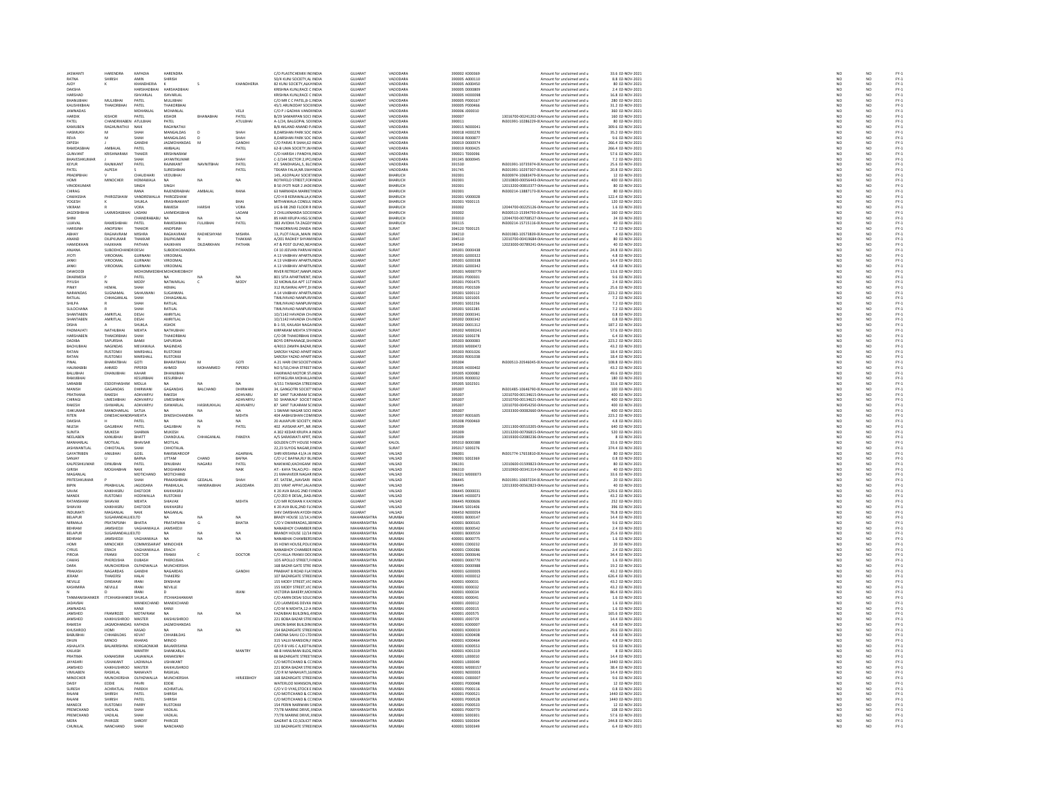| | | | | | | | | | | | | | | | |
|---|---|---|---|---|---|---|---|---|---|---|---|---|---|---|---|
| JASWANTI | HARENDRA | KAPADIA | HARENDRA | | | C/O PLASTICHEMIX INDINDIA | GUJARAT | VADODARA | 390002 | K000369 | Amount for unclaimed and u | 33.6 | 02-NOV-2021 | NO | NO | FY-1 |
| RATNA | SHIRISH | AMIN | SHIRISH | | | 50/4 KUNJ SOCIETY,ALINDIA | GUJARAT | VADODARA | 390005 | A000110 | Amount for unclaimed and u | 8.8 | 02-NOV-2021 | NO | NO | FY-1 |
| AJOY | K | KHANDHERIA | K | S | KHANDHERIA | 82 KUNJ SOCIETY,ALKAINDIA | GUJARAT | VADODARA | 390005 | A000450 | Amount for unclaimed and u | 80 | 02-NOV-2021 | NO | NO | FY-1 |
| DAKSHA | | HARSHADBHAI | HARSHADBHAI | | | KRISHNA KUNJ,RACE C INDIA | GUJARAT | VADODARA | 390005 | D000809 | Amount for unclaimed and u | 2.4 | 02-NOV-2021 | NO | NO | FY-1 |
| HARSHAD | | ISHVARLAL | ISHVARLAL | | | KRISHNA KUNJ,RACE C INDIA | GUJARAT | VADODARA | 390005 | H000098 | Amount for unclaimed and u | 16.8 | 02-NOV-2021 | NO | NO | FY-1 |
| BHANUBHAI | MULJIBHAI | PATEL | MULJIBHAI | | | C/O MR C C PATEL,8-1 INDIA | GUJARAT | VADODARA | 390005 | P000167 | Amount for unclaimed and u | 280 | 02-NOV-2021 | NO | NO | FY-1 |
| KAUSHIKBHAI | THAKORBHAI | PATEL | THAKORBHAI | | | 45/1 ARUNODAY SOCIEINDIA | GUJARAT | VADODARA | 390005 | P000466 | Amount for unclaimed and u | 31.2 | 02-NOV-2021 | NO | NO | FY-1 |
| JAMNADAS | | MOHANLAL | MOHANLAL | | VELJI | C/O P J GADHIA VANDINDIA | GUJARAT | VADODARA | 390006 | J000010 | Amount for unclaimed and u | 360 | 02-NOV-2021 | NO | NO | FY-1 |
| HARDIK | KISHOR | PATEL | KISHOR | BHANABHAI | PATEL | B/29 SAMARPAN SOCI INDIA | GUJARAT | VADODARA | 390007 | 13016700-00241202-0( | Amount for unclaimed and u | 160 | 02-NOV-2021 | NO | NO | FY-1 |
| PATEL | CHANDRIKABEN | ATULBHAI | PATEL | | ATULBHAI | A-1/24, BALGOPAL SOINDIA | GUJARAT | VADODARA | 390011 | IN301991-10286229-0( | Amount for unclaimed and u | 80 | 02-NOV-2021 | NO | NO | FY-1 |
| KAMUBEN | RAGHUNATHJI | NAIK | RAGHNATHJI | | | B/8 AKLAND ANAND PAINDIA | GUJARAT | VADODARA | 390015 | N000041 | Amount for unclaimed and u | 309.6 | 02-NOV-2021 | NO | NO | FY-1 |
| HASMUKH | M | SHAH | MANGALDAS | D | SHAH | 8,DARSHAN PARK SOC INDIA | GUJARAT | VADODARA | 390018 | H000270 | Amount for unclaimed and u | 35.2 | 02-NOV-2021 | NO | NO | FY-1 |
| REVA | M | SHAH | MANGALDAS | D | SHAH | 8,DARSHAN PARK SOC INDIA | GUJARAT | VADODARA | 390018 | R000877 | Amount for unclaimed and u | 9.6 | 02-NOV-2021 | NO | NO | FY-1 |
| DIPESH | J | GANDHI | JAGMOHANDAS | M | GANDHI | C/O PARAS R SHAH,62 INDIA | GUJARAT | VADODARA | 390019 | D000974 | Amount for unclaimed and u | 266.4 | 02-NOV-2021 | NO | NO | FY-1 |
| RAMDASBHAI | AMBALAL | PATEL | AMBALAL | | PATEL | 62-B UMA SOCIETY,W INDIA | GUJARAT | VADODARA | 390019 | R000425 | Amount for unclaimed and u | 266.4 | 02-NOV-2021 | NO | NO | FY-1 |
| GUNVANT | KRISHNARAM | THAKER | KRISHNARAM | | | C/O HARISH J PANDYA INDIA | GUJARAT | VADODARA | 390021 | T000096 | Amount for unclaimed and u | 57.6 | 02-NOV-2021 | NO | NO | FY-1 |
| BHAVESHKUMAR | J | SHAH | JAYANTKUMAR | | SHAH | C-2/144 SECTOR 2,IPC INDIA | GUJARAT | VADODARA | 391345 | B000945 | Amount for unclaimed and u | 7.2 | 02-NOV-2021 | NO | NO | FY-1 |
| KEYUR | RAJNIKANT | PATEL | RAJNIKANT | NAVNITBHAI | PATEL | AT. SANDHASAL,5, BLCINDIA | GUJARAT | VADODARA | 391510 | IN301991-10735974-0( | Amount for unclaimed and u | 25.6 | 02-NOV-2021 | NO | NO | FY-1 |
| PATEL | ALPESH | S | SURESHBHAI | | PATEL | TEKARA FALIA,NR.SWAINDIA | GUJARAT | VADODARA | 391745 | IN301991-10297307-0( | Amount for unclaimed and u | 20.8 | 02-NOV-2021 | NO | NO | FY-1 |
| PRADIPBHAI | V | CHAUDHARI | VEDUBHAI | | | 145, ASOPALAV SOCIETINDIA | GUJARAT | BHARUCH | 392001 | IN300974-10683478-0( | Amount for unclaimed and u | 12 | 02-NOV-2021 | NO | NO | FY-1 |
| HOMI | MINOCHER | HOMAWALA | NA | NA | NA | ROTHFELD STREET,FORINDIA | GUJARAT | BHARUCH | 392001 | 12010800-00056443-0( | Amount for unclaimed and u | 400 | 02-NOV-2021 | NO | NO | FY-1 |
| VINODKUMAR | | SINGH | SINGH | | | B 50 JYOTI NGR 2 JADEINDIA | GUJARAT | BHARUCH | 392001 | 12013200-00810377-0( | Amount for unclaimed and u | 80 | 02-NOV-2021 | NO | NO | FY-1 |
| CHIRAG | | RANA | RAJENDRABHAI | AMBALAL | RANA | 63 NARMADA MARKETINDIA | GUJARAT | BHARUCH | 392001 | IN300214-13887173-0( | Amount for unclaimed and u | 80 | 02-NOV-2021 | NO | NO | FY-1 |
| CAWASSHA | PHIROZSHAW | VANDREWALLA | PHIROZSHAW | | | C/O H B KERAWALLA,KINDIA | GUJARAT | BHARUCH | 392001 | V000028 | Amount for unclaimed and u | 122.4 | 02-NOV-2021 | NO | NO | FY-1 |
| YOGESH | K | SHUKLA | KRASHNAKANT | | BHAI | MITHAIWALA CONSUL INDIA | GUJARAT | BHARUCH | 392001 | Y000115 | Amount for unclaimed and u | 120 | 02-NOV-2021 | NO | NO | FY-1 |
| VIKRAM | R | VORA | RAMESH | HARSHI | VORA | LIG B-98 2ND FLOOR R INDIA | GUJARAT | BHARUCH | 393002 | 12044700-00225126-0( | Amount for unclaimed and u | 1.6 | 02-NOV-2021 | NO | NO | FY-1 |
| JAGDISHBHAI | LAXMIDASBHAI | LADANI | LAXMIDASBHAI | | LADANI | 2 CHILLIKHANDA SOCIEINDIA | GUJARAT | BHARUCH | 393002 | IN300513-15394793-0( | Amount for unclaimed and u | 160 | 02-NOV-2021 | NO | NO | FY-1 |
| SHINI | | CHANDRABABU | NA | NA | NA | B5 HARI KRUPA HSG SCINDIA | GUJARAT | BHARUCH | 393010 | 12044700-00708527-0( | Amount for unclaimed and u | 24 | 02-NOV-2021 | NO | NO | FY-1 |
| UJJAVAL | RAMESHBHAI | PATEL | RAMESHBHAI | FULJIBHAI | PATEL | 383 AVIDHA TA ZAGDI'INDIA | GUJARAT | BHARUCH | 393115 | IN300214-15715116-0( | Amount for unclaimed and u | 40 | 02-NOV-2021 | NO | NO | FY-1 |
| HARISINH | ANOPSINH | THAKOR | ANOPSINH | | | THAKORNIVAS ZANDA INDIA | GUJARAT | SURAT | 394120 | T000125 | Amount for unclaimed and u | 7.2 | 02-NOV-2021 | NO | NO | FY-1 |
| ABHAY | RAGHAVRAM | MISHRA | RAGHAVRAM | RADHESHYAM | MISHRA | 13, PLOT FALIA, MAIN INDIA | GUJARAT | SURAT | 394210 | IN301983-10573839-0( | Amount for unclaimed and u | 4 | 02-NOV-2021 | NO | NO | FY-1 |
| ANAND | DILIPKUMAR | THAKKAR | DILIPKUMAR | N | THAKKAR | A/201 RADHEY SHYAM INDIA | GUJARAT | SURAT | 394510 | 12010700-00419684-0( | Amount for unclaimed and u | 80 | 02-NOV-2021 | NO | NO | FY-1 |
| HAMIDKHAN | HAJIKHAN | PATHAN | HAJIKHAN | DILDARKHAN | PATHAN | AT & POST OLPAD,NEAINDIA | GUJARAT | SURAT | 394540 | 12023000-00789241-0( | Amount for unclaimed and u | 40 | 02-NOV-2021 | NO | NO | FY-1 |
| ANJANA | SUBODHCHANDRA | DESAI | SUBODHCHANDRA | | | C4 10 JEEVAN PARIVAHINDIA | GUJARAT | SURAT | 395001 | D000438 | Amount for unclaimed and u | 24.8 | 02-NOV-2021 | NO | NO | FY-1 |
| JYOTI | VIROOMAL | GURNANI | VIROOMAL | | | A 13 VAIBHAV APARTMINDIA | GUJARAT | SURAT | 395001 | G000322 | Amount for unclaimed and u | 4.8 | 02-NOV-2021 | NO | NO | FY-1 |
| JANKI | VIROOMAL | GURNANI | VIROOMAL | | | A 13 VAIBHAV APARTMINDIA | GUJARAT | SURAT | 395001 | G000338 | Amount for unclaimed and u | 14.4 | 02-NOV-2021 | NO | NO | FY-1 |
| JANKI | VIROOMAL | GURNANI | VIROOMAL | | | A 13 VAIBHAV APARTMINDIA | GUJARAT | SURAT | 395001 | G000342 | Amount for unclaimed and u | 4.8 | 02-NOV-2021 | NO | NO | FY-1 |
| DAWOODI | | MOHOMMEDBH | MOHOMEDBHOY | | | RIVER RETREAT,NANPUINDIA | GUJARAT | SURAT | 395001 | M000779 | Amount for unclaimed and u | 13.6 | 02-NOV-2021 | NO | NO | FY-1 |
| DHARMESH | P | PATEL | NA | NA | NA | 801 SITA APARTMENT, INDIA | GUJARAT | SURAT | 395001 | P000301 | Amount for unclaimed and u | 9.6 | 02-NOV-2021 | NO | NO | FY-1 |
| PIYUSH | N | MODY | NATWARLAL | C | MODY | 32 MONALISA APT 11T INDIA | GUJARAT | SURAT | 395001 | P001475 | Amount for unclaimed and u | 2.4 | 02-NOV-2021 | NO | NO | FY-1 |
| PINKY | HEMAL | SHAH | HEMAL | | | 312 RUSHIRAJ APPT,DI INDIA | GUJARAT | SURAT | 395001 | P001509 | Amount for unclaimed and u | 25.6 | 02-NOV-2021 | NO | NO | FY-1 |
| NARAINDAS | SUGNAMAL | SAHAJWANI | SUGANMAL | | | A 14 VAIBHAV APARTMINDIA | GUJARAT | SURAT | 395001 | S000112 | Amount for unclaimed and u | 223.2 | 02-NOV-2021 | NO | NO | FY-1 |
| RATILAL | CHHAGANLAL | SHAH | CHHAGANLAL | | | TIMLIYAVAD NANPURAINDIA | GUJARAT | SURAT | 395001 | S001005 | Amount for unclaimed and u | 7.2 | 02-NOV-2021 | NO | NO | FY-1 |
| SHILPA | R | SHAH | RATILAL | | | TIMLIYAVAD NANPURAINDIA | GUJARAT | SURAT | 395001 | S002256 | Amount for unclaimed and u | 7.2 | 02-NOV-2021 | NO | NO | FY-1 |
| SULOCHANA | R | SHAH | RATILAL | | | TIMLIYAVAD NANPURAINDIA | GUJARAT | SURAT | 395001 | S002285 | Amount for unclaimed and u | 7.2 | 02-NOV-2021 | NO | NO | FY-1 |
| SHANTABEN | AMRITLAL | DESAI | AMRITLAL | | | 1D/1142 HAVADIA CH/INDIA | GUJARAT | SURAT | 395002 | D000341 | Amount for unclaimed and u | 0.8 | 02-NOV-2021 | NO | NO | FY-1 |
| SHANTABEN | AMRITLAL | DESAI | AMRITLAL | | | 1D/1142 HAVADIA CH/INDIA | GUJARAT | SURAT | 395002 | D000342 | Amount for unclaimed and u | 0.8 | 02-NOV-2021 | NO | NO | FY-1 |
| DISHA | A | SHUKLA | ASHOK | | | B-1-59, KAILASH NAGAINDIA | GUJARAT | SURAT | 395002 | D001312 | Amount for unclaimed and u | 187.2 | 02-NOV-2021 | NO | NO | FY-1 |
| PADMAVATI | NATHUBHAI | MEHTA | NATHUBHAI | | | KIRPARAM MEHTA STRINDIA | GUJARAT | SURAT | 395002 | M000241 | Amount for unclaimed and u | 57.6 | 02-NOV-2021 | NO | NO | FY-1 |
| HARSHABEN | THAKORBHAI | SHAH | THAKORBHAI | | | C/O DR THAKORBHAI E INDIA | GUJARAT | SURAT | 395002 | S000278 | Amount for unclaimed and u | 6.4 | 02-NOV-2021 | NO | NO | FY-1 |
| DADIBA | SAPURSHA | BAMJI | SAPURSHA | | | BOYS ORPHANAGE,SHINDIA | GUJARAT | SURAT | 395003 | B000083 | Amount for unclaimed and u | 223.2 | 02-NOV-2021 | NO | NO | FY-1 |
| BACHUBHAI | NAGINDAS | MEVAWALA | NAGINDAS | | | 4/4013 ZAMPA BAZAR,INDIA | GUJARAT | SURAT | 395003 | M000472 | Amount for unclaimed and u | 43.2 | 02-NOV-2021 | NO | NO | FY-1 |
| RATAN | RUSTOMJI | MARSHALL | RUSTOMJI | | | SAROSH YAZAD APARTINDIA | GUJARAT | SURAT | 395003 | R001026 | Amount for unclaimed and u | 18.4 | 02-NOV-2021 | NO | NO | FY-1 |
| RATAN | RUSTOMJI | MARSHALL | RUSTOMJI | | | SAROSH YAZAD APARTINDIA | GUJARAT | SURAT | 395003 | R001038 | Amount for unclaimed and u | 18.4 | 02-NOV-2021 | NO | NO | FY-1 |
| PINAL | BHARATBHAI | GOTI | BHARATBHAI | M | GOTI | A 21 HARI OM SOCIETYINDIA | GUJARAT | SURAT | 395004 | IN300513-20546045-0( | Amount for unclaimed and u | 108.8 | 02-NOV-2021 | NO | NO | FY-1 |
| HALIMABIBI | AHMED | PIPERDI | AHMED | MOHAMMED | PIPERDI | NO 5/50,CHHA STREETINDIA | GUJARAT | SURAT | 395005 | H000402 | Amount for unclaimed and u | 43.2 | 02-NOV-2021 | NO | NO | FY-1 |
| BALUBHAI | DHANJIBHAI | KAHAR | DHANJIBHAI | | | FAKIRWAD MOTOR ST,INDIA | GUJARAT | SURAT | 395005 | K000082 | Amount for unclaimed and u | 49.6 | 02-NOV-2021 | NO | NO | FY-1 |
| RAMJIBHAI | | KESURBHAI | KESURBHAI | | | KOTHIGURA MOHALLAINDIA | GUJARAT | SURAT | 395005 | R000032 | Amount for unclaimed and u | 180 | 02-NOV-2021 | NO | NO | FY-1 |
| SARABIBI | ESOOFHASHIM | MOLLA | NA | NA | NA | 4/151 TAWADA STREEINDIA | GUJARAT | SURAT | 395005 | S002501 | Amount for unclaimed and u | 33.6 | 02-NOV-2021 | NO | NO | FY-1 |
| MANISH | GAGANDAS | DHIRWANI | GAGANDAS | BALCHAND | DHIRWANI | 34, GANGOTRI SOCIETYINDIA | GUJARAT | SURAT | 395007 | IN301485-10646790-0( | Amount for unclaimed and u | 100 | 02-NOV-2021 | NO | NO | FY-1 |
| PRATHANA | RAKESH | ADHVARYU | RAKESH | | ADHVARU | 87 SANT TUKARAM SCINDIA | GUJARAT | SURAT | 395007 | 12010700-00134615-0( | Amount for unclaimed and u | 400 | 02-NOV-2021 | NO | NO | FY-1 |
| CHIRAGI | UMESHBHAI | ADHVARYU | UMESHBHAI | | ADHVARYU | 50 SHANKALP SOCIETINDIA | GUJARAT | SURAT | 395007 | 12010700-00134621-0( | Amount for unclaimed and u | 400 | 02-NOV-2021 | NO | NO | FY-1 |
| RAKESH | ISHWARLAL | ADHVARYU | ISHWARLAL | HASMUKHLAL | ADHVARYU | 87 SANT TUKARAM SCINDIA | GUJARAT | SURAT | 395007 | 12010700-00454250-0( | Amount for unclaimed and u | 400 | 02-NOV-2021 | NO | NO | FY-1 |
| ISHKUMAR | MANOHARLAL | SATIJA | NA | NA | NA | 1 SWAMI NAGAR SOCI INDIA | GUJARAT | SURAT | 395007 | 12033300-00082660-0( | Amount for unclaimed and u | 400 | 02-NOV-2021 | NO | NO | FY-1 |
| RITEN | DINESHCHANDRA | MEHTA | DINESHCHANDRA | | MEHTA | 404 AABHUSHAN COMINDIA | GUJARAT | SURAT | 395007 | R001605 | Amount for unclaimed and u | 223.2 | 02-NOV-2021 | NO | NO | FY-1 |
| DAKSHA | H | PATEL | NA | NA | NA | 20 ALKAPURI SOCIETY, INDIA | GUJARAT | SURAT | 395008 | P000469 | Amount for unclaimed and u | 4.8 | 02-NOV-2021 | NO | NO | FY-1 |
| MILESH | GAGJIBHAI | PATEL | GAGJIBHAI | N | PATEL | 402 AVSKAR APT., NR INDIA | GUJARAT | SURAT | 395009 | 12011300-00510205-0( | Amount for unclaimed and u | 640 | 02-NOV-2021 | NO | NO | FY-1 |
| SUNITA | MUKESH | SHARMA | MUKESH | | | A 302 KEDAR KRUPA A INDIA | GUJARAT | SURAT | 395009 | 12013200-00706815-0( | Amount for unclaimed and u | 520 | 02-NOV-2021 | NO | NO | FY-1 |
| NEELABEN | KANUBHAI | BHATT | CHANDULAL | CHHAGANLAL | PANDYA | A/5 SARASWATI APRT, INDIA | GUJARAT | SURAT | 395009 | 13019300-02080236-0( | Amount for unclaimed and u | 8 | 02-NOV-2021 | NO | NO | FY-1 |
| MANHARLAL | MOTILAL | BHAVSAR | MOTILAL | | | GOLDEN CITY HOUSE NINDIA | GUJARAT | KALOL | 395010 | B000388 | Amount for unclaimed and u | 33.6 | 02-NOV-2021 | NO | NO | FY-1 |
| JASHWANTLAL | CHHOTALAL | SHAH | CHHOTALAL | | | 22,23 SUYOG NAGAR,EINDIA | GUJARAT | SURAT | 395017 | S000276 | Amount for unclaimed and u | 374.4 | 02-NOV-2021 | NO | NO | FY-1 |
| GAYATRIBEN | ANILBHAI | GOEL | RAMSWAROOP | | AGARWAL | SHRI KRISHNA 41/A JA INDIA | GUJARAT | VALSAD | 396001 | IN301774-17653810-0( | Amount for unclaimed and u | 80 | 02-NOV-2021 | NO | NO | FY-1 |
| SANJAY | U | BAFNA | UTTAM | CHAND | BAFNA | C/O U C BAFNA,RLY BLINDIA | GUJARAT | VALSAD | 396001 | S002369 | Amount for unclaimed and u | 0.8 | 02-NOV-2021 | NO | NO | FY-1 |
| KALPESHKUMAR | DINUBHAI | PATEL | DINUBHAI | NAGARJI | PATEL | NAIKWAD,KACHIGAM INDIA | GUJARAT | VALSAD | 396191 | 12010600-01599823-0( | Amount for unclaimed and u | 80 | 02-NOV-2021 | NO | NO | FY-1 |
| GIRISH | MOGHABHAI | NAIK | MOGHABHAI | | NAIK | AT:- KAVA TALAO,PO:- INDIA | GUJARAT | VALSAD | 396310 | 12010900-00341314-0( | Amount for unclaimed and u | 40 | 02-NOV-2021 | NO | NO | FY-1 |
| MAGANLAL | | MOTICHAND | MOTICHAND | | | 21 MAHAVEER NAGAR INDIA | GUJARAT | VALSAD | 396321 | M000073 | Amount for unclaimed and u | 33.6 | 02-NOV-2021 | NO | NO | FY-1 |
| PRITESHKUMAR | P | SHAH | PRAKASHBHAI | GEDALAL | SHAH | AT. SATEM,,NAVSARI INDIA | GUJARAT | VALSAD | 396445 | IN301991-10697234-0( | Amount for unclaimed and u | 20 | 02-NOV-2021 | NO | NO | FY-1 |
| BIPIN | PRABHULAL | JAGODARA | PRABHULAL | HANSRAJBHAI | JAGODARA | 201 VIRAT APPAT,JALAINDIA | GUJARAT | VALSAD | 396445 | 12013300-00562823-0( | Amount for unclaimed and u | 40 | 02-NOV-2021 | NO | NO | FY-1 |
| SAVAK | KAIKHASRU | DASTOOR | KAIKHASRU | | | E 20 AVA BAUG 2ND FL INDIA | GUJARAT | VALSAD | 396445 | D000031 | Amount for unclaimed and u | 129.6 | 02-NOV-2021 | NO | NO | FY-1 |
| MANEK | RUSTOMJI | HODIWALLA | RUSTOMJI | | | C/O ZED R DESAI,,DADINDIA | GUJARAT | VALSAD | 396445 | H000073 | Amount for unclaimed and u | 43.2 | 02-NOV-2021 | NO | NO | FY-1 |
| RATANSHAW | SHAVAX | MEHTA | SHAVAX | | MEHTA | C/O MR ROSHAN K KAINDIA | GUJARAT | VALSAD | 396445 | R000606 | Amount for unclaimed and u | 252 | 02-NOV-2021 | NO | NO | FY-1 |
| SHAVAX | KAIKHASRU | DASTOOR | KAIKHASRU | | | E 20 AVA BUG,2ND FLCINDIA | GUJARAT | VALSAD | 396445 | S001406 | Amount for unclaimed and u | 396 | 02-NOV-2021 | NO | NO | FY-1 |
| INDUMATI | MAGANLAL | NAIK | MAGANLAL | | | SHIV DARSHAN AYODHINDIA | GUJARAT | VALSAD | 396450 | N000054 | Amount for unclaimed and u | 76.8 | 02-NOV-2021 | NO | NO | FY-1 |
| BELAPUR | SUGARANDALLIEDLTD | | NA | NA | NA | BRADY HOUSE 12/14,VINDIA | MAHARASHTRA | MUMBAI | 400001 | B000147 | Amount for unclaimed and u | 14.4 | 02-NOV-2021 | NO | NO | FY-1 |
| NIRMALA | PRATAPSINH | BHATIA | PRATAPSINH | G | BHATIA | C/O V C WARRADAS,38INDIA | MAHARASHTRA | MUMBAI | 400001 | B000165 | Amount for unclaimed and u | 9.6 | 02-NOV-2021 | NO | NO | FY-1 |
| BEHRAM | JAMSHEDJI | VAGHAIWALLA | JAMSHEDJI | | | NANABHOY CHAMBER INDIA | MAHARASHTRA | MUMBAI | 400001 | B000542 | Amount for unclaimed and u | 2.4 | 02-NOV-2021 | NO | NO | FY-1 |
| BELAPUR | SUGARANDALLIEDLTD | | NA | NA | NA | BRANDY HOUSE 12/14 INDIA | MAHARASHTRA | MUMBAI | 400001 | B000559 | Amount for unclaimed and u | 25.6 | 02-NOV-2021 | NO | NO | FY-1 |
| BEHRAM | JAMSHEDJI | VAGHAIWALLA | NA | NA | NA | NANABHAI CHAMBERS INDIA | MAHARASHTRA | MUMBAI | 400001 | B000775 | Amount for unclaimed and u | 1.6 | 02-NOV-2021 | NO | NO | FY-1 |
| HOMI | MINOCHER | COMMISSARIAT | MINOCHER | | | 35 HOMI HOUSE,POLICINDIA | MAHARASHTRA | MUMBAI | 400001 | C000232 | Amount for unclaimed and u | 20 | 02-NOV-2021 | NO | NO | FY-1 |
| CYRUS | ERACH | VAGHAIWALLA | ERACH | | | NANABHOY CHAMBER INDIA | MAHARASHTRA | MUMBAI | 400001 | C000286 | Amount for unclaimed and u | 2.4 | 02-NOV-2021 | NO | NO | FY-1 |
| PIROJA | FRAMJI | DOCTOR | FRAMJI | C | DOCTOR | C/O HILLA FRAMJI DOCINDIA | MAHARASHTRA | MUMBAI | 400001 | D000646 | Amount for unclaimed and u | 34.4 | 02-NOV-2021 | NO | NO | FY-1 |
| CAWAS | PHEROSHA | DUBASH | PHEROSHA | | | 105 APOLLO STREET,F INDIA | MAHARASHTRA | MUMBAI | 400001 | D000770 | Amount for unclaimed and u | 1.6 | 02-NOV-2021 | NO | NO | FY-1 |
| DARA | MUNCHERSHA | OLPADWALLA | MUNCHERSHA | | | 168 BAZAR GATE STRE INDIA | MAHARASHTRA | MUMBAI | 400001 | D000988 | Amount for unclaimed and u | 19.2 | 02-NOV-2021 | NO | NO | FY-1 |
| PRAKASH | NAGARDAS | GANDHI | NAGARDAS | | GANDHI | PRABHAT B ROAD FLAINDIA | MAHARASHTRA | MUMBAI | 400001 | G000005 | Amount for unclaimed and u | 43.2 | 02-NOV-2021 | NO | NO | FY-1 |
| JERAM | THAKERSI | HALAI | THAKERSI | | | 107 BAZARGATE STREEINDIA | MAHARASHTRA | MUMBAI | 400001 | H000012 | Amount for unclaimed and u | 626.4 | 02-NOV-2021 | NO | NO | FY-1 |
| NEVILLE | DINSHAW | IRANI | DINSHAW | | | 155 MODY STREET,VICINDIA | MAHARASHTRA | MUMBAI | 400001 | I000031 | Amount for unclaimed and u | 43.2 | 02-NOV-2021 | NO | NO | FY-1 |
| KASHMIRA | NEVILLE | IRANI | NEVILLE | | | 155 MODY STREET,VICINDIA | MAHARASHTRA | MUMBAI | 400001 | I000032 | Amount for unclaimed and u | 43.2 | 02-NOV-2021 | NO | NO | FY-1 |
| N | D | IRANI | D | | IRANI | VICTORIA BAKERY,MOHNDIA | MAHARASHTRA | MUMBAI | 400001 | I000034 | Amount for unclaimed and u | 86.4 | 02-NOV-2021 | NO | NO | FY-1 |
| TANMANSHANKER | ITCHHASHANKER | SHUKLA | ITCHHASHANKAR | | | C/O AMIN DESAI SOLICINDIA | MAHARASHTRA | MUMBAI | 400001 | I000041 | Amount for unclaimed and u | 1.6 | 02-NOV-2021 | NO | NO | FY-1 |
| JADAVBAI | | MANEKCHAND | MANEKCHAND | | | C/O LAXMIDAS DEVRA INDIA | MAHARASHTRA | MUMBAI | 400001 | J000012 | Amount for unclaimed and u | 1.6 | 02-NOV-2021 | NO | NO | FY-1 |
| JAMNADAS | | KANJI | KANJI | | | C/O M N MOHTA,12-A INDIA | MAHARASHTRA | MUMBAI | 400001 | J000015 | Amount for unclaimed and u | 1.6 | 02-NOV-2021 | NO | NO | FY-1 |
| JAMSHED | FRAMROZE | MOTAFRAM | NA | NA | NA | FAZALBHAI BUILDING,IINDIA | MAHARASHTRA | MUMBAI | 400001 | J000575 | Amount for unclaimed and u | 165.6 | 02-NOV-2021 | NO | NO | FY-1 |
| JAMSHED | KAIKHUSHROO | MASTER | KAISHUSHROO | | | 221 BOBA BAZAR STRE INDIA | MAHARASHTRA | MUMBAI | 400001 | J000729 | Amount for unclaimed and u | 14.4 | 02-NOV-2021 | NO | NO | FY-1 |
| RAMESH | JAGMOHANDAS | KAPADIA | JAGMOHANDAS | | | UNION BANK BUILDIN INDIA | MAHARASHTRA | MUMBAI | 400001 | K000007 | Amount for unclaimed and u | 4.8 | 02-NOV-2021 | NO | NO | FY-1 |
| KHUSHROO | HOMI | KASAD | NA | NA | NA | 154 BAZARGATE STREEINDIA | MAHARASHTRA | MUMBAI | 400001 | K000019 | Amount for unclaimed and u | 29.6 | 02-NOV-2021 | NO | NO | FY-1 |
| BABUBHAI | CHHABILDAS | KEVAT | CHHABILDAS | | | CARONA SAHU CO LTD INDIA | MAHARASHTRA | MUMBAI | 400001 | K000408 | Amount for unclaimed and u | 4.8 | 02-NOV-2021 | NO | NO | FY-1 |
| DHUN | MINOO | KHARAS | MINOO | | | 315 VALLI MANSION,F INDIA | MAHARASHTRA | MUMBAI | 400001 | K000464 | Amount for unclaimed and u | 4.8 | 02-NOV-2021 | NO | NO | FY-1 |
| ASHALATA | BALAKRISHNA | KORGAONKAR | BALAKRISHNA | | | C/O R B VAS C A,KOTHINDIA | MAHARASHTRA | MUMBAI | 400001 | K000553 | Amount for unclaimed and u | 9.6 | 02-NOV-2021 | NO | NO | FY-1 |
| KAILASH | | MANTRY | SHANKARLAL | | MANTRY | 48-B HANUMAN BLDG,INDIA | MAHARASHTRA | MUMBAI | 400001 | K001319 | Amount for unclaimed and u | 8 | 02-NOV-2021 | NO | NO | FY-1 |
| PRATIMA | KANAKSINH | LALIAWALA | KANAKSINH | | | 66 BAZARGATE STREETINDIA | MAHARASHTRA | MUMBAI | 400001 | L000010 | Amount for unclaimed and u | 14.4 | 02-NOV-2021 | NO | NO | FY-1 |
| JAYASHRI | USHAKANT | LADIWALA | USHAKANT | | | C/O MOTICHAND & COINDIA | MAHARASHTRA | MUMBAI | 400001 | L000049 | Amount for unclaimed and u | 1440 | 02-NOV-2021 | NO | NO | FY-1 |
| JAMSHED | KAIKHUSHROO | MASTER | KAIKHUSHROO | | | 221 BORA BAZAR STREINDIA | MAHARASHTRA | MUMBAI | 400001 | M000157 | Amount for unclaimed and u | 38.4 | 02-NOV-2021 | NO | NO | FY-1 |
| VIMLABEN | RASIKLAL | NANAVATI | RASIKLAL | | | C/O R M NANAVATI,16INDIA | MAHARASHTRA | MUMBAI | 400001 | N000003 | Amount for unclaimed and u | 14.4 | 02-NOV-2021 | NO | NO | FY-1 |
| MINOCHER | MUNCHERSHA | OLPADWALLA | MUNCHERSHA | | HIRJEEBHOY | 168 BAZARGATE STREEINDIA | MAHARASHTRA | MUMBAI | 400001 | O000007 | Amount for unclaimed and u | 9.6 | 02-NOV-2021 | NO | NO | FY-1 |
| DAISY | EDDIE | PAVRI | EDDIE | | | WATERLOO MANSION,INDIA | MAHARASHTRA | MUMBAI | 400001 | P000048 | Amount for unclaimed and u | 12 | 02-NOV-2021 | NO | NO | FY-1 |
| SURESH | ACHRATLAL | PAREKH | ACHRATLAL | | | C/O V D VYAS,STOCK EINDIA | MAHARASHTRA | MUMBAI | 400001 | P000116 | Amount for unclaimed and u | 0.8 | 02-NOV-2021 | NO | NO | FY-1 |
| RAJANI | SHIRISH | PATEL | SHIRISH | | | C/O MOTICHAND & COINDIA | MAHARASHTRA | MUMBAI | 400001 | P000521 | Amount for unclaimed and u | 1440 | 02-NOV-2021 | NO | NO | FY-1 |
| RAJANI | SHIRISH | PATEL | SHIRISH | | | C/O MOTICHAND & COINDIA | MAHARASHTRA | MUMBAI | 400001 | P000528 | Amount for unclaimed and u | 1440 | 02-NOV-2021 | NO | NO | FY-1 |
| MANECK | RUSTOMJI | PARRY | RUSTOMJI | | | 154 PERIN NARIMAN SINDIA | MAHARASHTRA | MUMBAI | 400001 | P000533 | Amount for unclaimed and u | 12 | 02-NOV-2021 | NO | NO | FY-1 |
| PREMCHAND | VADILAL | SHAH | VADILAL | | | 77/78 MARINE DRIVE,INDIA | MAHARASHTRA | MUMBAI | 400001 | P000770 | Amount for unclaimed and u | 108 | 02-NOV-2021 | NO | NO | FY-1 |
| PREMCHAND | VADILAL | SHAH | VADILAL | | | 77/78 MARINE DRIVE,INDIA | MAHARASHTRA | MUMBAI | 400001 | S000301 | Amount for unclaimed and u | 57.6 | 02-NOV-2021 | NO | NO | FY-1 |
| MERA | PHIROZE | SHROFF | PHIROZE | | | GAGRAT & CO,SOLICIT INDIA | MAHARASHTRA | MUMBAI | 400001 | S000304 | Amount for unclaimed and u | 244.8 | 02-NOV-2021 | NO | NO | FY-1 |
| CHUNILAL | NANCHAND | SHAH | NANCHAND | | | 132 BAZARGATE STREEINDIA | MAHARASHTRA | MUMBAI | 400001 | S000349 | Amount for unclaimed and u | 6.4 | 02-NOV-2021 | NO | NO | FY-1 |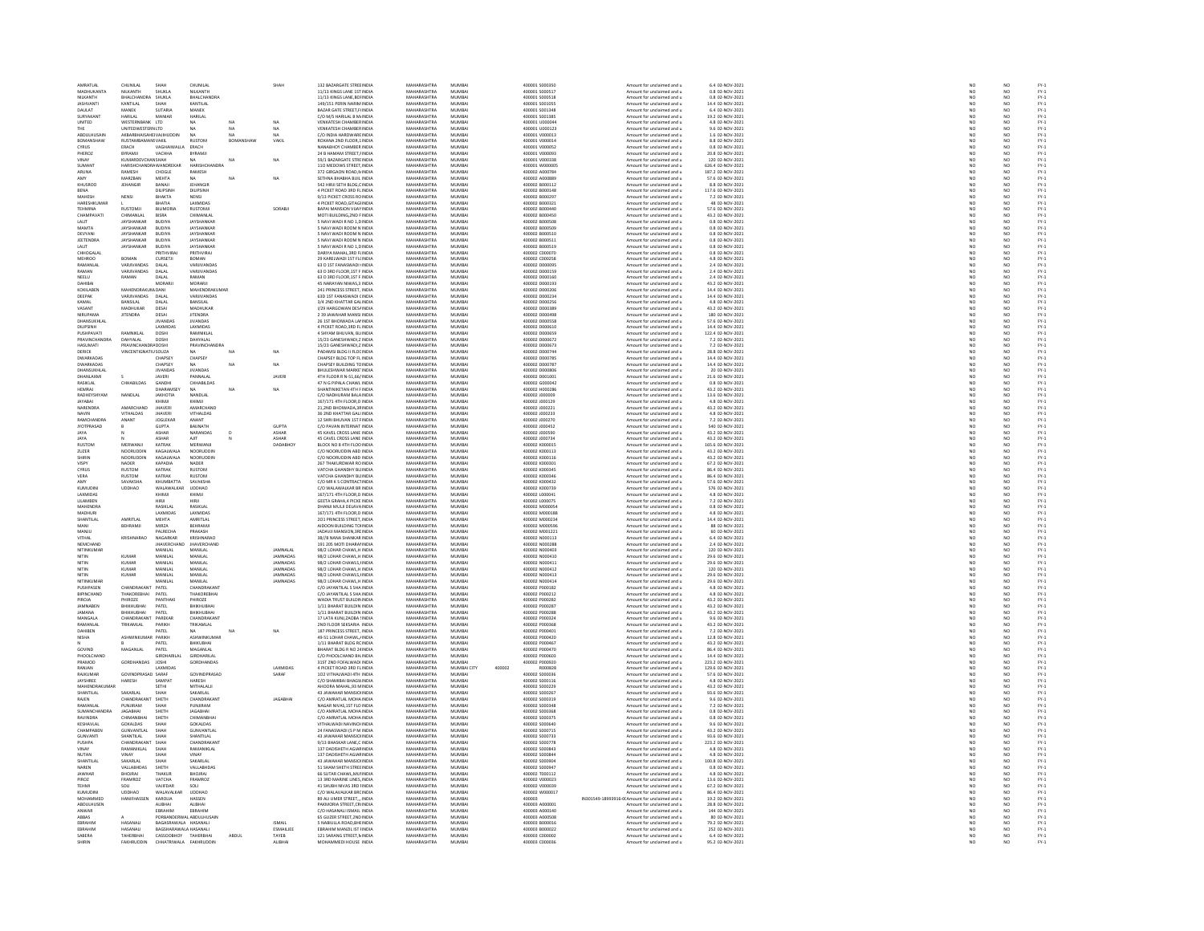| | | | | | | | | | | | | | | | | |
|---|---|---|---|---|---|---|---|---|---|---|---|---|---|---|---|---|
| AMRATLAL | CHUNILAL | SHAH | CHUNILAL | | SHAH | 132 BAZARGATE STREEINDIA | MAHARASHTRA | MUMBAI | 400001 | S000350 | Amount for unclaimed and u | 6.4 | 02-NOV-2021 | NO | NO | FY-1 |
| MADHUKANTA | NILKANTH | SHUKLA | NILKANTH | | | 11/13 KINGS LANE 1STINDIA | MAHARASHTRA | MUMBAI | 400001 | S000517 | Amount for unclaimed and u | 0.8 | 02-NOV-2021 | NO | NO | FY-1 |
| NILKANTH | BHALCHANDRA | SHUKLA | BHALCHANDRA | | | 11/13 KINGS LANE,BOIINDIA | MAHARASHTRA | MUMBAI | 400001 | S000518 | Amount for unclaimed and u | 0.8 | 02-NOV-2021 | NO | NO | FY-1 |
| JASHVANTI | KANTILAL | SHAH | KANTILAL | | | 149/151 PERIN NARIMINDIA | MAHARASHTRA | MUMBAI | 400001 | S001055 | Amount for unclaimed and u | 14.4 | 02-NOV-2021 | NO | NO | FY-1 |
| DAULAT | MANEK | SUTARIA | MANEK | | | BAZAR GATE STREET,FIINDIA | MAHARASHTRA | MUMBAI | 400001 | S001348 | Amount for unclaimed and u | 6.4 | 02-NOV-2021 | NO | NO | FY-1 |
| SURYAKANT | HARILAL | MANIAR | HARILAL | | | C/O M/S HARILAL B MINDIA | MAHARASHTRA | MUMBAI | 400001 | S001385 | Amount for unclaimed and u | 19.2 | 02-NOV-2021 | NO | NO | FY-1 |
| UNITED | WESTERNBANK | LTD | NA | NA | NA | VENKATESH CHAMBERINDIA | MAHARASHTRA | MUMBAI | 400001 | U000044 | Amount for unclaimed and u | 4.8 | 02-NOV-2021 | NO | NO | FY-1 |
| THE | UNITEDWESTERNLTD | | NA | NA | NA | VENKATESH CHAMBERINDIA | MAHARASHTRA | MUMBAI | 400001 | U000123 | Amount for unclaimed and u | 9.6 | 02-NOV-2021 | NO | NO | FY-1 |
| ABDULHUSAIN | AKBARBHAISAHEVALIHUDDIN | | NA | NA | NA | C/O INDIA HARDWAREINDIA | MAHARASHTRA | MUMBAI | 400001 | V000013 | Amount for unclaimed and u | 1.6 | 02-NOV-2021 | NO | NO | FY-1 |
| BOMANSHAW | RUSTAMBAMANIVAKIL | | RUSTOM | BOMANSHAW | VAKIL | ROXANA 2ND FLOOR,1INDIA | MAHARASHTRA | MUMBAI | 400001 | V000014 | Amount for unclaimed and u | 8.8 | 02-NOV-2021 | NO | NO | FY-1 |
| CYRUS | ERACH | VAGHAIWALLA | ERACH | | | NANABHOY CHAMBER INDIA | MAHARASHTRA | MUMBAI | 400001 | V000052 | Amount for unclaimed and u | 0.8 | 02-NOV-2021 | NO | NO | FY-1 |
| PHEROZ | BYRAMJI | VACHHA | BYRAMJI | | | 24 B HAMAM STREET,FINDIA | MAHARASHTRA | MUMBAI | 400001 | V000093 | Amount for unclaimed and u | 20.8 | 02-NOV-2021 | NO | NO | FY-1 |
| VINAY | KUMARDEVCHANSHAH | | NA | NA | NA | 59/1 BAZARGATE STREINDIA | MAHARASHTRA | MUMBAI | 400001 | V000338 | Amount for unclaimed and u | 120 | 02-NOV-2021 | NO | NO | FY-1 |
| SUMANT | HARISHCHANDRAWANDREKAR | | HARISHCHANDRA | | | 110 MEDOWS STREET,INDIA | MAHARASHTRA | MUMBAI | 400001 | W000005 | Amount for unclaimed and u | 626.4 | 02-NOV-2021 | NO | NO | FY-1 |
| ARUNA | RAMESH | CHOGLE | RAMESH | | | 372 GIRGAON ROAD,NINDIA | MAHARASHTRA | MUMBAI | 400002 | A000784 | Amount for unclaimed and u | 187.2 | 02-NOV-2021 | NO | NO | FY-1 |
| AMY | MARZBAN | MEHTA | NA | NA | NA | SETHNA BHABHA BUILINDIA | MAHARASHTRA | MUMBAI | 400002 | A000889 | Amount for unclaimed and u | 57.6 | 02-NOV-2021 | NO | NO | FY-1 |
| KHUSROO | JEHANGIR | BANAJI | JEHANGIR | | | 542 HIRJI SETH BLDG,CINDIA | MAHARASHTRA | MUMBAI | 400002 | B000112 | Amount for unclaimed and u | 8.8 | 02-NOV-2021 | NO | NO | FY-1 |
| BENA | | DILIPSINH | DILIPSINH | | | 4 PICKET ROAD 3RD FLINDIA | MAHARASHTRA | MUMBAI | 400002 | B000148 | Amount for unclaimed and u | 117.6 | 02-NOV-2021 | NO | NO | FY-1 |
| MAHESH | NENSI | BHAKTA | NENSI | | | 9/13 PICKET CROSS ROINDIA | MAHARASHTRA | MUMBAI | 400002 | B000297 | Amount for unclaimed and u | 7.2 | 02-NOV-2021 | NO | NO | FY-1 |
| HARESHKUMAR | L | BHATIA | LAXMIDAS | | | 4 PICKET ROAD,GITAGINDIA | MAHARASHTRA | MUMBAI | 400002 | B000321 | Amount for unclaimed and u | 48 | 02-NOV-2021 | NO | NO | FY-1 |
| TEHMINA | RUSTOMJI | BILIMORIA | RUSTOMJI | | SORABJI | BAPAI MANSION VIJAYINDIA | MAHARASHTRA | MUMBAI | 400002 | B000440 | Amount for unclaimed and u | 57.6 | 02-NOV-2021 | NO | NO | FY-1 |
| CHAMPAVATI | CHIMANLAL | BISRA | CHIMANLAL | | | MOTI BUILDING,2ND FINDIA | MAHARASHTRA | MUMBAI | 400002 | B000450 | Amount for unclaimed and u | 43.2 | 02-NOV-2021 | NO | NO | FY-1 |
| LALIT | JAYSHANKAR | BUDIYA | JAYSHANKAR | | | 5 NAVI WADI R NO 1,DINDIA | MAHARASHTRA | MUMBAI | 400002 | B000508 | Amount for unclaimed and u | 0.8 | 02-NOV-2021 | NO | NO | FY-1 |
| MAMTA | JAYSHANKAR | BUDIYA | JAYSHANKAR | | | 5 NAVI WADI ROOM N INDIA | MAHARASHTRA | MUMBAI | 400002 | B000509 | Amount for unclaimed and u | 0.8 | 02-NOV-2021 | NO | NO | FY-1 |
| DEVYANI | JAYSHANKAR | BUDIYA | JAYSHANKAR | | | 5 NAVI WADI ROOM N INDIA | MAHARASHTRA | MUMBAI | 400002 | B000510 | Amount for unclaimed and u | 0.8 | 02-NOV-2021 | NO | NO | FY-1 |
| JEETENDRA | JAYSHANKAR | BUDIYA | JAYSHANKAR | | | 5 NAVI WADI ROOM N INDIA | MAHARASHTRA | MUMBAI | 400002 | B000511 | Amount for unclaimed and u | 0.8 | 02-NOV-2021 | NO | NO | FY-1 |
| LALIT | JAYSHANKAR | BUDIYA | JAYSHANKAR | | | 5 NAVI WADI R NO 1 DINDIA | MAHARASHTRA | MUMBAI | 400002 | B000519 | Amount for unclaimed and u | 0.8 | 02-NOV-2021 | NO | NO | FY-1 |
| CHHOGALAL | | PRITHVIRAJ | PRITHVIRAJ | | | DARIYA MAHAL,3RD FLINDIA | MAHARASHTRA | MUMBAI | 400002 | C000070 | Amount for unclaimed and u | 0.8 | 02-NOV-2021 | NO | NO | FY-1 |
| MEHROO | BOMAN | CURSETJI | BOMAN | | | 39 KARELWADI 1ST FLINDIA | MAHARASHTRA | MUMBAI | 400002 | C000258 | Amount for unclaimed and u | 4.8 | 02-NOV-2021 | NO | NO | FY-1 |
| RAMANLAL | VARJIVANDAS | DALAL | VARJIVANDAS | | | 63 D 1ST FANASWADI INDIA | MAHARASHTRA | MUMBAI | 400002 | D000095 | Amount for unclaimed and u | 2.4 | 02-NOV-2021 | NO | NO | FY-1 |
| RAMAN | VARJIVANDAS | DALAL | VARJIVANDAS | | | 63 D 3RD FLOOR,1ST FINDIA | MAHARASHTRA | MUMBAI | 400002 | D000159 | Amount for unclaimed and u | 2.4 | 02-NOV-2021 | NO | NO | FY-1 |
| NEELU | RAMAN | DALAL | RAMAN | | | 63 D 3RD FLOOR,1ST FINDIA | MAHARASHTRA | MUMBAI | 400002 | D000160 | Amount for unclaimed and u | 2.4 | 02-NOV-2021 | NO | NO | FY-1 |
| DAHIBAI | | MORARJI | MORARJI | | | 45 NARAYAN NIWAS,3 INDIA | MAHARASHTRA | MUMBAI | 400002 | D000193 | Amount for unclaimed and u | 43.2 | 02-NOV-2021 | NO | NO | FY-1 |
| KOKILABEN | MAHENDRAKUMADANI | | MAHENDRAKUMAR | | | 241 PRINCESS STREET, INDIA | MAHARASHTRA | MUMBAI | 400002 | D000206 | Amount for unclaimed and u | 14.4 | 02-NOV-2021 | NO | NO | FY-1 |
| DEEPAK | VARJIVANDAS | DALAL | VARJIVANDAS | | | 63D 1ST FANASWADI CINDIA | MAHARASHTRA | MUMBAI | 400002 | D000234 | Amount for unclaimed and u | 14.4 | 02-NOV-2021 | NO | NO | FY-1 |
| KAMAL | BANSILAL | DALAL | BANSILAL | | | 3/4 2ND KHATTAR GALINDIA | MAHARASHTRA | MUMBAI | 400002 | D000256 | Amount for unclaimed and u | 4.8 | 02-NOV-2021 | NO | NO | FY-1 |
| VASANT | MADHUKAR | DESAI | MADHUKAR | | | I/29 HARGOWAN DESAINDIA | MAHARASHTRA | MUMBAI | 400002 | D000389 | Amount for unclaimed and u | 43.2 | 02-NOV-2021 | NO | NO | FY-1 |
| NIRUPAMA | JITENDRA | DESAI | JITENDRA | | | 2 39 JAWAHAR MANSI INDIA | MAHARASHTRA | MUMBAI | 400002 | D000498 | Amount for unclaimed and u | 180 | 02-NOV-2021 | NO | NO | FY-1 |
| DHANSUKHLAL | | JIVANDAS | JIVANDAS | | | 26 1ST BHOIWADA LANINDIA | MAHARASHTRA | MUMBAI | 400002 | D000558 | Amount for unclaimed and u | 57.6 | 02-NOV-2021 | NO | NO | FY-1 |
| DILIPSINH | | LAXMIDAS | LAXMIDAS | | | 4 PICKET ROAD,3RD FL INDIA | MAHARASHTRA | MUMBAI | 400002 | D000610 | Amount for unclaimed and u | 14.4 | 02-NOV-2021 | NO | NO | FY-1 |
| PUSHPAVATI | RAMNIKLAL | DOSHI | RAMNIKLAL | | | 4 SHYAM BHUVAN, BLINDIA | MAHARASHTRA | MUMBAI | 400002 | D000659 | Amount for unclaimed and u | 122.4 | 02-NOV-2021 | NO | NO | FY-1 |
| PRAVINCHANDRA | DAHYALAL | DOSHI | DAHYALAL | | | 15/23 GANESHWADI,2 INDIA | MAHARASHTRA | MUMBAI | 400002 | D000672 | Amount for unclaimed and u | 7.2 | 02-NOV-2021 | NO | NO | FY-1 |
| HASUMATI | PRAVINCHANDRADOSHI | | PRAVINCHANDRA | | | 15/23 GANESHWADI,2 INDIA | MAHARASHTRA | MUMBAI | 400002 | D000673 | Amount for unclaimed and u | 7.2 | 02-NOV-2021 | NO | NO | FY-1 |
| DERICK | VINCENTIGNATIUSOUZA | | NA | NA | NA | PADAMSI BLDG II FLOOINDIA | MAHARASHTRA | MUMBAI | 400002 | D000744 | Amount for unclaimed and u | 28.8 | 02-NOV-2021 | NO | NO | FY-1 |
| DWARKADAS | | CHAPSEY | CHAPSEY | | | CHAPSEY BLDG TOP FLINDIA | MAHARASHTRA | MUMBAI | 400002 | D000785 | Amount for unclaimed and u | 14.4 | 02-NOV-2021 | NO | NO | FY-1 |
| DWARKADAS | | CHAPSEY | NA | NA | NA | CHAPSEY BUILDING TOINDIA | MAHARASHTRA | MUMBAI | 400002 | D000787 | Amount for unclaimed and u | 14.4 | 02-NOV-2021 | NO | NO | FY-1 |
| DHANSUKHLAL | | JIVANDAS | JIVANDAS | | | BHULESHWAR MARKETINDIA | MAHARASHTRA | MUMBAI | 400002 | D000806 | Amount for unclaimed and u | 20 | 02-NOV-2021 | NO | NO | FY-1 |
| DHANLAXMI | S | JAVERI | PANNALAL | | JAVERI | 4TH FLOOR R N-51,66/INDIA | MAHARASHTRA | MUMBAI | 400002 | D001001 | Amount for unclaimed and u | 21.6 | 02-NOV-2021 | NO | NO | FY-1 |
| RASIKLAL | CHHABILDAS | GANDHI | CHHABILDAS | | | 47 N G PIPALA CHAWL INDIA | MAHARASHTRA | MUMBAI | 400002 | G000042 | Amount for unclaimed and u | 0.8 | 02-NOV-2021 | NO | NO | FY-1 |
| HEMRAJ | | DHARAMSEY | NA | NA | NA | SHANTINIKETAN 4TH FINDIA | MAHARASHTRA | MUMBAI | 400002 | H000286 | Amount for unclaimed and u | 43.2 | 02-NOV-2021 | NO | NO | FY-1 |
| RADHEYSHYAM | NANDLAL | JAKHOTIA | NANDLAL | | | C/O NADHURAM BALAINDIA | MAHARASHTRA | MUMBAI | 400002 | J000009 | Amount for unclaimed and u | 13.6 | 02-NOV-2021 | NO | NO | FY-1 |
| JAYABAI | | KHIMJI | KHIMJI | | | 167/171 4TH FLOOR,D INDIA | MAHARASHTRA | MUMBAI | 400002 | J000129 | Amount for unclaimed and u | 4.8 | 02-NOV-2021 | NO | NO | FY-1 |
| NARENDRA | AMARCHAND | JHAVERI | AMARCHAND | | | 21,2ND BHOWADA,3RINDIA | MAHARASHTRA | MUMBAI | 400002 | J000221 | Amount for unclaimed and u | 43.2 | 02-NOV-2021 | NO | NO | FY-1 |
| NAVIN | VITHALDAS | JHAVERI | VITHALDAS | | | 36 2ND KHATTAR GALI INDIA | MAHARASHTRA | MUMBAI | 400002 | J000233 | Amount for unclaimed and u | 4.8 | 02-NOV-2021 | NO | NO | FY-1 |
| RAMCHANDRA | ANANT | JOGLEKAR | ANANT | | | 12 SHRI BHUVAN 1ST FINDIA | MAHARASHTRA | MUMBAI | 400002 | J000270 | Amount for unclaimed and u | 7.2 | 02-NOV-2021 | NO | NO | FY-1 |
| JYOTPRASAD | B | GUPTA | BAIJNATH | | GUPTA | C/O PAVAN INTERNAT INDIA | MAHARASHTRA | MUMBAI | 400002 | J000452 | Amount for unclaimed and u | 540 | 02-NOV-2021 | NO | NO | FY-1 |
| JAYA | N | ASHAR | NARANDAS | D | ASHAR | 45 KAVEL CROSS LANE INDIA | MAHARASHTRA | MUMBAI | 400002 | J000530 | Amount for unclaimed and u | 43.2 | 02-NOV-2021 | NO | NO | FY-1 |
| JAYA | N | ASHAR | AJIT | N | ASHAR | 45 CAVEL CROSS LANE INDIA | MAHARASHTRA | MUMBAI | 400002 | J000734 | Amount for unclaimed and u | 43.2 | 02-NOV-2021 | NO | NO | FY-1 |
| RUSTOM | MERWANJI | KATRAK | MERWANJI | | DADABHOY | BLOCK NO 8 4TH FLOOINDIA | MAHARASHTRA | MUMBAI | 400002 | K000015 | Amount for unclaimed and u | 165.6 | 02-NOV-2021 | NO | NO | FY-1 |
| ZUZER | NOORUDDIN | KAGALWALA | NOORUDDIN | | | C/O NOORUDDIN ABD INDIA | MAHARASHTRA | MUMBAI | 400002 | K000113 | Amount for unclaimed and u | 43.2 | 02-NOV-2021 | NO | NO | FY-1 |
| SHIRIN | NOORUDDIN | KAGALWALA | NOORUDDIN | | | C/O NOORUDDIN ABD INDIA | MAHARASHTRA | MUMBAI | 400002 | K000116 | Amount for unclaimed and u | 43.2 | 02-NOV-2021 | NO | NO | FY-1 |
| VISPY | NADER | KAPADIA | NADER | | | 267 THAKURDWAR ROINDIA | MAHARASHTRA | MUMBAI | 400002 | K000301 | Amount for unclaimed and u | 67.2 | 02-NOV-2021 | NO | NO | FY-1 |
| CYRUS | RUSTOM | KATRAK | RUSTOM | | | VATCHA GHANDHY BLINDIA | MAHARASHTRA | MUMBAI | 400002 | K000345 | Amount for unclaimed and u | 86.4 | 02-NOV-2021 | NO | NO | FY-1 |
| VERA | RUSTOM | KATRAK | RUSTOM | | | VATCHA GHANDHY BLINDIA | MAHARASHTRA | MUMBAI | 400002 | K000346 | Amount for unclaimed and u | 86.4 | 02-NOV-2021 | NO | NO | FY-1 |
| AMY | SAVAKSHA | KHUMBATTA | SAVAKSHA | | | C/O MR K S CONTRACTINDIA | MAHARASHTRA | MUMBAI | 400002 | K000432 | Amount for unclaimed and u | 57.6 | 02-NOV-2021 | NO | NO | FY-1 |
| KUMUDINI | UDDHAO | WALAWALKAR | UDDHAO | | | C/O WALAWALKAR BRINDIA | MAHARASHTRA | MUMBAI | 400002 | K000739 | Amount for unclaimed and u | 576 | 02-NOV-2021 | NO | NO | FY-1 |
| LAXMIDAS | | KHIMJI | KHIMJI | | | 167/171 4TH FLOOR,D INDIA | MAHARASHTRA | MUMBAI | 400002 | L000041 | Amount for unclaimed and u | 4.8 | 02-NOV-2021 | NO | NO | FY-1 |
| LILAMBEN | | HIRJI | HIRJI | | | GEETA GRAHA,4 PICKE INDIA | MAHARASHTRA | MUMBAI | 400002 | L000075 | Amount for unclaimed and u | 7.2 | 02-NOV-2021 | NO | NO | FY-1 |
| MAHENDRA | | RASIKLAL | RASIKLAL | | | DHANJI MULJI DELAVAINDIA | MAHARASHTRA | MUMBAI | 400002 | M000054 | Amount for unclaimed and u | 0.8 | 02-NOV-2021 | NO | NO | FY-1 |
| MADHURI | | LAXMIDAS | LAXMIDAS | | | 167/171 4TH FLOOR,D INDIA | MAHARASHTRA | MUMBAI | 400002 | M000188 | Amount for unclaimed and u | 4.8 | 02-NOV-2021 | NO | NO | FY-1 |
| SHANTILAL | AMRITLAL | MEHTA | AMRITLAL | | | 201 PRINCESS STREET,INDIA | MAHARASHTRA | MUMBAI | 400002 | M000234 | Amount for unclaimed and u | 14.4 | 02-NOV-2021 | NO | NO | FY-1 |
| MANI | BEHRAMJI | MIRZA | BEHRAMJI | | | AIDOON BUILDING TOINDIA | MAHARASHTRA | MUMBAI | 400002 | M000596 | Amount for unclaimed and u | 88 | 02-NOV-2021 | NO | NO | FY-1 |
| MANJU | | PALRECHA | PRAKASH | | | JADAVJI MANSION,3REINDIA | MAHARASHTRA | MUMBAI | 400002 | M001221 | Amount for unclaimed and u | 60 | 02-NOV-2021 | NO | NO | FY-1 |
| VITHAL | KRISHNARAO | NAGARKAR | KRISHNARAO | | | 38/8 NANA SHANKAR INDIA | MAHARASHTRA | MUMBAI | 400002 | N000113 | Amount for unclaimed and u | 6.4 | 02-NOV-2021 | NO | NO | FY-1 |
| NEMCHAND | | JHAVERCHAND | JHAVERCHAND | | | 161 205 MOTI DHARAINDIA | MAHARASHTRA | MUMBAI | 400002 | N000288 | Amount for unclaimed and u | 2.4 | 02-NOV-2021 | NO | NO | FY-1 |
| NITINKUMAR | | MANILAL | MANILAL | | JAMNALAL | 98/2 LOHAR CHAWL,H INDIA | MAHARASHTRA | MUMBAI | 400002 | N000403 | Amount for unclaimed and u | 120 | 02-NOV-2021 | NO | NO | FY-1 |
| NITIN | KUMAR | MANILAL | MANILAL | | JAMNADAS | 98/2 LOHAR CHAWL,H INDIA | MAHARASHTRA | MUMBAI | 400002 | N000410 | Amount for unclaimed and u | 29.6 | 02-NOV-2021 | NO | NO | FY-1 |
| NITIN | KUMAR | MANILAL | MANILAL | | JAMNADAS | 98/2 LOHAR CHAWLS,INDIA | MAHARASHTRA | MUMBAI | 400002 | N000411 | Amount for unclaimed and u | 29.6 | 02-NOV-2021 | NO | NO | FY-1 |
| NITIN | KUMAR | MANILAL | MANILAL | | JAMNADAS | 98/2 LOHAR CHAWLS,INDIA | MAHARASHTRA | MUMBAI | 400002 | N000412 | Amount for unclaimed and u | 120 | 02-NOV-2021 | NO | NO | FY-1 |
| NITIN | KUMAR | MANILAL | MANILAL | | JAMNADAS | 98/2 LOHAR CHAWLS,INDIA | MAHARASHTRA | MUMBAI | 400002 | N000413 | Amount for unclaimed and u | 29.6 | 02-NOV-2021 | NO | NO | FY-1 |
| NITINKUMAR | | MANILAL | MANILAL | | JAMNADAS | 98/2 LOHAR CHAWL,H INDIA | MAHARASHTRA | MUMBAI | 400002 | N000414 | Amount for unclaimed and u | 29.6 | 02-NOV-2021 | NO | NO | FY-1 |
| PUSHPASEN | CHANDRAKANT | PATEL | CHANDRAKANT | | | C/O JAYANTILAL S SHA INDIA | MAHARASHTRA | MUMBAI | 400002 | P000182 | Amount for unclaimed and u | 4.8 | 02-NOV-2021 | NO | NO | FY-1 |
| BIPINCHAND | THAKOREBHAI | PATEL | THAKOREBHAI | | | C/O JAYANTILAL S SHA INDIA | MAHARASHTRA | MUMBAI | 400002 | P000212 | Amount for unclaimed and u | 4.8 | 02-NOV-2021 | NO | NO | FY-1 |
| PIROJA | PHIROZE | PANTHAKI | PHIROZE | | | WADIA TRUST BUILDININDIA | MAHARASHTRA | MUMBAI | 400002 | P000282 | Amount for unclaimed and u | 43.2 | 02-NOV-2021 | NO | NO | FY-1 |
| JAMNABEN | BHIKHUBHAI | PATEL | BHIKHUBHAI | | | 1/11 BHARAT BUILDIN INDIA | MAHARASHTRA | MUMBAI | 400002 | P000287 | Amount for unclaimed and u | 43.2 | 02-NOV-2021 | NO | NO | FY-1 |
| JAMANA | BHIKHUBHAI | PATEL | BHIKHUBHAI | | | 1/11 BHARAT BUILDIN INDIA | MAHARASHTRA | MUMBAI | 400002 | P000288 | Amount for unclaimed and u | 43.2 | 02-NOV-2021 | NO | NO | FY-1 |
| MANGALA | CHANDRAKANT | PAREKAR | CHANDRAKANT | | | 17 LATA KUNJ,ZAOBA 1INDIA | MAHARASHTRA | MUMBAI | 400002 | P000324 | Amount for unclaimed and u | 9.6 | 02-NOV-2021 | NO | NO | FY-1 |
| RAMANLAL | TRIKAMLAL | PARIKH | TRIKAMLAL | | | 2ND FLOOR SEKSARIA INDIA | MAHARASHTRA | MUMBAI | 400002 | P000368 | Amount for unclaimed and u | 43.2 | 02-NOV-2021 | NO | NO | FY-1 |
| DAHIBEN | | PATEL | NA | NA | NA | 187 PRINCESS STREET, INDIA | MAHARASHTRA | MUMBAI | 400002 | P000401 | Amount for unclaimed and u | 7.2 | 02-NOV-2021 | NO | NO | FY-1 |
| NISHA | ASHWINKUMAR | PARIKH | ASHWINKUMAR | | | 49-51 LOHAR CHAWL,,INDIA | MAHARASHTRA | MUMBAI | 400002 | P000420 | Amount for unclaimed and u | 12.8 | 02-NOV-2021 | NO | NO | FY-1 |
| N | B | PATEL | BHIKUBHAI | | | 1/11 BHARAT BLDG RCINDIA | MAHARASHTRA | MUMBAI | 400002 | P000467 | Amount for unclaimed and u | 43.2 | 02-NOV-2021 | NO | NO | FY-1 |
| GOVIND | MAGANLAL | PATEL | MAGANLAL | | | BHARAT BLDG R NO 24INDIA | MAHARASHTRA | MUMBAI | 400002 | P000470 | Amount for unclaimed and u | 86.4 | 02-NOV-2021 | NO | NO | FY-1 |
| PHOOLCHAND | | GIRDHARILAL | GIRDHARILAL | | | C/O PHOOLCHAND BH INDIA | MAHARASHTRA | MUMBAI | 400002 | P000600 | Amount for unclaimed and u | 14.4 | 02-NOV-2021 | NO | NO | FY-1 |
| PRAMOD | GORDHANDAS | JOSHI | GORDHANDAS | | | 315T 2ND FOFALWADI INDIA | MAHARASHTRA | MUMBAI | 400002 | P000920 | Amount for unclaimed and u | 223.2 | 02-NOV-2021 | NO | NO | FY-1 |
| RANJAN | | LAXMIDAS | | | LAXMIDAS | 4 PICKET ROAD 3RD FLINDIA | MAHARASHTRA | MUMBAI CITY | 400002 | R000828 | Amount for unclaimed and u | 129.6 | 02-NOV-2021 | NO | NO | FY-1 |
| RAJKUMARI | GOVINDPRASAD | SARAF | GOVINDPRASAD | | SARAF | 102 VITHALWADI 4TH INDIA | MAHARASHTRA | MUMBAI | 400002 | S000036 | Amount for unclaimed and u | 57.6 | 02-NOV-2021 | NO | NO | FY-1 |
| JAYSHREE | HARESH | SAMPAT | HARESH | | | C/O SHAMBAI BHAGWINDIA | MAHARASHTRA | MUMBAI | 400002 | S000116 | Amount for unclaimed and u | 4.8 | 02-NOV-2021 | NO | NO | FY-1 |
| MAHENDRAKUMAR | | SETHI | MITHALALJI | | | AHOORA MAHAL,33 MINDIA | MAHARASHTRA | MUMBAI | 400002 | S000229 | Amount for unclaimed and u | 43.2 | 02-NOV-2021 | NO | NO | FY-1 |
| SHANTILAL | SAKARLAL | SHAH | SAKARLAL | | | 43 JAWAHAR MANSIOINDIA | MAHARASHTRA | MUMBAI | 400002 | S000267 | Amount for unclaimed and u | 93.6 | 02-NOV-2021 | NO | NO | FY-1 |
| RAJEN | CHANDRAKANT | SHETH | CHANDRAKANT | | JAGABHAI | C/O AMRATLAL MOHAINDIA | MAHARASHTRA | MUMBAI | 400002 | S000319 | Amount for unclaimed and u | 9.6 | 02-NOV-2021 | NO | NO | FY-1 |
| RAMANLAL | PUNJIRAM | SHAH | PUNJIRAM | | | NAGAR NIVAS,1ST FLOINDIA | MAHARASHTRA | MUMBAI | 400002 | S000348 | Amount for unclaimed and u | 7.2 | 02-NOV-2021 | NO | NO | FY-1 |
| SUMANCHANDRA | JAGABHAI | SHETH | JAGABHAI | | | C/O AMRATLAL MOHAINDIA | MAHARASHTRA | MUMBAI | 400002 | S000368 | Amount for unclaimed and u | 0.8 | 02-NOV-2021 | NO | NO | FY-1 |
| RAVINDRA | CHIMANBHAI | SHETH | CHIMANBHAI | | | C/O AMRATLAL MOHAINDIA | MAHARASHTRA | MUMBAI | 400002 | S000375 | Amount for unclaimed and u | 0.8 | 02-NOV-2021 | NO | NO | FY-1 |
| KESHAVLAL | GOKALDAS | SHAH | GOKALDAS | | | VITHALWADI NAVINCHINDIA | MAHARASHTRA | MUMBAI | 400002 | S000640 | Amount for unclaimed and u | 9.6 | 02-NOV-2021 | NO | NO | FY-1 |
| CHAMPABEN | GUNVANTLAL | SHAH | GUNVANTLAL | | | 24 FANASWADI (S P M INDIA | MAHARASHTRA | MUMBAI | 400002 | S000715 | Amount for unclaimed and u | 43.2 | 02-NOV-2021 | NO | NO | FY-1 |
| GUNVANTI | SHANTILAL | SHAH | SHANTILAL | | | 43 JAWAHAR MANSIOINDIA | MAHARASHTRA | MUMBAI | 400002 | S000733 | Amount for unclaimed and u | 93.6 | 02-NOV-2021 | NO | NO | FY-1 |
| PUSHPA | CHANDRAKANT | SHAH | CHANDRAKANT | | | 9/13 BHASKAR LANE,C INDIA | MAHARASHTRA | MUMBAI | 400002 | S000778 | Amount for unclaimed and u | 223.2 | 02-NOV-2021 | NO | NO | FY-1 |
| VINAY | RAMANIKLAL | SHAH | RAMANIKLAL | | | 137 DADISHETH AGIARINDIA | MAHARASHTRA | MUMBAI | 400002 | S000843 | Amount for unclaimed and u | 4.8 | 02-NOV-2021 | NO | NO | FY-1 |
| NUTAN | VINAY | SHAH | VINAY | | | 137 DADISHETH AGIARINDIA | MAHARASHTRA | MUMBAI | 400002 | S000844 | Amount for unclaimed and u | 4.8 | 02-NOV-2021 | NO | NO | FY-1 |
| SHANTILAL | SAKARLAL | SHAH | SAKARLAL | | | 43 JAWAHAR MANSIOINDIA | MAHARASHTRA | MUMBAI | 400002 | S000904 | Amount for unclaimed and u | 100.8 | 02-NOV-2021 | NO | NO | FY-1 |
| NAREN | VALLABHDAS | SHETH | VALLABHDAS | | | 51 SHAM SHETH STREEINDIA | MAHARASHTRA | MUMBAI | 400002 | S000947 | Amount for unclaimed and u | 0.8 | 02-NOV-2021 | NO | NO | FY-1 |
| JAWHAR | BHOJRAJ | THAKUR | BHOJRAJ | | | 66 SUTAR CHAWL,MUINDIA | MAHARASHTRA | MUMBAI | 400002 | T000112 | Amount for unclaimed and u | 4.8 | 02-NOV-2021 | NO | NO | FY-1 |
| PIROZ | FRAMROZ | VATCHA | FRAMROZ | | | 13 3RD MARINE LINES,INDIA | MAHARASHTRA | MUMBAI | 400002 | V000023 | Amount for unclaimed and u | 13.6 | 02-NOV-2021 | NO | NO | FY-1 |
| TEHMI | SOLI | VAJIFDAR | SOLI | | | 41 SHUBH NIVAS 3RD INDIA | MAHARASHTRA | MUMBAI | 400002 | V000039 | Amount for unclaimed and u | 67.2 | 02-NOV-2021 | NO | NO | FY-1 |
| KUMUDINI | UDDHAO | WALAVALKAR | UDDHAO | | | C/O WALAVALKAR BR INDIA | MAHARASHTRA | MUMBAI | 400002 | W000017 | Amount for unclaimed and u | 86.4 | 02-NOV-2021 | NO | NO | FY-1 |
| MOHAMMED | HANIFHASSEN | KAROLIA | HASSEN | | | 89 ALI UMER STREET,, INDIA | MAHARASHTRA | MUMBAI | 400003 | IN301549-18993916-00 | Amount for unclaimed and u | 19.2 | 02-NOV-2021 | NO | NO | FY-1 |
| ABDULHUSEN | | ALIBHAI | ALIBHAI | | | PAKMORIA STREET,CRINDIA | MAHARASHTRA | MUMBAI | 400003 | A000001 | Amount for unclaimed and u | 28.8 | 02-NOV-2021 | NO | NO | FY-1 |
| ANWAR | | EBRAHIM | EBRAHIM | | | C/O HASANALI ISMAIL INDIA | MAHARASHTRA | MUMBAI | 400003 | A000140 | Amount for unclaimed and u | 144 | 02-NOV-2021 | NO | NO | FY-1 |
| ABBAS | A | PORBANDERWAL | ABDULHUSAIN | | | 65 GUZER STREET,2ND INDIA | MAHARASHTRA | MUMBAI | 400003 | A000508 | Amount for unclaimed and u | 80 | 02-NOV-2021 | NO | NO | FY-1 |
| EBRAHIM | HASANALI | BAGASRAWALA | HASANALI | | ISMAIL | 5 NABIULLA ROAD,BHEINDIA | MAHARASHTRA | MUMBAI | 400003 | B000016 | Amount for unclaimed and u | 79.2 | 02-NOV-2021 | NO | NO | FY-1 |
| EBRAHIM | HASANALI | BAGSHARAWALA | HASANALI | | ESMAILJEE | EBRAHIM MANZIL 1ST INDIA | MAHARASHTRA | MUMBAI | 400003 | B000022 | Amount for unclaimed and u | 252 | 02-NOV-2021 | NO | NO | FY-1 |
| SABERA | TAHERBHAI | CASSODBHOY | TAHERBHAI | ABDUL | TAYEB | 121 SARANG STREET,NINDIA | MAHARASHTRA | MUMBAI | 400003 | C000002 | Amount for unclaimed and u | 6.4 | 02-NOV-2021 | NO | NO | FY-1 |
| SHIRIN | FAKHRUDDIN | CHHATRIWALA | FAKHRUDDIN | | ALIBHAI | MOHAMMEDI HOUSE INDIA | MAHARASHTRA | MUMBAI | 400003 | C000006 | Amount for unclaimed and u | 95.2 | 02-NOV-2021 | NO | NO | FY-1 |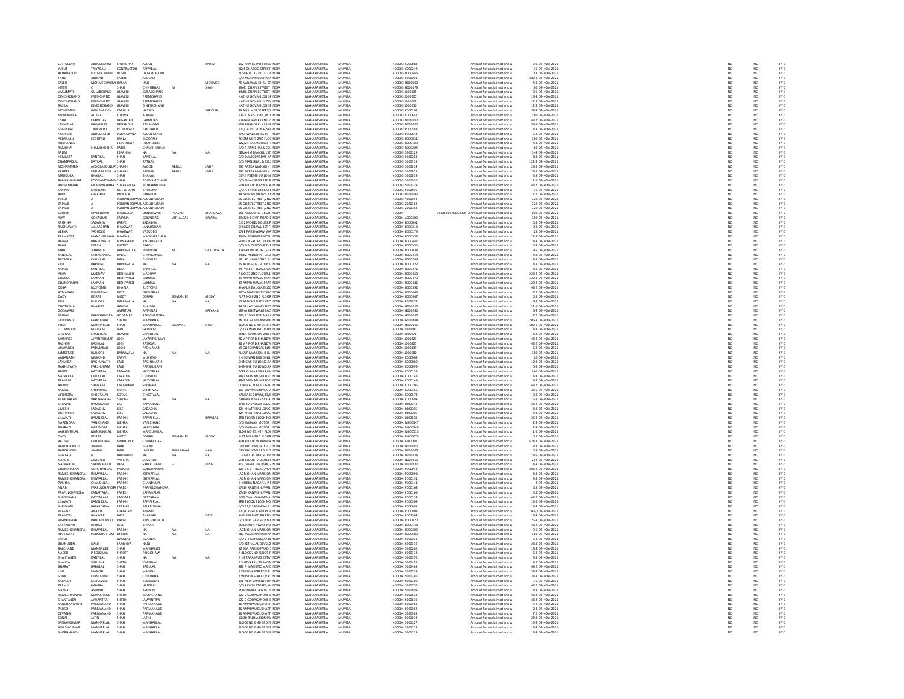| | | | | | | | | | | | | | | | | | |
|---|---|---|---|---|---|---|---|---|---|---|---|---|---|---|---|---|---|
| LUTFULLAH | ABDULRAHIM | CHORGHAY | ABDUL | | RAHIM | 192 KAMBEKAR STREET INDIA | MAHARASHTRA | MUMBAI | 400003 C000084 | | Amount for unclaimed and u | 9.6 02-NOV-2021 | | NO | NO | FY-1 |
| YUSUF | TAIYABALI | CONTRACTOR | TAIYABALI | | | 96/4 DHABOO STREET, INDIA | MAHARASHTRA | MUMBAI | 400003 C000242 | | Amount for unclaimed and u | 36 02-NOV-2021 | | NO | NO | FY-1 |
| ACHARATLAL | UTTAMCHAND | DOSHI | UTTAMCHAND | | | YUSUF BLDG 3RD FLOCINDIA | MAHARASHTRA | MUMBAI | 400003 D000665 | | Amount for unclaimed and u | 0.8 02-NOV-2021 | | NO | NO | FY-1 |
| TAHER | ABDEALI | FATEHI | ABDEALI | | | C/O MOHAMEDBHAI AINDIA | MAHARASHTRA | MUMBAI | 400003 F000004 | | Amount for unclaimed and u | 482.4 02-NOV-2021 | | NO | NO | FY-1 |
| SALEH | MOHMEDHAJIMCHASAN | | HAJI | | MOHMED | 75 NARAYAN DHRU ST INDIA | MAHARASHTRA | MUMBAI | 400003 H000002 | | Amount for unclaimed and u | 4.8 02-NOV-2021 | | NO | NO | FY-1 |
| HITEN | C | SHAH | CHINUBHAE | M | SHAH | 39/41 DHANJI STREET INDIA | MAHARASHTRA | MUMBAI | 400003 H000179 | | Amount for unclaimed and u | 80 02-NOV-2021 | | NO | NO | FY-1 |
| VASUMATI | GULABCHAND | JHAVERI | GULABCHAND | | | 84/86 DHANJI STREET INDIA | MAHARASHTRA | MUMBAI | 400003 J000195 | | Amount for unclaimed and u | 9.6 02-NOV-2021 | | NO | NO | FY-1 |
| DINESHCHAND | PREMCHAND | JHAVERI | PREMCHAND | | | NATHU GOVA BLDG 3RINDIA | MAHARASHTRA | MUMBAI | 400003 J000207 | | Amount for unclaimed and u | 14.4 02-NOV-2021 | | NO | NO | FY-1 |
| DINESHCHAND | PREMCHAND | JHAVERI | PREMCHAND | | | NATHU GOVA BUILDININDIA | MAHARASHTRA | MUMBAI | 400003 J000208 | | Amount for unclaimed and u | 12.8 02-NOV-2021 | | NO | NO | FY-1 |
| RASILA | DINESHCHAND | JHAVERI | DINESHCHAND | | | NATHU GOVA BLDG 3RINDIA | MAHARASHTRA | MUMBAI | 400003 J000210 | | Amount for unclaimed and u | 12.8 02-NOV-2021 | | NO | NO | FY-1 |
| MOHAMED | HANIFHASSEN | KAROLIA | HASSEN | | KAROLIA | 89 ALI UMER STREET,1INDIA | MAHARASHTRA | MUMBAI | 400003 K000201 | | Amount for unclaimed and u | 38.4 02-NOV-2021 | | NO | NO | FY-1 |
| MEMUNABAI | ALIBHAI | KURWA | ALIBHAI | | | 179 A A R STREET,2NDINDIA | MAHARASHTRA | MUMBAI | 400003 K000652 | | Amount for unclaimed and u | 180 02-NOV-2021 | | NO | NO | FY-1 |
| USHA | LAXMIDAS | NEGANDHI | LAXMIDAS | | | 6 BHANDARI X LANE,VIINDIA | MAHARASHTRA | MUMBAI | 400003 N000197 | | Amount for unclaimed and u | 43.2 02-NOV-2021 | | NO | NO | FY-1 |
| LAXMIDAS | RAVAJIDAS | NEGANDHI | RAVAJIDAS | | | 6TH BHANDARI X LANEINDIA | MAHARASHTRA | MUMBAI | 400003 N000201 | | Amount for unclaimed and u | 33.6 02-NOV-2021 | | NO | NO | FY-1 |
| SHIRINBAI | TAHERALLI | PEDHIWALA | TAHERALLI | | | 172/74 1ST FLOOR,SAIINDIA | MAHARASHTRA | MUMBAI | 400003 P000583 | | Amount for unclaimed and u | 8.8 02-NOV-2021 | | NO | NO | FY-1 |
| HOOSENI | ABDULTAYEB | POONAWALA | ABDULTAYEB | | | KACHWALA BLDG 1ST INDIA | MAHARASHTRA | MUMBAI | 400003 P000643 | | Amount for unclaimed and u | 6.4 02-NOV-2021 | | NO | NO | FY-1 |
| AKBARALLI | ESOOFALI | RAKLA | ESOOFALI | | | ROOM NO 7 2ND FLOCINDIA | MAHARASHTRA | MUMBAI | 400003 R000031 | | Amount for unclaimed and u | 180 02-NOV-2021 | | NO | NO | FY-1 |
| RUKHANBAI | | FIDAHUSEIN | FIDAHUSEIN | | | 122/24 PAKMODIA STIINDIA | MAHARASHTRA | MUMBAI | 400003 R000180 | | Amount for unclaimed and u | 4.8 02-NOV-2021 | | NO | NO | FY-1 |
| RAMBHAI | SHAMBHUBHAI | PATEL | SHAMBHUBHAI | | | C/O P RAMBHAI & CO, INDIA | MAHARASHTRA | MUMBAI | 400003 R000204 | | Amount for unclaimed and u | 80 02-NOV-2021 | | NO | NO | FY-1 |
| SALIM | | EBRAHIM | NA | NA | NA | EBRAHIM MANZIL 1ST INDIA | MAHARASHTRA | MUMBAI | 400003 S000129 | | Amount for unclaimed and u | 144 02-NOV-2021 | | NO | NO | FY-1 |
| HEMLATA | KANTILAL | SHAH | KANTILAL | | | C/O DAMODARDAS KAINDIA | MAHARASHTRA | MUMBAI | 400003 S000283 | | Amount for unclaimed and u | 8.8 02-NOV-2021 | | NO | NO | FY-1 |
| CHAMPAKLAL | RATILAL | SHAH | RATILAL | | | C/O MANEKLAL & CO,1INDIA | MAHARASHTRA | MUMBAI | 400003 S000318 | | Amount for unclaimed and u | 122.4 02-NOV-2021 | | NO | NO | FY-1 |
| MOHAMMED | AYOOBABDULLASHAIKH | | AYOOB | ABDUL | LATIF | 293 PATKA MANSION 2INDIA | MAHARASHTRA | MUMBAI | 400003 S000614 | | Amount for unclaimed and u | 28.8 02-NOV-2021 | | NO | NO | FY-1 |
| KANEEZ | FATIMAABDULLA SHAIKH | | FATIMA | ABDUL | LATIF | 293 PATKA MANSION 2INDIA | MAHARASHTRA | MUMBAI | 400003 S000615 | | Amount for unclaimed and u | 28.8 02-NOV-2021 | | NO | NO | FY-1 |
| MRUDULA | BHAILAL | SHAH | BHAILAL | | | DEVJI PREMJI BUILDININDIA | MAHARASHTRA | MUMBAI | 400003 S000653 | | Amount for unclaimed and u | 4.8 02-NOV-2021 | | NO | NO | FY-1 |
| RAMESHKUMAR | POONAMCHAND SHAH | | POONAMCHAND | | | C/O SHAH BROS,3RD F INDIA | MAHARASHTRA | MUMBAI | 400003 S001020 | | Amount for unclaimed and u | 1.6 02-NOV-2021 | | NO | NO | FY-1 |
| RUKSANABAI | MOHAMADBHAI SURATWALA | | MOHAMADBHAI | | | 5TH FLOOR TOPIWALA INDIA | MAHARASHTRA | MUMBAI | 400003 S001339 | | Amount for unclaimed and u | 43.2 02-NOV-2021 | | NO | NO | FY-1 |
| SAKINA | KHUZEMA | QUTBUDDIN | KHUZEMA | | | C/O A T HAJI,182 SAIFI INDIA | MAHARASHTRA | MUMBAI | 400003 S002596 | | Amount for unclaimed and u | 36 02-NOV-2021 | | NO | NO | FY-1 |
| ABID | EBRAHIM | UNWALA | EBRAHIM | | | 38 NOMAN MANZIL 3FINDIA | MAHARASHTRA | MUMBAI | 400003 U000042 | | Amount for unclaimed and u | 7.2 02-NOV-2021 | | NO | NO | FY-1 |
| YUSUF | A | PORBANDERWAL ABDULHUSAIN | | | | 65 GUZER STREET,2ND INDIA | MAHARASHTRA | MUMBAI | 400003 Y000054 | | Amount for unclaimed and u | 720 02-NOV-2021 | | NO | NO | FY-1 |
| ZAINAB | A | PORBANDERWAL ABDULHUSAIN | | | | 65 GUZER STREET,2ND INDIA | MAHARASHTRA | MUMBAI | 400003 Z000162 | | Amount for unclaimed and u | 720 02-NOV-2021 | | NO | NO | FY-1 |
| ZAINAB | A | PORBANDERWAL ABDULHUSAIN | | | | 65 GUZER STREET,2ND INDIA | MAHARASHTRA | MUMBAI | 400003 Z000163 | | Amount for unclaimed and u | 720 02-NOV-2021 | | NO | NO | FY-1 |
| SUDHIR | OMESHWAR | BHARGAVA | OMESHWAR | PRASAD | BHARGAVA | 156 NANUBHAI DESAI INDIA | MAHARASHTRA | MUMBAI | 400004 | 12028500-00002334-0 | Amount for unclaimed and u | 800 02-NOV-2021 | | NO | NO | FY-1 |
| AJAY | GOKALDAS | KAJARIA | GOKALDAS | VITHALDAS | KAJARIA | 39/429 E S V P ROAD,1INDIA | MAHARASHTRA | MUMBAI | 400004 A000302 | | Amount for unclaimed and u | 180 02-NOV-2021 | | NO | NO | FY-1 |
| KRISHNA | SADASHIV | BARVE | SADASHIV | | | D/12 MODEL HOUSE,P INDIA | MAHARASHTRA | MUMBAI | 400004 B000041 | | Amount for unclaimed and u | 0.8 02-NOV-2021 | | NO | NO | FY-1 |
| RAGHUNATH | JANARDHAN | BHAGWAT | JANARDHAN | | | SHENDE CHAWL 1ST FIINDIA | MAHARASHTRA | MUMBAI | 400004 B000213 | | Amount for unclaimed and u | 0.8 02-NOV-2021 | | NO | NO | FY-1 |
| VEENA | VASUDEO | BHAGWAT | VASUDEO | | | 176E PARSHARAM WAINDIA | MAHARASHTRA | MUMBAI | 400004 B000274 | | Amount for unclaimed and u | 28 02-NOV-2021 | | NO | NO | FY-1 |
| FRAMROZE | MANCHERSHAH BHADHA | | MANCHERSHAH | | | 92/94 ENGINEER HOUSINDIA | MAHARASHTRA | MUMBAI | 400004 B000358 | | Amount for unclaimed and u | 24.8 02-NOV-2021 | | NO | NO | FY-1 |
| RAJANI | RAGHUNATH | BILWASKAR | RAGHUNATH | | | SHREEJI SADAN CO-OP INDIA | MAHARASHTRA | MUMBAI | 400004 B000447 | | Amount for unclaimed and u | 14.4 02-NOV-2021 | | NO | NO | FY-1 |
| BANA | ERACH | MISTRY | ERACH | | | C/O D N DEBOO,SETHNINDIA | MAHARASHTRA | MUMBAI | 400004 B000555 | | Amount for unclaimed and u | 16.8 02-NOV-2021 | | NO | NO | FY-1 |
| MANI | JEHANGIR | DARUWALLA | JEHANGIR | M | DARUWALLA | ATMARAM BLDG 1ST FINDIA | MAHARASHTRA | MUMBAI | 400004 D000038 | | Amount for unclaimed and u | 9.6 02-NOV-2021 | | NO | NO | FY-1 |
| KANTILAL | CHHAGANLAL | DALAL | CHHAGANLAL | | | 44/62 ARDESHAR DAD INDIA | MAHARASHTRA | MUMBAI | 400004 D000214 | | Amount for unclaimed and u | 4.8 02-NOV-2021 | | NO | NO | FY-1 |
| RATANLAL | CHUNILAL | DALAL | CHUNILAL | | | 18 LAD NIWAS 2ND FLINDIA | MAHARASHTRA | MUMBAI | 400004 D000264 | | Amount for unclaimed and u | 4.8 02-NOV-2021 | | NO | NO | FY-1 |
| FALI | BARJORJI | DARUWALA | NA | NA | NA | 15 ARDESHIR DADDY CINDIA | MAHARASHTRA | MUMBAI | 400004 D000322 | | Amount for unclaimed and u | 4.8 02-NOV-2021 | | NO | NO | FY-1 |
| KAPILA | KANTILAL | DESAI | KANTILAL | | | 24 PAREKH BLDG,SADHINDIA | MAHARASHTRA | MUMBAI | 400004 D000371 | | Amount for unclaimed and u | 4.8 02-NOV-2021 | | NO | NO | FY-1 |
| ASHA | MADHAV | DESHMUKH | MADHAV | | | R NO 33 2ND FLOOR,1IINDIA | MAHARASHTRA | MUMBAI | 400004 D000460 | | Amount for unclaimed and u | 223.2 02-NOV-2021 | | NO | NO | FY-1 |
| URMILA | LAXMAN | DESHPANDE | LAXMAN | | | 39 AMAR NIWAS,PRARINDIA | MAHARASHTRA | MUMBAI | 400004 D000479 | | Amount for unclaimed and u | 122.4 02-NOV-2021 | | NO | NO | FY-1 |
| CHANDRAHAS | LAXMAN | DESHPANDE | LAXMAN | | | 39 AMAR NIWAS,PRARINDIA | MAHARASHTRA | MUMBAI | 400004 D000481 | | Amount for unclaimed and u | 122.4 02-NOV-2021 | | NO | NO | FY-1 |
| DOSA | RUSTOMJI | DHAPLA | RUSTOMJI | | | SHAPUR BAUG A BLOCINDIA | MAHARASHTRA | MUMBAI | 400004 D000592 | | Amount for unclaimed and u | 43.2 02-NOV-2021 | | NO | NO | FY-1 |
| ATMARAM | ISHWERLAL | DIXIT | ISHWERLAL | | | ARYA BHAVAN 1ST FLCINDIA | MAHARASHTRA | MUMBAI | 400004 D000606 | | Amount for unclaimed and u | 7.2 02-NOV-2021 | | NO | NO | FY-1 |
| DADY | DORAB | MODY | DORAB | BOMANJEE | MODY | FLAT NO 6 2ND FLOOR INDIA | MAHARASHTRA | MUMBAI | 400004 D000967 | | Amount for unclaimed and u | 0.8 02-NOV-2021 | | NO | NO | FY-1 |
| FALI | BURJORJI | DARUWALA | NA | NA | NA | 15 ARDESIR DADY CROINDIA | MAHARASHTRA | MUMBAI | 400004 F000079 | | Amount for unclaimed and u | 6.4 02-NOV-2021 | | NO | NO | FY-1 |
| CHOTUBHAI | BHAIDAS | GANDHI | BHAIDAS | | | 44 62 LAD NIWAS 2ND INDIA | MAHARASHTRA | MUMBAI | 400004 G000110 | | Amount for unclaimed and u | 21.6 02-NOV-2021 | | NO | NO | FY-1 |
| GODAVARI | | AMRITLAL | AMRITLAL | | KALYANJI | 189/A KHETWADI BAC INDIA | MAHARASHTRA | MUMBAI | 400004 G000241 | | Amount for unclaimed and u | 6.4 02-NOV-2021 | | NO | NO | FY-1 |
| SANJAY | RAMCHANDRA | GODAMBE | RAMCHANDRA | | | 260 F 29 KRANTI NAGAINDIA | MAHARASHTRA | MUMBAI | 400004 G000262 | | Amount for unclaimed and u | 7.2 02-NOV-2021 | | NO | NO | FY-1 |
| GUNVANTI | MANUBHAI | SHETH | MANUBHAI | | | 2ND FL RABAB MANZILINDIA | MAHARASHTRA | MUMBAI | 400004 G000384 | | Amount for unclaimed and u | 206.4 02-NOV-2021 | | NO | NO | FY-1 |
| HINA | MANHARLAL | SHAH | MANHARLAL | DANMAL | SHAH | BLOCK NO G 40 3RD FLINDIA | MAHARASHTRA | MUMBAI | 400004 H000195 | | Amount for unclaimed and u | 302.4 02-NOV-2021 | | NO | NO | FY-1 |
| UTTAMDEVI | GOUTAM | JAIN | GAUTAM | | | C/O PAWAN INDUSTRI INDIA | MAHARASHTRA | MUMBAI | 400004 J000081 | | Amount for unclaimed and u | 4.8 02-NOV-2021 | | NO | NO | FY-1 |
| SHARDA | SHANTILAL | JHAVERI | SHANTILAL | | | BIRLA MANSION 2ND FINDIA | MAHARASHTRA | MUMBAI | 400004 J000176 | | Amount for unclaimed and u | 4.8 02-NOV-2021 | | NO | NO | FY-1 |
| JAYSHREE | JAYANTKUMAR | JOGI | JAYANTKUMAR | | | 96 V P ROAD,KHANDWINDIA | MAHARASHTRA | MUMBAI | 400004 J000323 | | Amount for unclaimed and u | 43.2 02-NOV-2021 | | NO | NO | FY-1 |
| RASHMI | RASIKLAL | JOGI | RASIKLAL | | | 96 V P ROAD,KHANDWINDIA | MAHARASHTRA | MUMBAI | 400004 J000325 | | Amount for unclaimed and u | 43.2 02-NOV-2021 | | NO | NO | FY-1 |
| VIJAYABEN | PADMAKAR | JOSHI | PADMAKAR | | | 19 GORDHANDAS BLDINDIA | MAHARASHTRA | MUMBAI | 400004 J000339 | | Amount for unclaimed and u | 6.4 02-NOV-2021 | | NO | NO | FY-1 |
| JAMSETJEE | BURJORJI | DARUWALA | NA | NA | NA | YUSUF MANSION B BLIINDIA | MAHARASHTRA | MUMBAI | 400004 J000580 | | Amount for unclaimed and u | 180 02-NOV-2021 | | NO | NO | FY-1 |
| VAIJANATH | MUKUND | KARVE | MUKUND | | | C 4 SOMAN BUILDING,PINDIA | MAHARASHTRA | MUMBAI | 400004 K000003 | | Amount for unclaimed and u | 20 02-NOV-2021 | | NO | NO | FY-1 |
| LAXMIBAI | RAGHUNATH | KALE | RAGHUNATH | | | SHINGNE BUILDING,PAINDIA | MAHARASHTRA | MUMBAI | 400004 K000089 | | Amount for unclaimed and u | 12.8 02-NOV-2021 | | NO | NO | FY-1 |
| RAGHUNATH | PARSHURAM | KALE | PARSHURAM | | | SHINGNE BUILDING,PAINDIA | MAHARASHTRA | MUMBAI | 400004 K000099 | | Amount for unclaimed and u | 0.8 02-NOV-2021 | | NO | NO | FY-1 |
| ANKITA | NATVERLAL | KADAKIA | NATVERLAL | | | 2/22 KUMAR VILAS,WAINDIA | MAHARASHTRA | MUMBAI | 400004 K000133 | | Amount for unclaimed and u | 360 02-NOV-2021 | | NO | NO | FY-1 |
| NATVERLAL | CHUNILAL | KAPADIA | CHUNILAL | | | 48/2 NEW MUMBADEVINDIA | MAHARASHTRA | MUMBAI | 400004 K000148 | | Amount for unclaimed and u | 4.8 02-NOV-2021 | | NO | NO | FY-1 |
| PRAMILA | NATVERLAL | KAPADIA | NATVERLAL | | | 48/2 NEW MUMBADEVINDIA | MAHARASHTRA | MUMBAI | 400004 K000149 | | Amount for unclaimed and u | 4.8 02-NOV-2021 | | NO | NO | FY-1 |
| ANANT | SHIVRAM | KARANJKAR | SHIVRAM | | | CONTRACTOR BLDG N INDIA | MAHARASHTRA | MUMBAI | 400004 K000206 | | Amount for unclaimed and u | 43.2 02-NOV-2021 | | NO | NO | FY-1 |
| KAMAL | SHRINIVAS | KARVE | SHRINIVAS | | | 101 SWAMI KRIPA,KHAINDIA | MAHARASHTRA | MUMBAI | 400004 K000365 | | Amount for unclaimed and u | 33.6 02-NOV-2021 | | NO | NO | FY-1 |
| VIRENDRA | CHHOTALAL | KOTAK | CHHOTALAL | | | KANBAI S CHAWL,33/BINDIA | MAHARASHTRA | MUMBAI | 400004 K000574 | | Amount for unclaimed and u | 0.8 02-NOV-2021 | | NO | NO | FY-1 |
| KRISHNAKANT | VARJIVANDAS | SHROFF | NA | NA | NA | ISHWAR NIWAS SICCA INDIA | MAHARASHTRA | MUMBAI | 400004 K000694 | | Amount for unclaimed and u | 16.8 02-NOV-2021 | | NO | NO | FY-1 |
| SHAMAL | RAMANAND | LAD | RAMANAND | | | 3/35 NAVALKAR BLDG,INDIA | MAHARASHTRA | MUMBAI | 400004 L000043 | | Amount for unclaimed and u | 43.2 02-NOV-2021 | | NO | NO | FY-1 |
| UMESH | SADASHIV | LELE | SADASHIV | | | 324 KHATRI BUILDING,INDIA | MAHARASHTRA | MUMBAI | 400004 L000065 | | Amount for unclaimed and u | 4.8 02-NOV-2021 | | NO | NO | FY-1 |
| VISHWESH | SADASHIV | LELE | SADASHIV | | | 324 KHATRI BUILDING,INDIA | MAHARASHTRA | MUMBAI | 400004 L000066 | | Amount for unclaimed and u | 4.8 02-NOV-2021 | | NO | NO | FY-1 |
| LILAVATI | RAMNIKLAL | PARIKH | RAMNIKLAL | | BAPULAL | 3RD FLOOR BLOCK NO INDIA | MAHARASHTRA | MUMBAI | 400004 L000138 | | Amount for unclaimed and u | 26.4 02-NOV-2021 | | NO | NO | FY-1 |
| NARENDRA | VANECHAND | MEHTA | VANECHAND | | | C/O HARIVAN MOTOR INDIA | MAHARASHTRA | MUMBAI | 400004 M000347 | | Amount for unclaimed and u | 2.4 02-NOV-2021 | | NO | NO | FY-1 |
| BHARATI | NARENDRA | MEHTA | NARENDRA | | | C/O HARIVAN MOTOR INDIA | MAHARASHTRA | MUMBAI | 400004 M000348 | | Amount for unclaimed and u | 2.4 02-NOV-2021 | | NO | NO | FY-1 |
| VAIKUNTHLAL | MANSUKHLAL | MEHTA | MANSUKHLAL | | | BLDG NO 25, 4TH FLOCINDIA | MAHARASHTRA | MUMBAI | 400004 M000513 | | Amount for unclaimed and u | 1.6 02-NOV-2021 | | NO | NO | FY-1 |
| DADY | DORAB | MODY | DORAB | BOMANJEE | MODY | FLAT NO 6 2ND FLOOR INDIA | MAHARASHTRA | MUMBAI | 400004 M000679 | | Amount for unclaimed and u | 0.8 02-NOV-2021 | | NO | NO | FY-1 |
| RATILAL | CHHABILDAS | MUKHTYAR | CHHABILDAS | | | 4TH FLOOR MOHAN N INDIA | MAHARASHTRA | MUMBAI | 400004 M000807 | | Amount for unclaimed and u | 524.8 02-NOV-2021 | | NO | NO | FY-1 |
| RANCHHODDJI | JIWANJI | NAIK | JIVANJI | | | DEV BHUVAN 3RD FLO INDIA | MAHARASHTRA | MUMBAI | 400004 N000001 | | Amount for unclaimed and u | 8.8 02-NOV-2021 | | NO | NO | FY-1 |
| RANCHHODJI | JIWANJI | NAIK | JIWANJI | BHULABHAI | NAIK | DEV BHUVAN 3RD FLO INDIA | MAHARASHTRA | MUMBAI | 400004 N000035 | | Amount for unclaimed and u | 0.8 02-NOV-2021 | | NO | NO | FY-1 |
| SHAILAJA | N | NADKARNI | NA | NA | NA | D 6 MODEL HOUSE,PRIINDIA | MAHARASHTRA | MUMBAI | 400004 N000176 | | Amount for unclaimed and u | 173.6 02-NOV-2021 | | NO | NO | FY-1 |
| NARGIS | JAMSHED | VATCHA | JAMSHED | | | 5TH FLOOR PALLONJI HINDIA | MAHARASHTRA | MUMBAI | 400004 N000259 | | Amount for unclaimed and u | 252 02-NOV-2021 | | NO | NO | FY-1 |
| NATVARLAL | SAKERCHAND | DESAI | SAKERCHAND | G | DESAI | 403, SHREE BHUVAN, INDIA | MAHARASHTRA | MUMBAI | 400004 N000720 | | Amount for unclaimed and u | 14.4 02-NOV-2021 | | NO | NO | FY-1 |
| CHANDRAKANT | GORDHANDAS | PALICHA | GORDHANDAS | | | 429 E S V P ROAD,KHUINDIA | MAHARASHTRA | MUMBAI | 400004 P000044 | | Amount for unclaimed and u | 403.2 02-NOV-2021 | | NO | NO | FY-1 |
| RAMESHCHANDRA | ISHWARLAL | PARIKH | ISHWARLAL | | | JAGMOHAN MANSIONINDIA | MAHARASHTRA | MUMBAI | 400004 P000098 | | Amount for unclaimed and u | 4.8 02-NOV-2021 | | NO | NO | FY-1 |
| RAMESHCHANDRA | ISHWARLAL | PARIKH | ISHWARLAL | | | JAGMOHAN MANSIONINDIA | MAHARASHTRA | MUMBAI | 400004 P000131 | | Amount for unclaimed and u | 4.8 02-NOV-2021 | | NO | NO | FY-1 |
| PUSHPA | CHANDULAL | PARIKH | CHANDULAL | | | K 4 SIKKA NAGAR,V P RINDIA | MAHARASHTRA | MUMBAI | 400004 P000141 | | Amount for unclaimed and u | 4 02-NOV-2021 | | NO | NO | FY-1 |
| NILAM | PRAFULCHANDRAPAREKH | | PRAFULCHANDRA | | | 17/19 KANTI BHUVAN INDIA | MAHARASHTRA | MUMBAI | 400004 P000164 | | Amount for unclaimed and u | 0.8 02-NOV-2021 | | NO | NO | FY-1 |
| PRAFULCHANDRA | KANAIYALAL | PAREKH | KANAIYALAL | | | 17/19 KANTI BHUVAN INDIA | MAHARASHTRA | MUMBAI | 400004 P000165 | | Amount for unclaimed and u | 0.8 02-NOV-2021 | | NO | NO | FY-1 |
| SULOCHANA | DATTARAM | PANSARE | DATTARAM | | | 1/19 CHAUGHADAWAINDIA | MAHARASHTRA | MUMBAI | 400004 P000234 | | Amount for unclaimed and u | 43.2 02-NOV-2021 | | NO | NO | FY-1 |
| LILAVATI | RAMNIKLAL | PARIKH | RAMNIKLAL | | | 3RD FLOOR BLOCK NO INDIA | MAHARASHTRA | MUMBAI | 400004 P000309 | | Amount for unclaimed and u | 13.6 02-NOV-2021 | | NO | NO | FY-1 |
| SHRIDHAR | BALKRISHNA | PRABHU | BALKRISHNA | | | C/O 11/13 MANGALA IINDIA | MAHARASHTRA | MUMBAI | 400004 P000691 | | Amount for unclaimed and u | 14.4 02-NOV-2021 | | NO | NO | FY-1 |
| PRASAD | ANAND | CHANDAN | ANAND | | | 127/E KHADILKAR ROAINDIA | MAHARASHTRA | MUMBAI | 400004 P000908 | | Amount for unclaimed and u | 1440 02-NOV-2021 | | NO | NO | FY-1 |
| PRAMOD | BHASKAR | DATE | BHASKAR | | DATE | SHRI PRAMOD BHASKAINDIA | MAHARASHTRA | MUMBAI | 400004 P001364 | | Amount for unclaimed and u | 14.4 02-NOV-2021 | | NO | NO | FY-1 |
| VIJAYKUMAR | RANCHHODLAL | RAVAL | RANCHHODLAL | | | C/O SHRI HARESH P MINDIA | MAHARASHTRA | MUMBAI | 400004 R000020 | | Amount for unclaimed and u | 26.4 02-NOV-2021 | | NO | NO | FY-1 |
| SATYAWAN | BHIKAJI | RELE | BHIKAJI | | | KSHATRIYA NIWAS NO INDIA | MAHARASHTRA | MUMBAI | 400004 R000148 | | Amount for unclaimed and u | 43.2 02-NOV-2021 | | NO | NO | FY-1 |
| RAMESHCHANDRA | ISHWARLAL | PARIKH | NA | NA | NA | JAGMOHAN MANSIONINDIA | MAHARASHTRA | MUMBAI | 400004 R000202 | | Amount for unclaimed and u | 9.6 02-NOV-2021 | | NO | NO | FY-1 |
| REVTIKANT | PURUSHOTTAM | DHEBRI | NA | NA | NA | 281 JAGANNATH SHANINDIA | MAHARASHTRA | MUMBAI | 400004 R000580 | | Amount for unclaimed and u | 160 02-NOV-2021 | | NO | NO | FY-1 |
| SAROJ | | JIVANLAL | JIVANLAL | | | C/O C T KAPADIA,5/38 INDIA | MAHARASHTRA | MUMBAI | 400004 S000021 | | Amount for unclaimed and u | 6.4 02-NOV-2021 | | NO | NO | FY-1 |
| BHANUBEN | NANJI | SANGHVA | NANJI | | | C/O JETHALAL DEVSI,2 INDIA | MAHARASHTRA | MUMBAI | 400004 S000119 | | Amount for unclaimed and u | 28.8 02-NOV-2021 | | NO | NO | FY-1 |
| BALCHAND | MANGALJEE | SHAH | MANGALJEE | | | 52 53A PAREKHWADI 3INDIA | MAHARASHTRA | MUMBAI | 400004 S000260 | | Amount for unclaimed and u | 38.4 02-NOV-2021 | | NO | NO | FY-1 |
| NADER | PIROJSHAW | SHROFF | PIROJSHAW | | | A BLOCK 2ND FLOOR,F INDIA | MAHARASHTRA | MUMBAI | 400004 S000313 | | Amount for unclaimed and u | 6.4 02-NOV-2021 | | NO | NO | FY-1 |
| SHANTABEN | KANTILAL | SHAH | NA | NA | NA | A 14 TARABAUG ESTATINDIA | MAHARASHTRA | MUMBAI | 400004 S000370 | | Amount for unclaimed and u | 4.8 02-NOV-2021 | | NO | NO | FY-1 |
| SHANTA | VINUBHAI | SHETH | VINUBHAI | | | B 5 UTKARSH,TILAKNA INDIA | MAHARASHTRA | MUMBAI | 400004 S000456 | | Amount for unclaimed and u | 4.8 02-NOV-2021 | | NO | NO | FY-1 |
| BHARAT | BABULAL | SHAH | BABULAL | | | 388 A MAJESTIC MANSINDIA | MAHARASHTRA | MUMBAI | 400004 S000465 | | Amount for unclaimed and u | 43.2 02-NOV-2021 | | NO | NO | FY-1 |
| LINA | MANISH | SHAH | MANISH | | | 2 WILSON STREET,V P INDIA | MAHARASHTRA | MUMBAI | 400004 S000739 | | Amount for unclaimed and u | 38.4 02-NOV-2021 | | NO | NO | FY-1 |
| SUNIL | CHINUBHAI | SHAH | CHINUBHAI | | | 2 WILSON STREET,V P FINDIA | MAHARASHTRA | MUMBAI | 400004 S000740 | | Amount for unclaimed and u | 38.4 02-NOV-2021 | | NO | NO | FY-1 |
| KALPESH | KESHAVLAL | SHAH | KESHAVLAL | | | 196 NEW CHARNI ROAINDIA | MAHARASHTRA | MUMBAI | 400004 S000760 | | Amount for unclaimed and u | 36 02-NOV-2021 | | NO | NO | FY-1 |
| PREMJI | HANSRAJ | SHAH | HANSRAJ | | | C/O ALWIN STORES,KHINDIA | MAHARASHTRA | MUMBAI | 400004 S000770 | | Amount for unclaimed and u | 43.2 02-NOV-2021 | | NO | NO | FY-1 |
| NAYNA | ASHWIN | SHAH | ASHWIN | | | MAHIMWALLA BUILDININDIA | MAHARASHTRA | MUMBAI | 400004 S000809 | | Amount for unclaimed and u | 4.8 02-NOV-2021 | | NO | NO | FY-1 |
| RAMESHKUMAR | MAYACHAND | SHETH | MAYACHAND | | | 122 C GORAGANDHI B INDIA | MAHARASHTRA | MUMBAI | 400004 S000818 | | Amount for unclaimed and u | 43.2 02-NOV-2021 | | NO | NO | FY-1 |
| SHANTABEN | JAWANTRAI | SHETH | JAWANTRAI | | | 122 C GORAGANDHI B INDIA | MAHARASHTRA | MUMBAI | 400004 S000819 | | Amount for unclaimed and u | 43.2 02-NOV-2021 | | NO | NO | FY-1 |
| KANCHANGAURI | PARMANAND | SHAH | PARMANAND | | | 36 AMARWADI,KHATT INDIA | MAHARASHTRA | MUMBAI | 400004 S000961 | | Amount for unclaimed and u | 7.2 02-NOV-2021 | | NO | NO | FY-1 |
| PARESH | PARMANAND | SHAH | PARMANAND | | | 36 AMARWADI,KHATT INDIA | MAHARASHTRA | MUMBAI | 400004 S000962 | | Amount for unclaimed and u | 2.4 02-NOV-2021 | | NO | NO | FY-1 |
| DEVANG | PARMANAND | SHAH | PARMANAND | | | 36 AMARWADI,KHATT INDIA | MAHARASHTRA | MUMBAI | 400004 S000963 | | Amount for unclaimed and u | 7.2 02-NOV-2021 | | NO | NO | FY-1 |
| SONAL | JATIN | SHAH | JATIN | | | 11/30 RADHA KRISHNAINDIA | MAHARASHTRA | MUMBAI | 400004 S001014 | | Amount for unclaimed and u | 24.8 02-NOV-2021 | | NO | NO | FY-1 |
| SANJAYKUMAR | MANHARLAL | SHAH | MANHARLAL | | | BLOCK NO G 40 3RD FLINDIA | MAHARASHTRA | MUMBAI | 400004 S001127 | | Amount for unclaimed and u | 14.4 02-NOV-2021 | | NO | NO | FY-1 |
| ASHISHKUMAR | MANHARLAL | SHAH | MANHARLAL | | | BLOCK NO G 40 3RD FLINDIA | MAHARASHTRA | MUMBAI | 400004 S001128 | | Amount for unclaimed and u | 14.4 02-NOV-2021 | | NO | NO | FY-1 |
| SHOBHNABEN | MANHARLAL | SHAH | MANHARLAL | | | BLOCK NO G 40 3RD FLINDIA | MAHARASHTRA | MUMBAI | 400004 S001129 | | Amount for unclaimed and u | 14.4 02-NOV-2021 | | NO | NO | FY-1 |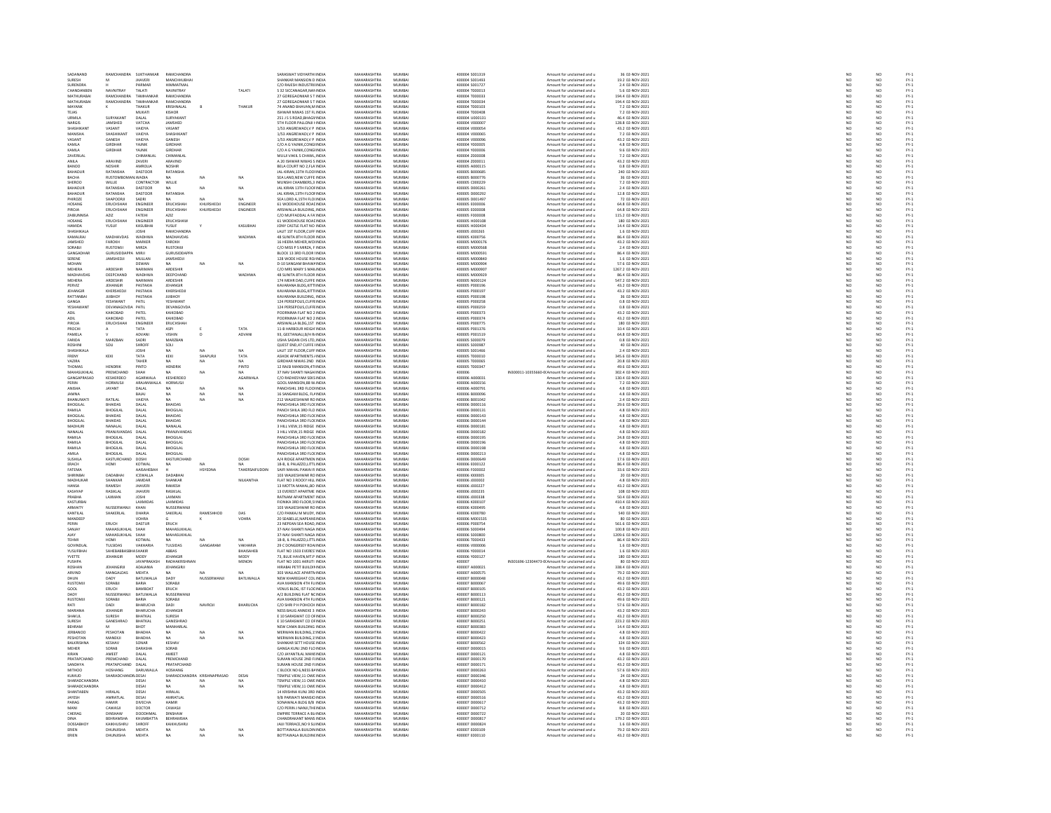| | | | | | | | | | | | | | | | | | | |
|---|---|---|---|---|---|---|---|---|---|---|---|---|---|---|---|---|---|---|
| SADANAND | RAMCHANDRA | SUKTHANKAR | RAMCHANDRA | | | SARASWAT VIDYARTHI | INDIA | MAHARASHTRA | MUMBAI | 400004 | S001319 | | Amount for unclaimed and u | 36 | 02-NOV-2021 | NO | NO | FY-1 |
| SURESH | M | JHAVERI | MANCHHUBHAI | | | SHANKAR MANSION D | INDIA | MAHARASHTRA | MUMBAI | 400004 | S001493 | | Amount for unclaimed and u | 19.2 | 02-NOV-2021 | NO | NO | FY-1 |
| SURENDRA | H | PARMAR | HIMMATMAL | | | C/O RAJESH INDUSTRI | INDIA | MAHARASHTRA | MUMBAI | 400004 | S001727 | | Amount for unclaimed and u | 2.4 | 02-NOV-2021 | NO | NO | FY-1 |
| CHANDANBEN | NAVNITRAY | TALATI | NAVNITRAY | | TALATI | S 32 SIKCCANAGAR,MA | INDIA | MAHARASHTRA | MUMBAI | 400004 | T000013 | | Amount for unclaimed and u | 5.6 | 02-NOV-2021 | NO | NO | FY-1 |
| MATHURABAI | RAMCHANDRA | TAMHANKAR | RAMCHANDRA | | | 27 GOREGAONKAR S T | INDIA | MAHARASHTRA | MUMBAI | 400004 | T000033 | | Amount for unclaimed and u | 194.4 | 02-NOV-2021 | NO | NO | FY-1 |
| MATHURABAI | RAMCHANDRA | TAMHANKAR | RAMCHANDRA | | | 27 GOREGAONKAR S T | INDIA | MAHARASHTRA | MUMBAI | 400004 | T000034 | | Amount for unclaimed and u | 194.4 | 02-NOV-2021 | NO | NO | FY-1 |
| MAYANK | K | THAKUR | KRISHNALAL | B | THAKUR | 74 ANAND BHAVAN,M | INDIA | MAHARASHTRA | MUMBAI | 400004 | T000103 | | Amount for unclaimed and u | 7.2 | 02-NOV-2021 | NO | NO | FY-1 |
| TEJAS | | MUKATI | KISHOR | | | ISHWAR NIWAS 1ST FL | INDIA | MAHARASHTRA | MUMBAI | 400004 | T000408 | | Amount for unclaimed and u | 7.2 | 02-NOV-2021 | NO | NO | FY-1 |
| URMILA | SURYAKANT | DALAL | SURYAKANT | | | 251 J S S ROAD,BHAGV | INDIA | MAHARASHTRA | MUMBAI | 400004 | U000131 | | Amount for unclaimed and u | 46.4 | 02-NOV-2021 | NO | NO | FY-1 |
| NARGIS | JAMSHED | VATCHA | JAMSHED | | | 5TH FLOOR PALLONJI M | INDIA | MAHARASHTRA | MUMBAI | 400004 | V000007 | | Amount for unclaimed and u | 128.8 | 02-NOV-2021 | NO | NO | FY-1 |
| SHASHIKANT | VASANT | VAIDYA | VASANT | | | 1/53 ANGREWADI,V P | INDIA | MAHARASHTRA | MUMBAI | 400004 | V000054 | | Amount for unclaimed and u | 43.2 | 02-NOV-2021 | NO | NO | FY-1 |
| MANISHA | SHASHIKANT | VAIDYA | SHASHIKANT | | | 1/53 ANGREWADI,V P | INDIA | MAHARASHTRA | MUMBAI | 400004 | V000065 | | Amount for unclaimed and u | 7.2 | 02-NOV-2021 | NO | NO | FY-1 |
| VASANT | GANESH | VAIDYA | GANESH | | | 1/53 ANGREWADI,V P | INDIA | MAHARASHTRA | MUMBAI | 400004 | V000096 | | Amount for unclaimed and u | 43.2 | 02-NOV-2021 | NO | NO | FY-1 |
| KAMLA | GIRDHAR | YAJNIK | GIRDHAR | | | C/O A G YAJNIK,CONG | INDIA | MAHARASHTRA | MUMBAI | 400004 | Y000005 | | Amount for unclaimed and u | 4.8 | 02-NOV-2021 | NO | NO | FY-1 |
| KAMLA | GIRDHAR | YAJNIK | GIRDHAR | | | C/O A G YAJNIK,CONG | INDIA | MAHARASHTRA | MUMBAI | 400004 | Y000006 | | Amount for unclaimed and u | 9.6 | 02-NOV-2021 | NO | NO | FY-1 |
| ZAVERILAL | | CHIMANLAL | CHIMANLAL | | | MULJI VAKIL S CHAWL | INDIA | MAHARASHTRA | MUMBAI | 400004 | Z000008 | | Amount for unclaimed and u | 7.2 | 02-NOV-2021 | NO | NO | FY-1 |
| ANILA | ARAVIND | ZAVERI | ARAVIND | | | A 20 ISHWAR NIWAS S | INDIA | MAHARASHTRA | MUMBAI | 400004 | Z000011 | | Amount for unclaimed and u | 43.2 | 02-NOV-2021 | NO | NO | FY-1 |
| BANOO | NOSHIR | AMROLIA | NOSHIR | | | BELA COURT NO 2,FLA | INDIA | MAHARASHTRA | MUMBAI | 400005 | A000115 | | Amount for unclaimed and u | 0.8 | 02-NOV-2021 | NO | NO | FY-1 |
| BAHADUR | RATANSHA | DASTOOR | RATANSHA | | | JAL-KIRAN,13TH FLOO | INDIA | MAHARASHTRA | MUMBAI | 400005 | B000685 | | Amount for unclaimed and u | 240 | 02-NOV-2021 | NO | NO | FY-1 |
| BACHA | RUSTOMBOMAN | WADIA | NA | NA | NA | SEA LAND,NEW CUFFE | INDIA | MAHARASHTRA | MUMBAI | 400005 | B000776 | | Amount for unclaimed and u | 36 | 02-NOV-2021 | NO | NO | FY-1 |
| SHEROO | WILLIE | CONTRACTOR | WILLIE | | | MUNSHI CHAMBERS,3 | INDIA | MAHARASHTRA | MUMBAI | 400005 | C000229 | | Amount for unclaimed and u | 7.2 | 02-NOV-2021 | NO | NO | FY-1 |
| BAHADUR | RATANSHA | DASTOOR | NA | NA | NA | JAL KIRAN 13TH FLOO | INDIA | MAHARASHTRA | MUMBAI | 400005 | D000261 | | Amount for unclaimed and u | 2.4 | 02-NOV-2021 | NO | NO | FY-1 |
| BAHADUR | RATANSHA | DASTOOR | RATANSHA | | | JAL KIRAN,13TH FLOO | INDIA | MAHARASHTRA | MUMBAI | 400005 | D000292 | | Amount for unclaimed and u | 12.8 | 02-NOV-2021 | NO | NO | FY-1 |
| PHIROZE | SHAPOORJI | SADRI | NA | NA | NA | SEA LORD A,15TH FLO | INDIA | MAHARASHTRA | MUMBAI | 400005 | D001497 | | Amount for unclaimed and u | 72 | 02-NOV-2021 | NO | NO | FY-1 |
| HOSANG | ERUCHSHAH | ENGINEER | ERUCHSHAH | KHURSHEDJI | ENGINEER | 61 WODEHOUSE ROA | INDIA | MAHARASHTRA | MUMBAI | 400005 | E000006 | | Amount for unclaimed and u | 64.8 | 02-NOV-2021 | NO | NO | FY-1 |
| PIROJA | ERUCHSHAH | ENGINEER | ERUCHSHAH | KHURSHEDJI | ENGINEER | ARSIWALLA BUILDING | INDIA | MAHARASHTRA | MUMBAI | 400005 | E000008 | | Amount for unclaimed and u | 64.8 | 02-NOV-2021 | NO | NO | FY-1 |
| ZARILHNISA | AZIZ | FATEHI | AZIZ | | | C/O MUFFADDAL A FA | INDIA | MAHARASHTRA | MUMBAI | 400005 | F000008 | | Amount for unclaimed and u | 115.2 | 02-NOV-2021 | NO | NO | FY-1 |
| HOSANG | ERUCHSHAH | ENGINEER | ERUCHSHAW | | | 61 WODEHOUSE ROA | INDIA | MAHARASHTRA | MUMBAI | 400005 | H000108 | | Amount for unclaimed and u | 180 | 02-NOV-2021 | NO | NO | FY-1 |
| HAMIDA | YUSUF | KASUBHAI | YUSUF | Y | KASUBHAI | JONY CASTLE FLAT NO | INDIA | MAHARASHTRA | MUMBAI | 400005 | H000434 | | Amount for unclaimed and u | 14.4 | 02-NOV-2021 | NO | NO | FY-1 |
| SHASHIKALA | | JOSHI | RAMCHANDRA | | | LALIT 1ST FLOOR,CUFF | INDIA | MAHARASHTRA | MUMBAI | 400005 | J000265 | | Amount for unclaimed and u | 1.6 | 02-NOV-2021 | NO | NO | FY-1 |
| KAMALRAJ | MADHAVDAS | WADHWA | MADHAVDAS | | WADHWA | 48 SUNITA 8TH FLOOR | INDIA | MAHARASHTRA | MUMBAI | 400005 | K000756 | | Amount for unclaimed and u | 86.4 | 02-NOV-2021 | NO | NO | FY-1 |
| JAMSHED | FAROKH | MARKER | FAROKH | | | 16 HEERA MEHER,WO | INDIA | MAHARASHTRA | MUMBAI | 400005 | M000176 | | Amount for unclaimed and u | 43.2 | 02-NOV-2021 | NO | NO | FY-1 |
| SORABJI | RUSTOMJI | MIRZA | RUSTOMJI | | | C/O MISS P S MIRZA, F | INDIA | MAHARASHTRA | MUMBAI | 400005 | M000568 | | Amount for unclaimed and u | 2.4 | 02-NOV-2021 | NO | NO | FY-1 |
| GANGADHAR | GURUSIDDAPPA | MIRJI | GURUSIDDAPPA | | | BLOCK 13 3RD FLOOR | INDIA | MAHARASHTRA | MUMBAI | 400005 | M000591 | | Amount for unclaimed and u | 86.4 | 02-NOV-2021 | NO | NO | FY-1 |
| SERENE | JAMSHEDJI | MULLAN | JAMSHEDJI | | | 128 WODE HOUSE RD | INDIA | MAHARASHTRA | MUMBAI | 400005 | M000840 | | Amount for unclaimed and u | 1.6 | 02-NOV-2021 | NO | NO | FY-1 |
| MOHAN | | DEWAN | NA | NA | NA | D-10 SANGAM BHAW | INDIA | MAHARASHTRA | MUMBAI | 400005 | M000904 | | Amount for unclaimed and u | 57.6 | 02-NOV-2021 | NO | NO | FY-1 |
| MEHERA | ARDESHIR | NARIMAN | ARDESHIR | | | C/O MRS MARY S MA | INDIA | MAHARASHTRA | MUMBAI | 400005 | M000907 | | Amount for unclaimed and u | 1267.2 | 02-NOV-2021 | NO | NO | FY-1 |
| MADHAVDAS | DEEPCHAND | WADHWA | DEEPCHAND | | WADHWA | 48 SUNITA 8TH FLOOR | INDIA | MAHARASHTRA | MUMBAI | 400005 | M000929 | | Amount for unclaimed and u | 86.4 | 02-NOV-2021 | NO | NO | FY-1 |
| MEHERA | ARDESHIR | NARIMAN | ARDESHIR | | | 174 MEHR DAD,CUFFE | INDIA | MAHARASHTRA | MUMBAI | 400005 | N000124 | | Amount for unclaimed and u | 547.2 | 02-NOV-2021 | NO | NO | FY-1 |
| PERVIZ | JEHANGIR | PASTAKIA | JEHANGIR | | | KAVARANA BLDG,KIT | INDIA | MAHARASHTRA | MUMBAI | 400005 | P000196 | | Amount for unclaimed and u | 43.2 | 02-NOV-2021 | NO | NO | FY-1 |
| JEHANGIR | KHERSHEDJI | PASTAKIA | KHERSHEDJI | | | KAVARANA BLDG,KIT | INDIA | MAHARASHTRA | MUMBAI | 400005 | P000197 | | Amount for unclaimed and u | 43.2 | 02-NOV-2021 | NO | NO | FY-1 |
| RATTANBAI | JIJIBHOY | PASTAKIA | JIJIBHOY | | | KAVARANA BUILDING, | INDIA | MAHARASHTRA | MUMBAI | 400005 | P000198 | | Amount for unclaimed and u | 36 | 02-NOV-2021 | NO | NO | FY-1 |
| GANGA | YESHWANT | PATIL | YESHWANT | | | 124 PERSEPOLIS,CUFF | INDIA | MAHARASHTRA | MUMBAI | 400005 | P000258 | | Amount for unclaimed and u | 0.8 | 02-NOV-2021 | NO | NO | FY-1 |
| YESHAWANT | DEVANAGOVDA | PATIL | DEVANGOVDA | | | 124 PERSEPOLIS,CUFF | INDIA | MAHARASHTRA | MUMBAI | 400005 | P000259 | | Amount for unclaimed and u | 0.8 | 02-NOV-2021 | NO | NO | FY-1 |
| ADIL | KAIKOBAD | PATEL | KAIKOBAD | | | POORNIMA FLAT NO 2 | INDIA | MAHARASHTRA | MUMBAI | 400005 | P000373 | | Amount for unclaimed and u | 43.2 | 02-NOV-2021 | NO | NO | FY-1 |
| ADIL | KAIKOBAD | PATEL | KAIKOBAD | | | POORNIMA FLAT NO 2 | INDIA | MAHARASHTRA | MUMBAI | 400005 | P000374 | | Amount for unclaimed and u | 43.2 | 02-NOV-2021 | NO | NO | FY-1 |
| PIROJA | ERUCHSHAH | ENGINEER | ERUCHSHAH | | | ARSIWALLA BLDG,1ST | INDIA | MAHARASHTRA | MUMBAI | 400005 | P000775 | | Amount for unclaimed and u | 180 | 02-NOV-2021 | NO | NO | FY-1 |
| PROCHI | A | TATA | ASPI | E | TATA | 11-B HARBOUR HEIGH | INDIA | MAHARASHTRA | MUMBAI | 400005 | P001376 | | Amount for unclaimed and u | 10.4 | 02-NOV-2021 | NO | NO | FY-1 |
| PAMELA | V | ADVANI | VISHIN | D | ADVANI | 83, GEETANJALI,B/H R | INDIA | MAHARASHTRA | MUMBAI | 400005 | P001519 | | Amount for unclaimed and u | 64.8 | 02-NOV-2021 | NO | NO | FY-1 |
| FARIDA | MARZBAN | SADRI | MARZBAN | | | USHA SADAN CHS LTD | INDIA | MAHARASHTRA | MUMBAI | 400005 | S000079 | | Amount for unclaimed and u | 0.8 | 02-NOV-2021 | NO | NO | FY-1 |
| ROSHNI | SOLI | SHROFF | SOLI | | | QUEST END,47 CUFFE | INDIA | MAHARASHTRA | MUMBAI | 400005 | S000887 | | Amount for unclaimed and u | 40 | 02-NOV-2021 | NO | NO | FY-1 |
| SHASHIKALA | | JOSHI | NA | NA | NA | LALIT 1ST FLOOR,CUFF | INDIA | MAHARASHTRA | MUMBAI | 400005 | S001466 | | Amount for unclaimed and u | 2.4 | 02-NOV-2021 | NO | NO | FY-1 |
| FREDY | KEKI | TATA | KEKI | SHAPURJI | TATA | ASHOK APARTMENTS | INDIA | MAHARASHTRA | MUMBAI | 400005 | T000010 | | Amount for unclaimed and u | 345.6 | 02-NOV-2021 | NO | NO | FY-1 |
| VAZIRA | | TAHER | NA | NA | NA | GIRDHAR NIWAS 2ND | INDIA | MAHARASHTRA | MUMBAI | 400005 | T000065 | | Amount for unclaimed and u | 20.8 | 02-NOV-2021 | NO | NO | FY-1 |
| THOMAS | HENDRIK | PINTO | HENDRIK | | PINTO | 12 RAJ8 MANSION,4TH | INDIA | MAHARASHTRA | MUMBAI | 400005 | T000347 | | Amount for unclaimed and u | 49.6 | 02-NOV-2021 | NO | NO | FY-1 |
| MAHASUKHLAL | PREMCHAND | SHAH | NA | NA | NA | 37 NAV SHANTI NAGAR | INDIA | MAHARASHTRA | MUMBAI | 400006 | | IN300011-10355660-0 | Amount for unclaimed and u | 302.4 | 02-NOV-2021 | NO | NO | FY-1 |
| GANGAPRASAD | KESHERDEO | AGARWALA | KESHERDEO | | AGARWALA | C/O RADHESYAM SEKS | INDIA | MAHARASHTRA | MUMBAI | 400006 | A000031 | | Amount for unclaimed and u | 130.4 | 02-NOV-2021 | NO | NO | FY-1 |
| PERIN | HORMUSJI | ARAJANWALLA | HORMUSJI | | | GOOL MANSION,88 W | INDIA | MAHARASHTRA | MUMBAI | 400006 | A000156 | | Amount for unclaimed and u | 7.2 | 02-NOV-2021 | NO | NO | FY-1 |
| ANISHA | JAYANT | DALAL | NA | NA | NA | PANCHSHIL 3RD FLOOR | INDIA | MAHARASHTRA | MUMBAI | 400006 | A000791 | | Amount for unclaimed and u | 4.8 | 02-NOV-2021 | NO | NO | FY-1 |
| JAMNA | | BAJAJ | NA | NA | NA | 16 SANGAM BLDG, FLA | INDIA | MAHARASHTRA | MUMBAI | 400006 | B000096 | | Amount for unclaimed and u | 4.8 | 02-NOV-2021 | NO | NO | FY-1 |
| BHANUMATI | RATILAL | VAIDYA | NA | NA | NA | 212 WALKESHWAR RO | INDIA | MAHARASHTRA | MUMBAI | 400006 | B001042 | | Amount for unclaimed and u | 2.4 | 02-NOV-2021 | NO | NO | FY-1 |
| BHOGILAL | BHAIDAS | DALAL | BHAIDAS | | | PANCHSHILA 3RD FLO | INDIA | MAHARASHTRA | MUMBAI | 400006 | D000116 | | Amount for unclaimed and u | 29.6 | 02-NOV-2021 | NO | NO | FY-1 |
| RAMILA | BHOGILAL | DALAL | BHOGILAL | | | PANCH SHILA 3RD FLO | INDIA | MAHARASHTRA | MUMBAI | 400006 | D000131 | | Amount for unclaimed and u | 4.8 | 02-NOV-2021 | NO | NO | FY-1 |
| BHOGILAL | BHAIDAS | DALAL | BHAIDAS | | | PANCHSHILA 3RD FLO | INDIA | MAHARASHTRA | MUMBAI | 400006 | D000143 | | Amount for unclaimed and u | 4.8 | 02-NOV-2021 | NO | NO | FY-1 |
| BHOGILAL | BHAIDAS | DALAL | BHAIDAS | | | PANCHSHILA 3RD FLO | INDIA | MAHARASHTRA | MUMBAI | 400006 | D000144 | | Amount for unclaimed and u | 4.8 | 02-NOV-2021 | NO | NO | FY-1 |
| MADHURI | NANALAL | DALAL | NANALAL | | | 3 HILL VIEW,15 RIDGE | INDIA | MAHARASHTRA | MUMBAI | 400006 | D000181 | | Amount for unclaimed and u | 4.8 | 02-NOV-2021 | NO | NO | FY-1 |
| NANALAL | PRANJIVANDAS | DALAL | PRANJIVANDAS | | | 3 HILL VIEW,15 RIDGE | INDIA | MAHARASHTRA | MUMBAI | 400006 | D000182 | | Amount for unclaimed and u | 4.8 | 02-NOV-2021 | NO | NO | FY-1 |
| RAMILA | BHOGILAL | DALAL | BHOGILAL | | | PANCHSHILA 3RD FLO | INDIA | MAHARASHTRA | MUMBAI | 400006 | D000195 | | Amount for unclaimed and u | 24.8 | 02-NOV-2021 | NO | NO | FY-1 |
| RAMILA | BHOGILAL | DALAL | BHOGILAL | | | PANCHSHILA 3RD FLO | INDIA | MAHARASHTRA | MUMBAI | 400006 | D000196 | | Amount for unclaimed and u | 4.8 | 02-NOV-2021 | NO | NO | FY-1 |
| RAMILA | BHOGILAL | DALAL | BHOGILAL | | | PANCHSHILA 3RD FLO | INDIA | MAHARASHTRA | MUMBAI | 400006 | D000198 | | Amount for unclaimed and u | 4.8 | 02-NOV-2021 | NO | NO | FY-1 |
| AMILA | BHOGILAL | DALAL | BHOGILAL | | | PANCHSHILA 3RD FLO | INDIA | MAHARASHTRA | MUMBAI | 400006 | D000213 | | Amount for unclaimed and u | 4.8 | 02-NOV-2021 | NO | NO | FY-1 |
| SUSHILA | KASTURCHAND | DOSHI | KASTURCHAND | | DOSHI | A/4 RIDGE APARTMEN | INDIA | MAHARASHTRA | MUMBAI | 400006 | D000649 | | Amount for unclaimed and u | 17.6 | 02-NOV-2021 | NO | NO | FY-1 |
| ERACH | HOMI | KOTWAL | NA | NA | NA | 18-B, IL PALAZZO,LITTL | INDIA | MAHARASHTRA | MUMBAI | 400006 | E000122 | | Amount for unclaimed and u | 86.4 | 02-NOV-2021 | NO | NO | FY-1 |
| FATEMA | | AAISAHEBAH | H | HSYEDNA | TAHERSAIFUDDIN | SAIFI MAHAL PAWAI R | INDIA | MAHARASHTRA | MUMBAI | 400006 | F000002 | | Amount for unclaimed and u | 33.6 | 02-NOV-2021 | NO | NO | FY-1 |
| SHIRINBAI | DADABHAI | ICEWALLA | DADABHAI | | | 103 WALKESHWAR RO | INDIA | MAHARASHTRA | MUMBAI | 400006 | I000005 | | Amount for unclaimed and u | 20 | 02-NOV-2021 | NO | NO | FY-1 |
| MADHUKAR | SHANKAR | JAMDAR | SHANKAR | | NILKANTHA | FLAT NO 3 ROCKY HILL | INDIA | MAHARASHTRA | MUMBAI | 400006 | J000002 | | Amount for unclaimed and u | 4.8 | 02-NOV-2021 | NO | NO | FY-1 |
| HANSA | RAMESH | JHAVERI | RAMESH | | | 13 MOTTA MAHAL,BO | INDIA | MAHARASHTRA | MUMBAI | 400006 | J000227 | | Amount for unclaimed and u | 43.2 | 02-NOV-2021 | NO | NO | FY-1 |
| KASHYAP | RASIKLAL | JHAVERI | RASIKLAL | | | 13 EVEREST APARTME | INDIA | MAHARASHTRA | MUMBAI | 400006 | J000235 | | Amount for unclaimed and u | 108 | 02-NOV-2021 | NO | NO | FY-1 |
| PRABHA | LAXMAN | JOSHI | LAXMAN | | | RATNAM APARTMENT | INDIA | MAHARASHTRA | MUMBAI | 400006 | J000338 | | Amount for unclaimed and u | 50.4 | 02-NOV-2021 | NO | NO | FY-1 |
| KASTURBAI | | LAXMIDAS | LAXMIDAS | | | FIDNIKA 3RD FLOOR,SI | INDIA | MAHARASHTRA | MUMBAI | 400006 | K000107 | | Amount for unclaimed and u | 410.4 | 02-NOV-2021 | NO | NO | FY-1 |
| ARMAITY | NUSSERWANJI | KHAN | NUSSERWANJI | | | 103 WALKESHWAR RO | INDIA | MAHARASHTRA | MUMBAI | 400006 | K000495 | | Amount for unclaimed and u | 4.8 | 02-NOV-2021 | NO | NO | FY-1 |
| KANTILAL | SHAKERLAL | DHARIA | SAKERLAL | RAMESHOOD | DAS | C/O PANKAJ M MUDY, | INDIA | MAHARASHTRA | MUMBAI | 400006 | K000780 | | Amount for unclaimed and u | 540 | 02-NOV-2021 | NO | NO | FY-1 |
| MANDEEP | | VOHRA | G | K | VOHRA | 20 SEABELLE,NAPEAN | INDIA | MAHARASHTRA | MUMBAI | 400006 | M001535 | | Amount for unclaimed and u | 80 | 02-NOV-2021 | NO | NO | FY-1 |
| PERIN | ERUCH | DASTUR | ERUCH | | | 23 NEPEAN SEA ROAD | INDIA | MAHARASHTRA | MUMBAI | 400006 | P000754 | | Amount for unclaimed and u | 561.6 | 02-NOV-2021 | NO | NO | FY-1 |
| SANJAY | MAHASUKHLAL | SHAH | MAHASUKHLAL | | | 37-NAV-SHANTI NAGA | INDIA | MAHARASHTRA | MUMBAI | 400006 | S000494 | | Amount for unclaimed and u | 100.8 | 02-NOV-2021 | NO | NO | FY-1 |
| AJAY | MAHASUKHLAL | SHAH | MAHASUKHLAL | | | 37-NAV-SHANTI NAGA | INDIA | MAHARASHTRA | MUMBAI | 400006 | S000800 | | Amount for unclaimed and u | 1209.6 | 02-NOV-2021 | NO | NO | FY-1 |
| TEHMI | HOMI | KOTWAL | NA | NA | NA | 18-B, IL PALAZZO,LITTL | INDIA | MAHARASHTRA | MUMBAI | 400006 | T000433 | | Amount for unclaimed and u | 86.4 | 02-NOV-2021 | NO | NO | FY-1 |
| GOVINDLAL | TULSIDAS | VAKHARIA | TULSIDAS | GANGARAM | VAKHARIA | 29 C DONGERSEY ROA | INDIA | MAHARASHTRA | MUMBAI | 400006 | V000006 | | Amount for unclaimed and u | 1.6 | 02-NOV-2021 | NO | NO | FY-1 |
| YUSUFBHAI | SAHEBABBASBHAI | SHAKIR | ABBAS | | BHAISAHEB | FLAT NO 1503 EVERES | INDIA | MAHARASHTRA | MUMBAI | 400006 | Y000014 | | Amount for unclaimed and u | 1.6 | 02-NOV-2021 | NO | NO | FY-1 |
| YVETTE | JEHANGIR | MODY | JEHANGIR | | MODY | 73, BLUE HAVEN,MT.P | INDIA | MAHARASHTRA | MUMBAI | 400006 | Y000127 | | Amount for unclaimed and u | 180 | 02-NOV-2021 | NO | NO | FY-1 |
| PUSHPA | | JAYAPRAKASH | RADHAKRISHNAN | | MENON | FLAT NO 1001 AKRUTI | INDIA | MAHARASHTRA | MUMBAI | 400007 | | IN301696-12304473-0 | Amount for unclaimed and u | 80 | 02-NOV-2021 | NO | NO | FY-1 |
| ROSHAN | JEHANGIRJI | ADAJANIA | JEHANGIRJI | | | HIRABAI PETIT BUILDI | INDIA | MAHARASHTRA | MUMBAI | 400007 | A000021 | | Amount for unclaimed and u | 338.4 | 02-NOV-2021 | NO | NO | FY-1 |
| ARVIND | MANGALDAS | MEHTA | NA | NA | NA | 303 WALLACE APARTM | INDIA | MAHARASHTRA | MUMBAI | 400007 | A000575 | | Amount for unclaimed and u | 79.2 | 02-NOV-2021 | NO | NO | FY-1 |
| DHUN | DADY | BATLIWALLA | DADY | NUSSERWANJI | BATLIWALLA | NEW KHAREGHAT COL | INDIA | MAHARASHTRA | MUMBAI | 400007 | B000048 | | Amount for unclaimed and u | 43.2 | 02-NOV-2021 | NO | NO | FY-1 |
| RUSTOMJI | SORABJI | BARIA | SORABJI | | | AVA MANSION 4TH FL | INDIA | MAHARASHTRA | MUMBAI | 400007 | B000067 | | Amount for unclaimed and u | 49.6 | 02-NOV-2021 | NO | NO | FY-1 |
| GOOL | ERUCH | BAMBOAT | ERUCH | | | VENUS BLDG, IST FLO | INDIA | MAHARASHTRA | MUMBAI | 400007 | B000105 | | Amount for unclaimed and u | 43.2 | 02-NOV-2021 | NO | NO | FY-1 |
| DADY | NUSSERWANJI | BATLIWALLA | NUSSERWANJI | | | A/2 BUILDING FLAT NO | INDIA | MAHARASHTRA | MUMBAI | 400007 | B000113 | | Amount for unclaimed and u | 43.2 | 02-NOV-2021 | NO | NO | FY-1 |
| RUSTOMJI | SORABJI | BARIA | SORABJI | | | AVA MANSION 4TH FL | INDIA | MAHARASHTRA | MUMBAI | 400007 | B000121 | | Amount for unclaimed and u | 49.6 | 02-NOV-2021 | NO | NO | FY-1 |
| RATI | DADI | BHARUCHA | DADI | NAVROJI | BHARUCHA | C/O SHRI P H POHOO | INDIA | MAHARASHTRA | MUMBAI | 400007 | B000182 | | Amount for unclaimed and u | 57.6 | 02-NOV-2021 | NO | NO | FY-1 |
| MARIANA | JEHANGIR | BHARUCHA | JEHANGIR | | | NESS BAUG ANNEXE 3 | INDIA | MAHARASHTRA | MUMBAI | 400007 | B000243 | | Amount for unclaimed and u | 43.2 | 02-NOV-2021 | NO | NO | FY-1 |
| SHAKUL | SURESH | BHATKAL | SURESH | | | E 10 SARASWAT CO OF | INDIA | MAHARASHTRA | MUMBAI | 400007 | B000250 | | Amount for unclaimed and u | 43.2 | 02-NOV-2021 | NO | NO | FY-1 |
| SURESH | GANESHRAO | BHATKAL | GANESHRAO | | | E 10 SARASWAT CO OF | INDIA | MAHARASHTRA | MUMBAI | 400007 | B000251 | | Amount for unclaimed and u | 223.2 | 02-NOV-2021 | NO | NO | FY-1 |
| BEHRAM | M | BHOT | MANHARLAL | | | NEW CAMA BUILDING | INDIA | MAHARASHTRA | MUMBAI | 400007 | B000383 | | Amount for unclaimed and u | 14.4 | 02-NOV-2021 | NO | NO | FY-1 |
| JERBANOO | PESHOTAN | BHADHA | NA | NA | NA | MERWAN BUILDING,1 | INDIA | MAHARASHTRA | MUMBAI | 400007 | B000422 | | Amount for unclaimed and u | 4.8 | 02-NOV-2021 | NO | NO | FY-1 |
| PESHOTAN | MANEKJI | BHADHA | NA | NA | NA | MERWAN BUILDING,1 | INDIA | MAHARASHTRA | MUMBAI | 400007 | B000423 | | Amount for unclaimed and u | 4.8 | 02-NOV-2021 | NO | NO | FY-1 |
| BALKRISHNA | KESHAV | SONAR | KESHAV | | | SHANKAR SETT HOUSE | INDIA | MAHARASHTRA | MUMBAI | 400007 | B000562 | | Amount for unclaimed and u | 324 | 02-NOV-2021 | NO | NO | FY-1 |
| MEHER | SORAB | DARASHA | SORAB | | | GANGA KUNJ 2ND FLO | INDIA | MAHARASHTRA | MUMBAI | 400007 | D000015 | | Amount for unclaimed and u | 9.6 | 02-NOV-2021 | NO | NO | FY-1 |
| KIRAN | AMEET | DALAL | AMEET | | | C/O JAYANTILAL MAN | INDIA | MAHARASHTRA | MUMBAI | 400007 | D000121 | | Amount for unclaimed and u | 4.8 | 02-NOV-2021 | NO | NO | FY-1 |
| PRATAPCHAND | PREMCHAND | DALAL | PREMCHAND | | | SUMAN HOUSE 2ND F | INDIA | MAHARASHTRA | MUMBAI | 400007 | D000170 | | Amount for unclaimed and u | 43.2 | 02-NOV-2021 | NO | NO | FY-1 |
| SANDHYA | PRATAPCHAND | DALAL | PRATAPCHAND | | | SUMAN HOUSE 2ND F | INDIA | MAHARASHTRA | MUMBAI | 400007 | D000171 | | Amount for unclaimed and u | 43.2 | 02-NOV-2021 | NO | NO | FY-1 |
| MITHOO | HOSHANG | DARUWALLA | HOSHANG | | | C BLOCK NO 6,NESS B | INDIA | MAHARASHTRA | MUMBAI | 400007 | D000263 | | Amount for unclaimed and u | 57.6 | 02-NOV-2021 | NO | NO | FY-1 |
| KUMUD | SHARADCHANDRA | DESAI | SHARADCHANDRA | KRISHNAPRASAD | DESAI | TEMPLE VIEW,11 OWE | INDIA | MAHARASHTRA | MUMBAI | 400007 | D000346 | | Amount for unclaimed and u | 24 | 02-NOV-2021 | NO | NO | FY-1 |
| SHARADCHANDRA | | DESAI | NA | NA | NA | TEMPLE VIEW,11 OWE | INDIA | MAHARASHTRA | MUMBAI | 400007 | D000410 | | Amount for unclaimed and u | 4.8 | 02-NOV-2021 | NO | NO | FY-1 |
| SHARADCHANDRA | | DESAI | NA | NA | NA | TEMPLE VIEW,11 OWE | INDIA | MAHARASHTRA | MUMBAI | 400007 | D000412 | | Amount for unclaimed and u | 4.8 | 02-NOV-2021 | NO | NO | FY-1 |
| SHANTABEN | HIRALAL | DESAI | HIRALAL | | | 14 KRISHNA KUNJ 3RD | INDIA | MAHARASHTRA | MUMBAI | 400007 | D000505 | | Amount for unclaimed and u | 43.2 | 02-NOV-2021 | NO | NO | FY-1 |
| JAYESH | AMRATLAL | DESAI | AMRATLAL | | | 9/B PARWATI MANSIO | INDIA | MAHARASHTRA | MUMBAI | 400007 | D000516 | | Amount for unclaimed and u | 43.2 | 02-NOV-2021 | NO | NO | FY-1 |
| PARAG | HAMIR | DIVECHA | HAMIR | | | SONAWALA BLDG 8/B | INDIA | MAHARASHTRA | MUMBAI | 400007 | D000617 | | Amount for unclaimed and u | 43.2 | 02-NOV-2021 | NO | NO | FY-1 |
| MANI | CAWASJI | DOCTOR | CAWASJI | | | C/O PERIN J NANJI,TH | INDIA | MAHARASHTRA | MUMBAI | 400007 | D000712 | | Amount for unclaimed and u | 8.8 | 02-NOV-2021 | NO | NO | FY-1 |
| CHERAG | DINSHAW | DOODHMAL | DINSHAW | | | EMPIRE TERRACE A BL | INDIA | MAHARASHTRA | MUMBAI | 400007 | D000722 | | Amount for unclaimed and u | 20 | 02-NOV-2021 | NO | NO | FY-1 |
| DINA | BEHRAMSHA | KHUMBATTA | BEHRAMSHA | | | CHANDRAKANT MAN | INDIA | MAHARASHTRA | MUMBAI | 400007 | D000817 | | Amount for unclaimed and u | 179.2 | 02-NOV-2021 | NO | NO | FY-1 |
| DOSSABHOY | KAIKHUSHRU | SHROFF | KAIKHUSHRU | | | JALJI TERRACE,NO 9 SL | INDIA | MAHARASHTRA | MUMBAI | 400007 | D000824 | | Amount for unclaimed and u | 1.6 | 02-NOV-2021 | NO | NO | FY-1 |
| ERIEN | DHUNJISHA | MEHTA | NA | NA | NA | BOTTAWALLA BUILDIN | INDIA | MAHARASHTRA | MUMBAI | 400007 | E000109 | | Amount for unclaimed and u | 79.2 | 02-NOV-2021 | NO | NO | FY-1 |
| ERIEN | DHUNJISHA | MEHTA | NA | NA | NA | BOTTAWALLA BUILDIN | INDIA | MAHARASHTRA | MUMBAI | 400007 | E000110 | | Amount for unclaimed and u | 43.2 | 02-NOV-2021 | NO | NO | FY-1 |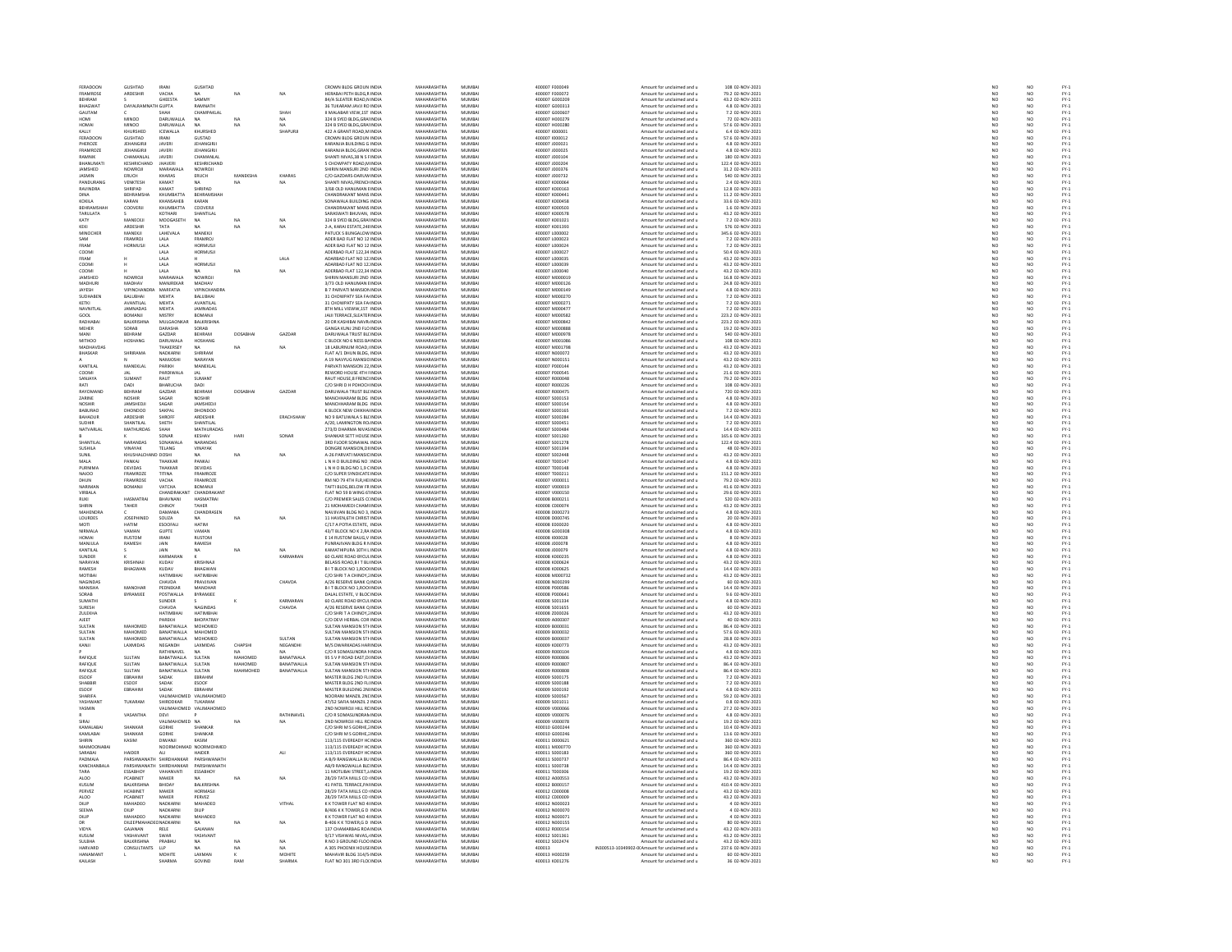| | | | | | | | | | | | | | | | | | | |
|---|---|---|---|---|---|---|---|---|---|---|---|---|---|---|---|---|---|---|
| FERADOON | GUSHTAD | IRANI | GUSHTAD | | | CROWN BLDG GROUN | INDIA | MAHARASHTRA | MUMBAI | 400007 | F000049 | | Amount for unclaimed and u | 108 | 02-NOV-2021 | NO | NO | FY-1 |
| FRAMROSE | ARDESHIR | VACHA | NA | NA | NA | HERABAI PETH BLDG,R | INDIA | MAHARASHTRA | MUMBAI | 400007 | F000072 | | Amount for unclaimed and u | 79.2 | 02-NOV-2021 | NO | NO | FY-1 |
| BEHRAM | S | GHEESTA | SAMMY | | | B4/A SLEATER ROAD,N | INDIA | MAHARASHTRA | MUMBAI | 400007 | G000209 | | Amount for unclaimed and u | 43.2 | 02-NOV-2021 | NO | NO | FY-1 |
| BHAGWAT | DAYALRAMNATH | GUPTA | RAMNATH | | | 36 TUKARAM JAVJI RO | INDIA | MAHARASHTRA | MUMBAI | 400007 | G000313 | | Amount for unclaimed and u | 4.8 | 02-NOV-2021 | NO | NO | FY-1 |
| GAUTAM | C | SHAH | CHAMPAKLAL | | SHAH | 8 MALABAR VIEW,1ST | INDIA | MAHARASHTRA | MUMBAI | 400007 | G000607 | | Amount for unclaimed and u | 7.2 | 02-NOV-2021 | NO | NO | FY-1 |
| HOMI | MINOO | DARUWALLA | NA | NA | NA | 324 B SYED BLDG,GRA | INDIA | MAHARASHTRA | MUMBAI | 400007 | H000279 | | Amount for unclaimed and u | 72 | 02-NOV-2021 | NO | NO | FY-1 |
| HOMAI | MINOO | DARUWALLA | NA | NA | NA | 324 B SYED BLDG,GRA | INDIA | MAHARASHTRA | MUMBAI | 400007 | H000280 | | Amount for unclaimed and u | 57.6 | 02-NOV-2021 | NO | NO | FY-1 |
| KALLY | KHURSHED | ICEWALLA | KHURSHED | | SHAPURJI | 422 A GRANT ROAD,M | INDIA | MAHARASHTRA | MUMBAI | 400007 | I000001 | | Amount for unclaimed and u | 6.4 | 02-NOV-2021 | NO | NO | FY-1 |
| FERADOON | GUSHTAD | IRANI | GUSHTAD | | | CROWN BLDG GROUN | INDIA | MAHARASHTRA | MUMBAI | 400007 | I000012 | | Amount for unclaimed and u | 57.6 | 02-NOV-2021 | NO | NO | FY-1 |
| PHEROZE | JEHANGIRJI | JAVERI | JEHANGIRJI | | | KARANJIA BUILDING G | INDIA | MAHARASHTRA | MUMBAI | 400007 | J000021 | | Amount for unclaimed and u | 4.8 | 02-NOV-2021 | NO | NO | FY-1 |
| FRAMROZE | JEHANGIRJI | JAVERI | JEHANGIRJI | | | KARANJIA BLDG,GRAN | INDIA | MAHARASHTRA | MUMBAI | 400007 | J000025 | | Amount for unclaimed and u | 4.8 | 02-NOV-2021 | NO | NO | FY-1 |
| RAMNIK | CHAMANLAL | JAVERI | CHAMANLAL | | | SHANTI NIVAS,38 N S F | INDIA | MAHARASHTRA | MUMBAI | 400007 | J000104 | | Amount for unclaimed and u | 180 | 02-NOV-2021 | NO | NO | FY-1 |
| BHANUMATI | KESHRICHAND | JHAVERI | KESHRICHAND | | | 5 CHOWPATY ROAD,M | INDIA | MAHARASHTRA | MUMBAI | 400007 | J000204 | | Amount for unclaimed and u | 122.4 | 02-NOV-2021 | NO | NO | FY-1 |
| JAMSHED | NOWROJI | MARAWALA | NOWROJI | | | SHIRIN MANSURI 2ND | INDIA | MAHARASHTRA | MUMBAI | 400007 | J000376 | | Amount for unclaimed and u | 31.2 | 02-NOV-2021 | NO | NO | FY-1 |
| JASMIN | ERUCH | KHARAS | ERUCH | MANEKSHA | KHARAS | C/O GAZDARS DARUW | INDIA | MAHARASHTRA | MUMBAI | 400007 | J000732 | | Amount for unclaimed and u | 540 | 02-NOV-2021 | NO | NO | FY-1 |
| PANDURANG | VENKTESH | KAMAT | NA | NA | NA | SHANTI NIVAS,FRENCH | INDIA | MAHARASHTRA | MUMBAI | 400007 | K000064 | | Amount for unclaimed and u | 2.4 | 02-NOV-2021 | NO | NO | FY-1 |
| RAVINDRA | SHRIPAD | KAMAT | SHRIPAD | | | 3/68 OLD HANUMAN E | INDIA | MAHARASHTRA | MUMBAI | 400007 | K000163 | | Amount for unclaimed and u | 12.8 | 02-NOV-2021 | NO | NO | FY-1 |
| DINA | BEHRAMSHA | KHUMBATTA | BEHRAMSHAH | | | CHANDRAKANT MANS | INDIA | MAHARASHTRA | MUMBAI | 400007 | K000441 | | Amount for unclaimed and u | 11.2 | 02-NOV-2021 | NO | NO | FY-1 |
| KOKILA | KARAN | KHANSAHEB | KARAN | | | SONAWALA BUILDING | INDIA | MAHARASHTRA | MUMBAI | 400007 | K000458 | | Amount for unclaimed and u | 33.6 | 02-NOV-2021 | NO | NO | FY-1 |
| BEHRAMSHAH | COOVERJI | KHUMBATTA | COOVERJI | | | CHANDRAKANT MANS | INDIA | MAHARASHTRA | MUMBAI | 400007 | K000503 | | Amount for unclaimed and u | 1.6 | 02-NOV-2021 | NO | NO | FY-1 |
| TARULATA | S | KOTHARI | SHANTILAL | | | SARASWATI BHUVAN, | INDIA | MAHARASHTRA | MUMBAI | 400007 | K000578 | | Amount for unclaimed and u | 43.2 | 02-NOV-2021 | NO | NO | FY-1 |
| KATY | MANECKJI | MODGASETH | NA | NA | NA | 324 B SYED BLDG,GRA | INDIA | MAHARASHTRA | MUMBAI | 400007 | K001021 | | Amount for unclaimed and u | 7.2 | 02-NOV-2021 | NO | NO | FY-1 |
| KEKI | ARDESHIR | TATA | NA | NA | NA | 2-A, KARAI ESTATE,248 | INDIA | MAHARASHTRA | MUMBAI | 400007 | K001393 | | Amount for unclaimed and u | 576 | 02-NOV-2021 | NO | NO | FY-1 |
| MINOCHER | MANEKJI | LAHEVALA | MANEKJI | | | PATUCK S BUNGALOW | INDIA | MAHARASHTRA | MUMBAI | 400007 | L000002 | | Amount for unclaimed and u | 345.6 | 02-NOV-2021 | NO | NO | FY-1 |
| SAM | FRAMROJ | LALA | FRAMROJ | | | ADER BAD FLAT NO 12 | INDIA | MAHARASHTRA | MUMBAI | 400007 | L000023 | | Amount for unclaimed and u | 7.2 | 02-NOV-2021 | NO | NO | FY-1 |
| FRAM | HORMUSJI | LALA | HORMUSJI | | | ADER BAD FLAT NO 12 | INDIA | MAHARASHTRA | MUMBAI | 400007 | L000024 | | Amount for unclaimed and u | 7.2 | 02-NOV-2021 | NO | NO | FY-1 |
| COOMI | | LALA | HORMUSJI | | | ADERBAD FLAT 122,34 | INDIA | MAHARASHTRA | MUMBAI | 400007 | L000027 | | Amount for unclaimed and u | 50.4 | 02-NOV-2021 | NO | NO | FY-1 |
| FRAM | H | LALA | H | | LALA | ADARBAD FLAT NO 12, | INDIA | MAHARASHTRA | MUMBAI | 400007 | L000035 | | Amount for unclaimed and u | 43.2 | 02-NOV-2021 | NO | NO | FY-1 |
| COOMI | H | LALA | HORMUSJI | | | ADARBAD FLAT NO 12, | INDIA | MAHARASHTRA | MUMBAI | 400007 | L000039 | | Amount for unclaimed and u | 43.2 | 02-NOV-2021 | NO | NO | FY-1 |
| COOMI | H | LALA | NA | NA | NA | ADERBAD FLAT 122,34 | INDIA | MAHARASHTRA | MUMBAI | 400007 | L000040 | | Amount for unclaimed and u | 43.2 | 02-NOV-2021 | NO | NO | FY-1 |
| JAMSHED | NOWROJI | MARAWALA | NOWROJI | | | SHIRIN MANSURI 2ND | INDIA | MAHARASHTRA | MUMBAI | 400007 | M000019 | | Amount for unclaimed and u | 16.8 | 02-NOV-2021 | NO | NO | FY-1 |
| MADHURI | MADHAV | MANJREKAR | MADHAV | | | 3/73 OLD HANUMAN E | INDIA | MAHARASHTRA | MUMBAI | 400007 | M000126 | | Amount for unclaimed and u | 24.8 | 02-NOV-2021 | NO | NO | FY-1 |
| JAYESH | VIPINCHANDRA | MARFATIA | VIPINCHANDRA | | | B 7 PARVATI MANSION | INDIA | MAHARASHTRA | MUMBAI | 400007 | M000149 | | Amount for unclaimed and u | 4.8 | 02-NOV-2021 | NO | NO | FY-1 |
| SUDHABEN | BALUBHAI | MEHTA | BALUBHAI | | | 31 CHOWPATY SEA FA | INDIA | MAHARASHTRA | MUMBAI | 400007 | M000270 | | Amount for unclaimed and u | 7.2 | 02-NOV-2021 | NO | NO | FY-1 |
| KETKI | AVANTILAL | MEHTA | AVANTILAL | | | 31 CHOWPATY SEA FA | INDIA | MAHARASHTRA | MUMBAI | 400007 | M000271 | | Amount for unclaimed and u | 7.2 | 02-NOV-2021 | NO | NO | FY-1 |
| NAVNITLAL | JAMNADAS | MEHTA | JAMNADAS | | | 8TH MILL VIEWW,1ST | INDIA | MAHARASHTRA | MUMBAI | 400007 | M000477 | | Amount for unclaimed and u | 7.2 | 02-NOV-2021 | NO | NO | FY-1 |
| GOOL | BOMANJI | MISTRY | BOMANJI | | | JAIJI TERRACE,SLEATE | INDIA | MAHARASHTRA | MUMBAI | 400007 | M000582 | | Amount for unclaimed and u | 223.2 | 02-NOV-2021 | NO | NO | FY-1 |
| RADHABAI | BALKRISHNA | MULGAONKAR | BALKRISHNA | | | 20 DR KASHIBAI NAVR | INDIA | MAHARASHTRA | MUMBAI | 400007 | M000842 | | Amount for unclaimed and u | 223.2 | 02-NOV-2021 | NO | NO | FY-1 |
| MEHER | SORAB | DARASHA | SORAB | | | GANGA KUNJ 2ND FLO | INDIA | MAHARASHTRA | MUMBAI | 400007 | M000888 | | Amount for unclaimed and u | 19.2 | 02-NOV-2021 | NO | NO | FY-1 |
| MANI | BEHRAM | GAZDAR | BEHRAM | DOSABHAI | GAZDAR | DARUWALA TRUST BLI | INDIA | MAHARASHTRA | MUMBAI | 400007 | M000978 | | Amount for unclaimed and u | 540 | 02-NOV-2021 | NO | NO | FY-1 |
| MITHOO | HOSHANG | DARUWALA | HOSHANG | | | C BLOCK NO 6 NESS B | INDIA | MAHARASHTRA | MUMBAI | 400007 | M001086 | | Amount for unclaimed and u | 108 | 02-NOV-2021 | NO | NO | FY-1 |
| MADHAVDAS | | THAKERSEY | NA | NA | NA | 18 LABURNUM ROAD, | INDIA | MAHARASHTRA | MUMBAI | 400007 | M001798 | | Amount for unclaimed and u | 43.2 | 02-NOV-2021 | NO | NO | FY-1 |
| BHASKAR | SHRIRAMA | NADKARNI | SHRIRAM | | | FLAT A/1 DHUN BLDG, | INDIA | MAHARASHTRA | MUMBAI | 400007 | N000072 | | Amount for unclaimed and u | 43.2 | 02-NOV-2021 | NO | NO | FY-1 |
| A | N | NAMJOSHI | NARAYAN | | | A 10 NAVYUG MANSI | INDIA | MAHARASHTRA | MUMBAI | 400007 | N000151 | | Amount for unclaimed and u | 43.2 | 02-NOV-2021 | NO | NO | FY-1 |
| KANTILAL | MANEKLAL | PARIKH | MANEKLAL | | | PARVATI MANSION 22 | INDIA | MAHARASHTRA | MUMBAI | 400007 | P000144 | | Amount for unclaimed and u | 43.2 | 02-NOV-2021 | NO | NO | FY-1 |
| COOMI | JAL | PARDIWALA | JAL | | | REWORD HOUSE 4TH F | INDIA | MAHARASHTRA | MUMBAI | 400007 | P000545 | | Amount for unclaimed and u | 21.6 | 02-NOV-2021 | NO | NO | FY-1 |
| SANJAYA | SUMANT | RAUT | SUMANT | | | RAUT HOUSE,8 FRENC | INDIA | MAHARASHTRA | MUMBAI | 400007 | R000048 | | Amount for unclaimed and u | 79.2 | 02-NOV-2021 | NO | NO | FY-1 |
| RATI | DADI | BHARUCHA | DADI | | | C/O SHRI D H POHOCH | INDIA | MAHARASHTRA | MUMBAI | 400007 | R000226 | | Amount for unclaimed and u | 108 | 02-NOV-2021 | NO | NO | FY-1 |
| RAYOMAND | BEHRAM | GAZDAR | BEHRAM | DOSABHAI | GAZDAR | DARUWALA TRUST BLI | INDIA | MAHARASHTRA | MUMBAI | 400007 | R000475 | | Amount for unclaimed and u | 720 | 02-NOV-2021 | NO | NO | FY-1 |
| ZARINE | NOSHIR | SAGAR | NOSHIR | | | MANCHHARAM BLDG | INDIA | MAHARASHTRA | MUMBAI | 400007 | S000153 | | Amount for unclaimed and u | 4.8 | 02-NOV-2021 | NO | NO | FY-1 |
| NOSHIR | JAMSHEDJI | SAGAR | JAMSHEDJI | | | MANCHHARAM BLDG | INDIA | MAHARASHTRA | MUMBAI | 400007 | S000154 | | Amount for unclaimed and u | 4.8 | 02-NOV-2021 | NO | NO | FY-1 |
| BABURAO | DHONDOO | SAKPAL | DHONDOO | | | K BLOCK NEW CHIKHA | INDIA | MAHARASHTRA | MUMBAI | 400007 | S000165 | | Amount for unclaimed and u | 7.2 | 02-NOV-2021 | NO | NO | FY-1 |
| BAHADUR | ARDESHIR | SHROFF | ARDESHIR | | ERACHSHAW | NO 9 BATLIWALA S BL | INDIA | MAHARASHTRA | MUMBAI | 400007 | S000284 | | Amount for unclaimed and u | 14.4 | 02-NOV-2021 | NO | NO | FY-1 |
| SUDHIR | SHANTILAL | SHETH | SHANTILAL | | | A/20, LAMINGTON RO | INDIA | MAHARASHTRA | MUMBAI | 400007 | S000451 | | Amount for unclaimed and u | 7.2 | 02-NOV-2021 | NO | NO | FY-1 |
| NATVARLAL | MATHURDAS | SHAH | MATHURDAS | | | 273/D DHARMA NIVAS | INDIA | MAHARASHTRA | MUMBAI | 400007 | S000484 | | Amount for unclaimed and u | 14.4 | 02-NOV-2021 | NO | NO | FY-1 |
| B | K | SONAR | KESHAV | HARI | SONAR | SHANKAR SETT HOUSE | INDIA | MAHARASHTRA | MUMBAI | 400007 | S001260 | | Amount for unclaimed and u | 165.6 | 02-NOV-2021 | NO | NO | FY-1 |
| SHANTILAL | NARANDAS | SONAWALA | NARANDAS | | | 3RD FLOOR SONAWAL | INDIA | MAHARASHTRA | MUMBAI | 400007 | S001278 | | Amount for unclaimed and u | 122.4 | 02-NOV-2021 | NO | NO | FY-1 |
| SUSHILA | VINAYAK | TELANG | VINAYAK | | | DONGRE MANSION,D | INDIA | MAHARASHTRA | MUMBAI | 400007 | S001394 | | Amount for unclaimed and u | 48 | 02-NOV-2021 | NO | NO | FY-1 |
| SUNIL | KHUSHALCHAND | DOSHI | NA | NA | NA | A-26 PARVATI MANSIO | INDIA | MAHARASHTRA | MUMBAI | 400007 | S002448 | | Amount for unclaimed and u | 43.2 | 02-NOV-2021 | NO | NO | FY-1 |
| MALA | PANKAJ | THAKKAR | PANKAJ | | | L N H D BUILDING NO | INDIA | MAHARASHTRA | MUMBAI | 400007 | T000147 | | Amount for unclaimed and u | 4.8 | 02-NOV-2021 | NO | NO | FY-1 |
| PURNIMA | DEVIDAS | THAKKAR | DEVIDAS | | | L N H D BLDG NO 1,9 C | INDIA | MAHARASHTRA | MUMBAI | 400007 | T000148 | | Amount for unclaimed and u | 4.8 | 02-NOV-2021 | NO | NO | FY-1 |
| NAJOO | FRAMROZE | TITINA | FRAMROZE | | | C/O SUPER SYNDICATE | INDIA | MAHARASHTRA | MUMBAI | 400007 | T000211 | | Amount for unclaimed and u | 151.2 | 02-NOV-2021 | NO | NO | FY-1 |
| DHUN | FRAMROSE | VACHA | FRAMROSE | | | RM NO 79 4TH FLR,HE | INDIA | MAHARASHTRA | MUMBAI | 400007 | V000011 | | Amount for unclaimed and u | 79.2 | 02-NOV-2021 | NO | NO | FY-1 |
| NARIMAN | BOMANJI | VATCHA | BOMANJI | | | TAFTI BLDG,BELOW FR | INDIA | MAHARASHTRA | MUMBAI | 400007 | V000019 | | Amount for unclaimed and u | 41.6 | 02-NOV-2021 | NO | NO | FY-1 |
| VIRBALA | | CHANDRAKANT | CHANDRAKANT | | | FLAT NO 59 B WING 6 | INDIA | MAHARASHTRA | MUMBAI | 400007 | V000150 | | Amount for unclaimed and u | 29.6 | 02-NOV-2021 | NO | NO | FY-1 |
| RUKI | HASMATRAI | BHAVNANI | HASMATRAI | | | C/O PREMIER SALES C | INDIA | MAHARASHTRA | MUMBAI | 400008 | B000211 | | Amount for unclaimed and u | 520 | 02-NOV-2021 | NO | NO | FY-1 |
| SHIRIN | TAHER | CHINOY | TAHER | | | 21 MOHAMEDI CHAMB | INDIA | MAHARASHTRA | MUMBAI | 400008 | C000074 | | Amount for unclaimed and u | 43.2 | 02-NOV-2021 | NO | NO | FY-1 |
| MAHENDRA | C | DAMANIA | CHANDRASEN | | | NAVJIVAN BLDG NO 3, | INDIA | MAHARASHTRA | MUMBAI | 400008 | D000273 | | Amount for unclaimed and u | 4.8 | 02-NOV-2021 | NO | NO | FY-1 |
| LOURDES | JOSEPHINED | SOUZA | NA | NA | NA | 11 HAVEN,6TH CHRIST | INDIA | MAHARASHTRA | MUMBAI | 400008 | D000745 | | Amount for unclaimed and u | 20 | 02-NOV-2021 | NO | NO | FY-1 |
| MOTI | HATIM | ESOOFALI | HATIM | | | C/17 A POTIA ESTATE, | INDIA | MAHARASHTRA | MUMBAI | 400008 | E000020 | | Amount for unclaimed and u | 4.8 | 02-NOV-2021 | NO | NO | FY-1 |
| NIRMALA | VAMAN | GUPTE | VAMAN | | | 43/T BLOCK NO K 2,RA | INDIA | MAHARASHTRA | MUMBAI | 400008 | G000308 | | Amount for unclaimed and u | 4.8 | 02-NOV-2021 | NO | NO | FY-1 |
| HOMAI | RUSTOM | IRANI | RUSTOM | | | E 14 RUSTOM BAUG,V | INDIA | MAHARASHTRA | MUMBAI | 400008 | I000028 | | Amount for unclaimed and u | 8 | 02-NOV-2021 | NO | NO | FY-1 |
| MANJULA | RAMESH | JAIN | RAMESH | | | PUNRAJVAN BLDG R N | INDIA | MAHARASHTRA | MUMBAI | 400008 | J000078 | | Amount for unclaimed and u | 4.8 | 02-NOV-2021 | NO | NO | FY-1 |
| KANTILAL | S | JAIN | NA | NA | NA | KAMATHIPURA 10TH L | INDIA | MAHARASHTRA | MUMBAI | 400008 | J000079 | | Amount for unclaimed and u | 4.8 | 02-NOV-2021 | NO | NO | FY-1 |
| SUNDER | K | KARMARAN | K | | KARMARAN | 60 CLARE ROAD BYCUL | INDIA | MAHARASHTRA | MUMBAI | 400008 | K000235 | | Amount for unclaimed and u | 4.8 | 02-NOV-2021 | NO | NO | FY-1 |
| NARAYAN | KRISHNAJI | KUDAV | KRISHNAJI | | | BELASIS ROAD,B I T BL | INDIA | MAHARASHTRA | MUMBAI | 400008 | K000624 | | Amount for unclaimed and u | 43.2 | 02-NOV-2021 | NO | NO | FY-1 |
| RAMESH | BHAGWAN | KUDAV | BHAGWAN | | | B I T BLOCK NO 1,ROO | INDIA | MAHARASHTRA | MUMBAI | 400008 | K000625 | | Amount for unclaimed and u | 14.4 | 02-NOV-2021 | NO | NO | FY-1 |
| MOTIBAI | | HATIMBHAI | HATIMBHAI | | | C/O SHRI T A CHINOY,2 | INDIA | MAHARASHTRA | MUMBAI | 400008 | M000732 | | Amount for unclaimed and u | 43.2 | 02-NOV-2021 | NO | NO | FY-1 |
| NAGINDAS | | CHAVDA | PRAVJIVAN | | CHAVDA | A/26 RESERVE BANK Q | INDIA | MAHARASHTRA | MUMBAI | 400008 | N000299 | | Amount for unclaimed and u | 60 | 02-NOV-2021 | NO | NO | FY-1 |
| MANISHA | MANOHAR | PEDNEKAR | MANOHAR | | | B I T BLOCK NO 1,ROO | INDIA | MAHARASHTRA | MUMBAI | 400008 | P000586 | | Amount for unclaimed and u | 14.4 | 02-NOV-2021 | NO | NO | FY-1 |
| SORAB | BYRAMJEE | POSTWALLA | BYRAMJEE | | | DALAL ESTATE, V BLOC | INDIA | MAHARASHTRA | MUMBAI | 400008 | P000641 | | Amount for unclaimed and u | 9.6 | 02-NOV-2021 | NO | NO | FY-1 |
| SUMATHI | | SUNDER | S | K | KARMARAN | 60 CLARE ROAD BYCUL | INDIA | MAHARASHTRA | MUMBAI | 400008 | S001334 | | Amount for unclaimed and u | 4.8 | 02-NOV-2021 | NO | NO | FY-1 |
| SURESH | | CHAVDA | NAGINDAS | | CHAVDA | A/26 RESERVE BANK Q | INDIA | MAHARASHTRA | MUMBAI | 400008 | S001655 | | Amount for unclaimed and u | 60 | 02-NOV-2021 | NO | NO | FY-1 |
| ZULEKHA | | HATIMBHAI | HATIMBHAI | | | C/O SHRI T A CHINOY,2 | INDIA | MAHARASHTRA | MUMBAI | 400008 | Z000026 | | Amount for unclaimed and u | 43.2 | 02-NOV-2021 | NO | NO | FY-1 |
| AJEET | | PAREKH | BHOPATRAY | | | C/O DEVI HERBAL COR | INDIA | MAHARASHTRA | MUMBAI | 400009 | A000307 | | Amount for unclaimed and u | 40 | 02-NOV-2021 | NO | NO | FY-1 |
| SULTAN | MAHOMED | BANATWALLA | MOHOMED | | | SULTAN MANSION 5TH | INDIA | MAHARASHTRA | MUMBAI | 400009 | B000031 | | Amount for unclaimed and u | 86.4 | 02-NOV-2021 | NO | NO | FY-1 |
| SULTAN | MAHOMED | BANATWALLA | MAHOMED | | | SULTAN MANSION 5TH | INDIA | MAHARASHTRA | MUMBAI | 400009 | B000032 | | Amount for unclaimed and u | 57.6 | 02-NOV-2021 | NO | NO | FY-1 |
| SULTAN | MAHOMED | BANATWALLA | MOHOMED | | SULTAN | SULTAN MANSION 5TH | INDIA | MAHARASHTRA | MUMBAI | 400009 | B000037 | | Amount for unclaimed and u | 28.8 | 02-NOV-2021 | NO | NO | FY-1 |
| KANJI | LAXMIDAS | NEGANDHI | LAXMIDAS | CHAPSHI | NEGANDHI | M/S DWARKADAS HARI | INDIA | MAHARASHTRA | MUMBAI | 400009 | K000773 | | Amount for unclaimed and u | 43.2 | 02-NOV-2021 | NO | NO | FY-1 |
| P | | RATHINAVEL | NA | NA | NA | C/O R SOMASUNDRA | INDIA | MAHARASHTRA | MUMBAI | 400009 | R000104 | | Amount for unclaimed and u | 4.8 | 02-NOV-2021 | NO | NO | FY-1 |
| RAFIQUE | SULTAN | BABATWALLA | SULTAN | MAHOMED | BANATWALA | 95 S V P ROAD EAST,D | INDIA | MAHARASHTRA | MUMBAI | 400009 | R000806 | | Amount for unclaimed and u | 43.2 | 02-NOV-2021 | NO | NO | FY-1 |
| RAFIQUE | SULTAN | BANATWALLA | SULTAN | MAHOMED | BANATWALLA | SULTAN MANSION 5TH | INDIA | MAHARASHTRA | MUMBAI | 400009 | R000807 | | Amount for unclaimed and u | 86.4 | 02-NOV-2021 | NO | NO | FY-1 |
| RAFIQUE | SULTAN | BANATWALLA | SULTAN | MAHMOHED | BANATWALLA | SULTAN MANSION 5TH | INDIA | MAHARASHTRA | MUMBAI | 400009 | R000808 | | Amount for unclaimed and u | 86.4 | 02-NOV-2021 | NO | NO | FY-1 |
| ESOOF | EBRAHIM | SADAK | EBRAHIM | | | MASTER BLDG 2ND FL | INDIA | MAHARASHTRA | MUMBAI | 400009 | S000175 | | Amount for unclaimed and u | 7.2 | 02-NOV-2021 | NO | NO | FY-1 |
| SHABBIR | ESOOF | SADAK | ESOOF | | | MASTER BLDG 2ND FL | INDIA | MAHARASHTRA | MUMBAI | 400009 | S000188 | | Amount for unclaimed and u | 7.2 | 02-NOV-2021 | NO | NO | FY-1 |
| ESOOF | EBRAHIM | SADAK | EBRAHIM | | | MASTER BUILDING 2N | INDIA | MAHARASHTRA | MUMBAI | 400009 | S000192 | | Amount for unclaimed and u | 4.8 | 02-NOV-2021 | NO | NO | FY-1 |
| SHARIFA | | VALIMAHOMED | VALIMAHOMED | | | NOORANI MANZIL 2N | INDIA | MAHARASHTRA | MUMBAI | 400009 | S000567 | | Amount for unclaimed and u | 50.2 | 02-NOV-2021 | NO | NO | FY-1 |
| YASHWANT | TUKARAM | SHIRODKAR | TUKARAM | | | 47/52 SAFIA MANZIL 2 | INDIA | MAHARASHTRA | MUMBAI | 400009 | S001011 | | Amount for unclaimed and u | 0.8 | 02-NOV-2021 | NO | NO | FY-1 |
| YASMIN | | VALIMAHOMED | VALIMAHOMED | | | 2ND NOWROJI HILL RO | INDIA | MAHARASHTRA | MUMBAI | 400009 | V000066 | | Amount for unclaimed and u | 27.2 | 02-NOV-2021 | NO | NO | FY-1 |
| R | VASANTHA | DEVI | P | | RATHINAVEL | C/O R SOMASUNDRAN | INDIA | MAHARASHTRA | MUMBAI | 400009 | V000076 | | Amount for unclaimed and u | 4.8 | 02-NOV-2021 | NO | NO | FY-1 |
| SIRAJ | | VALIMAHOMED | NA | NA | NA | 2ND NOWROJI HILL RO | INDIA | MAHARASHTRA | MUMBAI | 400009 | V000078 | | Amount for unclaimed and u | 19.2 | 02-NOV-2021 | NO | NO | FY-1 |
| KAMALABAI | SHANKAR | GORHE | SHANKAR | | | C/O SHRI M S GORHE,2 | INDIA | MAHARASHTRA | MUMBAI | 400010 | G000244 | | Amount for unclaimed and u | 10.4 | 02-NOV-2021 | NO | NO | FY-1 |
| KAMLABAI | SHANKAR | GORHE | SHANKAR | | | C/O SHRI M S GORHE,2 | INDIA | MAHARASHTRA | MUMBAI | 400010 | G000246 | | Amount for unclaimed and u | 13.6 | 02-NOV-2021 | NO | NO | FY-1 |
| SHIRIN | KASIM | DIWANJI | KASIM | | | 113/115 EVEREADY HC | INDIA | MAHARASHTRA | MUMBAI | 400011 | D000621 | | Amount for unclaimed and u | 360 | 02-NOV-2021 | NO | NO | FY-1 |
| MAHMOODABAI | | NOORMOHMAD | NOORMOHMED | | | 113/115 EVEREADY HC | INDIA | MAHARASHTRA | MUMBAI | 400011 | M000770 | | Amount for unclaimed and u | 360 | 02-NOV-2021 | NO | NO | FY-1 |
| SARABAI | HAIDER | ALI | HAIDER | | ALI | 113/115 EVEREADY HC | INDIA | MAHARASHTRA | MUMBAI | 400011 | S000183 | | Amount for unclaimed and u | 360 | 02-NOV-2021 | NO | NO | FY-1 |
| PADMAJA | PARSHWANATH | SHIRDHANKAR | PARSHWANATH | | | A 8/9 RANGWALLA BU | INDIA | MAHARASHTRA | MUMBAI | 400011 | S000737 | | Amount for unclaimed and u | 86.4 | 02-NOV-2021 | NO | NO | FY-1 |
| KANCHANBALA | PARSHWANATH | SHIRDHANKAR | PARSHWANATH | | | A8/9 RANGWALLA BLD | INDIA | MAHARASHTRA | MUMBAI | 400011 | S000738 | | Amount for unclaimed and u | 14.4 | 02-NOV-2021 | NO | NO | FY-1 |
| TARA | ESSABHOY | VAHANVATI | ESSABHOY | | | 11 MOTLIBAI STREET,3 | INDIA | MAHARASHTRA | MUMBAI | 400011 | T000306 | | Amount for unclaimed and u | 19.2 | 02-NOV-2021 | NO | NO | FY-1 |
| ALOO | PCABINET | MAKER | NA | NA | NA | 28/29 TATA MILLS CO | INDIA | MAHARASHTRA | MUMBAI | 400012 | A000553 | | Amount for unclaimed and u | 43.2 | 02-NOV-2021 | NO | NO | FY-1 |
| KUSUM | BALKRISHNA | BHIDAY | BALKRISHNA | | | 41 PATEL TERRACE,PA | INDIA | MAHARASHTRA | MUMBAI | 400012 | B000157 | | Amount for unclaimed and u | 410.4 | 02-NOV-2021 | NO | NO | FY-1 |
| PERVEZ | HCABINET | MAKER | HORMASJI | | | 28/29 TATA MILLS CO | INDIA | MAHARASHTRA | MUMBAI | 400012 | C000008 | | Amount for unclaimed and u | 43.2 | 02-NOV-2021 | NO | NO | FY-1 |
| ALOO | PCABINET | MAKER | PERVEZ | | | 28/29 TATA MILLS CO | INDIA | MAHARASHTRA | MUMBAI | 400012 | C000009 | | Amount for unclaimed and u | 43.2 | 02-NOV-2021 | NO | NO | FY-1 |
| DILIP | MAHADEO | NADKARNI | MAHADEO | | VITHAL | K K TOWER FLAT NO 4 | INDIA | MAHARASHTRA | MUMBAI | 400012 | N000023 | | Amount for unclaimed and u | 4 | 02-NOV-2021 | NO | NO | FY-1 |
| SEEMA | DILIP | NADKARNI | DILIP | | | B/406 K K TOWER,G D | INDIA | MAHARASHTRA | MUMBAI | 400012 | N000070 | | Amount for unclaimed and u | 4 | 02-NOV-2021 | NO | NO | FY-1 |
| DILIP | MAHADEO | NADKARNI | MAHADEO | | | K K TOWER FLAT NO 4 | INDIA | MAHARASHTRA | MUMBAI | 400012 | N000071 | | Amount for unclaimed and u | 4 | 02-NOV-2021 | NO | NO | FY-1 |
| DR | DILEEPMAHADEO | NADKARNI | NA | NA | NA | B-406 K K TOWER,G D | INDIA | MAHARASHTRA | MUMBAI | 400012 | N000155 | | Amount for unclaimed and u | 80 | 02-NOV-2021 | NO | NO | FY-1 |
| VIDYA | GAJANAN | RELE | GAJANAN | | | 137 CHAMARBAG ROA | INDIA | MAHARASHTRA | MUMBAI | 400012 | R000154 | | Amount for unclaimed and u | 43.2 | 02-NOV-2021 | NO | NO | FY-1 |
| KUSUM | YASHVANT | SWAR | YASHVANT | | | 9/17 VISHWAS NIVAS, | INDIA | MAHARASHTRA | MUMBAI | 400012 | S001361 | | Amount for unclaimed and u | 43.2 | 02-NOV-2021 | NO | NO | FY-1 |
| SULBHA | BALKRISHNA | PRABHU | NA | NA | NA | R NO 3 GROUND FLOO | INDIA | MAHARASHTRA | MUMBAI | 400012 | S002474 | | Amount for unclaimed and u | 43.2 | 02-NOV-2021 | NO | NO | FY-1 |
| HARVARD | CONSULTANTS | LLP | NA | NA | NA | A 305 PHOENIX HOUSE | INDIA | MAHARASHTRA | MUMBAI | 400013 | | IN300513-10349902-0 | Amount for unclaimed and u | 237.6 | 02-NOV-2021 | NO | NO | FY-1 |
| HANAMANT | L | MOHITE | LAXMAN | K | MOHITE | MAHAVIR BLDG 314/5 | INDIA | MAHARASHTRA | MUMBAI | 400013 | H000259 | | Amount for unclaimed and u | 60 | 02-NOV-2021 | NO | NO | FY-1 |
| KAILASH | | SHARMA | GOVIND | RAM | SHARMA | FLAT NO 301 3RD FLO | INDIA | MAHARASHTRA | MUMBAI | 400013 | K001276 | | Amount for unclaimed and u | 36 | 02-NOV-2021 | NO | NO | FY-1 |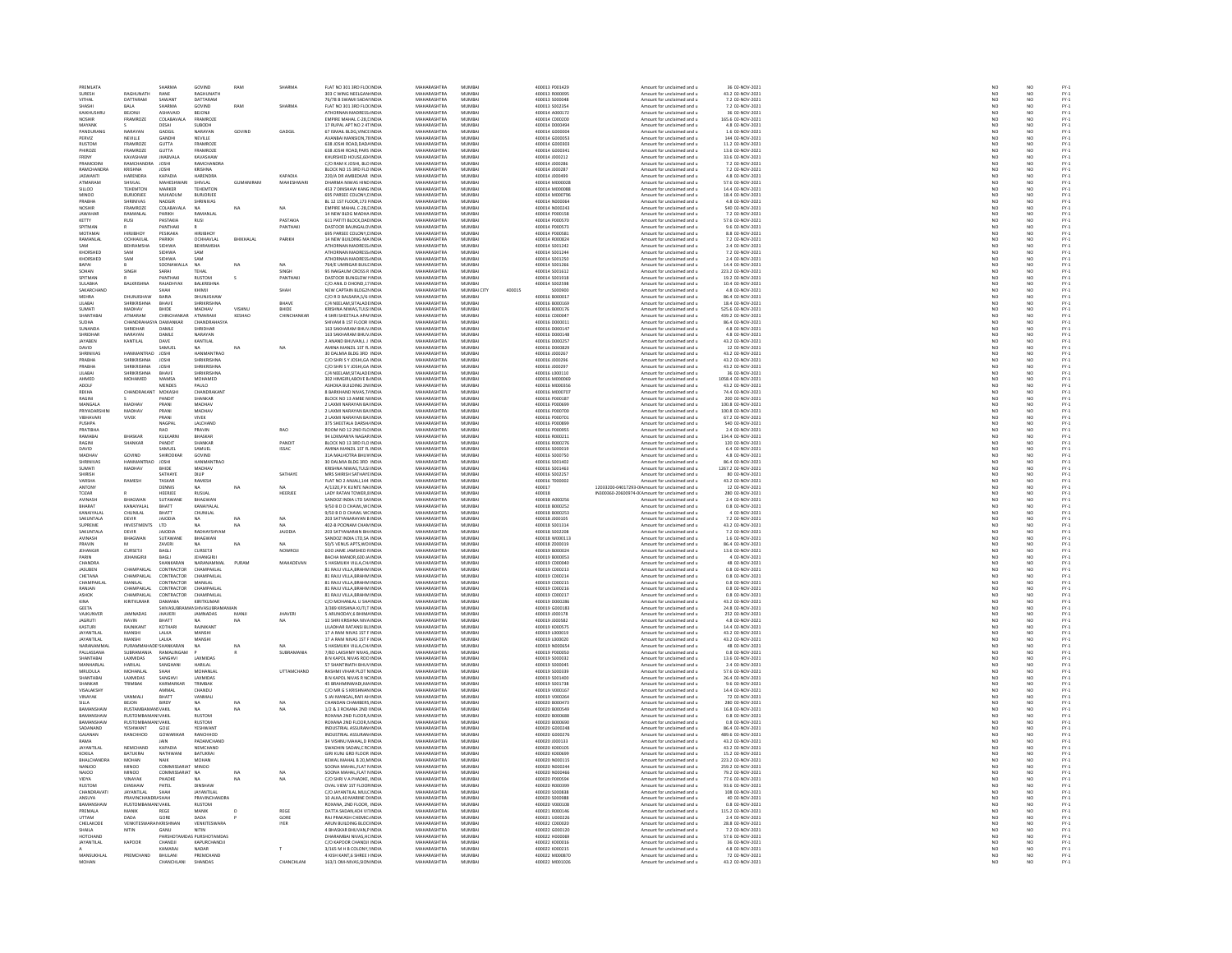| First Name | Middle Name | Last Name | Father/Husband First Name | Father/Husband Middle Name | Father/Husband Last Name | Address | Country | State | District | Pin Code | Folio Number | DP ID-Client ID-Account Number | Investment Type | Amount | Proposed Date of Transfer | | | |
|---|---|---|---|---|---|---|---|---|---|---|---|---|---|---|---|---|---|---|
| PREMLATA | | SHARMA | GOVIND | RAM | SHARMA | FLAT NO 301 3RD FLO | INDIA | MAHARASHTRA | MUMBAI | | 400013 P001429 | | Amount for unclaimed and u | 36 | 02-NOV-2021 | NO | NO | FY-1 |
| SURESH | RAGHUNATH | RANE | RAGHUNATH | | | 303 C WING NEELGAN | INDIA | MAHARASHTRA | MUMBAI | | 400013 R000095 | | Amount for unclaimed and u | 43.2 | 02-NOV-2021 | NO | NO | FY-1 |
| VITHAL | DATTARAM | SAWANT | DATTARAM | | | 76/78 B SWAMI SADAN | INDIA | MAHARASHTRA | MUMBAI | | 400013 S000048 | | Amount for unclaimed and u | 7.2 | 02-NOV-2021 | NO | NO | FY-1 |
| SHASHI | BALA | SHARMA | GOVIND | RAM | SHARMA | FLAT NO 301 3RD FLO | INDIA | MAHARASHTRA | MUMBAI | | 400013 S002254 | | Amount for unclaimed and u | 7.2 | 02-NOV-2021 | NO | NO | FY-1 |
| KAIKHUSHRU | BEJONJI | ASHAVAID | BEJONJI | | | ATHORNAN MADRESS | INDIA | MAHARASHTRA | MUMBAI | | 400014 A000172 | | Amount for unclaimed and u | 36 | 02-NOV-2021 | NO | NO | FY-1 |
| NOSHIR | FRAMROZE | COLABAVALA | FRAMROZE | | | EMPIRE MAHAL C-28,C | INDIA | MAHARASHTRA | MUMBAI | | 400014 C000200 | | Amount for unclaimed and u | 165.6 | 02-NOV-2021 | NO | NO | FY-1 |
| MAYANK | S | DESAI | SUBODH | | | 17 RUPAL APT NO 2 47 | INDIA | MAHARASHTRA | MUMBAI | | 400014 D000494 | | Amount for unclaimed and u | 4.8 | 02-NOV-2021 | NO | NO | FY-1 |
| PANDURANG | NARAYAN | GADGIL | NARAYAN | GOVIND | GADGIL | 67 ISMAIL BLDG,VINCE | INDIA | MAHARASHTRA | MUMBAI | | 400014 G000004 | | Amount for unclaimed and u | 1.6 | 02-NOV-2021 | NO | NO | FY-1 |
| PERVEZ | NEVILLE | GANDHI | NEVILLE | | | AVANBAI MANSION,TE | INDIA | MAHARASHTRA | MUMBAI | | 400014 G000053 | | Amount for unclaimed and u | 144 | 02-NOV-2021 | NO | NO | FY-1 |
| RUSTOM | FRAMROZE | GUTTA | FRAMROZE | | | 638 JOSHI ROAD,DADA | INDIA | MAHARASHTRA | MUMBAI | | 400014 G000303 | | Amount for unclaimed and u | 11.2 | 02-NOV-2021 | NO | NO | FY-1 |
| PHIROZE | FRAMROZE | GUTTA | FRAMROZE | | | 638 JOSHI ROAD,PARS | INDIA | MAHARASHTRA | MUMBAI | | 400014 G000341 | | Amount for unclaimed and u | 13.6 | 02-NOV-2021 | NO | NO | FY-1 |
| FRENY | KAVASHAW | JHABVALA | KAVASHAW | | | KHURSHED HOUSE,60 | INDIA | MAHARASHTRA | MUMBAI | | 400014 J000212 | | Amount for unclaimed and u | 33.6 | 02-NOV-2021 | NO | NO | FY-1 |
| PRAMODINI | RAMCHANDRA | JOSHI | RAMCHANDRA | | | C/O RAM K JOSHI, BLO | INDIA | MAHARASHTRA | MUMBAI | | 400014 J000286 | | Amount for unclaimed and u | 7.2 | 02-NOV-2021 | NO | NO | FY-1 |
| RAMCHANDRA | KRISHNA | JOSHI | KRISHNA | | | BLOCK NO 15 3RD FLO | INDIA | MAHARASHTRA | MUMBAI | | 400014 J000287 | | Amount for unclaimed and u | 7.2 | 02-NOV-2021 | NO | NO | FY-1 |
| JASWANTI | HARENDRA | KAPADIA | HARENDRA | | KAPADIA | 220/A DR AMBEDKAR | INDIA | MAHARASHTRA | MUMBAI | | 400014 J000499 | | Amount for unclaimed and u | 4.8 | 02-NOV-2021 | NO | NO | FY-1 |
| ATMARAM | SHIVLAL | MAHESHWARI | SHIVLAL | GUMANIRAM | MAHESHWARI | DHARMA NIWAS HIND | INDIA | MAHARASHTRA | MUMBAI | | 400014 M000028 | | Amount for unclaimed and u | 57.6 | 02-NOV-2021 | NO | NO | FY-1 |
| SILLOO | TEHEMTON | MARKER | TEHEMTON | | | 453 7 DINSHAW KANG | INDIA | MAHARASHTRA | MUMBAI | | 400014 M000088 | | Amount for unclaimed and u | 14.4 | 02-NOV-2021 | NO | NO | FY-1 |
| MINOO | BURJORJEE | MUKADUM | BURJORJEE | | | 695 PARSEE COLONY, | INDIA | MAHARASHTRA | MUMBAI | | 400014 M000796 | | Amount for unclaimed and u | 18.4 | 02-NOV-2021 | NO | NO | FY-1 |
| PRABHA | SHRINIVAS | NADGIR | SHRINIVAS | | | BL 12 1ST FLOOR,173 | INDIA | MAHARASHTRA | MUMBAI | | 400014 N000064 | | Amount for unclaimed and u | 4.8 | 02-NOV-2021 | NO | NO | FY-1 |
| NOSHIR | FRAMROZE | COLABAVALA | NA | NA | NA | EMPIRE MAHAL C-28,C | INDIA | MAHARASHTRA | MUMBAI | | 400014 N000243 | | Amount for unclaimed and u | 540 | 02-NOV-2021 | NO | NO | FY-1 |
| JAWAHAR | RAMANLAL | PARIKH | RAMANLAL | | | 14 NEW BLDG MADHA | INDIA | MAHARASHTRA | MUMBAI | | 400014 P000158 | | Amount for unclaimed and u | 7.2 | 02-NOV-2021 | NO | NO | FY-1 |
| KETTY | RUSI | PASTAKIA | RUSI | | PASTAKIA | 611 PATITT BLOCK,DAD | INDIA | MAHARASHTRA | MUMBAI | | 400014 P000570 | | Amount for unclaimed and u | 57.6 | 02-NOV-2021 | NO | NO | FY-1 |
| SPITMAN | R | PANTHAKI | R | | PANTHAKI | DASTOOR BAUNGALO | INDIA | MAHARASHTRA | MUMBAI | | 400014 P000573 | | Amount for unclaimed and u | 9.6 | 02-NOV-2021 | NO | NO | FY-1 |
| MOTAMAI | HIRJIBHOY | PESIKAKA | HIRJIBHOY | | | 695 PARSEE COLONY, | INDIA | MAHARASHTRA | MUMBAI | | 400014 P000581 | | Amount for unclaimed and u | 8.8 | 02-NOV-2021 | NO | NO | FY-1 |
| RAMANLAL | OCHHAVLAL | PARIKH | OCHHAVLAL | BHIKHALAL | PARIKH | 14 NEW BUILDING MA | INDIA | MAHARASHTRA | MUMBAI | | 400014 R000824 | | Amount for unclaimed and u | 7.2 | 02-NOV-2021 | NO | NO | FY-1 |
| SAM | BEHRAMSHA | SIDHWA | BEHRAMSHA | | | ATHORNAN MADRESS | INDIA | MAHARASHTRA | MUMBAI | | 400014 S001242 | | Amount for unclaimed and u | 2.4 | 02-NOV-2021 | NO | NO | FY-1 |
| KHORSHED | SAM | SIDHWA | SAM | | | ATHORNAN MADRESS | INDIA | MAHARASHTRA | MUMBAI | | 400014 S001244 | | Amount for unclaimed and u | 7.2 | 02-NOV-2021 | NO | NO | FY-1 |
| KHORSHED | SAM | SIDHWA | SAM | | | ATHORNAN MADRESS | INDIA | MAHARASHTRA | MUMBAI | | 400014 S001250 | | Amount for unclaimed and u | 2.4 | 02-NOV-2021 | NO | NO | FY-1 |
| BAPAI | B | SOONAWALLA | NA | NA | NA | 764/E UMRIGAR BUILD | INDIA | MAHARASHTRA | MUMBAI | | 400014 S001266 | | Amount for unclaimed and u | 14.4 | 02-NOV-2021 | NO | NO | FY-1 |
| SOHAN | SINGH | SARAI | TEHAL | | SINGH | 95 NAIGAUM CROSS R | INDIA | MAHARASHTRA | MUMBAI | | 400014 S001612 | | Amount for unclaimed and u | 223.2 | 02-NOV-2021 | NO | NO | FY-1 |
| SPITMAN | R | PANTHAKI | RUSTOM | S | PANTHAKI | DASTOOR BUNGLOW F | INDIA | MAHARASHTRA | MUMBAI | | 400014 S001918 | | Amount for unclaimed and u | 19.2 | 02-NOV-2021 | NO | NO | FY-1 |
| SULABHA | BALKRISHNA | RAJADHYAK | BALKRISHNA | | | C/O ANIL D DHOND,1 | INDIA | MAHARASHTRA | MUMBAI | | 400014 S002598 | | Amount for unclaimed and u | 10.4 | 02-NOV-2021 | NO | NO | FY-1 |
| SAKARCHAND | | SHAH | KHIMJI | | SHAH | NEW CAPTAIN BLDG 2 | INDIA | MAHARASHTRA | MUMBAI CITY | 400015 | S000000 | | Amount for unclaimed and u | 4.8 | 02-NOV-2021 | NO | NO | FY-1 |
| MEHRA | DHUNJISHAW | BARIA | DHUNJISHAW | | | C/O B D BALSARA,5/6 | INDIA | MAHARASHTRA | MUMBAI | | 400016 B000017 | | Amount for unclaimed and u | 86.4 | 02-NOV-2021 | NO | NO | FY-1 |
| ULABAI | SHRIKRISHNA | BHAVE | SHRIKRISHNA | | BHAVE | C/4 NEELAM,SITALADE | INDIA | MAHARASHTRA | MUMBAI | | 400016 B000169 | | Amount for unclaimed and u | 18.4 | 02-NOV-2021 | NO | NO | FY-1 |
| SUMATI | MADHAV | BHIDE | MADHAV | VISHNU | BHIDE | KRISHNA NIWAS,TULSI | INDIA | MAHARASHTRA | MUMBAI | | 400016 B000176 | | Amount for unclaimed and u | 525.6 | 02-NOV-2021 | NO | NO | FY-1 |
| SHANTABAI | ATMARAM | CHINCHANKAR | ATMARAM | KESHAO | CHINCHANKAR | 4 SHRI SHEETALA APA | INDIA | MAHARASHTRA | MUMBAI | | 400016 C000047 | | Amount for unclaimed and u | 439.2 | 02-NOV-2021 | NO | NO | FY-1 |
| SUDHA | CHANDRAHASYA | DAMANKAR | CHANDRAHASYA | | | SHIVAM B 1ST FLOOR | INDIA | MAHARASHTRA | MUMBAI | | 400016 D000011 | | Amount for unclaimed and u | 86.4 | 02-NOV-2021 | NO | NO | FY-1 |
| SUNANDA | SHRIDHAR | DAMLE | SHRIDHAR | | | 163 SAKHARAM BHAU | INDIA | MAHARASHTRA | MUMBAI | | 400016 D000147 | | Amount for unclaimed and u | 4.8 | 02-NOV-2021 | NO | NO | FY-1 |
| SHRIDHAR | NARAYAN | DAMLE | NARAYAN | | | 163 SAKHARAM BHAU | INDIA | MAHARASHTRA | MUMBAI | | 400016 D000148 | | Amount for unclaimed and u | 4.8 | 02-NOV-2021 | NO | NO | FY-1 |
| JAYABEN | KANTILAL | DAVE | KANTILAL | | | 2 ANAND BHUVAN,L J | INDIA | MAHARASHTRA | MUMBAI | | 400016 D000257 | | Amount for unclaimed and u | 43.2 | 02-NOV-2021 | NO | NO | FY-1 |
| DAVID | | SAMUEL | NA | NA | NA | AMINA MANZIL 1ST FL | INDIA | MAHARASHTRA | MUMBAI | | 400016 D000829 | | Amount for unclaimed and u | 12 | 02-NOV-2021 | NO | NO | FY-1 |
| SHRINIVAS | HANMANTRAO | JOSHI | HANMANTRAO | | | 30 DALMIA BLDG 3RD | INDIA | MAHARASHTRA | MUMBAI | | 400016 J000267 | | Amount for unclaimed and u | 43.2 | 02-NOV-2021 | NO | NO | FY-1 |
| PRABHA | SHRIKRISHNA | JOSHI | SHRIKRISHNA | | | C/O SHRI S Y JOSHI,GA | INDIA | MAHARASHTRA | MUMBAI | | 400016 J000296 | | Amount for unclaimed and u | 43.2 | 02-NOV-2021 | NO | NO | FY-1 |
| PRABHA | SHRIKRISHNA | JOSHI | SHRIKRISHNA | | | C/O SHRI S Y JOSHI,GA | INDIA | MAHARASHTRA | MUMBAI | | 400016 J000297 | | Amount for unclaimed and u | 43.2 | 02-NOV-2021 | NO | NO | FY-1 |
| ULABAI | SHRIKRISHNA | BHAVE | SHRIKRISHNA | | | C/4 NEELAM,SITALAD | INDIA | MAHARASHTRA | MUMBAI | | 400016 L000110 | | Amount for unclaimed and u | 36 | 02-NOV-2021 | NO | NO | FY-1 |
| AHMED | MOHAMED | MAMSA | MOHAMED | | | 302 HIMGIRI,ABOVE B | INDIA | MAHARASHTRA | MUMBAI | | 400016 M000069 | | Amount for unclaimed and u | 1058.4 | 02-NOV-2021 | NO | NO | FY-1 |
| ADOLF | | MENDES | PAULO | | | ASHOKA BUILDING 2N | INDIA | MAHARASHTRA | MUMBAI | | 400016 M000356 | | Amount for unclaimed and u | 43.2 | 02-NOV-2021 | NO | NO | FY-1 |
| REKHA | CHANDRAKANT | MOKASHI | CHANDRAKANT | | | 8 DARKHAND NIVAS,T | INDIA | MAHARASHTRA | MUMBAI | | 400016 M000707 | | Amount for unclaimed and u | 74.4 | 02-NOV-2021 | NO | NO | FY-1 |
| RAGINI | S | PANDIT | SHANKAR | | | BLOCK NO 13 AMBE N | INDIA | MAHARASHTRA | MUMBAI | | 400016 P000187 | | Amount for unclaimed and u | 200 | 02-NOV-2021 | NO | NO | FY-1 |
| MANGALA | MADHAV | PRANI | MADHAV | | | 2 LAXMI NARAYAN BA | INDIA | MAHARASHTRA | MUMBAI | | 400016 P000699 | | Amount for unclaimed and u | 100.8 | 02-NOV-2021 | NO | NO | FY-1 |
| PRIYADARSHINI | MADHAV | PRANI | MADHAV | | | 2 LAXMI NARAYAN BA | INDIA | MAHARASHTRA | MUMBAI | | 400016 P000700 | | Amount for unclaimed and u | 100.8 | 02-NOV-2021 | NO | NO | FY-1 |
| VIBHAVARI | VIVEK | PRANI | VIVEK | | | 2 LAXMI NARAYAN BA | INDIA | MAHARASHTRA | MUMBAI | | 400016 P000701 | | Amount for unclaimed and u | 67.2 | 02-NOV-2021 | NO | NO | FY-1 |
| PUSHPA | | NAGPAL | LALCHAND | | | 375 SHEETALA DARSH | INDIA | MAHARASHTRA | MUMBAI | | 400016 P000899 | | Amount for unclaimed and u | 540 | 02-NOV-2021 | NO | NO | FY-1 |
| PRATIBHA | | RAO | PRAVIN | | RAO | ROOM NO 12 2ND FLO | INDIA | MAHARASHTRA | MUMBAI | | 400016 P000955 | | Amount for unclaimed and u | 2.4 | 02-NOV-2021 | NO | NO | FY-1 |
| RAMABAI | BHASKAR | KULKARNI | BHASKAR | | | 94 LOKMANYA NAGAR | INDIA | MAHARASHTRA | MUMBAI | | 400016 R000211 | | Amount for unclaimed and u | 136.4 | 02-NOV-2021 | NO | NO | FY-1 |
| RAGINI | SHANKAR | PANDIT | SHANKAR | | PANDIT | BLOCK NO 13 3RD FLO | INDIA | MAHARASHTRA | MUMBAI | | 400016 R000276 | | Amount for unclaimed and u | 120 | 02-NOV-2021 | NO | NO | FY-1 |
| DAVID | | SAMUEL | SAMUEL | | ISSAC | AMINA MANZIL 1ST FL | INDIA | MAHARASHTRA | MUMBAI | | 400016 S000019 | | Amount for unclaimed and u | 6.4 | 02-NOV-2021 | NO | NO | FY-1 |
| MADHAV | GOVIND | SHIRODKAR | GOVIND | | | 31A MALHOTRA BHUV | INDIA | MAHARASHTRA | MUMBAI | | 400016 S000750 | | Amount for unclaimed and u | 4.8 | 02-NOV-2021 | NO | NO | FY-1 |
| SHRINIVAS | HANMANTRAO | JOSHI | HANMANTRAO | | | 30 DALMIA BLDG 3RD | INDIA | MAHARASHTRA | MUMBAI | | 400016 S001402 | | Amount for unclaimed and u | 86.4 | 02-NOV-2021 | NO | NO | FY-1 |
| SUMATI | MADHAV | BHIDE | MADHAV | | | KRISHNA NIWAS,TULSI | INDIA | MAHARASHTRA | MUMBAI | | 400016 S001463 | | Amount for unclaimed and u | 1267.2 | 02-NOV-2021 | NO | NO | FY-1 |
| SHIRISH | | SATHAYE | DILIP | | SATHAYE | MRS SHIRISH SATHAYE | INDIA | MAHARASHTRA | MUMBAI | | 400016 S002257 | | Amount for unclaimed and u | 80 | 02-NOV-2021 | NO | NO | FY-1 |
| VARSHA | RAMESH | TASKAR | RAMESH | | | FLAT NO 2 ANJALI,144 | INDIA | MAHARASHTRA | MUMBAI | | 400016 T000002 | | Amount for unclaimed and u | 43.2 | 02-NOV-2021 | NO | NO | FY-1 |
| ANTONY | | DENNIS | NA | NA | NA | A/1320,P K KUNTE NA | INDIA | MAHARASHTRA | MUMBAI | | 400017 | 12033200-04017293-0 | Amount for unclaimed and u | 12 | 02-NOV-2021 | NO | NO | FY-1 |
| TOZAR | R | HEERJEE | RUSUAL | | HEERJEE | LADY RATAN TOWER,8 | INDIA | MAHARASHTRA | MUMBAI | | 400018 | IN300360-20600974-0 | Amount for unclaimed and u | 280 | 02-NOV-2021 | NO | NO | FY-1 |
| AVINASH | BHAGWAN | SUTAWANE | BHAGWAN | | | SANDOZ INDIA LTD SA | INDIA | MAHARASHTRA | MUMBAI | | 400018 A000256 | | Amount for unclaimed and u | 2.4 | 02-NOV-2021 | NO | NO | FY-1 |
| BHARAT | KANAIYALAL | BHATT | KANAIYALAL | | | 9/50 B D D CHAWL,W | INDIA | MAHARASHTRA | MUMBAI | | 400018 B000252 | | Amount for unclaimed and u | 0.8 | 02-NOV-2021 | NO | NO | FY-1 |
| KANAIYALAL | CHUNILAL | BHATT | CHUNILAL | | | 9/50 B D D CHAWL,W | INDIA | MAHARASHTRA | MUMBAI | | 400018 B000253 | | Amount for unclaimed and u | 4 | 02-NOV-2021 | NO | NO | FY-1 |
| SAKUNTALA | DEVIR | JAJODIA | NA | NA | NA | 203 SATYANARAYAN B | INDIA | MAHARASHTRA | MUMBAI | | 400018 J000105 | | Amount for unclaimed and u | 7.2 | 02-NOV-2021 | NO | NO | FY-1 |
| SUPREME | INVESTMENTS | LTD | NA | NA | NA | 402-B POONAM CHAM | INDIA | MAHARASHTRA | MUMBAI | | 400018 S001314 | | Amount for unclaimed and u | 43.2 | 02-NOV-2021 | NO | NO | FY-1 |
| SAKUNTALA | DEVIR | JAJODIA | RADHAYSHYAM | | JAJODIA | 203 SATYANARAN BH | INDIA | MAHARASHTRA | MUMBAI | | 400018 S002208 | | Amount for unclaimed and u | 7.2 | 02-NOV-2021 | NO | NO | FY-1 |
| AVINASH | BHAGWAN | SUTAWANE | BHAGWAN | | | SANDOZ INDIA LTD,SA | INDIA | MAHARASHTRA | MUMBAI | | 400018 W000113 | | Amount for unclaimed and u | 1.6 | 02-NOV-2021 | NO | NO | FY-1 |
| PRAVIN | M | ZAVERI | NA | NA | NA | 50/5 VENUS APTS,WO | INDIA | MAHARASHTRA | MUMBAI | | 400018 Z000019 | | Amount for unclaimed and u | 86.4 | 02-NOV-2021 | NO | NO | FY-1 |
| JEHANGIR | CURSETJI | BAGLI | CURSETJI | | NOWROJI | 60 D JAME JAMSHED R | INDIA | MAHARASHTRA | MUMBAI | | 400019 B000024 | | Amount for unclaimed and u | 13.6 | 02-NOV-2021 | NO | NO | FY-1 |
| PARIN | JEHANGIRJI | BAGLI | JEHANGIRJI | | | BACHA MANOR,600 JA | INDIA | MAHARASHTRA | MUMBAI | | 400019 B000053 | | Amount for unclaimed and u | 4 | 02-NOV-2021 | NO | NO | FY-1 |
| CHANDRA | | SHANKARAN | NARANAMMAL | PURAM | MAHADEVAN | 5 HASMUKH VILLA,CH | INDIA | MAHARASHTRA | MUMBAI | | 400019 C000040 | | Amount for unclaimed and u | 48 | 02-NOV-2021 | NO | NO | FY-1 |
| JASUBEN | CHAMPAKLAL | CONTRACTOR | CHAMPAKLAL | | | 81 RAJU VILLA,BRAHM | INDIA | MAHARASHTRA | MUMBAI | | 400019 C000213 | | Amount for unclaimed and u | 0.8 | 02-NOV-2021 | NO | NO | FY-1 |
| CHETANA | CHAMPAKLAL | CONTRACTOR | CHAMPAKLAL | | | 81 RAJU VILLA,BRAHM | INDIA | MAHARASHTRA | MUMBAI | | 400019 C000214 | | Amount for unclaimed and u | 0.8 | 02-NOV-2021 | NO | NO | FY-1 |
| CHAMPAKLAL | MANILAL | CONTRACTOR | MANILAL | | | 81 RAJU VILLA,BRAHM | INDIA | MAHARASHTRA | MUMBAI | | 400019 C000215 | | Amount for unclaimed and u | 0.8 | 02-NOV-2021 | NO | NO | FY-1 |
| RANJAN | CHAMPAKLAL | CONTRACTOR | CHAMPAKLAL | | | 81 RAJU VILLA,BRAHM | INDIA | MAHARASHTRA | MUMBAI | | 400019 C000216 | | Amount for unclaimed and u | 0.8 | 02-NOV-2021 | NO | NO | FY-1 |
| ASHOK | CHAMPAKLAL | CONTRACTOR | CHAMPAKLAL | | | 81 RAJU VILLA,BRAHM | INDIA | MAHARASHTRA | MUMBAI | | 400019 C000217 | | Amount for unclaimed and u | 0.8 | 02-NOV-2021 | NO | NO | FY-1 |
| KINA | KIRITKUMAR | DAMANIA | KIRITKUMAR | | | C/O MOHANLAL U SHA | INDIA | MAHARASHTRA | MUMBAI | | 400019 D000286 | | Amount for unclaimed and u | 43.2 | 02-NOV-2021 | NO | NO | FY-1 |
| GEETA | | SHIVASUBRAMAN | SHIVASUBRAMANIAN | | | 3/389 KRISHNA KUTI,T | INDIA | MAHARASHTRA | MUMBAI | | 400019 G000183 | | Amount for unclaimed and u | 24.8 | 02-NOV-2021 | NO | NO | FY-1 |
| VAJKUNVER | JAMNADAS | JHAVERI | JAMNADAS | MANJI | JHAVERI | 5 ARUNODAY,6 BHIMA | INDIA | MAHARASHTRA | MUMBAI | | 400019 J000178 | | Amount for unclaimed and u | 252 | 02-NOV-2021 | NO | NO | FY-1 |
| JAGRUTI | NAVIN | BHATT | NA | NA | NA | 12 SHRI KRISHNA NIVA | INDIA | MAHARASHTRA | MUMBAI | | 400019 J000582 | | Amount for unclaimed and u | 4.8 | 02-NOV-2021 | NO | NO | FY-1 |
| KASTURI | RAJNIKANT | KOTHARI | RAJNIKANT | | | LILADHAR RATANSI BL | INDIA | MAHARASHTRA | MUMBAI | | 400019 K000575 | | Amount for unclaimed and u | 14.4 | 02-NOV-2021 | NO | NO | FY-1 |
| JAYANTILAL | MANSHI | LALKA | MANSHI | | | 17 A RAM NIVAS 1ST F | INDIA | MAHARASHTRA | MUMBAI | | 400019 L000019 | | Amount for unclaimed and u | 43.2 | 02-NOV-2021 | NO | NO | FY-1 |
| JAYANTILAL | MANSHI | LALKA | MANSHI | | | 17 A RAM NIVAS 1ST F | INDIA | MAHARASHTRA | MUMBAI | | 400019 L000020 | | Amount for unclaimed and u | 43.2 | 02-NOV-2021 | NO | NO | FY-1 |
| NARANAMMAL | PURAMMAHADE | SHANKARAN | NA | NA | NA | 5 HASMUKH VILLA,CH | INDIA | MAHARASHTRA | MUMBAI | | 400019 N000654 | | Amount for unclaimed and u | 48 | 02-NOV-2021 | NO | NO | FY-1 |
| PALLASSANA | SUBRAMANIA | RAMALINGAM | P | R | SUBRAMANIA | 7/80 LAKSHMY NIVAS | INDIA | MAHARASHTRA | MUMBAI | | 400019 P000050 | | Amount for unclaimed and u | 0.8 | 02-NOV-2021 | NO | NO | FY-1 |
| SHANTABAI | LAXMIDAS | SANGHVI | LAXMIDAS | | | B N KAPOL NIVAS ROO | INDIA | MAHARASHTRA | MUMBAI | | 400019 S000032 | | Amount for unclaimed and u | 13.6 | 02-NOV-2021 | NO | NO | FY-1 |
| MANHARLAL | HARILAL | SANGHANI | HARILAL | | | 57 SHANTINATH BHUV | INDIA | MAHARASHTRA | MUMBAI | | 400019 S000045 | | Amount for unclaimed and u | 2.4 | 02-NOV-2021 | NO | NO | FY-1 |
| MRUDULA | MOHANLAL | SHAH | MOHANLAL | | UTTAMCHAND | RASHMI VIHAR PLOT N | INDIA | MAHARASHTRA | MUMBAI | | 400019 S000339 | | Amount for unclaimed and u | 57.6 | 02-NOV-2021 | NO | NO | FY-1 |
| SHANTABAI | LAXMIDAS | SANGHVI | LAXMIDAS | | | B N KAPOL NIVAS R NO | INDIA | MAHARASHTRA | MUMBAI | | 400019 S001400 | | Amount for unclaimed and u | 26.4 | 02-NOV-2021 | NO | NO | FY-1 |
| SHANKAR | TRIMBAK | KARMARKAR | TRIMBAK | | | 45 BRAHMINWADI,MA | INDIA | MAHARASHTRA | MUMBAI | | 400019 S001738 | | Amount for unclaimed and u | 9.6 | 02-NOV-2021 | NO | NO | FY-1 |
| VISALAKSHY | | AMMAL | CHANDU | | | C/O MR G S KRISHNAN | INDIA | MAHARASHTRA | MUMBAI | | 400019 V000167 | | Amount for unclaimed and u | 14.4 | 02-NOV-2021 | NO | NO | FY-1 |
| VINAYAK | VANMALI | BHATT | VANMALI | | | 5 JAI MANGAL,RAFI AH | INDIA | MAHARASHTRA | MUMBAI | | 400019 V000264 | | Amount for unclaimed and u | 72 | 02-NOV-2021 | NO | NO | FY-1 |
| SILLA | BEJON | BIRDY | NA | NA | NA | CHANDAN CHAMBERS | INDIA | MAHARASHTRA | MUMBAI | | 400020 B000473 | | Amount for unclaimed and u | 280 | 02-NOV-2021 | NO | NO | FY-1 |
| BAMANSHAW | RUSTAMBAMAN | VAKIL | NA | NA | NA | 1/2 & 3 ROXANA 2ND | INDIA | MAHARASHTRA | MUMBAI | | 400020 B000549 | | Amount for unclaimed and u | 16.8 | 02-NOV-2021 | NO | NO | FY-1 |
| BAMANSHAW | RUSTOMBAMAN | VAKIL | RUSTOM | | | ROXANA 2ND FLOOR,9 | INDIA | MAHARASHTRA | MUMBAI | | 400020 B000688 | | Amount for unclaimed and u | 0.8 | 02-NOV-2021 | NO | NO | FY-1 |
| BAMANSHAW | RUSTOMBAMAN | VAKIL | RUSTOM | | | ROXANA 2ND FLOOR,9 | INDIA | MAHARASHTRA | MUMBAI | | 400020 B000690 | | Amount for unclaimed and u | 0.8 | 02-NOV-2021 | NO | NO | FY-1 |
| SADANAND | YESHWANT | GOLE | YESHWANT | | | INDUSTRIAL ASSURAN | INDIA | MAHARASHTRA | MUMBAI | | 400020 G000248 | | Amount for unclaimed and u | 86.4 | 02-NOV-2021 | NO | NO | FY-1 |
| GAJANAN | RANCHHOD | GOWARIKAR | RANCHHOD | | | INDUSTRIAL ASSURAN | INDIA | MAHARASHTRA | MUMBAI | | 400020 G000276 | | Amount for unclaimed and u | 489.6 | 02-NOV-2021 | NO | NO | FY-1 |
| RAMA | | JAIN | PADAMCHAND | | | 34 VISHNU MAHAL,D | INDIA | MAHARASHTRA | MUMBAI | | 400020 J000133 | | Amount for unclaimed and u | 43.2 | 02-NOV-2021 | NO | NO | FY-1 |
| JAYANTILAL | NEMCHAND | KAPADIA | NEMCHAND | | | SWADHIN SADAN,C RO | INDIA | MAHARASHTRA | MUMBAI | | 400020 K000105 | | Amount for unclaimed and u | 43.2 | 02-NOV-2021 | NO | NO | FY-1 |
| KOKILA | BATUKRAI | NATHWANI | BATUKRAI | | | GIRI KUNJ GRD FLOOR | INDIA | MAHARASHTRA | MUMBAI | | 400020 K000699 | | Amount for unclaimed and u | 15.2 | 02-NOV-2021 | NO | NO | FY-1 |
| BHALCHANDRA | MOHAN | NAIK | MOHAN | | | KEWAL MAHAL B 20,M | INDIA | MAHARASHTRA | MUMBAI | | 400020 N000115 | | Amount for unclaimed and u | 223.2 | 02-NOV-2021 | NO | NO | FY-1 |
| NANJOO | MINOO | COMMISSARIAT | MINOO | | | SOONA MAHAL,FLAT N | INDIA | MAHARASHTRA | MUMBAI | | 400020 N000244 | | Amount for unclaimed and u | 259.2 | 02-NOV-2021 | NO | NO | FY-1 |
| NAJOO | MINOO | COMMISSARIAT | NA | NA | NA | SOONA MAHAL,FLAT N | INDIA | MAHARASHTRA | MUMBAI | | 400020 N000466 | | Amount for unclaimed and u | 79.2 | 02-NOV-2021 | NO | NO | FY-1 |
| VIDYA | VINAYAK | PHADKE | NA | NA | NA | C/O SHRI V A PHADKE, | INDIA | MAHARASHTRA | MUMBAI | | 400020 P000594 | | Amount for unclaimed and u | 77.6 | 02-NOV-2021 | NO | NO | FY-1 |
| RUSTOM | DINSHAW | PATEL | DINSHAW | | | OVAL VIEW 1ST FLOOR | INDIA | MAHARASHTRA | MUMBAI | | 400020 R000399 | | Amount for unclaimed and u | 93.6 | 02-NOV-2021 | NO | NO | FY-1 |
| CHANDRAVATI | JAYANTILAL | SHAH | JAYANTILAL | | | C/O JAYANTILAL MULC | INDIA | MAHARASHTRA | MUMBAI | | 400020 S000838 | | Amount for unclaimed and u | 108 | 02-NOV-2021 | NO | NO | FY-1 |
| ANSUYA | PRAVINCHANDRA | SHAH | PRAVINCHANDRA | | | 10 ALKA,40 MARINE D | INDIA | MAHARASHTRA | MUMBAI | | 400020 S000988 | | Amount for unclaimed and u | 40 | 02-NOV-2021 | NO | NO | FY-1 |
| BAMANSHAW | RUSTOMBAMAN | VAKIL | RUSTOM | | | ROXANA, 2ND FLOOR, | INDIA | MAHARASHTRA | MUMBAI | | 400020 V000108 | | Amount for unclaimed and u | 0.8 | 02-NOV-2021 | NO | NO | FY-1 |
| PREMALA | MANIK | REGE | MANIK | D | REGE | DATTA SADAN,404 VIT | INDIA | MAHARASHTRA | MUMBAI | | 400021 R000146 | | Amount for unclaimed and u | 115.2 | 02-NOV-2021 | NO | NO | FY-1 |
| UTTAM | DADA | GORE | DADA | P | GORE | RAJ PRAKASH CHEMBU | INDIA | MAHARASHTRA | MUMBAI | | 400021 U000226 | | Amount for unclaimed and u | 2.4 | 02-NOV-2021 | NO | NO | FY-1 |
| CHELAKODE | VENKITESWARAN | KRISHNAN | VENKITESWARA | | IYER | ARUN BUILDING BLOC | INDIA | MAHARASHTRA | MUMBAI | | 400022 C000020 | | Amount for unclaimed and u | 28.8 | 02-NOV-2021 | NO | NO | FY-1 |
| SHAILA | NITIN | GANU | NITIN | | | 4 BHASKAR BHUVAN,P | INDIA | MAHARASHTRA | MUMBAI | | 400022 G000120 | | Amount for unclaimed and u | 7.2 | 02-NOV-2021 | NO | NO | FY-1 |
| HOTCHAND | | PARSHOTAMDAS | PURSHOTAMDAS | | | DHARAMBAI NIVAS,H | INDIA | MAHARASHTRA | MUMBAI | | 400022 H000089 | | Amount for unclaimed and u | 57.6 | 02-NOV-2021 | NO | NO | FY-1 |
| JAYANTILAL | KAPOOR | CHANDJI | KAPURCHANDJI | | | C/O KAPOOR CHANDJI | INDIA | MAHARASHTRA | MUMBAI | | 400022 K000016 | | Amount for unclaimed and u | 36 | 02-NOV-2021 | NO | NO | FY-1 |
| A | | KAMARAJ | NADAR | | T | 3/165 M H B COLONY | INDIA | MAHARASHTRA | MUMBAI | | 400022 K000215 | | Amount for unclaimed and u | 4.8 | 02-NOV-2021 | NO | NO | FY-1 |
| MANSUKHLAL | PREMCHAND | BHULANI | PREMCHAND | | | 4 KISH KANT,6 SHREE | INDIA | MAHARASHTRA | MUMBAI | | 400022 M000870 | | Amount for unclaimed and u | 72 | 02-NOV-2021 | NO | NO | FY-1 |
| MOHAN | | CHANCHLANI | SHANDAS | | CHANCHLANI | 163/1 OM-NIVAS,SION | INDIA | MAHARASHTRA | MUMBAI | | 400022 M001026 | | Amount for unclaimed and u | 43.2 | 02-NOV-2021 | NO | NO | FY-1 |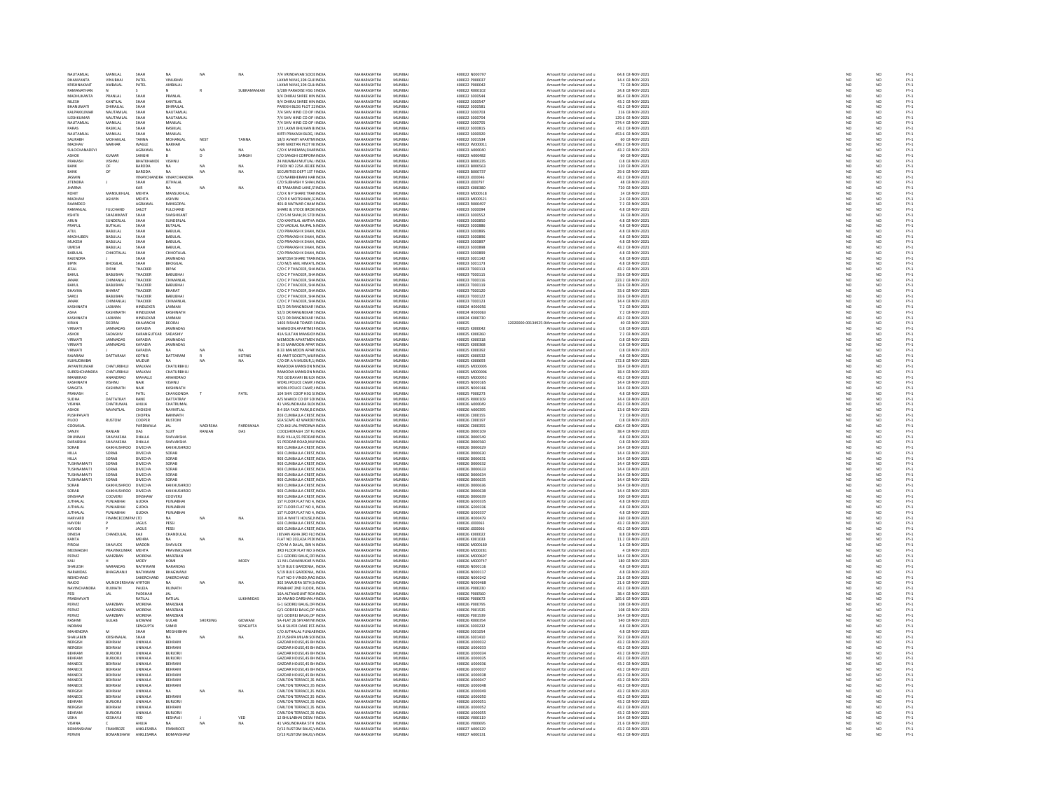| NAUTAMLAL | MANILAL | SHAH | NA | NA | NA | 7/4 VRINDAVAN SOCIE | INDIA | MAHARASHTRA | MUMBAI | 400022 | N000797 | | Amount for unclaimed and u | 64.8 | 02-NOV-2021 | NO | NO | FY-1 |
|---|---|---|---|---|---|---|---|---|---|---|---|---|---|---|---|---|---|---|
| DHANVANTA | VINUBHAI | PATEL | VINUBHAI | | | LAXMI NIVAS,194 GULI | INDIA | MAHARASHTRA | MUMBAI | 400022 | P000037 | | Amount for unclaimed and u | 14.4 | 02-NOV-2021 | NO | NO | FY-1 |
| KRISHNAKANT | AMBALAL | PATEL | AMBALAL | | | LAXMI NIVAS,194 GULI | INDIA | MAHARASHTRA | MUMBAI | 400022 | P000042 | | Amount for unclaimed and u | 72 | 02-NOV-2021 | NO | NO | FY-1 |
| RAMANATHAN | N | S | N | R | SUBRAMANIAN | 5/289 PARADISE HSG S | INDIA | MAHARASHTRA | MUMBAI | 400022 | R000102 | | Amount for unclaimed and u | 24.8 | 02-NOV-2021 | NO | NO | FY-1 |
| MADHUKANTA | PRANLAL | SHAH | PRANLAL | | | 9/4 DHIRAJ SHREE HIN | INDIA | MAHARASHTRA | MUMBAI | 400022 | S000544 | | Amount for unclaimed and u | 86.4 | 02-NOV-2021 | NO | NO | FY-1 |
| NILESH | KANTILAL | SHAH | KANTILAL | | | 9/4 DHIRAJ SHREE HIN | INDIA | MAHARASHTRA | MUMBAI | 400022 | S000547 | | Amount for unclaimed and u | 43.2 | 02-NOV-2021 | NO | NO | FY-1 |
| BHANUMATI | DHIRAJLAL | SHAH | DHIRAJLAL | | | PAREKH BLDG PLOT 22 | INDIA | MAHARASHTRA | MUMBAI | 400022 | S000581 | | Amount for unclaimed and u | 43.2 | 02-NOV-2021 | NO | NO | FY-1 |
| KALPAKKUMAR | NAUTAMLAL | SHAH | NAUTAMLAL | | | 7/4 SHIV HIND CO OP | INDIA | MAHARASHTRA | MUMBAI | 400022 | S000703 | | Amount for unclaimed and u | 216 | 02-NOV-2021 | NO | NO | FY-1 |
| ILESHKUMAR | NAUTAMLAL | SHAH | NAUTAMLAL | | | 7/4 SHIV HIND CO OP | INDIA | MAHARASHTRA | MUMBAI | 400022 | S000704 | | Amount for unclaimed and u | 129.6 | 02-NOV-2021 | NO | NO | FY-1 |
| NAUTAMLAL | MANILAL | SHAH | MANILAL | | | 7/4 SHIV HIND CO OP | INDIA | MAHARASHTRA | MUMBAI | 400022 | S000705 | | Amount for unclaimed and u | 374.4 | 02-NOV-2021 | NO | NO | FY-1 |
| PARAS | RASIKLAL | SHAH | RASIKLAL | | | 172 LAXMI BHUVAN BL | INDIA | MAHARASHTRA | MUMBAI | 400022 | S000815 | | Amount for unclaimed and u | 43.2 | 02-NOV-2021 | NO | NO | FY-1 |
| NAUTAMLAL | MANILAL | SHAH | MANILAL | | | KIRTI PRAKASH BLDG, | INDIA | MAHARASHTRA | MUMBAI | 400022 | S000920 | | Amount for unclaimed and u | 453.6 | 02-NOV-2021 | NO | NO | FY-1 |
| SAURABH | MOHANLAL | TANNA | MOHANLAL | NEST | TANNA | 18/3 AVANTI APARTM | INDIA | MAHARASHTRA | MUMBAI | 400022 | S001534 | | Amount for unclaimed and u | 60 | 02-NOV-2021 | NO | NO | FY-1 |
| MADHAV | NARHAR | WAGLE | NARHAR | | | SHRI NIKETAN PLOT N | INDIA | MAHARASHTRA | MUMBAI | 400022 | W000011 | | Amount for unclaimed and u | 439.2 | 02-NOV-2021 | NO | NO | FY-1 |
| SULOCHANADEVI | | AGRAWAL | NA | NA | NA | C/O K M NEMANI,SHA | INDIA | MAHARASHTRA | MUMBAI | 400023 | A000040 | | Amount for unclaimed and u | 43.2 | 02-NOV-2021 | NO | NO | FY-1 |
| ASHOK | KUMAR | SANGHI | B | D | SANGHI | C/O SANGHI CORPORA | INDIA | MAHARASHTRA | MUMBAI | 400023 | A000482 | | Amount for unclaimed and u | 60 | 02-NOV-2021 | NO | NO | FY-1 |
| PRAKASH | VISHNU | BHATKHANDE | VISHNU | | | 24 MUMBAI MUTUAL I | INDIA | MAHARASHTRA | MUMBAI | 400023 | B000235 | | Amount for unclaimed and u | 0.8 | 02-NOV-2021 | NO | NO | FY-1 |
| BANK | OF | BARODA | NA | NA | NA | P BOX NO 2254 JEEJEE | INDIA | MAHARASHTRA | MUMBAI | 400023 | B000563 | | Amount for unclaimed and u | 120 | 02-NOV-2021 | NO | NO | FY-1 |
| BANK | OF | BARODA | NA | NA | NA | SECURITIES DEPT 1ST F | INDIA | MAHARASHTRA | MUMBAI | 400023 | B000737 | | Amount for unclaimed and u | 29.6 | 02-NOV-2021 | NO | NO | FY-1 |
| JASMIN | | VINAYCHANDRA | VINAYCHANDRA | | | C/O NARBHERAM HAR | INDIA | MAHARASHTRA | MUMBAI | 400023 | J000046 | | Amount for unclaimed and u | 43.2 | 02-NOV-2021 | NO | NO | FY-1 |
| JITENDRA | J | SHAH | JETHALAL | | | C/O SUBHASH V SHAH | INDIA | MAHARASHTRA | MUMBAI | 400023 | J000797 | | Amount for unclaimed and u | 48 | 02-NOV-2021 | NO | NO | FY-1 |
| JHARNA | | KAJI | NA | NA | NA | 43 TAMARIND LANE,5T | INDIA | MAHARASHTRA | MUMBAI | 400023 | K000380 | | Amount for unclaimed and u | 720 | 02-NOV-2021 | NO | NO | FY-1 |
| ROHIT | MANSUKHLAL | MEHTA | MANSUKHLAL | | | C/O K N P SHARE TRAN | INDIA | MAHARASHTRA | MUMBAI | 400023 | M000518 | | Amount for unclaimed and u | 24 | 02-NOV-2021 | NO | NO | FY-1 |
| MADHAVI | ASHVIN | MEHTA | ASHVIN | | | C/O R K MOTISHAW,32 | INDIA | MAHARASHTRA | MUMBAI | 400023 | M000521 | | Amount for unclaimed and u | 2.4 | 02-NOV-2021 | NO | NO | FY-1 |
| RAAMDEO | | AGRAWAL | RAMGOPAL | | | 401-B NATWAR CHAM | INDIA | MAHARASHTRA | MUMBAI | 400023 | R000497 | | Amount for unclaimed and u | 7.2 | 02-NOV-2021 | NO | NO | FY-1 |
| RAMANLAL | FULCHAND | SALOT | FULCHAND | | | SHARE & STOCK BROKI | INDIA | MAHARASHTRA | MUMBAI | 400023 | S000094 | | Amount for unclaimed and u | 4.8 | 02-NOV-2021 | NO | NO | FY-1 |
| KSHITIJ | SHASHIKANT | SHAH | SHASHIKANT | | | C/O S M SHAH,91 STO | INDIA | MAHARASHTRA | MUMBAI | 400023 | S000552 | | Amount for unclaimed and u | 36 | 02-NOV-2021 | NO | NO | FY-1 |
| ARUN | SUNDERLAL | SHAH | SUNDERLAL | | | C/O KANTILAL AMTHA | INDIA | MAHARASHTRA | MUMBAI | 400023 | S000850 | | Amount for unclaimed and u | 4.8 | 02-NOV-2021 | NO | NO | FY-1 |
| PRAFUL | BUTALAL | SHAH | BUTALAL | | | C/O VADILAL RAJPAL N | INDIA | MAHARASHTRA | MUMBAI | 400023 | S000886 | | Amount for unclaimed and u | 4.8 | 02-NOV-2021 | NO | NO | FY-1 |
| ATUL | BABULAL | SHAH | BABULAL | | | C/O PRAKASH K SHAH, | INDIA | MAHARASHTRA | MUMBAI | 400023 | S000895 | | Amount for unclaimed and u | 4.8 | 02-NOV-2021 | NO | NO | FY-1 |
| MADHUBEN | BABULAL | SHAH | BABULAL | | | C/O PRAKASH K SHAH, | INDIA | MAHARASHTRA | MUMBAI | 400023 | S000896 | | Amount for unclaimed and u | 4.8 | 02-NOV-2021 | NO | NO | FY-1 |
| MUKESH | BABULAL | SHAH | BABULAL | | | C/O PRAKASH K SHAH, | INDIA | MAHARASHTRA | MUMBAI | 400023 | S000897 | | Amount for unclaimed and u | 4.8 | 02-NOV-2021 | NO | NO | FY-1 |
| UMESH | BABULAL | SHAH | BABULAL | | | C/O PRAKASH K SHAH, | INDIA | MAHARASHTRA | MUMBAI | 400023 | S000898 | | Amount for unclaimed and u | 43.2 | 02-NOV-2021 | NO | NO | FY-1 |
| BABULAL | CHHOTALAL | SHAH | CHHOTALAL | | | C/O PRAKASH K SHAH, | INDIA | MAHARASHTRA | MUMBAI | 400023 | S000899 | | Amount for unclaimed and u | 4.8 | 02-NOV-2021 | NO | NO | FY-1 |
| RAJENDRA | J | SHAH | JAMNADAS | | | SANTOSH SHARE TRAN | INDIA | MAHARASHTRA | MUMBAI | 400023 | S001142 | | Amount for unclaimed and u | 4.8 | 02-NOV-2021 | NO | NO | FY-1 |
| BIPIN | BHOGILAL | SHAH | BHOGILAL | | | C/O M/S ANIL HIMATL | INDIA | MAHARASHTRA | MUMBAI | 400023 | S001173 | | Amount for unclaimed and u | 4.8 | 02-NOV-2021 | NO | NO | FY-1 |
| JESAL | DIPAK | THACKER | DIPAK | | | C/O C P THACKER, SHA | INDIA | MAHARASHTRA | MUMBAI | 400023 | T000113 | | Amount for unclaimed and u | 43.2 | 02-NOV-2021 | NO | NO | FY-1 |
| BAKUL | BABUBHAI | THACKER | BABUBHAI | | | C/O C P THACKER, SHA | INDIA | MAHARASHTRA | MUMBAI | 400023 | T000115 | | Amount for unclaimed and u | 33.6 | 02-NOV-2021 | NO | NO | FY-1 |
| JANAK | CHIMANLAL | THACKER | CHIMANLAL | | | C/O C P THACKER, SHA | INDIA | MAHARASHTRA | MUMBAI | 400023 | T000116 | | Amount for unclaimed and u | 223.2 | 02-NOV-2021 | NO | NO | FY-1 |
| BAKUL | BABUBHAI | THACKER | BABUBHAI | | | C/O C P THACKER, SHA | INDIA | MAHARASHTRA | MUMBAI | 400023 | T000119 | | Amount for unclaimed and u | 33.6 | 02-NOV-2021 | NO | NO | FY-1 |
| BHAVNA | BHARAT | THACKER | BHARAT | | | C/O C P THACKER, SHA | INDIA | MAHARASHTRA | MUMBAI | 400023 | T000120 | | Amount for unclaimed and u | 33.6 | 02-NOV-2021 | NO | NO | FY-1 |
| SAROJ | BABUBHAI | THACKER | BABUBHAI | | | C/O C P THACKER, SHA | INDIA | MAHARASHTRA | MUMBAI | 400023 | T000122 | | Amount for unclaimed and u | 33.6 | 02-NOV-2021 | NO | NO | FY-1 |
| JANAK | CHIMANLAL | THACKER | CHIMANLAL | | | C/O C P THACKER, SHA | INDIA | MAHARASHTRA | MUMBAI | 400023 | T000123 | | Amount for unclaimed and u | 14.4 | 02-NOV-2021 | NO | NO | FY-1 |
| KASHINATH | LAXMAN | HINDLEKER | LAXMAN | | | 52/3 DR RANGNEKAR S | INDIA | MAHARASHTRA | MUMBAI | 400024 | H000056 | | Amount for unclaimed and u | 7.2 | 02-NOV-2021 | NO | NO | FY-1 |
| ASHA | KASHINATH | HINDLEKAR | KASHINATH | | | 52/3 DR RANGNEKAR S | INDIA | MAHARASHTRA | MUMBAI | 400024 | H000063 | | Amount for unclaimed and u | 7.2 | 02-NOV-2021 | NO | NO | FY-1 |
| KASHINATH | LAXMAN | HINDLEKAR | LAXMAN | | | 52/3 DR RANGNEKAR S | INDIA | MAHARASHTRA | MUMBAI | 400024 | K000730 | | Amount for unclaimed and u | 43.2 | 02-NOV-2021 | NO | NO | FY-1 |
| KIRAN | DEORAJ | KHAJANCHI | DEORAJ | | | 1403 RISHAB TOWER S | INDIA | MAHARASHTRA | MUMBAI | 400025 | | 12020000-00134925-00 | Amount for unclaimed and u | 40 | 02-NOV-2021 | NO | NO | FY-1 |
| VIRMATI | JAMNADAS | KAPADIA | JAMNADAS | | | MAIMOON APARTMEN | INDIA | MAHARASHTRA | MUMBAI | 400025 | K000042 | | Amount for unclaimed and u | 0.8 | 02-NOV-2021 | NO | NO | FY-1 |
| ASHOK | SADASHIV | KARANGUTKAR | SADASHIV | | | 41A SULTAN MANSION | INDIA | MAHARASHTRA | MUMBAI | 400025 | K000260 | | Amount for unclaimed and u | 7.2 | 02-NOV-2021 | NO | NO | FY-1 |
| VIRMATI | JAMNADAS | KAPADIA | JAMNADAS | | | MEMOON APARTMEN | INDIA | MAHARASHTRA | MUMBAI | 400025 | K000318 | | Amount for unclaimed and u | 0.8 | 02-NOV-2021 | NO | NO | FY-1 |
| VIRMATI | JAMNADAS | KAPADIA | JAMNADAS | | | B-33 MAIMOON APAR | INDIA | MAHARASHTRA | MUMBAI | 400025 | K000368 | | Amount for unclaimed and u | 0.8 | 02-NOV-2021 | NO | NO | FY-1 |
| VIRMATI | J | KAPADIA | NA | NA | NA | B-33 MAIMOON APAR | INDIA | MAHARASHTRA | MUMBAI | 400025 | K000392 | | Amount for unclaimed and u | 0.8 | 02-NOV-2021 | NO | NO | FY-1 |
| RAJARAM | DATTARAM | KOTNIS | DATTARAM | R | KOTNIS | 43 AMIT SOCIETY,MUR | INDIA | MAHARASHTRA | MUMBAI | 400025 | K000532 | | Amount for unclaimed and u | 4.8 | 02-NOV-2021 | NO | NO | FY-1 |
| KUMUDINIBAI | | MUDUR | NA | NA | NA | C/O DR A N MUDUR,1 | INDIA | MAHARASHTRA | MUMBAI | 400025 | K000693 | | Amount for unclaimed and u | 172.8 | 02-NOV-2021 | NO | NO | FY-1 |
| JAYANTKUMAR | CHATURBHUJ | MALKAN | CHATURBHUJ | | | RAMODIA MANSION N | INDIA | MAHARASHTRA | MUMBAI | 400025 | M000005 | | Amount for unclaimed and u | 18.4 | 02-NOV-2021 | NO | NO | FY-1 |
| SURESHCHANDRA | CHATURBHUJ | MALKAN | CHATURBHUJ | | | RAMODIA MANSION N | INDIA | MAHARASHTRA | MUMBAI | 400025 | M000006 | | Amount for unclaimed and u | 18.4 | 02-NOV-2021 | NO | NO | FY-1 |
| MANIKRAO | ANANDRAO | MAHALLE | ANANDRAO | | | 702 GODAVARI BUILDI | INDIA | MAHARASHTRA | MUMBAI | 400025 | M000052 | | Amount for unclaimed and u | 43.2 | 02-NOV-2021 | NO | NO | FY-1 |
| KASHINATH | VISHNU | NAIK | VISHNU | | | WORLI POLICE CAMP,I | INDIA | MAHARASHTRA | MUMBAI | 400025 | N000165 | | Amount for unclaimed and u | 14.4 | 02-NOV-2021 | NO | NO | FY-1 |
| SANGITA | KASHINATH | NAIK | KASHINATH | | | WORLI POLICE CAMP,I | INDIA | MAHARASHTRA | MUMBAI | 400025 | N000166 | | Amount for unclaimed and u | 14.4 | 02-NOV-2021 | NO | NO | FY-1 |
| PRAKASH | C | PATIL | CHAVGONDA | T | PATIL | 104 SHIV COOP HSG S | INDIA | MAHARASHTRA | MUMBAI | 400025 | P000273 | | Amount for unclaimed and u | 4.8 | 02-NOV-2021 | NO | NO | FY-1 |
| SUDHA | DATTATRAY | RANE | DATTATRAY | | | A/5 MANOJ CO OP SO | INDIA | MAHARASHTRA | MUMBAI | 400025 | R000109 | | Amount for unclaimed and u | 14.4 | 02-NOV-2021 | NO | NO | FY-1 |
| VISHNA | CHATRUMAL | AHUJA | CHATRUMAL | | | 41 VASUNDHARA BLD | INDIA | MAHARASHTRA | MUMBAI | 400026 | A000049 | | Amount for unclaimed and u | 43.2 | 02-NOV-2021 | NO | NO | FY-1 |
| ASHOK | NAVNITLAL | CHOKSHI | NAVNITLAL | | | B 4 SEA FACE PARK,B | INDIA | MAHARASHTRA | MUMBAI | 400026 | A000395 | | Amount for unclaimed and u | 13.6 | 02-NOV-2021 | NO | NO | FY-1 |
| PUSHPAVATI | | CHOPRA | RAMNATH | | | 203 CUMBALLA CREST, | INDIA | MAHARASHTRA | MUMBAI | 400026 | C000155 | | Amount for unclaimed and u | 7.2 | 02-NOV-2021 | NO | NO | FY-1 |
| PILOO | RUSTOM | COOPER | RUSTOM | | | SEA SCAPE 42 WARDE | INDIA | MAHARASHTRA | MUMBAI | 400026 | C000197 | | Amount for unclaimed and u | 0.8 | 02-NOV-2021 | NO | NO | FY-1 |
| COOMIJAL | | PARDIWALA | JAL | NADIRSHA | PARDIWALA | C/O JASI JAL PARDIWA | INDIA | MAHARASHTRA | MUMBAI | 400026 | C000355 | | Amount for unclaimed and u | 626.4 | 02-NOV-2021 | NO | NO | FY-1 |
| SANJIV | RANJAN | DAS | SUJIT | RANJAN | DAS | COOLSHERAGH 1ST FL | INDIA | MAHARASHTRA | MUMBAI | 400026 | D000109 | | Amount for unclaimed and u | 38.4 | 02-NOV-2021 | NO | NO | FY-1 |
| DHUNMAI | SHAVAKSHA | DHALLA | SHAVAKSHA | | | RUSI VILLA,55 PEDDAR | INDIA | MAHARASHTRA | MUMBAI | 400026 | D000549 | | Amount for unclaimed and u | 4.8 | 02-NOV-2021 | NO | NO | FY-1 |
| DARABSHA | SHAVAKSHA | DHALLA | SHAVAKSHA | | | 55 PEDDAR ROAD,MU | INDIA | MAHARASHTRA | MUMBAI | 400026 | D000560 | | Amount for unclaimed and u | 0.8 | 02-NOV-2021 | NO | NO | FY-1 |
| SORAB | KAIKHUSHROO | DIVECHA | KAIKHUSHROO | | | 903 CUMBALLA CREST, | INDIA | MAHARASHTRA | MUMBAI | 400026 | D000629 | | Amount for unclaimed and u | 14.4 | 02-NOV-2021 | NO | NO | FY-1 |
| HILLA | SORAB | DIVECHA | SORAB | | | 903 CUMBALLA CREST, | INDIA | MAHARASHTRA | MUMBAI | 400026 | D000630 | | Amount for unclaimed and u | 14.4 | 02-NOV-2021 | NO | NO | FY-1 |
| HILLA | SORAB | DIVECHA | SORAB | | | 903 CUMBALLA CREST, | INDIA | MAHARASHTRA | MUMBAI | 400026 | D000631 | | Amount for unclaimed and u | 14.4 | 02-NOV-2021 | NO | NO | FY-1 |
| TUSHNAMAITI | SORAB | DIVECHA | SORAB | | | 903 CUMBALLA CREST, | INDIA | MAHARASHTRA | MUMBAI | 400026 | D000632 | | Amount for unclaimed and u | 14.4 | 02-NOV-2021 | NO | NO | FY-1 |
| TUSHNAMAITI | SORAB | DIVECHA | SORAB | | | 903 CUMBALLA CREST, | INDIA | MAHARASHTRA | MUMBAI | 400026 | D000633 | | Amount for unclaimed and u | 14.4 | 02-NOV-2021 | NO | NO | FY-1 |
| TUSHNAMAITI | SORAB | DIVECHA | SORAB | | | 903 CUMBALLA CREST, | INDIA | MAHARASHTRA | MUMBAI | 400026 | D000634 | | Amount for unclaimed and u | 14.4 | 02-NOV-2021 | NO | NO | FY-1 |
| TUSHNAMAITI | SORAB | DIVECHA | SORAB | | | 903 CUMBALLA CREST, | INDIA | MAHARASHTRA | MUMBAI | 400026 | D000635 | | Amount for unclaimed and u | 14.4 | 02-NOV-2021 | NO | NO | FY-1 |
| SORAB | KAIKHUSHROO | DIVECHA | KAIKHUSHROO | | | 903 CUMBALLA CREST, | INDIA | MAHARASHTRA | MUMBAI | 400026 | D000636 | | Amount for unclaimed and u | 14.4 | 02-NOV-2021 | NO | NO | FY-1 |
| SORAB | KAIKHUSHROO | DIVECHA | KAIKHUSHROO | | | 903 CUMBALLA CREST, | INDIA | MAHARASHTRA | MUMBAI | 400026 | D000638 | | Amount for unclaimed and u | 14.4 | 02-NOV-2021 | NO | NO | FY-1 |
| DINSHAW | COOVERJI | DINSHAW | COOVERJI | | | 903 CUMBALLA CREST, | INDIA | MAHARASHTRA | MUMBAI | 400026 | D000639 | | Amount for unclaimed and u | 300 | 02-NOV-2021 | NO | NO | FY-1 |
| JUTHALAL | PUNJABHAI | GUDKA | PUNJABHAI | | | 1ST FLOOR FLAT NO 4, | INDIA | MAHARASHTRA | MUMBAI | 400026 | G000335 | | Amount for unclaimed and u | 4.8 | 02-NOV-2021 | NO | NO | FY-1 |
| JUTHALAL | PUNJABHAI | GUDKA | PUNJABHAI | | | 1ST FLOOR FLAT NO 4, | INDIA | MAHARASHTRA | MUMBAI | 400026 | G000336 | | Amount for unclaimed and u | 4.8 | 02-NOV-2021 | NO | NO | FY-1 |
| JUTHALAL | PUNJABHAI | GUDKA | PUNJABHAI | | | 1ST FLOOR FLAT NO 4, | INDIA | MAHARASHTRA | MUMBAI | 400026 | G000337 | | Amount for unclaimed and u | 4.8 | 02-NOV-2021 | NO | NO | FY-1 |
| HARVARD | FINANCECOMPANY | LTD | NA | NA | NA | 102-A WHITE HOUSE, | INDIA | MAHARASHTRA | MUMBAI | 400026 | H000479 | | Amount for unclaimed and u | 360 | 02-NOV-2021 | NO | NO | FY-1 |
| HAVOBI | P | JAGUS | PESSI | | | 603 CUMBALLA CREST, | INDIA | MAHARASHTRA | MUMBAI | 400026 | J000065 | | Amount for unclaimed and u | 43.2 | 02-NOV-2021 | NO | NO | FY-1 |
| HAVOBI | P | JAGUS | PESSI | | | 603 CUMBALLA CREST, | INDIA | MAHARASHTRA | MUMBAI | 400026 | J000066 | | Amount for unclaimed and u | 43.2 | 02-NOV-2021 | NO | NO | FY-1 |
| DINESH | CHANDULAL | KAJI | CHANDULAL | | | JEEVAN ASHA 3RD FLO | INDIA | MAHARASHTRA | MUMBAI | 400026 | K000022 | | Amount for unclaimed and u | 8.8 | 02-NOV-2021 | NO | NO | FY-1 |
| KANTA | | MEHRA | NA | NA | NA | FLAT NO 203,42A PED | INDIA | MAHARASHTRA | MUMBAI | 400026 | K001033 | | Amount for unclaimed and u | 11.2 | 02-NOV-2021 | NO | NO | FY-1 |
| PIROJA | SHAVUCK | MADON | SHAVUCK | | | C/O M A DALAL, BN N | INDIA | MAHARASHTRA | MUMBAI | 400026 | M000180 | | Amount for unclaimed and u | 1.6 | 02-NOV-2021 | NO | NO | FY-1 |
| MEENAKSHI | PRAVINKUMAR | MEHTA | PRAVINKUMAR | | | 3RD FLOOR FLAT NO 3 | INDIA | MAHARASHTRA | MUMBAI | 400026 | M000281 | | Amount for unclaimed and u | 4 | 02-NOV-2021 | NO | NO | FY-1 |
| PERVEZ | MARZBAN | MORENA | MARZBAN | | | G-1 GODREJ BAUG,OF | INDIA | MAHARASHTRA | MUMBAI | 400026 | M000697 | | Amount for unclaimed and u | 14.4 | 02-NOV-2021 | NO | NO | FY-1 |
| KALI | H | MODY | HOMI | | MODY | 11 M L DAHANUKAR M | INDIA | MAHARASHTRA | MUMBAI | 400026 | M000747 | | Amount for unclaimed and u | 180 | 02-NOV-2021 | NO | NO | FY-1 |
| SHAILESH | NARANDAS | NATHWANI | NARANDAS | | | 5/19 BLUE GARDENIA, | INDIA | MAHARASHTRA | MUMBAI | 400026 | N000116 | | Amount for unclaimed and u | 4.8 | 02-NOV-2021 | NO | NO | FY-1 |
| NARANDAS | BHAGWANJI | NATHWANI | BHAGWANJI | | | 5/19 BLUE GARDENIA, | INDIA | MAHARASHTRA | MUMBAI | 400026 | N000117 | | Amount for unclaimed and u | 4.8 | 02-NOV-2021 | NO | NO | FY-1 |
| NEMICHAND | | SAKERCHAND | SAKERCHAND | | | FLAT NO 9 VINOD,RAG | INDIA | MAHARASHTRA | MUMBAI | 400026 | N000242 | | Amount for unclaimed and u | 21.6 | 02-NOV-2021 | NO | NO | FY-1 |
| NAOOO | MUNCHERSHAW | AYRTON | NA | NA | NA | 302 SAMUDRA SETH,S | INDIA | MAHARASHTRA | MUMBAI | 400026 | N000468 | | Amount for unclaimed and u | 21.6 | 02-NOV-2021 | NO | NO | FY-1 |
| NAVINCHANDRA | RUGNATH | PALEJA | RUGNATH | | | PRABHAT 2ND FLOOR, | INDIA | MAHARASHTRA | MUMBAI | 400026 | P000230 | | Amount for unclaimed and u | 43.2 | 02-NOV-2021 | NO | NO | FY-1 |
| PESI | JAL | PADSHAH | JAL | | | 16A ALTAMOUNT ROA | INDIA | MAHARASHTRA | MUMBAI | 400026 | P000560 | | Amount for unclaimed and u | 38.4 | 02-NOV-2021 | NO | NO | FY-1 |
| PRABHAVATI | | RATILAL | RATILAL | | LUKHMIDAS | 10 ANAND DARSHAN A | INDIA | MAHARASHTRA | MUMBAI | 400026 | P000672 | | Amount for unclaimed and u | 165.6 | 02-NOV-2021 | NO | NO | FY-1 |
| PERVIZ | MARZBAN | MORENA | MARZBAN | | | G-1 GODREJ BAUG,OF | INDIA | MAHARASHTRA | MUMBAI | 400026 | P000795 | | Amount for unclaimed and u | 108 | 02-NOV-2021 | NO | NO | FY-1 |
| PERVIZ | MARZABEN | MORENA | MARZBAN | | | G/1 GODREJ BAUG,OP | INDIA | MAHARASHTRA | MUMBAI | 400026 | P001535 | | Amount for unclaimed and u | 108 | 02-NOV-2021 | NO | NO | FY-1 |
| PERVIZ | MARZBAN | MORENA | MARZBAN | | | G/1 GODREJ BAUG,OP | INDIA | MAHARASHTRA | MUMBAI | 400026 | P001539 | | Amount for unclaimed and u | 14.4 | 02-NOV-2021 | NO | NO | FY-1 |
| RASHMI | GULAB | GIDWANI | GULAB | SHERSING | GIDWANI | 5A-FLAT 26 SHYAM N | INDIA | MAHARASHTRA | MUMBAI | 400026 | R000354 | | Amount for unclaimed and u | 540 | 02-NOV-2021 | NO | NO | FY-1 |
| INDRANI | | SENGUPTA | SAMIR | | SENGUPTA | 5A-B SILVER OAKE EST | INDIA | MAHARASHTRA | MUMBAI | 400026 | S000232 | | Amount for unclaimed and u | 4.8 | 02-NOV-2021 | NO | NO | FY-1 |
| MAHENDRA | M | SHAH | MEGHJIBHAI | | | C/O JUTHALAL PUNJA | INDIA | MAHARASHTRA | MUMBAI | 400026 | S001054 | | Amount for unclaimed and u | 4.8 | 02-NOV-2021 | NO | NO | FY-1 |
| SHAILABEN | KRISHNALAL | SHAH | NA | NA | NA | 22 PUSHPA MILAN SO | INDIA | MAHARASHTRA | MUMBAI | 400026 | S001410 | | Amount for unclaimed and u | 79.2 | 02-NOV-2021 | NO | NO | FY-1 |
| NERGISH | BEHRAM | UNWALA | BEHRAM | | | GAZDAR HOUSE,45 BH | INDIA | MAHARASHTRA | MUMBAI | 400026 | U000032 | | Amount for unclaimed and u | 43.2 | 02-NOV-2021 | NO | NO | FY-1 |
| NERGISH | BEHRAM | UNWALA | BEHRAM | | | GAZDAR HOUSE,45 BH | INDIA | MAHARASHTRA | MUMBAI | 400026 | U000033 | | Amount for unclaimed and u | 43.2 | 02-NOV-2021 | NO | NO | FY-1 |
| BEHRAM | BURJORJI | UNWALA | BURJORJI | | | GAZDAR HOUSE,45 BH | INDIA | MAHARASHTRA | MUMBAI | 400026 | U000034 | | Amount for unclaimed and u | 43.2 | 02-NOV-2021 | NO | NO | FY-1 |
| BEHRAM | BURJORJI | UNWALA | BURJORJI | | | GAZDAR HOUSE,45 BH | INDIA | MAHARASHTRA | MUMBAI | 400026 | U000035 | | Amount for unclaimed and u | 43.2 | 02-NOV-2021 | NO | NO | FY-1 |
| MANECK | BEHRAM | UNWALA | BEHRAM | | | GAZDAR HOUSE,45 BH | INDIA | MAHARASHTRA | MUMBAI | 400026 | U000036 | | Amount for unclaimed and u | 43.2 | 02-NOV-2021 | NO | NO | FY-1 |
| MANECK | BEHRAM | UNWALA | BEHRAM | | | GAZDAR HOUSE,45 BH | INDIA | MAHARASHTRA | MUMBAI | 400026 | U000037 | | Amount for unclaimed and u | 43.2 | 02-NOV-2021 | NO | NO | FY-1 |
| MANECK | BEHRAM | UNWALA | BEHRAM | | | GAZDAR HOUSE,45 BH | INDIA | MAHARASHTRA | MUMBAI | 400026 | U000038 | | Amount for unclaimed and u | 43.2 | 02-NOV-2021 | NO | NO | FY-1 |
| MANECK | BEHRAM | UNWALA | BEHRAM | | | CARLTON TERRACE,35 | INDIA | MAHARASHTRA | MUMBAI | 400026 | U000047 | | Amount for unclaimed and u | 43.2 | 02-NOV-2021 | NO | NO | FY-1 |
| MANECK | BEHRAM | UNWALA | BEHRAM | | | CARLTON TERRACE,35 | INDIA | MAHARASHTRA | MUMBAI | 400026 | U000048 | | Amount for unclaimed and u | 43.2 | 02-NOV-2021 | NO | NO | FY-1 |
| NERGISH | BEHRAM | UNWALA | NA | NA | NA | CARLTON TERRACE,35 | INDIA | MAHARASHTRA | MUMBAI | 400026 | U000049 | | Amount for unclaimed and u | 43.2 | 02-NOV-2021 | NO | NO | FY-1 |
| MANECK | BEHRAM | UNWALA | BEHRAM | | | CARLTON TERRACE,35 | INDIA | MAHARASHTRA | MUMBAI | 400026 | U000050 | | Amount for unclaimed and u | 43.2 | 02-NOV-2021 | NO | NO | FY-1 |
| BEHRAM | BURJORJI | UNWALA | BURJORJI | | | CARLTON TERRACE,35 | INDIA | MAHARASHTRA | MUMBAI | 400026 | U000051 | | Amount for unclaimed and u | 43.2 | 02-NOV-2021 | NO | NO | FY-1 |
| NERGISH | BEHRAM | UNWALA | BEHRAM | | | CARLTON TERRACE,35 | INDIA | MAHARASHTRA | MUMBAI | 400026 | U000052 | | Amount for unclaimed and u | 43.2 | 02-NOV-2021 | NO | NO | FY-1 |
| BEHRAM | BURJORJI | UNWALA | BURJORJI | | | CARLTON TERRACE,35 | INDIA | MAHARASHTRA | MUMBAI | 400026 | U000055 | | Amount for unclaimed and u | 43.2 | 02-NOV-2021 | NO | NO | FY-1 |
| USHA | KESHAVJI | VED | KESHAVJI | J | VED | 12 BHULABHAI DESAI | INDIA | MAHARASHTRA | MUMBAI | 400026 | V000119 | | Amount for unclaimed and u | 14.4 | 02-NOV-2021 | NO | NO | FY-1 |
| VISHNA | C | AHUJA | NA | NA | NA | 41 VASUNDHARA 5TH | INDIA | MAHARASHTRA | MUMBAI | 400026 | V000695 | | Amount for unclaimed and u | 21.6 | 02-NOV-2021 | NO | NO | FY-1 |
| BOMANSHAW | FRAMROZE | ANKLESARIA | FRAMROZE | | | D/13 RUSTOM BAUG, | INDIA | MAHARASHTRA | MUMBAI | 400027 | A000129 | | Amount for unclaimed and u | 43.2 | 02-NOV-2021 | NO | NO | FY-1 |
| PERVIN | BOMANSHAW | ANKLESARIA | BOMANSHAW | | | D/13 RUSTOM BAUG, | INDIA | MAHARASHTRA | MUMBAI | 400027 | A000131 | | Amount for unclaimed and u | 43.2 | 02-NOV-2021 | NO | NO | FY-1 |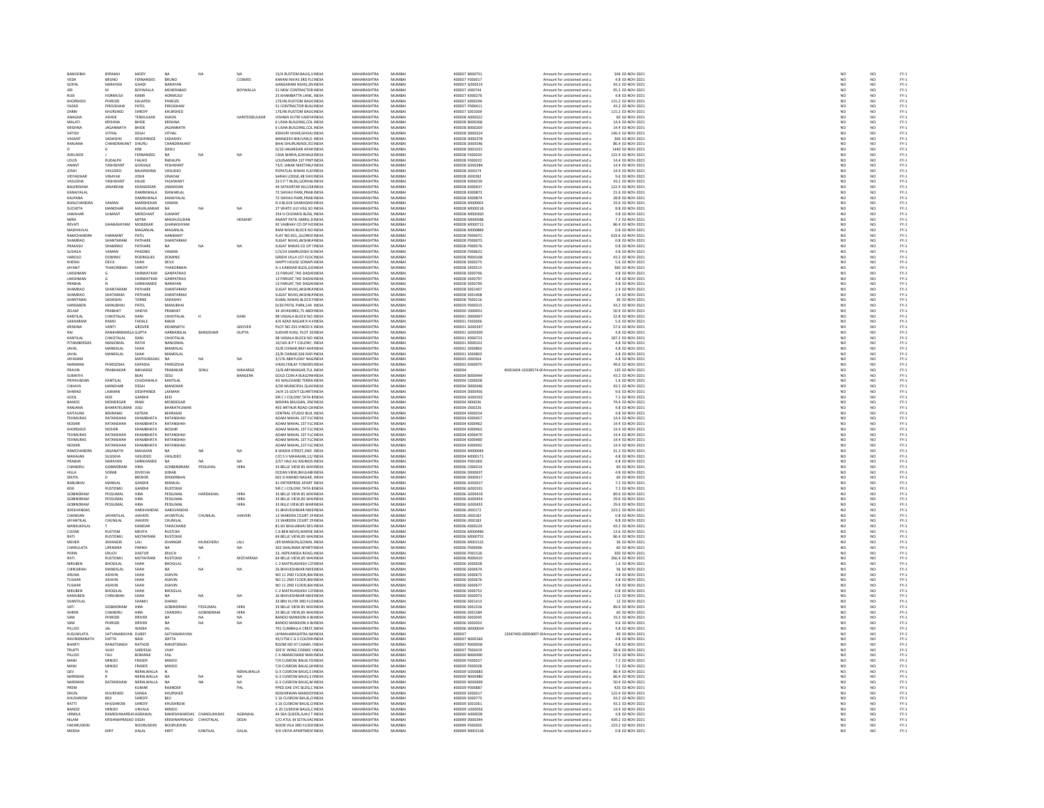| | | | | | | | | | | | | | | | | | | |
|---|---|---|---|---|---|---|---|---|---|---|---|---|---|---|---|---|---|---|
| BANDOBAI | BYRAMJI | MODY | NA | NA | NA | 15/4 RUSTOM BAUG,V | INDIA | MAHARASHTRA | MUMBAI | 400027 | B000751 | | Amount for unclaimed and u | 504 | 02-NOV-2021 | NO | NO | FY-1 |
| VEDA | BRUNO | FERNANDES | BRUNO | | COSMES | KARANI NIVAS 3RD FLC | INDIA | MAHARASHTRA | MUMBAI | 400027 | F000017 | | Amount for unclaimed and u | 4.8 | 02-NOV-2021 | NO | NO | FY-1 |
| GOPAL | NARAYAN | GHADI | NARAYAN | | | GANGARAM NIVAS,2N | INDIA | MAHARASHTRA | MUMBAI | 400027 | G000215 | | Amount for unclaimed and u | 43.2 | 02-NOV-2021 | NO | NO | FY-1 |
| JER | M | BOYWALLA | MEHERABAO | | BOYWALLA | 51 NEW CONTRACTOR | INDIA | MAHARASHTRA | MUMBAI | 400027 | J000744 | | Amount for unclaimed and u | 95.2 | 02-NOV-2021 | NO | NO | FY-1 |
| RUSI | HORMUSJI | KABIR | HORMUSJI | | | 25 KHAMBATTA LANE, | INDIA | MAHARASHTRA | MUMBAI | 400027 | K000276 | | Amount for unclaimed and u | 4.8 | 02-NOV-2021 | NO | NO | FY-1 |
| KHORSHED | PHIROZE | KALAPESI | PHIROZE | | | 17E/46 RUSTOM BAUG | INDIA | MAHARASHTRA | MUMBAI | 400027 | K000294 | | Amount for unclaimed and u | 115.2 | 02-NOV-2021 | NO | NO | FY-1 |
| YAZAD | PIROJSHAW | PATEL | PIROJSHAW | | | 51 CONTRACTOR BUIL | INDIA | MAHARASHTRA | MUMBAI | 400027 | P000411 | | Amount for unclaimed and u | 43.2 | 02-NOV-2021 | NO | NO | FY-1 |
| ZARIN | KHURSHED | SHROFF | KHURSHED | | | 17E/46 RUSTOM BAUG | INDIA | MAHARASHTRA | MUMBAI | 400027 | S001009 | | Amount for unclaimed and u | 115.2 | 02-NOV-2021 | NO | NO | FY-1 |
| ANAGHA | ASHOK | TENDULKAR | ASHOK | | HARITENDULKAR | VISHWA KUTIR VAIDYA | INDIA | MAHARASHTRA | MUMBAI | 400028 | A000322 | | Amount for unclaimed and u | 60 | 02-NOV-2021 | NO | NO | FY-1 |
| MALATI | KRISHNA | BHIDE | KRISHNA | | | 6 USHA BUILDING,COL | INDIA | MAHARASHTRA | MUMBAI | 400028 | B000268 | | Amount for unclaimed and u | 14.4 | 02-NOV-2021 | NO | NO | FY-1 |
| KRISHNA | JAGANNATH | BHIDE | JAGANNATH | | | 6 USHA BUILDING,COL | INDIA | MAHARASHTRA | MUMBAI | 400028 | B000269 | | Amount for unclaimed and u | 14.4 | 02-NOV-2021 | NO | NO | FY-1 |
| SATISH | VITHAL | DESAI | VITHAL | | | KISHORI VIHAR,SHIVAJ | INDIA | MAHARASHTRA | MUMBAI | 400028 | D000324 | | Amount for unclaimed and u | 146.4 | 02-NOV-2021 | NO | NO | FY-1 |
| VASANT | SADASHIV | DESHPANDE | SADASHIV | | | MANGESH BHUVAN,D | INDIA | MAHARASHTRA | MUMBAI | 400028 | D000378 | | Amount for unclaimed and u | 360 | 02-NOV-2021 | NO | NO | FY-1 |
| RANJANA | CHANDRAKANT | DHURU | CHANDRAKANT | | | BHAI DHURUWADI,353 | INDIA | MAHARASHTRA | MUMBAI | 400028 | D000546 | | Amount for unclaimed and u | 86.4 | 02-NOV-2021 | NO | NO | FY-1 |
| D | D | KINI | DADU | | | D/10 JANARDAN APAR | INDIA | MAHARASHTRA | MUMBAI | 400028 | D001031 | | Amount for unclaimed and u | 1440 | 02-NOV-2021 | NO | NO | FY-1 |
| ADELAIDE | J | FERNANDES | NA | NA | NA | CASA MARIA,GOKHALE | INDIA | MAHARASHTRA | MUMBAI | 400028 | F000020 | | Amount for unclaimed and u | 122.4 | 02-NOV-2021 | NO | NO | FY-1 |
| LOUIS | RUDALPH | FIALHO | RADALPH | | | LOUISANDRA 1ST PINT | INDIA | MAHARASHTRA | MUMBAI | 400028 | F000022 | | Amount for unclaimed and u | 14.4 | 02-NOV-2021 | NO | NO | FY-1 |
| ANANT | YASHWANT | GOKHALE | YESHWANT | | | 73/C JANAK NIKETAN,F | INDIA | MAHARASHTRA | MUMBAI | 400028 | G000284 | | Amount for unclaimed and u | 14.4 | 02-NOV-2021 | NO | NO | FY-1 |
| JOSHI | VASUDEO | BALKRISHNA | VASUDEO | | | POPATLAL NIWAS FLAT | INDIA | MAHARASHTRA | MUMBAI | 400028 | J000274 | | Amount for unclaimed and u | 14.4 | 02-NOV-2021 | NO | NO | FY-1 |
| VIDYADHAR | VINAYAK | JOSHI | VINAYAK | | | SARAH LODGE,48 SHIV | INDIA | MAHARASHTRA | MUMBAI | 400028 | J000282 | | Amount for unclaimed and u | 9.6 | 02-NOV-2021 | NO | NO | FY-1 |
| VASUDHA | YASHWANT | KALKE | YASHWANT | | | 23 E P T BLDG,GOKHAL | INDIA | MAHARASHTRA | MUMBAI | 400028 | K000239 | | Amount for unclaimed and u | 43.2 | 02-NOV-2021 | NO | NO | FY-1 |
| BALKRISHNA | JANARDAN | KHANDEKAR | JANARDAN | | | 44 SATKARTAR KELUSK | INDIA | MAHARASHTRA | MUMBAI | 400028 | K000437 | | Amount for unclaimed and u | 122.4 | 02-NOV-2021 | NO | NO | FY-1 |
| KANAIYALAL | | DAMNIWALA | ISHWARLAL | | | 72 SHIVAJI PARK,PRAB | INDIA | MAHARASHTRA | MUMBAI | 400028 | K000873 | | Amount for unclaimed and u | 21.6 | 02-NOV-2021 | NO | NO | FY-1 |
| KALPANA | | DAMNIWALA | KANAIYALAL | | | 72 SHIVAJI PARK,PRAB | INDIA | MAHARASHTRA | MUMBAI | 400028 | K000874 | | Amount for unclaimed and u | 28.8 | 02-NOV-2021 | NO | NO | FY-1 |
| BHALCHANDRA | VAMAN | MARDHEKAR | VAMAN | | | D 4 BLOCK SHARADAS | INDIA | MAHARASHTRA | MUMBAI | 400028 | M000001 | | Amount for unclaimed and u | 33.6 | 02-NOV-2021 | NO | NO | FY-1 |
| SUCHETA | MANOHAR | MAVALANKAR | NA | NA | NA | 27 WHITE LILY HSG SO | INDIA | MAHARASHTRA | MUMBAI | 400028 | M000218 | | Amount for unclaimed and u | 8.8 | 02-NOV-2021 | NO | NO | FY-1 |
| JAWAHAR | SUMANT | MERCHANT | SUMANT | | | 354 H CHOWKSI BLDG, | INDIA | MAHARASHTRA | MUMBAI | 400028 | M000360 | | Amount for unclaimed and u | 4.8 | 02-NOV-2021 | NO | NO | FY-1 |
| MIRA | | MITRA | MADHUSUDAN | | HEMANT | ANANT PATIL MARG,3 | INDIA | MAHARASHTRA | MUMBAI | 400028 | M000588 | | Amount for unclaimed and u | 7.2 | 02-NOV-2021 | NO | NO | FY-1 |
| REVATI | GHANASHYAM | MONDKAR | GHANASHYAM | | | 92 VAIBHAV CO OP HO | INDIA | MAHARASHTRA | MUMBAI | 400028 | M000712 | | Amount for unclaimed and u | 86.4 | 02-NOV-2021 | NO | NO | FY-1 |
| MADHAVLAL | | MAGANLAL | MAGANLAL | | | RAM NIVAS BLOCK NO | INDIA | MAHARASHTRA | MUMBAI | 400028 | M000889 | | Amount for unclaimed and u | 0.8 | 02-NOV-2021 | NO | NO | FY-1 |
| RAMCHANDRA | HANMANT | PATIL | HANMANT | | | FLAT NO.901,,GLORIO | INDIA | MAHARASHTRA | MUMBAI | 400028 | P000072 | | Amount for unclaimed and u | 633.6 | 02-NOV-2021 | NO | NO | FY-1 |
| SHAMRAO | SHANTARAM | PATHARE | SHANTARAM | | | SUGAT NIVAS,AKSHIKA | INDIA | MAHARASHTRA | MUMBAI | 400028 | P000073 | | Amount for unclaimed and u | 0.8 | 02-NOV-2021 | NO | NO | FY-1 |
| PRAKASH | SHAMRAO | PATHARE | NA | NA | NA | SUGAT NIWAS CO OP S | INDIA | MAHARASHTRA | MUMBAI | 400028 | P000576 | | Amount for unclaimed and u | 0.8 | 02-NOV-2021 | NO | NO | FY-1 |
| SUSHILA | VAMAN | PHADNIS | VAMAN | | | C/3/24 SAMRUDDHI S | INDIA | MAHARASHTRA | MUMBAI | 400028 | P000622 | | Amount for unclaimed and u | 4.8 | 02-NOV-2021 | NO | NO | FY-1 |
| HAROLD | DOMINIC | RODRIGUES | DOMINIC | | | GREEN VILLA 1ST FLOO | INDIA | MAHARASHTRA | MUMBAI | 400028 | R000168 | | Amount for unclaimed and u | 43.2 | 02-NOV-2021 | NO | NO | FY-1 |
| KHERAJ | DEVJI | SHAH | DEVJI | | | HAPPY HOUSE SONAPU | INDIA | MAHARASHTRA | MUMBAI | 400028 | S000275 | | Amount for unclaimed and u | 5.6 | 02-NOV-2021 | NO | NO | FY-1 |
| JAYANT | THAKORBHAI | SHROFF | THAKORBHAI | | | A-1 KAMDAR BLDG,GO | INDIA | MAHARASHTRA | MUMBAI | 400028 | S000515 | | Amount for unclaimed and u | 360 | 02-NOV-2021 | NO | NO | FY-1 |
| LAKSHMAN | G | SHIRWATKAR | GANPATRAO | | | 13 PARIJAT,THE DADAR | INDIA | MAHARASHTRA | MUMBAI | 400028 | S000796 | | Amount for unclaimed and u | 4.8 | 02-NOV-2021 | NO | NO | FY-1 |
| LAKSHMAN | G | SHIRWATKAR | GANPATRAO | | | 13 PARIJAT,THE DADAR | INDIA | MAHARASHTRA | MUMBAI | 400028 | S000797 | | Amount for unclaimed and u | 4.8 | 02-NOV-2021 | NO | NO | FY-1 |
| PRABHA | N | SHRIKHANDE | NARAYAN | | | 13 PARIJAT,THE DADAR | INDIA | MAHARASHTRA | MUMBAI | 400028 | S000799 | | Amount for unclaimed and u | 4.8 | 02-NOV-2021 | NO | NO | FY-1 |
| SHAMRAO | SHANTARAM | PATHARE | SHANTARAM | | | SUGAT NIVAS,AKSHIKA | INDIA | MAHARASHTRA | MUMBAI | 400028 | S001407 | | Amount for unclaimed and u | 2.4 | 02-NOV-2021 | NO | NO | FY-1 |
| SHAMRAO | SHATARAM | PATHARE | SHANTARAM | | | SUGAT NIVAS,AKSHIKA | INDIA | MAHARASHTRA | MUMBAI | 400028 | S001408 | | Amount for unclaimed and u | 2.4 | 02-NOV-2021 | NO | NO | FY-1 |
| SHANTABAI | SADASHIV | TORNE | SADASHIV | | | KUBAL NIWAS BLOCK N | INDIA | MAHARASHTRA | MUMBAI | 400028 | T000216 | | Amount for unclaimed and u | 36 | 02-NOV-2021 | NO | NO | FY-1 |
| HANSABEN | MANUBHAI | PATEL | MANUBHAI | | | D/30 PATEL PARK,144 | INDIA | MAHARASHTRA | MUMBAI | 400029 | P000315 | | Amount for unclaimed and u | 43.2 | 02-NOV-2021 | NO | NO | FY-1 |
| ZELAM | PRABHAT | VAIDYA | PRABHAT | | | 34 JAYASHREE,75 ABDI | INDIA | MAHARASHTRA | MUMBAI | 400029 | V000051 | | Amount for unclaimed and u | 50.4 | 02-NOV-2021 | NO | NO | FY-1 |
| KANTILAL | CHHOTALAL | DANI | CHHOTALAL | H | DANI | 98 VADALA BLOCK NO | INDIA | MAHARASHTRA | MUMBAI | 400031 | D000087 | | Amount for unclaimed and u | 52.8 | 02-NOV-2021 | NO | NO | FY-1 |
| SAKHARAM | RAMJI | FADALE | RAMJI | | | 4/4 AZAD NAGAR R A K | INDIA | MAHARASHTRA | MUMBAI | 400031 | F000006 | | Amount for unclaimed and u | 5.6 | 02-NOV-2021 | NO | NO | FY-1 |
| KRISHNA | VANTI | GROVER | KIDARNATH | | GROVER | PLOT NO 255 VINOD K | INDIA | MAHARASHTRA | MUMBAI | 400031 | G000297 | | Amount for unclaimed and u | 57.6 | 02-NOV-2021 | NO | NO | FY-1 |
| RAJ | RANIHARBANSLA | GUPTA | HARBANSLAL | BANSIDHAR | GUPTA | SUDHIR KUNJ, PLOT 20 | INDIA | MAHARASHTRA | MUMBAI | 400031 | G000300 | | Amount for unclaimed and u | 4.8 | 02-NOV-2021 | NO | NO | FY-1 |
| KANTILAL | CHHOTALAL | DANI | CHHOTALAL | | | 98 VADALA BLOCK NO | INDIA | MAHARASHTRA | MUMBAI | 400031 | K000733 | | Amount for unclaimed and u | 187.2 | 02-NOV-2021 | NO | NO | FY-1 |
| PITAMBERDAS | NANJOMAL | RATHI | NANJOMAL | | | 10/165 B P T COLONY, | INDIA | MAHARASHTRA | MUMBAI | 400031 | R000101 | | Amount for unclaimed and u | 4.8 | 02-NOV-2021 | NO | NO | FY-1 |
| JAVAL | MANEKLAL | SHAH | MANEKLAL | | | 32/B CHINAR,RAFI AH | INDIA | MAHARASHTRA | MUMBAI | 400031 | S000802 | | Amount for unclaimed and u | 4.8 | 02-NOV-2021 | NO | NO | FY-1 |
| JAVAL | MANEKLAL | SHAH | MANEKLAL | | | 32/B CHINAR,506 RAFI | INDIA | MAHARASHTRA | MUMBAI | 400031 | S000803 | | Amount for unclaimed and u | 4.8 | 02-NOV-2021 | NO | NO | FY-1 |
| JAYASINH | | MATHURADAS | NA | NA | NA | 3/176 ABHYUDAY NAG | INDIA | MAHARASHTRA | MUMBAI | 400033 | J000568 | | Amount for unclaimed and u | 4.8 | 02-NOV-2021 | NO | NO | FY-1 |
| NARIMAN | PHIROZSHA | KAPADIA | PHIROZSHA | | | VIKAS FINLAY TOWERS | INDIA | MAHARASHTRA | MUMBAI | 400033 | K000075 | | Amount for unclaimed and u | 49.6 | 02-NOV-2021 | NO | NO | FY-1 |
| PRAVIN | PRABHAKAR | NIKHARGE | PRABHAKAR | SONU | NIKHARGE | 13/8 ARYANAGAR,TUL | INDIA | MAHARASHTRA | MUMBAI | 400034 | | IN301604-10338574-00 | Amount for unclaimed and u | 120 | 02-NOV-2021 | NO | NO | FY-1 |
| SUMATHI | | BIJAI | SESU | | BANGERA | GOLD COIN A BUILDIN | INDIA | MAHARASHTRA | MUMBAI | 400034 | B000444 | | Amount for unclaimed and u | 43.2 | 02-NOV-2021 | NO | NO | FY-1 |
| PRIYAVADAN | KANTILAL | CHUDAWALA | KANTILAL | | | 40 WALCHAND TERRA | INDIA | MAHARASHTRA | MUMBAI | 400034 | C000028 | | Amount for unclaimed and u | 1.6 | 02-NOV-2021 | NO | NO | FY-1 |
| CHHAYA | MANOHAR | DESAI | MANOHAR | | | 4/39 MUNICIPAL QUA | INDIA | MAHARASHTRA | MUMBAI | 400034 | D000446 | | Amount for unclaimed and u | 43.2 | 02-NOV-2021 | NO | NO | FY-1 |
| SHARAD | LAXMAN | DESHPANDE | LAXMAN | | | 14/A 15 GOVT QUARTE | INDIA | MAHARASHTRA | MUMBAI | 400034 | D000456 | | Amount for unclaimed and u | 9.6 | 02-NOV-2021 | NO | NO | FY-1 |
| GOOL | KEKI | GANDHI | KEKI | | | SIR C J COLONY, TATA B | INDIA | MAHARASHTRA | MUMBAI | 400034 | G000102 | | Amount for unclaimed and u | 7.2 | 02-NOV-2021 | NO | NO | FY-1 |
| BANOO | MONDEGAR | IRANI | MONDEGAR | | | MISHRA BHUGAN, 2N | INDIA | MAHARASHTRA | MUMBAI | 400034 | I000036 | | Amount for unclaimed and u | 74.4 | 02-NOV-2021 | NO | NO | FY-1 |
| RANJANA | BHARATKUMAR | JOGI | BHARATKUMAR | | | 403 ARTHUR ROAD GH | INDIA | MAHARASHTRA | MUMBAI | 400034 | J000326 | | Amount for unclaimed and u | 4.8 | 02-NOV-2021 | NO | NO | FY-1 |
| KAITAUNE | BEHRAMJI | KATRAK | BEHRAMJI | | | CENTRAL STUDIO BUIL | INDIA | MAHARASHTRA | MUMBAI | 400034 | K000254 | | Amount for unclaimed and u | 4.8 | 02-NOV-2021 | NO | NO | FY-1 |
| TEHMURAS | RATANSHAH | KHAMBHATA | RATANSHAH | | | ADAM MAHAL 1ST FLC | INDIA | MAHARASHTRA | MUMBAI | 400034 | K000457 | | Amount for unclaimed and u | 14.4 | 02-NOV-2021 | NO | NO | FY-1 |
| NOSHIR | RATANSHAH | KHAMBHATA | RATANSHAH | | | ADAM MAHAL 1ST FLC | INDIA | MAHARASHTRA | MUMBAI | 400034 | K000462 | | Amount for unclaimed and u | 14.4 | 02-NOV-2021 | NO | NO | FY-1 |
| KHORSHED | NOSHIR | KHAMBHATA | NOSHIR | | | ADAM MAHAL 1ST FLC | INDIA | MAHARASHTRA | MUMBAI | 400034 | K000463 | | Amount for unclaimed and u | 14.4 | 02-NOV-2021 | NO | NO | FY-1 |
| TEHMURAS | RATANSHAH | KHAMBHATA | RATANSHAH | | | ADAM MAHAL 1ST FLC | INDIA | MAHARASHTRA | MUMBAI | 400034 | K000479 | | Amount for unclaimed and u | 14.4 | 02-NOV-2021 | NO | NO | FY-1 |
| TEHMURAS | RATANSHAH | KHAMBHATA | RATANSHAH | | | ADAM MAHAL 1ST FLC | INDIA | MAHARASHTRA | MUMBAI | 400034 | K000480 | | Amount for unclaimed and u | 14.4 | 02-NOV-2021 | NO | NO | FY-1 |
| NOSHIR | RATANSHAH | KHAMBHATA | RATANSHAH | | | ADAM MAHAL 1ST FLC | INDIA | MAHARASHTRA | MUMBAI | 400034 | K000492 | | Amount for unclaimed and u | 14.4 | 02-NOV-2021 | NO | NO | FY-1 |
| RAMCHANDRA | JAGANATH | MAHAJAN | NA | NA | NA | 8 WADIA STREET,2ND | INDIA | MAHARASHTRA | MUMBAI | 400034 | M000044 | | Amount for unclaimed and u | 31.2 | 02-NOV-2021 | NO | NO | FY-1 |
| MAHAJAN | SULEKHA | VASUDEO | VASUDEO | | | C/O S V MAHAJAN,12/ | INDIA | MAHARASHTRA | MUMBAI | 400034 | M000171 | | Amount for unclaimed and u | 4.8 | 02-NOV-2021 | NO | NO | FY-1 |
| PRABHA | NARAYAN | SHRIKHANDE | NA | NA | NA | 3/57 HAJI ALI MUNICIP | INDIA | MAHARASHTRA | MUMBAI | 400034 | P001060 | | Amount for unclaimed and u | 4.8 | 02-NOV-2021 | NO | NO | FY-1 |
| CHANDRU | GOBINDRAM | HIRA | GOBINDRAM | PESSUMAL | HIRA | 33 BELLE VIEW 85 WA | INDIA | MAHARASHTRA | MUMBAI | 400036 | C000334 | | Amount for unclaimed and u | 60 | 02-NOV-2021 | NO | NO | FY-1 |
| HILLA | SORAB | DIVECHA | SORAB | | | OCEAN VIEW,BHULABH | INDIA | MAHARASHTRA | MUMBAI | 400036 | D000637 | | Amount for unclaimed and u | 4.8 | 02-NOV-2021 | NO | NO | FY-1 |
| DIXITA | D | BROKER | DINKERBHAI | | | 601 D ANAND NAGAR, | INDIA | MAHARASHTRA | MUMBAI | 400036 | D000917 | | Amount for unclaimed and u | 60 | 02-NOV-2021 | NO | NO | FY-1 |
| BABUBHAI | MANILAL | GANDHI | MANILAL | | | 41 ENTERPRISE APART | INDIA | MAHARASHTRA | MUMBAI | 400036 | G000017 | | Amount for unclaimed and u | 7.2 | 02-NOV-2021 | NO | NO | FY-1 |
| KEKI | RUSTOMJI | GANDHI | RUSTOMJI | | | SIR C J COLONY,TATA B | INDIA | MAHARASHTRA | MUMBAI | 400036 | G000101 | | Amount for unclaimed and u | 7.2 | 02-NOV-2021 | NO | NO | FY-1 |
| GOBINDRAM | PESSUMAL | HIRA | PESSUMAL | HARDASHAL | HIRA | 33 BELLE VIEW 85 WA | INDIA | MAHARASHTRA | MUMBAI | 400036 | G000419 | | Amount for unclaimed and u | 89.6 | 02-NOV-2021 | NO | NO | FY-1 |
| GOBINDRAM | PESSUMAL | HIRA | PESSUMAL | | HIRA | 33 BELLE VIEW,85 WA | INDIA | MAHARASHTRA | MUMBAI | 400036 | G000454 | | Amount for unclaimed and u | 29.6 | 02-NOV-2021 | NO | NO | FY-1 |
| GOBINDRAM | PESSUMAL | HIRA | PESSUMAL | | HIRA | 33 BELLE VIEW,85 WA | INDIA | MAHARASHTRA | MUMBAI | 400036 | G000455 | | Amount for unclaimed and u | 29.6 | 02-NOV-2021 | NO | NO | FY-1 |
| JEKISHANDAS | | HARJIVANDAS | HARJIVANDAS | | | 31 BHAVESHWAR NIKE | INDIA | MAHARASHTRA | MUMBAI | 400036 | J000172 | | Amount for unclaimed and u | 223.2 | 02-NOV-2021 | NO | NO | FY-1 |
| CHANDAN | JAYANTILAL | JHAVERI | JAYANTILAL | CHUNILAL | JHAVERI | 13 WARDEN COURT 2 | INDIA | MAHARASHTRA | MUMBAI | 400036 | J000182 | | Amount for unclaimed and u | 0.8 | 02-NOV-2021 | NO | NO | FY-1 |
| JAYANTILAL | CHUNILAL | JHAVERI | CHUNILAL | | | 13 WARDEN COURT 2 | INDIA | MAHARASHTRA | MUMBAI | 400036 | J000183 | | Amount for unclaimed and u | 8.8 | 02-NOV-2021 | NO | NO | FY-1 |
| MANSUKHLAL | T | KAMDAR | TARACHAND | | | 81-83 BHULABHAI DES | INDIA | MAHARASHTRA | MUMBAI | 400036 | K000224 | | Amount for unclaimed and u | 43.2 | 02-NOV-2021 | NO | NO | FY-1 |
| COOMI | RUSTOM | MEHTA | RUSTOM | | | C 8 BEN NEVIS,WARDE | INDIA | MAHARASHTRA | MUMBAI | 400036 | M000486 | | Amount for unclaimed and u | 13.6 | 02-NOV-2021 | NO | NO | FY-1 |
| RATI | RUSTOMJI | MOTAFRAM | RUSTOMJI | | | 64 BELLE VIEW,85 WA | INDIA | MAHARASHTRA | MUMBAI | 400036 | M000755 | | Amount for unclaimed and u | 86.4 | 02-NOV-2021 | NO | NO | FY-1 |
| MEHER | JEHANGIR | LALI | JEHANGIR | MUNCHERJI | LALI | J69 MANSION,GOWAL | INDIA | MAHARASHTRA | MUMBAI | 400036 | M001532 | | Amount for unclaimed and u | 36 | 02-NOV-2021 | NO | NO | FY-1 |
| CHARULATA | UPENDRA | PARIKH | NA | NA | NA | 302 SHALIMAR APART | INDIA | MAHARASHTRA | MUMBAI | 400036 | P000096 | | Amount for unclaimed and u | 60 | 02-NOV-2021 | NO | NO | FY-1 |
| PERIN | ERUCH | DASTUR | ERUCH | | | 23, NEPEANSEA ROAD | INDIA | MAHARASHTRA | MUMBAI | 400036 | P001526 | | Amount for unclaimed and u | 300 | 02-NOV-2021 | NO | NO | FY-1 |
| RATI | RUSTOMJI | MOTAFRAM | RUSTOMJI | F | MOTAFRAM | 64 BELLE VIEW,85 WA | INDIA | MAHARASHTRA | MUMBAI | 400036 | R000419 | | Amount for unclaimed and u | 266.4 | 02-NOV-2021 | NO | NO | FY-1 |
| NIRUBEN | BHOGILAL | SHAH | BHOGILAL | | | C-2 MATRUASHISH 12 | INDIA | MAHARASHTRA | MUMBAI | 400036 | S000658 | | Amount for unclaimed and u | 1.6 | 02-NOV-2021 | NO | NO | FY-1 |
| CHINUBHAI | MANEKLAL | SHAH | NA | NA | NA | 26 BHAVESHWAR NIKE | INDIA | MAHARASHTRA | MUMBAI | 400036 | S000674 | | Amount for unclaimed and u | 56 | 02-NOV-2021 | NO | NO | FY-1 |
| ARUNA | ASHVIN | SHAH | ASHVIN | | | NO 11 2ND FLOOR,BH | INDIA | MAHARASHTRA | MUMBAI | 400036 | S000675 | | Amount for unclaimed and u | 4.8 | 02-NOV-2021 | NO | NO | FY-1 |
| TUSHAR | ASHVIN | SHAH | ASHVIN | | | NO 11 2ND FLOOR,BH | INDIA | MAHARASHTRA | MUMBAI | 400036 | S000676 | | Amount for unclaimed and u | 4.8 | 02-NOV-2021 | NO | NO | FY-1 |
| TUSHAR | ASHVIN | SHAH | ASHVIN | | | NO 11 2ND FLOOR,BH | INDIA | MAHARASHTRA | MUMBAI | 400036 | S000677 | | Amount for unclaimed and u | 4.8 | 02-NOV-2021 | NO | NO | FY-1 |
| NIRUBEN | BHOGILAL | SHAH | BHOGILAL | | | C-2 MATRUASHISH 12 | INDIA | MAHARASHTRA | MUMBAI | 400036 | S000752 | | Amount for unclaimed and u | 0.8 | 02-NOV-2021 | NO | NO | FY-1 |
| KAMUBEN | CHINUBHAI | SHAH | NA | NA | NA | 26 BHAVESHWAR NIKE | INDIA | MAHARASHTRA | MUMBAI | 400036 | S000973 | | Amount for unclaimed and u | 112 | 02-NOV-2021 | NO | NO | FY-1 |
| SHANTILAL | | SHAMJI | SHAMJI | | | 33 BRIJ KUTIR 3RD FLO | INDIA | MAHARASHTRA | MUMBAI | 400036 | S001413 | | Amount for unclaimed and u | 12 | 02-NOV-2021 | NO | NO | FY-1 |
| SATI | GOBINDRAM | HIRA | GOBINDRAM | PESSUMAL | HIRA | 33 BELLE VIEW 85 WA | INDIA | MAHARASHTRA | MUMBAI | 400036 | S001526 | | Amount for unclaimed and u | 89.6 | 02-NOV-2021 | NO | NO | FY-1 |
| SHIRIN | CHANDRU | HIRA | CHANDRU | GOBINDRAM | HIRA | 33 BELLE VIEW,85 WA | INDIA | MAHARASHTRA | MUMBAI | 400036 | S001584 | | Amount for unclaimed and u | 60 | 02-NOV-2021 | NO | NO | FY-1 |
| SAM | PHIROZE | DRIVER | NA | NA | NA | BANOO MANSION A B | INDIA | MAHARASHTRA | MUMBAI | 400036 | S002045 | | Amount for unclaimed and u | 19.2 | 02-NOV-2021 | NO | NO | FY-1 |
| SAM | PHIROZE | DRIVER | NA | NA | NA | BANOO MANSION A B | INDIA | MAHARASHTRA | MUMBAI | 400036 | S002053 | | Amount for unclaimed and u | 9.6 | 02-NOV-2021 | NO | NO | FY-1 |
| PILLOO | JAL | WADIA | JAL | | | 701 CUMBALLA CREST, | INDIA | MAHARASHTRA | MUMBAI | 400036 | W000034 | | Amount for unclaimed and u | 4.8 | 02-NOV-2021 | NO | NO | FY-1 |
| KUSUMLATA | SATYANARAYAN | DUBEY | SATYANARAYAN | | | JAYMAHARASHTRA NA | INDIA | MAHARASHTRA | MUMBAI | 400037 | | 12047400-00004007-00 | Amount for unclaimed and u | 40 | 02-NOV-2021 | NO | NO | FY-1 |
| RAVINDRANATH | DATTA | NAIK | DATTA | | | 45/1758 C G S COLONY | INDIA | MAHARASHTRA | MUMBAI | 400037 | N000160 | | Amount for unclaimed and u | 4.8 | 02-NOV-2021 | NO | NO | FY-1 |
| BHARTI | RANJITSINGH | RATHOD | RANJITSINGH | | | ROOM NO 97 CHAWL | INDIA | MAHARASHTRA | MUMBAI | 400037 | R000058 | | Amount for unclaimed and u | 4.8 | 02-NOV-2021 | NO | NO | FY-1 |
| TRUPTI | VIJAY | SARDESAI | VIJAY | | | 505 W WING COSMIC | INDIA | MAHARASHTRA | MUMBAI | 400037 | T000419 | | Amount for unclaimed and u | 38.4 | 02-NOV-2021 | NO | NO | FY-1 |
| PILLOO | FALI | BOMANJI | FALI | | | C 4 AMARCHAND MAN | INDIA | MAHARASHTRA | MUMBAI | 400039 | B000490 | | Amount for unclaimed and u | 57.6 | 02-NOV-2021 | NO | NO | FY-1 |
| MANI | MINOO | FRASER | MINOO | | | T/4 CUSROW BAG FOR | INDIA | MAHARASHTRA | MUMBAI | 400039 | F000027 | | Amount for unclaimed and u | 7.2 | 02-NOV-2021 | NO | NO | FY-1 |
| MANI | MINOO | FRASER | MINOO | | | T/4 CUSROW BAUG,SH | INDIA | MAHARASHTRA | MUMBAI | 400039 | F000028 | | Amount for unclaimed and u | 7.2 | 02-NOV-2021 | NO | NO | FY-1 |
| GEV | N | NERALWALLA | N | | NERALWALLA | G-3 CUSROW BAUG,S | INDIA | MAHARASHTRA | MUMBAI | 400039 | G000683 | | Amount for unclaimed and u | 86.4 | 02-NOV-2021 | NO | NO | FY-1 |
| NARIMAN | R | NERALWALLA | NA | NA | NA | G-3 CUSROW BAUG,S | INDIA | MAHARASHTRA | MUMBAI | 400039 | N000480 | | Amount for unclaimed and u | 86.4 | 02-NOV-2021 | NO | NO | FY-1 |
| NARIMAN | RATANSHAW | NERALWALLA | NA | NA | NA | G-3 CUSROW BAUG,M | INDIA | MAHARASHTRA | MUMBAI | 400039 | N000699 | | Amount for unclaimed and u | 50.4 | 02-NOV-2021 | NO | NO | FY-1 |
| PREM | | KUMAR | RAJINDER | | PAL | PPED DAE OYC BLDG,C | INDIA | MAHARASHTRA | MUMBAI | 400039 | P000887 | | Amount for unclaimed and u | 420 | 02-NOV-2021 | NO | NO | FY-1 |
| DHUN | KHURSHED | SANGA | KHURSHED | | | NOSHIRWAN MANSIO | INDIA | MAHARASHTRA | MUMBAI | 400039 | S000017 | | Amount for unclaimed and u | 122.4 | 02-NOV-2021 | NO | NO | FY-1 |
| KHUSHROW | BEJI | SHROFF | BEJI | | | S 16 CUSROW BAUG,C | INDIA | MAHARASHTRA | MUMBAI | 400039 | S000773 | | Amount for unclaimed and u | 43.2 | 02-NOV-2021 | NO | NO | FY-1 |
| RATTI | KHUSHROW | SHROFF | KHUSHROW | | | S 16 CUSROW BAUG,C | INDIA | MAHARASHTRA | MUMBAI | 400039 | S001061 | | Amount for unclaimed and u | 43.2 | 02-NOV-2021 | NO | NO | FY-1 |
| BANOO | MINOO | UNVALA | MINOO | | | A 20 CUSROW BAUG,C | INDIA | MAHARASHTRA | MUMBAI | 400039 | U000056 | | Amount for unclaimed and u | 14.4 | 02-NOV-2021 | NO | NO | FY-1 |
| URMILA | RAMESHWARDAS | AGRAWAL | RAMESHWARDAS | CHANSUKHDAS | AGRAWAL | 44 SEA QUEEN,JUHU T | INDIA | MAHARASHTRA | MUMBAI | 400049 | A000028 | | Amount for unclaimed and u | 4.8 | 02-NOV-2021 | NO | NO | FY-1 |
| NILAM | KRISHNAPRASAD | DESAI | KRISHNAPRASAD | CHHOTALAL | DESAI | C/O ATUL M SETALVAD | INDIA | MAHARASHTRA | MUMBAI | 400049 | D000344 | | Amount for unclaimed and u | 439.2 | 02-NOV-2021 | NO | NO | FY-1 |
| FAKHRUDDIN | | NOORUDDIN | NOORUDDIN | | | NOOR VILA 3RD FLOOR | INDIA | MAHARASHTRA | MUMBAI | 400049 | F000005 | | Amount for unclaimed and u | 223.2 | 02-NOV-2021 | NO | NO | FY-1 |
| MEENA | KIRIT | DALAL | KIRIT | KANTILAL | DALAL | 4/4 VIDYA APARTMEN | INDIA | MAHARASHTRA | MUMBAI | 400049 | M001528 | | Amount for unclaimed and u | 0.8 | 02-NOV-2021 | NO | NO | FY-1 |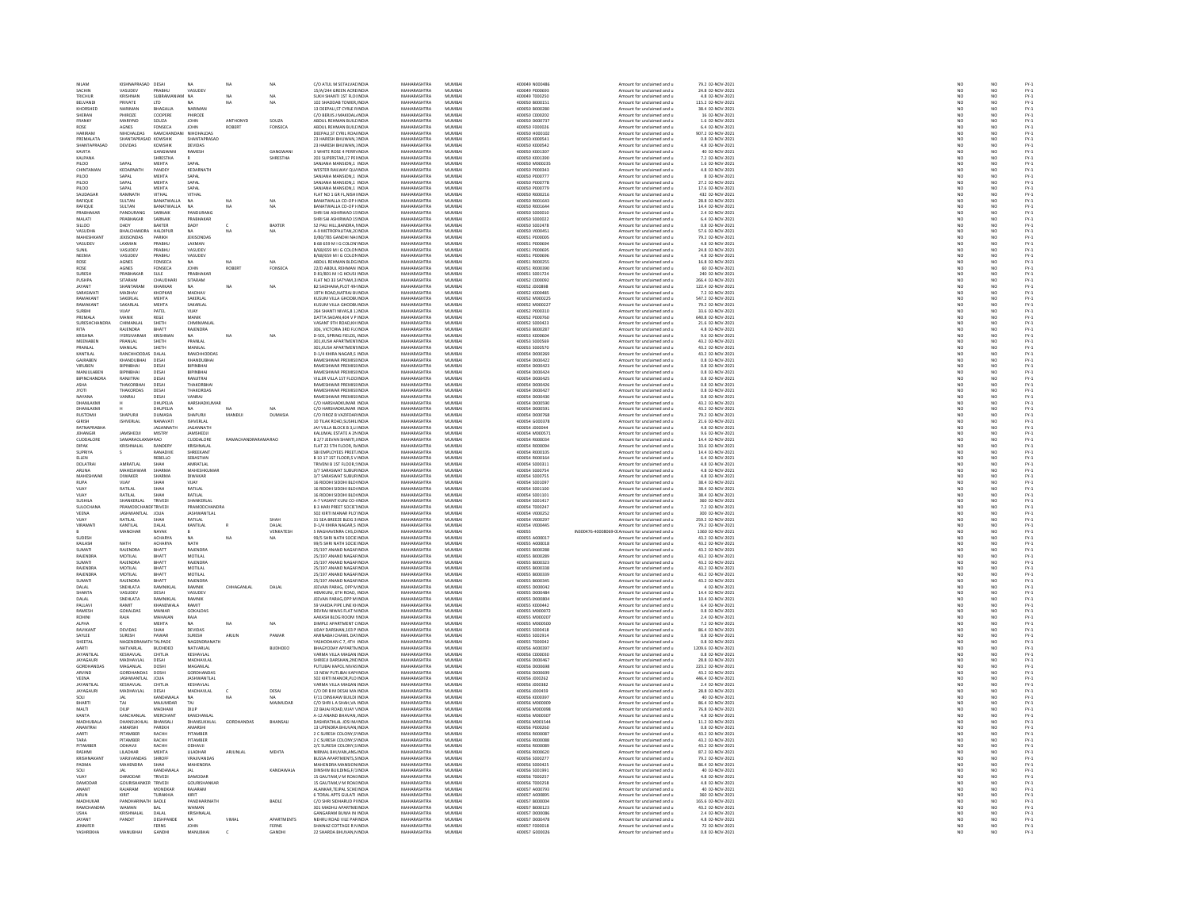| | | | | | | | | | | | | | | | | | |
|---|---|---|---|---|---|---|---|---|---|---|---|---|---|---|---|---|---|
| NILAM | KISHNAPRASAD | DESAI | NA | NA | NA | C/O ATUL M SETALVAD INDIA | MAHARASHTRA | MUMBAI | 400049 N000486 | | Amount for unclaimed and u | 79.2 02-NOV-2021 | | NO | NO | FY-1 |
| SACHIN | VASUDEV | PRABHU | VASUDEV | | | 15/A/244 GREEN ACRE INDIA | MAHARASHTRA | MUMBAI | 400049 P000693 | | Amount for unclaimed and u | 24.8 02-NOV-2021 | | NO | NO | FY-1 |
| TRICHUR | KRISHNAN | SUBBRAMANIAM | NA | NA | NA | SUKH SHANTI 1ST FLO INDIA | MAHARASHTRA | MUMBAI | 400049 T000250 | | Amount for unclaimed and u | 4.8 02-NOV-2021 | | NO | NO | FY-1 |
| BELVANDI | PRIVATE | LTD | NA | NA | NA | 102 SHADDAB TOWER, INDIA | MAHARASHTRA | MUMBAI | 400050 B000151 | | Amount for unclaimed and u | 115.2 02-NOV-2021 | | NO | NO | FY-1 |
| KHORSHED | NARIMAN | BHAGALIA | NARIMAN | | | 13 DEEPALI,ST CYRLE RINDIA | MAHARASHTRA | MUMBAI | 400050 B000280 | | Amount for unclaimed and u | 38.4 02-NOV-2021 | | NO | NO | FY-1 |
| SHERAN | PHIROZE | COOPERE | PHIROZE | | | C/O BERLIS J MAKODAI INDIA | MAHARASHTRA | MUMBAI | 400050 C000202 | | Amount for unclaimed and u | 16 02-NOV-2021 | | NO | NO | FY-1 |
| FRANKY | NARRYND | SOUZA | JOHN | ANTHONYD | SOUZA | ABDUL REHMAN BUILD INDIA | MAHARASHTRA | MUMBAI | 400050 D000737 | | Amount for unclaimed and u | 1.6 02-NOV-2021 | | NO | NO | FY-1 |
| ROSE | AGNES | FONSECA | JOHN | ROBERT | FONSECA | ABDUL REHMAN BUILD INDIA | MAHARASHTRA | MUMBAI | 400050 F000026 | | Amount for unclaimed and u | 6.4 02-NOV-2021 | | NO | NO | FY-1 |
| HARIRAM | NIHCHALDAS | RAMCHANDANI | NIHCHALDAS | | | DEEPALI,ST CYRIL ROA INDIA | MAHARASHTRA | MUMBAI | 400050 H000102 | | Amount for unclaimed and u | 907.2 02-NOV-2021 | | NO | NO | FY-1 |
| PREMALATA | SHANTAPRASAD | KOWSHIK | SHANTAPRASAD | | | 23 HARESH BHUWAN, INDIA | MAHARASHTRA | MUMBAI | 400050 K000541 | | Amount for unclaimed and u | 0.8 02-NOV-2021 | | NO | NO | FY-1 |
| SHANTAPRASAD | DEVIDAS | KOWSHIK | DEVIDAS | | | 23 HARESH BHUWAN, INDIA | MAHARASHTRA | MUMBAI | 400050 K000542 | | Amount for unclaimed and u | 4.8 02-NOV-2021 | | NO | NO | FY-1 |
| KAVITA | | GANGWANI | RAMESH | | GANGWANI | 3 WHITE ROSE 4 PERRY INDIA | MAHARASHTRA | MUMBAI | 400050 K001307 | | Amount for unclaimed and u | 40 02-NOV-2021 | | NO | NO | FY-1 |
| KALPANA | | SHRESTHA | R | | SHRESTHA | 203 SUPERSTAR,17 PEI INDIA | MAHARASHTRA | MUMBAI | 400050 K001390 | | Amount for unclaimed and u | 7.2 02-NOV-2021 | | NO | NO | FY-1 |
| PILOO | SAPAL | MEHTA | SAPAL | | | SANJANA MANSION,1 INDIA | MAHARASHTRA | MUMBAI | 400050 M000235 | | Amount for unclaimed and u | 1.6 02-NOV-2021 | | NO | NO | FY-1 |
| CHINTAMAN | KEDARNATH | PANDEY | KEDARNATH | | | WESTER RAILWAY QUA INDIA | MAHARASHTRA | MUMBAI | 400050 P000343 | | Amount for unclaimed and u | 4.8 02-NOV-2021 | | NO | NO | FY-1 |
| PILOO | SAPAL | MEHTA | SAPAL | | | SANJANA MANSION,1 INDIA | MAHARASHTRA | MUMBAI | 400050 P000777 | | Amount for unclaimed and u | 8 02-NOV-2021 | | NO | NO | FY-1 |
| PILOO | SAPAL | MEHTA | SAPAL | | | SANJANA MANSION,1 INDIA | MAHARASHTRA | MUMBAI | 400050 P000778 | | Amount for unclaimed and u | 27.2 02-NOV-2021 | | NO | NO | FY-1 |
| PILOO | SAPAL | MEHTA | SAPAL | | | SANJANA MANSION,1 INDIA | MAHARASHTRA | MUMBAI | 400050 P000779 | | Amount for unclaimed and u | 17.6 02-NOV-2021 | | NO | NO | FY-1 |
| SAUDAGAR | RAMNATH | VITHAL | VITHAL | | | FLAT NO 1 GR FL,NISH INDIA | MAHARASHTRA | MUMBAI | 400050 R000216 | | Amount for unclaimed and u | 432 02-NOV-2021 | | NO | NO | FY-1 |
| RAFIQUE | SULTAN | BANATWALLA | NA | NA | NA | BANATWALLA CO-OP H INDIA | MAHARASHTRA | MUMBAI | 400050 R001643 | | Amount for unclaimed and u | 28.8 02-NOV-2021 | | NO | NO | FY-1 |
| RAFIQUE | SULTAN | BANATWALLA | NA | NA | NA | BANATWALLA CO-OP H INDIA | MAHARASHTRA | MUMBAI | 400050 R001644 | | Amount for unclaimed and u | 14.4 02-NOV-2021 | | NO | NO | FY-1 |
| PRABHAKAR | PANDURANG | SARNAIK | PANDURANG | | | SHRI SAI ASHIRWAD 15 INDIA | MAHARASHTRA | MUMBAI | 400050 S000010 | | Amount for unclaimed and u | 2.4 02-NOV-2021 | | NO | NO | FY-1 |
| MALATI | PRABHAKAR | SARNAIK | PRABHAKAR | | | SHRI SAI ASHIRWAD 15 INDIA | MAHARASHTRA | MUMBAI | 400050 S000022 | | Amount for unclaimed and u | 6.4 02-NOV-2021 | | NO | NO | FY-1 |
| SILLOO | DADY | BAXTER | DADY | C | BAXTER | 52 PALI HILL,BANDRA, INDIA | MAHARASHTRA | MUMBAI | 400050 S002478 | | Amount for unclaimed and u | 0.8 02-NOV-2021 | | NO | NO | FY-1 |
| VASUDHA | BHALCHANDRA | HALDIPUR | NA | NA | NA | A-9 METROPALITAN,2 INDIA | MAHARASHTRA | MUMBAI | 400050 V000451 | | Amount for unclaimed and u | 57.6 02-NOV-2021 | | NO | NO | FY-1 |
| MAHESHKANT | JEKISONDAS | PAREKH | JEKISONDAS | | | D/80/785 GANDHI NA INDIA | MAHARASHTRA | MUMBAI | 400051 P000005 | | Amount for unclaimed and u | 79.2 02-NOV-2021 | | NO | NO | FY-1 |
| VASUDEV | LAXMAN | PRABHU | LAXMAN | | | B 68 659 M I G COLON INDIA | MAHARASHTRA | MUMBAI | 400051 P000694 | | Amount for unclaimed and u | 4.8 02-NOV-2021 | | NO | NO | FY-1 |
| SUNIL | VASUDEV | PRABHU | VASUDEV | | | B/68/659 M I G COLON INDIA | MAHARASHTRA | MUMBAI | 400051 P000695 | | Amount for unclaimed and u | 24.8 02-NOV-2021 | | NO | NO | FY-1 |
| NEEMA | VASUDEV | PRABHU | VASUDEV | | | B/68/659 M I G COLON INDIA | MAHARASHTRA | MUMBAI | 400051 P000696 | | Amount for unclaimed and u | 4.8 02-NOV-2021 | | NO | NO | FY-1 |
| ROSE | AGNES | FONSECA | NA | NA | NA | ABDUL REHMAN BLDG INDIA | MAHARASHTRA | MUMBAI | 400051 R000255 | | Amount for unclaimed and u | 16.8 02-NOV-2021 | | NO | NO | FY-1 |
| ROSE | AGNES | FONSECA | JOHN | ROBERT | FONSECA | 22/D ABDUL REHMAN INDIA | MAHARASHTRA | MUMBAI | 400051 R000390 | | Amount for unclaimed and u | 60 02-NOV-2021 | | NO | NO | FY-1 |
| SURESH | PRABHAKAR | SULE | PRABHAKAR | | | D 81/801 M I G HOUSI INDIA | MAHARASHTRA | MUMBAI | 400051 S001724 | | Amount for unclaimed and u | 240 02-NOV-2021 | | NO | NO | FY-1 |
| PUSHPA | SITARAM | CHAUDHARI | SITARAM | | | FLAT NO 33 SATYAM,3 INDIA | MAHARASHTRA | MUMBAI | 400052 C000092 | | Amount for unclaimed and u | 266.4 02-NOV-2021 | | NO | NO | FY-1 |
| JAYANT | SHANTARAM | KHARKAR | NA | NA | NA | B2 SADHANA,PLOT 49 INDIA | MAHARASHTRA | MUMBAI | 400052 J000898 | | Amount for unclaimed and u | 122.4 02-NOV-2021 | | NO | NO | FY-1 |
| SARASWATI | MADHAV | KHOPKAR | MADHAV | | | 10TH ROAD,NATRAJ B INDIA | MAHARASHTRA | MUMBAI | 400052 K000485 | | Amount for unclaimed and u | 7.2 02-NOV-2021 | | NO | NO | FY-1 |
| RAMAKANT | SAKERLAL | MEHTA | SAKERLAL | | | KUSUM VILLA GHODB INDIA | MAHARASHTRA | MUMBAI | 400052 M000225 | | Amount for unclaimed and u | 547.2 02-NOV-2021 | | NO | NO | FY-1 |
| RAMAKANT | SAKARLAL | MEHTA | SAKARLAL | | | KUSUM VILLA GHODB INDIA | MAHARASHTRA | MUMBAI | 400052 M000227 | | Amount for unclaimed and u | 79.2 02-NOV-2021 | | NO | NO | FY-1 |
| SURBHI | VIJAY | PATEL | VIJAY | | | 264 SHANTI NEVAS,8 1 INDIA | MAHARASHTRA | MUMBAI | 400052 P000310 | | Amount for unclaimed and u | 33.6 02-NOV-2021 | | NO | NO | FY-1 |
| PREMALA | MANIK | REGE | MANIK | | | DATTA SADAN,404 V P INDIA | MAHARASHTRA | MUMBAI | 400052 P000760 | | Amount for unclaimed and u | 640.8 02-NOV-2021 | | NO | NO | FY-1 |
| SURESHCHANDRA | CHIMANLAL | SHETH | CHIMMANLAL | | | VASANT 9TH ROAD,KH INDIA | MAHARASHTRA | MUMBAI | 400052 S000423 | | Amount for unclaimed and u | 21.6 02-NOV-2021 | | NO | NO | FY-1 |
| RITA | RAJENDRA | BHATT | RAJENDRA | | | 306, VICTORIA 3RD FL( INDIA | MAHARASHTRA | MUMBAI | 400053 B000287 | | Amount for unclaimed and u | 4.8 02-NOV-2021 | | NO | NO | FY-1 |
| KRISHNA | IYERSIVARAM | KRISHNAN | NA | NA | NA | D-501, SPRING FIELDS, INDIA | MAHARASHTRA | MUMBAI | 400053 K000604 | | Amount for unclaimed and u | 9.6 02-NOV-2021 | | NO | NO | FY-1 |
| MEENABEN | PRANLAL | SHETH | PRANLAL | | | 301,KUSH APARTMENT INDIA | MAHARASHTRA | MUMBAI | 400053 S000569 | | Amount for unclaimed and u | 43.2 02-NOV-2021 | | NO | NO | FY-1 |
| PRANLAL | MANILAL | SHETH | MANILAL | | | 301,KUSH APARTMENT INDIA | MAHARASHTRA | MUMBAI | 400053 S000570 | | Amount for unclaimed and u | 43.2 02-NOV-2021 | | NO | NO | FY-1 |
| KANTILAL | RANCHHODDAS | DALAL | RANCHHODDAS | | | D-1/4 KHIRA NAGAR,S INDIA | MAHARASHTRA | MUMBAI | 400054 D000269 | | Amount for unclaimed and u | 43.2 02-NOV-2021 | | NO | NO | FY-1 |
| GAJRABEN | KHANDUBHAI | DESAI | KHANDUBHAI | | | RAMESHWAR PREMISE INDIA | MAHARASHTRA | MUMBAI | 400054 D000422 | | Amount for unclaimed and u | 0.8 02-NOV-2021 | | NO | NO | FY-1 |
| VIRUBEN | BIPINBHAI | DESAI | BIPINBHAI | | | RAMESHWAR PREMISE INDIA | MAHARASHTRA | MUMBAI | 400054 D000423 | | Amount for unclaimed and u | 0.8 02-NOV-2021 | | NO | NO | FY-1 |
| MANJULABEN | BIPINBHAI | DESAI | BIPINBHAI | | | RAMESHWAR PREMISE INDIA | MAHARASHTRA | MUMBAI | 400054 D000424 | | Amount for unclaimed and u | 0.8 02-NOV-2021 | | NO | NO | FY-1 |
| BIPINCHANDRA | RANJITRAI | DESAI | RANJITRAI | | | VILLER VILLA 1ST FLOO INDIA | MAHARASHTRA | MUMBAI | 400054 D000425 | | Amount for unclaimed and u | 0.8 02-NOV-2021 | | NO | NO | FY-1 |
| ASHA | THAKORBHAI | DESAI | THAKORBHAI | | | RAMESHWAR PREMISE INDIA | MAHARASHTRA | MUMBAI | 400054 D000426 | | Amount for unclaimed and u | 0.8 02-NOV-2021 | | NO | NO | FY-1 |
| JYOTI | THAKORDAS | DESAI | THAKORDAS | | | RAMESHWAR PREMISE INDIA | MAHARASHTRA | MUMBAI | 400054 D000427 | | Amount for unclaimed and u | 0.8 02-NOV-2021 | | NO | NO | FY-1 |
| NAYANA | VANRAJ | DESAI | VANRAJ | | | RAMESHWAR PREMISE INDIA | MAHARASHTRA | MUMBAI | 400054 D000430 | | Amount for unclaimed and u | 0.8 02-NOV-2021 | | NO | NO | FY-1 |
| DHANLAXMI | H | DHUPELIA | HARSHADKUMAR | | | C/O HARSHADKUMAR INDIA | MAHARASHTRA | MUMBAI | 400054 D000590 | | Amount for unclaimed and u | 43.2 02-NOV-2021 | | NO | NO | FY-1 |
| DHANLAXMI | H | DHUPELIA | NA | NA | NA | C/O HARSHADKUMAR INDIA | MAHARASHTRA | MUMBAI | 400054 D000591 | | Amount for unclaimed and u | 43.2 02-NOV-2021 | | NO | NO | FY-1 |
| RUSTOMJI | SHAPURJI | DUMASIA | SHAPURJI | MANEKJI | DUMASIA | C/O FIROZ B VAZIFDAR INDIA | MAHARASHTRA | MUMBAI | 400054 D000768 | | Amount for unclaimed and u | 79.2 02-NOV-2021 | | NO | NO | FY-1 |
| GIRISH | ISHVERLAL | NANAVATI | ISHVERLAL | | | 10 TILAK ROAD,SUSHIL INDIA | MAHARASHTRA | MUMBAI | 400054 G000378 | | Amount for unclaimed and u | 21.6 02-NOV-2021 | | NO | NO | FY-1 |
| RATNAPRABHA | | JAGANNATH | JAGANNATH | | | JAY VILLA BLOCK B 3,LI INDIA | MAHARASHTRA | MUMBAI | 400054 J000044 | | Amount for unclaimed and u | 4.8 02-NOV-2021 | | NO | NO | FY-1 |
| JEHANGIR | JAMSHEDJI | MISTRY | JAMSHEDJI | | | KALUMAL ESTATE A 25 INDIA | MAHARASHTRA | MUMBAI | 400054 M000571 | | Amount for unclaimed and u | 9.6 02-NOV-2021 | | NO | NO | FY-1 |
| CUDDALORE | SAMARAOLAXMARAO | | CUDDALORE | RAMACHANDRARAMARAO | | B 2/7 JEEVAN SHANTI, INDIA | MAHARASHTRA | MUMBAI | 400054 R000034 | | Amount for unclaimed and u | 14.4 02-NOV-2021 | | NO | NO | FY-1 |
| DIPAK | KRISHNALAL | RANDERY | KRISHNALAL | | | FLAT 22 5TH FLOOR, N INDIA | MAHARASHTRA | MUMBAI | 400054 R000094 | | Amount for unclaimed and u | 33.6 02-NOV-2021 | | NO | NO | FY-1 |
| SUPRIYA | S | RANADIVE | SHREEKANT | | | SBI EMPLOYEES PREET, INDIA | MAHARASHTRA | MUMBAI | 400054 R000105 | | Amount for unclaimed and u | 14.4 02-NOV-2021 | | NO | NO | FY-1 |
| ELLEN | | REBELLO | SEBASTIAN | | | B 10 17 1ST FLOOR,S V INDIA | MAHARASHTRA | MUMBAI | 400054 R000164 | | Amount for unclaimed and u | 6.4 02-NOV-2021 | | NO | NO | FY-1 |
| DOLATRAI | AMRATLAL | SHAH | AMRATLAL | | | TRIVENI B 1ST FLOOR,S INDIA | MAHARASHTRA | MUMBAI | 400054 S000311 | | Amount for unclaimed and u | 4.8 02-NOV-2021 | | NO | NO | FY-1 |
| ARUNA | MAHESHWAR | SHARMA | MAHESHKUMAR | | | 3/7 SARASWAT SUBUR INDIA | MAHARASHTRA | MUMBAI | 400054 S000754 | | Amount for unclaimed and u | 4.8 02-NOV-2021 | | NO | NO | FY-1 |
| MAHESHWAR | DIWAKER | SHARMA | DIWAKER | | | 3/7 SARASWAT SUBUR INDIA | MAHARASHTRA | MUMBAI | 400054 S000755 | | Amount for unclaimed and u | 4.8 02-NOV-2021 | | NO | NO | FY-1 |
| RUPA | VIJAY | SHAH | VIJAY | | | 16 RIDDHI SIDDHI BLD INDIA | MAHARASHTRA | MUMBAI | 400054 S001097 | | Amount for unclaimed and u | 38.4 02-NOV-2021 | | NO | NO | FY-1 |
| VIJAY | RATILAL | SHAH | RATILAL | | | 16 RIDDHI SIDDHI BLD INDIA | MAHARASHTRA | MUMBAI | 400054 S001100 | | Amount for unclaimed and u | 38.4 02-NOV-2021 | | NO | NO | FY-1 |
| VIJAY | RATILAL | SHAH | RATILAL | | | 16 RIDDHI SIDDHI BLD INDIA | MAHARASHTRA | MUMBAI | 400054 S001101 | | Amount for unclaimed and u | 38.4 02-NOV-2021 | | NO | NO | FY-1 |
| SUSHILA | SHANKERLAL | TRIVEDI | SHANKERLAL | | | A-7 VASANT KUNJ CO- INDIA | MAHARASHTRA | MUMBAI | 400054 S001417 | | Amount for unclaimed and u | 360 02-NOV-2021 | | NO | NO | FY-1 |
| SULOCHANA | PRAMODCHANDRA | TRIVEDI | PRAMODCHANDRA | | | B 3 HARI PREET SOCIE INDIA | MAHARASHTRA | MUMBAI | 400054 T000247 | | Amount for unclaimed and u | 7.2 02-NOV-2021 | | NO | NO | FY-1 |
| VEENA | JASHWANTLAL | JOLIA | JASHWANTLAL | | | 502 KIRTI MANAR FLO INDIA | MAHARASHTRA | MUMBAI | 400054 V000252 | | Amount for unclaimed and u | 300 02-NOV-2021 | | NO | NO | FY-1 |
| VIJAY | RATILAL | SHAH | RATILAL | | SHAH | 31 SEA BREEZE BLDG 3 INDIA | MAHARASHTRA | MUMBAI | 400054 V000297 | | Amount for unclaimed and u | 259.2 02-NOV-2021 | | NO | NO | FY-1 |
| VIRAMATI | KANTILAL | DALAL | KANTILAL | R | DALAL | D-1/4 KHIRA NAGAR,S INDIA | MAHARASHTRA | MUMBAI | 400054 V000445 | | Amount for unclaimed and u | 79.2 02-NOV-2021 | | NO | NO | FY-1 |
| B | MANOHAR | NAYAK | B | | VENKATESH | 5 RAGHAVENRA CHS, D INDIA | MAHARASHTRA | MUMBAI | 400055 | IN300476-40008069-0 | Amount for unclaimed and u | 1360 02-NOV-2021 | | NO | NO | FY-1 |
| SUDESH | | ACHARYA | NA | NA | NA | 99/5 SHRI NATH SOCIE INDIA | MAHARASHTRA | MUMBAI | 400055 A000017 | | Amount for unclaimed and u | 43.2 02-NOV-2021 | | NO | NO | FY-1 |
| KAILASH | NATH | ACHARYA | NATH | | | 99/5 SHRI NATH SOCIE INDIA | MAHARASHTRA | MUMBAI | 400055 A000018 | | Amount for unclaimed and u | 43.2 02-NOV-2021 | | NO | NO | FY-1 |
| SUMATI | RAJENDRA | BHATT | RAJENDRA | | | 25/197 ANAND NAGAR INDIA | MAHARASHTRA | MUMBAI | 400055 B000288 | | Amount for unclaimed and u | 43.2 02-NOV-2021 | | NO | NO | FY-1 |
| RAJENDRA | MOTILAL | BHATT | MOTILAL | | | 25/197 ANAND NAGAR INDIA | MAHARASHTRA | MUMBAI | 400055 B000289 | | Amount for unclaimed and u | 43.2 02-NOV-2021 | | NO | NO | FY-1 |
| SUMATI | RAJENDRA | BHATT | RAJENDRA | | | 25/197 ANAND NAGAR INDIA | MAHARASHTRA | MUMBAI | 400055 B000323 | | Amount for unclaimed and u | 43.2 02-NOV-2021 | | NO | NO | FY-1 |
| RAJENDRA | MOTILAL | BHATT | MOTILAL | | | 25/197 ANAND NAGAR INDIA | MAHARASHTRA | MUMBAI | 400055 B000338 | | Amount for unclaimed and u | 43.2 02-NOV-2021 | | NO | NO | FY-1 |
| RAJENDRA | MOTILAL | BHATT | MOTILAL | | | 25/197 ANAND NAGAR INDIA | MAHARASHTRA | MUMBAI | 400055 B000339 | | Amount for unclaimed and u | 43.2 02-NOV-2021 | | NO | NO | FY-1 |
| SUMATI | RAJENDRA | BHATT | RAJENDRA | | | 25/197 ANAND NAGAR INDIA | MAHARASHTRA | MUMBAI | 400055 B000345 | | Amount for unclaimed and u | 43.2 02-NOV-2021 | | NO | NO | FY-1 |
| DALAL | SNEHLATA | RAMNIKLAL | RAMNIK | CHHAGANLAL | DALAL | JEEVAN PARAG, OPP V INDIA | MAHARASHTRA | MUMBAI | 400055 D000042 | | Amount for unclaimed and u | 4 02-NOV-2021 | | NO | NO | FY-1 |
| SHANTA | VASUDEV | DESAI | VASUDEV | | | HEMKUNJ, 8TH ROAD, INDIA | MAHARASHTRA | MUMBAI | 400055 D000484 | | Amount for unclaimed and u | 14.4 02-NOV-2021 | | NO | NO | FY-1 |
| DALAL | SNEHLATA | RAMNIKLAL | RAMNIK | | | JEEVAN PARAG,OPP M INDIA | MAHARASHTRA | MUMBAI | 400055 D000804 | | Amount for unclaimed and u | 10.4 02-NOV-2021 | | NO | NO | FY-1 |
| PALLAVI | RAMIT | KHANDWALA | RAMIT | | | 59 VAKOA PIPE LINE XI INDIA | MAHARASHTRA | MUMBAI | 400055 K000442 | | Amount for unclaimed and u | 6.4 02-NOV-2021 | | NO | NO | FY-1 |
| RAMESH | GOKALDAS | MANIAR | GOKALDAS | | | DEVRAJ NIWAS FLAT N INDIA | MAHARASHTRA | MUMBAI | 400055 M000072 | | Amount for unclaimed and u | 0.8 02-NOV-2021 | | NO | NO | FY-1 |
| ROHINI | RAJA | MAHAJAN | RAJA | | | AAKASH BLDG ROOM I INDIA | MAHARASHTRA | MUMBAI | 400055 M000207 | | Amount for unclaimed and u | 2.4 02-NOV-2021 | | NO | NO | FY-1 |
| ALPHA | K | MEHTA | NA | NA | NA | DIMPLE APARTMENT C INDIA | MAHARASHTRA | MUMBAI | 400055 M000500 | | Amount for unclaimed and u | 7.2 02-NOV-2021 | | NO | NO | FY-1 |
| RAVIKANT | DEVIDAS | SHAH | DEVIDAS | | | UDAY DARSHAN,103 P INDIA | MAHARASHTRA | MUMBAI | 400055 S000418 | | Amount for unclaimed and u | 86.4 02-NOV-2021 | | NO | NO | FY-1 |
| SAYLEE | SURESH | PAWAR | SURESH | ARJUN | PAWAR | AMINABAI CHAWL DA INDIA | MAHARASHTRA | MUMBAI | 400055 S002914 | | Amount for unclaimed and u | 0.8 02-NOV-2021 | | NO | NO | FY-1 |
| SHEETAL | NAGENDRANATH | TALPADE | NAGENDRANATH | | | YASHODHAN C 7, 4TH INDIA | MAHARASHTRA | MUMBAI | 400055 T000042 | | Amount for unclaimed and u | 0.8 02-NOV-2021 | | NO | NO | FY-1 |
| AARTI | NATVARLAL | BUDHDEO | NATVARLAL | | BUDHDEO | BHAGYODAY APPARTM INDIA | MAHARASHTRA | MUMBAI | 400056 A000397 | | Amount for unclaimed and u | 1209.6 02-NOV-2021 | | NO | NO | FY-1 |
| JAYANTILAL | KESHAVLAL | CHITLIA | KESHAVLAL | | | VARMA VILLA MAGAN INDIA | MAHARASHTRA | MUMBAI | 400056 C000030 | | Amount for unclaimed and u | 0.8 02-NOV-2021 | | NO | NO | FY-1 |
| JAYAGAURI | MADHAVLAL | DESAI | MADHAVLAL | | | SHREEJI DARSHAN,2N INDIA | MAHARASHTRA | MUMBAI | 400056 D000467 | | Amount for unclaimed and u | 28.8 02-NOV-2021 | | NO | NO | FY-1 |
| GORDHANDAS | MAGANLAL | DOSHI | MAGANLAL | | | PUTLIBAI KAPOL NIVAS INDIA | MAHARASHTRA | MUMBAI | 400056 D000698 | | Amount for unclaimed and u | 223.2 02-NOV-2021 | | NO | NO | FY-1 |
| ARVIND | GORDHANDAS | DOSHI | GORDHANDAS | | | 13 NEW PUTLIBAI KAP INDIA | MAHARASHTRA | MUMBAI | 400056 D000699 | | Amount for unclaimed and u | 43.2 02-NOV-2021 | | NO | NO | FY-1 |
| VEENA | JASHWANTLAL | JOLIA | JASHWANTLAL | | | 502 KIRTI MANOR,PLO INDIA | MAHARASHTRA | MUMBAI | 400056 J000262 | | Amount for unclaimed and u | 446.4 02-NOV-2021 | | NO | NO | FY-1 |
| JAYANTILAL | KESHAVLAL | CHITLIA | KESHAVLAL | | | VARMA VILLA MAGAN INDIA | MAHARASHTRA | MUMBAI | 400056 J000382 | | Amount for unclaimed and u | 2.4 02-NOV-2021 | | NO | NO | FY-1 |
| JAYAGAURI | MADHAVLAL | DESAI | MADHAVLAL | C | DESAI | C/O DR B M DESAI MA INDIA | MAHARASHTRA | MUMBAI | 400056 J000459 | | Amount for unclaimed and u | 28.8 02-NOV-2021 | | NO | NO | FY-1 |
| SOLI | JAL | KANDAWALA | NA | NA | NA | F/11 DINSHAW BUILDI INDIA | MAHARASHTRA | MUMBAI | 400056 K000397 | | Amount for unclaimed and u | 40 02-NOV-2021 | | NO | NO | FY-1 |
| BHARTI | TAJ | MAJUMDAR | TAJ | | MAJMUDAR | C/O SHRI L A SHAH,VA INDIA | MAHARASHTRA | MUMBAI | 400056 M000009 | | Amount for unclaimed and u | 86.4 02-NOV-2021 | | NO | NO | FY-1 |
| MALTI | DILIP | MADHANI | DILIP | | | 22 BAJAJ ROAD,VIJAY V INDIA | MAHARASHTRA | MUMBAI | 400056 M000098 | | Amount for unclaimed and u | 76.8 02-NOV-2021 | | NO | NO | FY-1 |
| KANTA | KANCHANLAL | MERCHANT | KANCHANLAL | | | A-12 ANAND BHAVAN, INDIA | MAHARASHTRA | MUMBAI | 400056 M000307 | | Amount for unclaimed and u | 4.8 02-NOV-2021 | | NO | NO | FY-1 |
| MADHUBALA | DHANSUKHLAL | BHANSALI | DHANSUKHLAL | GORDHANDAS | BHANSALI | DASHRATHLAL JOSI M INDIA | MAHARASHTRA | MUMBAI | 400056 M001544 | | Amount for unclaimed and u | 11.2 02-NOV-2021 | | NO | NO | FY-1 |
| ANANTRAI | AMARSHI | PAREKH | AMARSHI | | | 13 UPENDRA BHUVAN, INDIA | MAHARASHTRA | MUMBAI | 400056 P000260 | | Amount for unclaimed and u | 0.8 02-NOV-2021 | | NO | NO | FY-1 |
| AARTI | PITAMBER | RACHH | PITAMBER | | | 2 C SURESH COLONY,S INDIA | MAHARASHTRA | MUMBAI | 400056 R000087 | | Amount for unclaimed and u | 43.2 02-NOV-2021 | | NO | NO | FY-1 |
| TARA | PITAMBER | RACHH | PITAMBER | | | 2 C SURESH COLONY,S INDIA | MAHARASHTRA | MUMBAI | 400056 R000088 | | Amount for unclaimed and u | 43.2 02-NOV-2021 | | NO | NO | FY-1 |
| PITAMBER | ODHAVJI | RACHH | ODHAVJI | | | 2/C SURESH COLONY,S INDIA | MAHARASHTRA | MUMBAI | 400056 R000089 | | Amount for unclaimed and u | 43.2 02-NOV-2021 | | NO | NO | FY-1 |
| RASHMI | LILADHAR | MEHTA | LILADHAR | ARJUNLAL | MEHTA | NIRMAL BHUVAN,ANS INDIA | MAHARASHTRA | MUMBAI | 400056 R000620 | | Amount for unclaimed and u | 87.2 02-NOV-2021 | | NO | NO | FY-1 |
| KRISHNAKANT | VARJIVANDAS | SHROFF | VRAJIVANDAS | | | BUSSA APARTMENTS, INDIA | MAHARASHTRA | MUMBAI | 400056 S000277 | | Amount for unclaimed and u | 79.2 02-NOV-2021 | | NO | NO | FY-1 |
| PADMA | MAHENDRA | SHAH | MAHENDRA | | | MAHENDRA MANSION INDIA | MAHARASHTRA | MUMBAI | 400056 S000435 | | Amount for unclaimed and u | 86.4 02-NOV-2021 | | NO | NO | FY-1 |
| SOLI | JAL | KANDAWALA | JAL | | KANDAWALA | DINSHW BUILDING,F/ INDIA | MAHARASHTRA | MUMBAI | 400056 S001991 | | Amount for unclaimed and u | 40 02-NOV-2021 | | NO | NO | FY-1 |
| VIJAY | DAMODAR | TRIVEDI | DAMODAR | | | 15 GAUTAM,V M ROAI INDIA | MAHARASHTRA | MUMBAI | 400056 T000257 | | Amount for unclaimed and u | 4.8 02-NOV-2021 | | NO | NO | FY-1 |
| DAMODAR | GOURISHANKER | TRIVEDI | GOURISHANKAR | | | 15 GAUTAM,V M ROAI INDIA | MAHARASHTRA | MUMBAI | 400056 T000258 | | Amount for unclaimed and u | 4.8 02-NOV-2021 | | NO | NO | FY-1 |
| ANANT | RAJARAM | MONDKAR | RAJARAM | | | ALANKAR,TEJPAL SCHE INDIA | MAHARASHTRA | MUMBAI | 400057 A000793 | | Amount for unclaimed and u | 40 02-NOV-2021 | | NO | NO | FY-1 |
| ARUN | KIRIT | TURAKHIA | KIRIT | | | 6 TORAL APTS GULATI INDIA | MAHARASHTRA | MUMBAI | 400057 A000895 | | Amount for unclaimed and u | 360 02-NOV-2021 | | NO | NO | FY-1 |
| MADHUKAR | PANDHARINATH | BADLE | PANDHARINATH | | BADLE | C/O SHRI SIDHARUD P INDIA | MAHARASHTRA | MUMBAI | 400057 B000004 | | Amount for unclaimed and u | 165.6 02-NOV-2021 | | NO | NO | FY-1 |
| RAMCHANDRA | WAMAN | BAL | WAMAN | | | 301 MADHU APARTME INDIA | MAHARASHTRA | MUMBAI | 400057 B000123 | | Amount for unclaimed and u | 43.2 02-NOV-2021 | | NO | NO | FY-1 |
| USHA | KRISHNALAL | DALAL | KRISHNALAL | | | GANGARAM BUWA IN INDIA | MAHARASHTRA | MUMBAI | 400057 D000086 | | Amount for unclaimed and u | 2.4 02-NOV-2021 | | NO | NO | FY-1 |
| JAYANT | PANDIT | DESHPANDE | NA | VIMAL | APARTMENTS | NEHRU ROAD VILE PA INDIA | MAHARASHTRA | MUMBAI | 400057 D000478 | | Amount for unclaimed and u | 4.8 02-NOV-2021 | | NO | NO | FY-1 |
| JENNIFER | | FERNS | JOHN | | FERNS | SHAINAZ COTTAGE R INDIA | MAHARASHTRA | MUMBAI | 400057 F000018 | | Amount for unclaimed and u | 72 02-NOV-2021 | | NO | NO | FY-1 |
| YASHRIDHA | MANUBHAI | GANDHI | MANUBHAI | C | GANDHI | 22 SHARDA BHUVAN,N INDIA | MAHARASHTRA | MUMBAI | 400057 G000026 | | Amount for unclaimed and u | 0.8 02-NOV-2021 | | NO | NO | FY-1 |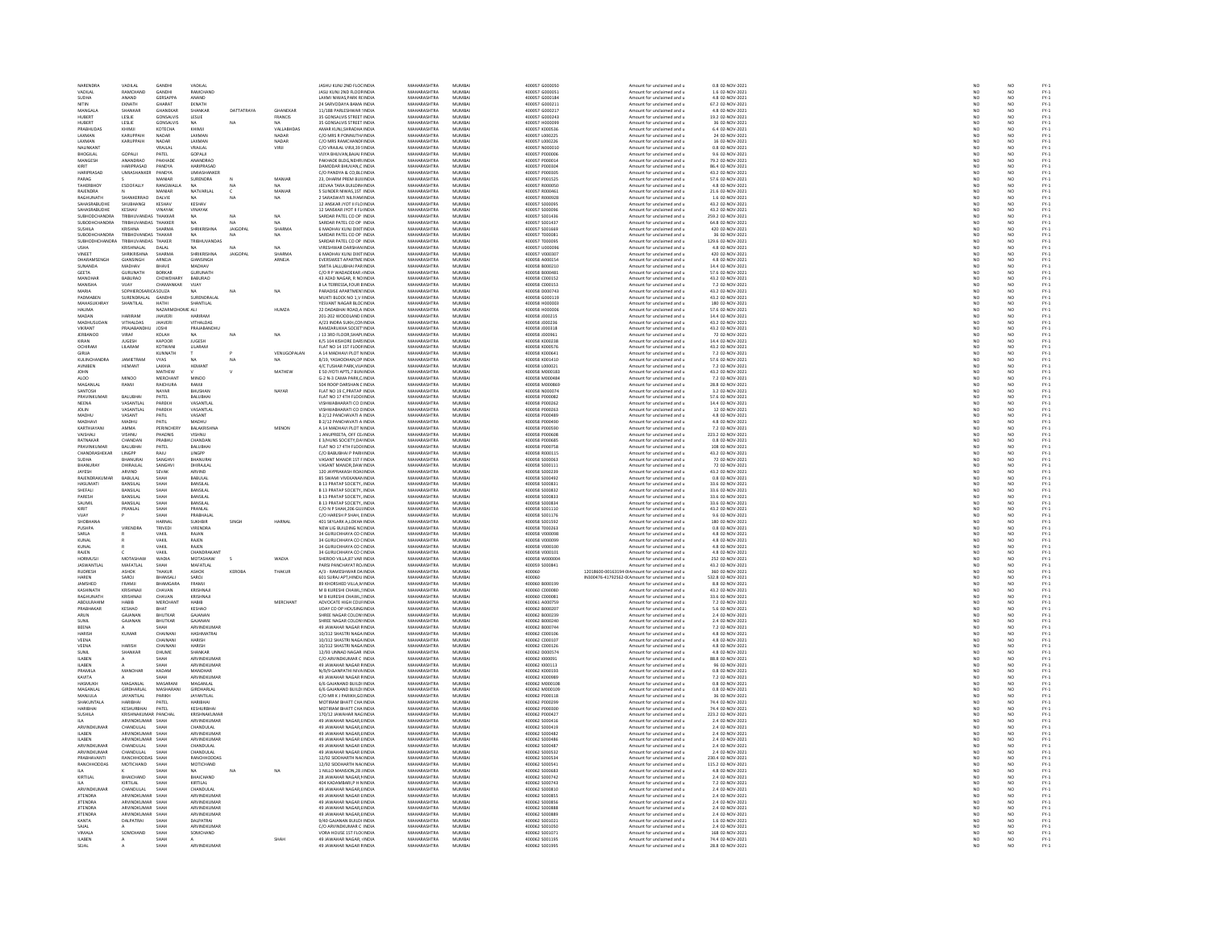| | | | | | | | | | | | | | | | | | | |
|---|---|---|---|---|---|---|---|---|---|---|---|---|---|---|---|---|---|---|
| NARENDRA | VADILAL | GANDHI | VADILAL | | | JASHU KUNJ 2ND FLOC | INDIA | MAHARASHTRA | MUMBAI | 400057 | G000050 | | Amount for unclaimed and u | 0.8 | 02-NOV-2021 | NO | NO | FY-1 |
| VADILAL | RAMCHAND | GANDHI | RAMCHAND | | | JASU KUNJ 2ND FLOOR | INDIA | MAHARASHTRA | MUMBAI | 400057 | G000051 | | Amount for unclaimed and u | 1.6 | 02-NOV-2021 | NO | NO | FY-1 |
| SUDHA | ANAND | GERSAPPA | ANAND | | | LAXMI NIWAS,PARK R | INDIA | MAHARASHTRA | MUMBAI | 400057 | G000184 | | Amount for unclaimed and u | 4.8 | 02-NOV-2021 | NO | NO | FY-1 |
| NITIN | EKNATH | GHARAT | EKNATH | | | 24 SARVODAYA BAMA | INDIA | MAHARASHTRA | MUMBAI | 400057 | G000211 | | Amount for unclaimed and u | 67.2 | 02-NOV-2021 | NO | NO | FY-1 |
| MANGALA | SHANKAR | GHANDKAR | SHANKAR | DATTATRAYA | GHANEKAR | 11/18B PARLESHWAR | INDIA | MAHARASHTRA | MUMBAI | 400057 | G000217 | | Amount for unclaimed and u | 4.8 | 02-NOV-2021 | NO | NO | FY-1 |
| HUBERT | LESLIE | GONSALVIS | LESLIE | | FRANCIS | 35 GONSALVIS STREET | INDIA | MAHARASHTRA | MUMBAI | 400057 | G000243 | | Amount for unclaimed and u | 19.2 | 02-NOV-2021 | NO | NO | FY-1 |
| HUBERT | LESLIE | GONSALVIS | NA | NA | NA | 35 GONSALVIS STREET | INDIA | MAHARASHTRA | MUMBAI | 400057 | H000099 | | Amount for unclaimed and u | 36 | 02-NOV-2021 | NO | NO | FY-1 |
| PRABHUDAS | KHIMJI | KOTECHA | KHIMJI | | VALLABHDAS | AMAR KUNJ,SHRADHA | INDIA | MAHARASHTRA | MUMBAI | 400057 | K000536 | | Amount for unclaimed and u | 6.4 | 02-NOV-2021 | NO | NO | FY-1 |
| LAXMAN | KARUPPAIH | NADAR | LAXMAN | | NADAR | C/O MRS R PONNUTH | INDIA | MAHARASHTRA | MUMBAI | 400057 | L000225 | | Amount for unclaimed and u | 24 | 02-NOV-2021 | NO | NO | FY-1 |
| LAXMAN | KARUPPAIH | NADAR | LAXMAN | | NADAR | C/O MRS RAMCHAND | INDIA | MAHARASHTRA | MUMBAI | 400057 | L000226 | | Amount for unclaimed and u | 16 | 02-NOV-2021 | NO | NO | FY-1 |
| NALINKANT | | VRAJLAL | VRAJLAL | | VIRJI | C/O VRAJLAL VIRJI,39 | INDIA | MAHARASHTRA | MUMBAI | 400057 | N000010 | | Amount for unclaimed and u | 0.8 | 02-NOV-2021 | NO | NO | FY-1 |
| BHOGILAL | GOPALJI | PATEL | GOPALJI | | | VIJAYA BHUVAN,BAJAJ | INDIA | MAHARASHTRA | MUMBAI | 400057 | P000006 | | Amount for unclaimed and u | 9.6 | 02-NOV-2021 | NO | NO | FY-1 |
| MANGESH | ANANDRAO | PAKHADE | ANANDRAO | | | PAKHADE BLDG,NEHR | INDIA | MAHARASHTRA | MUMBAI | 400057 | P000014 | | Amount for unclaimed and u | 79.2 | 02-NOV-2021 | NO | NO | FY-1 |
| KIRIT | HARIPRASAD | PANDYA | HARIPRASAD | | | DAMODAR BHUVAN,C | INDIA | MAHARASHTRA | MUMBAI | 400057 | P000304 | | Amount for unclaimed and u | 86.4 | 02-NOV-2021 | NO | NO | FY-1 |
| HARIPRASAD | UMIASHANKER | PANDYA | UMIASHANKER | | | C/O PANDYA & CO,BL | INDIA | MAHARASHTRA | MUMBAI | 400057 | P000305 | | Amount for unclaimed and u | 43.2 | 02-NOV-2021 | NO | NO | FY-1 |
| PARAG | S | MANIAR | SURENDRA | N | MANIAR | 23, DHARMI PREM BU | INDIA | MAHARASHTRA | MUMBAI | 400057 | P001525 | | Amount for unclaimed and u | 57.6 | 02-NOV-2021 | NO | NO | FY-1 |
| TAHERBHOY | ESOOFALLY | RANGWALLA | NA | NA | NA | JEEVAA TARA BUILDIN | INDIA | MAHARASHTRA | MUMBAI | 400057 | R000050 | | Amount for unclaimed and u | 4.8 | 02-NOV-2021 | NO | NO | FY-1 |
| RAJENDRA | N | MANIAR | NATVARLAL | C | MANIAR | 5 SUNDER NIWAS,1ST | INDIA | MAHARASHTRA | MUMBAI | 400057 | R000461 | | Amount for unclaimed and u | 21.6 | 02-NOV-2021 | NO | NO | FY-1 |
| RAGHUNATH | SHANKERRAO | DALVIE | NA | NA | NA | 2 SARASWATI NILIYAM | INDIA | MAHARASHTRA | MUMBAI | 400057 | R000928 | | Amount for unclaimed and u | 1.6 | 02-NOV-2021 | NO | NO | FY-1 |
| SAHASRABUDHE | SHUBHANGI | KESHAV | KESHAV | | | 12 ANSKAR JYOT II FLO | INDIA | MAHARASHTRA | MUMBAI | 400057 | S000095 | | Amount for unclaimed and u | 43.2 | 02-NOV-2021 | NO | NO | FY-1 |
| SAHASRABUDHE | KESHAV | VINAYAK | VINAYAK | | | 12 SANSKAR JYOT II FLO | INDIA | MAHARASHTRA | MUMBAI | 400057 | S000096 | | Amount for unclaimed and u | 43.2 | 02-NOV-2021 | NO | NO | FY-1 |
| SUBHODCHANDRA | TRIBHUVANDAS | THAKKAR | NA | NA | NA | SARDAR PATEL CO OP | INDIA | MAHARASHTRA | MUMBAI | 400057 | S001436 | | Amount for unclaimed and u | 259.2 | 02-NOV-2021 | NO | NO | FY-1 |
| SUBODHCHANDRA | TRIBHUVANDAS | THAKKER | NA | NA | NA | SARDAR PATEL CO OP | INDIA | MAHARASHTRA | MUMBAI | 400057 | S001437 | | Amount for unclaimed and u | 64.8 | 02-NOV-2021 | NO | NO | FY-1 |
| SUSHILA | KRISHNA | SHARMA | SHRIKRISHNA | JAIGOPAL | SHARMA | 6 MADHAV KUNJ DIXIT | INDIA | MAHARASHTRA | MUMBAI | 400057 | S001669 | | Amount for unclaimed and u | 420 | 02-NOV-2021 | NO | NO | FY-1 |
| SUBODHCHANDRA | TRIBHUVANDAS | THAKAR | NA | NA | NA | SARDAR PATEL CO OP | INDIA | MAHARASHTRA | MUMBAI | 400057 | T000081 | | Amount for unclaimed and u | 36 | 02-NOV-2021 | NO | NO | FY-1 |
| SUBHODHCHANDRA | TRIBHUVANDAS | THAKER | TRIBHUVANDAS | | | SARDAR PATEL CO OP | INDIA | MAHARASHTRA | MUMBAI | 400057 | T000095 | | Amount for unclaimed and u | 129.6 | 02-NOV-2021 | NO | NO | FY-1 |
| USHA | KRISHNALAL | DALAL | NA | NA | NA | VIRESHWAR DARSHAN | INDIA | MAHARASHTRA | MUMBAI | 400057 | U000096 | | Amount for unclaimed and u | 4.8 | 02-NOV-2021 | NO | NO | FY-1 |
| VINEET | SHRIKRISHNA | SHARMA | SHRIKRISHNA | JAIGOPAL | SHARMA | 6 MADHAV KUNJ DIXIT | INDIA | MAHARASHTRA | MUMBAI | 400057 | V000307 | | Amount for unclaimed and u | 420 | 02-NOV-2021 | NO | NO | FY-1 |
| DHARAMSINGH | GIANSINGH | ARNEJA | GIANSINGH | | ARNEJA | EVERSWEET APARTME | INDIA | MAHARASHTRA | MUMBAI | 400058 | A000154 | | Amount for unclaimed and u | 4.8 | 02-NOV-2021 | NO | NO | FY-1 |
| SUNANDA | MADHAV | BHAVE | MADHAV | | | SMITA LALLUBHAI PAR | INDIA | MAHARASHTRA | MUMBAI | 400058 | B000210 | | Amount for unclaimed and u | 14.4 | 02-NOV-2021 | NO | NO | FY-1 |
| GEETA | GURUNATH | BORKAR | GURUNATH | | | C/O R P WADADEKAR | INDIA | MAHARASHTRA | MUMBAI | 400058 | B000481 | | Amount for unclaimed and u | 57.6 | 02-NOV-2021 | NO | NO | FY-1 |
| MANOHAR | BABURAO | CHOWDHARY | BABURAO | | | 43 AZAD NAGAR, R NO | INDIA | MAHARASHTRA | MUMBAI | 400058 | C000152 | | Amount for unclaimed and u | 43.2 | 02-NOV-2021 | NO | NO | FY-1 |
| MANISHA | VIJAY | CHAMANKAR | VIJAY | | | B LA TERRESSA,FOUR | INDIA | MAHARASHTRA | MUMBAI | 400058 | C000153 | | Amount for unclaimed and u | 7.2 | 02-NOV-2021 | NO | NO | FY-1 |
| MARIA | SOPHIEROSARIO | CASOUZA | NA | NA | NA | PARADISE APARTMEN | INDIA | MAHARASHTRA | MUMBAI | 400058 | D000743 | | Amount for unclaimed and u | 43.2 | 02-NOV-2021 | NO | NO | FY-1 |
| PADMABEN | SURENDRALAL | GANDHI | SURENDRALAL | | | MUKTI BLOCK NO 1,V | INDIA | MAHARASHTRA | MUMBAI | 400058 | G000119 | | Amount for unclaimed and u | 43.2 | 02-NOV-2021 | NO | NO | FY-1 |
| MAHASUKHRAY | SHANTILAL | HATHI | SHANTILAL | | | YESVANT NAGAR BLDC | INDIA | MAHARASHTRA | MUMBAI | 400058 | H000003 | | Amount for unclaimed and u | 180 | 02-NOV-2021 | NO | NO | FY-1 |
| HALIMA | | NAZARMOHOME | ALI | | HUMZA | 22 DADABHAI ROAD,A | INDIA | MAHARASHTRA | MUMBAI | 400058 | H000006 | | Amount for unclaimed and u | 57.6 | 02-NOV-2021 | NO | NO | FY-1 |
| MADAN | HARIRAM | JHAVERI | HARIRAM | | | 201-202 WOODLAND | INDIA | MAHARASHTRA | MUMBAI | 400058 | J000215 | | Amount for unclaimed and u | 14.4 | 02-NOV-2021 | NO | NO | FY-1 |
| MADHUSUDAN | VITHALDAS | JHAVERI | VITHALDAS | | | A/23 INDRA SUKH,COS | INDIA | MAHARASHTRA | MUMBAI | 400058 | J000236 | | Amount for unclaimed and u | 43.2 | 02-NOV-2021 | NO | NO | FY-1 |
| VIKRANT | PRAJABANDHU | JOSHI | PRAJABANDHU | | | RAMZARUKHA SOCIET | INDIA | MAHARASHTRA | MUMBAI | 400058 | J000318 | | Amount for unclaimed and u | 43.2 | 02-NOV-2021 | NO | NO | FY-1 |
| JERBANOO | VIRAF | KOLAH | NA | NA | NA | J 13 3RD FLOOR,SHAP | INDIA | MAHARASHTRA | MUMBAI | 400058 | J000961 | | Amount for unclaimed and u | 72 | 02-NOV-2021 | NO | NO | FY-1 |
| KIRAN | JUGESH | KAPOOR | JUGESH | | | B/5 104 KISHORE DARS | INDIA | MAHARASHTRA | MUMBAI | 400058 | K000238 | | Amount for unclaimed and u | 14.4 | 02-NOV-2021 | NO | NO | FY-1 |
| OCHIRAM | LILARAM | KOTWANI | LILARAM | | | FLAT NO 14 1ST FLOOR | INDIA | MAHARASHTRA | MUMBAI | 400058 | K000576 | | Amount for unclaimed and u | 43.2 | 02-NOV-2021 | NO | NO | FY-1 |
| GIRIJA | | KUNNATH | T | P | VENUGOPALAN | A 14 MADHAVI PLOT N | INDIA | MAHARASHTRA | MUMBAI | 400058 | K000641 | | Amount for unclaimed and u | 7.2 | 02-NOV-2021 | NO | NO | FY-1 |
| KULINCHANDRA | JAMIETRAM | VYAS | NA | NA | NA | 8/19, YASHODHAN,OP | INDIA | MAHARASHTRA | MUMBAI | 400058 | K001410 | | Amount for unclaimed and u | 57.6 | 02-NOV-2021 | NO | NO | FY-1 |
| AVNIBEN | HEMANT | LAKHIA | HEMANT | | | 4/C TUSHAR PARK,VIL | INDIA | MAHARASHTRA | MUMBAI | 400058 | L000021 | | Amount for unclaimed and u | 7.2 | 02-NOV-2021 | NO | NO | FY-1 |
| JOHN | | MATHEW | V | V | MATHEW | E 50 JYOTI APTS,7 BU | INDIA | MAHARASHTRA | MUMBAI | 400058 | M000183 | | Amount for unclaimed and u | 43.2 | 02-NOV-2021 | NO | NO | FY-1 |
| ALOO | MINOO | MERCHANT | MINOO | | | G-2 N-3 CAMA PARK,C | INDIA | MAHARASHTRA | MUMBAI | 400058 | M000484 | | Amount for unclaimed and u | 7.2 | 02-NOV-2021 | NO | NO | FY-1 |
| MAGANLAL | RAMJI | RAICHURA | RAMJI | | | 504 ROOP DARSHAN C | INDIA | MAHARASHTRA | MUMBAI | 400058 | M000869 | | Amount for unclaimed and u | 28.8 | 02-NOV-2021 | NO | NO | FY-1 |
| SANTOSH | | NAYAR | BHUSHAN | | NAYAR | FLAT NO 10 C,PRATAP | INDIA | MAHARASHTRA | MUMBAI | 400058 | N000074 | | Amount for unclaimed and u | 3.2 | 02-NOV-2021 | NO | NO | FY-1 |
| PRAVINKUMAR | BALUBHAI | PATEL | BALUBHAI | | | FLAT NO 17 4TH FLOO | INDIA | MAHARASHTRA | MUMBAI | 400058 | P000082 | | Amount for unclaimed and u | 57.6 | 02-NOV-2021 | NO | NO | FY-1 |
| NEENA | VASANTLAL | PAREKH | VASANTLAL | | | VISHWABHARATI CO O | INDIA | MAHARASHTRA | MUMBAI | 400058 | P000262 | | Amount for unclaimed and u | 14.4 | 02-NOV-2021 | NO | NO | FY-1 |
| JOLIN | VASANTLAL | PAREKH | VASANTLAL | | | VISHWABHARATI CO O | INDIA | MAHARASHTRA | MUMBAI | 400058 | P000263 | | Amount for unclaimed and u | 12 | 02-NOV-2021 | NO | NO | FY-1 |
| MADHU | VASANT | PATIL | VASANT | | | B 2/12 PANCHAVATI A | INDIA | MAHARASHTRA | MUMBAI | 400058 | P000489 | | Amount for unclaimed and u | 4.8 | 02-NOV-2021 | NO | NO | FY-1 |
| MADHAVI | MADHU | PATIL | MADHU | | | B 2/12 PANCHAVATI A | INDIA | MAHARASHTRA | MUMBAI | 400058 | P000490 | | Amount for unclaimed and u | 4.8 | 02-NOV-2021 | NO | NO | FY-1 |
| KARTHIAYANI | AMMA | PERINCHERY | BALAKRISHNA | | MENON | A 14 MADHAVI PLOT N | INDIA | MAHARASHTRA | MUMBAI | 400058 | P000590 | | Amount for unclaimed and u | 7.2 | 02-NOV-2021 | NO | NO | FY-1 |
| VAISHALI | VISHNU | PHADNIS | VISHNU | | | 1 ANUPREETA, OFF CL | INDIA | MAHARASHTRA | MUMBAI | 400058 | P000608 | | Amount for unclaimed and u | 223.2 | 02-NOV-2021 | NO | NO | FY-1 |
| RATNAKAR | CHANDAN | PRABHU | CHANDAN | | | E 3/HUNS SOCIETY,DA | INDIA | MAHARASHTRA | MUMBAI | 400058 | P000685 | | Amount for unclaimed and u | 0.8 | 02-NOV-2021 | NO | NO | FY-1 |
| PRAVINKUMAR | BALUBHAI | PATEL | BALUBHAI | | | FLAT NO 17 4TH FLOO | INDIA | MAHARASHTRA | MUMBAI | 400058 | P000758 | | Amount for unclaimed and u | 108 | 02-NOV-2021 | NO | NO | FY-1 |
| CHANDRASHEKAR | LINGPP | RAJU | LINGPP | | | C/O BABUBHAI P PARI | INDIA | MAHARASHTRA | MUMBAI | 400058 | R000115 | | Amount for unclaimed and u | 43.2 | 02-NOV-2021 | NO | NO | FY-1 |
| SUDHA | BHANURAI | SANGHVI | BHANURAI | | | VASANT MANOR 1ST F | INDIA | MAHARASHTRA | MUMBAI | 400058 | S000063 | | Amount for unclaimed and u | 72 | 02-NOV-2021 | NO | NO | FY-1 |
| BHANURAY | DHIRAJLAL | SANGHVI | DHIRAJLAL | | | VASANT MANOR,DAW | INDIA | MAHARASHTRA | MUMBAI | 400058 | S000111 | | Amount for unclaimed and u | 72 | 02-NOV-2021 | NO | NO | FY-1 |
| JAYESH | ARVIND | SEVAK | ARVIND | | | 120 JAYPRAKASH ROA | INDIA | MAHARASHTRA | MUMBAI | 400058 | S000239 | | Amount for unclaimed and u | 43.2 | 02-NOV-2021 | NO | NO | FY-1 |
| RAJENDRAKUMAR | BABULAL | SHAH | BABULAL | | | 85 SWAMI VIVEKANAN | INDIA | MAHARASHTRA | MUMBAI | 400058 | S000492 | | Amount for unclaimed and u | 0.8 | 02-NOV-2021 | NO | NO | FY-1 |
| HASUMATI | BANSILAL | SHAH | BANSILAL | | | B 13 PRATAP SOCIETY, | INDIA | MAHARASHTRA | MUMBAI | 400058 | S000831 | | Amount for unclaimed and u | 33.6 | 02-NOV-2021 | NO | NO | FY-1 |
| SHEFALI | BANSILAL | SHAH | BANSILAL | | | B 13 PRATAP SOCIETY, | INDIA | MAHARASHTRA | MUMBAI | 400058 | S000832 | | Amount for unclaimed and u | 33.6 | 02-NOV-2021 | NO | NO | FY-1 |
| PARESH | BANSILAL | SHAH | BANSILAL | | | B 13 PRATAP SOCIETY, | INDIA | MAHARASHTRA | MUMBAI | 400058 | S000833 | | Amount for unclaimed and u | 33.6 | 02-NOV-2021 | NO | NO | FY-1 |
| SAUMIL | BANSILAL | SHAH | BANSILAL | | | B 13 PRATAP SOCIETY, | INDIA | MAHARASHTRA | MUMBAI | 400058 | S000834 | | Amount for unclaimed and u | 33.6 | 02-NOV-2021 | NO | NO | FY-1 |
| KIRIT | PRANLAL | SHAH | PRANLAL | | | C/O N F SHAH,206 GU | INDIA | MAHARASHTRA | MUMBAI | 400058 | S001110 | | Amount for unclaimed and u | 43.2 | 02-NOV-2021 | NO | NO | FY-1 |
| VIJAY | P | SHAH | PRABHALAL | | | C/O HARESH P SHAH, | INDIA | MAHARASHTRA | MUMBAI | 400058 | S001176 | | Amount for unclaimed and u | 9.6 | 02-NOV-2021 | NO | NO | FY-1 |
| SHOBHANA | | HARNAL | SUKHBIR | SINGH | HARNAL | 401 SKYLARK A,LOKHA | INDIA | MAHARASHTRA | MUMBAI | 400058 | S001592 | | Amount for unclaimed and u | 180 | 02-NOV-2021 | NO | NO | FY-1 |
| PUSHPA | VIRENDRA | TRIVEDI | VIRENDRA | | | NEW LIG BUILDING N | INDIA | MAHARASHTRA | MUMBAI | 400058 | T000263 | | Amount for unclaimed and u | 0.8 | 02-NOV-2021 | NO | NO | FY-1 |
| SARLA | R | VAKIL | RAJAN | | | 34 GURUCHHAYA CO | INDIA | MAHARASHTRA | MUMBAI | 400058 | V000098 | | Amount for unclaimed and u | 4.8 | 02-NOV-2021 | NO | NO | FY-1 |
| KUNAL | R | VAKIL | RAJEN | | | 34 GURUCHHAYA CO | INDIA | MAHARASHTRA | MUMBAI | 400058 | V000099 | | Amount for unclaimed and u | 4.8 | 02-NOV-2021 | NO | NO | FY-1 |
| KUNAL | R | VAKIL | RAJEN | | | 34 GURUCHHAYA CO | INDIA | MAHARASHTRA | MUMBAI | 400058 | V000100 | | Amount for unclaimed and u | 4.8 | 02-NOV-2021 | NO | NO | FY-1 |
| RAJEN | C | VAKIL | CHANDRAKANT | | | 34 GURUCHHAYA CO | INDIA | MAHARASHTRA | MUMBAI | 400058 | V000101 | | Amount for unclaimed and u | 4.8 | 02-NOV-2021 | NO | NO | FY-1 |
| HORMUSJI | MOTASHAW | WADIA | MOTASHAW | S | WADIA | SHEROO VILLA,87 VAR | INDIA | MAHARASHTRA | MUMBAI | 400058 | W000004 | | Amount for unclaimed and u | 252 | 02-NOV-2021 | NO | NO | FY-1 |
| JASWANTLAL | MAFATLAL | SHAH | MAFATLAL | | | PARSI PANCHAYAT RO | INDIA | MAHARASHTRA | MUMBAI | 400059 | S000841 | | Amount for unclaimed and u | 43.2 | 02-NOV-2021 | NO | NO | FY-1 |
| RUDRESH | ASHOK | THAKUR | ASHOK | KEROBA | THAKUR | A/3 - RAMESHWAR DA | INDIA | MAHARASHTRA | MUMBAI | 400060 | | 12018600-00163194-00 | Amount for unclaimed and u | 360 | 02-NOV-2021 | NO | NO | FY-1 |
| HAREN | SAROJ | BHANSALI | SAROJ | | | 601 SURAJ APT,HINDU | INDIA | MAHARASHTRA | MUMBAI | 400060 | | IN300476-41792562-00 | Amount for unclaimed and u | 532.8 | 02-NOV-2021 | NO | NO | FY-1 |
| JAMSHED | FRAMJI | BHANGARA | FRAMJI | | | 89 KHORSHED VILLA,M | INDIA | MAHARASHTRA | MUMBAI | 400060 | B000199 | | Amount for unclaimed and u | 8.8 | 02-NOV-2021 | NO | NO | FY-1 |
| KASHINATH | KRISHNAJI | CHAVAN | KRISHNAJI | | | M B KURESHI CHAWL, | INDIA | MAHARASHTRA | MUMBAI | 400060 | C000080 | | Amount for unclaimed and u | 43.2 | 02-NOV-2021 | NO | NO | FY-1 |
| RAGHUNATH | KRISHNAJI | CHAVAN | KRISHNAJI | | | M B KURESHI CHAWL, | INDIA | MAHARASHTRA | MUMBAI | 400060 | C000081 | | Amount for unclaimed and u | 33.6 | 02-NOV-2021 | NO | NO | FY-1 |
| ABDULRAHIM | HABIB | MERCHANT | HABIB | | MERCHANT | ADVOCATE HIGH COU | INDIA | MAHARASHTRA | MUMBAI | 400061 | A000759 | | Amount for unclaimed and u | 7.2 | 02-NOV-2021 | NO | NO | FY-1 |
| PRABHAKAR | KESHAO | BHAT | KESHAO | | | UDAY CO OP HOUSING | INDIA | MAHARASHTRA | MUMBAI | 400062 | B000207 | | Amount for unclaimed and u | 5.6 | 02-NOV-2021 | NO | NO | FY-1 |
| ARUN | GAJANAN | BHUTKAR | GAJANAN | | | SHREE NAGAR COLON | INDIA | MAHARASHTRA | MUMBAI | 400062 | B000239 | | Amount for unclaimed and u | 2.4 | 02-NOV-2021 | NO | NO | FY-1 |
| SUNIL | GAJANAN | BHUTKAR | GAJANAN | | | SHREE NAGAR COLON | INDIA | MAHARASHTRA | MUMBAI | 400062 | B000240 | | Amount for unclaimed and u | 2.4 | 02-NOV-2021 | NO | NO | FY-1 |
| BEENA | A | SHAH | ARVINDKUMAR | | | 49 JAWAHAR NAGAR R | INDIA | MAHARASHTRA | MUMBAI | 400062 | B000744 | | Amount for unclaimed and u | 7.2 | 02-NOV-2021 | NO | NO | FY-1 |
| HARISH | KUMAR | CHAINANI | HASHMATRAI | | | 10/312 SHASTRI NAGA | INDIA | MAHARASHTRA | MUMBAI | 400062 | C000106 | | Amount for unclaimed and u | 4.8 | 02-NOV-2021 | NO | NO | FY-1 |
| VEENA | | CHAINANI | HARISH | | | 10/312 SHASTRI NAGA | INDIA | MAHARASHTRA | MUMBAI | 400062 | C000107 | | Amount for unclaimed and u | 4.8 | 02-NOV-2021 | NO | NO | FY-1 |
| VEENA | HARISH | CHAINANI | HARISH | | | 10/312 SHASTRI NAGA | INDIA | MAHARASHTRA | MUMBAI | 400062 | C000126 | | Amount for unclaimed and u | 4.8 | 02-NOV-2021 | NO | NO | FY-1 |
| SUNIL | SHANKAR | DHUME | SHANKAR | | | 12/93 UNNAO NAGAR | INDIA | MAHARASHTRA | MUMBAI | 400062 | D000574 | | Amount for unclaimed and u | 4.8 | 02-NOV-2021 | NO | NO | FY-1 |
| ILABEN | A | SHAH | ARVINDKUMAR | | | C/O ARVINDKUMAR C | INDIA | MAHARASHTRA | MUMBAI | 400062 | I000091 | | Amount for unclaimed and u | 88.8 | 02-NOV-2021 | NO | NO | FY-1 |
| ILABEN | A | SHAH | ARVINDKUMAR | | | 49 JAWAHAR NAGAR R | INDIA | MAHARASHTRA | MUMBAI | 400062 | I000113 | | Amount for unclaimed and u | 96 | 02-NOV-2021 | NO | NO | FY-1 |
| PRAMILA | MANOHAR | KADAM | MANOHAR | | | N/9/9 GANPATHI NIVA | INDIA | MAHARASHTRA | MUMBAI | 400062 | K000193 | | Amount for unclaimed and u | 0.8 | 02-NOV-2021 | NO | NO | FY-1 |
| KAVITA | A | SHAH | ARVINDKUMAR | | | 49 JAWAHAR NAGAR R | INDIA | MAHARASHTRA | MUMBAI | 400062 | K000989 | | Amount for unclaimed and u | 7.2 | 02-NOV-2021 | NO | NO | FY-1 |
| HASMUKH | MAGANLAL | MASARANI | MAGANLAL | | | 6/6 GAJANAND BUILDI | INDIA | MAHARASHTRA | MUMBAI | 400062 | M000108 | | Amount for unclaimed and u | 0.8 | 02-NOV-2021 | NO | NO | FY-1 |
| MAGANLAL | GIRDHARLAL | MASHARANI | GIRDHARLAL | | | 6/6 GAJANAND BUILDI | INDIA | MAHARASHTRA | MUMBAI | 400062 | M000109 | | Amount for unclaimed and u | 0.8 | 02-NOV-2021 | NO | NO | FY-1 |
| MANJULA | JAYANTILAL | PARIKH | JAYANTILAL | | | C/O MR K J PARIKH,GO | INDIA | MAHARASHTRA | MUMBAI | 400062 | P000118 | | Amount for unclaimed and u | 36 | 02-NOV-2021 | NO | NO | FY-1 |
| SHAKUNTALA | HARIBHAI | PATEL | HARIBHAI | | | MOTIRAM BHATT CHA | INDIA | MAHARASHTRA | MUMBAI | 400062 | P000299 | | Amount for unclaimed and u | 74.4 | 02-NOV-2021 | NO | NO | FY-1 |
| HARIBHAI | KESHURBHAI | PATEL | KESHURBHAI | | | MOTIRAM BHATT CHA | INDIA | MAHARASHTRA | MUMBAI | 400062 | P000300 | | Amount for unclaimed and u | 74.4 | 02-NOV-2021 | NO | NO | FY-1 |
| SUSHILA | KRISHNAKUMAR | PANCHAL | KRISHNAKUMAR | | | 170/12 JAWAHAR NAG | INDIA | MAHARASHTRA | MUMBAI | 400062 | P000427 | | Amount for unclaimed and u | 223.2 | 02-NOV-2021 | NO | NO | FY-1 |
| ILA | ARVINDKUMAR | SHAH | ARVINDKUMAR | | | 49 JAWAHAR NAGAR, | INDIA | MAHARASHTRA | MUMBAI | 400062 | S000416 | | Amount for unclaimed and u | 2.4 | 02-NOV-2021 | NO | NO | FY-1 |
| ARVINDKUMAR | CHANDULAL | SHAH | CHANDULAL | | | 49 JAWAHAR NAGAR, | INDIA | MAHARASHTRA | MUMBAI | 400062 | S000419 | | Amount for unclaimed and u | 2.4 | 02-NOV-2021 | NO | NO | FY-1 |
| ILABEN | ARVINDKUMAR | SHAH | ARVINDKUMAR | | | 49 JAWAHAR NAGAR, | INDIA | MAHARASHTRA | MUMBAI | 400062 | S000482 | | Amount for unclaimed and u | 2.4 | 02-NOV-2021 | NO | NO | FY-1 |
| ILABEN | ARVINDKUMAR | SHAH | ARVINDKUMAR | | | 49 JAWAHAR NAGAR | INDIA | MAHARASHTRA | MUMBAI | 400062 | S000486 | | Amount for unclaimed and u | 2.4 | 02-NOV-2021 | NO | NO | FY-1 |
| ARVINDKUMAR | CHANDULAL | SHAH | CHANDULAL | | | 49 JAWAHAR NAGAR | INDIA | MAHARASHTRA | MUMBAI | 400062 | S000487 | | Amount for unclaimed and u | 2.4 | 02-NOV-2021 | NO | NO | FY-1 |
| ARVINDKUMAR | CHANDULAL | SHAH | CHANDULAL | | | 49 JAWAHAR NAGAR R | INDIA | MAHARASHTRA | MUMBAI | 400062 | S000532 | | Amount for unclaimed and u | 2.4 | 02-NOV-2021 | NO | NO | FY-1 |
| PRABHAVANTI | RANCHHODDAS | SHAH | RANCHHODDAS | | | 12/92 SIDDHARTH NA | INDIA | MAHARASHTRA | MUMBAI | 400062 | S000534 | | Amount for unclaimed and u | 230.4 | 02-NOV-2021 | NO | NO | FY-1 |
| RANCHHODDAS | MOTICHAND | SHAH | MOTICHAND | | | 12/92 SIDDHARTH NA | INDIA | MAHARASHTRA | MUMBAI | 400062 | S000541 | | Amount for unclaimed and u | 115.2 | 02-NOV-2021 | NO | NO | FY-1 |
| ILA | K | SHAH | NA | NA | NA | 1 NILLO MANSION,28 | INDIA | MAHARASHTRA | MUMBAI | 400062 | S000683 | | Amount for unclaimed and u | 4.8 | 02-NOV-2021 | NO | NO | FY-1 |
| KIRTILAL | BHAICHAND | SHAH | BHAICHAND | | | 28 JAWAHAR NAGAR, | INDIA | MAHARASHTRA | MUMBAI | 400062 | S000742 | | Amount for unclaimed and u | 2.4 | 02-NOV-2021 | NO | NO | FY-1 |
| ILA | KIRTILAL | SHAH | KIRTILAL | | | 404 KADAMBARI,P H N | INDIA | MAHARASHTRA | MUMBAI | 400062 | S000743 | | Amount for unclaimed and u | 7.2 | 02-NOV-2021 | NO | NO | FY-1 |
| ARVINDKUMAR | CHANDULAL | SHAH | CHANDULAL | | | 49 JAWAHAR NAGAR, | INDIA | MAHARASHTRA | MUMBAI | 400062 | S000810 | | Amount for unclaimed and u | 2.4 | 02-NOV-2021 | NO | NO | FY-1 |
| JITENDRA | ARVINDKUMAR | SHAH | ARVINDKUMAR | | | 49 JAWAHAR NAGAR | INDIA | MAHARASHTRA | MUMBAI | 400062 | S000855 | | Amount for unclaimed and u | 2.4 | 02-NOV-2021 | NO | NO | FY-1 |
| JITENDRA | ARVINDKUMAR | SHAH | ARVINDKUMAR | | | 49 JAWAHAR NAGAR | INDIA | MAHARASHTRA | MUMBAI | 400062 | S000856 | | Amount for unclaimed and u | 2.4 | 02-NOV-2021 | NO | NO | FY-1 |
| JITENDRA | ARVINDKUMAR | SHAH | ARVINDKUMAR | | | 49 JAWAHAR NAGAR | INDIA | MAHARASHTRA | MUMBAI | 400062 | S000888 | | Amount for unclaimed and u | 2.4 | 02-NOV-2021 | NO | NO | FY-1 |
| JITENDRA | ARVINDKUMAR | SHAH | ARVINDKUMAR | | | 49 JAWAHAR NAGAR | INDIA | MAHARASHTRA | MUMBAI | 400062 | S000889 | | Amount for unclaimed and u | 2.4 | 02-NOV-2021 | NO | NO | FY-1 |
| KANTA | DALPATRAI | SHAH | DALPATRAI | | | 9/40 GAJANAN BUILDI | INDIA | MAHARASHTRA | MUMBAI | 400062 | S001021 | | Amount for unclaimed and u | 1.6 | 02-NOV-2021 | NO | NO | FY-1 |
| SAJAL | A | SHAH | ARVINDKUMAR | | | C/O ARVINDKUMAR C | INDIA | MAHARASHTRA | MUMBAI | 400062 | S001050 | | Amount for unclaimed and u | 2.4 | 02-NOV-2021 | NO | NO | FY-1 |
| VIMALA | SOMCHAND | SHAH | SOMCHAND | | | VORA HOUSE 1ST FLO | INDIA | MAHARASHTRA | MUMBAI | 400062 | S001071 | | Amount for unclaimed and u | 168 | 02-NOV-2021 | NO | NO | FY-1 |
| ILABEN | A | SHAH | A | | SHAH | 49 JAWAHAR NAGAR, | INDIA | MAHARASHTRA | MUMBAI | 400062 | S001185 | | Amount for unclaimed and u | 74.4 | 02-NOV-2021 | NO | NO | FY-1 |
| SEJAL | A | SHAH | ARVINDKUMAR | | | 49 JAWAHAR NAGAR R | INDIA | MAHARASHTRA | MUMBAI | 400062 | S001995 | | Amount for unclaimed and u | 28.8 | 02-NOV-2021 | NO | NO | FY-1 |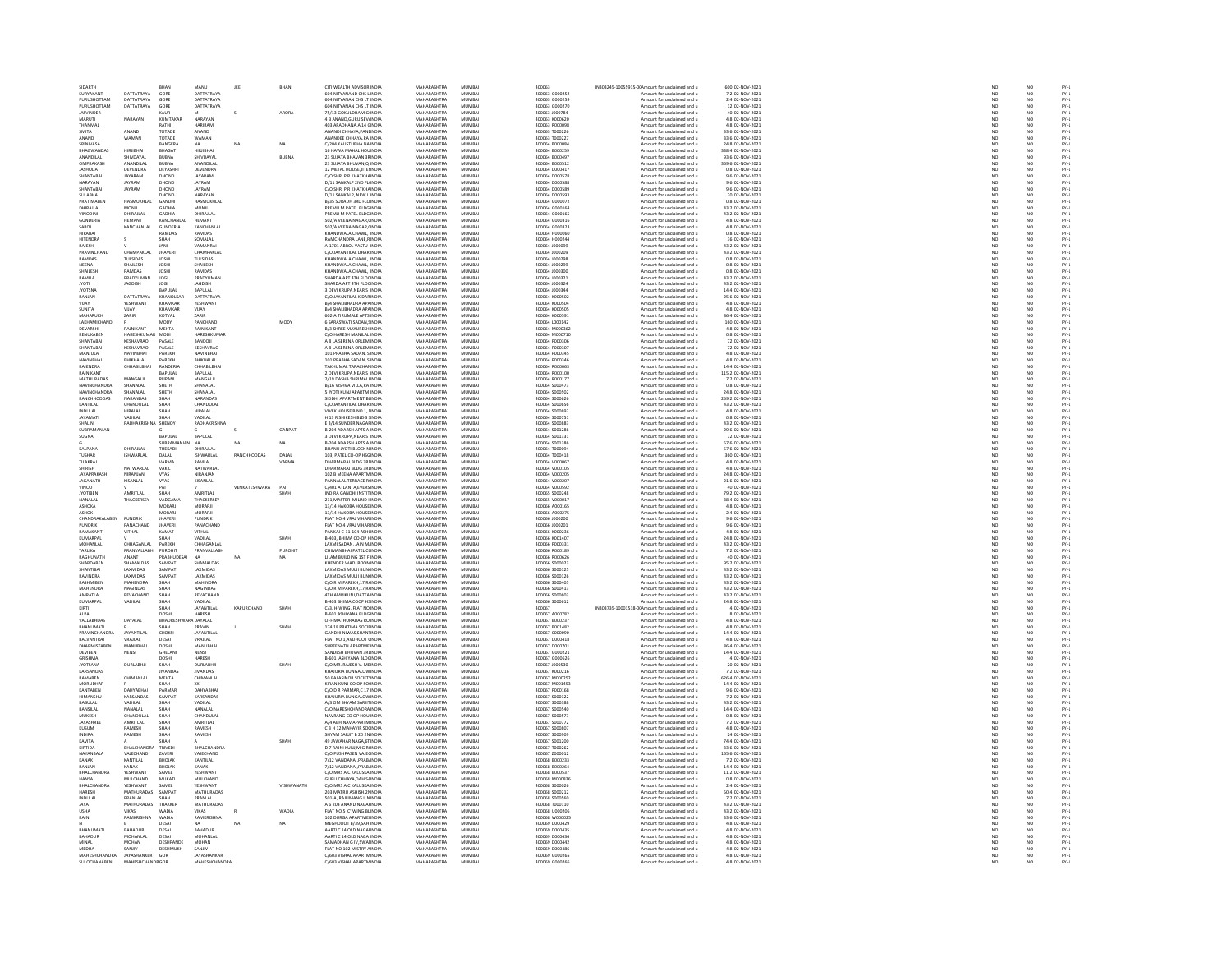| SIDARTH | | BHAN | MANU | JEE | BHAN | CITI WEALTH ADVISOR INDIA | MAHARASHTRA | MUMBAI | 400063 | IN303245-10055915-0 | Amount for unclaimed and u | 600 | 02-NOV-2021 | NO | NO | FY-1 |
|---|---|---|---|---|---|---|---|---|---|---|---|---|---|---|---|---|
| SURYAKANT | DATTATRAYA | GORE | DATTATRAYA | | | 604 NITYANAND CHS L INDIA | MAHARASHTRA | MUMBAI | 400063 | G000252 | Amount for unclaimed and u | 7.2 | 02-NOV-2021 | NO | NO | FY-1 |
| PURUSHOTTAM | DATTATRAYA | GORE | DATTATRAYA | | | 604 NITYANAN CHS LT INDIA | MAHARASHTRA | MUMBAI | 400063 | G000259 | Amount for unclaimed and u | 2.4 | 02-NOV-2021 | NO | NO | FY-1 |
| PURUSHOTTAM | DATTATRAYA | GORE | DATTATRAYA | | | 604 NITYANAN CHS LT INDIA | MAHARASHTRA | MUMBAI | 400063 | G000270 | Amount for unclaimed and u | 12 | 02-NOV-2021 | NO | NO | FY-1 |
| JASVINDER | | KAUR | M | S | ARORA | 75/13 GOKULDHAM,G INDIA | MAHARASHTRA | MUMBAI | 400063 | J000784 | Amount for unclaimed and u | 40 | 02-NOV-2021 | NO | NO | FY-1 |
| MARUTI | NARAYAN | KUMTAKAR | NARAYAN | | | 4 B ANAND,GURU SEV INDIA | MAHARASHTRA | MUMBAI | 400063 | K000620 | Amount for unclaimed and u | 4.8 | 02-NOV-2021 | NO | NO | FY-1 |
| THANMAL | | RATHI | HARIRAM | | | 403 ARADHANA,A 14 C INDIA | MAHARASHTRA | MUMBAI | 400063 | R000098 | Amount for unclaimed and u | 4.8 | 02-NOV-2021 | NO | NO | FY-1 |
| SMITA | ANAND | TOTADE | ANAND | | | ANANDI CHHAYA,PANI INDIA | MAHARASHTRA | MUMBAI | 400063 | T000226 | Amount for unclaimed and u | 33.6 | 02-NOV-2021 | NO | NO | FY-1 |
| ANAND | WAMAN | TOTADE | WAMAN | | | ANANDEE CHHAYA,PA INDIA | MAHARASHTRA | MUMBAI | 400063 | T000227 | Amount for unclaimed and u | 33.6 | 02-NOV-2021 | NO | NO | FY-1 |
| SRINIVASA | | BANGERA | NA | NA | NA | C/204 KAUSTUBHA NA INDIA | MAHARASHTRA | MUMBAI | 400064 | B000084 | Amount for unclaimed and u | 24.8 | 02-NOV-2021 | NO | NO | FY-1 |
| BHAGWANDAS | HIRJIBHAI | BHAGAT | HIRJIBHAI | | | 16 HAWA MAHAL HOL INDIA | MAHARASHTRA | MUMBAI | 400064 | B000259 | Amount for unclaimed and u | 338.4 | 02-NOV-2021 | NO | NO | FY-1 |
| ANANDILAL | SHIVDAYAL | BUBNA | SHIVDAYAL | | BUBNA | 23 SUJATA BHAVAN 3 INDIA | MAHARASHTRA | MUMBAI | 400064 | B000497 | Amount for unclaimed and u | 93.6 | 02-NOV-2021 | NO | NO | FY-1 |
| OMPRAKASH | ANANDILAL | BUBNA | ANANDILAL | | | 23 SUJATA BHUVAN,C INDIA | MAHARASHTRA | MUMBAI | 400064 | B000512 | Amount for unclaimed and u | 369.6 | 02-NOV-2021 | NO | NO | FY-1 |
| JASHODA | DEVENDRA | DEYASHRI | DEVENDRA | | | 12 METAL HOUSE,IIT INDIA | MAHARASHTRA | MUMBAI | 400064 | D000417 | Amount for unclaimed and u | 0.8 | 02-NOV-2021 | NO | NO | FY-1 |
| SHANTABAI | JAYARAM | DHOND | JAYARAM | | | C/O SHRI P R KHATKH INDIA | MAHARASHTRA | MUMBAI | 400064 | D000578 | Amount for unclaimed and u | 9.6 | 02-NOV-2021 | NO | NO | FY-1 |
| NARAYAN | JAYRAM | DHOND | JAYRAM | | | D/11 SANKALP 2ND FL INDIA | MAHARASHTRA | MUMBAI | 400064 | D000588 | Amount for unclaimed and u | 9.6 | 02-NOV-2021 | NO | NO | FY-1 |
| SHANTABAI | JAYRAM | DHOND | JAYRAM | | | C/O SHRI P R KHATKH INDIA | MAHARASHTRA | MUMBAI | 400064 | D000589 | Amount for unclaimed and u | 9.6 | 02-NOV-2021 | NO | NO | FY-1 |
| SULABHA | | DHOND | NARAYAN | | | D/11 SANKALP, NEW L INDIA | MAHARASHTRA | MUMBAI | 400064 | D000593 | Amount for unclaimed and u | 20 | 02-NOV-2021 | NO | NO | FY-1 |
| PRATIMABEN | HASMUKHLAL | GANDHI | HASMUKHLAL | | | B/35 SURADH 3RD FLO INDIA | MAHARASHTRA | MUMBAI | 400064 | G000072 | Amount for unclaimed and u | 0.8 | 02-NOV-2021 | NO | NO | FY-1 |
| DHIRAJLAL | MONJI | GADHIA | MONJI | | | PREMJI M PATEL BLDG INDIA | MAHARASHTRA | MUMBAI | 400064 | G000164 | Amount for unclaimed and u | 43.2 | 02-NOV-2021 | NO | NO | FY-1 |
| VINODINI | DHIRAJLAL | GADHIA | DHIRAJLAL | | | PREMJI M PATEL BLDG INDIA | MAHARASHTRA | MUMBAI | 400064 | G000165 | Amount for unclaimed and u | 43.2 | 02-NOV-2021 | NO | NO | FY-1 |
| GUNDERIA | HEMANT | KANCHANLAL | HEMANT | | | 502/A VEENA NAGAR,I INDIA | MAHARASHTRA | MUMBAI | 400064 | G000316 | Amount for unclaimed and u | 4.8 | 02-NOV-2021 | NO | NO | FY-1 |
| SAROJ | KANCHANLAL | GUNDERIA | KANCHANLAL | | | 502/A VEENA NAGAR,I INDIA | MAHARASHTRA | MUMBAI | 400064 | G000323 | Amount for unclaimed and u | 4.8 | 02-NOV-2021 | NO | NO | FY-1 |
| HIRABAI | | RAMDAS | RAMDAS | | | KHANDWALA CHAWL, INDIA | MAHARASHTRA | MUMBAI | 400064 | H000060 | Amount for unclaimed and u | 0.8 | 02-NOV-2021 | NO | NO | FY-1 |
| HITENDRA | S | SHAH | SOMALAL | | | RAMCHANDRA LANE,R INDIA | MAHARASHTRA | MUMBAI | 400064 | H000244 | Amount for unclaimed and u | 36 | 02-NOV-2021 | NO | NO | FY-1 |
| RAJESH | V | JANI | VAMANRAI | | | A-1701 ABROL VASTU INDIA | MAHARASHTRA | MUMBAI | 400064 | J000099 | Amount for unclaimed and u | 43.2 | 02-NOV-2021 | NO | NO | FY-1 |
| PRAVINCHAND | CHAMPAKLAL | JHAVERI | CHAMPAKLAL | | | C/O JAYANTILAL DHAR INDIA | MAHARASHTRA | MUMBAI | 400064 | J000209 | Amount for unclaimed and u | 43.2 | 02-NOV-2021 | NO | NO | FY-1 |
| RAMDAS | TULSIDAS | JOSHI | TULSIDAS | | | KHANDWALA CHAWL, INDIA | MAHARASHTRA | MUMBAI | 400064 | J000298 | Amount for unclaimed and u | 0.8 | 02-NOV-2021 | NO | NO | FY-1 |
| NEENA | SHAILESH | JOSHI | SHAILESH | | | KHANDWALA CHAWL, INDIA | MAHARASHTRA | MUMBAI | 400064 | J000299 | Amount for unclaimed and u | 0.8 | 02-NOV-2021 | NO | NO | FY-1 |
| SHAILESH | RAMDAS | JOSHI | RAMDAS | | | KHANDWALA CHAWL, INDIA | MAHARASHTRA | MUMBAI | 400064 | J000300 | Amount for unclaimed and u | 0.8 | 02-NOV-2021 | NO | NO | FY-1 |
| RAMILA | PRADYUMAN | JOGI | PRADYUMAN | | | SHARDA APT 4TH FLO INDIA | MAHARASHTRA | MUMBAI | 400064 | J000321 | Amount for unclaimed and u | 43.2 | 02-NOV-2021 | NO | NO | FY-1 |
| JYOTI | JAGDISH | JOGI | JAGDISH | | | SHARDA APT 4TH FLO INDIA | MAHARASHTRA | MUMBAI | 400064 | J000324 | Amount for unclaimed and u | 43.2 | 02-NOV-2021 | NO | NO | FY-1 |
| JYOTSNA | | BAPULAL | BAPULAL | | | 3 DEVI KRUPA,NEAR S INDIA | MAHARASHTRA | MUMBAI | 400064 | J000344 | Amount for unclaimed and u | 14.4 | 02-NOV-2021 | NO | NO | FY-1 |
| RANJAN | DATTATRAYA | KHANOLKAR | DATTATRAYA | | | C/O JAYANTILAL K DAR INDIA | MAHARASHTRA | MUMBAI | 400064 | K000502 | Amount for unclaimed and u | 25.6 | 02-NOV-2021 | NO | NO | FY-1 |
| VIJAY | YESHWANT | KHAMKAR | YESHWANT | | | B/4 SHALIBHADRA APA INDIA | MAHARASHTRA | MUMBAI | 400064 | K000504 | Amount for unclaimed and u | 4.8 | 02-NOV-2021 | NO | NO | FY-1 |
| SUNITA | VIJAY | KHAMKAR | VIJAY | | | B/4 SHALIBHADRA APA INDIA | MAHARASHTRA | MUMBAI | 400064 | K000505 | Amount for unclaimed and u | 4.8 | 02-NOV-2021 | NO | NO | FY-1 |
| MAHARUKH | ZARIR | KOTVAL | ZARIR | | | 602-A TIRUMALE APTS INDIA | MAHARASHTRA | MUMBAI | 400064 | K000591 | Amount for unclaimed and u | 86.4 | 02-NOV-2021 | NO | NO | FY-1 |
| LAKHAMICHAND | P | MODY | PAKCHAND | | MODY | 6 SARASWATI SADAN,I INDIA | MAHARASHTRA | MUMBAI | 400064 | L000142 | Amount for unclaimed and u | 180 | 02-NOV-2021 | NO | NO | FY-1 |
| DEVARSHI | RAJNIKANT | MEHTA | RAJNIKANT | | | B/3 SHREE MAYURESH INDIA | MAHARASHTRA | MUMBAI | 400064 | M000362 | Amount for unclaimed and u | 4.8 | 02-NOV-2021 | NO | NO | FY-1 |
| RENUKABEN | HARESHKUMAR | MODI | HARESHKUMAR | | | C/O HARESH MANILAL INDIA | MAHARASHTRA | MUMBAI | 400064 | M000710 | Amount for unclaimed and u | 0.8 | 02-NOV-2021 | NO | NO | FY-1 |
| SHANTABAI | KESHAVRAO | PASALE | BANDOJI | | | A 8 LA SERENA ORLEM INDIA | MAHARASHTRA | MUMBAI | 400064 | P000306 | Amount for unclaimed and u | 72 | 02-NOV-2021 | NO | NO | FY-1 |
| SHANTABAI | KESHAVRAO | PASALE | KESHAVRAO | | | A 8 LA SERENA ORLEM INDIA | MAHARASHTRA | MUMBAI | 400064 | P000307 | Amount for unclaimed and u | 72 | 02-NOV-2021 | NO | NO | FY-1 |
| MANJULA | NAVINBHAI | PAREKH | NAVINBHAI | | | 101 PRABHA SADAN, S INDIA | MAHARASHTRA | MUMBAI | 400064 | P000345 | Amount for unclaimed and u | 4.8 | 02-NOV-2021 | NO | NO | FY-1 |
| NAVINBHAI | BHIKHALAL | PAREKH | BHIKHALAL | | | 101 PRABHA SADAN, S INDIA | MAHARASHTRA | MUMBAI | 400064 | P000346 | Amount for unclaimed and u | 4.8 | 02-NOV-2021 | NO | NO | FY-1 |
| RAJENDRA | CHHABILBHAI | RANDERIA | CHHABILBHAI | | | TAKHUMAL TARACHAN INDIA | MAHARASHTRA | MUMBAI | 400064 | R000063 | Amount for unclaimed and u | 14.4 | 02-NOV-2021 | NO | NO | FY-1 |
| RAJNIKANT | | BAPULAL | BAPULAL | | | 2 DEVI KRUPA,NEAR S INDIA | MAHARASHTRA | MUMBAI | 400064 | R000100 | Amount for unclaimed and u | 115.2 | 02-NOV-2021 | NO | NO | FY-1 |
| MATHURADAS | MANGALJI | RUPANI | MANGALJI | | | 2/19 DASHA SHRIMALI INDIA | MAHARASHTRA | MUMBAI | 400064 | R000177 | Amount for unclaimed and u | 7.2 | 02-NOV-2021 | NO | NO | FY-1 |
| NAVINCHANDRA | SHANALAL | SHETH | SHANALAL | | | B/16 VISHVA VILLA,BA INDIA | MAHARASHTRA | MUMBAI | 400064 | S000473 | Amount for unclaimed and u | 0.8 | 02-NOV-2021 | NO | NO | FY-1 |
| NAVINCHANDRA | SHANALAL | SHETH | SHANALAL | | | 5 JYOTI KUNJ APARTM INDIA | MAHARASHTRA | MUMBAI | 400064 | S000502 | Amount for unclaimed and u | 24.8 | 02-NOV-2021 | NO | NO | FY-1 |
| RANCHHODDAS | NARANDAS | SHAH | NARANDAS | | | SIDDHI APARTMENT B INDIA | MAHARASHTRA | MUMBAI | 400064 | S000626 | Amount for unclaimed and u | 259.2 | 02-NOV-2021 | NO | NO | FY-1 |
| KANTILAL | CHANDULAL | SHAH | CHANDULAL | | | C/O JAYANTILAL DHAR INDIA | MAHARASHTRA | MUMBAI | 400064 | S000656 | Amount for unclaimed and u | 43.2 | 02-NOV-2021 | NO | NO | FY-1 |
| INDULAL | HIRALAL | SHAH | HIRALAL | | | VIVEK HOUSE B NO 1, INDIA | MAHARASHTRA | MUMBAI | 400064 | S000692 | Amount for unclaimed and u | 4.8 | 02-NOV-2021 | NO | NO | FY-1 |
| JAYAMATI | VADILAL | SHAH | VADILAL | | | H 13 RISHIKESH BLDG INDIA | MAHARASHTRA | MUMBAI | 400064 | S000751 | Amount for unclaimed and u | 0.8 | 02-NOV-2021 | NO | NO | FY-1 |
| SHALINI | RADHAKRISHNA | SHENOY | RADHAKRISHNA | | | E 3/14 SUNDER NAGA INDIA | MAHARASHTRA | MUMBAI | 400064 | S000883 | Amount for unclaimed and u | 43.2 | 02-NOV-2021 | NO | NO | FY-1 |
| SUBRAMANIAN | | G | G | S | GANPATI | B-204 ADARSH APTS A INDIA | MAHARASHTRA | MUMBAI | 400064 | S001286 | Amount for unclaimed and u | 29.6 | 02-NOV-2021 | NO | NO | FY-1 |
| SUGNA | | BAPULAL | BAPULAL | | | 3 DEVI KRUPA,NEAR S INDIA | MAHARASHTRA | MUMBAI | 400064 | S001331 | Amount for unclaimed and u | 72 | 02-NOV-2021 | NO | NO | FY-1 |
| G | | SUBRAMANIAN | NA | NA | NA | B-204 ADARSH APTS A INDIA | MAHARASHTRA | MUMBAI | 400064 | S001386 | Amount for unclaimed and u | 57.6 | 02-NOV-2021 | NO | NO | FY-1 |
| KALPANA | DHIRAJLAL | THEKADI | DHIRAJLAL | | | BHANU JYOTI BLOCK N INDIA | MAHARASHTRA | MUMBAI | 400064 | T000094 | Amount for unclaimed and u | 57.6 | 02-NOV-2021 | NO | NO | FY-1 |
| TUSHAR | ISHWARLAL | DALAL | ISHWARLAL | RANCHHODDAS | DALAL | 103, PATEL CO-OP HSG INDIA | MAHARASHTRA | MUMBAI | 400064 | T000418 | Amount for unclaimed and u | 360 | 02-NOV-2021 | NO | NO | FY-1 |
| TILAKRAI | | VARMA | RAMLAL | | VARMA | DHARMARAJ BLDG 3R INDIA | MAHARASHTRA | MUMBAI | 400064 | V000067 | Amount for unclaimed and u | 4.8 | 02-NOV-2021 | NO | NO | FY-1 |
| SHIRISH | NATWARLAL | VAKIL | NATWARLAL | | | DHARMARAJ BLDG 3R INDIA | MAHARASHTRA | MUMBAI | 400064 | V000105 | Amount for unclaimed and u | 4.8 | 02-NOV-2021 | NO | NO | FY-1 |
| JAYAPRAKASH | NIRANJAN | VYAS | NIRANJAN | | | 102 B MEENA APARTM INDIA | MAHARASHTRA | MUMBAI | 400064 | V000205 | Amount for unclaimed and u | 24.8 | 02-NOV-2021 | NO | NO | FY-1 |
| JAGANATH | KISANLAL | VYAS | KISANLAL | | | PANNALAL TERRACE B INDIA | MAHARASHTRA | MUMBAI | 400064 | V000207 | Amount for unclaimed and u | 21.6 | 02-NOV-2021 | NO | NO | FY-1 |
| VINOD | V | PAI | V | VENKATESHWARA | PAI | C/401,ATLANTA,EVERS INDIA | MAHARASHTRA | MUMBAI | 400064 | V000592 | Amount for unclaimed and u | 40 | 02-NOV-2021 | NO | NO | FY-1 |
| JYOTIBEN | AMRITLAL | SHAH | AMRITLAL | | SHAH | INDIRA GANDHI INSTIT INDIA | MAHARASHTRA | MUMBAI | 400065 | S000248 | Amount for unclaimed and u | 79.2 | 02-NOV-2021 | NO | NO | FY-1 |
| NANALAL | THACKERSEY | VADGAMA | THACKERSEY | | | 211,MASTER MILIND I INDIA | MAHARASHTRA | MUMBAI | 400065 | V000017 | Amount for unclaimed and u | 38.4 | 02-NOV-2021 | NO | NO | FY-1 |
| ASHOKA | | MORARJI | MORARJI | | | 13/14 HAKOBA HOUSE INDIA | MAHARASHTRA | MUMBAI | 400066 | A000165 | Amount for unclaimed and u | 4.8 | 02-NOV-2021 | NO | NO | FY-1 |
| ASHOK | | MORARJI | MORARJI | | | 13/14 HAKOBA HOUSE INDIA | MAHARASHTRA | MUMBAI | 400066 | A000275 | Amount for unclaimed and u | 2.4 | 02-NOV-2021 | NO | NO | FY-1 |
| CHANDRAKALABEN | PUNDRIK | JHAVERI | PUNDRIK | | | FLAT NO 4 VRAJ VIHAR INDIA | MAHARASHTRA | MUMBAI | 400066 | J000200 | Amount for unclaimed and u | 9.6 | 02-NOV-2021 | NO | NO | FY-1 |
| PUNDRIK | PANACHAND | JHAVERI | PANACHAND | | | FLAT NO 4 VRAJ VIHAR INDIA | MAHARASHTRA | MUMBAI | 400066 | J000201 | Amount for unclaimed and u | 9.6 | 02-NOV-2021 | NO | NO | FY-1 |
| RAMAKANT | VITHAL | KAMAT | VITHAL | | | PANKAJ C-11-104 ASH INDIA | MAHARASHTRA | MUMBAI | 400066 | K000236 | Amount for unclaimed and u | 4.8 | 02-NOV-2021 | NO | NO | FY-1 |
| KUMARPAL | V | SHAH | VADILAL | | SHAH | B-403, BHIMA CO-OP H INDIA | MAHARASHTRA | MUMBAI | 400066 | K001407 | Amount for unclaimed and u | 24.8 | 02-NOV-2021 | NO | NO | FY-1 |
| MOHANLAL | CHHAGANLAL | PAREKH | CHHAGANLAL | | | LAXMI SADAN, JAIN M INDIA | MAHARASHTRA | MUMBAI | 400066 | P000031 | Amount for unclaimed and u | 43.2 | 02-NOV-2021 | NO | NO | FY-1 |
| TARLIKA | PRANVALLABH | PUROHIT | PRANVALLABH | | PUROHIT | CHIMANBHAI PATEL C INDIA | MAHARASHTRA | MUMBAI | 400066 | P000189 | Amount for unclaimed and u | 7.2 | 02-NOV-2021 | NO | NO | FY-1 |
| RAGHUNATH | ANANT | PRABHUDESAI | NA | NA | NA | LILAM BUILDING 1ST F INDIA | MAHARASHTRA | MUMBAI | 400066 | R000026 | Amount for unclaimed and u | 40 | 02-NOV-2021 | NO | NO | FY-1 |
| SHARDABEN | SHAMALDAS | SAMPAT | SHAMALDAS | | | KHEMDER WADI ROOM INDIA | MAHARASHTRA | MUMBAI | 400066 | S000023 | Amount for unclaimed and u | 95.2 | 02-NOV-2021 | NO | NO | FY-1 |
| SHANTIBAI | LAXMIDAS | SAMPAT | LAXMIDAS | | | LAXMIDAS MULJI BUNI INDIA | MAHARASHTRA | MUMBAI | 400066 | S000125 | Amount for unclaimed and u | 43.2 | 02-NOV-2021 | NO | NO | FY-1 |
| RAVINDRA | LAXMIDAS | SAMPAT | LAXMIDAS | | | LAXMIDAS MULJI BUNI INDIA | MAHARASHTRA | MUMBAI | 400066 | S000126 | Amount for unclaimed and u | 43.2 | 02-NOV-2021 | NO | NO | FY-1 |
| RASHMIBEN | MAHENDRA | SHAH | MAHENDRA | | | C/O R M PAREKH,17 R INDIA | MAHARASHTRA | MUMBAI | 400066 | S000405 | Amount for unclaimed and u | 43.2 | 02-NOV-2021 | NO | NO | FY-1 |
| MAHENDRA | NAGINDAS | SHAH | NAGINDAS | | | C/O R M PAREKH,17 R INDIA | MAHARASHTRA | MUMBAI | 400066 | S000413 | Amount for unclaimed and u | 43.2 | 02-NOV-2021 | NO | NO | FY-1 |
| AMRATLAL | REVACHAND | SHAH | REVACHAND | | | 4TH AMRALAL,DATTA INDIA | MAHARASHTRA | MUMBAI | 400066 | S000603 | Amount for unclaimed and u | 43.2 | 02-NOV-2021 | NO | NO | FY-1 |
| KUMARPAL | VADILAL | SHAH | VADILAL | | | B-403 BHIMA COOP H INDIA | MAHARASHTRA | MUMBAI | 400066 | S000612 | Amount for unclaimed and u | 24.8 | 02-NOV-2021 | NO | NO | FY-1 |
| KIRTI | | SHAH | JAYANTILAL | KAPURCHAND | SHAH | C/1, H-WING, FLAT NO INDIA | MAHARASHTRA | MUMBAI | 400067 | IN303735-10001518-0 | Amount for unclaimed and u | 4 | 02-NOV-2021 | NO | NO | FY-1 |
| ALPA | | DOSHI | HARESH | | | B-601 ASHIYANA BLDG INDIA | MAHARASHTRA | MUMBAI | 400067 | A000782 | Amount for unclaimed and u | 8 | 02-NOV-2021 | NO | NO | FY-1 |
| VALLABHDAS | DAYALAL | BHADRESHWARA | DAYALAL | | | OFF MATHURADAS RC INDIA | MAHARASHTRA | MUMBAI | 400067 | B000237 | Amount for unclaimed and u | 4.8 | 02-NOV-2021 | NO | NO | FY-1 |
| BHANUMATI | P | SHAH | PRAVIN | J | SHAH | 174 18 PRATIMA SOCI INDIA | MAHARASHTRA | MUMBAI | 400067 | B001482 | Amount for unclaimed and u | 4.8 | 02-NOV-2021 | NO | NO | FY-1 |
| PRAVINCHANDRA | JAYANTILAL | CHOKSI | JAYANTILAL | | | GANDHI NIWAS,SHAN INDIA | MAHARASHTRA | MUMBAI | 400067 | C000090 | Amount for unclaimed and u | 14.4 | 02-NOV-2021 | NO | NO | FY-1 |
| BALVANTRAI | VRAJLAL | DESAI | VRAJLAL | | | FLAT NO.1,AVDHOT I INDIA | MAHARASHTRA | MUMBAI | 400067 | D000418 | Amount for unclaimed and u | 4.8 | 02-NOV-2021 | NO | NO | FY-1 |
| DHARMISTABEN | MANUBHAI | DOSHI | MANUBHAI | | | SHREENATH APARTME INDIA | MAHARASHTRA | MUMBAI | 400067 | D000701 | Amount for unclaimed and u | 86.4 | 02-NOV-2021 | NO | NO | FY-1 |
| DEVIBEN | NENSI | GHELANI | NENSI | | | SANDESH BHUVAN 3R INDIA | MAHARASHTRA | MUMBAI | 400067 | G000221 | Amount for unclaimed and u | 14.4 | 02-NOV-2021 | NO | NO | FY-1 |
| GRISHMA | | DOSHI | HARESH | | | B-601 ASHIYANA BLD INDIA | MAHARASHTRA | MUMBAI | 400067 | G000626 | Amount for unclaimed and u | 4 | 02-NOV-2021 | NO | NO | FY-1 |
| JYOTSANA | DURLABHJI | SHAH | DURLABHJI | | SHAH | C/O MR. RAJESH V. ME INDIA | MAHARASHTRA | MUMBAI | 400067 | J000530 | Amount for unclaimed and u | 20 | 02-NOV-2021 | NO | NO | FY-1 |
| KARSANDAS | | JIVANDAS | JIVANDAS | | | KHAJURIA BUNGALOW INDIA | MAHARASHTRA | MUMBAI | 400067 | K000216 | Amount for unclaimed and u | 7.2 | 02-NOV-2021 | NO | NO | FY-1 |
| RAMABEN | CHIMANLAL | MEHTA | CHIMANLAL | | | 50 BALASINOR SOCIET INDIA | MAHARASHTRA | MUMBAI | 400067 | M000052 | Amount for unclaimed and u | 626.4 | 02-NOV-2021 | NO | NO | FY-1 |
| MORLIDHAR | R | SHAH | XX | | | KIRAN KUNJ CO OP SO INDIA | MAHARASHTRA | MUMBAI | 400067 | M001453 | Amount for unclaimed and u | 14.4 | 02-NOV-2021 | NO | NO | FY-1 |
| KANTABEN | DAHYABHAI | PARMAR | DAHYABHAI | | | C/O D R PARMAR,C 17 INDIA | MAHARASHTRA | MUMBAI | 400067 | P000168 | Amount for unclaimed and u | 9.6 | 02-NOV-2021 | NO | NO | FY-1 |
| HIMANSHU | KARSANDAS | SAMPAT | KARSANDAS | | | KHAJURIA BUNGALOW INDIA | MAHARASHTRA | MUMBAI | 400067 | S000122 | Amount for unclaimed and u | 7.2 | 02-NOV-2021 | NO | NO | FY-1 |
| BABULAL | VADILAL | SHAH | VADILAL | | | A/3 OM SHYAM SARUT INDIA | MAHARASHTRA | MUMBAI | 400067 | S000388 | Amount for unclaimed and u | 43.2 | 02-NOV-2021 | NO | NO | FY-1 |
| BANSILAL | NANALAL | SHAH | NANALAL | | | C/O NARESHCHANDRA INDIA | MAHARASHTRA | MUMBAI | 400067 | S000540 | Amount for unclaimed and u | 14.4 | 02-NOV-2021 | NO | NO | FY-1 |
| MUKESH | CHANDULAL | SHAH | CHANDULAL | | | NAVRANG CO OP HOU INDIA | MAHARASHTRA | MUMBAI | 400067 | S000573 | Amount for unclaimed and u | 0.8 | 02-NOV-2021 | NO | NO | FY-1 |
| JAYASHREE | AMRITLAL | SHAH | AMRITLAL | | | A/4 ABHINAV APARTM INDIA | MAHARASHTRA | MUMBAI | 400067 | S000772 | Amount for unclaimed and u | 7.2 | 02-NOV-2021 | NO | NO | FY-1 |
| KUSUM | RAMESH | SHAH | RAMESH | | | C 3 H 12 MAHAVIR SOC INDIA | MAHARASHTRA | MUMBAI | 400067 | S000807 | Amount for unclaimed and u | 4.8 | 02-NOV-2021 | NO | NO | FY-1 |
| INDIRA | RAMESH | SHAH | RAMESH | | | SHYAM SARJIT B 20 2N INDIA | MAHARASHTRA | MUMBAI | 400067 | S000909 | Amount for unclaimed and u | 24 | 02-NOV-2021 | NO | NO | FY-1 |
| KAVITA | A | SHAH | A | | SHAH | 49 JAWAHAR NAGA,67 INDIA | MAHARASHTRA | MUMBAI | 400067 | S001200 | Amount for unclaimed and u | 74.4 | 02-NOV-2021 | NO | NO | FY-1 |
| KIRTIDA | BHALCHANDRA | TRIVEDI | BHALCHANDRA | | | D 7 RAJNI KUNJ,M G R INDIA | MAHARASHTRA | MUMBAI | 400067 | T000262 | Amount for unclaimed and u | 33.6 | 02-NOV-2021 | NO | NO | FY-1 |
| NAYANBALA | VAJECHAND | ZAVERI | VAJECHAND | | | C/O PUSHPASEN VAJEC INDIA | MAHARASHTRA | MUMBAI | 400067 | Z000012 | Amount for unclaimed and u | 165.6 | 02-NOV-2021 | NO | NO | FY-1 |
| KANAK | KANTILAL | BHOJAK | KANTILAL | | | 7/12 VANDANA,,PRAB INDIA | MAHARASHTRA | MUMBAI | 400068 | B000233 | Amount for unclaimed and u | 7.2 | 02-NOV-2021 | NO | NO | FY-1 |
| RANJAN | KANAK | BHOJAK | KANAK | | | 7/12 VANDANA,,PRAB INDIA | MAHARASHTRA | MUMBAI | 400068 | B000264 | Amount for unclaimed and u | 14.4 | 02-NOV-2021 | NO | NO | FY-1 |
| BHALCHANDRA | YESHWANT | SAMEL | YESHWANT | | | C/O MRS A C KALUSKA INDIA | MAHARASHTRA | MUMBAI | 400068 | B000537 | Amount for unclaimed and u | 11.2 | 02-NOV-2021 | NO | NO | FY-1 |
| HANSA | MULCHAND | MUKATI | MULCHAND | | | GURU CHHAYA,DAHIS INDIA | MAHARASHTRA | MUMBAI | 400068 | M000836 | Amount for unclaimed and u | 0.8 | 02-NOV-2021 | NO | NO | FY-1 |
| BHALCHANDRA | YESHWANT | SAMEL | YESHWANT | | VISHWANATH | C/O MRS A C KALUSKA INDIA | MAHARASHTRA | MUMBAI | 400068 | S000026 | Amount for unclaimed and u | 2.4 | 02-NOV-2021 | NO | NO | FY-1 |
| HARESH | MATHURADAS | SAMPAT | MATHURADAS | | | 203 MATRU ASHISH,2 INDIA | MAHARASHTRA | MUMBAI | 400068 | S000212 | Amount for unclaimed and u | 50.4 | 02-NOV-2021 | NO | NO | FY-1 |
| INDULAL | PRANLAL | SHAH | PRANLAL | | | 501-A, RAJUMANG I, N INDIA | MAHARASHTRA | MUMBAI | 400068 | S000560 | Amount for unclaimed and u | 7.2 | 02-NOV-2021 | NO | NO | FY-1 |
| JAYA | MATHURADAS | THAKKER | MATHURADAS | | | A 6 204 ANAND NAGA INDIA | MAHARASHTRA | MUMBAI | 400068 | T000110 | Amount for unclaimed and u | 43.2 | 02-NOV-2021 | NO | NO | FY-1 |
| USHA | VIKAS | WADIA | VIKAS | R | WADIA | FLAT NO 5 'C' WING,BL INDIA | MAHARASHTRA | MUMBAI | 400068 | U000206 | Amount for unclaimed and u | 43.2 | 02-NOV-2021 | NO | NO | FY-1 |
| RAJNI | RAMKRISHNA | WADIA | RAMKRISHNA | | | 102 DURGA APARTME INDIA | MAHARASHTRA | MUMBAI | 400068 | W000025 | Amount for unclaimed and u | 33.6 | 02-NOV-2021 | NO | NO | FY-1 |
| N | B | DESAI | NA | NA | NA | MEGHDOOT B/39,SAH INDIA | MAHARASHTRA | MUMBAI | 400069 | D000429 | Amount for unclaimed and u | 4.8 | 02-NOV-2021 | NO | NO | FY-1 |
| BHANUMATI | BAHADUR | DESAI | BAHADUR | | | AARTI C 14 OLD NAGA INDIA | MAHARASHTRA | MUMBAI | 400069 | D000435 | Amount for unclaimed and u | 4.8 | 02-NOV-2021 | NO | NO | FY-1 |
| BAHADUR | MOHANLAL | DESAI | MOHANLAL | | | AARTI C 14,OLD NAGA INDIA | MAHARASHTRA | MUMBAI | 400069 | D000436 | Amount for unclaimed and u | 4.8 | 02-NOV-2021 | NO | NO | FY-1 |
| MINAL | MOHAN | DESHPANDE | MOHAN | | | SAMADHAN G IV,SWA INDIA | MAHARASHTRA | MUMBAI | 400069 | D000442 | Amount for unclaimed and u | 4.8 | 02-NOV-2021 | NO | NO | FY-1 |
| MEDHA | SANJIV | DESHMUKH | SANJIV | | | FLAT NO 102 MISTRY A INDIA | MAHARASHTRA | MUMBAI | 400069 | D000486 | Amount for unclaimed and u | 4.8 | 02-NOV-2021 | NO | NO | FY-1 |
| MAHESHCHANDRA | JAYASHANKER | GOR | JAYASHANKER | | | C/603 VISHAL APARTM INDIA | MAHARASHTRA | MUMBAI | 400069 | G000265 | Amount for unclaimed and u | 4.8 | 02-NOV-2021 | NO | NO | FY-1 |
| SULOCHANABEN | MAHESHCHANDRA | GOR | MAHESHCHANDRA | | | C/603 VISHAL APARTM INDIA | MAHARASHTRA | MUMBAI | 400069 | G000266 | Amount for unclaimed and u | 4.8 | 02-NOV-2021 | NO | NO | FY-1 |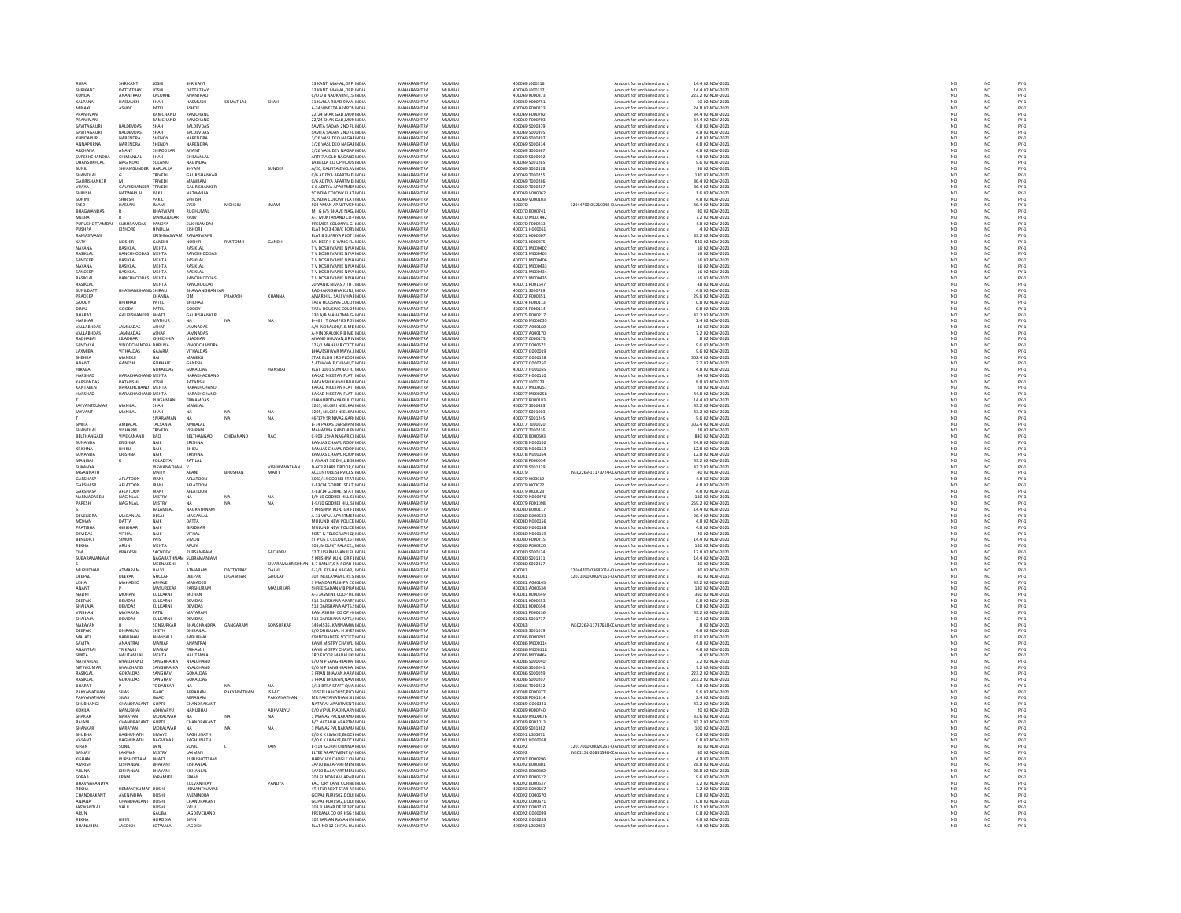| | | | | | | | | | | | | | | | | | | |
|---|---|---|---|---|---|---|---|---|---|---|---|---|---|---|---|---|---|---|
| RUPA | SHRIKANT | JOSHI | SHRIKANT | | | 13 KANTI MAHAL,OPP | INDIA | MAHARASHTRA | MUMBAI | 400069 | J000316 | | Amount for unclaimed and u | 14.4 | 02-NOV-2021 | NO | NO | FY-1 |
| SHRIKANT | DATTATRAY | JOSHI | DATTATRAY | | | 13 KANTI MAHAL,OPP | INDIA | MAHARASHTRA | MUMBAI | 400069 | J000317 | | Amount for unclaimed and u | 14.4 | 02-NOV-2021 | NO | NO | FY-1 |
| KUNDA | ANANTRAO | KALOKHE | ANANTRAO | | | C/O O B NADKARNI,15 | INDIA | MAHARASHTRA | MUMBAI | 400069 | K000373 | | Amount for unclaimed and u | 223.2 | 02-NOV-2021 | NO | NO | FY-1 |
| KALPANA | HASMUKH | SHAH | HASMUKH | SUMATILAL | SHAH | 31 KURLA ROAD 9 MAI | INDIA | MAHARASHTRA | MUMBAI | 400069 | K000751 | | Amount for unclaimed and u | 60 | 02-NOV-2021 | NO | NO | FY-1 |
| MINAXI | ASHOK | PATEL | ASHOK | | | A-34 VINEETA APARTM | INDIA | MAHARASHTRA | MUMBAI | 400069 | P000223 | | Amount for unclaimed and u | 24.8 | 02-NOV-2021 | NO | NO | FY-1 |
| PRANJIVAN | | RAMCHAND | RAMCHAND | | | 22/24 SHAK GALI,MUM | INDIA | MAHARASHTRA | MUMBAI | 400069 | P000702 | | Amount for unclaimed and u | 34.4 | 02-NOV-2021 | NO | NO | FY-1 |
| PRANJIVAN | | RAMCHAND | RAMCHAND | | | 22/24 SHAK GALI,MUM | INDIA | MAHARASHTRA | MUMBAI | 400069 | P000703 | | Amount for unclaimed and u | 34.4 | 02-NOV-2021 | NO | NO | FY-1 |
| SAVITAGAURI | BALDEVDAS | SHAH | BALDEVDAS | | | SAVITA SADAN 2ND FL | INDIA | MAHARASHTRA | MUMBAI | 400069 | S000379 | | Amount for unclaimed and u | 4.8 | 02-NOV-2021 | NO | NO | FY-1 |
| SAVITAGAURI | BALDEVDAS | SHAH | BALDEVDAS | | | SAVITA SADAN 2ND FL | INDIA | MAHARASHTRA | MUMBAI | 400069 | S000395 | | Amount for unclaimed and u | 4.8 | 02-NOV-2021 | NO | NO | FY-1 |
| KUNDAPUR | NARENDRA | SHENOY | NARENDRA | | | 1/26 VASUDEO NAGAR | INDIA | MAHARASHTRA | MUMBAI | 400069 | S000397 | | Amount for unclaimed and u | 4.8 | 02-NOV-2021 | NO | NO | FY-1 |
| ANNAPURNA | NARENDRA | SHENOY | NARENDRA | | | 1/26 VASUDEO NAGAR | INDIA | MAHARASHTRA | MUMBAI | 400069 | S000414 | | Amount for unclaimed and u | 4.8 | 02-NOV-2021 | NO | NO | FY-1 |
| ARCHANA | ANANT | SHIRODKAR | ANANT | | | 1/26 VASUDEV NAGAR | INDIA | MAHARASHTRA | MUMBAI | 400069 | S000667 | | Amount for unclaimed and u | 4.8 | 02-NOV-2021 | NO | NO | FY-1 |
| SURESHCHANDRA | CHIMANLAL | SHAH | CHIMANLAL | | | ARTI 7 A,OLD NAGARD | INDIA | MAHARASHTRA | MUMBAI | 400069 | S000992 | | Amount for unclaimed and u | 4.8 | 02-NOV-2021 | NO | NO | FY-1 |
| DHANSUKHLAL | NAGINDAS | SOLANKI | NAGINDAS | | | LA BELLA CO OP HOUS | INDIA | MAHARASHTRA | MUMBAI | 400069 | S001265 | | Amount for unclaimed and u | 9.6 | 02-NOV-2021 | NO | NO | FY-1 |
| SUNIL | SHYAMSUNDER | HARLALKA | SHYAM | | SUNDER | A/20, KALPITA ENCLAV | INDIA | MAHARASHTRA | MUMBAI | 400069 | S002328 | | Amount for unclaimed and u | 36 | 02-NOV-2021 | NO | NO | FY-1 |
| SHANTILAL | G | TRIVEDI | GAURISHANKAR | | | C/6 ADITYA APARTMEN | INDIA | MAHARASHTRA | MUMBAI | 400069 | T000255 | | Amount for unclaimed and u | 180 | 02-NOV-2021 | NO | NO | FY-1 |
| GAURISHANKER | M | TRIVEDI | MANIRAM | | | C/6 ADITYA APARTMEN | INDIA | MAHARASHTRA | MUMBAI | 400069 | T000266 | | Amount for unclaimed and u | 86.4 | 02-NOV-2021 | NO | NO | FY-1 |
| VIJAYA | GAURISHANKER | TRIVEDI | GAURISHANKER | | | C 6 ADITYA APARTMEN | INDIA | MAHARASHTRA | MUMBAI | 400069 | T000267 | | Amount for unclaimed and u | 86.4 | 02-NOV-2021 | NO | NO | FY-1 |
| SHIRISH | NATWARLAL | VAKIL | NATWARLAL | | | SCINDIA COLONY FLAT | INDIA | MAHARASHTRA | MUMBAI | 400069 | V000062 | | Amount for unclaimed and u | 1.6 | 02-NOV-2021 | NO | NO | FY-1 |
| SOHINI | SHIRISH | VAKIL | SHIRISH | | | SCINDIA COLONY FLAT | INDIA | MAHARASHTRA | MUMBAI | 400069 | V000103 | | Amount for unclaimed and u | 4.8 | 02-NOV-2021 | NO | NO | FY-1 |
| SYED | HASSAN | IMAM | SYED | MOHSIN | IMAM | 504 AMAN APARTMEN | INDIA | MAHARASHTRA | MUMBAI | 400070 | | 12044700-05219048-0 | Amount for unclaimed and u | 46.4 | 02-NOV-2021 | NO | NO | FY-1 |
| BHAGWANDAS | R | BHARWANI | RUGHUMAL | | | M I G 6/5 BHAVE NAG | INDIA | MAHARASHTRA | MUMBAI | 400070 | B000741 | | Amount for unclaimed and u | 80 | 02-NOV-2021 | NO | NO | FY-1 |
| MEERA | R | MANGUDKAR | RAJIV | | | A-7 MUKTANAND CO- | INDIA | MAHARASHTRA | MUMBAI | 400070 | M001442 | | Amount for unclaimed and u | 7.2 | 02-NOV-2021 | NO | NO | FY-1 |
| PURUSHOTTAMDAS | SUKHRAMDAS | PANDYA | SUKHRAMDAS | | | PREMIER COLONY,L G | INDIA | MAHARASHTRA | MUMBAI | 400070 | P000233 | | Amount for unclaimed and u | 4.8 | 02-NOV-2021 | NO | NO | FY-1 |
| PUSHPA | KISHORE | HINDUJA | KISHORE | | | FLAT NO 3 40B/C FOR | INDIA | MAHARASHTRA | MUMBAI | 400071 | H000061 | | Amount for unclaimed and u | 4 | 02-NOV-2021 | NO | NO | FY-1 |
| RAMASWAMI | | KRISHNASWAMI | RAMASWAMI | | | FLAT 8 SUPRIYA PLOT 7 | INDIA | MAHARASHTRA | MUMBAI | 400071 | K000607 | | Amount for unclaimed and u | 83.2 | 02-NOV-2021 | NO | NO | FY-1 |
| KATY | NOSHIR | GANDHI | NOSHIR | RUSTOMJI | GANDHI | SAI DEEP II D WING FL | INDIA | MAHARASHTRA | MUMBAI | 400071 | K000875 | | Amount for unclaimed and u | 540 | 02-NOV-2021 | NO | NO | FY-1 |
| NAYANA | RASIKLAL | MEHTA | RASIKLAL | | | T V DOSHI VANIK NIVA | INDIA | MAHARASHTRA | MUMBAI | 400071 | M000402 | | Amount for unclaimed and u | 16 | 02-NOV-2021 | NO | NO | FY-1 |
| RASIKLAL | RANCHHODDAS | MEHTA | RANCHHODDAS | | | T V DOSHI VANIK NIVA | INDIA | MAHARASHTRA | MUMBAI | 400071 | M000403 | | Amount for unclaimed and u | 16 | 02-NOV-2021 | NO | NO | FY-1 |
| SANDEEP | RASIKLAL | MEHTA | RASIKLAL | | | T V DOSHI VANIK NIVA | INDIA | MAHARASHTRA | MUMBAI | 400071 | M000406 | | Amount for unclaimed and u | 16 | 02-NOV-2021 | NO | NO | FY-1 |
| NAYANA | RASIKLAL | MEHTA | RASIKLAL | | | T V DOSHI VANIK NIVA | INDIA | MAHARASHTRA | MUMBAI | 400071 | M000433 | | Amount for unclaimed and u | 16 | 02-NOV-2021 | NO | NO | FY-1 |
| SANDEEP | RASIKLAL | MEHTA | RASIKLAL | | | T V DOSHI VANIK NIVA | INDIA | MAHARASHTRA | MUMBAI | 400071 | M000434 | | Amount for unclaimed and u | 16 | 02-NOV-2021 | NO | NO | FY-1 |
| RASIKLAL | RANCHHODDAS | MEHTA | RANCHHODDAS | | | T V DOSHI VANIK NIVA | INDIA | MAHARASHTRA | MUMBAI | 400071 | M000435 | | Amount for unclaimed and u | 16 | 02-NOV-2021 | NO | NO | FY-1 |
| RASIKLAL | | MEHTA | RANCHHODDAS | | | 20 VANIK NIVAS 7 TH | INDIA | MAHARASHTRA | MUMBAI | 400071 | R001647 | | Amount for unclaimed and u | 48 | 02-NOV-2021 | NO | NO | FY-1 |
| SUNILDATT | BHAWANISHANK | SHIRALI | BHAWANISHANKAR | | | RADHAKRISHNA KUNJ, | INDIA | MAHARASHTRA | MUMBAI | 400071 | S000789 | | Amount for unclaimed and u | 4.8 | 02-NOV-2021 | NO | NO | FY-1 |
| PRADEEP | | KHANNA | OM | PRAKASH | KHANNA | AMAR HILL SAKI VIHAR | INDIA | MAHARASHTRA | MUMBAI | 400072 | P000851 | | Amount for unclaimed and u | 29.6 | 02-NOV-2021 | NO | NO | FY-1 |
| GOODY | BHIKHAJI | PATEL | BHIKHAJI | | | TATA HOUSING COLON | INDIA | MAHARASHTRA | MUMBAI | 400074 | P000133 | | Amount for unclaimed and u | 0.8 | 02-NOV-2021 | NO | NO | FY-1 |
| DINAZ | GOODY | PATEL | GOODY | | | TATA HOUSING COLON | INDIA | MAHARASHTRA | MUMBAI | 400074 | G000134 | | Amount for unclaimed and u | 0.8 | 02-NOV-2021 | NO | NO | FY-1 |
| BHARAT | GAURISHANKER | BHATT | GAURISHANKER | | | 330 A/8 MAHATMA GA | INDIA | MAHARASHTRA | MUMBAI | 400075 | B000217 | | Amount for unclaimed and u | 43.2 | 02-NOV-2021 | NO | NO | FY-1 |
| HARIHAR | | MATHUR | NA | NA | NA | B-46 I I T CAMPUS,PO | INDIA | MAHARASHTRA | MUMBAI | 400076 | M000035 | | Amount for unclaimed and u | 2.4 | 02-NOV-2021 | NO | NO | FY-1 |
| VALLABHDAS | JAMNADAS | ASHAR | JAMNADAS | | | A/9 INDRALOK,R.B.ME | INDIA | MAHARASHTRA | MUMBAI | 400077 | A000160 | | Amount for unclaimed and u | 36 | 02-NOV-2021 | NO | NO | FY-1 |
| VALLABHDAS | JAMNADAS | ASHAR | JAMNADAS | | | A-9 INDRALOK,R B ME | INDIA | MAHARASHTRA | MUMBAI | 400077 | A000170 | | Amount for unclaimed and u | 7.2 | 02-NOV-2021 | NO | NO | FY-1 |
| RADHABAI | LILADHAR | CHHICHHIA | LILADHAR | | | ANAND BHUVAN,DR R | INDIA | MAHARASHTRA | MUMBAI | 400077 | C000175 | | Amount for unclaimed and u | 8 | 02-NOV-2021 | NO | NO | FY-1 |
| SANDHYA | VINODCHANDRA | DHRUVA | VINODCHANDRA | | | 125/1 MAHAVIR COTT | INDIA | MAHARASHTRA | MUMBAI | 400077 | D000571 | | Amount for unclaimed and u | 9.6 | 02-NOV-2021 | NO | NO | FY-1 |
| LAXMIBAI | VITHALDAS | GAJARIA | VITHALDAS | | | BHAVESHWAR MAYA, | INDIA | MAHARASHTRA | MUMBAI | 400077 | G000019 | | Amount for unclaimed and u | 9.6 | 02-NOV-2021 | NO | NO | FY-1 |
| SHEHRA | MANEKJI | GAI | MANEKJI | | | STAR BLDG 3RD FLOOR | INDIA | MAHARASHTRA | MUMBAI | 400077 | G000128 | | Amount for unclaimed and u | 302.4 | 02-NOV-2021 | NO | NO | FY-1 |
| ANANT | GANESH | GOKHALE | GANESH | | | 5 ATHAVALE CHAWL,D | INDIA | MAHARASHTRA | MUMBAI | 400077 | G000250 | | Amount for unclaimed and u | 7.2 | 02-NOV-2021 | NO | NO | FY-1 |
| HIRABAI | | GOKALDAS | GOKALDAS | | HANSRAJ | FLAT 1001 SOMNATH, | INDIA | MAHARASHTRA | MUMBAI | 400077 | H000055 | | Amount for unclaimed and u | 4.8 | 02-NOV-2021 | NO | NO | FY-1 |
| HARSHAD | HARAKHACHAND | MEHTA | HARAKHACHAND | | | KAKAD NIKETAN FLAT | INDIA | MAHARASHTRA | MUMBAI | 400077 | H000110 | | Amount for unclaimed and u | 84 | 02-NOV-2021 | NO | NO | FY-1 |
| KARSONDAS | RATANSHI | JOSHI | RATANSHI | | | RATANSHI KHIMJI BUIL | INDIA | MAHARASHTRA | MUMBAI | 400077 | J000273 | | Amount for unclaimed and u | 8.8 | 02-NOV-2021 | NO | NO | FY-1 |
| KANTABEN | HARAKHCHAND | MEHTA | HARAKHCHAND | | | KAKAD NIKETAN FLAT | INDIA | MAHARASHTRA | MUMBAI | 400077 | M000257 | | Amount for unclaimed and u | 28 | 02-NOV-2021 | NO | NO | FY-1 |
| HARSHAD | HARAKHACHAND | MEHTA | HARAKHCHAND | | | KAKAD NIKETAN FLAT | INDIA | MAHARASHTRA | MUMBAI | 400077 | M000258 | | Amount for unclaimed and u | 44.8 | 02-NOV-2021 | NO | NO | FY-1 |
| T | | RUKSHMANI | TRIKAMDAS | | | CHANDRODAYA BUILD | INDIA | MAHARASHTRA | MUMBAI | 400077 | R000183 | | Amount for unclaimed and u | 14.4 | 02-NOV-2021 | NO | NO | FY-1 |
| JAYVANTKUMAR | MANILAL | SHAH | MANILAL | | | 1205, NILGIRI NEELKA | INDIA | MAHARASHTRA | MUMBAI | 400077 | S000483 | | Amount for unclaimed and u | 43.2 | 02-NOV-2021 | NO | NO | FY-1 |
| JAYVANT | MANILAL | SHAH | NA | NA | NA | 1205, NILGIRI NEELKA | INDIA | MAHARASHTRA | MUMBAI | 400077 | S001003 | | Amount for unclaimed and u | 43.2 | 02-NOV-2021 | NO | NO | FY-1 |
| T | | SIVARAMAN | NA | NA | NA | 46/179 SRINIVAS,GAR | INDIA | MAHARASHTRA | MUMBAI | 400077 | S001245 | | Amount for unclaimed and u | 9.6 | 02-NOV-2021 | NO | NO | FY-1 |
| SMITA | AMBALAL | TALSANIA | AMBALAL | | | B-14 PARAS DARSHAN | INDIA | MAHARASHTRA | MUMBAI | 400077 | T000020 | | Amount for unclaimed and u | 302.4 | 02-NOV-2021 | NO | NO | FY-1 |
| SHANTILAL | VISHARM | TRIVEDY | VISHRAM | | | MAHATMA GANDHI R | INDIA | MAHARASHTRA | MUMBAI | 400077 | T000236 | | Amount for unclaimed and u | 28 | 02-NOV-2021 | NO | NO | FY-1 |
| BELTHANGADI | VIVEKANAND | RAO | BELTHANGADI | CHIDANAND | RAO | C-909 USHA NAGAR C | INDIA | MAHARASHTRA | MUMBAI | 400078 | B000603 | | Amount for unclaimed and u | 840 | 02-NOV-2021 | NO | NO | FY-1 |
| SUNANDA | KRISHNA | NAIK | KRISHNA | | | RAMJAS CHAWL ROOM | INDIA | MAHARASHTRA | MUMBAI | 400078 | N000162 | | Amount for unclaimed and u | 24.8 | 02-NOV-2021 | NO | NO | FY-1 |
| KRISHNA | BHIKU | NAIK | BHIKU | | | RAMJAS CHAWL ROOM | INDIA | MAHARASHTRA | MUMBAI | 400078 | N000163 | | Amount for unclaimed and u | 12.8 | 02-NOV-2021 | NO | NO | FY-1 |
| SUNANDA | KRISHNA | NAIK | KRISHNA | | | RAMJAS CHAWL ROOM | INDIA | MAHARASHTRA | MUMBAI | 400078 | N000164 | | Amount for unclaimed and u | 12.8 | 02-NOV-2021 | NO | NO | FY-1 |
| MANIBAI | R | POLADIYA | RATILAL | | | 8 ANANT SIDDHI,L B S | INDIA | MAHARASHTRA | MUMBAI | 400078 | P000654 | | Amount for unclaimed and u | 43.2 | 02-NOV-2021 | NO | NO | FY-1 |
| SUKANYA | | VISWANATHAN | V | | VISHWANATHAN | D-603 PEARL DROOP,G | INDIA | MAHARASHTRA | MUMBAI | 400078 | S001329 | | Amount for unclaimed and u | 43.2 | 02-NOV-2021 | NO | NO | FY-1 |
| JAGANNATH | | MAITY | ABANI | BHUSHAN | MAITY | ACCENTURE SERVICES | INDIA | MAHARASHTRA | MUMBAI | 400079 | | IN302269-11173724-0 | Amount for unclaimed and u | 40 | 02-NOV-2021 | NO | NO | FY-1 |
| GARSHASP | AFLATOON | IRANI | AFLATOON | | | X083/14 GODREJ STAT | INDIA | MAHARASHTRA | MUMBAI | 400079 | I000019 | | Amount for unclaimed and u | 4.8 | 02-NOV-2021 | NO | NO | FY-1 |
| GARSHASP | AFLATOON | IRANI | AFLATOON | | | X-83/14 GODREJ STAT | INDIA | MAHARASHTRA | MUMBAI | 400079 | I000022 | | Amount for unclaimed and u | 4.8 | 02-NOV-2021 | NO | NO | FY-1 |
| GARSHASP | AFLATOON | IRANI | AFLATOON | | | X-83/14 GODREJ STAT | INDIA | MAHARASHTRA | MUMBAI | 400079 | I000023 | | Amount for unclaimed and u | 4.8 | 02-NOV-2021 | NO | NO | FY-1 |
| NARMADABEN | NAGINLAL | MISTRY | NA | NA | NA | E/9-10 GODREJ HILL SI | INDIA | MAHARASHTRA | MUMBAI | 400079 | N000476 | | Amount for unclaimed and u | 180 | 02-NOV-2021 | NO | NO | FY-1 |
| PARESH | NAGINLAL | MISTRY | NA | NA | NA | E-9/10 GODREJ HILL SI | INDIA | MAHARASHTRA | MUMBAI | 400079 | P001098 | | Amount for unclaimed and u | 259.2 | 02-NOV-2021 | NO | NO | FY-1 |
| S | | BALAMBAL | NAGRATHNAM | | | 5 KRISHNA KUNJ GR FL | INDIA | MAHARASHTRA | MUMBAI | 400080 | B000117 | | Amount for unclaimed and u | 14.4 | 02-NOV-2021 | NO | NO | FY-1 |
| DEVENDRA | MAGANLAL | DESAI | MAGANLAL | | | A-31 VIPUL APARTMEN | INDIA | MAHARASHTRA | MUMBAI | 400080 | D000523 | | Amount for unclaimed and u | 26.4 | 02-NOV-2021 | NO | NO | FY-1 |
| MOHAN | DATTA | NAIK | DATTA | | | MULUND NEW POLICE | INDIA | MAHARASHTRA | MUMBAI | 400080 | N000156 | | Amount for unclaimed and u | 4.8 | 02-NOV-2021 | NO | NO | FY-1 |
| PRATIBHA | GIRIDHAR | NAIK | GIRIDHAR | | | MULUND NEW POLICE | INDIA | MAHARASHTRA | MUMBAI | 400080 | N000158 | | Amount for unclaimed and u | 4.8 | 02-NOV-2021 | NO | NO | FY-1 |
| DEVIDAS | VITHAL | NAIK | VITHAL | | | POST & TELEGRAPH Q | INDIA | MAHARASHTRA | MUMBAI | 400080 | N000159 | | Amount for unclaimed and u | 20 | 02-NOV-2021 | NO | NO | FY-1 |
| BENEDICT | SIMON | PAIS | SIMON | | | ST PIUS X COLONY,15 | INDIA | MAHARASHTRA | MUMBAI | 400080 | P000215 | | Amount for unclaimed and u | 14.4 | 02-NOV-2021 | NO | NO | FY-1 |
| REKHA | ARUN | MEHTA | ARUN | | | 305, MOUNT PALACE, | INDIA | MAHARASHTRA | MUMBAI | 400080 | R000220 | | Amount for unclaimed and u | 180 | 02-NOV-2021 | NO | NO | FY-1 |
| OM | PRAKASH | SACHDEV | PURSANRAM | | SACHDEV | 12 TULSI BHAVAN II FL | INDIA | MAHARASHTRA | MUMBAI | 400080 | S000134 | | Amount for unclaimed and u | 12.8 | 02-NOV-2021 | NO | NO | FY-1 |
| SUBARAMANIAM | | NAGARATHNAM | SUBRAMANIAM | | | 5 KRISHNA KUNJ GR FL | INDIA | MAHARASHTRA | MUMBAI | 400080 | S001311 | | Amount for unclaimed and u | 14.4 | 02-NOV-2021 | NO | NO | FY-1 |
| S | | MEENAKSHI | R | | SIVARAMAKRISHNAN | B-7 RANJIT,S N ROAD | INDIA | MAHARASHTRA | MUMBAI | 400080 | S002427 | | Amount for unclaimed and u | 80 | 02-NOV-2021 | NO | NO | FY-1 |
| MURLIDHAR | ATMARAM | DALVI | ATMARAM | DATTATRAY | DALVI | C-3/3 JEEVAN NAGAR, | INDIA | MAHARASHTRA | MUMBAI | 400081 | | 12044700-03682014-0 | Amount for unclaimed and u | 80 | 02-NOV-2021 | NO | NO | FY-1 |
| DEEPALI | DEEPAK | GHOLAP | DEEPAK | DIGAMBAR | GHOLAP | 302 NEELAYAM CHS,S | INDIA | MAHARASHTRA | MUMBAI | 400081 | | 12071000-00076161-0 | Amount for unclaimed and u | 80 | 02-NOV-2021 | NO | NO | FY-1 |
| USHA | MAHADEO | APHALE | MAHADEO | | | 3 MANDARPUSHPA CO | INDIA | MAHARASHTRA | MUMBAI | 400081 | A000145 | | Amount for unclaimed and u | 43.2 | 02-NOV-2021 | NO | NO | FY-1 |
| ANANT | P | MASURKEAR | PARSHURAM | | MASURKAR | SHREE SADAN V B PH | INDIA | MAHARASHTRA | MUMBAI | 400081 | A000534 | | Amount for unclaimed and u | 180 | 02-NOV-2021 | NO | NO | FY-1 |
| NALINI | MOHAN | KULKARNI | MOHAN | | | A-3 JASMINE COOP HO | INDIA | MAHARASHTRA | MUMBAI | 400081 | K000649 | | Amount for unclaimed and u | 360 | 02-NOV-2021 | NO | NO | FY-1 |
| DEEPAK | DEVIDAS | KULKARNI | DEVIDAS | | | 518 DARSHANA APAR | INDIA | MAHARASHTRA | MUMBAI | 400081 | K000653 | | Amount for unclaimed and u | 0.8 | 02-NOV-2021 | NO | NO | FY-1 |
| SHAILAJA | DEVIDAS | KULKARNI | DEVIDAS | | | 518 DARSHANA APTS, | INDIA | MAHARASHTRA | MUMBAI | 400081 | K000654 | | Amount for unclaimed and u | 0.8 | 02-NOV-2021 | NO | NO | FY-1 |
| VIRBHAN | MAYARAM | PATIL | MAYARAM | | | RAM ASHISH CO OP H | INDIA | MAHARASHTRA | MUMBAI | 400081 | P000536 | | Amount for unclaimed and u | 43.2 | 02-NOV-2021 | NO | NO | FY-1 |
| SHAILAJA | DEVIDAS | KULKARNI | DEVIDAS | | | 518 DARSHANA APTS, | INDIA | MAHARASHTRA | MUMBAI | 400081 | S001737 | | Amount for unclaimed and u | 2.4 | 02-NOV-2021 | NO | NO | FY-1 |
| NARAYAN | B | SONSURKAR | BHALCHANDRA | GANGARAM | SONSURKAR | 149/4535, KANNAMW | INDIA | MAHARASHTRA | MUMBAI | 400082 | | IN302269-11787618-0 | Amount for unclaimed and u | 8 | 02-NOV-2021 | NO | NO | FY-1 |
| DEEPAK | DHIRAJLAL | SHETH | DHIRAJLAL | | | C/O DHIRAJLAL H SHET | INDIA | MAHARASHTRA | MUMBAI | 400083 | S001019 | | Amount for unclaimed and u | 4.8 | 02-NOV-2021 | NO | NO | FY-1 |
| MALATI | BABUBHAI | BHANSALI | BABUBHAI | | | C9 INDRADEEP SOCIET | INDIA | MAHARASHTRA | MUMBAI | 400086 | B000291 | | Amount for unclaimed and u | 33.6 | 02-NOV-2021 | NO | NO | FY-1 |
| SAVITA | ANANTRAI | MANIAR | ANANTRAI | | | KANJI MISTRY CHAWL | INDIA | MAHARASHTRA | MUMBAI | 400086 | M000114 | | Amount for unclaimed and u | 4.8 | 02-NOV-2021 | NO | NO | FY-1 |
| ANANTRAI | TRIKAMJI | MANIAR | TRIKAMJI | | | KANJI MISTRY CHAWL | INDIA | MAHARASHTRA | MUMBAI | 400086 | M000118 | | Amount for unclaimed and u | 4.8 | 02-NOV-2021 | NO | NO | FY-1 |
| SMITA | NAUTAMLAL | MEHTA | NAUTAMLAL | | | 3RD FLOOR MADHU K | INDIA | MAHARASHTRA | MUMBAI | 400086 | M000464 | | Amount for unclaimed and u | 4 | 02-NOV-2021 | NO | NO | FY-1 |
| NATVARLAL | NYALCHAND | SANGHRAJKA | NYALCHAND | | | C/O N P SANGHRAJKA | INDIA | MAHARASHTRA | MUMBAI | 400086 | S000040 | | Amount for unclaimed and u | 7.2 | 02-NOV-2021 | NO | NO | FY-1 |
| NITINKUMAR | NYALCHAND | SANGHRAJKA | NYALCHAND | | | C/O N P SANGHRAJKA | INDIA | MAHARASHTRA | MUMBAI | 400086 | S000041 | | Amount for unclaimed and u | 7.2 | 02-NOV-2021 | NO | NO | FY-1 |
| RASIKLAL | GOKALDAS | SANGHAVI | GOKALDAS | | | 3 PRAN BHAVAN,KARA | INDIA | MAHARASHTRA | MUMBAI | 400086 | S000059 | | Amount for unclaimed and u | 223.2 | 02-NOV-2021 | NO | NO | FY-1 |
| RASIKLAL | GOKALDAS | SANGHAVI | GOKALDAS | | | 3 PRAN BHUVAN,NAV | INDIA | MAHARASHTRA | MUMBAI | 400086 | S000207 | | Amount for unclaimed and u | 223.2 | 02-NOV-2021 | NO | NO | FY-1 |
| BHARAT | P | TODANKAR | NA | NA | NA | 1/11 BTRA STAFF QUA | INDIA | MAHARASHTRA | MUMBAI | 400086 | T000232 | | Amount for unclaimed and u | 4.8 | 02-NOV-2021 | NO | NO | FY-1 |
| PAKYANATHAN | SILAS | ISAAC | ABRAHAM | PAKYANATHAN | ISAAC | 10 STELLA HOUSE,PLO | INDIA | MAHARASHTRA | MUMBAI | 400088 | P000977 | | Amount for unclaimed and u | 9.6 | 02-NOV-2021 | NO | NO | FY-1 |
| PAKYANATHAN | SILAS | ISAAC | ABRAHAM | | PAKYANATHAN | MR PAKYANATHAN SI | INDIA | MAHARASHTRA | MUMBAI | 400088 | P001214 | | Amount for unclaimed and u | 2.4 | 02-NOV-2021 | NO | NO | FY-1 |
| SHUBHANGI | CHANDRAKANT | GUPTE | CHANDRAKANT | | | NATARAJ APARTMENT | INDIA | MAHARASHTRA | MUMBAI | 400089 | G000321 | | Amount for unclaimed and u | 43.2 | 02-NOV-2021 | NO | NO | FY-1 |
| KOKILA | NANUBHAI | ADHVARYU | NANUBHAI | | ADHVARYU | C/O VIPUL P ADHVARY | INDIA | MAHARASHTRA | MUMBAI | 400089 | K000740 | | Amount for unclaimed and u | 20 | 02-NOV-2021 | NO | NO | FY-1 |
| SHAKAR | NARAYAN | MORALWAR | NA | NA | NA | 1 MANAS PALNAKAM | INDIA | MAHARASHTRA | MUMBAI | 400089 | M000676 | | Amount for unclaimed and u | 33.6 | 02-NOV-2021 | NO | NO | FY-1 |
| RAJANI | CHANDRAKANT | GUPTE | CHANDRAKANT | | | B/7 NATARAJ APARTM | INDIA | MAHARASHTRA | MUMBAI | 400089 | R001013 | | Amount for unclaimed and u | 43.2 | 02-NOV-2021 | NO | NO | FY-1 |
| SHANKAR | NARAYAN | MORALWAR | NA | NA | NA | 1 MANAS PALNAKAM | INDIA | MAHARASHTRA | MUMBAI | 400089 | S001382 | | Amount for unclaimed and u | 100 | 02-NOV-2021 | NO | NO | FY-1 |
| SHUBHA | RAGHUNATH | UMAYE | RAGHUNATH | | | C/O K K LIMAYE,BLOC | INDIA | MAHARASHTRA | MUMBAI | 400091 | L000071 | | Amount for unclaimed and u | 0.8 | 02-NOV-2021 | NO | NO | FY-1 |
| VASANT | RAGHUNATH | NAGVEKAR | RAGHUNATH | | | C/O K K LIMAYE,BLOC | INDIA | MAHARASHTRA | MUMBAI | 400091 | N000068 | | Amount for unclaimed and u | 0.8 | 02-NOV-2021 | NO | NO | FY-1 |
| KIRAN | SUNIL | JAIN | SUNIL | L | JAIN | E-514 GORAI CHINMA | INDIA | MAHARASHTRA | MUMBAI | 400092 | | 12017000-00026261-0 | Amount for unclaimed and u | 80 | 02-NOV-2021 | NO | NO | FY-1 |
| SANJAY | LAXMAN | MISTRY | LAXMAN | | | ELTEE APARTMENT B/ | INDIA | MAHARASHTRA | MUMBAI | 400092 | | IN301151-20881546-0 | Amount for unclaimed and u | 80 | 02-NOV-2021 | NO | NO | FY-1 |
| KISHAN | PURSHOTTAM | BHATT | PURUSHOTTAM | | | HARIVIJAY CHOGLE CH | INDIA | MAHARASHTRA | MUMBAI | 400092 | B000296 | | Amount for unclaimed and u | 4.8 | 02-NOV-2021 | NO | NO | FY-1 |
| AMRISH | KISHANLAL | BHAYANI | KISHANLAL | | | 3A/10 BAJ APARTMEN | INDIA | MAHARASHTRA | MUMBAI | 400092 | B000301 | | Amount for unclaimed and u | 28.8 | 02-NOV-2021 | NO | NO | FY-1 |
| ARUNA | KISHANLAL | BHAYANI | KISHANLAL | | | 3A/10 BAJ APARTMEN | INDIA | MAHARASHTRA | MUMBAI | 400092 | B000302 | | Amount for unclaimed and u | 28.8 | 02-NOV-2021 | NO | NO | FY-1 |
| SORAB | FRAM | BYRAMJEE | FRAM | | | 203 SUNDARAM APAR | INDIA | MAHARASHTRA | MUMBAI | 400092 | B000522 | | Amount for unclaimed and u | 9.6 | 02-NOV-2021 | NO | NO | FY-1 |
| BHAVNAPANDYA | | | KULVANTRAY | | PANDYA | FACTORY LANE CORNE | INDIA | MAHARASHTRA | MUMBAI | 400092 | B000637 | | Amount for unclaimed and u | 3.2 | 02-NOV-2021 | NO | NO | FY-1 |
| REKHA | HEMANTKUMAR | DOSHI | HEMANTKUMAR | | | 4TH FLR NEXT STAR A | INDIA | MAHARASHTRA | MUMBAI | 400092 | D000667 | | Amount for unclaimed and u | 7.2 | 02-NOV-2021 | NO | NO | FY-1 |
| CHANDRAKANT | AVENINDRA | DOSHI | AVENINDRA | | | GOPAL PURI 502,DOU | INDIA | MAHARASHTRA | MUMBAI | 400092 | D000670 | | Amount for unclaimed and u | 0.8 | 02-NOV-2021 | NO | NO | FY-1 |
| ANJANA | CHANDRAKANT | DOSHI | CHANDRAKANT | | | GOPAL PURI 502,DOU | INDIA | MAHARASHTRA | MUMBAI | 400092 | D000671 | | Amount for unclaimed and u | 0.8 | 02-NOV-2021 | NO | NO | FY-1 |
| JASWANTLAL | VALJI | DOSHI | VALJI | | | 303 B AMAR DEEP 3RD | INDIA | MAHARASHTRA | MUMBAI | 400092 | D000710 | | Amount for unclaimed and u | 19.2 | 02-NOV-2021 | NO | NO | FY-1 |
| ARUN | | GAUBA | JAGDEVCHAND | | | PRERANA CO OP HSG | INDIA | MAHARASHTRA | MUMBAI | 400092 | G000099 | | Amount for unclaimed and u | 0.8 | 02-NOV-2021 | NO | NO | FY-1 |
| REKHA | BIPIN | GORODIA | BIPIN | | | 102 SAIRAN RAYANI N | INDIA | MAHARASHTRA | MUMBAI | 400092 | G000283 | | Amount for unclaimed and u | 4.8 | 02-NOV-2021 | NO | NO | FY-1 |
| BHANUBEN | JAGDISH | LOTWALA | JAGDISH | | | FLAT NO 12 SHITAL BU | INDIA | MAHARASHTRA | MUMBAI | 400092 | L000083 | | Amount for unclaimed and u | 4.8 | 02-NOV-2021 | NO | NO | FY-1 |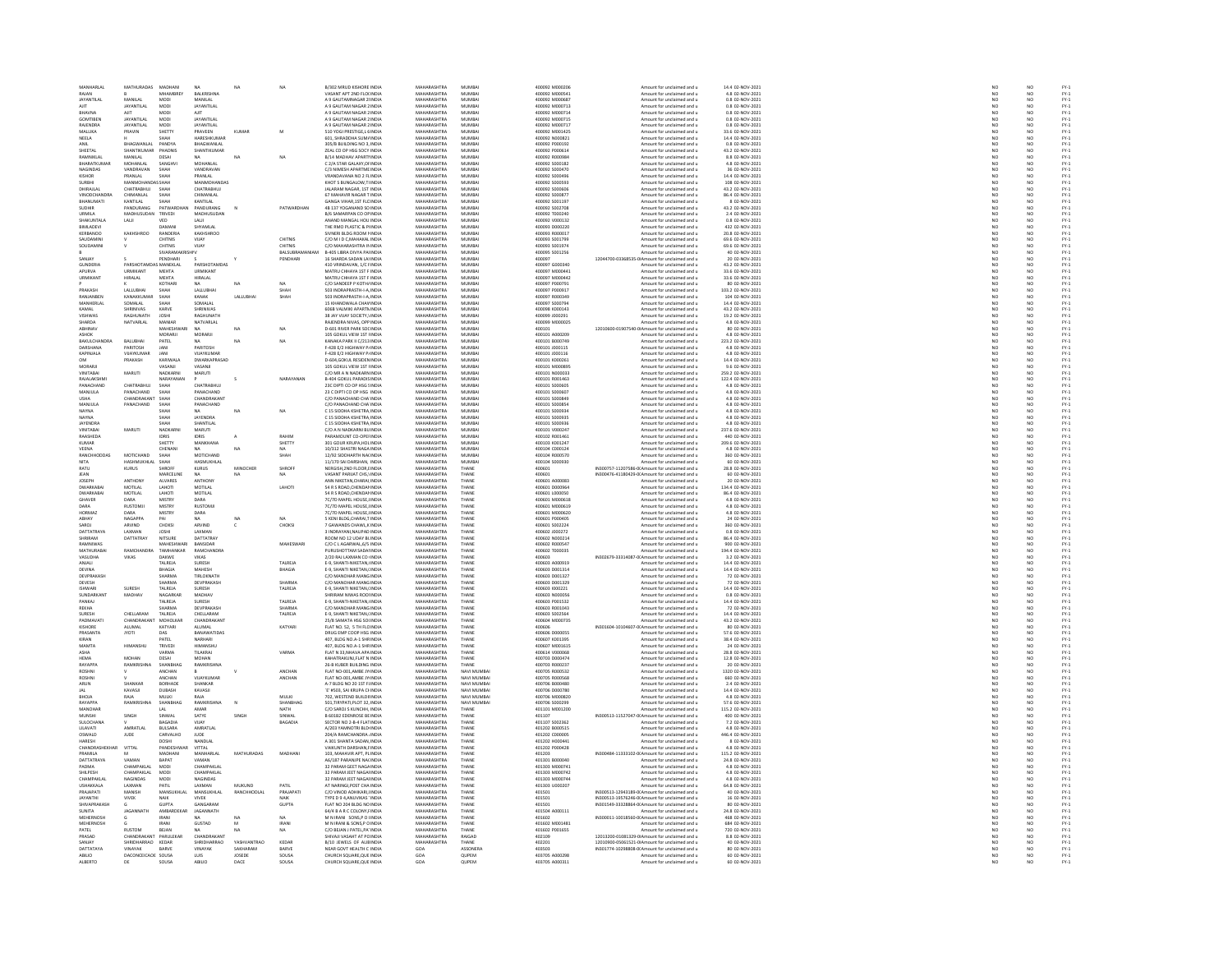| | | | | | | | | | | | | | | | | | |
|---|---|---|---|---|---|---|---|---|---|---|---|---|---|---|---|---|---|
| MANHARLAL | MATHURADAS | MADHANI | NA | NA | NA | B/302 MRUD KISHORE | INDIA | MAHARASHTRA | MUMBAI | 400092 | M000206 | Amount for unclaimed and u | 14.4 | 02-NOV-2021 | NO | NO | FY-1 |
| RAJAN | B | MHAMBREY | BALKRISHNA | | | VASANT APT 2ND FLOO | INDIA | MAHARASHTRA | MUMBAI | 400092 | R000151 | Amount for unclaimed and u | 4.8 | 02-NOV-2021 | NO | NO | FY-1 |
| JAYANTILAL | MANILAL | MODI | MANILAL | | | A 9 GAUTAMNAGAR 2I | INDIA | MAHARASHTRA | MUMBAI | 400092 | M000687 | Amount for unclaimed and u | 0.8 | 02-NOV-2021 | NO | NO | FY-1 |
| AJIT | JAYANTILAL | MODI | JAYANTILAL | | | A 9 GAUTAM NAGAR 2 | INDIA | MAHARASHTRA | MUMBAI | 400092 | M000713 | Amount for unclaimed and u | 0.8 | 02-NOV-2021 | NO | NO | FY-1 |
| BHAVNA | AJIT | MODI | AJIT | | | A 9 GAUTAM NAGAR 2 | INDIA | MAHARASHTRA | MUMBAI | 400092 | M000714 | Amount for unclaimed and u | 0.8 | 02-NOV-2021 | NO | NO | FY-1 |
| GOMTIBEN | JAYANTILAL | MODI | JAYANTILAL | | | A 9 GAUTAM NAGAR 2 | INDIA | MAHARASHTRA | MUMBAI | 400092 | M000715 | Amount for unclaimed and u | 0.8 | 02-NOV-2021 | NO | NO | FY-1 |
| RAJENDRA | JAYANTILAL | MODI | JAYANTILAL | | | A 9 GAUTAM NAGAR 2 | INDIA | MAHARASHTRA | MUMBAI | 400092 | M000717 | Amount for unclaimed and u | 0.8 | 02-NOV-2021 | NO | NO | FY-1 |
| MALLIKA | PRAVIN | SHETTY | PRAVEEN | KUMAR | M | 510 YOGI PRESTIGE,L | INDIA | MAHARASHTRA | MUMBAI | 400092 | M001425 | Amount for unclaimed and u | 33.6 | 02-NOV-2021 | NO | NO | FY-1 |
| NEELA | H | SHAH | HARESHKUMAR | | | 601, SHRADDHA SUM | INDIA | MAHARASHTRA | MUMBAI | 400092 | N000821 | Amount for unclaimed and u | 14.4 | 02-NOV-2021 | NO | NO | FY-1 |
| ANIL | BHAGWANLAL | PANDYA | BHAGWANLAL | | | 305/B BUILDING NO 3, | INDIA | MAHARASHTRA | MUMBAI | 400092 | P000192 | Amount for unclaimed and u | 0.8 | 02-NOV-2021 | NO | NO | FY-1 |
| SHEETAL | SHANTIKUMAR | PHADNIS | SHANTIKUMAR | | | ZEAL CO OP HSG SOCY | INDIA | MAHARASHTRA | MUMBAI | 400092 | P000614 | Amount for unclaimed and u | 43.2 | 02-NOV-2021 | NO | NO | FY-1 |
| RAMNIKLAL | MANILAL | DESAI | NA | NA | NA | B/14 MADHAV APARTI | INDIA | MAHARASHTRA | MUMBAI | 400092 | R000984 | Amount for unclaimed and u | 8.8 | 02-NOV-2021 | NO | NO | FY-1 |
| BHARATKUMAR | MOHANLAL | SANGHVI | MOHANLAL | | | C 2/A STAR GALAXY,OF | INDIA | MAHARASHTRA | MUMBAI | 400092 | S000182 | Amount for unclaimed and u | 4.8 | 02-NOV-2021 | NO | NO | FY-1 |
| NAGINDAS | VANDRAVAN | SHAH | VANDRAVAN | | | C/3 NIMESH APARTME | INDIA | MAHARASHTRA | MUMBAI | 400092 | S000470 | Amount for unclaimed and u | 36 | 02-NOV-2021 | NO | NO | FY-1 |
| KISHOR | PRANLAL | SHAH | PRANLAL | | | VRANDAVANA NO 2 FL | INDIA | MAHARASHTRA | MUMBAI | 400092 | S000496 | Amount for unclaimed and u | 14.4 | 02-NOV-2021 | NO | NO | FY-1 |
| SURBHI | MANMOHANDAS | SHAH | MANMOHANDAS | | | KHOT S BUNGALOW,T | INDIA | MAHARASHTRA | MUMBAI | 400092 | S000593 | Amount for unclaimed and u | 108 | 02-NOV-2021 | NO | NO | FY-1 |
| DHIRAJLAL | CHATRABHUJ | SHAH | CHATRABHUJ | | | JALARAM NAGAR, 1ST | INDIA | MAHARASHTRA | MUMBAI | 400092 | S000606 | Amount for unclaimed and u | 43.2 | 02-NOV-2021 | NO | NO | FY-1 |
| VINODCHANDRA | CHIMANLAL | SHAH | CHIMANLAL | | | 67 MAHAVIR NAGAR T | INDIA | MAHARASHTRA | MUMBAI | 400092 | S000877 | Amount for unclaimed and u | 86.4 | 02-NOV-2021 | NO | NO | FY-1 |
| BHANUMATI | KANTILAL | SHAH | KANTILAL | | | GANGA VIHAR,1ST FLC | INDIA | MAHARASHTRA | MUMBAI | 400092 | S001197 | Amount for unclaimed and u | 8 | 02-NOV-2021 | NO | NO | FY-1 |
| SUDHIR | PANDURANG | PATWARDHAN | PANDURANG | N | PATWARDHAN | 4B 137 YOGANAND SO | INDIA | MAHARASHTRA | MUMBAI | 400092 | S002708 | Amount for unclaimed and u | 43.2 | 02-NOV-2021 | NO | NO | FY-1 |
| URMILA | MADHUSUDAN | TRIVEDI | MADHUSUDAN | | | B/6 SAMARPAN CO OP | INDIA | MAHARASHTRA | MUMBAI | 400092 | T000240 | Amount for unclaimed and u | 2.4 | 02-NOV-2021 | NO | NO | FY-1 |
| SHAKUNTALA | LALJI | VED | LALJI | | | ANAND MANGAL HOU | INDIA | MAHARASHTRA | MUMBAI | 400092 | V000132 | Amount for unclaimed and u | 0.8 | 02-NOV-2021 | NO | NO | FY-1 |
| BIMLADEVI | | DAMANI | SHYAMLAL | | | THE RMO PLASTIC & P | INDIA | MAHARASHTRA | MUMBAI | 400093 | D000220 | Amount for unclaimed and u | 432 | 02-NOV-2021 | NO | NO | FY-1 |
| KERBANOO | KAKHSHROO | RANDERIA | KAKHSHROO | | | SIVNERI BLDG ROOM N | INDIA | MAHARASHTRA | MUMBAI | 400093 | R000017 | Amount for unclaimed and u | 20.8 | 02-NOV-2021 | NO | NO | FY-1 |
| SAUDAMINI | V | CHITNIS | VIJAY | | CHITNIS | C/O M I D C,MAHAKAL | INDIA | MAHARASHTRA | MUMBAI | 400093 | S001799 | Amount for unclaimed and u | 69.6 | 02-NOV-2021 | NO | NO | FY-1 |
| SOUDAMINI | V | CHITNIS | VIJAY | | CHITNIS | C/O MAHARASHTRA IN | INDIA | MAHARASHTRA | MUMBAI | 400093 | S001974 | Amount for unclaimed and u | 69.6 | 02-NOV-2021 | NO | NO | FY-1 |
| B | | SIVARAMAKRISHN | | | BALSUBRAMANIAM | B-405 LIBRA DIVYA PA | INDIA | MAHARASHTRA | MUMBAI | 400095 | S001256 | Amount for unclaimed and u | 40 | 02-NOV-2021 | NO | NO | FY-1 |
| SANJAY | S | PENDHARI | S | Y | PENDHARI | 16 SHARDA SADAN LA | INDIA | MAHARASHTRA | MUMBAI | 400097 | 12044700-03368535-0( | Amount for unclaimed and u | 20 | 02-NOV-2021 | NO | NO | FY-1 |
| GUNDERIA | PARSHOTAMDAS | MANEKLAL | PARSHOTAMDAS | | | 410 VRINDAVAN, 1/C | INDIA | MAHARASHTRA | MUMBAI | 400097 | G000340 | Amount for unclaimed and u | 43.2 | 02-NOV-2021 | NO | NO | FY-1 |
| APURVA | URMIKANT | MEHTA | URMIKANT | | | MATRU CHHAYA 1ST F | INDIA | MAHARASHTRA | MUMBAI | 400097 | M000441 | Amount for unclaimed and u | 33.6 | 02-NOV-2021 | NO | NO | FY-1 |
| URMIKANT | HIRALAL | MEHTA | HIRALAL | | | MATRU CHHAYA 1ST F | INDIA | MAHARASHTRA | MUMBAI | 400097 | M000442 | Amount for unclaimed and u | 33.6 | 02-NOV-2021 | NO | NO | FY-1 |
| P | K | KOTHARI | NA | NA | NA | C/O SANDEEP P KOTH | INDIA | MAHARASHTRA | MUMBAI | 400097 | P000791 | Amount for unclaimed and u | 80 | 02-NOV-2021 | NO | NO | FY-1 |
| PRAKASH | LALLUBHAI | SHAH | LALLUBHAI | | SHAH | 503 INDRAPRASTH-II-A | INDIA | MAHARASHTRA | MUMBAI | 400097 | P000917 | Amount for unclaimed and u | 103.2 | 02-NOV-2021 | NO | NO | FY-1 |
| RANJANBEN | KANAKKUMAR | SHAH | KANAK | LALLUBHAI | SHAH | 503 INDRAPRASTH-II-A | INDIA | MAHARASHTRA | MUMBAI | 400097 | R000349 | Amount for unclaimed and u | 104 | 02-NOV-2021 | NO | NO | FY-1 |
| MANHERLAL | SOMALAL | SHAH | SOMALAL | | | 15 KHANDWALA CHAM | INDIA | MAHARASHTRA | MUMBAI | 400097 | S000794 | Amount for unclaimed and u | 14.4 | 02-NOV-2021 | NO | NO | FY-1 |
| KAMAL | SHRINIVAS | KARVE | SHRINIVAS | | | 606B VALMIKI APARTM | INDIA | MAHARASHTRA | MUMBAI | 400098 | K000143 | Amount for unclaimed and u | 43.2 | 02-NOV-2021 | NO | NO | FY-1 |
| VISHWAS | RAGHUNATH | JOSHI | RAGHUNATH | | | 38 JAY VIJAY SOCIETY, | INDIA | MAHARASHTRA | MUMBAI | 400099 | J000291 | Amount for unclaimed and u | 19.2 | 02-NOV-2021 | NO | NO | FY-1 |
| SHARDA | NATVARLAL | MANIAR | NATVARLAL | | | RAJENDRA NIVAS, OPP | INDIA | MAHARASHTRA | MUMBAI | 400099 | M000025 | Amount for unclaimed and u | 4.8 | 02-NOV-2021 | NO | NO | FY-1 |
| ABHINAV | | MAHESHWARI | NA | NA | NA | D-601 RIVER PARK SOC | INDIA | MAHARASHTRA | MUMBAI | 400101 | 12010600-01907540-0( | Amount for unclaimed and u | 80 | 02-NOV-2021 | NO | NO | FY-1 |
| ASHOK | | MORARJI | MORARJI | | | 105 GOKUL VIEW 1ST | INDIA | MAHARASHTRA | MUMBAI | 400101 | A000209 | Amount for unclaimed and u | 4.8 | 02-NOV-2021 | NO | NO | FY-1 |
| BAKULCHANDRA | BALUBHAI | PATEL | NA | NA | NA | KANAKA PARK II C/213 | INDIA | MAHARASHTRA | MUMBAI | 400101 | B000749 | Amount for unclaimed and u | 223.2 | 02-NOV-2021 | NO | NO | FY-1 |
| DARSHANA | PARITOSH | JANI | PARITOSH | | | F-428 E/2 HIGHWAY P | INDIA | MAHARASHTRA | MUMBAI | 400101 | J000115 | Amount for unclaimed and u | 4.8 | 02-NOV-2021 | NO | NO | FY-1 |
| KAPINJALA | VIJAYKUMAR | JANI | VIJAYKUMAR | | | F-428 E/2 HIGHWAY P | INDIA | MAHARASHTRA | MUMBAI | 400101 | J000116 | Amount for unclaimed and u | 4.8 | 02-NOV-2021 | NO | NO | FY-1 |
| OM | PRAKASH | KARIWALA | DWARKAPRASAD | | | D-604,GOKUL RESIDEN | INDIA | MAHARASHTRA | MUMBAI | 400101 | K000261 | Amount for unclaimed and u | 14.4 | 02-NOV-2021 | NO | NO | FY-1 |
| MORARJI | | VASANJI | VASANJI | | | 105 GOKUL VIEW 1ST | INDIA | MAHARASHTRA | MUMBAI | 400101 | M000895 | Amount for unclaimed and u | 9.6 | 02-NOV-2021 | NO | NO | FY-1 |
| VINITABAI | MARUTI | NADKARNI | MARUTI | | | C/O MR A N NADKARN | INDIA | MAHARASHTRA | MUMBAI | 400101 | N000033 | Amount for unclaimed and u | 259.2 | 02-NOV-2021 | NO | NO | FY-1 |
| RAJALAKSHMI | | NARAYANAN | P | S | NARAYANAN | B-404 GOKUL PARADIS | INDIA | MAHARASHTRA | MUMBAI | 400101 | R001463 | Amount for unclaimed and u | 122.4 | 02-NOV-2021 | NO | NO | FY-1 |
| PANACHAND | CHATRABHUJ | SHAH | CHATRABHUJ | | | 23C DIPTI CO OP HSG S | INDIA | MAHARASHTRA | MUMBAI | 400101 | S000605 | Amount for unclaimed and u | 4.8 | 02-NOV-2021 | NO | NO | FY-1 |
| MANJULA | PANACHAND | SHAH | PANACHAND | | | 23 C DIPTI CO OP HSG | INDIA | MAHARASHTRA | MUMBAI | 400101 | S000607 | Amount for unclaimed and u | 4.8 | 02-NOV-2021 | NO | NO | FY-1 |
| USHA | CHANDRAKANT | SHAH | CHANDRAKANT | | | C/O PANACHAND CHA | INDIA | MAHARASHTRA | MUMBAI | 400101 | S000849 | Amount for unclaimed and u | 4.8 | 02-NOV-2021 | NO | NO | FY-1 |
| MANJULA | PANACHAND | SHAH | PANACHAND | | | C/O PANACHAND CHA | INDIA | MAHARASHTRA | MUMBAI | 400101 | S000854 | Amount for unclaimed and u | 4.8 | 02-NOV-2021 | NO | NO | FY-1 |
| NAYNA | | SHAH | NA | NA | NA | C 15 SIDDHA KSHETRA | INDIA | MAHARASHTRA | MUMBAI | 400101 | S000934 | Amount for unclaimed and u | 4.8 | 02-NOV-2021 | NO | NO | FY-1 |
| NAYNA | | SHAH | JAYENDRA | | | C 15 SIDDHA KSHETRA | INDIA | MAHARASHTRA | MUMBAI | 400101 | S000935 | Amount for unclaimed and u | 4.8 | 02-NOV-2021 | NO | NO | FY-1 |
| JAYENDRA | | SHAH | SHANTILAL | | | C 15 SIDDHA KSHETRA | INDIA | MAHARASHTRA | MUMBAI | 400101 | S000936 | Amount for unclaimed and u | 4.8 | 02-NOV-2021 | NO | NO | FY-1 |
| VINITABAI | MARUTI | NADKARNI | MARUTI | | | C/O A N NADKARNI BU | INDIA | MAHARASHTRA | MUMBAI | 400101 | V000267 | Amount for unclaimed and u | 237.6 | 02-NOV-2021 | NO | NO | FY-1 |
| RAASHEDA | | IDRIS | IDRIS | A | RAHIM | PARAMOUNT CO-OPE | INDIA | MAHARASHTRA | MUMBAI | 400102 | R001461 | Amount for unclaimed and u | 440 | 02-NOV-2021 | NO | NO | FY-1 |
| KUMAR | | SHETTY | MANKHANA | | SHETTY | 301 GOLIB KRUPA,HOL | INDIA | MAHARASHTRA | MUMBAI | 400103 | K001247 | Amount for unclaimed and u | 209.6 | 02-NOV-2021 | NO | NO | FY-1 |
| VEENA | | CHENANI | NA | NA | NA | 10/312 SHASTRI NAGA | INDIA | MAHARASHTRA | MUMBAI | 400104 | C000124 | Amount for unclaimed and u | 4.8 | 02-NOV-2021 | NO | NO | FY-1 |
| RANCHHODDAS | MOTICHAND | SHAH | MOTICHAND | | SHAH | 12/92 SIDDHARTH NA | INDIA | MAHARASHTRA | MUMBAI | 400104 | R000570 | Amount for unclaimed and u | 360 | 02-NOV-2021 | NO | NO | FY-1 |
| NITA | HASMUKHLAL | SHAH | HASMUKHLAL | | | 11/170 SAI DARSHAN, | INDIA | MAHARASHTRA | MUMBAI | 400104 | S000930 | Amount for unclaimed and u | 60 | 02-NOV-2021 | NO | NO | FY-1 |
| RATU | KURUS | SHROFF | KURUS | MINOCHER | SHROFF | NERGISH,2ND FLOOR, | INDIA | MAHARASHTRA | THANE | 400601 | IN300757-11207586-0( | Amount for unclaimed and u | 28.8 | 02-NOV-2021 | NO | NO | FY-1 |
| JEAN | | MARCELINE | NA | NA | NA | VASANT PARIJAT CHS,I | INDIA | MAHARASHTRA | THANE | 400601 | IN300476-41180429-0( | Amount for unclaimed and u | 60 | 02-NOV-2021 | NO | NO | FY-1 |
| JOSEPH | ANTHONY | ALVARES | ANTHONY | | | ANN NIKETAN,CHARAI | INDIA | MAHARASHTRA | THANE | 400601 | A000083 | Amount for unclaimed and u | 20 | 02-NOV-2021 | NO | NO | FY-1 |
| DWARKABAI | MOTILAL | LAHOTI | MOTILAL | | LAHOTI | 54 R S ROAD,CHENDA | INDIA | MAHARASHTRA | THANE | 400601 | D000364 | Amount for unclaimed and u | 134.4 | 02-NOV-2021 | NO | NO | FY-1 |
| DWARKABAI | MOTILAL | LAHOTI | MOTILAL | | | 54 R S ROAD,CHENDA | INDIA | MAHARASHTRA | THANE | 400601 | L000050 | Amount for unclaimed and u | 86.4 | 02-NOV-2021 | NO | NO | FY-1 |
| GHAVER | DARA | MISTRY | DARA | | | 7C/7D MAPEL HOUSE, | INDIA | MAHARASHTRA | THANE | 400601 | M000618 | Amount for unclaimed and u | 4.8 | 02-NOV-2021 | NO | NO | FY-1 |
| DARA | RUSTOMJI | MISTRY | RUSTOMJI | | | 7C/7D MAPEL HOUSE, | INDIA | MAHARASHTRA | THANE | 400601 | M000619 | Amount for unclaimed and u | 4.8 | 02-NOV-2021 | NO | NO | FY-1 |
| HORMAZ | DARA | MISTRY | DARA | | | 7C/7D MAPEL HOUSE, | INDIA | MAHARASHTRA | THANE | 400601 | M000620 | Amount for unclaimed and u | 4.8 | 02-NOV-2021 | NO | NO | FY-1 |
| ABHAY | NAGAPPA | PAI | NA | NA | NA | 5 KENI BLDG,CHARAI,T | INDIA | MAHARASHTRA | THANE | 400601 | P000405 | Amount for unclaimed and u | 24 | 02-NOV-2021 | NO | NO | FY-1 |
| SAROJ | ARVIND | CHOKSI | ARVIND | C | CHOKSI | 7 GAWANDS CHAWL,K | INDIA | MAHARASHTRA | THANE | 400601 | S002224 | Amount for unclaimed and u | 360 | 02-NOV-2021 | NO | NO | FY-1 |
| DATTATRAYA | LAXMAN | JOSHI | LAXMAN | | | 3 INDRAYANI,NAUPAD | INDIA | MAHARASHTRA | THANE | 400602 | J000272 | Amount for unclaimed and u | 0.8 | 02-NOV-2021 | NO | NO | FY-1 |
| SHRIRAM | DATTATRAY | NITSURE | DATTATRAY | | | ROOM NO 12 UDAY BL | INDIA | MAHARASHTRA | THANE | 400602 | N000214 | Amount for unclaimed and u | 86.4 | 02-NOV-2021 | NO | NO | FY-1 |
| RAMNIWAS | | MAHESHWARI | BANSIDAR | | MAHESHWARI | C/O C L AGARWAL,6/5 | INDIA | MAHARASHTRA | THANE | 400602 | R000547 | Amount for unclaimed and u | 900 | 02-NOV-2021 | NO | NO | FY-1 |
| MATHURABAI | RAMCHANDRA | TAMHANKAR | RAMCHANDRA | | | PURUSHOTTAM SADA | INDIA | MAHARASHTRA | THANE | 400602 | T000035 | Amount for unclaimed and u | 194.4 | 02-NOV-2021 | NO | NO | FY-1 |
| VASUDHA | VIKAS | DAKWE | VIKAS | | | 2/20 RAJ LAXMAN CO | INDIA | MAHARASHTRA | THANE | 400603 | IN302679-33314087-0( | Amount for unclaimed and u | 3.2 | 02-NOV-2021 | NO | NO | FY-1 |
| ANJALI | | TALREJA | SURESH | | TALREJA | E-9, SHANTI-NIKETAN, | INDIA | MAHARASHTRA | THANE | 400603 | A000919 | Amount for unclaimed and u | 14.4 | 02-NOV-2021 | NO | NO | FY-1 |
| DEVINA | | BHAGIA | MAHESH | | BHAGIA | E-9, SHANTI NIKETAN, | INDIA | MAHARASHTRA | THANE | 400603 | D001314 | Amount for unclaimed and u | 14.4 | 02-NOV-2021 | NO | NO | FY-1 |
| DEVPRAKASH | | SHARMA | TIRLOKNATH | | | C/O MANOHAR MANG | INDIA | MAHARASHTRA | THANE | 400603 | D001327 | Amount for unclaimed and u | 72 | 02-NOV-2021 | NO | NO | FY-1 |
| DEVESH | | SHARMA | DEVPRAKASH | | SHARMA | C/O MANOHAR MANG | INDIA | MAHARASHTRA | THANE | 400603 | D001329 | Amount for unclaimed and u | 72 | 02-NOV-2021 | NO | NO | FY-1 |
| ISHWARI | SURESH | TALREJA | SURESH | | TALREJA | E-9, SHANTI NIKETAN, | INDIA | MAHARASHTRA | THANE | 400603 | I000221 | Amount for unclaimed and u | 14.4 | 02-NOV-2021 | NO | NO | FY-1 |
| SUNDARKANT | MADHAV | NAGARKAR | MADHAV | | | SHRIRAM NIWAS ROO | INDIA | MAHARASHTRA | THANE | 400603 | N000056 | Amount for unclaimed and u | 0.8 | 02-NOV-2021 | NO | NO | FY-1 |
| PANKAJ | | TALREJA | SURESH | | TALREJA | E-9, SHANTI-NIKETAN, | INDIA | MAHARASHTRA | THANE | 400603 | P001532 | Amount for unclaimed and u | 14.4 | 02-NOV-2021 | NO | NO | FY-1 |
| REKHA | | SHARMA | DEVPRAKASH | | SHARMA | C/O MANOHAR MANG | INDIA | MAHARASHTRA | THANE | 400603 | R001043 | Amount for unclaimed and u | 72 | 02-NOV-2021 | NO | NO | FY-1 |
| SURESH | CHELLARAM | TALREJA | CHELLARAM | | TALREJA | E-9, SHANTI NIKETAN, | INDIA | MAHARASHTRA | THANE | 400603 | S002564 | Amount for unclaimed and u | 14.4 | 02-NOV-2021 | NO | NO | FY-1 |
| PADMAVATI | CHANDRAKANT | MOHOLKAR | CHANDRAKANT | | | 25/B SAMATA HSG SO | INDIA | MAHARASHTRA | THANE | 400604 | M000735 | Amount for unclaimed and u | 43.2 | 02-NOV-2021 | NO | NO | FY-1 |
| KISHORE | ALUMAL | KATYARI | ALUMAL | | KATYARI | FLAT NO. 52, 5 TH FLO | INDIA | MAHARASHTRA | THANE | 400606 | IN301604-10104607-0( | Amount for unclaimed and u | 80 | 02-NOV-2021 | NO | NO | FY-1 |
| PRASANTA | JYOTI | DAS | BANAWATIDAS | | | DRUG EMP COOP HSG | INDIA | MAHARASHTRA | THANE | 400606 | D000055 | Amount for unclaimed and u | 57.6 | 02-NOV-2021 | NO | NO | FY-1 |
| KIRAN | | PATEL | NARHARI | | | 407, BLDG NO A-1 SHR | INDIA | MAHARASHTRA | THANE | 400607 | K001395 | Amount for unclaimed and u | 38.4 | 02-NOV-2021 | NO | NO | FY-1 |
| MAMTA | HIMANSHU | TRIVEDI | HIMANSHU | | | 407, BLDG NO A-1 SHR | INDIA | MAHARASHTRA | THANE | 400607 | M001635 | Amount for unclaimed and u | 24 | 02-NOV-2021 | NO | NO | FY-1 |
| ASHA | | VARMA | TILAKRAJ | | VARMA | FLAT N 33,NHAVA APA | INDIA | MAHARASHTRA | THANE | 400614 | V000068 | Amount for unclaimed and u | 28.8 | 02-NOV-2021 | NO | NO | FY-1 |
| HEMA | MOHAN | DESAI | MOHAN | | | KAHATRAKUNJ FLAT N | INDIA | MAHARASHTRA | THANE | 400703 | D000474 | Amount for unclaimed and u | 12.8 | 02-NOV-2021 | NO | NO | FY-1 |
| RAYAPPA | RAMKRISHNA | SHANBHAG | RAMKRISHNA | | | 26-B KUBER BUILDING | INDIA | MAHARASHTRA | THANE | 400703 | R000237 | Amount for unclaimed and u | 20 | 02-NOV-2021 | NO | NO | FY-1 |
| ROSHNI | V | ANCHAN | B | V | ANCHAN | FLAT NO-001,AMBE JY | INDIA | MAHARASHTRA | NAVI MUMBAI | 400705 | R000532 | Amount for unclaimed and u | 1320 | 02-NOV-2021 | NO | NO | FY-1 |
| ROSHNI | V | ANCHAN | VIJAYKUMAR | | ANCHAN | FLAT NO-001,AMBE JY | INDIA | MAHARASHTRA | NAVI MUMBAI | 400705 | R000568 | Amount for unclaimed and u | 660 | 02-NOV-2021 | NO | NO | FY-1 |
| ARUN | SHANKAR | BORHADE | SHANKAR | | | A-7 BLDG NO 20 1ST FL | INDIA | MAHARASHTRA | NAVI MUMBAI | 400706 | B000480 | Amount for unclaimed and u | 2.4 | 02-NOV-2021 | NO | NO | FY-1 |
| JAL | KAVASJI | DUBASH | KAVASJI | | | 'E' #503, SAI KRUPA CH | INDIA | MAHARASHTRA | NAVI MUMBAI | 400706 | D000780 | Amount for unclaimed and u | 14.4 | 02-NOV-2021 | NO | NO | FY-1 |
| BHOJA | RAJA | MULKI | RAJA | | MULKI | 702, WESTEND BUILDI | INDIA | MAHARASHTRA | NAVI MUMBAI | 400706 | M000820 | Amount for unclaimed and u | 4.8 | 02-NOV-2021 | NO | NO | FY-1 |
| RAYAPPA | RAMKRISHNA | SHANBHAG | RAMKRISHNA | N | SHANBHAG | 501,TIRYPATI,PLOT 32, | INDIA | MAHARASHTRA | NAVI MUMBAI | 400706 | S000299 | Amount for unclaimed and u | 57.6 | 02-NOV-2021 | NO | NO | FY-1 |
| MANOHAR | | LAL | AMAR | | NATH | C/O SAROJ S KUNCHN | INDIA | MAHARASHTRA | THANE | 401101 | M001200 | Amount for unclaimed and u | 115.2 | 02-NOV-2021 | NO | NO | FY-1 |
| MUNSHI | SINGH | SINWAL | SATYE | SINGH | SINWAL | B 603,B2 EDENROSE RE | INDIA | MAHARASHTRA | THANE | 401107 | IN300513-11527047-0( | Amount for unclaimed and u | 400 | 02-NOV-2021 | NO | NO | FY-1 |
| SULOCHANA | V | BAGADIA | VIJAY | | BAGADIA | SECTOR NO 2-B-4 FLAT | INDIA | MAHARASHTRA | THANE | 401107 | S002362 | Amount for unclaimed and u | 7.2 | 02-NOV-2021 | NO | NO | FY-1 |
| LILAVATI | AMRATLAL | BULSARA | AMRATLAL | | | A/203 YAMNOTRI BLD | INDIA | MAHARASHTRA | THANE | 401202 | B000515 | Amount for unclaimed and u | 4.8 | 02-NOV-2021 | NO | NO | FY-1 |
| OSWALD | JUDE | CARVALHO | JUDE | | | 204/A RAMCHANDRA | INDIA | MAHARASHTRA | THANE | 401202 | C000005 | Amount for unclaimed and u | 446.4 | 02-NOV-2021 | NO | NO | FY-1 |
| HARESH | | DOSHI | NANDLAL | | | A 301 SHANTA SADAN | INDIA | MAHARASHTRA | THANE | 401202 | H000441 | Amount for unclaimed and u | 8 | 02-NOV-2021 | NO | NO | FY-1 |
| CHANDRASHEKHAR | VITTAL | PANDESHWAR | VITTAL | | | VAIKUNTH DARSHAN, | INDIA | MAHARASHTRA | THANE | 401202 | P000428 | Amount for unclaimed and u | 4.8 | 02-NOV-2021 | NO | NO | FY-1 |
| PRAMILA | M | MADHANI | MANHARLAL | MATHURADAS | MADHANI | 103, MAHAVIR APT, PL | INDIA | MAHARASHTRA | THANE | 401203 | IN300484-11333102-0( | Amount for unclaimed and u | 115.2 | 02-NOV-2021 | NO | NO | FY-1 |
| DATTATRAYA | VAMAN | BAPAT | VAMAN | | | A6/187 PARANJPE NA | INDIA | MAHARASHTRA | THANE | 401301 | B000040 | Amount for unclaimed and u | 24.8 | 02-NOV-2021 | NO | NO | FY-1 |
| PADMA | CHAMPAKLAL | MODI | CHAMPAKLAL | | | 32 PARAM GEET NAGA | INDIA | MAHARASHTRA | THANE | 401303 | M000741 | Amount for unclaimed and u | 4.8 | 02-NOV-2021 | NO | NO | FY-1 |
| SHILPESH | CHAMPAKLAL | MODI | CHAMPAKLAL | | | 32 PARAM JEET NAGA | INDIA | MAHARASHTRA | THANE | 401303 | M000742 | Amount for unclaimed and u | 4.8 | 02-NOV-2021 | NO | NO | FY-1 |
| CHAMPAKLAL | NAGINDAS | MODI | NAGINDAS | | | 32 PARAM JEET NAGA | INDIA | MAHARASHTRA | THANE | 401303 | M000744 | Amount for unclaimed and u | 4.8 | 02-NOV-2021 | NO | NO | FY-1 |
| USHAKALA | LAXMAN | PATIL | LAXMAN | MUKUND | PATIL | AT NARINGI,POST CHA | INDIA | MAHARASHTRA | THANE | 401303 | U000207 | Amount for unclaimed and u | 64.8 | 02-NOV-2021 | NO | NO | FY-1 |
| PRAJAPATI | MANISH | MANSUKHLAL | MANSUKHLAL | RANCHHODLAL | PRAJAPATI | C/O VINOD ADHIKARI, | INDIA | MAHARASHTRA | THANE | 401501 | IN300513-12943189-0( | Amount for unclaimed and u | 40 | 02-NOV-2021 | NO | NO | FY-1 |
| JAYANTHI | VIVEK | NAIK | VIVEK | | NAIK | TYPE D 9 4,ANUVIKAS | INDIA | MAHARASHTRA | THANE | 401501 | IN300513-19576246-0( | Amount for unclaimed and u | 16 | 02-NOV-2021 | NO | NO | FY-1 |
| SHIVAPRAKASH | G | GUPTA | GANGARAM | | GUPTA | FLAT NO 204 BLDG NO | INDIA | MAHARASHTRA | THANE | 401501 | IN301549-33328864-0( | Amount for unclaimed and u | 80 | 02-NOV-2021 | NO | NO | FY-1 |
| SUNITA | JAGANNATH | AMBARDEKAR | JAGANNATH | | | 64/4 B A R C COLONY, | INDIA | MAHARASHTRA | THANE | 401504 | A000111 | Amount for unclaimed and u | 24.8 | 02-NOV-2021 | NO | NO | FY-1 |
| MEHERNOSH | G | IRANI | NA | NA | NA | M N IRANI SONS,P O | INDIA | MAHARASHTRA | THANE | 401602 | IN300011-10018560-0( | Amount for unclaimed and u | 468 | 02-NOV-2021 | NO | NO | FY-1 |
| MEHERNOSH | G | IRANI | GUSTAD | M | IRANI | M N IRANI & SONS,P O | INDIA | MAHARASHTRA | THANE | 401602 | M001481 | Amount for unclaimed and u | 684 | 02-NOV-2021 | NO | NO | FY-1 |
| PATEL | RUSTOM | BEJAN | NA | NA | NA | C/O BEJAN J PATEL,PA | INDIA | MAHARASHTRA | THANE | 401602 | P001655 | Amount for unclaimed and u | 720 | 02-NOV-2021 | NO | NO | FY-1 |
| PRASAD | CHANDRAKANT | PARULEKAR | CHANDRAKANT | | | SHIVAJI VASANT AT PO | INDIA | MAHARASHTRA | RAIGAD | 402109 | 12013200-01081329-0( | Amount for unclaimed and u | 8.8 | 02-NOV-2021 | NO | NO | FY-1 |
| SANJAY | SHRIDHARRAO | KEDAR | SHRIDHARRAO | YASHVANTRAO | KEDAR | B/10 JEWELS OF ALIB | INDIA | MAHARASHTRA | RAIGAD | 402201 | 12010900-05061521-0( | Amount for unclaimed and u | 40 | 02-NOV-2021 | NO | NO | FY-1 |
| DATTATAYA | VINAYAK | BARVE | VINAYAK | SAKHARAM | BARVE | NEAR GOVT HEALTH C | INDIA | GOA | ASSONERA | 403503 | IN301774-10298808-0( | Amount for unclaimed and u | 80 | 02-NOV-2021 | NO | NO | FY-1 |
| ABILIO | DACONCEICAOE | SOUSA | LUIS | JOSEDE | SOUSA | CHURCH SQUARE,QUE | INDIA | GOA | QUPEM | 403705 | A000298 | Amount for unclaimed and u | 60 | 02-NOV-2021 | NO | NO | FY-1 |
| ALBERTO | DE | SOUSA | ABILIO | DACE | SOUSA | CHURCH SQUARE,QUE | INDIA | GOA | QUPEM | 403705 | A000311 | Amount for unclaimed and u | 60 | 02-NOV-2021 | NO | NO | FY-1 |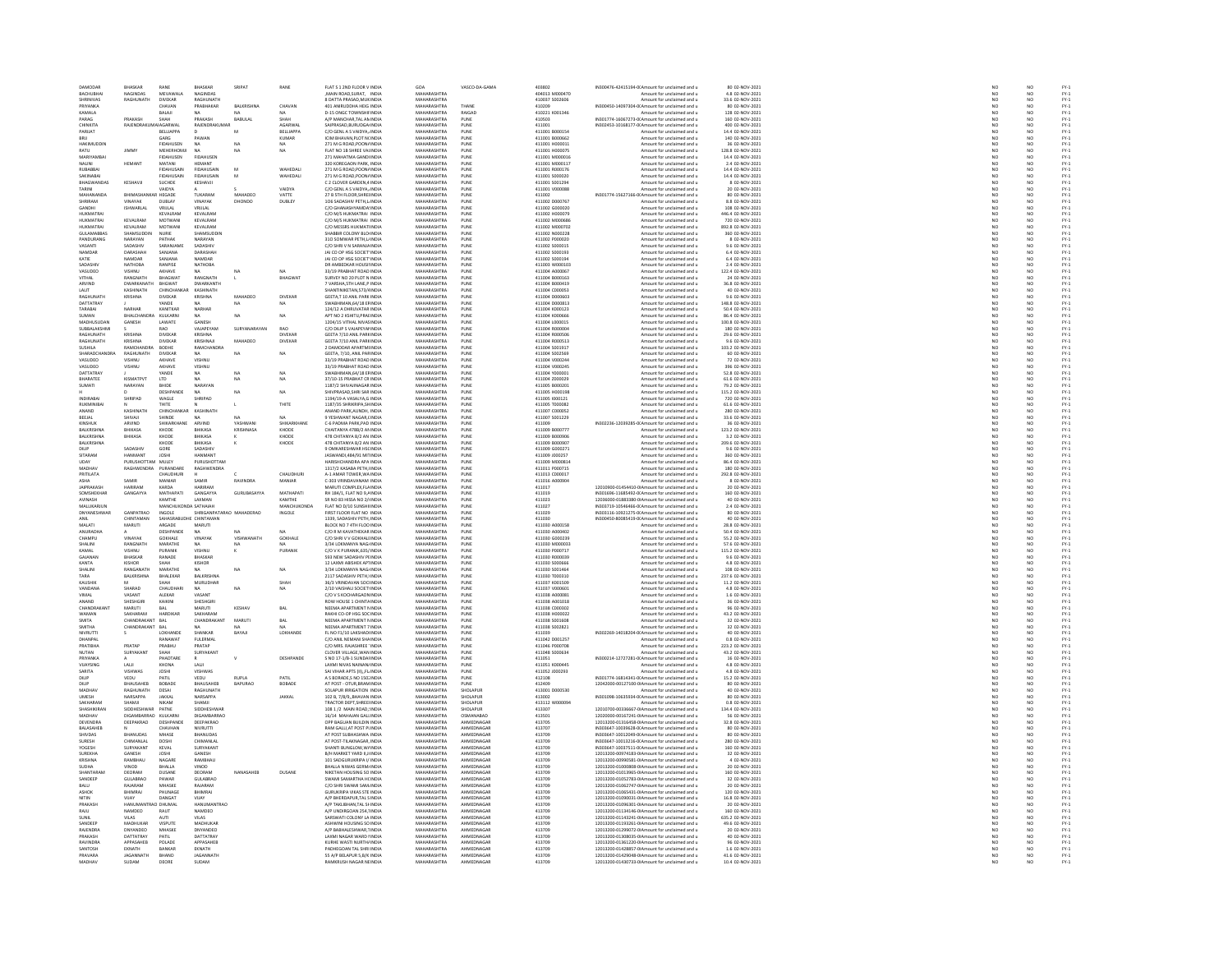| | | | | | | | | | | | | | | | | | |
|---|---|---|---|---|---|---|---|---|---|---|---|---|---|---|---|---|---|
| DAMODAR | BHASKAR | RANE | BHASKAR | SRIPAT | RANE | FLAT S 1 2ND FLOOR V | INDIA | GOA | VASCO-DA-GAMA | 403802 | IN300476-42415194-0 | Amount for unclaimed and u | 80 | 02-NOV-2021 | NO | NO | FY-1 |
| BACHUBHAI | NAGINDAS | MEVAWALA | NAGINDAS | | | ,MAIN ROAD,SURAT, | INDIA | MAHARASHTRA | | 406013 | M000470 | Amount for unclaimed and u | 4.8 | 02-NOV-2021 | NO | NO | FY-1 |
| SHRINIVAS | RAGHUNATH | DIVEKAR | RAGHUNATH | | | 8 DATTA PRASAD,MUK | INDIA | MAHARASHTRA | | 410037 | S002606 | Amount for unclaimed and u | 33.6 | 02-NOV-2021 | NO | NO | FY-1 |
| PRIYANKA | | CHAVAN | PRABHAKAR | BALKRISHNA | CHAVAN | 401 ANIRUDDHA HEIG | INDIA | MAHARASHTRA | THANE | 410209 | IN300450-14097304-0 | Amount for unclaimed and u | 80 | 02-NOV-2021 | NO | NO | FY-1 |
| KAMALA | | BALAJI | NA | NA | NA | D-15 ONGC TOWNSHIF | INDIA | MAHARASHTRA | RAIGAD | 410221 | X001346 | Amount for unclaimed and u | 128 | 02-NOV-2021 | NO | NO | FY-1 |
| PARAG | PRAKASH | SHAH | PRAKASH | BABULAL | SHAH | A/P MANOHAR,TAL AN | INDIA | MAHARASHTRA | PUNE | 410503 | IN301774-16067273-0 | Amount for unclaimed and u | 160 | 02-NOV-2021 | NO | NO | FY-1 |
| CHINKITA | RAJENDRAKUMA | AGARWAL | RAJENDRAKUMAR | | AGARWAL | SAIPRASAD,BURUDGA | INDIA | MAHARASHTRA | PUNE | 411001 | IN302453-10168177-0 | Amount for unclaimed and u | 400 | 02-NOV-2021 | NO | NO | FY-1 |
| PARIJAT | | BELLIAPPA | D | M | BELLIAPPA | C/O GENL A S VAIDYA, | INDIA | MAHARASHTRA | PUNE | 411001 | B000154 | Amount for unclaimed and u | 14.4 | 02-NOV-2021 | NO | NO | FY-1 |
| BRIJ | | GARG | PAWAN | | KUMAR | ICIM BHAVAN,PLOT NC | INDIA | MAHARASHTRA | PUNE | 411001 | B000662 | Amount for unclaimed and u | 140 | 02-NOV-2021 | NO | NO | FY-1 |
| HAKIMUDDIN | | FIDAHUSEN | NA | NA | NA | 271 M G ROAD,POONA | INDIA | MAHARASHTRA | PUNE | 411001 | H000011 | Amount for unclaimed and u | 36 | 02-NOV-2021 | NO | NO | FY-1 |
| RATU | JIMMY | MEHERHOMJI | NA | NA | NA | FLAT NO 1B SHREE VA | INDIA | MAHARASHTRA | PUNE | 411001 | H000075 | Amount for unclaimed and u | 126.8 | 02-NOV-2021 | NO | NO | FY-1 |
| MARIYAMBAI | | FIDAHUSEN | FIDAHUSEN | | | 271 MAHATMA GANDH | INDIA | MAHARASHTRA | PUNE | 411001 | M000016 | Amount for unclaimed and u | 14.4 | 02-NOV-2021 | NO | NO | FY-1 |
| NALINI | HEMANT | MATANI | HEMANT | | | 320 KOREGAON PARK, | INDIA | MAHARASHTRA | PUNE | 411001 | N000137 | Amount for unclaimed and u | 2.4 | 02-NOV-2021 | NO | NO | FY-1 |
| RUBABBAI | | FIDAHUSAIN | FIDAHUSAIN | M | WAHEDALI | 271 M G ROAD,POONA | INDIA | MAHARASHTRA | PUNE | 411001 | R000176 | Amount for unclaimed and u | 14.4 | 02-NOV-2021 | NO | NO | FY-1 |
| SAKINABAI | | FIDAHUSAIN | FIDAHUSAIN | M | WAHEDALI | 271 M G ROAD,POONA | INDIA | MAHARASHTRA | PUNE | 411001 | S000020 | Amount for unclaimed and u | 14.4 | 02-NOV-2021 | NO | NO | FY-1 |
| BHAGWANDAS | KESHAVJI | SUCHDE | KESHAVJI | | | C 2 CLOVER GARDEN,4 | INDIA | MAHARASHTRA | PUNE | 411001 | S001294 | Amount for unclaimed and u | 8 | 02-NOV-2021 | NO | NO | FY-1 |
| TARINI | | VAIDYA | A | S | VAIDYA | C/O GENL A S VAIDYA, | INDIA | MAHARASHTRA | PUNE | 411001 | V000088 | Amount for unclaimed and u | 20 | 02-NOV-2021 | NO | NO | FY-1 |
| MAHANANDA | BHIMASHANKAR | HEGADE | TUKARAM | MAHADEO | VATTE | 27 B 5TH FLOOR,SHREE | INDIA | MAHARASHTRA | PUNE | 411002 | IN301774-15627166-0 | Amount for unclaimed and u | 80 | 02-NOV-2021 | NO | NO | FY-1 |
| SHRIRAM | VINAYAK | DUBLAY | VINAYAK | DHONDO | DUBLEY | 106 SADASHIV PETH,L | INDIA | MAHARASHTRA | PUNE | 411002 | D000767 | Amount for unclaimed and u | 8.8 | 02-NOV-2021 | NO | NO | FY-1 |
| GANDHI | ISHWARLAL | VRIJLAL | VRIJLAL | | | C/O GHANASHYAMDAS | INDIA | MAHARASHTRA | PUNE | 411002 | G000020 | Amount for unclaimed and u | 108 | 02-NOV-2021 | NO | NO | FY-1 |
| HUKMATRAI | | KEVALRAM | KEVALRAM | | | C/O M/S HUKMATRAI | INDIA | MAHARASHTRA | PUNE | 411002 | H000079 | Amount for unclaimed and u | 446.4 | 02-NOV-2021 | NO | NO | FY-1 |
| HUKMATRAI | KEVALRAM | MOTWANI | KEVALRAM | | | C/O M/S HUKMATRAI | INDIA | MAHARASHTRA | PUNE | 411002 | M000686 | Amount for unclaimed and u | 720 | 02-NOV-2021 | NO | NO | FY-1 |
| HUKMATRAI | KEVALRAM | MOTWANI | KEVALRAM | | | C/O MESSRS HUKMATR | INDIA | MAHARASHTRA | PUNE | 411002 | M000702 | Amount for unclaimed and u | 892.8 | 02-NOV-2021 | NO | NO | FY-1 |
| GULAMABBAS | SHAMSUDDIN | NURIE | SHAMSUDDIN | | | SHABBIR COLONY BLO | INDIA | MAHARASHTRA | PUNE | 411002 | N000228 | Amount for unclaimed and u | 360 | 02-NOV-2021 | NO | NO | FY-1 |
| PANDURANG | NARAYAN | PATHAK | NARAYAN | | | 310 SOMWAR PETH,LU | INDIA | MAHARASHTRA | PUNE | 411002 | P000020 | Amount for unclaimed and u | 8 | 02-NOV-2021 | NO | NO | FY-1 |
| VASANTI | SADASHIV | SARANJAME | SADASHIV | | | C/O SHRI V N SARANJA | INDIA | MAHARASHTRA | PUNE | 411002 | S000015 | Amount for unclaimed and u | 9.6 | 02-NOV-2021 | NO | NO | FY-1 |
| NAMDAR | DARASHAH | SANJANA | DARASHAH | | | JAI CO OP HSG SOCIET | INDIA | MAHARASHTRA | PUNE | 411002 | S000193 | Amount for unclaimed and u | 6.4 | 02-NOV-2021 | NO | NO | FY-1 |
| KATIE | NAMDAR | SANJANA | NAMDAR | | | JAI CO OP HSG SOCIET | INDIA | MAHARASHTRA | PUNE | 411002 | S000194 | Amount for unclaimed and u | 6.4 | 02-NOV-2021 | NO | NO | FY-1 |
| SADASHIV | NATHOBA | RANPISE | NATHOBA | | | DR AMBEDKAR HOUSII | INDIA | MAHARASHTRA | PUNE | 411003 | W000103 | Amount for unclaimed and u | 2.4 | 02-NOV-2021 | NO | NO | FY-1 |
| VASUDEO | VISHNU | AKHAVE | NA | NA | NA | 33/19 PRABHAT ROAD | INDIA | MAHARASHTRA | PUNE | 411004 | A000067 | Amount for unclaimed and u | 122.4 | 02-NOV-2021 | NO | NO | FY-1 |
| VITHAL | RANGNATH | BHAGWAT | RANGNATH | L | BHAGWAT | SURVEY NO 20 PLOT N | INDIA | MAHARASHTRA | PUNE | 411004 | B000163 | Amount for unclaimed and u | 24 | 02-NOV-2021 | NO | NO | FY-1 |
| ARVIND | DWARKANATH | BHGWAT | DWARKANATH | | | 7 VARSHA,5TH LANE,P | INDIA | MAHARASHTRA | PUNE | 411004 | B000419 | Amount for unclaimed and u | 36.8 | 02-NOV-2021 | NO | NO | FY-1 |
| LALIT | KASHINATH | CHINCHANKAR | KASHINATH | | | SHANTINIKETAN,573/4 | INDIA | MAHARASHTRA | PUNE | 411004 | C000053 | Amount for unclaimed and u | 40 | 02-NOV-2021 | NO | NO | FY-1 |
| RAGHUNATH | KRISHNA | DIVEKAR | KRISHNA | MAHADEO | DIVEKAR | GEETA,T 10 ANIL PARK | INDIA | MAHARASHTRA | PUNE | 411004 | D000603 | Amount for unclaimed and u | 9.6 | 02-NOV-2021 | NO | NO | FY-1 |
| DATTATRAY | J | YANDE | NA | NA | NA | SWABHIMAN,64/18 ER | INDIA | MAHARASHTRA | PUNE | 411004 | D000813 | Amount for unclaimed and u | 148.8 | 02-NOV-2021 | NO | NO | FY-1 |
| TARABAI | NARHAR | KANITKAR | NARHAR | | | 124/12 A DHRUVATAR | INDIA | MAHARASHTRA | PUNE | 411004 | K000123 | Amount for unclaimed and u | 50.4 | 02-NOV-2021 | NO | NO | FY-1 |
| SUMAN | BHALCHANDRA | KULKARNI | NA | NA | NA | APT NO 2 KSHITIJ,PRA | INDIA | MAHARASHTRA | PUNE | 411004 | K000666 | Amount for unclaimed and u | 86.4 | 02-NOV-2021 | NO | NO | FY-1 |
| MADHUSUDAN | GANESH | LAWATE | GANESH | | | 1204/15 VITHAL NIVAS | INDIA | MAHARASHTRA | PUNE | 411004 | L000015 | Amount for unclaimed and u | 100.8 | 02-NOV-2021 | NO | NO | FY-1 |
| SUBBALAKSHMI | S | RAO | VAIJAPEYAM | SURYANARAYAN | RAO | C/O DILIP S VAIJAPEYA | INDIA | MAHARASHTRA | PUNE | 411004 | R000004 | Amount for unclaimed and u | 180 | 02-NOV-2021 | NO | NO | FY-1 |
| RAGHUNATH | KRISHNA | DIVEKAR | KRISHNA | | DIVEKAR | GEETA 7/10 ANIL PARK | INDIA | MAHARASHTRA | PUNE | 411004 | R000506 | Amount for unclaimed and u | 29.6 | 02-NOV-2021 | NO | NO | FY-1 |
| RAGHUNATH | KRISHNA | DIVEKAR | KRISHNAJI | MAHADEO | DIVEKAR | GEETA 7/10 ANIL PARK | INDIA | MAHARASHTRA | PUNE | 411004 | R000513 | Amount for unclaimed and u | 9.6 | 02-NOV-2021 | NO | NO | FY-1 |
| SUSHILA | RAMCHANDRA | BODHE | RAMCHANDRA | | | 2 DAMODAR APARTME | INDIA | MAHARASHTRA | PUNE | 411004 | S001817 | Amount for unclaimed and u | 103.2 | 02-NOV-2021 | NO | NO | FY-1 |
| SHARADCHANDRA | RAGHUNATH | DIVEKAR | NA | NA | NA | GEETA, 7/10, ANIL PAR | INDIA | MAHARASHTRA | PUNE | 411004 | S002569 | Amount for unclaimed and u | 60 | 02-NOV-2021 | NO | NO | FY-1 |
| VASUDEO | VISHNU | AKHAVE | VISHNU | | | 33/19 PRABHAT ROAD | INDIA | MAHARASHTRA | PUNE | 411004 | V000244 | Amount for unclaimed and u | 72 | 02-NOV-2021 | NO | NO | FY-1 |
| VASUDEO | VISHNU | AKHAVE | VISHNU | | | 33/19 PRABHAT ROAD | INDIA | MAHARASHTRA | PUNE | 411004 | V000245 | Amount for unclaimed and u | 396 | 02-NOV-2021 | NO | NO | FY-1 |
| DATTATRAY | J | YANDE | NA | NA | NA | SWABHIMAN,64/18 ER | INDIA | MAHARASHTRA | PUNE | 411004 | Y000001 | Amount for unclaimed and u | 52.8 | 02-NOV-2021 | NO | NO | FY-1 |
| BHARATEE | KISMATPVT | LTD | NA | NA | NA | 37/10-15 PRABHAT CR | INDIA | MAHARASHTRA | PUNE | 411004 | Z000029 | Amount for unclaimed and u | 61.6 | 02-NOV-2021 | NO | NO | FY-1 |
| SUMATI | NARAYAN | BHIDE | NARAYAN | | | 1187/2 SHIVAJINAGAR | INDIA | MAHARASHTRA | PUNE | 411005 | B000201 | Amount for unclaimed and u | 79.2 | 02-NOV-2021 | NO | NO | FY-1 |
| H | D | DESHPANDE | NA | NA | NA | SHIVPRASAD,SHRI SAR | INDIA | MAHARASHTRA | PUNE | 411005 | H000198 | Amount for unclaimed and u | 115.2 | 02-NOV-2021 | NO | NO | FY-1 |
| INDIRABAI | SHRIPAD | WAGLE | SHRIPAD | | | 1194/19-A VASALYA,G | INDIA | MAHARASHTRA | PUNE | 411005 | I000121 | Amount for unclaimed and u | 720 | 02-NOV-2021 | NO | NO | FY-1 |
| RUKMINIBAI | N | THITE | N | L | THITE | 1187/35 SHRIKRIPA,SH | INDIA | MAHARASHTRA | PUNE | 411005 | T000082 | Amount for unclaimed and u | 61.6 | 02-NOV-2021 | NO | NO | FY-1 |
| ANAND | KASHINATH | CHINCHANKAR | KASHINATH | | | ANAND PARK,AUNDH, | INDIA | MAHARASHTRA | PUNE | 411007 | C000052 | Amount for unclaimed and u | 280 | 02-NOV-2021 | NO | NO | FY-1 |
| BEEJAL | SHIVAJI | SHINDE | NA | NA | NA | 9 YESHWANT NAGAR,C | INDIA | MAHARASHTRA | PUNE | 411007 | S001229 | Amount for unclaimed and u | 33.6 | 02-NOV-2021 | NO | NO | FY-1 |
| KINSHUK | ARVIND | SHIKARKHANE | ARVIND | YASHWANT | SHIKARKHANE | C-6 PADMA PARK,PAD | INDIA | MAHARASHTRA | PUNE | 411009 | IN302236-12039285-0 | Amount for unclaimed and u | 36 | 02-NOV-2021 | NO | NO | FY-1 |
| BALKRISHNA | BHIKASA | KHODE | BHIKASA | KRISHNASA | KHODE | CHAITANYA 47BB/2 AN | INDIA | MAHARASHTRA | PUNE | 411009 | B000777 | Amount for unclaimed and u | 123.2 | 02-NOV-2021 | NO | NO | FY-1 |
| BALKRISHNA | BHIKASA | KHODE | BHIKASA | K | KHODE | 47B CHITANYA B/2 AN | INDIA | MAHARASHTRA | PUNE | 411009 | B000906 | Amount for unclaimed and u | 3.2 | 02-NOV-2021 | NO | NO | FY-1 |
| BALKRISHNA | | KHODE | BHIKASA | K | KHODE | 47B CHITANYA B/2 AN | INDIA | MAHARASHTRA | PUNE | 411009 | B000907 | Amount for unclaimed and u | 209.6 | 02-NOV-2021 | NO | NO | FY-1 |
| DILIP | SADASHIV | GORE | SADASHIV | | | 9 OMKARESHWAR HSG | INDIA | MAHARASHTRA | PUNE | 411009 | G004371 | Amount for unclaimed and u | 9.6 | 02-NOV-2021 | NO | NO | FY-1 |
| SITARAM | HANMANT | JOSHI | HANMANT | | | JASWANDI,484/61 MIT | INDIA | MAHARASHTRA | PUNE | 411009 | J000257 | Amount for unclaimed and u | 360 | 02-NOV-2021 | NO | NO | FY-1 |
| UDAY | PURUSHOTTAM | MULEY | PURUSHOTTAM | | | HARISHCHANDRA APA | INDIA | MAHARASHTRA | PUNE | 411009 | M000814 | Amount for unclaimed and u | 86.4 | 02-NOV-2021 | NO | NO | FY-1 |
| MADHAV | RAGHWENDRA | PURANDARE | RAGHWENDRA | | | 1317/2 KASABA PETH,I | INDIA | MAHARASHTRA | PUNE | 411011 | P000715 | Amount for unclaimed and u | 180 | 02-NOV-2021 | NO | NO | FY-1 |
| PRITILATA | | CHAUDHURI | H | C | CHAUDHURI | A-1 AMAR TOWER,WA | INDIA | MAHARASHTRA | PUNE | 411013 | C000017 | Amount for unclaimed and u | 292.8 | 02-NOV-2021 | NO | NO | FY-1 |
| ASHA | SAMIR | MANIAR | SAMIR | RAVINDRA | MANIAR | C-303 VRINDAVANAM | INDIA | MAHARASHTRA | PUNE | 411016 | A000904 | Amount for unclaimed and u | 8 | 02-NOV-2021 | NO | NO | FY-1 |
| JAIPRAKASH | HARIRAM | KARDA | HARIRAM | | | MARUTI COMPLEX,FLA | INDIA | MAHARASHTRA | PUNE | 411017 | 12010900-01454410-0 | Amount for unclaimed and u | 20 | 02-NOV-2021 | NO | NO | FY-1 |
| SOMSHEKHAR | GANGAYYA | MATHAPATI | GANGAYYA | GURUBASAYYA | MATHAPATI | RH 184/1, FLAT NO 9,A | INDIA | MAHARASHTRA | PUNE | 411019 | IN301696-11685492-0 | Amount for unclaimed and u | 160 | 02-NOV-2021 | NO | NO | FY-1 |
| AVINASH | | KAMTHE | LAXMAN | | KAMTHE | SR NO 83 HISSA NO 2/ | INDIA | MAHARASHTRA | PUNE | 411023 | 12036000-01883380-0 | Amount for unclaimed and u | 40 | 02-NOV-2021 | NO | NO | FY-1 |
| MALLIKARJUN | | MANCHUKONDA | SATHAIAH | | MANCHUKONDA | FLAT NO D/10 SUNSHI | INDIA | MAHARASHTRA | PUNE | 411027 | IN303719-10546466-0 | Amount for unclaimed and u | 2.4 | 02-NOV-2021 | NO | NO | FY-1 |
| DNYANESHWAR | GANPATRAO | INGOLE | SHRIGANPATARAO | MAHADERAO | INGOLE | FIRST FLOOR FLAT NO | INDIA | MAHARASHTRA | PUNE | 411029 | IN303116-10921275-0 | Amount for unclaimed and u | 80 | 02-NOV-2021 | NO | NO | FY-1 |
| ANIL | CHINTAMAN | SAHASRABUDHE | CHINTAMAN | | | 1339, SADASHIV PETH, | INDIA | MAHARASHTRA | PUNE | 411030 | IN300450-80085419-0 | Amount for unclaimed and u | 40 | 02-NOV-2021 | NO | NO | FY-1 |
| MALATI | MARUTI | ARGADE | MARUTI | | | BLOCK NO 7 4TH FLOO | INDIA | MAHARASHTRA | PUNE | 411030 | A000158 | Amount for unclaimed and u | 28.8 | 02-NOV-2021 | NO | NO | FY-1 |
| ANURADHA | A | DESHPANDE | NA | NA | NA | C/O R M KAVATHEKAR | INDIA | MAHARASHTRA | PUNE | 411030 | A000402 | Amount for unclaimed and u | 50.4 | 02-NOV-2021 | NO | NO | FY-1 |
| CHAMPU | VINAYAK | GOKHALE | VINAYAK | VISHWANATH | GOKHALE | C/O SHRI V V GOKHALE | INDIA | MAHARASHTRA | PUNE | 411030 | G000239 | Amount for unclaimed and u | 55.2 | 02-NOV-2021 | NO | NO | FY-1 |
| SHALINI | RANGNATH | MARATHE | NA | NA | NA | 3/34 LOKMANYA NAGA | INDIA | MAHARASHTRA | PUNE | 411030 | M000033 | Amount for unclaimed and u | 57.6 | 02-NOV-2021 | NO | NO | FY-1 |
| KAMAL | VISHNU | PURANIK | VISHNU | K | PURANIK | C/O V K PURANIK,635/ | INDIA | MAHARASHTRA | PUNE | 411030 | P000717 | Amount for unclaimed and u | 115.2 | 02-NOV-2021 | NO | NO | FY-1 |
| GAJANAN | BHASKAR | RANADE | BHASKAR | | | 593 NEW SADASHIV PE | INDIA | MAHARASHTRA | PUNE | 411030 | R000039 | Amount for unclaimed and u | 9.6 | 02-NOV-2021 | NO | NO | FY-1 |
| KANTA | KISHOR | SHAH | KISHOR | | | 12 LAXMI ABISHEK APT | INDIA | MAHARASHTRA | PUNE | 411030 | S000666 | Amount for unclaimed and u | 4.8 | 02-NOV-2021 | NO | NO | FY-1 |
| SHALINI | RANGANATH | MARATHE | NA | NA | NA | 3/34 LOKMANYA NAGA | INDIA | MAHARASHTRA | PUNE | 411030 | S001464 | Amount for unclaimed and u | 108 | 02-NOV-2021 | NO | NO | FY-1 |
| TARA | BALKRISHNA | BHALEKAR | BALKRISHNA | | | 2117 SADASHIV PETH,I | INDIA | MAHARASHTRA | PUNE | 411030 | T000310 | Amount for unclaimed and u | 237.6 | 02-NOV-2021 | NO | NO | FY-1 |
| KAUSHIK | M | SHAH | MURLIDHAR | | SHAH | 36/3 VRINDAVAN SOCI | INDIA | MAHARASHTRA | PUNE | 411037 | K001509 | Amount for unclaimed and u | 11.2 | 02-NOV-2021 | NO | NO | FY-1 |
| VANDANA | SHARAD | CHAUDHARI | NA | NA | NA | 2/10 VAISHALI SOCIET | INDIA | MAHARASHTRA | PUNE | 411037 | V000601 | Amount for unclaimed and u | 4.8 | 02-NOV-2021 | NO | NO | FY-1 |
| VIMAL | VASANT | ALEKAR | VASANT | | | C/O V S KODVARGADE | INDIA | MAHARASHTRA | PUNE | 411038 | A000081 | Amount for unclaimed and u | 1.6 | 02-NOV-2021 | NO | NO | FY-1 |
| ANAND | SHESHGIRI | KAIKINI | SHESHGIRI | | | ROW HOUSE 1 CHINTA | INDIA | MAHARASHTRA | PUNE | 411038 | A001018 | Amount for unclaimed and u | 36 | 02-NOV-2021 | NO | NO | FY-1 |
| CHANDRAKANT | MARUTI | BAL | MARUTI | KESHAV | BAL | NEEMA APARTMENT N | INDIA | MAHARASHTRA | PUNE | 411038 | C000302 | Amount for unclaimed and u | 96 | 02-NOV-2021 | NO | NO | FY-1 |
| WAMAN | SAKHARAM | HARDIKAR | SAKHARAM | | | RAKHI CO OP HSG SOC | INDIA | MAHARASHTRA | PUNE | 411038 | H000022 | Amount for unclaimed and u | 43.2 | 02-NOV-2021 | NO | NO | FY-1 |
| SMITA | CHANDRAKANT | BAL | CHANDRAKANT | MARUTI | BAL | NEEMA APARTMENT N | INDIA | MAHARASHTRA | PUNE | 411038 | S001608 | Amount for unclaimed and u | 32 | 02-NOV-2021 | NO | NO | FY-1 |
| SMITHA | CHANDRAKANT | BAL | NA | NA | NA | NEEMA APARTMENT 7 | INDIA | MAHARASHTRA | PUNE | 411038 | S002821 | Amount for unclaimed and u | 32 | 02-NOV-2021 | NO | NO | FY-1 |
| NIVRUTTI | S | LOKHANDE | SHANKAR | BAYAJI | LOKHANDE | FL NO F1/10 LAKSHAD | INDIA | MAHARASHTRA | PUNE | 411039 | IN302269-14018204-0 | Amount for unclaimed and u | 40 | 02-NOV-2021 | NO | NO | FY-1 |
| DHANPAL | | RANAWAT | FULERMAL | | | C/O ANIL NEMANI SHA | INDIA | MAHARASHTRA | PUNE | 411042 | D001257 | Amount for unclaimed and u | 0.8 | 02-NOV-2021 | NO | NO | FY-1 |
| PRATIBHA | PRATAP | PRABHU | PRATAP | | | C/O MRS. RAJASHREE | INDIA | MAHARASHTRA | PUNE | 411046 | P000708 | Amount for unclaimed and u | 223.2 | 02-NOV-2021 | NO | NO | FY-1 |
| NUTAN | SURYAKANT | SHAH | SURYAKANT | | | CLOVER VILLAGE,WAN | INDIA | MAHARASHTRA | PUNE | 411048 | S000634 | Amount for unclaimed and u | 43.2 | 02-NOV-2021 | NO | NO | FY-1 |
| PRIYANKA | A | PHADTARE | R | V | DESHPANDE | S NO 17-1/B-1 SUNDA | INDIA | MAHARASHTRA | PUNE | 411051 | IN300214-12727281-0 | Amount for unclaimed and u | 16 | 02-NOV-2021 | NO | NO | FY-1 |
| VIJAYSING | LALJI | KHONA | LALJI | | | LAXMI NIVAS NAINANI | INDIA | MAHARASHTRA | PUNE | 411051 | K000445 | Amount for unclaimed and u | 4.8 | 02-NOV-2021 | NO | NO | FY-1 |
| SARITA | VISHWAS | JOSHI | VISHWAS | | | SAI VIHAR APTS (II),FL | INDIA | MAHARASHTRA | PUNE | 411052 | J000293 | Amount for unclaimed and u | 4.8 | 02-NOV-2021 | NO | NO | FY-1 |
| DILIP | VEDU | PATIL | VEDU | RUPLA | PATIL | A S BORADE,S NO 150 | INDIA | MAHARASHTRA | PUNE | 412108 | IN301774-16814341-0 | Amount for unclaimed and u | 15.2 | 02-NOV-2021 | NO | NO | FY-1 |
| DILIP | BHAUSAHEB | BOBADE | BHAUSAHEB | BAPURAO | BOBADE | AT POST - OTUR,BRAM | INDIA | MAHARASHTRA | PUNE | 412409 | 12042000-00127100-0 | Amount for unclaimed and u | 80 | 02-NOV-2021 | NO | NO | FY-1 |
| MADHAV | RAGHUNATH | DESAI | RAGHUNATH | | | SOLAPUR IRRIGATION | INDIA | MAHARASHTRA | SHOLAPUR | 413001 | D000530 | Amount for unclaimed and u | 40 | 02-NOV-2021 | NO | NO | FY-1 |
| UMESH | NARSAPPA | JAKKAL | NARSAPPA | | JAKKAL | 102 B, 7/8/9, BHAVAN | INDIA | MAHARASHTRA | SHOLAPUR | 413002 | IN301098-10635934-0 | Amount for unclaimed and u | 80 | 02-NOV-2021 | NO | NO | FY-1 |
| SAKHARAM | SHAMJI | NIKAM | SHAMJI | | | TRACTOR DEPT,SHREE | INDIA | MAHARASHTRA | SHOLAPUR | 413112 | W000094 | Amount for unclaimed and u | 0.8 | 02-NOV-2021 | NO | NO | FY-1 |
| SHASHIKIRAN | SIDDHESHWAR | PATNE | SIDDHESHWAR | | | 108 1/2 MAIN ROAD,I | INDIA | MAHARASHTRA | SHOLAPUR | 413307 | 12010700-00336667-0 | Amount for unclaimed and u | 134.4 | 02-NOV-2021 | NO | NO | FY-1 |
| MADHAV | DIGAMBARRAO | KULKARNI | DIGAMBARRAO | | | 16/14 MAHAJAN GALLI | INDIA | MAHARASHTRA | OSMANABAD | 413501 | 12020000-00167241-0 | Amount for unclaimed and u | 56 | 02-NOV-2021 | NO | NO | FY-1 |
| DEVENDRA | DEEPAKRAO | DESHPANDE | DEEPAKRAO | | | OPP BAGLIAN BUILDIN | INDIA | MAHARASHTRA | AHMEDNAGAR | 413705 | 12013200-01316458-0 | Amount for unclaimed and u | 32.8 | 02-NOV-2021 | NO | NO | FY-1 |
| BALASAHEB | N | CHAVHAN | NIVRUTTI | | | RAM GALLI,AT POST PI | INDIA | MAHARASHTRA | AHMEDNAGAR | 413707 | IN303647-10039628-0 | Amount for unclaimed and u | 80 | 02-NOV-2021 | NO | NO | FY-1 |
| SHIVDAS | BHANUDAS | MHASE | BHANUDAS | | | AT POST SUBHASHWA | INDIA | MAHARASHTRA | AHMEDNAGAR | 413709 | IN303647-10012049-0 | Amount for unclaimed and u | 80 | 02-NOV-2021 | NO | NO | FY-1 |
| SURESH | CHIMANLAL | DOSHI | CHIMANLAL | | | AT POST-TILAKNAGAR, | INDIA | MAHARASHTRA | AHMEDNAGAR | 413709 | IN303647-10013216-0 | Amount for unclaimed and u | 280 | 02-NOV-2021 | NO | NO | FY-1 |
| YOGESH | SURYAKANT | KEVAL | SURYAKANT | | | SHANTI BUNGLOW,WA | INDIA | MAHARASHTRA | AHMEDNAGAR | 413709 | IN303647-10037511-0 | Amount for unclaimed and u | 160 | 02-NOV-2021 | NO | NO | FY-1 |
| SUREKHA | GANESH | JOSHI | GANESH | | | B/H MARKET YARD II,I | INDIA | MAHARASHTRA | AHMEDNAGAR | 413709 | 12013200-00974183-0 | Amount for unclaimed and u | 32 | 02-NOV-2021 | NO | NO | FY-1 |
| KRISHNA | RAMBHAU | NAGARE | RAMBHAU | | | 101 SADGURUKRIPA U | INDIA | MAHARASHTRA | AHMEDNAGAR | 413709 | 12013200-00990581-0 | Amount for unclaimed and u | 4 | 02-NOV-2021 | NO | NO | FY-1 |
| SUDHA | VINOD | BHALLA | VINOD | | | BHALLA NIWAS GERM | INDIA | MAHARASHTRA | AHMEDNAGAR | 413709 | 12013200-01000808-0 | Amount for unclaimed and u | 20 | 02-NOV-2021 | NO | NO | FY-1 |
| SHANTARAM | DEORAM | DUSANE | DEORAM | NANASAHEB | DUSANE | NIKETAN HOUSING SO | INDIA | MAHARASHTRA | AHMEDNAGAR | 413709 | 12013200-01013965-0 | Amount for unclaimed and u | 160 | 02-NOV-2021 | NO | NO | FY-1 |
| SANDEEP | GULABRAO | PAWAR | GULABRAO | | | SWAMI SAMARTHA HO | INDIA | MAHARASHTRA | AHMEDNAGAR | 413709 | 12013200-01052783-0 | Amount for unclaimed and u | 32 | 02-NOV-2021 | NO | NO | FY-1 |
| BALU | RAJARAM | MHASKE | RAJARAM | | | C/O SHRI SWAMI SAMA | INDIA | MAHARASHTRA | AHMEDNAGAR | 413709 | 12013200-01062747-0 | Amount for unclaimed and u | 20 | 02-NOV-2021 | NO | NO | FY-1 |
| ASHOK | BHIMRAJ | PHUNAGE | BHIMRAJ | | | GURUKRIPA VIKAS STE | INDIA | MAHARASHTRA | AHMEDNAGAR | 413709 | 12013200-01065431-0 | Amount for unclaimed and u | 120 | 02-NOV-2021 | NO | NO | FY-1 |
| NITIN | VIJAY | DANGAT | VIJAY | | | A/P BHERDAPUR,TAL S | INDIA | MAHARASHTRA | AHMEDNAGAR | 413709 | 12013200-01090031-0 | Amount for unclaimed and u | 16.8 | 02-NOV-2021 | NO | NO | FY-1 |
| PRAKASH | HANUMANTRAO | DHUMAL | HANUMANTRAO | | | A/P TAKLIBHAN,TAL SH | INDIA | MAHARASHTRA | AHMEDNAGAR | 413709 | 12013200-01096301-0 | Amount for unclaimed and u | 20 | 02-NOV-2021 | NO | NO | FY-1 |
| RAJU | NAMDEO | RAUT | NAMDEO | | | A/P UNDIRGOAN 254,T | INDIA | MAHARASHTRA | AHMEDNAGAR | 413709 | 12013200-01134146-0 | Amount for unclaimed and u | 160 | 02-NOV-2021 | NO | NO | FY-1 |
| SUNIL | VILAS | AUTI | VILAS | | | SARSWATI COLONY LA | INDIA | MAHARASHTRA | AHMEDNAGAR | 413709 | 12013200-01143241-0 | Amount for unclaimed and u | 635.2 | 02-NOV-2021 | NO | NO | FY-1 |
| SANDEEP | MADHUKAR | VISPUTE | MADHUKAR | | | ASHWINI HOUSING SO | INDIA | MAHARASHTRA | AHMEDNAGAR | 413709 | 12013200-01193261-0 | Amount for unclaimed and u | 49.6 | 02-NOV-2021 | NO | NO | FY-1 |
| RAJENDRA | DNYANDEO | MHASKE | DNYANDEO | | | LAXMI BABHALESHWAR, | INDIA | MAHARASHTRA | AHMEDNAGAR | 413709 | 12013200-01299072-0 | Amount for unclaimed and u | 20 | 02-NOV-2021 | NO | NO | FY-1 |
| PRAKASH | DATTATRAY | PATIL | DATTATRAY | | | LAXMI NAGAR WARD N | INDIA | MAHARASHTRA | AHMEDNAGAR | 413709 | 12013200-01308035-0 | Amount for unclaimed and u | 40 | 02-NOV-2021 | NO | NO | FY-1 |
| RAVINDRA | APPASAHEB | POLADE | APPASAHEB | | | KURHE WASTI NURTH | INDIA | MAHARASHTRA | AHMEDNAGAR | 413709 | 12013200-01361220-0 | Amount for unclaimed and u | 96 | 02-NOV-2021 | NO | NO | FY-1 |
| SANTOSH | EKNATH | BANKAR | EKNATH | | | PADHEGOAN TAL SHRI | INDIA | MAHARASHTRA | AHMEDNAGAR | 413709 | 12013200-01428857-0 | Amount for unclaimed and u | 1.6 | 02-NOV-2021 | NO | NO | FY-1 |
| PRAVARA | JAGANNATH | BHAND | JAGANNATH | | | 55 A/P BELAPUR S.B/K | INDIA | MAHARASHTRA | AHMEDNAGAR | 413709 | 12013200-01429048-0 | Amount for unclaimed and u | 11.2 | 02-NOV-2021 | NO | NO | FY-1 |
| MADHAV | SUDAM | DEORE | SUDAM | | | RAMKRUSH NAGAR NE | INDIA | MAHARASHTRA | AHMEDNAGAR | 413709 | 12013200-01430733-0 | Amount for unclaimed and u | 10.4 | 02-NOV-2021 | NO | NO | FY-1 |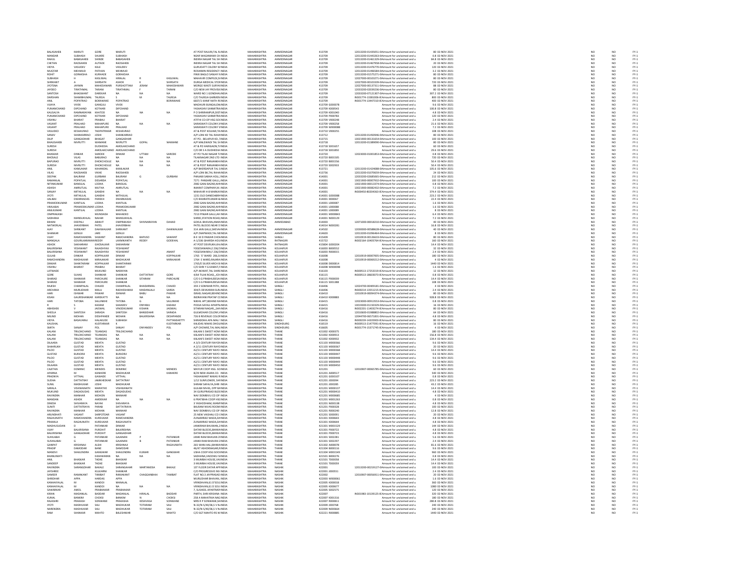| | | | | | | | | | | | | | | | | | | |
|---|---|---|---|---|---|---|---|---|---|---|---|---|---|---|---|---|---|---|
| BALASAHEB | MARUTI | GORE | MARUTI | | | AT POST RAJURI,TAL R | INDIA | MAHARASHTRA | AHMEDNAGAR | 413709 | | 12013200-01435051-0 | Amount for unclaimed and u | 80 | 02-NOV-2021 | NO | NO | FY-1 |
| MANDAR | SUBHASH | SHUKRE | SUBHASH | | | NEAR WAGHMAMI CH | INDIA | MAHARASHTRA | AHMEDNAGAR | 413709 | | 12013200-01443263-0 | Amount for unclaimed and u | 0.8 | 02-NOV-2021 | NO | NO | FY-1 |
| RAHUL | BABASAHEB | SHINDE | BABASAHEB | | | INDIRA NAGAR TAL SH | INDIA | MAHARASHTRA | AHMEDNAGAR | 413709 | | 12013200-01461329-0 | Amount for unclaimed and u | 84.8 | 02-NOV-2021 | NO | NO | FY-1 |
| CHETAN | RAOSAHEB | AUTADE | RAOSAHEB | | | INDIRA NAGAR TAL SH | INDIA | MAHARASHTRA | AHMEDNAGAR | 413709 | | 12013200-01467958-0 | Amount for unclaimed and u | 20 | 02-NOV-2021 | NO | NO | FY-1 |
| VIDYA | VASUDEV | KALE | VASUDEV | | | GURUDATT COLONY W | INDIA | MAHARASHTRA | AHMEDNAGAR | 413709 | | 12013200-01476770-0 | Amount for unclaimed and u | 120 | 02-NOV-2021 | NO | NO | FY-1 |
| MUQTAR | MEHMUD | PATHAN | MEHMUD | | | ROSHMIN RESIDENCY | INDIA | MAHARASHTRA | AHMEDNAGAR | 413709 | | 12013200-01496584-0 | Amount for unclaimed and u | 3.2 | 02-NOV-2021 | NO | NO | FY-1 |
| ROHIT | GORAKSHA | KURHADE | GORAKSHA | | | FINIX BAGLO SANJAY N | INDIA | MAHARASHTRA | AHMEDNAGAR | 413709 | | 12013200-01575271-0 | Amount for unclaimed and u | 80 | 02-NOV-2021 | NO | NO | FY-1 |
| SUBHASH | H | KASLIWAL | HIRALAL | R | KASLIWAL | MAHAVIR COMPLEX,SH | INDIA | MAHARASHTRA | AHMEDNAGAR | 413709 | | 12027000-00103271-0 | Amount for unclaimed and u | 80 | 02-NOV-2021 | NO | NO | FY-1 |
| SHRIKANT | A | SHIRSATH | ASHOK | K | SHIRSATH | DURGA MEDICAL STOR | INDIA | MAHARASHTRA | AHMEDNAGAR | 413709 | | 12027000-00103339-0 | Amount for unclaimed and u | 720 | 02-NOV-2021 | NO | NO | FY-1 |
| JYOTSNA | JAYMIN | MAHESHWARI | PURSHOTTAM | JERAM | MAHESHWARI | MORGE WASTI SURYA | INDIA | MAHARASHTRA | AHMEDNAGAR | 413709 | | 12027000-00137311-0 | Amount for unclaimed and u | 88 | 02-NOV-2021 | NO | NO | FY-1 |
| JAYDEO | TIRATHMAL | TARANI | TIRATHMAL | F | TARANI | C/O NEW JAY PROVISIO | INDIA | MAHARASHTRA | AHMEDNAGAR | 413709 | | 12033200-02039236-0 | Amount for unclaimed and u | 80 | 02-NOV-2021 | NO | NO | FY-1 |
| SANTOSH | BHAGWANT | DAREKAR | NA | NA | NA | WARD NO 1 GONDHAL | INDIA | MAHARASHTRA | AHMEDNAGAR | 413709 | | 12033200-07121307-0 | Amount for unclaimed and u | 307.2 | 02-NOV-2021 | NO | NO | FY-1 |
| DARSHAN | SHAMBHUMAL | TALREJA | S | M | TALREJA | C/O TALREJA GARMEN | INDIA | MAHARASHTRA | AHMEDNAGAR | 413709 | | IN301774-13381006-0 | Amount for unclaimed and u | 800 | 02-NOV-2021 | NO | NO | FY-1 |
| ANIL | POPATRAO | BORAWAKE | POPATRAO | | BORAWAKE | 6607/1 KANIF NATH R | INDIA | MAHARASHTRA | AHMEDNAGAR | 413709 | | IN301774-13447310-0 | Amount for unclaimed and u | 400 | 02-NOV-2021 | NO | NO | FY-1 |
| VIJAYA | VIVEK | GANGULI | VIVEK | | | MADHURI BUNGALOW | INDIA | MAHARASHTRA | AHMEDNAGAR | 413709 | G000078 | | Amount for unclaimed and u | 9.6 | 02-NOV-2021 | NO | NO | FY-1 |
| PUNAMCHAND | DIPCHAND | KOTHARI | DIPCHAND | | | YASHASHVI SAMMITRA | INDIA | MAHARASHTRA | AHMEDNAGAR | 413709 | K000543 | | Amount for unclaimed and u | 100.8 | 02-NOV-2021 | NO | NO | FY-1 |
| KAUSALYA | RAMNARAYAN | KHATOD | NA | NA | NA | P O SHRIRAMPUR,DIST | INDIA | MAHARASHTRA | AHMEDNAGAR | 413709 | K001040 | | Amount for unclaimed and u | 4.8 | 02-NOV-2021 | NO | NO | FY-1 |
| PUNAMCHAND | DIPCHAND | KOTHARI | DIPCHAND | | | YASHASHVI SAMMITRA | INDIA | MAHARASHTRA | AHMEDNAGAR | 413709 | P000783 | | Amount for unclaimed and u | 120 | 02-NOV-2021 | NO | NO | FY-1 |
| VISHNU | BHARAT | PRABHU | BHARAT | | | ATITHI CO-OP HSG SOC | INDIA | MAHARASHTRA | AHMEDNAGAR | 413709 | V000248 | | Amount for unclaimed and u | 2.4 | 02-NOV-2021 | NO | NO | FY-1 |
| VASANT | PRALHAD | MAHAPURE | NA | NA | NA | SARASWATI COLONY,V | INDIA | MAHARASHTRA | AHMEDNAGAR | 413709 | V000258 | | Amount for unclaimed and u | 21.6 | 02-NOV-2021 | NO | NO | FY-1 |
| VASANT | PRALHAD | MAHAPURE | PRALHAD | | | SARASWATI COLONY V | INDIA | MAHARASHTRA | AHMEDNAGAR | 413709 | W000088 | | Amount for unclaimed and u | 7.2 | 02-NOV-2021 | NO | NO | FY-1 |
| VASUDEO | KESHAVRAO | TADPATRIKAR | KESHAVRAO | | | AT & POST KOLHAR,TA | INDIA | MAHARASHTRA | AHMEDNAGAR | 413710 | V000255 | | Amount for unclaimed and u | 108 | 02-NOV-2021 | NO | NO | FY-1 |
| SANJEV | SHANKARRAO | JOSHI | SHANKARRAO | | | A/P LONI KD TAL RAHA | INDIA | MAHARASHTRA | AHMEDNAGAR | 413712 | | 12013200-01450946-0 | Amount for unclaimed and u | 80 | 02-NOV-2021 | NO | NO | FY-1 |
| DILIP | GANGADHAR | BHAGAT | GANGADHAR | | | AT PO.- BELAPUR KD.,T | INDIA | MAHARASHTRA | AHMEDNAGAR | 413715 | | 13021900-00131654-0 | Amount for unclaimed and u | 100 | 02-NOV-2021 | NO | NO | FY-1 |
| BHAUSAHEB | NIVRUTTI | WAMANE | NIVRUTTI | GOPAL | WAMANE | A/P MALEWADI TAL SH | INDIA | MAHARASHTRA | AHMEDNAGAR | 413718 | | 12013200-01389090-0 | Amount for unclaimed and u | 80 | 02-NOV-2021 | NO | NO | FY-1 |
| SURESH | | DUDHEDIA | AMOLAKCHAND | | | AT & PO HARIGAON,T | INDIA | MAHARASHTRA | AHMEDNAGAR | 413718 | S001657 | | Amount for unclaimed and u | 60 | 02-NOV-2021 | NO | NO | FY-1 |
| SURESH | | AMOLAKCHAND | AMOLAKCHAND | | | C/O DR S A DUDHEDIA | INDIA | MAHARASHTRA | AHMEDNAGAR | 413718 | S001850 | | Amount for unclaimed and u | 29.6 | 02-NOV-2021 | NO | NO | FY-1 |
| BHASKAR | DINKAR | SARODE | DINKAR | UTTAM | SARODE | AT PO TILAK NAGAR T | INDIA | MAHARASHTRA | AHMEDNAGAR | 413720 | | 12023000-01001853-0 | Amount for unclaimed and u | 0.8 | 02-NOV-2021 | NO | NO | FY-1 |
| BHOSALE | VILAS | BABURAO | NA | NA | NA | TILAKNAGAR 2ND LTD | INDIA | MAHARASHTRA | AHMEDNAGAR | 413720 | B001505 | | Amount for unclaimed and u | 720 | 02-NOV-2021 | NO | NO | FY-1 |
| BAPURAO | NIVRUTTI | DHOKCHOULE | NA | NA | NA | AT & POST RANJANKH | INDIA | MAHARASHTRA | AHMEDNAGAR | 413720 | B001556 | | Amount for unclaimed and u | 50.4 | 02-NOV-2021 | NO | NO | FY-1 |
| SURESH | NIVRUTTI | DHOKCHOULE | NA | NA | NA | AT & POST RANJANKH | INDIA | MAHARASHTRA | AHMEDNAGAR | 413720 | S002933 | | Amount for unclaimed and u | 50.4 | 02-NOV-2021 | NO | NO | FY-1 |
| ANIL | KAMLAKAR | KAHANDAL | KAMLAKAR | | | A/P BHERDAPUR TAL S | INDIA | MAHARASHTRA | AHMEDNAGAR | 413721 | | 12013200-01424088-0 | Amount for unclaimed and u | 105.6 | 02-NOV-2021 | NO | NO | FY-1 |
| VILAS | RAOSAHEB | VIKHE | RAOSAHEB | | | A/P LONI BK,TAL RAHA | INDIA | MAHARASHTRA | AHMEDNAGAR | 413736 | | 12013200-01070659-0 | Amount for unclaimed and u | 24 | 02-NOV-2021 | NO | NO | FY-1 |
| DEEPAK | BALIRAM | GURBANI | BALIRAM | G | GURBANI | PANJABI SABHA HOLL, | INDIA | MAHARASHTRA | AHMEDNAGAR | 414001 | | 12033200-02685065-0 | Amount for unclaimed and u | 212 | 02-NOV-2021 | NO | NO | FY-1 |
| RAMANLAL | POPATLAL | DESARDA | POPATLAL | | | 7271 PANSARE GALLI, | INDIA | MAHARASHTRA | AHMEDNAGAR | 414001 | | 13021900-00007932-0 | Amount for unclaimed and u | 100 | 02-NOV-2021 | NO | NO | FY-1 |
| NITINKUMAR | BANSILAL | LODHA | BANSILAL | | | 2982 GANJ BAZAR,AH | INDIA | MAHARASHTRA | AHMEDNAGAR | 414001 | | 13021900-00013374-0 | Amount for unclaimed and u | 0.8 | 02-NOV-2021 | NO | NO | FY-1 |
| ASHISH | AMRUTLAL | MUTHA | AMRUTLAL | | | BHARAT COMPANY,N | INDIA | MAHARASHTRA | AHMEDNAGAR | 414001 | | 13021900-00082432-0 | Amount for unclaimed and u | 7.2 | 02-NOV-2021 | NO | NO | FY-1 |
| SANJAY | MITHULAL | GANDHI | NA | NA | NA | MAHAVIR H-8 MARKA | INDIA | MAHARASHTRA | AHMEDNAGAR | 414001 | | IN300450-80204363-0 | Amount for unclaimed and u | 374.4 | 02-NOV-2021 | NO | NO | FY-1 |
| JYOTI | MITHULAL | GANDHI | MITHULAL | | | 1231 OLD DANEDABR | INDIA | MAHARASHTRA | AHMEDNAGAR | 414001 | G000088 | | Amount for unclaimed and u | 223.2 | 02-NOV-2021 | NO | NO | FY-1 |
| IJALBAI | DWARKADAS | PAREKH | DWARKADAS | | | C/O BHARATKUMAR & | INDIA | MAHARASHTRA | AHMEDNAGAR | 414001 | I000067 | | Amount for unclaimed and u | 22.4 | 02-NOV-2021 | NO | NO | FY-1 |
| PRAMODKUMAR | KANTILAL | LODHA | KANTILAL | | | 2982 GANJ BAZAR,AH | INDIA | MAHARASHTRA | AHMEDNAGAR | 414001 | L000087 | | Amount for unclaimed and u | 1.6 | 02-NOV-2021 | NO | NO | FY-1 |
| VIMLABAI | PRAMODKUMAR | LODHA | PRAMODKUMAR | | | 2982 GANJ BAZAR,AH | INDIA | MAHARASHTRA | AHMEDNAGAR | 414001 | L000088 | | Amount for unclaimed and u | 1.6 | 02-NOV-2021 | NO | NO | FY-1 |
| ANILKUMAR | KANTILAL | LODHA | KANTILAL | | | 2982 GANJ BAZAR,AH | INDIA | MAHARASHTRA | AHMEDNAGAR | 414001 | L000089 | | Amount for unclaimed and u | 8 | 02-NOV-2021 | NO | NO | FY-1 |
| OMPRAKASH | | MUNDADA | MAHADEO | | | 7213 PINJAR GALLI,AH | INDIA | MAHARASHTRA | AHMEDNAGAR | 414001 | M000843 | | Amount for unclaimed and u | 6.4 | 02-NOV-2021 | NO | NO | FY-1 |
| SADHANA | MANSUKHLAL | NAHAR | MANSUKHLAL | | | SHREE,STATION ROAD | INDIA | MAHARASHTRA | AHMEDNAGAR | 414001 | N000129 | | Amount for unclaimed and u | 7.2 | 02-NOV-2021 | NO | NO | FY-1 |
| BIHANI | DEEPALI | ABHIJIT | OMPRAKASH | SHIVNARAYAN | DAHAD | GOKUL BHAVAN,ANAN | INDIA | MAHARASHTRA | AHMEDABAD | 414003 | | 12071000-00018210-0 | Amount for unclaimed and u | 40 | 02-NOV-2021 | NO | NO | FY-1 |
| NATWERLAL | JHAVERBHAI | PATEL | JHAVERBHAI | | | PATEL BLOCKS NEAR S | INDIA | MAHARASHTRA | | 414014 | N000281 | | Amount for unclaimed and u | 16.8 | 02-NOV-2021 | NO | NO | FY-1 |
| AJAY | SHRIKANT | DAHIWALKAR | SHRIKANT | | DAHIWALKAR | 314 JAIN GALLI,SHEVA | INDIA | MAHARASHTRA | AHMEDNAGAR | 414502 | | 12030000-00588628-0 | Amount for unclaimed and u | 40 | 02-NOV-2021 | NO | NO | FY-1 |
| SHANKAR | GENUJI | JARE | GENUJI | | | A/P ZHAPWADI,TAL NE | INDIA | MAHARASHTRA | AHMEDNAGAR | 414603 | | 12013200-01096464-0 | Amount for unclaimed and u | 8 | 02-NOV-2021 | NO | NO | FY-1 |
| VIJAY | RAMCHANDRA | SAWANT | RAMCHANDRA | BAPUSO | SAWANT | 8-9 M D PAWAR CHOU | INDIA | MAHARASHTRA | SANGLI | 415409 | | 12010919-00126633-0 | Amount for unclaimed and u | 80 | 02-NOV-2021 | NO | NO | FY-1 |
| MANGALA | GOURILAXMIKAN | REDDY | LAXMIKANTH | REDDY | GODEHAL | A-1/106 GHARDA HOU | INDIA | MAHARASHTRA | RATNAGIRI | 415722 | | IN302164-10405764-0 | Amount for unclaimed and u | 160 | 02-NOV-2021 | NO | NO | FY-1 |
| ASHOK | SAKHARAM | GHOSALKAR | SAKHARAM | | | AT POST DEVRUKH,KHA | INDIA | MAHARASHTRA | RATNAGIRI | 415804 | G000204 | | Amount for unclaimed and u | 14.4 | 02-NOV-2021 | NO | NO | FY-1 |
| BALKRISHNA | YESHWANT | RAJADHYAX | YESHWANT | | | YOGESHWARA,F 236/3 | INDIA | MAHARASHTRA | KOLHAPUR | 416003 | B000552 | | Amount for unclaimed and u | 32 | 02-NOV-2021 | NO | NO | FY-1 |
| BALKRISHNA | YESHWANT | RAJADHYAX | YESHWANT | | ANANT | YOGESHWARA,F 236/3 | INDIA | MAHARASHTRA | KOLHAPUR | 416003 | R000015 | | Amount for unclaimed and u | 2.4 | 02-NOV-2021 | NO | NO | FY-1 |
| GULAB | DINKAR | KOPPALKAR | DINKAR | | KOPPALKAR | 1765 'E' WARD 206,SH | INDIA | MAHARASHTRA | KOLHAPUR | 416008 | | 12010919-00007005-0 | Amount for unclaimed and u | 180 | 02-NOV-2021 | NO | NO | FY-1 |
| RAMCHANDRA | MADHUKAR | MIRAJAKAR | MADHUKAR | | MIRAJAKAR | 1764 E WARD,RAJARA | INDIA | MAHARASHTRA | KOLHAPUR | 416008 | | 12010919-00069212-0 | Amount for unclaimed and u | 4 | 02-NOV-2021 | NO | NO | FY-1 |
| DINKAR | SHANTARAM | KOPPALKAR | SHANTARAM | | | 1765/E SILVER ARCH B | INDIA | MAHARASHTRA | KOLHAPUR | 416008 | D000814 | | Amount for unclaimed and u | 1440 | 02-NOV-2021 | NO | NO | FY-1 |
| VISHNU | BHARAT | PRABHU | BHARAT | | | C/O SHRI Y G KAMAT,F | INDIA | MAHARASHTRA | KOLHAPUR | 416008 | W000098 | | Amount for unclaimed and u | 1.6 | 02-NOV-2021 | NO | NO | FY-1 |
| LATWADE | | MUKUND | NARAYAN | | | A/P AKIWAT,TAL SHIRO | INDIA | MAHARASHTRA | KOLHAPUR | 416103 | | IN300513-17253319-0 | Amount for unclaimed and u | 12 | 02-NOV-2021 | NO | NO | FY-1 |
| GORE | SUHAS | SHANKAR | DATTATRAY | | GORE | 4/64 TILAK ROAD,,,ICH | INDIA | MAHARASHTRA | KOLHAPUR | 416115 | | IN300513-18603073-0 | Amount for unclaimed and u | 0.8 | 02-NOV-2021 | NO | NO | FY-1 |
| SHARAD | SHANKAR | PARCHURE | SHANKAR | SITARAM | PARCHURE | C/O S G PRABHUDESA | INDIA | MAHARASHTRA | KOLHAPUR | 416115 | P000039 | | Amount for unclaimed and u | 14.4 | 02-NOV-2021 | NO | NO | FY-1 |
| SHARAD | SHANKAR | PARCHURE | SHANKAR | | | C/O S G PRABHUDESA | INDIA | MAHARASHTRA | KOLHAPUR | 416115 | S001388 | | Amount for unclaimed and u | 108 | 02-NOV-2021 | NO | NO | FY-1 |
| RAJESH | CHAMPALAL | CHAJED | CHAMPALAL | BHADARMAL | CHAJED | 359 2 SOMWAR PETH, | INDIA | MAHARASHTRA | SANGLI | 416406 | | 12024700-00409181-0 | Amount for unclaimed and u | 4 | 02-NOV-2021 | NO | NO | FY-1 |
| ARCHANA | MURLIDHAR | MALU | RADHESHAMJI | MADANLALJI | SARDA | 304/5 DEVKARAN SUR | INDIA | MAHARASHTRA | SANGLI | 416406 | | IN300214-13551215-0 | Amount for unclaimed and u | 2.4 | 02-NOV-2021 | NO | NO | FY-1 |
| HARI | ISHWAR | PAWAR | ISHWAR | BABU | PAWAR | ISRAEL NAGAR,BEHIND | INDIA | MAHARASHTRA | SANGLI | 416410 | | 12010919-00094374-0 | Amount for unclaimed and u | 80 | 02-NOV-2021 | NO | NO | FY-1 |
| KISAN | GAURISHANKAR | KAREKATTI | NA | NA | NA | INDRAYANI PRATAP CO | INDIA | MAHARASHTRA | SANGLI | 416410 | K000883 | | Amount for unclaimed and u | 928.8 | 02-NOV-2021 | NO | NO | FY-1 |
| HARI | TATOBA | SALUNKHE | TATOBA | G | SALUNKHE | NIKHIL APT,BEHIND RA | INDIA | MAHARASHTRA | SANGLI | 416415 | | 12023000-00913553-0 | Amount for unclaimed and u | 0.8 | 02-NOV-2021 | NO | NO | FY-1 |
| R | S | KADAM | SAHADEV | DNYANU | KADAM | POOJA SAYALI APARTM | INDIA | MAHARASHTRA | SANGLI | 416415 | | 13019300-01150329-0 | Amount for unclaimed and u | 16 | 02-NOV-2021 | NO | NO | FY-1 |
| ABHISHEK | V | JAISWAL | VINODKUMAR | KISHAN | JAISWAL | SITARAM NAGAR,,,SAN | INDIA | MAHARASHTRA | SANGLI | 416416 | | IN302201-11403274-0 | Amount for unclaimed and u | 80 | 02-NOV-2021 | NO | NO | FY-1 |
| SHEELA | SANTOSH | SARADA | SANTOSH | BANSIDHAR | SARADA | GULMOHAR COLONY, | INDIA | MAHARASHTRA | SANGLI | 416416 | | 12010600-01988802-0 | Amount for unclaimed and u | 64 | 02-NOV-2021 | NO | NO | FY-1 |
| MILIND | MOHAN | DESHPANDE | MOHAN | BALKRISHNA | DESHPANDE | 726 B REVENUE COLO | INDIA | MAHARASHTRA | SANGLI | 416416 | | 12044700-06571831-0 | Amount for unclaimed and u | 4.8 | 02-NOV-2021 | NO | NO | FY-1 |
| VIDYA | BASAVARAJ | HALAKUDE | SUBHASH | | PATTANSHETTY | SHRADDHA APA MALI | INDIA | MAHARASHTRA | SANGLI | 416416 | | IN300239-14335903-0 | Amount for unclaimed and u | 80 | 02-NOV-2021 | NO | NO | FY-1 |
| KAUSHAL | | KUDTARKAR | K | | KUDTARKAR | KALIDAS NIWAS DHOL | INDIA | MAHARASHTRA | SINDHUDURG | 416519 | | IN300513-21477091-0 | Amount for unclaimed and u | 16 | 02-NOV-2021 | NO | NO | FY-1 |
| SWETA | SANJAY | POL | SANJAY | DNYANDEV | POL | A/P CHOWKE,TAL MAL | INDIA | MAHARASHTRA | SINDHUDURG | 416605 | | IN301774-15371745-0 | Amount for unclaimed and u | 4 | 02-NOV-2021 | NO | NO | FY-1 |
| KALANI | TRILOKCHAND | TEJANDAS | TRILOKCHAND | | | KALANI S SWEET HOM | INDIA | MAHARASHTRA | THANE | 421002 | K000375 | | Amount for unclaimed and u | 180 | 02-NOV-2021 | NO | NO | FY-1 |
| KALANI | TRILOKCHAND | TEJANDAS | NA | NA | NA | KALANI'S SWEET HOM | INDIA | MAHARASHTRA | THANE | 421002 | K000913 | | Amount for unclaimed and u | 156.8 | 02-NOV-2021 | NO | NO | FY-1 |
| KALANI | TRILOKCHAND | TEJANDAS | NA | NA | NA | KALANI'S SWEET HOM | INDIA | MAHARASHTRA | THANE | 421002 | K000932 | | Amount for unclaimed and u | 134.4 | 02-NOV-2021 | NO | NO | FY-1 |
| DILAARA | GUSTAD | MEHTA | GUSTAD | | | A 3/3 CENTURY RAYO | INDIA | MAHARASHTRA | THANE | 421103 | M000366 | | Amount for unclaimed and u | 9.6 | 02-NOV-2021 | NO | NO | FY-1 |
| SHAHRUKH | GUSTAD | MEHTA | GUSTAD | | | A 2/11 CENTURY RAYO | INDIA | MAHARASHTRA | THANE | 421103 | M000367 | | Amount for unclaimed and u | 20 | 02-NOV-2021 | NO | NO | FY-1 |
| PILOO | GUSTAD | MEHTA | GUSTAD | | | A2/11 CENTURY RAYO | INDIA | MAHARASHTRA | THANE | 421103 | M000368 | | Amount for unclaimed and u | 14.4 | 02-NOV-2021 | NO | NO | FY-1 |
| GUSTAD | BURJORJI | MEHTA | BURJORJI | | | A2/11 CENTURY RAYO | INDIA | MAHARASHTRA | THANE | 421103 | M000447 | | Amount for unclaimed and u | 9.6 | 02-NOV-2021 | NO | NO | FY-1 |
| PILOO | GUSTAD | MEHTA | GUSTAD | | | A2/11 CENTURY RAYO | INDIA | MAHARASHTRA | THANE | 421103 | M000448 | | Amount for unclaimed and u | 9.6 | 02-NOV-2021 | NO | NO | FY-1 |
| PILOO | GUSTAD | MEHTA | GUSTAD | | | A2/11 CENTURY RAYO | INDIA | MAHARASHTRA | THANE | 421103 | M000449 | | Amount for unclaimed and u | 9.6 | 02-NOV-2021 | NO | NO | FY-1 |
| DILAARA | GUSTAD | MEHTA | GUSTAD | | | A2/11 CENTURY RAYO | INDIA | MAHARASHTRA | THANE | 421103 | M000450 | | Amount for unclaimed and u | 9.6 | 02-NOV-2021 | NO | NO | FY-1 |
| CAJETAN | DOMINIC | MENDES | DOMINIC | | MENDES | MAYUR COOP HSG. SO | INDIA | MAHARASHTRA | THANE | 421201 | | 12010907-00065785-0 | Amount for unclaimed and u | 60 | 02-NOV-2021 | NO | NO | FY-1 |
| APARNA | M | KANHERE | MADHUKAR | | KANHERE | B/29 NEW ASARA CO. | INDIA | MAHARASHTRA | THANE | 421201 | A000517 | | Amount for unclaimed and u | 540 | 02-NOV-2021 | NO | NO | FY-1 |
| PRADNYA | VITTHAL | GAWADE | VITTHAL | | | YASHAWANT NIWAS R | INDIA | MAHARASHTRA | THANE | 421201 | G000107 | | Amount for unclaimed and u | 0.8 | 02-NOV-2021 | NO | NO | FY-1 |
| SUDHA | DATTATRAY | JAMKHEDKAR | DATTATRAY | | | 1/12 SUNFLOWER, SHI | INDIA | MAHARASHTRA | THANE | 421201 | J000094 | | Amount for unclaimed and u | 223.2 | 02-NOV-2021 | NO | NO | FY-1 |
| SUNIL | MADHUKAR | JOSHI | MADHUKAR | | | SHRAM SAFALYA,SHRI | INDIA | MAHARASHTRA | THANE | 421201 | J000285 | | Amount for unclaimed and u | 43.2 | 02-NOV-2021 | NO | NO | FY-1 |
| SARALA | VISHWANATH | MARATHE | VISHWANATH | | | GULABI NIVAS, OPP BA | INDIA | MAHARASHTRA | THANE | 421201 | M000137 | | Amount for unclaimed and u | 14.4 | 02-NOV-2021 | NO | NO | FY-1 |
| MUKUND | DAGADUDAS | MEHTA | DAGADUDAS | | | 34 GURUPRASAD BLDG | INDIA | MAHARASHTRA | THANE | 421201 | M000410 | | Amount for unclaimed and u | 4.8 | 02-NOV-2021 | NO | NO | FY-1 |
| RAVINDRA | MANHAR | MOHON | MANHAR | | | NAV DOMBIVLI CO OP | INDIA | MAHARASHTRA | THANE | 421201 | M000685 | | Amount for unclaimed and u | 4 | 02-NOV-2021 | NO | NO | FY-1 |
| MANDAN | ASHOK | AMDEKAR | NA | NA | NA | 6 PRATIBHA COOP HSG | INDIA | MAHARASHTRA | THANE | 421201 | M001263 | | Amount for unclaimed and u | 0.8 | 02-NOV-2021 | NO | NO | FY-1 |
| DINESH | SHIVARAYA | NAYAK | SHIVARAYA | | | 3 YASHODHAM, MAN | INDIA | MAHARASHTRA | THANE | 421201 | N000138 | | Amount for unclaimed and u | 4.8 | 02-NOV-2021 | NO | NO | FY-1 |
| SUNITI | DATTATRAYA | PARAB | DATTATRAYA | | | BALRAM NIVAS ROOM | INDIA | MAHARASHTRA | THANE | 421201 | P000328 | | Amount for unclaimed and u | 100 | 02-NOV-2021 | NO | NO | FY-1 |
| RAVINDRA | MANHAR | MOHAN | MANHAR | | | NAV DOMBIVLI CO OP | INDIA | MAHARASHTRA | THANE | 421201 | R000240 | | Amount for unclaimed and u | 12.8 | 02-NOV-2021 | NO | NO | FY-1 |
| ARUNDHATI | VASANT | SARPOTDAR | VASANT | | | 25 NEW VAISHALI CO | INDIA | MAHARASHTRA | THANE | 421201 | S000091 | | Amount for unclaimed and u | 20 | 02-NOV-2021 | NO | NO | FY-1 |
| RAGHUNATH | RAMCHANDRA | KURDUKAR | RAMCHANDRA | | | ZUNJARRAO WADA,DA | INDIA | MAHARASHTRA | THANE | 421301 | K000643 | | Amount for unclaimed and u | 4.8 | 02-NOV-2021 | NO | NO | FY-1 |
| PRAMILA | RAGHUNATH | KURDUKAR | RAGHUNATH | | | ZUNJARRAO WADA,DA | INDIA | MAHARASHTRA | THANE | 421301 | K000644 | | Amount for unclaimed and u | 4.8 | 02-NOV-2021 | NO | NO | FY-1 |
| MADHUSUDAN | D | PATANKAR | DINKAR | | | JANKIRAM BHUWAN,2 | INDIA | MAHARASHTRA | THANE | 421301 | M001529 | | Amount for unclaimed and u | 144 | 02-NOV-2021 | NO | NO | FY-1 |
| VIJAY | BALKRISHNA | PUROHIT | BALKRISHNA | | | DATAR BLOCKS,BHIWA | INDIA | MAHARASHTRA | THANE | 421301 | P000722 | | Amount for unclaimed and u | 4.8 | 02-NOV-2021 | NO | NO | FY-1 |
| BALKRISHNA | GANGADHAR | PUROHIT | GANGADHAR | | | DATAR BLOCKS,BHIWA | INDIA | MAHARASHTRA | THANE | 421301 | P000723 | | Amount for unclaimed and u | 4.8 | 02-NOV-2021 | NO | NO | FY-1 |
| SUSHILABAI | G | PATANKAR | GAJANAN | P | PATANKAR | JANKI RAM BHAVAN 2 | INDIA | MAHARASHTRA | THANE | 421301 | S002281 | | Amount for unclaimed and u | 5.6 | 02-NOV-2021 | NO | NO | FY-1 |
| SUSHILABAI | G | PATANKAR | GAJANAN | B | PATANKAR | JANKI RAM BHAVAN 2 | INDIA | MAHARASHTRA | THANE | 421301 | S002297 | | Amount for unclaimed and u | 2.4 | 02-NOV-2021 | NO | NO | FY-1 |
| GANPAT | KRISHNAJI | ALSHI | KRISHNAJI | | RAGHUNATH | 265 WANI AALI,BHIWA | INDIA | MAHARASHTRA | THANE | 421302 | A000078 | | Amount for unclaimed and u | 81.6 | 02-NOV-2021 | NO | NO | FY-1 |
| PRADIP | DAMODAR | BANE | DAMODAR | | | 46/47 ASHOKNAGAR,P | INDIA | MAHARASHTRA | THANE | 421302 | B000116 | | Amount for unclaimed and u | 9.6 | 02-NOV-2021 | NO | NO | FY-1 |
| MANDVI | SHAILENDRA | GANGWAR | SHAILENDRA | KUMAR | GANGWAR | USHA COOP HSG SOC | INDIA | MAHARASHTRA | THANE | 421304 | M001549 | | Amount for unclaimed and u | 960 | 02-NOV-2021 | NO | NO | FY-1 |
| BHANUMATI | | EASHWARAN | NA | NA | NA | SADHANA,VADOWLI S | INDIA | MAHARASHTRA | THANE | 421501 | B000276 | | Amount for unclaimed and u | 0.8 | 02-NOV-2021 | NO | NO | FY-1 |
| ANIL | BHASKAR | TADKE | BHASKAR | | | 3 MUMBAI HOUSE,VAI | INDIA | MAHARASHTRA | THANE | 421501 | T000058 | | Amount for unclaimed and u | 14.4 | 02-NOV-2021 | NO | NO | FY-1 |
| SANDEEP | BHASKAR | TADKE | BHASKAR | | | 3 MUMBAI HOUSE,VAI | INDIA | MAHARASHTRA | THANE | 421501 | T000059 | | Amount for unclaimed and u | 14.4 | 02-NOV-2021 | NO | NO | FY-1 |
| RAVINDRA | SARANGDHAR | BAKALE | SARANGADHAR | MARTANDSA | BAKALE | 1ST FLOOR DATAR APP | INDIA | MAHARASHTRA | NASHIK | 422001 | | 12013200-00219127-0 | Amount for unclaimed and u | 100 | 02-NOV-2021 | NO | NO | FY-1 |
| JAYSHREE | | KULKARNI | SHANKAR | | | C/O PROGRESSIVE INV | INDIA | MAHARASHTRA | NASHIK | 422001 | J000551 | | Amount for unclaimed and u | 2.4 | 02-NOV-2021 | NO | NO | FY-1 |
| SAMEER | RAMAKANT | TAMBAT | RAMAKANT | CHAGGANBHAI | TAMBAT | FLAT NO.3 JAYPRASAD | INDIA | MAHARASHTRA | NASHIK | 422002 | | 12010907-00056911-0 | Amount for unclaimed and u | 60 | 02-NOV-2021 | NO | NO | FY-1 |
| SHRIDHAR | APPA | HARDAS | APPA | | | MURLIDHAR BHAVAN, | INDIA | MAHARASHTRA | NASHIK | 422003 | W000061 | | Amount for unclaimed and u | 1.6 | 02-NOV-2021 | NO | NO | FY-1 |
| KANHAIYALAL | M | KANDOI | MANALAL | | | VRINDAVAN,61 D'SOU | INDIA | MAHARASHTRA | NASHIK | 422005 | K000018 | | Amount for unclaimed and u | 360 | 02-NOV-2021 | NO | NO | FY-1 |
| KANHAIYALAL | M | KANDOI | NA | NA | NA | VRINDAVAN,61 D SOU | INDIA | MAHARASHTRA | NASHIK | 422005 | K000677 | | Amount for unclaimed and u | 1080 | 02-NOV-2021 | NO | NO | FY-1 |
| SAWARKAR | AMOL | PRABHAKAR | PRABHAKAR | | | 7, SUSHEEL APARTMEN | INDIA | MAHARASHTRA | NASHIK | 422005 | S002575 | | Amount for unclaimed and u | 120 | 02-NOV-2021 | NO | NO | FY-1 |
| KIRAN | MADANLAL | BADDAR | MADANLAL | HIRALAL | BADDAR | PARTH, SHRI KRISHNA | INDIA | MAHARASHTRA | NASHIK | 422007 | | IN301983-10139125-0 | Amount for unclaimed and u | 320 | 02-NOV-2021 | NO | NO | FY-1 |
| KUNAL | BANKIM | CHOKSI | BANKIM | N | CHOKSI | 258 A MAHATMA NAG | INDIA | MAHARASHTRA | NASHIK | 422007 | K001316 | | Amount for unclaimed and u | 180 | 02-NOV-2021 | NO | NO | FY-1 |
| RAJASHRI | PRAKASH | SONWANE | PRAKASHA | KESHVASA | SONWANE | MRS R P SONWANE,SH | INDIA | MAHARASHTRA | NASHIK | 422007 | R000811 | | Amount for unclaimed and u | 280.8 | 02-NOV-2021 | NO | NO | FY-1 |
| JYOTI | MADHUKAR | SALI | MADHUKAR | TOTARAM | SALI | N-32/N-5/40/36,S V N | INDIA | MAHARASHTRA | NASHIK | 422009 | J000768 | | Amount for unclaimed and u | 240 | 02-NOV-2021 | NO | NO | FY-1 |
| NARENDRA | MADHUKAR | SALI | MADHUKAR | TOTARAM | SALI | N-32/N-5/40/36,S V N | INDIA | MAHARASHTRA | NASHIK | 422009 | N000664 | | Amount for unclaimed and u | 240 | 02-NOV-2021 | NO | NO | FY-1 |
| RAM | SHANKAR | MAHTO | BALESHWAR | | MAHTO | C/O SGT MAHTO RS W | INDIA | MAHARASHTRA | NASHIK | 422221 | R000885 | | Amount for unclaimed and u | 1440 | 02-NOV-2021 | NO | NO | FY-1 |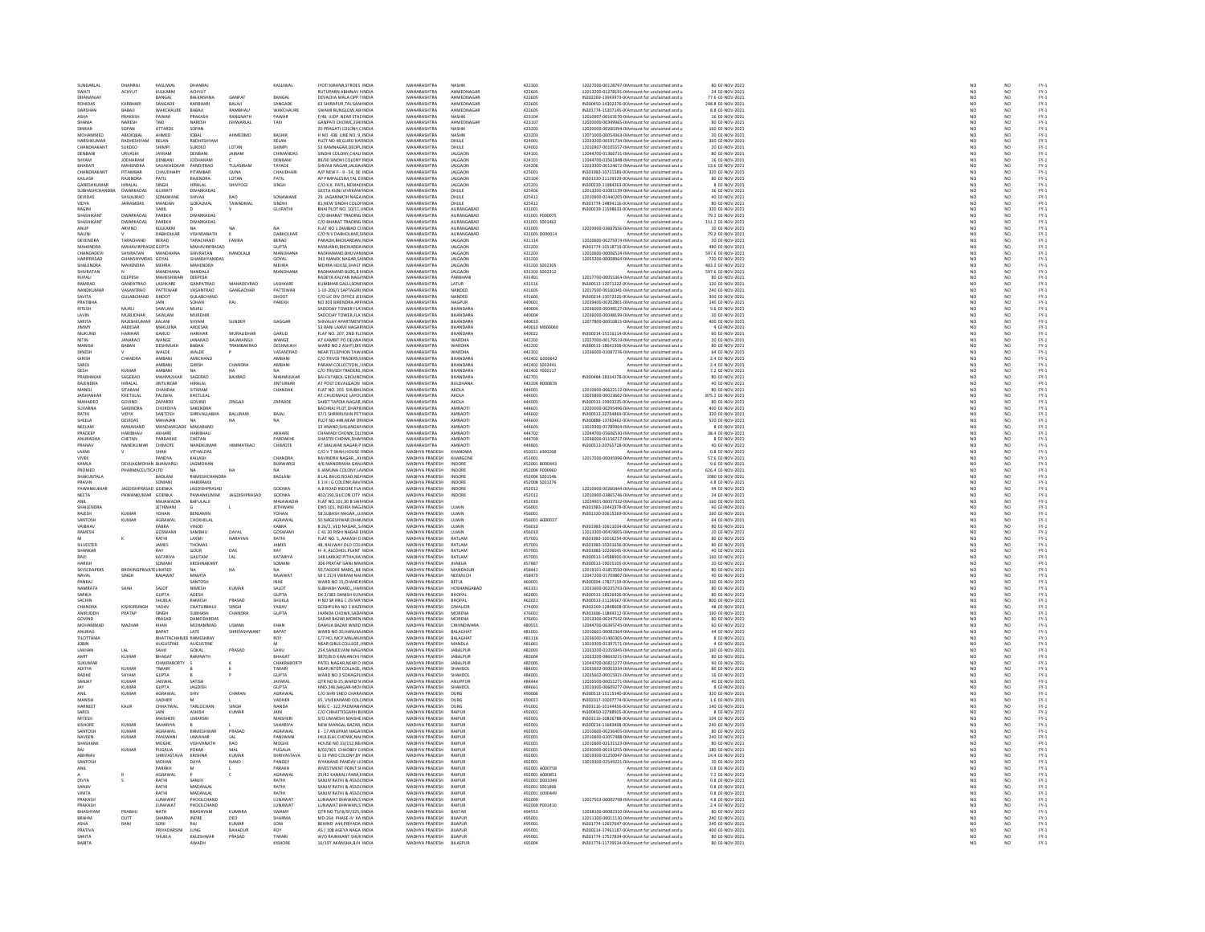| | | | | | | | | | | | | | | | | | |
|---|---|---|---|---|---|---|---|---|---|---|---|---|---|---|---|---|---|
| SUNDARLAL | DHANRAJ | KASLIWAL | DHANRAJ | | KASLIWAL | JYOTI KIRANA,STROES | INDIA | MAHARASHTRA | NASHIK | 422303 | 12027000-00128797-0 | Amount for unclaimed and u | 80 | 02-NOV-2021 | NO | NO | FY-1 |
| SWATI | ACHYUT | KULKARNI | ACHYUT | | | RUTUPARN ABHINAV I | INDIA | MAHARASHTRA | AHMEDNAGAR | 422605 | 12013200-01278191-0 | Amount for unclaimed and u | 24 | 02-NOV-2021 | NO | NO | FY-1 |
| DHANANJAY | | BANGAL | BALKRISHNA | GANPAT | BANGAL | DEVACHA MALA OPP T | INDIA | MAHARASHTRA | AHMEDNAGAR | 422605 | IN302269-13943973-0 | Amount for unclaimed and u | 77.6 | 02-NOV-2021 | NO | NO | FY-1 |
| ROHIDAS | KARBHARI | SANGADE | KARBHARI | BALAJI | SANGADE | 63 SHIRAPUR,TAL SAN | INDIA | MAHARASHTRA | AHMEDNAGAR | 422605 | IN300450-14302376-0 | Amount for unclaimed and u | 248.8 | 02-NOV-2021 | NO | NO | FY-1 |
| DARSHAN | BABAJI | WAKCHAURE | BABAJI | RAMBHAU | WAKCHAURE | SWAMI BUNGLOW,AB | INDIA | MAHARASHTRA | AHMEDNAGAR | 422605 | IN301774-15307145-0 | Amount for unclaimed and u | 8.8 | 02-NOV-2021 | NO | NO | FY-1 |
| ASHA | PRAKASH | PAWAR | PRAKASH | RANGNATH | PAWAR | F/46 SUDP NEAR STA | INDIA | MAHARASHTRA | NASHIK | 423104 | 12010907-00163170-0 | Amount for unclaimed and u | 16 | 02-NOV-2021 | NO | NO | FY-1 |
| SHAMA | NARESH | TAKI | NARESH | ISHWARLAL | TAKI | GANPATI CHOWK,33 | INDIA | MAHARASHTRA | AHMEDNAGAR | 423107 | 12020000-00349965-0 | Amount for unclaimed and u | 80 | 02-NOV-2021 | NO | NO | FY-1 |
| DINKAR | SOPAN | ATTARDE | SOPAN | | | 20 PRAGATI COLONY,C | INDIA | MAHARASHTRA | NASHIK | 423203 | 12020000-00200394-0 | Amount for unclaimed and u | 160 | 02-NOV-2021 | NO | NO | FY-1 |
| MOHAMMED | ABDEQBAL | AHMED | IQBAL | AHMEDMD | BASHIR | H.NO. 438 LINE NO. 9, | INDIA | MAHARASHTRA | NASHIK | 423203 | 12071000-00054363-0 | Amount for unclaimed and u | 20 | 02-NOV-2021 | NO | NO | FY-1 |
| HARSHKUMAR | RADHESHYAM | RELAN | RADHESHYAM | | RELAN | PLOT NO 48,GURU NA | INDIA | MAHARASHTRA | DHULE | 424001 | 12033200-00191734-0 | Amount for unclaimed and u | 360 | 02-NOV-2021 | NO | NO | FY-1 |
| CHANDRAKANT | SUKDEO | SHIMPI | SUKDEO | LOTAN | SHIMPI | 53 RAMNAGAR,DEOPL | INDIA | MAHARASHTRA | DHULE | 424002 | 12010907-00105557-0 | Amount for unclaimed and u | 20 | 02-NOV-2021 | NO | NO | FY-1 |
| DENBANI | URVASHI | JAYRAM | DENBANI | JAIRAM | CHIMANDAS | SINDHI COLONY,CHAL | INDIA | MAHARASHTRA | JALGAON | 424101 | 12044700-01366731-0 | Amount for unclaimed and u | 80 | 02-NOV-2021 | NO | NO | FY-1 |
| SHYAM | JODHARAM | DENBANI | JODHARAM | C | DENBANI | 89/90 SINDHI COLONY | INDIA | MAHARASHTRA | JALGAON | 424101 | 12044700-03561848-0 | Amount for unclaimed and u | 16 | 02-NOV-2021 | NO | NO | FY-1 |
| BHARATI | MAHENDRA | SAVAKHEDKAR | PANDITRAO | TULASIRAM | TAYADE | SHIVAJI NAGAR,JALGA | INDIA | MAHARASHTRA | JALGAON | 424206 | 12033300-00124672-0 | Amount for unclaimed and u | 13.6 | 02-NOV-2021 | NO | NO | FY-1 |
| CHANDRAKANT | PITAMBAR | CHAUDHARY | PITAMBAR | GUNA | CHAUDHARI | A/P NEW F - 9 - 54, DE | INDIA | MAHARASHTRA | JALGAON | 425001 | IN301983-10731589-0 | Amount for unclaimed and u | 320 | 02-NOV-2021 | NO | NO | FY-1 |
| KAILASH | RAJENDRA | PATIL | RAJENDRA | LOTAN | PATIL | AP PIMPALES(M),TAL E | INDIA | MAHARASHTRA | JALGAON | 425104 | IN301330-21193329-0 | Amount for unclaimed and u | 80 | 02-NOV-2021 | NO | NO | FY-1 |
| GANESHKUMAR | HIRALAL | SINGH | HIRALAL | SHIVYOGI | SINGH | C/O K.K. PATIL,NEMAD | INDIA | MAHARASHTRA | JALGAON | 425201 | IN300239-11984263-0 | Amount for unclaimed and u | 8 | 02-NOV-2021 | NO | NO | FY-1 |
| SUBHASHCHANDRA | DWARKADAS | GUJRATI | DWARKADAS | | | GEETA KUNJ VIVEKAN | INDIA | MAHARASHTRA | DHULE | 425406 | 12013200-01081139-0 | Amount for unclaimed and u | 36 | 02-NOV-2021 | NO | NO | FY-1 |
| DEVIDAS | SHIVAJIRAO | SONAWANE | SHIVAJI | RAO | SONAWANE | 29 JAGANNATH NAGA | INDIA | MAHARASHTRA | DHULE | 425412 | 12010900-01440205-0 | Amount for unclaimed and u | 40 | 02-NOV-2021 | NO | NO | FY-1 |
| VIDYA | JAIRAMDAS | MANDAN | GOKALMAL | TAWADMAL | SINDHI | 81,NEW SINDHI COLO | INDIA | MAHARASHTRA | DHULE | 425412 | IN301774-14894116-0 | Amount for unclaimed and u | 80 | 02-NOV-2021 | NO | NO | FY-1 |
| RAGINI | | VAKIL | D | V | GUJRATHI | BHAI PLOT NO. 10/11, | INDIA | MAHARASHTRA | DHULE | 425412 | IN300239-11598633-0 | Amount for unclaimed and u | 320 | 02-NOV-2021 | NO | NO | FY-1 |
| SHASHIKANT | DWARKADAS | PAREKH | DWARKADAS | | | C/O BHARAT TRADING | INDIA | MAHARASHTRA | AURANGABAD | 431001 | P000075 | Amount for unclaimed and u | 79.2 | 02-NOV-2021 | NO | NO | FY-1 |
| SHASHIKANT | DWARKADAS | PAREKH | DWARKADAS | | | C/O BHARAT TRADING | INDIA | MAHARASHTRA | AURANGABAD | 431001 | S001462 | Amount for unclaimed and u | 151.2 | 02-NOV-2021 | NO | NO | FY-1 |
| ANUP | ARVIND | KULKARNI | NA | NA | NA | FLAT NO 3 ZAMBAD C | INDIA | MAHARASHTRA | AURANGABAD | 431005 | 12029900-03607656-0 | Amount for unclaimed and u | 20 | 02-NOV-2021 | NO | NO | FY-1 |
| NALINI | V | DABHOLKAR | VISHWANATH | K | DABHOLKAR | C/O N V DABHOLKAR,S | INDIA | MAHARASHTRA | AURANGABAD | 431005 | 0000014 | Amount for unclaimed and u | 79.2 | 02-NOV-2021 | NO | NO | FY-1 |
| DEVENDRA | TARACHAND | BERAD | TARACHAND | FAKIRA | BERAD | PARADH,BHOKARDAN | INDIA | MAHARASHTRA | JALGAON | 431114 | 12020600-00275974-0 | Amount for unclaimed and u | 20 | 02-NOV-2021 | NO | NO | FY-1 |
| MAHENDRA | MAHAVIRPRASAD | GUPTA | MAHAVIRPRASAD | | GUPTA | RAMJANKI,BHOKARDA | INDIA | MAHARASHTRA | JALGAON | 431203 | IN301774-10518729-0 | Amount for unclaimed and u | 480 | 02-NOV-2021 | NO | NO | FY-1 |
| CHANDADEVI | SHIVRATAN | MANDHANA | SHIVRATAN | NANDLALJI | MANDHANA | RADHANAND BHUVAN | INDIA | MAHARASHTRA | JALGAON | 431203 | 12010600-00006524-0 | Amount for unclaimed and u | 597.6 | 02-NOV-2021 | NO | NO | FY-1 |
| HANIPRASAD | GHANSHYMDAS | GOYAL | GHANSHYAMDAS | | GOYAL | 343 MANEK NAGAR,SA | INDIA | MAHARASHTRA | JALGAON | 431203 | 12051200-00008964-0 | Amount for unclaimed and u | 720 | 02-NOV-2021 | NO | NO | FY-1 |
| SHALENDRA | MAHENDRA | MEHRA | MAHENDRA | | MEHRA | MEHRA HOUSE,SHAST | INDIA | MAHARASHTRA | JALGAON | 431203 | S002305 | Amount for unclaimed and u | 403.2 | 02-NOV-2021 | NO | NO | FY-1 |
| SHIVRATAN | N | MANDHANA | NANDALJI | | MANDHANA | RADHANAND BLDG,8 | INDIA | MAHARASHTRA | JALGAON | 431203 | S002312 | Amount for unclaimed and u | 597.6 | 02-NOV-2021 | NO | NO | FY-1 |
| RUPALI | DEEPESH | MAHESHWARI | DEEPESH | | | RADEYA KALYAN NAG | INDIA | MAHARASHTRA | PARBHANI | 431401 | 12017700-00055364-0 | Amount for unclaimed and u | 80 | 02-NOV-2021 | NO | NO | FY-1 |
| RAMRAO | GANPATRAO | LASHKARE | GANPATRAO | MAHADEVRAO | LASHKARE | KUMBHAR GALLI,SONI | INDIA | MAHARASHTRA | LATUR | 431516 | IN300513-12071222-0 | Amount for unclaimed and u | 120 | 02-NOV-2021 | NO | NO | FY-1 |
| NANDKUMAR | VASANTRAO | PATTEWAR | VASANTRAO | GANGADHAR | PATTEWAR | 1-10-206/1 SAPTAGIRI | INDIA | MAHARASHTRA | NANDED | 431605 | 12017500-00160341-0 | Amount for unclaimed and u | 240 | 02-NOV-2021 | NO | NO | FY-1 |
| SAVITA | GULABCHAND | DHOOT | GULABCHAND | | DHOOT | C/O LIC DIV OFFICE II | INDIA | MAHARASHTRA | NANDED | 431605 | IN300214-13072325-0 | Amount for unclaimed and u | 300 | 02-NOV-2021 | NO | NO | FY-1 |
| PRATIBHA | | JAIN | SOHAN | RAJ | PAREKH | NO 303 BIRENDRA AP | INDIA | MAHARASHTRA | NAGPUR | 440001 | 12039400-00202801-0 | Amount for unclaimed and u | 140 | 02-NOV-2021 | NO | NO | FY-1 |
| RITESH | MURLI | SAWLANI | MURLI | | | SADODAY TOWER FLA | INDIA | MAHARASHTRA | BHANDARA | 440004 | 12036000-00048127-0 | Amount for unclaimed and u | 9.6 | 02-NOV-2021 | NO | NO | FY-1 |
| LAVIN | MURLIDHAR | SAWLANI | MURLIDHAR | | | SADODAY TOWER,FLA | INDIA | MAHARASHTRA | BHANDARA | 440004 | 12036000-00048199-0 | Amount for unclaimed and u | 20 | 02-NOV-2021 | NO | NO | FY-1 |
| SARITA | RAJESHKUMAR | KALANI | SHYAM | SUNDER | GAGGAR | SHIVALAY APARTMEN | INDIA | MAHARASHTRA | BHANDARA | 440010 | 12077800-00010815-0 | Amount for unclaimed and u | 400 | 02-NOV-2021 | NO | NO | FY-1 |
| JIMMY | ARDESAR | MAKUJINA | ARDESAR | | | 53 RANI LAXMI NAGA | INDIA | MAHARASHTRA | BHANDARA | 440010 | M000060 | Amount for unclaimed and u | 4 | 02-NOV-2021 | NO | NO | FY-1 |
| MUKUND | HARIHAR | GARUD | HARIHAR | MURALIDHAR | GARUD | FLAT NO. 207, 2ND FL | INDIA | MAHARASHTRA | BHANDARA | 440022 | IN300214-15116114-0 | Amount for unclaimed and u | 60 | 02-NOV-2021 | NO | NO | FY-1 |
| NITIN | JANARAO | WANGE | JANARAO | BAJARANGJI | WANGE | AT KAMBIT PO DELWA | INDIA | MAHARASHTRA | WARDHA | 442202 | 12027000-00179519-0 | Amount for unclaimed and u | 20 | 02-NOV-2021 | NO | NO | FY-1 |
| MANISH | BABAN | DESHMUKH | BABAN | TRAMBAKRAO | DESHMUKH | WARD NO 2 ASHTI,DIS | INDIA | MAHARASHTRA | WARDHA | 442202 | IN300513-18641306-0 | Amount for unclaimed and u | 80 | 02-NOV-2021 | NO | NO | FY-1 |
| DINESH | V | WALDE | WALDE | P | VASANTRAO | NEAR TELEPHON TAW | INDIA | MAHARASHTRA | WARDHA | 442302 | 12036000-01087276-0 | Amount for unclaimed and u | 64 | 02-NOV-2021 | NO | NO | FY-1 |
| GIRISH | CHANDRA | AMBANI | AMICHAND | | AMBANI | C/O TRIVDI TRADERS, | INDIA | MAHARASHTRA | BHANDARA | 442402 | G000642 | Amount for unclaimed and u | 2.4 | 02-NOV-2021 | NO | NO | FY-1 |
| SAROJ | | AMBANI | GIRISH | CHANDRA | AMBANI | PARAM COLLECTION, | INDIA | MAHARASHTRA | BHANDARA | 442402 | S002441 | Amount for unclaimed and u | 2.4 | 02-NOV-2021 | NO | NO | FY-1 |
| GESH | KUMAR | AMBANI | NA | NA | NA | C/O TRIVEDI TRADERS | INDIA | MAHARASHTRA | BHANDARA | 442402 | Y000117 | Amount for unclaimed and u | 7.2 | 02-NOV-2021 | NO | NO | FY-1 |
| PRABHAKAR | SAGERAO | MAHMULKAR | SAGERAO | BAJIRAO | MAHMULKAR | BAI FUTABOL GROUN | INDIA | MAHARASHTRA | BHANDARA | 442701 | IN300484-18334278-0 | Amount for unclaimed and u | 80 | 02-NOV-2021 | NO | NO | FY-1 |
| RAJENDRA | HIRALAL | JINTURKAR | HIRALAL | | JINTURKAR | AT POST DEVALGAON | INDIA | MAHARASHTRA | BULDHANA | 443204 | R000878 | Amount for unclaimed and u | 40 | 02-NOV-2021 | NO | NO | FY-1 |
| MANOJ | SITARAM | CHANDAK | SITARAM | | CHANDAK | FLAT NO. 203 SHUBH | INDIA | MAHARASHTRA | AKOLA | 444001 | 12010900-00622112-0 | Amount for unclaimed and u | 80 | 02-NOV-2021 | NO | NO | FY-1 |
| JASHANKAR | KHETULAL | PALIWAL | KHETULAL | | | AT.CHUDWALE LAYOU | INDIA | MAHARASHTRA | AKOLA | 444001 | 13035800-00023602-0 | Amount for unclaimed and u | 875.2 | 02-NOV-2021 | NO | NO | FY-1 |
| MAHADEO | GOVIND | ZAPARDE | GOVIND | ZINGAJI | ZAPARDE | SAKET TAPDIA NAGAR | INDIA | MAHARASHTRA | AKOLA | 444005 | IN300513-10903235-0 | Amount for unclaimed and u | 80 | 02-NOV-2021 | NO | NO | FY-1 |
| SUVARNA | SAKENDRA | CHORDIYA | SAKENDRA | | | BACHRAJ PLOT,DHAP | INDIA | MAHARASHTRA | AMRAOTI | 444601 | 12020000-00295496-0 | Amount for unclaimed and u | 400 | 02-NOV-2021 | NO | NO | FY-1 |
| RATHI | VIDYA | SANTOSH | SHRIVALLABHA | BALURAM | BAJAJ | 97/1 SHRIKRUSHN PET | INDIA | MAHARASHTRA | AMRAOTI | 444603 | IN300513-20764869-0 | Amount for unclaimed and u | 320 | 02-NOV-2021 | NO | NO | FY-1 |
| SHEELA | DEVIDAS | MAHAJAN | NA | NA | NA | PLOT NO 448,NEAR DR | INDIA | MAHARASHTRA | AMRAOTI | 444603 | IN300888-13782462-0 | Amount for unclaimed and u | 520 | 02-NOV-2021 | NO | NO | FY-1 |
| NEELAM | MAKARAND | MANDAWGADE | MAKARAND | | | 13 ANAND,SHILANGAN | INDIA | MAHARASHTRA | AMRAOTI | 444605 | 13019300-01789964-0 | Amount for unclaimed and u | 8 | 02-NOV-2021 | NO | NO | FY-1 |
| PRADEEP | HARIBHAU | AKHARE | HARIBHAU | | AKHARE | CHAWADI CHOWK,DA | INDIA | MAHARASHTRA | AMRAOTI | 444702 | 12044700-05606530-0 | Amount for unclaimed and u | 38.4 | 02-NOV-2021 | NO | NO | FY-1 |
| ANURADHA | CHETAN | PARDAKHE | CHETAN | | PARDAKHE | SHASTRI CHOWK,DHA | INDIA | MAHARASHTRA | AMRAOTI | 444709 | 12036000-01156717-0 | Amount for unclaimed and u | 8 | 02-NOV-2021 | NO | NO | FY-1 |
| PRANAV | NANDKUMAR | CHIMOTE | NANDKUMAR | HIMMATRAO | CHIMOTE | AT MALWAR NAGAR P | INDIA | MAHARASHTRA | AMRAOTI | 444805 | IN300513-20765728-0 | Amount for unclaimed and u | 40 | 02-NOV-2021 | NO | NO | FY-1 |
| LAXMI | V | SHAH | VITHALDAS | | | C/O V T SHAH,HOUSE | INDIA | MADHYA PRADESH | KHANDWA | 450031 | L000268 | Amount for unclaimed and u | 0.8 | 02-NOV-2021 | NO | NO | FY-1 |
| VIVEK | | PANDYA | KAILASH | | CHANDRA | RAVINDRA NAGAR,,,K | INDIA | MADHYA PRADESH | KHARGONE | 451001 | 12017000-00045996-0 | Amount for unclaimed and u | 57.6 | 02-NOV-2021 | NO | NO | FY-1 |
| KAMLA | DEVIJAGMOHAN | BIJAWARGI | JAGMOHAN | | BIJAWARGI | 4/6 MANORAMA GAN | INDIA | MADHYA PRADESH | INDORE | 452001 | B000443 | Amount for unclaimed and u | 9.6 | 02-NOV-2021 | NO | NO | FY-1 |
| PREMEO | PHARMACEUTICALLTD | | NA | NA | NA | 6 JAMUNA COLONY,JA | INDIA | MADHYA PRADESH | INDORE | 452004 | P000960 | Amount for unclaimed and u | 626.4 | 02-NOV-2021 | NO | NO | FY-1 |
| SHAKUNTALA | | BADLANI | RAMESHCHANDRA | | BADLANI | 8 LAL BAUG ROAD,NE | INDIA | MADHYA PRADESH | INDORE | 452004 | S001546 | Amount for unclaimed and u | 1080 | 02-NOV-2021 | NO | NO | FY-1 |
| PRAVIN | | SOMANI | HARIBAKAS | | | E 1 H I G COLONY,RAV | INDIA | MADHYA PRADESH | INDORE | 452008 | S001276 | Amount for unclaimed and u | 4.8 | 02-NOV-2021 | NO | NO | FY-1 |
| PAWANKUMAR | JAGDISHPRASAD | GOENKA | JAGDISHPRASAD | | GOENKA | A.B ROAD INDORE FLA | INDIA | MADHYA PRADESH | INDORE | 452012 | 12010900-00260444-0 | Amount for unclaimed and u | 44 | 02-NOV-2021 | NO | NO | FY-1 |
| NEETA | PAWANKUMAR | GOENKA | PAWANKUMAR | JAGDISHPRASAD | GOENKA | 402/290,SILICON CITY | INDIA | MADHYA PRADESH | INDORE | 452012 | 12010900-03865746-0 | Amount for unclaimed and u | 24 | 02-NOV-2021 | NO | NO | FY-1 |
| ANIL | | MAJAWADIA | BAPULALJI | | MAJAWADIA | FLAT NO.101,30 B SAN | INDIA | MADHYA PRADESH | INDORE | 452030 | 12024901-00037332-0 | Amount for unclaimed and u | 160 | 02-NOV-2021 | NO | NO | FY-1 |
| SHAILENDRA | | JETHWANI | G | L | JETHWANI | EWS 101, INDIRA NAG | INDIA | MADHYA PRADESH | UJJAIN | 456001 | IN301983-10442978-0 | Amount for unclaimed and u | 40 | 02-NOV-2021 | NO | NO | FY-1 |
| RAJESH | KUMAR | YOHAN | BENJAMIN | | YOHAN | 58,SUBASH NAGAR,,U | INDIA | MADHYA PRADESH | UJJAIN | 456001 | IN301330-20615269-0 | Amount for unclaimed and u | 160 | 02-NOV-2021 | NO | NO | FY-1 |
| SANTOSH | KUMAR | AGRAWAL | CHOKHELAL | | AGRAWAL | 50 NAGESHWAR DHA | INDIA | MADHYA PRADESH | UJJAIN | 456001 | A000037 | Amount for unclaimed and u | 64 | 02-NOV-2021 | NO | NO | FY-1 |
| VAIBHAV | | KABRA | VINOD | | KABRA | B 26/2, VED NAGAR,,S | INDIA | MADHYA PRADESH | UJJAIN | 456010 | IN301983-10611034-0 | Amount for unclaimed and u | 80 | 02-NOV-2021 | NO | NO | FY-1 |
| RAMESH | | GOSWAMI | SAMBHU | DAYAL | GOSWAMI | C 41 20 RISHI NAGAR | INDIA | MADHYA PRADESH | UJJAIN | 456010 | 12013300-00459605-0 | Amount for unclaimed and u | 20 | 02-NOV-2021 | NO | NO | FY-1 |
| M | K | RATHI | LAXMI | NARAYAN | RATHI | FLAT NO. 5,,AAKASH D | INDIA | MADHYA PRADESH | RATLAM | 457001 | IN301983-10016254-0 | Amount for unclaimed and u | 80 | 02-NOV-2021 | NO | NO | FY-1 |
| SILVESTER | | JAMES | THOMAS | | JAMES | 48, RAILWAY OLD COL | INDIA | MADHYA PRADESH | RATLAM | 457001 | IN301983-10201656-0 | Amount for unclaimed and u | 80 | 02-NOV-2021 | NO | NO | FY-1 |
| SHANKAR | | RAY | GOUR | DAS | RAY | H- 4, ALCOHOL PLANT | INDIA | MADHYA PRADESH | RATLAM | 457001 | IN301983-10206045-0 | Amount for unclaimed and u | 40 | 02-NOV-2021 | NO | NO | FY-1 |
| RAVI | | KATARIYA | GAUTAM | LAL | KATARIYA | 148 LAKKAD PITHA,RA | INDIA | MADHYA PRADESH | RATLAM | 457001 | IN300513-14588900-0 | Amount for unclaimed and u | 160 | 02-NOV-2021 | NO | NO | FY-1 |
| HARISH | | SOMANI | KRISHNAKANT | | SOMANI | 306 PRATAP GANJ MA | INDIA | MADHYA PRADESH | JHABUA | 457887 | IN300513-19025105-0 | Amount for unclaimed and u | 20 | 02-NOV-2021 | NO | NO | FY-1 |
| SKYSCRAPERS | BROKINGPRIVATELIMITED | | NA | NA | NA | 50,TAGORE MARG,,NE | INDIA | MADHYA PRADESH | MANDASUR | 458441 | 12019101-01853550-0 | Amount for unclaimed and u | 80 | 02-NOV-2021 | NO | NO | FY-1 |
| NAVAL | SINGH | RAJAWAT | MAMTA | | RAJAWAT | SR E 21/4 VIKRAM NA | INDIA | MADHYA PRADESH | NEEMUCH | 458470 | 12047200-01709807-0 | Amount for unclaimed and u | 40 | 02-NOV-2021 | NO | NO | FY-1 |
| PANKAJ | | SANTOSH | | | INHE | WARD NO 15,CHANDR | INDIA | MADHYA PRADESH | BETUL | 460001 | IN300394-17827159-0 | Amount for unclaimed and u | 160 | 02-NOV-2021 | NO | NO | FY-1 |
| NAMRATA | SHAH | SALOT | NIMESH | KUMAR | SALOT | SUBHASH WARD,,,HA | INDIA | MADHYA PRADESH | HOSHANGABAD | 461331 | 12031600-00235793-0 | Amount for unclaimed and u | 80 | 02-NOV-2021 | NO | NO | FY-1 |
| SARIKA | | GUPTA | ADESH | | GUPTA | DK 2/383 DANISH KUN | INDIA | MADHYA PRADESH | BHOPAL | 462003 | IN300513-18526926-0 | Amount for unclaimed and u | 80 | 02-NOV-2021 | NO | NO | FY-1 |
| SACHIN | | SHUKLA | RAMESH | PRASAD | SHUKLA | H NO 58 MIG C 29 MA | INDIA | MADHYA PRADESH | BHOPAL | 462021 | IN300513-21126567-0 | Amount for unclaimed and u | 800 | 02-NOV-2021 | NO | NO | FY-1 |
| CHANDRA | KISHORSINGH | YADAV | CHATURBHUJ | SINGH | YADAV | GOSHPURA NO 1 HAZ | INDIA | MADHYA PRADESH | GWALIOR | 474003 | IN302269-12848608-0 | Amount for unclaimed and u | 48 | 02-NOV-2021 | NO | NO | FY-1 |
| ANIRUDDH | PRATAP | SINGH | SUBHASH | CHANDRA | GUPTA | JHANDA CHOWK,SADA | INDIA | MADHYA PRADESH | MORENA | 476001 | IN301696-11849212-0 | Amount for unclaimed and u | 160 | 02-NOV-2021 | NO | NO | FY-1 |
| GOVIND | | PRASAD | DAMODARDAS | | | SADAR BAZAR,MOREN | INDIA | MADHYA PRADESH | MORENA | 476001 | 12013300-00247542-0 | Amount for unclaimed and u | 80 | 02-NOV-2021 | NO | NO | FY-1 |
| MOHAMMAD | MAZHAR | KHAN | MOHAMMAD | USMAN | KHAN | DAMUA BAZAR WARD | INDIA | MADHYA PRADESH | CHHINDWARA | 480555 | 12044700-06395745-0 | Amount for unclaimed and u | 60 | 02-NOV-2021 | NO | NO | FY-1 |
| ANURAG | | BAPAT | LATE | SHRIYASHWANT | BAPAT | WARD NO 20,HANUM | INDIA | MADHYA PRADESH | BALAGHAT | 481001 | 12016001-00082364-0 | Amount for unclaimed and u | 44 | 02-NOV-2021 | NO | NO | FY-1 |
| TILOTTAMA | | BHATTACHARJEE | RAMESHRAY | | ROY | C/7 HCL MCP,MALANJ | INDIA | MADHYA PRADESH | BALAGHAT | 481116 | 12036000-01400305-0 | Amount for unclaimed and u | 8 | 02-NOV-2021 | NO | NO | FY-1 |
| JOBIN | | AUGUSTINE | AUGUSTINE | | M | NEAR GIRLS COLLEGE, | INDIA | MADHYA PRADESH | MANDLA | 481661 | 13019300-01397175-0 | Amount for unclaimed and u | 4 | 02-NOV-2021 | NO | NO | FY-1 |
| LAKHAN | LAL | SAHU | GOKAL | PRASAD | SAHU | 254,SANJEEVANI NAG | INDIA | MADHYA PRADESH | JABALPUR | 482003 | 12033200-01055945-0 | Amount for unclaimed and u | 160 | 02-NOV-2021 | NO | NO | FY-1 |
| AMIT | KUMAR | BHAGAT | RAMNATH | | BHAGAT | 3870/B D KHALANCHI | INDIA | MADHYA PRADESH | JABALPUR | 482004 | 12033200-08643215-0 | Amount for unclaimed and u | 80 | 02-NOV-2021 | NO | NO | FY-1 |
| SUKUMAR | | CHAKRABORTY | S | K | CHAKRABORTY | PATEL NAGAR,NEAR D | INDIA | MADHYA PRADESH | JABALPUR | 482005 | 12044700-00821277-0 | Amount for unclaimed and u | 40 | 02-NOV-2021 | NO | NO | FY-1 |
| ADITYA | KUMAR | TIWARI | B | K | TIWARI | NEAR INTER COLLAGE, | INDIA | MADHYA PRADESH | SHAHDOL | 484001 | 12035602-00001034-0 | Amount for unclaimed and u | 80 | 02-NOV-2021 | NO | NO | FY-1 |
| RADHE | SHYAM | GUPTA | B | P | GUPTA | WARD NO.3 SOHAGPU | INDIA | MADHYA PRADESH | SHAHDOL | 484001 | 12035602-00015921-0 | Amount for unclaimed and u | 16 | 02-NOV-2021 | NO | NO | FY-1 |
| SANJAY | KUMAR | JAISWAL | SATISH | | JAISWAL | QTR NO B-25,WARD N | INDIA | MADHYA PRADESH | ANUPPUR | 484444 | 12026500-00051271-0 | Amount for unclaimed and u | 40 | 02-NOV-2021 | NO | NO | FY-1 |
| JAY | KUMAR | GUPTA | JAGDISH | | GUPTA | HNO.246,NAGAR-MOH | INDIA | MADHYA PRADESH | SHAHDOL | 484661 | 13019300-00609277-0 | Amount for unclaimed and u | 8 | 02-NOV-2021 | NO | NO | FY-1 |
| ANIL | KUMAR | AGRAWAL | SHIV | CHARAN | AGRAWAL | C/O SHRI SHEO CHARA | INDIA | MADHYA PRADESH | DURG | 490006 | IN300513-15115340-0 | Amount for unclaimed and u | 320 | 02-NOV-2021 | NO | NO | FY-1 |
| MANISH | | VADHER | M | L | VADHER | 65, VIVEKANAND COL | INDIA | MADHYA PRADESH | DURG | 490023 | IN302017-10037774-0 | Amount for unclaimed and u | 1.6 | 02-NOV-2021 | NO | NO | FY-1 |
| HARNEET | KAUR | CHHATWAL | TARLOCHAN | SINGH | NANDA | MIG C - 322,PADMAN | INDIA | MADHYA PRADESH | DURG | 491001 | IN303116-10144456-0 | Amount for unclaimed and u | 140 | 02-NOV-2021 | NO | NO | FY-1 |
| SAROJ | | JAIN | ASHISH | KUMAR | JAIN | C/O CHHATTISGARH B | INDIA | MADHYA PRADESH | RAIPUR | 492001 | IN300450-10788905-0 | Amount for unclaimed and u | 8 | 02-NOV-2021 | NO | NO | FY-1 |
| MITESH | | MAISHERI | UMARSHI | | MAISHERI | S/O UMARSHI MAISHE | INDIA | MADHYA PRADESH | RAIPUR | 492001 | IN303116-10826788-0 | Amount for unclaimed and u | 104 | 02-NOV-2021 | NO | NO | FY-1 |
| KISHORE | KUMAR | SAHARIYA | B | L | SAHARIYA | NEW MANGAL BAZAR, | INDIA | MADHYA PRADESH | RAIPUR | 492001 | IN300214-11683498-0 | Amount for unclaimed and u | 240 | 02-NOV-2021 | NO | NO | FY-1 |
| SANTOSH | KUMAR | AGRAWAL | RAMESHWAR | PRASAD | AGRAWAL | E - 17 ANUPAM NAGA | INDIA | MADHYA PRADESH | RAIPUR | 492001 | 12010600-00236405-0 | Amount for unclaimed and u | 80 | 02-NOV-2021 | NO | NO | FY-1 |
| NAVEEN | KUMAR | PANJWANI | JAWAHAR | LAL | PANJWANI | JHULELAL CHOWK,NA | INDIA | MADHYA PRADESH | RAIPUR | 492001 | 12010600-02057488-0 | Amount for unclaimed and u | 240 | 02-NOV-2021 | NO | NO | FY-1 |
| SHASHANK | | MOGHE | VISHVANATH | RAO | MOGHE | HOUSE NO 33/152,NE | INDIA | MADHYA PRADESH | RAIPUR | 492001 | 12010600-02131523-0 | Amount for unclaimed and u | 80 | 02-NOV-2021 | NO | NO | FY-1 |
| RAJ | KUMAR | PUGALIA | POKAR | MAL | PUGALIA | B/02/301 CHAOBEY C | INDIA | MADHYA PRADESH | RAIPUR | 492001 | 12030000-00191255-0 | Amount for unclaimed and u | 180 | 02-NOV-2021 | NO | NO | FY-1 |
| ABHINAV | | SHRIVASTAVA | KRISHNA | KUMAR | SHRIVASTAVA | G 13 PWD COLONY,BY | INDIA | MADHYA PRADESH | RAIPUR | 492001 | 13019300-01250047-0 | Amount for unclaimed and u | 14.4 | 02-NOV-2021 | NO | NO | FY-1 |
| SANTOSH | | MOHAN | DAYA | NAND | PANDEY | VYANAND PANDAY LK | INDIA | MADHYA PRADESH | RAIPUR | 492001 | 13019300-02549221-0 | Amount for unclaimed and u | 20 | 02-NOV-2021 | NO | NO | FY-1 |
| ANIL | | PARAKH | M | L | PARAKH | INVESTMENT POINT SI | INDIA | MADHYA PRADESH | RAIPUR | 492001 | A000758 | Amount for unclaimed and u | 0.8 | 02-NOV-2021 | NO | NO | FY-1 |
| A | R | AGRAWAL | P | C | AGRAWAL | 25/42 KANKALI PARA, | INDIA | MADHYA PRADESH | RAIPUR | 492001 | A000851 | Amount for unclaimed and u | 7.2 | 02-NOV-2021 | NO | NO | FY-1 |
| DIVYA | S | RATHI | SANJIV | | RATHI | SANJIV RATHI & ASSOC | INDIA | MADHYA PRADESH | RAIPUR | 492001 | D001049 | Amount for unclaimed and u | 0.8 | 02-NOV-2021 | NO | NO | FY-1 |
| SANJIV | | RATHI | MADANLAL | | RATHI | SANJIV RATHI & ASSOC | INDIA | MADHYA PRADESH | RAIPUR | 492001 | S001896 | Amount for unclaimed and u | 0.8 | 02-NOV-2021 | NO | NO | FY-1 |
| VINITA | | RATHI | MADANLAL | | RATHI | SANJIV RATHI & ASSOC | INDIA | MADHYA PRADESH | RAIPUR | 492001 | V000449 | Amount for unclaimed and u | 0.8 | 02-NOV-2021 | NO | NO | FY-1 |
| PRAKASH | | LUNAWAT | PHOOLCHAND | | LUNAWAT | LUNAWAT BHAWAN,S | INDIA | MADHYA PRADESH | RAIPUR | 492009 | 12017503-00002798-0 | Amount for unclaimed and u | 4.8 | 02-NOV-2021 | NO | NO | FY-1 |
| PRAKASH | | LUNAWAT | PHOOLCHAND | | LUNAWAT | LUNAWAT BHAWAN,S | INDIA | MADHYA PRADESH | RAIPUR | 492009 | P001410 | Amount for unclaimed and u | 2.4 | 02-NOV-2021 | NO | NO | FY-1 |
| BHASHYAM | PRABHU | NATH | BHASHYAM | KUMARA | SWAMY | QTR NO 7B/5B/3/325, | INDIA | MADHYA PRADESH | BASTAR | 494553 | 12038100-00082310-0 | Amount for unclaimed and u | 80 | 02-NOV-2021 | NO | NO | FY-1 |
| BRAHM | DUTT | SHARMA | INDRE | DEO | SHARMA | MD-264 PHASE-IV KA | INDIA | MADHYA PRADESH | BIJAPUR | 495001 | 12011300-00011130-0 | Amount for unclaimed and u | 240 | 02-NOV-2021 | NO | NO | FY-1 |
| ASHA | RANI | SONI | RAJ | KUMAR | SONI | BEHIND AAKPRIYADA | INDIA | MADHYA PRADESH | BIJAPUR | 495001 | IN301774-12657647-0 | Amount for unclaimed and u | 240 | 02-NOV-2021 | NO | NO | FY-1 |
| PRATIVA | | PRIYADARSINI | JUNG | BAHADUR | ROY | AS / 108 AGEYA NAGA | INDIA | MADHYA PRADESH | BIJAPUR | 495001 | IN300214-17461187-0 | Amount for unclaimed and u | 400 | 02-NOV-2021 | NO | NO | FY-1 |
| SARITA | | SHUKLA | KALESHWAR | PRASAD | TIWARI | W/O RAJNIKANT SHUK | INDIA | MADHYA PRADESH | BIJAPUR | 495001 | IN301774-17527834-0 | Amount for unclaimed and u | 80 | 02-NOV-2021 | NO | NO | FY-1 |
| BABITA | | AWADH | | | KISHORE | 16/197 AKANSHA,B/H | INDIA | MADHYA PRADESH | BILASPUR | 495004 | IN301774-11739534-0 | Amount for unclaimed and u | 80 | 02-NOV-2021 | NO | NO | FY-1 |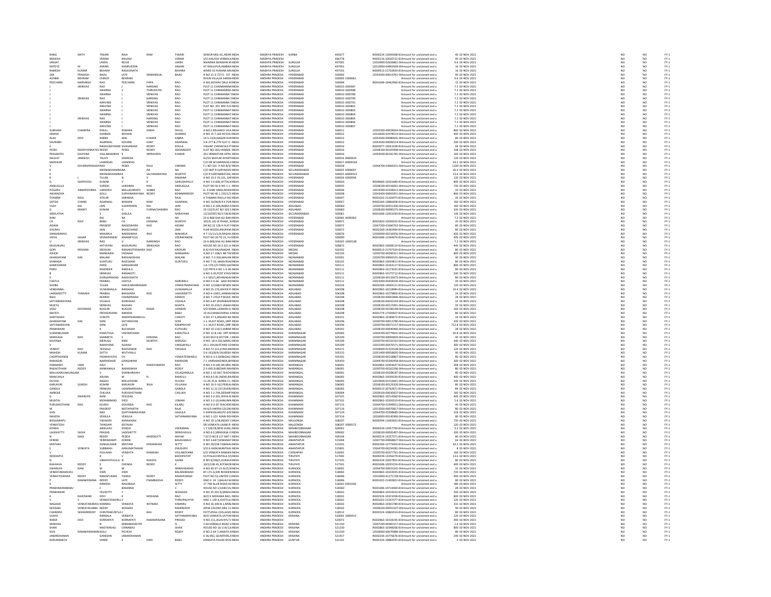| | | | | | | | | | | | | | | | | |
|---|---|---|---|---|---|---|---|---|---|---|---|---|---|---|---|---|
| RANG | NATH | TIWARI | RAJA | RAM | TIWARI | SENIOR MIG-42,NEHR INDIA | MADHYA PRADESH | KORBA | 495677 | IN300214-12640308-0(Amount for unclaimed and u | 40 | 02-NOV-2021 | | NO | NO | FY-1 |
| BRAJESH | | VERMA | KAILASH | | VERMA | S/O KAILASH VERMA,N INDIA | MADHYA PRADESH | | 496778 | IN303116-10630722-0(Amount for unclaimed and u | 40 | 02-NOV-2021 | | NO | NO | FY-1 |
| SANJAY | | LAKRA | REUIK | | LAKRA | NIHARIKA BHAWAN M INDIA | MADHYA PRADESH | SURGUJA | 497001 | 12010900-02626861-0(Amount for unclaimed and u | 9.6 | 02-NOV-2021 | | NO | NO | FY-1 |
| EMTEYZ | M | ANSARI | KAMRUDDIN | | ANSARI | AT RASULPUR,AMBIKA INDIA | MADHYA PRADESH | SURGUJA | 497001 | 12010900-04903569-0(Amount for unclaimed and u | 16 | 02-NOV-2021 | | NO | NO | FY-1 |
| RAMESH | KUMAR | BEHARA | RAGHUNATH | | BEHARA | WARD 32 PURANA MA INDIA | MADHYA PRADESH | SURGUJA | 497555 | IN300513-21702834-0(Amount for unclaimed and u | 16 | 02-NOV-2021 | | NO | NO | FY-1 |
| OM | PRAKASH | BAJAJ | LATE | SRIBANSILAL | BAJAJ | PLOT 11 21-8-72/1 1ST INDIA | ANDHRA PRADESH | HYDERABAD | 500002 | 12054500-00014761-0(Amount for unclaimed and u | 40 | 02-NOV-2021 | | NO | NO | FY-1 |
| AVABAI | BEHRAM | CHINOY | BEHRAM | | | DHUN VILLA,64 SARDA INDIA | ANDHRA PRADESH | HYDERABAD | 500003 C000061 | Amount for unclaimed and u | 9.6 | 02-NOV-2021 | | NO | NO | FY-1 |
| PEECHARA | NARSINGH | RAO | PEECHARA | PAPA | RAO | A 302,KESHAV DALE AI INDIA | ANDHRA PRADESH | HYDERABAD | 500004 | IN301696-10462966-0(Amount for unclaimed and u | 12 | 02-NOV-2021 | | NO | NO | FY-1 |
| J | SRINIVAS | RAO | J | NARSING | RAO | PLOT 11 CHAINNANNA INDIA | ANDHRA PRADESH | HYDERABAD | 500010 J000587 | Amount for unclaimed and u | 7.2 | 02-NOV-2021 | | NO | NO | FY-1 |
| J | | SWARNA | V | THIRUPATHI | RAO | PLOT 11 CHINNAMMA INDIA | ANDHRA PRADESH | HYDERABAD | 500010 J000588 | Amount for unclaimed and u | 7.2 | 02-NOV-2021 | | NO | NO | FY-1 |
| J | | SWARNA | J | SRINIVAS | RAO | PLOT 11 CHINNANNA 1 INDIA | ANDHRA PRADESH | HYDERABAD | 500010 J000789 | Amount for unclaimed and u | 7.2 | 02-NOV-2021 | | NO | NO | FY-1 |
| J | SRINIVAS | RAO | J | NARSING | RAO | PLOT 11 CHINNANNA 1 INDIA | ANDHRA PRADESH | HYDERABAD | 500010 J000790 | Amount for unclaimed and u | 7.2 | 02-NOV-2021 | | NO | NO | FY-1 |
| J | | ARAVIND | J | SRINIVAS | RAO | PLOT 11 CHINNANNA 1 INDIA | ANDHRA PRADESH | HYDERABAD | 500010 J000791 | Amount for unclaimed and u | 7.2 | 02-NOV-2021 | | NO | NO | FY-1 |
| J | | ARAVIND | J | SRINIVAS | RAO | FLAT NO. 201 3RD FLO INDIA | ANDHRA PRADESH | HYDERABAD | 500010 J000802 | Amount for unclaimed and u | 7.2 | 02-NOV-2021 | | NO | NO | FY-1 |
| J | | SWARNA | J | SRINIVAS | RAO | PLOT 11 CHINNANNAT INDIA | ANDHRA PRADESH | HYDERABAD | 500010 J000803 | Amount for unclaimed and u | 7.2 | 02-NOV-2021 | | NO | NO | FY-1 |
| J | | SWARNA | J | SRINIVAS | RAO | PLOT 11 CHINNANNAT INDIA | ANDHRA PRADESH | HYDERABAD | 500010 J000804 | Amount for unclaimed and u | 7.2 | 02-NOV-2021 | | NO | NO | FY-1 |
| J | SRINIVAS | RAO | J | NARSING | RAO | PLOT 11 CHINNANNAT INDIA | ANDHRA PRADESH | HYDERABAD | 500010 J000805 | Amount for unclaimed and u | 7.2 | 02-NOV-2021 | | NO | NO | FY-1 |
| J | | SWARNA | J | SRINIVAS | RAO | PLOT 11 CHINNANNAT INDIA | ANDHRA PRADESH | HYDERABAD | 500010 J000806 | Amount for unclaimed and u | 7.2 | 02-NOV-2021 | | NO | NO | FY-1 |
| J | | ARAVIND | J | SRINIVAS | RAO | PLOT 11 CHINNANNAT INDIA | ANDHRA PRADESH | HYDERABAD | 500010 J000807 | Amount for unclaimed and u | 7.2 | 02-NOV-2021 | | NO | NO | FY-1 |
| SUBHASH | CHANDRA | DHULL | ESWARA | SINGH | DHULL | H NO 2 RELIANCE VILA INDIA | ANDHRA PRADESH | HYDERABAD | 500011 | 12035200-00028564-0(Amount for unclaimed and u | 800 | 02-NOV-2021 | | NO | NO | FY-1 |
| DINESH | | SHARMA | MOHAN | | SHARMA | H NO 15 7,160 40 KOL INDIA | ANDHRA PRADESH | HYDERABAD | 500012 | 12010600-02478514-0(Amount for unclaimed and u | 400 | 02-NOV-2021 | | NO | NO | FY-1 |
| ALKA | DEVI | KABRA | ANIL | KUMAR | KABRA | 14-5-23/A,NAGAR KHA INDIA | ANDHRA PRADESH | HYDERABAD | 500012 | 12054500-00080641-0(Amount for unclaimed and u | 80 | 02-NOV-2021 | | NO | NO | FY-1 |
| SAURABH | | AGARWAL | GOVIND | KANT | AGARWAL | 5-8-277 & 279 FLAT O INDIA | ANDHRA PRADESH | HYDERABAD | 500012 | 12054500-00096514-0(Amount for unclaimed and u | 240 | 02-NOV-2021 | | NO | NO | FY-1 |
| E | | RAGHUNATHARE SIVASANKAR | | REDDY | EDULA | VASANT CHEMICALS P INDIA | ANDHRA PRADESH | HYDERABAD | 500016 | IN303077-10051028-0(Amount for unclaimed and u | 44 | 02-NOV-2021 | | NO | NO | FY-1 |
| PEDDI | REDDYVENKATES REDDY | | PEDDI | REDDY | SIDDAREDDY | FLAT NO-303,VAMSEE INDIA | ANDHRA PRADESH | HYDERABAD | 500016 | 12038100-00105998-0(Amount for unclaimed and u | 108 | 02-NOV-2021 | | NO | NO | FY-1 |
| PRASANTHI | KALPANA | VALLABHANENI | K | MPRAVEEN | KUMAR | 201 SRINIKETAN APPA INDIA | ANDHRA PRADESH | HYDERABAD | 500016 | 12054500-00181781-0(Amount for unclaimed and u | 160 | 02-NOV-2021 | | NO | NO | FY-1 |
| DAULAT | JAMSEDJI | TALATI | JAMSEDJI | | | A2/55 MAYURI APARTI INDIA | ANDHRA PRADESH | HYDERABAD | 500016 D000924 | Amount for unclaimed and u | 120 | 02-NOV-2021 | | NO | NO | FY-1 |
| MADHURI | | LAXMIDAS | LAXMIDAS | | | C/O DR M SHRINIVAS E INDIA | ANDHRA PRADESH | HYDERABAD | 500017 M000169 | Amount for unclaimed and u | 43.2 | 02-NOV-2021 | | NO | NO | FY-1 |
| V | EDVARAPRASADAI RAO | | PEDDI | RAJU | VANIMA | F L NO-101 H NO-8/3/ INDIA | ANDHRA PRADESH | HYDERABAD | 500018 | 12044700-03969251-0(Amount for unclaimed and u | 1100 | 02-NOV-2021 | | NO | NO | FY-1 |
| K | | MEENAKSHAMMA NA | | NA | NA | C/O SMT R SURYAKAN INDIA | ANDHRA PRADESH | SECUNDERABAD | 500025 K000697 | Amount for unclaimed and u | 26.4 | 02-NOV-2021 | | NO | NO | FY-1 |
| K | | MEENAKSHAMMA K | | SALYANARAYAN | MURTHY | C/O R SURYANIKETAN, INDIA | ANDHRA PRADESH | SECUNDERABAD | 500025 M000322 | Amount for unclaimed and u | 13.6 | 02-NOV-2021 | | NO | NO | FY-1 |
| K | L | TULASI | N | V | RAMANA | H NO 10-2-74,101, SAI INDIA | ANDHRA PRADESH | HYDERABAD | 500028 K000958 | Amount for unclaimed and u | 120 | 02-NOV-2021 | | NO | NO | FY-1 |
| G | SANTHOSH | KUMAR | V | R | GARUDAPALLY | H NO 3-5-696,VITTALV INDIA | ANDHRA PRADESH | HYDERABAD | 500029 | IN300669-10201689-0(Amount for unclaimed and u | 800 | 02-NOV-2021 | | NO | NO | FY-1 |
| ANDUGULA | | SURESH | LAKSHMA | RAO | ANDUGULA | PLOT NO 56 H NO 1-1- INDIA | ANDHRA PRADESH | HYDERABAD | 500035 | 12038100-00156061-0(Amount for unclaimed and u | 720 | 02-NOV-2021 | | NO | NO | FY-1 |
| POGARU | ANNAPOORNA | UMADEVI | MALLAVARAPU | SUBBA | RAO | G- 4 HARI HARA RESID INDIA | ANDHRA PRADESH | HYDERABAD | 500036 | 13019300-01928412-0(Amount for unclaimed and u | 24 | 02-NOV-2021 | | NO | NO | FY-1 |
| ANURADHA | | KOLLI | SURYANARAYANA | REDDY | BOMMAREDDY | PLOT NO 40 1 235/1/2 INDIA | ANDHRA PRADESH | HYDERABAD | 500038 | 12041400-00065951-0(Amount for unclaimed and u | 800 | 02-NOV-2021 | | NO | NO | FY-1 |
| THAMMI | RAJU | ATKURI | SARABHA | | RAJU | A THAMMI RAJU,H NO INDIA | ANDHRA PRADESH | HYDERABAD | 500047 | IN301022-21026973-0(Amount for unclaimed and u | 20 | 02-NOV-2021 | | NO | NO | FY-1 |
| SATISH | CHAND | AGARWAL | MAKHAN | RAM | AGARWAL | H NO 33/96/8 R K PUR INDIA | ANDHRA PRADESH | HYDERABAD | 500057 | IN302269-13866408-0(Amount for unclaimed and u | 160 | 02-NOV-2021 | | NO | NO | FY-1 |
| VIJAY | RAJ | JAIN | SUDERSHAN | RAJ | JAIN | H.NO:1-6-594,INDRA N INDIA | ANDHRA PRADESH | ADILABAD | 500060 | 12030700-00351200-0(Amount for unclaimed and u | 160 | 02-NOV-2021 | | NO | NO | FY-1 |
| G | KRANTI | KUMAR | G | PURNACHANDRA | RAO | 23-132/FLAT NO 103 S INDIA | ANDHRA PRADESH | ADILABAD | 500060 | 12038100-00090275-0(Amount for unclaimed and u | 320 | 02-NOV-2021 | | NO | NO | FY-1 |
| SREELATHA | | S | SADULA | | NARAYANA | 12/10/587/50/17/B,N INDIA | ANDHRA PRADESH | SECUNDERABAD | 500061 | IN301696-12001030-0(Amount for unclaimed and u | 136 | 02-NOV-2021 | | NO | NO | FY-1 |
| RAM | | RAJ | NA | NA | NA | 23-6-868 SHA-ALI-BAN INDIA | ANDHRA PRADESH | HYDERABAD | 500065 H000463 | Amount for unclaimed and u | 7.2 | 02-NOV-2021 | | NO | NO | FY-1 |
| CH | RAVI | BABU | CH | KRISHNA | MURTHY | 105/9, LIG-III PHASE,, INDIA | ANDHRA PRADESH | HYDERABAD | 500072 | IN301820-10030552-0(Amount for unclaimed and u | 20 | 02-NOV-2021 | | NO | NO | FY-1 |
| AIDAM | | PRADEEP | NAGESWARA | RAO | AIDAM | DR NO 22 128 A FLAT I INDIA | ANDHRA PRADESH | HYDERABAD | 500072 | 12047200-03360762-0(Amount for unclaimed and u | 80 | 02-NOV-2021 | | NO | NO | FY-1 |
| SOURAV | | JAIN | BHAGCHAND | | JAIN | FLAR NO504,ANUPAM INDIA | ANDHRA PRADESH | HYDERABAD | 500073 | IN302269-14365994-0(Amount for unclaimed and u | 80 | 02-NOV-2021 | | NO | NO | FY-1 |
| SANKARARAO | | MAKARLA | NARASIMHA | RAO | MAKARLA | 4-7-15/11/1/A,RAGHA INDIA | ANDHRA PRADESH | HYDERABAD | 500076 | 12036900-00156956-0(Amount for unclaimed and u | 400 | 02-NOV-2021 | | NO | NO | FY-1 |
| VIDYA | SAGAR | VEERAPANENI | ANJANEYULU | | VEERAPANENI | PLOT NO-20 TO 21, FL INDIA | ANDHRA PRADESH | | 500090 | IN301696-11569974-0(Amount for unclaimed and u | 400 | 02-NOV-2021 | | NO | NO | FY-1 |
| U | SRINIVAS | RAO | U | NARSINGH | RAO | 23-6-868,SHA-ALI-BAN INDIA | ANDHRA PRADESH | HYDERABAD | 500265 U000138 | Amount for unclaimed and u | 7.2 | 02-NOV-2021 | | NO | NO | FY-1 |
| MUSUNURU | | KATYAYINI | MUSUNURU | SRINIVASA | RAO | HOUSE NO 16-2-321 A INDIA | ANDHRA PRADESH | HYDERABAD | 500872 | IN302863-10008114-0(Amount for unclaimed and u | 440 | 02-NOV-2021 | | NO | NO | FY-1 |
| GOPI | KRISHNA | KROSURI | RAMAKOTESWARA RAO | | KROSURI | 8 42 KVR RAJUNAGAR INDIA | ANDHRA PRADESH | MEDAK | 502032 | IN300513-21707324-0(Amount for unclaimed and u | 80 | 02-NOV-2021 | | NO | NO | FY-1 |
| ASHOK | | MANGARAI | YADAIAH | | MANGARAI | H NO:17-108/1 NR TH INDIA | ANDHRA PRADESH | MEDAK | 502103 | 12030700-00260311-0(Amount for unclaimed and u | 800 | 02-NOV-2021 | | NO | NO | FY-1 |
| GHANSHYAM | DAS | MALANI | RADHAKISHAN | | MALANI | H NO: 7-3-356,MALAN INDIA | ANDHRA PRADESH | NIZAMABAD | 503001 | 12030700-00065531-0(Amount for unclaimed and u | 40 | 02-NOV-2021 | | NO | NO | FY-1 |
| SHARADA | | GUNTUKU | RAJESHAM | | GUNTUKU | H NO 7-10, MAIN ROA INDIA | ANDHRA PRADESH | NIZAMABAD | 503101 | IN302863-10059811-0(Amount for unclaimed and u | 80 | 02-NOV-2021 | | NO | NO | FY-1 |
| KAMESHWAR | | PARSI | GANGADHAR | | | 1-6-179,C/O PARSI GA INDIA | ANDHRA PRADESH | NIZAMABAD | 503111 | IN302863-10163117-0(Amount for unclaimed and u | 800 | 02-NOV-2021 | | NO | NO | FY-1 |
| PARSI | | RAJENDER | RAMULU | | | C/O PRTK H NO 1-6-36 INDIA | ANDHRA PRADESH | NIZAMABAD | 503111 | IN302863-10173032-0(Amount for unclaimed and u | 80 | 02-NOV-2021 | | NO | NO | FY-1 |
| B | | SRINIVAS | RAMAKOTI | | | H NO 3-20,POST KYASA INDIA | ANDHRA PRADESH | NIZAMABAD | 503111 | IN302863-10175712-0(Amount for unclaimed and u | 240 | 02-NOV-2021 | | NO | NO | FY-1 |
| K | | DURGAPRASAD | RAGHUNATH | | | 5-3-565/1,ARYANAGA INDIA | ANDHRA PRADESH | NIZAMABAD | 503111 | 12038100-00135672-0(Amount for unclaimed and u | 80 | 02-NOV-2021 | | NO | NO | FY-1 |
| CHATLA | | PRABHU | CHATLA | | NARSIMLU | H.NO:2-4-66 GADI RO INDIA | ANDHRA PRADESH | NIZAMABAD | 503111 | 13023400-00458100-0(Amount for unclaimed and u | 20 | 02-NOV-2021 | | NO | NO | FY-1 |
| SHOBA | | TULASI | VAKULABHARANAM | | VENKATNARAYANA | H NO 1/2/68/4 BESIDE INDIA | ANDHRA PRADESH | NIZAMABAD | 503224 | IN302269-14009121-0(Amount for unclaimed and u | 120 | 02-NOV-2021 | | NO | NO | FY-1 |
| VENKANNA | | VUSKAMALLA | RAMAIAH | | VUSKAMALLA | H NO 25-170,ASHOK R INDIA | ANDHRA PRADESH | ADILABAD | 504208 | IN302863-10218984-0(Amount for unclaimed and u | 10.4 | 02-NOV-2021 | | NO | NO | FY-1 |
| LAKKIMSETTY | THARAKA | PRABHU | BHASKARA | RAO | LAKKIMSETTY | H NO-4-199/1,JANNAM INDIA | ANDHRA PRADESH | ADILABAD | 504208 | IN302863-10279800-0(Amount for unclaimed and u | 24 | 02-NOV-2021 | | NO | NO | FY-1 |
| RAJU | | KEMIDI | CHANDRAIAH | | KEMIDI | H NO 7-170,R P ROAD, INDIA | ANDHRA PRADESH | ADILABAD | 504208 | 12038100-00002846-0(Amount for unclaimed and u | 28 | 02-NOV-2021 | | NO | NO | FY-1 |
| SATYANARAYANA | | VOJJALA | KONDAIAH | | VOJJALA | H NO 6-87 VEERABAD INDIA | ANDHRA PRADESH | ADILABAD | 504208 | 12038100-00042104-0(Amount for unclaimed and u | 32 | 02-NOV-2021 | | NO | NO | FY-1 |
| MUKTA | | SRINIVAS | RAJAIAH | | MUKTA | H NO 20-234/2 JAWAH INDIA | ANDHRA PRADESH | ADILABAD | 504208 | 12038100-00115991-0(Amount for unclaimed and u | 20 | 02-NOV-2021 | | NO | NO | FY-1 |
| VASU | DEVENDER | NUGURI | NUGURI | RAMA | LAXMAN | S/O RAMA LAXMAN Q INDIA | ANDHRA PRADESH | ADILABAD | 504208 | 12038100-00186198-0(Amount for unclaimed and u | 160 | 02-NOV-2021 | | NO | NO | FY-1 |
| MATETI | | PRIYADASHINI | RAMESH | | BABU | 19 452,MANCHERIAL S INDIA | ANDHRA PRADESH | ADILABAD | 504208 | IN301774-17500607-0(Amount for unclaimed and u | 80 | 02-NOV-2021 | | NO | NO | FY-1 |
| KANTHAIAH | | CHIKOTI | ANANTHARAMULU | | CHIKOTI | H NO 27-1,ANGADI BA INDIA | ANDHRA PRADESH | ADILABAD | 504231 | IN302863-10189672-0(Amount for unclaimed and u | 24 | 02-NOV-2021 | | NO | NO | FY-1 |
| GHANSHYAM | DAS | SONI | SATYARAYAN | | SONI | 1-1-34,R.P ROAD,,SIRP INDIA | ANDHRA PRADESH | ADILABAD | 504296 | 12030700-00013780-0(Amount for unclaimed and u | 320 | 02-NOV-2021 | | NO | NO | FY-1 |
| SATYANARAYAN | | SONI | LATE | | RAMPRATAP | 1-1-34,R.P ROAD,,SIRP INDIA | ANDHRA PRADESH | ADILABAD | 504296 | 12030700-00071157-0(Amount for unclaimed and u | 712.8 | 02-NOV-2021 | | NO | NO | FY-1 |
| PRABHAKAR | | K | BUCHAIAH | | KUTHURU | H NO 10-110/1,SHRINI INDIA | ANDHRA PRADESH | ADILABAD | 504301 | 12038100-00045466-0(Amount for unclaimed and u | 28 | 02-NOV-2021 | | NO | NO | FY-1 |
| SUMANKUMAR | | KAMUTALA | VISHWESHAM | | KAMUTALA | H NO 12-8-146 OPP MI INDIA | ANDHRA PRADESH | KARIMNAGAR | 505002 | 12044700-00779641-0(Amount for unclaimed and u | 92.8 | 02-NOV-2021 | | NO | NO | FY-1 |
| SRINIVASA | RAO | SAMMETA | S | KRISHNA | RAO | Q NO BCH-8,SECTOR -I INDIA | ANDHRA PRADESH | KARIMNAGAR | 505209 | 12030700-00094829-0(Amount for unclaimed and u | 40 | 02-NOV-2021 | | NO | NO | FY-1 |
| KALPANA | | MERUGU | RAM | MURTHY | MERUGU | H NO: 18-4-202,MARU INDIA | ANDHRA PRADESH | KARIMNAGAR | 505209 | 12030700-00232102-0(Amount for unclaimed and u | 440 | 02-NOV-2021 | | NO | NO | FY-1 |
| V | | NARAYANA | AGAIAH | | VANGAPALLI | 20-1-359,BUSTAND CO INDIA | ANDHRA PRADESH | KARIMNAGAR | 505209 | 12032300-00476571-0(Amount for unclaimed and u | 360 | 02-NOV-2021 | | NO | NO | FY-1 |
| VENKAT | RAO | TEEGALA | RAJESHWER | RAO | TEEGALA | H NO-T2-221,8 INCLIN INDIA | ANDHRA PRADESH | KARIMNAGAR | 505211 | 12038400-01323528-0(Amount for unclaimed and u | 120 | 02-NOV-2021 | | NO | NO | FY-1 |
| MAHESH | KUMAR | SATTU | MUTHYALU | | | 5-6-163/B/4/1B,KRISH INDIA | ANDHRA PRADESH | KARIMNAGAR | 505215 | 12051400-00058695-0(Amount for unclaimed and u | 40 | 02-NOV-2021 | | NO | NO | FY-1 |
| CHOPPADANDI | | PADMAVATHI | CH | | VENKATESWARLU | H NO-4-3-2,DOBIGALL INDIA | ANDHRA PRADESH | KARIMNAGAR | 505301 | 12038100-00158867-0(Amount for unclaimed and u | 80 | 02-NOV-2021 | | NO | NO | FY-1 |
| RAMAGIRI | | NARENDHAR | GANGARAM | | RAMAGIRI | 7-1 VARSHAKONDA,IBI INDIA | ANDHRA PRADESH | KARIMNAGAR | 505450 | 12044700-05300458-0(Amount for unclaimed and u | 200 | 02-NOV-2021 | | NO | NO | FY-1 |
| PARNANDI | UMA | DEVI | P | RAMCHANDER | RAO | H NO 2-9-100,SRI KRIS INDIA | ANDHRA PRADESH | WARANGAL | 506001 | IN302863-10303627-0(Amount for unclaimed and u | 268 | 02-NOV-2021 | | NO | NO | FY-1 |
| RAGHOTHAM | REDDY | KANKANALA | NARASIMHA | | REDDY | 2-5-695,SUBEDARI NAI INDIA | ANDHRA PRADESH | WARANGAL | 506001 | 12030700-00262296-0(Amount for unclaimed and u | 80 | 02-NOV-2021 | | NO | NO | FY-1 |
| MALLIKARJUNALINGAM | | V | SHANKARAIAH | | VELAGANDULA | H NO 2-10-587,TEACHE INDIA | ANDHRA PRADESH | WARANGAL | 506001 | 12038100-00208187-0(Amount for unclaimed and u | 80 | 02-NOV-2021 | | NO | NO | FY-1 |
| MANCHALA | | ARUNA | M | N | RAMULU | H NO 8-5-81 (NEW),RA INDIA | ANDHRA PRADESH | WARANGAL | 506002 | IN302863-10039230-0(Amount for unclaimed and u | 400 | 02-NOV-2021 | | NO | NO | FY-1 |
| DUVASI | | RAGHU | MALLESHAM | | DUVASI | 11-29-25 B, WARD-11, INDIA | ANDHRA PRADESH | WARANGAL | 506002 | 12010600-01516661-0(Amount for unclaimed and u | 240 | 02-NOV-2021 | | NO | NO | FY-1 |
| KARUKURI | SURESH | KUMAR | KARUKURI | RAJA | YELLAIAH | H NO 16-5-162,PERUK INDIA | ANDHRA PRADESH | WARANGAL | 506002 | 12038100-00129320-0(Amount for unclaimed and u | 80 | 02-NOV-2021 | | NO | NO | FY-1 |
| GANDLA | | SRINIVAS | LAXMINARSAIAH | | GANDLA | H NO 11.22 227,RUDR INDIA | ANDHRA PRADESH | WARANGAL | 506002 | IN300513-20762871-0(Amount for unclaimed and u | 84 | 02-NOV-2021 | | NO | NO | FY-1 |
| ANROSE | | CHILUKA | PURUSHOTHAM | | CHILUKA | H NO 1-1-744,SIDDART INDIA | ANDHRA PRADESH | WARANGAL | 506004 | 12038100-00030937-0(Amount for unclaimed and u | 160 | 02-NOV-2021 | | NO | NO | FY-1 |
| G | SWARUPA | RANI | YESUDAS | | | H NO 3-2-201,VIDYA N INDIA | ANDHRA PRADESH | KHAMMAM | 507101 | IN302863-10214360-0(Amount for unclaimed and u | 400 | 02-NOV-2021 | | NO | NO | FY-1 |
| MUNTAJ | | MOHAMMAD | SYED | | USMAN | H NO 3-2-19,HANUMA INDIA | ANDHRA PRADESH | KHAMMAM | 507101 | IN302863-10330319-0(Amount for unclaimed and u | 5.6 | 02-NOV-2021 | | NO | NO | FY-1 |
| PURUSHOTHAM | RAO | KILARU | GOVINDA | RAO | KILARU | H NO.9-3-20 TEACHER INDIA | ANDHRA PRADESH | KHAMMAM | 507115 | 12044700-01999051-0(Amount for unclaimed and u | 40 | 02-NOV-2021 | | NO | NO | FY-1 |
| M | | PRADEEP | MOTAPARTHI | | RAJA | A4-6/3 HWPM COLON INDIA | ANDHRA PRADESH | KHAMMAM | 507116 | 12013500-00070817-0(Amount for unclaimed and u | 80 | 02-NOV-2021 | | NO | NO | FY-1 |
| GVN | | RAO | GSATYANARAYANA | | GAGULA | V KAPAVALAM,PO GO INDIA | ANDHRA PRADESH | KHAMMAM | 507129 | 12044700-01988685-0(Amount for unclaimed and u | 224 | 02-NOV-2021 | | NO | NO | FY-1 |
| NAGESH | | VEMULA | VEMULA | | SATYANARAYANA | H NO 1-123 MAIN RO INDIA | ANDHRA PRADESH | KHAMMAM | 507316 | 12036900-00140306-0(Amount for unclaimed and u | 80 | 02-NOV-2021 | | NO | NO | FY-1 |
| BOGGARAPU | | YADAGIRI | KANAKAIAH | | | H NO 19-1/38,REDDY C INDIA | ANDHRA PRADESH | NALGONDA | 508207 | IN300394-11092601-0(Amount for unclaimed and u | 80 | 02-NOV-2021 | | NO | NO | FY-1 |
| VENKATESH | | THINDARI | KISTAIAH | | | SRI VENKATA LAXMI R INDIA | ANDHRA PRADESH | NALGONDA | 508207 V000573 | Amount for unclaimed and u | 120 | 02-NOV-2021 | | NO | NO | FY-1 |
| KONDA | | ABHILASH | KONDA | | VEERANNA | 1 7 2/8/18,NEW GUNJ, INDIA | ANDHRA PRADESH | MAHBOOBNAGAR | 509001 | IN300239-13957790-0(Amount for unclaimed and u | 3.2 | 02-NOV-2021 | | NO | NO | FY-1 |
| LAGISHETTY | SHIVA | PRASAD | LAGISHETTY | | SRINIVASULU | H NO 6-2,SRINIVASA C INDIA | ANDHRA PRADESH | MAHBOOBNAGAR | 509002 | 12038100-00095487-0(Amount for unclaimed and u | 200 | 02-NOV-2021 | | NO | NO | FY-1 |
| N | NAGI | REDDY | PEDDA | MADDILETY | NAYAKI | 7 62 D NO 8 117 NH7 I INDIA | ANDHRA PRADESH | MAHBOOBNAGAR | 509104 | IN300214-14257371-0(Amount for unclaimed and u | 80 | 02-NOV-2021 | | NO | NO | FY-1 |
| HONNE | | YERRISWAMY | HONNE | | BASAVARAJU | H NO 3-647,SOMANAT INDIA | ANDHRA PRADESH | ANANTAPUR | 515004 | 12047700-00068827-0(Amount for unclaimed and u | 64 | 02-NOV-2021 | | NO | NO | FY-1 |
| KRISTAM | | SUNILKUMAR | KRISTAM | KRISHNAIAH | SETTY | D NO 29/238 TANAKAL INDIA | ANDHRA PRADESH | ANANTAPUR | 515591 | IN302269-12775003-0(Amount for unclaimed and u | 43.2 | 02-NOV-2021 | | NO | NO | FY-1 |
| E | VENKATA | SUBBAIAH | HANUMATHAIAH | | ENUGURU | S/O G HANUMANTHAI INDIA | ANDHRA PRADESH | ANANTAPUR | 515801 | 12044700-06234281-0(Amount for unclaimed and u | 8 | 02-NOV-2021 | | NO | NO | FY-1 |
| P | | PULLAIAH | VENKATA | RAMAIAH | VELLABOYANA | S/O VENKATA RAMAIA INDIA | ANDHRA PRADESH | CUDDAPAH | 516001 | 12030700-00377761-0(Amount for unclaimed and u | 160 | 02-NOV-2021 | | NO | NO | FY-1 |
| REDDAPPA | | B | V | | BHOOPATHY | VUYYALACHINTALA (V) INDIA | ANDHRA PRADESH | TIRUPATI | 517002 | IN300239-13356279-0(Amount for unclaimed and u | 13.6 | 02-NOV-2021 | | NO | NO | FY-1 |
| N | | UBHAYATHULLA N | | RASOOL | SAHEB | D NO 8/248/1,KURAVI INDIA | ANDHRA PRADESH | TIRUPATI | 517325 | IN302324-10027852-0(Amount for unclaimed and u | 80 | 02-NOV-2021 | | NO | NO | FY-1 |
| RAGHAVA | REDDY | K | CHENGA | REDDY | K | 10/2/138 HL,KOTAKON INDIA | ANDHRA PRADESH | TIRUPATI | 517501 | IN301696-10055224-0(Amount for unclaimed and u | 400 | 02-NOV-2021 | | NO | NO | FY-1 |
| SWARUPA | RANI | M | M | | SRINIVASARAO | H NO 40-37-13-3A/5,N INDIA | ANDHRA PRADESH | KURNOOL | 518001 | 12044700-00655241-0(Amount for unclaimed and u | 32 | 02-NOV-2021 | | NO | NO | FY-1 |
| VENKATARAMUDU | | DWK | DWK | | BALARAMAIAH | 87-171-G,SRI RESIDEN INDIA | ANDHRA PRADESH | KURNOOL | 518002 | IN302863-10323935-0(Amount for unclaimed and u | 720 | 02-NOV-2021 | | NO | NO | FY-1 |
| VENKATESWARA | REDDY | RAMAPURAM | THIKKA | REDDY | RAMAPURAM | PLOT NO 52,UNITED C INDIA | ANDHRA PRADESH | KURNOOL | 518006 | 12010900-01271728-0(Amount for unclaimed and u | 400 | 02-NOV-2021 | | NO | NO | FY-1 |
| P | RAMAKRISHNA | REDDY | LATE | PSAMBASIVA | REDDY | HNO 4 24 1,BALAJI N INDIA | ANDHRA PRADESH | KURNOOL | 518006 | IN301022-21402822-0(Amount for unclaimed and u | 80 | 02-NOV-2021 | | NO | NO | FY-1 |
| K | | RAMESH | NAGARAJA | | SETTY | 17-748 ALUR ROAD,AD INDIA | ANDHRA PRADESH | KURNOOL | 518301 K001036 | Amount for unclaimed and u | 180 | 02-NOV-2021 | | NO | NO | FY-1 |
| PRABHAKARABABU | | C | BASANNA | | C | HOUSE NO 1/1640/1A, INDIA | ANDHRA PRADESH | KURNOOL | 518360 | IN301696-10714469-0(Amount for unclaimed and u | 28 | 02-NOV-2021 | | NO | NO | FY-1 |
| PRABHAKAR | | YELISETTY | Y | | SESHAIAH | H NO 25-591 B,SRINIV INDIA | ANDHRA PRADESH | KURNOOL | 518501 | IN302863-10319333-0(Amount for unclaimed and u | 200 | 02-NOV-2021 | | NO | NO | FY-1 |
| K | RAJESWARI | DEVI | K | MOHANA | RAO | W/O K MOHANA RAO, INDIA | ANDHRA PRADESH | KURNOOL | 518501 | IN302324-10321058-0(Amount for unclaimed and u | 800 | 02-NOV-2021 | | NO | NO | FY-1 |
| V | S | VENKATESWARLU V | | | THIRUPALAYYA | HNO 1 129 A,CHITTUL INDIA | ANDHRA PRADESH | KURNOOL | 518501 | IN301022-21347477-0(Amount for unclaimed and u | 120 | 02-NOV-2021 | | NO | NO | FY-1 |
| NAGASAI | VENKATANARASI KAMMILI | | VENKATA | RATNAM | KAMMILI | H NO 26-340-B-1,MSN INDIA | ANDHRA PRADESH | KURNOOL | 518502 | IN302863-10301789-0(Amount for unclaimed and u | 232 | 02-NOV-2021 | | NO | NO | FY-1 |
| NOSSAM | VENKATASUBBA REDDY | | NOSSAM | | RAMIREDDY | APHB COLONY,MIG 11 INDIA | ANDHRA PRADESH | KURNOOL | 518502 | 12038100-00055107-0(Amount for unclaimed and u | 40 | 02-NOV-2021 | | NO | NO | FY-1 |
| CHANDRA | SEKHARREDDY | CHINTHAKUNTLA C | | BALI | REDDY | PUTTUPALLI (VILLAGE) INDIA | ANDHRA PRADESH | KURNOOL | 518512 | IN302324-10865014-0(Amount for unclaimed and u | 80 | 02-NOV-2021 | | NO | NO | FY-1 |
| VIJAYA | | NIRMALA | VENKATA | | SATYANARAYANA | W/O VENKATA SATYAN INDIA | ANDHRA PRADESH | KRISHNA | 520001 V000419 | Amount for unclaimed and u | 120 | 02-NOV-2021 | | NO | NO | FY-1 |
| RAMA | DEVI | KORRAPATI | KORRAPATI | RAMAKRISHNA | PRASAD | H NO 211,JALAVAYU V INDIA | ANDHRA PRADESH | | 520072 | IN302863-10318195-0(Amount for unclaimed and u | 240 | 02-NOV-2021 | | NO | NO | FY-1 |
| SRINIVAS | | N | SRIRAMASASTRY | | N | 2 64 KARNALA ROAD V INDIA | ANDHRA PRADESH | KRISHNA | 521150 | 12047200-00481517-0(Amount for unclaimed and u | 1.6 | 02-NOV-2021 | | NO | NO | FY-1 |
| SHAIK | | MASTANVALI | CHINABAJI | | SHAIK | HOUSE NO-16-114/1,J INDIA | ANDHRA PRADESH | KRISHNA | 521230 | IN302863-10348206-0(Amount for unclaimed and u | 800 | 02-NOV-2021 | | NO | NO | FY-1 |
| SIVA | RAMAKRISHNAREKOLLI | | PICHCHI | | REDDY | D NO 2-64-7,JANATA H INDIA | ANDHRA PRADESH | KRISHNA | 521230 | 12036900-00070980-0(Amount for unclaimed and u | 80 | 02-NOV-2021 | | NO | NO | FY-1 |
| JANARDHANAN | | GANESAN | JANARDHANAN | | | E-36,MCL QUARTERS,K INDIA | ANDHRA PRADESH | KRISHNA | 521457 | IN302236-10776676-0(Amount for unclaimed and u | 240 | 02-NOV-2021 | | NO | NO | FY-1 |
| KARUMANCHI | | VAMSI | K | HARI | BABU | KANKATA PALEM (POS INDIA | ANDHRA PRADESH | GUNTUR | 522101 | IN302324-10882035-0(Amount for unclaimed and u | 4 | 02-NOV-2021 | | NO | NO | FY-1 |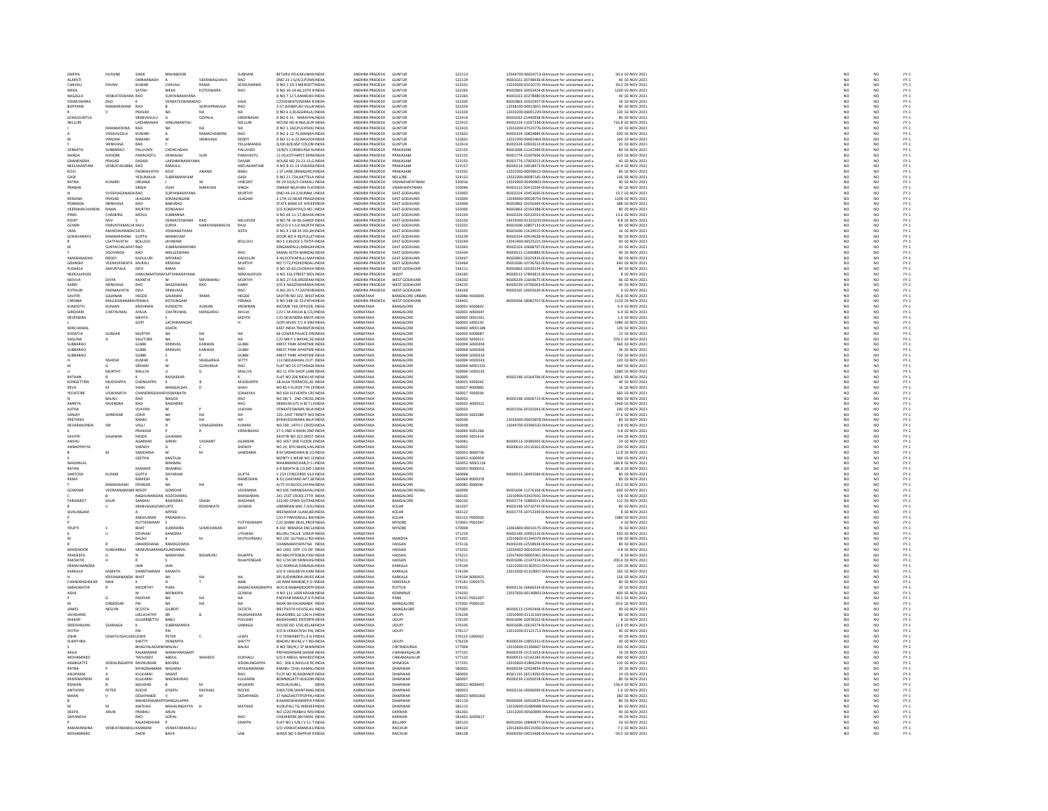| | | | | | | | | | | | | | | | | | |
|---|---|---|---|---|---|---|---|---|---|---|---|---|---|---|---|---|---|
| DARIYA | HUSSINE | SHEIK | MAHABOOB | | SUBHANI | RETURU PO,KAKUMAN | INDIA | ANDHRA PRADESH | GUNTUR | 522113 | 12044700-06654713-0 | Amount for unclaimed and u | 50.4 | 02-NOV-2021 | NO | NO | FY-1 |
| ALAPATI | | OMKARNADH | A | VEERARAGHAVA | RAO | DNO 23 1 6/A/2,PONN | INDIA | ANDHRA PRADESH | GUNTUR | 522124 | IN301022-20748936-0 | Amount for unclaimed and u | 40 | 02-NOV-2021 | NO | NO | FY-1 |
| CHAVALI | PAVAN | KUMAR | CHAVALI | RAMA | SESHUSARMA | D NO 1-33-3 MEDISETT | INDIA | ANDHRA PRADESH | GUNTUR | 522201 | 12035000-01010731-0 | Amount for unclaimed and u | 39.2 | 02-NOV-2021 | NO | NO | FY-1 |
| MEKA | | SATISH | MEKA | KOTESWARA | RAO | D NO 10-14-66,10TH W | INDIA | ANDHRA PRADESH | GUNTUR | 522265 | IN302863-10053424-0 | Amount for unclaimed and u | 1200 | 02-NOV-2021 | NO | NO | FY-1 |
| NAGALLA | VENKATESWARA | RAO | SURYANARAYANA | | | D NO 7 12 5,MANDAV | INDIA | ANDHRA PRADESH | GUNTUR | 522265 | IN301022-20278480-0 | Amount for unclaimed and u | 40 | 02-NOV-2021 | NO | NO | FY-1 |
| VISWESWARA | RAO | K | VENKATESWARARAO | | | C/O VENKATESWARA R | INDIA | ANDHRA PRADESH | GUNTUR | 522305 | IN302863-10325957-0 | Amount for unclaimed and u | 16 | 02-NOV-2021 | NO | NO | FY-1 |
| BOPPANA | RAMAKRISHNA | RAO | B | SURYAPRAKASA | RAO | 2-57,DONEPUDI VILLA | INDIA | ANDHRA PRADESH | GUNTUR | 522324 | 12038100-00013651-0 | Amount for unclaimed and u | 80 | 02-NOV-2021 | NO | NO | FY-1 |
| R | V | PRASAD | NA | NA | NA | D NO 6 3,DUGGIRALA | INDIA | ANDHRA PRADESH | GUNTUR | 522330 | 12033200-06001229-0 | Amount for unclaimed and u | 120 | 02-NOV-2021 | NO | NO | FY-1 |
| GONUGUNTLA | | SRINIVASULU | G | GOPALA | KRISHNAIAH | D NO 9 14 NARAYAN | INDIA | ANDHRA PRADESH | GUNTUR | 522414 | IN301022-21440038-0 | Amount for unclaimed and u | 80 | 02-NOV-2021 | NO | NO | FY-1 |
| NELLURI | | LAKSHMAIAH | HANUMANTHU | | NELLURI | HOUSE NO 8-96A,GUR | INDIA | ANDHRA PRADESH | GUNTUR | 522415 | IN302324-11037338-0 | Amount for unclaimed and u | 716.8 | 02-NOV-2021 | NO | NO | FY-1 |
| J | RAMAMOHNA | RAO | NA | NA | NA | D NO 1-160,PULIPADU | INDIA | ANDHRA PRADESH | GUNTUR | 522415 | 12033200-07525776-0 | Amount for unclaimed and u | 20 | 02-NOV-2021 | NO | NO | FY-1 |
| A | VASAVILEELA | KUMARI | A | RAMACHANDRA | RAO | D NO 3-12-70,MANIKA | INDIA | ANDHRA PRADESH | GUNTUR | 522601 | IN302324-10824889-0 | Amount for unclaimed and u | 200 | 02-NOV-2021 | NO | NO | FY-1 |
| M | VRADHA | RAMANI | M | SRINIVASA | REDDY | D NO 11-6-22,NAVOD | INDIA | ANDHRA PRADESH | GUNTUR | 522601 | 12022300-00063464-0 | Amount for unclaimed and u | 160 | 02-NOV-2021 | NO | NO | FY-1 |
| Y | SRINIVASA | RAO | Y | | YELLAMANDA | Q.NO.B/8,NSP COLONI | INDIA | ANDHRA PRADESH | GUNTUR | 522614 | IN302324-10932613-0 | Amount for unclaimed and u | 20 | 02-NOV-2021 | NO | NO | FY-1 |
| VENKATA | SUBBARAO | PALUVADI | CHENCHAIAH | | PALUVADI | 19/8/5 1,SRINIVASA N | INDIA | ANDHRA PRADESH | PRAKASAM | 523155 | IN301696-11142289-0 | Amount for unclaimed and u | 80 | 02-NOV-2021 | NO | NO | FY-1 |
| NANDA | KISHORE | PARAVASTU | VENKAIAH | SURI | PARAVASTU | 11 05,KOTHAPET,SRIN | INDIA | ANDHRA PRADESH | PRAKASAM | 523155 | IN301774-15397606-0 | Amount for unclaimed and u | 320 | 02-NOV-2021 | NO | NO | FY-1 |
| GNANENDRA | PRASAD | DASARI | LAKSHMINARAYANA | | DASARI | HOUSE NO 23-21-15,G | INDIA | ANDHRA PRADESH | PRAKASAM | 523155 | IN301774-17903012-0 | Amount for unclaimed and u | 40 | 02-NOV-2021 | NO | NO | FY-1 |
| NEELAKANTAM | VENKATASUBBA | RAO | RAVULU | | NEELAKANTAM | H NO 8-31-14 VODAR | INDIA | ANDHRA PRADESH | PRAKASAM | 523157 | IN300214-14918473-0 | Amount for unclaimed and u | 42.4 | 02-NOV-2021 | NO | NO | FY-1 |
| KOVI | | PADMAVATHI | KOVI | ANAND | BABU | 1 ST LANE,SRINAGAR | INDIA | ANDHRA PRADESH | PRAKASAM | 523201 | 12022300-00056615-0 | Amount for unclaimed and u | 80 | 02-NOV-2021 | NO | NO | FY-1 |
| GADI | | YEDUMALAI | SUBRAMANYAM | | GADI | D NO 21-72A,KATTELA | INDIA | ANDHRA PRADESH | NELLORE | 524132 | 12022300-00087181-0 | Amount for unclaimed and u | 136 | 02-NOV-2021 | NO | NO | FY-1 |
| RATNA | KUMARI | JARJANA | J | M | VINCENT | 99 29 10/A/3 CHAKALI | INDIA | ANDHRA PRADESH | VISAKHAPATNAM | 530016 | 12029900-00499803-0 | Amount for unclaimed and u | 40 | 02-NOV-2021 | NO | NO | FY-1 |
| PRABHA | | SINGH | VIJAY | NARAYAN | SINGH | OMKAR NILAYAM FLAT | INDIA | ANDHRA PRADESH | VISAKHAPATNAM | 530046 | IN301313-20412509-0 | Amount for unclaimed and u | 40 | 02-NOV-2021 | NO | NO | FY-1 |
| N | VVSSPAGANADA | RAO | SURYANARAYANA | | MURTHY | DNO 44-14-3,NUNNA V | INDIA | ANDHRA PRADESH | EAST GODAVARI | 533003 | IN302324-10453690-0 | Amount for unclaimed and u | 19.2 | 02-NOV-2021 | NO | NO | FY-1 |
| KRISHNA | PRASAD | JILAGAM | SOMALINGAM | | JILAGAM | 2-17A-12,NEAR PRAGA | INDIA | ANDHRA PRADESH | EAST GODAVARI | 533003 | 12039000-00028754-0 | Amount for unclaimed and u | 1200 | 02-NOV-2021 | NO | NO | FY-1 |
| PENNADA | SRINIVASA | RAO | BABURAO | | | STATE BANK OF HYDER | INDIA | ANDHRA PRADESH | EAST GODAVARI | 533004 | IN302863-10256369-0 | Amount for unclaimed and u | 388 | 02-NOV-2021 | NO | NO | FY-1 |
| VEERAMACHANENI | RAMA | MURTHY | KONDAIAH | | | S/O KONDAYYA,D NO 1 | INDIA | ANDHRA PRADESH | EAST GODAVARI | 533005 | IN302863-10193388-0 | Amount for unclaimed and u | 80 | 02-NOV-2021 | NO | NO | FY-1 |
| PINDI | CHANDRA | MOULI | SUBBANNA | | | D NO 69-11-17,BHASKA | INDIA | ANDHRA PRADESH | EAST GODAVARI | 533103 | IN302324-10532033-0 | Amount for unclaimed and u | 13.6 | 02-NOV-2021 | NO | NO | FY-1 |
| ROHIT | NVV | S | VENKATESWARA | RAO | NELLIPUDI | D NO 78-16-06,GANDH | INDIA | ANDHRA PRADESH | EAST GODAVARI | 533103 | 13019300-01323233-0 | Amount for unclaimed and u | 8.8 | 02-NOV-2021 | NO | NO | FY-1 |
| GOWRI | PARVATHIMAHESWARI | RAJU | SURYA | NARAYANAMACHI | RAJU | W/O D V S S R MURTH | INDIA | ANDHRA PRADESH | EAST GODAVARI | 533201 | IN301696-10807133-0 | Amount for unclaimed and u | 80 | 02-NOV-2021 | NO | NO | FY-1 |
| UMA | MAHESWARARAO | SISTA | VISWANATHAM | | SISTA | D NO 4 2 68 24 201,BH | INDIA | ANDHRA PRADESH | EAST GODAVARI | 533201 | IN301696-11619015-0 | Amount for unclaimed and u | 16 | 02-NOV-2021 | NO | NO | FY-1 |
| GOKAVARAPU | RAMAKRISHNA | GUPTA | MANIKYAM | | | DOOR NO 4-58,PULLET | INDIA | ANDHRA PRADESH | EAST GODAVARI | 533239 | IN302324-10914628-0 | Amount for unclaimed and u | 80 | 02-NOV-2021 | NO | NO | FY-1 |
| R | LSATYAVATHI | BOLLOJU | JAYARAM | | BOLLOJU | NO 5 3 BLOCK 5,TATIP | INDIA | ANDHRA PRADESH | EAST GODAVARI | 533249 | 13041400-06525221-0 | Amount for unclaimed and u | 40 | 02-NOV-2021 | NO | NO | FY-1 |
| M | SURYACHALAPATI | RAO | SUBRAHMANYAM | | | SINGAMPALLI,RANGAM | INDIA | ANDHRA PRADESH | EAST GODAVARI | 533343 | IN302324-10668707-0 | Amount for unclaimed and u | 32 | 02-NOV-2021 | NO | NO | FY-1 |
| Y | VGOVINDA | RAO | MALLESWARA | | RAO | SAMAL KOTA MANDAL | INDIA | ANDHRA PRADESH | EAST GODAVARI | 533434 | IN300513-11690883-0 | Amount for unclaimed and u | 40 | 02-NOV-2021 | NO | NO | FY-1 |
| AMARANADHA | REDDY | KADULURI | APPARAO | | KADULURI | 4-44,KOTHAPALLI MA | INDIA | ANDHRA PRADESH | EAST GODAVARI | 533447 | IN302863-10325810-0 | Amount for unclaimed and u | 80 | 02-NOV-2021 | NO | NO | FY-1 |
| GRANDHI | VEERAVENKATA | MURALI | KRISHNA | | MURTHY | NO 7/72,PYDIKONDAL | INDIA | ANDHRA PRADESH | EAST GODAVARI | 533464 | IN301696-10736762-0 | Amount for unclaimed and u | 640 | 02-NOV-2021 | NO | NO | FY-1 |
| PUSARLA | SAKUNTALA | DEVI | RAMA | | RAO | D NO 10-62,CHODAVA | INDIA | ANDHRA PRADESH | WEST GODAVARI | 534111 | IN302863-10229124-0 | Amount for unclaimed and u | 84 | 02-NOV-2021 | NO | NO | FY-1 |
| NEKKALAPUDI | | HANUMANTHARAO | SATYANARAYANA | | NEKKALAPUDI | H NO 316 STREET MID | INDIA | ANDHRA PRADESH | WGDT | 534165 | IN300513-17893815-0 | Amount for unclaimed and u | 8 | 02-NOV-2021 | NO | NO | FY-1 |
| MOVVA | DIVYA | KRANTHI | M | SIMHBHANU | MURTHY | D.NO.27.9.8,SREERAM | INDIA | ANDHRA PRADESH | WEST GODAVARI | 534202 | IN300239-11654675-0 | Amount for unclaimed and u | 96 | 02-NOV-2021 | NO | NO | FY-1 |
| KARRI | SRINIVASA | RAO | NAGESWARA | RAO | KARRI | S/O K NAGESWARARA | INDIA | ANDHRA PRADESH | WEST GODAVARI | 534235 | IN300239-13706063-0 | Amount for unclaimed and u | 40 | 02-NOV-2021 | NO | NO | FY-1 |
| POTNURI | PADMAVATHI | DEVI | SRINIVASA | | RAO | D.NO.20-5-77,KATIKIR | INDIA | ANDHRA PRADESH | WEST GODAVARI | 534260 | IN303165-10002630-0 | Amount for unclaimed and u | 4 | 02-NOV-2021 | NO | NO | FY-1 |
| SAVITRI | GAJANAN | HEGDE | GAJANAN | RAMA | HEGDE | SAVITRI NO 322, WEST | INDIA | KARNATAKA | BANGALORE URBAN | 560086 | H000045 | Amount for unclaimed and u | 76.8 | 02-NOV-2021 | NO | NO | FY-1 |
| CHENNA | MALLESWARARAO | PERAKA | KOTILINGAM | | PERAKA | D NO 24B-16-32,PATH | INDIA | ANDHRA PRADESH | WEST GODAVARI | 534401 | IN300394-18082707-0 | Amount for unclaimed and u | 1120 | 02-NOV-2021 | NO | NO | FY-1 |
| KUNDOTH | KUNJAN | KRISHNAN | KUNDOTH | KUNJAN | KRISHNAN | INCOME TAX OFFICER, | INDIA | KARNATAKA | BANGALORE | 560001 | K000601 | Amount for unclaimed and u | 6.4 | 02-NOV-2021 | NO | NO | FY-1 |
| GIRDHARI | CHATRUMAL | AHUJA | CHATRUMAL | MENGHRAJ | AHUJA | C/O C M AHUJA & CO | INDIA | KARNATAKA | BANGALORE | 560002 | A000047 | Amount for unclaimed and u | 6.4 | 02-NOV-2021 | NO | NO | FY-1 |
| DEVENDRA | | MEHTA | S | | MEHTA | C/O DEVENDRA MEHT | INDIA | KARNATAKA | BANGALORE | 560002 | D001561 | Amount for unclaimed and u | 1.6 | 02-NOV-2021 | NO | NO | FY-1 |
| L | | GOPI | LACHHMANDAS | | H | GOPI NIVAS 7/1 A SIN | INDIA | KARNATAKA | BANGALORE | 560002 | L000150 | Amount for unclaimed and u | 1080 | 02-NOV-2021 | NO | NO | FY-1 |
| MIRCHAMAL | | | ASHOK | | | EAST INDIA TRANSPOR | INDIA | KARNATAKA | BANGALORE | 560002 | M001188 | Amount for unclaimed and u | 120 | 02-NOV-2021 | NO | NO | FY-1 |
| KODATHI | SUNDAR | MURTHY | NA | NA | NA | 66 LOWER PALACE OR | INDIA | KARNATAKA | BANGALORE | 560003 | K000687 | Amount for unclaimed and u | 12 | 02-NOV-2021 | NO | NO | FY-1 |
| SAGUNA | A | SALETORE | NA | NA | NA | C/O MR P S NAYAK,20 | INDIA | KARNATAKA | BANGALORE | 560003 | S000011 | Amount for unclaimed and u | 259.2 | 02-NOV-2021 | NO | NO | FY-1 |
| SUBBARAO | | GUBBI | SRINIVAS | KANWAS | GUBBI | KREST PARK APARTME | INDIA | KARNATAKA | BANGALORE | 560004 | G000304 | Amount for unclaimed and u | 360 | 02-NOV-2021 | NO | NO | FY-1 |
| SUBBARAO | | GUBBI | SRINIVAS | KANWAS | GUBBI | KREST PARK APARTME | INDIA | KARNATAKA | BANGALORE | 560004 | G000306 | Amount for unclaimed and u | 36 | 02-NOV-2021 | NO | NO | FY-1 |
| SUBBARAO | | GUBBI | S | K | GUBBI | KREST PARK APARTME | INDIA | KARNATAKA | BANGALORE | 560004 | G000310 | Amount for unclaimed and u | 720 | 02-NOV-2021 | NO | NO | FY-1 |
| H | NSHESH | KUMAR | H | SNAGARAJA | SETTY | 113 NEELVAHAL OUT | INDIA | KARNATAKA | BANGALORE | 560004 | H000243 | Amount for unclaimed and u | 120 | 02-NOV-2021 | NO | NO | FY-1 |
| M | G | SRIHARI | M | GURURAJA | RAO | FLAT NO 15 UTTARADI | INDIA | KARNATAKA | BANGALORE | 560004 | M001155 | Amount for unclaimed and u | 360 | 02-NOV-2021 | NO | NO | FY-1 |
| U | MURTHY | MALLYA | U | G | MALLYA | NO 11 4TH SHOP LANE | INDIA | KARNATAKA | BANGALORE | 560004 | U000135 | Amount for unclaimed and u | 1080 | 02-NOV-2021 | NO | NO | FY-1 |
| RATHAN | R | K | RAJSHEKAR | | K | FLAT NO 206 NIDHI AP | INDIA | KARNATAKA | BANGALORE | 560005 | IN302148-10164796-0 | Amount for unclaimed and u | 369.6 | 02-NOV-2021 | NO | NO | FY-1 |
| KONGETTIRA | MUDDAPPA | CHENGAPPA | K | B | MUDDAPPA | 28 ALSA TERRACES,26 | INDIA | KARNATAKA | BANGALORE | 560025 | E000042 | Amount for unclaimed and u | 40 | 02-NOV-2021 | NO | NO | FY-1 |
| REVA | M | SHAH | MANGALDAS | D | SHAH | NO 85 I FLOOR 7TH CR | INDIA | KARNATAKA | BANGALORE | 560027 | R000881 | Amount for unclaimed and u | 16 | 02-NOV-2021 | NO | NO | FY-1 |
| YEDATORE | VISWANATH | CHANDRASEKHAR | VISWANATH | | SOMAYAJI | NO 430 ELEVENTH CRO | INDIA | KARNATAKA | BANGALORE | 560027 | Y000036 | Amount for unclaimed and u | 360 | 02-NOV-2021 | NO | NO | FY-1 |
| N | BALAJI | RAO | NAGOJI | | RAO | NO 38/ 5 2ND CROSS, | INDIA | KARNATAKA | BANGALORE | 560032 | IN302148-10006715-0 | Amount for unclaimed and u | 400 | 02-NOV-2021 | NO | NO | FY-1 |
| AMRITA | RAJENDRA | RAO | RAJENDRA | | RAO | SRINIVAS 675 H M T L | INDIA | KARNATAKA | BANGALORE | 560032 | A000512 | Amount for unclaimed and u | 1440 | 02-NOV-2021 | NO | NO | FY-1 |
| AJITHA | | VIJAYAN | M | P | VIJAYAN | VENKATESWARA NILA | INDIA | KARNATAKA | BANGALORE | 560033 | IN301356-20101043-0 | Amount for unclaimed and u | 240 | 02-NOV-2021 | NO | NO | FY-1 |
| SANJAY | SHRIDHAR | JOSHI | NA | NA | NA | 120, EAST TRINITY WO | INDIA | KARNATAKA | BANGALORE | 560034 | S002580 | Amount for unclaimed and u | 37.6 | 02-NOV-2021 | NO | NO | FY-1 |
| PREETHISH | | NANDI | NA | NA | NA | BYRAVESHWARA NILAY | INDIA | KARNATAKA | BANGALORE | 560036 | 12035000-00043878-0 | Amount for unclaimed and u | 80 | 02-NOV-2021 | NO | NO | FY-1 |
| DEVARAKONDA | SRI | VALLI | D | VSNAGENDRA | KUMAR | NO.290 14TH C CROSS | INDIA | KARNATAKA | BANGALORE | 560038 | 12044700-03396533-0 | Amount for unclaimed and u | 0.8 | 02-NOV-2021 | NO | NO | FY-1 |
| K | | PRAKASH | P | R | KRISHNAIAH | 57-5 2ND A MAIN 2ND | INDIA | KARNATAKA | BANGALORE | 560040 | K001266 | Amount for unclaimed and u | 0.8 | 02-NOV-2021 | NO | NO | FY-1 |
| SAVITRI | | HEGDE | GAJANAN | | | SAVITRI NO 322,WEST | INDIA | KARNATAKA | BANGALORE | 560040 | S001414 | Amount for unclaimed and u | 144 | 02-NOV-2021 | NO | NO | FY-1 |
| ANSHU | | AGARKAR | GIRISH | VASHANT | AGARKAR | NO 1457 2ND FLOOR,3 | INDIA | KARNATAKA | BANGALORE | 560041 | IN300513-19385002-0 | Amount for unclaimed and u | 24 | 02-NOV-2021 | NO | NO | FY-1 |
| ANNAPPAYYA | | SHENOY | G | C | SHENOY | NO 10, 8TH MAIN,VAS | INDIA | KARNATAKA | BANGALORE | 560052 | IN300610-10116561-0 | Amount for unclaimed and u | 120 | 02-NOV-2021 | NO | NO | FY-1 |
| B | M | SAMDARIA | M | M | SAMDARIA | B M SAMADARIA & CO | INDIA | KARNATAKA | BANGALORE | 560053 | B000736 | Amount for unclaimed and u | 12.8 | 02-NOV-2021 | NO | NO | FY-1 |
| K | | GEETHA | KANTILAL | | | MONTY S WEAR NO 11 | INDIA | KARNATAKA | BANGALORE | 560053 | K000954 | Amount for unclaimed and u | 360 | 02-NOV-2021 | NO | NO | FY-1 |
| MADANLAL | | | MANMAL | | | MAANMANDHAR,D S L | INDIA | KARNATAKA | BANGALORE | 560053 | M001118 | Amount for unclaimed and u | 184.8 | 02-NOV-2021 | NO | NO | FY-1 |
| RATAN | | KANWER | DHANRAJ | | | A R MEHTA & CO,NO 1 | INDIA | KARNATAKA | BANGALORE | 560053 | R000553 | Amount for unclaimed and u | 86.4 | 02-NOV-2021 | NO | NO | FY-1 |
| SANTOSH | KUMAR | GUPTA | DAYARAM | | GUPTA | V 219 CONCORDE SUL | INDIA | KARNATAKA | BANGALORE | 560068 | IN300513-18493584-0 | Amount for unclaimed and u | 80 | 02-NOV-2021 | NO | NO | FY-1 |
| REMA | | RAMESH | N | | RAMESHAN | B-52,OAKYARD APT,38 | INDIA | KARNATAKA | BANGALORE | 560069 | R000378 | Amount for unclaimed and u | 80 | 02-NOV-2021 | NO | NO | FY-1 |
| T | RAMASWAMI | IYENGAR | NA | NA | NA | A/75 VII BLOCK,JAYAN | INDIA | KARNATAKA | BANGALORE | 560082 | I000046 | Amount for unclaimed and u | 43.2 | 02-NOV-2021 | NO | NO | FY-1 |
| GOWDAR | VEERANNARAME | REDDY | GOWDAR | | VEERANNA | NO 436 YARANDAHALLI | INDIA | KARNATAKA | BANGALORE RURAL | 560099 | IN301604-11276104-0 | Amount for unclaimed and u | 600 | 02-NOV-2021 | NO | NO | FY-1 |
| C | B | RAGHUNANDAN | KOZICHARKIL | | BHASKARAN | 241 21ST CROSS 27TH | INDIA | KARNATAKA | BANGALORE | 560102 | 12010900-03437691-0 | Amount for unclaimed and u | 0.8 | 02-NOV-2021 | NO | NO | FY-1 |
| TARANJEET | KAUR | SANDHU | RAJENDRA | SINGH | WADHWA | 522/40 CPWD QUTRAE | INDIA | KARNATAKA | BANGALORE | 560102 | IN301774-15885011-0 | Amount for unclaimed and u | 112 | 02-NOV-2021 | NO | NO | FY-1 |
| SIVA | V | SRINIVASAGOWDA | LATE | ROVENKATE | GOWDA | LIBRARIAN MIG 7,HOU | INDIA | KARNATAKA | BANGALORE | 561207 | IN302148-10710735-0 | Amount for unclaimed and u | 80 | 02-NOV-2021 | NO | NO | FY-1 |
| SIVALINGAM | | A | APPASI | | | MEENAKSHI ILLAM,8E | INDIA | KARNATAKA | KOLAR | 563122 | IN301774-10753399-0 | Amount for unclaimed and u | 8 | 02-NOV-2021 | NO | NO | FY-1 |
| P | | ANILKUMAR | PARASMULL | | | C/O P PARASMULL BA | INDIA | KARNATAKA | KOLAR | 563122 | P000926 | Amount for unclaimed and u | 1080 | 02-NOV-2021 | NO | NO | FY-1 |
| P | | PUTTASWAMY | S | | PUTTASWAMY | C/O SHARE DEAL,PROF | INDIA | KARNATAKA | MYSORE | 570001 | P001047 | Amount for unclaimed and u | 4 | 02-NOV-2021 | NO | NO | FY-1 |
| TRUPTI | S | BHAT | SURENDRA | SOMESHWAR | BHAT | # 202 MANASA ENCL | INDIA | KARNATAKA | MYSORE | 570004 | 12065800-00010175-0 | Amount for unclaimed and u | 76 | 02-NOV-2021 | NO | NO | FY-1 |
| K | U | DEVAIAH | KANDERA | | UTHAIAH | BILURU,TALUK VIRAJP | INDIA | KARNATAKA | | 571219 | IN302148-10092216-0 | Amount for unclaimed and u | 920 | 02-NOV-2021 | NO | NO | FY-1 |
| M | | BALAJI | K | M | MUTHURAMU | NO 130 GUTHALU RO | INDIA | KARNATAKA | MANDYA | 571401 | 12010600-01344370-0 | Amount for unclaimed and u | 136 | 02-NOV-2021 | NO | NO | FY-1 |
| R | R | JANARDHANA | RAMEGOWDA | | | CHANNARAYAPATNA | INDIA | KARNATAKA | HASSAN | 573116 | IN300239-12558834-0 | Amount for unclaimed and u | 80 | 02-NOV-2021 | NO | NO | FY-1 |
| MADENOOR | SUNDARRAJ | SRINIVASARANGA | SUNDARRAJ | | | NO 1492 OPP. CO-OP | INDIA | KARNATAKA | HASSAN | 573201 | 12034402-00016542-0 | Amount for unclaimed and u | 0.8 | 02-NOV-2021 | NO | NO | FY-1 |
| PRADEEPA | H | N | NARAYANA | BIDARURU | RAJAPPA | NO 484,PITEBEDI,PASH | INDIA | KARNATAKA | HASSAN | 573211 | 12037600-00001961-0 | Amount for unclaimed and u | 8 | 02-NOV-2021 | NO | NO | FY-1 |
| RAKSHITH | H | R | S | | RAJAIYENGAR | NO 1/34 SRI SRINIVAS | INDIA | KARNATAKA | HASSAN | 573211 | IN301696-12147314-0 | Amount for unclaimed and u | 209.6 | 02-NOV-2021 | NO | NO | FY-1 |
| HEMACHANDRA | | JAIN | JAIN | | | S/O ADIRAJA,DANASAL | INDIA | KARNATAKA | KARKALA | 574104 | 12013200-01303552-0 | Amount for unclaimed and u | 120 | 02-NOV-2021 | NO | NO | FY-1 |
| KARKALA | KAMATH | SHANTHARAM | KAMATH | | | S/O K VASUDEVA KAM | INDIA | KARNATAKA | KARKALA | 574104 | 12013200-01319007-0 | Amount for unclaimed and u | 160 | 02-NOV-2021 | NO | NO | FY-1 |
| H | KRISHNANANDA | BHAT | NA | NA | NA | SRI SUDHINDRA INVES | INDIA | KARNATAKA | KARKALA | 574104 | B000425 | Amount for unclaimed and u | 156 | 02-NOV-2021 | NO | NO | FY-1 |
| CHANDRASHEKAR | NAIK | K | H | T | NAIK | JAI RAM MANDIR,P O | INDIA | KARNATAKA | HAREKALA | 574181 | C000373 | Amount for unclaimed and u | 80 | 02-NOV-2021 | NO | NO | FY-1 |
| SARASWATHI | R | MOORTHY | PURA | | RAMACHANDRAPPA | W/O B RAMAMOORTH | INDIA | KARNATAKA | PUTTUR | 574201 | IN303116-10666334-0 | Amount for unclaimed and u | 20 | 02-NOV-2021 | NO | NO | FY-1 |
| ASHA | | M | MONAPPA | | GOWDA | H NO 111-1009 KASAB | INDIA | KARNATAKA | KEMMINJE | 574202 | 12037600-00149893-0 | Amount for unclaimed and u | 400 | 02-NOV-2021 | NO | NO | FY-1 |
| P | G | PADIYAR | NA | NA | NA | PADIYAR NIWAS,P O P | INDIA | KARNATAKA | PANE | 574231 | P001007 | Amount for unclaimed and u | 43.2 | 02-NOV-2021 | NO | NO | FY-1 |
| M | DAMODAR | PAI | NA | NA | NA | NEAR SRI KALIKAMBA | INDIA | KARNATAKA | MANGALORE | 575001 | P000220 | Amount for unclaimed and u | 29.6 | 02-NOV-2021 | NO | NO | FY-1 |
| JAMES | NEELYN | DCOSTA | GILBERT | | DCOSTA | MELTHOTA HOUSE,KU | INDIA | KARNATAKA | MANGALORE | 575005 | IN300513-15492496-0 | Amount for unclaimed and u | 40 | 02-NOV-2021 | NO | NO | FY-1 |
| JAYASHREE | | LEELAVATHY | DR | B | RAJASHEKHAR | RAJASHREE,16-126-H | INDIA | KARNATAKA | UDUPI | 576104 | 12010900-01131164-0 | Amount for unclaimed and u | 80 | 02-NOV-2021 | NO | NO | FY-1 |
| SHEKAR | | GUJJARBETTU | BABU | | POOJARY | BAIDASHREE ENTERPR | INDIA | KARNATAKA | UDUPI | 576105 | IN301696-10478162-0 | Amount for unclaimed and u | 8 | 02-NOV-2021 | NO | NO | FY-1 |
| SREERANJANI | SSAMAGA | K | SUBRAMANYA | | SAMAGA | HOUSE NO 1/50,KELA | INDIA | KARNATAKA | UDUPI | 576105 | IN301696-10610274-0 | Amount for unclaimed and u | 12.8 | 02-NOV-2021 | NO | NO | FY-1 |
| JYOTHI | | PAI | PAI | | | S/O B VENKATESH PAI | INDIA | KARNATAKA | UDUPI | 576117 | 12013200-01121713-0 | Amount for unclaimed and u | 40 | 02-NOV-2021 | NO | NO | FY-1 |
| JOHN | IGNATIUSSALVADOR | LEWIS | PETER | C | LEWIS | P O TENKABETTU,K G | INDIA | KARNATAKA | | 576125 | L000062 | Amount for unclaimed and u | 40 | 02-NOV-2021 | NO | NO | FY-1 |
| SUMITHRA | | SHETTY | VENKAPPA | | SHETTY | MADHU NIVAS,V T RO | INDIA | KARNATAKA | UDUPI | 576228 | IN300239-13855331-0 | Amount for unclaimed and u | 40 | 02-NOV-2021 | NO | NO | FY-1 |
| S | | BHAGYALAKSHMI | MALALI | | BALAJI | D NO 780/4,1 ST MAIN | INDIA | KARNATAKA | CHITRADURGA | 577004 | 12010600-01206667-0 | Amount for unclaimed and u | 120 | 02-NOV-2021 | NO | NO | FY-1 |
| AKILA | | RAJAMARAN | NARAYANASAMY | | | PRIYADARSHINI,SHANK | INDIA | KARNATAKA | CHIKKAMAGALUR | 577101 | IN300239-13151653-0 | Amount for unclaimed and u | 16 | 02-NOV-2021 | NO | NO | FY-1 |
| MOHAMMED | | THOUSEEF | ABDUL | WAHEED | KUKHALLI | S/O K ABDUL WAHEED | INDIA | KARNATAKA | CHIKKAMAGALUR | 577132 | IN300513-12142183-0 | Amount for unclaimed and u | 400 | 02-NOV-2021 | NO | NO | FY-1 |
| ARABGATTE | SIDDALINGAPPA | RAVIKUMAR | BAVERA | | SIDDALINGAPPA | NO : 306 A,NAVULE R | INDIA | KARNATAKA | SHIMOGA | 577201 | 12010600-01806244-0 | Amount for unclaimed and u | 120 | 02-NOV-2021 | NO | NO | FY-1 |
| RATNA | P | MYAGINAMANI | NAGARAJ | | MYAGINAMANI | KAMBLI CHAL KAMAL | INDIA | KARNATAKA | DHARWAR | 580001 | IN300239-12424834-0 | Amount for unclaimed and u | 20 | 02-NOV-2021 | NO | NO | FY-1 |
| ANUPAMA | A | KULKARNI | ANANT | | RAO | PLOT NO 30,RADHAKR | INDIA | KARNATAKA | DHARWAR | 580003 | IN301135-26513050-0 | Amount for unclaimed and u | 24 | 02-NOV-2021 | NO | NO | FY-1 |
| KRISHNAPREM | M | KULKARNI | MADHAVRAO | | KULKARNI | BOMMIGATTI BUILDIN | INDIA | KARNATAKA | DHARWAR | 580007 | IN300239-11050018-0 | Amount for unclaimed and u | 80 | 02-NOV-2021 | NO | NO | FY-1 |
| RIZWAN | B | MUJAHID | B | M | MUJAHID | HOSUR,HUBLI, | INDIA | KARNATAKA | DHARWAR | 580021 | R000493 | Amount for unclaimed and u | 158.4 | 02-NOV-2021 | NO | NO | FY-1 |
| ANTHONY | PETER | ROCHE | JOSEPH | MICHAEL | ROCHE | SHELTON,SHANTINAG | INDIA | KARNATAKA | DHARWAR | 580023 | IN303116-10006099-0 | Amount for unclaimed and u | 1.6 | 02-NOV-2021 | NO | NO | FY-1 |
| MAAN | V | DESHPANDE | V | M | DESHPANDE | 27 NAGSHETTIPOPPA,H | INDIA | KARNATAKA | DHARWAR | 580023 | M001465 | Amount for unclaimed and u | 360 | 02-NOV-2021 | NO | NO | FY-1 |
| B | | MAHESHWARAPPA | DANGALAPPA | | | B MAHESHWARAPPA | INDIA | KARNATAKA | DHARWAR | 581110 | IN300394-16010624-0 | Amount for unclaimed and u | 80 | 02-NOV-2021 | NO | NO | FY-1 |
| M | M | MATHAD | MAHALINGAYYA | H | MATHAD | KUDUPALI,TQ-HIREKE | INDIA | KARNATAKA | DHARWAR | 581115 | 12010600-01084088-0 | Amount for unclaimed and u | 80 | 02-NOV-2021 | NO | NO | FY-1 |
| DEEPA | ARUN | PRABHU | ARUN | | | NO 1220 PRABHU NIVA | INDIA | KARNATAKA | KARWAR | 581301 | 12013200-00560899-0 | Amount for unclaimed and u | 40 | 02-NOV-2021 | NO | NO | FY-1 |
| GNYANESH | | RAO | GOPAL | | RAO | CHILMIKERE,NATARAJ | INDIA | KARNATAKA | KARWAR | 581401 | G000617 | Amount for unclaimed and u | 40 | 02-NOV-2021 | NO | NO | FY-1 |
| P | | RAJASHEKHAR | P | | ERAPPA | FLAT NO L S/8,J V S L T | INDIA | KARNATAKA | BELLARY | 583123 | IN301926-10840877-0 | Amount for unclaimed and u | 24 | 02-NOV-2021 | NO | NO | FY-1 |
| RAMAKRISHNA | VENKATARAMULU | KAMMAR | VENKATARAMULU | | | S/O VENKATARAMULU | INDIA | KARNATAKA | RAICHUR | 584124 | 12013200-00119356-0 | Amount for unclaimed and u | 7.2 | 02-NOV-2021 | NO | NO | FY-1 |
| MOHAMMED | | ZAKIR | BAVA | | SAB | WARD NO 5 BAPPUR R | INDIA | KARNATAKA | RAICHUR | 584128 | IN300239-14015468-0 | Amount for unclaimed and u | 59.2 | 02-NOV-2021 | NO | NO | FY-1 |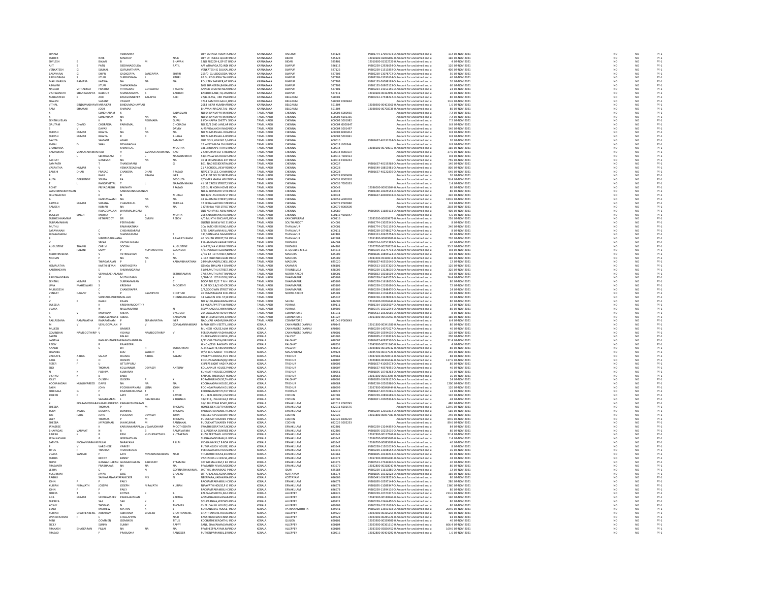| Investor First Name | Investor Middle Name | Investor Last Name | Father/Husband First Name | Father/Husband Middle Name | Father/Husband Last Name | Address | Country | State | District | Pin Code | Folio Number | Investment Type | Amount Due | Proposed Date | Litigation | Unpaid Suspense | Financial Year |
|---|---|---|---|---|---|---|---|---|---|---|---|---|---|---|---|---|---|
| SHYAM | | | VENKANNA | | | OPP SAHANA HOSPITA | INDIA | KARNATAKA | RAICHUR | 584128 | IN301774-17097974-0 | Amount for unclaimed and u | 172 | 02-NOV-2021 | NO | NO | FY-1 |
| SUDHIR | | NAIK | MADHAV | | NAIK | OPP OF POLICE QUART | INDIA | KARNATAKA | BIDAR | 585328 | 12010600-02056807-0 | Amount for unclaimed and u | 160 | 02-NOV-2021 | NO | NO | FY-1 |
| SHYLESH | B | BALAN | B | M | BHAVAN | S.NO 785209-4,GF-07 | INDIA | KARNATAKA | BIDAR | 585401 | 12010600-01322726-0 | Amount for unclaimed and u | 4 | 02-NOV-2021 | NO | NO | FY-1 |
| AJIT | S | PATIL | SIDDANAGOUDA | | PATIL | A/P ATHARGA,TQ IND | INDIA | KARNATAKA | BIJAPUR | 586112 | IN300239-12926654-0 | Amount for unclaimed and u | 120 | 02-NOV-2021 | NO | NO | FY-1 |
| VENKATESH | G | SULIKAL | GURUNATHAPA | | | VENKATESH G SULIKAL | INDIA | KARNATAKA | BIJAPUR | 587125 | IN300239-11513892-0 | Amount for unclaimed and u | 400 | 02-NOV-2021 | NO | NO | FY-1 |
| BASAVARAJ | G | SHIPRI | GADIGEPPA | SANGAPPA | SHIPRI | 259/D GULEDGUDDA | INDIA | KARNATAKA | BIJAPUR | 587203 | IN302269-13078772-0 | Amount for unclaimed and u | 56 | 02-NOV-2021 | NO | NO | FY-1 |
| RAVINDRASA | S | JITURI | SURENDRASA | J | JITURI | 62 GULEDGUDDA TALU | INDIA | KARNATAKA | BIJAPUR | 587203 | IN302269-13292624-0 | Amount for unclaimed and u | 40 | 02-NOV-2021 | NO | NO | FY-1 |
| MALLIKARJUN | RAMASA | KATWA | NA | NA | NA | POULTRY FARMER,AT | INDIA | KARNATAKA | BIJAPUR | 587203 | IN301135-26098193-0 | Amount for unclaimed and u | 20 | 02-NOV-2021 | NO | NO | FY-1 |
| ASHWINI | | JITURI | SHANKARASA | | | D/O SHANKRASA,BAGA | INDIA | KARNATAKA | BIJAPUR | 587203 | IN301135-26805123-0 | Amount for unclaimed and u | 60 | 02-NOV-2021 | NO | NO | FY-1 |
| NAGESH | VITHALRAO | PRABHU | VITHALRAO | GOPALRAO | PRABHU | ANAND BHAVAN NEAR | INDIA | KARNATAKA | BIJAPUR | 587301 | IN300214-14351156-0 | Amount for unclaimed and u | 24 | 02-NOV-2021 | NO | NO | FY-1 |
| VISHWANATH | SHANKARAPPA | BADDUR | SHANKARAPPA | S | BADDUR | BADDUR LANE,TQ JAM | INDIA | KARNATAKA | BIJAPUR | 587311 | 12010600-00412899-0 | Amount for unclaimed and u | 20 | 02-NOV-2021 | NO | NO | FY-1 |
| MAHANTESH | B | AKKI | BASAVANNEPPA | BALAPPA | AKKI | 27/B CLASS, 3RD PWD | INDIA | KARNATAKA | BELGAUM | 590001 | IN300214-17538222-0 | Amount for unclaimed and u | 80 | 02-NOV-2021 | NO | NO | FY-1 |
| SHALINI | | VASANT | VASANT | | | 1734 RAMDEO GALLI | INDIA | KARNATAKA | BELGAUM | 590002 | X000662 | Amount for unclaimed and u | 13.6 | 02-NOV-2021 | NO | NO | FY-1 |
| VITHAL | BINDUMADHAV | R MIRAJKAR | BINDUMADHAVRAO | | | 2683 NEAR KUMBHAR | INDIA | KARNATAKA | BELGAUM | 591304 | 12028900-00403361-0 | Amount for unclaimed and u | 1.6 | 02-NOV-2021 | NO | NO | FY-1 |
| RAM | SHAMAJI | JOSHI | SHAMAJI | | | BHAVANI NAGAR,TAL- | INDIA | KARNATAKA | BELGAUM | 591304 | 12028900-00708738-0 | Amount for unclaimed and u | 80 | 02-NOV-2021 | NO | NO | FY-1 |
| K | | SUNDHARAM | K | | SADASIVAN | NO 64 NYNIAPPA MAI | INDIA | TAMIL NADU | CHENNAI | 600003 | K000950 | Amount for unclaimed and u | 7.2 | 02-NOV-2021 | NO | NO | FY-1 |
| K | | SUNDARAM | NA | NA | NA | NO 64 NYNIAPPA MAI | INDIA | TAMIL NADU | CHENNAI | 600003 | S001356 | Amount for unclaimed and u | 7.2 | 02-NOV-2021 | NO | NO | FY-1 |
| SENTHILVELAN | | K | N | RKUMARA | GURU | 8 PONNAPPA CHETTY | INDIA | TAMIL NADU | CHENNAI | 600003 | S001982 | Amount for unclaimed and u | 7.2 | 02-NOV-2021 | NO | NO | FY-1 |
| GAUTAM | CHAND | CHORADIA | PARASMAL | | CHORADIA | NO 22/1 2ND LANE,AP | INDIA | TAMIL NADU | CHENNAI | 600004 | G000647 | Amount for unclaimed and u | 0.8 | 02-NOV-2021 | NO | NO | FY-1 |
| S | V | DAVAY | S | S | DAVRY | A-75 VISALAKSHI NAG | INDIA | TAMIL NADU | CHENNAI | 600004 | S001497 | Amount for unclaimed and u | 540 | 02-NOV-2021 | NO | NO | FY-1 |
| SURESH | KUMAR | BHAIYA | NA | NA | NA | NO 74 MARSHALL ROA | INDIA | TAMIL NADU | CHENNAI | 600008 | B000414 | Amount for unclaimed and u | 0.8 | 02-NOV-2021 | NO | NO | FY-1 |
| SURESH | KUMAR | BHAIYA | R | R | BHAIYA | NO 74 MARSHALLA RO | INDIA | TAMIL NADU | CHENNAI | 600008 | S001861 | Amount for unclaimed and u | 0.8 | 02-NOV-2021 | NO | NO | FY-1 |
| SAVITA | | SAMANT | AMAR | | SAMANT | OLD NO 3,NEW NO 5, | INDIA | TAMIL NADU | CHENNAI | 600010 | IN301637-40131234-0 | Amount for unclaimed and u | 20 | 02-NOV-2021 | NO | NO | FY-1 |
| JIVRAJ | D | SHAH | DEVANADHA | | | 12 WEST MADA CHUR | INDIA | TAMIL NADU | CHENNAI | 600013 | J000544 | Amount for unclaimed and u | 0.8 | 02-NOV-2021 | NO | NO | FY-1 |
| CHANDANA | | | SHANTILAL | | MOOTHA | 186 3,RDFAPETTAH,V | INDIA | TAMIL NADU | CHENNAI | 600014 | 12036000-00710017-0 | Amount for unclaimed and u | 160 | 02-NOV-2021 | NO | NO | FY-1 |
| RAMAMANI | VENKATARAMAN | RAO | V | GVENKATARAMANA | RAO | 2 SRIPURAM 1ST STREE | INDIA | TAMIL NADU | CHENNAI | 600014 | R000137 | Amount for unclaimed and u | 37.6 | 02-NOV-2021 | NO | NO | FY-1 |
| T | L | SEETHARAM | T | L | NARASIMMIAH | 54/4 PALWELS ROAD S | INDIA | TAMIL NADU | CHENNAI | 600016 | T000413 | Amount for unclaimed and u | 0.8 | 02-NOV-2021 | NO | NO | FY-1 |
| FARHAT | | GANESAN | NA | NA | NA | 10 SEETHANAMAL EXT | INDIA | TAMIL NADU | CHENNAI | 600018 | F000243 | Amount for unclaimed and u | 756 | 02-NOV-2021 | NO | NO | FY-1 |
| SAMPATH | | T | THANDAPANI | | G | 861, NAD RESIDENTIAL | INDIA | TAMIL NADU | CHENNAI | 600027 | IN301637-40159268-0 | Amount for unclaimed and u | 140 | 02-NOV-2021 | NO | NO | FY-1 |
| VASANTHA | KUMAR | V | VENKATESABHAT | | | 21 A SCHOOL VIEW RO | INDIA | TAMIL NADU | CHENNAI | 600028 | IN301549-18853981-0 | Amount for unclaimed and u | 800 | 02-NOV-2021 | NO | NO | FY-1 |
| BANSHI | DHAR | PRASAD | CHANDRA | DHAR | PRASAD | NTPC LTD,113, CHAMI | INDIA | TAMIL NADU | CHENNAI | 600028 | IN301637-40222830-0 | Amount for unclaimed and u | 640 | 02-NOV-2021 | NO | NO | FY-1 |
| R | | RAJU | P | PRAMA | IYER | A/5 PLOT NO 26 SREEN | INDIA | TAMIL NADU | CHENNAI | 600028 | R000609 | Amount for unclaimed and u | 20 | 02-NOV-2021 | NO | NO | FY-1 |
| AJITA | GERSONDE | SOUZA | FA | | DESOUZA | C/O MRS MARIA HELE | INDIA | TAMIL NADU | CHENNAI | 600031 | D000501 | Amount for unclaimed and u | 18.4 | 02-NOV-2021 | NO | NO | FY-1 |
| T | L | RANGAVITTAL | T | L | NARASIMMAIAH | 41 IST CROSS STREET | INDIA | TAMIL NADU | CHENNAI | 600035 | T000353 | Amount for unclaimed and u | 2.4 | 02-NOV-2021 | NO | NO | FY-1 |
| ROHIT | | PRIYADARSHI | BAIJNATH | | PRASAD | 205 SURENDRA HOME | INDIA | TAMIL NADU | CHENNAI | 600043 | 12036000-00915304-0 | Amount for unclaimed and u | 80 | 02-NOV-2021 | NO | NO | FY-1 |
| LAKSHMINARAYANAN | | S | SANKARANARAYANAN | | | NO. 6, BHARATHI STRE | INDIA | TAMIL NADU | CHENNAI | 600044 | IN300340-10025553-0 | Amount for unclaimed and u | 80 | 02-NOV-2021 | NO | NO | FY-1 |
| SELVANAYAKI | | K | N | | MURALI | NO 3/22 ASHOKAN ST | INDIA | TAMIL NADU | CHENNAI | 600044 | IN301637-60000918-0 | Amount for unclaimed and u | 320 | 02-NOV-2021 | NO | NO | FY-1 |
| A | | KANDASWAMI | NA | NA | NA | 48 SALEEMAN STREET | INDIA | TAMIL NADU | CHENNAI | 600059 | A000293 | Amount for unclaimed and u | 189.6 | 02-NOV-2021 | NO | NO | FY-1 |
| PAWAN | KUMAR | SUPANA | CHAMPALAL | | SURANA | 12 PERIA NAICKEN ST | INDIA | TAMIL NADU | CHENNAI | 600079 | P000980 | Amount for unclaimed and u | 0.8 | 02-NOV-2021 | NO | NO | FY-1 |
| RAMESH | | KUMAR | NA | NA | NA | 1 KRISHNA IYER STREE | INDIA | TAMIL NADU | CHENNAI | 600079 | R000509 | Amount for unclaimed and u | 28.8 | 02-NOV-2021 | NO | NO | FY-1 |
| D | | RAJAGOPALAN | DHARMALINGAM | | | OLD NO 4/443, NEW N | INDIA | TAMIL NADU | CHENNAI | 600089 | IN300095-11689113-0 | Amount for unclaimed and u | 400 | 02-NOV-2021 | NO | NO | FY-1 |
| YOGESH | SINGH | MOHTA | P | S | MOHTA | 26B SYDENHAMS ROA | INDIA | TAMIL NADU | CHENNAI | 600112 | Y000047 | Amount for unclaimed and u | 5.6 | 02-NOV-2021 | NO | NO | FY-1 |
| SUDHESHNAMMA | | KETHIREDDY | DR | CMUNI | REDDY | 4/D MUKTHI ENCLAVE | INDIA | TAMIL NADU | KANCHIPURAM | 600116 | 12035200-00029971-0 | Amount for unclaimed and u | 256 | 02-NOV-2021 | NO | NO | FY-1 |
| SUBRAMANIAN | | | PERIYASAMI | | | OLDNO 16 NEW NO 31 | INDIA | TAMIL NADU | SOUTH ARCOT | 604001 | IN301774-13025545-0 | Amount for unclaimed and u | 8 | 02-NOV-2021 | NO | NO | FY-1 |
| MUTHU | | | RAKANATHAN | | | 1CA KATCHERI ROAD | INDIA | TAMIL NADU | THANJAVUR | 609001 | IN301774-17261139-0 | Amount for unclaimed and u | 240 | 02-NOV-2021 | NO | NO | FY-1 |
| SARAVANAN | | C | CHIDAMBARAM | | | 5/25, SARAVANAN ILL | INDIA | TAMIL NADU | THANJAVUR | 609111 | IN302269-10748627-0 | Amount for unclaimed and u | 8 | 02-NOV-2021 | NO | NO | FY-1 |
| JAYASAMARAJ | | S | SHANMUGAM | | S | 131,SRINIVASA NAGAR | INDIA | TAMIL NADU | THANJAVUR | 612401 | IN301313-20625254-0 | Amount for unclaimed and u | 80 | 02-NOV-2021 | NO | NO | FY-1 |
| R | | VINOTHBARAVANA | | | RAJARATHINAM | 40 SOUTH STREET,THI | INDIA | TAMIL NADU | THANJAVUR | 612504 | 12051800-00069101-0 | Amount for unclaimed and u | 720 | 02-NOV-2021 | NO | NO | FY-1 |
| V | | SEKAR | VAITHILINGAM | | | E16 AMMAN NAGAR V | INDIA | TAMIL NADU | DINDIGUL | 624004 | IN300214-16751393-0 | Amount for unclaimed and u | 40 | 02-NOV-2021 | NO | NO | FY-1 |
| AUGUSTINE | THAMIL | CHELVI | SOOSAI | | AUGUSTINE | 4-5-P22/NA KURINJI ST | INDIA | TAMIL NADU | DINDIGUL | 624301 | 12027700-00278125-0 | Amount for unclaimed and u | 35.2 | 02-NOV-2021 | NO | NO | FY-1 |
| K | PALANI | SAMY | P | KUPPAMUTHU | GOUNDER | 4/61 POOSARI GOUND | INDIA | TAMIL NADU | D. QUAID-E-MILLE | 624613 | IN300394-15374714-0 | Amount for unclaimed and u | 0.8 | 02-NOV-2021 | NO | NO | FY-1 |
| KEERTHIMEENA | | V | VETRISELVAN | | R | 2/ E2 E2 1ST STREET,N | INDIA | TAMIL NADU | MADURAI | 625002 | IN301696-10895523-0 | Amount for unclaimed and u | 0.8 | 02-NOV-2021 | NO | NO | FY-1 |
| MOHAN | | P | NA | NA | NA | 2-162 PULIYANKULAM | INDIA | TAMIL NADU | MADURAI | 625009 | 12033200-05430311-0 | Amount for unclaimed and u | 160 | 02-NOV-2021 | NO | NO | FY-1 |
| K | | THIAGARAJAN | P | S | KADAMBANATHAN | 24\9 MANAGIRI,CHELL | INDIA | TAMIL NADU | MADURAI | 625020 | IN301637-40553646-0 | Amount for unclaimed and u | 12 | 02-NOV-2021 | NO | NO | FY-1 |
| HEMALATHA | | KARTHIKEYAN | KARTHIKEYAN | | | GENGA BHAVAN 4 SH | INDIA | TAMIL NADU | KAMARAJ | 626101 | IN300513-10327320-0 | Amount for unclaimed and u | 120 | 02-NOV-2021 | NO | NO | FY-1 |
| KARTHIKEYAN | | S | SHUNMUGARAJ | | | 51/94,MUTHU STREET | INDIA | TAMIL NADU | TIRUNELVELI | 628002 | IN300239-13128610-0 | Amount for unclaimed and u | 320 | 02-NOV-2021 | NO | NO | FY-1 |
| S | | VENKATACHALAM | M | | SETHURAMAN | 77/57,MUTHUPATTIN | INDIA | TAMIL NADU | NORTH ARCOT | 630001 | IN302863-10016604-0 | Amount for unclaimed and u | 0.8 | 02-NOV-2021 | NO | NO | FY-1 |
| RAVICHANDRAN | | M | MUTHUSAMY | | K | 2/704-10 1ST FLOOR,P | INDIA | TAMIL NADU | DHARMAPURI | 635109 | IN300239-11441057-0 | Amount for unclaimed and u | 26.4 | 02-NOV-2021 | NO | NO | FY-1 |
| SENTHIL | KUMAR | S | SUBRAMANIAN | | C | DOOR NO 32/2 T N H | INDIA | TAMIL NADU | DHARMAPURI | 635109 | IN300239-11618620-0 | Amount for unclaimed and u | 80 | 02-NOV-2021 | NO | NO | FY-1 |
| UMA | MAHESWARI | S | KRISHNA | | MOORTHY | PLOT NO 2,4/2 ND CRO | INDIA | TAMIL NADU | DHARMAPURI | 635109 | IN300239-12193696-0 | Amount for unclaimed and u | 72 | 02-NOV-2021 | NO | NO | FY-1 |
| MURUGESH | | C | CHANDRAPPA | | | 2/7,GODDWIN STREET | INDIA | TAMIL NADU | DHARMAPURI | 635109 | IN300239-12848470-0 | Amount for unclaimed and u | 24 | 02-NOV-2021 | NO | NO | FY-1 |
| VENKAT | RAJANP | S | | GSAMPATH | CHETTIAR | 20 KUMARASAMI KOIL | INDIA | TAMIL NADU | NORTH ARCOT | 635601 | IN300394-11766354-0 | Amount for unclaimed and u | 40 | 02-NOV-2021 | NO | NO | FY-1 |
| C | | SUNDARAMURTHY | MALLAN | | CHINNAKULANDAI | 14 BAJANAI KOIL ST,SE | INDIA | TAMIL NADU | | 635637 | IN302269-13328093-0 | Amount for unclaimed and u | 20 | 02-NOV-2021 | NO | NO | FY-1 |
| V | R | RAJAN | RAJAN | | | NO 5/168,ANGAMMAL | INDIA | TAMIL NADU | SALEM | 636009 | 12010600-02016244-0 | Amount for unclaimed and u | 80 | 02-NOV-2021 | NO | NO | FY-1 |
| SUSEELA | | | KRISHNAMOORTHY | | | 83 KUKALPPATTY,WAR | INDIA | TAMIL NADU | PERIYAR | 639111 | IN301364-10065007-0 | Amount for unclaimed and u | 32 | 02-NOV-2021 | NO | NO | FY-1 |
| VIJAYA | | N | NALLAMUTHU | | N | SELVANAGAR,CHINNA | INDIA | TAMIL NADU | PERIYAR | 639202 | IN300175-10152044-0 | Amount for unclaimed and u | 80 | 02-NOV-2021 | NO | NO | FY-1 |
| S | V | MAKVANA | SNEHA | | VASUDEV | 204 ALAGESAN RD SHI | INDIA | TAMIL NADU | COIMBATORE | 641011 | IN300513-20320560-0 | Amount for unclaimed and u | 8 | 02-NOV-2021 | NO | NO | FY-1 |
| A | | ABDULWAHAAB | ABDUL | | RAHAMAN | NO 14 3 MASTHAN,SA | INDIA | TAMIL NADU | COIMBATORE | 641027 | 12013300-00576469-0 | Amount for unclaimed and u | 160 | 02-NOV-2021 | NO | NO | FY-1 |
| PALLASSANA | RAMANATHA | RAJARATNAM | P | SRAMANATHA | IYER | NADUVAR NAGAR,BHA | INDIA | TAMIL NADU | COIMBATORE | 641046 | P000043 | Amount for unclaimed and u | 6.4 | 02-NOV-2021 | NO | NO | FY-1 |
| M | | VENUGOPALAN | P | V | GOPALANNAMBIAR | MANIKKOTH VEETTIL, | INDIA | KERALA | CANNANORE (KANNU | 670142 | 12011300-00341981-0 | Amount for unclaimed and u | 80 | 02-NOV-2021 | NO | NO | FY-1 |
| MUJEEB | | P | UMMER | | | MUNEER HOUSE,ALAK | INDIA | KERALA | CANNANORE (KANNU | 670306 | IN300239-14071027-0 | Amount for unclaimed and u | 40 | 02-NOV-2021 | NO | NO | FY-1 |
| GOVINDAN | NAMBOOTHIRIP | V | VISHNU | NAMBOOTHIRIP | V | PERIKAMANA VADHYA | INDIA | KERALA | CANNANORE (KANNU | 670501 | IN300239-10594630-0 | Amount for unclaimed and u | 120 | 02-NOV-2021 | NO | NO | FY-1 |
| SAJITH | | | BALAN | | | CHALIKKANDI KUNIYIL, | INDIA | KERALA | CALICUT | 673505 | IN301895-11133833-0 | Amount for unclaimed and u | 200 | 02-NOV-2021 | NO | NO | FY-1 |
| LASITHA | | RAMACHANDRAN | RAMACHANDRAN | | | 8/32 CHAITANYA,PIRIV | INDIA | KERALA | PALGHAT | 678007 | IN301637-40937530-0 | Amount for unclaimed and u | 22.4 | 02-NOV-2021 | NO | NO | FY-1 |
| REJOY | | R | RAJAGOPAL | | | H NO 4/159 RAKKATH | INDIA | KERALA | PALGHAT | 678551 | 12047600-00231360-0 | Amount for unclaimed and u | 4 | 02-NOV-2021 | NO | NO | FY-1 |
| ANAND | | S | DR | R | SURESHRAM | A-24 SWATHI,AKSHAR | INDIA | KERALA | PALGHAT | 678559 | 12029800-00119942-0 | Amount for unclaimed and u | 80 | 02-NOV-2021 | NO | NO | FY-1 |
| SHANIBA | | | BIJU | SAJEEFT | K | W/O BIJU SAJEEF THE | INDIA | KERALA | MALAPURAM | 679324 | 12025700-00157926-0 | Amount for unclaimed and u | 240 | 02-NOV-2021 | NO | NO | FY-1 |
| VAKKAYIL | ABDUL | SALAM | HAJARA | ABDUL | SALAM | VAKKAYIL HOUSE,PUN | INDIA | KERALA | TRICHUR | 679561 | 12047600-00290511-0 | Amount for unclaimed and u | 88 | 02-NOV-2021 | NO | NO | FY-1 |
| PAUL | K | O | OUSEPH | | | KONUPARAMBAN(H), | INDIA | KERALA | TRICHUR | 680307 | 12029800-00306542-0 | Amount for unclaimed and u | 137.6 | 02-NOV-2021 | NO | NO | FY-1 |
| PETER | P | U | UTTUPPURU | | | XIII/875 LIGHT AND FA | INDIA | KERALA | TRICHUR | 680503 | IN301637-41065073-0 | Amount for unclaimed and u | 80 | 02-NOV-2021 | NO | NO | FY-1 |
| SIJO | | THOMAS | KOLLANNUR | DEVASSY | ANTONY | KOLLANNUR HOUSE,P | INDIA | KERALA | TRICHUR | 680507 | IN301637-40976955-0 | Amount for unclaimed and u | 40 | 02-NOV-2021 | NO | NO | FY-1 |
| N | K | PUSHPA | KUMARAN | | | KUNNATH HOUSE,CHE | INDIA | KERALA | TRICHUR | 680551 | IN301895-10746263-0 | Amount for unclaimed and u | 16 | 02-NOV-2021 | NO | NO | FY-1 |
| VISHNU | K | B | BABU | | | KARAYIL THEKKOOT H | INDIA | KERALA | TRICHUR | 680568 | 12033300-00593905-0 | Amount for unclaimed and u | 16 | 02-NOV-2021 | NO | NO | FY-1 |
| JOLLY | | OUSEPH | OUSEPH | P | K | PORATHUR HOUSE,TH | INDIA | KERALA | PALGHAT | 680601 | IN301895-10426122-0 | Amount for unclaimed and u | 24 | 02-NOV-2021 | NO | NO | FY-1 |
| KOCHAKADAN | KUNJUVAREED | DAVIS | NA | NA | NA | KOCHAKADAN HOUSE, | INDIA | KERALA | TRICHUR | 680684 | IN302269-10263866-0 | Amount for unclaimed and u | 1200 | 02-NOV-2021 | NO | NO | FY-1 |
| SAJIN | | JOHN | POONGAVANAM | LONA | JOHN | POONGAVANAM HOU | INDIA | KERALA | TRICHUR | 680699 | 12057300-00048444-0 | Amount for unclaimed and u | 120 | 02-NOV-2021 | NO | NO | FY-1 |
| SREEKALA | G | P | RAJENDRAKUMAR | T | S | KRISHNASMRITHY,POT | INDIA | KERALA | THRISSUR | 680722 | IN301637-40731065-0 | Amount for unclaimed and u | 24 | 02-NOV-2021 | NO | NO | FY-1 |
| JOSEPH | P | K | LATE | PP | XAVIER | PULIKKAL HOUSE,H NC | INDIA | KERALA | COCHIN | 682001 | IN300239-10892689-0 | Amount for unclaimed and u | 120 | 02-NOV-2021 | NO | NO | FY-1 |
| K | | SARADAMBAL | L | GSIVARAMA | KRISHNAN | 18/2218, JIVA NIVAS,P | INDIA | KERALA | COCHIN | 682005 | IN301811-10005834-0 | Amount for unclaimed and u | 48 | 02-NOV-2021 | NO | NO | FY-1 |
| P | PPARAMESWARAN | NAMBUDIRIPAD | PARAMESHWARAN | | | 36/188 JAYAM ROAD, | INDIA | KERALA | ERNAKULAM | 682011 | K000745 | Amount for unclaimed and u | 480 | 02-NOV-2021 | NO | NO | FY-1 |
| SHEEBA | | THOMAS | P | M | THOMAS | HONEE DEN 39/79 KRI | INDIA | KERALA | ERNAKULAM | 682011 | S001576 | Amount for unclaimed and u | 129.6 | 02-NOV-2021 | NO | NO | FY-1 |
| TONY | JAMES | DOMINIC | DOMINIC | | THOMAS | PADICKAPARAMBIL HO | INDIA | KERALA | ERNAKULAM | 682019 | IN300239-12363832-0 | Amount for unclaimed and u | 560 | 02-NOV-2021 | NO | NO | FY-1 |
| JOE | PAUL | JOHN | PULICKAN | DEVASSY | JOHN | 48/1060 A PULICKAN | INDIA | KERALA | COCHIN | 682025 | 12051800-00057780-0 | Amount for unclaimed and u | 240 | 02-NOV-2021 | NO | NO | FY-1 |
| LILLY | | THOMAS | P | M | THOMAS | PUDUKKATTUKAREN P | INDIA | KERALA | COCHIN | 682025 | L000219 | Amount for unclaimed and u | 89.6 | 02-NOV-2021 | NO | NO | FY-1 |
| SHEEBA | | JAYAKUMAR | JAYAKUMAR | M | PANNAKAL | PUDUKKATTUKAREN P | INDIA | KERALA | COCHIN | 682025 | S002253 | Amount for unclaimed and u | 89.6 | 02-NOV-2021 | NO | NO | FY-1 |
| JAYASREE | | K | KARUNAKARAPILLAI | VELAYUDHANP | MOOTHEDATH | SWATHI KORATHAT,NE | INDIA | KERALA | ERNAKULAM | 682301 | IN300239-13244892-0 | Amount for unclaimed and u | 84 | 02-NOV-2021 | NO | NO | FY-1 |
| BHAVADAS | VARMAT | N | R | B | RAMAVARMA | C-1, POORNA SUNRISE | INDIA | KERALA | ERNAKULAM | 682306 | IN301895-10255616-0 | Amount for unclaimed and u | 80 | 02-NOV-2021 | NO | NO | FY-1 |
| RAJESH | K | R | RAVI | KUZHIPPATTAYIL | KUTTAPPAN | KUZHIPPATTAYIL HOU | INDIA | KERALA | ERNAKULAM | 683541 | 12057300-00127661-0 | Amount for unclaimed and u | 22.4 | 02-NOV-2021 | NO | NO | FY-1 |
| JAYALAKSHMI | | G | GOPINATHAN | | | SUDHAMANDIRAM,G | INDIA | KERALA | ERNAKULAM | 683542 | 12056700-00085201-0 | Amount for unclaimed and u | 2.4 | 02-NOV-2021 | NO | NO | FY-1 |
| SATHYA | MOHANNARAYAN | PILLAI | NARAYANA | | PILLAI | INDIRA NIVAS,T B ROA | INDIA | KERALA | ERNAKULAM | 683542 | 12056700-00085383-0 | Amount for unclaimed and u | 40 | 02-NOV-2021 | NO | NO | FY-1 |
| P | V | VARGHESE | VARKEY | | | PUTHANKUDY HOUSE, | INDIA | KERALA | ERNAKULAM | 683544 | IN300239-11501019-0 | Amount for unclaimed and u | 8 | 02-NOV-2021 | NO | NO | FY-1 |
| TITUS | P | THARIAN | THARUKUNJU | | | PERINGASSERIL HOUSE | INDIA | KERALA | ERNAKULAM | 683546 | IN300239-13308552-0 | Amount for unclaimed and u | 36 | 02-NOV-2021 | NO | NO | FY-1 |
| VIJAYA | SANKAR | P | LATE | MPPADMANABHAN | NAIR | THURUTHI HOUSE,EDA | INDIA | KERALA | ERNAKULAM | 683561 | IN301895-10330233-0 | Amount for unclaimed and u | 80 | 02-NOV-2021 | NO | NO | FY-1 |
| SUDHA | | BENNY | BENNY | | | VAZHACHALIL HOUSE, | INDIA | KERALA | ERNAKULAM | 683572 | 12057300-00006380-0 | Amount for unclaimed and u | 48 | 02-NOV-2021 | NO | NO | FY-1 |
| SHINE | | GANGADHARAN | GANGADHARAN | PALEKUDY | ETTAMAN | 307 NIRMALYAM,2 KA | INDIA | KERALA | ERNAKULAM | 683575 | IN300513-17344840-0 | Amount for unclaimed and u | 40 | 02-NOV-2021 | NO | NO | FY-1 |
| PRASANTH | | PRABHAKAR | NA | NA | NA | PRASANTH NIVAS,MO | INDIA | KERALA | ERNAKULAM | 683579 | 12032800-00318040-0 | Amount for unclaimed and u | 80 | 02-NOV-2021 | NO | NO | FY-1 |
| LEKHA | | G | P | N | GOPINATHAKAIMAL | JYOTHIS,MANAKKAD P | INDIA | KERALA | IDUKI | 685584 | IN300239-11611886-0 | Amount for unclaimed and u | 32 | 02-NOV-2021 | NO | NO | FY-1 |
| KUSUMAM | | JAYAN | JOSE | | CHACKO | OTTAPLACKAL,KIZHAT | INDIA | KERALA | KOTTAYAM | 686574 | IN301895-10332028-0 | Amount for unclaimed and u | 160 | 02-NOV-2021 | NO | NO | FY-1 |
| RAGHU | | SANKARANARAYANAN | PANICKER | MS | N | NEERPARA,VADAKARA | INDIA | KERALA | KOTTAYAM | 686605 | IN300441-10428255-0 | Amount for unclaimed and u | 80 | 02-NOV-2021 | NO | NO | FY-1 |
| JOHN | P | P | PAILY | | | PACHAMPARAMBIL H | INDIA | KERALA | ERNAKULAM | 686673 | IN301895-10597144-0 | Amount for unclaimed and u | 280 | 02-NOV-2021 | NO | NO | FY-1 |
| KURIAN | NIRAVATH | JOSEPH | JOSEPH | NIRAVATH | KURIAN | NIRAVATH HOUSE,P O | INDIA | KERALA | ERNAKULAM | 686673 | IN301895-11089347-0 | Amount for unclaimed and u | 1360 | 02-NOV-2021 | NO | NO | FY-1 |
| JOHN | P | P | PAILY | | | PACHAMPARAMBIL H | INDIA | KERALA | ERNAKULAM | 686673 | IN300239-11994116-0 | Amount for unclaimed and u | 80 | 02-NOV-2021 | NO | NO | FY-1 |
| SREEJA | T | K | KOTHIS | K | B | KALPAKASSERIYIL,MUI | INDIA | KERALA | ALLEPPEY | 688525 | IN300239-10721817-0 | Amount for unclaimed and u | 213.6 | 02-NOV-2021 | NO | NO | FY-1 |
| ANIL | KUMAR | VEMBLASSERY | PANKAJAKSHAN | | KARTHA | ANANDHA BHAVANAN | INDIA | KERALA | ALLEPPEY | 688533 | 12047600-00188267-0 | Amount for unclaimed and u | 160 | 02-NOV-2021 | NO | NO | FY-1 |
| SUPRIYA | | SAJI | SAJI | K | P | SOUPARNIKA,KEEZHOI | INDIA | KERALA | ALLEPPEY | 689121 | IN300239-12464450-0 | Amount for unclaimed and u | 80 | 02-NOV-2021 | NO | NO | FY-1 |
| KOSHY | | THOMAS | N | K | THOMAS | CHERUVALLIL HOUSE, | INDIA | KERALA | ALLEPPEY | 689509 | IN300239-12312638-0 | Amount for unclaimed and u | 80 | 02-NOV-2021 | NO | NO | FY-1 |
| BENO | | MATHEW | MATHAI | K | E | KOTTANICKAL HOUSE, | INDIA | KERALA | PATHANAMTHITTA | 689541 | IN300239-13501418-0 | Amount for unclaimed and u | 269.6 | 02-NOV-2021 | NO | NO | FY-1 |
| KURIAN | CHATHENKERIL | ABRAHAM | ABRAHAM | CHACKO | CHATHENKERIL | CHATHENKERIL HOUSE | INDIA | KERALA | ALLEPPEY | 689620 | 12023900-00315255-0 | Amount for unclaimed and u | 400 | 02-NOV-2021 | NO | NO | FY-1 |
| UNNIKRISHNAN | P | C | CHELLAPPAN | | NAIR | KAUSTHUBHAM ENNA | INDIA | KERALA | ALLEPPEY | 689624 | 12023900-00285721-0 | Amount for unclaimed and u | 64 | 02-NOV-2021 | NO | NO | FY-1 |
| MINI | | OOMMEN | OOMMEN | | TITUS | KOCHUTHEKKADATHU | INDIA | KERALA | QUILON | 690101 | 12023900-00339901-0 | Amount for unclaimed and u | 80 | 02-NOV-2021 | NO | NO | FY-1 |
| SICILY | | SUNNY | SUNNY | | PAPPY | SANIL BHAVANAM,MA | INDIA | KERALA | ALLEPPEY | 690104 | 12023900-00361610-0 | Amount for unclaimed and u | 666.4 | 02-NOV-2021 | NO | NO | FY-1 |
| PRAKASH | BHASKARAN | PILLAI | NA | NA | NA | PRATHEEPALAYAM,MA | INDIA | KERALA | ALLEPPEY | 690108 | 12033200-05836452-0 | Amount for unclaimed and u | 169.6 | 02-NOV-2021 | NO | NO | FY-1 |
| PRASAD | | P | PRABUDHA | | PANICKER | PUTHENPARAMBIL,ERI | INDIA | KERALA | ALLEPPEY | 690516 | 12032800-00404292-0 | Amount for unclaimed and u | 1.6 | 02-NOV-2021 | NO | NO | FY-1 |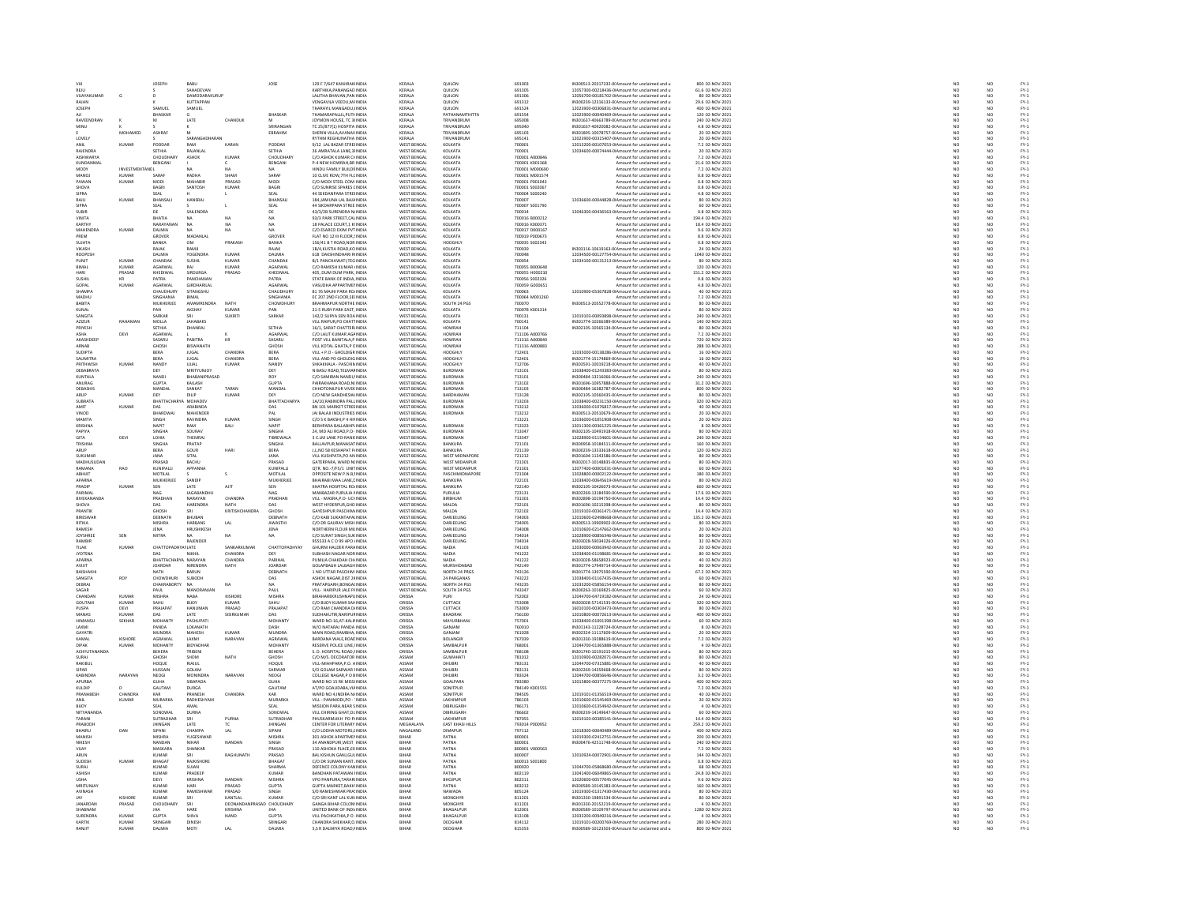| | | | | | | | | | | | | | | | | |
|---|---|---|---|---|---|---|---|---|---|---|---|---|---|---|---|---|
| VIJI | | JOSEPH | BABU | | JOSE | 129 F 7/647 KANJIRAKKINDIA | KERALA | QUILON | 691003 | | IN300513-20317332-0X | Amount for unclaimed and u | 800 | 02-NOV-2021 | NO | NO |
| REJU | | S | SAHADEVAN | | | KARTHIKA,PANANGAD INDIA | KERALA | QUILON | 691305 | | 12057300-00218436-0X | Amount for unclaimed and u | 61.6 | 02-NOV-2021 | NO | NO |
| VIJAYAKUMAR | G | D | DAMODARAKURUP | | | LALITHA BHAVAN,PAN INDIA | KERALA | QUILON | 691306 | | 12056700-00181702-0X | Amount for unclaimed and u | 80 | 02-NOV-2021 | NO | NO |
| RAJAN | | K | KUTTAPPAN | | | VENGAVILA VEEDU,MUINDIA | KERALA | QUILON | 691312 | | IN300239-12316133-0X | Amount for unclaimed and u | 29.6 | 02-NOV-2021 | NO | NO |
| JOSEPH | | SAMUEL | SAMUEL | | | THARAYIL MANGADU,IINDIA | KERALA | QUILON | 691524 | | 12023900-00306831-0X | Amount for unclaimed and u | 400 | 02-NOV-2021 | NO | NO |
| AJI | | BHASKAR | G | | BHASKAR | THAMARAPALLIL,PUTHINDIA | KERALA | PATHANAMTHITTA | 691554 | | 12023900-00040469-0X | Amount for unclaimed and u | 120 | 02-NOV-2021 | NO | NO |
| RAVEENDRAN | K | M | LATE | CHANDUK | M | JOYMON HOUSE, TC 3INDIA | KERALA | TRIVANDRUM | 695008 | | IN301637-40663789-0X | Amount for unclaimed and u | 240 | 02-NOV-2021 | NO | NO |
| MINU | K | S | K | | SRIRANGAN | TC 25/877(1) HOSPITA INDIA | KERALA | TRIVANDRUM | 695040 | | IN301637-40920082-0X | Amount for unclaimed and u | 4.8 | 02-NOV-2021 | NO | NO |
| E | MOHAMED | ASHRAF | M | | EBRAHIM | SHERIN VILLA,AVANAVINDIA | KERALA | TRIVANDRUM | 695103 | | IN301895-10078757-0X | Amount for unclaimed and u | 20 | 02-NOV-2021 | NO | NO |
| LOVELY | | S | SARANGADHARAN | | | RYTHM REGHUNATHA INDIA | KERALA | TRIVANDRUM | 695141 | | 12023900-00315407-0X | Amount for unclaimed and u | 20 | 02-NOV-2021 | NO | NO |
| ANIL | KUMAR | PODDAR | RAM | KARAN | PODDAR | 9/12 LAL BAZAR STREEINDIA | WEST BENGAL | KOLKATA | 700001 | | 12013200-00107053-0X | Amount for unclaimed and u | 7.2 | 02-NOV-2021 | NO | NO |
| RAJENDRA | | SETHIA | RAJANLAL | | SETHIA | 26 AMRATALA LANE,3RINDIA | WEST BENGAL | KOLKATA | 700001 | | 12034600-00074444-0X | Amount for unclaimed and u | 20 | 02-NOV-2021 | NO | NO |
| AISHWARYA | | CHOUDHARY | ASHOK | KUMAR | CHOUDHARY | C/O ASHOK KUMAR CHINDIA | WEST BENGAL | KOLKATA | 700001 | A000846 | | Amount for unclaimed and u | 7.2 | 02-NOV-2021 | NO | NO |
| KUNDANMAL | | BENGANI | I | C | BENGANI | F-4 NEW HOWRAH,BRINDIA | WEST BENGAL | KOLKATA | 700001 | K001368 | | Amount for unclaimed and u | 21.6 | 02-NOV-2021 | NO | NO |
| MODY | INVESTMENT | LTD | NA | NA | NA | HINDU FAMILY BUILDIINDIA | WEST BENGAL | KOLKATA | 700001 | M000690 | | Amount for unclaimed and u | 7.2 | 02-NOV-2021 | NO | NO |
| MANOJ | KUMAR | SARAF | RADHA | SHAM | SARAF | 10 CLIVE ROW,7TH FLCINDIA | WEST BENGAL | KOLKATA | 700001 | M001574 | | Amount for unclaimed and u | 0.8 | 02-NOV-2021 | NO | NO |
| PAWAN | KUMAR | MODI | MAHABIR | PRASAD | MODI | C/O MODI STEEL COMI INDIA | WEST BENGAL | KOLKATA | 700001 | P001043 | | Amount for unclaimed and u | 0.8 | 02-NOV-2021 | NO | NO |
| SHOVA | | BAGRI | SANTOSH | KUMAR | BAGRI | C/O SUNRISE SPARES CINDIA | WEST BENGAL | KOLKATA | 700001 | S002067 | | Amount for unclaimed and u | 0.8 | 02-NOV-2021 | NO | NO |
| SIPRA | | SEAL | H | L | SEAL | 44 SEKDANPARA STREEINDIA | WEST BENGAL | KOLKATA | 700004 | S000240 | | Amount for unclaimed and u | 4.8 | 02-NOV-2021 | NO | NO |
| RAJU | KUMAR | BHANSALI | HANSRAJ | | BHANSALI | 184,JAMUNA LAL BAJAINDIA | WEST BENGAL | KOLKATA | 700007 | | 12036600-00044828-0X | Amount for unclaimed and u | 80 | 02-NOV-2021 | NO | NO |
| SIPRA | | SEAL | S | L | SEAL | 44 SIKDARPARA STREE INDIA | WEST BENGAL | KOLKATA | 700007 | S001790 | | Amount for unclaimed and u | 60 | 02-NOV-2021 | NO | NO |
| SUBIR | | DE | SAILENDRA | | DE | 43/3/2B SURENDRA N INDIA | WEST BENGAL | KOLKATA | 700014 | | 12046300-00436563-0X | Amount for unclaimed and u | 0.8 | 02-NOV-2021 | NO | NO |
| VINITA | | BHATIA | NA | NA | NA | 93/3 PARK STREET,CALINDIA | WEST BENGAL | KOLKATA | 700016 | B000212 | | Amount for unclaimed and u | 194.4 | 02-NOV-2021 | NO | NO |
| KARTHY | | NARAYANAN | NA | NA | NA | 18 PALACE COURT,1 KYINDIA | WEST BENGAL | KOLKATA | 700016 | K000071 | | Amount for unclaimed and u | 18.4 | 02-NOV-2021 | NO | NO |
| MAHENDRA | KUMAR | DALMIA | NA | NA | NA | C/O ESARCO EXIM PVT INDIA | WEST BENGAL | KOLKATA | 700017 | D000167 | | Amount for unclaimed and u | 9.6 | 02-NOV-2021 | NO | NO |
| PREM | | GROVER | MADANLAL | | GROVER | FLAT NO 12 III FLOOR,7INDIA | WEST BENGAL | KOLKATA | 700019 | P000673 | | Amount for unclaimed and u | 8.8 | 02-NOV-2021 | NO | NO |
| SUJATA | | BANKA | OM | PRAKASH | BANKA | 156/41 B T ROAD,NOR INDIA | WEST BENGAL | HOOGHLY | 700035 | S002343 | | Amount for unclaimed and u | 0.8 | 02-NOV-2021 | NO | NO |
| VIKASH | | RAJAK | RAMJI | | RAJAK | 1B/4,KUSTIA ROAD,KOINDIA | WEST BENGAL | KOLKATA | 700039 | | IN303116-10619163-0X | Amount for unclaimed and u | 24 | 02-NOV-2021 | NO | NO |
| ROOPESH | | DALMIA | YOGENDRA | KUMAR | DALMIA | 61B DAKSHINDHARI R INDIA | WEST BENGAL | KOLKATA | 700048 | | 12034500-00127754-0X | Amount for unclaimed and u | 1040 | 02-NOV-2021 | NO | NO |
| PUNIT | KUMAR | CHANDAK | SUSHIL | KUMAR | CHANDAK | 8/1 PANCHAWATI,TEG INDIA | WEST BENGAL | KOLKATA | 700054 | | 12034100-00131213-0X | Amount for unclaimed and u | 80 | 02-NOV-2021 | NO | NO |
| BIMAL | KUMAR | AGARWAL | RAJ | KUMAR | AGARWAL | C/O RAMESH KUMAR AINDIA | WEST BENGAL | KOLKATA | 700055 | B000648 | | Amount for unclaimed and u | 120 | 02-NOV-2021 | NO | NO |
| HARI | PRASAD | KHEDIWAL | SIRDURGA | PRASAD | KHEDIWAL | 405, DUM DUM PARK, INDIA | WEST BENGAL | KOLKATA | 700055 | H000230 | | Amount for unclaimed and u | 151.2 | 02-NOV-2021 | NO | NO |
| SUSHIL | KR | PATRA | PANCHANAN | | PATRA | STATE BANK OF INDIA, INDIA | WEST BENGAL | KOLKATA | 700056 | S002326 | | Amount for unclaimed and u | 0.8 | 02-NOV-2021 | NO | NO |
| GOPAL | KUMAR | AGARWAL | GIRDHARILAL | | AGARWAL | VASUDHA APPARTMENINDIA | WEST BENGAL | KOLKATA | 700059 | G000651 | | Amount for unclaimed and u | 4.8 | 02-NOV-2021 | NO | NO |
| SHAMPA | | CHAUDHURY | SITANGSHU | | CHAUDHURY | 81 76 MAJHI PARA ROAINDIA | WEST BENGAL | KOLKATA | 700063 | | 12010900-05367828-0X | Amount for unclaimed and u | 40 | 02-NOV-2021 | NO | NO |
| MADHU | | SINGHANIA | BIMAL | | SINGHANIA | EC 207 2ND FLOOR,SEINDIA | WEST BENGAL | KOLKATA | 700064 | M001260 | | Amount for unclaimed and u | 7.2 | 02-NOV-2021 | NO | NO |
| BABITA | | MUKHERJEE | AMARENDRA | NATH | CHOWDHURY | BRAHMAPUR NORTHE INDIA | WEST BENGAL | SOUTH 24 PGS | 700070 | | IN300513-20552778-0X | Amount for unclaimed and u | 80 | 02-NOV-2021 | NO | NO |
| KUNAL | | PAN | AKSHAY | KUMAR | PAN | 21-5 RUBY PARK EAST, INDIA | WEST BENGAL | KOLKATA | 700078 | K001314 | | Amount for unclaimed and u | 80 | 02-NOV-2021 | NO | NO |
| SANGITA | | SARKAR | SRI | SUKRITI | SARKAR | 142/2 SURYA SEN ROAINDIA | WEST BENGAL | KOLKATA | 700131 | | 12019103-00093898-0X | Amount for unclaimed and u | 240 | 02-NOV-2021 | NO | NO |
| AZIZUR | RAHAMAN | MOLLA | JAHABAKS | | MOLLA | VILL RAIPUR,PO CHATTINDIA | WEST BENGAL | KOLKATA | 700141 | | IN301774-10066389-0X | Amount for unclaimed and u | 140 | 02-NOV-2021 | NO | NO |
| PRIYESH | | SETHIA | DHANRAJ | | SETHIA | 16/1, SARAT CHATTERJINDIA | WEST BENGAL | HOWRAH | 711104 | | IN302105-10565134-0X | Amount for unclaimed and u | 80 | 02-NOV-2021 | NO | NO |
| ASHA | DEVI | AGARWAL | L | K | AGARWAL | C/O LALIT KUMAR AGAINDIA | WEST BENGAL | HOWRAH | 711106 | A000766 | | Amount for unclaimed and u | 7.2 | 02-NOV-2021 | NO | NO |
| AKASHDEEP | | SASARU | PABITRA | KR | SASARU | POST VILL BANITALA,P INDIA | WEST BENGAL | HOWRAH | 711316 | A000840 | | Amount for unclaimed and u | 720 | 02-NOV-2021 | NO | NO |
| ARNAB | | GHOSH | BISWANATH | | GHOSH | VILL KOTAL GHATA,P CINDIA | WEST BENGAL | HOWRAH | 711316 | A000883 | | Amount for unclaimed and u | 288 | 02-NOV-2021 | NO | NO |
| SUDIPTA | | BERA | JUGAL | CHANDRA | BERA | VILL + P.O - GHOLDIGR INDIA | WEST BENGAL | HOOGHLY | 712401 | | 12035000-00138286-0X | Amount for unclaimed and u | 16 | 02-NOV-2021 | NO | NO |
| SAUMITRA | | BERA | JUGAL | CHANDRA | BERA | VILL AND PO GHOLDIG INDIA | WEST BENGAL | HOOGHLY | 712401 | | IN301774-15174869-0X | Amount for unclaimed and u | 16 | 02-NOV-2021 | NO | NO |
| PRITHWISH | KUMAR | NANDY | UJJAL | KUMAR | NANDY | SHIKARHALA - PASCHIN INDIA | WEST BENGAL | HOOGHLY | 712706 | | IN303591-10019218-0X | Amount for unclaimed and u | 40 | 02-NOV-2021 | NO | NO |
| DEBABRATA | | DEY | MRITYUNJOY | | DEY | N BASU ROAD,TELMAR INDIA | WEST BENGAL | BURDWAN | 713101 | | 12038400-01243383-0X | Amount for unclaimed and u | 80 | 02-NOV-2021 | NO | NO |
| KUNTALA | | NANDI | BHABANIPRASAD | | ROY | C/O SAMIRAN NANDI,VINDIA | WEST BENGAL | BURDWAN | 713101 | | IN300484-13216066-0X | Amount for unclaimed and u | 240 | 02-NOV-2021 | NO | NO |
| ANURAG | | GUPTA | KAILASH | | GUPTA | PARAKHANA ROAD,N INDIA | WEST BENGAL | BURDWAN | 713102 | | IN301696-10957888-0X | Amount for unclaimed and u | 31.2 | 02-NOV-2021 | NO | NO |
| DEBASHIS | | MANDAL | SANKAT | TARAN | MANDAL | CHHOTONILPUR VIVEKINDIA | WEST BENGAL | BURDWAN | 713103 | | IN300484-16382787-0X | Amount for unclaimed and u | 800 | 02-NOV-2021 | NO | NO |
| ARUP | KUMAR | DEY | DILIP | KUMAR | DEY | C/O NEW GANDHESWAINDIA | WEST BENGAL | BARDHAMAN | 713128 | | IN302105-10560435-0X | Amount for unclaimed and u | 80 | 02-NOV-2021 | NO | NO |
| SUBRATA | | BHATTACHARYA | MOHADEV | | BHATTACHARYA | 1A/10,RABINDRA PALLI INDIA | WEST BENGAL | BURDWAN | 713203 | | 12038400-00231150-0X | Amount for unclaimed and u | 320 | 02-NOV-2021 | NO | NO |
| AMIT | KUMAR | DAS | ARABINDA | | DAS | BN 101 MARKET STREE INDIA | WEST BENGAL | BURDWAN | 713212 | | 12036000-01076817-0X | Amount for unclaimed and u | 40 | 02-NOV-2021 | NO | NO |
| VINOD | | BHARDWAJ | MAHENDER | | PAL | JAI BALAJI INDUSTRIES INDIA | WEST BENGAL | BURDWAN | 713212 | | IN300513-20510679-0X | Amount for unclaimed and u | 20 | 02-NOV-2021 | NO | NO |
| MAMTA | | SINGH | RAVINDRA | KUMAR | SINGH | C/O S K BAKSHI,P 4 HIRINDIA | WEST BENGAL | | 713221 | | 12036000-01051908-0X | Amount for unclaimed and u | 20 | 02-NOV-2021 | NO | NO |
| KRISHNA | | NAPIT | RAM | BALI | NAPIT | BERHPARA BALLABHP INDIA | WEST BENGAL | BURDWAN | 713323 | | 12011300-00361225-0X | Amount for unclaimed and u | 8 | 02-NOV-2021 | NO | NO |
| PAPIYA | | SINGHA | SOURAV | | SINGHA | 24, MD ALI ROAD,P.O- INDIA | WEST BENGAL | BURDWAN | 713347 | | IN302105-10491018-0X | Amount for unclaimed and u | 80 | 02-NOV-2021 | NO | NO |
| GITA | DEVI | LOHIA | THEMRAJ | | TIBREWALA | C 1 UVI LANE P.O-RANI INDIA | WEST BENGAL | BURDWAN | 713347 | | 12028900-01154601-0X | Amount for unclaimed and u | 240 | 02-NOV-2021 | NO | NO |
| TRISHNA | | SINGHA | PRATAP | | SINGHA | BALLAVPUR,MANASATINDIA | WEST BENGAL | BANKURA | 721101 | | IN300958-10184511-0X | Amount for unclaimed and u | 160 | 02-NOV-2021 | NO | NO |
| ARUP | | BERA | GOUR | HARI | BERA | J.L.NO 58 KESHAPAT P INDIA | WEST BENGAL | BANKURA | 721139 | | IN300239-13533618-0X | Amount for unclaimed and u | 120 | 02-NOV-2021 | NO | NO |
| SUKUMAR | | JANA | SITAL | | JANA | VILL KUSHPATA,PO ANINDIA | WEST BENGAL | WEST MIDNAPORE | 721212 | | IN301604-11343586-0X | Amount for unclaimed and u | 80 | 02-NOV-2021 | NO | NO |
| MADHUSUDAN | | PRASAD | BACHU | | PRASAD | GATERPARA, WARD N INDIA | WEST BENGAL | WEST MIDNAPUR | 721301 | | IN302017-10148835-0X | Amount for unclaimed and u | 80 | 02-NOV-2021 | NO | NO |
| RAMANA | RAO | KUNIPALLI | APPANNA | | KUNIPALLI | QTR. NO.- 7/F5/1 UNITINDIA | WEST BENGAL | WEST MIDNAPUR | 721301 | | 12077400-00001031-0X | Amount for unclaimed and u | 60 | 02-NOV-2021 | NO | NO |
| ABHIJIT | | MOTILAL | S | S | MOTILAL | OPPOSITE NEW P.N.B,INDIA | WEST BENGAL | PASCHIMMIDNAPORE | 721304 | | 12028800-00002122-0X | Amount for unclaimed and u | 180 | 02-NOV-2021 | NO | NO |
| APARNA | | MUKHERJEE | SANDIP | | MUKHERJEE | BHAIRABI MAA LANE,CINDIA | WEST BENGAL | BANKURA | 722101 | | 12038400-00645619-0X | Amount for unclaimed and u | 80 | 02-NOV-2021 | NO | NO |
| PRADIP | KUMAR | SEN | LATE | AJIT | SEN | KHATRA HOSPITAL ROAINDIA | WEST BENGAL | BANKURA | 722140 | | IN302105-10426073-0X | Amount for unclaimed and u | 660 | 02-NOV-2021 | NO | NO |
| PARIMAL | | NAG | JAGABANDHU | | NAG | MANBAZAR PURULIA NINDIA | WEST BENGAL | PURULIA | 723131 | | IN302269-13184590-0X | Amount for unclaimed and u | 17.6 | 02-NOV-2021 | NO | NO |
| BIVEKANANDA | | PRADHAN | NARAYAN | CHANDRA | PRADHAN | VILL - MASRA,P.O- UCHINDIA | WEST BENGAL | BIRBHUM | 731301 | | IN302898-10194750-0X | Amount for unclaimed and u | 14.4 | 02-NOV-2021 | NO | NO |
| SHOVA | | DAS | HARENDRA | NATH | DAS | WEST HYDERPUR,GHO INDIA | WEST BENGAL | MALDA | 732101 | | IN301696-10215398-0X | Amount for unclaimed and u | 80 | 02-NOV-2021 | NO | NO |
| PRANTIK | | GHOSH | SRI | KRITISHCHANDRA | GHOSH | GAYESHPUR PASCHIMAINDIA | WEST BENGAL | MALDA | 732102 | | 12019103-00361471-0X | Amount for unclaimed and u | 14.4 | 02-NOV-2021 | NO | NO |
| BIRESWAR | | DEBNATH | BHUBAN | | DEBNATH | C/O KABI SUKANTAPALINDIA | WEST BENGAL | DARJEELING | 734003 | | 12010600-02498668-0X | Amount for unclaimed and u | 135.2 | 02-NOV-2021 | NO | NO |
| RITIKA | | MISHRA | HARBANS | LAL | AWASTHI | C/O DR GAURAV MISHINDIA | WEST BENGAL | DARJEELING | 734005 | | IN300513-19909902-0X | Amount for unclaimed and u | 80 | 02-NOV-2021 | NO | NO |
| RAMESH | | JENA | HRUSHIKESH | | JENA | NORTHERN FLOUR MILINDIA | WEST BENGAL | DARJEELING | 734008 | | 12010600-02147662-0X | Amount for unclaimed and u | 20 | 02-NOV-2021 | NO | NO |
| JOYSHREE | SEN | MITRA | NA | NA | NA | C/O SURAT SINGH,SUKINDIA | WEST BENGAL | DARJEELING | 734014 | | 12028900-00856346-0X | Amount for unclaimed and u | 80 | 02-NOV-2021 | NO | NO |
| RAMBIR | | | RAJENDER | | | 955533 A C O 99 APO VINDIA | WEST BENGAL | DARJEELING | 734014 | | IN300708-59034326-0X | Amount for unclaimed and u | 32 | 02-NOV-2021 | NO | NO |
| TILAK | KUMAR | CHATTOPADHYAY | LATE | SANKARKUMAR | CHATTOPADHYAY | GHURNI HALDER PARAINDIA | WEST BENGAL | NADIA | 741103 | | 12030000-00063942-0X | Amount for unclaimed and u | 20 | 02-NOV-2021 | NO | NO |
| JYOTSNA | | DAS | NIKHIL | CHANDRA | DEY | SUBHASH NAGAR NORINDIA | WEST BENGAL | NADIA | 741222 | | 12038400-01198681-0X | Amount for unclaimed and u | 80 | 02-NOV-2021 | NO | NO |
| APARNA | | BHATTACHARYA | NARAYAN | CHANDRA | PARIHAL | PUMLIA CHAKDAH CHAINDIA | WEST BENGAL | NADIA | 741222 | | IN300028-58658923-0X | Amount for unclaimed and u | 40 | 02-NOV-2021 | NO | NO |
| AVIJIT | | JOARDAR | NIRENDRA | NATH | JOARDAR | GOLAPBAGH LALBAGHINDIA | WEST BENGAL | MURSHIDABAD | 742149 | | IN301774-17949714-0X | Amount for unclaimed and u | 80 | 02-NOV-2021 | NO | NO |
| BAISHAKHI | | NATH | BARUN | | DEBNATH | 1 NO UTTAR PASCHIM INDIA | WEST BENGAL | NORTH 24 PRGS | 743126 | | IN301774-13975590-0X | Amount for unclaimed and u | 67.2 | 02-NOV-2021 | NO | NO |
| SANGITA | ROY | CHOWDHURI | SUBODH | | DAS | ASHOK NAGAR,DIST 24INDIA | WEST BENGAL | 24 PARGANAS | 743222 | | 12038400-01167435-0X | Amount for unclaimed and u | 60 | 02-NOV-2021 | NO | NO |
| DEBRAJ | | CHAKRABORTY | NA | NA | NA | PRATAPGARH,BONGAOINDIA | WEST BENGAL | NORTH 24 PGS | 743235 | | 12033200-05856154-0X | Amount for unclaimed and u | 80 | 02-NOV-2021 | NO | NO |
| SAGAR | | PAUL | MANORANJAN | | PAUL | VILL- HARIPUR JALE P,VINDIA | WEST BENGAL | SOUTH 24 PGS | 743347 | | IN300263-10169825-0X | Amount for unclaimed and u | 60 | 02-NOV-2021 | NO | NO |
| CHANDAN | KUMAR | MISHRA | NABA | KISHORE | MISHRA | BIRAHAREKRUSHNAPUINDIA | ORISSA | PURI | 752002 | | 12044700-04719182-0X | Amount for unclaimed and u | 24 | 02-NOV-2021 | NO | NO |
| GOUTAM | KUMAR | SAHU | BIJOY | KUMAR | SAHU | C/O BIJOY KUMAR SAHINDIA | ORISSA | CUTTACK | 753008 | | IN303028-57141535-0X | Amount for unclaimed and u | 320 | 02-NOV-2021 | NO | NO |
| PUSPA | DEVI | PRAJAPAT | HANUMAN | PRASAD | PRAJAPAT | C/O RAM CHANDRA DAINDIA | ORISSA | CUTTACK | 753009 | | 16010100-00303473-0X | Amount for unclaimed and u | 80 | 02-NOV-2021 | NO | NO |
| MANAS | KUMAR | DAS | LATE | SISIRKUMAR | DAS | SUDHAKUTIR,NARIPURINDIA | ORISSA | BHADRAK | 756100 | | 12010800-00072613-0X | Amount for unclaimed and u | 400 | 02-NOV-2021 | NO | NO |
| HIMANSU | SEKHAR | MOHANTY | PASHUPATI | | MOHANTY | WARD NO-16,AT-BALIINDIA | ORISSA | MAYURBHANJ | 757001 | | 12038400-01091398-0X | Amount for unclaimed and u | 60 | 02-NOV-2021 | NO | NO |
| LAXMI | | PANDA | LOKANATH | | DASH | W/O NATARAJ PANDA INDIA | ORISSA | GANJAM | 760010 | | IN301143-11228734-0X | Amount for unclaimed and u | 8 | 02-NOV-2021 | NO | NO |
| GAYATRI | | MUNDRA | MAHESH | KUMAR | MUNDRA | MAIN ROAD,RAMBHA,INDIA | ORISSA | GANJAM | 761028 | | IN302324-11117600-0X | Amount for unclaimed and u | 20 | 02-NOV-2021 | NO | NO |
| KAMAL | KISHORE | AGRAWAL | LAXMI | NARAYAN | AGRAWAL | BARDANA WALE,ROADINDIA | ORISSA | BOLANGIR | 767039 | | IN301330-19288619-0X | Amount for unclaimed and u | 7.2 | 02-NOV-2021 | NO | NO |
| DIPAK | KUMAR | MOHANTY | BIDYADHAR | | MOHANTY | RESERVE POLICE LINE,INDIA | ORISSA | SAMBALPUR | 768001 | | 12044700-01365888-0X | Amount for unclaimed and u | 4 | 02-NOV-2021 | NO | NO |
| ACHYUTANANDA | | BEHERA | TRIBENI | | BEHERA | S. D. HOSPITAL ROAD,INDIA | ORISSA | SAMBALPUR | 768108 | | IN301740-10191015-0X | Amount for unclaimed and u | 80 | 02-NOV-2021 | NO | NO |
| SURAJ | | GHOSH | SHDM | NATH | GHOSH | C/O M/S. DECORATOR INDIA | ASSAM | GUWAHATI | 781012 | | 12010900-00282071-0X | Amount for unclaimed and u | 80 | 02-NOV-2021 | NO | NO |
| RAKIBUL | | HOQUE | RIAJUL | | HOQUE | VILL-MIAHPARA,P.O. AINDIA | ASSAM | DHUBRI | 783331 | | 12044700-07315881-0X | Amount for unclaimed and u | 40 | 02-NOV-2021 | NO | NO |
| SIPAR | | HUSSAIN | GOLAM | | SARWAR | S/O GOLAM SARWAR HINDIA | ASSAM | DHUBRI | 783331 | | IN302269-14359668-0X | Amount for unclaimed and u | 80 | 02-NOV-2021 | NO | NO |
| KABINDRA | NARAYAN | NEOGI | MONINDRA | NARAYAN | NEOGI | COLLEGE NAGAR,P O BINDIA | ASSAM | DHUBRI | 783324 | | 12044700-00856646-0X | Amount for unclaimed and u | 3.2 | 02-NOV-2021 | NO | NO |
| APURBA | | GUHA | SIBAPADA | | GUHA | WARD NO 15 RK MISSIINDIA | ASSAM | GOALPARA | 783380 | | 12015800-00377275-0X | Amount for unclaimed and u | 400 | 02-NOV-2021 | NO | NO |
| KULDIP | D | GAUTAM | DURGA | | GAUTAM | AT/PO GOALIDABA,VAINDIA | ASSAM | SONITPUR | 784149 | K001555 | | Amount for unclaimed and u | 7.2 | 02-NOV-2021 | NO | NO |
| PRANABESH | | KAR | PRANESH | CHANDRA | KAR | WARD NO 4,INDIRA NAINDIA | ASSAM | SONITPUR | 784505 | | 12019101-01356519-0X | Amount for unclaimed and u | 40 | 02-NOV-2021 | NO | NO |
| ANIL | KUMAR | MURARKA | RADHESHYAM | | MURARKA | VILL - PANIMODI,PO - INDIA | ASSAM | LAKHIMPUR | 786103 | | 12010600-01545469-0X | Amount for unclaimed and u | 20 | 02-NOV-2021 | NO | NO |
| BIJOY | | SEAL | AMAL | | SEAL | MISSION PARA,NEAR SINDIA | ASSAM | DIBRUGARH | 786171 | | 12010600-01354942-0X | Amount for unclaimed and u | 4 | 02-NOV-2021 | NO | NO |
| NITYANANDA | | SONOWAL | DURNA | | SONOWAL | VILL CHIRING GHAT,DIINDIA | ASSAM | DIBRUGARH | 786602 | | IN300239-14149647-0X | Amount for unclaimed and u | 60 | 02-NOV-2021 | NO | NO |
| TARANI | | SUTRADHAR | SRI | PURNA | SUTRADHAR | PHUSKARMUKHI PO-PINDIA | ASSAM | LAKHIMPUR | 787055 | | 12019103-00385541-0X | Amount for unclaimed and u | 14.4 | 02-NOV-2021 | NO | NO |
| PRABODH | | JHINGAN | LATE | TC | JHINGAN | CENTER FOR LITERARY INDIA | MEGHALAYA | EAST KHASI HILLS | 793014 | P000952 | | Amount for unclaimed and u | 259.2 | 02-NOV-2021 | NO | NO |
| BHAIRU | DAN | SIPANI | CHAMPA | LAL | SIPANI | C/O LODHA MOTORS,DINDIA | NAGALAND | DIMAPUR | 797112 | | 12018300-00040489-0X | Amount for unclaimed and u | 400 | 02-NOV-2021 | NO | NO |
| MANISH | | MISHRA | YUGESHWAR | | MISHRA | 301 ASHOK APARTMEINDIA | BIHAR | PATNA | 800001 | | 13019300-02412751-0X | Amount for unclaimed and u | 200 | 02-NOV-2021 | NO | NO |
| NIKESH | | NANDAN | NIHAR | NANDAN | SINGH | 34 ANANDPURI,WEST INDIA | BIHAR | PATNA | 800001 | | IN300476-42511748-0X | Amount for unclaimed and u | 240 | 02-NOV-2021 | NO | NO |
| VIJAY | | MASKARA | SHANKAR | | PRASAD | 110 ASHOKA PLACE,EXINDIA | BIHAR | PATNA | 800001 | V000563 | | Amount for unclaimed and u | 7.2 | 02-NOV-2021 | NO | NO |
| ARUN | | KUMAR | SRI | RAGHUNATH | PRASAD | BAL KISHUN GANJ,GULINDIA | BIHAR | PATNA | 800007 | | 12010924-00072901-0X | Amount for unclaimed and u | 144 | 02-NOV-2021 | NO | NO |
| SUDESH | KUMAR | BHAGAT | RAJKISHORE | | BHAGAT | C/O DR SUMAN KANT JINDIA | BIHAR | PATNA | 800013 | S001800 | | Amount for unclaimed and u | 0.8 | 02-NOV-2021 | NO | NO |
| SURAJ | | KUMAR | SUJAN | | SHARMA | DEFENCE COLONY KANINDIA | BIHAR | PATNA | 800020 | | 12044700-05868680-0X | Amount for unclaimed and u | 68 | 02-NOV-2021 | NO | NO |
| ASHISH | | KUMAR | PRADEEP | | KUMAR | BANDHAN PATAWAN INDIA | BIHAR | PATNA | 802119 | | 13041400-06049865-0X | Amount for unclaimed and u | 24.8 | 02-NOV-2021 | NO | NO |
| USHA | | DEVI | KRISHNA | NANDAN | MISHRA | VPO PANPURA,TARARIINDIA | BIHAR | BHOJPUR | 802311 | | 12020600-00577045-0X | Amount for unclaimed and u | 9.6 | 02-NOV-2021 | NO | NO |
| MRITUNJAY | | KUMAR | HARI | PRASAD | GUPTA | GUPTA MARKET,BAKHINDIA | BIHAR | PATNA | 803212 | | IN300589-10145383-0X | Amount for unclaimed and u | 160 | 02-NOV-2021 | NO | NO |
| AVINASH | | KUMAR | RAMESHWAR | PRASAD | SINGH | S/O RAMESHWAR PRAINDIA | BIHAR | NAWADA | 805124 | | 13019300-01317430-0X | Amount for unclaimed and u | 80 | 02-NOV-2021 | NO | NO |
| JAY | KISHORE | KUMAR | SRI | KANTLAL | KUMAR | C/O SRI KANT LAL KUMINDIA | BIHAR | MONGHYR | 811201 | | IN301330-19891534-0X | Amount for unclaimed and u | 80 | 02-NOV-2021 | NO | NO |
| JANARDAN | PRASAD | CHOUDHARY | SRI | DEONANDANPRASAD | CHOUDHARY | GANGA BIHAR COLONINDIA | BIHAR | MONGHYR | 811201 | | IN301330-20152219-0X | Amount for unclaimed and u | 4 | 02-NOV-2021 | NO | NO |
| SHABNAM | | JHA | HARE | KRISHNA | JHA | UNITED BANK OF INDIINDIA | BIHAR | BHAGALPUR | 812001 | | IN300589-10109797-0X | Amount for unclaimed and u | 1280 | 02-NOV-2021 | NO | NO |
| SURENDRA | KUMAR | GUPTA | SHIVA | NAND | GUPTA | VILL PACHKATHIA,P O INDIA | BIHAR | BHAGALPUR | 813108 | | 12033200-00949216-0X | Amount for unclaimed and u | 4 | 02-NOV-2021 | NO | NO |
| KARTIK | KUMAR | SRINGARI | DINESH | | SRINGARI | CHANDRA SHEKHAR,DINDIA | BIHAR | DEOGHAR | 814112 | | 12019101-00200769-0X | Amount for unclaimed and u | 280 | 02-NOV-2021 | NO | NO |
| RANJIT | KUMAR | DALMIA | MOTI | LAL | DALMIA | S,S,R DALMIYA ROAD,JINDIA | BIHAR | DEOGHAR | 815353 | | IN300589-10123503-0X | Amount for unclaimed and u | 800 | 02-NOV-2021 | NO | NO |

(Each row ends with FY-1.)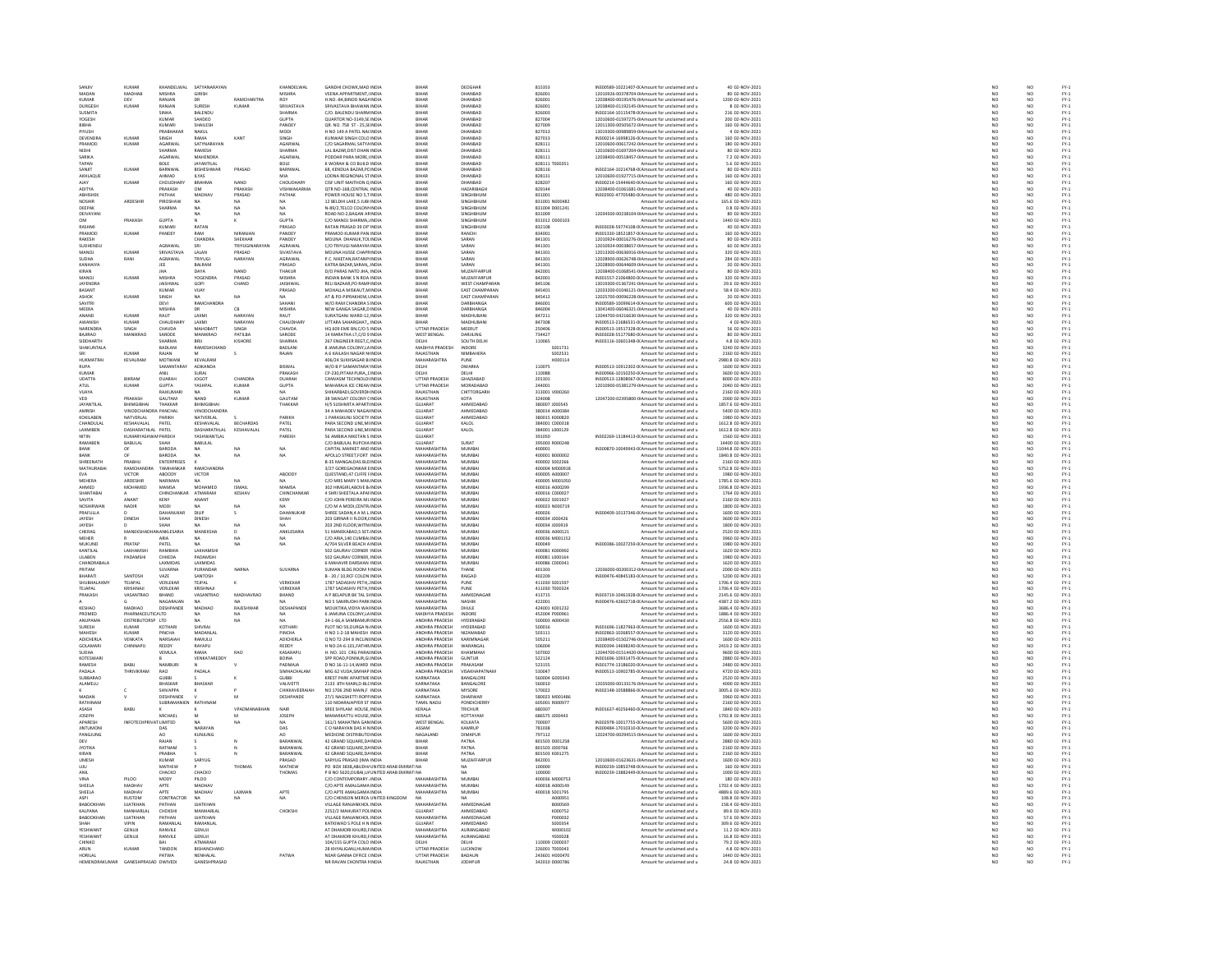| | | | | | | | | | | | | | | | | | |
|---|---|---|---|---|---|---|---|---|---|---|---|---|---|---|---|---|---|
| SANJIV | KUMAR | KHANDELWAL | SATYANARAYAN | | KHANDELWAL | GANDHI CHOWK,MAD | INDIA | BIHAR | DEOGHAR | 815353 | IN300589-10221407-0 | Amount for unclaimed and u | 40 | 02-NOV-2021 | NO | NO | FY-1 |
| MADAN | MADHAB | MISHRA | GIRISH | | MISHRA | VEENA APPARTMENT, | INDIA | BIHAR | DHANBAD | 826001 | 12010926-00378704-0 | Amount for unclaimed and u | 80 | 02-NOV-2021 | NO | NO | FY-1 |
| KUMAR | DEV | RANJAN | DR | RAMCHARITRA | ROY | H.NO.-84,BINOD NAG | INDIA | BIHAR | DHANBAD | 826001 | 12038400-00165736-0 | Amount for unclaimed and u | 1200 | 02-NOV-2021 | NO | NO | FY-1 |
| DURGESH | KUMAR | RANJAN | SURESH | KUMAR | SRIVASTAVA | SRIVASTAVA BHAWAN | INDIA | BIHAR | DHANBAD | 826001 | 12038400-01192145-0 | Amount for unclaimed and u | 8 | 02-NOV-2021 | NO | NO | FY-1 |
| SUSMITA | | SINHA | BALENDU | | SHARMA | C/O. BALENDU SHARM | INDIA | BIHAR | DHANBAD | 826003 | IN302164-10115478-0 | Amount for unclaimed and u | 216 | 02-NOV-2021 | NO | NO | FY-1 |
| YOGESH | | KUMAR | SAHDEO | | GUPTA | QUARTOR NO-3149,SE | INDIA | BIHAR | DHANBAD | 827004 | 12010600-01597275-0 | Amount for unclaimed and u | 200 | 02-NOV-2021 | NO | NO | FY-1 |
| BIBHA | | KUMARI | SHAILESH | | PANDEY | QR. NO. 768 ST - 25,SE | INDIA | BIHAR | DHANBAD | 827009 | 12011300-00505672-0 | Amount for unclaimed and u | 160 | 02-NOV-2021 | NO | NO | FY-1 |
| PIYUSH | | PRABHAKAR | NAKUL | | MODI | H NO 149 A PATEL NA | INDIA | BIHAR | DHANBAD | 827013 | 13019300-00989859-0 | Amount for unclaimed and u | 4 | 02-NOV-2021 | NO | NO | FY-1 |
| DEVENDRA | KUMAR | SINGH | RAMA | KANT | SINGH | KUNWAR SINGH COLO | INDIA | BIHAR | DHANBAD | 827013 | IN300214-16998126-0 | Amount for unclaimed and u | 160 | 02-NOV-2021 | NO | NO | FY-1 |
| PRAMOD | KUMAR | AGARWAL | SATYNARAYAN | | AGARWAL | C/O SAGARMAL SATYN | INDIA | BIHAR | DHANBAD | 828111 | 12010600-00617242-0 | Amount for unclaimed and u | 180 | 02-NOV-2021 | NO | NO | FY-1 |
| NIDHI | | SHARMA | RAMESH | | SHARMA | LAL BAZAR,DIST DHAN | INDIA | BIHAR | DHANBAD | 828111 | 12010600-01697204-0 | Amount for unclaimed and u | 80 | 02-NOV-2021 | NO | NO | FY-1 |
| SARIKA | | AGARWAL | MAHENDRA | | AGARWAL | PODDAR PARA MORE, | INDIA | BIHAR | DHANBAD | 828111 | 12038400-00518457-0 | Amount for unclaimed and u | 7.2 | 02-NOV-2021 | NO | NO | FY-1 |
| TAPAN | | BOLE | JAYANTILAL | | BOLE | K WORAH & CO BUILD | INDIA | BIHAR | DHANBAD | 828111 | T000351 | Amount for unclaimed and u | 5.6 | 02-NOV-2021 | NO | NO | FY-1 |
| SANJIT | KUMAR | BARNWAL | BISHESHWAR | PRASAD | BARNWAL | 68, KENDUA BAZAR,P | INDIA | BIHAR | DHANBAD | 828116 | IN302164-10214768-0 | Amount for unclaimed and u | 80 | 02-NOV-2021 | NO | NO | FY-1 |
| AKHLAQUE | | AHMAD | ILYAS | | MIA | LODNA REGIONAL ST | INDIA | BIHAR | DHANBAD | 828131 | 12010600-01927715-0 | Amount for unclaimed and u | 160 | 02-NOV-2021 | NO | NO | FY-1 |
| AJAY | KUMAR | CHOUDHARY | BRAHMA | NAND | CHOUDHARY | CISF UNIT MAITHON D | INDIA | BIHAR | DHANBAD | 828207 | IN300214-15444640-0 | Amount for unclaimed and u | 160 | 02-NOV-2021 | NO | NO | FY-1 |
| ADITYA | | PRAKASH | OM | PRAKASH | VISHWAKARMA | QTR NO-168,CENTRAL | INDIA | BIHAR | HAZARIBAGH | 829144 | 12038400-01061681-0 | Amount for unclaimed and u | 40 | 02-NOV-2021 | NO | NO | FY-1 |
| ABHISHEK | | PATHAK | MADHAV | PRASAD | PATHAK | POWER HOUSE NO 5,T | INDIA | BIHAR | SINGHBHUM | 831001 | IN302902-47705480-0 | Amount for unclaimed and u | 480 | 02-NOV-2021 | NO | NO | FY-1 |
| NOSHIR | ARDESHIR | PIROSHAW | NA | NA | NA | 12 BELDIH LAKE,S JUBI | INDIA | BIHAR | SINGHBHUM | 831001 | N000482 | Amount for unclaimed and u | 165.6 | 02-NOV-2021 | NO | NO | FY-1 |
| DEEPAK | | SHARMA | NA | NA | NA | N-89/2,TELCO COLON | INDIA | BIHAR | SINGHBHUM | 831004 | D001241 | Amount for unclaimed and u | 0.8 | 02-NOV-2021 | NO | NO | FY-1 |
| DEVAYANI | | | NA | NA | NA | ROAD NO-2,BAGAN AR | INDIA | BIHAR | SINGHBHUM | 831009 | 12034500-00238104-0 | Amount for unclaimed and u | 80 | 02-NOV-2021 | NO | NO | FY-1 |
| OM | PRAKASH | GUPTA | N | K | GUPTA | C/O MANOJ SHARMA, | INDIA | BIHAR | SINGHBHUM | 831012 | O000103 | Amount for unclaimed and u | 1440 | 02-NOV-2021 | NO | NO | FY-1 |
| RASHMI | | KUMARI | RATAN | | PRASAD | RATAN PRASAD 39 DP | INDIA | BIHAR | SINGHBHUM | 832108 | IN303028-59774108-0 | Amount for unclaimed and u | 40 | 02-NOV-2021 | NO | NO | FY-1 |
| PRAMOD | KUMAR | PANDEY | RAM | NIRANJAN | PANDEY | PRAMOD KUMAR PAN | INDIA | BIHAR | RANCHI | 834001 | IN301330-18521857-0 | Amount for unclaimed and u | 160 | 02-NOV-2021 | NO | NO | FY-1 |
| RAKESH | | | CHANDRA | SHEKHAR | PANDEY | MOUNA DHANUK,TOL | INDIA | BIHAR | SARAN | 841301 | 12010924-00016276-0 | Amount for unclaimed and u | 80 | 02-NOV-2021 | NO | NO | FY-1 |
| SUDHENDU | | AGRAWAL | SRI | TRIYUGINARAYAN | AGRAWAL | C/O TRIYUGI NARAYAN | INDIA | BIHAR | SARAN | 841301 | 12010924-00038657-0 | Amount for unclaimed and u | 60 | 02-NOV-2021 | NO | NO | FY-1 |
| MANOJ | KUMAR | SRIVASTAVA | LALAN | PRASAD | SIVASTAVA | MOUNA HOUSE CHAPRA | INDIA | BIHAR | SARAN | 841301 | 12013300-00636916-0 | Amount for unclaimed and u | 320 | 02-NOV-2021 | NO | NO | FY-1 |
| SUDHA | RANI | AGRAWAL | TRIYUGI | NARAYAN | AGRAWAL | P.C. NIKETAN,RATANP | INDIA | BIHAR | SARAN | 841301 | 12028900-00626748-0 | Amount for unclaimed and u | 284 | 02-NOV-2021 | NO | NO | FY-1 |
| KANHAIYA | | JEE | BALRAM | | PRASAD | KATRA BAZAR,SARAN, | INDIA | BIHAR | SARAN | 841301 | 12028900-00644690-0 | Amount for unclaimed and u | 20 | 02-NOV-2021 | NO | NO | FY-1 |
| KIRAN | | JHA | DAYA | NAND | THAKUR | D/O PARAS NATO JHA, | INDIA | BIHAR | MUZAFFARPUR | 842001 | 12038400-01068541-0 | Amount for unclaimed and u | 80 | 02-NOV-2021 | NO | NO | FY-1 |
| MANOJ | KUMAR | MISHRA | YOGENDRA | PRASAD | MISHRA | INDIAN BANK S N ROA | INDIA | BIHAR | MUZAFFARPUR | 842001 | IN301557-21064800-0 | Amount for unclaimed and u | 320 | 02-NOV-2021 | NO | NO | FY-1 |
| JAYENDRA | | JAISHWAL | GOPI | CHAND | JAISHWAL | RELI BAZAAR,PO RAM | INDIA | BIHAR | WEST CHAMPARAN | 845106 | 13019300-01367241-0 | Amount for unclaimed and u | 29.6 | 02-NOV-2021 | NO | NO | FY-1 |
| BASANT | | KUMAR | VIJAY | | PRASAD | MOHALLA MISKAUT,M | INDIA | BIHAR | EAST CHAMPARAN | 845401 | 12033200-01046121-0 | Amount for unclaimed and u | 58.4 | 02-NOV-2021 | NO | NO | FY-1 |
| ASHOK | KUMAR | SINGH | NA | NA | NA | AT & PO-PIPRAKHEM, | INDIA | BIHAR | EAST CHAMPARAN | 845412 | 12025700-00096228-0 | Amount for unclaimed and u | 20 | 02-NOV-2021 | NO | NO | FY-1 |
| SAVITRI | | DEVI | RAMCHANDRA | | SAHANI | W/O RAM CHANDRA S | INDIA | BIHAR | DARBHANGA | 846001 | IN300589-10099614-0 | Amount for unclaimed and u | 600 | 02-NOV-2021 | NO | NO | FY-1 |
| MEERA | | MISHRA | DR | CB | MISHRA | NEW GANGA SAGAR,D | INDIA | BIHAR | DARBHANGA | 846004 | 13041400-06046321-0 | Amount for unclaimed and u | 40 | 02-NOV-2021 | NO | NO | FY-1 |
| ANAND | KUMAR | RAUT | LAXMI | NARAYAN | RAUT | SURATGANJ WARD-12, | INDIA | BIHAR | MADHUBANI | 847211 | 12044700-04256630-0 | Amount for unclaimed and u | 320 | 02-NOV-2021 | NO | NO | FY-1 |
| AWANISH | KUMAR | CHAUDHARY | LAXMI | NARAYAN | CHAUDHARY | UTTARA SAHARGHAT, | INDIA | BIHAR | MADHUBANI | 847308 | IN300513-21686531-0 | Amount for unclaimed and u | 4 | 02-NOV-2021 | NO | NO | FY-1 |
| NARENDRA | SINGH | CHAVDA | MAHOBATT | SINGH | CHAVDA | HQ 609 EME BN,C/O 5 | INDIA | UTTAR PRADESH | MEERUT | 250406 | IN300513-19517328-0 | Amount for unclaimed and u | 56 | 02-NOV-2021 | NO | NO | FY-1 |
| BAJIRAO | MANIKRAO | SARODE | MANIKRAO | PATILBA | SARODE | 14 MARATHA LT,C/O 9 | INDIA | WEST BENGAL | DARJILING | 734427 | IN303028-55177680-0 | Amount for unclaimed and u | 80 | 02-NOV-2021 | NO | NO | FY-1 |
| SIDDHARTH | | SHARMA | BRIJ | KISHORE | SHARMA | 267 ENGINEER REGT,C | INDIA | DELHI | SOUTH DELHI | 110065 | IN303116-10601348-0 | Amount for unclaimed and u | 4.8 | 02-NOV-2021 | NO | NO | FY-1 |
| SHAKUNTALA | | BADLANI | RAMESHCHAND | | BADLANI | 8 JAMUNA COLONY,L | INDIA | MADHYA PRADESH | INDORE | | S001731 | Amount for unclaimed and u | 3240 | 02-NOV-2021 | NO | NO | FY-1 |
| SRI | KUMAR | RAJAN | M | S | RAJAN | A 6 KAILASH NAGAR N | INDIA | RAJASTHAN | NIMBAHERA | | S002531 | Amount for unclaimed and u | 2160 | 02-NOV-2021 | NO | NO | FY-1 |
| HUKMATRAI | KEVALRAM | MOTWANI | KEVALRAM | | | 406/24 SUKHSAGAR B | INDIA | MAHARASHTRA | PUNE | | H000114 | Amount for unclaimed and u | 2980.8 | 02-NOV-2021 | NO | NO | FY-1 |
| RUPA | | SAMANTARAY | ADIKANDA | | BISWAL | W/O B P SAMANTARA | INDIA | DELHI | DWARKA | 110075 | IN300513-10912302-0 | Amount for unclaimed and u | 1600 | 02-NOV-2021 | NO | NO | FY-1 |
| KUMAR | | ANIL | SURAJ | | PRAKASH | CP-230,PITAM PURA,, | INDIA | DELHI | DELHI | 110088 | IN300966-10150250-0 | Amount for unclaimed and u | 3600 | 02-NOV-2021 | NO | NO | FY-1 |
| UDAITTA | BIKRAM | DUARAH | JOGOT | CHANDRA | DUARAH | CANVASM TECHNOLO | INDIA | UTTAR PRADESH | GHAZIABAD | 201301 | IN300513-12808067-0 | Amount for unclaimed and u | 8000 | 02-NOV-2021 | NO | NO | FY-1 |
| ATUL | KUMAR | GUPTA | YASHPAL | KUMAR | GUPTA | MAHARAJA ICE CREAM | INDIA | UTTAR PRADESH | MORADABAD | 244001 | 12010900-05381279-0 | Amount for unclaimed and u | 2040 | 02-NOV-2021 | NO | NO | FY-1 |
| VIJAYA | | RAIKUMARI | NA | NA | NA | SHIKARBADI,GOVERD | INDIA | RAJASTHAN | CHITTORGARH | 313001 | V000260 | Amount for unclaimed and u | 2160 | 02-NOV-2021 | NO | NO | FY-1 |
| VED | PRAKASH | GAUTAM | NAND | KUMAR | GAUTAM | 38 SWAGAT COLONY C | INDIA | RAJASTHAN | KOTA | 324008 | 12047200-02395800-0 | Amount for unclaimed and u | 1600 | 02-NOV-2021 | NO | NO | FY-1 |
| JAYANTILAL | BHIMGBHAI | THAKKAR | BHIMGBHAI | | THAKKAR | H/5 SUSHMITA APART | INDIA | GUJARAT | AHMEDABAD | 380007 | J000545 | Amount for unclaimed and u | 1857.6 | 02-NOV-2021 | NO | NO | FY-1 |
| AMRISH | VINODCHANDRA | PANCHAL | VINODCHANDRA | | | 34 A MAHADEV NAGA | INDIA | GUJARAT | AHMEDABAD | 380014 | A000384 | Amount for unclaimed and u | 5400 | 02-NOV-2021 | NO | NO | FY-1 |
| KOKILABEN | NATVERLAL | PARIKH | NATVERLAL | S | PARIKH | 1 PARASKUNJ SOCIETY | INDIA | GUJARAT | AHMEDABAD | 380015 | K000820 | Amount for unclaimed and u | 1980 | 02-NOV-2021 | NO | NO | FY-1 |
| CHANDULAL | KESHAVALAL | PATEL | KESHAVALAL | BECHARDAS | PATEL | PARA SECOND LINE,M | INDIA | GUJARAT | KALOL | 384001 | C000318 | Amount for unclaimed and u | 1612.8 | 02-NOV-2021 | NO | NO | FY-1 |
| LAXMIBEN | DASHARATHLAL | PATEL | DASHARATHLAL | KESHAVALAL | PATEL | PARA SECOND LINE,M | INDIA | GUJARAT | KALOL | 384001 | L000129 | Amount for unclaimed and u | 1612.8 | 02-NOV-2021 | NO | NO | FY-1 |
| NITIN | KUMARYASHWANT | PAREKH | YASHWANTLAL | | PAREKH | 56 AMBIKA NIKETAN S | INDIA | GUJARAT | | 391050 | IN302269-13184413-0 | Amount for unclaimed and u | 1560 | 02-NOV-2021 | NO | NO | FY-1 |
| RAMABEN | BABULAL | SHAH | BABULAL | | | C/O BABULAL RUPCHA | INDIA | GUJARAT | SURAT | 395003 | R000248 | Amount for unclaimed and u | 14400 | 02-NOV-2021 | NO | NO | FY-1 |
| BANK | OF | BARODA | NA | NA | NA | CAPITAL MARKET AND | INDIA | MAHARASHTRA | MUMBAI | 400001 | IN300870-10049943-0 | Amount for unclaimed and u | 11044.8 | 02-NOV-2021 | NO | NO | FY-1 |
| BANK | OF | BARODA | NA | NA | NA | APOLLO STREET,FORT | INDIA | MAHARASHTRA | MUMBAI | 400001 | B000002 | Amount for unclaimed and u | 1840.8 | 02-NOV-2021 | NO | NO | FY-1 |
| SHREENATH | PRABHU | ENTERPRISES | | | | B-35 MANGALDAS BLD | INDIA | MAHARASHTRA | MUMBAI | 400002 | S002266 | Amount for unclaimed and u | 2160 | 02-NOV-2021 | NO | NO | FY-1 |
| MATHURABAI | RAMCHANDRA | TAMHANKAR | RAMCHANDRA | | | 3/27 GOREGAONKAR E | INDIA | MAHARASHTRA | MUMBAI | 400004 | M000918 | Amount for unclaimed and u | 5752.8 | 02-NOV-2021 | NO | NO | FY-1 |
| EVA | VICTOR | ABOODY | VICTOR | | ABOODY | QUESTAND,47 CUFFE F | INDIA | MAHARASHTRA | MUMBAI | 400005 | A000007 | Amount for unclaimed and u | 1980 | 02-NOV-2021 | NO | NO | FY-1 |
| MEHERA | ARDESHIR | NARIMAN | NA | NA | NA | C/O MRS MARY S MAR | INDIA | MAHARASHTRA | MUMBAI | 400005 | M001050 | Amount for unclaimed and u | 1785.6 | 02-NOV-2021 | NO | NO | FY-1 |
| AHMED | MOHAMED | MAMSA | MOHAMED | ISMAIL | MAMSA | 302 HIRAGIRI,ABOVE B | INDIA | MAHARASHTRA | MUMBAI | 400016 | A000299 | Amount for unclaimed and u | 1936.8 | 02-NOV-2021 | NO | NO | FY-1 |
| SHANTABAI | A | CHINCHANKAR | ATMARAM | KESHAV | CHINCHANKAR | 4 SHRI SHEETALA APA | INDIA | MAHARASHTRA | MUMBAI | 400016 | C000027 | Amount for unclaimed and u | 1764 | 02-NOV-2021 | NO | NO | FY-1 |
| SAVITA | ANANT | KENY | ANANT | | KENY | C/O JOHN PEREIRA M | INDIA | MAHARASHTRA | MUMBAI | 400022 | S001927 | Amount for unclaimed and u | 2160 | 02-NOV-2021 | NO | NO | FY-1 |
| NOSHIRWAN | NADIR | MODI | NA | NA | NA | C/O M A MODI,CENTR | INDIA | MAHARASHTRA | MUMBAI | 400023 | N000719 | Amount for unclaimed and u | 1800 | 02-NOV-2021 | NO | NO | FY-1 |
| PRAFULLA | D | DAHANUKAR | DILIP | S | DAHANUKAR | SHREE SADAN,4 A M.L | INDIA | MAHARASHTRA | MUMBAI | 400026 | IN300409-10137346-0 | Amount for unclaimed and u | 1600 | 02-NOV-2021 | NO | NO | FY-1 |
| JAYESH | DINESH | SHAH | DINESH | | SHAH | 203 GIRNAR II FLOOR, | INDIA | MAHARASHTRA | MUMBAI | 400034 | J000426 | Amount for unclaimed and u | 3600 | 02-NOV-2021 | NO | NO | FY-1 |
| JAYESH | D | SHAH | NA | NA | NA | 203 2ND FLOOR,WITH | INDIA | MAHARASHTRA | MUMBAI | 400034 | J000919 | Amount for unclaimed and u | 1800 | 02-NOV-2021 | NO | NO | FY-1 |
| CHERAG | MANEKSHADHA | ANKLESARIA | MANEKSHA | D | ANKLESARIA | 51 MANEKABAD,5 SET | INDIA | MAHARASHTRA | MUMBAI | 400036 | A000121 | Amount for unclaimed and u | 2520 | 02-NOV-2021 | NO | NO | FY-1 |
| MEHER | R | ARIA | NA | NA | NA | C/O ARIA,140 CUMBA | INDIA | MAHARASHTRA | MUMBAI | 400036 | M001152 | Amount for unclaimed and u | 3960 | 02-NOV-2021 | NO | NO | FY-1 |
| MUKUND | PRATAP | PATEL | NA | NA | NA | A/704 SILVER BEACH A | INDIA | MAHARASHTRA | MUMBAI | 400049 | IN300386-10027259-0 | Amount for unclaimed and u | 1980 | 02-NOV-2021 | NO | NO | FY-1 |
| KANTILAL | LAKHAMSHI | RAMBHIA | LAKHAMSHI | | | 502 GAURAV CORNER | INDIA | MAHARASHTRA | MUMBAI | 400081 | K000992 | Amount for unclaimed and u | 1620 | 02-NOV-2021 | NO | NO | FY-1 |
| LILABEN | PADAMSHI | CHHEDA | PADAMSHI | | | 502 GAURAV CORNER, | INDIA | MAHARASHTRA | MUMBAI | 400081 | L000164 | Amount for unclaimed and u | 1980 | 02-NOV-2021 | NO | NO | FY-1 |
| CHANDRABALA | | LAXMIDAS | LAXMIDAS | | | 6 MAHAVIR DARSHAN | INDIA | MAHARASHTRA | MUMBAI | 400086 | C000341 | Amount for unclaimed and u | 1620 | 02-NOV-2021 | NO | NO | FY-1 |
| PRITAM | | SUVARNA | PURANDAR | NARNA | SUVARNA | SUMAN BLDG ROOM N | INDIA | MAHARASHTRA | THANE | 401303 | 12036000-00200312-0 | Amount for unclaimed and u | 2000 | 02-NOV-2021 | NO | NO | FY-1 |
| BHARATI | SANTOSH | VAZE | SANTOSH | | | B - 20 / 10,RCF COLON | INDIA | MAHARASHTRA | RAIGAD | 402209 | IN300476-40845183-0 | Amount for unclaimed and u | 5200 | 02-NOV-2021 | NO | NO | FY-1 |
| SHUBHALAXMY | TEJAPAL | VERLEKAR | TEJPAL | K | VERKEKAR | 1787 SADASHIV PETH, | INDIA | MAHARASHTRA | PUNE | 411030 | S001597 | Amount for unclaimed and u | 1706.4 | 02-NOV-2021 | NO | NO | FY-1 |
| TEJAPAL | KRISHNAJI | VERLEKAR | KRISHNAJI | | VERKEKAR | 1787 SADASHIV PETH, | INDIA | MAHARASHTRA | PUNE | 411030 | T000324 | Amount for unclaimed and u | 1706.4 | 02-NOV-2021 | NO | NO | FY-1 |
| PRAKASH | VASANTRAO | BHAND | VASANTRAO | MADHAVRAO | BHAND | A P BELAPUR BK TAL S | INDIA | MAHARASHTRA | AHMEDNAGAR | 413715 | IN303719-10461928-0 | Amount for unclaimed and u | 2145.6 | 02-NOV-2021 | NO | NO | FY-1 |
| A | G | NAGARAJAN | NA | NA | NA | NO 5 SAKKRUDHI PAR | INDIA | MAHARASHTRA | NASHIK | 422001 | IN300476-42602718-0 | Amount for unclaimed and u | 4387.2 | 02-NOV-2021 | NO | NO | FY-1 |
| KESHAO | MADHAO | DESHPANDE | MADHAO | RAJESHWAR | DESHPANDE | MOUKTIKA,VIDYA WA | INDIA | MAHARASHTRA | DHULE | 424001 | K001232 | Amount for unclaimed and u | 3686.4 | 02-NOV-2021 | NO | NO | FY-1 |
| PROMED | PHARMACEUTICALTD | | NA | NA | NA | 6 JAMUNA COLONY,L | INDIA | MADHYA PRADESH | INDORE | 452004 | P000961 | Amount for unclaimed and u | 1886.4 | 02-NOV-2021 | NO | NO | FY-1 |
| ANUPAMA | DISTRIBUTORSP | LTD | NA | NA | NA | 24-1-66,A SAMBAMUR | INDIA | ANDHRA PRADESH | HYDERABAD | 500003 | A000430 | Amount for unclaimed and u | 2556.8 | 02-NOV-2021 | NO | NO | FY-1 |
| SURESH | KUMAR | KOTHARI | SHIVRAJ | | KOTHARI | PLOT NO 59,DURGA N | INDIA | ANDHRA PRADESH | HYDERABAD | 500036 | IN301696-11827963-0 | Amount for unclaimed and u | 1600 | 02-NOV-2021 | NO | NO | FY-1 |
| MAHESH | KUMAR | PINCHA | MADANLAL | | PINCHA | H NO 1-2-18 MAHESH | INDIA | ANDHRA PRADESH | NIZAMABAD | 503111 | IN302863-10268557-0 | Amount for unclaimed and u | 3120 | 02-NOV-2021 | NO | NO | FY-1 |
| ADICHERLA | VENKATA | NARSAIAH | RAMULU | | ADICHERLA | Q NO T2-294 8 INCLIN | INDIA | ANDHRA PRADESH | KARIMNAGAR | 505211 | 12038400-01502746-0 | Amount for unclaimed and u | 1600 | 02-NOV-2021 | NO | NO | FY-1 |
| GOLAMARI | CHINNAPU | REDDY | RAYAPU | | REDDY | H NO 24-6-101,FATHI | INDIA | ANDHRA PRADESH | WARANGAL | 506004 | IN300394-14688240-0 | Amount for unclaimed and u | 2419.2 | 02-NOV-2021 | NO | NO | FY-1 |
| SUDHA | | VEMULA | RAMA | RAO | KASARAPU | H. NO. 101 CRG PARA | INDIA | ANDHRA PRADESH | KHAMMAM | 507003 | 12044700-01514420-0 | Amount for unclaimed and u | 9600 | 02-NOV-2021 | NO | NO | FY-1 |
| KOTESWARI | | B | VENKATAREDDY | | BOINA | SPP ROAD,PONNUR,G | INDIA | ANDHRA PRADESH | GUNTUR | 522124 | IN301696-10831475-0 | Amount for unclaimed and u | 2880 | 02-NOV-2021 | NO | NO | FY-1 |
| RAMESH | BABU | NAMBURI | N | V | PADMAJA | D NO 16-11-14,WARD | INDIA | ANDHRA PRADESH | PRAKASAM | 523155 | IN301774-13186020-0 | Amount for unclaimed and u | 2480 | 02-NOV-2021 | NO | NO | FY-1 |
| PADALA | THIRIVIKRAM | RAO | PADALA | | SIMHACHALAM | MIG 62 VUDA,SIMHAP | INDIA | ANDHRA PRADESH | VISAKHAPATNAM | 530047 | IN300513-10902785-0 | Amount for unclaimed and u | 4720 | 02-NOV-2021 | NO | NO | FY-1 |
| SUBBARAO | | GUBBI | S | K | GUBBI | KREST PARK APARTME | INDIA | KARNATAKA | BANGALORE | 560004 | G000343 | Amount for unclaimed and u | 2520 | 02-NOV-2021 | NO | NO | FY-1 |
| ALAMELU | | BHASKAR | BHASKAR | | VALIVETTI | 2133 8TH MAIN,D-BL | INDIA | KARNATAKA | BANGALORE | 560010 | 12035000-00133176-0 | Amount for unclaimed and u | 4000 | 02-NOV-2021 | NO | NO | FY-1 |
| K | C | SHIVAPPA | K | P | CHIKKAVEERAIAH | NO 1706 2ND MAIN,F | INDIA | KARNATAKA | MYSORE | 570022 | IN302148-10588866-0 | Amount for unclaimed and u | 3005.6 | 02-NOV-2021 | NO | NO | FY-1 |
| MADAN | V | DESHPANDE | V | M | DESHPANDE | 27/1 NAGSHETTI ROPP | INDIA | KARNATAKA | DHARWAR | 580023 | M001486 | Amount for unclaimed and u | 3960 | 02-NOV-2021 | NO | NO | FY-1 |
| RATHINAM | | SUBRAMANIEN | RATHINAM | | | 110 NIDARAJAPPER ST | INDIA | TAMIL NADU | PONDICHERRY | 605001 | R000977 | Amount for unclaimed and u | 2160 | 02-NOV-2021 | NO | NO | FY-1 |
| ASHISH | BABU | K | K | VPADMANABHAN | NAIR | SREE SHYLAM HOUSE, | INDIA | KERALA | TRICHUR | 680007 | IN301637-40256460-0 | Amount for unclaimed and u | 1840 | 02-NOV-2021 | NO | NO | FY-1 |
| JOSEPH | | MICHAEL | M | M | JOSEPH | MANARKATTU HOUSE, | INDIA | KERALA | KOTTAYAM | 686575 | J000443 | Amount for unclaimed and u | 1792.8 | 02-NOV-2021 | NO | NO | FY-1 |
| APARESH | INFOTECHPRIVAT | LIMITED | NA | NA | NA | 161/1 MAHATMA GAN | INDIA | WEST BENGAL | KOLKATA | 700007 | IN302978-10017755-0 | Amount for unclaimed and u | 5600 | 02-NOV-2021 | NO | NO | FY-1 |
| JINTUMONI | | DAS | NARAYAN | | DAS | C O NARAYAN DAS H | INDIA | ASSAM | KAMRUP | 781038 | IN300484-17010310-0 | Amount for unclaimed and u | 3200 | 02-NOV-2021 | NO | NO | FY-1 |
| PANGJUNG | | AO | KUNJUNG | | AO | MEDICINE DISTRIBUTO | INDIA | NAGALAND | DIMAPUR | 797112 | 12024700-00294515-0 | Amount for unclaimed and u | 1600 | 02-NOV-2021 | NO | NO | FY-1 |
| DEV | | RAJAN | S | N | BARANWAL | 42 GRAND SQUARE,D | INDIA | BIHAR | PATNA | 801503 | D001258 | Amount for unclaimed and u | 2880 | 02-NOV-2021 | NO | NO | FY-1 |
| JYOTIKA | | RATNAM | S | N | BARANWAL | 42 GRAND SQUARE,DA | INDIA | BIHAR | PATNA | 801503 | J000766 | Amount for unclaimed and u | 2160 | 02-NOV-2021 | NO | NO | FY-1 |
| KIRAN | | PRABHA | S | N | BARANWAL | 42 GRAND SQUARE,D | INDIA | BIHAR | PATNA | 801503 | K001275 | Amount for unclaimed and u | 2160 | 02-NOV-2021 | NO | NO | FY-1 |
| UMESH | | KUMAR | SARYUG | | PRASAD | SARYUG PRASAD (MA | INDIA | BIHAR | MUZAFFARPUR | 842001 | 12010600-01623631-0 | Amount for unclaimed and u | 1600 | 02-NOV-2021 | NO | NO | FY-1 |
| LIJU | | MATHEW | P | THOMAS | MATHEW | PO BOX 3838,ABUDH | UNITED ARAB EMIRATE | NA | NA | 100000 | IN300239-10853748-0 | Amount for unclaimed and u | 160 | 02-NOV-2021 | NO | NO | FY-1 |
| ANIL | | CHACKO | CHACKO | | THOMAS | P B NO 5620,DUBAI,U | UNITED ARAB EMIRATE | NA | NA | 100000 | IN300239-13882449-0 | Amount for unclaimed and u | 1000 | 02-NOV-2021 | NO | NO | FY-1 |
| VINA | PILOO | MODY | PILOO | | | C/O CONTEMPORARY | INDIA | MAHARASHTRA | MUMBAI | 400036 | M000753 | Amount for unclaimed and u | 180 | 02-NOV-2021 | NO | NO | FY-1 |
| SHEELA | MADHAV | APTE | MADHAV | | | C/O APTE AMALGAMA | INDIA | MAHARASHTRA | MUMBAI | 400018 | A000149 | Amount for unclaimed and u | 1702.4 | 02-NOV-2021 | NO | NO | FY-1 |
| SHEELA | MADHAV | APTE | MADHAV | LAXMAN | APTE | C/O APTE AMALGAMA | INDIA | MAHARASHTRA | MUMBAI | 400018 | S001795 | Amount for unclaimed and u | 4889.6 | 02-NOV-2021 | NO | NO | FY-1 |
| ASPI | RUSTOM | CONTRACTOR | NA | NA | NA | C/O CHENSON MERCA | UNITED KINGDOM | NA | NA | | A000951 | Amount for unclaimed and u | 108.8 | 02-NOV-2021 | NO | NO | FY-1 |
| BABOOKHAN | IJJATKHAN | PATHAN | IJJATKHAN | | | VILLAGE RANJANKHOL | INDIA | MAHARASHTRA | AHMEDNAGAR | | B000569 | Amount for unclaimed and u | 158.4 | 02-NOV-2021 | NO | NO | FY-1 |
| KALPANA | MANHARLAL | CHOKSHI | MANHARLAL | | CHOKSHI | 2252/2 MAHURAT POL | INDIA | GUJARAT | AHMEDABAD | | K000752 | Amount for unclaimed and u | 89.6 | 02-NOV-2021 | NO | NO | FY-1 |
| BABOOKHAN | IJJATKHAN | PATHAN | IJJATKHAN | | | VILLAGE RANJANKHOL | INDIA | MAHARASHTRA | AHMEDNAGAR | | P000002 | Amount for unclaimed and u | 57.6 | 02-NOV-2021 | NO | NO | FY-1 |
| SHAH | PIYUSH | RAMANLAL | RAMANLAL | | | KATKIWAD S POLE N | INDIA | GUJARAT | AHMEDABAD | | S000354 | Amount for unclaimed and u | 309.6 | 02-NOV-2021 | NO | NO | FY-1 |
| YESHWANT | GENUJI | RANVILE | GENUJI | | | AT DHANORI KHURD,F | INDIA | MAHARASHTRA | AURANGABAD | | W000102 | Amount for unclaimed and u | 11.2 | 02-NOV-2021 | NO | NO | FY-1 |
| YESHWANT | GENUJI | RANVILE | GENUJI | | | AT DHANORI KHURD,F | INDIA | MAHARASHTRA | AURANGABAD | | Y000028 | Amount for unclaimed and u | 16.8 | 02-NOV-2021 | NO | NO | FY-1 |
| CHINKO | | BAI | ATMARAM | | | 10A/155 GUPTA COLO | INDIA | DELHI | DELHI | 110009 | C000037 | Amount for unclaimed and u | 79.2 | 02-NOV-2021 | NO | NO | FY-1 |
| ARUN | KUMAR | TANDON | BISHANCHAND | | | 28 KHYALIGANJ,HUM | INDIA | UTTAR PRADESH | LUCKNOW | 226001 | T000043 | Amount for unclaimed and u | 4.8 | 02-NOV-2021 | NO | NO | FY-1 |
| HORILAL | | PATWA | NENHALAL | | PATWA | NEAR GANNA OFFICE | INDIA | UTTAR PRADESH | BADAUN | 243601 | H000470 | Amount for unclaimed and u | 1440 | 02-NOV-2021 | NO | NO | FY-1 |
| HEMENDRAKUMAR | GANESHPRASAD | DWIVEDI | GANESHPRASAD | | | NR RAVAN CHONTRA | INDIA | RAJASTHAN | JODHPUR | 342010 | D000786 | Amount for unclaimed and u | 24.8 | 02-NOV-2021 | NO | NO | FY-1 |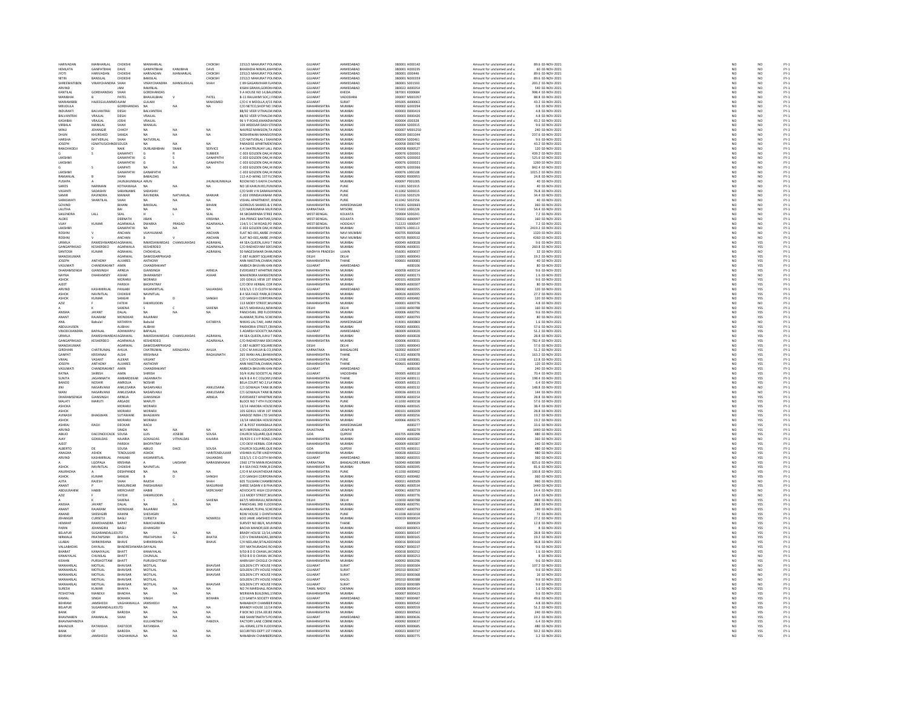| First Name | Middle Name | Last Name | Father First Name | Father Middle Name | Father Last Name | Address | Country | State | District | Pin Code | Folio Number | Investment Type | Amount | Proposed Date of Transfer | | | |
|---|---|---|---|---|---|---|---|---|---|---|---|---|---|---|---|---|---|
| HARIVADAN | MANHARLAL | CHOKSHI | MANHARLAL | | CHOKSHI | 2252/2 MAHURAT POL | INDIA | GUJARAT | AHMEDABAD | 380001 | H000142 | Amount for unclaimed and u | 89.6 | 02-NOV-2021 | NO | NO | FY-1 |
| HEMLATA | GANPATBHAI | DAVE | GANPATBHAI | KANJIBHAI | DAVE | BHARADIA NIWAS,KHA | INDIA | GUJARAT | AHMEDABAD | 380001 | H000235 | Amount for unclaimed and u | 60 | 02-NOV-2021 | NO | NO | FY-1 |
| JYOTI | HARIVADAN | CHOKSHI | HARIVADAN | MANHARLAL | CHOKSHI | 2252/2 MAHURAT POL | INDIA | GUJARAT | AHMEDABAD | 380001 | J000446 | Amount for unclaimed and u | 89.6 | 02-NOV-2021 | NO | NO | FY-1 |
| NITIN | BANSILAL | CHOKSHI | BANSILAL | | CHOKSHI | 2252/2 MAHURAT POL | INDIA | GUJARAT | AHMEDABAD | 380001 | N000359 | Amount for unclaimed and u | 89.6 | 02-NOV-2021 | NO | NO | FY-1 |
| SHREEMATIBEN | VINAYCHANDRA | SHAH | VINAYCHANDRA | MANSUKHLAL | SHAH | C 89 GAGANVIHAR FLA | INDIA | GUJARAT | AHMEDABAD | 380001 | S001593 | Amount for unclaimed and u | 203.2 | 02-NOV-2021 | NO | NO | FY-1 |
| ARVIND | | JANI | RAMNLAL | | | KISAN GRAHA,GORDH | INDIA | GUJARAT | AHMEDABAD | 380022 | A000354 | Amount for unclaimed and u | 540 | 02-NOV-2021 | NO | NO | FY-1 |
| KANTILAL | GORDHANDAS | SHAH | GORDHANDAS | | | 9 A HOUSE NO 14,BAL | INDIA | GUJARAT | KHEDA | 387001 | K000684 | Amount for unclaimed and u | 998.4 | 02-NOV-2021 | NO | NO | FY-1 |
| MANIBHAI | B | PATEL | BHAILALBHAI | V | PATEL | B-11 RAJLAXMI SOC,J | INDIA | GUJARAT | VADODARA | 390007 | M001057 | Amount for unclaimed and u | 88.8 | 02-NOV-2021 | NO | NO | FY-1 |
| MARIAMBIBI | HAJEEGULAMMOAIAM | | GULAM | | MAHOMED | C/O E H MOOLLA,4/15 | INDIA | GUJARAT | SURAT | 395005 | A000063 | Amount for unclaimed and u | 43.2 | 02-NOV-2021 | NO | NO | FY-1 |
| MRUDULA | | GORDHANDAS | NA | NA | NA | C/O NETCO,SHOP NO 1 | INDIA | MAHARASHTRA | MUMBAI | 400002 | G000294 | Amount for unclaimed and u | 0.8 | 02-NOV-2021 | NO | NO | FY-1 |
| INDUMATI | BALVANTRAI | DESAI | BALVANTRAI | | | 88/92 VEER VITHALDA | INDIA | MAHARASHTRA | MUMBAI | 400003 | D000419 | Amount for unclaimed and u | 4.8 | 02-NOV-2021 | NO | NO | FY-1 |
| BALVANTRAI | VRAJLAL | DESAI | VRAJLAL | | | 88/92 VEER VITHALDA | INDIA | MAHARASHTRA | MUMBAI | 400003 | D000420 | Amount for unclaimed and u | 4.8 | 02-NOV-2021 | NO | NO | FY-1 |
| KASHIBAI | VRAJLAL | JOSHI | VRAJLAL | | | 96 V P ROAD,KHANDW | INDIA | MAHARASHTRA | MUMBAI | 400004 | J000328 | Amount for unclaimed and u | 43.2 | 02-NOV-2021 | NO | NO | FY-1 |
| VIRBALA | MANILAL | SHAH | MANILAL | | | 109 ARDESAR DADI ST | INDIA | MAHARASHTRA | MUMBAI | 400004 | S000915 | Amount for unclaimed and u | 9.6 | 02-NOV-2021 | NO | NO | FY-1 |
| MINU | JEHANGIR | CHHOY | NA | NA | NA | NAVROZ MANSION,TA | INDIA | MAHARASHTRA | MUMBAI | 400007 | M001250 | Amount for unclaimed and u | 240 | 02-NOV-2021 | NO | NO | FY-1 |
| DHUN | KHURSHED | SANGA | NA | NA | NA | NOSHIRWAN MANSIO | INDIA | MAHARASHTRA | MUMBAI | 400039 | D001044 | Amount for unclaimed and u | 237.6 | 02-NOV-2021 | NO | NO | FY-1 |
| HARSHA | NATVERLAL | SHAH | NATVERLAL | | | C/O NATVERLAL J SHA | INDIA | MAHARASHTRA | MUMBAI | 400054 | S000461 | Amount for unclaimed and u | 9.6 | 02-NOV-2021 | NO | NO | FY-1 |
| JOSEPH | IGNATIUSJOHNDESOUZA | | NA | NA | NA | PARADISE APARTMEN | INDIA | MAHARASHTRA | MUMBAI | 400058 | D000740 | Amount for unclaimed and u | 43.2 | 02-NOV-2021 | NO | NO | FY-1 |
| RANCHHODJI | D | NAIK | DURLABHBHAI | SNAIK | SERVICE | 4-A SHATRUNJAY LALL | INDIA | MAHARASHTRA | MUMBAI | 400058 | R000527 | Amount for unclaimed and u | 120 | 02-NOV-2021 | NO | NO | FY-1 |
| G | S | GANAPATI | G | R | SUBBIER | C-303 GOLDEN OAK,H | INDIA | MAHARASHTRA | MUMBAI | 400076 | G000001 | Amount for unclaimed and u | 439.2 | 02-NOV-2021 | NO | NO | FY-1 |
| LAKSHMI | | GANAPATHI | G | S | GANAPATHI | C-303 GOLDEN OAK,H | INDIA | MAHARASHTRA | MUMBAI | 400076 | G000002 | Amount for unclaimed and u | 525.6 | 02-NOV-2021 | NO | NO | FY-1 |
| LAKSHMI | | GANAPATHI | G | S | GANAPATHI | C-303 GOLDEN OAK,H | INDIA | MAHARASHTRA | MUMBAI | 400076 | G000021 | Amount for unclaimed and u | 1260 | 02-NOV-2021 | NO | NO | FY-1 |
| G | S | GANPATI | NA | NA | NA | C-303 GOLDEN OAK,H | INDIA | MAHARASHTRA | MUMBAI | 400076 | G000366 | Amount for unclaimed and u | 842.4 | 02-NOV-2021 | NO | NO | FY-1 |
| LAKSHMI | | GANAPATHI | GANAPATHI | | | C-303 GOLDEN OAK,H | INDIA | MAHARASHTRA | MUMBAI | 400076 | L000108 | Amount for unclaimed and u | 1015.2 | 02-NOV-2021 | NO | NO | FY-1 |
| RAMANLAL | B | SHAH | BABALDAS | | | 112-A D-WING 1ST FL | INDIA | MAHARASHTRA | MUMBAI | 400092 | R000955 | Amount for unclaimed and u | 24.8 | 02-NOV-2021 | NO | NO | FY-1 |
| PUSHPA | A | JHUNJHUNWALA | ARUN | | JHUNJHUNWALA | ROOM NO 5 KAVYA CH | INDIA | MAHARASHTRA | MUMBAI | 400097 | P001005 | Amount for unclaimed and u | 40 | 02-NOV-2021 | NO | NO | FY-1 |
| SAROS | NARIMAN | KOTHAWALA | NA | NA | NA | NO 18 KAMUN RD,PU | INDIA | MAHARASHTRA | PUNE | 411001 | S001915 | Amount for unclaimed and u | 40 | 02-NOV-2021 | NO | NO | FY-1 |
| VASANTI | SADASHIV | SARANJAME | SADASHIV | | | C/O SHRI V N SARANJ | INDIA | MAHARASHTRA | PUNE | 411002 | S000015 | Amount for unclaimed and u | 76.8 | 02-NOV-2021 | NO | NO | FY-1 |
| SAMIR | RAVINDRA | MANIAR | RAVINDRA | NATVARLAL | MANIAR | C-303 VRINDAVAN,NA | INDIA | MAHARASHTRA | PUNE | 411016 | S002529 | Amount for unclaimed and u | 34.4 | 02-NOV-2021 | NO | NO | FY-1 |
| SARASWATI | SHANTILAL | SHAH | NA | NA | NA | VISHAL APARTMENT, | INDIA | MAHARASHTRA | PUNE | 411042 | S002556 | Amount for unclaimed and u | 40 | 02-NOV-2021 | NO | NO | FY-1 |
| GOVIND | | BIHANI | BANSILAL | | BIHANI | GIORIOUS SHARES & S | INDIA | MAHARASHTRA | AHMEDNAGAR | 414001 | G000665 | Amount for unclaimed and u | 360 | 02-NOV-2021 | NO | NO | FY-1 |
| LALITHA | | BAI | NA | NA | NA | C/O NARASIMHA MUR | INDIA | KARNATAKA | MYSORE | 571602 | L000228 | Amount for unclaimed and u | 54.4 | 02-NOV-2021 | NO | NO | FY-1 |
| SAILENDRA | LALL | SEAL | H | L | SEAL | 44 SIKDARPARA STRE | INDIA | WEST BENGAL | KOLKATA | 700004 | S000241 | Amount for unclaimed and u | 7.2 | 02-NOV-2021 | NO | NO | FY-1 |
| ALOKE | | DEBNATH | JIBAN | | KRISHNA | 24A PRINCE BAKTIAR | INDIA | WEST BENGAL | KOLKATA | 700033 | A000997 | Amount for unclaimed and u | 160 | 02-NOV-2021 | NO | NO | FY-1 |
| VIJAY | KUMAR | AGARWALA | DWARKA | PRASAD | AGARWALA | 114/1 S C M ROAD,PO | INDIA | WEST BENGAL | HOOGHLY | 712223 | V000547 | Amount for unclaimed and u | 7.2 | 02-NOV-2021 | NO | NO | FY-1 |
| LAKSHMI | | GANAPATHI | NA | NA | NA | C-303 GOLDEN OAK,H | INDIA | MAHARASHTRA | MUMBAI | 400076 | L000113 | Amount for unclaimed and u | 2419.2 | 02-NOV-2021 | NO | NO | FY-1 |
| ROSHNI | V | ANCHAN | VIJAYKUMAR | | ANCHAN | FLAT NO-001,AMBE J | INDIA | MAHARASHTRA | NAVI MUMBAI | 400705 | R000568 | Amount for unclaimed and u | 1320 | 02-NOV-2021 | NO | NO | FY-1 |
| ROSHNI | V | ANCHAN | B | V | ANCHAN | FLAT NO-001,AMBE J | INDIA | MAHARASHTRA | NAVI MUMBAI | 400705 | R000532 | Amount for unclaimed and u | 4260 | 02-NOV-2021 | NO | NO | FY-1 |
| URMILA | RAMESHWARDAS | AGRAWAL | RAMESHWARDAS | CHANSUKHDAS | AGRAWAL | 44 SEA QUEEN,JUHU T | INDIA | MAHARASHTRA | MUMBAI | 400049 | A000028 | Amount for unclaimed and u | 9.6 | 02-NOV-2021 | NO | YES | FY-1 |
| GANGAPRASAD | KESHERDEO | AGARWALA | KESHERDEO | | AGARWALA | C/O RADHESYAM SEK | INDIA | MAHARASHTRA | MUMBAI | 400006 | A000031 | Amount for unclaimed and u | 260.8 | 02-NOV-2021 | NO | YES | FY-1 |
| SANTOSH | KUMAR | AGRAWAL | CHOKHELAL | | AGRAWAL | 50 NAGESHWAR DHA | INDIA | MADHYA PRADESH | UJJAIN | 456001 | A000037 | Amount for unclaimed and u | 32 | 02-NOV-2021 | NO | YES | FY-1 |
| MANOJKUMAR | | AGRAWAL | DAMODARPRASAD | | | C-387 ALBERT SQUARE | INDIA | DELHI | DELHI | 110001 | A000043 | Amount for unclaimed and u | 19.2 | 02-NOV-2021 | NO | YES | FY-1 |
| JOSEPH | ANTHONY | ALVARES | ANTHONY | | | ANN NIKETAN,CHARA | INDIA | MAHARASHTRA | THANE | 400601 | A000083 | Amount for unclaimed and u | 40 | 02-NOV-2021 | NO | YES | FY-1 |
| VASUMATI | CHANDRAKANT | AMIN | CHANDRAKANT | | | AMBICA BHUVAN KAN | INDIA | GUJARAT | AHMEDABAD | | A000106 | Amount for unclaimed and u | 80 | 02-NOV-2021 | NO | YES | FY-1 |
| DHARAMSINGH | GIANSINGH | ARNEJA | GIANSINGH | | ARNEJA | EVERSWEET APARTME | INDIA | MAHARASHTRA | MUMBAI | 400058 | A000154 | Amount for unclaimed and u | 9.6 | 02-NOV-2021 | NO | YES | FY-1 |
| NAYNA | DHARAMSEY | ASHAR | DHARAMSEY | | ASHAR | MAHENDRA MANSION | INDIA | MAHARASHTRA | MUMBAI | 400002 | A000173 | Amount for unclaimed and u | 1.6 | 02-NOV-2021 | NO | NO | FY-1 |
| ASHOK | | MORARJI | MORARJI | | | 105 GOKUL VIEW 1ST | INDIA | MAHARASHTRA | MUMBAI | 400101 | A000209 | Amount for unclaimed and u | 9.6 | 02-NOV-2021 | NO | YES | FY-1 |
| AJEET | | PAREKH | BHOPATRAY | | | C/O DEVI HERBAL COR | INDIA | MAHARASHTRA | MUMBAI | 400009 | A000307 | Amount for unclaimed and u | 80 | 02-NOV-2021 | NO | YES | FY-1 |
| ARVIND | KASHMIRILAL | PANJABI | KASHMIRTLAL | | SALIANDAS | 523/1/1 C D CLOTH M | INDIA | GUJARAT | AHMEDABAD | 380002 | A000355 | Amount for unclaimed and u | 120 | 02-NOV-2021 | NO | YES | FY-1 |
| ASHOK | NAVNITLAL | CHOKSHI | NAVNITLAL | | | B 4 SEA FACE PARK,B | INDIA | MAHARASHTRA | MUMBAI | 400026 | A000395 | Amount for unclaimed and u | 27.2 | 02-NOV-2021 | NO | YES | FY-1 |
| ASHOK | KUMAR | SANGHI | B | D | SANGHI | C/O SANGHI CORPOR | INDIA | MAHARASHTRA | MUMBAI | 400023 | A000482 | Amount for unclaimed and u | 120 | 02-NOV-2021 | NO | YES | FY-1 |
| AZIZ | F | FATEHI | FAKHRUDDIN | | | 113 MODY STREET,M | INDIA | MAHARASHTRA | MUMBAI | 400001 | A000776 | Amount for unclaimed and u | 4.8 | 02-NOV-2021 | NO | NO | FY-1 |
| A | K | SAXENA | S | C | SAXENA | 667/5 MEHRAULI,NEW | INDIA | DELHI | DELHI | 110030 | A000788 | Amount for unclaimed and u | 160 | 02-NOV-2021 | NO | YES | FY-1 |
| ANISHA | JAYANT | DALAL | NA | NA | NA | PANCHSHIL 3RD FLOO | INDIA | MAHARASHTRA | MUMBAI | 400006 | A000791 | Amount for unclaimed and u | 9.6 | 02-NOV-2021 | NO | YES | FY-1 |
| ANANT | RAJARAM | MONDKAR | RAJARAM | | | ALANKAR,TEJPAL SCHE | INDIA | MAHARASHTRA | MUMBAI | 400057 | A000793 | Amount for unclaimed and u | 80 | 02-NOV-2021 | NO | YES | FY-1 |
| APPA | Babulal | KATARIYA | Babulal | | KATARIYA | NIWAS LAL TAKI, AHM | INDIA | MAHARASHTRA | AHMEDNAGAR | 414001 | A000869 | Amount for unclaimed and u | 1.6 | 02-NOV-2021 | NO | YES | FY-1 |
| ABDULHUSEN | | ALIBHAI | ALIBHAI | | | PAKMORIA STREET,CH | INDIA | MAHARASHTRA | MUMBAI | 400003 | A000001 | Amount for unclaimed and u | 57.6 | 02-NOV-2021 | NO | YES | FY-1 |
| VINODCHANDRA | BAPALAL | ADHWARYU | BAPALAL | | | 5 ADARSH SOCIETY,NA | INDIA | GUJARAT | AHMEDABAD | 380009 | A000020 | Amount for unclaimed and u | 51.2 | 02-NOV-2021 | NO | YES | FY-1 |
| URMILA | RAMESHWARDAS | AGRAWAL | RAMESHWARDAS | CHANSUKHDAS | AGRAWAL | 44 SEA QUEEN,JUHU T | INDIA | MAHARASHTRA | MUMBAI | 400049 | A000028 | Amount for unclaimed and u | 28.8 | 02-NOV-2021 | NO | YES | FY-1 |
| GANGAPRASAD | KESHERDEO | AGARWALA | KESHERDEO | | AGARWALA | C/O RADHESYAM SEK | INDIA | MAHARASHTRA | MUMBAI | 400006 | A000031 | Amount for unclaimed and u | 782.4 | 02-NOV-2021 | NO | YES | FY-1 |
| MANOJKUMAR | | AGRAWAL | DAMODARPRASAD | | | C-387 ALBERT SQUARE | INDIA | DELHI | DELHI | 110001 | A000043 | Amount for unclaimed and u | 57.6 | 02-NOV-2021 | NO | YES | FY-1 |
| GIRDHARI | CHATRUMAL | AHUJA | CHATRUMAL | MENGHRAJ | AHUJA | C/O C M AHUJA & CO, | INDIA | KARNATAKA | BANGALORE | 560002 | A000047 | Amount for unclaimed and u | 51.2 | 02-NOV-2021 | NO | YES | FY-1 |
| GANPAT | KRISHNAJI | ALSHI | KRISHNAJI | | RAGHUNATH | 265 WANI AALI,BHIW | INDIA | MAHARASHTRA | THANE | 421302 | A000078 | Amount for unclaimed and u | 163.2 | 02-NOV-2021 | NO | YES | FY-1 |
| VIMAL | VASANT | ALEKAR | VASANT | | | C/O V S KOCHARGAON | INDIA | MAHARASHTRA | PUNE | 411038 | A000081 | Amount for unclaimed and u | 12.8 | 02-NOV-2021 | NO | YES | FY-1 |
| JOSEPH | ANTHONY | ALVARES | ANTHONY | | | ANN NIKETAN,CHARA | INDIA | MAHARASHTRA | THANE | 400601 | A000083 | Amount for unclaimed and u | 120 | 02-NOV-2021 | NO | YES | FY-1 |
| VASUMATI | CHANDRAKANT | AMIN | CHANDRAKANT | | | AMBICA BHUVAN KAN | INDIA | GUJARAT | AHMEDABAD | | A000106 | Amount for unclaimed and u | 240 | 02-NOV-2021 | NO | YES | FY-1 |
| RATNA | SHIRISH | AMIN | SHIRISH | | | 50/4 KUNJ SOCIETY,AL | INDIA | GUJARAT | VADODARA | 390005 | A000110 | Amount for unclaimed and u | 70.4 | 02-NOV-2021 | NO | YES | FY-1 |
| SUNITA | JAGANNATH | AMBARDEKAR | JAGANNATH | | | 64/4 B A R C COLONY | INDIA | MAHARASHTRA | THANE | 401504 | A000111 | Amount for unclaimed and u | 198.4 | 02-NOV-2021 | NO | YES | FY-1 |
| BANOO | NOSHIR | AMROLIA | NOSHIR | | | BELA COURT NO 2,FLA | INDIA | MAHARASHTRA | MUMBAI | 400005 | A000115 | Amount for unclaimed and u | 6.4 | 02-NOV-2021 | NO | YES | FY-1 |
| JINI | NASARVANJI | ANKLESARIA | NASARVANJI | | ANKLESARIA | C/1 GOWALIA TANK B | INDIA | MAHARASHTRA | MUMBAI | 400036 | A000132 | Amount for unclaimed and u | 148.8 | 02-NOV-2021 | NO | NO | FY-1 |
| MANI | NASARVANJI | ANKLESARIA | NASARVANJI | | ANKLESARIA | C/1 GOWALIA TANK B | INDIA | MAHARASHTRA | MUMBAI | 400036 | A000133 | Amount for unclaimed and u | 144 | 02-NOV-2021 | NO | NO | FY-1 |
| DHARAMSINGH | GIANSINGH | ARNEJA | GIANSINGH | | ARNEJA | EVERSWEET APARTME | INDIA | MAHARASHTRA | MUMBAI | 400058 | A000154 | Amount for unclaimed and u | 28.8 | 02-NOV-2021 | NO | YES | FY-1 |
| MALATI | MARUTI | ARGADE | MARUTI | | | BLOCK NO 7 4TH FLOO | INDIA | MAHARASHTRA | PUNE | 411030 | A000158 | Amount for unclaimed and u | 57.6 | 02-NOV-2021 | NO | YES | FY-1 |
| ASHOKA | | MORARJI | MORARJI | | | 13/14 HAKOBA HOUSE | INDIA | MAHARASHTRA | MUMBAI | 400066 | A000165 | Amount for unclaimed and u | 38.4 | 02-NOV-2021 | NO | YES | FY-1 |
| ASHOK | | MORARJI | MORARJI | | | 105 GOKUL VIEW 1ST | INDIA | MAHARASHTRA | MUMBAI | 400101 | A000209 | Amount for unclaimed and u | 28.8 | 02-NOV-2021 | NO | YES | FY-1 |
| AVINASH | BHAGWAN | SUTAWANE | BHAGWAN | | | SANDOZ INDIA LTD SA | INDIA | MAHARASHTRA | MUMBAI | 400018 | A000256 | Amount for unclaimed and u | 19.2 | 02-NOV-2021 | NO | YES | FY-1 |
| ASHOK | | MORARJI | MORARJI | | | 13/14 HAKOBA HOUSE | INDIA | MAHARASHTRA | MUMBAI | 400066 | A000275 | Amount for unclaimed and u | 19.2 | 02-NOV-2021 | NO | YES | FY-1 |
| ASHRAJ | RAOJI | DEOKAR | RAOJI | | | AT & POST KHANDALA | INDIA | MAHARASHTRA | AHMEDNAGAR | | A000277 | Amount for unclaimed and u | 33.6 | 02-NOV-2021 | NO | YES | FY-1 |
| ARVIND | | SINGH | NA | NA | NA | M/S IMPERIAL LIQUOR | INDIA | RAJASTHAN | UDAIPUR | | A000279 | Amount for unclaimed and u | 1440 | 02-NOV-2021 | NO | YES | FY-1 |
| ABILIO | DACONCEICAOE | SOUSA | LUIS | JOSEDE | SOUSA | CHURCH SQUARE,QUE | INDIA | GOA | QUPEM | 403705 | A000298 | Amount for unclaimed and u | 480 | 02-NOV-2021 | NO | YES | FY-1 |
| AJAY | GOKALDAS | KAJARIA | GOKALDAS | VITHALDAS | KAJARIA | 39/429 E S V P ROAD, | INDIA | MAHARASHTRA | MUMBAI | 400004 | A000302 | Amount for unclaimed and u | 360 | 02-NOV-2021 | NO | YES | FY-1 |
| AJEET | | PAREKH | BHOPATRAY | | | C/O DEVI HERBAL COR | INDIA | MAHARASHTRA | MUMBAI | 400009 | A000307 | Amount for unclaimed and u | 240 | 02-NOV-2021 | NO | YES | FY-1 |
| ALBERTO | DE | SOUSA | ABILIO | DACE | SOUSA | CHURCH SQUARE,QUE | INDIA | GOA | QUPEM | 403705 | A000311 | Amount for unclaimed and u | 480 | 02-NOV-2021 | NO | YES | FY-1 |
| ANAGHA | ASHOK | TENDULKAR | ASHOK | | HARITENDULKAR | VISHAVA KUTIR VAIDY | INDIA | MAHARASHTRA | MUMBAI | 400028 | A000322 | Amount for unclaimed and u | 480 | 02-NOV-2021 | NO | YES | FY-1 |
| ARVIND | KASHMIRILAL | PANJABI | KASHMIRTLAL | | SALIANDAS | 523/1/1 C D CLOTH M | INDIA | GUJARAT | AHMEDABAD | 380002 | A000355 | Amount for unclaimed and u | 360 | 02-NOV-2021 | NO | YES | FY-1 |
| A | LGOPALA | KRISHNA | A | LAKSHMI | NARASIMHAIAH | 1560 17TH MAIN ROA | INDIA | KARNATAKA | BANGALORE URBAN | 560040 | A000389 | Amount for unclaimed and u | 825.6 | 02-NOV-2021 | NO | YES | FY-1 |
| ASHOK | NAVNITLAL | CHOKSHI | NAVNITLAL | | | B 4 SEA FACE PARK,B | INDIA | MAHARASHTRA | MUMBAI | 400026 | A000395 | Amount for unclaimed and u | 81.6 | 02-NOV-2021 | NO | YES | FY-1 |
| ANURADHA | A | DESHPANDE | NA | NA | NA | C/O R M KAVATHEKAR | INDIA | MAHARASHTRA | PUNE | 411030 | A000402 | Amount for unclaimed and u | 100.8 | 02-NOV-2021 | NO | YES | FY-1 |
| ASHOK | KUMAR | SANGHI | B | D | SANGHI | C/O SANGHI CORPOR | INDIA | MAHARASHTRA | MUMBAI | 400023 | A000482 | Amount for unclaimed and u | 360 | 02-NOV-2021 | NO | YES | FY-1 |
| AJITA | RAJESH | SHAH | RAJESH | | SHAH | 605 TULSIANI CHAMBE | INDIA | MAHARASHTRA | MUMBAI | 400021 | A000509 | Amount for unclaimed and u | 960 | 02-NOV-2021 | NO | YES | FY-1 |
| ANANT | P | MASURKEAR | PARSHURAM | | MASURKAR | SHREE SADAN V B PHA | INDIA | MAHARASHTRA | MUMBAI | 400081 | A000534 | Amount for unclaimed and u | 1440 | 02-NOV-2021 | NO | YES | FY-1 |
| ABDULRAHIM | HABIB | MERCHANT | HABIB | | MERCHANT | ADVOCATE HIGH COU | INDIA | MAHARASHTRA | MUMBAI | 400001 | A000759 | Amount for unclaimed and u | 14.4 | 02-NOV-2021 | NO | YES | FY-1 |
| AZIZ | F | FATEHI | FAKHRUDDIN | | | 113 MODY STREET,M | INDIA | MAHARASHTRA | MUMBAI | 400001 | A000776 | Amount for unclaimed and u | 14.4 | 02-NOV-2021 | NO | NO | FY-1 |
| A | K | SAXENA | S | C | SAXENA | 667/5 MEHRAULI,NEW | INDIA | DELHI | DELHI | 110030 | A000788 | Amount for unclaimed and u | 480 | 02-NOV-2021 | NO | YES | FY-1 |
| ANISHA | JAYANT | DALAL | NA | NA | NA | PANCHSHIL 3RD FLOO | INDIA | MAHARASHTRA | MUMBAI | 400006 | A000791 | Amount for unclaimed and u | 28.8 | 02-NOV-2021 | NO | YES | FY-1 |
| ANANT | RAJARAM | MONDKAR | RAJARAM | | | ALANKAR,TEJPAL SCHE | INDIA | MAHARASHTRA | MUMBAI | 400057 | A000793 | Amount for unclaimed and u | 240 | 02-NOV-2021 | NO | YES | FY-1 |
| ANAND | SHESHGIRI | KAIKINI | SHESHGIRI | | | ROW HOUSE 1 CHINT | INDIA | MAHARASHTRA | PUNE | 411038 | A001018 | Amount for unclaimed and u | 72 | 02-NOV-2021 | NO | YES | FY-1 |
| JEHANGIR | CURSETJI | BAGLI | CURSETJI | | NOWROJI | 6DD JAME JAMSHED R | INDIA | MAHARASHTRA | MUMBAI | 400019 | B000024 | Amount for unclaimed and u | 27.2 | 02-NOV-2021 | NO | YES | FY-1 |
| HEMANT | RAMCHANDRA | BAPAT | RAMCHANDRA | | | SURVEY NO 88/4, MUR | INDIA | MAHARASHTRA | THANE | | B000029 | Amount for unclaimed and u | 12.8 | 02-NOV-2021 | NO | YES | FY-1 |
| PARIN | JEHANGIRJI | BAGLI | JEHANGIRJI | | | BACHA MANOR,600 JA | INDIA | MAHARASHTRA | MUMBAI | 400019 | B000053 | Amount for unclaimed and u | 8 | 02-NOV-2021 | NO | YES | FY-1 |
| BELAPUR | SUGARANDALLIEDLTD | | NA | NA | NA | BRADY HOUSE 12/14 | INDIA | MAHARASHTRA | MUMBAI | 400001 | B000147 | Amount for unclaimed and u | 28.8 | 02-NOV-2021 | NO | YES | FY-1 |
| NIRMALA | PRATAPSINH | BHATIA | PRATAPSINH | G | BHATIA | C/O V DWARKADAS,38 | INDIA | MAHARASHTRA | MUMBAI | 400001 | B000165 | Amount for unclaimed and u | 19.2 | 02-NOV-2021 | NO | YES | FY-1 |
| LILABAI | SHRIKRISHNA | BHAVE | SHRIKRISHNA | | BHAVE | C/4 NEELAM,SITALADE | INDIA | MAHARASHTRA | MUMBAI | 400016 | B000169 | Amount for unclaimed and u | 36.8 | 02-NOV-2021 | NO | YES | FY-1 |
| VALLABHDAS | DAYALAL | BHADRESHWARA | DAYALAL | | | OFF MATHURADAS RO | INDIA | MAHARASHTRA | MUMBAI | 400067 | B000237 | Amount for unclaimed and u | 9.6 | 02-NOV-2021 | NO | YES | FY-1 |
| BHARAT | KANAIYALAL | BHATT | KANAIYALAL | | | 9/50 B D D CHAWL,W | INDIA | MAHARASHTRA | MUMBAI | 400018 | B000252 | Amount for unclaimed and u | 1.6 | 02-NOV-2021 | NO | YES | FY-1 |
| KANAIYALAL | CHUNILAL | BHATT | CHUNILAL | | | 9/50 B D D CHAWL W | INDIA | MAHARASHTRA | MUMBAI | 400018 | B000253 | Amount for unclaimed and u | 8 | 02-NOV-2021 | NO | YES | FY-1 |
| KISHAN | PURSHOTTAM | BHATT | PURUSHOTTAM | | | HARIVIJAY CHOGLE CH | INDIA | MAHARASHTRA | MUMBAI | 400092 | B000296 | Amount for unclaimed and u | 9.6 | 02-NOV-2021 | NO | YES | FY-1 |
| MANHARLAL | MOTILAL | BHAVSAR | MOTILAL | | BHAVSAR | GOLDEN CITY HOUSE | INDIA | GUJARAT | SURAT | 395010 | B000304 | Amount for unclaimed and u | 107.2 | 02-NOV-2021 | NO | YES | FY-1 |
| MANHARLAL | MOTILAL | BHAVSAR | MOTILAL | | BHAVSAR | GOLDEN CITY HOUSE | INDIA | GUJARAT | SURAT | 395010 | B000367 | Amount for unclaimed and u | 9.6 | 02-NOV-2021 | NO | YES | FY-1 |
| MANHARLAL | MOTILAL | BHAVSAR | MOTILAL | | BHAVSAR | GOLDEN CITY HOUSE | INDIA | GUJARAT | SURAT | 395010 | B000368 | Amount for unclaimed and u | 16 | 02-NOV-2021 | NO | YES | FY-1 |
| MANHARLAL | MOTILAL | BHAVSAR | MOTILAL | | | GOLDEN CITY HOUSE | INDIA | GUJARAT | KALOL | 395010 | B000388 | Amount for unclaimed and u | 9.6 | 02-NOV-2021 | NO | YES | FY-1 |
| MANHARLAL | MOTILAL | BHAVSAR | MOTILAL | | BHAVSAR | GOLDEN CITY HOUSE | INDIA | GUJARAT | SURAT | 395010 | B000389 | Amount for unclaimed and u | 9.6 | 02-NOV-2021 | NO | YES | FY-1 |
| SURESH | KUMAR | BHAIYA | NA | NA | NA | NO 74 MARSHALL ROA | INDIA | TAMIL NADU | CHENNAI | 600008 | B000414 | Amount for unclaimed and u | 1.6 | 02-NOV-2021 | NO | YES | FY-1 |
| PESHOTAN | MANEKJI | BHADHA | NA | NA | NA | MERWAN BUILDING,1 | INDIA | MAHARASHTRA | MUMBAI | 400007 | B000423 | Amount for unclaimed and u | 9.6 | 02-NOV-2021 | NO | YES | FY-1 |
| KAMAL | SINGH | BOHARA | SINGH | | BOHARA | C/3 SAMTA SOCIETY H | INDIA | GUJARAT | AHMEDABAD | 380027 | B000487 | Amount for unclaimed and u | 49.6 | 02-NOV-2021 | NO | YES | FY-1 |
| BEHRAM | JAMSHEDJI | VAGHAIWALLA | JAMSHEDJI | | | NANABHOY CHAMBER | INDIA | MAHARASHTRA | MUMBAI | 400001 | B000542 | Amount for unclaimed and u | 4.8 | 02-NOV-2021 | NO | YES | FY-1 |
| BELAPUR | SUGARANDALLIEDLTD | | NA | NA | NA | BRANDY HOUSE 12/14 | INDIA | MAHARASHTRA | MUMBAI | 400001 | B000559 | Amount for unclaimed and u | 51.2 | 02-NOV-2021 | NO | YES | FY-1 |
| BANK | OF | BARODA | NA | NA | NA | P BOX NO 225A JEEJEE | INDIA | MAHARASHTRA | MUMBAI | 400023 | B000563 | Amount for unclaimed and u | 240 | 02-NOV-2021 | NO | YES | FY-1 |
| BHAVNABEN | RAMANLAL | SHAH | NA | NA | NA | 468 SHANTINATH'S PO | INDIA | GUJARAT | AHMEDABAD | 380001 | B000636 | Amount for unclaimed and u | 19.2 | 02-NOV-2021 | NO | YES | FY-1 |
| BHAVYAPANDYA | | | KULVANTRAY | | PANDYA | FACTORY LANE CORNE | INDIA | MAHARASHTRA | MUMBAI | 400092 | B000637 | Amount for unclaimed and u | 6.4 | 02-NOV-2021 | NO | YES | FY-1 |
| BAHADUR | RATANSHA | DASTOOR | RATANSHA | | | JAL-KIRAN,13TH FLOO | INDIA | MAHARASHTRA | MUMBAI | 400005 | B000685 | Amount for unclaimed and u | 480 | 02-NOV-2021 | NO | YES | FY-1 |
| BANK | OF | BARODA | NA | NA | NA | SECURITIES DEPT 1ST | INDIA | MAHARASHTRA | MUMBAI | 400023 | B000737 | Amount for unclaimed and u | 59.2 | 02-NOV-2021 | NO | YES | FY-1 |
| BEHRAM | JAMSHEDJI | VAGHAIWALA | NA | NA | NA | NANABHAI CHAMBERS | INDIA | MAHARASHTRA | MUMBAI | 400001 | B000775 | Amount for unclaimed and u | 3.2 | 02-NOV-2021 | NO | YES | FY-1 |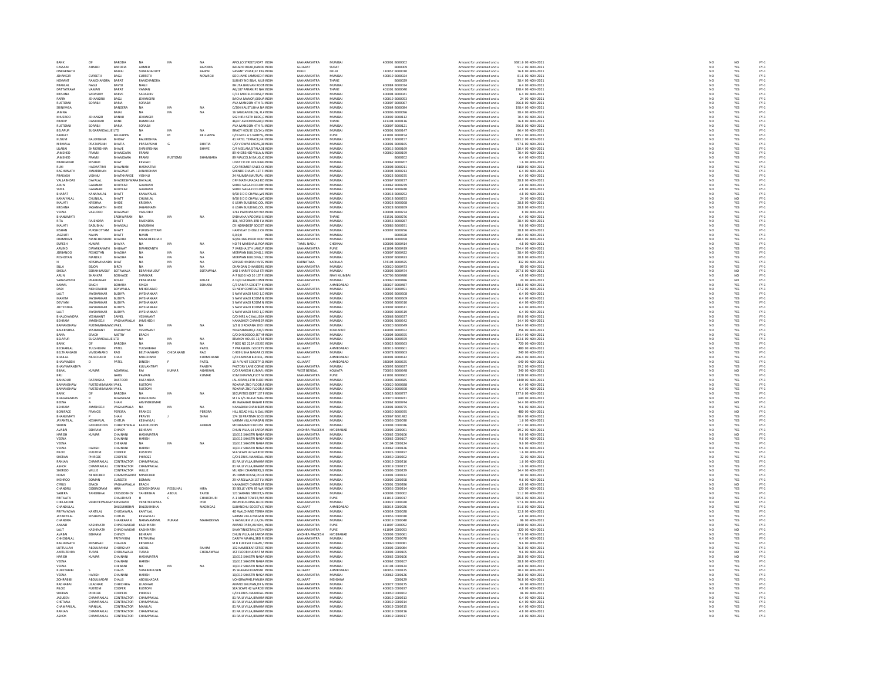| | | | | | | | | | | | | | | | | |
|---|---|---|---|---|---|---|---|---|---|---|---|---|---|---|---|---|
| BANK | OF | BARODA | NA | NA | NA | APOLLO STREET,FORT INDIA | MAHARASHTRA | MUMBAI | 400001 | B000002 | Amount for unclaimed and u | 3681.6 | 02-NOV-2021 | NO | NO | FY-1 |
| CASSAM | AHMED | BAPORIA | AHMED | | BAPORIA | BALAPIR ROAD,RANDE INDIA | GUJARAT | SURAT | | B000009 | Amount for unclaimed and u | 51.2 | 02-NOV-2021 | NO | YES | FY-1 |
| ONKARNATH | | BAJPAI | SHARADADUTT | | BAJPAI | VASANT VIHAR,32 PAS INDIA | DELHI | DELHI | 110057 | B000010 | Amount for unclaimed and u | 76.8 | 02-NOV-2021 | NO | YES | FY-1 |
| JEHANGIR | CURSETJI | BAGLI | CURSETJI | | NOWROJI | 60 D JAME JAMSHED R INDIA | MAHARASHTRA | MUMBAI | 400019 | B000024 | Amount for unclaimed and u | 81.6 | 02-NOV-2021 | NO | YES | FY-1 |
| HEMANT | RAMCHANDRA | BAPAT | RAMCHANDRA | | | SURVEY NO 88/4, MUR INDIA | MAHARASHTRA | THANE | | B000029 | Amount for unclaimed and u | 38.4 | 02-NOV-2021 | NO | YES | FY-1 |
| PRANLAL | NAGJI | BAVISI | NAGJI | | | BHUTA BHUVAN ROOM INDIA | MAHARASHTRA | MUMBAI | 400084 | B000034 | Amount for unclaimed and u | 6.4 | 02-NOV-2021 | NO | YES | FY-1 |
| DATTATRAYA | VAMAN | BAPAT | VAMAN | | | A6/187 PARANJPE NAC INDIA | MAHARASHTRA | THANE | 401301 | B000040 | Amount for unclaimed and u | 198.4 | 02-NOV-2021 | NO | YES | FY-1 |
| KRISHNA | SADASHIV | BARVE | SADASHIV | | | D/12 MODEL HOUSE,P INDIA | MAHARASHTRA | MUMBAI | 400004 | B000041 | Amount for unclaimed and u | 6.4 | 02-NOV-2021 | NO | YES | FY-1 |
| PARIN | JEHANGIRJI | BAGLI | JEHANGIRJI | | | BACHA MANSION,600 J INDIA | MAHARASHTRA | MUMBAI | 400019 | B000053 | Amount for unclaimed and u | 24 | 02-NOV-2021 | NO | YES | FY-1 |
| RUSTOMJI | SORABJI | BARIA | SORABJI | | | AVA MANSION 4TH FL INDIA | MAHARASHTRA | MUMBAI | 400007 | B000067 | Amount for unclaimed and u | 396.8 | 02-NOV-2021 | NO | YES | FY-1 |
| SRINIVASA | | BANGERA | NA | NA | NA | C/204 KAUSTUBHA NA INDIA | MAHARASHTRA | MUMBAI | 400064 | B000084 | Amount for unclaimed and u | 198.4 | 02-NOV-2021 | NO | YES | FY-1 |
| JAMNA | | BAJAJ | NA | NA | NA | 16 SANGAM BLDG, FL INDIA | MAHARASHTRA | MUMBAI | 400006 | B000096 | Amount for unclaimed and u | 38.4 | 02-NOV-2021 | NO | YES | FY-1 |
| KHUSROO | JEHANGIR | BANAJI | JEHANGIR | | | 542 HIRJI SETH BLDG,C INDIA | MAHARASHTRA | MUMBAI | 400002 | B000112 | Amount for unclaimed and u | 70.4 | 02-NOV-2021 | NO | YES | FY-1 |
| PRADIP | DAMODAR | BANE | DAMODAR | | | 46/47 ASHOKNAGAR,R INDIA | MAHARASHTRA | THANE | 421304 | B000116 | Amount for unclaimed and u | 76.8 | 02-NOV-2021 | NO | YES | FY-1 |
| RUSTOMJI | SORABJI | BARIA | SORABJI | | | AVA MANSION 4TH FL INDIA | MAHARASHTRA | MUMBAI | 400007 | B000121 | Amount for unclaimed and u | 396.8 | 02-NOV-2021 | NO | YES | FY-1 |
| BELAPUR | SUGARANDALLIELTD | | NA | NA | NA | BRADY HOUSE 12/14,V INDIA | MAHARASHTRA | MUMBAI | 400001 | B000147 | Amount for unclaimed and u | 86.4 | 02-NOV-2021 | NO | YES | FY-1 |
| PARIJAT | | BELLIAPPA | D | M | BELLIAPPA | C/O GENL A S VAIDYA, INDIA | MAHARASHTRA | PUNE | 411001 | B000154 | Amount for unclaimed and u | 115.2 | 02-NOV-2021 | NO | YES | FY-1 |
| KUSUM | BALKRISHNA | BHIDAY | BALKRISHNA | | | 41 PATEL TERRACE,PA INDIA | MAHARASHTRA | MUMBAI | 400012 | B000157 | Amount for unclaimed and u | 3283.2 | 02-NOV-2021 | NO | YES | FY-1 |
| NIRMALA | PRATAPSINH | BHATIA | PRATAPSINH | G | BHATIA | C/O V DWARKADAS,38 INDIA | MAHARASHTRA | MUMBAI | 400001 | B000165 | Amount for unclaimed and u | 57.6 | 02-NOV-2021 | NO | YES | FY-1 |
| LILABAI | SHRIKRISHNA | BHAVE | SHRIKRISHNA | | BHAVE | C/4 NEELAM,SITALADE INDIA | MAHARASHTRA | MUMBAI | 400016 | B000169 | Amount for unclaimed and u | 110.4 | 02-NOV-2021 | NO | YES | FY-1 |
| JAMSHED | FRAMJI | BHAMGARA | FRAMJI | | | 89 KHORSHED VILLA,M INDIA | MAHARASHTRA | MUMBAI | 400060 | B000199 | Amount for unclaimed and u | 70.4 | 02-NOV-2021 | NO | YES | FY-1 |
| JAMSHED | FRAMJI | BHAMGARA | FRAMJI | RUSTOMJI | BHAMGARA | 89 MALCOLM BAUG,JC INDIA | MAHARASHTRA | MUMBAI | | B000202 | Amount for unclaimed and u | 6.4 | 02-NOV-2021 | NO | YES | FY-1 |
| PRABHAKAR | KESHAO | BHAT | KESHAO | | | UDAY CO OP HOUSING INDIA | MAHARASHTRA | MUMBAI | 400062 | B000207 | Amount for unclaimed and u | 1.6 | 02-NOV-2021 | NO | YES | FY-1 |
| RUKI | HASMATRAI | BHAVNANI | HASMATRAI | | | C/O PREMIER SALES CC INDIA | MAHARASHTRA | MUMBAI | 400008 | B000211 | Amount for unclaimed and u | 4160 | 02-NOV-2021 | NO | YES | FY-1 |
| RAGHUNATH | JANARDHAN | BHAGWAT | JANARDHAN | | | SHENDE CHAWL 1ST F INDIA | MAHARASHTRA | MUMBAI | 400004 | B000213 | Amount for unclaimed and u | 6.4 | 02-NOV-2021 | NO | YES | FY-1 |
| PRAKASH | VISHNU | BHATKHANDE | VISHNU | | | 24 MUMBAI MUTUAL I INDIA | MAHARASHTRA | MUMBAI | 400023 | B000235 | Amount for unclaimed and u | 6.4 | 02-NOV-2021 | NO | YES | FY-1 |
| VALLABHDAS | DAYALAL | BHADRESHWARA | DAYALAL | | | OFF MATHURADAS RO INDIA | MAHARASHTRA | MUMBAI | 400067 | B000237 | Amount for unclaimed and u | 28.8 | 02-NOV-2021 | NO | YES | FY-1 |
| ARUN | GAJANAN | BHUTKAR | GAJANAN | | | SHREE NAGAR COLON INDIA | MAHARASHTRA | MUMBAI | 400062 | B000239 | Amount for unclaimed and u | 4.8 | 02-NOV-2021 | NO | YES | FY-1 |
| SUNIL | GAJANAN | BHUTKAR | GAJANAN | | | SHREE NAGAR COLON INDIA | MAHARASHTRA | MUMBAI | 400062 | B000240 | Amount for unclaimed and u | 4.8 | 02-NOV-2021 | NO | YES | FY-1 |
| BHARAT | KANAIYALAL | BHATT | KANAIYALAL | | | 9/50 B D D CHAWL,W INDIA | MAHARASHTRA | MUMBAI | 400018 | B000252 | Amount for unclaimed and u | 4.8 | 02-NOV-2021 | NO | YES | FY-1 |
| KANAIYALAL | CHUNILAL | BHATT | CHUNILAL | | | 9/50 B D D CHAWL W INDIA | MAHARASHTRA | MUMBAI | 400018 | B000253 | Amount for unclaimed and u | 24 | 02-NOV-2021 | NO | NO | FY-1 |
| MALATI | KRISHNA | BHIDE | KRISHNA | | | 6 USHA BUILDING,COL INDIA | MAHARASHTRA | MUMBAI | 400028 | B000268 | Amount for unclaimed and u | 28.8 | 02-NOV-2021 | NO | YES | FY-1 |
| KRISHNA | JAGANNATH | BHIDE | JAGANNATH | | | 6 USHA BUILDING,COL INDIA | MAHARASHTRA | MUMBAI | 400028 | B000269 | Amount for unclaimed and u | 28.8 | 02-NOV-2021 | NO | YES | FY-1 |
| VEENA | VASUDEO | BHAGWAT | VASUDEO | | | 176E PARSHARAM W INDIA | MAHARASHTRA | MUMBAI | 400004 | B000274 | Amount for unclaimed and u | 8 | 02-NOV-2021 | NO | YES | FY-1 |
| BHANUMATI | | EASHWARAN | NA | NA | NA | SADHANA,VADGWLI SI INDIA | MAHARASHTRA | THANE | 421501 | B000276 | Amount for unclaimed and u | 6.4 | 02-NOV-2021 | NO | YES | FY-1 |
| RITA | RAJENDRA | BHATT | RAJENDRA | | | 306, VICTORIA 3RD FL INDIA | MAHARASHTRA | MUMBAI | 400053 | B000287 | Amount for unclaimed and u | 38.4 | 02-NOV-2021 | NO | YES | FY-1 |
| MALATI | BABUBHAI | BHANSALI | BABUBHAI | | | C9 INDRADEEP SOCIET INDIA | MAHARASHTRA | MUMBAI | 400086 | B000291 | Amount for unclaimed and u | 9.6 | 02-NOV-2021 | NO | YES | FY-1 |
| KISHAN | PURSHOTTAM | BHATT | PURUSHOTTAM | | | HARIVIJAY CHOGLE CH INDIA | MAHARASHTRA | MUMBAI | 400092 | B000296 | Amount for unclaimed and u | 28.8 | 02-NOV-2021 | NO | YES | FY-1 |
| JAGRUTI | NAVIN | BHATT | NAVIN | | | 0,0,0,0 INDIA | MAHARASHTRA | MUMBAI | | B000320 | Amount for unclaimed and u | 38.4 | 02-NOV-2021 | NO | YES | FY-1 |
| FRAMROZE | MANCHERSHAH | BHADHA | MANCHERSHAH | | | 92/94 ENGINEER HOU INDIA | MAHARASHTRA | MUMBAI | 400004 | B000358 | Amount for unclaimed and u | 198.4 | 02-NOV-2021 | NO | YES | FY-1 |
| SURESH | KUMAR | BHAIYA | NA | NA | NA | NO 74 MARSHALL ROA INDIA | TAMIL NADU | CHENNAI | 600008 | B000414 | Amount for unclaimed and u | 4.8 | 02-NOV-2021 | NO | YES | FY-1 |
| ARVIND | DWARKANATH | BHIGWAT | DWARKANTH | | | 7 VARSHA,5TH LANE,P INDIA | MAHARASHTRA | PUNE | 411004 | B000419 | Amount for unclaimed and u | 294.4 | 02-NOV-2021 | NO | YES | FY-1 |
| JERBANOO | PESHOTAN | BHADHA | NA | NA | NA | MERWAN BUILDING,1 INDIA | MAHARASHTRA | MUMBAI | 400007 | B000422 | Amount for unclaimed and u | 38.4 | 02-NOV-2021 | NO | YES | FY-1 |
| PESHOTAN | MANEKJI | BHADHA | NA | NA | NA | MERWAN BUILDING,1 INDIA | MAHARASHTRA | MUMBAI | 400007 | B000423 | Amount for unclaimed and u | 28.8 | 02-NOV-2021 | NO | YES | FY-1 |
| H | KRISHNANANDA | BHAT | NA | NA | NA | SRI SUDHINDRA INVES INDIA | KARNATAKA | KARKALA | 574104 | B000425 | Amount for unclaimed and u | 312 | 02-NOV-2021 | NO | YES | FY-1 |
| SILLA | BEJON | BIRDY | NA | NA | NA | CHANDAN CHAMBERS INDIA | MAHARASHTRA | MUMBAI | 400020 | B000473 | Amount for unclaimed and u | 80 | 02-NOV-2021 | NO | YES | FY-1 |
| SHEILA | EBRAHIMUSUF | BOTAWALA | EBRAHIMUSUF | | BOTAWALA | 14D SHARIEF DEVJI ST INDIA | MAHARASHTRA | MUMBAI | 400003 | B000474 | Amount for unclaimed and u | 297.6 | 02-NOV-2021 | NO | NO | FY-1 |
| ARUN | SHANKAR | BORHADE | SHANKAR | | | A-7 BLDG NO 20 1ST FI INDIA | MAHARASHTRA | NAVI MUMBAI | 400706 | B000480 | Amount for unclaimed and u | 4.8 | 02-NOV-2021 | NO | NO | FY-1 |
| SARASWATHI | PRABHAKAR | BOLAR | PRABHAKAR | | BOLAR | A 10/3 KARBARI COMP INDIA | MAHARASHTRA | MUMBAI | 400060 | B000486 | Amount for unclaimed and u | 24 | 02-NOV-2021 | NO | NO | FY-1 |
| KAMAL | SINGH | BOHARA | SINGH | | BOHARA | C/3 SAMTA SOCIETY 81 INDIA | GUJARAT | AHMEDABAD | 380027 | B000487 | Amount for unclaimed and u | 148.8 | 02-NOV-2021 | NO | YES | FY-1 |
| DADI | MEHERABAD | BOYWALLA | MEHERABAD | | | 51 NEW CONTRACTOR INDIA | MAHARASHTRA | MUMBAI | 400027 | B000491 | Amount for unclaimed and u | 27.2 | 02-NOV-2021 | NO | YES | FY-1 |
| LALIT | JAYSHANKAR | BUDIYA | JAYSHANKAR | | | 5 NAVI WADI R NO 1,D INDIA | MAHARASHTRA | MUMBAI | 400002 | B000508 | Amount for unclaimed and u | 6.4 | 02-NOV-2021 | NO | YES | FY-1 |
| MAMTA | JAYSHANKAR | BUDIYA | JAYSHANKAR | | | 5 NAVI WADI ROOM N INDIA | MAHARASHTRA | MUMBAI | 400002 | B000509 | Amount for unclaimed and u | 6.4 | 02-NOV-2021 | NO | YES | FY-1 |
| DEVYANI | JAYSHANKAR | BUDIYA | JAYSHANKAR | | | 5 NAVI WADI ROOM N INDIA | MAHARASHTRA | MUMBAI | 400002 | B000510 | Amount for unclaimed and u | 6.4 | 02-NOV-2021 | NO | YES | FY-1 |
| JEETENDRA | JAYSHANKAR | BUDIYA | JAYSHANKAR | | | 5 NAVI WADI ROOM N INDIA | MAHARASHTRA | MUMBAI | 400002 | B000511 | Amount for unclaimed and u | 6.4 | 02-NOV-2021 | NO | YES | FY-1 |
| LALIT | JAYSHANKAR | BUDIYA | JAYSHANKAR | | | 5 NAVI WADI R NO 1,D INDIA | MAHARASHTRA | MUMBAI | 400002 | B000519 | Amount for unclaimed and u | 6.4 | 02-NOV-2021 | NO | YES | FY-1 |
| BHALCHANDRA | YESHWANT | SAMEL | YESHWANT | | | C/O MRS A C KALUSKA INDIA | MAHARASHTRA | MUMBAI | 400068 | B000537 | Amount for unclaimed and u | 89.6 | 02-NOV-2021 | NO | YES | FY-1 |
| BEHRAM | JAMSHEDJI | VAGHAIWALLA | JAMSHEDJI | | | NANABHOY CHAMBER INDIA | MAHARASHTRA | MUMBAI | 400001 | B000542 | Amount for unclaimed and u | 14.4 | 02-NOV-2021 | NO | YES | FY-1 |
| BAMANSHAW | RUSTAMBAMANJI | VAKIL | NA | NA | NA | 1/2 & 3 ROXANA 2ND INDIA | MAHARASHTRA | MUMBAI | 400020 | B000549 | Amount for unclaimed and u | 134.4 | 02-NOV-2021 | NO | YES | FY-1 |
| BALKRISHNA | YESHWANT | RAJADHYAX | YESHWANT | | | YOGESHWARA,E 236/3 INDIA | MAHARASHTRA | KOLHAPUR | 416003 | B000552 | Amount for unclaimed and u | 256 | 02-NOV-2021 | NO | YES | FY-1 |
| BANA | ERACH | MISTRY | ERACH | | | C/O D N DEBOO,SETHN INDIA | MAHARASHTRA | MUMBAI | 400004 | B000555 | Amount for unclaimed and u | 134.4 | 02-NOV-2021 | NO | YES | FY-1 |
| BELAPUR | SUGARANDALLIEDLTD | | NA | NA | NA | BRANDY HOUSE 12/14 INDIA | MAHARASHTRA | MUMBAI | 400001 | B000559 | Amount for unclaimed and u | 153.6 | 02-NOV-2021 | NO | YES | FY-1 |
| BANK | OF | BARODA | NA | NA | NA | P BOX NO 225A JEEJEE INDIA | MAHARASHTRA | MUMBAI | 400023 | B000563 | Amount for unclaimed and u | 720 | 02-NOV-2021 | NO | YES | FY-1 |
| BECHARLAL | TULSHIBHAI | PATEL | TULSHIBHAI | | PATEL | 7 PARASKUNJ SOCIETY INDIA | GUJARAT | AHMEDABAD | 380015 | B000601 | Amount for unclaimed and u | 480 | 02-NOV-2021 | NO | YES | FY-1 |
| BELTHANGADI | VIVEKANAND | RAO | BELTHANGADI | CHIDANAND | RAO | C-909 USHA NAGAR CI INDIA | MAHARASHTRA | MUMBAI | 400078 | B000603 | Amount for unclaimed and u | 240 | 02-NOV-2021 | NO | YES | FY-1 |
| BHAILAL | MULCHAND | SHAH | MULCHAND | | KURMCHAND | C/O RAMESH B JHEEL, INDIA | GUJARAT | AHMEDABAD | 380001 | B000612 | Amount for unclaimed and u | 206.4 | 02-NOV-2021 | NO | YES | FY-1 |
| BHAVNABEN | D | PATEL | DINESH | P | PATEL | 10 A PUNIT SOCIETY,O INDIA | GUJARAT | AHMEDABAD | 380004 | B000635 | Amount for unclaimed and u | 640 | 02-NOV-2021 | NO | YES | FY-1 |
| BHAVNAPANDYA | | | KULVANTRAY | | PANDYA | FACTORY LANE CORNE INDIA | MAHARASHTRA | MUMBAI | 400092 | B000637 | Amount for unclaimed and u | 19.2 | 02-NOV-2021 | NO | YES | FY-1 |
| BIMAL | KUMAR | AGARWAL | RAJ | KUMAR | AGARWAL | C/O RAMESH KUMAR A INDIA | WEST BENGAL | KOLKATA | 700055 | B000648 | Amount for unclaimed and u | 240 | 02-NOV-2021 | NO | NO | FY-1 |
| BRIJ | | GARG | PAWAN | | KUMAR | ICIMI BHAVAN,PLOT N INDIA | MAHARASHTRA | PUNE | 411001 | B000662 | Amount for unclaimed and u | 1120 | 02-NOV-2021 | NO | YES | FY-1 |
| BAHADUR | RATANSHA | DASTOOR | RATANSHA | | | JAL-KIRAN,13TH FLOO INDIA | MAHARASHTRA | MUMBAI | 400005 | B000685 | Amount for unclaimed and u | 1440 | 02-NOV-2021 | NO | YES | FY-1 |
| BAMANSHAW | RUSTOMBAMANJI | VAKIL | RUSTOM | | | ROXANA 2ND FLOOR,N INDIA | MAHARASHTRA | MUMBAI | 400020 | B000688 | Amount for unclaimed and u | 6.4 | 02-NOV-2021 | NO | YES | FY-1 |
| BAMANSHAW | RUSTOMBAMANJI | VAKIL | RUSTOM | | | ROXANA 2ND FLOOR,N INDIA | MAHARASHTRA | MUMBAI | 400020 | B000690 | Amount for unclaimed and u | 6.4 | 02-NOV-2021 | NO | YES | FY-1 |
| BANK | OF | BARODA | NA | NA | NA | SECURITIES DEPT 1ST F INDIA | MAHARASHTRA | MUMBAI | 400023 | B000737 | Amount for unclaimed and u | 177.6 | 02-NOV-2021 | NO | YES | FY-1 |
| BHAGWANDAS | R | BHARWANI | RUGHUMAL | | | M I G 6/5 BHAVE NAG INDIA | MAHARASHTRA | MUMBAI | 400070 | B000741 | Amount for unclaimed and u | 640 | 02-NOV-2021 | NO | YES | FY-1 |
| BEENA | A | SHAH | ARVINDKUMAR | | | 49 JAWAHAR NAGAR R INDIA | MAHARASHTRA | MUMBAI | 400062 | B000744 | Amount for unclaimed and u | 14.4 | 02-NOV-2021 | NO | NO | FY-1 |
| BEHRAM | JAMSHEDJI | VAGHAIWALA | NA | NA | NA | NANABHAI CHAMBERS INDIA | MAHARASHTRA | MUMBAI | 400001 | B000775 | Amount for unclaimed and u | 9.6 | 02-NOV-2021 | NO | YES | FY-1 |
| BONIFACE | FRANCIS | PEREIRA | FRANCIS | | PEREIRA | HILL ROAD HILL N DAL INDIA | MAHARASHTRA | MUMBAI | 400050 | B000935 | Amount for unclaimed and u | 480 | 02-NOV-2021 | NO | NO | FY-1 |
| BHANUMATI | P | SHAH | PRAVIN | J | SHAH | 174 18 PRATIMA SOCIE INDIA | MAHARASHTRA | MUMBAI | 400067 | B001482 | Amount for unclaimed and u | 38.4 | 02-NOV-2021 | NO | YES | FY-1 |
| JAYANTILAL | KESHAVLAL | CHITLIA | KESHAVLAL | | | VARMA VILLA MAGAN INDIA | MAHARASHTRA | MUMBAI | 400056 | C000030 | Amount for unclaimed and u | 1.6 | 02-NOV-2021 | NO | YES | FY-1 |
| SHIRIN | FAKHRUDDIN | CHHATRIWALA | FAKHRUDDIN | | ALIBHAI | MOHAMMEDI HOUSE INDIA | MAHARASHTRA | MUMBAI | 400003 | C000036 | Amount for unclaimed and u | 27.2 | 02-NOV-2021 | NO | YES | FY-1 |
| AVABAI | BEHRAM | CHINOY | BEHRAM | | | DHUN VILLA,64 SARDA INDIA | ANDHRA PRADESH | HYDERABAD | 500003 | C000061 | Amount for unclaimed and u | 19.2 | 02-NOV-2021 | NO | YES | FY-1 |
| HARISH | KUMAR | CHAINANI | HASHMATRAI | | | 10/312 SHASTRI NAGA INDIA | MAHARASHTRA | MUMBAI | 400062 | C000106 | Amount for unclaimed and u | 9.6 | 02-NOV-2021 | NO | NO | FY-1 |
| VEENA | | CHAINANI | HARISH | | | 10/312 SHASTRI NAGA INDIA | MAHARASHTRA | MUMBAI | 400062 | C000107 | Amount for unclaimed and u | 9.6 | 02-NOV-2021 | NO | YES | FY-1 |
| VEENA | | CHENANI | NA | NA | NA | 10/312 SHASTRI NAGA INDIA | MAHARASHTRA | MUMBAI | 400104 | C000124 | Amount for unclaimed and u | 9.6 | 02-NOV-2021 | NO | YES | FY-1 |
| VEENA | HARISH | CHAINANI | HARISH | | | 10/312 SHASTRI NAGA INDIA | MAHARASHTRA | MUMBAI | 400062 | C000126 | Amount for unclaimed and u | 9.6 | 02-NOV-2021 | NO | YES | FY-1 |
| PILOO | RUSTOM | COOPER | RUSTOM | | | SEA SCAPE 42 WARDE INDIA | MAHARASHTRA | MUMBAI | 400026 | C000197 | Amount for unclaimed and u | 1.6 | 02-NOV-2021 | NO | YES | FY-1 |
| SHERAN | PHIROZE | COOPERE | PHIROZE | | | C/O BERLIS J MAKODA INDIA | MAHARASHTRA | MUMBAI | 400050 | C000202 | Amount for unclaimed and u | 32 | 02-NOV-2021 | NO | YES | FY-1 |
| RANJAN | CHAMPAKLAL | CONTRACTOR | CHAMPAKLAL | | | 81 RAJU VILLA,BRAHM INDIA | MAHARASHTRA | MUMBAI | 400019 | C000216 | Amount for unclaimed and u | 1.6 | 02-NOV-2021 | NO | YES | FY-1 |
| ASHOK | CHAMPAKLAL | CONTRACTOR | CHAMPAKLAL | | | 81 RAJU VILLA,BRAHM INDIA | MAHARASHTRA | MUMBAI | 400019 | C000217 | Amount for unclaimed and u | 1.6 | 02-NOV-2021 | NO | YES | FY-1 |
| SHEROO | WILLIE | CONTRACTOR | WILLIE | | | MUNSHI CHAMBERS,3 INDIA | MAHARASHTRA | MUMBAI | 400005 | C000229 | Amount for unclaimed and u | 14.4 | 02-NOV-2021 | NO | YES | FY-1 |
| HOMI | MINOCHER | COMMISSARIAT | MINOCHER | | | 35 HOMI HOUSE,POLI INDIA | MAHARASHTRA | MUMBAI | 400001 | C000232 | Amount for unclaimed and u | 40 | 02-NOV-2021 | NO | YES | FY-1 |
| MEHROO | BOMAN | CURSETJI | BOMAN | | | 29 KARELWADI 1ST FL INDIA | MAHARASHTRA | MUMBAI | 400002 | C000258 | Amount for unclaimed and u | 9.6 | 02-NOV-2021 | NO | YES | FY-1 |
| CYRUS | ERACH | VAGHAIWALLA | ERACH | | | NANABHOY CHAMBER INDIA | MAHARASHTRA | MUMBAI | 400001 | C000286 | Amount for unclaimed and u | 4.8 | 02-NOV-2021 | NO | NO | FY-1 |
| CHANDRU | GOBINDRAM | HIRA | GOBINDRAM | PESSUMAL | HIRA | 33 BELLE VIEW 85 WAI INDIA | MAHARASHTRA | MUMBAI | 400036 | C000314 | Amount for unclaimed and u | 120 | 02-NOV-2021 | NO | YES | FY-1 |
| SABERA | TAHERBHAI | CASSODBHOY | TAHERBHAI | ABDUL | TAYEB | 121 SARANG STREET,N INDIA | MAHARASHTRA | MUMBAI | 400003 | C000002 | Amount for unclaimed and u | 51.2 | 02-NOV-2021 | NO | YES | FY-1 |
| PRITILATA | | CHAUDHURI | H | C | CHAUDHURI | A-1 AMAR TOWER,WA INDIA | MAHARASHTRA | PUNE | 411013 | C000017 | Amount for unclaimed and u | 585.6 | 02-NOV-2021 | NO | YES | FY-1 |
| CHELAKODE | VENKITESWARAN | KRISHNAN | VENKITESWARA | | IYER | ARUN BUILDING BLOC INDIA | MAHARASHTRA | MUMBAI | 400022 | C000020 | Amount for unclaimed and u | 57.6 | 02-NOV-2021 | NO | NO | FY-1 |
| CHANDULAL | | DALSUKHBHAI | DALSUKHBHAI | | NAGINDAS | SUBANDHU SOCIETY,S INDIA | GUJARAT | AHMEDABAD | 380014 | C000026 | Amount for unclaimed and u | 81.6 | 02-NOV-2021 | NO | YES | FY-1 |
| PRIYAVADAN | KANTILAL | CHUDAWALA | KANTILAL | | | 40 WALCHAND TERRA INDIA | MAHARASHTRA | MUMBAI | 400034 | C000028 | Amount for unclaimed and u | 12.8 | 02-NOV-2021 | NO | YES | FY-1 |
| JAYANTILAL | KESHAVLAL | CHITLIA | KESHAVLAL | | | VARMA VILLA MAGAN INDIA | MAHARASHTRA | MUMBAI | 400056 | C000030 | Amount for unclaimed and u | 4.8 | 02-NOV-2021 | NO | YES | FY-1 |
| CHANDRA | | SHANKARAN | NARANAMMAL | PURAM | MAHADEVAN | 5 HASMUKH VILLA,CH INDIA | MAHARASHTRA | MUMBAI | 400019 | C000040 | Amount for unclaimed and u | 96 | 02-NOV-2021 | NO | YES | FY-1 |
| ANAND | KASHINATH | CHINCHANKAR | KASHINATH | | | ANAND PARK,AUNDH, INDIA | MAHARASHTRA | PUNE | 411007 | C000052 | Amount for unclaimed and u | 2240 | 02-NOV-2021 | NO | YES | FY-1 |
| LALIT | KASHINATH | CHINCHANKAR | KASHINATH | | | SHANTINIKETAN,573/ INDIA | MAHARASHTRA | PUNE | 411004 | C000053 | Amount for unclaimed and u | 320 | 02-NOV-2021 | NO | YES | FY-1 |
| AVABAI | BEHRAM | CHINOY | BEHRAM | | | DHUN VILLA,64 SARDA INDIA | ANDHRA PRADESH | HYDERABAD | 500003 | C000061 | Amount for unclaimed and u | 57.6 | 02-NOV-2021 | NO | YES | FY-1 |
| CHHOGALAL | | PRITHVIRAJ | PRITHVIRAJ | | | DARIYA MAHAL,3RD FL INDIA | MAHARASHTRA | MUMBAI | 400002 | C000070 | Amount for unclaimed and u | 6.4 | 02-NOV-2021 | NO | YES | FY-1 |
| RAGHUNATH | KRISHNAJI | CHAVAN | KRISHNAJI | | | M B KURESHI CHAWL, INDIA | MAHARASHTRA | MUMBAI | 400060 | C000081 | Amount for unclaimed and u | 9.6 | 02-NOV-2021 | NO | YES | FY-1 |
| LUTFULLAH | ABDULRAHIM | CHORGHAY | ABDUL | | RAHIM | 102 KAMBEKAR STREE INDIA | MAHARASHTRA | MUMBAI | 400003 | C000084 | Amount for unclaimed and u | 76.8 | 02-NOV-2021 | NO | YES | FY-1 |
| AMTUZEHRA | TURAB | CHOILAWALA | TURAB | | CHOILAWALA | 1ST FLOOR KUDRAT M INDIA | MAHARASHTRA | MUMBAI | 400003 | C000105 | Amount for unclaimed and u | 9.6 | 02-NOV-2021 | NO | YES | FY-1 |
| HARISH | KUMAR | CHAINANI | HASHMATRAI | | | 10/312 SHASTRI NAGA INDIA | MAHARASHTRA | MUMBAI | 400062 | C000106 | Amount for unclaimed and u | 28.8 | 02-NOV-2021 | NO | NO | FY-1 |
| VEENA | | CHAINANI | HARISH | | | 10/312 SHASTRI NAGA INDIA | MAHARASHTRA | MUMBAI | 400062 | C000107 | Amount for unclaimed and u | 28.8 | 02-NOV-2021 | NO | YES | FY-1 |
| VEENA | | CHENANI | NA | NA | NA | 10/312 SHASTRI NAGA INDIA | MAHARASHTRA | MUMBAI | 400104 | C000124 | Amount for unclaimed and u | 28.8 | 02-NOV-2021 | NO | YES | FY-1 |
| RUKKYABIBI | S | CHAUS | SHABBIRHUSEN | | | 35 SHARANI KUMDAR INDIA | GUJARAT | AHMEDABAD | 380055 | C000125 | Amount for unclaimed and u | 70.4 | 02-NOV-2021 | NO | YES | FY-1 |
| VEENA | HARISH | CHAINANI | HARISH | | | 10/312 SHASTRI NAGA INDIA | MAHARASHTRA | MUMBAI | 400062 | C000126 | Amount for unclaimed and u | 28.8 | 02-NOV-2021 | NO | YES | FY-1 |
| ZOHRABIBI | ABDULKADAR | CHAUS | ABDULKADAR | | | VOHORAWAD,PANJRA INDIA | GUJARAT | MEHSANA | | C000129 | Amount for unclaimed and u | 76.8 | 02-NOV-2021 | NO | YES | FY-1 |
| RADHABAI | LILADHAR | CHHICHHIA | LILADHAR | | | ANAND BHUVAN,DR N INDIA | MAHARASHTRA | MUMBAI | 400077 | C000175 | Amount for unclaimed and u | 64 | 02-NOV-2021 | NO | YES | FY-1 |
| PILOO | RUSTOM | COOPER | RUSTOM | | | SEA SCAPE 42 WARDE INDIA | MAHARASHTRA | MUMBAI | 400026 | C000197 | Amount for unclaimed and u | 4.8 | 02-NOV-2021 | NO | YES | FY-1 |
| SHERAN | PHIROZE | COOPERE | PHIROZE | | | C/O BERLIS J MAKODA INDIA | MAHARASHTRA | MUMBAI | 400050 | C000202 | Amount for unclaimed and u | 96 | 02-NOV-2021 | NO | YES | FY-1 |
| JASUBEN | CHAMPAKLAL | CONTRACTOR | CHAMPAKLAL | | | 81 RAJU VILLA,BRAHM INDIA | MAHARASHTRA | MUMBAI | 400019 | C000213 | Amount for unclaimed and u | 6.4 | 02-NOV-2021 | NO | YES | FY-1 |
| CHETANA | CHAMPAKLAL | CONTRACTOR | CHAMPAKLAL | | | 81 RAJU VILLA,BRAHM INDIA | MAHARASHTRA | MUMBAI | 400019 | C000214 | Amount for unclaimed and u | 6.4 | 02-NOV-2021 | NO | YES | FY-1 |
| CHAMPAKLAL | MANILAL | CONTRACTOR | MANILAL | | | 81 RAJU VILLA,BRAHM INDIA | MAHARASHTRA | MUMBAI | 400019 | C000215 | Amount for unclaimed and u | 6.4 | 02-NOV-2021 | NO | YES | FY-1 |
| RANJAN | CHAMPAKLAL | CONTRACTOR | CHAMPAKLAL | | | 81 RAJU VILLA,BRAHM INDIA | MAHARASHTRA | MUMBAI | 400019 | C000216 | Amount for unclaimed and u | 4.8 | 02-NOV-2021 | NO | YES | FY-1 |
| ASHOK | CHAMPAKLAL | CONTRACTOR | CHAMPAKLAL | | | 81 RAJU VILLA,BRAHM INDIA | MAHARASHTRA | MUMBAI | 400019 | C000217 | Amount for unclaimed and u | 4.8 | 02-NOV-2021 | NO | YES | FY-1 |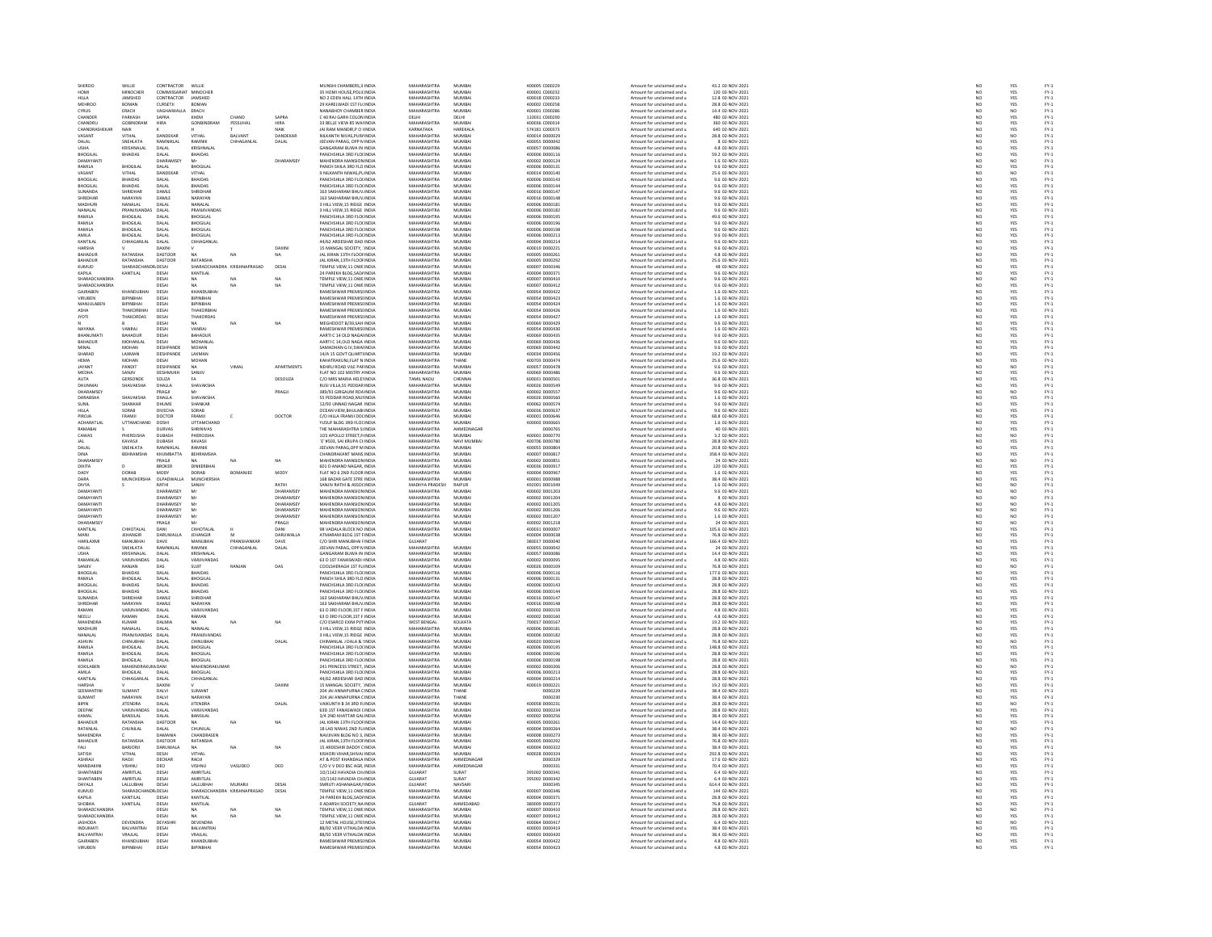| | | | | | | | | | | | | | | | | | |
|---|---|---|---|---|---|---|---|---|---|---|---|---|---|---|---|---|---|
| SHEROO | WILLIE | CONTRACTOR | WILLIE | | | MUNSHI CHAMBERS,3 | INDIA | MAHARASHTRA | MUMBAI | 400005 | C000229 | Amount for unclaimed and u | 43.2 | 02-NOV-2021 | NO | YES | FY-1 |
| HOMI | MINOCHER | COMMISSARIAT | MINOCHER | | | 35 HOMI HOUSE,POLICE | INDIA | MAHARASHTRA | MUMBAI | 400001 | C000232 | Amount for unclaimed and u | 120 | 02-NOV-2021 | NO | YES | FY-1 |
| HILLA | JAMSHED | CONTRACTOR | JAMSHED | | | NO 3 EDEN HALL 14TH | INDIA | MAHARASHTRA | MUMBAI | 400018 | C000233 | Amount for unclaimed and u | 12.8 | 02-NOV-2021 | NO | YES | FY-1 |
| MEHROO | BOMAN | CURSETJI | BOMAN | | | 29 KARELWADI 1ST FL | INDIA | MAHARASHTRA | MUMBAI | 400002 | C000258 | Amount for unclaimed and u | 28.8 | 02-NOV-2021 | NO | YES | FY-1 |
| CYRUS | ERACH | VAGHAIWALLA | ERACH | | | NANABHOY CHAMBER | INDIA | MAHARASHTRA | MUMBAI | 400001 | C000286 | Amount for unclaimed and u | 14.4 | 02-NOV-2021 | NO | NO | FY-1 |
| CHANDER | PARKASH | SAPRA | KHEM | CHAND | SAPRA | C 40 RAJ GARH COLON | INDIA | DELHI | DELHI | 110031 | C000290 | Amount for unclaimed and u | 480 | 02-NOV-2021 | NO | YES | FY-1 |
| CHANDRU | GOBINDRAM | HIRA | GOBINDRAM | PESSUMAL | HIRA | 33 BELLE VIEW 85 WA | INDIA | MAHARASHTRA | MUMBAI | 400036 | C000334 | Amount for unclaimed and u | 360 | 02-NOV-2021 | NO | YES | FY-1 |
| CHANDRASHEKAR | NAIK | K | H | T | NAIK | JAI RAM MANDIR,P O | INDIA | KARNATAKA | HAREKALA | 574181 | C000373 | Amount for unclaimed and u | 640 | 02-NOV-2021 | NO | YES | FY-1 |
| VASANT | VITHAL | DANDEKAR | VITHAL | BALVANT | DANDEKAR | NILKANTH NIVAS,PUR | INDIA | MAHARASHTRA | MUMBAI | 400014 | D000029 | Amount for unclaimed and u | 28.8 | 02-NOV-2021 | NO | NO | FY-1 |
| DALAL | SNEHLATA | RAMNIKLAL | RAMNIK | CHHAGANLAL | DALAL | JEEVAN PARAG, OPP N | INDIA | MAHARASHTRA | MUMBAI | 400055 | D000042 | Amount for unclaimed and u | 8 | 02-NOV-2021 | NO | YES | FY-1 |
| USHA | KRISHNALAL | DALAL | KRISHNALAL | | | GANGARAM BUWA IN | INDIA | MAHARASHTRA | MUMBAI | 400057 | D000086 | Amount for unclaimed and u | 4.8 | 02-NOV-2021 | NO | YES | FY-1 |
| BHOGILAL | BHAIDAS | DALAL | BHAIDAS | | | PANCHSHILA 3RD FLO | INDIA | MAHARASHTRA | MUMBAI | 400006 | D000116 | Amount for unclaimed and u | 59.2 | 02-NOV-2021 | NO | YES | FY-1 |
| DAMAYANTI | | DHARAMSEY | Mr | | DHARAMSEY | MAHENDRA MANSION | INDIA | MAHARASHTRA | MUMBAI | 400002 | D000124 | Amount for unclaimed and u | 1.6 | 02-NOV-2021 | NO | NO | FY-1 |
| RAMILA | BHOGILAL | DALAL | BHOGILAL | | | PANCH SHILA 3RD FLO | INDIA | MAHARASHTRA | MUMBAI | 400006 | D000131 | Amount for unclaimed and u | 9.6 | 02-NOV-2021 | NO | YES | FY-1 |
| VASANT | VITHAL | DANDEKAR | VITHAL | | | 9 NILKANTH NIWAS,P | INDIA | MAHARASHTRA | MUMBAI | 400014 | D000140 | Amount for unclaimed and u | 25.6 | 02-NOV-2021 | NO | NO | FY-1 |
| BHOGILAL | BHAIDAS | DALAL | BHAIDAS | | | PANCHSHILA 3RD FLO | INDIA | MAHARASHTRA | MUMBAI | 400006 | D000143 | Amount for unclaimed and u | 9.6 | 02-NOV-2021 | NO | YES | FY-1 |
| BHOGILAL | BHAIDAS | DALAL | BHAIDAS | | | PANCHSHILA 3RD FLO | INDIA | MAHARASHTRA | MUMBAI | 400006 | D000144 | Amount for unclaimed and u | 9.6 | 02-NOV-2021 | NO | YES | FY-1 |
| SUNANDA | SHRIDHAR | DAMLE | SHRIDHAR | | | 163 SAKHARAM BHUV | INDIA | MAHARASHTRA | MUMBAI | 400016 | D000147 | Amount for unclaimed and u | 9.6 | 02-NOV-2021 | NO | YES | FY-1 |
| SHRIDHAR | NARAYAN | DAMLE | NARAYAN | | | 163 SAKHARAM BHUV | INDIA | MAHARASHTRA | MUMBAI | 400016 | D000148 | Amount for unclaimed and u | 9.6 | 02-NOV-2021 | NO | YES | FY-1 |
| MADHURI | NANALAL | DALAL | NANALAL | | | 3 HILL VIEW,15 RIDGE | INDIA | MAHARASHTRA | MUMBAI | 400006 | D000181 | Amount for unclaimed and u | 9.6 | 02-NOV-2021 | NO | YES | FY-1 |
| NANALAL | PRANJIVANDAS | DALAL | PRANJIVANDAS | | | 3 HILL VIEW,15 RIDGE | INDIA | MAHARASHTRA | MUMBAI | 400006 | D000182 | Amount for unclaimed and u | 9.6 | 02-NOV-2021 | NO | YES | FY-1 |
| RAMILA | BHOGILAL | DALAL | BHOGILAL | | | PANCHSHILA 3RD FLO | INDIA | MAHARASHTRA | MUMBAI | 400006 | D000195 | Amount for unclaimed and u | 49.6 | 02-NOV-2021 | NO | YES | FY-1 |
| RAMILA | BHOGILAL | DALAL | BHOGILAL | | | PANCHSHILA 3RD FLO | INDIA | MAHARASHTRA | MUMBAI | 400006 | D000196 | Amount for unclaimed and u | 9.6 | 02-NOV-2021 | NO | YES | FY-1 |
| RAMILA | BHOGILAL | DALAL | BHOGILAL | | | PANCHSHILA 3RD FLO | INDIA | MAHARASHTRA | MUMBAI | 400006 | D000198 | Amount for unclaimed and u | 9.6 | 02-NOV-2021 | NO | YES | FY-1 |
| AMILA | BHOGILAL | DALAL | BHOGILAL | | | PANCHSHILA 3RD FLO | INDIA | MAHARASHTRA | MUMBAI | 400006 | D000213 | Amount for unclaimed and u | 9.6 | 02-NOV-2021 | NO | YES | FY-1 |
| KANTILAL | CHHAGANLAL | DALAL | CHHAGANLAL | | | 44/62 ARDESHAR DAD | INDIA | MAHARASHTRA | MUMBAI | 400004 | D000214 | Amount for unclaimed and u | 9.6 | 02-NOV-2021 | NO | YES | FY-1 |
| HARSHA | V | DAXINI | V | | DAXINI | 15 MANGAL SOCIETY, | INDIA | MAHARASHTRA | MUMBAI | 400019 | D000221 | Amount for unclaimed and u | 9.6 | 02-NOV-2021 | NO | YES | FY-1 |
| BAHADUR | RATANSHA | DASTOOR | NA | NA | NA | JAL KIRAN 13TH FLOO | INDIA | MAHARASHTRA | MUMBAI | 400005 | D000261 | Amount for unclaimed and u | 4.8 | 02-NOV-2021 | NO | YES | FY-1 |
| BAHADUR | RATANSHA | DASTOOR | RATANSHA | | | JAL KIRAN,13TH FLOO | INDIA | MAHARASHTRA | MUMBAI | 400005 | D000292 | Amount for unclaimed and u | 25.6 | 02-NOV-2021 | NO | YES | FY-1 |
| KUMUD | SHARADCHANDRA | DESAI | SHARADCHANDRA | KRISHNAPRASAD | DESAI | TEMPLE VIEW,11 OWE | INDIA | MAHARASHTRA | MUMBAI | 400007 | D000346 | Amount for unclaimed and u | 48 | 02-NOV-2021 | NO | YES | FY-1 |
| KAPILA | KANTILAL | DESAI | KANTILAL | | | 24 PAREKH BLDG,SAC | INDIA | MAHARASHTRA | MUMBAI | 400004 | D000371 | Amount for unclaimed and u | 9.6 | 02-NOV-2021 | NO | YES | FY-1 |
| SHARADCHANDRA | | DESAI | NA | NA | NA | TEMPLE VIEW,11 OWE | INDIA | MAHARASHTRA | MUMBAI | 400007 | D000410 | Amount for unclaimed and u | 9.6 | 02-NOV-2021 | NO | NO | FY-1 |
| SHARADCHANDRA | | DESAI | NA | NA | NA | TEMPLE VIEW,11 OWE | INDIA | MAHARASHTRA | MUMBAI | 400007 | D000412 | Amount for unclaimed and u | 9.6 | 02-NOV-2021 | NO | YES | FY-1 |
| GAJRABEN | KHANDUBHAI | DESAI | KHANDUBHAI | | | RAMESHWAR PREMIS | INDIA | MAHARASHTRA | MUMBAI | 400054 | D000422 | Amount for unclaimed and u | 1.6 | 02-NOV-2021 | NO | YES | FY-1 |
| VIRUBEN | BIPINBHAI | DESAI | BIPINBHAI | | | RAMESHWAR PREMIS | INDIA | MAHARASHTRA | MUMBAI | 400054 | D000423 | Amount for unclaimed and u | 1.6 | 02-NOV-2021 | NO | YES | FY-1 |
| MANJULABEN | BIPINBHAI | DESAI | BIPINBHAI | | | RAMESHWAR PREMIS | INDIA | MAHARASHTRA | MUMBAI | 400054 | D000424 | Amount for unclaimed and u | 1.6 | 02-NOV-2021 | NO | YES | FY-1 |
| ASHA | THAKORBHAI | DESAI | THAKORBHAI | | | RAMESHWAR PREMIS | INDIA | MAHARASHTRA | MUMBAI | 400054 | D000426 | Amount for unclaimed and u | 1.6 | 02-NOV-2021 | NO | YES | FY-1 |
| JYOTI | THAKORDAS | DESAI | THAKORDAS | | | RAMESHWAR PREMIS | INDIA | MAHARASHTRA | MUMBAI | 400054 | D000427 | Amount for unclaimed and u | 1.6 | 02-NOV-2021 | NO | YES | FY-1 |
| N | B | DESAI | NA | NA | NA | MEGHDOOT B/39,SAH | INDIA | MAHARASHTRA | MUMBAI | 400069 | D000429 | Amount for unclaimed and u | 9.6 | 02-NOV-2021 | NO | YES | FY-1 |
| NAYANA | VANRAJ | DESAI | VANRAJ | | | RAMESHWAR PREMIS | INDIA | MAHARASHTRA | MUMBAI | 400054 | D000430 | Amount for unclaimed and u | 1.6 | 02-NOV-2021 | NO | YES | FY-1 |
| BHANUMATI | BAHADUR | DESAI | BAHADUR | | | AARTI C 14 OLD NAGA | INDIA | MAHARASHTRA | MUMBAI | 400069 | D000435 | Amount for unclaimed and u | 9.6 | 02-NOV-2021 | NO | YES | FY-1 |
| BAHADUR | MOHANLAL | DESAI | MOHANLAL | | | AARTI C 14,OLD NAGA | INDIA | MAHARASHTRA | MUMBAI | 400069 | D000436 | Amount for unclaimed and u | 9.6 | 02-NOV-2021 | NO | YES | FY-1 |
| MINAL | MOHAN | DESHPANDE | MOHAN | | | SAMADHAN G IV,SWA | INDIA | MAHARASHTRA | MUMBAI | 400069 | D000442 | Amount for unclaimed and u | 9.6 | 02-NOV-2021 | NO | YES | FY-1 |
| SHARAD | LAXMAN | DESHPANDE | LAXMAN | | | 14/A 15 GOVT QUART | INDIA | MAHARASHTRA | MUMBAI | 400024 | D000456 | Amount for unclaimed and u | 19.2 | 02-NOV-2021 | NO | YES | FY-1 |
| HEMA | MOHAN | DESAI | MOHAN | | | KAHATRAKUNJ FLAT N | INDIA | MAHARASHTRA | THANE | 400703 | D000474 | Amount for unclaimed and u | 25.6 | 02-NOV-2021 | NO | YES | FY-1 |
| JAYANT | PANDIT | DESHPANDE | NA | VIMAL | APARTMENTS | NEHRU ROAD VILE PA | INDIA | MAHARASHTRA | MUMBAI | 400057 | D000478 | Amount for unclaimed and u | 9.6 | 02-NOV-2021 | NO | NO | FY-1 |
| MEDHA | SANJIV | DESHMUKH | SANJIV | | | FLAT NO 102 MISTRY | INDIA | MAHARASHTRA | MUMBAI | 400069 | D000486 | Amount for unclaimed and u | 9.6 | 02-NOV-2021 | NO | YES | FY-1 |
| AJITA | GERSONDE | SOUZA | FA | | DESOUZA | C/O MRS MARIA HELE | INDIA | TAMIL NADU | CHENNAI | 600031 | D000501 | Amount for unclaimed and u | 36.8 | 02-NOV-2021 | NO | YES | FY-1 |
| DHUNMAI | SHAVAKSHA | DHALLA | SHAVAKSHA | | | RUSI VILLA,55 PEDDAR | INDIA | MAHARASHTRA | MUMBAI | 400026 | D000549 | Amount for unclaimed and u | 9.6 | 02-NOV-2021 | NO | YES | FY-1 |
| DHARAMSEY | | PRAGJI | Mr | | PRAGJI | 389/91 GIRGAUM RO | INDIA | MAHARASHTRA | MUMBAI | 400002 | D000557 | Amount for unclaimed and u | 9.6 | 02-NOV-2021 | NO | NO | FY-1 |
| DARABSHA | SHAVAKSHA | DHALLA | SHAVAKSHA | | | 55 PEDDAR ROAD,MU | INDIA | MAHARASHTRA | MUMBAI | 400026 | D000560 | Amount for unclaimed and u | 1.6 | 02-NOV-2021 | NO | YES | FY-1 |
| SUNIL | SHANKAR | DHUME | SHANKAR | | | 12/93 UNNAD NAGAR | INDIA | MAHARASHTRA | MUMBAI | 400062 | D000574 | Amount for unclaimed and u | 9.6 | 02-NOV-2021 | NO | YES | FY-1 |
| HILLA | SORAB | DIVECHA | SORAB | | | OCEAN VIEW,BHULAB | INDIA | MAHARASHTRA | MUMBAI | 400036 | D000637 | Amount for unclaimed and u | 9.6 | 02-NOV-2021 | NO | YES | FY-1 |
| PIROJA | FRAMJI | DOCTOR | FRAMJI | C | DOCTOR | C/O HILLA FRAMJI DO | INDIA | MAHARASHTRA | MUMBAI | 400001 | D000646 | Amount for unclaimed and u | 68.8 | 02-NOV-2021 | NO | YES | FY-1 |
| ACHARATLAL | UTTAMCHAND | DOSHI | UTTAMCHAND | | | YUSUF BLDG 3RD FLO | INDIA | MAHARASHTRA | MUMBAI | 400003 | D000665 | Amount for unclaimed and u | 1.6 | 02-NOV-2021 | NO | YES | FY-1 |
| RAMABAI | S | DURVAS | SHRINIVAS | | | THE MAHARASHTRA S | INDIA | MAHARASHTRA | AHMEDNAGAR | | D000765 | Amount for unclaimed and u | 40 | 02-NOV-2021 | NO | YES | FY-1 |
| CAWAS | PHEROJSHA | DUBASH | PHEROJSHA | | | 105 APOLLO STREET,F | INDIA | MAHARASHTRA | MUMBAI | 400001 | D000770 | Amount for unclaimed and u | 3.2 | 02-NOV-2021 | NO | NO | FY-1 |
| JAL | KAVASJI | DUBASH | KAVASJI | | | 'E' #503, SAI KRUPA C | INDIA | MAHARASHTRA | NAVI MUMBAI | 400706 | D000780 | Amount for unclaimed and u | 28.8 | 02-NOV-2021 | NO | YES | FY-1 |
| DALAL | SNEHLATA | RAMNIKLAL | RAMNIK | | | JEEVAN PARAG,OPP N | INDIA | MAHARASHTRA | MUMBAI | 400055 | D000804 | Amount for unclaimed and u | 20.8 | 02-NOV-2021 | NO | YES | FY-1 |
| DINA | BEHRAMSHA | KHUMBATTA | BEHRAMSHA | | | CHANDRAKANT MANS | INDIA | MAHARASHTRA | MUMBAI | 400007 | D000817 | Amount for unclaimed and u | 358.4 | 02-NOV-2021 | NO | YES | FY-1 |
| DHARAMSEY | | PRAGJI | NA | NA | NA | MAHENDRA MANSION | INDIA | MAHARASHTRA | MUMBAI | 400002 | D000851 | Amount for unclaimed and u | 24 | 02-NOV-2021 | NO | NO | FY-1 |
| DIXITA | D | BROKER | DINKERBHAI | | | 601 D ANAND NAGAR, | INDIA | MAHARASHTRA | MUMBAI | 400036 | D000917 | Amount for unclaimed and u | 120 | 02-NOV-2021 | NO | YES | FY-1 |
| DADY | DORAB | MODY | DORAB | BOMANJEE | MODY | FLAT NO 6 2ND FLOOR | INDIA | MAHARASHTRA | MUMBAI | 400036 | D000967 | Amount for unclaimed and u | 1.6 | 02-NOV-2021 | NO | YES | FY-1 |
| DARA | MUNCHERSHA | OLPADWALLA | MUNCHERSHA | | | 168 BAZAR GATE STRE | INDIA | MAHARASHTRA | MUMBAI | 400001 | D000988 | Amount for unclaimed and u | 38.4 | 02-NOV-2021 | NO | YES | FY-1 |
| DIVYA | S | RATHI | SANJIV | | RATHI | SANJIV RATHI & ASSO | INDIA | MADHYA PRADESH | RAIPUR | 492001 | D001049 | Amount for unclaimed and u | 1.6 | 02-NOV-2021 | NO | NO | FY-1 |
| DAMAYANTI | | DHARAMSEY | Mr | | DHARAMSEY | MAHENDRA MANSION | INDIA | MAHARASHTRA | MUMBAI | 400002 | D001203 | Amount for unclaimed and u | 9.6 | 02-NOV-2021 | NO | NO | FY-1 |
| DAMAYANTI | | DHARAMSEY | Mr | | DHARAMSEY | MAHENDRA MANSION | INDIA | MAHARASHTRA | MUMBAI | 400002 | D001204 | Amount for unclaimed and u | 8 | 02-NOV-2021 | NO | NO | FY-1 |
| DAMAYANTI | | DHARAMSEY | Mr | | DHARAMSEY | MAHENDRA MANSION | INDIA | MAHARASHTRA | MUMBAI | 400002 | D001205 | Amount for unclaimed and u | 4.8 | 02-NOV-2021 | NO | NO | FY-1 |
| DAMAYANTI | | DHARAMSEY | Mr | | DHARAMSEY | MAHENDRA MANSION | INDIA | MAHARASHTRA | MUMBAI | 400002 | D001206 | Amount for unclaimed and u | 9.6 | 02-NOV-2021 | NO | NO | FY-1 |
| DAMAYANTI | | DHARAMSEY | Mr | | DHARAMSEY | MAHENDRA MANSION | INDIA | MAHARASHTRA | MUMBAI | 400002 | D001207 | Amount for unclaimed and u | 1.6 | 02-NOV-2021 | NO | NO | FY-1 |
| DHARAMSEY | | PRAGJI | Mr | | PRAGJI | MAHENDRA MANSION | INDIA | MAHARASHTRA | MUMBAI | 400002 | D001218 | Amount for unclaimed and u | 24 | 02-NOV-2021 | NO | NO | FY-1 |
| KANTILAL | CHHOTALAL | DANI | CHHOTALAL | H | DANI | 98 VADALA BLOCK NO | INDIA | MAHARASHTRA | MUMBAI | 400031 | D000007 | Amount for unclaimed and u | 105.6 | 02-NOV-2021 | NO | YES | FY-1 |
| MANI | JEHANGIR | DARUWALLA | JEHANGIR | M | DARUWALLA | ATMARAM BLDG 1ST F | INDIA | MAHARASHTRA | MUMBAI | 400004 | D000038 | Amount for unclaimed and u | 76.8 | 02-NOV-2021 | NO | YES | FY-1 |
| HARILAXMI | MANUBHAI | DAVE | MANUBHAI | PRANSHANKAR | DAVE | C/O SHRI MANUBHAI | INDIA | GUJARAT | | 380017 | D000040 | Amount for unclaimed and u | 166.4 | 02-NOV-2021 | NO | YES | FY-1 |
| DALAL | SNEHLATA | RAMNIKLAL | RAMNIK | CHHAGANLAL | DALAL | JEEVAN PARAG, OPP N | INDIA | MAHARASHTRA | MUMBAI | 400055 | D000042 | Amount for unclaimed and u | 24 | 02-NOV-2021 | NO | YES | FY-1 |
| USHA | KRISHNALAL | DALAL | KRISHNALAL | | | GANGARAM BUWA IN | INDIA | MAHARASHTRA | MUMBAI | 400057 | D000086 | Amount for unclaimed and u | 14.4 | 02-NOV-2021 | NO | YES | FY-1 |
| RAMANLAL | VARJIVANDAS | DALAL | VARJIVANDAS | | | 63 D 1ST FANASWADI | INDIA | MAHARASHTRA | MUMBAI | 400002 | D000095 | Amount for unclaimed and u | 4.8 | 02-NOV-2021 | NO | YES | FY-1 |
| SANJIV | RANJAN | DAS | SUJIT | RANJAN | DAS | COOLSHERAGH 1ST FL | INDIA | MAHARASHTRA | MUMBAI | 400026 | D000109 | Amount for unclaimed and u | 76.8 | 02-NOV-2021 | NO | NO | FY-1 |
| BHOGILAL | BHAIDAS | DALAL | BHAIDAS | | | PANCHSHILA 3RD FLO | INDIA | MAHARASHTRA | MUMBAI | 400006 | D000116 | Amount for unclaimed and u | 177.6 | 02-NOV-2021 | NO | YES | FY-1 |
| RAMILA | BHOGILAL | DALAL | BHOGILAL | | | PANCH SHILA 3RD FLO | INDIA | MAHARASHTRA | MUMBAI | 400006 | D000131 | Amount for unclaimed and u | 28.8 | 02-NOV-2021 | NO | YES | FY-1 |
| BHOGILAL | BHAIDAS | DALAL | BHAIDAS | | | PANCHSHILA 3RD FLO | INDIA | MAHARASHTRA | MUMBAI | 400006 | D000143 | Amount for unclaimed and u | 28.8 | 02-NOV-2021 | NO | YES | FY-1 |
| BHOGILAL | BHAIDAS | DALAL | BHAIDAS | | | PANCHSHILA 3RD FLO | INDIA | MAHARASHTRA | MUMBAI | 400006 | D000144 | Amount for unclaimed and u | 28.8 | 02-NOV-2021 | NO | YES | FY-1 |
| SUNANDA | SHRIDHAR | DAMLE | SHRIDHAR | | | 163 SAKHARAM BHUV | INDIA | MAHARASHTRA | MUMBAI | 400016 | D000147 | Amount for unclaimed and u | 28.8 | 02-NOV-2021 | NO | YES | FY-1 |
| SHRIDHAR | NARAYAN | DAMLE | NARAYAN | | | 163 SAKHARAM BHUV | INDIA | MAHARASHTRA | MUMBAI | 400016 | D000148 | Amount for unclaimed and u | 28.8 | 02-NOV-2021 | NO | YES | FY-1 |
| RAMAN | VARJIVANDAS | DALAL | VARJIVANDAS | | | 63 D 3RD FLOOR,1ST F | INDIA | MAHARASHTRA | MUMBAI | 400002 | D000159 | Amount for unclaimed and u | 4.8 | 02-NOV-2021 | NO | YES | FY-1 |
| NEELU | RAMAN | DALAL | RAMAN | | | 63 D 3RD FLOOR,1ST F | INDIA | MAHARASHTRA | MUMBAI | 400002 | D000160 | Amount for unclaimed and u | 4.8 | 02-NOV-2021 | NO | YES | FY-1 |
| MAHENDRA | KUMAR | DALMIA | NA | NA | NA | C/O ESARCO EXIM PVT | INDIA | WEST BENGAL | KOLKATA | 700017 | D000167 | Amount for unclaimed and u | 19.2 | 02-NOV-2021 | NO | YES | FY-1 |
| MADHURI | NANALAL | DALAL | NANALAL | | | 3 HILL VIEW,15 RIDGE | INDIA | MAHARASHTRA | MUMBAI | 400006 | D000181 | Amount for unclaimed and u | 28.8 | 02-NOV-2021 | NO | YES | FY-1 |
| NANALAL | PRANJIVANDAS | DALAL | PRANJIVANDAS | | | 3 HILL VIEW,15 RIDGE | INDIA | MAHARASHTRA | MUMBAI | 400006 | D000182 | Amount for unclaimed and u | 28.8 | 02-NOV-2021 | NO | YES | FY-1 |
| ASHVIN | CHINUBHAI | DALAL | CHINUBHAI | | DALAL | CHIMANLAL J DALAL & | INDIA | MAHARASHTRA | MUMBAI | 400020 | D000194 | Amount for unclaimed and u | 76.8 | 02-NOV-2021 | NO | NO | FY-1 |
| RAMILA | BHOGILAL | DALAL | BHOGILAL | | | PANCHSHILA 3RD FLO | INDIA | MAHARASHTRA | MUMBAI | 400006 | D000195 | Amount for unclaimed and u | 148.8 | 02-NOV-2021 | NO | YES | FY-1 |
| RAMILA | BHOGILAL | DALAL | BHOGILAL | | | PANCHSHILA 3RD FLO | INDIA | MAHARASHTRA | MUMBAI | 400006 | D000196 | Amount for unclaimed and u | 28.8 | 02-NOV-2021 | NO | YES | FY-1 |
| RAMILA | BHOGILAL | DALAL | BHOGILAL | | | PANCHSHILA 3RD FLO | INDIA | MAHARASHTRA | MUMBAI | 400006 | D000198 | Amount for unclaimed and u | 28.8 | 02-NOV-2021 | NO | YES | FY-1 |
| KOKILABEN | MAHENDRAKUMAR | DANI | MAHENDRAKUMAR | | | 241 PRINCESS STREET | INDIA | MAHARASHTRA | MUMBAI | 400002 | D000206 | Amount for unclaimed and u | 28.8 | 02-NOV-2021 | NO | NO | FY-1 |
| AMILA | BHOGILAL | DALAL | BHOGILAL | | | PANCHSHILA 3RD FLO | INDIA | MAHARASHTRA | MUMBAI | 400006 | D000213 | Amount for unclaimed and u | 28.8 | 02-NOV-2021 | NO | YES | FY-1 |
| KANTILAL | CHHAGANLAL | DALAL | CHHAGANLAL | | | 44/62 ARDESHAR DAD | INDIA | MAHARASHTRA | MUMBAI | 400004 | D000214 | Amount for unclaimed and u | 28.8 | 02-NOV-2021 | NO | YES | FY-1 |
| HARSHA | V | DAXINI | V | | DAXINI | 15 MANGAL SOCIETY, | INDIA | MAHARASHTRA | MUMBAI | 400019 | D000221 | Amount for unclaimed and u | 19.2 | 02-NOV-2021 | NO | YES | FY-1 |
| SEEMANTINI | SUMANT | DALVI | SUMANT | | | 204 JAI ANNAPURNA C | INDIA | MAHARASHTRA | THANE | | D000229 | Amount for unclaimed and u | 38.4 | 02-NOV-2021 | NO | YES | FY-1 |
| SUMANT | NARAYAN | DALVI | NARAYAN | | | 204 JAI ANNAPURNA C | INDIA | MAHARASHTRA | THANE | | D000230 | Amount for unclaimed and u | 38.4 | 02-NOV-2021 | NO | YES | FY-1 |
| BIPIN | JITENDRA | DALAL | JITENDRA | | DALAL | VAIKUNTH B 34 3RD FL | INDIA | MAHARASHTRA | MUMBAI | 400058 | D000231 | Amount for unclaimed and u | 28.8 | 02-NOV-2021 | NO | NO | FY-1 |
| DEEPAK | VARJIVANDAS | DALAL | VARJIVANDAS | | | 63D 1ST FANASWADI | INDIA | MAHARASHTRA | MUMBAI | 400002 | D000234 | Amount for unclaimed and u | 28.8 | 02-NOV-2021 | NO | YES | FY-1 |
| KAMAL | BANSILAL | DALAL | BANSILAL | | | 3/4 2ND KHATTAR GA | INDIA | MAHARASHTRA | MUMBAI | 400002 | D000256 | Amount for unclaimed and u | 38.4 | 02-NOV-2021 | NO | YES | FY-1 |
| BAHADUR | RATANSHA | DASTOOR | NA | NA | NA | JAL KIRAN 13TH FLOO | INDIA | MAHARASHTRA | MUMBAI | 400005 | D000261 | Amount for unclaimed and u | 14.4 | 02-NOV-2021 | NO | YES | FY-1 |
| RATANLAL | CHUNILAL | DALAL | CHUNILAL | | | 18 LAD NIWAS 2ND FL | INDIA | MAHARASHTRA | MUMBAI | 400004 | D000264 | Amount for unclaimed and u | 38.4 | 02-NOV-2021 | NO | NO | FY-1 |
| MAHENDRA | C | DAMANIA | CHANDRASEN | | | NAVJIVAN BLDG NO 1 | INDIA | MAHARASHTRA | MUMBAI | 400008 | D000273 | Amount for unclaimed and u | 38.4 | 02-NOV-2021 | NO | YES | FY-1 |
| BAHADUR | RATANSHA | DASTOOR | RATANSHA | | | JAL KIRAN,13TH FLOO | INDIA | MAHARASHTRA | MUMBAI | 400005 | D000292 | Amount for unclaimed and u | 76.8 | 02-NOV-2021 | NO | YES | FY-1 |
| FALI | BARJORJI | DARUWALA | NA | NA | NA | 15 ARDESHIR DADDY C | INDIA | MAHARASHTRA | MUMBAI | 400004 | D000322 | Amount for unclaimed and u | 38.4 | 02-NOV-2021 | NO | YES | FY-1 |
| SATISH | VITHAL | DESAI | VITHAL | | | KISHORI VIHAR,SHIVA | INDIA | MAHARASHTRA | MUMBAI | 400028 | D000324 | Amount for unclaimed and u | 292.8 | 02-NOV-2021 | NO | YES | FY-1 |
| ASHRAJI | RADJI | DEOKAR | RAOJI | | | AT & POST KHANDALA | INDIA | MAHARASHTRA | AHMEDNAGAR | | D000329 | Amount for unclaimed and u | 17.6 | 02-NOV-2021 | NO | YES | FY-1 |
| MANDAKINI | VISHNU | DEO | VISHNU | VASUDEO | DEO | C/O V V DEO BSC AGR | INDIA | MAHARASHTRA | AHMEDNAGAR | | D000331 | Amount for unclaimed and u | 70.4 | 02-NOV-2021 | NO | YES | FY-1 |
| SHANTABEN | AMRITLAL | DESAI | AMRITLAL | | | 10/1142 HAVADIA CH | INDIA | GUJARAT | SURAT | 395002 | D000341 | Amount for unclaimed and u | 6.4 | 02-NOV-2021 | NO | YES | FY-1 |
| SHANTABEN | AMRITLAL | DESAI | AMRITLAL | | | 10/1142 HAVADIA CH | INDIA | GUJARAT | SURAT | 395002 | D000342 | Amount for unclaimed and u | 6.4 | 02-NOV-2021 | NO | YES | FY-1 |
| DAYALJI | LALLUBHAI | DESAI | LALLUBHAI | MURARJI | DESAI | SMRUTI ASHANAGAR | INDIA | GUJARAT | NAVSARI | | D000345 | Amount for unclaimed and u | 614.4 | 02-NOV-2021 | NO | YES | FY-1 |
| KUMUD | SHARADCHANDRA | DESAI | SHARADCHANDRA | KRISHNAPRASAD | DESAI | TEMPLE VIEW,11 OWE | INDIA | MAHARASHTRA | MUMBAI | 400007 | D000346 | Amount for unclaimed and u | 144 | 02-NOV-2021 | NO | YES | FY-1 |
| KAPILA | KANTILAL | DESAI | KANTILAL | | | 24 PAREKH BLDG,SAC | INDIA | MAHARASHTRA | MUMBAI | 400004 | D000371 | Amount for unclaimed and u | 28.8 | 02-NOV-2021 | NO | YES | FY-1 |
| SHOBHA | KANTILAL | DESAI | KANTILAL | | | 9 ADARSH SOCIETY,NA | INDIA | GUJARAT | AHMEDABAD | 380009 | D000373 | Amount for unclaimed and u | 76.8 | 02-NOV-2021 | NO | YES | FY-1 |
| SHARADCHANDRA | | DESAI | NA | NA | NA | TEMPLE VIEW,11 OWE | INDIA | MAHARASHTRA | MUMBAI | 400007 | D000410 | Amount for unclaimed and u | 28.8 | 02-NOV-2021 | NO | NO | FY-1 |
| SHARADCHANDRA | | DESAI | NA | NA | NA | TEMPLE VIEW,11 OWE | INDIA | MAHARASHTRA | MUMBAI | 400007 | D000412 | Amount for unclaimed and u | 28.8 | 02-NOV-2021 | NO | YES | FY-1 |
| JASHODA | DEVENDRA | DEYASHRI | DEVENDRA | | | 12 METAL HOUSE,JITE | INDIA | MAHARASHTRA | MUMBAI | 400004 | D000417 | Amount for unclaimed and u | 6.4 | 02-NOV-2021 | NO | NO | FY-1 |
| INDUMATI | BALVANTRAI | DESAI | BALVANTRAI | | | 88/92 VEER VITHALDA | INDIA | MAHARASHTRA | MUMBAI | 400003 | D000419 | Amount for unclaimed and u | 38.4 | 02-NOV-2021 | NO | YES | FY-1 |
| BALVANTRAI | VRAJLAL | DESAI | VRAJLAL | | | 88/92 VEER VITHALDA | INDIA | MAHARASHTRA | MUMBAI | 400003 | D000420 | Amount for unclaimed and u | 38.4 | 02-NOV-2021 | NO | YES | FY-1 |
| GAJRABEN | KHANDUBHAI | DESAI | KHANDUBHAI | | | RAMESHWAR PREMIS | INDIA | MAHARASHTRA | MUMBAI | 400054 | D000422 | Amount for unclaimed and u | 4.8 | 02-NOV-2021 | NO | YES | FY-1 |
| VIRUBEN | BIPINBHAI | DESAI | BIPINBHAI | | | RAMESHWAR PREMIS | INDIA | MAHARASHTRA | MUMBAI | 400054 | D000423 | Amount for unclaimed and u | 4.8 | 02-NOV-2021 | NO | YES | FY-1 |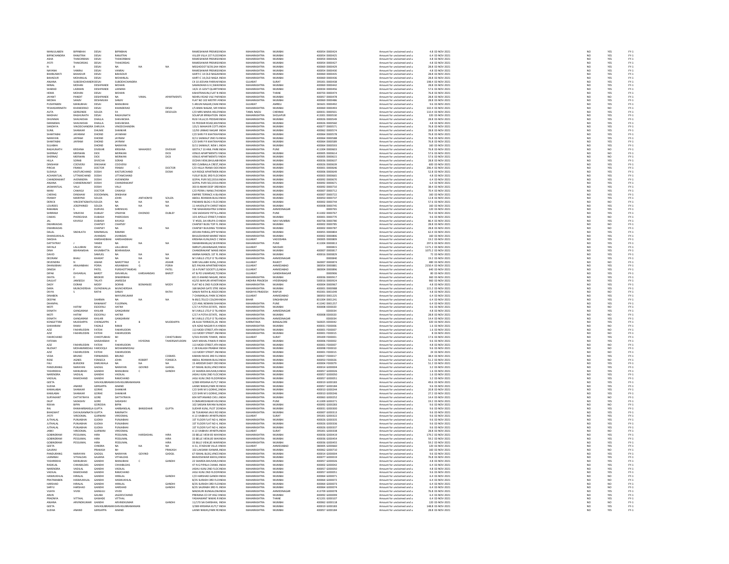| | | | | | | | | | | | | | | | | | |
|---|---|---|---|---|---|---|---|---|---|---|---|---|---|---|---|---|---|
| MANJULABEN | BIPINBHAI | DESAI | BIPINBHAI | | | RAMESHWAR PREMISE | INDIA | MAHARASHTRA | MUMBAI | 400054 | D000424 | Amount for unclaimed and u | 4.8 | 02-NOV-2021 | NO | YES | FY-1 |
| BIPINCHANDRA | RANJITRAI | DESAI | RANJITRAI | | | VILLER VILLA 1ST FLOO | INDIA | MAHARASHTRA | MUMBAI | 400054 | D000425 | Amount for unclaimed and u | 6.4 | 02-NOV-2021 | NO | YES | FY-1 |
| ASHA | THAKORBHAI | DESAI | THAKORBHAI | | | RAMESHWAR PREMISE | INDIA | MAHARASHTRA | MUMBAI | 400054 | D000426 | Amount for unclaimed and u | 4.8 | 02-NOV-2021 | NO | YES | FY-1 |
| JYOTI | THAKORDAS | DESAI | THAKORDAS | | | RAMESHWAR PREMISE | INDIA | MAHARASHTRA | MUMBAI | 400054 | D000427 | Amount for unclaimed and u | 4.8 | 02-NOV-2021 | NO | YES | FY-1 |
| N | B | DESAI | NA | NA | NA | MEGHDOOT B/39,SAH | INDIA | MAHARASHTRA | MUMBAI | 400069 | D000429 | Amount for unclaimed and u | 28.8 | 02-NOV-2021 | NO | YES | FY-1 |
| NAYANA | VANRAJ | DESAI | VANRAJ | | | RAMESHWAR PREMISE | INDIA | MAHARASHTRA | MUMBAI | 400054 | D000430 | Amount for unclaimed and u | 4.8 | 02-NOV-2021 | NO | YES | FY-1 |
| BHANUMATI | BAHADUR | DESAI | BAHADUR | | | AARTI C 14 OLD NAGA | INDIA | MAHARASHTRA | MUMBAI | 400069 | D000435 | Amount for unclaimed and u | 28.8 | 02-NOV-2021 | NO | YES | FY-1 |
| BAHADUR | MOHANLAL | DESAI | MOHANLAL | | | AARTI C 14,OLD NAGA | INDIA | MAHARASHTRA | MUMBAI | 400069 | D000436 | Amount for unclaimed and u | 28.8 | 02-NOV-2021 | NO | YES | FY-1 |
| ANJANA | SUBODHCHANDRA | DESAI | SUBODHCHANDRA | | | C4 10 JEEVAN PARIVAR | INDIA | GUJARAT | SURAT | 395001 | D000438 | Amount for unclaimed and u | 198.4 | 02-NOV-2021 | NO | YES | FY-1 |
| MINAL | MOHAN | DESHPANDE | MOHAN | | | SAMADHAN G IV,SWA | INDIA | MAHARASHTRA | MUMBAI | 400069 | D000442 | Amount for unclaimed and u | 28.8 | 02-NOV-2021 | NO | YES | FY-1 |
| SHARAD | LAXMAN | DESHPANDE | LAXMAN | | | 14/A 15 GOVT QUART | INDIA | MAHARASHTRA | MUMBAI | 400034 | D000456 | Amount for unclaimed and u | 57.6 | 02-NOV-2021 | NO | YES | FY-1 |
| HEMA | MOHAN | DESAI | MOHAN | | | KAHATRAKUNJ FLAT N | INDIA | MAHARASHTRA | THANE | 400703 | D000474 | Amount for unclaimed and u | 76.8 | 02-NOV-2021 | NO | YES | FY-1 |
| JAYANT | PANDIT | DESHPANDE | NA | VIMAL | APARTMENTS | NEHRU ROAD VILE PAR | INDIA | MAHARASHTRA | MUMBAI | 400057 | D000478 | Amount for unclaimed and u | 28.8 | 02-NOV-2021 | NO | NO | FY-1 |
| MEDHA | SANJIV | DESHMUKH | SANJIV | | | FLAT NO 102 MISTRY A | INDIA | MAHARASHTRA | MUMBAI | 400069 | D000486 | Amount for unclaimed and u | 28.8 | 02-NOV-2021 | NO | YES | FY-1 |
| PUSHPABEN | MANUBHAI | DESAI | MANUBHAI | | | 5 ARJUN NAGAR,CHAK | INDIA | GUJARAT | AMRELI | 365601 | D000492 | Amount for unclaimed and u | 9.6 | 02-NOV-2021 | NO | YES | FY-1 |
| YESHASHRIWATI | KHANDERAO | DESAI | KHANDERAO | | DESAI | 1/5 BIMA NAGAR, SIR | INDIA | MAHARASHTRA | MUMBAI | 400069 | D000493 | Amount for unclaimed and u | 102.4 | 02-NOV-2021 | NO | NO | FY-1 |
| ALITA | GERSONDE | SOUZA | FA | | DESOUZA | C/O MRS MARIA HELE | INDIA | TAMIL NADU | CHENNAI | 600031 | D000501 | Amount for unclaimed and u | 110.4 | 02-NOV-2021 | NO | YES | FY-1 |
| MADHAV | RAGHUNATH | DESAI | RAGHUNATH | | | SOLAPUR IRRIGATION | INDIA | MAHARASHTRA | SHOLAPUR | 413001 | D000530 | Amount for unclaimed and u | 320 | 02-NOV-2021 | NO | YES | FY-1 |
| DHUNMAI | SHAVAKSHA | DHALLA | SHAVAKSHA | | | RUSI VILLA,55 PEDDAR | INDIA | MAHARASHTRA | MUMBAI | 400026 | D000549 | Amount for unclaimed and u | 28.8 | 02-NOV-2021 | NO | YES | FY-1 |
| DARABSHA | SHAVAKSHA | DHALLA | SHAVAKSHA | | | 55 PEDDAR ROAD,MU | INDIA | MAHARASHTRA | MUMBAI | 400026 | D000560 | Amount for unclaimed and u | 4.8 | 02-NOV-2021 | NO | YES | FY-1 |
| SANDHYA | VINODCHANDRA | DHRUVA | VINODCHANDRA | | | 125/1 MAHAVIR COTT | INDIA | MAHARASHTRA | MUMBAI | 400077 | D000571 | Amount for unclaimed and u | 76.8 | 02-NOV-2021 | NO | YES | FY-1 |
| SUNIL | SHANKAR | DHUME | SHANKAR | | | 12/93 UNNAD NAGAR | INDIA | MAHARASHTRA | MUMBAI | 400062 | D000574 | Amount for unclaimed and u | 28.8 | 02-NOV-2021 | NO | YES | FY-1 |
| SHANTABAI | JAYARAM | DHOND | JAYARAM | | | C/O SHRI P R KHATKH | INDIA | MAHARASHTRA | MUMBAI | 400064 | D000578 | Amount for unclaimed and u | 76.8 | 02-NOV-2021 | NO | YES | FY-1 |
| NARAYAN | JAYRAM | DHOND | JAYRAM | | | D/11 SAIKALP 2ND FL | INDIA | MAHARASHTRA | MUMBAI | 400064 | D000588 | Amount for unclaimed and u | 76.8 | 02-NOV-2021 | NO | YES | FY-1 |
| SHANTABAI | JAYRAM | DHOND | JAYRAM | | | C/O SHRI P R KHATKH | INDIA | MAHARASHTRA | MUMBAI | 400064 | D000589 | Amount for unclaimed and u | 76.8 | 02-NOV-2021 | NO | YES | FY-1 |
| SULABHA | | DHOND | NARAYAN | | | D/11 SAIKALP, NEW L | INDIA | MAHARASHTRA | MUMBAI | 400064 | D000593 | Amount for unclaimed and u | 160 | 02-NOV-2021 | NO | YES | FY-1 |
| RAGHUNATH | KRISHNA | DIVEKAR | KRISHNA | MAHADEO | DIVEKAR | GEETA,T 10 ANIL PARK | INDIA | MAHARASHTRA | PUNE | 411004 | D000603 | Amount for unclaimed and u | 76.8 | 02-NOV-2021 | NO | NO | FY-1 |
| SHERNAZ | MERWAN | DICK | MERWAN | | DICK | VENUS APARTMENTS F | INDIA | MAHARASHTRA | MUMBAI | 400005 | D000614 | Amount for unclaimed and u | 57.6 | 02-NOV-2021 | NO | NO | FY-1 |
| SHERNAZ | MERWAN | DICK | MERWAN | | DICK | VENUS APARTMENTS F | INDIA | MAHARASHTRA | MUMBAI | 400005 | D000615 | Amount for unclaimed and u | 57.6 | 02-NOV-2021 | NO | NO | FY-1 |
| HILLA | SORAB | DIVECHA | SORAB | | | OCEAN VIEW, BHULAB | INDIA | MAHARASHTRA | MUMBAI | 400036 | D000637 | Amount for unclaimed and u | 28.8 | 02-NOV-2021 | NO | YES | FY-1 |
| DINSHAW | COOVERJI | DINSHAW | COOVERJI | | | 903 CUMBALLA CREST | INDIA | MAHARASHTRA | MUMBAI | 400026 | D000639 | Amount for unclaimed and u | 600 | 02-NOV-2021 | NO | YES | FY-1 |
| PIROJA | FRAMJI | DOCTOR | FRAMJI | C | DOCTOR | C/O HILLA FRAMJI DO | INDIA | MAHARASHTRA | MUMBAI | 400001 | D000646 | Amount for unclaimed and u | 206.4 | 02-NOV-2021 | NO | YES | FY-1 |
| SUSHILA | KASTURCHAND | DOSHI | KASTURCHAND | | DOSHI | A/4 RIDGE APARTMEN | INDIA | MAHARASHTRA | MUMBAI | 400006 | D000649 | Amount for unclaimed and u | 52.8 | 02-NOV-2021 | NO | YES | FY-1 |
| ACHARATLAL | UTTAMCHAND | DOSHI | UTTAMCHAND | | | YUSUF BLDG 3RD FLO | INDIA | MAHARASHTRA | MUMBAI | 400003 | D000665 | Amount for unclaimed and u | 4.8 | 02-NOV-2021 | NO | YES | FY-1 |
| CHANDRAKANT | AVENINDRA | DOSHI | AVENINDRA | | | GOPAL PURI 502,DOU | INDIA | MAHARASHTRA | MUMBAI | 400092 | D000670 | Amount for unclaimed and u | 6.4 | 02-NOV-2021 | NO | YES | FY-1 |
| ANJANA | CHANDRAKANT | DOSHI | CHANDRAKANT | | | GOPAL PURI 502,DOU | INDIA | MAHARASHTRA | MUMBAI | 400092 | D000671 | Amount for unclaimed and u | 6.4 | 02-NOV-2021 | NO | YES | FY-1 |
| JASWANTLAL | VALJI | DOSHI | VALJI | | | 303 B AMAR DEEP 3RD | INDIA | MAHARASHTRA | MUMBAI | 400092 | D000710 | Amount for unclaimed and u | 38.4 | 02-NOV-2021 | NO | YES | FY-1 |
| MANI | CAWASJI | DOCTOR | CAWASJI | | | C/O PERIN J NANJI,THE | INDIA | MAHARASHTRA | MUMBAI | 400007 | D000712 | Amount for unclaimed and u | 70.4 | 02-NOV-2021 | NO | YES | FY-1 |
| CHERAG | DINSHAW | DOODHMAL | DINSHAW | | | EMPIRE TERRACE A BU | INDIA | MAHARASHTRA | MUMBAI | 400007 | D000722 | Amount for unclaimed and u | 160 | 02-NOV-2021 | NO | YES | FY-1 |
| FRANKY | MARIYNO | SOUZA | JOHN | ANTHONYD | SOUZA | ABDUL REHMAN BUILD | INDIA | MAHARASHTRA | MUMBAI | 400050 | D000737 | Amount for unclaimed and u | 12.8 | 02-NOV-2021 | NO | YES | FY-1 |
| DERICK | VINCENTIGNATIUS | SOUZA | NA | NA | NA | PADAMSI BLDG II FLOO | INDIA | MAHARASHTRA | MUMBAI | 400002 | D000744 | Amount for unclaimed and u | 57.6 | 02-NOV-2021 | NO | NO | FY-1 |
| LOURDES | JOSEPHINED | SOUZA | NA | NA | NA | 11 HAVEN,6TH CHRIST | INDIA | MAHARASHTRA | MUMBAI | 400008 | D000745 | Amount for unclaimed and u | 160 | 02-NOV-2021 | NO | YES | FY-1 |
| RAMABAI | S | DURVAS | SHRINIVAS | | | THE MAHARASHTRA S | INDIA | MAHARASHTRA | AHMEDNAGAR | | D000765 | Amount for unclaimed and u | 120 | 02-NOV-2021 | NO | YES | FY-1 |
| SHRIRAM | VINAYAK | DUBLAY | VINAYAK | DHONDO | DUBLEY | 106 SADASHIV PETH,L | INDIA | MAHARASHTRA | PUNE | 411002 | D000767 | Amount for unclaimed and u | 70.4 | 02-NOV-2021 | NO | YES | FY-1 |
| CAWAS | PHEROJSHA | DUBASH | PHEROJSHA | | | 105 APOLLO STREET,F | INDIA | MAHARASHTRA | MUMBAI | 400001 | D000770 | Amount for unclaimed and u | 9.6 | 02-NOV-2021 | NO | NO | FY-1 |
| JAL | KAVASJI | DUBASH | KAVASJI | | | 'E' #503, SAI KRUPA CH | INDIA | MAHARASHTRA | NAVI MUMBAI | 400706 | D000780 | Amount for unclaimed and u | 86.4 | 02-NOV-2021 | NO | YES | FY-1 |
| DWARKADAS | | CHAPSEY | CHAPSEY | | | CHAPSEY BLDG TOP FL | INDIA | MAHARASHTRA | MUMBAI | 400002 | D000785 | Amount for unclaimed and u | 28.8 | 02-NOV-2021 | NO | NO | FY-1 |
| DWARKADAS | | CHAPSEY | NA | NA | NA | CHAPSEY BUILDING TO | INDIA | MAHARASHTRA | MUMBAI | 400002 | D000787 | Amount for unclaimed and u | 28.8 | 02-NOV-2021 | NO | NO | FY-1 |
| DALAL | SNEHLATA | RAMNIKLAL | RAMNIK | | | JEEVAN PARAG,OPP M | INDIA | MAHARASHTRA | MUMBAI | 400055 | D000804 | Amount for unclaimed and u | 62.4 | 02-NOV-2021 | NO | YES | FY-1 |
| DHANSUKHLAL | | JIVANDAS | JIVANDAS | | | BHULESHWAR MARKE | INDIA | MAHARASHTRA | MUMBAI | 400002 | D000806 | Amount for unclaimed and u | 160 | 02-NOV-2021 | NO | YES | FY-1 |
| DAKSHA | | HARSHADBHAI | HARSHADBHAI | | | KRISHNA KUNJ,RACE C | INDIA | GUJARAT | VADODARA | 390005 | D000809 | Amount for unclaimed and u | 19.2 | 02-NOV-2021 | NO | YES | FY-1 |
| DATTATRAY | J | VANDE | NA | NA | NA | SWABHIMAN,64/18 ER | INDIA | MAHARASHTRA | PUNE | 411004 | D000813 | Amount for unclaimed and u | 297.6 | 02-NOV-2021 | NO | YES | FY-1 |
| DAYALJI | LALLUBHAI | DESAI | LALLUBHAI | | | SMRUTI,ASHANAGAR, | INDIA | GUJARAT | NAVSARI | | D000815 | Amount for unclaimed and u | 1171.2 | 02-NOV-2021 | NO | YES | FY-1 |
| DINA | BEHRAMSHA | KHUMBATTA | BEHRAMSHA | | | CHANDRAKANT MANS | INDIA | MAHARASHTRA | MUMBAI | 400007 | D000817 | Amount for unclaimed and u | 1075.2 | 02-NOV-2021 | NO | YES | FY-1 |
| DAVID | | SAMUEL | NA | NA | NA | AMINA MANZIL 1ST FL | INDIA | MAHARASHTRA | MUMBAI | 400016 | D000829 | Amount for unclaimed and u | 72 | 02-NOV-2021 | NO | YES | FY-1 |
| DEORAM | BHAU | KHARAT | NA | NA | NA | M S MILLS LTD,P O TIL | INDIA | MAHARASHTRA | AHMEDNAGAR | | D000840 | Amount for unclaimed and u | 19.2 | 02-NOV-2021 | NO | YES | FY-1 |
| DEVENDRA | N | ASHAR | NAROTTAM | K | ASHAR | SHRI VALLABH KUNJ, | INDIA | GUJARAT | RAJKOT | 360007 | D000874 | Amount for unclaimed and u | 480 | 02-NOV-2021 | NO | NO | FY-1 |
| DHANJIBHAI | ARAJANBHAI | PORIA | ARAJANBHAI | G | PORIA | B/5 PAVAN APARTMEN | INDIA | GUJARAT | AHMEDABAD | 380054 | D000881 | Amount for unclaimed and u | 2150.4 | 02-NOV-2021 | NO | YES | FY-1 |
| DINESH | P | PATEL | PURSHOTTAMDAS | | PATEL | 10 A PUNIT SOCIETY,G | INDIA | GUJARAT | AHMEDABAD | 380004 | D000896 | Amount for unclaimed and u | 640 | 02-NOV-2021 | NO | YES | FY-1 |
| DIPAK | ISHVARLAL | BAROT | ISHVARLAL | KARSHANDAS | BAROT | AT & PO UWARSAD,TA | INDIA | GUJARAT | GANDHINAGAR | | D000906 | Amount for unclaimed and u | 80 | 02-NOV-2021 | NO | YES | FY-1 |
| DIXITA | D | BROKER | DINKERBHAI | | | 601 D ANAND NAGAR, | INDIA | MAHARASHTRA | MUMBAI | 400036 | D000917 | Amount for unclaimed and u | 360 | 02-NOV-2021 | NO | YES | FY-1 |
| DAULAT | JAMSEDJI | TALATI | JAMSEDJI | | | A2/55 MAYURI APART | INDIA | ANDHRA PRADESH | HYDERABAD | 500016 | D000924 | Amount for unclaimed and u | 960 | 02-NOV-2021 | NO | YES | FY-1 |
| DADY | DORAB | MODY | DORAB | BOMANJEE | MODY | FLAT NO 6 2ND FLOOR | INDIA | MAHARASHTRA | MUMBAI | 400004 | D000967 | Amount for unclaimed and u | 4.8 | 02-NOV-2021 | NO | YES | FY-1 |
| DARA | MUNCHERSHA | DLPADWALLA | MUNCHERSHA | | | 168 BAZAR GATE STRE | INDIA | MAHARASHTRA | MUMBAI | 400001 | D000988 | Amount for unclaimed and u | 115.2 | 02-NOV-2021 | NO | YES | FY-1 |
| DIVYA | S | RATHI | SANJIV | | RATHI | SANJIV RATHI & ASSO | INDIA | MADHYA PRADESH | RAIPUR | 492001 | D001049 | Amount for unclaimed and u | 4.8 | 02-NOV-2021 | NO | NO | FY-1 |
| DINABEN | | | MAYURKUMAR | | | 7 CHIMANLAL PARK SC | INDIA | GUJARAT | AHMEDABAD | 380050 | D001225 | Amount for unclaimed and u | 6.4 | 02-NOV-2021 | NO | YES | FY-1 |
| DEEPAK | | SHARMA | NA | NA | NA | N-89/2,TELCO COLON | INDIA | BIHAR | SINGHBHUM | 831004 | D001241 | Amount for unclaimed and u | 6.4 | 02-NOV-2021 | NO | YES | FY-1 |
| DHANPAL | | RANAWAT | FULERMAL | | | C/O ANIL NEMANI SHA | INDIA | MAHARASHTRA | PUNE | 411042 | D001257 | Amount for unclaimed and u | 6.4 | 02-NOV-2021 | NO | YES | FY-1 |
| MOTI | HATIM | ESOOFALI | HATIM | | | C/17 A POTIA ESTATE, | INDIA | MAHARASHTRA | MUMBAI | 400008 | E000020 | Amount for unclaimed and u | 9.6 | 02-NOV-2021 | NO | NO | FY-1 |
| EKNATH | GANGARAM | KHILARI | GANGARAM | | | M S MILLS LTD,P O TIL | INDIA | MAHARASHTRA | AHMEDNAGAR | | E000034 | Amount for unclaimed and u | 4.8 | 02-NOV-2021 | NO | YES | FY-1 |
| MOTI | HATIM | ESOOFALI | HATIM | | | C/17 A POTIA ESTATE, | INDIA | MAHARASHTRA | MUMBAI | 400008 | E000020 | Amount for unclaimed and u | 28.8 | 02-NOV-2021 | NO | NO | FY-1 |
| EKNATH | GANGARAM | KHILARI | GANGARAM | | | M S MILLS LTD,P O TIL | INDIA | MAHARASHTRA | AHMEDNAGAR | | E000034 | Amount for unclaimed and u | 14.4 | 02-NOV-2021 | NO | YES | FY-1 |
| KONGETTIRA | MUDDAPPA | CHENGAPPA | K | B | MUDDAPPA | 28 ALSA TERRACES,26 | INDIA | KARNATAKA | BANGALORE | 560025 | E000042 | Amount for unclaimed and u | 320 | 02-NOV-2021 | NO | YES | FY-1 |
| SAKHARAM | RAMJI | FADALE | RAMJI | | | 4/4 AZAD NAGAR R A | INDIA | MAHARASHTRA | MUMBAI | 400031 | F000006 | Amount for unclaimed and u | 1.6 | 02-NOV-2021 | NO | NO | FY-1 |
| AZIZ | FAKHRUDDIN | FATEHI | FAKHRUDDIN | | | 113 MODI STREET,4TH | INDIA | MAHARASHTRA | MUMBAI | 400001 | F000007 | Amount for unclaimed and u | 1.6 | 02-NOV-2021 | NO | NO | FY-1 |
| AZIZ | FAKHRUDDIN | FATEHI | FAKHRUDDIN | | | 113 MODY STREET 2N | INDIA | MAHARASHTRA | MUMBAI | 400001 | F000015 | Amount for unclaimed and u | 8 | 02-NOV-2021 | NO | NO | FY-1 |
| FAKIRCHAND | | CHHOTUBHAI | Mr | | CHHOTUBHAI | 5/501 RIVERS TOWER, | INDIA | GUJARAT | SURAT | 395009 | F000001 | Amount for unclaimed and u | 17.6 | 02-NOV-2021 | NO | YES | FY-1 |
| FATEMA | | AAISAHEBAH | H | HSYEDNA | TAHERSAIFUDDIN | SAIFI MAHAL PAWAI R | INDIA | MAHARASHTRA | MUMBAI | 400006 | F000002 | Amount for unclaimed and u | 9.6 | 02-NOV-2021 | NO | YES | FY-1 |
| AZIZ | FAKHRUDDIN | FATEHI | FAKHRUDDIN | | | 113 MODI STREET,4TH | INDIA | MAHARASHTRA | MUMBAI | 400001 | F000007 | Amount for unclaimed and u | 4.8 | 02-NOV-2021 | NO | NO | FY-1 |
| NUZHAT | MOHAMMEDALI | FAROOQUI | MOHAMMEDALI | | | C 28 KAILASH PRABHA | INDIA | MAHARASHTRA | MUMBAI | 400098 | F000010 | Amount for unclaimed and u | 9.6 | 02-NOV-2021 | NO | NO | FY-1 |
| AZIZ | FAKHRUDDIN | FATEHI | FAKHRUDDIN | | | 113 MODY STREET 2N | INDIA | MAHARASHTRA | MUMBAI | 400001 | F000015 | Amount for unclaimed and u | 24 | 02-NOV-2021 | NO | NO | FY-1 |
| VEDA | BRUNO | FERNANDES | BRUNO | | COSMES | KARANI NIVAS 3RD FL | INDIA | MAHARASHTRA | MUMBAI | 400027 | F000017 | Amount for unclaimed and u | 38.4 | 02-NOV-2021 | NO | YES | FY-1 |
| ROSE | AGNES | FONSECA | JOHN | ROBERT | FONSECA | ABDUL REHMAN BUILD | INDIA | MAHARASHTRA | MUMBAI | 400050 | F000026 | Amount for unclaimed and u | 51.2 | 02-NOV-2021 | NO | NO | FY-1 |
| FALI | BURJORJI | DARUWALA | NA | NA | NA | 15 ARDESIR DADY CRO | INDIA | MAHARASHTRA | MUMBAI | 400004 | F000079 | Amount for unclaimed and u | 51.2 | 02-NOV-2021 | NO | YES | FY-1 |
| PANDURANG | NARAYAN | GADGIL | NARAYAN | GOVIND | GADGIL | 67 ISMAIL BLDG,VINCE | INDIA | MAHARASHTRA | MUMBAI | 400014 | G000004 | Amount for unclaimed and u | 3.2 | 02-NOV-2021 | NO | YES | FY-1 |
| YASHRIKHA | MANUBHAI | GANDHI | MANUBHAI | C | GANDHI | 22 SHARDA BHUVAN,N | INDIA | MAHARASHTRA | MUMBAI | 400004 | G000026 | Amount for unclaimed and u | 1.6 | 02-NOV-2021 | NO | NO | FY-1 |
| NARENDRA | VADILAL | GANDHI | VADILAL | | | JASHU KUNJ 2ND FLOO | INDIA | MAHARASHTRA | MUMBAI | 400057 | G000050 | Amount for unclaimed and u | 1.6 | 02-NOV-2021 | NO | YES | FY-1 |
| VADILAL | RAMCHAND | GANDHI | RAMCHAND | | | JASU KUNJ 2ND FLOOR | INDIA | MAHARASHTRA | MUMBAI | 400057 | G000051 | Amount for unclaimed and u | 3.2 | 02-NOV-2021 | NO | YES | FY-1 |
| GEETA | | SHIVASUBRAMANIAN | SHIVASUBRAMANIAN | | | 3/389 KRISHNA KUTI,T | INDIA | MAHARASHTRA | MUMBAI | 400019 | G000183 | Amount for unclaimed and u | 49.6 | 02-NOV-2021 | NO | YES | FY-1 |
| SUDHA | ANAND | GERSAPPA | ANAND | | | LAXMI NIWAS,PARK R | INDIA | MAHARASHTRA | MUMBAI | 400057 | G000184 | Amount for unclaimed and u | 9.6 | 02-NOV-2021 | NO | YES | FY-1 |
| KAMALABAI | SHANKAR | GORHE | SHANKAR | | | C/O SHRI M S GORHE,2 | INDIA | MAHARASHTRA | MUMBAI | 400010 | G000244 | Amount for unclaimed and u | 20.8 | 02-NOV-2021 | NO | YES | FY-1 |
| KAMLABAI | SHANKAR | GORHE | SHANKAR | | | C/O SHRI M S GORHE,2 | INDIA | MAHARASHTRA | MUMBAI | 400010 | G000246 | Amount for unclaimed and u | 27.2 | 02-NOV-2021 | NO | YES | FY-1 |
| SURYAKANT | DATTATRAYA | GORE | DATTATRAYA | | | 604 NITYANAND CHS L | INDIA | MAHARASHTRA | MUMBAI | 400063 | G000252 | Amount for unclaimed and u | 14.4 | 02-NOV-2021 | NO | NO | FY-1 |
| DILIP | | GORE | SADASHIV | | | 9 OMKARESHWAR HSO | INDIA | MAHARASHTRA | PUNE | 411009 | G000271 | Amount for unclaimed and u | 19.2 | 02-NOV-2021 | NO | YES | FY-1 |
| REKHA | BIPIN | GORODIA | BIPIN | | | 102 SARJAN RAYANI N | INDIA | MAHARASHTRA | MUMBAI | 400092 | G000283 | Amount for unclaimed and u | 9.6 | 02-NOV-2021 | NO | NO | FY-1 |
| RAJ | RANIHARBANSLA | GUPTA | HARBANSLAL | BANSIDHAR | GUPTA | SUDHIR KUNJ, PLOT 2 | INDIA | MAHARASHTRA | MUMBAI | 400049 | G000300 | Amount for unclaimed and u | 9.6 | 02-NOV-2021 | NO | YES | FY-1 |
| BHAGWAT | DAYALRAMNATH | GUPTA | RAMNATH | | | 36 TUKARAM JAVJI RO | INDIA | MAHARASHTRA | MUMBAI | 400007 | G000313 | Amount for unclaimed and u | 9.6 | 02-NOV-2021 | NO | YES | FY-1 |
| JYOTI | VIRODMAL | GURNANI | VIRODMAL | | | A 13 VAIBHAV APARTM | INDIA | GUJARAT | SURAT | 395001 | G000322 | Amount for unclaimed and u | 9.6 | 02-NOV-2021 | NO | YES | FY-1 |
| JUTHALAL | PUNJABHAI | GUDKA | PUNJABHAI | | | 1ST FLOOR FLAT NO 4, | INDIA | MAHARASHTRA | MUMBAI | 400026 | G000335 | Amount for unclaimed and u | 9.6 | 02-NOV-2021 | NO | YES | FY-1 |
| JUTHALAL | PUNJABHAI | GUDKA | PUNJABHAI | | | 1ST FLOOR FLAT NO 4, | INDIA | MAHARASHTRA | MUMBAI | 400026 | G000336 | Amount for unclaimed and u | 9.6 | 02-NOV-2021 | NO | YES | FY-1 |
| JUTHALAL | PUNJABHAI | GUDKA | PUNJABHAI | | | 1ST FLOOR FLAT NO 4, | INDIA | MAHARASHTRA | MUMBAI | 400026 | G000337 | Amount for unclaimed and u | 9.6 | 02-NOV-2021 | NO | YES | FY-1 |
| JANKI | VIRODMAL | GURNANI | VIRODMAL | | | A 13 VAIBHAV APARTM | INDIA | GUJARAT | SURAT | 395001 | G000338 | Amount for unclaimed and u | 28.8 | 02-NOV-2021 | NO | NO | FY-1 |
| GOBINDRAM | PESSUMAL | HIRA | PESSUMAL | HARDASHAL | HIRA | 33 BELLE VIEW,85 WA | INDIA | MAHARASHTRA | MUMBAI | 400036 | G000419 | Amount for unclaimed and u | 179.2 | 02-NOV-2021 | NO | YES | FY-1 |
| GOBINDRAM | PESSUMAL | HIRA | PESSUMAL | | HIRA | 33 BELLE VIEW,85 WA | INDIA | MAHARASHTRA | MUMBAI | 400036 | G000454 | Amount for unclaimed and u | 59.2 | 02-NOV-2021 | NO | YES | FY-1 |
| GOBINDRAM | PESSUMAL | HIRA | PESSUMAL | | HIRA | 33 BELLE VIEW,85 WA | INDIA | MAHARASHTRA | MUMBAI | 400036 | G000455 | Amount for unclaimed and u | 59.2 | 02-NOV-2021 | NO | YES | FY-1 |
| GEETA | | CHNDRA | NA | NA | NA | A-51, STADIUM VILLA | INDIA | GUJARAT | AHMEDABAD | 380005 | G000660 | Amount for unclaimed and u | 120 | 02-NOV-2021 | NO | YES | FY-1 |
| GAURAV | | PRAKASH | Mr | | PRAKASH | 102 LAKSHMI ISHWAR | INDIA | MAHARASHTRA | MUMBAI | 400062 | G000710 | Amount for unclaimed and u | 160 | 02-NOV-2021 | NO | YES | FY-1 |
| PANDURANG | NARAYAN | GADGIL | NARAYAN | GOVIND | GADGIL | 67 ISMAIL BLDG,VINCE | INDIA | MAHARASHTRA | MUMBAI | 400014 | G000004 | Amount for unclaimed and u | 9.6 | 02-NOV-2021 | NO | YES | FY-1 |
| LAXMIBAI | VITHALDAS | GAJARIA | VITHALDAS | | | BHAVESHWAR MAYA | INDIA | MAHARASHTRA | MUMBAI | 400077 | G000019 | Amount for unclaimed and u | 76.8 | 02-NOV-2021 | NO | YES | FY-1 |
| YASHRIKHA | MANUBHAI | GANDHI | MANUBHAI | C | GANDHI | 22 SHARDA BHUVAN,N | INDIA | MAHARASHTRA | MUMBAI | 400004 | G000026 | Amount for unclaimed and u | 4.8 | 02-NOV-2021 | NO | YES | FY-1 |
| RASIKLAL | CHHABILDAS | GANDHI | CHHABILDAS | | | 47 N G PIPALA CHAWL | INDIA | MAHARASHTRA | MUMBAI | 400002 | G000042 | Amount for unclaimed and u | 6.4 | 02-NOV-2021 | NO | YES | FY-1 |
| NARENDRA | VADILAL | GANDHI | VADILAL | | | JASHU KUNJ 2ND FLOO | INDIA | MAHARASHTRA | MUMBAI | 400057 | G000050 | Amount for unclaimed and u | 4.8 | 02-NOV-2021 | NO | YES | FY-1 |
| VADILAL | RAMCHAND | GANDHI | RAMCHAND | | | JASU KUNJ 2ND FLOOR | INDIA | MAHARASHTRA | MUMBAI | 400057 | G000051 | Amount for unclaimed and u | 9.6 | 02-NOV-2021 | NO | YES | FY-1 |
| HASMUKHLAL | HIRALAL | GANDHI | HIRALAL | | GANDHI | C/O HARSHAD GANDH | INDIA | MAHARASHTRA | MUMBAI | 400064 | G000071 | Amount for unclaimed and u | 6.4 | 02-NOV-2021 | NO | YES | FY-1 |
| PRATIMABEN | HASMUKHLAL | GANDHI | HASMUKHLAL | | | B/35 SURABHI 3RD FLO | INDIA | MAHARASHTRA | MUMBAI | 400064 | G000072 | Amount for unclaimed and u | 6.4 | 02-NOV-2021 | NO | YES | FY-1 |
| HARSHAD | HIRALAL | GANDHI | HIRALAL | | GANDHI | B/35 SURABHI 3RD FLO | INDIA | MAHARASHTRA | MUMBAI | 400064 | G000073 | Amount for unclaimed and u | 6.4 | 02-NOV-2021 | NO | YES | FY-1 |
| SARYU | HARSHAD | GANDHI | HARSHAD | | GANDHI | B/35 SAURABH 3RD FL | INDIA | MAHARASHTRA | MUMBAI | 400064 | G000074 | Amount for unclaimed and u | 6.4 | 02-NOV-2021 | NO | NO | FY-1 |
| VIJAYA | VIVEK | GANGULI | VIVEK | | | MADHURI BUNGALOW | INDIA | MAHARASHTRA | AHMEDNAGAR | 413709 | G000078 | Amount for unclaimed and u | 76.8 | 02-NOV-2021 | NO | YES | FY-1 |
| ARUN | | GALIBA | JAGDEVCHAND | | | PRERANA CO OP HSG S | INDIA | MAHARASHTRA | MUMBAI | 400064 | G000099 | Amount for unclaimed and u | 6.4 | 02-NOV-2021 | NO | YES | FY-1 |
| PRADNYA | VITTHAL | GAWADE | VITTHAL | | | YASHAWANT NIWAS R | INDIA | MAHARASHTRA | THANE | 421201 | G000107 | Amount for unclaimed and u | 6.4 | 02-NOV-2021 | NO | YES | FY-1 |
| ANJANA | ARVINDKUMAR | GANDHI | ARVINDKUMAR | | GANDHI | 11/170 SAI DARSHAN, | INDIA | MAHARASHTRA | MUMBAI | 400062 | G000118 | Amount for unclaimed and u | 120 | 02-NOV-2021 | NO | NO | FY-1 |
| GEETA | | SHIVASUBRAMANIAN | SHIVASUBRAMANIAN | | | 3/389 KRISHNA KUTI,T | INDIA | MAHARASHTRA | MUMBAI | 400019 | G000183 | Amount for unclaimed and u | 148.8 | 02-NOV-2021 | NO | YES | FY-1 |
| SUDHA | ANAND | GERSAPPA | ANAND | | | LAXMI NIWAS,PARK R | INDIA | MAHARASHTRA | MUMBAI | 400057 | G000184 | Amount for unclaimed and u | 28.8 | 02-NOV-2021 | NO | YES | FY-1 |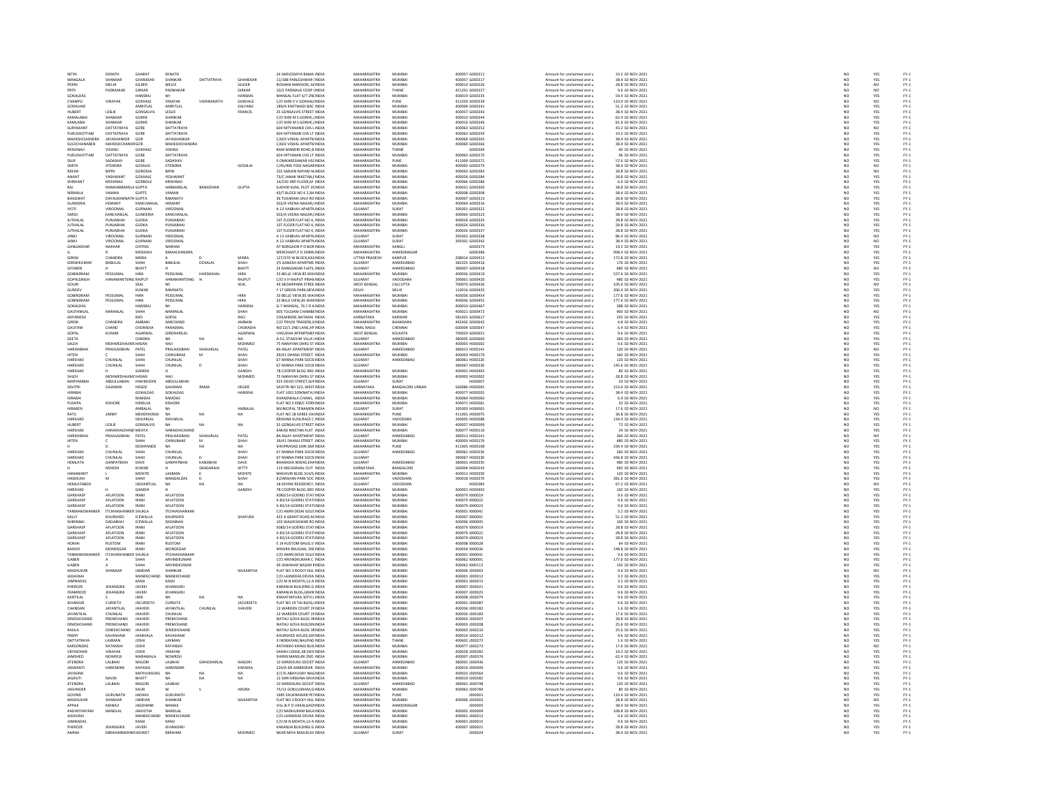| | | | | | | | | | | | | | | | | | |
|---|---|---|---|---|---|---|---|---|---|---|---|---|---|---|---|---|---|
| NITIN | EKNATH | GHARAT | EKNATH | | | 24 SARVODAYA BAMA | INDIA | MAHARASHTRA | MUMBAI | 400057 | G000211 | Amount for unclaimed and u | 19.2 | 02-NOV-2021 | NO | YES | FY-1 |
| MANGALA | SHANKAR | GHANEKAR | SHANKAR | DATTATRAYA | GHANEKAR | 11/188 PARLESHWAR I | INDIA | MAHARASHTRA | MUMBAI | 400057 | G000217 | Amount for unclaimed and u | 38.4 | 02-NOV-2021 | NO | YES | FY-1 |
| PERIN | MELHI | GILDER | MELHI | | GILDER | ROSHAN MANSION, 6 | INDIA | MAHARASHTRA | MUMBAI | 400014 | G000226 | Amount for unclaimed and u | 28.8 | 02-NOV-2021 | NO | NO | FY-1 |
| PRITI | PADMAKAR | GIRKAR | PADMAKAR | | GIRKAR | 10/2 PADMAJA COOP | INDIA | MAHARASHTRA | THANE | 421201 | G000227 | Amount for unclaimed and u | 9.6 | 02-NOV-2021 | NO | YES | FY-1 |
| GOKALDAS | | HANSRAJ | Mr | | HANSRAJ | MANGAL FLAT 6/7 2N | INDIA | MAHARASHTRA | MUMBAI | 400019 | G000235 | Amount for unclaimed and u | 54.4 | 02-NOV-2021 | NO | YES | FY-1 |
| CHAMPU | VINAYAK | GOKHALE | VINAYAK | VISHWANATH | GOKHALE | C/O SHRI V V GOKHAL | INDIA | MAHARASHTRA | PUNE | 411030 | G000239 | Amount for unclaimed and u | 110.4 | 02-NOV-2021 | NO | NO | FY-1 |
| GODAVARI | | AMRITLAL | AMRITLAL | | KALYANJI | 189/A KHETWADI BAC | INDIA | MAHARASHTRA | MUMBAI | 400004 | G000241 | Amount for unclaimed and u | 51.2 | 02-NOV-2021 | NO | YES | FY-1 |
| HUBERT | LESLIE | GONSALVIS | LESLIE | | FRANCIS | 35 GONSALVIS STREET | INDIA | MAHARASHTRA | MUMBAI | 400057 | G000243 | Amount for unclaimed and u | 38.4 | 02-NOV-2021 | NO | YES | FY-1 |
| KAMALABAI | SHANKAR | GORHE | SHANKAR | | | C/O SHRI M S GORHE, | INDIA | MAHARASHTRA | MUMBAI | 400010 | G000244 | Amount for unclaimed and u | 62.4 | 02-NOV-2021 | NO | YES | FY-1 |
| KAMLABAI | SHANKAR | GORHE | SHANKAR | | | C/O SHRI M S GORHE, | INDIA | MAHARASHTRA | MUMBAI | 400010 | G000246 | Amount for unclaimed and u | 81.6 | 02-NOV-2021 | NO | YES | FY-1 |
| SURYAKANT | DATTATRAYA | GORE | DATTATRAYA | | | 604 NITYANAND CHS L | INDIA | MAHARASHTRA | MUMBAI | 400063 | G000252 | Amount for unclaimed and u | 43.2 | 02-NOV-2021 | NO | NO | FY-1 |
| PURUSHOTTAM | DATTATRAYA | GORE | DATTATRAYA | | | 604 NITYANAN CHS LT | INDIA | MAHARASHTRA | MUMBAI | 400063 | G000259 | Amount for unclaimed and u | 19.2 | 02-NOV-2021 | NO | YES | FY-1 |
| MAHESHCHANDRA | JAYASHANKER | GOR | JAYASHANKAR | | | C/603 VISHAL APARTM | INDIA | MAHARASHTRA | MUMBAI | 400069 | G000265 | Amount for unclaimed and u | 38.4 | 02-NOV-2021 | NO | YES | FY-1 |
| SULOCHANABEN | MAHESHCHANDRA | GOR | MAHESHCHANDRA | | | C/603 VISHAL APARTM | INDIA | MAHARASHTRA | MUMBAI | 400069 | G000266 | Amount for unclaimed and u | 38.4 | 02-NOV-2021 | NO | YES | FY-1 |
| KRISHNAJI | VISHNU | GOKHALE | VISHNU | | | RAM MANDIR ROAD,B | INDIA | MAHARASHTRA | THANE | | G000269 | Amount for unclaimed and u | 40 | 02-NOV-2021 | NO | YES | FY-1 |
| PURUSHOTTAM | DATTATRAYA | GORE | DATTATRAYA | | | 604 NITYANAN CHS LT | INDIA | MAHARASHTRA | MUMBAI | 400063 | G000270 | Amount for unclaimed and u | 96 | 02-NOV-2021 | NO | YES | FY-1 |
| DILIP | SADASHIV | GORE | SADASHIV | | | 9 OMKARESHWAR HSI | INDIA | MAHARASHTRA | PUNE | 411009 | G000271 | Amount for unclaimed and u | 57.6 | 02-NOV-2021 | NO | YES | FY-1 |
| SMITA | JITENDRA | GOSALIA | JITENDRA | | GOSALIA | C/45/406 YOGI NAGAR | INDIA | MAHARASHTRA | MUMBAI | 400092 | G000279 | Amount for unclaimed and u | 38.4 | 02-NOV-2021 | NO | NO | FY-1 |
| REKHA | BIPIN | GORODIA | BIPIN | | | 102 SARJAN RAYANI N | INDIA | MAHARASHTRA | MUMBAI | 400092 | G000283 | Amount for unclaimed and u | 28.8 | 02-NOV-2021 | NO | NO | FY-1 |
| ANANT | YASHWANT | GOKHALE | YESHWANT | | | 73/C JANAK NIKETAN, | INDIA | MAHARASHTRA | MUMBAI | 400028 | G000284 | Amount for unclaimed and u | 28.8 | 02-NOV-2021 | NO | YES | FY-1 |
| SHRIKANT | KRISHNAJI | GODBOLE | KRISHNAJI | | | 14/230 3RD FLOOR,M | INDIA | MAHARASHTRA | MUMBAI | 400066 | G000286 | Amount for unclaimed and u | 6.4 | 02-NOV-2021 | NO | YES | FY-1 |
| RAJ | RANIHARBANSLA | GUPTA | HARBANSLAL | BANSIDHAR | GUPTA | SUDHIR KUNJ, PLOT 2C | INDIA | MAHARASHTRA | MUMBAI | 400031 | G000300 | Amount for unclaimed and u | 28.8 | 02-NOV-2021 | NO | YES | FY-1 |
| NIRMALA | VAMAN | GUPTE | VAMAN | | | 43/T BLOCK NO K 2,8A | INDIA | MAHARASHTRA | MUMBAI | 400008 | G000308 | Amount for unclaimed and u | 38.4 | 02-NOV-2021 | NO | YES | FY-1 |
| BHAGWAT | DAYALRAMNATH | GUPTA | RAMNATH | | | 36 TUKARAM JAVJI RO | INDIA | MAHARASHTRA | MUMBAI | 400007 | G000313 | Amount for unclaimed and u | 28.8 | 02-NOV-2021 | NO | YES | FY-1 |
| GUNDERIA | HEMANT | KANCHANLAL | HEMANT | | | 502/A VEENA NAGAR, | INDIA | MAHARASHTRA | MUMBAI | 400064 | G000316 | Amount for unclaimed and u | 38.4 | 02-NOV-2021 | NO | YES | FY-1 |
| JYOTI | VIROOMAL | GURNANI | VIROOMAL | | | A 13 VAIBHAV APARTN | INDIA | GUJARAT | SURAT | 395001 | G000322 | Amount for unclaimed and u | 28.8 | 02-NOV-2021 | NO | YES | FY-1 |
| SAROJ | KANCHANLAL | GUNDERIA | KANCHANLAL | | | 502/A VEENA NAGAR, | INDIA | MAHARASHTRA | MUMBAI | 400064 | G000323 | Amount for unclaimed and u | 38.4 | 02-NOV-2021 | NO | YES | FY-1 |
| JUTHALAL | PUNJABHAI | GUDKA | PUNJABHAI | | | 1ST FLOOR FLAT NO 4, | INDIA | MAHARASHTRA | MUMBAI | 400026 | G000335 | Amount for unclaimed and u | 28.8 | 02-NOV-2021 | NO | YES | FY-1 |
| JUTHALAL | PUNJABHAI | GUDKA | PUNJABHAI | | | 1ST FLOOR FLAT NO 4, | INDIA | MAHARASHTRA | MUMBAI | 400026 | G000336 | Amount for unclaimed and u | 28.8 | 02-NOV-2021 | NO | YES | FY-1 |
| JUTHALAL | PUNJABHAI | GUDKA | PUNJABHAI | | | 1ST FLOOR FLAT NO 4, | INDIA | MAHARASHTRA | MUMBAI | 400026 | G000337 | Amount for unclaimed and u | 28.8 | 02-NOV-2021 | NO | YES | FY-1 |
| JANKI | VIROOMAL | GURNANI | VIROOMAL | | | A 13 VAIBHAV APARTN | INDIA | GUJARAT | SURAT | 395001 | G000338 | Amount for unclaimed and u | 86.4 | 02-NOV-2021 | NO | NO | FY-1 |
| JANKI | VIROOMAL | GURNANI | VIROOMAL | | | A 13 VAIBHAV APARTN | INDIA | GUJARAT | SURAT | 395001 | G000342 | Amount for unclaimed and u | 38.4 | 02-NOV-2021 | NO | NO | FY-1 |
| GANGADHAR | NARHAR | CHITNIS | NARHAR | | | AT BORGAON P O BOR | INDIA | MAHARASHTRA | SANGLI | | G000375 | Amount for unclaimed and u | 19.2 | 02-NOV-2021 | NO | YES | FY-1 |
| G | R | MOKASHI | RAMACHANDRA | | | MERCHANT,P O SHRIR | INDIA | MAHARASHTRA | AHMEDNAGAR | | G000386 | Amount for unclaimed and u | 998.4 | 02-NOV-2021 | NO | YES | FY-1 |
| GIRISH | CHANDRA | MISRA | A | D | MISRA | 127/370 W BLOCK,KA | INDIA | UTTAR PRADESH | KANPUR | 208014 | G000413 | Amount for unclaimed and u | 172.8 | 02-NOV-2021 | NO | YES | FY-1 |
| GIRISHKUMAR | BABULAL | SHAH | BABULAL | DOSALAL | SHAH | I/5 GANESH APARTME | INDIA | GUJARAT | AHMEDABAD | 382325 | G000416 | Amount for unclaimed and u | 176 | 02-NOV-2021 | NO | YES | FY-1 |
| GITABEN | H | BHATT | H | | BHATT | 2E RANGSAGAR FLATS, | INDIA | GUJARAT | AHMEDABAD | 380007 | G000418 | Amount for unclaimed and u | 680 | 02-NOV-2021 | NO | NO | FY-1 |
| GOBINDRAM | PESSUMAL | HIRA | PESSUMAL | HARDASHAL | HIRA | 33 BELLE VIEW 85 WA | INDIA | MAHARASHTRA | MUMBAI | 400036 | G000419 | Amount for unclaimed and u | 537.6 | 02-NOV-2021 | NO | YES | FY-1 |
| GOPALSINGH | HANAMANTSING | RAJPUT | HANAMANTSING | N | RAJPUT | C/O V H RAJPUT PIRAM | INDIA | GUJARAT | VADODARA | 390001 | G000420 | Amount for unclaimed and u | 480 | 02-NOV-2021 | NO | YES | FY-1 |
| GOURI | | SEAL | Mr | | SEAL | 44 SIKDARPARA STREE | INDIA | WEST BENGAL | CALCUTTA | 700070 | G000430 | Amount for unclaimed and u | 105.6 | 02-NOV-2021 | NO | NO | FY-1 |
| GURDEV | | KUMAR | RAMNATH | | | Y 17 GREEN PARK,NEW | INDIA | DELHI | DELHI | 110016 | G000435 | Amount for unclaimed and u | 206.4 | 02-NOV-2021 | NO | YES | FY-1 |
| GOBINDRAM | PESSUMAL | HIRA | PESSUMAL | | HIRA | 33 BELLE VIEW,85 WA | INDIA | MAHARASHTRA | MUMBAI | 400036 | G000454 | Amount for unclaimed and u | 177.6 | 02-NOV-2021 | NO | YES | FY-1 |
| GOBINDRAM | PESSUMAL | HIRA | PESSUMAL | | HIRA | 33 BELLE VIEW,85 WA | INDIA | MAHARASHTRA | MUMBAI | 400036 | G000455 | Amount for unclaimed and u | 177.6 | 02-NOV-2021 | NO | YES | FY-1 |
| GOKALDAS | | HANSRAJ | Mr | | HANSRAJ | G-7 MANGAL, 76 C R A | INDIA | MAHARASHTRA | MUMBAI | 400019 | G000467 | Amount for unclaimed and u | 288 | 02-NOV-2021 | NO | YES | FY-1 |
| GAUTAMLAL | NARANLAL | SHAH | NARANLAL | | SHAH | 605 TULSIANI CHAMBE | INDIA | MAHARASHTRA | MUMBAI | 400021 | G000472 | Amount for unclaimed and u | 960 | 02-NOV-2021 | NO | NO | FY-1 |
| GNYANESH | | RAO | GOPAL | | RAO | CHEMIKERE,NATARAJ | INDIA | KARNATAKA | KARWAR | 581401 | G000617 | Amount for unclaimed and u | 320 | 02-NOV-2021 | NO | YES | FY-1 |
| GIRISH | CHANDRA | AMBANI | AMICHAND | | AMBANI | C/O TRIVOI TRADERS, | INDIA | MAHARASHTRA | BHANDARA | 442402 | G000642 | Amount for unclaimed and u | 4.8 | 02-NOV-2021 | NO | YES | FY-1 |
| GAUTAM | CHAND | CHORADIA | PARASMAL | | CHORADIA | NO 22/1 2ND LANE,AP | INDIA | TAMIL NADU | CHENNAI | 600004 | G000647 | Amount for unclaimed and u | 6.4 | 02-NOV-2021 | NO | YES | FY-1 |
| GOPAL | KUMAR | AGARWAL | GIRDHARILAL | | AGARWAL | VASUDHA APPARTMEN | INDIA | WEST BENGAL | KOLKATA | 700059 | G000651 | Amount for unclaimed and u | 9.6 | 02-NOV-2021 | NO | YES | FY-1 |
| GEETA | | CHINDRA | NA | NA | NA | A-51, STADIUM VILLA | INDIA | GUJARAT | AHMEDABAD | 380005 | G000660 | Amount for unclaimed and u | 360 | 02-NOV-2021 | NO | YES | FY-1 |
| SALEH | MOHMEDHAIMIC | HASAN | HAJI | | MOHMED | 75 NARAYAN DHRU ST | INDIA | MAHARASHTRA | MUMBAI | 400003 | H000002 | Amount for unclaimed and u | 9.6 | 02-NOV-2021 | NO | YES | FY-1 |
| HARISHBHAI | PRAHLADBHAI | PATEL | PRALHADBHAI | SHAKARLAL | PATEL | 8A NILAY APARTMENT | INDIA | GUJARAT | AHMEDABAD | 380013 | H000141 | Amount for unclaimed and u | 120 | 02-NOV-2021 | NO | NO | FY-1 |
| HITEN | C | SHAH | CHINUBHAE | M | SHAH | 39/41 DHANJI STREET | INDIA | MAHARASHTRA | MUMBAI | 400003 | H000179 | Amount for unclaimed and u | 160 | 02-NOV-2021 | NO | YES | FY-1 |
| HARSHAD | CHUNILAL | SHAH | CHUNILAL | | SHAH | 67 RANNA PARK SOCIE | INDIA | GUJARAT | AHMEDABAD | 380061 | H000220 | Amount for unclaimed and u | 120 | 02-NOV-2021 | NO | YES | FY-1 |
| HARSHAD | CHUNILAL | SHAH | CHUNILAL | D | SHAH | 67 RANNA PARK SOCIE | INDIA | GUJARAT | | 380067 | H000230 | Amount for unclaimed and u | 145.6 | 02-NOV-2021 | NO | YES | FY-1 |
| HARSHAD | H | GANDHI | H | | GANDHI | 78 COOPER BLDG 3RD | INDIA | MAHARASHTRA | MUMBAI | 400001 | H000492 | Amount for unclaimed and u | 80 | 02-NOV-2021 | NO | YES | FY-1 |
| SALEH | MOHMEDHAIMIC | HASAN | HAJI | | MOHMED | 75 NARAYAN DHRU ST | INDIA | MAHARASHTRA | MUMBAI | 400003 | H000002 | Amount for unclaimed and u | 28.8 | 02-NOV-2021 | NO | YES | FY-1 |
| MARIYAMBAI | ABDULLABHAI | HAKIMUDIN | ABDULLABHAI | | | 925 DEVDI STREET,SUF | INDIA | GUJARAT | SURAT | | H000007 | Amount for unclaimed and u | 32 | 02-NOV-2021 | NO | YES | FY-1 |
| SAVITRI | GAJANAN | HEGDE | GAJANAN | RAMA | HEGDE | SAVITRI NO 322, WEST | INDIA | KARNATAKA | BANGALORE URBAN | 560086 | H000045 | Amount for unclaimed and u | 153.6 | 02-NOV-2021 | NO | YES | FY-1 |
| HIRABAI | | GOKALDAS | GOKALDAS | | HANSRAJ | FLAT 1001 SOMNATH, | INDIA | MAHARASHTRA | MUMBAI | 400077 | H000055 | Amount for unclaimed and u | 38.4 | 02-NOV-2021 | NO | YES | FY-1 |
| HIRABAI | | RAMDAS | RAMDAS | | | KHANDWALA CHAWL, | INDIA | MAHARASHTRA | MUMBAI | 400064 | H000060 | Amount for unclaimed and u | 6.4 | 02-NOV-2021 | NO | YES | FY-1 |
| PUSHPA | KISHORE | HINDUJA | KISHORE | | | FLAT NO 3 40B/C FORV | INDIA | MAHARASHTRA | MUMBAI | 400071 | H000061 | Amount for unclaimed and u | 32 | 02-NOV-2021 | NO | YES | FY-1 |
| HIRABEN | | AMBALAL | Mr | | AMBALAL | MUNICIPAL TENAMEN | INDIA | GUJARAT | SURAT | 395003 | H000065 | Amount for unclaimed and u | 17.6 | 02-NOV-2021 | NO | NO | FY-1 |
| RATU | JIMMY | MEHERHOMJI | NA | NA | NA | FLAT NO 18 SHREE VA | INDIA | MAHARASHTRA | PUNE | 411001 | H000075 | Amount for unclaimed and u | 36.8 | 02-NOV-2021 | NO | YES | FY-1 |
| HARSHAD | | ISHVARLAL | ISHVARLAL | | | KRISHNA KUNJ RACE C | INDIA | GUJARAT | VADODARA | 390005 | H000088 | Amount for unclaimed and u | 134.4 | 02-NOV-2021 | NO | YES | FY-1 |
| HUBERT | LESLIE | GONSALVIS | NA | NA | NA | 35 GONSALVIS STREET | INDIA | MAHARASHTRA | MUMBAI | 400057 | H000099 | Amount for unclaimed and u | 72 | 02-NOV-2021 | NO | YES | FY-1 |
| HARSHAD | HARAKHACHAND | MEHTA | HARAKHACHAND | | | KAKAD NIKETAN FLAT | INDIA | MAHARASHTRA | MUMBAI | 400077 | H000110 | Amount for unclaimed and u | 24 | 02-NOV-2021 | NO | YES | FY-1 |
| HARISHBHAI | PRAHLADBHAI | PATEL | PRALHADBHAI | SHAKARLAL | PATEL | 8A NILAY APARTMENT | INDIA | GUJARAT | AHMEDABAD | 380013 | H000141 | Amount for unclaimed and u | 360 | 02-NOV-2021 | NO | NO | FY-1 |
| HITEN | C | SHAH | CHINUBHAE | M | SHAH | 39/41 DHANJI STREET | INDIA | MAHARASHTRA | MUMBAI | 400003 | H000179 | Amount for unclaimed and u | 480 | 02-NOV-2021 | NO | YES | FY-1 |
| H | D | DESHPANDE | NA | NA | NA | SHIVPRASAD,SHRI SAR | INDIA | MAHARASHTRA | PUNE | 411005 | H000198 | Amount for unclaimed and u | 230.4 | 02-NOV-2021 | NO | YES | FY-1 |
| HARSHAD | CHUNILAL | SHAH | CHUNILAL | | SHAH | 67 RANNA PARK SOCIE | INDIA | GUJARAT | AHMEDABAD | 380061 | H000220 | Amount for unclaimed and u | 360 | 02-NOV-2021 | NO | YES | FY-1 |
| HARSHAD | CHUNILAL | SHAH | CHUNILAL | D | SHAH | 67 RANNA PARK SOCIE | INDIA | GUJARAT | | 380067 | H000230 | Amount for unclaimed and u | 436.8 | 02-NOV-2021 | NO | YES | FY-1 |
| HEMLATA | GANPATBHAI | DAVE | GANPATBHAI | KANJIBHAI | DAVE | BHARADIA NIWAS,KHA | INDIA | GUJARAT | AHMEDABAD | 380001 | H000235 | Amount for unclaimed and u | 480 | 02-NOV-2021 | NO | YES | FY-1 |
| H | NSHESH | KUMAR | H | SNAGARAJA | SETTY | 113 NEELMAHAL OUT | INDIA | KARNATAKA | BANGALORE | 560004 | H000243 | Amount for unclaimed and u | 960 | 02-NOV-2021 | NO | YES | FY-1 |
| HANAMANT | L | MOHITE | LAXMAN | K | MOHITE | MAHAVIR BLDG 314/5 | INDIA | MAHARASHTRA | MUMBAI | 400013 | H000259 | Amount for unclaimed and u | 120 | 02-NOV-2021 | NO | YES | FY-1 |
| HASMUKH | M | SHAH | MANGALDAS | D | SHAH | 8,DARSHAN PARK SOC | INDIA | GUJARAT | VADODARA | 390018 | H000270 | Amount for unclaimed and u | 281.6 | 02-NOV-2021 | NO | YES | FY-1 |
| HEMLATABEN | | JASVANTLAL | NA | NA | NA | 18-DIVINE RESIDENCY, | INDIA | GUJARAT | VADODARA | | H000284 | Amount for unclaimed and u | 67.2 | 02-NOV-2021 | NO | NO | FY-1 |
| HARSHAD | H | GANDHI | H | | GANDHI | 78 COOPER BLDG 3RD | INDIA | MAHARASHTRA | MUMBAI | 400001 | H000492 | Amount for unclaimed and u | 160 | 02-NOV-2021 | NO | YES | FY-1 |
| GARSHASP | AFLATOON | IRANI | AFLATOON | | | X083/14 GODREJ STAT | INDIA | MAHARASHTRA | MUMBAI | 400079 | I000019 | Amount for unclaimed and u | 9.6 | 02-NOV-2021 | NO | YES | FY-1 |
| GARSHASP | AFLATOON | IRANI | AFLATOON | | | X-83/14 GODREJ STATI | INDIA | MAHARASHTRA | MUMBAI | 400079 | I000022 | Amount for unclaimed and u | 9.6 | 02-NOV-2021 | NO | YES | FY-1 |
| GARSHASP | AFLATOON | IRANI | AFLATOON | | | X-83/14 GODREJ STATI | INDIA | MAHARASHTRA | MUMBAI | 400079 | I000023 | Amount for unclaimed and u | 9.6 | 02-NOV-2021 | NO | YES | FY-1 |
| TANMANISHANKER | ITCHHASHANKER | SHUKLA | ITCHHASHANKAR | | | C/O AMIN DESAI SOLIC | INDIA | MAHARASHTRA | MUMBAI | 400001 | I000041 | Amount for unclaimed and u | 3.2 | 02-NOV-2021 | NO | YES | FY-1 |
| KALLY | KHURSHED | ICEWALLA | KHURSHED | | SHAPURJI | 422 A GRANT ROAD,M | INDIA | MAHARASHTRA | MUMBAI | 400007 | I000001 | Amount for unclaimed and u | 51.2 | 02-NOV-2021 | NO | YES | FY-1 |
| SHIRINBAI | DADABHAI | ICEWALLA | DADABHAI | | | 103 WALKESHWAR RO | INDIA | MAHARASHTRA | MUMBAI | 400006 | I000005 | Amount for unclaimed and u | 160 | 02-NOV-2021 | NO | YES | FY-1 |
| GARSHASP | AFLATOON | IRANI | AFLATOON | | | X083/14 GODREJ STAT | INDIA | MAHARASHTRA | MUMBAI | 400079 | I000019 | Amount for unclaimed and u | 28.8 | 02-NOV-2021 | NO | YES | FY-1 |
| GARSHASP | AFLATOON | IRANI | AFLATOON | | | X-83/14 GODREJ STATI | INDIA | MAHARASHTRA | MUMBAI | 400079 | I000022 | Amount for unclaimed and u | 28.8 | 02-NOV-2021 | NO | YES | FY-1 |
| GARSHASP | AFLATOON | IRANI | AFLATOON | | | X-83/14 GODREJ STATI | INDIA | MAHARASHTRA | MUMBAI | 400079 | I000023 | Amount for unclaimed and u | 28.8 | 02-NOV-2021 | NO | YES | FY-1 |
| HOMAI | RUSTOM | IRANI | RUSTOM | | | E 14 RUSTOM BAUG,V | INDIA | MAHARASHTRA | MUMBAI | 400008 | I000028 | Amount for unclaimed and u | 64 | 02-NOV-2021 | NO | YES | FY-1 |
| BANOO | MONDEGAR | IRANI | MONDEGAR | | | MISHRA BHUGAN, 2N | INDIA | MAHARASHTRA | MUMBAI | 400034 | I000036 | Amount for unclaimed and u | 148.8 | 02-NOV-2021 | NO | YES | FY-1 |
| TANMANISHANKER | ITCHHASHANKER | SHUKLA | ITCHHASHANKAR | | | C/O AMIN DESAI SOLIC | INDIA | MAHARASHTRA | MUMBAI | 400001 | I000041 | Amount for unclaimed and u | 9.6 | 02-NOV-2021 | NO | YES | FY-1 |
| ILABEN | A | SHAH | ARVINDKUMAR | | | C/O ARVINDKUMAR C | INDIA | MAHARASHTRA | MUMBAI | 400062 | I000091 | Amount for unclaimed and u | 177.6 | 02-NOV-2021 | NO | YES | FY-1 |
| ILABEN | A | SHAH | ARVINDKUMAR | | | 49 JAWAHAR NAGAR R | INDIA | MAHARASHTRA | MUMBAI | 400062 | I000113 | Amount for unclaimed and u | 192 | 02-NOV-2021 | NO | YES | FY-1 |
| MADHUKAR | SHANKAR | JAMDAR | SHANKAR | | NILKANTHA | FLAT NO 3 ROCKY HILL | INDIA | MAHARASHTRA | MUMBAI | 400006 | J000002 | Amount for unclaimed and u | 9.6 | 02-NOV-2021 | NO | NO | FY-1 |
| JADAVBAI | | MANEKCHAND | MANEKCHAND | | | C/O LAXMIDAS DEVKA | INDIA | MAHARASHTRA | MUMBAI | 400001 | J000012 | Amount for unclaimed and u | 3.2 | 02-NOV-2021 | NO | YES | FY-1 |
| JAMNADAS | | KANJI | KANJI | | | C/O M N MOHTA,12-A | INDIA | MAHARASHTRA | MUMBAI | 400001 | J000015 | Amount for unclaimed and u | 3.2 | 02-NOV-2021 | NO | YES | FY-1 |
| PHEROZE | JEHANGIRJI | JAVERI | JEHANGIRJI | | | KARANJIA BUILDING G | INDIA | MAHARASHTRA | MUMBAI | 400007 | J000021 | Amount for unclaimed and u | 9.6 | 02-NOV-2021 | NO | YES | FY-1 |
| FRAMROZE | JEHANGIRJI | JAVERI | JEHANGIRJI | | | KARANJIA BLDG,GRAN | INDIA | MAHARASHTRA | MUMBAI | 400007 | J000025 | Amount for unclaimed and u | 9.6 | 02-NOV-2021 | NO | YES | FY-1 |
| KANTILAL | S | JAIN | NA | NA | NA | KAMATHIPURA 10TH L | INDIA | MAHARASHTRA | MUMBAI | 400008 | J000079 | Amount for unclaimed and u | 9.6 | 02-NOV-2021 | NO | YES | FY-1 |
| JEHANGIR | CURSETJI | JACURSETJI | CURSETJI | | JACURSETJI | FLAT NO 19 TAJ BLDG, | INDIA | MAHARASHTRA | MUMBAI | 400001 | J000087 | Amount for unclaimed and u | 9.6 | 02-NOV-2021 | NO | YES | FY-1 |
| CHANDAN | JAYANTILAL | JHAVERI | JAYANTILAL | CHUNILAL | JHAVERI | 13 WARDEN COURT 2N | INDIA | MAHARASHTRA | MUMBAI | 400036 | J000182 | Amount for unclaimed and u | 1.6 | 02-NOV-2021 | NO | YES | FY-1 |
| JAYANTILAL | CHUNILAL | JHAVERI | CHUNILAL | | | 13 WARDEN COURT 2N | INDIA | MAHARASHTRA | MUMBAI | 400036 | J000183 | Amount for unclaimed and u | 17.6 | 02-NOV-2021 | NO | YES | FY-1 |
| DINESHCHAND | PREMCHAND | JHAVERI | PREMCHAND | | | NATHU GOVA BLDG 38 | INDIA | MAHARASHTRA | MUMBAI | 400003 | J000207 | Amount for unclaimed and u | 28.8 | 02-NOV-2021 | NO | YES | FY-1 |
| DINESHCHAND | PREMCHAND | JHAVERI | PREMCHAND | | | NATHU GOVA BUILDIN | INDIA | MAHARASHTRA | MUMBAI | 400003 | J000208 | Amount for unclaimed and u | 25.6 | 02-NOV-2021 | NO | YES | FY-1 |
| RASILA | DINESHCHAND | JHAVERI | DINESHCHAND | | | NATHU GOVA BLDG 38 | INDIA | MAHARASHTRA | MUMBAI | 400003 | J000210 | Amount for unclaimed and u | 25.6 | 02-NOV-2021 | NO | YES | FY-1 |
| FIRDIV | KAVASHAW | JHABVALA | KAVASHAW | | | KHURSHED HOUSE,69 | INDIA | MAHARASHTRA | MUMBAI | 400014 | J000212 | Amount for unclaimed and u | 9.6 | 02-NOV-2021 | NO | YES | FY-1 |
| DATTATRAYA | LAXMAN | JOSHI | LAXMAN | | | 3 INDRAYANI,NAUPAD | INDIA | MAHARASHTRA | THANE | 400602 | J000272 | Amount for unclaimed and u | 1.6 | 02-NOV-2021 | NO | YES | FY-1 |
| KARSONDAS | RATANSHI | JOSHI | RATANSHI | | | RATANSHI KHIMJI BUIL | INDIA | MAHARASHTRA | MUMBAI | 400077 | J000273 | Amount for unclaimed and u | 17.6 | 02-NOV-2021 | NO | NO | FY-1 |
| VIDYADHAR | VINAYAK | JOSHI | VINAYAK | | | SARAH LODGE,48 SHIV | INDIA | MAHARASHTRA | MUMBAI | 400028 | J000282 | Amount for unclaimed and u | 19.2 | 02-NOV-2021 | NO | YES | FY-1 |
| JAMSHED | NOWROJI | MARAWALA | NOWROJI | | | SHIRIN MANSURI 2ND | INDIA | MAHARASHTRA | MUMBAI | 400007 | J000376 | Amount for unclaimed and u | 62.4 | 02-NOV-2021 | NO | YES | FY-1 |
| JITENDRA | LALBHAI | NAGORI | LALBHAI | GIRADHARLAL | NAGORI | 10 SHREEKUNJ SOCIET | INDIA | GUJARAT | AHMEDABAD | 380001 | J000436 | Amount for unclaimed and u | 120 | 02-NOV-2021 | NO | YES | FY-1 |
| JASWANTI | HARENDRA | KAPADIA | HARENDRA | | KAPADIA | 220/A DR AMBEDKAR | INDIA | MAHARASHTRA | MUMBAI | 400014 | J000499 | Amount for unclaimed and u | 9.6 | 02-NOV-2021 | NO | YES | FY-1 |
| JAYASINH | | MATHURADAS | NA | NA | NA | 3/176 ABHYUDAY NAG | INDIA | MAHARASHTRA | MUMBAI | 400033 | J000564 | Amount for unclaimed and u | 9.6 | 02-NOV-2021 | NO | YES | FY-1 |
| JAGRUTI | NAVIN | BHATT | NA | NA | NA | 12 SHRI KRISHNA NIVA | INDIA | MAHARASHTRA | MUMBAI | 400019 | J000582 | Amount for unclaimed and u | 9.6 | 02-NOV-2021 | NO | YES | FY-1 |
| JITENDRA | LALBHAI | NAGORI | LALBHAI | | | 10 SHREEKUNJ SOCIET | INDIA | GUJARAT | AHMEDABAD | 380001 | J000748 | Amount for unclaimed and u | 120 | 02-NOV-2021 | NO | YES | FY-1 |
| JASVINDER | | KAUR | M | S | ARORA | 75/13 GOKULDHAM,G | INDIA | MAHARASHTRA | MUMBAI | 400063 | J000784 | Amount for unclaimed and u | 80 | 02-NOV-2021 | NO | YES | FY-1 |
| GOVIND | GURUNATH | JADHAV | GURUNATH | | | 1685 SHUKRAWAR PET | INDIA | MAHARASHTRA | PUNE | | J000001 | Amount for unclaimed and u | 110.4 | 02-NOV-2021 | NO | YES | FY-1 |
| MADHUKAR | SHANKAR | JAMDAR | SHANKAR | | NILKANTHA | FLAT NO 3 ROCKY HILL | INDIA | MAHARASHTRA | MUMBAI | 400006 | J000002 | Amount for unclaimed and u | 28.8 | 02-NOV-2021 | NO | NO | FY-1 |
| APPAJI | MANAJI | JAGDHANE | MANAJI | | | VILL & P O UKKALGAO | INDIA | MAHARASHTRA | AHMEDNAGAR | | J000005 | Amount for unclaimed and u | 38.4 | 02-NOV-2021 | NO | YES | FY-1 |
| RADHEYSHYAM | NANDLAL | JAKHOTIA | NANDLAL | | | C/O NADHURAM BALA | INDIA | MAHARASHTRA | MUMBAI | 400002 | J000009 | Amount for unclaimed and u | 108.8 | 02-NOV-2021 | NO | YES | FY-1 |
| JADAVBAI | | MANEKCHAND | MANEKCHAND | | | C/O LAXMIDAS DEVKA | INDIA | MAHARASHTRA | MUMBAI | 400001 | J000012 | Amount for unclaimed and u | 9.6 | 02-NOV-2021 | NO | YES | FY-1 |
| JAMNADAS | | KANJI | KANJI | | | C/O M N MOHTA,12-A | INDIA | MAHARASHTRA | MUMBAI | 400001 | J000015 | Amount for unclaimed and u | 9.6 | 02-NOV-2021 | NO | YES | FY-1 |
| PHEROZE | JEHANGIRJI | JAVERI | JEHANGIRJI | | | KARANJIA BUILDING G | INDIA | MAHARASHTRA | MUMBAI | 400007 | J000021 | Amount for unclaimed and u | 28.8 | 02-NOV-2021 | NO | YES | FY-1 |
| AMINA | EBRAHIMMOHMI | JADWET | EBRAHIM | | MOHMED | NEAR MIYA MASJID,M | INDIA | GUJARAT | SURAT | | J000024 | Amount for unclaimed and u | 38.4 | 02-NOV-2021 | NO | YES | FY-1 |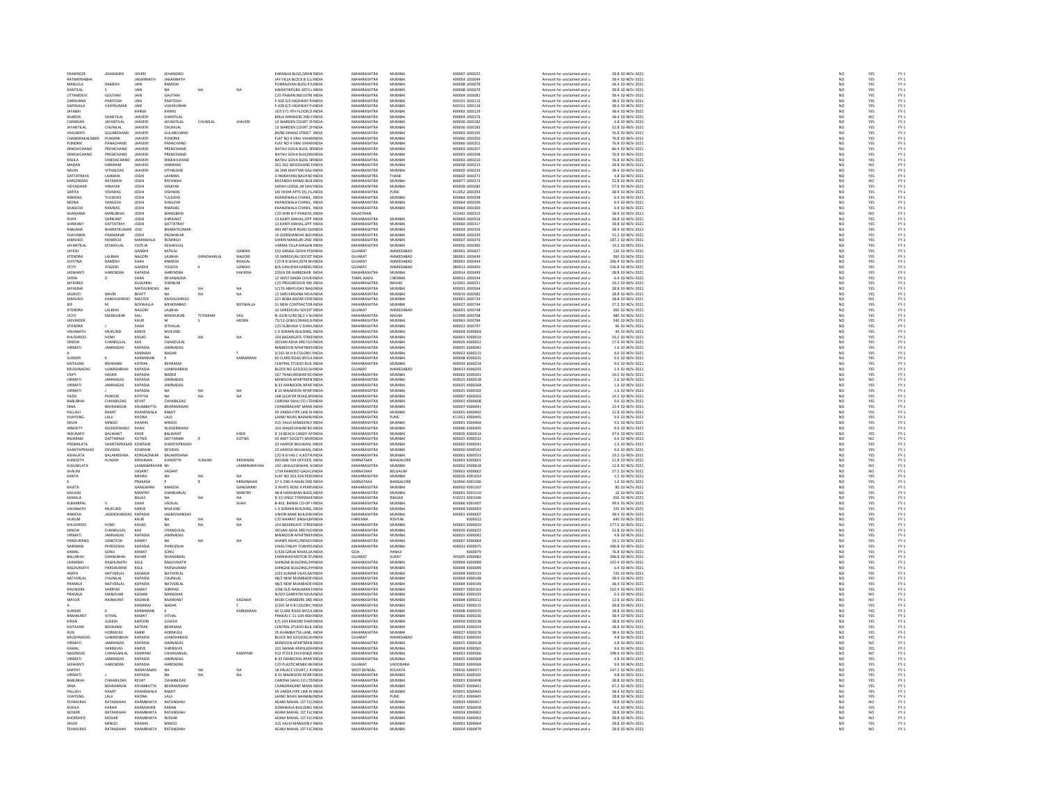| | | | | | | | | | | | | | | | | | |
|---|---|---|---|---|---|---|---|---|---|---|---|---|---|---|---|---|---|
| FRAMROZE | JEHANGIRJI | JAVERI | JEHANGIRJI | | | KARANJIA BLDG,GRAN | INDIA | MAHARASHTRA | MUMBAI | 400007 | J000025 | Amount for unclaimed and u | 28.8 | 02-NOV-2021 | NO | YES | FY-1 |
| RATNAPRABHA | | JAGANNATH | JAGANNATH | | | JAY VILLA BLOCK B 3,LI | INDIA | MAHARASHTRA | MUMBAI | 400054 | J000044 | Amount for unclaimed and u | 38.4 | 02-NOV-2021 | NO | YES | FY-1 |
| MANJULA | RAMESH | JAIN | RAMESH | | | PUNRAJIVAN BLDG R N | INDIA | MAHARASHTRA | MUMBAI | 400008 | J000078 | Amount for unclaimed and u | 38.4 | 02-NOV-2021 | NO | YES | FY-1 |
| KANTILAL | S | JAIN | NA | NA | NA | RAMATIRPURA 10TH L | INDIA | MAHARASHTRA | MUMBAI | 400008 | J000079 | Amount for unclaimed and u | 28.8 | 02-NOV-2021 | NO | YES | FY-1 |
| UTTAMDEVI | GOUTAM | JAIN | GAUTAM | | | C/O PAWAN INDUSTRI | INDIA | MAHARASHTRA | MUMBAI | 400004 | J000081 | Amount for unclaimed and u | 38.4 | 02-NOV-2021 | NO | YES | FY-1 |
| DARSHANA | PARITOSH | JANI | PARITOSH | | | F-428 E/2 HIGHWAY P | INDIA | MAHARASHTRA | MUMBAI | 400101 | J000115 | Amount for unclaimed and u | 38.4 | 02-NOV-2021 | NO | YES | FY-1 |
| KAPINJALA | VIJAYKUMAR | JANI | VIJAYKUMAR | | | F-428 E/2 HIGHWAY P | INDIA | MAHARASHTRA | MUMBAI | 400101 | J000116 | Amount for unclaimed and u | 38.4 | 02-NOV-2021 | NO | YES | FY-1 |
| JAYABAI | | KHIMJI | KHIMJI | | | 167/171 4TH FLOOR,D | INDIA | MAHARASHTRA | MUMBAI | 400002 | J000129 | Amount for unclaimed and u | 38.4 | 02-NOV-2021 | NO | YES | FY-1 |
| SHARDA | SHANTILAL | JHAVERI | SHANTILAL | | | BIRLA MANSION 2ND F | INDIA | MAHARASHTRA | MUMBAI | 400004 | J000176 | Amount for unclaimed and u | 38.4 | 02-NOV-2021 | NO | NO | FY-1 |
| CHANDAN | JAYANTILAL | JHAVERI | JAYANTILAL | CHUNILAL | JHAVERI | 13 WARDEN COURT 2N | INDIA | MAHARASHTRA | MUMBAI | 400036 | J000182 | Amount for unclaimed and u | 4.8 | 02-NOV-2021 | NO | YES | FY-1 |
| JAYANTILAL | CHUNILAL | JHAVERI | CHUNILAL | | | 13 WARDEN COURT 2N | INDIA | MAHARASHTRA | MUMBAI | 400036 | J000183 | Amount for unclaimed and u | 52.8 | 02-NOV-2021 | NO | YES | FY-1 |
| VASUMATI | GULABCHAND | JHAVERI | GULABCHAND | | | 84/86 DHANJI STREET | INDIA | MAHARASHTRA | MUMBAI | 400003 | J000195 | Amount for unclaimed and u | 76.8 | 02-NOV-2021 | NO | YES | FY-1 |
| CHANDRAKALABEN | PUNDRIK | JHAVERI | PUNDRIK | | | FLAT NO 4 VRAJ VIHAR | INDIA | MAHARASHTRA | MUMBAI | 400066 | J000200 | Amount for unclaimed and u | 76.8 | 02-NOV-2021 | NO | YES | FY-1 |
| PUNDRIK | PANACHAND | JHAVERI | PANACHAND | | | FLAT NO 4 VRAJ VIHAR | INDIA | MAHARASHTRA | MUMBAI | 400066 | J000201 | Amount for unclaimed and u | 76.8 | 02-NOV-2021 | NO | YES | FY-1 |
| DINESHCHAND | PREMCHAND | JHAVERI | PREMCHAND | | | NATHU GOVA BLDG 3R | INDIA | MAHARASHTRA | MUMBAI | 400003 | J000207 | Amount for unclaimed and u | 86.4 | 02-NOV-2021 | NO | YES | FY-1 |
| DINESHCHAND | PREMCHAND | JHAVERI | PREMCHAND | | | NATHU GOVA BUILDIN | INDIA | MAHARASHTRA | MUMBAI | 400003 | J000208 | Amount for unclaimed and u | 76.8 | 02-NOV-2021 | NO | YES | FY-1 |
| RASILA | DINESHCHAND | JHAVERI | DINESHCHAND | | | NATHU GOVA BLDG 3R | INDIA | MAHARASHTRA | MUMBAI | 400003 | J000210 | Amount for unclaimed and u | 76.8 | 02-NOV-2021 | NO | YES | FY-1 |
| MADAN | HARIRAM | JHAVERI | HARIRAM | | | 201-202 WOODLAND | INDIA | MAHARASHTRA | MUMBAI | 400008 | J000215 | Amount for unclaimed and u | 28.8 | 02-NOV-2021 | NO | NO | FY-1 |
| NAVIN | VITHALDAS | JHAVERI | VITHALDAS | | | 36 2ND KHATTAR GALI | INDIA | MAHARASHTRA | MUMBAI | 400002 | J000233 | Amount for unclaimed and u | 38.4 | 02-NOV-2021 | NO | YES | FY-1 |
| DATTATRAYA | LAXMAN | JOSHI | LAXMAN | | | 3 INDRAYANI,NAUPAD | INDIA | MAHARASHTRA | THANE | 400602 | J000272 | Amount for unclaimed and u | 4.8 | 02-NOV-2021 | NO | YES | FY-1 |
| KARSONDAS | RATANSHI | JOSHI | RATANSHI | | | RATANSHI KHIMJI BUIL | INDIA | MAHARASHTRA | MUMBAI | 400077 | J000273 | Amount for unclaimed and u | 52.8 | 02-NOV-2021 | NO | NO | FY-1 |
| VIDYADHAR | VINAYAK | JOSHI | VINAYAK | | | SARAH LODGE,48 SHIV | INDIA | MAHARASHTRA | MUMBAI | 400028 | J000282 | Amount for unclaimed and u | 57.6 | 02-NOV-2021 | NO | YES | FY-1 |
| SARITA | VISHWAS | JOSHI | VISHWAS | | | SAI VIHAR APTS (II),,F | INDIA | MAHARASHTRA | PUNE | 411052 | J000293 | Amount for unclaimed and u | 38.4 | 02-NOV-2021 | NO | YES | FY-1 |
| RAMDAS | TULSIDAS | JOSHI | TULSIDAS | | | KHANDWALA CHAWL, | INDIA | MAHARASHTRA | MUMBAI | 400064 | J000298 | Amount for unclaimed and u | 6.4 | 02-NOV-2021 | NO | YES | FY-1 |
| NEENA | SHAILESH | JOSHI | SHAILESH | | | KHANDWALA CHAWL, | INDIA | MAHARASHTRA | MUMBAI | 400064 | J000299 | Amount for unclaimed and u | 6.4 | 02-NOV-2021 | NO | YES | FY-1 |
| SHAILESH | RAMDAS | JOSHI | RAMDAS | | | KHANDWALA CHAWL, | INDIA | MAHARASHTRA | MUMBAI | 400064 | J000300 | Amount for unclaimed and u | 6.4 | 02-NOV-2021 | NO | YES | FY-1 |
| SHASHANK | MANUBHAI | JOSHI | MANUBHAI | | | C/O SHRI N P PANDYA | INDIA | RAJASTHAN | | 322442 | J000315 | Amount for unclaimed and u | 38.4 | 02-NOV-2021 | NO | NO | FY-1 |
| RUPA | SHRIKANT | JOSHI | SHRIKANT | | | 13 KANTI MAHAL,OPP | INDIA | MAHARASHTRA | MUMBAI | 400069 | J000316 | Amount for unclaimed and u | 28.8 | 02-NOV-2021 | NO | YES | FY-1 |
| SHRIKANT | DATTATRAY | JOSHI | DATTATRAY | | | 13 KANTI MAHAL,OPP | INDIA | MAHARASHTRA | MUMBAI | 400069 | J000317 | Amount for unclaimed and u | 28.8 | 02-NOV-2021 | NO | YES | FY-1 |
| RANJANA | BHARATKUMAR | JOGI | BHARATKUMAR | | | 493 ARTHUR ROAD GH | INDIA | MAHARASHTRA | MUMBAI | 400034 | J000326 | Amount for unclaimed and u | 38.4 | 02-NOV-2021 | NO | YES | FY-1 |
| VIJAYABEN | PADMAKAR | JOSHI | PADMAKAR | | | 19 GORDHANDAS BLD | INDIA | MAHARASHTRA | MUMBAI | 400004 | J000339 | Amount for unclaimed and u | 51.2 | 02-NOV-2021 | NO | YES | FY-1 |
| JAMSHED | NOWROJI | MARAWALA | NOWROJI | | | SHIRIN MANSURI 2ND | INDIA | MAHARASHTRA | MUMBAI | 400007 | J000376 | Amount for unclaimed and u | 187.2 | 02-NOV-2021 | NO | YES | FY-1 |
| JAYANTILAL | KESHAVLAL | CHITLIA | KESHAVLAL | | | VARMA VILLA MAGAN | INDIA | MAHARASHTRA | MUMBAI | 400056 | J000382 | Amount for unclaimed and u | 19.2 | 02-NOV-2021 | NO | YES | FY-1 |
| JAYESH | | GANDHI | KATILAL | | GANDHI | 522 GANGA GHIYA PO | INDIA | GUJARAT | AHMEDABAD | 380001 | J000427 | Amount for unclaimed and u | 120 | 02-NOV-2021 | NO | YES | FY-1 |
| JITENDRA | LALBHAI | NAGORI | LALBHAI | GIRADHARLAL | NAGORI | 10 SHREEKUNJ SOCIET | INDIA | GUJARAT | AHMEDABAD | 380001 | J000436 | Amount for unclaimed and u | 360 | 02-NOV-2021 | NO | YES | FY-1 |
| JOYSTNA | RAMESH | SHAH | RAMESH | | BHAILAL | C/O R B SHAH,2078 M | INDIA | GUJARAT | AHMEDABAD | 380001 | J000444 | Amount for unclaimed and u | 206.4 | 02-NOV-2021 | NO | YES | FY-1 |
| JYOTI | YOGESH | GANDHI | YOGESH | K | GANDHI | 8/A VASUDHA KAMDU | INDIA | GUJARAT | AHMEDABAD | 380013 | J000450 | Amount for unclaimed and u | 236.8 | 02-NOV-2021 | NO | YES | FY-1 |
| JASWANTI | HARENDRA | KAPADIA | HARENDRA | | KAPADIA | 220/A DR AMBEDKAR | INDIA | MAHARASHTRA | MUMBAI | 400014 | J000499 | Amount for unclaimed and u | 28.8 | 02-NOV-2021 | NO | YES | FY-1 |
| JIVRAJ | D | SHAH | DEVANADHA | | | 12 WEST MADA CHUR | INDIA | TAMIL NADU | CHENNAI | 600013 | J000544 | Amount for unclaimed and u | 6.4 | 02-NOV-2021 | NO | YES | FY-1 |
| JAYSHREE | | KULKARNI | SHANKAR | | | C/O PROGRESSIVE INV | INDIA | MAHARASHTRA | NASHIK | 422001 | J000551 | Amount for unclaimed and u | 19.2 | 02-NOV-2021 | NO | YES | FY-1 |
| JAYASINH | | MATHURADAS | NA | NA | NA | 3/176 ABHYUDAY NAG | INDIA | MAHARASHTRA | MUMBAI | 400033 | J000564 | Amount for unclaimed and u | 28.8 | 02-NOV-2021 | NO | YES | FY-1 |
| JAGRUTI | NAVIN | BHATT | NA | NA | NA | 12 SHRI KRISHNA NIVA | INDIA | MAHARASHTRA | MUMBAI | 400019 | J000582 | Amount for unclaimed and u | 28.8 | 02-NOV-2021 | NO | YES | FY-1 |
| JAMSHED | KAIKHUSHROO | MASTER | KAIKHUSHROO | | | 221 BORA BAZAR STRE | INDIA | MAHARASHTRA | MUMBAI | 400001 | J000729 | Amount for unclaimed and u | 28.8 | 02-NOV-2021 | NO | NO | FY-1 |
| JER | M | BOYWALLA | MEHERABAO | | BOYWALLA | 51 NEW CONTRACTOR | INDIA | MAHARASHTRA | MUMBAI | 400027 | J000744 | Amount for unclaimed and u | 27.2 | 02-NOV-2021 | NO | YES | FY-1 |
| JITENDRA | LALBHAI | NAGORI | LALBHAI | | | 10 SHREEKUNJ SOCIET | INDIA | GUJARAT | AHMEDABAD | 380001 | J000748 | Amount for unclaimed and u | 360 | 02-NOV-2021 | NO | YES | FY-1 |
| JYOTI | MADHUKAR | SALI | MADHUKAR | TOTARAM | SALI | N-32/N-5/40/08,S V N | INDIA | MAHARASHTRA | NASHIK | 422009 | J000768 | Amount for unclaimed and u | 480 | 02-NOV-2021 | NO | YES | FY-1 |
| JASVINDER | | KAUR | M | S | ARORA | 75/13 GOKULDHAM,G | INDIA | MAHARASHTRA | MUMBAI | 400063 | J000784 | Amount for unclaimed and u | 240 | 02-NOV-2021 | NO | YES | FY-1 |
| JITENDRA | J | SHAH | JETHALAL | | | C/O SUBHASH V SHAH | INDIA | MAHARASHTRA | MUMBAI | 400023 | J000797 | Amount for unclaimed and u | 96 | 02-NOV-2021 | NO | YES | FY-1 |
| VALIANATH | MUKUND | KARVE | MUKUND | | | C 4 SOMAN BUILDING, | INDIA | MAHARASHTRA | MUMBAI | 400004 | K000003 | Amount for unclaimed and u | 40 | 02-NOV-2021 | NO | YES | FY-1 |
| KHUSHROO | HOMI | KASAD | NA | NA | NA | 154 BAZARGATE STREE | INDIA | MAHARASHTRA | MUMBAI | 400001 | K000019 | Amount for unclaimed and u | 59.2 | 02-NOV-2021 | NO | YES | FY-1 |
| DINESH | CHANDULAL | KAJI | CHANDULAL | | | JEEVAN ASHA 3RD FLO | INDIA | MAHARASHTRA | MUMBAI | 400026 | K000022 | Amount for unclaimed and u | 17.6 | 02-NOV-2021 | NO | YES | FY-1 |
| VIRMATI | JAMNADAS | KAPADIA | JAMNADAS | | | MAIMOON APARTMEN | INDIA | MAHARASHTRA | MUMBAI | 400025 | K000042 | Amount for unclaimed and u | 1.6 | 02-NOV-2021 | NO | YES | FY-1 |
| A | | KAMARAJ | NADAR | | T | 3/165 M H B COLONY, | INDIA | MAHARASHTRA | MUMBAI | 400092 | K000215 | Amount for unclaimed and u | 9.6 | 02-NOV-2021 | NO | YES | FY-1 |
| SUNDER | K | KARMARAN | K | | KARMARAN | 60 CLARE ROAD BYCUL | INDIA | MAHARASHTRA | MUMBAI | 400008 | K000235 | Amount for unclaimed and u | 9.6 | 02-NOV-2021 | NO | YES | FY-1 |
| KAITAUNE | BEHRAMJI | KATRAK | BEHRAMJI | | | CENTRAL STUDIO BUIL | INDIA | MAHARASHTRA | MUMBAI | 400034 | K000254 | Amount for unclaimed and u | 9.6 | 02-NOV-2021 | NO | YES | FY-1 |
| KRUSHNADAS | UJAMSHIBHAI | KAPADIA | UJAMSHIBHAI | | | BLOCK NO G53/630,SH | INDIA | GUJARAT | AHMEDABAD | 380013 | K000293 | Amount for unclaimed and u | 1.6 | 02-NOV-2021 | NO | YES | FY-1 |
| VISPY | NADER | KAPADIA | NADER | | | 267 THAKURDWAR RO | INDIA | MAHARASHTRA | MUMBAI | 400002 | K000301 | Amount for unclaimed and u | 19.2 | 02-NOV-2021 | NO | YES | FY-1 |
| VIRMATI | JAMNADAS | KAPADIA | JAMNADAS | | | MEMOON APARTMEN | INDIA | MAHARASHTRA | MUMBAI | 400025 | K000318 | Amount for unclaimed and u | 1.6 | 02-NOV-2021 | NO | NO | FY-1 |
| VIRMATI | JAMNADAS | KAPADIA | JAMNADAS | | | B-33 MAIMOON APAR | INDIA | MAHARASHTRA | MUMBAI | 400025 | K000368 | Amount for unclaimed and u | 1.6 | 02-NOV-2021 | NO | YES | FY-1 |
| VIRMATI | J | KAPADIA | NA | NA | NA | B 33 MAIMOON APAR | INDIA | MAHARASHTRA | MUMBAI | 400025 | K000392 | Amount for unclaimed and u | 1.6 | 02-NOV-2021 | NO | YES | FY-1 |
| YAZDI | PHIROZE | KITPITIA | NA | NA | NA | 16B SLEATER ROAD,M | INDIA | MAHARASHTRA | MUMBAI | 400007 | K000393 | Amount for unclaimed and u | 19.2 | 02-NOV-2021 | NO | YES | FY-1 |
| BABUBHAI | CHHABILDAS | KEVAT | CHHABILDAS | | | CARONA SAHU CO LTD | INDIA | MAHARASHTRA | MUMBAI | 400001 | K000408 | Amount for unclaimed and u | 9.6 | 02-NOV-2021 | NO | YES | FY-1 |
| DINA | BEHRAMSHA | KHUMBATTA | BEHRAMSHAH | | | CHANDRAKANT MANS | INDIA | MAHARASHTRA | MUMBAI | 400007 | K000441 | Amount for unclaimed and u | 22.4 | 02-NOV-2021 | NO | YES | FY-1 |
| PALLAVI | RAMIT | KHANDWALA | RAMIT | | | 59 VAKDA PIPE LINE X | INDIA | MAHARASHTRA | MUMBAI | 400055 | K000442 | Amount for unclaimed and u | 12.8 | 02-NOV-2021 | NO | YES | FY-1 |
| VIJAYSING | LALJI | KHONA | LALJI | | | LAXMI NIVAS NAINAN | INDIA | MAHARASHTRA | PUNE | 411051 | K000445 | Amount for unclaimed and u | 9.6 | 02-NOV-2021 | NO | YES | FY-1 |
| DHUN | MINOO | KHARAS | MINOO | | | 315 VALJI MANSION,F | INDIA | MAHARASHTRA | MUMBAI | 400001 | K000464 | Amount for unclaimed and u | 9.6 | 02-NOV-2021 | NO | YES | FY-1 |
| ARMAITY | NUSSERWANJI | KHAN | NUSSERWANJI | | | 103 WAUDESHWAR RO | INDIA | MAHARASHTRA | MUMBAI | 400006 | K000495 | Amount for unclaimed and u | 9.6 | 02-NOV-2021 | NO | YES | FY-1 |
| INDUMATI | BALWANT | KHER | BALWANT | | KHER | D 14 BEACH CANDY AP | INDIA | MAHARASHTRA | MUMBAI | 400026 | K000514 | Amount for unclaimed and u | 97.6 | 02-NOV-2021 | NO | YES | FY-1 |
| RAJARAM | DATTARAM | KOTNIS | DATTARAM | R | KOTNIS | 43 AMIT SOCIETY,MUR | INDIA | MAHARASHTRA | MUMBAI | 400025 | K000532 | Amount for unclaimed and u | 9.6 | 02-NOV-2021 | NO | NO | FY-1 |
| PREMALATA | SHANTAPRASAD | KOWSHIK | SHANTAPRASAD | | | 23 HARESH BHUWAN, | INDIA | MAHARASHTRA | MUMBAI | 400050 | K000541 | Amount for unclaimed and u | 1.6 | 02-NOV-2021 | NO | YES | FY-1 |
| SHANTAPRASAD | DEVIDAS | KOWSHIK | DEVIDAS | | | 23 HARESH BHUWAN, | INDIA | MAHARASHTRA | MUMBAI | 400050 | K000542 | Amount for unclaimed and u | 9.6 | 02-NOV-2021 | NO | YES | FY-1 |
| ASHALATA | BALAKRISHNA | KORGAONKAR | BALAKRISHNA | | | C/O R B VAS C A,KOTH | INDIA | MAHARASHTRA | MUMBAI | 400001 | K000553 | Amount for unclaimed and u | 19.2 | 02-NOV-2021 | NO | YES | FY-1 |
| KUNDOTH | KUNJAN | KRISHNAN | KUNDOTH | KUNJAN | KRISHNAN | INCOME TAX OFFICER, | INDIA | KARNATAKA | BANGALORE | 560001 | K000601 | Amount for unclaimed and u | 12.8 | 02-NOV-2021 | NO | YES | FY-1 |
| KUSUMLATA | | LAXMINARAYAN | Mr | | LAXMINARAYAN | 142 JIBHULESHWAR, N | INDIA | MAHARASHTRA | MUMBAI | 400002 | K000618 | Amount for unclaimed and u | 12.8 | 02-NOV-2021 | NO | NO | FY-1 |
| SHALINI | | VASANT | VASANT | | | 1734 RAMDEO GALLI, | INDIA | KARNATAKA | BELGAUM | 590002 | K000662 | Amount for unclaimed and u | 27.2 | 02-NOV-2021 | NO | NO | FY-1 |
| KANTA | | MEHRA | NA | NA | NA | FLAT NO 203,42A PED | INDIA | MAHARASHTRA | MUMBAI | 400026 | K001033 | Amount for unclaimed and u | 3.2 | 02-NOV-2021 | NO | YES | FY-1 |
| K | | PRAKASH | P | R | KRISHNAIAH | 57-5 2ND A MAIN 2ND | INDIA | KARNATAKA | BANGALORE | 560040 | K001266 | Amount for unclaimed and u | 1.6 | 02-NOV-2021 | NO | YES | FY-1 |
| KAVITA | | GANGWANI | RAMESH | | GANGWANI | 3 WHITE ROSE 4 PERR | INDIA | MAHARASHTRA | MUMBAI | 400050 | K001307 | Amount for unclaimed and u | 80 | 02-NOV-2021 | NO | YES | FY-1 |
| KAILASH | | MANTRY | SHANKARLAL | | MANTRY | 48-B HANUMAN BLDG | INDIA | MAHARASHTRA | MUMBAI | 400002 | K001319 | Amount for unclaimed and u | 16 | 02-NOV-2021 | NO | YES | FY-1 |
| KAMALA | | BALAJI | NA | NA | NA | D-15 ONGC TOWNSHI | INDIA | MAHARASHTRA | RAIGAD | 410221 | K001346 | Amount for unclaimed and u | 256 | 02-NOV-2021 | NO | YES | FY-1 |
| KUMARPAL | V | SHAH | VADILAL | | SHAH | B-403, BHIMA CO-OP | INDIA | MAHARASHTRA | MUMBAI | 400066 | K001407 | Amount for unclaimed and u | 49.6 | 02-NOV-2021 | NO | YES | FY-1 |
| VALIANATH | MUKUND | KARVE | MUKUND | | | C 4 SOMAN BUILDING, | INDIA | MAHARASHTRA | MUMBAI | 400004 | K000003 | Amount for unclaimed and u | 120 | 02-NOV-2021 | NO | YES | FY-1 |
| RAMESH | JAGMOHANDAS | KAPADIA | JAGMOHANDAS | | | UNION BANK BUILDIN | INDIA | MAHARASHTRA | MUMBAI | 400001 | K000007 | Amount for unclaimed and u | 38.4 | 02-NOV-2021 | NO | YES | FY-1 |
| HUKUM | | KAUR | NA | NA | NA | C/O BHARAT SINGH,8 | INDIA | HARYANA | ROHTAK | | K000012 | Amount for unclaimed and u | 640 | 02-NOV-2021 | NO | YES | FY-1 |
| KHUSHROO | HOMI | KASAD | NA | NA | NA | 154 BAZARGATE STREE | INDIA | MAHARASHTRA | MUMBAI | 400001 | K000019 | Amount for unclaimed and u | 177.6 | 02-NOV-2021 | NO | YES | FY-1 |
| DINESH | CHANDULAL | KAJI | CHANDULAL | | | JEEVAN ASHA 3RD FLO | INDIA | MAHARASHTRA | MUMBAI | 400026 | K000022 | Amount for unclaimed and u | 52.8 | 02-NOV-2021 | NO | YES | FY-1 |
| VIRMATI | JAMNADAS | KAPADIA | JAMNADAS | | | MAIMOON APARTMEN | INDIA | MAHARASHTRA | MUMBAI | 400025 | K000042 | Amount for unclaimed and u | 4.8 | 02-NOV-2021 | NO | YES | FY-1 |
| PANDURANG | VENKTESH | KAMAT | NA | NA | NA | SHANTI NIVAS,FRENCH | INDIA | MAHARASHTRA | MUMBAI | 400007 | K000064 | Amount for unclaimed and u | 19.2 | 02-NOV-2021 | NO | YES | FY-1 |
| NARIMAN | PHIROZSHA | KAPADIA | PHIROZSHA | | | VIKAS FINLAY TOWERS | INDIA | MAHARASHTRA | MUMBAI | 400033 | K000075 | Amount for unclaimed and u | 396.8 | 02-NOV-2021 | NO | YES | FY-1 |
| KAMAL | SONU | KAMAT | SONU | | | E/426 GIRIJA NIVAS,SA | INDIA | GOA | PANAJI | | K000079 | Amount for unclaimed and u | 76.8 | 02-NOV-2021 | NO | YES | FY-1 |
| BALUBHAI | DHANJIBHAI | KAHAR | DHANJIBHAI | | | FAKIRWAD MOTOR ST | INDIA | GUJARAT | SURAT | 395005 | K000082 | Amount for unclaimed and u | 396.8 | 02-NOV-2021 | NO | YES | FY-1 |
| LAXMIBAI | RAGHUNATH | KALE | RAGHUNATH | | | SHINGNE BUILDING,PA | INDIA | MAHARASHTRA | MUMBAI | 400004 | K000089 | Amount for unclaimed and u | 102.4 | 02-NOV-2021 | NO | YES | FY-1 |
| RAGHUNATH | PARSHURAM | KALE | PARSHURAM | | | SHINGNE BUILDING,PA | INDIA | MAHARASHTRA | MUMBAI | 400004 | K000099 | Amount for unclaimed and u | 6.4 | 02-NOV-2021 | NO | YES | FY-1 |
| AMITA | NATVERLAL | KADAKIA | NATVERLAL | | | 2/22 KUMAR VILAS,MA | INDIA | MAHARASHTRA | MUMBAI | 400004 | K000133 | Amount for unclaimed and u | 720 | 02-NOV-2021 | NO | YES | FY-1 |
| NATVERLAL | CHUNILAL | KAPADIA | CHUNILAL | | | 48/2 NEW MUMBADEV | INDIA | MAHARASHTRA | MUMBAI | 400004 | K000148 | Amount for unclaimed and u | 38.4 | 02-NOV-2021 | NO | YES | FY-1 |
| PRAMILA | NATVERLAL | KAPADIA | NATVERLAL | | | 48/2 NEW MUMBADEV | INDIA | MAHARASHTRA | MUMBAI | 400004 | K000149 | Amount for unclaimed and u | 38.4 | 02-NOV-2021 | NO | YES | FY-1 |
| RAVINDRA | SHRIPAD | KAMAT | SHRIPAD | | | 3/68 OLD HANUMAN L | INDIA | MAHARASHTRA | MUMBAI | 400007 | K000163 | Amount for unclaimed and u | 102.4 | 02-NOV-2021 | NO | YES | FY-1 |
| PRAMILA | MANOHAR | KADAM | MANOHAR | | | N/9/9 GANPATHI NIVA | INDIA | MAHARASHTRA | MUMBAI | 400062 | K000193 | Amount for unclaimed and u | 6.4 | 02-NOV-2021 | NO | NO | FY-1 |
| MAYUR | RAJNIKANT | KADAKIA | RAJNIKANT | | KADAKIA | MODI CHAMBERS 3RD | INDIA | MAHARASHTRA | MUMBAI | 400004 | K000212 | Amount for unclaimed and u | 12.8 | 02-NOV-2021 | NO | YES | FY-1 |
| A | | KAMARAJ | NADAR | | T | 3/165 M H B COLONY, | INDIA | MAHARASHTRA | MUMBAI | 400092 | K000215 | Amount for unclaimed and u | 28.8 | 02-NOV-2021 | NO | YES | FY-1 |
| SUNDER | K | KARMARAN | K | | KARMARAN | 60 CLARE ROAD BYCUL | INDIA | MAHARASHTRA | MUMBAI | 400008 | K000235 | Amount for unclaimed and u | 28.8 | 02-NOV-2021 | NO | YES | FY-1 |
| RAMAKANT | VITHAL | KAMAT | VITHAL | | | PANKAJ C-11-104 ASH | INDIA | MAHARASHTRA | MUMBAI | 400066 | K000236 | Amount for unclaimed and u | 38.4 | 02-NOV-2021 | NO | YES | FY-1 |
| KIRAN | JUGESH | KAPOOR | JUGESH | | | K/5 104 KISHORE DAR | INDIA | MAHARASHTRA | MUMBAI | 400058 | K000238 | Amount for unclaimed and u | 28.8 | 02-NOV-2021 | NO | YES | FY-1 |
| KAITAUNE | BEHRAMJI | KATRAK | BEHRAMJI | | | CENTRAL STUDIO BUIL | INDIA | MAHARASHTRA | MUMBAI | 400034 | K000254 | Amount for unclaimed and u | 28.8 | 02-NOV-2021 | NO | YES | FY-1 |
| RUSI | HORMUSJI | KABIR | HORMUSJI | | | 25 KHAMBATTA LANE, | INDIA | MAHARASHTRA | MUMBAI | 400027 | K000276 | Amount for unclaimed and u | 38.4 | 02-NOV-2021 | NO | YES | FY-1 |
| KRUSHNADAS | UJAMSHIBHAI | KAPADIA | UJAMSHIBHAI | | | BLOCK NO G53/630,SH | INDIA | GUJARAT | AHMEDABAD | 380013 | K000293 | Amount for unclaimed and u | 4.8 | 02-NOV-2021 | NO | YES | FY-1 |
| VIRMATI | JAMNADAS | KAPADIA | JAMNADAS | | | MEMOON APARTMEN | INDIA | MAHARASHTRA | MUMBAI | 400025 | K000318 | Amount for unclaimed and u | 4.8 | 02-NOV-2021 | NO | NO | FY-1 |
| KAMAL | SHRINIVAS | KARVE | SHRINIVAS | | | 101 SWAMI KRIPA,KH | INDIA | MAHARASHTRA | MUMBAI | 400004 | K000365 | Amount for unclaimed and u | 9.6 | 02-NOV-2021 | NO | YES | FY-1 |
| NAGINDAS | CHHAGANLAL | KAMPANI | CHHAGANLAL | | KAMPANI | 912 STOCK EXCHANGE | INDIA | MAHARASHTRA | MUMBAI | 400023 | K000366 | Amount for unclaimed and u | 198.4 | 02-NOV-2021 | NO | NO | FY-1 |
| VIRMATI | JAMNADAS | KAPADIA | JAMNADAS | | | B-33 MAIMOON APAR | INDIA | MAHARASHTRA | MUMBAI | 400025 | K000368 | Amount for unclaimed and u | 4.8 | 02-NOV-2021 | NO | YES | FY-1 |
| JASWANTI | HARENDRA | KAPADIA | HARENDRA | | | C/O PLASTICHEMIX IN | INDIA | GUJARAT | VADODARA | 390002 | K000369 | Amount for unclaimed and u | 9.6 | 02-NOV-2021 | NO | YES | FY-1 |
| KARTHY | | NARAYANAN | NA | NA | NA | 18 PALACE COURT,1 K | INDIA | WEST BENGAL | KOLKATA | 700016 | K000371 | Amount for unclaimed and u | 147.2 | 02-NOV-2021 | NO | YES | FY-1 |
| VIRMATI | J | KAPADIA | NA | NA | NA | B 33 MAIMOON APAR | INDIA | MAHARASHTRA | MUMBAI | 400025 | K000392 | Amount for unclaimed and u | 4.8 | 02-NOV-2021 | NO | YES | FY-1 |
| BABUBHAI | CHHABILDAS | KEVAT | CHHABILDAS | | | CARONA SAHU CO LTD | INDIA | MAHARASHTRA | MUMBAI | 400001 | K000408 | Amount for unclaimed and u | 28.8 | 02-NOV-2021 | NO | YES | FY-1 |
| DINA | BEHRAMSHA | KHUMBATTA | BEHRAMSHAH | | | CHANDRAKANT MANS | INDIA | MAHARASHTRA | MUMBAI | 400007 | K000441 | Amount for unclaimed and u | 67.2 | 02-NOV-2021 | NO | YES | FY-1 |
| PALLAVI | RAMIT | KHANDWALA | RAMIT | | | 59 VAKDA PIPE LINE X | INDIA | MAHARASHTRA | MUMBAI | 400055 | K000442 | Amount for unclaimed and u | 38.4 | 02-NOV-2021 | NO | YES | FY-1 |
| VIJAYSING | LALJI | KHONA | LALJI | | | LAXMI NIVAS NAINAN | INDIA | MAHARASHTRA | PUNE | 411051 | K000445 | Amount for unclaimed and u | 28.8 | 02-NOV-2021 | NO | YES | FY-1 |
| TEHMURAS | RATANSHAH | KHAMBHATA | RATANSHAH | | | ADAM MAHAL 1ST FL | INDIA | MAHARASHTRA | MUMBAI | 400034 | K000457 | Amount for unclaimed and u | 28.8 | 02-NOV-2021 | NO | NO | FY-1 |
| KOKILA | KARAN | KHANSAHEB | KARAN | | | SONAWALA BUILDING | INDIA | MAHARASHTRA | MUMBAI | 400007 | K000458 | Amount for unclaimed and u | 9.6 | 02-NOV-2021 | NO | YES | FY-1 |
| NOSHIR | RATANSHAH | KHAMBHATA | RATANSHAH | | | ADAM MAHAL 1ST FL | INDIA | MAHARASHTRA | MUMBAI | 400034 | K000462 | Amount for unclaimed and u | 28.8 | 02-NOV-2021 | NO | YES | FY-1 |
| KHORSHED | NOSHIR | KHAMBHATA | NOSHIR | | | ADAM MAHAL 1ST FL | INDIA | MAHARASHTRA | MUMBAI | 400034 | K000463 | Amount for unclaimed and u | 28.8 | 02-NOV-2021 | NO | NO | FY-1 |
| DHUN | MINOO | KHARAS | MINOO | | | 315 VALJI MANSION,F | INDIA | MAHARASHTRA | MUMBAI | 400001 | K000464 | Amount for unclaimed and u | 28.8 | 02-NOV-2021 | NO | YES | FY-1 |
| TEHMURAS | RATANSHAH | KHAMBHATA | RATANSHAH | | | ADAM MAHAL 1ST FL | INDIA | MAHARASHTRA | MUMBAI | 400034 | K000479 | Amount for unclaimed and u | 28.8 | 02-NOV-2021 | NO | NO | FY-1 |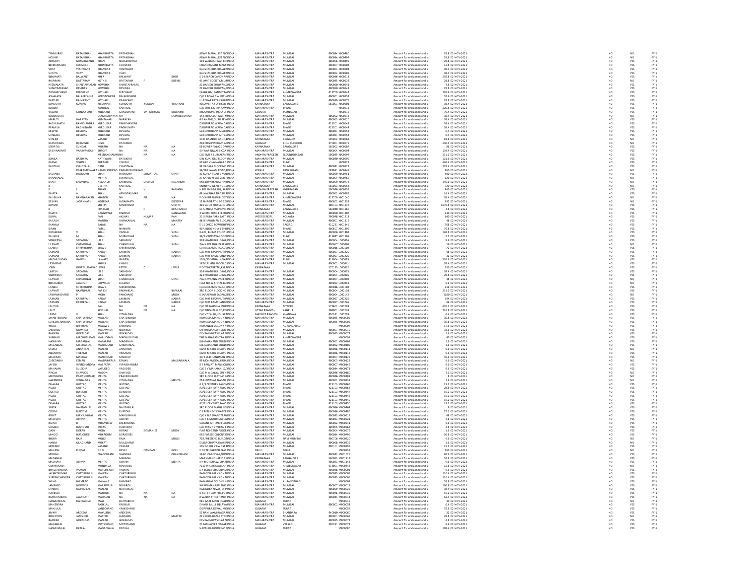| | | | | | | | | | | | | | | | | |
|---|---|---|---|---|---|---|---|---|---|---|---|---|---|---|---|---|
| TEHMURAS | RATANSHAH | KHAMBHATA | RATANSHAH | | | ADAM MAHAL 1ST FLC INDIA | MAHARASHTRA | MUMBAI | 400034 | X000480 | Amount for unclaimed and u | 28.8 | 02-NOV-2021 | NO | NO | FY-1 |
| NOSHIR | RATANSHAH | KHAMBHATA | RATANSHAH | | | ADAM MAHAL,1ST FLC INDIA | MAHARASHTRA | MUMBAI | 400034 | X000492 | Amount for unclaimed and u | 28.8 | 02-NOV-2021 | NO | NO | FY-1 |
| ARMAITY | NUSSERWANJI | KHAN | NUSSERWANJI | | | 103 WALKESHWAR RO INDIA | MAHARASHTRA | MUMBAI | 400006 | X000495 | Amount for unclaimed and u | 28.8 | 02-NOV-2021 | NO | YES | FY-1 |
| BEHRAMSHAH | COOVERJI | KHUMBATTA | COOVERJI | | | CHANDRAKANT MANS INDIA | MAHARASHTRA | MUMBAI | 400007 | K000503 | Amount for unclaimed and u | 12.8 | 02-NOV-2021 | NO | YES | FY-1 |
| VIJAY | YESHWANT | KHAMKAR | YESHWANT | | | B/4 SHALIBHADRA APAINDIA | MAHARASHTRA | MUMBAI | 400064 | K000504 | Amount for unclaimed and u | 38.4 | 02-NOV-2021 | NO | YES | FY-1 |
| SUNITA | VIJAY | KHAMKAR | VIJAY | | | B/4 SHALIBHADRA APAINDIA | MAHARASHTRA | MUMBAI | 400064 | K000505 | Amount for unclaimed and u | 38.4 | 02-NOV-2021 | NO | YES | FY-1 |
| INDUMATI | BALWANT | KHER | BALWANT | | KHER | D 14 BEACH CANDY APINDIA | MAHARASHTRA | MUMBAI | 400026 | K000514 | Amount for unclaimed and u | 292.8 | 02-NOV-2021 | NO | YES | FY-1 |
| RAJARAM | DATTARAM | KOTNIS | DATTARAM | R | KOTNIS | 43 AMIT SOCIETY,MUEINDIA | MAHARASHTRA | MUMBAI | 400025 | K000532 | Amount for unclaimed and u | 28.8 | 02-NOV-2021 | NO | NO | FY-1 |
| PREMALATA | SHANTAPRASAD | KOWSHIK | SHANTAPRASAD | | | 23 HARESH BHUWAN,INDIA | MAHARASHTRA | MUMBAI | 400050 | K000541 | Amount for unclaimed and u | 4.8 | 02-NOV-2021 | NO | YES | FY-1 |
| SHANTAPRASAD | DEVIDAS | KOWSHIK | DEVIDAS | | | 23 HARESH BHUWAN,INDIA | MAHARASHTRA | MUMBAI | 400050 | K000542 | Amount for unclaimed and u | 28.8 | 02-NOV-2021 | NO | YES | FY-1 |
| PUNAMCHAND | DIPCHAND | KOTHARI | DIPCHAND | | | YASHASHVI SANMITRAINDIA | MAHARASHTRA | AHMEDNAGAR | 413709 | K000543 | Amount for unclaimed and u | 201.6 | 02-NOV-2021 | NO | YES | FY-1 |
| ASHALATA | BALAKRISHNA | KORGAONKAR | BALAKRISHNA | | | C/O R B VAS C A KOTH INDIA | MAHARASHTRA | MUMBAI | 400001 | K000553 | Amount for unclaimed and u | 57.6 | 02-NOV-2021 | NO | YES | FY-1 |
| KASTURI | RAJNIKANT | KOTHARI | RAJNIKANT | | | LILADHAR RATANSI BLINDIA | MAHARASHTRA | MUMBAI | 400019 | K000575 | Amount for unclaimed and u | 28.8 | 02-NOV-2021 | NO | YES | FY-1 |
| KUNDOTH | KUNJAN | KRISHNAN | KUNDOTH | KUNJAN | KRISHNAN | INCOME TAX OFFICER,INDIA | KARNATAKA | BANGALORE | 560001 | K000601 | Amount for unclaimed and u | 38.4 | 02-NOV-2021 | NO | YES | FY-1 |
| KUSUM | | KANTILAL | KANTILAL | | | C/O SHRI K K THANAWINDIA | MAHARASHTRA | THANE | | K000613 | Amount for unclaimed and u | 220.8 | 02-NOV-2021 | NO | YES | FY-1 |
| VASANT | GUNDOPANT | KULKARNI | GUNDOPANT | DATTATRAYA | KULKARNI | BROOKBOND INDIA LT INDIA | GUJARAT | JAMNAGAR | | K000616 | Amount for unclaimed and u | 70.4 | 02-NOV-2021 | NO | YES | FY-1 |
| KUSUMLATA | | LAXMINARAYAN | Mr | | LAXMINARAYAN | 142 J BHULESHWAR, IINDIA | MAHARASHTRA | MUMBAI | 400002 | K000618 | Amount for unclaimed and u | 38.4 | 02-NOV-2021 | NO | NO | FY-1 |
| MARUTI | NARAYAN | KUMTAKAR | NARAYAN | | | 4 B ANAND,GURU SEVAINDIA | MAHARASHTRA | MUMBAI | 400063 | K000620 | Amount for unclaimed and u | 38.4 | 02-NOV-2021 | NO | YES | FY-1 |
| RAGHUNATH | RAMCHANDRA | KURDUKAR | RAMCHANDRA | | | ZUNJARRAO WADA,DAINDIA | MAHARASHTRA | THANE | 421301 | K000643 | Amount for unclaimed and u | 38.4 | 02-NOV-2021 | NO | YES | FY-1 |
| PRAMILA | RAGHUNATH | KURDUKAR | RAGHUNATH | | | ZUNJARRAO WADA,DAINDIA | MAHARASHTRA | THANE | 421301 | K000644 | Amount for unclaimed and u | 38.4 | 02-NOV-2021 | NO | YES | FY-1 |
| DEEPAK | DEVIDAS | KULKARNI | DEVIDAS | | | 518 DARSHANA APARTINDIA | MAHARASHTRA | MUMBAI | 400081 | K000653 | Amount for unclaimed and u | 6.4 | 02-NOV-2021 | NO | YES | FY-1 |
| SHAILAJA | DEVIDAS | KULKARNI | DEVIDAS | | | 518 DARSHANA APTS,INDIA | MAHARASHTRA | MUMBAI | 400081 | K000654 | Amount for unclaimed and u | 6.4 | 02-NOV-2021 | NO | YES | FY-1 |
| SHALINI | | VASANT | VASANT | | | 1734 RAMDEO GALLI,INDIA | KARNATAKA | BELGAUM | 590002 | K000662 | Amount for unclaimed and u | 81.6 | 02-NOV-2021 | NO | NO | FY-1 |
| KARSONDAS | RATANSHI | JOSHI | RATANSHI | | | 204 KRISHNADHAM APINDIA | GUJARAT | BHUJ KUCHCHH | 370001 | K000679 | Amount for unclaimed and u | 230.4 | 02-NOV-2021 | NO | NO | FY-1 |
| KODATHI | SUNDAR | MURTHY | NA | | | 66 LOWER PALACE ORINDIA | KARNATAKA | BANGALORE | 560003 | K000687 | Amount for unclaimed and u | 96 | 02-NOV-2021 | NO | YES | FY-1 |
| KRISHNAKANT | VARJIVANDAS | SHROFF | NA | NA | NA | ISHWAR NIWAS SICCA INDIA | MAHARASHTRA | MUMBAI | 400004 | K000694 | Amount for unclaimed and u | 134.4 | 02-NOV-2021 | NO | YES | FY-1 |
| K | | MEENAKSHAMMA | NA | NA | NA | C/O SMT R SURYAKAN INDIA | ANDHRA PRADESH | SECUNDERABAD | 500025 | K000697 | Amount for unclaimed and u | 211.2 | 02-NOV-2021 | NO | YES | FY-1 |
| KOKILA | BATUKRAI | NATHWANI | BATUKRAI | | | GIRI KUNJ GRD FLOOR INDIA | MAHARASHTRA | MUMBAI | 400020 | K000699 | Amount for unclaimed and u | 121.6 | 02-NOV-2021 | NO | YES | FY-1 |
| KAMAL | VISHNU | PURANIK | VISHNU | | | 635/86 VIJAYNAGAR C INDIA | MAHARASHTRA | PUNE | | K000721 | Amount for unclaimed and u | 446.4 | 02-NOV-2021 | NO | YES | FY-1 |
| KANTILAL | CHHOTALAL | DANI | CHHOTALAL | | | 98 VADALA BLOCK NO INDIA | MAHARASHTRA | MUMBAI | 400031 | K000723 | Amount for unclaimed and u | 374.4 | 02-NOV-2021 | NO | YES | FY-1 |
| K | PPARAMESWARANAMBUDIRIPAD | | PARAMESHWARAN | | | 36/188 LAYAM ROAD,IINDIA | KERALA | ERNAKULAM | 682011 | K000745 | Amount for unclaimed and u | 960 | 02-NOV-2021 | NO | NO | FY-1 |
| KALPANA | HASMUKH | SHAH | HASMUKH | SUMATILAL | SHAH | 11 KURLA ROAD 9 MAINDIA | MAHARASHTRA | MUMBAI | 400069 | K000751 | Amount for unclaimed and u | 480 | 02-NOV-2021 | NO | YES | FY-1 |
| KANAIYALAL | | MEHTA | JAYANTILAL | | | 27 KAPOL NIVAS 2ND FINDIA | MAHARASHTRA | MUMBAI | 400004 | K000766 | Amount for unclaimed and u | 120 | 02-NOV-2021 | NO | NO | FY-1 |
| KANJI | LAXMIDAS | NEGANDHI | LAXMIDAS | CHAPSHI | NEGANDHI | M/S DWARKADAS HARINDIA | MAHARASHTRA | MUMBAI | 400009 | K000773 | Amount for unclaimed and u | 345.6 | 02-NOV-2021 | NO | NO | FY-1 |
| K | | GEETHA | KANTILAL | | | MONTY S WEAR NO 15 INDIA | KARNATAKA | BANGALORE | 560053 | K000954 | Amount for unclaimed and u | 720 | 02-NOV-2021 | NO | NO | FY-1 |
| K | L | TULASI | N | V | RAMANA | H NO 10-2-74,101, SAFINDIA | ANDHRA PRADESH | HYDERABAD | 500026 | K000958 | Amount for unclaimed and u | 960 | 02-NOV-2021 | NO | YES | FY-1 |
| KAVITA | A | SHAH | ARVINDKUMAR | | | 49 JAWAHAR NAGAR BINDIA | MAHARASHTRA | MUMBAI | 400062 | K000989 | Amount for unclaimed and u | 14.4 | 02-NOV-2021 | NO | YES | FY-1 |
| KAUSALYA | RAMNARAYAN | KHATOD | NA | NA | NA | P O SHRIRAMPUR,DIST INDIA | MAHARASHTRA | AHMEDNAGAR | 413709 | K001040 | Amount for unclaimed and u | 38.4 | 02-NOV-2021 | NO | NO | FY-1 |
| KESHAV | JAGANNATH | KOGEKAR | JAGANNATH | | KOGEKAR | 15 BHAGIRATHI 90 B G INDIA | MAHARASHTRA | THANE | 400602 | K001233 | Amount for unclaimed and u | 392 | 02-NOV-2021 | NO | NO | FY-1 |
| KUMAR | | SHETTY | MANKHANA | | SHETTY | 301 GOLIB KRUPA,HOLINDIA | MAHARASHTRA | MUMBAI | 400103 | K001247 | Amount for unclaimed and u | 1676.8 | 02-NOV-2021 | NO | YES | FY-1 |
| K | | PRAKASH | | R | KRISHNAIAH | 57-5 2ND A MAIN 2ND INDIA | KARNATAKA | BANGALORE | 560040 | K001266 | Amount for unclaimed and u | 4.8 | 02-NOV-2021 | NO | YES | FY-1 |
| KAVITA | | GANGWANI | RAKESH | | GANGWANI | 3 WHITE ROSE 4 PERRINDIA | MAHARASHTRA | MUMBAI | 400050 | K001307 | Amount for unclaimed and u | 240 | 02-NOV-2021 | NO | YES | FY-1 |
| KUNAL | | PAN | AKSHAY | KUMAR | PAN | 21-5 RUBY PARK EAST, INDIA | WEST BENGAL | KOLKATA | 700078 | K001314 | Amount for unclaimed and u | 640 | 02-NOV-2021 | NO | YES | FY-1 |
| KAILASH | | MANTRY | SHANKARLAL | | MANTRY | 48-B HANUMAN BLDG,INDIA | MAHARASHTRA | MUMBAI | 400001 | K001319 | Amount for unclaimed and u | 48 | 02-NOV-2021 | NO | YES | FY-1 |
| KAMALA | | BALAJI | NA | NA | NA | D-15 ONGC TOWNSHIFINDIA | MAHARASHTRA | RAIGAD | 410221 | K001346 | Amount for unclaimed and u | 768 | 02-NOV-2021 | NO | YES | FY-1 |
| KIRAN | | PATEL | NARHARI | | | 407, BLDG NO.A-1 SHRINDIA | MAHARASHTRA | THANE | 400607 | K001395 | Amount for unclaimed and u | 76.8 | 02-NOV-2021 | NO | YES | FY-1 |
| KUMARPAL | V | SHAH | VADILAL | | SHAH | B-401, BHIMA CO-OP HINDIA | MAHARASHTRA | MUMBAI | 400066 | K001407 | Amount for unclaimed and u | 148.8 | 02-NOV-2021 | NO | YES | FY-1 |
| KAUSHIK | M | SHAH | MURLIDHAR | | SHAH | 36/3 VRINDAVAN SOCI INDIA | MAHARASHTRA | PUNE | 411037 | K001509 | Amount for unclaimed and u | 3.2 | 02-NOV-2021 | NO | YES | FY-1 |
| VISHWESH | SADASHIV | LELE | SADASHIV | | | 324 KHATRI BUILDING,INDIA | MAHARASHTRA | MUMBAI | 400004 | L000066 | Amount for unclaimed and u | 9.6 | 02-NOV-2021 | NO | YES | FY-1 |
| LILAVATI | CHANDULAL | SHAH | CHANDULAL | | SHAH | 7/A NAVRANG, PAREKHINDIA | MAHARASHTRA | MUMBAI | 400067 | L000080 | Amount for unclaimed and u | 16 | 02-NOV-2021 | NO | NO | FY-1 |
| LILABAI | SHRIKRISHNA | BHAVE | SHRIKRISHNA | | | C/4 NEELAM,SITALADEINDIA | MAHARASHTRA | MUMBAI | 400016 | L000110 | Amount for unclaimed and u | 72 | 02-NOV-2021 | NO | YES | FY-1 |
| LAXMAN | KARUPPAIH | NADAR | LAXMAN | | NADAR | C/O MRS R PONNUTHAINDIA | MAHARASHTRA | MUMBAI | 400057 | L000225 | Amount for unclaimed and u | 48 | 02-NOV-2021 | NO | YES | FY-1 |
| LAXMAN | KARUPPAIH | NADAR | LAXMAN | | NADAR | C/O MRS RAMCHANDRINDIA | MAHARASHTRA | MUMBAI | 400057 | L000226 | Amount for unclaimed and u | 32 | 02-NOV-2021 | NO | YES | FY-1 |
| MADHUSUDAN | GANESH | LAWATE | GANESH | | | 1204/15 VITHAL NIVASINDIA | MAHARASHTRA | PUNE | 411004 | L000015 | Amount for unclaimed and u | 201.6 | 02-NOV-2021 | NO | YES | FY-1 |
| LAXMIDAS | | KHIMJI | KHIMJI | | | 167/171 4TH FLOOR,D INDIA | MAHARASHTRA | MUMBAI | 400002 | L000041 | Amount for unclaimed and u | 38.4 | 02-NOV-2021 | NO | YES | FY-1 |
| JOHN | IGNATIUSSALVADLEWIS | | PETER | C | LEWIS | P O TENKABETTU,K G FINDIA | KARNATAKA | | 576125 | L000062 | Amount for unclaimed and u | 320 | 02-NOV-2021 | NO | YES | FY-1 |
| UMESH | SADASHIV | LELE | SADASHIV | | | 324 KHATRI BUILDING,INDIA | MAHARASHTRA | MUMBAI | 400004 | L000065 | Amount for unclaimed and u | 38.4 | 02-NOV-2021 | NO | YES | FY-1 |
| VISHWESH | SADASHIV | LELE | SADASHIV | | | 324 KHATRI BUILDING,INDIA | MAHARASHTRA | MUMBAI | 400004 | L000066 | Amount for unclaimed and u | 28.8 | 02-NOV-2021 | NO | YES | FY-1 |
| LILAVATI | CHANDULAL | SHAH | CHANDULAL | | SHAH | 7/A NAVRANG, PAREKHINDIA | MAHARASHTRA | MUMBAI | 400067 | L000080 | Amount for unclaimed and u | 48 | 02-NOV-2021 | NO | NO | FY-1 |
| BHANUBEN | JAGDISH | LOTWALA | JAGDISH | | | FLAT NO 12 SHITAL BUINDIA | MAHARASHTRA | MUMBAI | 400092 | L000083 | Amount for unclaimed and u | 9.6 | 02-NOV-2021 | NO | NO | FY-1 |
| LILABAI | SHRIKRISHNA | BHAVE | SHRIKRISHNA | | | C/4 NEELAM,SITALADEINDIA | MAHARASHTRA | MUMBAI | 400016 | L000110 | Amount for unclaimed and u | 216 | 02-NOV-2021 | NO | YES | FY-1 |
| LILAVATI | RAMNIKLAL | PARIKH | RAMNIKLAL | | BAPULAL | 3RD FLOOR BLOCK NO INDIA | MAHARASHTRA | MUMBAI | 400004 | L000138 | Amount for unclaimed and u | 211.2 | 02-NOV-2021 | NO | YES | FY-1 |
| LAKHAMICHAND | P | MODY | PANCHAND | | MODY | 6 SARASWATI SADAN,IINDIA | MAHARASHTRA | MUMBAI | 400004 | L000142 | Amount for unclaimed and u | 1280 | 02-NOV-2021 | NO | NO | FY-1 |
| LAXMAN | KARUPPAIH | NADAR | LAXMAN | | NADAR | C/O MRS R PONNUTHAINDIA | MAHARASHTRA | MUMBAI | 400057 | L000225 | Amount for unclaimed and u | 144 | 02-NOV-2021 | NO | YES | FY-1 |
| LAXMAN | KARUPPAIH | NADAR | LAXMAN | | NADAR | C/O MRS RAMCHANDRINDIA | MAHARASHTRA | MUMBAI | 400057 | L000226 | Amount for unclaimed and u | 96 | 02-NOV-2021 | NO | YES | FY-1 |
| LALITHA | | BAI | NA | NA | NA | C/O NARASIMHA MURINDIA | KARNATAKA | MYSORE | 571602 | L000228 | Amount for unclaimed and u | 435.2 | 02-NOV-2021 | NO | YES | FY-1 |
| LALIT | | SINGHAL | NA | NA | NA | C/O SINGHAL & CO,RO INDIA | UTTAR PRADESH | KANPUR | 208001 | L000248 | Amount for unclaimed and u | 716.8 | 02-NOV-2021 | NO | YES | FY-1 |
| LAXMI | V | SHAH | VITHALDAS | | | C/O V T SHAH,HOUSE NINDIA | MADHYA PRADESH | KHANDWA | 450331 | L000268 | Amount for unclaimed and u | 6.4 | 02-NOV-2021 | NO | YES | FY-1 |
| JAYANTKUMAR | CHATURBHUJ | MALKAN | CHATURBHUJ | | | RAMODIA MANSION NINDIA | MAHARASHTRA | MUMBAI | 400025 | M000005 | Amount for unclaimed and u | 36.8 | 02-NOV-2021 | NO | YES | FY-1 |
| SURESHCHANDRA | CHATURBHUJ | MALKAN | CHATURBHUJ | | | RAMODIA MANSION NINDIA | MAHARASHTRA | MUMBAI | 400025 | M000006 | Amount for unclaimed and u | 36.8 | 02-NOV-2021 | NO | YES | FY-1 |
| WILAS | BHIMRAO | MALAWE | BHIMRAO | | | RAMANLAL COLONY N INDIA | MAHARASHTRA | AURANGABAD | | M000007 | Amount for unclaimed and u | 17.6 | 02-NOV-2021 | NO | YES | FY-1 |
| JAMSHED | NOWROJI | MARAWALA | NOWROJI | | | SHIRIN MANSURI 2ND INDIA | MAHARASHTRA | MUMBAI | 400007 | M000019 | Amount for unclaimed and u | 33.6 | 02-NOV-2021 | NO | YES | FY-1 |
| RAMESH | GOKALDAS | MANIAR | GOKALDAS | | | DEVRAJ NIWAS FLAT NINDIA | MAHARASHTRA | MUMBAI | 400055 | M000072 | Amount for unclaimed and u | 1.6 | 02-NOV-2021 | NO | YES | FY-1 |
| SHARAYU | MADHUSUDAN | MARUDGAN | MADHUSUDAN | | | THE MAHARASHTRA S INDIA | MAHARASHTRA | AHMEDNAGAR | | M000091 | Amount for unclaimed and u | 40 | 02-NOV-2021 | NO | YES | FY-1 |
| HASMUKH | MAGANLAL | MASARANI | MAGANLAL | | | 6/6 GAJANAND BUILDIINDIA | MAHARASHTRA | MUMBAI | 400062 | M000108 | Amount for unclaimed and u | 1.6 | 02-NOV-2021 | NO | YES | FY-1 |
| MAGANLAL | GIRDHARLAL | MASHARANI | GIRDHARLAL | | | 6/6 GAJANAND BUILDIINDIA | MAHARASHTRA | MUMBAI | 400062 | M000109 | Amount for unclaimed and u | 1.6 | 02-NOV-2021 | NO | YES | FY-1 |
| SAVITA | ANANTRAI | MANIAR | ANANTRAI | | | KANJI MISTRY CHAWL INDIA | MAHARASHTRA | MUMBAI | 400086 | M000114 | Amount for unclaimed and u | 9.6 | 02-NOV-2021 | NO | NO | FY-1 |
| ANANTRAI | TRIKAMJI | MANIAR | TRIKAMJI | | | KANJI MISTRY CHAWL INDIA | MAHARASHTRA | MUMBAI | 400086 | M000118 | Amount for unclaimed and u | 9.6 | 02-NOV-2021 | NO | YES | FY-1 |
| MADHURI | MADHAV | MANJREKAR | MADHAV | | | 3/73 OLD HANUMAN EINDIA | MAHARASHTRA | MUMBAI | 400007 | M000126 | Amount for unclaimed and u | 49.6 | 02-NOV-2021 | NO | YES | FY-1 |
| ZUBEDABAI | ESMAIL | MALBARWALA | ESMAIL | | MALBARWALA | 99 MOHAMEDALI ROA INDIA | MAHARASHTRA | MUMBAI | 400003 | M000128 | Amount for unclaimed and u | 9.6 | 02-NOV-2021 | NO | NO | FY-1 |
| JAYESH | VIPINCHANDRA | MARFATIA | VIPINCHANDRA | | | B 7 PARVATI MANSIONINDIA | MAHARASHTRA | MUMBAI | 400004 | M000149 | Amount for unclaimed and u | 9.6 | 02-NOV-2021 | NO | YES | FY-1 |
| MAHAJAN | SULEKHA | VASUDEO | VASUDEO | | | C/O S V MAHAJAN,12/ INDIA | MAHARASHTRA | MUMBAI | 400034 | M000171 | Amount for unclaimed and u | 9.6 | 02-NOV-2021 | NO | YES | FY-1 |
| PIROJA | SHAVUCK | MADON | SHAVUCK | | | C/O M A DALAL, BIN N INDIA | MAHARASHTRA | MUMBAI | 400026 | M000180 | Amount for unclaimed and u | 3.2 | 02-NOV-2021 | NO | YES | FY-1 |
| MEENAKSHI | PRAVINKUMAR | MEHTA | PRAVINKUMAR | | | 3RD FLOOR FLAT NO 3 INDIA | MAHARASHTRA | MUMBAI | 400026 | M000281 | Amount for unclaimed and u | 8 | 02-NOV-2021 | NO | NO | FY-1 |
| NARENDRA | VITHALDAS | MEHTA | VITHALDAS | | MEHTA | 254 JAWAHAR NAGAR,INDIA | MAHARASHTRA | MUMBAI | 400062 | M000331 | Amount for unclaimed and u | 1.6 | 02-NOV-2021 | NO | YES | FY-1 |
| DILAARA | GUSTAD | MEHTA | GUSTAD | | | A 3/3 CENTURY RAYONINDIA | MAHARASHTRA | THANE | 421103 | M000366 | Amount for unclaimed and u | 19.2 | 02-NOV-2021 | NO | YES | FY-1 |
| PILOO | GUSTAD | MEHTA | GUSTAD | | | A2/11 CENTURY RAYO INDIA | MAHARASHTRA | THANE | 421103 | M000368 | Amount for unclaimed and u | 28.8 | 02-NOV-2021 | NO | YES | FY-1 |
| GUSTAD | BURJORJI | MEHTA | BURJORJI | | | A2/11 CENTURY RAYO INDIA | MAHARASHTRA | THANE | 421103 | M000447 | Amount for unclaimed and u | 19.2 | 02-NOV-2021 | NO | YES | FY-1 |
| PILOO | GUSTAD | MEHTA | GUSTAD | | | A2/11 CENTURY RAYO INDIA | MAHARASHTRA | THANE | 421103 | M000448 | Amount for unclaimed and u | 19.2 | 02-NOV-2021 | NO | YES | FY-1 |
| PILOO | GUSTAD | MEHTA | GUSTAD | | | A2/11 CENTURY RAYO INDIA | MAHARASHTRA | THANE | 421103 | M000449 | Amount for unclaimed and u | 19.2 | 02-NOV-2021 | NO | YES | FY-1 |
| DILAARA | GUSTAD | MEHTA | GUSTAD | | | A2/11 CENTURY RAYO INDIA | MAHARASHTRA | THANE | 421103 | M000450 | Amount for unclaimed and u | 19.2 | 02-NOV-2021 | NO | YES | FY-1 |
| SMITA | NAUTAMLAL | MEHTA | NAUTAMLAL | | | 3RD FLOOR MADHU KUINDIA | MAHARASHTRA | MUMBAI | 400086 | M000464 | Amount for unclaimed and u | 8 | 02-NOV-2021 | NO | YES | FY-1 |
| COOMI | RUSTOM | MEHTA | RUSTOM | | | C 8 BEN NEVIS,WARDE INDIA | MAHARASHTRA | MUMBAI | 400036 | M000486 | Amount for unclaimed and u | 27.2 | 02-NOV-2021 | NO | YES | FY-1 |
| ROHIT | MANSUKHLAL | MEHTA | MANSUKHLAL | | | C/O K N P SHARE TRANINDIA | MAHARASHTRA | MUMBAI | 400023 | M000518 | Amount for unclaimed and u | 48 | 02-NOV-2021 | NO | YES | FY-1 |
| MADHAVI | ASHVIN | MEHTA | ASHVIN | | | C/O R K MOTISHAW,32INDIA | MAHARASHTRA | MUMBAI | 400023 | M000521 | Amount for unclaimed and u | 4.8 | 02-NOV-2021 | NO | YES | FY-1 |
| RAJAN | B | MHAMBREY | BALKRISHNA | | | VASANT APT 2ND FLOOINDIA | MAHARASHTRA | MUMBAI | 400092 | M000541 | Amount for unclaimed and u | 9.6 | 02-NOV-2021 | NO | YES | FY-1 |
| SORABJI | RUSTOMJI | MIRZA | RUSTOMJI | | | C/O MISS P S MIRZA, F INDIA | MAHARASHTRA | MUMBAI | 400005 | M000568 | Amount for unclaimed and u | 4.8 | 02-NOV-2021 | NO | YES | FY-1 |
| DADY | DORAB | MODY | DORAB | BOMANJEE | MODY | FLAT NO 6 2ND FLOOR INDIA | MAHARASHTRA | MUMBAI | 400004 | M000679 | Amount for unclaimed and u | 1.6 | 02-NOV-2021 | NO | YES | FY-1 |
| MINOO | BURJORJEE | MUKADUM | BURJORJEE | | | 695 PARSEE COLONY,DINDIA | MAHARASHTRA | MUMBAI | 400014 | M000796 | Amount for unclaimed and u | 36.8 | 02-NOV-2021 | NO | YES | FY-1 |
| BHOJA | RAJA | MULKI | RAJA | | MULKI | 702, WESTEND BUILDIIINDIA | MAHARASHTRA | NAVI MUMBAI | 400706 | M000820 | Amount for unclaimed and u | 9.6 | 02-NOV-2021 | NO | NO | FY-1 |
| HANSA | MULCHAND | MUKATI | MULCHAND | | | GURU CHHAYA,DAHISAINDIA | MAHARASHTRA | MUMBAI | 400068 | M000836 | Amount for unclaimed and u | 1.6 | 02-NOV-2021 | NO | YES | FY-1 |
| MORARJI | | VASANJI | VASANJI | | | 105 GOKUL VIEW 1ST FINDIA | MAHARASHTRA | MUMBAI | 400101 | M000895 | Amount for unclaimed and u | 19.2 | 02-NOV-2021 | NO | YES | FY-1 |
| MAHESH | KUMAR | GOEL | DEVKI | NANDAN | GOEL | D 10 TELEGRAPH PLAC INDIA | DELHI | DELHI | | M000958 | Amount for unclaimed and u | 560 | 02-NOV-2021 | NO | YES | FY-1 |
| MOHAN | | CHANCHLANI | SHANDAS | | CHANCHLANI | 163/1 OM-NIVAS,SIONINDIA | MAHARASHTRA | MUMBAI | 400022 | M001026 | Amount for unclaimed and u | 86.4 | 02-NOV-2021 | NO | YES | FY-1 |
| MADANLAL | | | MANIMAL | | | MAANMANDIAR,D S INDIA | KARNATAKA | BANGALORE | 560053 | M001118 | Amount for unclaimed and u | 52.8 | 02-NOV-2021 | NO | YES | FY-1 |
| MADHAVI | ASHVIN | MEHTA | ASHVIN | | MEHTA | R K MOTISHAW, SHAR INDIA | MAHARASHTRA | MUMBAI | 400023 | M001143 | Amount for unclaimed and u | 9.6 | 02-NOV-2021 | NO | YES | FY-1 |
| OMPRAKASH | | MUNDADA | MAHADEO | | | 7213 PINJAR GALLI,AH INDIA | MAHARASHTRA | AHMEDNAGAR | 414001 | M000843 | Amount for unclaimed and u | 12.8 | 02-NOV-2021 | NO | NO | FY-1 |
| BHALCHANDRA | VAMAN | MARDHEKAR | VAMAN | | | D 4 BLOCK SHARADASHINDIA | MAHARASHTRA | MUMBAI | 400028 | M000001 | Amount for unclaimed and u | 9.6 | 02-NOV-2021 | NO | YES | FY-1 |
| JAYANTKUMAR | CHATURBHUJ | MALKAN | CHATURBHUJ | | | RAMODIA MANSION NINDIA | MAHARASHTRA | MUMBAI | 400025 | M000005 | Amount for unclaimed and u | 110.4 | 02-NOV-2021 | NO | YES | FY-1 |
| SURESHCHANDRA | CHATURBHUJ | MALKAN | CHATURBHUJ | | | RAMODIA MANSION NINDIA | MAHARASHTRA | MUMBAI | 400025 | M000006 | Amount for unclaimed and u | 110.4 | 02-NOV-2021 | NO | YES | FY-1 |
| WILAS | BHIMRAO | MALAWE | BHIMRAO | | | RAMANLAL COLONY N INDIA | MAHARASHTRA | AURANGABAD | | M000007 | Amount for unclaimed and u | 52.8 | 02-NOV-2021 | NO | YES | FY-1 |
| JAMSHED | NOWROJI | MARAWALA | NOWROJI | | | SHIRIN MANSURI 2ND INDIA | MAHARASHTRA | MUMBAI | 400007 | M000019 | Amount for unclaimed and u | 100.8 | 02-NOV-2021 | NO | YES | FY-1 |
| SHARDA | NATVARLAL | MANIAR | NATVARLAL | | | RAJENDRA NIVAS, OPP INDIA | MAHARASHTRA | MUMBAI | 400099 | M000025 | Amount for unclaimed and u | 38.4 | 02-NOV-2021 | NO | YES | FY-1 |
| HARBHAR | | MATHUR | NA | NA | NA | B-46 I I T CAMPUS,POWINDIA | MAHARASHTRA | MUMBAI | 400076 | M000035 | Amount for unclaimed and u | 19.2 | 02-NOV-2021 | NO | YES | FY-1 |
| RAMCHANDRA | JAGANATH | MAHAJAN | NA | NA | NA | 8 WADIA STREET,2ND INDIA | MAHARASHTRA | MUMBAI | 400034 | M000044 | Amount for unclaimed and u | 62.4 | 02-NOV-2021 | NO | YES | FY-1 |
| HASMUKHLAL | DAHYABHAI | MALI | DAHYABHAI | | | RED GATE MAIN ROADINDIA | GUJARAT | SURAT | | M000046 | Amount for unclaimed and u | 40 | 02-NOV-2021 | NO | YES | FY-1 |
| MAHENDRA | | RASIKLAL | RASIKLAL | | | DHANJI MULJI DELAVAINDIA | MAHARASHTRA | MUMBAI | 400002 | M000054 | Amount for unclaimed and u | 6.4 | 02-NOV-2021 | NO | YES | FY-1 |
| MANJULA | | VANECHAND | VANECHAND | | | GOPIPURA,OSWAL MOINDIA | GUJARAT | SURAT | | M000058 | Amount for unclaimed and u | 57.6 | 02-NOV-2021 | NO | YES | FY-1 |
| EMMY | ARDESAR | MAKUJINA | ARDESAR | | | 53 RANI LAXMI NAGARINDIA | MAHARASHTRA | BHANDARA | 440010 | M000060 | Amount for unclaimed and u | 32 | 02-NOV-2021 | NO | YES | FY-1 |
| ROHINTON | JAMSHED | MASTER | JAMSHED | | MASTER | 221 BORA BAZAR STREINDIA | MAHARASHTRA | MUMBAI | 400001 | M000067 | Amount for unclaimed and u | 28.8 | 02-NOV-2021 | NO | NO | FY-1 |
| RAMESH | GOKALDAS | MANIAR | GOKALDAS | | | DEVRAJ NIWAS FLAT NINDIA | MAHARASHTRA | MUMBAI | 400055 | M000072 | Amount for unclaimed and u | 4.8 | 02-NOV-2021 | NO | YES | FY-1 |
| MAGANLAL | | MOTICHAND | MOTICHAND | | | 21 MAHAVEER NAGAR INDIA | GUJARAT | VALSAD | 396321 | M000073 | Amount for unclaimed and u | 9.6 | 02-NOV-2021 | NO | YES | FY-1 |
| HASMUKHLAL | RATILAL | MAGAJWALA | RATILAL | | | NAVPURA HOUSE NO 1 INDIA | GUJARAT | SURAT | | M000080 | Amount for unclaimed and u | 198.4 | 02-NOV-2021 | NO | YES | FY-1 |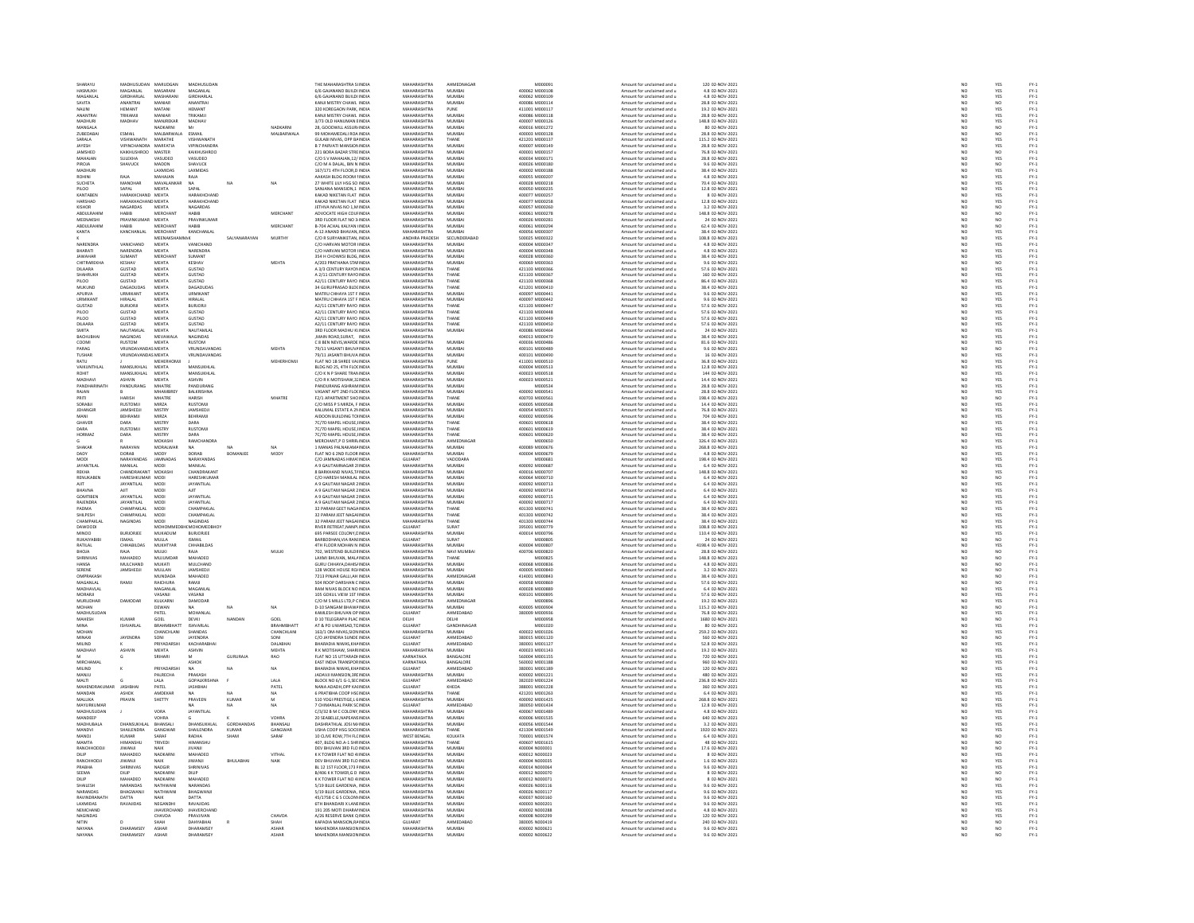| First Name | Middle Name | Last Name | Father/Husband First Name | Father/Husband Middle Name | Father/Husband Last Name | Address | Country | State | District | Pin Code | Folio Number | Investment Type | Amount | Proposed Date | | | |
|---|---|---|---|---|---|---|---|---|---|---|---|---|---|---|---|---|---|
| SHARAYU | MADHUSUDAN | MARUDGAN | MADHUSUDAN | | | THE MAHARASHTRA S | INDIA | MAHARASHTRA | AHMEDNAGAR | | M000091 | Amount for unclaimed and u | 120 | 02-NOV-2021 | NO | YES | FY-1 |
| HASMUKH | MAGANLAL | MASARANI | MAGANLAL | | | 6/6 GAJANAND BUILDI | INDIA | MAHARASHTRA | MUMBAI | 400062 | M000108 | Amount for unclaimed and u | 4.8 | 02-NOV-2021 | NO | YES | FY-1 |
| MAGANLAL | GIRDHARLAL | MASHARANI | GIRDHARLAL | | | 6/6 GAJANAND BUILDI | INDIA | MAHARASHTRA | MUMBAI | 400062 | M000109 | Amount for unclaimed and u | 4.8 | 02-NOV-2021 | NO | YES | FY-1 |
| SAVITA | ANANTRAI | MANIAR | ANANTRAI | | | KANJI MISTRY CHAWL | INDIA | MAHARASHTRA | MUMBAI | 400086 | M000114 | Amount for unclaimed and u | 28.8 | 02-NOV-2021 | NO | NO | FY-1 |
| NALINI | HEMANT | MATANI | HEMANT | | | 320 KOREGAON PARK, | INDIA | MAHARASHTRA | PUNE | 411001 | M000117 | Amount for unclaimed and u | 19.2 | 02-NOV-2021 | NO | YES | FY-1 |
| ANANTRAI | TRIKAMJI | MANIAR | TRIKAMJI | | | KANJI MISTRY CHAWL | INDIA | MAHARASHTRA | MUMBAI | 400086 | M000118 | Amount for unclaimed and u | 28.8 | 02-NOV-2021 | NO | YES | FY-1 |
| MADHURI | MADHAV | MANJREKAR | MADHAV | | | 3/73 OLD HANUMAN L | INDIA | MAHARASHTRA | MUMBAI | 400007 | M000126 | Amount for unclaimed and u | 148.8 | 02-NOV-2021 | NO | YES | FY-1 |
| MANGALA | | NADKARNI | Mr | | NADKARNI | 28, GOODWILL ASSUR | INDIA | MAHARASHTRA | MUMBAI | 400016 | M001272 | Amount for unclaimed and u | 80 | 02-NOV-2021 | NO | NO | FY-1 |
| ZUBEDABAI | ESMAIL | MALBARWALA | ESMAIL | | MALBARWALA | 99 MOHAMEDALI ROA | INDIA | MAHARASHTRA | MUMBAI | 400003 | M000128 | Amount for unclaimed and u | 28.8 | 02-NOV-2021 | NO | NO | FY-1 |
| SARALA | VISHWANATH | MARATHE | VISHWANATH | | | GULABI NIVAS, OPP B | INDIA | MAHARASHTRA | THANE | 421201 | M000137 | Amount for unclaimed and u | 115.2 | 02-NOV-2021 | NO | YES | FY-1 |
| JAYESH | VIPINCHANDRA | MARFATIA | VIPINCHANDRA | | | B 7 PARVATI MANSION | INDIA | MAHARASHTRA | MUMBAI | 400007 | M000149 | Amount for unclaimed and u | 28.8 | 02-NOV-2021 | NO | YES | FY-1 |
| JAMSHED | KAIKHUSHROO | MASTER | KAIKHUSHROO | | | 221 BORA BAZAR STRE | INDIA | MAHARASHTRA | MUMBAI | 400001 | M000157 | Amount for unclaimed and u | 76.8 | 02-NOV-2021 | NO | NO | FY-1 |
| MAHAJAN | SULEKHA | VASUDEO | VASUDEO | | | C/O S V MAHAJAN,12/ | INDIA | MAHARASHTRA | MUMBAI | 400034 | M000171 | Amount for unclaimed and u | 28.8 | 02-NOV-2021 | NO | YES | FY-1 |
| PIROJA | SHAVUCK | MADON | SHAVUCK | | | C/O M A DALAL, BIN N | INDIA | MAHARASHTRA | MUMBAI | 400026 | M000180 | Amount for unclaimed and u | 9.6 | 02-NOV-2021 | NO | NO | FY-1 |
| MADHURI | | LAXMIDAS | LAXMIDAS | | | 167/171 4TH FLOOR,D | INDIA | MAHARASHTRA | MUMBAI | 400002 | M000188 | Amount for unclaimed and u | 38.4 | 02-NOV-2021 | NO | YES | FY-1 |
| ROHINI | RAJA | MAHAJAN | RAJA | | | AAKASH BLDG ROOM | INDIA | MAHARASHTRA | MUMBAI | 400055 | M000207 | Amount for unclaimed and u | 4.8 | 02-NOV-2021 | NO | YES | FY-1 |
| SUCHETA | MANOHAR | MAVALANKAR | NA | NA | NA | 27 WHITE LILY HSG SO | INDIA | MAHARASHTRA | MUMBAI | 400028 | M000218 | Amount for unclaimed and u | 70.4 | 02-NOV-2021 | NO | YES | FY-1 |
| PILOO | SAPAL | MEHTA | SAPAL | | | SANJANA MANSION,1 | INDIA | MAHARASHTRA | MUMBAI | 400050 | M000235 | Amount for unclaimed and u | 12.8 | 02-NOV-2021 | NO | YES | FY-1 |
| KANTABEN | HARAKHCHAND | MEHTA | HARAKHCHAND | | | KAKAD NIKETAN FLAT | INDIA | MAHARASHTRA | MUMBAI | 400077 | M000257 | Amount for unclaimed and u | 8 | 02-NOV-2021 | NO | YES | FY-1 |
| HARSHAD | HARAKHACHAND | MEHTA | HARAKHCHAND | | | KAKAD NIKETAN FLAT | INDIA | MAHARASHTRA | MUMBAI | 400077 | M000258 | Amount for unclaimed and u | 12.8 | 02-NOV-2021 | NO | YES | FY-1 |
| KISHOR | NAGARDAS | MEHTA | NAGARDAS | | | JETHVA NIVAS NO 1, | INDIA | MAHARASHTRA | MUMBAI | 400057 | M000260 | Amount for unclaimed and u | 3.2 | 02-NOV-2021 | NO | NO | FY-1 |
| ABDULRAHIM | HABIB | MERCHANT | HABIB | | MERCHANT | ADVOCATE HIGH COU | INDIA | MAHARASHTRA | MUMBAI | 400061 | M000278 | Amount for unclaimed and u | 148.8 | 02-NOV-2021 | NO | NO | FY-1 |
| MEENAKSHI | PRAVINKUMAR | MEHTA | PRAVINKUMAR | | | 3RD FLOOR FLAT NO 3 | INDIA | MAHARASHTRA | MUMBAI | 400026 | M000281 | Amount for unclaimed and u | 24 | 02-NOV-2021 | NO | YES | FY-1 |
| ABDULRAHIM | HABIB | MERCHANT | HABIB | | MERCHANT | B-704 ACHAL KALYAN | INDIA | MAHARASHTRA | MUMBAI | 400061 | M000294 | Amount for unclaimed and u | 62.4 | 02-NOV-2021 | NO | NO | FY-1 |
| KANTA | KANCHANLAL | MERCHANT | KANCHANLAL | | | A-12 ANAND BHAVAN, | INDIA | MAHARASHTRA | MUMBAI | 400026 | M000307 | Amount for unclaimed and u | 38.4 | 02-NOV-2021 | NO | YES | FY-1 |
| K | | MEENAKSHAMMA K | | SALYANARAYAN | MURTHY | C/O R SURYANIKETAN, | INDIA | ANDHRA PRADESH | SECUNDERABAD | 500025 | M000322 | Amount for unclaimed and u | 108.8 | 02-NOV-2021 | NO | YES | FY-1 |
| NARENDRA | VANICHAND | MEHTA | VANICHAND | | | C/O HARVAN MOTOR | INDIA | MAHARASHTRA | MUMBAI | 400004 | M000347 | Amount for unclaimed and u | 4.8 | 02-NOV-2021 | NO | YES | FY-1 |
| BHARATI | NARENDRA | MEHTA | NARENDRA | | | C/O HARVAN MOTOR | INDIA | MAHARASHTRA | MUMBAI | 400004 | M000348 | Amount for unclaimed and u | 4.8 | 02-NOV-2021 | NO | YES | FY-1 |
| JAWAHAR | SUMANT | MERCHANT | SUMANT | | | 354 H CHOWKSI BLDG, | INDIA | MAHARASHTRA | MUMBAI | 400028 | M000360 | Amount for unclaimed and u | 38.4 | 02-NOV-2021 | NO | YES | FY-1 |
| CHITRAREKHA | KESHAV | MEHTA | KESHAV | | MEHTA | A/203 PRATHANA STA | INDIA | MAHARASHTRA | MUMBAI | 400069 | M000363 | Amount for unclaimed and u | 9.6 | 02-NOV-2021 | NO | NO | FY-1 |
| DILAARA | GUSTAD | MEHTA | GUSTAD | | | A 3/3 CENTURY RAYO | INDIA | MAHARASHTRA | THANE | 421103 | M000366 | Amount for unclaimed and u | 57.6 | 02-NOV-2021 | NO | YES | FY-1 |
| SHAHRUKH | GUSTAD | MEHTA | GUSTAD | | | A 2/11 CENTURY RAYO | INDIA | MAHARASHTRA | THANE | 421103 | M000367 | Amount for unclaimed and u | 160 | 02-NOV-2021 | NO | YES | FY-1 |
| PILOO | GUSTAD | MEHTA | GUSTAD | | | A2/11 CENTURY RAYO | INDIA | MAHARASHTRA | THANE | 421103 | M000368 | Amount for unclaimed and u | 86.4 | 02-NOV-2021 | NO | YES | FY-1 |
| MUKUND | DAGADUDAS | MEHTA | DAGADUDAS | | | 34 GURUPRASAD BLD | INDIA | MAHARASHTRA | THANE | 421201 | M000410 | Amount for unclaimed and u | 38.4 | 02-NOV-2021 | NO | YES | FY-1 |
| APURVA | URMIKANT | MEHTA | URMIKANT | | | MATRU CHHAYA 1ST F | INDIA | MAHARASHTRA | MUMBAI | 400097 | M000441 | Amount for unclaimed and u | 9.6 | 02-NOV-2021 | NO | YES | FY-1 |
| URMIKANT | HIRALAL | MEHTA | HIRALAL | | | MATRU CHHAYA 1ST F | INDIA | MAHARASHTRA | MUMBAI | 400097 | M000442 | Amount for unclaimed and u | 9.6 | 02-NOV-2021 | NO | YES | FY-1 |
| GUSTAD | BURJORJI | MEHTA | BURJORJI | | | A2/11 CENTURY RAYO | INDIA | MAHARASHTRA | THANE | 421103 | M000447 | Amount for unclaimed and u | 57.6 | 02-NOV-2021 | NO | YES | FY-1 |
| PILOO | GUSTAD | MEHTA | GUSTAD | | | A2/11 CENTURY RAYO | INDIA | MAHARASHTRA | THANE | 421103 | M000448 | Amount for unclaimed and u | 57.6 | 02-NOV-2021 | NO | YES | FY-1 |
| PILOO | GUSTAD | MEHTA | GUSTAD | | | A2/11 CENTURY RAYO | INDIA | MAHARASHTRA | THANE | 421103 | M000449 | Amount for unclaimed and u | 57.6 | 02-NOV-2021 | NO | YES | FY-1 |
| DILAARA | GUSTAD | MEHTA | GUSTAD | | | A2/11 CENTURY RAYO | INDIA | MAHARASHTRA | THANE | 421103 | M000450 | Amount for unclaimed and u | 57.6 | 02-NOV-2021 | NO | YES | FY-1 |
| SMITA | NAUTAMLAL | MEHTA | NAUTAMLAL | | | 3RD FLOOR MADHU K | INDIA | MAHARASHTRA | MUMBAI | 400086 | M000464 | Amount for unclaimed and u | 24 | 02-NOV-2021 | NO | YES | FY-1 |
| BACHUBHAI | NAGINDAS | MEVAWALA | NAGINDAS | | | ,MAIN ROAD,SURAT, | INDIA | MAHARASHTRA | | 440013 | M000470 | Amount for unclaimed and u | 38.4 | 02-NOV-2021 | NO | YES | FY-1 |
| COOMI | RUSTOM | MEHTA | RUSTOM | | | C 8 BEN NEVIS,WARDE | INDIA | MAHARASHTRA | MUMBAI | 400036 | M000486 | Amount for unclaimed and u | 81.6 | 02-NOV-2021 | NO | YES | FY-1 |
| PARAG | VRUNDAVANDAS | MEHTA | VRUNDAVANDAS | | MEHTA | 79/11 VASANTI BHUV | INDIA | MAHARASHTRA | MUMBAI | 400101 | M000489 | Amount for unclaimed and u | 9.6 | 02-NOV-2021 | NO | NO | FY-1 |
| TUSHAR | VRUNDAVANDAS | MEHTA | VRUNDAVANDAS | | | 79/11 VASANTI BHUVA | INDIA | MAHARASHTRA | MUMBAI | 400101 | M000490 | Amount for unclaimed and u | 16 | 02-NOV-2021 | NO | YES | FY-1 |
| RATU | J | MEHERHOMJI | J | | MEHERHOMJI | FLAT NO 1B SHREE VA | INDIA | MAHARASHTRA | PUNE | 411001 | M000510 | Amount for unclaimed and u | 36.8 | 02-NOV-2021 | NO | YES | FY-1 |
| VAIKUNTHLAL | MANSUKHLAL | MEHTA | MANSUKHLAL | | | BLDG NO 25, 4TH FLO | INDIA | MAHARASHTRA | MUMBAI | 400004 | M000513 | Amount for unclaimed and u | 12.8 | 02-NOV-2021 | NO | YES | FY-1 |
| ROHIT | MANSUKHLAL | MEHTA | MANSUKHLAL | | | C/O K N P SHARE TRA | INDIA | MAHARASHTRA | MUMBAI | 400023 | M000518 | Amount for unclaimed and u | 144 | 02-NOV-2021 | NO | YES | FY-1 |
| MADHAVI | ASHVIN | MEHTA | ASHVIN | | | C/O R K MOTISHAW,3 | INDIA | MAHARASHTRA | MUMBAI | 400023 | M000521 | Amount for unclaimed and u | 14.4 | 02-NOV-2021 | NO | YES | FY-1 |
| PANDHARINATH | PANDURANG | MHATRE | PANDURANG | | | PANDURANG ASHRAM | INDIA | MAHARASHTRA | MUMBAI | | M000534 | Amount for unclaimed and u | 28.8 | 02-NOV-2021 | NO | YES | FY-1 |
| RAJAN | B | MHAMBREY | BALKRISHNA | | | VASANT APT 2ND FLO | INDIA | MAHARASHTRA | MUMBAI | 400092 | M000541 | Amount for unclaimed and u | 28.8 | 02-NOV-2021 | NO | YES | FY-1 |
| PRITI | HARISH | MHATRE | HARISH | | MHATRE | F2/1 APARTMENT SHO | INDIA | MAHARASHTRA | THANE | 400703 | M000561 | Amount for unclaimed and u | 198.4 | 02-NOV-2021 | NO | NO | FY-1 |
| SORABJI | RUSTOMJI | MIRZA | RUSTOMJI | | | C/O MISS P S MIRZA, F | INDIA | MAHARASHTRA | MUMBAI | 400095 | M000568 | Amount for unclaimed and u | 14.4 | 02-NOV-2021 | NO | YES | FY-1 |
| JEHANGIR | JAMSHEDJI | MISTRY | JAMSHEDJI | | | KALUMAL ESTATE A 29 | INDIA | MAHARASHTRA | MUMBAI | 400054 | M000571 | Amount for unclaimed and u | 76.8 | 02-NOV-2021 | NO | YES | FY-1 |
| MANI | BEHRAMJI | MIRZA | BEHRAMJI | | | AIDOON BUILDING TO | INDIA | MAHARASHTRA | MUMBAI | 400002 | M000596 | Amount for unclaimed and u | 704 | 02-NOV-2021 | NO | YES | FY-1 |
| GHAVER | DARA | MISTRY | DARA | | | 7C/7D MAPEL HOUSE, | INDIA | MAHARASHTRA | THANE | 400601 | M000618 | Amount for unclaimed and u | 38.4 | 02-NOV-2021 | NO | YES | FY-1 |
| DARA | RUSTOMJI | MISTRY | RUSTOMJI | | | 7C/7D MAPEL HOUSE, | INDIA | MAHARASHTRA | THANE | 400601 | M000619 | Amount for unclaimed and u | 38.4 | 02-NOV-2021 | NO | YES | FY-1 |
| HORMAZ | DARA | MISTRY | DARA | | | 7C/7D MAPEL HOUSE, | INDIA | MAHARASHTRA | THANE | 400601 | M000620 | Amount for unclaimed and u | 38.4 | 02-NOV-2021 | NO | YES | FY-1 |
| G | R | MOKASHI | RAMCHANDRA | | | MERCHANT,P O SHIRR | INDIA | MAHARASHTRA | AHMEDNAGAR | | M000650 | Amount for unclaimed and u | 326.4 | 02-NOV-2021 | NO | YES | FY-1 |
| SHAKAR | NARAYAN | MORALWAR | NA | NA | NA | 1 MANAS PALNAKAMA | INDIA | MAHARASHTRA | MUMBAI | 400089 | M000676 | Amount for unclaimed and u | 268.8 | 02-NOV-2021 | NO | YES | FY-1 |
| DADY | DORAB | MODY | DORAB | BOMANJEE | MODY | FLAT NO 6 2ND FLOOR | INDIA | MAHARASHTRA | MUMBAI | 400004 | M000679 | Amount for unclaimed and u | 4.8 | 02-NOV-2021 | NO | YES | FY-1 |
| MODI | NARAYANDAS | JAMNADAS | NARAYANDAS | | | C/O JAMNADAS HIMA | INDIA | GUJARAT | VADODARA | | M000681 | Amount for unclaimed and u | 198.4 | 02-NOV-2021 | NO | YES | FY-1 |
| JAYANTILAL | MANILAL | MODI | MANILAL | | | A 9 GAUTAMNAGAR 2 | INDIA | MAHARASHTRA | MUMBAI | 400092 | M000687 | Amount for unclaimed and u | 6.4 | 02-NOV-2021 | NO | YES | FY-1 |
| REKHA | CHANDRAKANT | MOKASHI | CHANDRAKANT | | | 8 BARKHAND NIVAS,T | INDIA | MAHARASHTRA | MUMBAI | 400016 | M000707 | Amount for unclaimed and u | 148.8 | 02-NOV-2021 | NO | YES | FY-1 |
| RENUKABEN | HARESHKUMAR | MODI | HARESHKUMAR | | | C/O HARESH MANILAL | INDIA | MAHARASHTRA | MUMBAI | 400064 | M000710 | Amount for unclaimed and u | 6.4 | 02-NOV-2021 | NO | NO | FY-1 |
| AJIT | JAYANTILAL | MODI | JAYANTILAL | | | A 9 GAUTAM NAGAR 2 | INDIA | MAHARASHTRA | MUMBAI | 400092 | M000713 | Amount for unclaimed and u | 6.4 | 02-NOV-2021 | NO | YES | FY-1 |
| BHAVNA | AJIT | MODI | AJIT | | | A 9 GAUTAM NAGAR 2 | INDIA | MAHARASHTRA | MUMBAI | 400092 | M000714 | Amount for unclaimed and u | 6.4 | 02-NOV-2021 | NO | YES | FY-1 |
| GOMTIBEN | JAYANTILAL | MODI | JAYANTILAL | | | A 9 GAUTAM NAGAR 2 | INDIA | MAHARASHTRA | MUMBAI | 400092 | M000715 | Amount for unclaimed and u | 6.4 | 02-NOV-2021 | NO | YES | FY-1 |
| RAJENDRA | JAYANTILAL | MODI | JAYANTILAL | | | A 9 GAUTAM NAGAR 2 | INDIA | MAHARASHTRA | MUMBAI | 400092 | M000717 | Amount for unclaimed and u | 6.4 | 02-NOV-2021 | NO | YES | FY-1 |
| PADMA | CHAMPAKLAL | MODI | CHAMPAKLAL | | | 32 PARAM GEET NAGA | INDIA | MAHARASHTRA | THANE | 401303 | M000741 | Amount for unclaimed and u | 38.4 | 02-NOV-2021 | NO | YES | FY-1 |
| SHILPESH | CHAMPAKLAL | MODI | CHAMPAKLAL | | | 32 PARAM JEET NAGA | INDIA | MAHARASHTRA | THANE | 401303 | M000742 | Amount for unclaimed and u | 38.4 | 02-NOV-2021 | NO | YES | FY-1 |
| CHAMPAKLAL | NAGINDAS | MODI | NAGINDAS | | | 32 PARAM JEET NAGA | INDIA | MAHARASHTRA | THANE | 401303 | M000744 | Amount for unclaimed and u | 38.4 | 02-NOV-2021 | NO | YES | FY-1 |
| DAWOODI | | MOHOMMEDEBHO | MOHOMEDBHOY | | | RIVER RETREAT,NANP | INDIA | GUJARAT | SURAT | 395001 | M000779 | Amount for unclaimed and u | 108.8 | 02-NOV-2021 | NO | YES | FY-1 |
| MINOO | BURJORJEE | MUKADUM | BURJORJEE | | | 695 PARSEE COLONY, | INDIA | MAHARASHTRA | MUMBAI | 400014 | M000796 | Amount for unclaimed and u | 110.4 | 02-NOV-2021 | NO | YES | FY-1 |
| RUKAIYABIBI | ISMAIL | MULLA | ISMAIL | | | BARBODHAN,VIA RAN | INDIA | GUJARAT | SURAT | | M000805 | Amount for unclaimed and u | 24 | 02-NOV-2021 | NO | NO | FY-1 |
| RATILAL | CHHABILDAS | MUKHTYAR | CHHABILDAS | | | 4TH FLOOR MOHAN N | INDIA | MAHARASHTRA | MUMBAI | 400004 | M000807 | Amount for unclaimed and u | 4198.4 | 02-NOV-2021 | NO | YES | FY-1 |
| BHOJA | RAJA | MULKI | RAJA | | MULKI | 702, WESTEND BUILDI | INDIA | MAHARASHTRA | NAVI MUMBAI | 400706 | M000820 | Amount for unclaimed and u | 28.8 | 02-NOV-2021 | NO | NO | FY-1 |
| SHRINIVAS | MAHADEO | MUJUMDAR | MAHADEO | | | LAXMI BHUVAN, MAL | INDIA | MAHARASHTRA | THANE | | M000825 | Amount for unclaimed and u | 148.8 | 02-NOV-2021 | NO | YES | FY-1 |
| HANSA | MULCHAND | MUKATI | MULCHAND | | | GURU CHHAYA,DAHIS | INDIA | MAHARASHTRA | MUMBAI | 400068 | M000836 | Amount for unclaimed and u | 4.8 | 02-NOV-2021 | NO | NO | FY-1 |
| SERENE | JAMSHEDJI | MULLAN | JAMSHEDJI | | | 128 WODE HOUSE RO | INDIA | MAHARASHTRA | MUMBAI | 400005 | M000840 | Amount for unclaimed and u | 3.2 | 02-NOV-2021 | NO | NO | FY-1 |
| OMPRAKASH | | MUNDADA | MAHADEO | | | 7213 PINJAR GALLI,AH | INDIA | MAHARASHTRA | AHMEDNAGAR | 414001 | M000843 | Amount for unclaimed and u | 38.4 | 02-NOV-2021 | NO | NO | FY-1 |
| MAGANLAL | RAMJI | RAICHURA | RAMJI | | | 504 ROOP DARSHAN C | INDIA | MAHARASHTRA | MUMBAI | 400058 | M000869 | Amount for unclaimed and u | 57.6 | 02-NOV-2021 | NO | NO | FY-1 |
| MADHAVLAL | | MAGANLAL | MAGANLAL | | | RAM NIVAS BLOCK NO | INDIA | MAHARASHTRA | MUMBAI | 400028 | M000889 | Amount for unclaimed and u | 6.4 | 02-NOV-2021 | NO | YES | FY-1 |
| MORARJI | | VASANJI | VASANJI | | | 105 GOKUL VIEW 1ST | INDIA | MAHARASHTRA | MUMBAI | 400101 | M000895 | Amount for unclaimed and u | 57.6 | 02-NOV-2021 | NO | YES | FY-1 |
| MURLIDHAR | DAMODAR | KULKARNI | DAMODAR | | | C/O M S MILLS LTD,P C | INDIA | MAHARASHTRA | AHMEDNAGAR | | M000896 | Amount for unclaimed and u | 19.2 | 02-NOV-2021 | NO | YES | FY-1 |
| MOHAN | | DEWAN | NA | NA | NA | D-10 SANGAM BHAW | INDIA | MAHARASHTRA | MUMBAI | 400005 | M000904 | Amount for unclaimed and u | 115.2 | 02-NOV-2021 | NO | YES | FY-1 |
| MADHUSUDAN | | PATEL | MOHANLAL | | | KAMLESH BHUVAN OP | INDIA | GUJARAT | AHMEDABAD | 380009 | M000936 | Amount for unclaimed and u | 76.8 | 02-NOV-2021 | NO | YES | FY-1 |
| MAHESH | KUMAR | GOEL | DEVKI | NANDAN | GOEL | D 10 TELEGRAPH PLAC | INDIA | DELHI | DELHI | | M000958 | Amount for unclaimed and u | 1680 | 02-NOV-2021 | NO | NO | FY-1 |
| MINA | ISHVARLAL | BRAHMBHATT | ISHVARLAL | | BRAHMBHATT | AT & PO UWARSAD,TC | INDIA | GUJARAT | GANDHINAGAR | | M001020 | Amount for unclaimed and u | 80 | 02-NOV-2021 | NO | YES | FY-1 |
| MOHAN | | CHANCHLANI | SHANDAS | | CHANCHLANI | 163/1 OM-NIVAS,SION | INDIA | MAHARASHTRA | MUMBAI | 400022 | M001026 | Amount for unclaimed and u | 259.2 | 02-NOV-2021 | NO | YES | FY-1 |
| MINAXI | JAYENDRA | SONI | JAYENDRA | | SONI | C/O JAYENDRA SUNDE | INDIA | GUJARAT | AHMEDABAD | 380015 | M001120 | Amount for unclaimed and u | 560 | 02-NOV-2021 | NO | NO | FY-1 |
| MILIND | K | PRIYADARSHI | KACHARABHAI | | DALABHAI | BHARADIA NIWAS,KH | INDIA | GUJARAT | AHMEDABAD | 380001 | M001127 | Amount for unclaimed and u | 52.8 | 02-NOV-2021 | NO | YES | FY-1 |
| MADHAVI | ASHVIN | MEHTA | ASHVIN | | MEHTA | R K MOTISHAW, SHAR | INDIA | MAHARASHTRA | MUMBAI | 400023 | M001143 | Amount for unclaimed and u | 19.2 | 02-NOV-2021 | NO | YES | FY-1 |
| M | G | SRIHARI | M | GURURAJA | RAO | FLAT NO 15 UTTARAD | INDIA | KARNATAKA | BANGALORE | 560004 | M001155 | Amount for unclaimed and u | 720 | 02-NOV-2021 | NO | YES | FY-1 |
| MIRCHAMAL | | | ASHOK | | | EAST INDIA TRANSPOR | INDIA | KARNATAKA | BANGALORE | 560002 | M001188 | Amount for unclaimed and u | 960 | 02-NOV-2021 | NO | YES | FY-1 |
| MILIND | K | PRIYADARSHI | NA | NA | NA | BHARADIA NIWAS,KH | INDIA | GUJARAT | AHMEDABAD | 380001 | M001189 | Amount for unclaimed and u | 120 | 02-NOV-2021 | NO | YES | FY-1 |
| MANJU | | PALRECHA | PRAKASH | | | JADAVJI MANSION,3R | INDIA | MAHARASHTRA | MUMBAI | 400002 | M001221 | Amount for unclaimed and u | 480 | 02-NOV-2021 | NO | YES | FY-1 |
| MALTI | G | LALA | GOPALKRISHNA | F | LALA | BLOCK NO 6/1 G-1,SEC | INDIA | GUJARAT | AHMEDABAD | 382020 | M001224 | Amount for unclaimed and u | 236.8 | 02-NOV-2021 | NO | YES | FY-1 |
| MAHENDRAKUMAR | JASHBHAI | PATEL | JASHBHAI | | PATEL | NANA ADADH,OPP KA | INDIA | GUJARAT | KHEDA | 388001 | M001228 | Amount for unclaimed and u | 360 | 02-NOV-2021 | NO | YES | FY-1 |
| MANDAN | ASHOK | AMDEKAR | NA | NA | NA | 6 PRATIBHA COOP HS | INDIA | MAHARASHTRA | THANE | 421201 | M001263 | Amount for unclaimed and u | 6.4 | 02-NOV-2021 | NO | YES | FY-1 |
| MALLIKA | PRAVIN | SHETTY | PRAVEEN | KUMAR | M | 510 YOGI PRESTIGE,L | INDIA | MAHARASHTRA | MUMBAI | 400092 | M001425 | Amount for unclaimed and u | 268.8 | 02-NOV-2021 | NO | YES | FY-1 |
| MAYURKUMAR | | | NA | NA | NA | 7 CHIMANLAL PARK S | INDIA | GUJARAT | AHMEDABAD | 380050 | M001434 | Amount for unclaimed and u | 12.8 | 02-NOV-2021 | NO | YES | FY-1 |
| MADHUSUDAN | J | VORA | JAYANTILAL | | | C/3/32 B M C COLONY | INDIA | MAHARASHTRA | MUMBAI | 400067 | M001489 | Amount for unclaimed and u | 4.8 | 02-NOV-2021 | NO | YES | FY-1 |
| MANDEEP | | VOHRA | G | K | VOHRA | 20 SEABELLE,NAPEAN | INDIA | MAHARASHTRA | MUMBAI | 400006 | M001535 | Amount for unclaimed and u | 640 | 02-NOV-2021 | NO | YES | FY-1 |
| MADHUBALA | DHANSUKHLAL | BHANSALI | DHANSUKHLAL | GORDHANDAS | BHANSALI | DASHRATHLAL JOSI M | INDIA | MAHARASHTRA | MUMBAI | 400056 | M001544 | Amount for unclaimed and u | 3.2 | 02-NOV-2021 | NO | YES | FY-1 |
| MANOVI | SHAILENDRA | GANGWAR | SHAILENDRA | KUMAR | GANGWAR | USHA COOP HSG SOC | INDIA | MAHARASHTRA | THANE | 421304 | M001549 | Amount for unclaimed and u | 1920 | 02-NOV-2021 | NO | YES | FY-1 |
| MANOJ | KUMAR | SARAF | RADHA | SHAM | SARAF | 10 CLIVE ROW,7TH FL | INDIA | WEST BENGAL | KOLKATA | 700001 | M001574 | Amount for unclaimed and u | 6.4 | 02-NOV-2021 | NO | NO | FY-1 |
| MAMTA | HIMANSHU | TRIVEDI | HIMANSHU | | | 407, BLDG NO A-1 SH | INDIA | MAHARASHTRA | THANE | 400607 | M001615 | Amount for unclaimed and u | 48 | 02-NOV-2021 | NO | NO | FY-1 |
| RANCHHODDJI | JIWANJI | NAIK | JIVANJI | | | DEV BHUVAN 3RD FLO | INDIA | MAHARASHTRA | MUMBAI | 400004 | N000001 | Amount for unclaimed and u | 17.6 | 02-NOV-2021 | NO | NO | FY-1 |
| DILIP | MAHADEO | NADKARNI | MAHADEO | | VITHAL | K K TOWER FLAT NO 4 | INDIA | MAHARASHTRA | MUMBAI | 400012 | N000023 | Amount for unclaimed and u | 8 | 02-NOV-2021 | NO | YES | FY-1 |
| RANCHHODJI | JIWANJI | NAIK | JIWANJI | BHULABHAI | NAIK | DEV BHUVAN 3RD FLO | INDIA | MAHARASHTRA | MUMBAI | 400004 | N000035 | Amount for unclaimed and u | 1.6 | 02-NOV-2021 | NO | YES | FY-1 |
| PRABHA | SHRINIVAS | NADGIR | SHRINIVAS | | | BL 12 1ST FLOOR,173 | INDIA | MAHARASHTRA | MUMBAI | 400014 | N000064 | Amount for unclaimed and u | 9.6 | 02-NOV-2021 | NO | YES | FY-1 |
| SEEMA | DILIP | NADKARNI | DILIP | | | B/406 K K TOWER,G D | INDIA | MAHARASHTRA | MUMBAI | 400012 | N000070 | Amount for unclaimed and u | 8 | 02-NOV-2021 | NO | NO | FY-1 |
| DILIP | MAHADEO | NADKARNI | MAHADEO | | | K K TOWER FLAT NO 4 | INDIA | MAHARASHTRA | MUMBAI | 400012 | N000071 | Amount for unclaimed and u | 8 | 02-NOV-2021 | NO | NO | FY-1 |
| SHAILESH | NARANDAS | NATHWANI | NARANDAS | | | 5/19 BLUE GARDENIA, | INDIA | MAHARASHTRA | MUMBAI | 400026 | N000116 | Amount for unclaimed and u | 9.6 | 02-NOV-2021 | NO | YES | FY-1 |
| NARANDAS | BHAGWANJI | NATHWANI | BHAGWANJI | | | 5/19 BLUE GARDENIA, | INDIA | MAHARASHTRA | MUMBAI | 400026 | N000117 | Amount for unclaimed and u | 9.6 | 02-NOV-2021 | NO | YES | FY-1 |
| RAVINDRANATH | DATTA | NAIK | DATTA | | | 45/1758 C G S COLON | INDIA | MAHARASHTRA | MUMBAI | 400037 | N000160 | Amount for unclaimed and u | 9.6 | 02-NOV-2021 | NO | YES | FY-1 |
| LAXMIDAS | RAVAJIDAS | NEGANDHI | RAVAJIDAS | | | 8TH BHANDARI X LAN | INDIA | MAHARASHTRA | MUMBAI | 400003 | N000201 | Amount for unclaimed and u | 9.6 | 02-NOV-2021 | NO | YES | FY-1 |
| NEMICHAND | | JHAVERCHAND | JHAVERCHAND | | | 191 205 MOTI DHARA | INDIA | MAHARASHTRA | MUMBAI | 400002 | N000288 | Amount for unclaimed and u | 4.8 | 02-NOV-2021 | NO | YES | FY-1 |
| NAGINDAS | | CHAVDA | PRAVJIVAN | | CHAVDA | A/26 RESERVE BANK Q | INDIA | MAHARASHTRA | MUMBAI | 400008 | N000299 | Amount for unclaimed and u | 120 | 02-NOV-2021 | NO | YES | FY-1 |
| NITIN | D | SHAH | DHAYABHAI | R | SHAH | KAPADIA MANSION,K | INDIA | GUJARAT | AHMEDABAD | 380005 | N000419 | Amount for unclaimed and u | 240 | 02-NOV-2021 | NO | YES | FY-1 |
| NAYANA | DHARAMSEY | ASHAR | DHARAMSEY | | ASHAR | MAHENDRA MANSION | INDIA | MAHARASHTRA | MUMBAI | 400002 | N000621 | Amount for unclaimed and u | 9.6 | 02-NOV-2021 | NO | NO | FY-1 |
| NAYANA | DHARAMSEY | ASHAR | DHARAMSEY | | ASHAR | MAHENDRA MANSION | INDIA | MAHARASHTRA | MUMBAI | 400002 | N000622 | Amount for unclaimed and u | 9.6 | 02-NOV-2021 | NO | NO | FY-1 |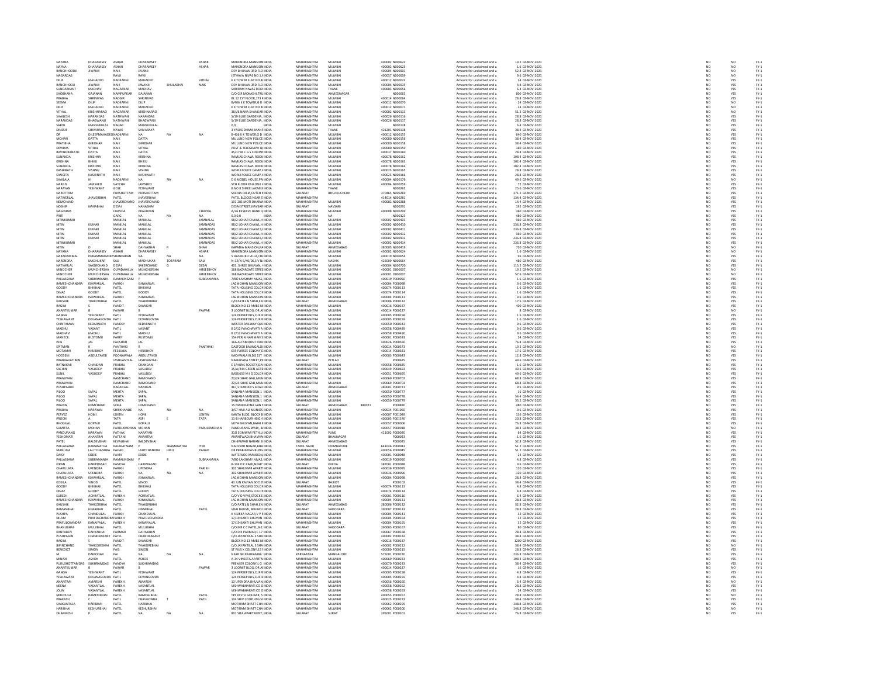| | | | | | | | | | | | | | | | | |
|---|---|---|---|---|---|---|---|---|---|---|---|---|---|---|---|---|
| NAYANA | DHARAMSEY | ASHAR | DHARAMSEY | | ASHAR | MAHENDRA MANSIONINDIA | MAHARASHTRA | MUMBAI | 400002 | N000623 | Amount for unclaimed and u | 19.2 | 02-NOV-2021 | NO | NO | FY-1 |
| NAYNA | DHARAMSEY | ASHAR | DHARAMSEY | | ASHAR | MAHENDRA MANSIONINDIA | MAHARASHTRA | MUMBAI | 400002 | N000625 | Amount for unclaimed and u | 1.6 | 02-NOV-2021 | NO | NO | FY-1 |
| RANCHHODDJI | JIWANJI | NAIK | JIVANJI | | | DEV BHUVAN 3RD FLO INDIA | MAHARASHTRA | MUMBAI | 400004 | N000001 | Amount for unclaimed and u | 52.8 | 02-NOV-2021 | NO | NO | FY-1 |
| NAGARDAS | | RAVJI | RAVJI | | | JETHAVA NIVAS NO 1,F INDIA | MAHARASHTRA | MUMBAI | 400057 | N000009 | Amount for unclaimed and u | 9.6 | 02-NOV-2021 | NO | NO | FY-1 |
| DILIP | MAHADEO | NADKARNI | MAHADEO | | VITHAL | K K TOWER FLAT NO 4 INDIA | MAHARASHTRA | MUMBAI | 400012 | N000023 | Amount for unclaimed and u | 24 | 02-NOV-2021 | NO | YES | FY-1 |
| RANCHHODJI | JIWANJI | NAIK | JIWANJI | BHULABHAI | NAIK | DEV BHUVAN 3RD FLOO INDIA | MAHARASHTRA | MUMBAI | 400004 | N000035 | Amount for unclaimed and u | 4.8 | 02-NOV-2021 | NO | YES | FY-1 |
| SUNDARKANT | MADHAV | NAGARKAR | MADHAV | | | SHRIRAM NIWAS ROO INDIA | MAHARASHTRA | THANE | 400603 | N000056 | Amount for unclaimed and u | 6.4 | 02-NOV-2021 | NO | YES | FY-1 |
| SHOBHANA | GAJANAN | NAMPURKAR | GAJANAN | | | C/O G R MOKASHI,TR INDIA | MAHARASHTRA | AHMEDNAGAR | | N000063 | Amount for unclaimed and u | 800 | 02-NOV-2021 | NO | YES | FY-1 |
| PRABHA | SHRINIVAS | NADGIR | SHRINIVAS | | | BL 12 1ST FLOOR,173 INDIA | MAHARASHTRA | MUMBAI | 400014 | N000064 | Amount for unclaimed and u | 28.8 | 02-NOV-2021 | NO | YES | FY-1 |
| SEEMA | DILIP | NADKARNI | DILIP | | | B/406 K K TOWER,G D INDIA | MAHARASHTRA | MUMBAI | 400012 | N000070 | Amount for unclaimed and u | 24 | 02-NOV-2021 | NO | YES | FY-1 |
| DILIP | MAHADEO | NADKARNI | MAHADEO | | | K K TOWER FLAT NO 4 INDIA | MAHARASHTRA | MUMBAI | 400012 | N000071 | Amount for unclaimed and u | 24 | 02-NOV-2021 | NO | NO | FY-1 |
| VITHAL | KRISHNARAO | NAGARKAR | KRISHNARAO | | | 38/B NANA SHANKAR INDIA | MAHARASHTRA | MUMBAI | 400002 | N000113 | Amount for unclaimed and u | 51.2 | 02-NOV-2021 | NO | NO | FY-1 |
| SHAILESH | NARANDAS | NATHWANI | NARANDAS | | | 5/19 BLUE GARDENIA, INDIA | MAHARASHTRA | MUMBAI | 400026 | N000116 | Amount for unclaimed and u | 28.8 | 02-NOV-2021 | NO | YES | FY-1 |
| NARANDAS | BHAGWANJI | NATHWANI | BHAGWANJI | | | 5/19 BLUE GARDENIA, INDIA | MAHARASHTRA | MUMBAI | 400026 | N000117 | Amount for unclaimed and u | 28.8 | 02-NOV-2021 | NO | YES | FY-1 |
| SAROJ | MANSUKHLAL | NAHAR | MANSUKHLAL | | | 0,0,, INDIA | MAHARASHTRA | MUMBAI | | N000128 | Amount for unclaimed and u | 6.4 | 02-NOV-2021 | NO | YES | FY-1 |
| DINESH | SHIVARAYA | NAYAK | SHIVARAYA | | | 3 YASHODHAM, MANP INDIA | MAHARASHTRA | THANE | 421201 | N000138 | Amount for unclaimed and u | 38.4 | 02-NOV-2021 | NO | YES | FY-1 |
| DR | DILEEPMAHADEO | NADKARNI | NA | NA | NA | B-406 K K TOWER,G D INDIA | MAHARASHTRA | MUMBAI | 400012 | N000155 | Amount for unclaimed and u | 640 | 02-NOV-2021 | NO | YES | FY-1 |
| MOHAN | DATTA | NAIK | DATTA | | | MULUND NEW POLICE INDIA | MAHARASHTRA | MUMBAI | 400080 | N000156 | Amount for unclaimed and u | 38.4 | 02-NOV-2021 | NO | YES | FY-1 |
| PRATIBHA | GIRIDHAR | NAIK | GIRIDHAR | | | MULUND NEW POLICE INDIA | MAHARASHTRA | MUMBAI | 400080 | N000158 | Amount for unclaimed and u | 38.4 | 02-NOV-2021 | NO | YES | FY-1 |
| DEVIDAS | VITHAL | NAIK | VITHAL | | | POST & TELEGRAPH Q INDIA | MAHARASHTRA | MUMBAI | 400080 | N000159 | Amount for unclaimed and u | 160 | 02-NOV-2021 | NO | YES | FY-1 |
| RAVINDRANATH | DATTA | NAIK | DATTA | | | 45/1758 C G S COLON INDIA | MAHARASHTRA | MUMBAI | 400037 | N000160 | Amount for unclaimed and u | 28.8 | 02-NOV-2021 | NO | YES | FY-1 |
| SUNANDA | KRISHNA | NAIK | KRISHNA | | | RAMJAS CHAWL ROOM INDIA | MAHARASHTRA | MUMBAI | 400078 | N000162 | Amount for unclaimed and u | 198.4 | 02-NOV-2021 | NO | YES | FY-1 |
| KRISHNA | BHIKU | NAIK | BHIKU | | | RAMJAS CHAWL ROOM INDIA | MAHARASHTRA | MUMBAI | 400078 | N000163 | Amount for unclaimed and u | 102.4 | 02-NOV-2021 | NO | YES | FY-1 |
| SUNANDA | KRISHNA | NAIK | KRISHNA | | | RAMJAS CHAWL ROOM INDIA | MAHARASHTRA | MUMBAI | 400078 | N000164 | Amount for unclaimed and u | 102.4 | 02-NOV-2021 | NO | YES | FY-1 |
| KASHINATH | VISHNU | NAIK | VISHNU | | | WORLI POLICE CAMP,F INDIA | MAHARASHTRA | MUMBAI | 400025 | N000165 | Amount for unclaimed and u | 28.8 | 02-NOV-2021 | NO | YES | FY-1 |
| SANGITA | KASHINATH | NAIK | KASHINATH | | | WORLI POLICE CAMP,F INDIA | MAHARASHTRA | MUMBAI | 400025 | N000166 | Amount for unclaimed and u | 28.8 | 02-NOV-2021 | NO | YES | FY-1 |
| SHAILAJA | N | NADKARNI | NA | NA | NA | D 6 MODEL HOUSE,PR INDIA | MAHARASHTRA | MUMBAI | 400004 | N000176 | Amount for unclaimed and u | 49.6 | 02-NOV-2021 | NO | NO | FY-1 |
| NARGIS | JAMSHED | VATCHA | JAMSHED | | | 5TH FLOOR PALLONJI I INDIA | MAHARASHTRA | MUMBAI | 400004 | N000259 | Amount for unclaimed and u | 72 | 02-NOV-2021 | NO | YES | FY-1 |
| NARAYAN | YESHWANT | GOLE | YESHWANT | | | B NO 8 SHREE LAXMI L INDIA | MAHARASHTRA | THANE | | N000265 | Amount for unclaimed and u | 25.6 | 02-NOV-2021 | NO | YES | FY-1 |
| NAROTTAM | | PURSHOTTAM | PURSHOTTAM | | | SACHA FALIA,CUTCH I INDIA | GUJARAT | BHUJ KUCHCHH | 370465 | N000269 | Amount for unclaimed and u | 371.2 | 02-NOV-2021 | NO | YES | FY-1 |
| NATWERLAL | JHAVERBHAI | PATEL | JHAVERBHAI | | | PATEL BLOCKS NEAR S INDIA | MAHARASHTRA | | 414014 | N000281 | Amount for unclaimed and u | 134.4 | 02-NOV-2021 | NO | YES | FY-1 |
| NEMCHAND | | JHAVERCHAND | JHAVERCHAND | | | 191 205 MOTI DHARA INDIA | MAHARASHTRA | MUMBAI | 400002 | N000288 | Amount for unclaimed and u | 14.4 | 02-NOV-2021 | NO | YES | FY-1 |
| NOSHIR | NANABHAI | DESAI | NANABHAI | | | DESAI STREET,NAVSAR INDIA | GUJARAT | NAVSARI | | N000291 | Amount for unclaimed and u | 192 | 02-NOV-2021 | NO | YES | FY-1 |
| NAGINDAS | | CHAVDA | PRAVJIVAN | | CHAVDA | A/26 RESERVE BANK Q INDIA | MAHARASHTRA | MUMBAI | 400008 | N000299 | Amount for unclaimed and u | 360 | 02-NOV-2021 | NO | YES | FY-1 |
| PRITI | | GARG | NA | NA | NA | 0,0,0,0 INDIA | MAHARASHTRA | NA | | N000323 | Amount for unclaimed and u | 480 | 02-NOV-2021 | NO | YES | FY-1 |
| MITINKUMAR | | MANILAL | MANILAL | | JAMNALAL | 98/2 LOHAR CHAWL,H INDIA | MAHARASHTRA | MUMBAI | 400002 | N000403 | Amount for unclaimed and u | 960 | 02-NOV-2021 | NO | YES | FY-1 |
| NITIN | KUMAR | MANILAL | MANILAL | | JAMNADAS | 98/2 LOHAR CHAWL,H INDIA | MAHARASHTRA | MUMBAI | 400002 | N000410 | Amount for unclaimed and u | 236.8 | 02-NOV-2021 | NO | YES | FY-1 |
| NITIN | KUMAR | MANILAL | MANILAL | | JAMNADAS | 98/2 LOHAR CHAWLS,I INDIA | MAHARASHTRA | MUMBAI | 400002 | N000411 | Amount for unclaimed and u | 236.8 | 02-NOV-2021 | NO | YES | FY-1 |
| NITIN | KUMAR | MANILAL | MANILAL | | JAMNADAS | 98/2 LOHAR CHAWLS,I INDIA | MAHARASHTRA | MUMBAI | 400002 | N000412 | Amount for unclaimed and u | 960 | 02-NOV-2021 | NO | YES | FY-1 |
| NITIN | KUMAR | MANILAL | MANILAL | | JAMNADAS | 98/2 LOHAR CHAWL,H INDIA | MAHARASHTRA | MUMBAI | 400002 | N000413 | Amount for unclaimed and u | 236.8 | 02-NOV-2021 | NO | YES | FY-1 |
| MITINKUMAR | | MANILAL | MANILAL | | JAMNADAS | 98/2 LOHAR CHAWL,H INDIA | MAHARASHTRA | MUMBAI | 400002 | N000414 | Amount for unclaimed and u | 236.8 | 02-NOV-2021 | NO | YES | FY-1 |
| NITIN | D | SHAH | DAHYABHAI | R | SHAH | KAPADIA MANSION,R INDIA | GUJARAT | AHMEDABAD | 380005 | N000419 | Amount for unclaimed and u | 720 | 02-NOV-2021 | NO | NO | FY-1 |
| NAYANA | DHARAMSEY | ASHAR | DHARAMSEY | | ASHAR | MAHENDRA MANSION INDIA | MAHARASHTRA | MUMBAI | 400002 | N000624 | Amount for unclaimed and u | 1.6 | 02-NOV-2021 | NO | NO | FY-1 |
| NARANAMMAL | PURAMMAHADEV | SHANKARAN | NA | NA | NA | 5 HASMUKH VILLA,CH INDIA | MAHARASHTRA | MUMBAI | 400019 | N000654 | Amount for unclaimed and u | 96 | 02-NOV-2021 | NO | YES | FY-1 |
| NARENDRA | MADHUKAR | SALI | MADHUKAR | TOTARAM | SALI | N-32/N-5/40/36,S V N INDIA | MAHARASHTRA | NASHIK | 422009 | N000664 | Amount for unclaimed and u | 480 | 02-NOV-2021 | NO | YES | FY-1 |
| NATVARLAL | SAKERCHAND | DESAI | SAKERCHAND | G | DESAI | 403, SHREE BHUVAN, I INDIA | MAHARASHTRA | MUMBAI | 400004 | N000720 | Amount for unclaimed and u | 115.2 | 02-NOV-2021 | NO | YES | FY-1 |
| MINOCHER | MUNCHERSHA | OLPADWALLA | MUNCHERSHA | | HIRJEEBHOY | 168 BAZARGATE STREE INDIA | MAHARASHTRA | MUMBAI | 400001 | O000007 | Amount for unclaimed and u | 19.2 | 02-NOV-2021 | NO | YES | FY-1 |
| MINOCHER | MUNCHERSHA | OLPADWALLA | MUNCHERSHA | | HIRJEEBHOY | 168 BAZARGATE STREE INDIA | MAHARASHTRA | MUMBAI | 400001 | O000007 | Amount for unclaimed and u | 57.6 | 02-NOV-2021 | NO | NO | FY-1 |
| PALLASSANA | SUBRAMANIA | RAMALINGAM | P | R | SUBRAMANIA | 7/80 LAKSHMY NIVAS,I INDIA | MAHARASHTRA | MUMBAI | 400019 | P000050 | Amount for unclaimed and u | 1.6 | 02-NOV-2021 | NO | YES | FY-1 |
| RAMESHCHANDRA | ISHWARLAL | PARIKH | ISHWARLAL | | | JAGMOHAN MANSION INDIA | MAHARASHTRA | MUMBAI | 400004 | P000098 | Amount for unclaimed and u | 9.6 | 02-NOV-2021 | NO | YES | FY-1 |
| GOODY | BHIKHAJI | PATEL | BHIKHAJI | | | TATA HOUSING COLON INDIA | MAHARASHTRA | MUMBAI | 400074 | P000113 | Amount for unclaimed and u | 1.6 | 02-NOV-2021 | NO | YES | FY-1 |
| DINAZ | GOODY | PATEL | GOODY | | | TATA HOUSING COLON INDIA | MAHARASHTRA | MUMBAI | 400074 | P000114 | Amount for unclaimed and u | 1.6 | 02-NOV-2021 | NO | YES | FY-1 |
| RAMESHCHANDRA | ISHWARLAL | PARIKH | ISHWARLAL | | | JAGMOHAN MANSION INDIA | MAHARASHTRA | MUMBAI | 400004 | P000131 | Amount for unclaimed and u | 9.6 | 02-NOV-2021 | NO | YES | FY-1 |
| KAUSHIK | THAKORBHAI | PATEL | THAKORBHAI | | | C/O PATEL & SHAH,EN INDIA | GUJARAT | AHMEDABAD | 380006 | P000132 | Amount for unclaimed and u | 17.6 | 02-NOV-2021 | NO | YES | FY-1 |
| RAGINI | S | PANDIT | SHANKAR | | | BLOCK NO 13 AMBE N INDIA | MAHARASHTRA | MUMBAI | 400016 | P000187 | Amount for unclaimed and u | 400 | 02-NOV-2021 | NO | YES | FY-1 |
| ANANTKUMAR | B | PAWAR | B | | PAWAR | 3 LOONET BLDG, DR A INDIA | MAHARASHTRA | MUMBAI | 400014 | P000237 | Amount for unclaimed and u | 8 | 02-NOV-2021 | NO | NO | FY-1 |
| GANGA | YESHWANT | PATIL | YESHWANT | | | 124 PERSEPOLIS,CUFF INDIA | MAHARASHTRA | MUMBAI | 400005 | P000258 | Amount for unclaimed and u | 1.6 | 02-NOV-2021 | NO | YES | FY-1 |
| YESHAWANT | DEVANAGOVDA | PATIL | DEVANGOVDA | | | 124 PERSEPOLIS,CUFF INDIA | MAHARASHTRA | MUMBAI | 400005 | P000259 | Amount for unclaimed and u | 1.6 | 02-NOV-2021 | NO | YES | FY-1 |
| CHINTAMANI | KEDARNATH | PANDEY | KEDARNATH | | | WESTER RAILWAY QU INDIA | MAHARASHTRA | MUMBAI | 400050 | P000343 | Amount for unclaimed and u | 9.6 | 02-NOV-2021 | NO | YES | FY-1 |
| MADHU | VASANT | PATIL | VASANT | | | B 2/12 PANCHAVATI A INDIA | MAHARASHTRA | MUMBAI | 400058 | P000489 | Amount for unclaimed and u | 9.6 | 02-NOV-2021 | NO | YES | FY-1 |
| MADHAVI | MADHU | PATIL | MADHU | | | B 2/12 PANCHAVATI A INDIA | MAHARASHTRA | MUMBAI | 400058 | P000490 | Amount for unclaimed and u | 9.6 | 02-NOV-2021 | NO | YES | FY-1 |
| MANECK | RUSTOMJI | PARRY | RUSTOMJI | | | 154 PERIN NARIMAN S INDIA | MAHARASHTRA | MUMBAI | 400001 | P000533 | Amount for unclaimed and u | 24 | 02-NOV-2021 | NO | YES | FY-1 |
| PESI | JAL | PADSHAH | JAL | | | 16A ALTAMOUNT ROA INDIA | MAHARASHTRA | MUMBAI | 400026 | P000560 | Amount for unclaimed and u | 76.8 | 02-NOV-2021 | NO | YES | FY-1 |
| SPITMAN | R | PANTHAKI | R | | PANTHAKI | DASTOOR BAUNGALO INDIA | MAHARASHTRA | MUMBAI | 400004 | P000579 | Amount for unclaimed and u | 19.2 | 02-NOV-2021 | NO | NO | FY-1 |
| MOTAMAI | HIRJIBHOY | PESIKAKA | HIRJIBHOY | | | 695 PARSEE COLONY,C INDIA | MAHARASHTRA | MUMBAI | 400014 | P000581 | Amount for unclaimed and u | 17.6 | 02-NOV-2021 | NO | YES | FY-1 |
| HOOSENI | ABDULTAYEB | POONAWALA | ABDULTAYEB | | | KACHWALA BLDG 1ST INDIA | MAHARASHTRA | MUMBAI | 400003 | P000643 | Amount for unclaimed and u | 12.8 | 02-NOV-2021 | NO | YES | FY-1 |
| PRABHAVATIBEN | | JASHVANTLAL | JASHVANTLAL | | | NARIAPADA STREET,P INDIA | GUJARAT | PETLAD | | P000675 | Amount for unclaimed and u | 49.6 | 02-NOV-2021 | NO | YES | FY-1 |
| RATNAKAR | CHANDAN | PRABHU | CHANDAN | | | E 3/HUNS SOCIETY,DA INDIA | MAHARASHTRA | MUMBAI | 400058 | P000685 | Amount for unclaimed and u | 1.6 | 02-NOV-2021 | NO | YES | FY-1 |
| SACHIN | VASUDEV | PRABHU | VASUDEV | | | 15/A/244 GREEN ACRE INDIA | MAHARASHTRA | MUMBAI | 400049 | P000690 | Amount for unclaimed and u | 49.6 | 02-NOV-2021 | NO | YES | FY-1 |
| SUNIL | VASUDEV | PRABHU | VASUDEV | | | B/68/659 M I G COLO INDIA | MAHARASHTRA | MUMBAI | 400051 | P000695 | Amount for unclaimed and u | 49.6 | 02-NOV-2021 | NO | YES | FY-1 |
| PRANJIVAN | | RAMCHAND | RAMCHAND | | | 22/24 SHAK GALI,MU INDIA | MAHARASHTRA | MUMBAI | 400069 | P000702 | Amount for unclaimed and u | 68.8 | 02-NOV-2021 | NO | YES | FY-1 |
| PRANJIVAN | | RAMCHAND | RAMCHAND | | | 22/24 SHAK GALI,MU INDIA | MAHARASHTRA | MUMBAI | 400069 | P000703 | Amount for unclaimed and u | 68.8 | 02-NOV-2021 | NO | YES | FY-1 |
| PUSHPABEN | | NARANLAL | NANDLAL | | | 467/2 KANDOI S KHAD INDIA | GUJARAT | AHMEDABAD | 380001 | P000721 | Amount for unclaimed and u | 9.6 | 02-NOV-2021 | NO | YES | FY-1 |
| PILOO | SAPAL | MEHTA | SAPAL | | | SANJANA MANSION,1 INDIA | MAHARASHTRA | MUMBAI | 400050 | P000777 | Amount for unclaimed and u | 16 | 02-NOV-2021 | NO | YES | FY-1 |
| PILOO | SAPAL | MEHTA | SAPAL | | | SANJANA MANSION,1 INDIA | MAHARASHTRA | MUMBAI | 400050 | P000778 | Amount for unclaimed and u | 54.4 | 02-NOV-2021 | NO | YES | FY-1 |
| PILOO | SAPAL | MEHTA | SAPAL | | | SANJANA MANSION,1 INDIA | MAHARASHTRA | MUMBAI | 400050 | P000779 | Amount for unclaimed and u | 35.2 | 02-NOV-2021 | NO | YES | FY-1 |
| PRAVIN | HEMCHAND | VORA | HEMCHAND | | | 15 MANI RATNA JAIN INDIA | GUJARAT | AHMEDABAD 380021 | | P000880 | Amount for unclaimed and u | 480 | 02-NOV-2021 | NO | YES | FY-1 |
| PRABHA | NARAYAN | SHIRKHANDE | NA | NA | NA | 3/57 HAJI ALI MUNIOS INDIA | MAHARASHTRA | MUMBAI | 400034 | P001060 | Amount for unclaimed and u | 9.6 | 02-NOV-2021 | NO | YES | FY-1 |
| PERVEZ | HOMI | LENTIN | HOMI | | LENTIN | KANTA BLDG, BLOCK B INDIA | MAHARASHTRA | MUMBAI | 400007 | P001089 | Amount for unclaimed and u | 136 | 02-NOV-2021 | NO | YES | FY-1 |
| PROCHI | A | TATA | ASPI | E | TATA | 11-B HARBOUR HEIGH INDIA | MAHARASHTRA | MUMBAI | 400005 | P001376 | Amount for unclaimed and u | 20.8 | 02-NOV-2021 | NO | YES | FY-1 |
| BHOGILAL | GOPALJI | PATEL | GOPALJI | | | VIJAYA BHUVAN,BAJAJ INDIA | MAHARASHTRA | MUMBAI | 400057 | P000006 | Amount for unclaimed and u | 76.8 | 02-NOV-2021 | NO | YES | FY-1 |
| SUMITRA | MOHAN | PARULKMOHAN | MOHAN | | PARULKMOHAN | PANDURANG WADI, 8 INDIA | MAHARASHTRA | MUMBAI | 400057 | P000018 | Amount for unclaimed and u | 38.4 | 02-NOV-2021 | NO | NO | FY-1 |
| PANDURANG | NARAYAN | PATHAK | NARAYAN | | | 31D SOMWAR PETH,L INDIA | MAHARASHTRA | PUNE | 411002 | P000020 | Amount for unclaimed and u | 64 | 02-NOV-2021 | NO | YES | FY-1 |
| YESHOMATI | ANANTRAI | PATTANI | ANANTRAI | | | ANANTWADI,BHAVNA INDIA | GUJARAT | BHAVNAGAR | | P000023 | Amount for unclaimed and u | 1.6 | 02-NOV-2021 | NO | YES | FY-1 |
| PATEL | BALDEVBHAI | KEVALBHAI | BALDEVBHAI | | | CHHIPPAWD NARANI B INDIA | GUJARAT | AHMEDABAD | | P000025 | Amount for unclaimed and u | 52.8 | 02-NOV-2021 | NO | YES | FY-1 |
| PALLASSANA | RAMANATHA | RAJARATNAM | P | SRAMANATHA | IYER | NADLVAR NAGAR,BHA INDIA | TAMIL NADU | COIMBATORE | 641046 | P000043 | Amount for unclaimed and u | 51.2 | 02-NOV-2021 | NO | YES | FY-1 |
| MANJULA | LALITCHANDRA | PAHAD | LALITCHANDRA | HIRJI | PAHAD | DR PRABHUDAS BUNG INDIA | MAHARASHTRA | MUMBAI | 400056 | P000045 | Amount for unclaimed and u | 51.2 | 02-NOV-2021 | NO | YES | FY-1 |
| DAISY | EDDIE | PAVRI | EDDIE | | | WATERLOO MANSION, INDIA | MAHARASHTRA | MUMBAI | 400001 | P000048 | Amount for unclaimed and u | 24 | 02-NOV-2021 | NO | YES | FY-1 |
| PALLASSANA | SUBRAMANIA | RAMALINGAM | P | R | SUBRAMANIA | 7/80 LAKSHMY NIVAS, INDIA | MAHARASHTRA | MUMBAI | 400019 | P000050 | Amount for unclaimed and u | 4.8 | 02-NOV-2021 | NO | YES | FY-1 |
| KIRAN | HARIPRASAD | PANDYA | HARIPRASAD | | | B-106 D C PARK,NEAR V INDIA | GUJARAT | KHEDA | 387001 | P000088 | Amount for unclaimed and u | 9.6 | 02-NOV-2021 | NO | YES | FY-1 |
| CHARULATA | UPENDRA | PARIKH | UPENDRA | | PARIKH | 302 SHALIMAR APART INDIA | MAHARASHTRA | MUMBAI | 400036 | P000095 | Amount for unclaimed and u | 120 | 02-NOV-2021 | NO | YES | FY-1 |
| CHARULATA | UPENDRA | PARIKH | NA | NA | NA | 302 SHALIMAR APART INDIA | MAHARASHTRA | MUMBAI | 400036 | P000096 | Amount for unclaimed and u | 120 | 02-NOV-2021 | NO | YES | FY-1 |
| RAMESHCHANDRA | ISHWARLAL | PARIKH | ISHWARLAL | | | JAGMOHAN MANSION INDIA | MAHARASHTRA | MUMBAI | 400004 | P000098 | Amount for unclaimed and u | 28.8 | 02-NOV-2021 | NO | YES | FY-1 |
| KOKILA | VINOD | PATEL | VINOD | | | 43 JUN KALYAN SOCIET INDIA | GUJARAT | RAJKOT | | P000102 | Amount for unclaimed and u | 38.4 | 02-NOV-2021 | NO | YES | FY-1 |
| GOODY | BHIKHAJI | PATEL | BHIKHAJI | | | TATA HOUSING COLON INDIA | MAHARASHTRA | MUMBAI | 400074 | P000113 | Amount for unclaimed and u | 4.8 | 02-NOV-2021 | NO | YES | FY-1 |
| DINAZ | GOODY | PATEL | GOODY | | | TATA HOUSING COLON INDIA | MAHARASHTRA | MUMBAI | 400074 | P000114 | Amount for unclaimed and u | 4.8 | 02-NOV-2021 | NO | YES | FY-1 |
| SURESH | ACHRATLAL | PAREKH | ACHRATLAL | | | C/O V D VYAS,STOCK E INDIA | MAHARASHTRA | MUMBAI | 400001 | P000116 | Amount for unclaimed and u | 6.4 | 02-NOV-2021 | NO | YES | FY-1 |
| RAMESHCHANDRA | ISHWARLAL | PARIKH | ISHWARLAL | | | JAGMOHAN MANSION INDIA | MAHARASHTRA | MUMBAI | 400004 | P000131 | Amount for unclaimed and u | 28.8 | 02-NOV-2021 | NO | YES | FY-1 |
| KAUSHIK | THAKORBHAI | PATEL | THAKORBHAI | | | C/O PATEL & SHAH,EN INDIA | GUJARAT | AHMEDABAD | 380006 | P000132 | Amount for unclaimed and u | 52.8 | 02-NOV-2021 | NO | YES | FY-1 |
| RAMANBHAI | HIMABHAI | PATEL | HIMABHAI | | PATEL | VRAJ BHUMI, BEHIND INDIA | GUJARAT | VADODARA | 390007 | P000133 | Amount for unclaimed and u | 28.8 | 02-NOV-2021 | NO | YES | FY-1 |
| PUSHPA | CHANDULAL | PAREKH | CHANDULAL | | | K 4 SIKKA NAGAR,V P INDIA | MAHARASHTRA | MUMBAI | 400004 | P000141 | Amount for unclaimed and u | 32 | 02-NOV-2021 | NO | YES | FY-1 |
| NILAM | PRAFULCHANDRA | PAREKH | PRAFULCHANDRA | | | 17/19 KANTI BHUVAN INDIA | MAHARASHTRA | MUMBAI | 400004 | P000164 | Amount for unclaimed and u | 32 | 02-NOV-2021 | NO | YES | FY-1 |
| PRAFULCHANDRA | KANAIYALAL | PAREKH | KANAIYALAL | | | 17/19 KANTI BHUVAN INDIA | MAHARASHTRA | MUMBAI | 400004 | P000165 | Amount for unclaimed and u | 32 | 02-NOV-2021 | NO | YES | FY-1 |
| BHANUBHAI | MULJIBHAI | PATEL | MULJIBHAI | | | C/O MR C C PATEL,8-1 INDIA | GUJARAT | VADODARA | 390005 | P000167 | Amount for unclaimed and u | 80 | 02-NOV-2021 | NO | YES | FY-1 |
| KANTABEN | DAHYABHAI | PARMAR | DAHYABHAI | | | C/O D R PARMAR,C 17 INDIA | MAHARASHTRA | MUMBAI | 400067 | P000168 | Amount for unclaimed and u | 28.8 | 02-NOV-2021 | NO | YES | FY-1 |
| PUSHPASEN | CHANDRAKANT | PATEL | CHANDRAKANT | | | C/O JAYANTILAL S SHA INDIA | MAHARASHTRA | MUMBAI | 400002 | P000182 | Amount for unclaimed and u | 38.4 | 02-NOV-2021 | NO | YES | FY-1 |
| RAGINI | S | PANDIT | SHANKAR | | | BLOCK NO 13 AMBE N INDIA | MAHARASHTRA | MUMBAI | 400016 | P000187 | Amount for unclaimed and u | 1200 | 02-NOV-2021 | NO | YES | FY-1 |
| BIPINCHAND | THAKORBHAI | PATEL | THAKOREBHAI | | | C/O JAYANTILAL S SHA INDIA | MAHARASHTRA | MUMBAI | 400002 | P000212 | Amount for unclaimed and u | 38.4 | 02-NOV-2021 | NO | NO | FY-1 |
| BENEDICT | SIMON | PAIS | SIMON | | | ST PIUS X COLONY,15 INDIA | MAHARASHTRA | MUMBAI | 400080 | P000215 | Amount for unclaimed and u | 28.8 | 02-NOV-2021 | NO | YES | FY-1 |
| M | DAMODAR | PAI | NA | NA | NA | NEAR SRI KALIKAMBA INDIA | KARNATAKA | MANGALORE | 575001 | P000220 | Amount for unclaimed and u | 236.8 | 02-NOV-2021 | NO | YES | FY-1 |
| MINAXI | ASHOK | PATEL | ASHOK | | | A-34 VINEETA APART INDIA | MAHARASHTRA | MUMBAI | 400069 | P000223 | Amount for unclaimed and u | 198.4 | 02-NOV-2021 | NO | YES | FY-1 |
| PURUSHOTTAMDAS | SUKHRAMDAS | PANDYA | SUKHRAMDAS | | | PREMIER COLONY,L G INDIA | MAHARASHTRA | MUMBAI | 400070 | P000233 | Amount for unclaimed and u | 38.4 | 02-NOV-2021 | NO | YES | FY-1 |
| ANANTKUMAR | B | PAWAR | B | | PAWAR | 3 LOONET BLDG, DR A INDIA | MAHARASHTRA | MUMBAI | 400014 | P000237 | Amount for unclaimed and u | 16 | 02-NOV-2021 | NO | NO | FY-1 |
| GANGA | YESHWANT | PATIL | YESHWANT | | | 124 PERSEPOLIS,CUFF INDIA | MAHARASHTRA | MUMBAI | 400005 | P000258 | Amount for unclaimed and u | 4.8 | 02-NOV-2021 | NO | YES | FY-1 |
| YESHAWANT | DEVANAGOVDA | PATIL | DEVANGOVDA | | | 124 PERSEPOLIS,CUFF INDIA | MAHARASHTRA | MUMBAI | 400005 | P000259 | Amount for unclaimed and u | 4.8 | 02-NOV-2021 | NO | YES | FY-1 |
| ANANTRAI | AMARSHI | PAREKH | AMARSHI | | | 13 UPENDRA BHUVAN, INDIA | MAHARASHTRA | MUMBAI | 400056 | P000260 | Amount for unclaimed and u | 6.4 | 02-NOV-2021 | NO | NO | FY-1 |
| MEENA | VASANTLAL | PAREKH | VASANTLAL | | | VISHWABHARATI CO INDIA | MAHARASHTRA | MUMBAI | 400058 | P000262 | Amount for unclaimed and u | 28.8 | 02-NOV-2021 | NO | YES | FY-1 |
| JOLIN | VASANTLAL | PAREKH | VASANTLAL | | | VISHWABHARATI CO INDIA | MAHARASHTRA | MUMBAI | 400058 | P000263 | Amount for unclaimed and u | 24 | 02-NOV-2021 | NO | YES | FY-1 |
| MRUDULA | RAMESHBHAI | PATEL | RAMESHBHAI | | PATEL | TPS III 5TH GOLIBAR, S INDIA | MAHARASHTRA | MUMBAI | 400055 | P000267 | Amount for unclaimed and u | 28.8 | 02-NOV-2021 | NO | NO | FY-1 |
| PRAKASH | C | PATIL | CHAVGONDA | T | PATIL | 104 SHIV COOP HSG SC INDIA | MAHARASHTRA | MUMBAI | 400025 | P000273 | Amount for unclaimed and u | 38.4 | 02-NOV-2021 | NO | YES | FY-1 |
| SHAKUNTALA | HARIBHAI | PATEL | HARIBHAI | | | MOTIRAM BHATT CHA INDIA | MAHARASHTRA | MUMBAI | 400062 | P000299 | Amount for unclaimed and u | 148.8 | 02-NOV-2021 | NO | YES | FY-1 |
| HARIBHAI | KESHURBHAI | PATEL | KESHURBHAI | | | MOTIRAM BHATT CHA INDIA | MAHARASHTRA | MUMBAI | 400062 | P000300 | Amount for unclaimed and u | 148.8 | 02-NOV-2021 | NO | NO | FY-1 |
| DHARMESH | P | PATEL | NA | NA | NA | 801 SITA APARTMENT, INDIA | GUJARAT | SURAT | 395001 | P000301 | Amount for unclaimed and u | 76.8 | 02-NOV-2021 | NO | YES | FY-1 |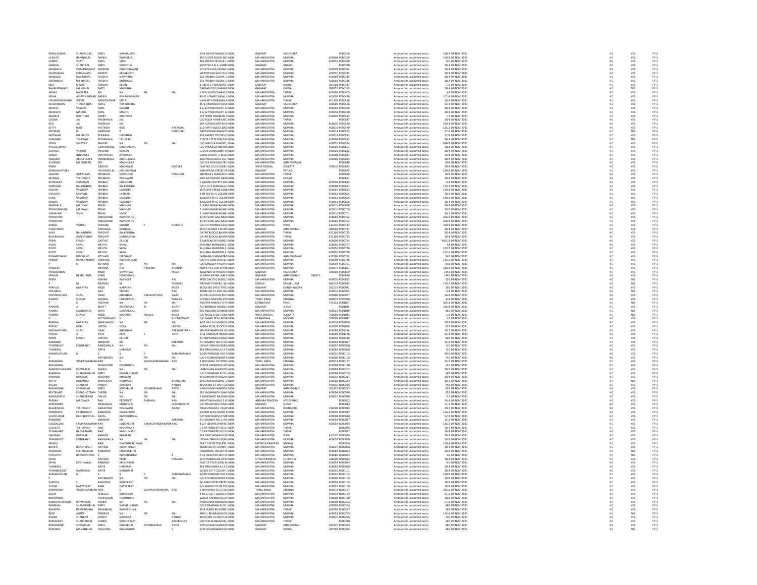| | | | | | | | | | | | | | | | | |
|---|---|---|---|---|---|---|---|---|---|---|---|---|---|---|---|---|
| PRAHLADBHAI | SHAMALDAS | PATEL | SHAMALDAS | | | 10-B ASHOKNAGAR CHINDIA | GUJARAT | VADODARA | | P000308 | Amount for unclaimed and u | 148.8 | 02-NOV-2021 | NO | YES | FY-1 |
| LILAVATI | RAMNIKLAL | PARIKH | RAMNIKLAL | | | 3RD FLOOR BLOCK NO INDIA | MAHARASHTRA | MUMBAI | 400004 | P000309 | Amount for unclaimed and u | 108.8 | 02-NOV-2021 | NO | YES | FY-1 |
| SURBHI | VIJAY | PATEL | VIJAY | | | 264 SHANTI NIVAS,B 1 INDIA | MAHARASHTRA | MUMBAI | 400052 | P000310 | Amount for unclaimed and u | 9.6 | 02-NOV-2021 | NO | YES | FY-1 |
| GANESH | SHANTILAL | PATEL | SHANTILAL | | | SHOP NO.3 & 4, VAHEFINDIA | GUJARAT | ANAND | | P000320 | Amount for unclaimed and u | 38.4 | 02-NOV-2021 | NO | YES | FY-1 |
| MANGALA | CHANDRAKANT | PAREKAR | CHANDRAKANT | | | 17 LATA KUNJ,DADBA FINDIA | MAHARASHTRA | MUMBAI | 400002 | P000324 | Amount for unclaimed and u | 76.8 | 02-NOV-2021 | NO | YES | FY-1 |
| CHINTAMAN | KEDARNATH | PANDEY | KEDARNATH | | | WESTER RAILWAY QU INDIA | MAHARASHTRA | MUMBAI | 400050 | P000343 | Amount for unclaimed and u | 28.8 | 02-NOV-2021 | NO | YES | FY-1 |
| MANJULA | NAVINBHAI | PAREKH | NAVINBHAI | | | 101 PRABHA SADAN, S INDIA | MAHARASHTRA | MUMBAI | 400064 | P000345 | Amount for unclaimed and u | 38.4 | 02-NOV-2021 | NO | YES | FY-1 |
| NAVINBHAI | BHIKHALAL | PAREKH | BHIKHALAL | | | 101 PRABHA SADAN, S INDIA | MAHARASHTRA | MUMBAI | 400064 | P000346 | Amount for unclaimed and u | 38.4 | 02-NOV-2021 | NO | YES | FY-1 |
| NILA | KIRAN | PANDYA | KIRAN | | | B-106 D C PARK,NEAR INDIA | GUJARAT | KHEDA | 387001 | P000347 | Amount for unclaimed and u | 1.6 | 02-NOV-2021 | NO | YES | FY-1 |
| BHANUPRASAD | MANIBHAI | PATEL | MANIBHAI | | | DARBAR POLE,KARAMSINDIA | GUJARAT | KHEDA | 388325 | P000393 | Amount for unclaimed and u | 70.4 | 02-NOV-2021 | NO | NO | FY-1 |
| ABHAY | NAGAPPA | PAI | NA | NA | NA | 5 KENI BLDG,CHARAI,T INDIA | MAHARASHTRA | THANE | 400601 | P000405 | Amount for unclaimed and u | 48 | 02-NOV-2021 | NO | YES | FY-1 |
| NISHA | ASHWINKUMAR | PARIKH | ASHWINKUMAR | | | 49-51 LOHAR CHAWL,I INDIA | MAHARASHTRA | MUMBAI | 400002 | P000420 | Amount for unclaimed and u | 102.4 | 02-NOV-2021 | NO | YES | FY-1 |
| CHANDRASHEKHAR | VITTAL | PANDESHWAR | VITTAL | | | VAIKUNTH DARSHAN,FINDIA | MAHARASHTRA | THANE | 401202 | P000428 | Amount for unclaimed and u | 38.4 | 02-NOV-2021 | NO | YES | FY-1 |
| KAUSHIKBHAI | THAKORBHAI | PATEL | THAKORBHAI | | | 45/1 ARUNODAY SOCI INDIA | GUJARAT | VADODARA | 390005 | P000466 | Amount for unclaimed and u | 62.4 | 02-NOV-2021 | NO | YES | FY-1 |
| MADHU | VASANT | PATIL | VASANT | | | B 2/12 PANCHAVATI A INDIA | MAHARASHTRA | MUMBAI | 400058 | P000489 | Amount for unclaimed and u | 28.8 | 02-NOV-2021 | NO | YES | FY-1 |
| MADHAVI | MADHU | PATIL | MADHU | | | B 2/12 PANCHAVATI A INDIA | MAHARASHTRA | MUMBAI | 400058 | P000490 | Amount for unclaimed and u | 28.8 | 02-NOV-2021 | NO | YES | FY-1 |
| MANECK | RUSTOMJI | PARRY | RUSTOMJI | | | 154 PERIN NARIMAN S INDIA | MAHARASHTRA | MUMBAI | 400001 | P000533 | Amount for unclaimed and u | 72 | 02-NOV-2021 | NO | YES | FY-1 |
| COOMI | JAL | PARDIWALA | JAL | | | C/O RODA H KARA,ME INDIA | MAHARASHTRA | THANE | | P000547 | Amount for unclaimed and u | 38.4 | 02-NOV-2021 | NO | YES | FY-1 |
| PESI | JAL | PADSHAH | JAL | | | 16A ALTAMOUNT ROA INDIA | MAHARASHTRA | MUMBAI | 400026 | P000560 | Amount for unclaimed and u | 230.4 | 02-NOV-2021 | NO | YES | FY-1 |
| KETTY | RUSI | PASTAKIA | RUSI | | PASTAKIA | 611 PATITI BLOCK,DAD INDIA | MAHARASHTRA | MUMBAI | 400014 | P000570 | Amount for unclaimed and u | 115.2 | 02-NOV-2021 | NO | YES | FY-1 |
| SPITMAN | R | PANTHAKI | R | | PANTHAKI | DASTOOR BAUNGALO INDIA | MAHARASHTRA | MUMBAI | 400014 | P000573 | Amount for unclaimed and u | 57.6 | 02-NOV-2021 | NO | NO | FY-1 |
| MOTAMAI | HIRJIBHOY | PESIKAKA | HIRJIBHOY | | | 695 PARSEE COLONY,D INDIA | MAHARASHTRA | MUMBAI | 400014 | P000581 | Amount for unclaimed and u | 52.8 | 02-NOV-2021 | NO | YES | FY-1 |
| SHIRINBAI | TAHERALLI | PEDHIWALA | TAHERALLI | | | 172/74 1ST FLOOR,SAI INDIA | MAHARASHTRA | MUMBAI | 400003 | P000583 | Amount for unclaimed and u | 70.4 | 02-NOV-2021 | NO | NO | FY-1 |
| VIDYA | VINAYAK | PHADKE | NA | NA | NA | C/O SHRI V A PHADKE, INDIA | MAHARASHTRA | MUMBAI | 400020 | P000594 | Amount for unclaimed and u | 620.8 | 02-NOV-2021 | NO | YES | FY-1 |
| PHOOLCHAND | | GIRDHARILAL | GIRDHARILAL | | | C/O PHOOLCHAND BH INDIA | MAHARASHTRA | MUMBAI | 400002 | P000603 | Amount for unclaimed and u | 28.8 | 02-NOV-2021 | NO | YES | FY-1 |
| SUSHILA | VAMAN | PHADNIS | VAMAN | | | C/3/24 SAMRUDDHI S INDIA | MAHARASHTRA | MUMBAI | 400028 | P000622 | Amount for unclaimed and u | 38.4 | 02-NOV-2021 | NO | YES | FY-1 |
| SORAB | BYRAMJEE | POSTWALLA | BYRAMJEE | | | DALAL ESTATE, V BLOC INDIA | MAHARASHTRA | MUMBAI | 400008 | P000641 | Amount for unclaimed and u | 76.8 | 02-NOV-2021 | NO | YES | FY-1 |
| HOOSENI | ABDULTAYEB | POONAWALA | ABDULTAYEB | | | KACHWALA BLDG 1ST INDIA | MAHARASHTRA | MUMBAI | 400003 | P000643 | Amount for unclaimed and u | 38.4 | 02-NOV-2021 | NO | YES | FY-1 |
| SUHASINI | MADHUKAR | POL | MADHUKAR | | | C/O G R MOKASHI,TRI INDIA | MAHARASHTRA | AHMEDNAGAR | | P000648 | Amount for unclaimed and u | 800 | 02-NOV-2021 | NO | YES | FY-1 |
| PREM | | GROVER | MADANLAL | | GROVER | FLAT NO 12 III FLOOR,7 INDIA | WEST BENGAL | KOLKATA | 700019 | P000673 | Amount for unclaimed and u | 70.4 | 02-NOV-2021 | NO | YES | FY-1 |
| PRABHAVATIBEN | | JASHVANTLAL | JASHVANTLAL | | | NARIAPADA STREET,PE INDIA | GUJARAT | PETLAD | | P000675 | Amount for unclaimed and u | 148.8 | 02-NOV-2021 | NO | YES | FY-1 |
| JAGDISH | GOPALRAO | PRADHAN | GOPALRAO | | PRADHAN | KHARKAR S BUNGALO INDIA | MAHARASHTRA | THANE | | P000678 | Amount for unclaimed and u | 76.8 | 02-NOV-2021 | NO | YES | FY-1 |
| MANGAL | YESHWANT | PRADHAN | YESHWANT | | | SHRI SAI PRASAD,NEAF INDIA | MAHARASHTRA | KARJAT | | P000681 | Amount for unclaimed and u | 38.4 | 02-NOV-2021 | NO | YES | FY-1 |
| RATNAKAR | CHANDAN | PRABHU | CHANDAN | | | E 3/HUNS SOCIETY,DA INDIA | MAHARASHTRA | MUMBAI | 400058 | P000685 | Amount for unclaimed and u | 4.8 | 02-NOV-2021 | NO | YES | FY-1 |
| SHRIDHAR | BALKRISHNA | PRABHU | BALKRISHNA | | | C/O 11/13 MANGALA I INDIA | MAHARASHTRA | MUMBAI | 400004 | P000691 | Amount for unclaimed and u | 115.2 | 02-NOV-2021 | NO | YES | FY-1 |
| SACHIN | VASUDEV | PRABHU | VASUDEV | | | 15/A/244 GREEN ACRE INDIA | MAHARASHTRA | MUMBAI | 400093 | P000693 | Amount for unclaimed and u | 148.8 | 02-NOV-2021 | NO | YES | FY-1 |
| VASUDEV | LAXMAN | PRABHU | LAXMAN | | | B 68 659 M I G COLON INDIA | MAHARASHTRA | MUMBAI | 400051 | P000694 | Amount for unclaimed and u | 38.4 | 02-NOV-2021 | NO | YES | FY-1 |
| SUNIL | VASUDEV | PRABHU | VASUDEV | | | B/68/659 M I G COLO INDIA | MAHARASHTRA | MUMBAI | 400051 | P000695 | Amount for unclaimed and u | 148.8 | 02-NOV-2021 | NO | YES | FY-1 |
| NEEMA | VASUDEV | PRABHU | VASUDEV | | | B/68/659 M I G COLO INDIA | MAHARASHTRA | MUMBAI | 400051 | P000696 | Amount for unclaimed and u | 38.4 | 02-NOV-2021 | NO | YES | FY-1 |
| MANGALA | MADHAV | PRANI | MADHAV | | | 2 LAXMI NARAYAN BA INDIA | MAHARASHTRA | MUMBAI | 400016 | P000699 | Amount for unclaimed and u | 28.8 | 02-NOV-2021 | NO | YES | FY-1 |
| PRIYADARSHINI | MADHAV | PRANI | MADHAV | | | 2 LAXMI NARAYAN BA INDIA | MAHARASHTRA | MUMBAI | 400016 | P000700 | Amount for unclaimed and u | 28.8 | 02-NOV-2021 | NO | YES | FY-1 |
| VIBHAVARI | VIVEK | PRANI | VIVEK | | | 2 LAXMI NARAYAN BA INDIA | MAHARASHTRA | MUMBAI | 400016 | P000701 | Amount for unclaimed and u | 19.2 | 02-NOV-2021 | NO | YES | FY-1 |
| PRANJIVAN | | RAMCHAND | RAMCHAND | | | 22/24 SHAK GALI,MUN INDIA | MAHARASHTRA | MUMBAI | 400069 | P000702 | Amount for unclaimed and u | 206.4 | 02-NOV-2021 | NO | YES | FY-1 |
| PRANJIVAN | | RAMCHAND | RAMCHAND | | | 22/24 SHAK GALI,MUN INDIA | MAHARASHTRA | MUMBAI | 400069 | P000703 | Amount for unclaimed and u | 206.4 | 02-NOV-2021 | NO | YES | FY-1 |
| KAMAL | VISHNU | PURANIK | VISHNU | K | PURANIK | C/O V K PURANIK,635 INDIA | MAHARASHTRA | PUNE | 411030 | P000717 | Amount for unclaimed and u | 230.4 | 02-NOV-2021 | NO | YES | FY-1 |
| PUSHPABEN | | NARANLAL | NANDLAL | | | 467/2 KANDOI S KHAD INDIA | GUJARAT | AHMEDABAD | 380001 | P000721 | Amount for unclaimed and u | 28.8 | 02-NOV-2021 | NO | YES | FY-1 |
| VIJAY | BALKRISHNA | PUROHIT | BALKRISHNA | | | DATAR BLOCKS,BHIWA INDIA | MAHARASHTRA | THANE | 421301 | P000722 | Amount for unclaimed and u | 38.4 | 02-NOV-2021 | NO | YES | FY-1 |
| BALKRISHNA | GANGADHAR | PUROHIT | GANGADHAR | | | DATAR BLOCKS,BHIWA INDIA | MAHARASHTRA | THANE | 421301 | P000723 | Amount for unclaimed and u | 38.4 | 02-NOV-2021 | NO | YES | FY-1 |
| PERIN | ERUCH | DASTUR | ERUCH | | | 23 NEPEAN SEA ROAD, INDIA | MAHARASHTRA | MUMBAI | 400006 | P000754 | Amount for unclaimed and u | 4492.8 | 02-NOV-2021 | NO | YES | FY-1 |
| PILOO | SAPAL | MEHTA | SAPAL | | | SANJANA MANSION,1 INDIA | MAHARASHTRA | MUMBAI | 400050 | P000777 | Amount for unclaimed and u | 48 | 02-NOV-2021 | NO | YES | FY-1 |
| PILOO | SAPAL | MEHTA | SAPAL | | | SANJANA MANSION,1 INDIA | MAHARASHTRA | MUMBAI | 400050 | P000778 | Amount for unclaimed and u | 163.2 | 02-NOV-2021 | NO | YES | FY-1 |
| PILOO | SAPAL | MEHTA | SAPAL | | | SANJANA MANSION,1 INDIA | MAHARASHTRA | MUMBAI | 400050 | P000779 | Amount for unclaimed and u | 105.6 | 02-NOV-2021 | NO | YES | FY-1 |
| PUNAMCHAND | DIPCHAND | KOTHARI | DIPCHAND | | | YASHASHVI SANMITRA INDIA | MAHARASHTRA | AHMEDNAGAR | 413709 | P000783 | Amount for unclaimed and u | 240 | 02-NOV-2021 | NO | YES | FY-1 |
| PREMA | RAMCHANDRA | RAIWADE | RAMCHANDRA | | | C/O V G KANETKAR,1/ INDIA | MAHARASHTRA | MUMBAI | 400004 | P000786 | Amount for unclaimed and u | 115.2 | 02-NOV-2021 | NO | YES | FY-1 |
| P | K | KOTHARI | NA | NA | NA | C/O SANDEEP P KOTH INDIA | MAHARASHTRA | MUMBAI | 400097 | P000791 | Amount for unclaimed and u | 640 | 02-NOV-2021 | NO | YES | FY-1 |
| PRADEEP | | KHANNA | OM | PRAKASH | KHANNA | AMAR HILL SAKI VIHAR INDIA | MAHARASHTRA | MUMBAI | 400072 | P000851 | Amount for unclaimed and u | 236.8 | 02-NOV-2021 | NO | YES | FY-1 |
| PRAKASHBEN | | MODI | NAVNITLAL | | MODI | BAJWADA SETH SERI,K INDIA | GUJARAT | VADODARA | 390001 | P000869 | Amount for unclaimed and u | 1440 | 02-NOV-2021 | NO | YES | FY-1 |
| PRAVIN | HEMCHAND | VORA | HEMCHAND | | | 15 MANI RATNA JAIN SINDIA | GUJARAT | AHMEDABAD | 380021 | P000880 | Amount for unclaimed and u | 1440 | 02-NOV-2021 | NO | YES | FY-1 |
| PREM | | KUMAR | RAJINDER | | PAL | PPED DAE DYC BLDG,C INDIA | MAHARASHTRA | MUMBAI | 400039 | P000887 | Amount for unclaimed and u | 120 | 02-NOV-2021 | NO | NO | FY-1 |
| P | M | THOMAS | M | | THOMAS | THOMAS TOWERS, 36/ INDIA | KERALA | ERNAKULAM | 682018 | P000915 | Amount for unclaimed and u | 179.2 | 02-NOV-2021 | NO | NO | FY-1 |
| PRAFULL | NARAYAN | MODI | NARAYAN | | MODI | BLOCK NO 249 G TYPE, INDIA | GUJARAT | GANDHINAGAR | 382019 | P000941 | Amount for unclaimed and u | 560 | 02-NOV-2021 | NO | YES | FY-1 |
| PRATIBHA | | RAO | PRAVIN | | RAO | ROOM NO 12 2ND FLO INDIA | MAHARASHTRA | MUMBAI | 400016 | P000955 | Amount for unclaimed and u | 4.8 | 02-NOV-2021 | NO | NO | FY-1 |
| PAKYANATHAN | SILAS | ISAAC | ABRAHAM | PAKYANATHAN | ISAAC | 10 STELLA HOUSE,PLO INDIA | MAHARASHTRA | MUMBAI | 400088 | P000977 | Amount for unclaimed and u | 76.8 | 02-NOV-2021 | NO | YES | FY-1 |
| PAWAN | KUMAR | SURANA | CHAMPALAL | | SURANA | 12 PERIA NAICKEN STR INDIA | TAMIL NADU | CHENNAI | 600079 | P000980 | Amount for unclaimed and u | 6.4 | 02-NOV-2021 | NO | YES | FY-1 |
| P | G | PADIYAR | NA | NA | NA | PADIYAR NIWAS,P O INDIA | KARNATAKA | PANE | 574211 | P001007 | Amount for unclaimed and u | 345.6 | 02-NOV-2021 | NO | NO | FY-1 |
| PINAKIN | A | BHATT | APUPRASAD | M | BHATT | 7/2 BUSINESS HOUSE,I INDIA | GUJARAT | SURAT | | P001014 | Amount for unclaimed and u | 236.8 | 02-NOV-2021 | NO | YES | FY-1 |
| PADMA | GAUTAMLAL | SHAH | GAUTAMLAL | | SHAH | 605 TULSIANI CHAMBE INDIA | MAHARASHTRA | MUMBAI | 400021 | P001038 | Amount for unclaimed and u | 960 | 02-NOV-2021 | NO | NO | FY-1 |
| PAWAN | KUMAR | MODI | MAHABIR | PRASAD | MODI | C/O MODI STEEL COM INDIA | WEST BENGAL | KOLKATA | 700001 | P001043 | Amount for unclaimed and u | 1.6 | 02-NOV-2021 | NO | NO | FY-1 |
| P | | PUTTASWAMY | S | | PUTTASWAMY | C/O SHARE DEAL,PROF INDIA | KARNATAKA | MYSORE | 570001 | P001047 | Amount for unclaimed and u | 32 | 02-NOV-2021 | NO | YES | FY-1 |
| PRABHA | NARAYAN | SHIRKHANDE | NA | NA | NA | 3/57 HAJI ALI MUNICIP INDIA | MAHARASHTRA | MUMBAI | 400034 | P001060 | Amount for unclaimed and u | 28.8 | 02-NOV-2021 | NO | YES | FY-1 |
| PERVEZ | HOMI | LENTIN | HOMI | | LENTIN | KANTA BLDG, BLOCK B INDIA | MAHARASHTRA | MUMBAI | 400007 | P001089 | Amount for unclaimed and u | 272 | 02-NOV-2021 | NO | YES | FY-1 |
| PAKYANATHAN | SILAS | ISAAC | ABRAHAM | | PAKYANATHAN | MR PAKYANATHAN SILI INDIA | MAHARASHTRA | MUMBAI | 400088 | P001314 | Amount for unclaimed and u | 19.2 | 02-NOV-2021 | NO | YES | FY-1 |
| PROCHI | A | TATA | ASPI | E | TATA | 11-B HARBOUR HEIGH INDIA | MAHARASHTRA | MUMBAI | 400005 | P001376 | Amount for unclaimed and u | 62.4 | 02-NOV-2021 | NO | YES | FY-1 |
| PERIN | ERUCH | DASTUR | ERUCH | | | 23, NEPEANSEA ROAD, INDIA | MAHARASHTRA | MUMBAI | 400006 | P001526 | Amount for unclaimed and u | 600 | 02-NOV-2021 | NO | YES | FY-1 |
| RABABBAI | | EBRAHIM | Mr | | EBRAHIM | A1 HASANAT NO 2, RO INDIA | MAHARASHTRA | MUMBAI | 400054 | R000027 | Amount for unclaimed and u | 12.8 | 02-NOV-2021 | NO | YES | FY-1 |
| TAHERBHOY | ESOOFALLY | RANGWALLA | NA | NA | NA | JEEVAA TARA BUILDIN INDIA | MAHARASHTRA | MUMBAI | 400057 | R000050 | Amount for unclaimed and u | 9.6 | 02-NOV-2021 | NO | YES | FY-1 |
| THANMAL | | RATHI | HARIRAM | | | 403 ARADHANA,A 14 C INDIA | MAHARASHTRA | MUMBAI | 400063 | R000098 | Amount for unclaimed and u | 9.6 | 02-NOV-2021 | NO | YES | FY-1 |
| RAMANATHAN | N | S | N | R | SUBRAMANIAN | 5/289 PARADISE HSG S INDIA | MAHARASHTRA | MUMBAI | 400022 | R000102 | Amount for unclaimed and u | 49.6 | 02-NOV-2021 | NO | YES | FY-1 |
| P | | RATHINAVEL | NA | NA | NA | C/O R SOMASUNDRA M INDIA | MAHARASHTRA | MUMBAI | 400009 | R000104 | Amount for unclaimed and u | 9.6 | 02-NOV-2021 | NO | YES | FY-1 |
| RAMAMANI | VENKATARAMAN | RAO | V | GVENKATARAMANA | RAO | 2 SRIPURAM 1ST STRE INDIA | TAMIL NADU | CHENNAI | 600014 | R000137 | Amount for unclaimed and u | 75.2 | 02-NOV-2021 | NO | YES | FY-1 |
| RUKHANBAI | | FIDAHUSEIN | FIDAHUSEIN | | | 122/24 PAKMODIA STF INDIA | MAHARASHTRA | MUMBAI | 400003 | R000180 | Amount for unclaimed and u | 9.6 | 02-NOV-2021 | NO | YES | FY-1 |
| RAMESHCHANDRA | ISHWARLAL | PARIKH | NA | NA | NA | JAGMOHAN MANSION INDIA | MAHARASHTRA | MUMBAI | 400004 | R000202 | Amount for unclaimed and u | 19.2 | 02-NOV-2021 | NO | YES | FY-1 |
| RAMBHAI | SHAMBHUBHAI | PATEL | SHAMBHUBHAI | | | C/O P RAMBHAI & CO, INDIA | MAHARASHTRA | MUMBAI | 400003 | R000204 | Amount for unclaimed and u | 160 | 02-NOV-2021 | NO | YES | FY-1 |
| RAMABAI | BHASKAR | KULKARNI | BHASKAR | | | 94 LOKMANYA NAGAR INDIA | MAHARASHTRA | MUMBAI | 400016 | R000211 | Amount for unclaimed and u | 38.4 | 02-NOV-2021 | NO | YES | FY-1 |
| RUTTY | HORMUSJI | BHARUCHA | HORMUSJI | | BHARUCHA | 10 SORAB BUILDING, C INDIA | MAHARASHTRA | MUMBAI | 400001 | R000264 | Amount for unclaimed and u | 19.2 | 02-NOV-2021 | NO | YES | FY-1 |
| RAGINI | SHANKAR | PANDIT | SHANKAR | | PANDIT | BLOCK NO 13 3RD FLO INDIA | MAHARASHTRA | MUMBAI | 400016 | R000276 | Amount for unclaimed and u | 240 | 02-NOV-2021 | NO | YES | FY-1 |
| RAMANBHAI | SOMABHAI | PATEL | SOMABHAI | JESHINGBHHAI | PATEL | NAVI KHADKI NARODA INDIA | GUJARAT | AHMEDABAD | 382325 | R000323 | Amount for unclaimed and u | 320 | 02-NOV-2021 | NO | YES | FY-1 |
| REVTIKANT | PURUSHOTTAM | DHEBRI | NA | NA | NA | 281 JAGANNATH SHAN INDIA | MAHARASHTRA | MUMBAI | 400004 | R000580 | Amount for unclaimed and u | 320 | 02-NOV-2021 | NO | YES | FY-1 |
| RAGHUNATH | SHANKERRAO | DALVIE | NA | NA | NA | 2 SARASWATI NILYAM INDIA | MAHARASHTRA | MUMBAI | 400057 | R000928 | Amount for unclaimed and u | 3.2 | 02-NOV-2021 | NO | YES | FY-1 |
| PADMA | MADHAVA | RAU | PEDDISETTI | MADHAV | RAU | SHANTI BHAVAN,6 3 6 INDIA | ANDHRA PRADESH | HYDERABAD | | R000002 | Amount for unclaimed and u | 76.8 | 02-NOV-2021 | NO | YES | FY-1 |
| RAMANBEN | | MOHANLAL | MOHANLAL | | GORDHANDAS | C/O NAVAPURA CONS INDIA | GUJARAT | SURAT | | R000013 | Amount for unclaimed and u | 51.2 | 02-NOV-2021 | NO | YES | FY-1 |
| BALKRISHNA | YESHWANT | RAJADHYAX | YESHWANT | | ANANT | YOGESHWARA,F 236/3 INDIA | MAHARASHTRA | KOLHAPUR | 416003 | R000015 | Amount for unclaimed and u | 19.2 | 02-NOV-2021 | NO | YES | FY-1 |
| KERBANOO | KAKHSHROO | RANDERIA | KAKHSHROO | | | SIVNERI BLDG ROOM N INDIA | MAHARASHTRA | MUMBAI | 400093 | R000017 | Amount for unclaimed and u | 166.4 | 02-NOV-2021 | NO | YES | FY-1 |
| VIJAYKUMAR | RANCHHODLAL | RAVAL | RANCHHODLAL | | | C/O SHRI HARESH P M INDIA | MAHARASHTRA | MUMBAI | 400004 | R000020 | Amount for unclaimed and u | 52.8 | 02-NOV-2021 | NO | YES | FY-1 |
| RABABBAI | | EBRAHIM | Mr | | EBRAHIM | A1 HASANAT NO 2, RO INDIA | MAHARASHTRA | MUMBAI | 400054 | R000027 | Amount for unclaimed and u | 25.6 | 02-NOV-2021 | NO | YES | FY-1 |
| CUDDALORE | SAMARAOLAXMI | RAO | CUDDALORE | RAMACHANDRARAMA | RAO | B 2/7 JEEVAN SHANTI, INDIA | MAHARASHTRA | MUMBAI | 400054 | R000034 | Amount for unclaimed and u | 115.2 | 02-NOV-2021 | NO | YES | FY-1 |
| SUCHETA | YESHAVANT | RAJE | YESHAVANT | | | C 5 RATNADEEP HOUS INDIA | MAHARASHTRA | THANE | | R000036 | Amount for unclaimed and u | 38.4 | 02-NOV-2021 | NO | YES | FY-1 |
| YESHAVANT | RAGHUNATH | RAJE | RAGHUNATH | | | C 5 RATNADEEP HOUS INDIA | MAHARASHTRA | THANE | | R000037 | Amount for unclaimed and u | 38.4 | 02-NOV-2021 | NO | YES | FY-1 |
| GAJANAN | BHASKAR | RANADE | BHASKAR | | | 593 NEW SADASHIV PE INDIA | MAHARASHTRA | PUNE | 411030 | R000039 | Amount for unclaimed and u | 76.8 | 02-NOV-2021 | NO | YES | FY-1 |
| TAHERBHOY | ESOOFALLY | RANGWALLA | NA | NA | NA | JEEVAA TARA BUILDIN INDIA | MAHARASHTRA | MUMBAI | 400057 | R000050 | Amount for unclaimed and u | 28.8 | 02-NOV-2021 | NO | YES | FY-1 |
| MANJU | | RANI | DAVENDRAKUMAR | | | 284 C 3 B SECTOR,PIPL INDIA | MADHYA PRADESH | BHOPAL | | R000054 | Amount for unclaimed and u | 196.4 | 02-NOV-2021 | NO | YES | FY-1 |
| BHARTI | RANJITSINGH | RATHOD | RANJITSINGH | | | ROOM NO 97 CHAWL N INDIA | MAHARASHTRA | MUMBAI | 400037 | R000058 | Amount for unclaimed and u | 38.4 | 02-NOV-2021 | NO | YES | FY-1 |
| RAJENDRA | CHHABILBHAI | RANDERIA | CHHABILBHAI | | | TAKHUMAL TARACHAN INDIA | MAHARASHTRA | MUMBAI | 400064 | R000063 | Amount for unclaimed and u | 28.8 | 02-NOV-2021 | NO | YES | FY-1 |
| PARVATHY | RAMANATHAN | K | RAMANATHAN | | K | A 12, AKSHAYA SECTOF INDIA | MAHARASHTRA | MUMBAI | 400089 | R000064 | Amount for unclaimed and u | 40 | 02-NOV-2021 | NO | NO | FY-1 |
| RAJNI | | RASTOGI | PREM | | PRAKASH | 19 CHANDRALOK,HYDE INDIA | UTTAR PRADESH | LUCKNOW | 226006 | R000074 | Amount for unclaimed and u | 38.4 | 02-NOV-2021 | NO | YES | FY-1 |
| DIPAK | KRISHNALAL | RANDERY | KRISHNALAL | | | FLAT 22 5TH FLOOR, N INDIA | MAHARASHTRA | MUMBAI | 400054 | R000094 | Amount for unclaimed and u | 9.6 | 02-NOV-2021 | NO | YES | FY-1 |
| THANMAL | | RATHI | HARIRAM | | | 403 ARADHANA,A 14 C INDIA | MAHARASHTRA | MUMBAI | 400063 | R000098 | Amount for unclaimed and u | 28.8 | 02-NOV-2021 | NO | YES | FY-1 |
| PITAMBERDAS | NANJOMAL | RATHI | NANJOMAL | | | 10/165 B P T COLONY, INDIA | MAHARASHTRA | MUMBAI | 400031 | R000101 | Amount for unclaimed and u | 38.4 | 02-NOV-2021 | NO | YES | FY-1 |
| RAMANATHAN | N | S | N | R | SUBRAMANIAN | 5/289 PARADISE HSG S INDIA | MAHARASHTRA | MUMBAI | 400022 | R000102 | Amount for unclaimed and u | 148.8 | 02-NOV-2021 | NO | YES | FY-1 |
| P | | RATHINAVEL | NA | NA | NA | C/O R SOMASUNDRA M INDIA | MAHARASHTRA | MUMBAI | 400009 | R000104 | Amount for unclaimed and u | 28.8 | 02-NOV-2021 | NO | YES | FY-1 |
| SUPRIYA | S | RANADIVE | SHREEKANT | | | SBI EMPLOYEES PREET, INDIA | MAHARASHTRA | MUMBAI | 400054 | R000105 | Amount for unclaimed and u | 28.8 | 02-NOV-2021 | NO | YES | FY-1 |
| SUDHA | DATTATRAY | RANE | DATTATRAY | | | A/5 MANOJ CO OP SOC INDIA | MAHARASHTRA | MUMBAI | 400025 | R000109 | Amount for unclaimed and u | 28.8 | 02-NOV-2021 | NO | YES | FY-1 |
| RAMAMANI | VENKATARAMAN | RAO | V | GVENKATARAMANA | RAO | 2 SRIPURAM 1ST STRE INDIA | TAMIL NADU | CHENNAI | 600014 | R000137 | Amount for unclaimed and u | 225.6 | 02-NOV-2021 | NO | YES | FY-1 |
| ELLEN | | REBELLO | SEBASTIAN | | | B 10 17 1ST FLOOR,S V INDIA | MAHARASHTRA | MUMBAI | 400054 | R000164 | Amount for unclaimed and u | 51.2 | 02-NOV-2021 | NO | YES | FY-1 |
| RUKHANBAI | | FIDAHUSEIN | FIDAHUSEIN | | | 122/24 PAKMODIA STF INDIA | MAHARASHTRA | MUMBAI | 400003 | R000180 | Amount for unclaimed and u | 28.8 | 02-NOV-2021 | NO | YES | FY-1 |
| RAMESHCHANDRA | ISHWARLAL | PARIKH | NA | NA | NA | JAGMOHAN MANSION INDIA | MAHARASHTRA | MUMBAI | 400004 | R000202 | Amount for unclaimed and u | 57.6 | 02-NOV-2021 | NO | YES | FY-1 |
| RAMBHAI | SHAMBHUBHAI | PATEL | SHAMBHUBHAI | | | C/O P RAMBHAI & CO, INDIA | MAHARASHTRA | MUMBAI | 400003 | R000204 | Amount for unclaimed and u | 480 | 02-NOV-2021 | NO | YES | FY-1 |
| RAYAPPA | RAMKRISHNA | SHANBHAG | RAMKRISHNA | | | 26-B KUBER BUILDING INDIA | MAHARASHTRA | THANE | 400703 | R000237 | Amount for unclaimed and u | 160 | 02-NOV-2021 | NO | YES | FY-1 |
| ROSE | AGNES | FONSECA | NA | NA | NA | ABDUL REHMAN BLDG INDIA | MAHARASHTRA | MUMBAI | 400051 | R000255 | Amount for unclaimed and u | 134.4 | 02-NOV-2021 | NO | NO | FY-1 |
| RAGINI | SHANKAR | PANDIT | SHANKAR | | PANDIT | BLOCK NO 13 3RD FLO INDIA | MAHARASHTRA | MUMBAI | 400016 | R000276 | Amount for unclaimed and u | 720 | 02-NOV-2021 | NO | YES | FY-1 |
| RAMAKANT | SHANTARAM | DONDE | SHANTARAM | | BALKRISHNA | CAPTAIN BUNGALOW, INDIA | MAHARASHTRA | THANE | | R000320 | Amount for unclaimed and u | 160 | 02-NOV-2021 | NO | YES | FY-1 |
| RAMANBHAI | SOMABHAI | PATEL | SOMABHAI | JESHINGBHHAI | PATEL | NAVI KHADKI NARODA INDIA | GUJARAT | AHMEDABAD | 382325 | R000323 | Amount for unclaimed and u | 960 | 02-NOV-2021 | NO | YES | FY-1 |
| RAMSING | MAGANBHAI | CHAUHAN | MAGANBHAI | | S | A/31 SOHANGRAM SO INDIA | GUJARAT | KHEDA | 387002 | R000344 | Amount for unclaimed and u | 360 | 02-NOV-2021 | NO | NO | FY-1 |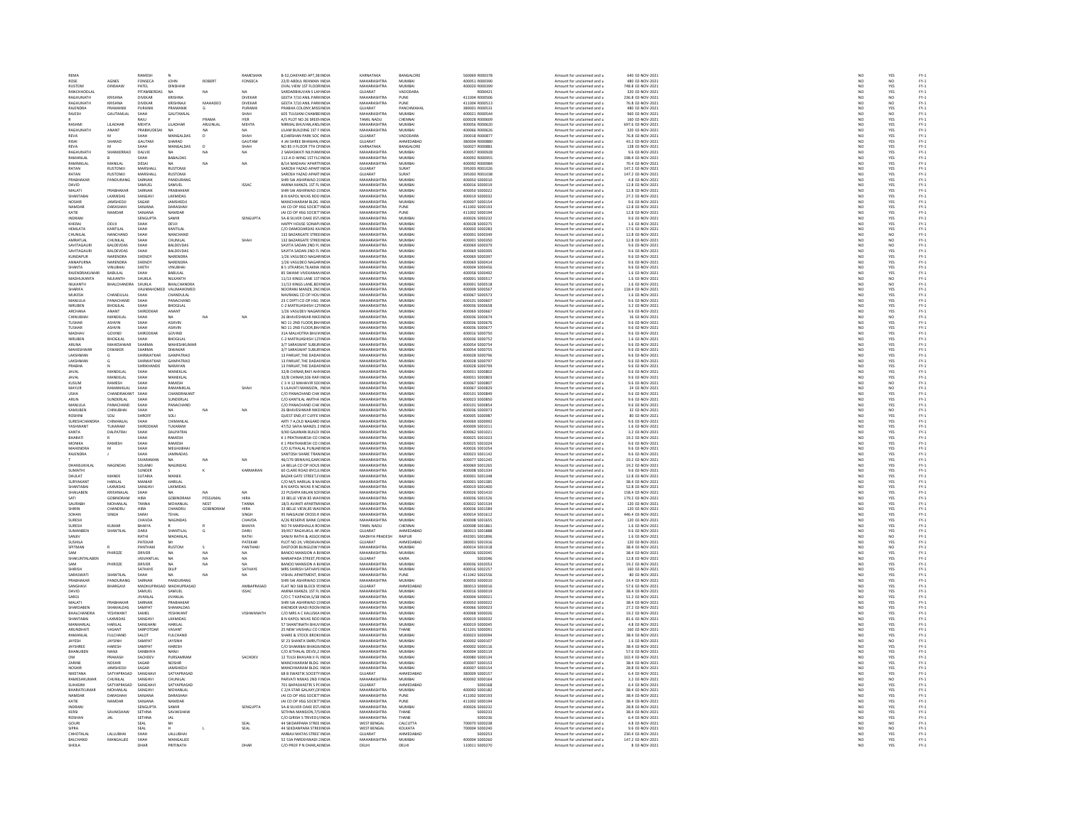| | | | | | | | | | | | | | | | | | |
|---|---|---|---|---|---|---|---|---|---|---|---|---|---|---|---|---|---|
| REMA | | RAMESH | N | | RAMESHAN | B-52,OAKYARD APT,38 | INDIA | KARNATAKA | BANGALORE | 560069 | R000378 | Amount for unclaimed and u | 640 | 02-NOV-2021 | NO | YES | FY-1 |
| ROSE | AGNES | FONSECA | JOHN | ROBERT | FONSECA | 22/D ABDUL REHMAN | INDIA | MAHARASHTRA | MUMBAI | 400051 | R000390 | Amount for unclaimed and u | 480 | 02-NOV-2021 | NO | NO | FY-1 |
| RUSTOM | DINSHAW | PATEL | DINSHAW | | | OVAL VIEW 1ST FLOOR | INDIA | MAHARASHTRA | MUMBAI | 400020 | R000399 | Amount for unclaimed and u | 748.8 | 02-NOV-2021 | NO | YES | FY-1 |
| RANCHHODLAL | | PITAMBERDAS | NA | NA | NA | SARDARBHUVAN S LA | INDIA | GUJARAT | VADODARA | | R000421 | Amount for unclaimed and u | 320 | 02-NOV-2021 | NO | YES | FY-1 |
| RAGHUNATH | KRISHNA | DIVEKAR | KRISHNA | | DIVEKAR | GEETA 7/10 ANIL PARK | INDIA | MAHARASHTRA | PUNE | 411004 | R000506 | Amount for unclaimed and u | 236.8 | 02-NOV-2021 | NO | NO | FY-1 |
| RAGHUNATH | KRISHNA | DIVEKAR | KRISHNAJI | MAHADEO | DIVEKAR | GEETA 7/10 ANIL PARK | INDIA | MAHARASHTRA | PUNE | 411004 | R000508 | Amount for unclaimed and u | 76.8 | 02-NOV-2021 | NO | NO | FY-1 |
| RAJENDRA | PRAMANIK | PURANIK | PRAMANIK | G | PURANIK | PRABHA COLONY,MISS | INDIA | GUJARAT | PANCHMAHAL | 389001 | R000531 | Amount for unclaimed and u | 480 | 02-NOV-2021 | NO | YES | FY-1 |
| RAJESH | GAUTAMLAL | SHAH | GAUTAMLAL | | SHAH | 605 TULSIANI CHAMBE | INDIA | MAHARASHTRA | MUMBAI | 400021 | R000544 | Amount for unclaimed and u | 960 | 02-NOV-2021 | NO | NO | FY-1 |
| R | | RAJU | P | PRAMA | IYER | A/5 PLOT NO 26 SREER | INDIA | TAMIL NADU | CHENNAI | 600028 | R000609 | Amount for unclaimed and u | 160 | 02-NOV-2021 | NO | YES | FY-1 |
| RASHMI | LILADHAR | MEHTA | LILADHAR | ARJUNLAL | MEHTA | NIRMAL BHUVAN,ANS | INDIA | MAHARASHTRA | MUMBAI | 400056 | R000620 | Amount for unclaimed and u | 697.6 | 02-NOV-2021 | NO | YES | FY-1 |
| RAGHUNATH | ANANT | PRABHUDESAI | NA | NA | NA | LILAM BUILDING 1ST F | INDIA | MAHARASHTRA | MUMBAI | 400066 | R000626 | Amount for unclaimed and u | 320 | 02-NOV-2021 | NO | YES | FY-1 |
| REVA | M | SHAH | MANGALDAS | D | SHAH | 8,DARSHAN PARK SOC | INDIA | GUJARAT | VADODARA | 390018 | R000877 | Amount for unclaimed and u | 76.8 | 02-NOV-2021 | NO | YES | FY-1 |
| RISHI | SHARAD | GAUTAM | SHARAD | | GAUTAM | 4 JAI SHREE BHAWAN,I | INDIA | GUJARAT | AHMEDABAD | 380004 | R000880 | Amount for unclaimed and u | 43.2 | 02-NOV-2021 | NO | YES | FY-1 |
| REVA | M | SHAH | MANGALDAS | D | SHAH | NO 85 II FLOOR 7TH CF | INDIA | KARNATAKA | BANGALORE | 560027 | R000881 | Amount for unclaimed and u | 128 | 02-NOV-2021 | NO | YES | FY-1 |
| RAGHUNATH | SHANKERRAO | DALVIE | NA | NA | NA | 2 SARASWATI NILIYAM | INDIA | MAHARASHTRA | MUMBAI | 400057 | R000928 | Amount for unclaimed and u | 9.6 | 02-NOV-2021 | NO | YES | FY-1 |
| RAMANLAL | B | SHAH | BABALDAS | | | 112-A D-WING 1ST FLO | INDIA | MAHARASHTRA | MUMBAI | 400092 | R000955 | Amount for unclaimed and u | 198.4 | 02-NOV-2021 | NO | YES | FY-1 |
| RAMNIKLAL | MANILAL | DESAI | NA | NA | NA | B/14 MADHAV APART | INDIA | MAHARASHTRA | MUMBAI | 400092 | R000984 | Amount for unclaimed and u | 70.4 | 02-NOV-2021 | NO | YES | FY-1 |
| RATAN | RUSTOMJI | MARSHALL | RUSTOMJI | | | SAROSH YAZAD APART | INDIA | GUJARAT | SURAT | 395003 | R001026 | Amount for unclaimed and u | 147.2 | 02-NOV-2021 | NO | YES | FY-1 |
| RATAN | RUSTOMJI | MARSHALL | RUSTOMJI | | | SAROSH YAZAD APART | INDIA | GUJARAT | SURAT | 395003 | R001038 | Amount for unclaimed and u | 147.2 | 02-NOV-2021 | NO | YES | FY-1 |
| PRABHAKAR | PANDURANG | SARNAIK | PANDURANG | | | SHRI SAI ASHIRWAD 1 | INDIA | MAHARASHTRA | MUMBAI | 400050 | S000010 | Amount for unclaimed and u | 4.8 | 02-NOV-2021 | NO | YES | FY-1 |
| DAVID | | SAMUEL | SAMUEL | | ISSAC | AMINA MANZIL 1ST FL | INDIA | MAHARASHTRA | MUMBAI | 400016 | S000019 | Amount for unclaimed and u | 12.8 | 02-NOV-2021 | NO | YES | FY-1 |
| MALATI | PRABHAKAR | SARNAIK | PRABHAKAR | | | SHRI SAI ASHIRWAD 1 | INDIA | MAHARASHTRA | MUMBAI | 400050 | S000022 | Amount for unclaimed and u | 12.8 | 02-NOV-2021 | NO | YES | FY-1 |
| SHANTABAI | LAXMIDAS | SANGHVI | LAXMIDAS | | | B N KAPOL NIVAS ROO | INDIA | MAHARASHTRA | MUMBAI | 400019 | S000032 | Amount for unclaimed and u | 27.2 | 02-NOV-2021 | NO | YES | FY-1 |
| NOSHIR | JAMSHEDJI | SAGAR | JAMSHEDJI | | | MANDHHARAM BLDG | INDIA | MAHARASHTRA | MUMBAI | 400007 | S000154 | Amount for unclaimed and u | 9.6 | 02-NOV-2021 | NO | YES | FY-1 |
| NAMDAR | DARASHAH | SANJANA | DARASHAH | | | JAI CO OP HSG SOCIET | INDIA | MAHARASHTRA | PUNE | 411002 | S000193 | Amount for unclaimed and u | 12.8 | 02-NOV-2021 | NO | YES | FY-1 |
| KATIE | NAMDAR | SANJANA | NAMDAR | | | JAI CO OP HSG SOCIET | INDIA | MAHARASHTRA | PUNE | 411002 | S000194 | Amount for unclaimed and u | 12.8 | 02-NOV-2021 | NO | YES | FY-1 |
| INDRANI | | SENGUPTA | SAMIR | | SENGUPTA | SA-8 SILVER OAKE EST | INDIA | MAHARASHTRA | MUMBAI | 400026 | S000232 | Amount for unclaimed and u | 9.6 | 02-NOV-2021 | NO | YES | FY-1 |
| KHERAJ | DEVJI | SHAH | DEVJI | | | HAPPY HOUSE SONAP | INDIA | MAHARASHTRA | MUMBAI | 400028 | S000275 | Amount for unclaimed and u | 1.6 | 02-NOV-2021 | NO | YES | FY-1 |
| HEMLATA | KANTILAL | SHAH | KANTILAL | | | C/O DAMODARDAS KA | INDIA | MAHARASHTRA | MUMBAI | 400003 | S000283 | Amount for unclaimed and u | 17.6 | 02-NOV-2021 | NO | YES | FY-1 |
| CHUNILAL | NANCHAND | SHAH | NANCHAND | | | 132 BAZARGATE STREE | INDIA | MAHARASHTRA | MUMBAI | 400001 | S000349 | Amount for unclaimed and u | 12.8 | 02-NOV-2021 | NO | NO | FY-1 |
| AMRATLAL | CHUNILAL | SHAH | CHUNILAL | | SHAH | 132 BAZARGATE STREE | INDIA | MAHARASHTRA | MUMBAI | 400001 | S000350 | Amount for unclaimed and u | 12.8 | 02-NOV-2021 | NO | NO | FY-1 |
| SAVITAGAURI | BALDEVDAS | SHAH | BALDEVDAS | | | SAVITA SADAN 2ND FL | INDIA | MAHARASHTRA | MUMBAI | 400069 | S000379 | Amount for unclaimed and u | 9.6 | 02-NOV-2021 | NO | NO | FY-1 |
| SAVITAGAURI | BALDEVDAS | SHAH | BALDEVDAS | | | SAVITA SADAN 2ND FL | INDIA | MAHARASHTRA | MUMBAI | 400069 | S000395 | Amount for unclaimed and u | 9.6 | 02-NOV-2021 | NO | YES | FY-1 |
| KUNDAPUR | NARENDRA | SHENOY | NARENDRA | | | 1/26 VASUDEO NAGAR | INDIA | MAHARASHTRA | MUMBAI | 400069 | S000397 | Amount for unclaimed and u | 9.6 | 02-NOV-2021 | NO | YES | FY-1 |
| ANNAPURNA | NARENDRA | SHENOY | NARENDRA | | | 1/26 VASUDEO NAGAR | INDIA | MAHARASHTRA | MUMBAI | 400069 | S000414 | Amount for unclaimed and u | 9.6 | 02-NOV-2021 | NO | YES | FY-1 |
| SHANTA | VINUBHAI | SHETH | VINUBHAI | | | B 5 UTKARSH,TILAKNA | INDIA | MAHARASHTRA | MUMBAI | 400004 | S000456 | Amount for unclaimed and u | 9.6 | 02-NOV-2021 | NO | YES | FY-1 |
| RAJENDRAKUMAR | BABULAL | SHAH | BABULAL | | | 85 SWAMI VIVEKANAN | INDIA | MAHARASHTRA | MUMBAI | 400058 | S000492 | Amount for unclaimed and u | 1.6 | 02-NOV-2021 | NO | YES | FY-1 |
| MADHUKANTA | NILKANTH | SHUKLA | NILKANTH | | | 11/13 KINGS LANE 1ST | INDIA | MAHARASHTRA | MUMBAI | 400001 | S000517 | Amount for unclaimed and u | 1.6 | 02-NOV-2021 | NO | NO | FY-1 |
| NILKANTH | BHALCHANDRA | SHUKLA | BHALCHANDRA | | | 11/13 KINGS LANE,BO | INDIA | MAHARASHTRA | MUMBAI | 400001 | S000518 | Amount for unclaimed and u | 1.6 | 02-NOV-2021 | NO | NO | FY-1 |
| SHARIFA | | VALIMAHOMED | VALIMAHOMED | | | NOORANI MANZIL 2NL | INDIA | MAHARASHTRA | MUMBAI | 400009 | S000567 | Amount for unclaimed and u | 118.4 | 02-NOV-2021 | NO | YES | FY-1 |
| MUKESH | CHANDULAL | SHAH | CHANDULAL | | | NAVRANG CO OP HOU | INDIA | MAHARASHTRA | MUMBAI | 400067 | S000573 | Amount for unclaimed and u | 1.6 | 02-NOV-2021 | NO | YES | FY-1 |
| MANJULA | PANACHAND | SHAH | PANACHAND | | | 23 C DIPTI CO OP HSG | INDIA | MAHARASHTRA | MUMBAI | 400101 | S000607 | Amount for unclaimed and u | 9.6 | 02-NOV-2021 | NO | YES | FY-1 |
| NIRUBEN | BHOGILAL | SHAH | BHOGILAL | | | C-2 MATRUASHISH 12 | INDIA | MAHARASHTRA | MUMBAI | 400036 | S000658 | Amount for unclaimed and u | 3.2 | 02-NOV-2021 | NO | YES | FY-1 |
| ARCHANA | ANANT | SHIRODKAR | ANANT | | | 1/26 VASUDEV NAGAR | INDIA | MAHARASHTRA | MUMBAI | 400069 | S000667 | Amount for unclaimed and u | 9.6 | 02-NOV-2021 | NO | YES | FY-1 |
| CHINUBHAI | MANEKLAL | SHAH | NA | NA | NA | 26 BHAVESHWAR NIKE | INDIA | MAHARASHTRA | MUMBAI | 400036 | S000674 | Amount for unclaimed and u | 16 | 02-NOV-2021 | NO | NO | FY-1 |
| TUSHAR | ASHVIN | SHAH | ASHVIN | | | NO 11 2ND FLOOR,BH | INDIA | MAHARASHTRA | MUMBAI | 400036 | S000676 | Amount for unclaimed and u | 9.6 | 02-NOV-2021 | NO | YES | FY-1 |
| TUSHAR | ASHVIN | SHAH | ASHVIN | | | NO 11 2ND FLOOR,BH | INDIA | MAHARASHTRA | MUMBAI | 400036 | S000677 | Amount for unclaimed and u | 9.6 | 02-NOV-2021 | NO | YES | FY-1 |
| MADHAV | GOVIND | SHIRODKAR | GOVIND | | | 31A MALHOTRA BHUV | INDIA | MAHARASHTRA | MUMBAI | 400016 | S000750 | Amount for unclaimed and u | 9.6 | 02-NOV-2021 | NO | YES | FY-1 |
| NIRUBEN | BHOGILAL | SHAH | BHOGILAL | | | C-2 MATRUASHISH 12 | INDIA | MAHARASHTRA | MUMBAI | 400036 | S000752 | Amount for unclaimed and u | 1.6 | 02-NOV-2021 | NO | YES | FY-1 |
| ARUNA | MAHESHWAR | SHARMA | MAHESHKUMAR | | | 3/7 SARASWAT SUBUR | INDIA | MAHARASHTRA | MUMBAI | 400054 | S000754 | Amount for unclaimed and u | 9.6 | 02-NOV-2021 | NO | YES | FY-1 |
| MAHESHWAR | DIWAKER | SHARMA | DIWAKAR | | | 3/7 SARASWAT SUBUR | INDIA | MAHARASHTRA | MUMBAI | 400054 | S000755 | Amount for unclaimed and u | 9.6 | 02-NOV-2021 | NO | YES | FY-1 |
| LAKSHMAN | G | SHIRWATKAR | GANPATRAO | | | 13 PARIJAT,THE DADA | INDIA | MAHARASHTRA | MUMBAI | 400028 | S000796 | Amount for unclaimed and u | 9.6 | 02-NOV-2021 | NO | YES | FY-1 |
| LAKSHMAN | G | SHIRWATKAR | GANPATRAO | | | 13 PARIJAT,THE DADA | INDIA | MAHARASHTRA | MUMBAI | 400028 | S000797 | Amount for unclaimed and u | 9.6 | 02-NOV-2021 | NO | YES | FY-1 |
| PRABHA | N | SHIRKHANDE | NARAYAN | | | 13 PARIJAT,THE DADA | INDIA | MAHARASHTRA | MUMBAI | 400028 | S000799 | Amount for unclaimed and u | 9.6 | 02-NOV-2021 | NO | YES | FY-1 |
| JAVAL | MANEKLAL | SHAH | MANEKLAL | | | 32/B CHINAR,RAFI AH | INDIA | MAHARASHTRA | MUMBAI | 400031 | S000802 | Amount for unclaimed and u | 9.6 | 02-NOV-2021 | NO | YES | FY-1 |
| JAVAL | MANEKLAL | SHAH | MANEKLAL | | | 32/B CHINAR,506 RAFI | INDIA | MAHARASHTRA | MUMBAI | 400031 | S000803 | Amount for unclaimed and u | 9.6 | 02-NOV-2021 | NO | YES | FY-1 |
| KUSUM | RAMESH | SHAH | RAMESH | | | C 3 H 12 MAHAVIR SO | INDIA | MAHARASHTRA | MUMBAI | 400067 | S000807 | Amount for unclaimed and u | 9.6 | 02-NOV-2021 | NO | NO | FY-1 |
| MAYUR | RAMANIKLAL | SHAH | RAMANIKLAL | | SHAH | 5 LILAVATI MANSION, | INDIA | MAHARASHTRA | MUMBAI | 400067 | S000829 | Amount for unclaimed and u | 24 | 02-NOV-2021 | NO | NO | FY-1 |
| USHA | CHANDRAKANT | SHAH | CHANDRAKANT | | | C/O PANACHAND CHA | INDIA | MAHARASHTRA | MUMBAI | 400101 | S000849 | Amount for unclaimed and u | 9.6 | 02-NOV-2021 | NO | YES | FY-1 |
| ARUN | SUNDERLAL | SHAH | SUNDERLAL | | | C/O KANTILAL AMTHA | INDIA | MAHARASHTRA | MUMBAI | 400023 | S000850 | Amount for unclaimed and u | 9.6 | 02-NOV-2021 | NO | YES | FY-1 |
| MANJULA | PANACHAND | SHAH | PANACHAND | | | C/O PANACHAND CHA | INDIA | MAHARASHTRA | MUMBAI | 400101 | S000854 | Amount for unclaimed and u | 9.6 | 02-NOV-2021 | NO | YES | FY-1 |
| KAMUBEN | CHINUBHAI | SHAH | NA | NA | NA | 26 BHAVESHWAR NIKE | INDIA | MAHARASHTRA | MUMBAI | 400036 | S000973 | Amount for unclaimed and u | 32 | 02-NOV-2021 | NO | NO | FY-1 |
| ROSHNI | SOLI | SHROFF | SOLI | | | GUEST END,47 CUFFE | INDIA | MAHARASHTRA | MUMBAI | 400005 | S000987 | Amount for unclaimed and u | 80 | 02-NOV-2021 | NO | YES | FY-1 |
| SURESHCHANDRA | CHIMANLAL | SHAH | CHIMANLAL | | | ARTI 7 A,OLD NAGARD | INDIA | MAHARASHTRA | MUMBAI | 400069 | S000992 | Amount for unclaimed and u | 9.6 | 02-NOV-2021 | NO | YES | FY-1 |
| YASHWANT | TUKARAM | SHIRODKAR | TUKARAM | | | 47/52 SAIYA MANZIL 2 | INDIA | MAHARASHTRA | MUMBAI | 400009 | S001011 | Amount for unclaimed and u | 1.6 | 02-NOV-2021 | NO | YES | FY-1 |
| KANTA | DALPATRAI | SHAH | DALPATRAI | | | 9/40 GAJANAN BUILDI | INDIA | MAHARASHTRA | MUMBAI | 400062 | S001021 | Amount for unclaimed and u | 3.2 | 02-NOV-2021 | NO | YES | FY-1 |
| BHARATI | R | SHAH | RAMESH | | | K 1 PRATHAMESH CO | INDIA | MAHARASHTRA | MUMBAI | 400025 | S001023 | Amount for unclaimed and u | 19.2 | 02-NOV-2021 | NO | YES | FY-1 |
| MONIKA | RAMESH | SHAH | RAMESH | | | K 1 PRATHAMESH CO | INDIA | MAHARASHTRA | MUMBAI | 400025 | S001024 | Amount for unclaimed and u | 9.6 | 02-NOV-2021 | NO | YES | FY-1 |
| MAHENDRA | M | SHAH | MEGHJIBHAI | | | C/O JUTHALAL PUNJA | INDIA | MAHARASHTRA | MUMBAI | 400026 | S001054 | Amount for unclaimed and u | 9.6 | 02-NOV-2021 | NO | YES | FY-1 |
| RAJENDRA | J | SHAH | JAMNADAS | | | SANTOSH SHARE TRAN | INDIA | MAHARASHTRA | MUMBAI | 400023 | S001142 | Amount for unclaimed and u | 9.6 | 02-NOV-2021 | NO | YES | FY-1 |
| T | | SIVARAMAN | NA | NA | NA | 46/179 SRINIVAS,GAR | INDIA | MAHARASHTRA | MUMBAI | 400077 | S001245 | Amount for unclaimed and u | 19.2 | 02-NOV-2021 | NO | YES | FY-1 |
| DHANSUKHLAL | NAGINDAS | SOLANKI | NAGINDAS | | | LA BELLA CO OP HOUS | INDIA | MAHARASHTRA | MUMBAI | 400069 | S001265 | Amount for unclaimed and u | 19.2 | 02-NOV-2021 | NO | YES | FY-1 |
| SUMATHI | | SUNDER | S | K | KARMARAN | 60 CLARE ROAD BYCUL | INDIA | MAHARASHTRA | MUMBAI | 400008 | S001334 | Amount for unclaimed and u | 9.6 | 02-NOV-2021 | NO | YES | FY-1 |
| DAULAT | MANEK | SUTARIA | MANEK | | | BAZAR GATE STREET,F | INDIA | MAHARASHTRA | MUMBAI | 400001 | S001348 | Amount for unclaimed and u | 12.8 | 02-NOV-2021 | NO | YES | FY-1 |
| SURYAKANT | HARILAL | MANIAR | HARILAL | | | C/O M/S HARILAL B M | INDIA | MAHARASHTRA | MUMBAI | 400001 | S001385 | Amount for unclaimed and u | 38.4 | 02-NOV-2021 | NO | YES | FY-1 |
| SHANTABAI | LAXMIDAS | SANGHVI | LAXMIDAS | | | B N KAPOL NIVAS R NO | INDIA | MAHARASHTRA | MUMBAI | 400019 | S001400 | Amount for unclaimed and u | 52.8 | 02-NOV-2021 | NO | YES | FY-1 |
| SHAILABEN | KRISHNALAL | SHAH | NA | NA | NA | 22 PUSHPA MILAN SOC | INDIA | MAHARASHTRA | MUMBAI | 400026 | S001410 | Amount for unclaimed and u | 158.4 | 02-NOV-2021 | NO | YES | FY-1 |
| SATI | GOBINDRAM | HIRA | GOBINDRAM | PESSUMAL | HIRA | 33 BELLE VIEW 85 WAI | INDIA | MAHARASHTRA | MUMBAI | 400036 | S001526 | Amount for unclaimed and u | 179.2 | 02-NOV-2021 | NO | YES | FY-1 |
| SAURABH | MOHANLAL | TANNA | MOHANLAL | NEST | TANNA | 18/3 AVANTI APARTM | INDIA | MAHARASHTRA | MUMBAI | 400022 | S001534 | Amount for unclaimed and u | 120 | 02-NOV-2021 | NO | YES | FY-1 |
| SHIRIN | CHANDRU | HIRA | CHANDRU | GOBINDRAM | HIRA | 33 BELLE VIEW,85 WA | INDIA | MAHARASHTRA | MUMBAI | 400036 | S001584 | Amount for unclaimed and u | 120 | 02-NOV-2021 | NO | YES | FY-1 |
| SOHAN | SINGH | SARAI | TEHAL | | SINGH | 95 NAIGAUM CROSS R | INDIA | MAHARASHTRA | MUMBAI | 400014 | S001612 | Amount for unclaimed and u | 446.4 | 02-NOV-2021 | NO | YES | FY-1 |
| SURESH | | CHAVDA | NAGINDAS | | CHAVDA | A/26 RESERVE BANK Q | INDIA | MAHARASHTRA | MUMBAI | 400008 | S001655 | Amount for unclaimed and u | 120 | 02-NOV-2021 | NO | YES | FY-1 |
| SURESH | KUMAR | BHAIYA | R | R | BHAIYA | NO 74 MARSHALLA RO | INDIA | TAMIL NADU | CHENNAI | 600008 | S001861 | Amount for unclaimed and u | 1.6 | 02-NOV-2021 | NO | YES | FY-1 |
| SUMANBEN | SHANTILAL | DARJI | SHANTILAL | G | DARJI | 39/457 RAGHUKUL AP | INDIA | GUJARAT | AHMEDABAD | 380013 | S001888 | Amount for unclaimed and u | 9.6 | 02-NOV-2021 | NO | YES | FY-1 |
| SANJIV | | RATHI | MADANLAL | | RATHI | SANJIV RATHI & ASSOC | INDIA | MADHYA PRADESH | RAIPUR | 492001 | S001896 | Amount for unclaimed and u | 1.6 | 02-NOV-2021 | NO | NO | FY-1 |
| SUSHILA | | PATEKAR | Mr | | PATEKAR | PLOT NO 24, VRIDAVA | INDIA | GUJARAT | AHMEDABAD | 380001 | S001916 | Amount for unclaimed and u | 120 | 02-NOV-2021 | NO | YES | FY-1 |
| SPITMAN | R | PANTHAKI | RUSTOM | S | PANTHAKI | DASTOOR BUNGLOW | INDIA | MAHARASHTRA | MUMBAI | 400014 | S001918 | Amount for unclaimed and u | 38.4 | 02-NOV-2021 | NO | NO | FY-1 |
| SAM | PHIROZE | DRIVER | NA | NA | NA | BANOO MANSION A BL | INDIA | MAHARASHTRA | MUMBAI | 400036 | S002045 | Amount for unclaimed and u | 38.4 | 02-NOV-2021 | NO | NO | FY-1 |
| SHAKUNTALABEN | | JASVANTLAL | NA | NA | NA | NARIAPADA STREET,P | INDIA | GUJARAT | KAIRA | | S002046 | Amount for unclaimed and u | 12.8 | 02-NOV-2021 | NO | YES | FY-1 |
| SAM | PHIROZE | DRIVER | NA | NA | NA | BANOO MANSION A B | INDIA | MAHARASHTRA | MUMBAI | 400036 | S002053 | Amount for unclaimed and u | 19.2 | 02-NOV-2021 | NO | YES | FY-1 |
| SHIRISH | | SATHAYE | DILIP | | SATHAYE | MRS SHIRISH SATHAYE | INDIA | MAHARASHTRA | MUMBAI | 400016 | S002257 | Amount for unclaimed and u | 160 | 02-NOV-2021 | NO | YES | FY-1 |
| SARASWATI | SHANTILAL | SHAH | NA | NA | NA | VISHAL APARTMENT, | INDIA | MAHARASHTRA | PUNE | 411042 | S002556 | Amount for unclaimed and u | 80 | 02-NOV-2021 | NO | YES | FY-1 |
| PRABHAKAR | PANDURANG | SARNAIK | PANDURANG | | | SHRI SAI ASHIRWAD 1 | INDIA | MAHARASHTRA | MUMBAI | 400050 | S000010 | Amount for unclaimed and u | 14.4 | 02-NOV-2021 | NO | YES | FY-1 |
| SANGHAVI | BHARGAVI | MADHUPRASAD | MADHUPRASAD | | AMBAPRASAD | FLAT NO 568 BLOCK 9 | INDIA | GUJARAT | AHMEDABAD | 380013 | S000016 | Amount for unclaimed and u | 57.6 | 02-NOV-2021 | NO | YES | FY-1 |
| DAVID | | SAMUEL | SAMUEL | | ISSAC | AMINA MANZIL 1ST FL | INDIA | MAHARASHTRA | MUMBAI | 400016 | S000019 | Amount for unclaimed and u | 38.4 | 02-NOV-2021 | NO | YES | FY-1 |
| SAROJ | | JIVANLAL | JIVANLAL | | | C/O C T KAPADIA,5/38 | INDIA | MAHARASHTRA | MUMBAI | 400004 | S000021 | Amount for unclaimed and u | 51.2 | 02-NOV-2021 | NO | YES | FY-1 |
| MALATI | PRABHAKAR | SARNAIK | PRABHAKAR | | | SHRI SAI ASHIRWAD 1 | INDIA | MAHARASHTRA | MUMBAI | 400050 | S000022 | Amount for unclaimed and u | 38.4 | 02-NOV-2021 | NO | YES | FY-1 |
| SHARDABEN | SHAMALDAS | SAMPAT | SHAMALDAS | | | KHENDER WADI ROOM | INDIA | MAHARASHTRA | MUMBAI | 400066 | S000023 | Amount for unclaimed and u | 27.2 | 02-NOV-2021 | NO | YES | FY-1 |
| BHALCHANDRA | YESHWANT | SAVEL | YESHWANT | | VISHWANATH | C/O MRS A C KALUSKA | INDIA | MAHARASHTRA | MUMBAI | 400068 | S000026 | Amount for unclaimed and u | 19.2 | 02-NOV-2021 | NO | YES | FY-1 |
| SHANTABAI | LAXMIDAS | SANGHVI | LAXMIDAS | | | B N KAPOL NIVAS ROO | INDIA | MAHARASHTRA | MUMBAI | 400019 | S000032 | Amount for unclaimed and u | 81.6 | 02-NOV-2021 | NO | YES | FY-1 |
| MANHARLAL | HARILAL | SANGHANI | HARILAL | | | 57 SHANTINATH BHUV | INDIA | MAHARASHTRA | MUMBAI | 400019 | S000045 | Amount for unclaimed and u | 4.8 | 02-NOV-2021 | NO | YES | FY-1 |
| ARUNDHATI | VASANT | SARPOTDAR | VASANT | | | 25 NEW VAISHALI CO | INDIA | MAHARASHTRA | THANE | 421201 | S000091 | Amount for unclaimed and u | 160 | 02-NOV-2021 | NO | YES | FY-1 |
| RAMANLAL | FULCHAND | SALOT | FULCHAND | | | SHARE & STOCK BROK | INDIA | MAHARASHTRA | MUMBAI | 400023 | S000094 | Amount for unclaimed and u | 38.4 | 02-NOV-2021 | NO | YES | FY-1 |
| JAYESH | JAYSINH | SAMPAT | JAYSINH | | | SF 23 SHANTA SMRUTI | INDIA | MAHARASHTRA | MUMBAI | 400002 | S000107 | Amount for unclaimed and u | 1.6 | 02-NOV-2021 | NO | NO | FY-1 |
| JAYSHREE | HARESH | SAMPAT | HARESH | | | C/O SHAMBAI BHAGW | INDIA | MAHARASHTRA | MUMBAI | 400002 | S000116 | Amount for unclaimed and u | 38.4 | 02-NOV-2021 | NO | YES | FY-1 |
| BHANUBEN | NANJI | SANGHVI | NANJI | | | C/O JETHALAL DEVSI,2 | INDIA | MAHARASHTRA | MUMBAI | 400004 | S000119 | Amount for unclaimed and u | 57.6 | 02-NOV-2021 | NO | YES | FY-1 |
| OM | PRAKASH | SACHDEV | PURSANRAM | | SACHDEV | 12 TULSI BHAVAN II FL | INDIA | MAHARASHTRA | MUMBAI | 400080 | S000134 | Amount for unclaimed and u | 102.4 | 02-NOV-2021 | NO | YES | FY-1 |
| ZARINE | NOSHIR | SAGAR | NOSHIR | | | MANDHHARAM BLDG | INDIA | MAHARASHTRA | MUMBAI | 400007 | S000153 | Amount for unclaimed and u | 38.4 | 02-NOV-2021 | NO | YES | FY-1 |
| NOSHIR | JAMSHEDJI | SAGAR | JAMSHEDJI | | | MANDHHARAM BLDG | INDIA | MAHARASHTRA | MUMBAI | 400007 | S000154 | Amount for unclaimed and u | 28.8 | 02-NOV-2021 | NO | YES | FY-1 |
| NIKETANA | SATYAPRASAD | SANGHAVI | SATYAPRASAD | | | 68 B SWASTIK SOCIETY | INDIA | GUJARAT | AHMEDABAD | 380009 | S000157 | Amount for unclaimed and u | 6.4 | 02-NOV-2021 | NO | YES | FY-1 |
| RAMESHKUMAR | CHUNILAL | SANGHVI | CHUNILAL | | | PARVATI NIWAS 2ND F | INDIA | MAHARASHTRA | MUMBAI | 400092 | S000164 | Amount for unclaimed and u | 3.2 | 02-NOV-2021 | NO | NO | FY-1 |
| SUHASINI | SATYAPRASAD | SANGHAVI | SATYAPRASAD | | | 701 BAPASHASTRI S P | INDIA | GUJARAT | AHMEDABAD | | S000168 | Amount for unclaimed and u | 6.4 | 02-NOV-2021 | NO | YES | FY-1 |
| BHARATKUMAR | MOHANLAL | SANGHVI | MOHANLAL | | | C 2/A STAR GALAXY,O | INDIA | MAHARASHTRA | MUMBAI | 400092 | S000182 | Amount for unclaimed and u | 38.4 | 02-NOV-2021 | NO | YES | FY-1 |
| NAMDAR | DARASHAH | SANJANA | DARASHAH | | | JAI CO OP HSG SOCIET | INDIA | MAHARASHTRA | PUNE | 411002 | S000193 | Amount for unclaimed and u | 38.4 | 02-NOV-2021 | NO | YES | FY-1 |
| KATIE | NAMDAR | SANJANA | NAMDAR | | | JAI CO OP HSG SOCIET | INDIA | MAHARASHTRA | PUNE | 411002 | S000194 | Amount for unclaimed and u | 38.4 | 02-NOV-2021 | NO | YES | FY-1 |
| INDRANI | | SENGUPTA | SAMIR | | SENGUPTA | SA-8 SILVER OAKE EST | INDIA | MAHARASHTRA | MUMBAI | 400026 | S000232 | Amount for unclaimed and u | 28.8 | 02-NOV-2021 | NO | YES | FY-1 |
| KERSI | SAVAKSHAW | SETHNA | SAVAKSHAW | | | SETHNA MANSION,7 | INDIA | MAHARASHTRA | THANE | | S000233 | Amount for unclaimed and u | 38.4 | 02-NOV-2021 | NO | YES | FY-1 |
| ROSHAN | JAL | SETHNA | JAL | | | C/O GIRISH S TRIVEDI | INDIA | MAHARASHTRA | THANE | | S000236 | Amount for unclaimed and u | 6.4 | 02-NOV-2021 | NO | YES | FY-1 |
| GOURI | | SEAL | Mr | | SEAL | 44 SIKDARPARA STRE | INDIA | WEST BENGAL | CALCUTTA | 700070 | S000238 | Amount for unclaimed and u | 4.8 | 02-NOV-2021 | NO | NO | FY-1 |
| SIPRA | | SEAL | H | L | SEAL | 44 SEKDARPARA STRE | INDIA | WEST BENGAL | KOLKATA | 700004 | S000240 | Amount for unclaimed and u | 9.6 | 02-NOV-2021 | NO | NO | FY-1 |
| CHHOTALAL | LALLUBHAI | SHAH | LALLUBHAI | | | AMBAJI MATAS STREE | INDIA | GUJARAT | AHMEDABAD | | S000253 | Amount for unclaimed and u | 230.4 | 02-NOV-2021 | NO | YES | FY-1 |
| BALCHAND | MANGALJEE | SHAH | MANGALJEE | | | 52 SSA PAREKHWADI 1 | INDIA | MAHARASHTRA | MUMBAI | 400004 | S000260 | Amount for unclaimed and u | 147.2 | 02-NOV-2021 | NO | YES | FY-1 |
| SHEILA | | DHAR | PRITINATH | | DHAR | C/O PROF P N DHAR,A | INDIA | DELHI | DELHI | 110011 | S000270 | Amount for unclaimed and u | 8 | 02-NOV-2021 | NO | YES | FY-1 |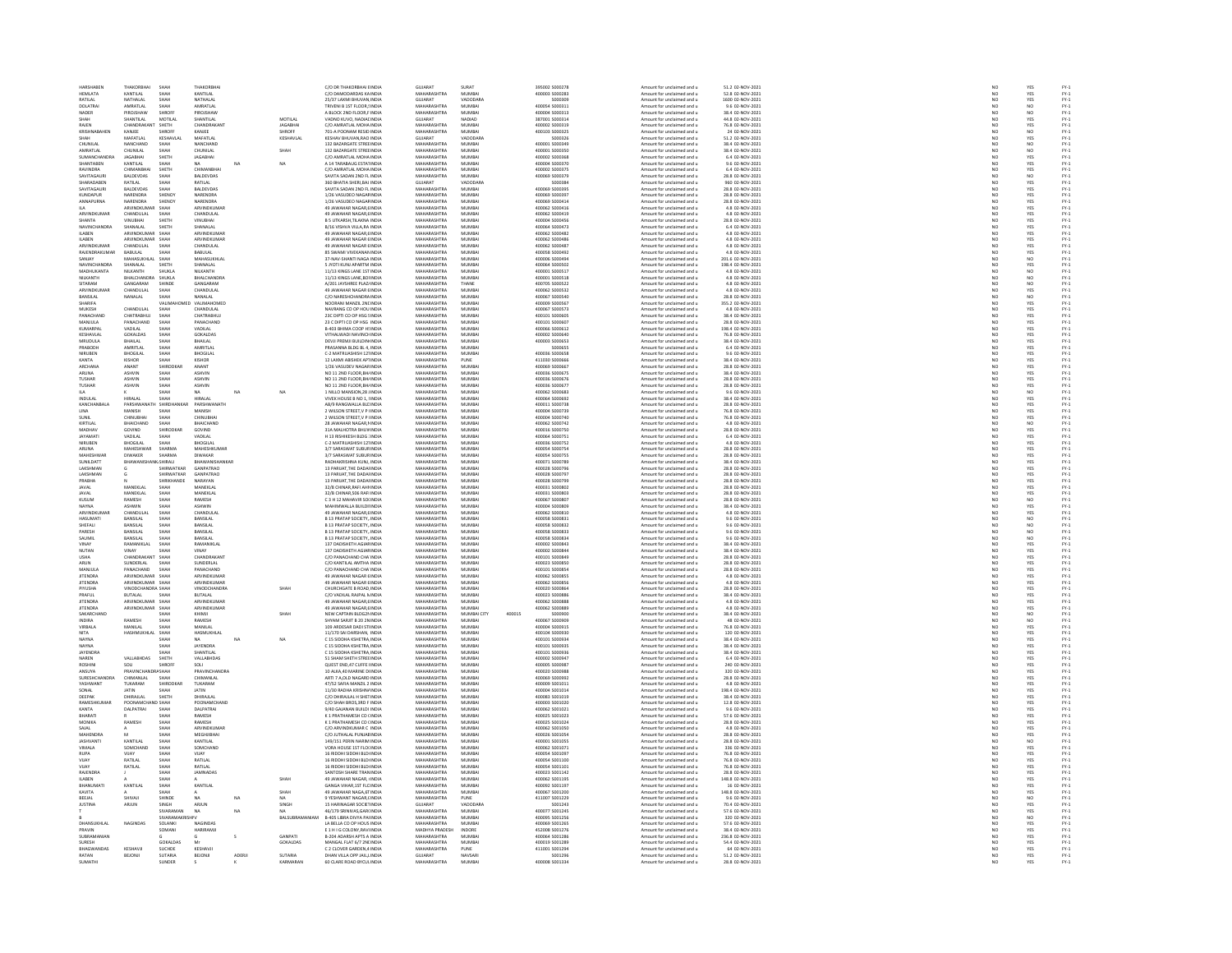| | | | | | | | | | | | | | | | | | |
|---|---|---|---|---|---|---|---|---|---|---|---|---|---|---|---|---|---|
| HARSHABEN | THAKORBHAI | SHAH | THAKORBHAI | | | C/O DR THAKORBHAI E | INDIA | GUJARAT | SURAT | 395002 | S000278 | Amount for unclaimed and u | 51.2 | 02-NOV-2021 | NO | YES | FY-1 |
| HEMLATA | KANTILAL | SHAH | KANTILAL | | | C/O DAMODARDAS KA | INDIA | MAHARASHTRA | MUMBAI | 400003 | S000283 | Amount for unclaimed and u | 52.8 | 02-NOV-2021 | NO | YES | FY-1 |
| RATILAL | NATHALAL | SHAH | NATHALAL | | | 25/37 LAXMI BHUVAN | INDIA | GUJARAT | VADODARA | | S000309 | Amount for unclaimed and u | 1600 | 02-NOV-2021 | NO | YES | FY-1 |
| DOLATRAI | AMRATLAL | SHAH | AMRATLAL | | | TRIVENI B 1ST FLOOR,5 | INDIA | MAHARASHTRA | MUMBAI | 400054 | S000311 | Amount for unclaimed and u | 9.6 | 02-NOV-2021 | NO | YES | FY-1 |
| NADER | PIROJSHAW | SHROFF | PIROJSHAW | | | A BLOCK 2ND FLOOR,F | INDIA | MAHARASHTRA | MUMBAI | 400004 | S000313 | Amount for unclaimed and u | 38.4 | 02-NOV-2021 | NO | NO | FY-1 |
| SHAH | SHANTILAL | MOTILAL | SHANTILAL | | MOTILAL | VADND KUVO, NADIAD | INDIA | GUJARAT | NADIAD | 387001 | S000314 | Amount for unclaimed and u | 44.8 | 02-NOV-2021 | NO | YES | FY-1 |
| RAJEN | CHANDRAKANT | SHETH | CHANDRAKANT | | JAGABHAI | C/O AMRATLAL MOHA | INDIA | MAHARASHTRA | MUMBAI | 400002 | S000319 | Amount for unclaimed and u | 76.8 | 02-NOV-2021 | NO | YES | FY-1 |
| KRISHNABAHEN | KANJEE | SHROFF | KANJEE | | SHROFF | 701-A POONAM RESID | INDIA | MAHARASHTRA | MUMBAI | 400103 | S000325 | Amount for unclaimed and u | 24 | 02-NOV-2021 | NO | NO | FY-1 |
| SHAH | MAFATLAL | KESHAVLAL | MAFATLAL | | KESHAVLAL | KESHAV BHUVAN,RAO | INDIA | GUJARAT | VADODARA | | S000326 | Amount for unclaimed and u | 51.2 | 02-NOV-2021 | NO | YES | FY-1 |
| CHUNILAL | NANCHAND | SHAH | NANCHAND | | | 132 BAZARGATE STREE | INDIA | MAHARASHTRA | MUMBAI | 400001 | S000349 | Amount for unclaimed and u | 38.4 | 02-NOV-2021 | NO | NO | FY-1 |
| AMRATLAL | CHUNILAL | SHAH | CHUNILAL | | SHAH | 132 BAZARGATE STREE | INDIA | MAHARASHTRA | MUMBAI | 400001 | S000350 | Amount for unclaimed and u | 38.4 | 02-NOV-2021 | NO | NO | FY-1 |
| SUMANCHANDRA | JAGABHAI | SHETH | JAGABHAI | | | C/O AMRATLAL MOHA | INDIA | MAHARASHTRA | MUMBAI | 400002 | S000368 | Amount for unclaimed and u | 6.4 | 02-NOV-2021 | NO | YES | FY-1 |
| SHANTABEN | KANTILAL | SHAH | NA | NA | NA | A 14 TARABAUG ESTAT | INDIA | MAHARASHTRA | MUMBAI | 400004 | S000370 | Amount for unclaimed and u | 9.6 | 02-NOV-2021 | NO | YES | FY-1 |
| RAVINDRA | CHIMANBHAI | SHETH | CHIMANBHAI | | | C/O AMRATLAL MOHA | INDIA | MAHARASHTRA | MUMBAI | 400002 | S000375 | Amount for unclaimed and u | 6.4 | 02-NOV-2021 | NO | YES | FY-1 |
| SAVITAGAURI | BALDEVDAS | SHAH | BALDEVDAS | | | SAVITA SADAN 2ND FL | INDIA | MAHARASHTRA | MUMBAI | 400069 | S000379 | Amount for unclaimed and u | 28.8 | 02-NOV-2021 | NO | NO | FY-1 |
| SHARADABEN | RATILAL | SHAH | RATILAL | | | 360 BHATIA SHERI,BAJ | INDIA | GUJARAT | VADODARA | | S000384 | Amount for unclaimed and u | 960 | 02-NOV-2021 | NO | YES | FY-1 |
| SAVITAGAURI | BALDEVDAS | SHAH | BALDEVDAS | | | SAVITA SADAN 2ND FL | INDIA | MAHARASHTRA | MUMBAI | 400069 | S000395 | Amount for unclaimed and u | 28.8 | 02-NOV-2021 | NO | YES | FY-1 |
| KUNDAPUR | NARENDRA | SHENOY | NARENDRA | | | 1/26 VASUDEO NAGAR | INDIA | MAHARASHTRA | MUMBAI | 400069 | S000397 | Amount for unclaimed and u | 28.8 | 02-NOV-2021 | NO | YES | FY-1 |
| ANNAPURNA | NARENDRA | SHENOY | NARENDRA | | | 1/26 VASUDEO NAGAR | INDIA | MAHARASHTRA | MUMBAI | 400069 | S000414 | Amount for unclaimed and u | 28.8 | 02-NOV-2021 | NO | YES | FY-1 |
| ILA | ARVINDKUMAR | SHAH | ARVINDKUMAR | | | 49 JAWAHAR NAGAR,G | INDIA | MAHARASHTRA | MUMBAI | 400062 | S000416 | Amount for unclaimed and u | 4.8 | 02-NOV-2021 | NO | YES | FY-1 |
| ARVINDKUMAR | CHANDULAL | SHAH | CHANDULAL | | | 49 JAWAHAR NAGAR,G | INDIA | MAHARASHTRA | MUMBAI | 400062 | S000419 | Amount for unclaimed and u | 4.8 | 02-NOV-2021 | NO | YES | FY-1 |
| SHANTA | VINUBHAI | SHETH | VINUBHAI | | | B 5 UTKARSH,TILAKNA | INDIA | MAHARASHTRA | MUMBAI | 400004 | S000456 | Amount for unclaimed and u | 28.8 | 02-NOV-2021 | NO | YES | FY-1 |
| NAVINCHANDRA | SHANALAL | SHETH | SHANALAL | | | B/16 VISHVA VILLA,RA | INDIA | MAHARASHTRA | MUMBAI | 400064 | S000473 | Amount for unclaimed and u | 6.4 | 02-NOV-2021 | NO | YES | FY-1 |
| ILABEN | ARVINDKUMAR | SHAH | ARVINDKUMAR | | | 49 JAWAHAR NAGAR,G | INDIA | MAHARASHTRA | MUMBAI | 400062 | S000482 | Amount for unclaimed and u | 4.8 | 02-NOV-2021 | NO | YES | FY-1 |
| ILABEN | ARVINDKUMAR | SHAH | ARVINDKUMAR | | | 49 JAWAHAR NAGAR,G | INDIA | MAHARASHTRA | MUMBAI | 400062 | S000486 | Amount for unclaimed and u | 4.8 | 02-NOV-2021 | NO | YES | FY-1 |
| ARVINDKUMAR | CHANDULAL | SHAH | CHANDULAL | | | 49 JAWAHAR NAGAR,G | INDIA | MAHARASHTRA | MUMBAI | 400062 | S000487 | Amount for unclaimed and u | 4.8 | 02-NOV-2021 | NO | YES | FY-1 |
| RAJENDRAKUMAR | BABULAL | SHAH | BABULAL | | | 85 SWAMI VIVEKANAN | INDIA | MAHARASHTRA | MUMBAI | 400058 | S000492 | Amount for unclaimed and u | 4.8 | 02-NOV-2021 | NO | YES | FY-1 |
| SANJAY | MAHASUKHLAL | SHAH | MAHASUKHLAL | | | 37-NAV-SHANTI NAGA | INDIA | MAHARASHTRA | MUMBAI | 400064 | S000494 | Amount for unclaimed and u | 201.6 | 02-NOV-2021 | NO | NO | FY-1 |
| NAVINCHANDRA | SHANALAL | SHETH | SHANALAL | | | 5 JYOTI KUNJ APARTM | INDIA | MAHARASHTRA | MUMBAI | 400064 | S000502 | Amount for unclaimed and u | 198.4 | 02-NOV-2021 | NO | YES | FY-1 |
| MADHUKANTA | NILKANTH | SHUKLA | NILKANTH | | | 11/13 KINGS LANE 1ST | INDIA | MAHARASHTRA | MUMBAI | 400001 | S000517 | Amount for unclaimed and u | 4.8 | 02-NOV-2021 | NO | NO | FY-1 |
| NILKANTH | BHALCHANDRA | SHUKLA | BHALCHANDRA | | | 11/13 KINGS LANE,BO | INDIA | MAHARASHTRA | MUMBAI | 400001 | S000518 | Amount for unclaimed and u | 4.8 | 02-NOV-2021 | NO | NO | FY-1 |
| SITARAM | GANGARAM | SHINDE | GANGARAM | | | A/201 JAYSHREE PLAZ | INDIA | MAHARASHTRA | THANE | 400705 | S000522 | Amount for unclaimed and u | 4.8 | 02-NOV-2021 | NO | NO | FY-1 |
| ARVINDKUMAR | CHANDULAL | SHAH | CHANDULAL | | | 49 JAWAHAR NAGAR GAR | INDIA | MAHARASHTRA | MUMBAI | 400062 | S000532 | Amount for unclaimed and u | 4.8 | 02-NOV-2021 | NO | YES | FY-1 |
| BANSILAL | NANALAL | SHAH | NANALAL | | | C/O NARESHCHANDRA | INDIA | MAHARASHTRA | MUMBAI | 400067 | S000540 | Amount for unclaimed and u | 28.8 | 02-NOV-2021 | NO | NO | FY-1 |
| SHARIFA | | VALIMAHOMED | VALIMAHOMED | | | NOORANI MANZIL 2N | INDIA | MAHARASHTRA | MUMBAI | 400009 | S000567 | Amount for unclaimed and u | 355.2 | 02-NOV-2021 | NO | YES | FY-1 |
| MUKESH | CHANDULAL | SHAH | CHANDULAL | | | NAVRANG CO OP HOU | INDIA | MAHARASHTRA | MUMBAI | 400067 | S000573 | Amount for unclaimed and u | 4.8 | 02-NOV-2021 | NO | YES | FY-1 |
| PANACHAND | CHATRABHUJ | SHAH | CHATRABHUJ | | | 23C DIPTI CO OP HSG | INDIA | MAHARASHTRA | MUMBAI | 400101 | S000605 | Amount for unclaimed and u | 38.4 | 02-NOV-2021 | NO | YES | FY-1 |
| MANJULA | PANACHAND | SHAH | PANACHAND | | | 23 C DIPTI CO OP HSG | INDIA | MAHARASHTRA | MUMBAI | 400101 | S000607 | Amount for unclaimed and u | 28.8 | 02-NOV-2021 | NO | YES | FY-1 |
| KUMARPAL | VADILAL | SHAH | VADILAL | | | B-403 BHIMA COOP H | INDIA | MAHARASHTRA | MUMBAI | 400066 | S000612 | Amount for unclaimed and u | 198.4 | 02-NOV-2021 | NO | YES | FY-1 |
| KESHAVLAL | GOKALDAS | SHAH | GOKALDAS | | | VITHALWADI NAVINCH | INDIA | MAHARASHTRA | MUMBAI | 400002 | S000640 | Amount for unclaimed and u | 76.8 | 02-NOV-2021 | NO | YES | FY-1 |
| MRUDULA | BHAILAL | SHAH | BHAILAL | | | DEVJI PREMJI BUILDIN | INDIA | MAHARASHTRA | MUMBAI | 400003 | S000653 | Amount for unclaimed and u | 38.4 | 02-NOV-2021 | NO | YES | FY-1 |
| PRABODH | AMRITLAL | SHAH | AMRITLAL | | | PRASANNA BLDG BL 4, | INDIA | MAHARASHTRA | MUMBAI | | S000655 | Amount for unclaimed and u | 6.4 | 02-NOV-2021 | NO | YES | FY-1 |
| NIRUBEN | BHOGILAL | SHAH | BHOGILAL | | | C-2 MATRUASHISH 12 | INDIA | MAHARASHTRA | MUMBAI | 400036 | S000658 | Amount for unclaimed and u | 9.6 | 02-NOV-2021 | NO | YES | FY-1 |
| KANTA | KISHOR | SHAH | KISHOR | | | 12 LAXMI ABISHEK APT | INDIA | MAHARASHTRA | PUNE | 411030 | S000666 | Amount for unclaimed and u | 38.4 | 02-NOV-2021 | NO | YES | FY-1 |
| ARCHANA | ANANT | SHIRODKAR | ANANT | | | 1/26 VASUDEV NAGAR | INDIA | MAHARASHTRA | MUMBAI | 400069 | S000667 | Amount for unclaimed and u | 28.8 | 02-NOV-2021 | NO | YES | FY-1 |
| ARUNA | ASHVIN | SHAH | ASHVIN | | | NO 11 2ND FLOOR,BH | INDIA | MAHARASHTRA | MUMBAI | 400036 | S000675 | Amount for unclaimed and u | 38.4 | 02-NOV-2021 | NO | YES | FY-1 |
| TUSHAR | ASHVIN | SHAH | ASHVIN | | | NO 11 2ND FLOOR,BH | INDIA | MAHARASHTRA | MUMBAI | 400036 | S000676 | Amount for unclaimed and u | 28.8 | 02-NOV-2021 | NO | YES | FY-1 |
| TUSHAR | ASHVIN | SHAH | ASHVIN | | | NO 11 2ND FLOOR,BH | INDIA | MAHARASHTRA | MUMBAI | 400036 | S000677 | Amount for unclaimed and u | 28.8 | 02-NOV-2021 | NO | YES | FY-1 |
| ILA | K | SHAH | NA | NA | NA | 1 NILLO MANSION,28 | INDIA | MAHARASHTRA | MUMBAI | 400062 | S000683 | Amount for unclaimed and u | 9.6 | 02-NOV-2021 | NO | YES | FY-1 |
| INDULAL | HIRALAL | SHAH | HIRALAL | | | VIVEK HOUSE B NO 1, | INDIA | MAHARASHTRA | MUMBAI | 400064 | S000692 | Amount for unclaimed and u | 38.4 | 02-NOV-2021 | NO | YES | FY-1 |
| KANCHANBALA | PARSHWANATH | SHIRDHANKAR | PARSHWANATH | | | AB/8 RANGWALLA BL | INDIA | MAHARASHTRA | MUMBAI | 400011 | S000738 | Amount for unclaimed and u | 28.8 | 02-NOV-2021 | NO | YES | FY-1 |
| LINA | MANISH | SHAH | MANISH | | | 2 WILSON STREET,V P | INDIA | MAHARASHTRA | MUMBAI | 400004 | S000739 | Amount for unclaimed and u | 76.8 | 02-NOV-2021 | NO | YES | FY-1 |
| SUNIL | CHINUBHAI | SHAH | CHINUBHAI | | | 2 WILSON STREET,V P | INDIA | MAHARASHTRA | MUMBAI | 400004 | S000740 | Amount for unclaimed and u | 76.8 | 02-NOV-2021 | NO | YES | FY-1 |
| KIRTILAL | BHAICHAND | SHAH | BHAICHAND | | | 28 JAWAHAR NAGAR,9 | INDIA | MAHARASHTRA | MUMBAI | 400062 | S000742 | Amount for unclaimed and u | 4.8 | 02-NOV-2021 | NO | NO | FY-1 |
| MADHAV | GOVIND | SHIRODKAR | GOVIND | | | 31A MALHOTRA BHU | INDIA | MAHARASHTRA | MUMBAI | 400016 | S000750 | Amount for unclaimed and u | 28.8 | 02-NOV-2021 | NO | YES | FY-1 |
| JAYAWATI | VADILAL | SHAH | VADILAL | | | H 13 RISHIKESH BLDG | INDIA | MAHARASHTRA | MUMBAI | 400064 | S000751 | Amount for unclaimed and u | 6.4 | 02-NOV-2021 | NO | YES | FY-1 |
| NIRUBEN | BHOGILAL | SHAH | BHOGILAL | | | C-2 MATRUASHISH 12 | INDIA | MAHARASHTRA | MUMBAI | 400036 | S000752 | Amount for unclaimed and u | 4.8 | 02-NOV-2021 | NO | YES | FY-1 |
| ARUNA | MAHESHWAR | SHARMA | MAHESHKUMAR | | | 3/7 SARASWAT SUBUR | INDIA | MAHARASHTRA | MUMBAI | 400054 | S000754 | Amount for unclaimed and u | 28.8 | 02-NOV-2021 | NO | YES | FY-1 |
| MAHESHWAR | DIWAKER | SHARMA | DIWAKER | | | 3/7 SARASWAT SUBUR | INDIA | MAHARASHTRA | MUMBAI | 400054 | S000755 | Amount for unclaimed and u | 28.8 | 02-NOV-2021 | NO | YES | FY-1 |
| SUNILDATT | BHAWANISHANK | SHIRALI | BHAWANISHANKAR | | | RADHAKRISHNA KUNJ, | INDIA | MAHARASHTRA | MUMBAI | 400071 | S000789 | Amount for unclaimed and u | 38.4 | 02-NOV-2021 | NO | YES | FY-1 |
| LAKSHMAN | G | SHIRWATKAR | GANPATRAO | | | 13 PARIJAT, THE DADA | INDIA | MAHARASHTRA | MUMBAI | 400028 | S000796 | Amount for unclaimed and u | 28.8 | 02-NOV-2021 | NO | YES | FY-1 |
| LAKSHMAN | G | SHIRWATKAR | GANPATRAO | | | 13 PARIJAT,THE DADA | INDIA | MAHARASHTRA | MUMBAI | 400028 | S000797 | Amount for unclaimed and u | 28.8 | 02-NOV-2021 | NO | YES | FY-1 |
| PRABHA | N | SHIRKHANDE | NARAYAN | | | 13 PARIJAT,THE DADA | INDIA | MAHARASHTRA | MUMBAI | 400028 | S000799 | Amount for unclaimed and u | 28.8 | 02-NOV-2021 | NO | YES | FY-1 |
| JAYAL | MANEKLAL | SHAH | MANEKLAL | | | 32/8 CHINAR,RAFI AH | INDIA | MAHARASHTRA | MUMBAI | 400031 | S000802 | Amount for unclaimed and u | 28.8 | 02-NOV-2021 | NO | YES | FY-1 |
| JAVAL | MANEKLAL | SHAH | MANEKLAL | | | 32/8 CHINAR,506 RAFI | INDIA | MAHARASHTRA | MUMBAI | 400031 | S000803 | Amount for unclaimed and u | 28.8 | 02-NOV-2021 | NO | YES | FY-1 |
| KUSUM | RAMESH | SHAH | RAMESH | | | C 3 H 12 MAHAVIR SO | INDIA | MAHARASHTRA | MUMBAI | 400067 | S000807 | Amount for unclaimed and u | 28.8 | 02-NOV-2021 | NO | NO | FY-1 |
| NAYNA | ASHWIN | SHAH | ASHWIN | | | MAHIMWALLA BUILDI | INDIA | MAHARASHTRA | MUMBAI | 400009 | S000809 | Amount for unclaimed and u | 38.4 | 02-NOV-2021 | NO | YES | FY-1 |
| ARVINDKUMAR | CHANDULAL | SHAH | CHANDULAL | | | 49 JAWAHAR NAGAR,G | INDIA | MAHARASHTRA | MUMBAI | 400062 | S000810 | Amount for unclaimed and u | 4.8 | 02-NOV-2021 | NO | YES | FY-1 |
| HASUMATI | BANSILAL | SHAH | BANSILAL | | | B 13 PRATAP SOCIETY, | INDIA | MAHARASHTRA | MUMBAI | 400058 | S000831 | Amount for unclaimed and u | 9.6 | 02-NOV-2021 | NO | NO | FY-1 |
| SHEFALI | BANSILAL | SHAH | BANSILAL | | | B 13 PRATAP SOCIETY, | INDIA | MAHARASHTRA | MUMBAI | 400058 | S000832 | Amount for unclaimed and u | 9.6 | 02-NOV-2021 | NO | NO | FY-1 |
| PARESH | BANSILAL | SHAH | BANSILAL | | | B 13 PRATAP SOCIETY, | INDIA | MAHARASHTRA | MUMBAI | 400058 | S000833 | Amount for unclaimed and u | 9.6 | 02-NOV-2021 | NO | NO | FY-1 |
| SAURMIL | BANSILAL | SHAH | BANSILAL | | | B 13 PRATAP SOCIETY, | INDIA | MAHARASHTRA | MUMBAI | 400058 | S000834 | Amount for unclaimed and u | 9.6 | 02-NOV-2021 | NO | NO | FY-1 |
| VINAY | RAMANIKLAL | SHAH | RAMANIKLAL | | | 137 DADISHETH AGIA | INDIA | MAHARASHTRA | MUMBAI | 400002 | S000843 | Amount for unclaimed and u | 38.4 | 02-NOV-2021 | NO | YES | FY-1 |
| NUTAN | VINAY | SHAH | VINAY | | | 137 DADISHETH AGIA | INDIA | MAHARASHTRA | MUMBAI | 400002 | S000844 | Amount for unclaimed and u | 38.4 | 02-NOV-2021 | NO | YES | FY-1 |
| USHA | CHANDRAKANT | SHAH | CHANDRAKANT | | | C/O PANACHAND CHA | INDIA | MAHARASHTRA | MUMBAI | 400101 | S000849 | Amount for unclaimed and u | 28.8 | 02-NOV-2021 | NO | YES | FY-1 |
| ARUN | SUNDERLAL | SHAH | SUNDERLAL | | | C/O KANTILAL AMTHA | INDIA | MAHARASHTRA | MUMBAI | 400023 | S000850 | Amount for unclaimed and u | 28.8 | 02-NOV-2021 | NO | YES | FY-1 |
| MANJULA | PANACHAND | SHAH | PANACHAND | | | C/O PANACHAND CHA | INDIA | MAHARASHTRA | MUMBAI | 400101 | S000854 | Amount for unclaimed and u | 28.8 | 02-NOV-2021 | NO | YES | FY-1 |
| JITENDRA | ARVINDKUMAR | SHAH | ARVINDKUMAR | | | 49 JAWAHAR NAGAR G | INDIA | MAHARASHTRA | MUMBAI | 400062 | S000855 | Amount for unclaimed and u | 4.8 | 02-NOV-2021 | NO | YES | FY-1 |
| JITENDRA | ARVINDKUMAR | SHAH | ARVINDKUMAR | | | 49 JAWAHAR NAGAR G | INDIA | MAHARASHTRA | MUMBAI | 400062 | S000856 | Amount for unclaimed and u | 4.8 | 02-NOV-2021 | NO | YES | FY-1 |
| PIYUSHA | VINODCHANDRA | SHAH | VINODCHANDRA | | SHAH | CHURCHGATE B ROAD, | INDIA | MAHARASHTRA | MUMBAI | 400020 | S000864 | Amount for unclaimed and u | 28.8 | 02-NOV-2021 | NO | YES | FY-1 |
| PRAFUL | BUTALAL | SHAH | BUTALAL | | | C/O VADILAL RAIPAL M | INDIA | MAHARASHTRA | MUMBAI | 400064 | S000886 | Amount for unclaimed and u | 38.4 | 02-NOV-2021 | NO | YES | FY-1 |
| JITENDRA | ARVINDKUMAR | SHAH | ARVINDKUMAR | | | 49 JAWAHAR NAGAR,G | INDIA | MAHARASHTRA | MUMBAI | 400062 | S000888 | Amount for unclaimed and u | 4.8 | 02-NOV-2021 | NO | YES | FY-1 |
| JITENDRA | ARVINDKUMAR | SHAH | ARVINDKUMAR | | | 49 JAWAHAR NAGAR,G | INDIA | MAHARASHTRA | MUMBAI | 400062 | S000889 | Amount for unclaimed and u | 4.8 | 02-NOV-2021 | NO | YES | FY-1 |
| SAKARCHAND | | SHAH | KHIMJI | | SHAH | NEW CAPTAIN BLDG,2N | INDIA | MAHARASHTRA | MUMBAI CITY | 400015 | S000900 | Amount for unclaimed and u | 38.4 | 02-NOV-2021 | NO | YES | FY-1 |
| INDIRA | RAMESH | SHAH | RAMESH | | | SHYAM SARIT B 20 2N | INDIA | MAHARASHTRA | MUMBAI | 400067 | S000909 | Amount for unclaimed and u | 48 | 02-NOV-2021 | NO | NO | FY-1 |
| VIRBALA | MANILAL | SHAH | MANILAL | | | 109 ARDESAR DADI ST | INDIA | MAHARASHTRA | MUMBAI | 400004 | S000915 | Amount for unclaimed and u | 76.8 | 02-NOV-2021 | NO | YES | FY-1 |
| NITA | HASHMUKHLAL | SHAH | HASMUKHLAL | | | 11/170 SAI DARSHAN, | INDIA | MAHARASHTRA | MUMBAI | 400104 | S000930 | Amount for unclaimed and u | 120 | 02-NOV-2021 | NO | YES | FY-1 |
| NAYNA | | SHAH | NA | NA | NA | C 15 SIDDHA KSHETRA | INDIA | MAHARASHTRA | MUMBAI | 400101 | S000934 | Amount for unclaimed and u | 38.4 | 02-NOV-2021 | NO | YES | FY-1 |
| NAYNA | | SHAH | JAYENDRA | | | C 15 SIDDHA KSHETRA | INDIA | MAHARASHTRA | MUMBAI | 400101 | S000935 | Amount for unclaimed and u | 38.4 | 02-NOV-2021 | NO | YES | FY-1 |
| JAYENDRA | | SHAH | SHANTILAL | | | C 15 SIDDHA KSHETRA | INDIA | MAHARASHTRA | MUMBAI | 400101 | S000936 | Amount for unclaimed and u | 38.4 | 02-NOV-2021 | NO | YES | FY-1 |
| NAREN | VALLABHDAS | SHETH | VALLABHDAS | | | 51 SHAM SHETH STREE | INDIA | MAHARASHTRA | MUMBAI | 400002 | S000947 | Amount for unclaimed and u | 6.4 | 02-NOV-2021 | NO | YES | FY-1 |
| ROSHNI | SOLI | SHROFF | SOLI | | | QUEST END,47 CUFFE | INDIA | MAHARASHTRA | MUMBAI | 400005 | S000987 | Amount for unclaimed and u | 240 | 02-NOV-2021 | NO | YES | FY-1 |
| ANSUYA | PRAVINCHANDRA | SHAH | PRAVINCHANDRA | | | 10 ALKA,40 MARINE DF | INDIA | MAHARASHTRA | MUMBAI | 400020 | S000988 | Amount for unclaimed and u | 320 | 02-NOV-2021 | NO | YES | FY-1 |
| SURESHCHANDRA | CHIMANLAL | SHAH | CHIMANLAL | | | ARTI 7 A,OLD NAGARD | INDIA | MAHARASHTRA | MUMBAI | 400069 | S000992 | Amount for unclaimed and u | 28.8 | 02-NOV-2021 | NO | YES | FY-1 |
| YASHWANT | TUKARAM | SHIRODKAR | TUKARAM | | | 47/52 SAFIA MANZIL 2 | INDIA | MAHARASHTRA | MUMBAI | 400009 | S001011 | Amount for unclaimed and u | 4.8 | 02-NOV-2021 | NO | YES | FY-1 |
| SONAL | JATIN | SHAH | JATIN | | | 11/30 RADHA KRISHNA | INDIA | MAHARASHTRA | MUMBAI | 400004 | S001014 | Amount for unclaimed and u | 198.4 | 02-NOV-2021 | NO | YES | FY-1 |
| DEEPAK | DHIRAJLAL | SHETH | DHIRAJLAL | | | C/O DHIRAJLAL H SHET | INDIA | MAHARASHTRA | MUMBAI | 400083 | S001019 | Amount for unclaimed and u | 38.4 | 02-NOV-2021 | NO | YES | FY-1 |
| RAMESHKUMAR | POONAMCHAND | SHAH | POONAMCHAND | | | C/O SHAH BROS,3RD F | INDIA | MAHARASHTRA | MUMBAI | 400003 | S001020 | Amount for unclaimed and u | 12.8 | 02-NOV-2021 | NO | YES | FY-1 |
| KANTA | DALPATRAI | SHAH | DALPATRAI | | | 9/40 GAJANAN BUILDI | INDIA | MAHARASHTRA | MUMBAI | 400062 | S001021 | Amount for unclaimed and u | 9.6 | 02-NOV-2021 | NO | YES | FY-1 |
| BHARATI | R | SHAH | RAMESH | | | K 1 PRATHAMESH CO | INDIA | MAHARASHTRA | MUMBAI | 400025 | S001023 | Amount for unclaimed and u | 57.6 | 02-NOV-2021 | NO | YES | FY-1 |
| MONIKA | RAMESH | SHAH | RAMESH | | | K 1 PRATHAMESH CO | INDIA | MAHARASHTRA | MUMBAI | 400025 | S001024 | Amount for unclaimed and u | 28.8 | 02-NOV-2021 | NO | YES | FY-1 |
| SAJAL | A | SHAH | ARVINDKUMAR | | | C/O ARVINDKUMAR C | INDIA | MAHARASHTRA | MUMBAI | 400062 | S001050 | Amount for unclaimed and u | 4.8 | 02-NOV-2021 | NO | YES | FY-1 |
| MAHENDRA | M | SHAH | MEGHJIBHAI | | | C/O JUTHALAL PUNJA | INDIA | MAHARASHTRA | MUMBAI | 400026 | S001054 | Amount for unclaimed and u | 28.8 | 02-NOV-2021 | NO | YES | FY-1 |
| JASHVANTI | KANTILAL | SHAH | KANTILAL | | | 149/151 PERIN NARIM | INDIA | MAHARASHTRA | MUMBAI | 400001 | S001055 | Amount for unclaimed and u | 28.8 | 02-NOV-2021 | NO | NO | FY-1 |
| VIMALA | SOMCHAND | SHAH | SOMCHAND | | | VORA HOUSE 1ST FLO | INDIA | MAHARASHTRA | MUMBAI | 400062 | S001071 | Amount for unclaimed and u | 336 | 02-NOV-2021 | NO | YES | FY-1 |
| RUPA | VIJAY | SHAH | VIJAY | | | 16 RIDDHI SIDDHI BLD | INDIA | MAHARASHTRA | MUMBAI | 400054 | S001097 | Amount for unclaimed and u | 76.8 | 02-NOV-2021 | NO | YES | FY-1 |
| VIJAY | RATILAL | SHAH | RATILAL | | | 16 RIDDHI SIDDHI BLD | INDIA | MAHARASHTRA | MUMBAI | 400054 | S001100 | Amount for unclaimed and u | 76.8 | 02-NOV-2021 | NO | YES | FY-1 |
| VIJAY | RATILAL | SHAH | RATILAL | | | 16 RIDDHI SIDDHI BLD | INDIA | MAHARASHTRA | MUMBAI | 400054 | S001101 | Amount for unclaimed and u | 76.8 | 02-NOV-2021 | NO | YES | FY-1 |
| RAJENDRA | J | SHAH | JAMNADAS | | | SANTOSH SHARE TRAN | INDIA | MAHARASHTRA | MUMBAI | 400023 | S001142 | Amount for unclaimed and u | 28.8 | 02-NOV-2021 | NO | YES | FY-1 |
| ILABEN | A | SHAH | A | | SHAH | 49 JAWAHAR NAGAR, | INDIA | MAHARASHTRA | MUMBAI | 400062 | S001195 | Amount for unclaimed and u | 148.8 | 02-NOV-2021 | NO | YES | FY-1 |
| BHANUMATI | KANTILAL | SHAH | KANTILAL | | | GANGA VIHAR,1ST FLC | INDIA | MAHARASHTRA | MUMBAI | 400092 | S001197 | Amount for unclaimed and u | 16 | 02-NOV-2021 | NO | YES | FY-1 |
| KAVITA | A | SHAH | A | | SHAH | 49 JAWAHAR NAGA,47 | INDIA | MAHARASHTRA | MUMBAI | 400067 | S001200 | Amount for unclaimed and u | 148.8 | 02-NOV-2021 | NO | YES | FY-1 |
| BEEJAL | SHIVAJI | SHINDE | NA | NA | NA | 9 YESHWANT NAGAR, | INDIA | MAHARASHTRA | PUNE | 411007 | S001229 | Amount for unclaimed and u | 9.6 | 02-NOV-2021 | NO | NO | FY-1 |
| JUSTINA | ARJUN | SINGH | ARJUN | | SINGH | 15 HARINAGAR SOCIE | INDIA | GUJARAT | VADODARA | | S001243 | Amount for unclaimed and u | 70.4 | 02-NOV-2021 | NO | YES | FY-1 |
| T | | SIVARAMAN | NA | NA | NA | 46/179 SRINIVAS,GAR | INDIA | MAHARASHTRA | MUMBAI | 400077 | S001245 | Amount for unclaimed and u | 57.6 | 02-NOV-2021 | NO | YES | FY-1 |
| B | | SIVARAMAKRISHV | | | BALSUBRAMANIAM | B-405 LIBRA DIVYA PA | INDIA | MAHARASHTRA | MUMBAI | 400095 | S001256 | Amount for unclaimed and u | 320 | 02-NOV-2021 | NO | NO | FY-1 |
| DHANSUKHLAL | NAGINDAS | SOLANKI | NAGINDAS | | | 1A BELLA CO OP HOUS | INDIA | MAHARASHTRA | MUMBAI | 400069 | S001265 | Amount for unclaimed and u | 57.6 | 02-NOV-2021 | NO | YES | FY-1 |
| PRAVIN | | SOMANI | HARIRAMJI | | | E 1 H I G COLONY,RAV | INDIA | MADHYA PRADESH | INDORE | 452008 | S001276 | Amount for unclaimed and u | 38.4 | 02-NOV-2021 | NO | YES | FY-1 |
| SUBRAMANIAN | | G | G | S | GANPATI | B-204 ADARSH APTS A | INDIA | MAHARASHTRA | MUMBAI | 400064 | S001286 | Amount for unclaimed and u | 236.8 | 02-NOV-2021 | NO | YES | FY-1 |
| SURESH | | GOKALDAS | Mr | | GOKALDAS | MANGAL FLAT 6/7 2N | INDIA | MAHARASHTRA | MUMBAI | 400019 | S001289 | Amount for unclaimed and u | 54.4 | 02-NOV-2021 | NO | YES | FY-1 |
| BHAGWANDAS | KESHAVJI | SUCHDE | KESHAVJI | | | C 2 CLOVER GARDEN,4 | INDIA | MAHARASHTRA | PUNE | 411001 | S001294 | Amount for unclaimed and u | 64 | 02-NOV-2021 | NO | YES | FY-1 |
| RATAN | BEJONJI | SUTARIA | BEJONJI | ADERJI | SUTARIA | DHAN VILLA OPP JAIL,I | INDIA | GUJARAT | NAVSARI | | S001296 | Amount for unclaimed and u | 51.2 | 02-NOV-2021 | NO | YES | FY-1 |
| SUMATHI | | SUNDER | S | K | KARMARAN | 60 CLARE ROAD BYCU | INDIA | MAHARASHTRA | MUMBAI | 400008 | S001334 | Amount for unclaimed and u | 28.8 | 02-NOV-2021 | NO | YES | FY-1 |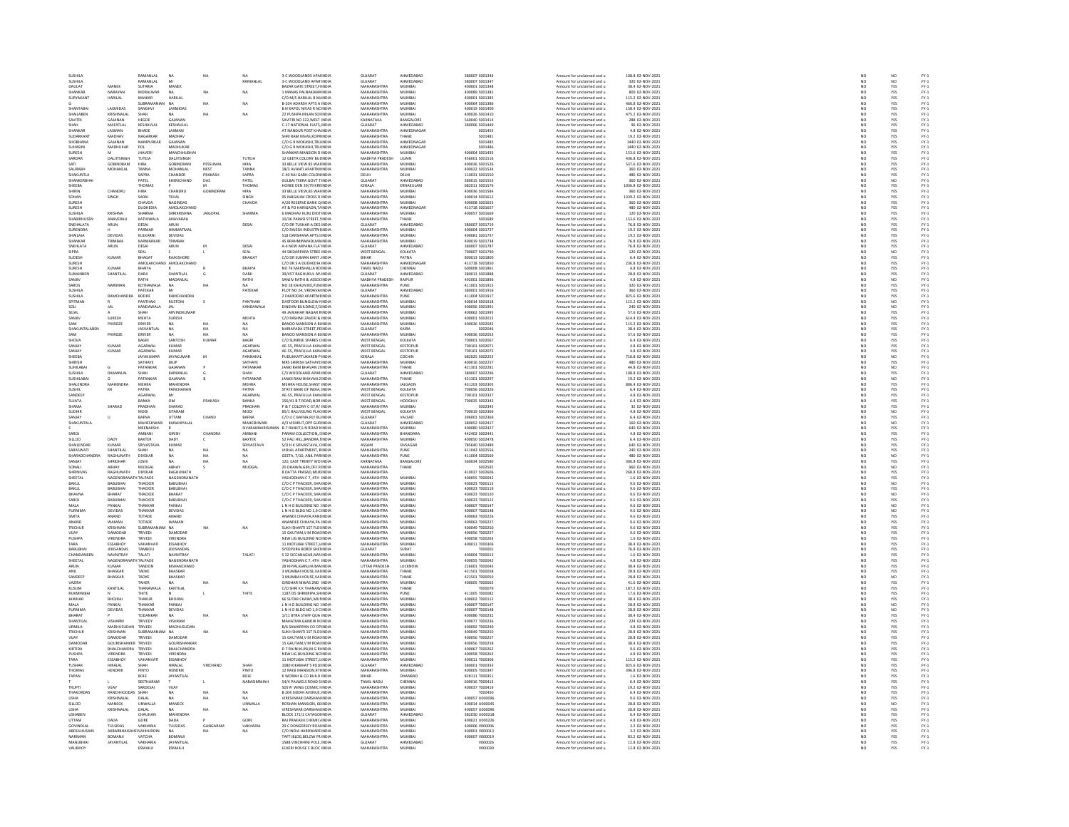| | | | | | | | | | | | | | | | | |
|---|---|---|---|---|---|---|---|---|---|---|---|---|---|---|---|---|
| SUSHILA | | RAMANLAL | NA | NA | NA | 3-C WOODLANDS APAINDIA | GUJARAT | AHMEDABAD | 380007 | S001346 | Amount for unclaimed and u | 108.8 | 02-NOV-2021 | NO | NO | FY-1 |
| SUSHILA | | RAMANLAL | Mr | | RAMANLAL | 3-C WOODLANDS APAINDIA | GUJARAT | AHMEDABAD | 380007 | S001347 | Amount for unclaimed and u | 320 | 02-NOV-2021 | NO | NO | FY-1 |
| DAULAT | MANEK | SUTARIA | MANEK | | | BAZAR GATE STREET,FINDIA | MAHARASHTRA | MUMBAI | 400001 | S001348 | Amount for unclaimed and u | 38.4 | 02-NOV-2021 | NO | YES | FY-1 |
| SHANKAR | NARAYAN | MORALWAR | NA | NA | NA | 1 MANAS PALNAKAMAINDIA | MAHARASHTRA | MUMBAI | 400089 | S001382 | Amount for unclaimed and u | 800 | 02-NOV-2021 | NO | YES | FY-1 |
| SURYAKANT | HARILAL | MANIAR | HARILAL | | | C/O M/S HARILAL B MINDIA | MAHARASHTRA | MUMBAI | 400001 | S001385 | Amount for unclaimed and u | 115.2 | 02-NOV-2021 | NO | YES | FY-1 |
| G | | SUBRAMANIAN | NA | NA | NA | B-204 ADARSH APTS A INDIA | MAHARASHTRA | MUMBAI | 400064 | S001386 | Amount for unclaimed and u | 460.8 | 02-NOV-2021 | NO | YES | FY-1 |
| SHANTABAI | LAXMIDAS | SANGHVI | LAXMIDAS | | | B N KAPOL NIVAS R NCINDIA | MAHARASHTRA | MUMBAI | 400019 | S001400 | Amount for unclaimed and u | 158.4 | 02-NOV-2021 | NO | YES | FY-1 |
| SHAILABEN | KRISHNALAL | SHAH | NA | NA | NA | 22 PUSHPA MILAN SOINDIA | MAHARASHTRA | MUMBAI | 400026 | S001410 | Amount for unclaimed and u | 475.2 | 02-NOV-2021 | NO | YES | FY-1 |
| SAVITRI | GAJANAN | HEGDE | GAJANAN | | | SAVITRI NO 322,WEST INDIA | KARNATAKA | BANGALORE | 560040 | S001414 | Amount for unclaimed and u | 288 | 02-NOV-2021 | NO | YES | FY-1 |
| SHAH | MAFATLAL | KESHAVLAL | KESHAVLAL | | | C-17 NATIONAL FLATS,INDIA | GUJARAT | AHMEDABAD | 380006 | S001449 | Amount for unclaimed and u | 96 | 02-NOV-2021 | NO | YES | FY-1 |
| SHANKAR | LAXMAN | BHADE | LAXMAN | | | AT NANDUR POST KHAINDIA | MAHARASHTRA | AHMEDNAGAR | | S001455 | Amount for unclaimed and u | 4.8 | 02-NOV-2021 | NO | YES | FY-1 |
| SUDARKANT | MADHAV | NAGARKAR | MADHAV | | | SHRI RAM NIVAS,KOPRINDIA | MAHARASHTRA | THANE | | S001481 | Amount for unclaimed and u | 19.2 | 02-NOV-2021 | NO | YES | FY-1 |
| SHOBHANA | GAJANAN | NAMPURKAR | GAJANAN | | | C/O G R MOKASHI,TRIINDIA | MAHARASHTRA | AHMEDNAGAR | | S001485 | Amount for unclaimed and u | 1440 | 02-NOV-2021 | NO | YES | FY-1 |
| SUHASINI | MADHUKAR | POL | MADHUKAR | | | C/O G R MOKASHI,TRIINDIA | MAHARASHTRA | AHMEDNAGAR | | S001486 | Amount for unclaimed and u | 1440 | 02-NOV-2021 | NO | YES | FY-1 |
| SURESH | M | JHAVERI | MANCHHUBHAI | | | SHANKAR MANSION DINDIA | MAHARASHTRA | MUMBAI | 400004 | S001493 | Amount for unclaimed and u | 153.6 | 02-NOV-2021 | NO | YES | FY-1 |
| SARDAR | DALJITSINGH | TUTEJA | DALJITSINGH | | TUTEJA | 12 GEETA COLONY BUINDIA | MADHYA PRADESH | UJJAIN | 456001 | S001516 | Amount for unclaimed and u | 436.8 | 02-NOV-2021 | NO | YES | FY-1 |
| SATI | GOBINDRAM | HIRA | GOBINDRAM | PESSUMAL | HIRA | 33 BELLE VIEW 85 WAINDIA | MAHARASHTRA | MUMBAI | 400036 | S001526 | Amount for unclaimed and u | 537.6 | 02-NOV-2021 | NO | YES | FY-1 |
| SAURABH | MOHANLAL | TANNA | MOHANLAL | NEST | TANNA | 18/1 AVANTI APARTMINDIA | MAHARASHTRA | MUMBAI | 400022 | S001534 | Amount for unclaimed and u | 360 | 02-NOV-2021 | NO | YES | FY-1 |
| SHAKUNTLA | | SAPRA | CHANDER | PRAKASH | SAPRA | C-40 RAJ GARH COLONINDIA | DELHI | DELHI | 110031 | S001550 | Amount for unclaimed and u | 480 | 02-NOV-2021 | NO | YES | FY-1 |
| SHANKERBHAI | | PATEL | KHEMCHAND | DAS | PATEL | GULBAI TEKRA GOVT TINDIA | GUJARAT | AHMEDABAD | 380015 | S001553 | Amount for unclaimed and u | 360 | 02-NOV-2021 | NO | NO | FY-1 |
| SHEEBA | | THOMAS | P | M | THOMAS | HONEE DEN 39/79 KRINDIA | KERALA | ERNAKULAM | 682011 | S001576 | Amount for unclaimed and u | 1036.8 | 02-NOV-2021 | NO | YES | FY-1 |
| SHIRIN | CHANDRU | HIRA | CHANDRU | GOBINDRAM | HIRA | 33 BELLE VIEW,85 WAINDIA | MAHARASHTRA | MUMBAI | 400036 | S001584 | Amount for unclaimed and u | 360 | 02-NOV-2021 | NO | YES | FY-1 |
| SOHAN | SINGH | SARAI | TEHAL | | SINGH | 95 NAIGAUM CROSS RINDIA | MAHARASHTRA | MUMBAI | 400014 | S001612 | Amount for unclaimed and u | 1339.2 | 02-NOV-2021 | NO | YES | FY-1 |
| SURESH | | CHAVDA | NAGINDAS | | CHAVDA | A/26 RESERVE BANK QINDIA | MAHARASHTRA | MUMBAI | 400008 | S001655 | Amount for unclaimed and u | 360 | 02-NOV-2021 | NO | YES | FY-1 |
| SURESH | | DUDHEDIA | AMOLAKCHAND | | | AT & PO HAREGAON,TINDIA | MAHARASHTRA | AHMEDNAGAR | 413718 | S001657 | Amount for unclaimed and u | 480 | 02-NOV-2021 | NO | YES | FY-1 |
| SUSHILA | KRISHNA | SHARMA | SHRIKRISHNA | JAGGPAL | SHARMA | 6 MADHAV KUNJ DIXITINDIA | MAHARASHTRA | MUMBAI | 400057 | S001669 | Amount for unclaimed and u | 120 | 02-NOV-2021 | NO | YES | FY-1 |
| SHABBIRHUSEN | ANAVERALI | KATHIWALA | ANAVERALI | | | 10/36 PARASI STREET_INDIA | MAHARASHTRA | THANE | | S001689 | Amount for unclaimed and u | 153.6 | 02-NOV-2021 | NO | YES | FY-1 |
| SNEHALATA | ARUN | DESAI | ARUN | | DESAI | C/O DR TUSHAR A DES INDIA | GUJARAT | AHMEDABAD | 380007 | S001719 | Amount for unclaimed and u | 76.8 | 02-NOV-2021 | NO | YES | FY-1 |
| SURENDRA | H | PARMAR | HIMMATMAL | | | C/O RAJESH INDUSTRIINDIA | MAHARASHTRA | MUMBAI | 400004 | S001727 | Amount for unclaimed and u | 19.2 | 02-NOV-2021 | NO | YES | FY-1 |
| SHAILAJA | DEVIDAS | KULKARNI | DEVIDAS | | | 518 DARSHANA APTS,1INDIA | MAHARASHTRA | MUMBAI | 400083 | S001737 | Amount for unclaimed and u | 19.2 | 02-NOV-2021 | NO | YES | FY-1 |
| SHANKAR | TRIMBAK | KARMARKAR | TRIMBAK | | | 45 IBRAHIMNIWADI,MAINDIA | MAHARASHTRA | MUMBAI | 400019 | S001738 | Amount for unclaimed and u | 76.8 | 02-NOV-2021 | NO | YES | FY-1 |
| SNEHLATA | ARUN | DESAI | ARUN | M | DESAI | A-4 NEW ARPANA FLAINDIA | GUJARAT | AHMEDABAD | 380007 | S001787 | Amount for unclaimed and u | 76.8 | 02-NOV-2021 | NO | YES | FY-1 |
| SIPRA | | SEAL | S | L | SEAL | 44 SIKDARPARA STREE INDIA | WEST BENGAL | KOLKATA | 700007 | S001790 | Amount for unclaimed and u | 120 | 02-NOV-2021 | NO | NO | FY-1 |
| SUDESH | KUMAR | BHAGAT | RAJKISHORE | | BHAGAT | C/O DR SURANN KANT_INDIA | BIHAR | PATNA | 800013 | S001800 | Amount for unclaimed and u | 6.4 | 02-NOV-2021 | NO | YES | FY-1 |
| SURESH | | AMOLAKCHAND | AMOLAKCHAND | | | C/O DR S A DUDHEDIA INDIA | MAHARASHTRA | AHMEDNAGAR | 413718 | S001850 | Amount for unclaimed and u | 236.8 | 02-NOV-2021 | NO | YES | FY-1 |
| SURESH | KUMAR | BHAIYA | R | R | BHAIYA | NO 74 MARSHALLA ROINDIA | TAMIL NADU | CHENNAI | 600008 | S001861 | Amount for unclaimed and u | 4.8 | 02-NOV-2021 | NO | YES | FY-1 |
| SUMANBEN | SHANTILAL | DARJI | SHANTILAL | G | DARJI | 39/457 RAGHUKUL APINDIA | GUJARAT | AHMEDABAD | 380013 | S001888 | Amount for unclaimed and u | 28.8 | 02-NOV-2021 | NO | YES | FY-1 |
| SANJIV | | RATHI | MADANLAL | | RATHI | SANJIV RATHI & ASSOCINDIA | MADHYA PRADESH | RAIPUR | 492001 | S001896 | Amount for unclaimed and u | 4.8 | 02-NOV-2021 | NO | NO | FY-1 |
| SAROS | NARIMAN | KOTHAWALA | NA | NA | NA | NO 18 KAMUN RD,PUNINDIA | MAHARASHTRA | PUNE | 411001 | S001915 | Amount for unclaimed and u | 320 | 02-NOV-2021 | NO | YES | FY-1 |
| SUSHILA | | PATEKAR | Mr | | PATEKAR | PLOT NO 24, VRIDAVAINDIA | GUJARAT | AHMEDABAD | 380001 | S001916 | Amount for unclaimed and u | 360 | 02-NOV-2021 | NO | YES | FY-1 |
| SUSHILA | RAMCHANDRA | BODHE | RAMCHANDRA | | | 2 DAMODAR APARTMINDIA | MAHARASHTRA | PUNE | 411004 | S001917 | Amount for unclaimed and u | 825.6 | 02-NOV-2021 | NO | YES | FY-1 |
| SPITMAN | R | PANTHAKI | RUSTOM | S | PANTHAKI | DASTOOR BUNGLOW FINDIA | MAHARASHTRA | MUMBAI | 400014 | S001918 | Amount for unclaimed and u | 115.2 | 02-NOV-2021 | NO | NO | FY-1 |
| SOLI | JAL | KANDAWALA | JAL | | KANDAWALA | DINSHW BUILDING,F/1INDIA | MAHARASHTRA | MUMBAI | 400056 | S001991 | Amount for unclaimed and u | 240 | 02-NOV-2021 | NO | NO | FY-1 |
| SEJAL | A | SHAH | ARVINDKUMAR | | | 49 JAWAHAR NAGAR RINDIA | MAHARASHTRA | MUMBAI | 400062 | S001995 | Amount for unclaimed and u | 57.6 | 02-NOV-2021 | NO | YES | FY-1 |
| SANJIV | SURESH | MEHTA | SURESH | | MEHTA | C/O RASHMI ZAVERI & INDIA | MAHARASHTRA | MUMBAI | 400001 | S002015 | Amount for unclaimed and u | 614.4 | 02-NOV-2021 | NO | YES | FY-1 |
| SAM | PHIROZE | DRIVER | NA | NA | NA | BANOO MANSION A BINDIA | MAHARASHTRA | MUMBAI | 400036 | S002045 | Amount for unclaimed and u | 115.2 | 02-NOV-2021 | NO | YES | FY-1 |
| SHAKUNTALABEN | | JASVANTLAL | NA | NA | NA | NARIAPADA STREET,PEINDIA | GUJARAT | KAIRA | | S002046 | Amount for unclaimed and u | 38.4 | 02-NOV-2021 | NO | YES | FY-1 |
| SAM | PHIROZE | DRIVER | NA | NA | NA | BANOO MANSION A BINDIA | MAHARASHTRA | MUMBAI | 400036 | S002053 | Amount for unclaimed and u | 57.6 | 02-NOV-2021 | NO | YES | FY-1 |
| SHOVA | | BAGRI | SANTOSH | KUMAR | BAGRI | C/O SUNRISE SPARES CINDIA | WEST BENGAL | KOLKATA | 700001 | S002067 | Amount for unclaimed and u | 6.4 | 02-NOV-2021 | NO | YES | FY-1 |
| SANJAY | KUMAR | AGARWAL | KUMAR | | AGARWAL | AE-55, PRAFULLA KANINDIA | WEST BENGAL | KESTOPUR | 700101 | S002071 | Amount for unclaimed and u | 4.8 | 02-NOV-2021 | NO | YES | FY-1 |
| SANJAY | KUMAR | AGARWAL | KUMAR | | AGARWAL | AE-55, PRAFULLA KANINDIA | WEST BENGAL | KESTOPUR | 700101 | S002075 | Amount for unclaimed and u | 4.8 | 02-NOV-2021 | NO | YES | FY-1 |
| SHEEBA | | JAYAKUMAR | JAYAKUMAR | M | PANNAKAL | PUDUKKATTUKAREN PINDIA | KERALA | COCHIN | 682025 | S002253 | Amount for unclaimed and u | 716.8 | 02-NOV-2021 | NO | NO | FY-1 |
| SHIRISH | | SATHAYE | DILIP | | SATHAYE | MRS SHIRISH SATHAYEINDIA | MAHARASHTRA | MUMBAI | 400016 | S002257 | Amount for unclaimed and u | 480 | 02-NOV-2021 | NO | YES | FY-1 |
| SUHILABAI | G | PATANKAR | GAJANAN | P | PATANKAR | JANKI RAM BHAVAN 2INDIA | MAHARASHTRA | THANE | 421201 | S002281 | Amount for unclaimed and u | 44.8 | 02-NOV-2021 | NO | NO | FY-1 |
| SUSHILA | RAMANLAL | SHAH | RAMANLAL | G | SHAH | C/3 WOODLAND APARINDIA | GUJARAT | AHMEDABAD | 380007 | S002296 | Amount for unclaimed and u | 108.8 | 02-NOV-2021 | NO | YES | FY-1 |
| SUSHILABAI | G | PATANKAR | GAJANAN | B | PATANKAR | JANKI RAM BHAVAN 2INDIA | MAHARASHTRA | THANE | 421301 | S002297 | Amount for unclaimed and u | 19.2 | 02-NOV-2021 | NO | NO | FY-1 |
| SHALENDRA | MAHENDRA | MEHRA | MAHENDRA | | MEHRA | MEHRA HOUSE,SHAST INDIA | MAHARASHTRA | JALGAON | 431203 | S002305 | Amount for unclaimed and u | 806.4 | 02-NOV-2021 | NO | YES | FY-1 |
| SUSHIL | KR | PATRA | PANCHANAN | | PATRA | STATE BANK OF INDIA, INDIA | WEST BENGAL | KOLKATA | 700056 | S002326 | Amount for unclaimed and u | 6.4 | 02-NOV-2021 | NO | YES | FY-1 |
| SANDEEP | | AGARWAL | Mr | | AGARWAL | AE-55, PRAFULLA KANINDIA | WEST BENGAL | KESTOPUR | 700101 | S002337 | Amount for unclaimed and u | 4.8 | 02-NOV-2021 | NO | YES | FY-1 |
| SUJATA | | BANKA | OM | PRAKASH | BANKA | 156/41 B T ROAD,NORINDIA | WEST BENGAL | HOOGHLY | 700035 | S002343 | Amount for unclaimed and u | 6.4 | 02-NOV-2021 | NO | YES | FY-1 |
| SHAMA | SHARAD | PRADHAN | SHARAD | | PRADHAN | P & T COLONY C-37,RINDIA | MAHARASHTRA | MUMBAI | | S002345 | Amount for unclaimed and u | 32 | 02-NOV-2021 | NO | YES | FY-1 |
| SUDHIR | | MODI | SITARAM | | MODI | 85/1 BALLYGUNG PLA INDIA | WEST BENGAL | KOLKATA | 700019 | S002366 | Amount for unclaimed and u | 4.8 | 02-NOV-2021 | NO | NO | FY-1 |
| SANJAY | U | BAFNA | UTTAM | CHAND | BAFNA | C/O U C BAFNA,RLY BUINDIA | GUJARAT | VALSAD | 396001 | S002369 | Amount for unclaimed and u | 6.4 | 02-NOV-2021 | NO | YES | FY-1 |
| SHAKUNTALA | | MAHESHWARI | KANHAIYALAL | | MAHESHWARI | A/3 VISHRUT,OPP GURINDIA | GUJARAT | AHMEDABAD | 380052 | S002417 | Amount for unclaimed and u | 160 | 02-NOV-2021 | NO | NO | FY-1 |
| S | | MEENAKSHI | R | | SIVARAMAKRISHNAN | B-7 RANJIT,S M ROAD INDIA | MAHARASHTRA | MUMBAI | 400080 | S002427 | Amount for unclaimed and u | 640 | 02-NOV-2021 | NO | YES | FY-1 |
| SAROJ | | AMBANI | GIRISH | CHANDRA | AMBANI | PARAM COLLECTION, (INDIA | MAHARASHTRA | BHANDARA | 442402 | S002441 | Amount for unclaimed and u | 4.8 | 02-NOV-2021 | NO | YES | FY-1 |
| SILLOO | DADY | BAXTER | DADY | C | BAXTER | 52 PALI HILL,BANDRA,FINDIA | MAHARASHTRA | MUMBAI | 400050 | S002478 | Amount for unclaimed and u | 6.4 | 02-NOV-2021 | NO | YES | FY-1 |
| SHAILENDAR | KUMAR | SRIVASTAVA | KUMAR | | SRIVASTAVA | S/O H K SRIVASTAVA, CINDIA | ASSAM | SIVSAGAR | 785640 | S002489 | Amount for unclaimed and u | 640 | 02-NOV-2021 | NO | YES | FY-1 |
| SARASWATI | SHANTILAL | SHAH | NA | NA | NA | VISHAL APARTMENT, BINDIA | MAHARASHTRA | PUNE | 411042 | S002556 | Amount for unclaimed and u | 240 | 02-NOV-2021 | NO | YES | FY-1 |
| SHARADCHANDRA | RAGHUNATH | DIVEKAR | NA | NA | NA | GEETA, 7/10, ANIL PARINDIA | MAHARASHTRA | PUNE | 411004 | S002569 | Amount for unclaimed and u | 480 | 02-NOV-2021 | NO | NO | FY-1 |
| SANJAY | SHRIDHAR | JOSHI | NA | NA | NA | 120, EAST TRINITY WOINDIA | KARNATAKA | BANGALORE | 560034 | S002580 | Amount for unclaimed and u | 300.8 | 02-NOV-2021 | NO | YES | FY-1 |
| SONALI | ABHAY | MUDGAL | ABHAY | S | MUDGAL | 20 DHAWALGIRI,OFF RINDIA | MAHARASHTRA | THANE | | S002592 | Amount for unclaimed and u | 960 | 02-NOV-2021 | NO | YES | FY-1 |
| SHRINIVAS | RAGHUNATH | DIVEKAR | RAGHUNATH | | | 8 DATTA PRASAD,MUKINDIA | MAHARASHTRA | | 410037 | S002606 | Amount for unclaimed and u | 268.8 | 02-NOV-2021 | NO | YES | FY-1 |
| SHEETAL | NAGENDRANATH | TALPADE | NAGENDRANATH | | | YASHODHAN C 7, 4TH INDIA | MAHARASHTRA | MUMBAI | 400055 | T000042 | Amount for unclaimed and u | 1.6 | 02-NOV-2021 | NO | YES | FY-1 |
| BAKUL | BABUBHAI | THACKER | BABUBHAI | | | C/O C P THACKER, SHAINDIA | MAHARASHTRA | MUMBAI | 400023 | T000115 | Amount for unclaimed and u | 9.6 | 02-NOV-2021 | NO | NO | FY-1 |
| BAKUL | BABUBHAI | THACKER | BABUBHAI | | | C/O C P THACKER, SHAINDIA | MAHARASHTRA | MUMBAI | 400023 | T000119 | Amount for unclaimed and u | 9.6 | 02-NOV-2021 | NO | YES | FY-1 |
| BHAVNA | BHARAT | THACKER | BHARAT | | | C/O C P THACKER, SHAINDIA | MAHARASHTRA | MUMBAI | 400023 | T000120 | Amount for unclaimed and u | 9.6 | 02-NOV-2021 | NO | NO | FY-1 |
| SAROJ | BABUBHAI | THACKER | BABUBHAI | | | C/O C P THACKER, SHAINDIA | MAHARASHTRA | MUMBAI | 400023 | T000122 | Amount for unclaimed and u | 9.6 | 02-NOV-2021 | NO | YES | FY-1 |
| MALA | PANKAJ | THAKKAR | PANKAJ | | | L N H D BUILDING NO INDIA | MAHARASHTRA | MUMBAI | 400007 | T000147 | Amount for unclaimed and u | 9.6 | 02-NOV-2021 | NO | YES | FY-1 |
| PURNIMA | DEVIDAS | THAKKAR | DEVIDAS | | | L N H D BLDG NO 1,9 CINDIA | MAHARASHTRA | MUMBAI | 400007 | T000148 | Amount for unclaimed and u | 9.6 | 02-NOV-2021 | NO | NO | FY-1 |
| SMITA | ANAND | TOTADE | ANAND | | | ANANDI CHHAYA,PANINDIA | MAHARASHTRA | MUMBAI | 400063 | T000226 | Amount for unclaimed and u | 9.6 | 02-NOV-2021 | NO | YES | FY-1 |
| ANAND | WAMAN | TOTADE | WAMAN | | | ANANDEE CHHAYA,PA INDIA | MAHARASHTRA | MUMBAI | 400063 | T000227 | Amount for unclaimed and u | 9.6 | 02-NOV-2021 | NO | YES | FY-1 |
| TRICHUR | KRISHNAN | SUBRAMANIAM | NA | NA | NA | SUKH SHANTI 1ST FLOINDIA | MAHARASHTRA | MUMBAI | 400049 | T000250 | Amount for unclaimed and u | 9.6 | 02-NOV-2021 | NO | YES | FY-1 |
| VIJAY | DAMODAR | TRIVEDI | DAMODAR | | | 15 GAUTAM,V M ROAIINDIA | MAHARASHTRA | MUMBAI | 400056 | T000257 | Amount for unclaimed and u | 9.6 | 02-NOV-2021 | NO | YES | FY-1 |
| PUSHPA | VIRENDRA | TRIVEDI | VIRENDRA | | | NEW LIG BUILDING NOINDIA | MAHARASHTRA | MUMBAI | 400058 | T000263 | Amount for unclaimed and u | 1.6 | 02-NOV-2021 | NO | YES | FY-1 |
| TARA | ESSABHOY | VAHANVATI | ESSABHOY | | | 11 MOTLIBAI STREET,AINDIA | MAHARASHTRA | MUMBAI | 400011 | T000306 | Amount for unclaimed and u | 38.4 | 02-NOV-2021 | NO | YES | FY-1 |
| BABUBHAI | JEKISANDAS | TAMBOLI | JEKISANDAS | | | SYEDPURA BORDI SHEINDIA | GUJARAT | SURAT | | T000001 | Amount for unclaimed and u | 76.8 | 02-NOV-2021 | NO | YES | FY-1 |
| CHANDANBEN | NAVNITRAY | TALATI | NAVNITRAY | | TALATI | S 32 SICCANAGAR,NANINDIA | MAHARASHTRA | MUMBAI | 400004 | T000013 | Amount for unclaimed and u | 1.6 | 02-NOV-2021 | NO | YES | FY-1 |
| SHEETAL | NAGENDRANATH | TALPADE | NAGENDRANATH | | | YASHODHAN C 7, 4TH INDIA | MAHARASHTRA | MUMBAI | 400055 | T000042 | Amount for unclaimed and u | 4.8 | 02-NOV-2021 | NO | YES | FY-1 |
| ARUN | KUMAR | TANDON | BISHANCHAND | | | 28 KHYALIGANJ,HUMAINDIA | UTTAR PRADESH | LUCKNOW | 226001 | T000043 | Amount for unclaimed and u | 38.4 | 02-NOV-2021 | NO | YES | FY-1 |
| ANIL | BHASKAR | TADKE | BHASKAR | | | 3 MUMBAI HOUSE,VAIINDIA | MAHARASHTRA | THANE | 421501 | T000058 | Amount for unclaimed and u | 28.8 | 02-NOV-2021 | NO | YES | FY-1 |
| SANDEEP | BHASKAR | TADKE | BHASKAR | | | 3 MUMBAI HOUSE,VAIINDIA | MAHARASHTRA | THANE | 421501 | T000059 | Amount for unclaimed and u | 28.8 | 02-NOV-2021 | NO | NO | FY-1 |
| VAZIRA | | TAHER | NA | NA | NA | GIRDHAR NIWAS 2ND INDIA | MAHARASHTRA | MUMBAI | 400005 | T000065 | Amount for unclaimed and u | 41.6 | 02-NOV-2021 | NO | YES | FY-1 |
| KUSUM | KANTILAL | THANAWALA | KANTILAL | | | C/O SHRI K K THANAWINDIA | MAHARASHTRA | THANE | | T000079 | Amount for unclaimed and u | 187.2 | 02-NOV-2021 | NO | YES | FY-1 |
| RUKMINIBAI | N | THITE | N | L | THITE | 1187/35 SHRIKRIPA,SHINDIA | MAHARASHTRA | PUNE | 411005 | T000082 | Amount for unclaimed and u | 17.6 | 02-NOV-2021 | NO | YES | FY-1 |
| JAWHAR | BHOJRAJ | THAKUR | BHOJRAJ | | | 66 SUTAR CHAWL,MUINDIA | MAHARASHTRA | MUMBAI | 400002 | T000112 | Amount for unclaimed and u | 38.4 | 02-NOV-2021 | NO | YES | FY-1 |
| MALA | PANKAJ | THAKKAR | PANKAJ | | | L N H D BUILDING NO INDIA | MAHARASHTRA | MUMBAI | 400007 | T000147 | Amount for unclaimed and u | 28.8 | 02-NOV-2021 | NO | YES | FY-1 |
| PURNIMA | DEVIDAS | THAKKAR | DEVIDAS | | | L N H D BLDG NO 1,9 CINDIA | MAHARASHTRA | MUMBAI | 400007 | T000148 | Amount for unclaimed and u | 28.8 | 02-NOV-2021 | NO | NO | FY-1 |
| BHARAT | P | TODANKAR | NA | NA | NA | 1/11 BTRA STAFF QUA INDIA | MAHARASHTRA | MUMBAI | 400086 | T000232 | Amount for unclaimed and u | 38.4 | 02-NOV-2021 | NO | YES | FY-1 |
| SHANTILAL | VISHRAM | TRIVEDY | VISHRAM | | | MAHATMA GANDHI R INDIA | MAHARASHTRA | MUMBAI | 400077 | T000236 | Amount for unclaimed and u | 224 | 02-NOV-2021 | NO | YES | FY-1 |
| URMILA | MADHUSUDAN | TRIVEDI | MADHUSUDAN | | | B/6 SAMARPAN CO OPINDIA | MAHARASHTRA | MUMBAI | 400092 | T000240 | Amount for unclaimed and u | 4.8 | 02-NOV-2021 | NO | YES | FY-1 |
| TRICHUR | KRISHNAN | SUBRAMANIAM | NA | NA | NA | SUKH SHANTI 1ST FLOINDIA | MAHARASHTRA | MUMBAI | 400049 | T000250 | Amount for unclaimed and u | 28.8 | 02-NOV-2021 | NO | YES | FY-1 |
| VIJAY | DAMODAR | TRIVEDI | DAMODAR | | | 15 GAUTAM,V M ROAIINDIA | MAHARASHTRA | MUMBAI | 400056 | T000257 | Amount for unclaimed and u | 28.8 | 02-NOV-2021 | NO | YES | FY-1 |
| DAMODAR | GOURISHANKER | TRIVEDI | GOURISHANKAR | | | 15 GAUTAM,V M ROAIINDIA | MAHARASHTRA | MUMBAI | 400056 | T000258 | Amount for unclaimed and u | 38.4 | 02-NOV-2021 | NO | YES | FY-1 |
| KIRTIDA | BHALCHANDRA | TRIVEDI | BHALCHANDRA | | | D 7 RAJNI KUNJ,M G RINDIA | MAHARASHTRA | MUMBAI | 400067 | T000262 | Amount for unclaimed and u | 9.6 | 02-NOV-2021 | NO | YES | FY-1 |
| PUSHPA | VIRENDRA | TRIVEDI | VIRENDRA | | | NEW LIG BUILDING NOINDIA | MAHARASHTRA | MUMBAI | 400058 | T000263 | Amount for unclaimed and u | 4.8 | 02-NOV-2021 | NO | YES | FY-1 |
| TARA | ESSABHOY | VAHANVATI | ESSABHOY | | | 11 MOTLIBAI STREET,AINDIA | MAHARASHTRA | MUMBAI | 400011 | T000306 | Amount for unclaimed and u | 115.2 | 02-NOV-2021 | NO | YES | FY-1 |
| TUSHAR | HIRALAL | SHAH | HIRALAL | VIRCHAND | SHAH | 1080 KIKABHAT'S POLEINDIA | GUJARAT | AHMEDABAD | 380001 | T000333 | Amount for unclaimed and u | 825.6 | 02-NOV-2021 | NO | YES | FY-1 |
| THOMAS | HENDRIK | PINTO | HENDRIK | | PINTO | 12 RAJSI MANSION,4TINDIA | MAHARASHTRA | MUMBAI | 400005 | T000347 | Amount for unclaimed and u | 396.8 | 02-NOV-2021 | NO | YES | FY-1 |
| TAPAN | | BOLE | JAYANTILAL | | BOLE | K WORAH & CO BUILD INDIA | BIHAR | DHANBAD | 828111 | T000351 | Amount for unclaimed and u | 1.6 | 02-NOV-2021 | NO | YES | FY-1 |
| T | L | SEETHARAM | T | L | NARASIMMIAH | 54/4 PALWELS ROAD SINDIA | TAMIL NADU | CHENNAI | 600016 | T000413 | Amount for unclaimed and u | 6.4 | 02-NOV-2021 | NO | YES | FY-1 |
| TRUPTI | VIJAY | SARDESAI | VIJAY | | | 505 'A' WING COSMIC INDIA | MAHARASHTRA | MUMBAI | 400037 | T000419 | Amount for unclaimed and u | 19.2 | 02-NOV-2021 | NO | YES | FY-1 |
| THAKORDAS | RANCHHODDAS | SHAH | NA | NA | NA | B 204 SIDDHI AVENUE_INDIA | MAHARASHTRA | MUMBAI | | T000450 | Amount for unclaimed and u | 6.4 | 02-NOV-2021 | NO | YES | FY-1 |
| USHA | KRISHNALAL | DALAL | NA | NA | NA | VIRESHWAR DARSHANINDIA | MAHARASHTRA | MUMBAI | 400057 | U000096 | Amount for unclaimed and u | 9.6 | 02-NOV-2021 | NO | YES | FY-1 |
| SILLOO | MANECK | UNWALLA | MANECK | | UNWALLA | ROSHAN MANSION,18INDIA | MAHARASHTRA | MUMBAI | 400014 | U000045 | Amount for unclaimed and u | 28.8 | 02-NOV-2021 | NO | NO | FY-1 |
| USHA | KRISHNALAL | DALAL | NA | NA | NA | VIRESHWAR DARSHANINDIA | MAHARASHTRA | MUMBAI | 400057 | U000096 | Amount for unclaimed and u | 28.8 | 02-NOV-2021 | NO | YES | FY-1 |
| USHABEN | | CHAUHAN | MAHENDRA | | | BLOCK 171/5 CATAGONINDIA | GUJARAT | AHMEDABAD | 382010 | U000218 | Amount for unclaimed and u | 6.4 | 02-NOV-2021 | NO | YES | FY-1 |
| UTTAM | DADA | GORE | DADA | P | GORE | RAJ PRAKASH CHEMICINDIA | MAHARASHTRA | MUMBAI | 400021 | U000226 | Amount for unclaimed and u | 4.8 | 02-NOV-2021 | NO | YES | FY-1 |
| GOVINDLAL | TULSIDAS | VAKHARIA | TULSIDAS | GANGARAM | VAKHARIA | 29 C DONGERSEY ROAINDIA | MAHARASHTRA | MUMBAI | 400006 | V000006 | Amount for unclaimed and u | 3.2 | 02-NOV-2021 | NO | YES | FY-1 |
| ABDULHUSAIN | AKBARBHAISAHEIVALIHUDDIN | | NA | NA | NA | C/O INDIA HARDWAREINDIA | MAHARASHTRA | MUMBAI | 400001 | V000013 | Amount for unclaimed and u | 3.2 | 02-NOV-2021 | NO | YES | FY-1 |
| NARIMAN | BOMANJI | VATCHA | BOMANJI | | | TAFTI BLDG,BELOW FRINDIA | MAHARASHTRA | MUMBAI | 400007 | V000019 | Amount for unclaimed and u | 83.2 | 02-NOV-2021 | NO | YES | FY-1 |
| MANUBHAI | JAYANTILAL | VAKHARIA | JAYANTILAL | | | 1588 VINCHHINI POLE,INDIA | GUJARAT | AHMEDABAD | | V000026 | Amount for unclaimed and u | 12.8 | 02-NOV-2021 | NO | YES | FY-1 |
| VALIBHOY | | ESMAILJI | ESMAILJI | | | LEHERI HOUSE C BLOC INDIA | MAHARASHTRA | MUMBAI | | V000030 | Amount for unclaimed and u | 12.8 | 02-NOV-2021 | NO | YES | FY-1 |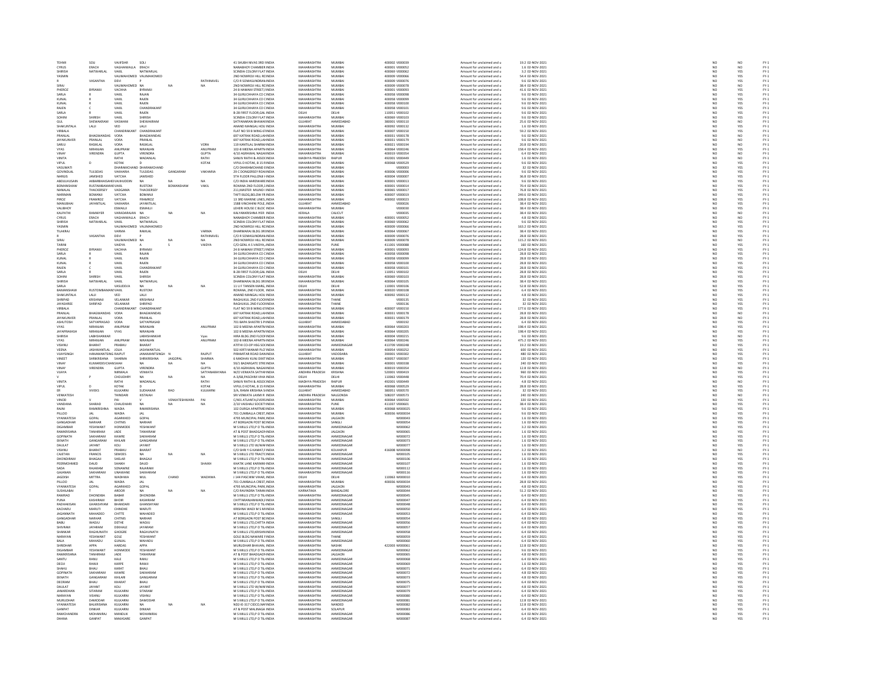| First Name | Middle Name | Last Name | Father/Husband First Name | Father/Husband Middle Name | Father/Husband Last Name | Address | State | District | Pin Code | Folio Number | Investment Type | Amount | Proposed Date | | | |
|---|---|---|---|---|---|---|---|---|---|---|---|---|---|---|---|---|
| TEHMI | SOLI | VAJIFDAR | SOLI | | | 41 SHUBH NIVAS 3RD INDIA | MAHARASHTRA | MUMBAI | 400002 | V000039 | Amount for unclaimed and u | 19.2 | 02-NOV-2021 | NO | NO | FY-1 |
| CYRUS | ERACH | VAGHAIWALLA | ERACH | | | NANABHOY CHAMBER INDIA | MAHARASHTRA | MUMBAI | 400001 | V000052 | Amount for unclaimed and u | 1.6 | 02-NOV-2021 | NO | NO | FY-1 |
| SHIRISH | NATWARLAL | VAKIL | NATWARLAL | | | SCINDIA COLONY FLAT INDIA | MAHARASHTRA | MUMBAI | 400069 | V000062 | Amount for unclaimed and u | 3.2 | 02-NOV-2021 | NO | YES | FY-1 |
| YASMIN | | VALIMAHOMED | VALIMAHOMED | | | 2ND NOWROJI HILL RC INDIA | MAHARASHTRA | MUMBAI | 400009 | V000066 | Amount for unclaimed and u | 54.4 | 02-NOV-2021 | NO | YES | FY-1 |
| R | VASANTHA | DEVI | P | | RATHINAVEL | C/O R SOMASUNDRAN INDIA | MAHARASHTRA | MUMBAI | 400009 | V000076 | Amount for unclaimed and u | 9.6 | 02-NOV-2021 | NO | YES | FY-1 |
| SIRAJ | | VALIMAHOMED | NA | NA | NA | 2ND NOWROJI HILL RC INDIA | MAHARASHTRA | MUMBAI | 400009 | V000078 | Amount for unclaimed and u | 38.4 | 02-NOV-2021 | NO | NO | FY-1 |
| PHEROZ | BYRAMJI | VACHHA | BYRAMJI | | | 24 B HAMAM STREET, INDIA | MAHARASHTRA | MUMBAI | 400001 | V000093 | Amount for unclaimed and u | 41.6 | 02-NOV-2021 | NO | YES | FY-1 |
| SARLA | R | VAKIL | RAJAN | | | 34 GURUCHHAYA CO C INDIA | MAHARASHTRA | MUMBAI | 400058 | V000098 | Amount for unclaimed and u | 9.6 | 02-NOV-2021 | NO | YES | FY-1 |
| KUNAL | R | VAKIL | RAJEN | | | 34 GURUCHHAYA CO C INDIA | MAHARASHTRA | MUMBAI | 400058 | V000099 | Amount for unclaimed and u | 9.6 | 02-NOV-2021 | NO | YES | FY-1 |
| KUNAL | R | VAKIL | RAJEN | | | 34 GURUCHHAYA CO C INDIA | MAHARASHTRA | MUMBAI | 400058 | V000100 | Amount for unclaimed and u | 9.6 | 02-NOV-2021 | NO | YES | FY-1 |
| RAJEN | C | VAKIL | CHANDRAKANT | | | 34 GURUCHHAYA CO C INDIA | MAHARASHTRA | MUMBAI | 400058 | V000101 | Amount for unclaimed and u | 9.6 | 02-NOV-2021 | NO | YES | FY-1 |
| SARLA | R | VAKIL | RAJEN | | | B-28 FIRST FLOOR,GAL INDIA | DELHI | DELHI | 110051 | V000102 | Amount for unclaimed and u | 9.6 | 02-NOV-2021 | NO | YES | FY-1 |
| SOHINI | SHIRISH | VAKIL | SHIRISH | | | SCINDIA COLONY FLAT INDIA | MAHARASHTRA | MUMBAI | 400069 | V000103 | Amount for unclaimed and u | 9.6 | 02-NOV-2021 | NO | YES | FY-1 |
| GUL | SHEWAKRAM | VASWANI | SHEWAKRAM | | | SATYANARAN BHAWAN INDIA | GUJARAT | AHMEDABAD | 380001 | V000110 | Amount for unclaimed and u | 25.6 | 02-NOV-2021 | NO | NO | FY-1 |
| SHAKUNTALA | LALJI | VED | LALJI | | | ANAND MANGAL HOU INDIA | MAHARASHTRA | MUMBAI | 400092 | V000132 | Amount for unclaimed and u | 1.6 | 02-NOV-2021 | NO | YES | FY-1 |
| VIRBALA | | CHANDRAKANT | CHANDRAKANT | | | FLAT NO 59 B WING 6T INDIA | MAHARASHTRA | MUMBAI | 400007 | V000150 | Amount for unclaimed and u | 59.2 | 02-NOV-2021 | NO | YES | FY-1 |
| PRANLAL | BHAGWANDAS | VORA | BHAGWANDAS | | | 697 KATRAK ROAD,LAK INDIA | MAHARASHTRA | MUMBAI | 400031 | V000178 | Amount for unclaimed and u | 9.6 | 02-NOV-2021 | NO | NO | FY-1 |
| JAYAKUNVER | PRANLAL | VORA | PRANLAL | | | 697 KATRAK ROAD,LAK INDIA | MAHARASHTRA | MUMBAI | 400031 | V000179 | Amount for unclaimed and u | 9.6 | 02-NOV-2021 | NO | NO | FY-1 |
| SARJU | RASIKLAL | VORA | RASIKLAL | | VORA | 119 KANTILAL SHARMA INDIA | MAHARASHTRA | MUMBAI | 400021 | V000194 | Amount for unclaimed and u | 20.8 | 02-NOV-2021 | NO | NO | FY-1 |
| VYAS | NIRANJAN | ANUPRAM | NIRANJAN | | ANUPRAM | 102-B MEENA APARTM INDIA | MAHARASHTRA | MUMBAI | 400064 | V000246 | Amount for unclaimed and u | 158.4 | 02-NOV-2021 | NO | YES | FY-1 |
| VINAY | VIRENDRA | GUPTA | VIRENDRA | | GUPTA | 4/10 AGRAWAL NAGAR INDIA | MAHARASHTRA | MUMBAI | 400019 | V000354 | Amount for unclaimed and u | 6.4 | 02-NOV-2021 | NO | NO | FY-1 |
| VINITA | | RATHI | MADANLAL | | RATHI | SANJIV RATHI & ASSOC INDIA | MADHYA PRADESH | RAIPUR | 492001 | V000449 | Amount for unclaimed and u | 1.6 | 02-NOV-2021 | NO | NO | FY-1 |
| VIPUL | D | KOTAK | D | | KOTAK | VIPUL D KOTAK, B 15 R INDIA | MAHARASHTRA | MUMBAI | 400068 | V000529 | Amount for unclaimed and u | 9.6 | 02-NOV-2021 | NO | YES | FY-1 |
| VASUMATI | | DHARAMCHAND | DHARAMCHAND | | | C/O DHARAMCHAND E INDIA | MAHARASHTRA | MUMBAI | | V000003 | Amount for unclaimed and u | 32 | 02-NOV-2021 | NO | YES | FY-1 |
| GOVINDLAL | TULSIDAS | VAKHARIA | TULSIDAS | GANGARAM | VAKHARIA | 29 C DONGERSEY ROA INDIA | MAHARASHTRA | MUMBAI | 400006 | V000006 | Amount for unclaimed and u | 9.6 | 02-NOV-2021 | NO | YES | FY-1 |
| NARGIS | JAMSHED | VATCHA | JAMSHED | | | 5TH FLOOR PALLONJI M INDIA | MAHARASHTRA | MUMBAI | 400004 | V000007 | Amount for unclaimed and u | 36.8 | 02-NOV-2021 | NO | YES | FY-1 |
| ABDULHUSAIN | AKBARBHAISAHEI | VAIBHUDDIN | NA | | NA | C/O INDIA HARDWARE INDIA | MAHARASHTRA | MUMBAI | 400001 | V000013 | Amount for unclaimed and u | 9.6 | 02-NOV-2021 | NO | YES | FY-1 |
| BOMANSHAW | RUSTAMBAMANI | VAKIL | RUSTOM | BOMANSHAW | VAKIL | ROXANA 2ND FLOOR, 1 INDIA | MAHARASHTRA | MUMBAI | 400001 | V000014 | Amount for unclaimed and u | 70.4 | 02-NOV-2021 | NO | YES | FY-1 |
| NANALAL | THACKERSEY | VADGAMA | THACKERSEY | | | 211,MASTER MILIND I INDIA | MAHARASHTRA | MUMBAI | 400065 | V000017 | Amount for unclaimed and u | 76.8 | 02-NOV-2021 | NO | YES | FY-1 |
| NARIMAN | BOMANJI | VATCHA | BOMANJI | | | TAFTI BLDG,BELOW FR INDIA | MAHARASHTRA | MUMBAI | 400007 | V000019 | Amount for unclaimed and u | 249.6 | 02-NOV-2021 | NO | YES | FY-1 |
| PIROZ | FRAMROZ | VATCHA | FRAMROZ | | | 13 3RD MARINE LINES, INDIA | MAHARASHTRA | MUMBAI | 400002 | V000023 | Amount for unclaimed and u | 108.8 | 02-NOV-2021 | NO | YES | FY-1 |
| MANUBHAI | JAYANTILAL | VAKHARIA | JAYANTILAL | | | 1588 VINCHHINI POLE, INDIA | GUJARAT | AHMEDABAD | | V000026 | Amount for unclaimed and u | 38.4 | 02-NOV-2021 | NO | YES | FY-1 |
| VALIBHOY | | ESMAILJI | ESMAILJI | | | LEHERI HOUSE C BLOC INDIA | MAHARASHTRA | MUMBAI | | V000030 | Amount for unclaimed and u | 38.4 | 02-NOV-2021 | NO | YES | FY-1 |
| KALPATHI | RAMAIYER | VARADARAJAN | NA | | NA | KALYANKRISHNA PER INDIA | KERALA | CALICUT | | V000035 | Amount for unclaimed and u | 38.4 | 02-NOV-2021 | NO | NO | FY-1 |
| CYRUS | ERACH | VAGHAIWALLA | ERACH | | | NANABHOY CHAMBER INDIA | MAHARASHTRA | MUMBAI | 400001 | V000052 | Amount for unclaimed and u | 4.8 | 02-NOV-2021 | NO | NO | FY-1 |
| SHIRISH | NATWARLAL | VAKIL | NATWARLAL | | | SCINDIA COLONY FLAT INDIA | MAHARASHTRA | MUMBAI | 400069 | V000062 | Amount for unclaimed and u | 9.6 | 02-NOV-2021 | NO | YES | FY-1 |
| YASMIN | | VALIMAHOMED | VALIMAHOMED | | | 2ND NOWROJI HILL RC INDIA | MAHARASHTRA | MUMBAI | 400009 | V000066 | Amount for unclaimed and u | 163.2 | 02-NOV-2021 | NO | YES | FY-1 |
| TILAKRAJ | | VARMA | RAMLAL | | VARMA | DHARMARAJ BLDG 3R INDIA | MAHARASHTRA | MUMBAI | 400064 | V000067 | Amount for unclaimed and u | 38.4 | 02-NOV-2021 | NO | YES | FY-1 |
| R | VASANTHA | DEVI | P | | RATHINAVEL | C/O R SOMASUNDRAN INDIA | MAHARASHTRA | MUMBAI | 400009 | V000076 | Amount for unclaimed and u | 28.8 | 02-NOV-2021 | NO | YES | FY-1 |
| SIRAJ | | VALIMAHOMED | NA | | NA | 2ND NOWROJI HILL RC INDIA | MAHARASHTRA | MUMBAI | 400009 | V000078 | Amount for unclaimed and u | 115.2 | 02-NOV-2021 | NO | NO | FY-1 |
| TARINI | | VAIDYA | A | S | VAIDYA | C/O GENL A S VAIDYA, INDIA | MAHARASHTRA | PUNE | 411001 | V000088 | Amount for unclaimed and u | 160 | 02-NOV-2021 | NO | NO | FY-1 |
| PHEROZ | BYRAMJI | VACHHA | BYRAMJI | | | 24 B HAMAM STREET, INDIA | MAHARASHTRA | MUMBAI | 400001 | V000093 | Amount for unclaimed and u | 124.8 | 02-NOV-2021 | NO | YES | FY-1 |
| SARLA | R | VAKIL | RAJAN | | | 34 GURUCHHAYA CO C INDIA | MAHARASHTRA | MUMBAI | 400058 | V000098 | Amount for unclaimed and u | 28.8 | 02-NOV-2021 | NO | YES | FY-1 |
| KUNAL | R | VAKIL | RAJEN | | | 34 GURUCHHAYA CO C INDIA | MAHARASHTRA | MUMBAI | 400058 | V000099 | Amount for unclaimed and u | 28.8 | 02-NOV-2021 | NO | YES | FY-1 |
| KUNAL | R | VAKIL | RAJEN | | | 34 GURUCHHAYA CO C INDIA | MAHARASHTRA | MUMBAI | 400058 | V000100 | Amount for unclaimed and u | 28.8 | 02-NOV-2021 | NO | YES | FY-1 |
| RAJEN | C | VAKIL | CHANDRAKANT | | | 34 GURUCHHAYA CO C INDIA | MAHARASHTRA | MUMBAI | 400058 | V000101 | Amount for unclaimed and u | 28.8 | 02-NOV-2021 | NO | YES | FY-1 |
| SARLA | R | VAKIL | RAJEN | | | B-28 FIRST FLOOR,GAL INDIA | DELHI | DELHI | 110051 | V000102 | Amount for unclaimed and u | 28.8 | 02-NOV-2021 | NO | YES | FY-1 |
| SOHINI | SHIRISH | VAKIL | SHIRISH | | | SCINDIA COLONY FLAT INDIA | MAHARASHTRA | MUMBAI | 400069 | V000103 | Amount for unclaimed and u | 28.8 | 02-NOV-2021 | NO | YES | FY-1 |
| SHIRISH | NATWARLAL | VAKIL | NATWARLAL | | | DHARMARAJ BLDG 3R INDIA | MAHARASHTRA | MUMBAI | 400064 | V000105 | Amount for unclaimed and u | 38.4 | 02-NOV-2021 | NO | YES | FY-1 |
| SARLA | | VASUDEVA | NA | | NA | 11 U F TANSEN MARG, INDIA | DELHI | DELHI | 110001 | V000106 | Amount for unclaimed and u | 52.8 | 02-NOV-2021 | NO | YES | FY-1 |
| BAMANSHAW | RUSTOMBAMANI | VAKIL | RUSTOM | | | ROXANA, 2ND FLOOR, INDIA | MAHARASHTRA | MUMBAI | 400020 | V000108 | Amount for unclaimed and u | 6.4 | 02-NOV-2021 | NO | YES | FY-1 |
| SHAKUNTALA | LALJI | VED | LALJI | | | ANAND MANGAL HOU INDIA | MAHARASHTRA | MUMBAI | 400092 | V000132 | Amount for unclaimed and u | 4.8 | 02-NOV-2021 | NO | YES | FY-1 |
| SHRIPAD | KRISHNAJI | VELANKAR | KRISHNAJI | | | RAGHUKUL 2ND FLOOR INDIA | MAHARASHTRA | THANE | | V000135 | Amount for unclaimed and u | 32 | 02-NOV-2021 | NO | YES | FY-1 |
| JAYASHREE | SHRIPAD | VELANKAR | SHRIPAD | | | RAGHUKUL 2ND FLOOR INDIA | MAHARASHTRA | THANE | | V000136 | Amount for unclaimed and u | 32 | 02-NOV-2021 | NO | YES | FY-1 |
| VIRBALA | | CHANDRAKANT | CHANDRAKANT | | | FLAT NO 59 B WING 6T INDIA | MAHARASHTRA | MUMBAI | 400007 | V000150 | Amount for unclaimed and u | 177.6 | 02-NOV-2021 | NO | YES | FY-1 |
| PRANLAL | BHAGWANDAS | VORA | BHAGWANDAS | | | 697 KATRAK ROAD,LAK INDIA | MAHARASHTRA | MUMBAI | 400031 | V000178 | Amount for unclaimed and u | 28.8 | 02-NOV-2021 | NO | NO | FY-1 |
| JAYAKUNVER | PRANLAL | VORA | PRANLAL | | | 697 KATRAK ROAD,LAK INDIA | MAHARASHTRA | MUMBAI | 400031 | V000179 | Amount for unclaimed and u | 28.8 | 02-NOV-2021 | NO | NO | FY-1 |
| ASHUTOSH | SATYAPRASAD | VORA | SATYAPRASAD | | | 701 BAPA SHASTRI S P INDIA | GUJARAT | AHMEDABAD | | V000192 | Amount for unclaimed and u | 6.4 | 02-NOV-2021 | NO | NO | FY-1 |
| VYAS | NIRANJAN | ANUPRAM | NIRANJAN | | ANUPRAM | 102 B MEENA APARTM INDIA | MAHARASHTRA | MUMBAI | 400064 | V000203 | Amount for unclaimed and u | 198.4 | 02-NOV-2021 | NO | YES | FY-1 |
| JAYAPRAKASH | NIRANJAN | VYAS | NIRANJAN | | | 102 B MEENA APARTM INDIA | MAHARASHTRA | MUMBAI | 400064 | V000205 | Amount for unclaimed and u | 198.4 | 02-NOV-2021 | NO | YES | FY-1 |
| SHIRISH | | LABHSHANKAR | LABHSHANKAR | | Vyas | HIRA BLDG 2ND FLOOR INDIA | MAHARASHTRA | MUMBAI | 400004 | V000215 | Amount for unclaimed and u | 9.6 | 02-NOV-2021 | NO | NO | FY-1 |
| VYAS | NIRANJAN | ANUPRAM | NIRANJAN | | ANUPRAM | 102-B MEENA APARTM INDIA | MAHARASHTRA | MUMBAI | 400064 | V000246 | Amount for unclaimed and u | 475.2 | 02-NOV-2021 | NO | YES | FY-1 |
| VISHNU | BHARAT | PRABHU | BHARAT | | | ATITHI CO-OP HSG SOC INDIA | MAHARASHTRA | AHMEDNAGAR | 413709 | V000248 | Amount for unclaimed and u | 19.2 | 02-NOV-2021 | NO | YES | FY-1 |
| VEENA | JASHWANTLAL | JOLIA | JASHWANTLAL | | | 502 KIRTI MANAR PLO INDIA | MAHARASHTRA | MUMBAI | 400054 | V000252 | Amount for unclaimed and u | 600 | 02-NOV-2021 | NO | YES | FY-1 |
| VIJAYSINGH | HANAMANTSING | RAJPUT | JANAMANTSINGH | N | RAJPUT | PIRAMITAR ROAD DAN INDIA | GUJARAT | VADODARA | 390001 | V000302 | Amount for unclaimed and u | 480 | 02-NOV-2021 | NO | YES | FY-1 |
| VINEET | SHRIKRISHNA | SHARMA | SHRIKRISHNA | JAIGOPAL | SHARMA | 6 MADHAV KUNJ DIXIT INDIA | MAHARASHTRA | MUMBAI | 400057 | V000307 | Amount for unclaimed and u | 120 | 02-NOV-2021 | NO | YES | FY-1 |
| VINAY | KUMARDEVCHAND | SHAH | NA | | NA | 59/1 BAZARGATE STRE INDIA | MAHARASHTRA | MUMBAI | 400001 | V000338 | Amount for unclaimed and u | 240 | 02-NOV-2021 | NO | NO | FY-1 |
| VINAY | VIRENDRA | GUPTA | VIRENDRA | | GUPTA | 4/10 AGRAWAL NAGAR INDIA | MAHARASHTRA | MUMBAI | 400019 | V000354 | Amount for unclaimed and u | 12.8 | 02-NOV-2021 | NO | NO | FY-1 |
| VIJAYA | | NIRMALA | VENKATA | | SATYANARAYANA | W/O VENKATA SATYAN INDIA | ANDHRA PRADESH | KRISHNA | 520001 | V000419 | Amount for unclaimed and u | 960 | 02-NOV-2021 | NO | YES | FY-1 |
| V | P | CHOUDHRY | NA | | NA | A-3/68,PASCHIM VIHA INDIA | DELHI | DELHI | 110063 | V000448 | Amount for unclaimed and u | 70.4 | 02-NOV-2021 | NO | YES | FY-1 |
| VINITA | | RATHI | MADANLAL | | RATHI | SANJIV RATHI & ASSOC INDIA | MADHYA PRADESH | RAIPUR | 492001 | V000449 | Amount for unclaimed and u | 4.8 | 02-NOV-2021 | NO | NO | FY-1 |
| VIPUL | D | KOTAK | D | | KOTAK | VIPUL D KOTAK, B 15 R INDIA | MAHARASHTRA | MUMBAI | 400068 | V000529 | Amount for unclaimed and u | 28.8 | 02-NOV-2021 | NO | YES | FY-1 |
| ER | VIVEKS | KULKARNI | SUDHAKAR | RAO | KULKARNI | 3/A, RAMA KRISHNA S INDIA | GUJARAT | AHMEDABAD | 380051 | V000570 | Amount for unclaimed and u | 32 | 02-NOV-2021 | NO | YES | FY-1 |
| VENKATESH | | THINDARI | KISTAIAH | | | SRI VENKATA LAXMI R INDIA | ANDHRA PRADESH | NALGONDA | 508207 | V000573 | Amount for unclaimed and u | 240 | 02-NOV-2021 | NO | NO | FY-1 |
| VINOD | V | PAI | V | VENKATESHWARA | PAI | C/401,ATLANTA,EVERS INDIA | MAHARASHTRA | MUMBAI | 400064 | V000592 | Amount for unclaimed and u | 320 | 02-NOV-2021 | NO | YES | FY-1 |
| VANDANA | SHARAD | CHAUDHARI | NA | | NA | 2/10 VAISHALI SOCIET INDIA | MAHARASHTRA | PUNE | 411037 | V000601 | Amount for unclaimed and u | 38.4 | 02-NOV-2021 | NO | YES | FY-1 |
| RAJNI | RAMKRISHNA | WADIA | RAMKRISHNA | | | 102 DURGA APARTME INDIA | MAHARASHTRA | MUMBAI | 400068 | W000025 | Amount for unclaimed and u | 9.6 | 02-NOV-2021 | NO | YES | FY-1 |
| PILLOO | JAL | WADIA | JAL | | | 701 CUMBALLA CREST, INDIA | MAHARASHTRA | MUMBAI | 400036 | W000034 | Amount for unclaimed and u | 9.6 | 02-NOV-2021 | NO | YES | FY-1 |
| VYANKATESH | GOPAL | AGARKHED | GOPAL | | | 4795 MUNCIPAL PARK INDIA | MAHARASHTRA | JALGAON | | W000043 | Amount for unclaimed and u | 1.6 | 02-NOV-2021 | NO | YES | FY-1 |
| GANGADHAR | NARHAR | CHITNIS | NARHAR | | | AT BORGAON POST BC INDIA | MAHARASHTRA | SANGLI | | W000054 | Amount for unclaimed and u | 1.6 | 02-NOV-2021 | NO | YES | FY-1 |
| DIGAMBAR | YESHWANT | HONMODE | YESHWANT | | | M S MILLS LTD,P O TIL INDIA | MAHARASHTRA | AHMEDNAGAR | | W000062 | Amount for unclaimed and u | 3.2 | 02-NOV-2021 | NO | YES | FY-1 |
| RAMKRISHNA | TANHIRAM | JADE | TANHIRAM | | | AT & POST BHADGAON INDIA | MAHARASHTRA | JALGAON | | W000065 | Amount for unclaimed and u | 1.6 | 02-NOV-2021 | NO | YES | FY-1 |
| GOPINATH | SAKHARAM | KAWRE | SAKHARAM | | | M S MILLS LTD,P O TIL INDIA | MAHARASHTRA | AHMEDNAGAR | | W000072 | Amount for unclaimed and u | 1.6 | 02-NOV-2021 | NO | YES | FY-1 |
| EKNATH | GANGARAM | KHILARI | GANGARAM | | | M S MILLS LTD,P O TIL INDIA | MAHARASHTRA | AHMEDNAGAR | | W000073 | Amount for unclaimed and u | 1.6 | 02-NOV-2021 | NO | YES | FY-1 |
| DAULAT | JAYANT | KOLI | JAYANT | | | M S MILLS LTD W/WAF INDIA | MAHARASHTRA | AHMEDNAGAR | | W000077 | Amount for unclaimed and u | 1.6 | 02-NOV-2021 | NO | YES | FY-1 |
| VISHNU | BHARAT | PRABHU | BHARAT | | | C/O SHRI Y G KAMAT,F INDIA | MAHARASHTRA | KOLHAPUR | 416008 | W000098 | Amount for unclaimed and u | 3.2 | 02-NOV-2021 | NO | NO | FY-1 |
| CAJETAN | FRANCIS | SEMOES | NA | | NA | M S MILLS LTD TRACT INDIA | MAHARASHTRA | AHMEDNAGAR | | W000105 | Amount for unclaimed and u | 1.6 | 02-NOV-2021 | NO | YES | FY-1 |
| DHONDIRAM | BHAGAJI | SHELAR | BHAGAJI | | | M S MILLS LTD,P O TIL INDIA | MAHARASHTRA | AHMEDNAGAR | | W000106 | Amount for unclaimed and u | 1.6 | 02-NOV-2021 | NO | YES | FY-1 |
| PEERMOHMED | DAUD | SHAIKH | DAUD | | SHAIKH | KHATIK LANE KARIMKH INDIA | MAHARASHTRA | AHMEDNAGAR | | W000107 | Amount for unclaimed and u | 1.6 | 02-NOV-2021 | NO | YES | FY-1 |
| SADA | RAJARAM | SONAWNE | RAJARAM | | | M S MILLS LTD,P O TIL INDIA | MAHARASHTRA | AHMEDNAGAR | | W000112 | Amount for unclaimed and u | 1.6 | 02-NOV-2021 | NO | YES | FY-1 |
| GAJANAN | SAKHARAM | UNAWANE | SAKHARAM | | | M S MILLS LTD,P O TIL INDIA | MAHARASHTRA | AHMEDNAGAR | | W000116 | Amount for unclaimed and u | 1.6 | 02-NOV-2021 | NO | YES | FY-1 |
| JAGDISH | MITTRA | WADHWA | MUL | CHAND | WADHWA | I 144 PASCHIM VIHAR, INDIA | DELHI | DELHI | 110063 | W000010 | Amount for unclaimed and u | 6.4 | 02-NOV-2021 | NO | YES | FY-1 |
| PILLOO | JAL | WADIA | JAL | | | 701 CUMBALLA CREST, INDIA | MAHARASHTRA | MUMBAI | 400036 | W000034 | Amount for unclaimed and u | 28.8 | 02-NOV-2021 | NO | YES | FY-1 |
| VYANKATESH | GOPAL | AGARKHED | GOPAL | | | 4795 MUNCIPAL PARK INDIA | MAHARASHTRA | JALGAON | | W000043 | Amount for unclaimed and u | 4.8 | 02-NOV-2021 | NO | YES | FY-1 |
| SUSHILABAI | T | AROOR | NA | | NA | C/O RAVINDRA TARAN INDIA | KARNATAKA | BANGALORE | | W000044 | Amount for unclaimed and u | 51.2 | 02-NOV-2021 | NO | YES | FY-1 |
| RAMRAO | DHONDIBA | BABAR | DHONDIBA | | | M S MILLS LTD,P O TIL INDIA | MAHARASHTRA | AHMEDNAGAR | | W000045 | Amount for unclaimed and u | 6.4 | 02-NOV-2021 | NO | YES | FY-1 |
| PUNA | KASHIRAM | BHOIR | KASHIRAM | | | CHITTARANJANWADI,F INDIA | MAHARASHTRA | AHMEDNAGAR | | W000047 | Amount for unclaimed and u | 6.4 | 02-NOV-2021 | NO | YES | FY-1 |
| RADHAKISAN | GHANSHYAM | BHANDARI | GHANSHYAM | | | M S MILLS LTD,P O TIL INDIA | MAHARASHTRA | AHMEDNAGAR | | W000048 | Amount for unclaimed and u | 6.4 | 02-NOV-2021 | NO | YES | FY-1 |
| KACHARU | MARUTI | CHINDHE | MARUTI | | | KRISHNA WADI M S M INDIA | MAHARASHTRA | AHMEDNAGAR | | W000050 | Amount for unclaimed and u | 6.4 | 02-NOV-2021 | NO | YES | FY-1 |
| JAGANNATH | MAHADEO | CHITTE | MAHADEO | | | M S MILLS LTD,P O TIL INDIA | MAHARASHTRA | AHMEDNAGAR | | W000053 | Amount for unclaimed and u | 6.4 | 02-NOV-2021 | NO | YES | FY-1 |
| GANGADHAR | NARHAR | CHITNIS | NARHAR | | | AT BORGAON POST BC INDIA | MAHARASHTRA | SANGLI | | W000054 | Amount for unclaimed and u | 4.8 | 02-NOV-2021 | NO | YES | FY-1 |
| BABU | WADJU | DETHE | WADJU | | | M S MILLS LTD,CHITTA INDIA | MAHARASHTRA | AHMEDNAGAR | | W000056 | Amount for unclaimed and u | 6.4 | 02-NOV-2021 | NO | YES | FY-1 |
| SHIVRAM | JAYARAM | DIKHALE | JAYARAM | | | M S MILLS LTD,P O TIL INDIA | MAHARASHTRA | AHMEDNAGAR | | W000057 | Amount for unclaimed and u | 6.4 | 02-NOV-2021 | NO | YES | FY-1 |
| SHANKAR | RAGHUNATH | GHOGRE | RAGHUNATH | | | M S MILLS LTD,KRISHN INDIA | MAHARASHTRA | AHMEDNAGAR | | W000058 | Amount for unclaimed and u | 6.4 | 02-NOV-2021 | NO | YES | FY-1 |
| NARAYAN | YESHWANT | GOLE | YESHWANT | | | GOLE BLDG NAWARE F INDIA | MAHARASHTRA | THANE | | W000059 | Amount for unclaimed and u | 6.4 | 02-NOV-2021 | NO | YES | FY-1 |
| BALA | MAHADU | GUNJAL | MAHADU | | | M S MILLS LTD,P O TIL INDIA | MAHARASHTRA | AHMEDNAGAR | | W000060 | Amount for unclaimed and u | 6.4 | 02-NOV-2021 | NO | YES | FY-1 |
| SHRIDHAR | APPA | HARDAS | APPA | | | MURLIDHAR BHAVAN, INDIA | MAHARASHTRA | NASHIK | 422003 | W000061 | Amount for unclaimed and u | 12.8 | 02-NOV-2021 | NO | YES | FY-1 |
| DIGAMBAR | YESHWANT | HONMODE | YESHWANT | | | M S MILLS LTD,P O TIL INDIA | MAHARASHTRA | AHMEDNAGAR | | W000062 | Amount for unclaimed and u | 9.6 | 02-NOV-2021 | NO | YES | FY-1 |
| RAMKRISHNA | TANHIRAM | JADE | TANHIRAM | | | AT & POST BHADGAON INDIA | MAHARASHTRA | JALGAON | | W000065 | Amount for unclaimed and u | 4.8 | 02-NOV-2021 | NO | YES | FY-1 |
| SANTU | RANU | KALE | RANU | | | M S MILLS LTD,P O TIL INDIA | MAHARASHTRA | AHMEDNAGAR | | W000068 | Amount for unclaimed and u | 6.4 | 02-NOV-2021 | NO | YES | FY-1 |
| DEOJI | RAWJI | KARPE | RAWJI | | | M S MILLS LTD,P O TIL INDIA | MAHARASHTRA | AHMEDNAGAR | | W000069 | Amount for unclaimed and u | 1.6 | 02-NOV-2021 | NO | YES | FY-1 |
| SHAHU | BHAU | KARAT | BHAU | | | M S MILLS LTD,P O TIL INDIA | MAHARASHTRA | AHMEDNAGAR | | W000071 | Amount for unclaimed and u | 6.4 | 02-NOV-2021 | NO | YES | FY-1 |
| GOPINATH | SAKHARAM | KAWRE | SAKHARAM | | | M S MILLS LTD,P O TIL INDIA | MAHARASHTRA | AHMEDNAGAR | | W000072 | Amount for unclaimed and u | 4.8 | 02-NOV-2021 | NO | YES | FY-1 |
| EKNATH | GANGARAM | KHILARI | GANGARAM | | | M S MILLS LTD,P O TIL INDIA | MAHARASHTRA | AHMEDNAGAR | | W000073 | Amount for unclaimed and u | 4.8 | 02-NOV-2021 | NO | YES | FY-1 |
| DEORAM | BHAU | KHARAT | BHAU | | | M S MILLS LTD,P O TIL INDIA | MAHARASHTRA | AHMEDNAGAR | | W000075 | Amount for unclaimed and u | 6.4 | 02-NOV-2021 | NO | YES | FY-1 |
| DAULAT | JAYANT | KOLI | JAYANT | | | M S MILLS LTD W/WAF INDIA | MAHARASHTRA | AHMEDNAGAR | | W000077 | Amount for unclaimed and u | 4.8 | 02-NOV-2021 | NO | YES | FY-1 |
| JANARDHAN | SITARAM | KULKARNI | SITARAM | | | M S MILLS LTD,P O TIL INDIA | MAHARASHTRA | AHMEDNAGAR | | W000079 | Amount for unclaimed and u | 6.4 | 02-NOV-2021 | NO | YES | FY-1 |
| NARAYAN | VISHNU | KULKARNI | VISHNU | | | M S MILLS LTD,P O TIL INDIA | MAHARASHTRA | AHMEDNAGAR | | W000080 | Amount for unclaimed and u | 6.4 | 02-NOV-2021 | NO | YES | FY-1 |
| MURLIDHAR | DAMODAR | KULKARNI | DAMODAR | | | M S MILLS LTD,P O TIL INDIA | MAHARASHTRA | AHMEDNAGAR | | W000081 | Amount for unclaimed and u | 12.8 | 02-NOV-2021 | NO | YES | FY-1 |
| VYANKATESH | BALKRISHNA | KULKARNI | NA | | NA | NO2-IE-317 CIDCO,NAV INDIA | MAHARASHTRA | NANDED | | W000082 | Amount for unclaimed and u | 12.8 | 02-NOV-2021 | NO | YES | FY-1 |
| GANPAT | DINKAR | KULKARNI | DINKAR | | | AT & POST MALINAGA INDIA | MAHARASHTRA | SOLAPUR | | W000083 | Amount for unclaimed and u | 6.4 | 02-NOV-2021 | NO | YES | FY-1 |
| RAMCHANDRA | MOHANIRAJ | MANDLIK | MOHANIRAJ | | | M S MILLS LTD,P O TIL INDIA | MAHARASHTRA | AHMEDNAGAR | | W000086 | Amount for unclaimed and u | 6.4 | 02-NOV-2021 | NO | YES | FY-1 |
| DHANA | GANPAT | MAKASARE | GANPAT | | | M S MILLS LTD,P O TIL INDIA | MAHARASHTRA | AHMEDNAGAR | | W000087 | Amount for unclaimed and u | 6.4 | 02-NOV-2021 | NO | YES | FY-1 |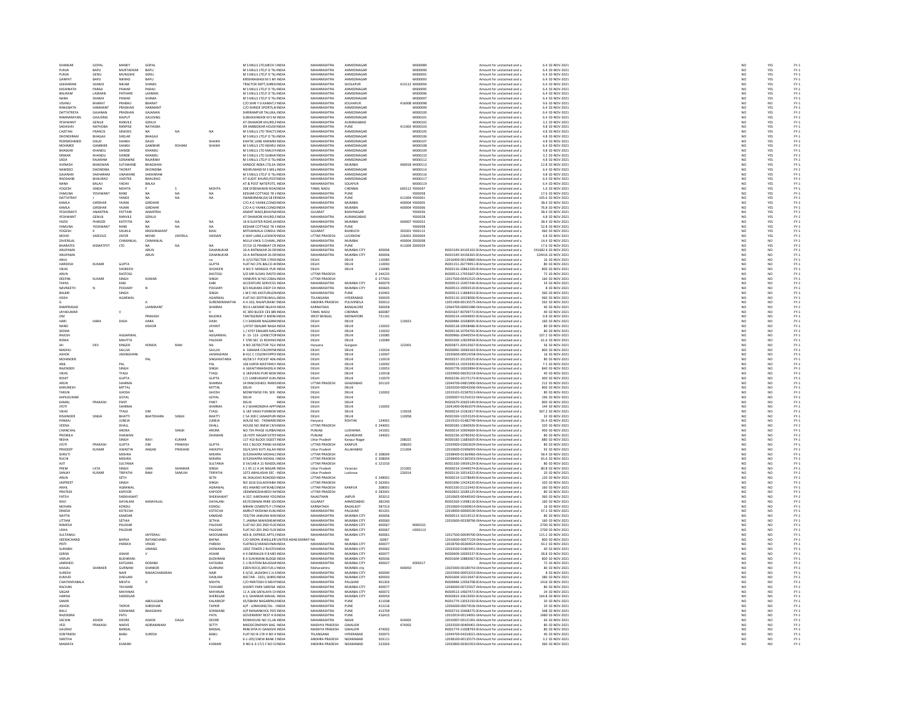| | | | | | | | | | | | | | | | | |
|---|---|---|---|---|---|---|---|---|---|---|---|---|---|---|---|---|
| SHANKAR | GOPAL | MANEY | GOPAL | | | M S MILLS LTD,MECH I INDIA | MAHARASHTRA | AHMEDNAGAR | | W000089 | Amount for unclaimed and u | 6.4 | 02-NOV-2021 | NO | YES | FY-1 |
| PUNJA | BAPU | MURTADKAR | BAPU | | | M S MILLS LTD,P O TIL INDIA | MAHARASHTRA | AHMEDNAGAR | | W000090 | Amount for unclaimed and u | 6.4 | 02-NOV-2021 | NO | YES | FY-1 |
| PUNJA | GENU | MUNGSHE | GENU | | | M S MILLS LTD,P O TIL INDIA | MAHARASHTRA | AHMEDNAGAR | | W000091 | Amount for unclaimed and u | 6.4 | 02-NOV-2021 | NO | YES | FY-1 |
| GANPAT | BAPU | NIKRAD | BAPU | | | KRISHNAWADI M S MI INDIA | MAHARASHTRA | AHMEDNAGAR | | W000093 | Amount for unclaimed and u | 6.4 | 02-NOV-2021 | NO | YES | FY-1 |
| SAKHARAM | SHAMJI | NIKAM | SHAMJI | | | TRACTOR DEPT,SHREE INDIA | MAHARASHTRA | SHOLAPUR | 413112 | W000094 | Amount for unclaimed and u | 6.4 | 02-NOV-2021 | NO | YES | FY-1 |
| KASHINATH | PARAJI | PAWAR | PARAJI | | | M S MILLS LTD,P O TIL INDIA | MAHARASHTRA | AHMEDNAGAR | | W000095 | Amount for unclaimed and u | 6.4 | 02-NOV-2021 | NO | YES | FY-1 |
| BALIRAM | LAXMAN | PATHARE | LAXMAN | | | M S MILLS LTD,P O TIL INDIA | MAHARASHTRA | AHMEDNAGAR | | W000096 | Amount for unclaimed and u | 6.4 | 02-NOV-2021 | NO | YES | FY-1 |
| NANA | SHAMA | PAWAR | SHAMA | | | M S MILLS LTD,P O TIL INDIA | MAHARASHTRA | AHMEDNAGAR | | W000097 | Amount for unclaimed and u | 6.4 | 02-NOV-2021 | NO | YES | FY-1 |
| VISHNU | BHARAT | PRABHU | BHARAT | | | C/O SHRI Y G KAMAT,F INDIA | MAHARASHTRA | KOLHAPUR | 416008 | W000098 | Amount for unclaimed and u | 9.6 | 02-NOV-2021 | NO | NO | FY-1 |
| RANGNATH | HANMANT | PRADHAN | HANMANT | | | C/O SHINDE SPORTS,N INDIA | MAHARASHTRA | AHMEDNAGAR | | W000099 | Amount for unclaimed and u | 6.4 | 02-NOV-2021 | NO | YES | FY-1 |
| DATTATREYA | GAJANAN | PRADHAN | GAJANAN | | | SHRIRAMPUR TALUKA, INDIA | MAHARASHTRA | AHMEDNAGAR | | W000100 | Amount for unclaimed and u | 6.4 | 02-NOV-2021 | NO | YES | FY-1 |
| RAMNARAYAN | GAJUSING | RAJPUT | GAJUSING | | | SUBHASHWADI M S M INDIA | MAHARASHTRA | AHMEDNAGAR | | W000101 | Amount for unclaimed and u | 6.4 | 02-NOV-2021 | NO | YES | FY-1 |
| YESHWANT | GENUJI | RANVILE | GENUJI | | | AT DHAMORI KHURD,F INDIA | MAHARASHTRA | AURANGABAD | | W000102 | Amount for unclaimed and u | 3.2 | 02-NOV-2021 | NO | YES | FY-1 |
| SADASHIV | NATHOBA | RANPISE | NATHOBA | | | DR AMBEDKAR HOUSII INDIA | MAHARASHTRA | PUNE | 411003 | W000103 | Amount for unclaimed and u | 4.8 | 02-NOV-2021 | NO | YES | FY-1 |
| CAJETAN | FRANCIS | SEMOES | NA | NA | NA | M S MILLS LTD TRACT( INDIA | MAHARASHTRA | AHMEDNAGAR | | W000105 | Amount for unclaimed and u | 4.8 | 02-NOV-2021 | NO | YES | FY-1 |
| DHONDIRAM | BHAGAJI | SHELAR | BHAGAJI | | | M S MILLS LTD,P O TIL INDIA | MAHARASHTRA | AHMEDNAGAR | | W000106 | Amount for unclaimed and u | 4.8 | 02-NOV-2021 | NO | YES | FY-1 |
| PEERMOHMED | DAUD | SHAIKH | DAUD | | SHAIKH | KHATIK LANE KARIMKI INDIA | MAHARASHTRA | AHMEDNAGAR | | W000107 | Amount for unclaimed and u | 4.8 | 02-NOV-2021 | NO | YES | FY-1 |
| MOHMED | GAMBHIR | SHAIKH | GAMBHIR | ROHAM | SHAIKH | M S MILLS LTD NEHRU INDIA | MAHARASHTRA | AHMEDNAGAR | | W000108 | Amount for unclaimed and u | 6.4 | 02-NOV-2021 | NO | YES | FY-1 |
| BHASKAR | KHANDU | SHINDE | KHANDU | | | M S MILLS LTD MALVI INDIA | MAHARASHTRA | AHMEDNAGAR | | W000109 | Amount for unclaimed and u | 4.8 | 02-NOV-2021 | NO | YES | FY-1 |
| DINKAR | KHANDU | SHINDE | KHANDU | | | M S MILLS LTD SUBHA INDIA | MAHARASHTRA | AHMEDNAGAR | | W000110 | Amount for unclaimed and u | 3.2 | 02-NOV-2021 | NO | YES | FY-1 |
| SADA | RAJARAM | SONAWNE | RAJARAM | | | M S MILLS LTD,P O TIL INDIA | MAHARASHTRA | AHMEDNAGAR | | W000112 | Amount for unclaimed and u | 4.8 | 02-NOV-2021 | NO | YES | FY-1 |
| AVINASH | BHAGWAN | SUTAWANE | BHAGWAN | | | SANDOZ INDIA LTD,SA INDIA | MAHARASHTRA | MUMBAI | 400018 | W000113 | Amount for unclaimed and u | 12.8 | 02-NOV-2021 | NO | YES | FY-1 |
| NAMDEO | DHONDIBA | THORAT | DHONDIBA | | | NEHRUWADI M S MILL INDIA | MAHARASHTRA | AHMEDNAGAR | | W000114 | Amount for unclaimed and u | 6.4 | 02-NOV-2021 | NO | YES | FY-1 |
| GAJANAN | SAKHARAM | UNAWANE | SAKHARAM | | | M S MILLS LTD,P O TIL INDIA | MAHARASHTRA | AHMEDNAGAR | | W000116 | Amount for unclaimed and u | 4.8 | 02-NOV-2021 | NO | YES | FY-1 |
| RAOSAHEB | BHAURAO | VADITRE | BHAURAO | | | AT KUDIT KHURD,PO INDIA | MAHARASHTRA | AHMEDNAGAR | | W000117 | Amount for unclaimed and u | 6.4 | 02-NOV-2021 | NO | YES | FY-1 |
| NANA | BALAJI | YADAV | BALAJI | | | AT & POST NATEPUTE INDIA | MAHARASHTRA | SOLAPUR | | W000119 | Amount for unclaimed and u | 6.4 | 02-NOV-2021 | NO | YES | FY-1 |
| YOGESH | SINGH | MOHTA | P | S | MOHTA | 268 SPDEINNAVIS ROAD INDIA | TAMIL NADU | CHENNAI | 600112 | Y000047 | Amount for unclaimed and u | 1.6 | 02-NOV-2021 | NO | YES | FY-1 |
| YAMUNA | YESHWANT | RANE | NA | NA | NA | KESHAR COTTAGE 78 I INDIA | MAHARASHTRA | PUNE | | Y000058 | Amount for unclaimed and u | 17.6 | 02-NOV-2021 | NO | YES | FY-1 |
| DATTATRAY | J | YANDE | NA | NA | NA | SWABHIMAN,6A/18 ER INDIA | MAHARASHTRA | PUNE | 411004 | Y000001 | Amount for unclaimed and u | 105.6 | 02-NOV-2021 | NO | YES | FY-1 |
| KAMLA | GIRDHAR | YAJNIK | GIRDHAR | | | C/O A G YAJNIK,CONG INDIA | MAHARASHTRA | MUMBAI | 400004 | Y000005 | Amount for unclaimed and u | 38.4 | 02-NOV-2021 | NO | YES | FY-1 |
| KAMLA | GIRDHAR | YAJNIK | GIRDHAR | | | C/O A G YAJNIK,CONG INDIA | MAHARASHTRA | MUMBAI | 400004 | Y000006 | Amount for unclaimed and u | 76.8 | 02-NOV-2021 | NO | YES | FY-1 |
| YESHOMATI | ANANTRAI | PATTANI | ANANTRAI | | | ANANT WADI,BHAVNA INDIA | GUJARAT | BHAVNAGAR | | Y000026 | Amount for unclaimed and u | 38.4 | 02-NOV-2021 | NO | YES | FY-1 |
| YESHWANT | GENUJI | RANVILE | GENUJI | | | AT DHAMORI KHURD,F INDIA | MAHARASHTRA | AURANGABAD | | Y000028 | Amount for unclaimed and u | 4.8 | 02-NOV-2021 | NO | YES | FY-1 |
| YAZDI | PHIROZE | KATPITIA | NA | NA | NA | 16 B SLEATER ROAD,M INDIA | MAHARASHTRA | MUMBAI | 400007 | Y000052 | Amount for unclaimed and u | 38.4 | 02-NOV-2021 | NO | YES | FY-1 |
| YAMUNA | YESHWANT | RANE | NA | NA | NA | KESHAR COTTAGE 78 I INDIA | MAHARASHTRA | PUNE | | Y000058 | Amount for unclaimed and u | 52.8 | 02-NOV-2021 | NO | YES | FY-1 |
| YOGESH | K | SHUKLA | KRASHNAKANT | | BHAI | MITHAIWALA CONSUL INDIA | GUJARAT | BHARUCH | 392001 | Y000115 | Amount for unclaimed and u | 960 | 02-NOV-2021 | NO | YES | FY-1 |
| MOHD | SAEEDUZ | ZAFER | MOHD | ZAFERUL | HASSAN | 6 WAY LANE,LUCKNOV INDIA | UTTAR PRADESH | LUCKNOW | 226001 | Z000004 | Amount for unclaimed and u | 4.8 | 02-NOV-2021 | NO | YES | FY-1 |
| ZAVERILAL | | CHIMANLAL | CHIMANLAL | | | MULJI VAKIL S CHAWL, INDIA | MAHARASHTRA | MUMBAI | 400004 | Z000008 | Amount for unclaimed and u | 14.4 | 02-NOV-2021 | NO | NO | FY-1 |
| BHARATEE | KISMATPVT | LTD | NA | | NA | 37/10-15 PRABHAT CR INDIA | MAHARASHTRA | PUNE | 411004 | Z000029 | Amount for unclaimed and u | 17.6 | 02-NOV-2021 | NO | YES | FY-1 |
| ANUPAMA | | | ARUN | | DAHANUKAR | 10-A RATNAKAR 26 DI INDIA | MAHARASHTRA | MUMBAI CITY | 400006 | IN301549-34105102-0 | Amount for unclaimed and u | 241682.4 | 02-NOV-2021 | NO | NO | FY-1 |
| ANUPAMA | | | ARUN | | DAHANUKAR | 10-A RATNAKAR 26 DI INDIA | MAHARASHTRA | MUMBAI CITY | 400006 | IN301549-34106365-0 | Amount for unclaimed and u | 124416 | 02-NOV-2021 | NO | NO | FY-1 |
| ANUJ | | | | | na | A-3/157SECTOR-17RO INDIA | DELHI | DELHI | 110085 | 12016400-00139860-0 | Amount for unclaimed and u | 16 | 02-NOV-2021 | NO | NO | FY-1 |
| HARDESH | KUMAR | GUPTA | | | GUPTA | FLAT NO 276 BALCO AI INDIA | DELHI | DELHI | 110092 | IN301151-26774955-0 | Amount for unclaimed and u | 80 | 02-NOV-2021 | NO | NO | FY-1 |
| VIKAS | | SHOKEEN | | | SHOKEEN | H NO 9 MANGOL PUR INDIA | DELHI | DELHI | 110085 | IN303116-10862100-0 | Amount for unclaimed and u | 800 | 02-NOV-2021 | NO | NO | FY-1 |
| ARUN | | RASTOGI | | | RASTOGI | S/O MR SUSHIL RASTO INDIA | UTTAR PRADESH | | 0 244225 | IN300513-17955607-0 | Amount for unclaimed and u | 72 | 02-NOV-2021 | NO | NO | FY-1 |
| DEEPAK | KUMAR | SINGH | KUMAR | | SINGH | VANKATA W NO 22BAL INDIA | UTTAR PRADESH | | 0 277001 | 12017500-00452525-0 | Amount for unclaimed and u | 160 | 02-NOV-2021 | NO | NO | FY-1 |
| TAPAS | | KABI | | | KABI | ACCENTURE SERVICES INDIA | MAHARASHTRA | MUMBAI CITY | 400079 | IN300513-15407246-0 | Amount for unclaimed and u | 24 | 02-NOV-2021 | NO | NO | FY-1 |
| NAVNEETH | N | POOJARY | N | | POOJARY | B/3 RAJHANS DEEP CH INDIA | MAHARASHTRA | MUMBAI CITY | 400605 | IN300513-19993519-0 | Amount for unclaimed and u | 8 | 02-NOV-2021 | NO | NO | FY-1 |
| BALBIR | | SINGH | | | SINGH | L M E INS KASTURI,LON INDIA | MAHARASHTRA | PUNE | 410402 | IN300513-11868453-0 | Amount for unclaimed and u | 360 | 02-NOV-2021 | NO | NO | FY-1 |
| ASISH | | AGARWAL | | | AGARWAL | FLAT NO 203TIRUMUL INDIA | TELANGANA | HYDERABAD | 500029 | IN303116-10328006-0 | Amount for unclaimed and u | 960 | 02-NOV-2021 | NO | NO | FY-1 |
| G | | | A | | SURENDRANATHA | 4-4-333, RAJAPURAM INDIA | ANDHRA PRADESH | PULIVENDLA | 500012 | 12051400-00135575-0 | Amount for unclaimed and u | 592 | 02-NOV-2021 | NO | NO | FY-1 |
| RAMPRASAD | | | LAXMIKANT | | SHARMA | NO 6 LAKSHMI NILAYA INDIA | KARNATAKA | BANGALORE | 560058 | 12064700-00001080-0 | Amount for unclaimed and u | 40 | 02-NOV-2021 | NO | NO | FY-1 |
| JAYAKUMAR | | | V | | V | 4C 3RD BLOCK CEE BR INDIA | TAMIL NADU | CHENNAI | 600087 | IN301637-40709772-0 | Amount for unclaimed and u | 40 | 02-NOV-2021 | NO | NO | FY-1 |
| OM | | | PRAKASH | | BAJORIA | TANTIGERIAP O MIDN INDIA | WEST BENGAL | MIDNAPORE | 721101 | IN300214-14306682-0 | Amount for unclaimed and u | 0.8 | 02-NOV-2021 | NO | NO | FY-1 |
| HARI | HARA | DASH | HARA | | DASH | C II 3ANSARI NAGARNI INDIA | DELHI | | 110023 | IN300484-10268095-0 | Amount for unclaimed and u | 160 | 02-NOV-2021 | NO | NO | FY-1 |
| NAND | | | KISHOR | | JAYANT | 1/4707 EBALBIR NAGA INDIA | DELHI | DELHI | 110032 | IN300118-10958486-0 | Amount for unclaimed and u | 80 | 02-NOV-2021 | NO | NO | FY-1 |
| SEEMA | | | | | NA | 1 / 4707 EBALBIR NAG INDIA | DELHI | DELHI | 110032 | IN300118-10704765-0 | Amount for unclaimed and u | 80 | 02-NOV-2021 | NO | NO | FY-1 |
| RAJESH | | AGGARWAL | | | AGGARWAL | D- 13- 123- 13ASECTOR INDIA | DELHI | DELHI | 110085 | IN300966-10440554-0 | Amount for unclaimed and u | 107.2 | 02-NOV-2021 | NO | NO | FY-1 |
| ROMA | | MAHTTA | | | PALEKAR | F 7/90 SEC 15 ROHINI INDIA | DELHI | DELHI | 110089 | IN302269-12829958-0 | Amount for unclaimed and u | 61.6 | 02-NOV-2021 | NO | NO | FY-1 |
| JAI | DEV | KINGER | HONDA | RAM | NIL | H NO 287SECTOR 7GU INDIA | Haryana | Gurgaon | 122001 | IN302871-20413567-0 | Amount for unclaimed and u | 56 | 02-NOV-2021 | NO | NO | FY-1 |
| MADHU | | SALUJA | | | SALUJA | A 5DAMAR COLONYNE INDIA | DELHI | DELHI | 110024 | IN300095-10669163-0 | Amount for unclaimed and u | 800 | 02-NOV-2021 | NO | NO | FY-1 |
| ASHOK | | JAISINGHANI | | | JAISINGHANI | B-41C C COLONYOPPO INDIA | DELHI | DELHI | 110007 | 12020600-00014258-0 | Amount for unclaimed and u | 16 | 02-NOV-2021 | NO | NO | FY-1 |
| MOHINDER | | | PAL | | SINGHKATARIA | 40/58 S F POCKET 4DE INDIA | DELHI | DELHI | 110019 | IN303237-10130525-0 | Amount for unclaimed and u | 80 | 02-NOV-2021 | NO | NO | FY-1 |
| ANIL | | PAL | | | PAL | 106 SURYA NIKETANVI INDIA | DELHI | DELHI | 110092 | IN300513-15055930-0 | Amount for unclaimed and u | 7.2 | 02-NOV-2021 | NO | NO | FY-1 |
| RAJENDER | | SINGH | | | SINGH | A 16KAITHWADADELH INDIA | DELHI | DELHI | 110053 | IN303778-10002894-0 | Amount for unclaimed and u | 840 | 02-NOV-2021 | NO | NO | FY-1 |
| VIKAS | | TYAGI | | | TYAGI | G 183VIKAS PURI NEW INDIA | DELHI | DELHI | 110018 | 12029900-06035218-0 | Amount for unclaimed and u | 40 | 02-NOV-2021 | NO | NO | FY-1 |
| ROHIT | | GUPTA | | | GUPTA | C/1 144BVASANT KUN INDIA | DELHI | DELHI | 110070 | IN302236-10175173-0 | Amount for unclaimed and u | 400 | 02-NOV-2021 | NO | NO | FY-1 |
| ARUN | | SHARMA | | | SHARMA | 24 PANCHSHEEL PARKS INDIA | UTTAR PRADESH | GHAZIABAD | 201102 | 12044700-04815900-0 | Amount for unclaimed and u | 212 | 02-NOV-2021 | NO | NO | FY-1 |
| KARUNESH | | MITTAL | | | MITTAL | DELHI INDIA | DELHI | DELHI | | 12620200-00042506-0 | Amount for unclaimed and u | 800 | 02-NOV-2021 | NO | NO | FY-1 |
| TARUN | | GHOSH | | | GHOSH | MONEYWISE FIN. SER. INDIA | DELHI | DELHI | 110002 | 12019101-01587013-0 | Amount for unclaimed and u | 80 | 02-NOV-2021 | NO | NO | FY-1 |
| KAPILKUMAR | | GOYAL | | | GOYAL | DELHI INDIA | DELHI | DELHI | | 12000007-01254152-0 | Amount for unclaimed and u | 196 | 02-NOV-2021 | NO | NO | FY-1 |
| KAMAL | PRAKASH | PANT | | | PANT | DELHI INDIA | DELHI | DELHI | | IN302679-32602149-0 | Amount for unclaimed and u | 800 | 02-NOV-2021 | NO | NO | FY-1 |
| JYOTI | | SHARMA | | | SHARMA | A 2 GHARONDHA APPT INDIA | DELHI | DELHI | 110092 | 13041400-06463379-0 | Amount for unclaimed and u | 144 | 02-NOV-2021 | NO | NO | FY-1 |
| VIKAS | | TYAGI | OM | | TYAGI | G 183 VIKAS PURINEW INDIA | DELHI | | 110018 | IN300214-15281817-0 | Amount for unclaimed and u | 307.2 | 02-NOV-2021 | NO | NO | FY-1 |
| RISHINDER | SINGH | BHATTI | BHATDHARA | SINGH | BHATTI | C 5A 309 C JANAKPURI INDIA | DELHI | | 110058 | IN302269-13355529-0 | Amount for unclaimed and u | 32 | 02-NOV-2021 | NO | NO | FY-1 |
| PANKAJ | | JUNEJA | | | JUNEJA | HOUSE NO. -740WARD INDIA | Haryana | ROHTAK | 124001 | 12019101-01482749-0 | Amount for unclaimed and u | 26.4 | 02-NOV-2021 | NO | NO | FY-1 |
| VEENA | | DHALL | | | DHALL | HOUSE NO 3NEW CIVI INDIA | UTTAR PRADESH | | 0 244001 | IN300183-11840926-0 | Amount for unclaimed and u | 320 | 02-NOV-2021 | NO | NO | FY-1 |
| CHANCHAL | | ARORA | | SINGH | ARORA | NO 734 PHASE IIURBAN INDIA | PUNJAB | LUDHIANA | 141001 | IN300214-10904669-0 | Amount for unclaimed and u | 400 | 02-NOV-2021 | NO | NO | FY-1 |
| PROMILA | | DHAWAN | | | DHAWAN | 18 JYOTI NAGAR EXTEN INDIA | PUNJAB | JALANDHAR | 144001 | IN300236-10780342-0 | Amount for unclaimed and u | 80 | 02-NOV-2021 | NO | NO | FY-1 |
| NISHA | | SINGH | RAVI | KUMAR | | 117 410 BLOCK OGEET INDIA | Uttar Pradesh | Kanpur Nagar | 208025 | IN300183-11685605-0 | Amount for unclaimed and u | 880 | 02-NOV-2021 | NO | NO | FY-1 |
| JYOTI | PRAKASH | GUPTA | OM | PRAKASH | GUPTA | 455 C BLOCK PANKI KA INDIA | UTTAR PRADESH | KANPUR | 208020 | 12029900-02602629-0 | Amount for unclaimed and u | 80 | 02-NOV-2021 | NO | NO | FY-1 |
| PRADEEP | KUMAR | AWASTHI | ANGAD | PRASHAD | AWASTHI | 3G/4,SHIV KUTI ALLAH INDIA | Uttar Pradesh | ALLAHABAD | 211004 | 12010600-01906093-0 | Amount for unclaimed and u | 92 | 02-NOV-2021 | NO | NO | FY-1 |
| SHRUTI | | MISHRA | | | MISHRA | D/526HAPPA MOHALC INDIA | UTTAR PRADESH | | 0 208004 | 12038400-01364966-0 | Amount for unclaimed and u | 58.4 | 02-NOV-2021 | NO | NO | FY-1 |
| RUCHI | | MISHRA | | | MISHRA | D/526HAPPA MOHAL INDIA | UTTAR PRADESH | | 0 208004 | 12038400-01365503-0 | Amount for unclaimed and u | 65.6 | 02-NOV-2021 | NO | NO | FY-1 |
| AJIT | | SULTANIA | | | SULTANIA | D 54/148 A 21 RJADDL INDIA | UTTAR PRADESH | | 0 221010 | IN301330-19939129-0 | Amount for unclaimed and u | 80 | 02-NOV-2021 | NO | NO | FY-1 |
| PREM | LATA | SINGH | UMA | SHANKAR | SINGH | S 1 45 11 A JAI NAGAR INDIA | Uttar Pradesh | Varanasi | 221002 | IN300214-15449574-0 | Amount for unclaimed and u | 80.8 | 02-NOV-2021 | NO | NO | FY-1 |
| SANJAY | KUMAR | TRIPATHI | RAM | SAMUJH | TRIPATHI | 1072 ABHILASHA SEC- INDIA | Uttar Pradesh | Lucknow | 226014 | IN303116-10014322-0 | Amount for unclaimed and u | 20 | 02-NOV-2021 | NO | NO | FY-1 |
| ARUN | | SETH | | | SETH | 46 2KALIDAS ROADDEH INDIA | UTTAR PRADESH | | 0 248001 | IN300214-11378649-0 | Amount for unclaimed and u | 120 | 02-NOV-2021 | NO | NO | FY-1 |
| JASPREET | | SINGH | | | SINGH | NO 1616 GULADIYABH INDIA | UTTAR PRADESH | | 0 262001 | IN301696-12424220-0 | Amount for unclaimed and u | 320 | 02-NOV-2021 | NO | NO | FY-1 |
| AKHIL | | AGRAWAL | | | AGRAWAL | 401 ANAND VATIKAB/ INDIA | UTTAR PRADESH | KANPUR | 208001 | IN301330-21122442-0 | Amount for unclaimed and u | 160 | 02-NOV-2021 | NO | NO | FY-1 |
| PRATEEK | | KAPOOR | | | KAPOOR | 183MMIGSHAHEED N INDIA | UTTAR PRADESH | | 0 282001 | IN302822-10285125-0 | Amount for unclaimed and u | 80 | 02-NOV-2021 | NO | NO | FY-1 |
| FATEH | | SHEKHAWAT | | | SHEKHAWAT | A-357, KARDHANI YOJ INDIA | RAJASTHAN | JAIPUR | 302012 | 12010605-00449342-0 | Amount for unclaimed and u | 360 | 02-NOV-2021 | NO | NO | FY-1 |
| RAVI | | DAYALANI | KANAYALAL | | DAYALANI | 607EORAMA PARK SO INDIA | GUJARAT | AHMEDABAD | 382340 | IN302269-11998116-0 | Amount for unclaimed and u | 160 | 02-NOV-2021 | NO | NO | FY-1 |
| MOHAN | | KONDLI | | | KONDLI | NIRANI CEMENTS P LT INDIA | KARNATAKA | BAGALKOT | 587313 | 12010600-01069614-0 | Amount for unclaimed and u | 16 | 02-NOV-2021 | NO | NO | FY-1 |
| DINESH | | KOTECHA | | | KOTECHA | AMRUT KRISHNA KUN INDIA | MAHARASHTRA | PALGHAR | 401201 | 12018000-00000530-0 | Amount for unclaimed and u | 47.2 | 02-NOV-2021 | NO | NO | FY-1 |
| NAYTIK | | KAMDAR | | | KAMDAR | 703/704 JAMUNA NIKL INDIA | MAHARASHTRA | MUMBAI CITY | 400006 | IN300513-16314512-0 | Amount for unclaimed and u | 80 | 02-NOV-2021 | NO | NO | FY-1 |
| UTTAM | | SETHIA | | | SETHIA | 7, JAMNA NIWASNEAR INDIA | MAHARASHTRA | MUMBAI CITY | 400060 | 12010600-00338796-0 | Amount for unclaimed and u | 160 | 02-NOV-2021 | NO | NO | FY-1 |
| RAMESH | | PALEKAR | | | PALEKAR | FLAT NO 203 2ND FLOC INDIA | MAHARASHTRA | MUMBAI CITY | 400067 | R000333 | Amount for unclaimed and u | 2700 | 02-NOV-2021 | NO | NO | FY-1 |
| USHA | | PALEKAR | | | PALEKAR | FLAT NO 203 2ND FLOC INDIA | MAHARASHTRA | MUMBAI CITY | 400067 | U000113 | Amount for unclaimed and u | 2700 | 02-NOV-2021 | NO | NO | FY-1 |
| SULTANALI | | | JAFFERALI | | MOOSABHAI | 403-B, EXPRESS APTS, INDIA | MAHARASHTRA | MUMBAI CITY | 400061 | 12017500-00049700-0 | Amount for unclaimed and u | 115.2 | 02-NOV-2021 | NO | NO | FY-1 |
| HEERACHAND | | BAFNA | RATANCHAND | | BAFNA | C/O SIROYA JEWELLERS UNITED ARAB EMIRATES | NA | | 16067 | 12010600-00077229-0 | Amount for unclaimed and u | 800 | 02-NOV-2021 | NO | NO | FY-1 |
| PRITI | | PAREKH | VINOD | | PAREKH | FLATNO2/VARADVINA INDIA | MAHARASHTRA | MUMBAI CITY | 400077 | 13018700-00269924-0 | Amount for unclaimed and u | 43.2 | 02-NOV-2021 | NO | NO | FY-1 |
| SURABHI | | MEHTA | UMANG | | DIDWANIA | 1002 TOWER 2 RUSTO INDIA | MAHARASHTRA | MUMBAI CITY | 400062 | 12033500-01803451-0 | Amount for unclaimed and u | 40 | 02-NOV-2021 | NO | NO | FY-1 |
| GIRISH | | ASHAR | V | | ASHAR | A 9 INDRALOK II BMEI INDIA | MAHARASHTRA | MUMBAI CITY | 400077 | IN300409-10095537-0 | Amount for unclaimed and u | 28.8 | 02-NOV-2021 | NO | NO | FY-1 |
| VARUN | | BUDHRANI | | | BUDHRANI | 8 A SUKHMANI BLDGB INDIA | MAHARASHTRA | MUMBAI CITY | 400036 | IN301604-10883067-0 | Amount for unclaimed and u | 800 | 02-NOV-2021 | NO | NO | FY-1 |
| JAMSHED | | KATGARA | DORABJI | | KATGARA | C-1 RUSTOM BAUG5A INDIA | MAHARASHTRA | MUMBAI CITY | 400027 | K000317 | Amount for unclaimed and u | 72 | 02-NOV-2021 | NO | NO | FY-1 |
| KAAJAL | SHANKER | GURNANI | SHANKER | | GURNANI | EDEN ROCK,3RD FLR,U INDIA | Maharashtra | MUMBAI city | 400050 | 13025900-00189743-0 | Amount for unclaimed and u | 80 | 02-NOV-2021 | NO | NO | FY-1 |
| SURESH | | NAIR | RAMACHANDRAN | | NAIR | E-4/10, JALNIDHI C.H.S INDIA | MAHARASHTRA | MUMBAI CITY | 400090 | 13025900-00053253-0 | Amount for unclaimed and u | 8 | 02-NOV-2021 | NO | NO | FY-1 |
| KUMUD | | DADLANI | | | DADLANI | NECTAR - 1501, SHREI INDIA | MAHARASHTRA | MUMBAI CITY | 400050 | IN301604-10312647-0 | Amount for unclaimed and u | 380 | 02-NOV-2021 | NO | NO | FY-1 |
| CHAITANYABALA | | MEHTA | D | | MEHTA | C/O PARITOSH D MEH INDIA | MAHARASHTRA | PALGHAR | 401303 | IN300484-12956708-0 | Amount for unclaimed and u | 1416 | 02-NOV-2021 | NO | NO | FY-1 |
| RACHAN | | TAVHARE | | | TAVHARE | SHANTI PARK SARENA INDIA | MAHARASHTRA | MUMBAI CITY | 400077 | 12036000-00725927-0 | Amount for unclaimed and u | 80 | 02-NOV-2021 | NO | NO | FY-1 |
| SAGAR | | MAYANAK | | | MAYANAK | 11 A 106 SAFALAYA CH INDIA | MAHARASHTRA | MUMBAI CITY | 400072 | IN300513-14607472-0 | Amount for unclaimed and u | 24 | 02-NOV-2021 | NO | NO | FY-1 |
| HARISH | | SHEREGAR | | | SHEREGAR | A 9, SHANKAR MAHAL INDIA | MAHARASHTRA | MUMBAI CITY | 400059 | IN302814-10615092-0 | Amount for unclaimed and u | 164.8 | 02-NOV-2021 | NO | NO | FY-1 |
| SAMIR | | | ABDULGANI | | KALARKOP | 45/5BHIM NAGARPAU INDIA | MAHARASHTRA | PUNE | 411038 | IN301774-13053150-0 | Amount for unclaimed and u | 20 | 02-NOV-2021 | NO | NO | FY-1 |
| ASHOK | | TAPKIR | SHRIDHAR | | TAPKIR | A/P - LONIKAND,TAL - INDIA | MAHARASHTRA | PUNE | 412216 | 12056000-00074536-0 | Amount for unclaimed and u | 20 | 02-NOV-2021 | NO | NO | FY-1 |
| BALU | | SONWANE | BHAGWAN | | SONWANE | A/P RANJANKHOL POS INDIA | MAHARASHTRA | PUNE | 413709 | IN303719-10468275-0 | Amount for unclaimed and u | 348 | 02-NOV-2021 | NO | NO | FY-1 |
| RAJENDRA | | PATIL | | | PATIL | GOVERMENT REST H II INDIA | MAHARASHTRA | PUNE | 416415 | 12010919-00134091-0 | Amount for unclaimed and u | 3480 | 02-NOV-2021 | NO | NO | FY-1 |
| SACHIN | ASHOK | DEORE | ASHOK | DAGA | DEORE | ROWHOUSE NO 15,JA INDIA | MAHARASHTRA | NASIK | 424002 | 12010907-00121391-0 | Amount for unclaimed and u | 60 | 02-NOV-2021 | NO | NO | FY-1 |
| VED | PRAKASH | NARVE | ADIRAMAIAH | | SETTY | MADDCOMPANY BAG INDIA | MADHYA PRADESH | GWALIOR | 474002 | 12033500-00409401-0 | Amount for unclaimed and u | 80 | 02-NOV-2021 | NO | NO | FY-1 |
| GAURAV | | BANSAL | | | BANSAL | PANCHIYA KI GANJISHI INDIA | MADHYA PRADESH | GWALIOR | 474002 | IN301774-11008793-0 | Amount for unclaimed and u | 80 | 02-NOV-2021 | NO | NO | FY-1 |
| SONTHENI | | BABU | SURESH | | BABU | FLAT NO 8-178 H NO 4 INDIA | TELANGANA | HYDERABAD | 500072 | 12044700-04310021-0 | Amount for unclaimed and u | 40 | 02-NOV-2021 | NO | NO | FY-1 |
| SWETHA | | E | | | E | 6-1-205/1NEW BANK C INDIA | ANDHRA PRADESH | NIZAMABAD | 503111 | 12038100-00135575-0 | Amount for unclaimed and u | 3.2 | 02-NOV-2021 | NO | NO | FY-1 |
| MAMATA | | KUMARI | | | KUMARI | D NO 6-3-17/1 F NO 13 INDIA | ANDHRA PRADESH | NIZAMABAD | 522003 | 12032800-00301953-0 | Amount for unclaimed and u | 360 | 02-NOV-2021 | NO | NO | FY-1 |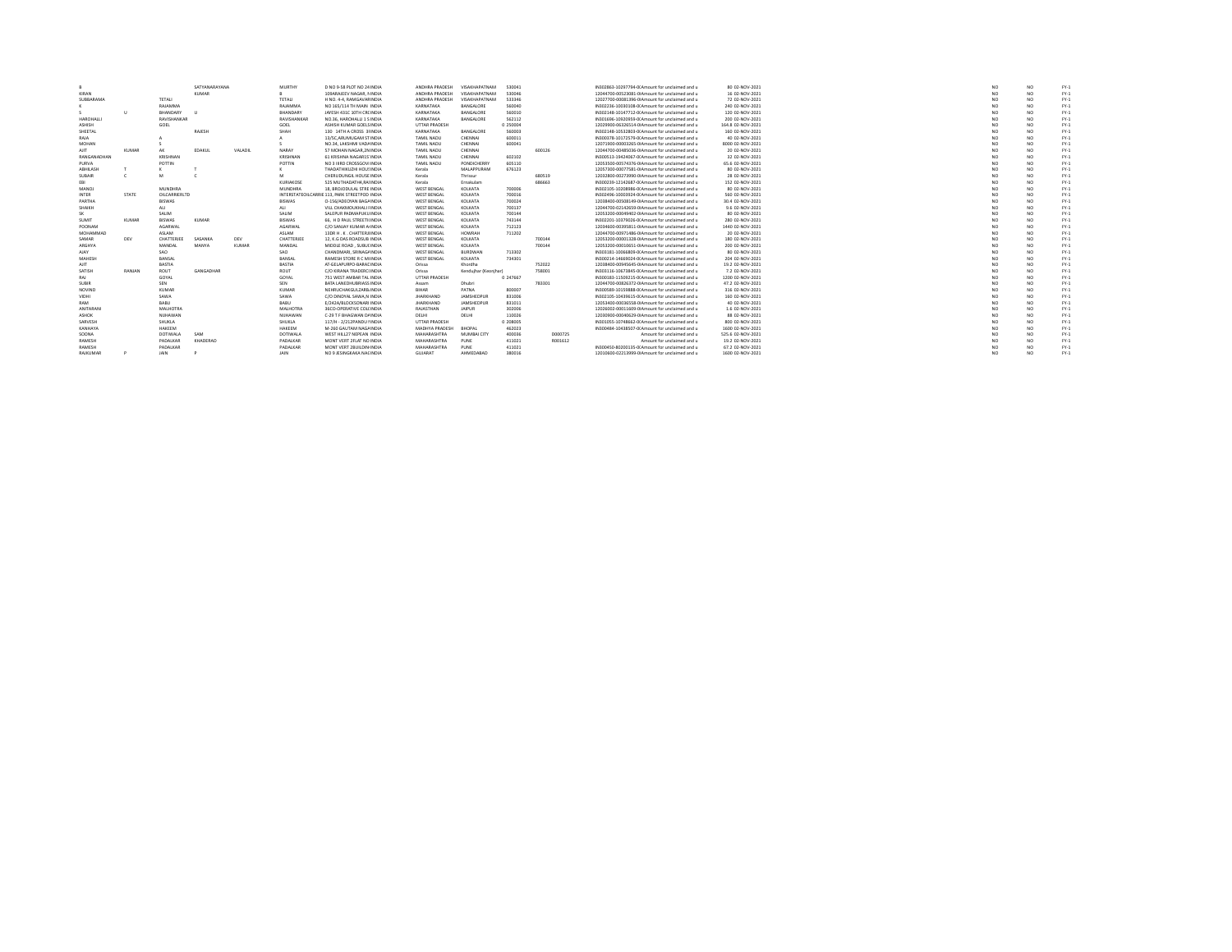| | | | | | | | | | | | | | | | | | |
|---|---|---|---|---|---|---|---|---|---|---|---|---|---|---|---|---|---|
| B | | | SATYANARAYANA | | MURTHY | D NO 9-58 PLOT NO 24 INDIA | ANDHRA PRADESH | VISAKHAPATNAM | 530041 | | | IN302863-10297794-0(Amount for unclaimed and u | 80 | 02-NOV-2021 | NO | NO | FY-1 |
| KIRAN | | | KUMAR | | B | 109ARAJEEV NAGAR, NINDIA | ANDHRA PRADESH | VISAKHAPATNAM | 530046 | | | 12044700-00523081-0(Amount for unclaimed and u | 16 | 02-NOV-2021 | NO | NO | FY-1 |
| SUBBARAMA | | TETALI | | | TETALI | H NO. 4-4, RAMGAVARINDIA | ANDHRA PRADESH | VISAKHAPATNAM | 533346 | | | 12027700-00081396-0(Amount for unclaimed and u | 72 | 02-NOV-2021 | NO | NO | FY-1 |
| K | | RAJAMMA | | | RAJAMMA | NO 165/114 TH MAIN INDIA | KARNATAKA | BANGALORE | 560040 | | | IN302236-10030108-0(Amount for unclaimed and u | 240 | 02-NOV-2021 | NO | NO | FY-1 |
| S | U | BHANDARY | U | | BHANDARY | JAYESH 431C 10TH CRCINDIA | KARNATAKA | BANGALORE | 560010 | | | IN302148-10147712-0(Amount for unclaimed and u | 120 | 02-NOV-2021 | NO | NO | FY-1 |
| HARDHALLI | | RAVISHANKAR | | | RAVISHANKAR | NO.36, HAROHALLI 1 S INDIA | KARNATAKA | BANGALORE | 562112 | | | IN301696-10920959-0(Amount for unclaimed and u | 200 | 02-NOV-2021 | NO | NO | FY-1 |
| ASHISH | | GOEL | | | GOEL | ASHISH KUMAR GOEL SINDIA | UTTAR PRADESH | | 0 250004 | | | 12029900-06326514-0(Amount for unclaimed and u | 164.8 | 02-NOV-2021 | NO | NO | FY-1 |
| SHEETAL | | | RAJESH | | SHAH | 130 14TH A CROSS 3 INDIA | KARNATAKA | BANGALORE | 560003 | | | IN302148-10532803-0(Amount for unclaimed and u | 160 | 02-NOV-2021 | NO | NO | FY-1 |
| RAJA | | A | | | A | 13/5C,ARUMUGAM ST INDIA | TAMIL NADU | CHENNAI | 600011 | | | IN300378-10172579-0(Amount for unclaimed and u | 40 | 02-NOV-2021 | NO | NO | FY-1 |
| MOHAN | | S | | | S | NO.34, LAKSHMI VADAINDIA | TAMIL NADU | CHENNAI | 600041 | | | 12071900-00003265-0(Amount for unclaimed and u | 8000 | 02-NOV-2021 | NO | NO | FY-1 |
| AJIT | KUMAR | AK | EDAKUL | VALADIL | NARAY | 57 MOHAN NAGAR,2NINDIA | TAMIL NADU | CHENNAI | | 600126 | | 12044700-00485036-0(Amount for unclaimed and u | 20 | 02-NOV-2021 | NO | NO | FY-1 |
| RANGANADHAN | | KRISHNAN | | | KRISHNAN | 61 KRISHNA NAGAR 1S INDIA | TAMIL NADU | CHENNAI | 602102 | | | IN300513-19424067-0(Amount for unclaimed and u | 32 | 02-NOV-2021 | NO | NO | FY-1 |
| PURVA | | POTTIN | | | POTTIN | NO 3 IIIRD CROSSGOVINDIA | TAMIL NADU | PONDICHERRY | 605110 | | | 12053500-00574376-0(Amount for unclaimed and u | 65.6 | 02-NOV-2021 | NO | NO | FY-1 |
| ABHILASH | T | K | T | | K | THADATHIKUZHI HOUSINDIA | Kerala | MALAPPURAM | 676123 | | | 12057300-00077581-0(Amount for unclaimed and u | 80 | 02-NOV-2021 | NO | NO | FY-1 |
| SUBAIR | C | M | C | | M | CHERUDUNGIL HOUSE INDIA | Kerala | Thrissur | | 680519 | | 12032800-00273990-0(Amount for unclaimed and u | 28 | 02-NOV-2021 | NO | NO | FY-1 |
| EBI | | | | | KURIAKOSE | 525 MUTHADATHIL RAIINDIA | Kerala | Ernakulam | | 686663 | | IN300239-12142687-0(Amount for unclaimed and u | 152 | 02-NOV-2021 | NO | NO | FY-1 |
| MANOJ | | MUNDHRA | | | MUNDHRA | 18, BROJODULAL STRE INDIA | WEST BENGAL | KOLKATA | 700006 | | | IN302105-10208986-0(Amount for unclaimed and u | 80 | 02-NOV-2021 | NO | NO | FY-1 |
| INTER | STATE | OILCARRIERLTD | | | INTERSTATEOILCARRIE | 113, PARK STREETPOD INDIA | WEST BENGAL | KOLKATA | 700016 | | | IN302496-10003924-0(Amount for unclaimed and u | 560 | 02-NOV-2021 | NO | NO | FY-1 |
| PARTHA | | BISWAS | | | BISWAS | D-156/ADEOVAN BAGAINDIA | WEST BENGAL | KOLKATA | 700024 | | | 12038400-00508149-0(Amount for unclaimed and u | 30.4 | 02-NOV-2021 | NO | NO | FY-1 |
| SHAIKH | | ALI | | | ALI | VILL CHAKMOUKHALI FINDIA | WEST BENGAL | KOLKATA | 700137 | | | 12044700-02142659-0(Amount for unclaimed and u | 9.6 | 02-NOV-2021 | NO | NO | FY-1 |
| SK | | SALIM | | | SALIM | SALEPUR PADMAPUKUINDIA | WEST BENGAL | KOLKATA | 700144 | | | 12053200-00049402-0(Amount for unclaimed and u | 80 | 02-NOV-2021 | NO | NO | FY-1 |
| SUMIT | KUMAR | BISWAS | KUMAR | | BISWAS | 66, H D PAUL STREET(INDIA | WEST BENGAL | KOLKATA | 743144 | | | IN302201-10379026-0(Amount for unclaimed and u | 280 | 02-NOV-2021 | NO | NO | FY-1 |
| POONAM | | AGARWAL | | | AGARWAL | C/O SANJAY KUMAR AINDIA | WEST BENGAL | KOLKATA | 712123 | | | 12034600-00395811-0(Amount for unclaimed and u | 1440 | 02-NOV-2021 | NO | NO | FY-1 |
| MOHAMMAD | | ASLAM | | | ASLAM | 13DR N . K . CHATTERJINDIA | WEST BENGAL | HOWRAH | 711202 | | | 12044700-00971486-0(Amount for unclaimed and u | 20 | 02-NOV-2021 | NO | NO | FY-1 |
| SAMAR | DEV | CHATTERJEE | SASANKA | DEV | CHATTERJEE | 12, K.G DAS ROADSUB INDIA | WEST BENGAL | KOLKATA | | 700144 | | 12053200-00001328-0(Amount for unclaimed and u | 180 | 02-NOV-2021 | NO | NO | FY-1 |
| ARGHYA | | MANDAL | MANIYA | KUMAR | MANDAL | MIDDLE ROAD , SUBUEINDIA | WEST BENGAL | KOLKATA | | 700144 | | 12053200-00010651-0(Amount for unclaimed and u | 200 | 02-NOV-2021 | NO | NO | FY-1 |
| AJAY | | SAO | | | SAO | CHANDMARI, SRINAGAINDIA | WEST BENGAL | BURDWAN | 713302 | | | IN300181-10066809-0(Amount for unclaimed and u | 80 | 02-NOV-2021 | NO | NO | FY-1 |
| MAHESH | | BANSAL | | | BANSAL | RAMESH STORE R C MINDIA | WEST BENGAL | KOLKATA | 734301 | | | IN300214-14669024-0(Amount for unclaimed and u | 204 | 02-NOV-2021 | NO | NO | FY-1 |
| AJIT | | BASTIA | | | BASTIA | AT-GELAPURPO-BARACINDIA | Orissa | Khordha | | 752022 | | 12038400-00945645-0(Amount for unclaimed and u | 19.2 | 02-NOV-2021 | NO | NO | FY-1 |
| SATISH | RANJAN | ROUT | GANGADHAR | | ROUT | C/O KIRANA TRADERS INDIA | Orissa | Kendujhar (Keonjhar) | | 758001 | | IN303116-10673845-0(Amount for unclaimed and u | 7.2 | 02-NOV-2021 | NO | NO | FY-1 |
| RAJ | | GOYAL | | | GOYAL | 751 WEST AMBAR TAL INDIA | UTTAR PRADESH | | 0 247667 | | | IN300183-11509215-0(Amount for unclaimed and u | 1200 | 02-NOV-2021 | NO | NO | FY-1 |
| SUBIR | | SEN | | | SEN | BATA LANEDHUBRIASS INDIA | Assam | Dhubri | | 783301 | | 12044700-00826372-0(Amount for unclaimed and u | 47.2 | 02-NOV-2021 | NO | NO | FY-1 |
| NOVIND | | KUMAR | | | KUMAR | NEHRUCHAKGULZARB INDIA | BIHAR | PATNA | 800007 | | | IN300589-10159888-0(Amount for unclaimed and u | 316 | 02-NOV-2021 | NO | NO | FY-1 |
| VIDHI | | SAWA | | | SAWA | C/O DINDYAL SAWA,N INDIA | JHARKHAND | JAMSHEDPUR | 831006 | | | IN302105-10439615-0(Amount for unclaimed and u | 160 | 02-NOV-2021 | NO | NO | FY-1 |
| RAM | | BABU | | | BABU | E/242A/BLOCKSONARI INDIA | JHARKHAND | JAMSHEDPUR | 831011 | | | 12053400-00036558-0(Amount for unclaimed and u | 40 | 02-NOV-2021 | NO | NO | FY-1 |
| ANTARANI | | MALHOTRA | | | MALHOTRA | 36CO-OPERATIVE COL INDIA | RAJASTHAN | JAIPUR | 302006 | | | 12026002-00011609-0(Amount for unclaimed and u | 1.6 | 02-NOV-2021 | NO | NO | FY-1 |
| ASHOK | | NIJHAWAN | | | NIJHAWAN | C-29 T F BHAGWAN DAINDIA | DELHI | DELHI | 110026 | | | 12030900-00040629-0(Amount for unclaimed and u | 88 | 02-NOV-2021 | NO | NO | FY-1 |
| SARVESH | | SHUKLA | | | SHUKLA | 117/H - 2/212PANDU NINDIA | UTTAR PRADESH | | 0 208005 | | | IN301055-10748662-0(Amount for unclaimed and u | 800 | 02-NOV-2021 | NO | NO | FY-1 |
| KANHAYA | | HAKEEM | | | HAKEEM | M-260 GAUTAM NAGAINDIA | MADHYA PRADESH | BHOPAL | 462023 | | | IN300484-10438507-0(Amount for unclaimed and u | 1600 | 02-NOV-2021 | NO | NO | FY-1 |
| SOONA | | DOTIWALA | SAM | | DOTIWALA | WEST HILL27 NEPEAN INDIA | MAHARASHTRA | MUMBAI CITY | 400036 | | D000725 | Amount for unclaimed and u | 525.6 | 02-NOV-2021 | NO | NO | FY-1 |
| RAMESH | | PADALKAR | KHADERAO | | PADALKAR | MONT VERT 2FLAT NO INDIA | MAHARASHTRA | PUNE | 411021 | | R001612 | Amount for unclaimed and u | 19.2 | 02-NOV-2021 | NO | NO | FY-1 |
| RAMESH | | PADALKAR | | | PADALKAR | MONT VERT 2BUILDIN INDIA | MAHARASHTRA | PUNE | 411021 | | | IN300450-80200135-0(Amount for unclaimed and u | 67.2 | 02-NOV-2021 | NO | NO | FY-1 |
| RAJKUMAR | P | JAIN | P | | JAIN | NO 9 JESINGBAKA NACINDIA | GUJARAT | AHMEDABAD | 380036 | | | 12010600-02213999-0(Amount for unclaimed and u | 1600 | 02-NOV-2021 | NO | NO | FY-1 |